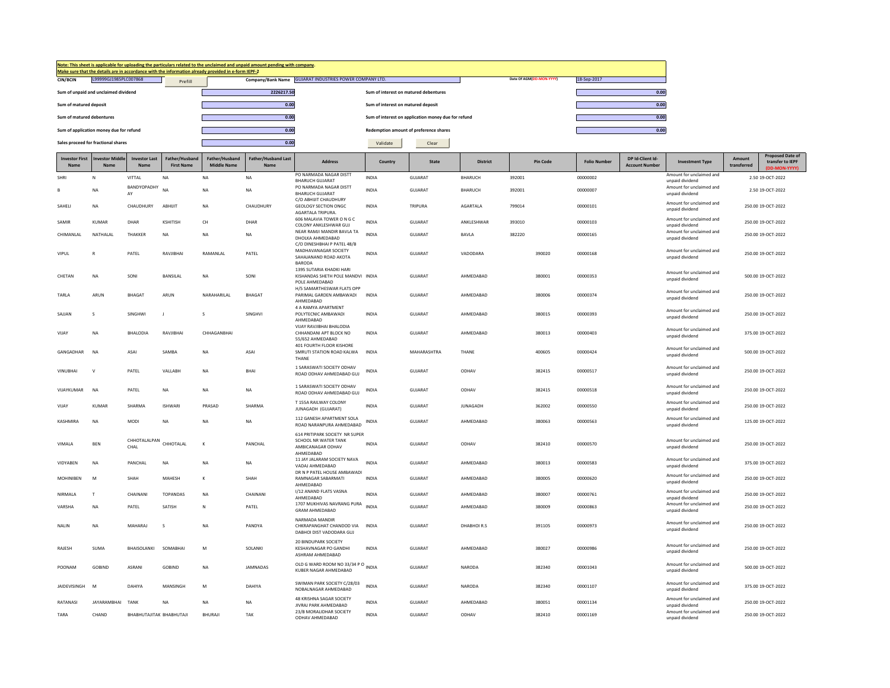**Note: This sheet is applicable for uploading the particulars related to the unclaimed and unpaid amount pending with company.**
**Make sure that the details are in accordance with the information already provided in e-form IEPF-2**

| | | | | | | |
|---|---|---|---|---|---|---|
| CIN/BCIN | L99999GJ1985PLC007868 | Prefill | Company/Bank Name | GUJARAT INDUSTRIES POWER COMPANY LTD. | Date Of AGM(DD-MON-YYYY) | 18-Sep-2017 |
| Sum of unpaid and unclaimed dividend | | 2226217.50 | | Sum of interest on matured debentures | | 0.00 |
| Sum of matured deposit | | 0.00 | | Sum of interest on matured deposit | | 0.00 |
| Sum of matured debentures | | 0.00 | | Sum of interest on application money due for refund | | 0.00 |
| Sum of application money due for refund | | 0.00 | | Redemption amount of preference shares | | 0.00 |
| Sales proceed for fractional shares | | 0.00 | | Validate | Clear | |

| Investor First Name | Investor Middle Name | Investor Last Name | Father/Husband First Name | Father/Husband Middle Name | Father/Husband Last Name | Address | Country | State | District | Pin Code | Folio Number | DP Id-Client Id-Account Number | Investment Type | Amount transferred | Proposed Date of transfer to IEPF (DD-MON-YYYY) |
|---|---|---|---|---|---|---|---|---|---|---|---|---|---|---|---|
| SHRI | N | VITTAL | NA | NA | NA | PO NARMADA NAGAR DISTT BHARUCH GUJARAT | INDIA | GUJARAT | BHARUCH | 392001 | 00000002 | | Amount for unclaimed and unpaid dividend | 2.50 | 19-OCT-2022 |
| B | NA | BANDYOPADHYAY | NA | NA | NA | PO NARMADA NAGAR DISTT BHARUCH GUJARAT | INDIA | GUJARAT | BHARUCH | 392001 | 00000007 | | Amount for unclaimed and unpaid dividend | 2.50 | 19-OCT-2022 |
| SAHELI | NA | CHAUDHURY | ABHIJIT | NA | CHAUDHURY | C/O ABHIJIT CHAUDHURY GEOLOGY SECTION ONGC AGARTALA TRIPURA. | INDIA | TRIPURA | AGARTALA | 799014 | 00000101 | | Amount for unclaimed and unpaid dividend | 250.00 | 19-OCT-2022 |
| SAMIR | KUMAR | DHAR | KSHITISH | CH | DHAR | 606 MALAVIA TOWER O N G C COLONY ANKLESHWAR GUJ | INDIA | GUJARAT | ANKLESHWAR | 393010 | 00000103 | | Amount for unclaimed and unpaid dividend | 250.00 | 19-OCT-2022 |
| CHIMANLAL | NATHALAL | THAKKER | NA | NA | NA | NEAR RAMJI MANDIR BAVLA TA DHOLKA AHMEDABAD | INDIA | GUJARAT | BAVLA | 382220 | 00000165 | | Amount for unclaimed and unpaid dividend | 250.00 | 19-OCT-2022 |
| VIPUL | R | PATEL | RAVJIBHAI | RAMANLAL | PATEL | C/O DINESHBHAI P PATEL 48/B MADHAVANAGAR SOCIETY SAHAJANAND ROAD AKOTA BARODA | INDIA | GUJARAT | VADODARA | 390020 | 00000168 | | Amount for unclaimed and unpaid dividend | 250.00 | 19-OCT-2022 |
| CHETAN | NA | SONI | BANSILAL | NA | SONI | 1395 SUTARIA KHADKI HARI KISHANDAS SHETH POLE MANDVI POLE AHMEDABAD | INDIA | GUJARAT | AHMEDABAD | 380001 | 00000353 | | Amount for unclaimed and unpaid dividend | 500.00 | 19-OCT-2022 |
| TARLA | ARUN | BHAGAT | ARUN | NARAHARILAL | BHAGAT | H/5 SAMARTHESWAR FLATS OPP PARIMAL GARDEN AMBAWADI AHMEDABAD | INDIA | GUJARAT | AHMEDABAD | 380006 | 00000374 | | Amount for unclaimed and unpaid dividend | 250.00 | 19-OCT-2022 |
| SAJJAN | S | SINGHWI | J | S | SINGHVI | 4 A RAMYA APARTMENT POLYTECNIC AMBAWADI AHMEDABAD | INDIA | GUJARAT | AHMEDABAD | 380015 | 00000393 | | Amount for unclaimed and unpaid dividend | 250.00 | 19-OCT-2022 |
| VIJAY | NA | BHALODIA | RAVJIBHAI | CHHAGANBHAI | | VIJAY RAVJIBHAI BHALODIA CHHANDANI APT BLOCK NO 55/652 AHMEDABAD | INDIA | GUJARAT | AHMEDABAD | 380013 | 00000403 | | Amount for unclaimed and unpaid dividend | 375.00 | 19-OCT-2022 |
| GANGADHAR | NA | ASAI | SAMBA | NA | ASAI | 401 FOURTH FLOOR KISHORE SMRUTI STATION ROAD KALWA THANE | INDIA | MAHARASHTRA | THANE | 400605 | 00000424 | | Amount for unclaimed and unpaid dividend | 500.00 | 19-OCT-2022 |
| VINUBHAI | V | PATEL | VALLABH | NA | BHAI | 1 SARASWATI SOCIETY ODHAV ROAD ODHAV AHMEDABAD GUJ | INDIA | GUJARAT | ODHAV | 382415 | 00000517 | | Amount for unclaimed and unpaid dividend | 250.00 | 19-OCT-2022 |
| VIJAYKUMAR | NA | PATEL | NA | NA | NA | 1 SARASWATI SOCIETY ODHAV ROAD ODHAV AHMEDABAD GUJ | INDIA | GUJARAT | ODHAV | 382415 | 00000518 | | Amount for unclaimed and unpaid dividend | 250.00 | 19-OCT-2022 |
| VIJAY | KUMAR | SHARMA | ISHWARI | PRASAD | SHARMA | T 155A RAILWAY COLONY JUNAGADH (GUJARAT) | INDIA | GUJARAT | JUNAGADH | 362002 | 00000550 | | Amount for unclaimed and unpaid dividend | 250.00 | 19-OCT-2022 |
| KASHMIRA | NA | MODI | NA | NA | NA | 112 GANESH APARTMENT SOLA ROAD NARANPURA AHMEDABAD | INDIA | GUJARAT | AHMEDABAD | 380063 | 00000563 | | Amount for unclaimed and unpaid dividend | 125.00 | 19-OCT-2022 |
| VIMALA | BEN | CHHOTALALPANCHAL | CHHOTALAL | K | PANCHAL | 614 PRITIPARK SOCIETY NR SUPER SCHOOL NR WATER TANK AMBICANAGAR ODHAV AHMEDABAD | INDIA | GUJARAT | ODHAV | 382410 | 00000570 | | Amount for unclaimed and unpaid dividend | 250.00 | 19-OCT-2022 |
| VIDYABEN | NA | PANCHAL | NA | NA | NA | 11 JAY JALARAM SOCIETY NAVA VADAJ AHMEDABAD | INDIA | GUJARAT | AHMEDABAD | 380013 | 00000583 | | Amount for unclaimed and unpaid dividend | 375.00 | 19-OCT-2022 |
| MOHINIBEN | M | SHAH | MAHESH | K | SHAH | DR N P PATEL HOUSE AMBAWADI RAMNAGAR SABARMATI AHMEDABAD | INDIA | GUJARAT | AHMEDABAD | 380005 | 00000620 | | Amount for unclaimed and unpaid dividend | 250.00 | 19-OCT-2022 |
| NIRMALA | T | CHAINANI | TOPANDAS | NA | CHAINANI | I/12 ANAND FLATS VASNA AHMEDABAD | INDIA | GUJARAT | AHMEDABAD | 380007 | 00000761 | | Amount for unclaimed and unpaid dividend | 250.00 | 19-OCT-2022 |
| VARSHA | NA | PATEL | SATISH | N | PATEL | 1707 MUKHIVAS NAVRANG PURA GRAM AHMEDABAD | INDIA | GUJARAT | AHMEDABAD | 380009 | 00000863 | | Amount for unclaimed and unpaid dividend | 250.00 | 19-OCT-2022 |
| NALIN | NA | MAHARAJ | S | NA | PANDYA | NARMADA MANDIR CHKRAPANGHAT CHANDOD VIA DABHOI DIST VADODARA GUJ | INDIA | GUJARAT | DHABHOI R.S | 391105 | 00000973 | | Amount for unclaimed and unpaid dividend | 250.00 | 19-OCT-2022 |
| RAJESH | SUMA | BHAISOLANKI | SOMABHAI | M | SOLANKI | 20 BINDUPARK SOCIETY KESHAVNAGAR PO GANDHI ASHRAM AHMEDABAD | INDIA | GUJARAT | AHMEDABAD | 380027 | 00000986 | | Amount for unclaimed and unpaid dividend | 250.00 | 19-OCT-2022 |
| POONAM | GOBIND | ASRANI | GOBIND | NA | JAMNADAS | OLD G WARD ROOM NO 33/34 P O KUBER NAGAR AHMEDABAD | INDIA | GUJARAT | NARODA | 382340 | 00001043 | | Amount for unclaimed and unpaid dividend | 500.00 | 19-OCT-2022 |
| JAIDEVISINGH | M | DAHIYA | MANSINGH | M | DAHIYA | SWIMAN PARK SOCIETY C/28/03 NOBALNAGAR AHMEDABAD | INDIA | GUJARAT | NARODA | 382340 | 00001107 | | Amount for unclaimed and unpaid dividend | 375.00 | 19-OCT-2022 |
| RATANASI | JAYARAMBHAI | TANK | NA | NA | NA | 48 KRISHNA SAGAR SOCIETY JIVRAJ PARK AHMEDABAD | INDIA | GUJARAT | AHMEDABAD | 380051 | 00001134 | | Amount for unclaimed and unpaid dividend | 250.00 | 19-OCT-2022 |
| TARA | CHAND | BHABHUTAJITAK | BHABHUTAJI | BHURAJI | TAK | 23/B MORALIDHAR SOCIETY ODHAV AHMEDABAD | INDIA | GUJARAT | ODHAV | 382410 | 00001169 | | Amount for unclaimed and unpaid dividend | 250.00 | 19-OCT-2022 |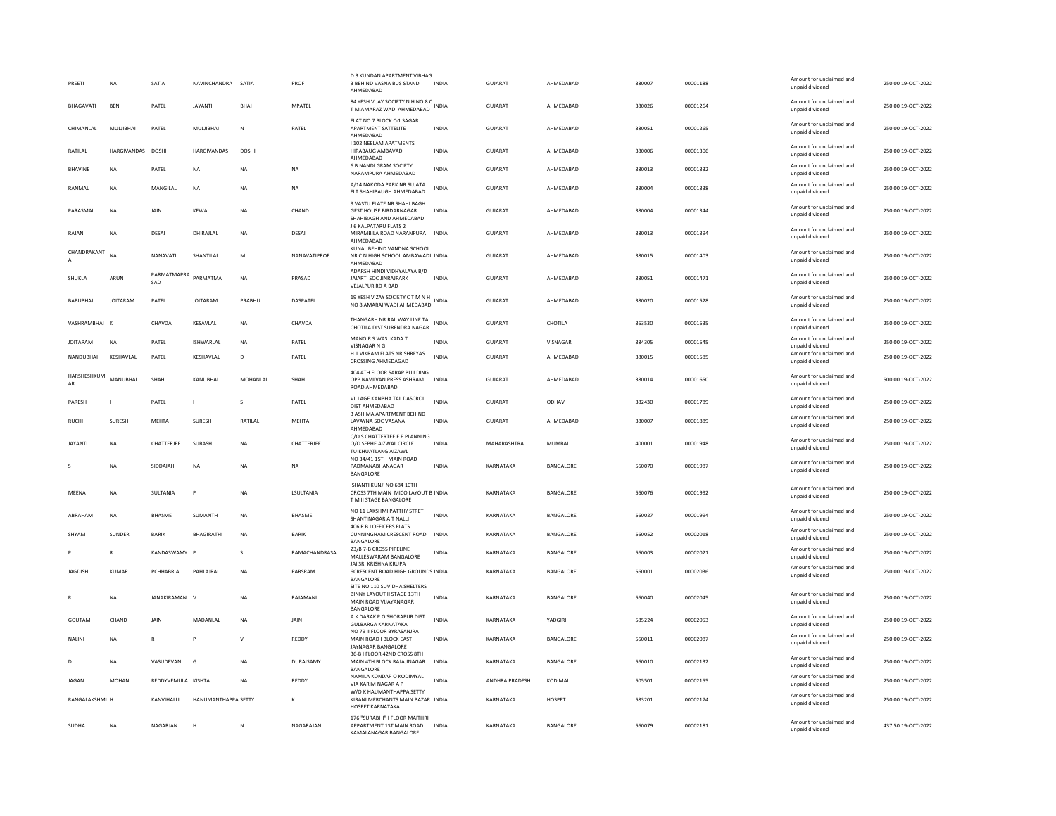| PREETI | NA | SATIA | NAVINCHANDRA | SATIA | PROF | D 3 KUNDAN APARTMENT VIBHAG 3 BEHIND VASNA BUS STAND AHMEDABAD | INDIA | GUJARAT | AHMEDABAD | 380007 | 00001188 | | Amount for unclaimed and unpaid dividend | 250.00 | 19-OCT-2022 |
|---|---|---|---|---|---|---|---|---|---|---|---|---|---|---|---|
| BHAGAVATI | BEN | PATEL | JAYANTI | BHAI | MPATEL | 84 YESH VIJAY SOCIETY N H NO 8 C T M AMARAZ WADI AHMEDABAD | INDIA | GUJARAT | AHMEDABAD | 380026 | 00001264 | | Amount for unclaimed and unpaid dividend | 250.00 | 19-OCT-2022 |
| CHIMANLAL | MULJIBHAI | PATEL | MULJIBHAI | N | PATEL | FLAT NO 7 BLOCK C-1 SAGAR APARTMENT SATTELITE AHMEDABAD | INDIA | GUJARAT | AHMEDABAD | 380051 | 00001265 | | Amount for unclaimed and unpaid dividend | 250.00 | 19-OCT-2022 |
| RATILAL | HARGIVANDAS | DOSHI | HARGIVANDAS | DOSHI | | I 102 NEELAM APATMENTS HIRABAUG AMBAVADI AHMEDABAD | INDIA | GUJARAT | AHMEDABAD | 380006 | 00001306 | | Amount for unclaimed and unpaid dividend | 250.00 | 19-OCT-2022 |
| BHAVINE | NA | PATEL | NA | NA | NA | 6 B NANDI GRAM SOCIETY NARAMPURA AHMEDABAD | INDIA | GUJARAT | AHMEDABAD | 380013 | 00001332 | | Amount for unclaimed and unpaid dividend | 250.00 | 19-OCT-2022 |
| RANMAL | NA | MANGILAL | NA | NA | NA | A/14 NAKODA PARK NR SUJATA FLT SHAHIBAUGH AHMEDABAD | INDIA | GUJARAT | AHMEDABAD | 380004 | 00001338 | | Amount for unclaimed and unpaid dividend | 250.00 | 19-OCT-2022 |
| PARASMAL | NA | JAIN | KEWAL | NA | CHAND | 9 VASTU FLATE NR SHAHI BAGH GEST HOUSE BIRDARNAGAR SHAHIBAGH AND AHMEDABAD | INDIA | GUJARAT | AHMEDABAD | 380004 | 00001344 | | Amount for unclaimed and unpaid dividend | 250.00 | 19-OCT-2022 |
| RAJAN | NA | DESAI | DHIRAJLAL | NA | DESAI | J 6 KALPATARU FLATS 2 MIRAMBILA ROAD NARANPURA AHMEDABAD | INDIA | GUJARAT | AHMEDABAD | 380013 | 00001394 | | Amount for unclaimed and unpaid dividend | 250.00 | 19-OCT-2022 |
| CHANDRAKANT A | NA | NANAVATI | SHANTILAL | M | NANAVATIPROF | KUNAL BEHIND VANDNA SCHOOL NR C N HIGH SCHOOL AMBAWADI AHMEDABAD | INDIA | GUJARAT | AHMEDABAD | 380015 | 00001403 | | Amount for unclaimed and unpaid dividend | 250.00 | 19-OCT-2022 |
| SHUKLA | ARUN | PARMATMAPRASAD | PARMATMA | NA | PRASAD | ADARSH HINDI VIDHYALAYA B/D JAIARTI SOC JINRAJPARK VEJALPUR RD A BAD | INDIA | GUJARAT | AHMEDABAD | 380051 | 00001471 | | Amount for unclaimed and unpaid dividend | 250.00 | 19-OCT-2022 |
| BABUBHAI | JOITARAM | PATEL | JOITARAM | PRABHU | DASPATEL | 19 YESH VIZAY SOCIETY C T M N H NO 8 AMARAI WADI AHMEDABAD | INDIA | GUJARAT | AHMEDABAD | 380020 | 00001528 | | Amount for unclaimed and unpaid dividend | 250.00 | 19-OCT-2022 |
| VASHRAMBHAI | K | CHAVDA | KESAVLAL | NA | CHAVDA | THANGARH NR RAILWAY LINE TA CHOTILA DIST SURENDRA NAGAR | INDIA | GUJARAT | CHOTILA | 363530 | 00001535 | | Amount for unclaimed and unpaid dividend | 250.00 | 19-OCT-2022 |
| JOITARAM | NA | PATEL | ISHWARLAL | NA | PATEL | MANOIR S WAS KADA T VISNAGAR N G | INDIA | GUJARAT | VISNAGAR | 384305 | 00001545 | | Amount for unclaimed and unpaid dividend | 250.00 | 19-OCT-2022 |
| NANDUBHAI | KESHAVLAL | PATEL | KESHAVLAL | D | PATEL | H 1 VIKRAM FLATS NR SHREYAS CROSSING AHMEDAGAD | INDIA | GUJARAT | AHMEDABAD | 380015 | 00001585 | | Amount for unclaimed and unpaid dividend | 250.00 | 19-OCT-2022 |
| HARSHESHKUMAR | MANUBHAI | SHAH | KANUBHAI | MOHANLAL | SHAH | 404 4TH FLOOR SARAP BUILDING OPP NAVJIVAN PRESS ASHRAM ROAD AHMEDABAD | INDIA | GUJARAT | AHMEDABAD | 380014 | 00001650 | | Amount for unclaimed and unpaid dividend | 500.00 | 19-OCT-2022 |
| PARESH | I | PATEL | I | S | PATEL | VILLAGE KANBHA TAL DASCROI DIST AHMEDABAD | INDIA | GUJARAT | ODHAV | 382430 | 00001789 | | Amount for unclaimed and unpaid dividend | 250.00 | 19-OCT-2022 |
| RUCHI | SURESH | MEHTA | SURESH | RATILAL | MEHTA | 3 ASHIMA APARTMENT BEHIND LAVAYNA SOC VASANA AHMEDABAD | INDIA | GUJARAT | AHMEDABAD | 380007 | 00001889 | | Amount for unclaimed and unpaid dividend | 250.00 | 19-OCT-2022 |
| JAYANTI | NA | CHATTERJEE | SUBASH | NA | CHATTERJEE | C/O S CHATTERTEE E E PLANNING O/O SEPHE AIZWAL CIRCLE TUIKHUATLANG AIZAWL | INDIA | MAHARASHTRA | MUMBAI | 400001 | 00001948 | | Amount for unclaimed and unpaid dividend | 250.00 | 19-OCT-2022 |
| S | NA | SIDDAIAH | NA | NA | NA | NO 34/41 15TH MAIN ROAD PADMANABHANAGAR BANGALORE | INDIA | KARNATAKA | BANGALORE | 560070 | 00001987 | | Amount for unclaimed and unpaid dividend | 250.00 | 19-OCT-2022 |
| MEENA | NA | SULTANIA | P | NA | LSULTANIA | 'SHANTI KUNJ' NO 684 10TH CROSS 7TH MAIN MICO LAYOUT B T M II STAGE BANGALORE | INDIA | KARNATAKA | BANGALORE | 560076 | 00001992 | | Amount for unclaimed and unpaid dividend | 250.00 | 19-OCT-2022 |
| ABRAHAM | NA | BHASME | SUMANTH | NA | BHASME | NO 11 LAKSHMI PATTHY STRET SHANTINAGAR A T NALLI | INDIA | KARNATAKA | BANGALORE | 560027 | 00001994 | | Amount for unclaimed and unpaid dividend | 250.00 | 19-OCT-2022 |
| SHYAM | SUNDER | BARIK | BHAGIRATHI | NA | BARIK | 406 R B I OFFICERS FLATS CUNNINGHAM CRESCENT ROAD BANGALORE | INDIA | KARNATAKA | BANGALORE | 560052 | 00002018 | | Amount for unclaimed and unpaid dividend | 250.00 | 19-OCT-2022 |
| P | R | KANDASWAMY | P | S | RAMACHANDRASA | 23/B 7-B CROSS PIPELINE MALLESWARAM BANGALORE | INDIA | KARNATAKA | BANGALORE | 560003 | 00002021 | | Amount for unclaimed and unpaid dividend | 250.00 | 19-OCT-2022 |
| JAGDISH | KUMAR | PCHHABRIA | PAHLAJRAI | NA | PARSRAM | JAI SRI KRISHNA KRUPA 6CRESCENT ROAD HIGH GROUNDS BANGALORE | INDIA | KARNATAKA | BANGALORE | 560001 | 00002036 | | Amount for unclaimed and unpaid dividend | 250.00 | 19-OCT-2022 |
| R | NA | JANAKIRAMAN | V | NA | RAJAMANI | SITE NO 110 SUVIDHA SHELTERS BINNY LAYOUT II STAGE 13TH MAIN ROAD VIJAYANAGAR BANGALORE | INDIA | KARNATAKA | BANGALORE | 560040 | 00002045 | | Amount for unclaimed and unpaid dividend | 250.00 | 19-OCT-2022 |
| GOUTAM | CHAND | JAIN | MADANLAL | NA | JAIN | A K DARAK P O SHORAPUR DIST GULBARGA KARNATAKA | INDIA | KARNATAKA | YADGIRI | 585224 | 00002053 | | Amount for unclaimed and unpaid dividend | 250.00 | 19-OCT-2022 |
| NALINI | NA | R | P | V | REDDY | NO 79 II FLOOR BYRASANJRA MAIN ROAD I BLOCK EAST JAYNAGAR BANGALORE | INDIA | KARNATAKA | BANGALORE | 560011 | 00002087 | | Amount for unclaimed and unpaid dividend | 250.00 | 19-OCT-2022 |
| D | NA | VASUDEVAN | G | NA | DURAISAMY | 36-B I FLOOR 42ND CROSS 8TH MAIN 4TH BLOCK RAJAJINAGAR BANGALORE | INDIA | KARNATAKA | BANGALORE | 560010 | 00002132 | | Amount for unclaimed and unpaid dividend | 250.00 | 19-OCT-2022 |
| JAGAN | MOHAN | REDDYVEMULA | KISHTA | NA | REDDY | NAMILA KONDAP O KODIMYAL VIA KARIM NAGAR A P | INDIA | ANDHRA PRADESH | KODIMAL | 505501 | 00002155 | | Amount for unclaimed and unpaid dividend | 250.00 | 19-OCT-2022 |
| RANGALAKSHMI | H | KANVIHALLI | HANUMANTHAPPA | SETTY | K | W/O K HAUMANTHAPPA SETTY KIRANI MERCHANTS MAIN BAZAR HOSPET KARNATAKA | INDIA | KARNATAKA | HOSPET | 583201 | 00002174 | | Amount for unclaimed and unpaid dividend | 250.00 | 19-OCT-2022 |
| SUDHA | NA | NAGARJAN | H | N | NAGARAJAN | 176 "SURABHI" I FLOOR MAITHRI APPARTMENT 1ST MAIN ROAD KAMALANAGAR BANGALORE | INDIA | KARNATAKA | BANGALORE | 560079 | 00002181 | | Amount for unclaimed and unpaid dividend | 437.50 | 19-OCT-2022 |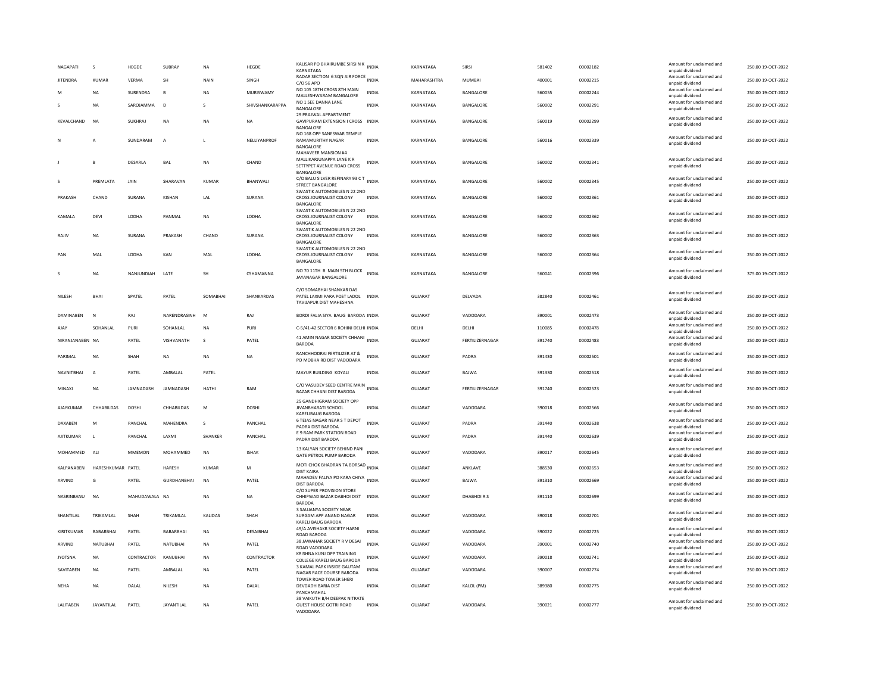| NAGAPATI | S | HEGDE | SUBRAY | NA | HEGDE | KALISAR PO BHAIRUMBE SIRSI N K KARNATAKA | INDIA | KARNATAKA | SIRSI | 581402 | 00002182 | Amount for unclaimed and unpaid dividend | 250.00 | 19-OCT-2022 |
|---|---|---|---|---|---|---|---|---|---|---|---|---|---|---|
| JITENDRA | KUMAR | VERMA | SH | NAIN | SINGH | RADAR SECTION 6 SQN AIR FORCE C/O 56 APO | INDIA | MAHARASHTRA | MUMBAI | 400001 | 00002215 | Amount for unclaimed and unpaid dividend | 250.00 | 19-OCT-2022 |
| M | NA | SURENDRA | B | NA | MURISWAMY | NO 105 18TH CROSS 8TH MAIN MALLESHWARAM BANGALORE | INDIA | KARNATAKA | BANGALORE | 560055 | 00002244 | Amount for unclaimed and unpaid dividend | 250.00 | 19-OCT-2022 |
| S | NA | SAROJAMMA | D | S | SHIVSHANKARAPPA | NO 1 SEE DANNA LANE BANGALORE | INDIA | KARNATAKA | BANGALORE | 560002 | 00002291 | Amount for unclaimed and unpaid dividend | 250.00 | 19-OCT-2022 |
| KEVALCHAND | NA | SUKHRAJ | NA | NA | NA | 29 PRAJWAL APPARTMENT GAVIPURAM EXTENSION I CROSS BANGALORE | INDIA | KARNATAKA | BANGALORE | 560019 | 00002299 | Amount for unclaimed and unpaid dividend | 250.00 | 19-OCT-2022 |
| N | A | SUNDARAM | A | L | NELLIYANPROF | NO 168 OPP SANESWAR TEMPLE RAMAMURITHY NAGAR BANGALORE | INDIA | KARNATAKA | BANGALORE | 560016 | 00002339 | Amount for unclaimed and unpaid dividend | 250.00 | 19-OCT-2022 |
| J | B | DESARLA | BAL | NA | CHAND | MAHAVEER MANSION #4 MALLIKARJUNAPPA LANE K R SETTYPET AVENUE ROAD CROSS BANGALORE | INDIA | KARNATAKA | BANGALORE | 560002 | 00002341 | Amount for unclaimed and unpaid dividend | 250.00 | 19-OCT-2022 |
| S | PREMLATA | JAIN | SHARAVAN | KUMAR | BHANWALI | C/O BALU SILVER REFINARY 93 C T STREET BANGALORE | INDIA | KARNATAKA | BANGALORE | 560002 | 00002345 | Amount for unclaimed and unpaid dividend | 250.00 | 19-OCT-2022 |
| PRAKASH | CHAND | SURANA | KISHAN | LAL | SURANA | SWASTIK AUTOMOBILES N 22 2ND CROSS JOURNALIST COLONY BANGALORE | INDIA | KARNATAKA | BANGALORE | 560002 | 00002361 | Amount for unclaimed and unpaid dividend | 250.00 | 19-OCT-2022 |
| KAMALA | DEVI | LODHA | PANMAL | NA | LODHA | SWASTIK AUTOMOBILES N 22 2ND CROSS JOURNALIST COLONY BANGALORE | INDIA | KARNATAKA | BANGALORE | 560002 | 00002362 | Amount for unclaimed and unpaid dividend | 250.00 | 19-OCT-2022 |
| RAJIV | NA | SURANA | PRAKASH | CHAND | SURANA | SWASTIK AUTOMOBILES N 22 2ND CROSS JOURNALIST COLONY BANGALORE | INDIA | KARNATAKA | BANGALORE | 560002 | 00002363 | Amount for unclaimed and unpaid dividend | 250.00 | 19-OCT-2022 |
| PAN | MAL | LODHA | KAN | MAL | LODHA | SWASTIK AUTOMOBILES N 22 2ND CROSS JOURNALIST COLONY BANGALORE | INDIA | KARNATAKA | BANGALORE | 560002 | 00002364 | Amount for unclaimed and unpaid dividend | 250.00 | 19-OCT-2022 |
| S | NA | NANJUNDIAH | LATE | SH | CSHAMANNA | NO 70 11TH B MAIN 5TH BLOCK JAYANAGAR BANGALORE | INDIA | KARNATAKA | BANGALORE | 560041 | 00002396 | Amount for unclaimed and unpaid dividend | 375.00 | 19-OCT-2022 |
| NILESH | BHAI | SPATEL | PATEL | SOMABHAI | SHANKARDAS | C/O SOMABHAI SHANKAR DAS PATEL LAXMI PARA POST LADOL TAVIJAPUR DIST MAHESHNA | INDIA | GUJARAT | DELVADA | 382840 | 00002461 | Amount for unclaimed and unpaid dividend | 250.00 | 19-OCT-2022 |
| DAMINABEN | N | RAJ | NARENDRASINH | M | RAJ | BORDI FALIA SIYA BAUG BARODA | INDIA | GUJARAT | VADODARA | 390001 | 00002473 | Amount for unclaimed and unpaid dividend | 250.00 | 19-OCT-2022 |
| AJAY | SOHANLAL | PURI | SOHANLAL | NA | PURI | C-5/41-42 SECTOR 6 ROHINI DELHI | INDIA | DELHI | DELHI | 110085 | 00002478 | Amount for unclaimed and unpaid dividend | 250.00 | 19-OCT-2022 |
| NIRANJANABEN | NA | PATEL | VISHVANATH | S | PATEL | 41 AMIN NAGAR SOCIETY CHHANI BARODA | INDIA | GUJARAT | FERTILIZERNAGAR | 391740 | 00002483 | Amount for unclaimed and unpaid dividend | 250.00 | 19-OCT-2022 |
| PARIMAL | NA | SHAH | NA | NA | NA | RANCHHODRAI FERTILIZER AT & PO MOBHA RD DIST VADODARA | INDIA | GUJARAT | PADRA | 391430 | 00002501 | Amount for unclaimed and unpaid dividend | 250.00 | 19-OCT-2022 |
| NAVNITBHAI | A | PATEL | AMBALAL | PATEL | | MAYUR BUILDING KOYALI | INDIA | GUJARAT | BAJWA | 391330 | 00002518 | Amount for unclaimed and unpaid dividend | 250.00 | 19-OCT-2022 |
| MINAXI | NA | JAMNADASH | JAMNADASH | HATHI | RAM | C/O VASUDEV SEED CENTRE MAIN BAZAR CHHANI DIST BARODA | INDIA | GUJARAT | FERTILIZERNAGAR | 391740 | 00002523 | Amount for unclaimed and unpaid dividend | 250.00 | 19-OCT-2022 |
| AJAYKUMAR | CHHABILDAS | DOSHI | CHHABILDAS | M | DOSHI | 25 GANDHIGRAM SOCIETY OPP JIVANBHARATI SCHOOL KARELIBAUG BARODA | INDIA | GUJARAT | VADODARA | 390018 | 00002566 | Amount for unclaimed and unpaid dividend | 250.00 | 19-OCT-2022 |
| DAXABEN | M | PANCHAL | MAHENDRA | S | PANCHAL | 6 TEJAS NAGAR NEAR S T DEPOT PADRA DIST BARODA | INDIA | GUJARAT | PADRA | 391440 | 00002638 | Amount for unclaimed and unpaid dividend | 250.00 | 19-OCT-2022 |
| AJITKUMAR | L | PANCHAL | LAXMI | SHANKER | PANCHAL | E 9 RAM PARK STATION ROAD PADRA DIST BARODA | INDIA | GUJARAT | PADRA | 391440 | 00002639 | Amount for unclaimed and unpaid dividend | 250.00 | 19-OCT-2022 |
| MOHAMMED | ALI | MMEMON | MOHAMMED | NA | ISHAK | 13 KALYAN SOCIETY BEHIND PANI GATE PETROL PUMP BARODA | INDIA | GUJARAT | VADODARA | 390017 | 00002645 | Amount for unclaimed and unpaid dividend | 250.00 | 19-OCT-2022 |
| KALPANABEN | HARESHKUMAR | PATEL | HARESH | KUMAR | M | MOTI CHOK BHADRAN TA BORSAD DIST KAIRA | INDIA | GUJARAT | ANKLAVE | 388530 | 00002653 | Amount for unclaimed and unpaid dividend | 250.00 | 19-OCT-2022 |
| ARVIND | G | PATEL | GURDHANBHAI | NA | PATEL | MAHADEV FALIYA PO KARA CHIYA DIST BARODA | INDIA | GUJARAT | BAJWA | 391310 | 00002669 | Amount for unclaimed and unpaid dividend | 250.00 | 19-OCT-2022 |
| NASRINBANU | NA | MAHUDAWALA | NA | NA | NA | C/O SUPER PROVISION STORE CHHIPWAD BAZAR DABHOI DIST BARODA | INDIA | GUJARAT | DHABHOI R.S | 391110 | 00002699 | Amount for unclaimed and unpaid dividend | 250.00 | 19-OCT-2022 |
| SHANTILAL | TRIKAMLAL | SHAH | TRIKAMLAL | KALIDAS | SHAH | 3 SAUJANYA SOCIETY NEAR SURGAM APP ANAND NAGAR KARELI BAUG BARODA | INDIA | GUJARAT | VADODARA | 390018 | 00002701 | Amount for unclaimed and unpaid dividend | 250.00 | 19-OCT-2022 |
| KIRITKUMAR | BABARBHAI | PATEL | BABARBHAI | NA | DESAIBHAI | 49/A AVISHAKR SOCIETY HARNI ROAD BARODA | INDIA | GUJARAT | VADODARA | 390022 | 00002725 | Amount for unclaimed and unpaid dividend | 250.00 | 19-OCT-2022 |
| ARVIND | NATUBHAI | PATEL | NATUBHAI | NA | PATEL | 38 JAWAHAR SOCIETY R V DESAI ROAD VADODARA | INDIA | GUJARAT | VADODARA | 390001 | 00002740 | Amount for unclaimed and unpaid dividend | 250.00 | 19-OCT-2022 |
| JYOTSNA | NA | CONTRACTOR | KANUBHAI | NA | CONTRACTOR | KRISHNA KUNJ OPP TRAINING COLLEGE KARELI BAUG BARODA | INDIA | GUJARAT | VADODARA | 390018 | 00002741 | Amount for unclaimed and unpaid dividend | 250.00 | 19-OCT-2022 |
| SAVITABEN | NA | PATEL | AMBALAL | NA | PATEL | 3 KAMAL PARK INSIDE GAUTAM NAGAR RACE COURSE BARODA | INDIA | GUJARAT | VADODARA | 390007 | 00002774 | Amount for unclaimed and unpaid dividend | 250.00 | 19-OCT-2022 |
| NEHA | NA | DALAL | NILESH | NA | DALAL | TOWER ROAD TOWER SHERI DEVGADH BARIA DIST PANCHMAHAL | INDIA | GUJARAT | KALOL (PM) | 389380 | 00002775 | Amount for unclaimed and unpaid dividend | 250.00 | 19-OCT-2022 |
| LALITABEN | JAYANTILAL | PATEL | JAYANTILAL | NA | PATEL | 38 VAIKUTH B/H DEEPAK NITRATE GUEST HOUSE GOTRI ROAD VADODARA | INDIA | GUJARAT | VADODARA | 390021 | 00002777 | Amount for unclaimed and unpaid dividend | 250.00 | 19-OCT-2022 |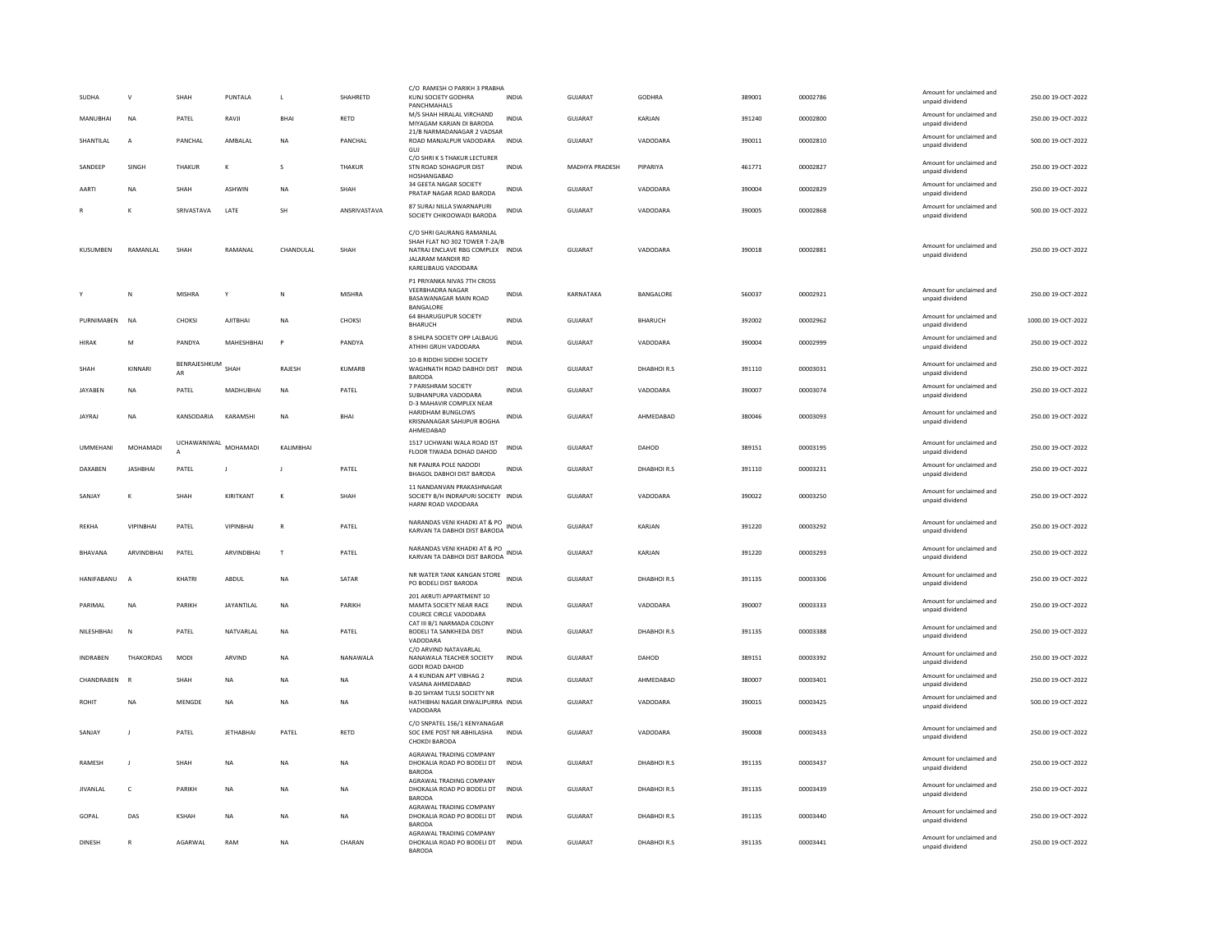| | | | | | | | | | | | | | |
|---|---|---|---|---|---|---|---|---|---|---|---|---|---|
| SUDHA | V | SHAH | PUNTALA | L | SHAHRETD | C/O RAMESH O PARIKH 3 PRABHA KUNJ SOCIETY GODHRA PANCHMAHALS | INDIA | GUJARAT | GODHRA | 389001 | 00002786 | Amount for unclaimed and unpaid dividend | 250.00 19-OCT-2022 |
| MANUBHAI | NA | PATEL | RAVJI | BHAI | RETD | M/S SHAH HIRALAL VIRCHAND MIYAGAM KARJAN DI BARODA | INDIA | GUJARAT | KARJAN | 391240 | 00002800 | Amount for unclaimed and unpaid dividend | 250.00 19-OCT-2022 |
| SHANTILAL | A | PANCHAL | AMBALAL | NA | PANCHAL | 21/B NARMADANAGAR 2 VADSAR ROAD MANJALPUR VADODARA GUJ | INDIA | GUJARAT | VADODARA | 390011 | 00002810 | Amount for unclaimed and unpaid dividend | 500.00 19-OCT-2022 |
| SANDEEP | SINGH | THAKUR | K | S | THAKUR | C/O SHRI K S THAKUR LECTURER STN ROAD SOHAGPUR DIST HOSHANGABAD | INDIA | MADHYA PRADESH | PIPARIYA | 461771 | 00002827 | Amount for unclaimed and unpaid dividend | 250.00 19-OCT-2022 |
| AARTI | NA | SHAH | ASHWIN | NA | SHAH | 34 GEETA NAGAR SOCIETY PRATAP NAGAR ROAD BARODA | INDIA | GUJARAT | VADODARA | 390004 | 00002829 | Amount for unclaimed and unpaid dividend | 250.00 19-OCT-2022 |
| R | K | SRIVASTAVA | LATE | SH | ANSRIVASTAVA | 87 SURAJ NILLA SWARNAPURI SOCIETY CHIKOOWADI BARODA | INDIA | GUJARAT | VADODARA | 390005 | 00002868 | Amount for unclaimed and unpaid dividend | 500.00 19-OCT-2022 |
| KUSUMBEN | RAMANLAL | SHAH | RAMANAL | CHANDULAL | SHAH | C/O SHRI GAURANG RAMANLAL SHAH FLAT NO 302 TOWER T-2A/B NATRAJ ENCLAVE RBG COMPLEX JALARAM MANDIR RD KARELIBAUG VADODARA | INDIA | GUJARAT | VADODARA | 390018 | 00002881 | Amount for unclaimed and unpaid dividend | 250.00 19-OCT-2022 |
| Y | N | MISHRA | Y | N | MISHRA | P1 PRIYANKA NIVAS 7TH CROSS VEERBHADRA NAGAR BASAWANAGAR MAIN ROAD BANGALORE | INDIA | KARNATAKA | BANGALORE | 560037 | 00002921 | Amount for unclaimed and unpaid dividend | 250.00 19-OCT-2022 |
| PURNIMABEN | NA | CHOKSI | AJITBHAI | NA | CHOKSI | 64 BHARUGUPUR SOCIETY BHARUCH | INDIA | GUJARAT | BHARUCH | 392002 | 00002962 | Amount for unclaimed and unpaid dividend | 1000.00 19-OCT-2022 |
| HIRAK | M | PANDYA | MAHESHBHAI | P | PANDYA | 8 SHILPA SOCIETY OPP LALBAUG ATHIHI GRUH VADODARA | INDIA | GUJARAT | VADODARA | 390004 | 00002999 | Amount for unclaimed and unpaid dividend | 250.00 19-OCT-2022 |
| SHAH | KINNARI | BENRAJESHKUMAR | SHAH | RAJESH | KUMARB | 10-B RIDDHI SIDDHI SOCIETY WAGHNATH ROAD DABHOI DIST BARODA | INDIA | GUJARAT | DHABHOI R.S | 391110 | 00003031 | Amount for unclaimed and unpaid dividend | 250.00 19-OCT-2022 |
| JAYABEN | NA | PATEL | MADHUBHAI | NA | PATEL | 7 PARISHRAM SOCIETY SUBHANPURA VADODARA | INDIA | GUJARAT | VADODARA | 390007 | 00003074 | Amount for unclaimed and unpaid dividend | 250.00 19-OCT-2022 |
| JAYRAJ | NA | KANSODARIA | KARAMSHI | NA | BHAI | D-3 MAHAVIR COMPLEX NEAR HARIDHAM BUNGLOWS KRISNANAGAR SAHIJPUR BOGHA AHMEDABAD | INDIA | GUJARAT | AHMEDABAD | 380046 | 00003093 | Amount for unclaimed and unpaid dividend | 250.00 19-OCT-2022 |
| UMMEHANI | MOHAMADI | UCHAWANIWALA | MOHAMADI | KALIMBHAI | | 1517 UCHWANI WALA ROAD IST FLOOR TIWADA DOHAD DAHOD | INDIA | GUJARAT | DAHOD | 389151 | 00003195 | Amount for unclaimed and unpaid dividend | 250.00 19-OCT-2022 |
| DAXABEN | JASHBHAI | PATEL | J | J | PATEL | NR PANJRA POLE NADODI BHAGOL DABHOI DIST BARODA | INDIA | GUJARAT | DHABHOI R.S | 391110 | 00003231 | Amount for unclaimed and unpaid dividend | 250.00 19-OCT-2022 |
| SANJAY | K | SHAH | KIRITKANT | K | SHAH | 11 NANDANVAN PRAKASHNAGAR SOCIETY B/H INDRAPURI SOCIETY HARNI ROAD VADODARA | INDIA | GUJARAT | VADODARA | 390022 | 00003250 | Amount for unclaimed and unpaid dividend | 250.00 19-OCT-2022 |
| REKHA | VIPINBHAI | PATEL | VIPINBHAI | R | PATEL | NARANDAS VENI KHADKI AT & PO KARVAN TA DABHOI DIST BARODA | INDIA | GUJARAT | KARJAN | 391220 | 00003292 | Amount for unclaimed and unpaid dividend | 250.00 19-OCT-2022 |
| BHAVANA | ARVINDBHAI | PATEL | ARVINDBHAI | T | PATEL | NARANDAS VENI KHADKI AT & PO KARVAN TA DABHOI DIST BARODA | INDIA | GUJARAT | KARJAN | 391220 | 00003293 | Amount for unclaimed and unpaid dividend | 250.00 19-OCT-2022 |
| HANIFABANU | A | KHATRI | ABDUL | NA | SATAR | NR WATER TANK KANGAN STORE PO BODELI DIST BARODA | INDIA | GUJARAT | DHABHOI R.S | 391135 | 00003306 | Amount for unclaimed and unpaid dividend | 250.00 19-OCT-2022 |
| PARIMAL | NA | PARIKH | JAYANTILAL | NA | PARIKH | 201 AKRUTI APPARTMENT 10 MAMTA SOCIETY NEAR RACE COURCE CIRCLE VADODARA | INDIA | GUJARAT | VADODARA | 390007 | 00003333 | Amount for unclaimed and unpaid dividend | 250.00 19-OCT-2022 |
| NILESHBHAI | N | PATEL | NATVARLAL | NA | PATEL | CAT III B/1 NARMADA COLONY BODELI TA SANKHEDA DIST VADODARA | INDIA | GUJARAT | DHABHOI R.S | 391135 | 00003388 | Amount for unclaimed and unpaid dividend | 250.00 19-OCT-2022 |
| INDRABEN | THAKORDAS | MODI | ARVIND | NA | NANAWALA | C/O ARVIND NATAVARLAL NANAWALA TEACHER SOCIETY GODI ROAD DAHOD | INDIA | GUJARAT | DAHOD | 389151 | 00003392 | Amount for unclaimed and unpaid dividend | 250.00 19-OCT-2022 |
| CHANDRABEN | R | SHAH | NA | NA | NA | A 4 KUNDAN APT VIBHAG 2 VASANA AHMEDABAD | INDIA | GUJARAT | AHMEDABAD | 380007 | 00003401 | Amount for unclaimed and unpaid dividend | 250.00 19-OCT-2022 |
| ROHIT | NA | MENGDE | NA | NA | NA | B-20 SHYAM TULSI SOCIETY NR HATHIBHAI NAGAR DIWALIPURRA VADODARA | INDIA | GUJARAT | VADODARA | 390015 | 00003425 | Amount for unclaimed and unpaid dividend | 500.00 19-OCT-2022 |
| SANJAY | J | PATEL | JETHABHAI | PATEL | RETD | C/O SNPATEL 156/1 KENYANAGAR SOC EME POST NR ABHILASHA CHOKDI BARODA | INDIA | GUJARAT | VADODARA | 390008 | 00003433 | Amount for unclaimed and unpaid dividend | 250.00 19-OCT-2022 |
| RAMESH | J | SHAH | NA | NA | NA | AGRAWAL TRADING COMPANY DHOKALIA ROAD PO BODELI DT BARODA | INDIA | GUJARAT | DHABHOI R.S | 391135 | 00003437 | Amount for unclaimed and unpaid dividend | 250.00 19-OCT-2022 |
| JIVANLAL | C | PARIKH | NA | NA | NA | AGRAWAL TRADING COMPANY DHOKALIA ROAD PO BODELI DT BARODA | INDIA | GUJARAT | DHABHOI R.S | 391135 | 00003439 | Amount for unclaimed and unpaid dividend | 250.00 19-OCT-2022 |
| GOPAL | DAS | KSHAH | NA | NA | NA | AGRAWAL TRADING COMPANY DHOKALIA ROAD PO BODELI DT BARODA | INDIA | GUJARAT | DHABHOI R.S | 391135 | 00003440 | Amount for unclaimed and unpaid dividend | 250.00 19-OCT-2022 |
| DINESH | R | AGARWAL | RAM | NA | CHARAN | AGRAWAL TRADING COMPANY DHOKALIA ROAD PO BODELI DT BARODA | INDIA | GUJARAT | DHABHOI R.S | 391135 | 00003441 | Amount for unclaimed and unpaid dividend | 250.00 19-OCT-2022 |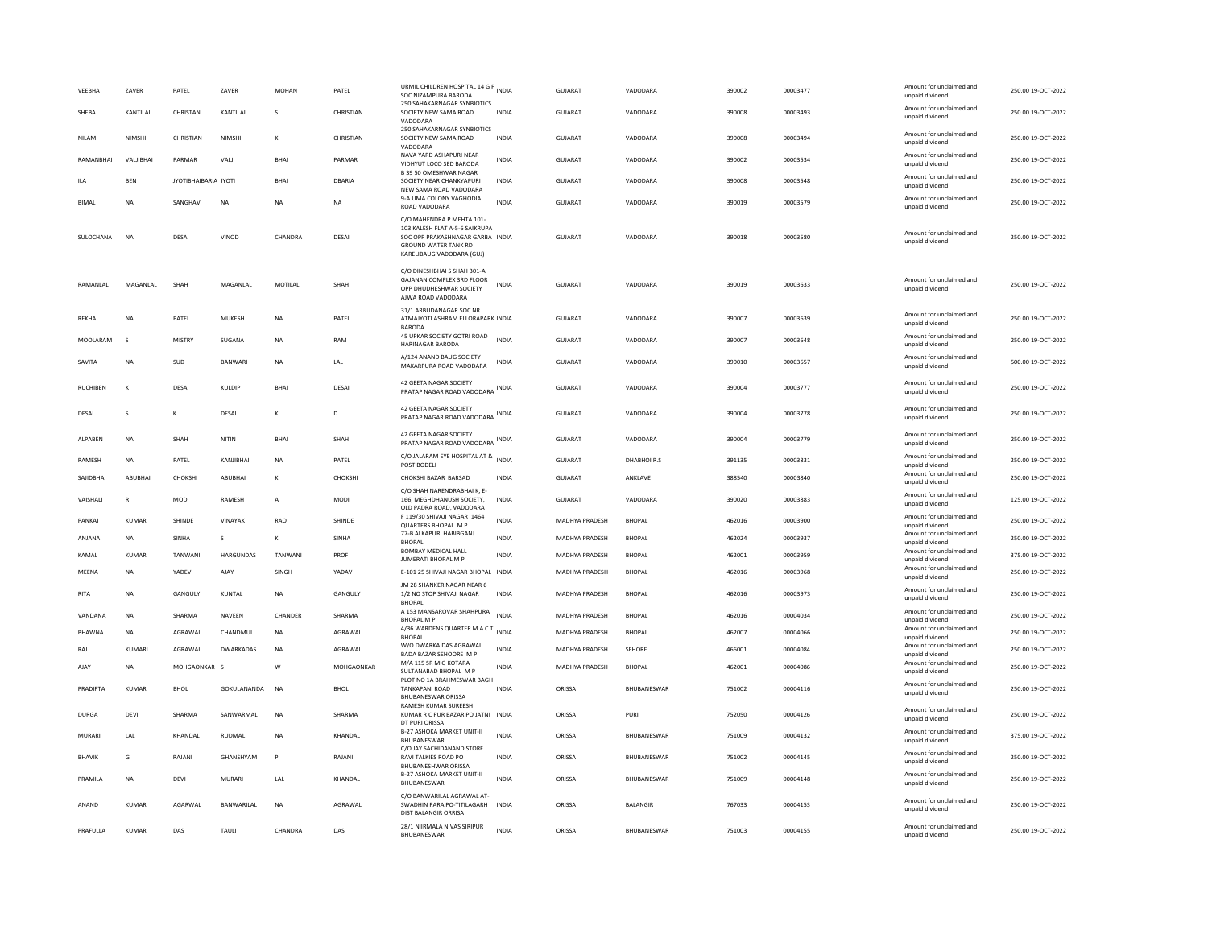| | | | | | | | | | | | | | | |
|---|---|---|---|---|---|---|---|---|---|---|---|---|---|---|
| VEEBHA | ZAVER | PATEL | ZAVER | MOHAN | PATEL | URMIL CHILDREN HOSPITAL 14 G P SOC NIZAMPURA BARODA | INDIA | GUJARAT | VADODARA | 390002 | 00003477 | Amount for unclaimed and unpaid dividend | 250.00 | 19-OCT-2022 |
| SHEBA | KANTILAL | CHRISTAN | KANTILAL | S | CHRISTIAN | 250 SAHAKARNAGAR SYNBIOTICS SOCIETY NEW SAMA ROAD VADODARA | INDIA | GUJARAT | VADODARA | 390008 | 00003493 | Amount for unclaimed and unpaid dividend | 250.00 | 19-OCT-2022 |
| NILAM | NIMSHI | CHRISTIAN | NIMSHI | K | CHRISTIAN | 250 SAHAKARNAGAR SYNBIOTICS SOCIETY NEW SAMA ROAD VADODARA | INDIA | GUJARAT | VADODARA | 390008 | 00003494 | Amount for unclaimed and unpaid dividend | 250.00 | 19-OCT-2022 |
| RAMANBHAI | VALJIBHAI | PARMAR | VALJI | BHAI | PARMAR | NAVA YARD ASHAPURI NEAR VIDHYUT LOCO SED BARODA | INDIA | GUJARAT | VADODARA | 390002 | 00003534 | Amount for unclaimed and unpaid dividend | 250.00 | 19-OCT-2022 |
| ILA | BEN | JYOTIBHAIBARIA | JYOTI | BHAI | DBARIA | B 39 50 OMESHWAR NAGAR SOCIETY NEAR CHANKYAPURI NEW SAMA ROAD VADODARA | INDIA | GUJARAT | VADODARA | 390008 | 00003548 | Amount for unclaimed and unpaid dividend | 250.00 | 19-OCT-2022 |
| BIMAL | NA | SANGHAVI | NA | NA | NA | 9-A UMA COLONY VAGHODIA ROAD VADODARA | INDIA | GUJARAT | VADODARA | 390019 | 00003579 | Amount for unclaimed and unpaid dividend | 250.00 | 19-OCT-2022 |
| SULOCHANA | NA | DESAI | VINOD | CHANDRA | DESAI | C/O MAHENDRA P MEHTA 101-103 KALESH FLAT A-5-6 SAIKRUPA SOC OPP PRAKASHNAGAR GARBA GROUND WATER TANK RD KARELIBAUG VADODARA (GUJ) | INDIA | GUJARAT | VADODARA | 390018 | 00003580 | Amount for unclaimed and unpaid dividend | 250.00 | 19-OCT-2022 |
| RAMANLAL | MAGANLAL | SHAH | MAGANLAL | MOTILAL | SHAH | C/O DINESHBHAI S SHAH 301-A GAJANAN COMPLEX 3RD FLOOR OPP DHUDHESHWAR SOCIETY AJWA ROAD VADODARA | INDIA | GUJARAT | VADODARA | 390019 | 00003633 | Amount for unclaimed and unpaid dividend | 250.00 | 19-OCT-2022 |
| REKHA | NA | PATEL | MUKESH | NA | PATEL | 31/1 ARBUDANAGAR SOC NR ATMAJYOTI ASHRAM ELLORAPARK BARODA | INDIA | GUJARAT | VADODARA | 390007 | 00003639 | Amount for unclaimed and unpaid dividend | 250.00 | 19-OCT-2022 |
| MOOLARAM | S | MISTRY | SUGANA | NA | RAM | 45 UPKAR SOCIETY GOTRI ROAD HARINAGAR BARODA | INDIA | GUJARAT | VADODARA | 390007 | 00003648 | Amount for unclaimed and unpaid dividend | 250.00 | 19-OCT-2022 |
| SAVITA | NA | SUD | BANWARI | NA | LAL | A/124 ANAND BAUG SOCIETY MAKARPURA ROAD VADODARA | INDIA | GUJARAT | VADODARA | 390010 | 00003657 | Amount for unclaimed and unpaid dividend | 500.00 | 19-OCT-2022 |
| RUCHIBEN | K | DESAI | KULDIP | BHAI | DESAI | 42 GEETA NAGAR SOCIETY PRATAP NAGAR ROAD VADODARA | INDIA | GUJARAT | VADODARA | 390004 | 00003777 | Amount for unclaimed and unpaid dividend | 250.00 | 19-OCT-2022 |
| DESAI | S | K | DESAI | K | D | 42 GEETA NAGAR SOCIETY PRATAP NAGAR ROAD VADODARA | INDIA | GUJARAT | VADODARA | 390004 | 00003778 | Amount for unclaimed and unpaid dividend | 250.00 | 19-OCT-2022 |
| ALPABEN | NA | SHAH | NITIN | BHAI | SHAH | 42 GEETA NAGAR SOCIETY PRATAP NAGAR ROAD VADODARA | INDIA | GUJARAT | VADODARA | 390004 | 00003779 | Amount for unclaimed and unpaid dividend | 250.00 | 19-OCT-2022 |
| RAMESH | NA | PATEL | KANJIBHAI | NA | PATEL | C/O JALARAM EYE HOSPITAL AT & POST BODELI | INDIA | GUJARAT | DHABHOI R.S | 391135 | 00003831 | Amount for unclaimed and unpaid dividend | 250.00 | 19-OCT-2022 |
| SAJIDBHAI | ABUBHAI | CHOKSHI | ABUBHAI | K | CHOKSHI | CHOKSHI BAZAR BARSAD | INDIA | GUJARAT | ANKLAVE | 388540 | 00003840 | Amount for unclaimed and unpaid dividend | 250.00 | 19-OCT-2022 |
| VAISHALI | R | MODI | RAMESH | A | MODI | C/O SHAH NARENDRABHAI K, E-166, MEGHDHANUSH SOCIETY, OLD PADRA ROAD, VADODARA | INDIA | GUJARAT | VADODARA | 390020 | 00003883 | Amount for unclaimed and unpaid dividend | 125.00 | 19-OCT-2022 |
| PANKAJ | KUMAR | SHINDE | VINAYAK | RAO | SHINDE | F 119/30 SHIVAJI NAGAR 1464 QUARTERS BHOPAL M P | INDIA | MADHYA PRADESH | BHOPAL | 462016 | 00003900 | Amount for unclaimed and unpaid dividend | 250.00 | 19-OCT-2022 |
| ANJANA | NA | SINHA | S | K | SINHA | 77-B ALKAPURI HABIBGANJ BHOPAL | INDIA | MADHYA PRADESH | BHOPAL | 462024 | 00003937 | Amount for unclaimed and unpaid dividend | 250.00 | 19-OCT-2022 |
| KAMAL | KUMAR | TANWANI | HARGUNDAS | TANWANI | PROF | BOMBAY MEDICAL HALL JUMERATI BHOPAL M P | INDIA | MADHYA PRADESH | BHOPAL | 462001 | 00003959 | Amount for unclaimed and unpaid dividend | 375.00 | 19-OCT-2022 |
| MEENA | NA | YADEV | AJAY | SINGH | YADAV | E-101 25 SHIVAJI NAGAR BHOPAL | INDIA | MADHYA PRADESH | BHOPAL | 462016 | 00003968 | Amount for unclaimed and unpaid dividend | 250.00 | 19-OCT-2022 |
| RITA | NA | GANGULY | KUNTAL | NA | GANGULY | JM 28 SHANKER NAGAR NEAR 6 1/2 NO STOP SHIVAJI NAGAR BHOPAL | INDIA | MADHYA PRADESH | BHOPAL | 462016 | 00003973 | Amount for unclaimed and unpaid dividend | 250.00 | 19-OCT-2022 |
| VANDANA | NA | SHARMA | NAVEEN | CHANDER | SHARMA | A 153 MANSAROVAR SHAHPURA BHOPAL M P | INDIA | MADHYA PRADESH | BHOPAL | 462016 | 00004034 | Amount for unclaimed and unpaid dividend | 250.00 | 19-OCT-2022 |
| BHAWNA | NA | AGRAWAL | CHANDMULL | NA | AGRAWAL | 4/36 WARDENS QUARTER M A C T BHOPAL | INDIA | MADHYA PRADESH | BHOPAL | 462007 | 00004066 | Amount for unclaimed and unpaid dividend | 250.00 | 19-OCT-2022 |
| RAJ | KUMARI | AGRAWAL | DWARKADAS | NA | AGRAWAL | W/O DWARKA DAS AGRAWAL BADA BAZAR SEHOORE M P | INDIA | MADHYA PRADESH | SEHORE | 466001 | 00004084 | Amount for unclaimed and unpaid dividend | 250.00 | 19-OCT-2022 |
| AJAY | NA | MOHGAONKAR | S | W | MOHGAONKAR | M/A 115 SR MIG KOTARA SULTANABAD BHOPAL M P | INDIA | MADHYA PRADESH | BHOPAL | 462001 | 00004086 | Amount for unclaimed and unpaid dividend | 250.00 | 19-OCT-2022 |
| PRADIPTA | KUMAR | BHOL | GOKULANANDA | NA | BHOL | PLOT NO 1A BRAHMESWAR BAGH TANKAPANI ROAD BHUBANESWAR ORISSA | INDIA | ORISSA | BHUBANESWAR | 751002 | 00004116 | Amount for unclaimed and unpaid dividend | 250.00 | 19-OCT-2022 |
| DURGA | DEVI | SHARMA | SANWARMAL | NA | SHARMA | RAMESH KUMAR SUREESH KUMAR R C PUR BAZAR PO JATNI DT PURI ORISSA | INDIA | ORISSA | PURI | 752050 | 00004126 | Amount for unclaimed and unpaid dividend | 250.00 | 19-OCT-2022 |
| MURARI | LAL | KHANDAL | RUDMAL | NA | KHANDAL | B-27 ASHOKA MARKET UNIT-II BHUBANESWAR | INDIA | ORISSA | BHUBANESWAR | 751009 | 00004132 | Amount for unclaimed and unpaid dividend | 375.00 | 19-OCT-2022 |
| BHAVIK | G | RAJANI | GHANSHYAM | P | RAJANI | C/O JAY SACHIDANAND STORE RAVI TALKIES ROAD PO BHUBANESHWAR ORISSA | INDIA | ORISSA | BHUBANESWAR | 751002 | 00004145 | Amount for unclaimed and unpaid dividend | 250.00 | 19-OCT-2022 |
| PRAMILA | NA | DEVI | MURARI | LAL | KHANDAL | B-27 ASHOKA MARKET UNIT-II BHUBANESWAR | INDIA | ORISSA | BHUBANESWAR | 751009 | 00004148 | Amount for unclaimed and unpaid dividend | 250.00 | 19-OCT-2022 |
| ANAND | KUMAR | AGARWAL | BANWARILAL | NA | AGRAWAL | C/O BANWARILAL AGRAWAL AT-SWADHIN PARA PO-TITILAGARH DIST BALANGIR ORRISA | INDIA | ORISSA | BALANGIR | 767033 | 00004153 | Amount for unclaimed and unpaid dividend | 250.00 | 19-OCT-2022 |
| PRAFULLA | KUMAR | DAS | TAULI | CHANDRA | DAS | 28/1 NIIRMALA NIVAS SIRIPUR BHUBANESWAR | INDIA | ORISSA | BHUBANESWAR | 751003 | 00004155 | Amount for unclaimed and unpaid dividend | 250.00 | 19-OCT-2022 |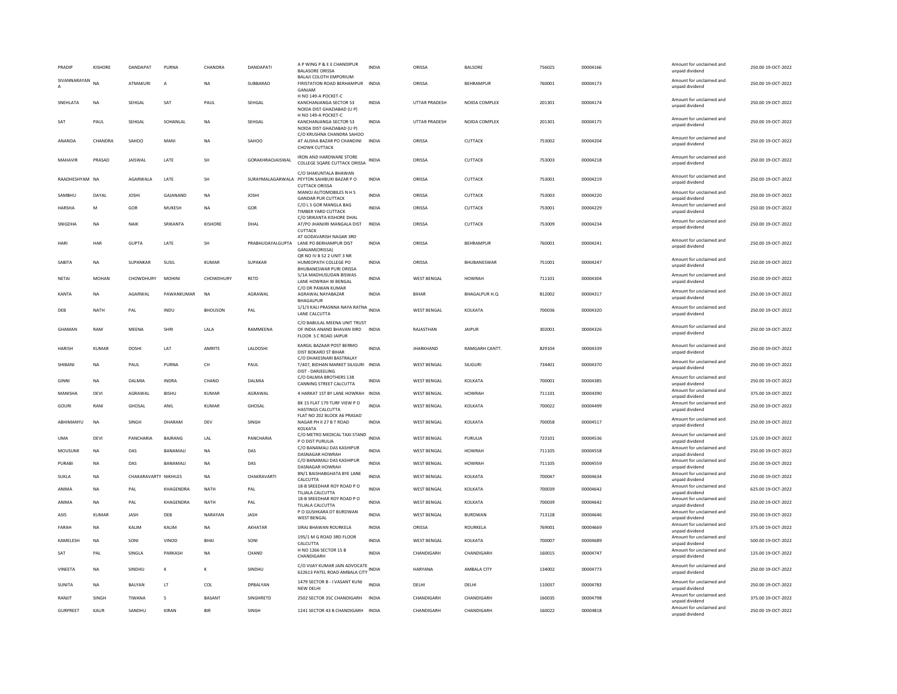| PRADIP | KISHORE | DANDAPAT | PURNA | CHANDRA | DANDAPATI | A P WING P & E E CHANDIPUR BALASORE ORISSA | INDIA | ORISSA | BALSORE | 756025 | 00004166 | Amount for unclaimed and unpaid dividend | 250.00 | 19-OCT-2022 |
|---|---|---|---|---|---|---|---|---|---|---|---|---|---|---|
| SIVANNARAYAN A | NA | ATMAKURI | A | NA | SUBBARAO | BALAJI COLOTH EMPORIUM FIRISTATION ROAD BERHAMPUR GANJAM | INDIA | ORISSA | BEHRAMPUR | 760001 | 00004173 | Amount for unclaimed and unpaid dividend | 250.00 | 19-OCT-2022 |
| SNEHLATA | NA | SEHGAL | SAT | PAUL | SEHGAL | H NO 149-A POCKET-C KANCHANJANGA SECTOR 53 NOIDA DIST GHAZIABAD (U P) | INDIA | UTTAR PRADESH | NOIDA COMPLEX | 201301 | 00004174 | Amount for unclaimed and unpaid dividend | 250.00 | 19-OCT-2022 |
| SAT | PAUL | SEHGAL | SOHANLAL | NA | SEHGAL | H NO 149-A POCKET-C KANCHANJANGA SECTOR 53 NOIDA DIST GHAZIABAD (U P) | INDIA | UTTAR PRADESH | NOIDA COMPLEX | 201301 | 00004175 | Amount for unclaimed and unpaid dividend | 250.00 | 19-OCT-2022 |
| ANANDA | CHANDRA | SAHOO | MANI | NA | SAHOO | C/O KRUSHNA CHANDRA SAHOO AT ALISHA BAZAR PO CHANDINI CHOWK CUTTACK | INDIA | ORISSA | CUTTACK | 753002 | 00004204 | Amount for unclaimed and unpaid dividend | 250.00 | 19-OCT-2022 |
| MAHAVIR | PRASAD | JAISWAL | LATE | SH | GORAKHRAOJAISWAL | IRON AND HARDWARE STORE COLLEGE SQARE CUTTACK ORISSA | INDIA | ORISSA | CUTTACK | 753003 | 00004218 | Amount for unclaimed and unpaid dividend | 250.00 | 19-OCT-2022 |
| RAADHESHYAM | NA | AGARWALA | LATE | SH | SURAYMALAGARWALA | C/O SHAKUNTALA BHAWAN PEYTON SAHIBUXI BAZAR P O CUTTACK ORISSA | INDIA | ORISSA | CUTTACK | 753001 | 00004219 | Amount for unclaimed and unpaid dividend | 250.00 | 19-OCT-2022 |
| SAMBHU | DAYAL | JOSHI | GAJANAND | NA | JOSHI | MANOJ AUTOMOBILES N H S GANDAR PUR CUTTACK | INDIA | ORISSA | CUTTACK | 753003 | 00004220 | Amount for unclaimed and unpaid dividend | 250.00 | 19-OCT-2022 |
| HARSHA | M | GOR | MUKESH | NA | GOR | C/O L S GOR MANGLA BAG TIMBER YARD CUTTACK | INDIA | ORISSA | CUTTACK | 753001 | 00004229 | Amount for unclaimed and unpaid dividend | 250.00 | 19-OCT-2022 |
| SNIGDHA | NA | NAIK | SRIKANTA | KISHORE | DHAL | C/O SRIKANTA KISHORE DHAL AT/PO JHANJIRI MANGALA DIST CUTTACK | INDIA | ORISSA | CUTTACK | 753009 | 00004234 | Amount for unclaimed and unpaid dividend | 250.00 | 19-OCT-2022 |
| HARI | HAR | GUPTA | LATE | SH | PRABHUDAYALGUPTA | AT GODAVARISH NAGAR 3RD LANE PO BERHAMPUR DIST GANJAM(ORISSA) | INDIA | ORISSA | BEHRAMPUR | 760001 | 00004241 | Amount for unclaimed and unpaid dividend | 250.00 | 19-OCT-2022 |
| SABITA | NA | SUPANKAR | SUSIL | KUMAR | SUPAKAR | QR NO IV B 52 2 UNIT 3 NR HUMEOPATH COLLEGE PO BHUBANESWAR PURI ORISSA | INDIA | ORISSA | BHUBANESWAR | 751001 | 00004247 | Amount for unclaimed and unpaid dividend | 250.00 | 19-OCT-2022 |
| NETAI | MOHAN | CHOWDHURY | MOHINI | CHOWDHURY | RETD | 5/1A MADHUSUDAN BISWAS LANE HOWRAH W BENGAL | INDIA | WEST BENGAL | HOWRAH | 711101 | 00004304 | Amount for unclaimed and unpaid dividend | 250.00 | 19-OCT-2022 |
| KANTA | NA | AGARWAL | PAWANKUMAR | NA | AGRAWAL | C/O DR PAWAN KUMAR AGRAWAL NAYABAZAR BHAGALPUR | INDIA | BIHAR | BHAGALPUR H.Q | 812002 | 00004317 | Amount for unclaimed and unpaid dividend | 250.00 | 19-OCT-2022 |
| DEB | NATH | PAL | INDU | BHOUSON | PAL | 1/1/3 KALI PRASNNA NAYA RATNA LANE CALCUTTA | INDIA | WEST BENGAL | KOLKATA | 700036 | 00004320 | Amount for unclaimed and unpaid dividend | 250.00 | 19-OCT-2022 |
| GHAMAN | RAM | MEENA | SHRI | LALA | RAMMEENA | C/O BABULAL MEENA UNIT TRUST OF INDIA ANAND BHAVAN IIIRD FLOOR S C ROAD JAIPUR | INDIA | RAJASTHAN | JAIPUR | 302001 | 00004326 | Amount for unclaimed and unpaid dividend | 250.00 | 19-OCT-2022 |
| HARISH | KUMAR | DOSHI | LAT | AMRITE | LALDOSHI | KARGIL BAZAAR POST BERMO DIST BOKARO ST BIHAR | INDIA | JHARKHAND | RAMGARH CANTT. | 829104 | 00004339 | Amount for unclaimed and unpaid dividend | 250.00 | 19-OCT-2022 |
| SHIBANI | NA | PAUL | PURNA | CH | PAUL | C/O DHAKESNARI BASTRALAY T/407, BIDHAN MARKET SILIGURI DIST - DARJEELING | INDIA | WEST BENGAL | SILIGURI | 734401 | 00004370 | Amount for unclaimed and unpaid dividend | 250.00 | 19-OCT-2022 |
| GINNI | NA | DALMIA | INDRA | CHAND | DALMIA | C/O DALMIA BROTHERS 138 CANNING STREET CALCUTTA | INDIA | WEST BENGAL | KOLKATA | 700001 | 00004385 | Amount for unclaimed and unpaid dividend | 250.00 | 19-OCT-2022 |
| MANISHA | DEVI | AGRAWAL | BISHU | KUMAR | AGRAWAL | 4 HARKAT 1ST BY LANE HOWRAH | INDIA | WEST BENGAL | HOWRAH | 711101 | 00004390 | Amount for unclaimed and unpaid dividend | 375.00 | 19-OCT-2022 |
| GOURI | RANI | GHOSAL | ANIL | KUMAR | GHOSAL | BK 15 FLAT 179 TURF VIEW P O HASTINGS CALCUTTA | INDIA | WEST BENGAL | KOLKATA | 700022 | 00004499 | Amount for unclaimed and unpaid dividend | 250.00 | 19-OCT-2022 |
| ABHIMANYU | NA | SINGH | DHARAM | DEV | SINGH | FLAT NO 202 BLOCK A6 PRASAD NAGAR PH II 27 B T ROAD KOLKATA | INDIA | WEST BENGAL | KOLKATA | 700058 | 00004517 | Amount for unclaimed and unpaid dividend | 250.00 | 19-OCT-2022 |
| UMA | DEVI | PANCHARIA | BAJRANG | LAL | PANCHARIA | C/O METRO MEDICAL TAXI STAND P O DIST PURULIA | INDIA | WEST BENGAL | PURULIA | 723101 | 00004536 | Amount for unclaimed and unpaid dividend | 125.00 | 19-OCT-2022 |
| MOUSUMI | NA | DAS | BANAMALI | NA | DAS | C/O BANAMALI DAS KASHIPUR DASNAGAR HOWRAH | INDIA | WEST BENGAL | HOWRAH | 711105 | 00004558 | Amount for unclaimed and unpaid dividend | 250.00 | 19-OCT-2022 |
| PURABI | NA | DAS | BANAMALI | NA | DAS | C/O BANAMALI DAS KASHIPUR DASNAGAR HOWRAH | INDIA | WEST BENGAL | HOWRAH | 711105 | 00004559 | Amount for unclaimed and unpaid dividend | 250.00 | 19-OCT-2022 |
| SUKLA | NA | CHAKARAVARTY | NIKHILES | NA | CHAKRAVARTI | 8N/1 BAISHABGHATA BYE LANE CALCUTTA | INDIA | WEST BENGAL | KOLKATA | 700047 | 00004634 | Amount for unclaimed and unpaid dividend | 250.00 | 19-OCT-2022 |
| ANIMA | NA | PAL | KHAGENDRA | NATH | PAL | 18-B SREEDHAR ROY ROAD P O TILJALA CALCUTTA | INDIA | WEST BENGAL | KOLKATA | 700039 | 00004642 | Amount for unclaimed and unpaid dividend | 625.00 | 19-OCT-2022 |
| ANIMA | NA | PAL | KHAGENDRA | NATH | PAL | 18-B SREEDHAR ROY ROAD P O TILJALA CALCUTTA | INDIA | WEST BENGAL | KOLKATA | 700039 | 00004642 | Amount for unclaimed and unpaid dividend | 250.00 | 19-OCT-2022 |
| ASIS | KUMAR | JASH | DEB | NARAYAN | JASH | P O GUSHKARA DT BURDWAN WEST BENGAL | INDIA | WEST BENGAL | BURDWAN | 713128 | 00004646 | Amount for unclaimed and unpaid dividend | 250.00 | 19-OCT-2022 |
| FARAH | NA | KALIM | KALIM | NA | AKHATAR | SIRAJ BHAWAN ROURKELA | INDIA | ORISSA | ROURKELA | 769001 | 00004669 | Amount for unclaimed and unpaid dividend | 375.00 | 19-OCT-2022 |
| KAMELESH | NA | SONI | VINOD | BHAI | SONI | 195/1 M G ROAD 3RD FLOOR CALCUTTA | INDIA | WEST BENGAL | KOLKATA | 700007 | 00004689 | Amount for unclaimed and unpaid dividend | 500.00 | 19-OCT-2022 |
| SAT | PAL | SINGLA | PARKASH | NA | CHAND | H NO 1266 SECTOR 15 B CHANDIGARH | INDIA | CHANDIGARH | CHANDIGARH | 160015 | 00004747 | Amount for unclaimed and unpaid dividend | 125.00 | 19-OCT-2022 |
| VINEETA | NA | SINDHU | K | K | SINDHU | C/O VIJAY KUMAR JAIN ADVOCATE 622613 PATEL ROAD AMBALA CITY | INDIA | HARYANA | AMBALA CITY | 134002 | 00004773 | Amount for unclaimed and unpaid dividend | 250.00 | 19-OCT-2022 |
| SUNITA | NA | BALYAN | LT | COL | DPBALYAN | 1479 SECTOR B - I VASANT KUNJ NEW DELHI | INDIA | DELHI | DELHI | 110037 | 00004783 | Amount for unclaimed and unpaid dividend | 250.00 | 19-OCT-2022 |
| RANJIT | SINGH | TIWANA | S | BASANT | SINGHRETD | 2502 SECTOR 35C CHANDIGARH | INDIA | CHANDIGARH | CHANDIGARH | 160035 | 00004798 | Amount for unclaimed and unpaid dividend | 375.00 | 19-OCT-2022 |
| GURPREET | KAUR | SANDHU | KIRAN | BIR | SINGH | 1241 SECTOR 43 B CHANDIGARH | INDIA | CHANDIGARH | CHANDIGARH | 160022 | 00004818 | Amount for unclaimed and unpaid dividend | 250.00 | 19-OCT-2022 |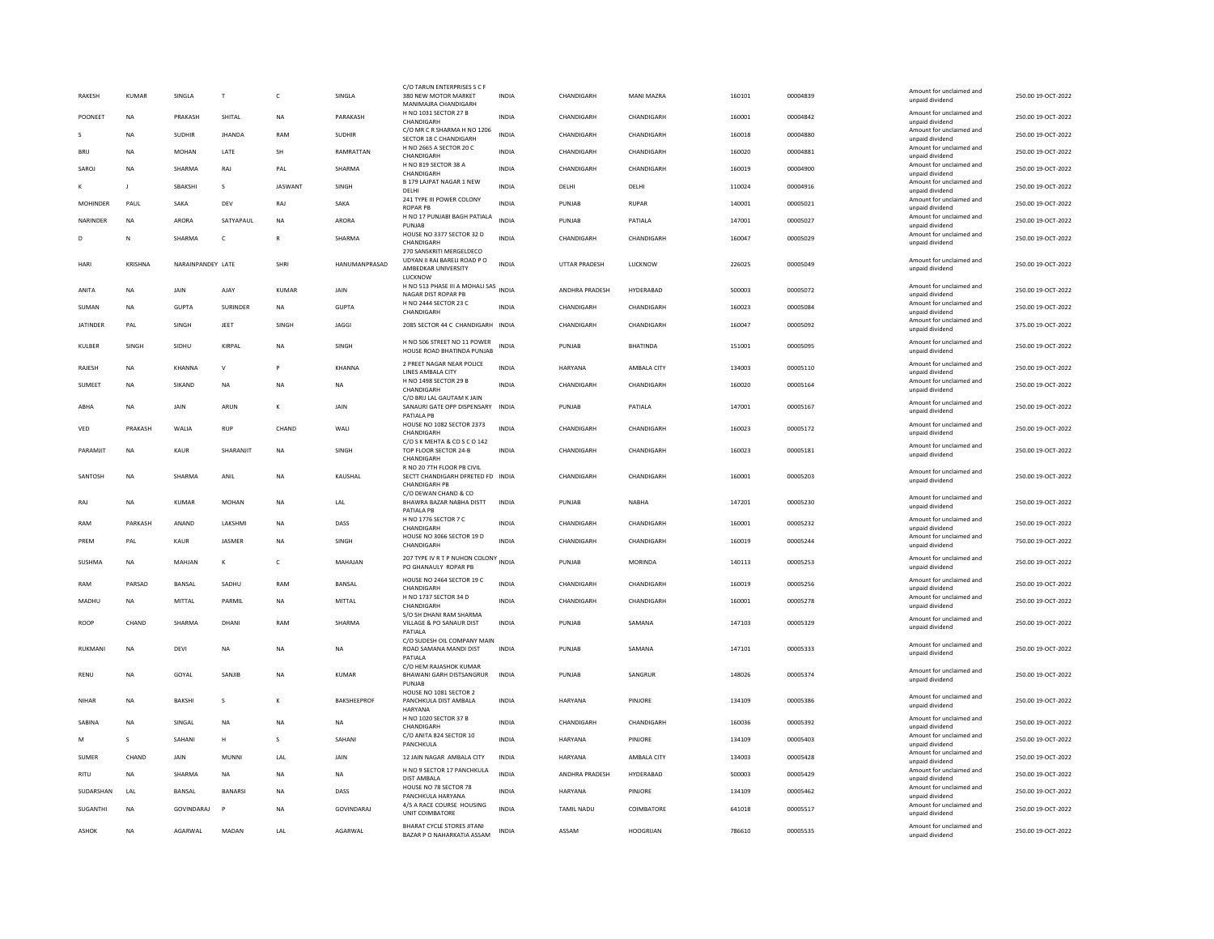| RAKESH | KUMAR | SINGLA | T | C | SINGLA | C/O TARUN ENTERPRISES S C F 380 NEW MOTOR MARKET MANIMAJRA CHANDIGARH | INDIA | CHANDIGARH | MANI MAZRA | 160101 | 00004839 | Amount for unclaimed and unpaid dividend | 250.00 19-OCT-2022 |
|---|---|---|---|---|---|---|---|---|---|---|---|---|---|
| POONEET | NA | PRAKASH | SHITAL | NA | PARAKASH | H NO 1031 SECTOR 27 B CHANDIGARH | INDIA | CHANDIGARH | CHANDIGARH | 160001 | 00004842 | Amount for unclaimed and unpaid dividend | 250.00 19-OCT-2022 |
| S | NA | SUDHIR | JHANDA | RAM | SUDHIR | C/O MR C R SHARMA H NO 1206 SECTOR 18 C CHANDIGARH | INDIA | CHANDIGARH | CHANDIGARH | 160018 | 00004880 | Amount for unclaimed and unpaid dividend | 250.00 19-OCT-2022 |
| BRIJ | NA | MOHAN | LATE | SH | RAMRATTAN | H NO 2665 A SECTOR 20 C CHANDIGARH | INDIA | CHANDIGARH | CHANDIGARH | 160020 | 00004881 | Amount for unclaimed and unpaid dividend | 250.00 19-OCT-2022 |
| SAROJ | NA | SHARMA | RAJ | PAL | SHARMA | H NO 819 SECTOR 38 A CHANDIGARH | INDIA | CHANDIGARH | CHANDIGARH | 160019 | 00004900 | Amount for unclaimed and unpaid dividend | 250.00 19-OCT-2022 |
| K | J | SBAKSHI | S | JASWANT | SINGH | B 179 LAJPAT NAGAR 1 NEW DELHI | INDIA | DELHI | DELHI | 110024 | 00004916 | Amount for unclaimed and unpaid dividend | 250.00 19-OCT-2022 |
| MOHINDER | PAUL | SAKA | DEV | RAJ | SAKA | 241 TYPE III POWER COLONY ROPAR PB | INDIA | PUNJAB | RUPAR | 140001 | 00005021 | Amount for unclaimed and unpaid dividend | 250.00 19-OCT-2022 |
| NARINDER | NA | ARORA | SATYAPAUL | NA | ARORA | H NO 17 PUNJABI BAGH PATIALA PUNJAB | INDIA | PUNJAB | PATIALA | 147001 | 00005027 | Amount for unclaimed and unpaid dividend | 250.00 19-OCT-2022 |
| D | N | SHARMA | C | R | SHARMA | HOUSE NO 3377 SECTOR 32 D CHANDIGARH | INDIA | CHANDIGARH | CHANDIGARH | 160047 | 00005029 | Amount for unclaimed and unpaid dividend | 250.00 19-OCT-2022 |
| HARI | KRISHNA | NARAINPANDEY | LATE | SHRI | HANUMANPRASAD | 270 SANSKRITI MERGELDECO UDYAN II RAI BARELI ROAD P O AMBEDKAR UNIVERSITY LUCKNOW | INDIA | UTTAR PRADESH | LUCKNOW | 226025 | 00005049 | Amount for unclaimed and unpaid dividend | 250.00 19-OCT-2022 |
| ANITA | NA | JAIN | AJAY | KUMAR | JAIN | H NO 513 PHASE III A MOHALI SAS NAGAR DIST ROPAR PB | INDIA | ANDHRA PRADESH | HYDERABAD | 500003 | 00005072 | Amount for unclaimed and unpaid dividend | 250.00 19-OCT-2022 |
| SUMAN | NA | GUPTA | SURINDER | NA | GUPTA | H NO 2444 SECTOR 23 C CHANDIGARH | INDIA | CHANDIGARH | CHANDIGARH | 160023 | 00005084 | Amount for unclaimed and unpaid dividend | 250.00 19-OCT-2022 |
| JATINDER | PAL | SINGH | JEET | SINGH | JAGGI | 2085 SECTOR 44 C CHANDIGARH | INDIA | CHANDIGARH | CHANDIGARH | 160047 | 00005092 | Amount for unclaimed and unpaid dividend | 375.00 19-OCT-2022 |
| KULBER | SINGH | SIDHU | KIRPAL | NA | SINGH | H NO 506 STREET NO 11 POWER HOUSE ROAD BHATINDA PUNJAB | INDIA | PUNJAB | BHATINDA | 151001 | 00005095 | Amount for unclaimed and unpaid dividend | 250.00 19-OCT-2022 |
| RAJESH | NA | KHANNA | V | P | KHANNA | 2 PREET NAGAR NEAR POLICE LINES AMBALA CITY | INDIA | HARYANA | AMBALA CITY | 134003 | 00005110 | Amount for unclaimed and unpaid dividend | 250.00 19-OCT-2022 |
| SUMEET | NA | SIKAND | NA | NA | NA | H NO 1498 SECTOR 29 B CHANDIGARH | INDIA | CHANDIGARH | CHANDIGARH | 160020 | 00005164 | Amount for unclaimed and unpaid dividend | 250.00 19-OCT-2022 |
| ABHA | NA | JAIN | ARUN | K | JAIN | C/O BRIJ LAL GAUTAM K JAIN SANAURI GATE OPP DISPENSARY PATIALA PB | INDIA | PUNJAB | PATIALA | 147001 | 00005167 | Amount for unclaimed and unpaid dividend | 250.00 19-OCT-2022 |
| VED | PRAKASH | WALIA | RUP | CHAND | WALI | HOUSE NO 1082 SECTOR 2373 CHANDIGARH | INDIA | CHANDIGARH | CHANDIGARH | 160023 | 00005172 | Amount for unclaimed and unpaid dividend | 250.00 19-OCT-2022 |
| PARAMJIT | NA | KAUR | SHARANJIT | NA | SINGH | C/O S K MEHTA & CO S C O 142 TOP FLOOR SECTOR 24-B CHANDIGARH | INDIA | CHANDIGARH | CHANDIGARH | 160023 | 00005181 | Amount for unclaimed and unpaid dividend | 250.00 19-OCT-2022 |
| SANTOSH | NA | SHARMA | ANIL | NA | KAUSHAL | R NO 20 7TH FLOOR PB CIVIL SECTT CHANDIGARH DFRETED FD CHANDIGARH PB | INDIA | CHANDIGARH | CHANDIGARH | 160001 | 00005203 | Amount for unclaimed and unpaid dividend | 250.00 19-OCT-2022 |
| RAJ | NA | KUMAR | MOHAN | NA | LAL | C/O DEWAN CHAND & CO BHAWRA BAZAR NABHA DISTT PATIALA PB | INDIA | PUNJAB | NABHA | 147201 | 00005230 | Amount for unclaimed and unpaid dividend | 250.00 19-OCT-2022 |
| RAM | PARKASH | ANAND | LAKSHMI | NA | DASS | H NO 1776 SECTOR 7 C CHANDIGARH | INDIA | CHANDIGARH | CHANDIGARH | 160001 | 00005232 | Amount for unclaimed and unpaid dividend | 250.00 19-OCT-2022 |
| PREM | PAL | KAUR | JASMER | NA | SINGH | HOUSE NO 3066 SECTOR 19 D CHANDIGARH | INDIA | CHANDIGARH | CHANDIGARH | 160019 | 00005244 | Amount for unclaimed and unpaid dividend | 750.00 19-OCT-2022 |
| SUSHMA | NA | MAHJAN | K | C | MAHAJAN | 207 TYPE IV R T P NUHON COLONY PO GHANAULY ROPAR PB | INDIA | PUNJAB | MORINDA | 140113 | 00005253 | Amount for unclaimed and unpaid dividend | 250.00 19-OCT-2022 |
| RAM | PARSAD | BANSAL | SADHU | RAM | BANSAL | HOUSE NO 2464 SECTOR 19 C CHANDIGARH | INDIA | CHANDIGARH | CHANDIGARH | 160019 | 00005256 | Amount for unclaimed and unpaid dividend | 250.00 19-OCT-2022 |
| MADHU | NA | MITTAL | PARMIL | NA | MITTAL | H NO 1737 SECTOR 34 D CHANDIGARH | INDIA | CHANDIGARH | CHANDIGARH | 160001 | 00005278 | Amount for unclaimed and unpaid dividend | 250.00 19-OCT-2022 |
| ROOP | CHAND | SHARMA | DHANI | RAM | SHARMA | S/O SH DHANI RAM SHARMA VILLAGE & PO SANAUR DIST PATIALA | INDIA | PUNJAB | SAMANA | 147103 | 00005329 | Amount for unclaimed and unpaid dividend | 250.00 19-OCT-2022 |
| RUKMANI | NA | DEVI | NA | NA | NA | C/O SUDESH OIL COMPANY MAIN ROAD SAMANA MANDI DIST PATIALA | INDIA | PUNJAB | SAMANA | 147101 | 00005333 | Amount for unclaimed and unpaid dividend | 250.00 19-OCT-2022 |
| RENU | NA | GOYAL | SANJIB | NA | KUMAR | C/O HEM RAJASHOK KUMAR BHAWANI GARH DISTSANGRUR PUNJAB | INDIA | PUNJAB | SANGRUR | 148026 | 00005374 | Amount for unclaimed and unpaid dividend | 250.00 19-OCT-2022 |
| NIHAR | NA | BAKSHI | S | K | BAKSHEEPROF | HOUSE NO 1081 SECTOR 2 PANCHKULA DIST AMBALA HARYANA | INDIA | HARYANA | PINJORE | 134109 | 00005386 | Amount for unclaimed and unpaid dividend | 250.00 19-OCT-2022 |
| SABINA | NA | SINGAL | NA | NA | NA | H NO 1020 SECTOR 37 B CHANDIGARH | INDIA | CHANDIGARH | CHANDIGARH | 160036 | 00005392 | Amount for unclaimed and unpaid dividend | 250.00 19-OCT-2022 |
| M | S | SAHANI | H | S | SAHANI | C/O ANITA 824 SECTOR 10 PANCHKULA | INDIA | HARYANA | PINJORE | 134109 | 00005403 | Amount for unclaimed and unpaid dividend | 250.00 19-OCT-2022 |
| SUMER | CHAND | JAIN | MUNNI | LAL | JAIN | 12 JAIN NAGAR AMBALA CITY | INDIA | HARYANA | AMBALA CITY | 134003 | 00005428 | Amount for unclaimed and unpaid dividend | 250.00 19-OCT-2022 |
| RITU | NA | SHARMA | NA | NA | NA | H NO 9 SECTOR 17 PANCHKULA DIST AMBALA | INDIA | ANDHRA PRADESH | HYDERABAD | 500003 | 00005429 | Amount for unclaimed and unpaid dividend | 250.00 19-OCT-2022 |
| SUDARSHAN | LAL | BANSAL | BANARSI | NA | DASS | HOUSE NO 78 SECTOR 78 PANCHKULA HARYANA | INDIA | HARYANA | PINJORE | 134109 | 00005462 | Amount for unclaimed and unpaid dividend | 250.00 19-OCT-2022 |
| SUGANTHI | NA | GOVINDARAJ | P | NA | GOVINDARAJ | 4/5 A RACE COURSE HOUSING UNIT COIMBATORE | INDIA | TAMIL NADU | COIMBATORE | 641018 | 00005517 | Amount for unclaimed and unpaid dividend | 250.00 19-OCT-2022 |
| ASHOK | NA | AGARWAL | MADAN | LAL | AGARWAL | BHARAT CYCLE STORES JITANI BAZAR P O NAHARKATIA ASSAM | INDIA | ASSAM | HOOGRIJAN | 786610 | 00005535 | Amount for unclaimed and unpaid dividend | 250.00 19-OCT-2022 |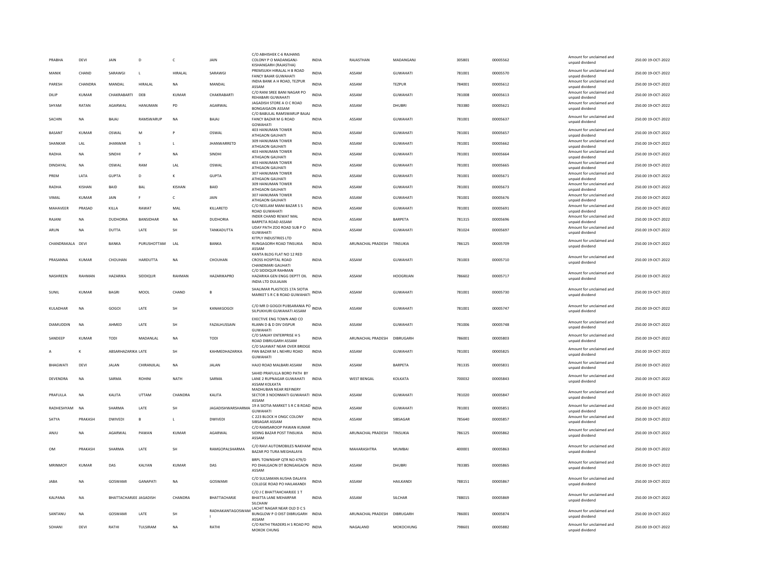| | | | | | | | | | | | | | | |
|---|---|---|---|---|---|---|---|---|---|---|---|---|---|---|
| PRABHA | DEVI | JAIN | D | C | JAIN | C/O ABHISHEK C-6 RAJHANS COLONY P O MADANGANJ-KISHANGARH (RAJASTHA) | INDIA | RAJASTHAN | MADANGANJ | 305801 | 00005562 | Amount for unclaimed and unpaid dividend | 250.00 | 19-OCT-2022 |
| MANIK | CHAND | SARAWGI | L | HIRALAL | SARAWGI | PREMSUKH HIRALAL H B ROAD FANCY BAJAR GUWAHATI | INDIA | ASSAM | GUWAHATI | 781001 | 00005570 | Amount for unclaimed and unpaid dividend | 250.00 | 19-OCT-2022 |
| PARESH | CHANDRA | MANDAL | HIRALAL | NA | MANDAL | INDIA BANK A H ROAD, TEZPUR ASSAM | INDIA | ASSAM | TEZPUR | 784001 | 00005612 | Amount for unclaimed and unpaid dividend | 250.00 | 19-OCT-2022 |
| DILIP | KUMAR | CHAKRABARTI | DEB | KUMAR | CHAKRABARTI | C/O RANI SREE BANI NAGAR PO REHABARI GUWAHATI | INDIA | ASSAM | GUWAHATI | 781008 | 00005613 | Amount for unclaimed and unpaid dividend | 250.00 | 19-OCT-2022 |
| SHYAM | RATAN | AGARWAL | HANUMAN | PD | AGARWAL | JAGADISH STORE A O C ROAD BONGAIGAON ASSAM | INDIA | ASSAM | DHUBRI | 783380 | 00005621 | Amount for unclaimed and unpaid dividend | 250.00 | 19-OCT-2022 |
| SACHIN | NA | BAJAJ | RAMSWARUP | NA | BAJAJ | C/O BABULAL RAMSWARUP BAJAJ FANCY BAZAR M G ROAD GOWAHATI | INDIA | ASSAM | GUWAHATI | 781001 | 00005637 | Amount for unclaimed and unpaid dividend | 250.00 | 19-OCT-2022 |
| BASANT | KUMAR | OSWAL | M | P | OSWAL | 403 HANUMAN TOWER ATHGAON GAUHATI | INDIA | ASSAM | GUWAHATI | 781001 | 00005657 | Amount for unclaimed and unpaid dividend | 250.00 | 19-OCT-2022 |
| SHANKAR | LAL | JHANWAR | S | L | JHANWARRETD | 309 HANUMAN TOWER ATHGAON GAUHATI | INDIA | ASSAM | GUWAHATI | 781001 | 00005662 | Amount for unclaimed and unpaid dividend | 250.00 | 19-OCT-2022 |
| RADHA | NA | SINDHI | P | NA | SINDHI | 403 HANUMAN TOWER ATHGAON GAUHATI | INDIA | ASSAM | GUWAHATI | 781001 | 00005664 | Amount for unclaimed and unpaid dividend | 250.00 | 19-OCT-2022 |
| DINDAYAL | NA | OSWAL | RAM | LAL | OSWAL | 403 HANUMAN TOWER ATHGAON GAUHATI | INDIA | ASSAM | GUWAHATI | 781001 | 00005665 | Amount for unclaimed and unpaid dividend | 250.00 | 19-OCT-2022 |
| PREM | LATA | GUPTA | D | K | GUPTA | 307 HANUMAN TOWER ATHGAON GAUHATI | INDIA | ASSAM | GUWAHATI | 781001 | 00005671 | Amount for unclaimed and unpaid dividend | 250.00 | 19-OCT-2022 |
| RADHA | KISHAN | BAID | BAL | KISHAN | BAID | 309 HANUMAN TOWER ATHGAON GAUHATI | INDIA | ASSAM | GUWAHATI | 781001 | 00005673 | Amount for unclaimed and unpaid dividend | 250.00 | 19-OCT-2022 |
| VIMAL | KUMAR | JAIN | F | C | JAIN | 307 HANUMAN TOWER ATHGAON GAUHATI | INDIA | ASSAM | GUWAHATI | 781001 | 00005676 | Amount for unclaimed and unpaid dividend | 250.00 | 19-OCT-2022 |
| MAHAVEER | PRASAD | KILLA | RAWAT | MAL | KILLARETD | C/O NEELAM MANI BAZAR S S ROAD GUWAHATI | INDIA | ASSAM | GUWAHATI | 781001 | 00005691 | Amount for unclaimed and unpaid dividend | 250.00 | 19-OCT-2022 |
| RAJANI | NA | DUDHORIA | BANSIDHAR | NA | DUDHORIA | INDER CHAND REWAT MAL BARPETA ROAD ASSAM | INDIA | ASSAM | BARPETA | 781315 | 00005696 | Amount for unclaimed and unpaid dividend | 250.00 | 19-OCT-2022 |
| ARUN | NA | DUTTA | LATE | SH | TANKADUTTA | UDAY PATH ZOO ROAD SUB P O GUWAHATI | INDIA | ASSAM | GUWAHATI | 781024 | 00005697 | Amount for unclaimed and unpaid dividend | 250.00 | 19-OCT-2022 |
| CHANDRAKALA | DEVI | BANKA | PURUSHOTTAM | LAL | BANKA | KITPLY INDUSTRIES LTD RUNGAGORH ROAD TINSUKIA ASSAM | INDIA | ARUNACHAL PRADESH | TINSUKIA | 786125 | 00005709 | Amount for unclaimed and unpaid dividend | 250.00 | 19-OCT-2022 |
| PRASANNA | KUMAR | CHOUHAN | HARDUTTA | NA | CHOUHAN | KANTA BLDG FLAT NO 12 RED CROSS HOSPITAL ROAD CHANDMARI GAUHATI | INDIA | ASSAM | GUWAHATI | 781003 | 00005710 | Amount for unclaimed and unpaid dividend | 250.00 | 19-OCT-2022 |
| NASHREEN | RAHMAN | HAZARIKA | SIDDIQUR | RAHMAN | HAZARIKAPRO | C/O SIDDIQUR RAHMAN HAZARIKA GEN ENGG DEPTT OIL INDIA LTD DULIAJAN | INDIA | ASSAM | HOOGRIJAN | 786602 | 00005717 | Amount for unclaimed and unpaid dividend | 250.00 | 19-OCT-2022 |
| SUNIL | KUMAR | BAGRI | MOOL | CHAND | B | SHALIMAR PLASTICES 17A SIOTIA MARKET S R C B ROAD GUWAHATI | INDIA | ASSAM | GUWAHATI | 781001 | 00005730 | Amount for unclaimed and unpaid dividend | 250.00 | 19-OCT-2022 |
| KULADHAR | NA | GOGOI | LATE | SH | KANAKGOGOI | C/O MR D GOGOI PUBSARANIA PO SILPUKHURI GUWAHATI ASSAM | INDIA | ASSAM | GUWAHATI | 781001 | 00005747 | Amount for unclaimed and unpaid dividend | 250.00 | 19-OCT-2022 |
| DIAMUDDIN | NA | AHMED | LATE | SH | FAZALHUSSAIN | EXECTIVE ENG TOWN AND CO RLANN D & D DIV DISPUR GUWAHATI | INDIA | ASSAM | GUWAHATI | 781006 | 00005748 | Amount for unclaimed and unpaid dividend | 250.00 | 19-OCT-2022 |
| SANDEEP | KUMAR | TODI | MADANLAL | NA | TODI | C/O SANJAY ENTERPRISE H S ROAD DIBRUGARH ASSAM | INDIA | ARUNACHAL PRADESH | DIBRUGARH | 786001 | 00005803 | Amount for unclaimed and unpaid dividend | 250.00 | 19-OCT-2022 |
| A | K | ABSARHAZARIKA | LATE | SH | KAHMEDHAZARIKA | C/O SAJAWAT NEAR OVER BRIDGE PAN BAZAR M L NEHRU ROAD GUWAHATI | INDIA | ASSAM | GUWAHATI | 781001 | 00005825 | Amount for unclaimed and unpaid dividend | 250.00 | 19-OCT-2022 |
| BHAGWATI | DEVI | JALAN | CHIRANJILAL | NA | JALAN | HAJO ROAD MALBARI ASSAM | INDIA | ASSAM | BARPETA | 781335 | 00005831 | Amount for unclaimed and unpaid dividend | 250.00 | 19-OCT-2022 |
| DEVENDRA | NA | SARMA | ROHINI | NATH | SARMA | SAHID PRAFULLA BORO PATH BY LANE 2 RUPNAGAR GUWAHATI ASSAM KOLKATA | INDIA | WEST BENGAL | KOLKATA | 700032 | 00005843 | Amount for unclaimed and unpaid dividend | 250.00 | 19-OCT-2022 |
| PRAFULLA | NA | KALITA | UTTAM | CHANDRA | KALITA | MADHUBAN NEAR REFINERY SECTOR 3 NOONMATI GUWAHATI ASSAM | INDIA | ASSAM | GUWAHATI | 781020 | 00005847 | Amount for unclaimed and unpaid dividend | 250.00 | 19-OCT-2022 |
| RADHESHYAM | NA | SHARMA | LATE | SH | JAGADISHWARSHARMA | 19 A SIOTIA MARKET S R C B ROAD GUWAHATI | INDIA | ASSAM | GUWAHATI | 781001 | 00005851 | Amount for unclaimed and unpaid dividend | 250.00 | 19-OCT-2022 |
| SATYA | PRAKASH | DWIVEDI | B | L | DWIVEDI | C 223 BLOCK H ONGC COLONY SIBSAGAR ASSAM | INDIA | ASSAM | SIBSAGAR | 785640 | 00005857 | Amount for unclaimed and unpaid dividend | 250.00 | 19-OCT-2022 |
| ANJU | NA | AGARWAL | PAWAN | KUMAR | AGARWAL | C/O RAMSAROOP PAWAN KUMAR SIDING BAZAR POST TINSUKIA ASSAM | INDIA | ARUNACHAL PRADESH | TINSUKIA | 786125 | 00005862 | Amount for unclaimed and unpaid dividend | 250.00 | 19-OCT-2022 |
| OM | PRAKASH | SHARMA | LATE | SH | RAMGOPALSHARMA | C/O RAVI AUTOMOBILES NAKHAM BAZAR PO TURA MEGHALAYA | INDIA | MAHARASHTRA | MUMBAI | 400001 | 00005863 | Amount for unclaimed and unpaid dividend | 250.00 | 19-OCT-2022 |
| MRINMOY | KUMAR | DAS | KALYAN | KUMAR | DAS | BRPL TOWNSHIP QTR NO 479/D PO DHALGAON DT BONGAIGAON ASSAM | INDIA | ASSAM | DHUBRI | 783385 | 00005865 | Amount for unclaimed and unpaid dividend | 250.00 | 19-OCT-2022 |
| JABA | NA | GOSWAMI | GANAPATI | NA | GOSWAMI | C/O SULSAMAN AUSHA DALAYA COLLEGE ROAD PO HAILAKANDI | INDIA | ASSAM | HAILKANDI | 788151 | 00005867 | Amount for unclaimed and unpaid dividend | 250.00 | 19-OCT-2022 |
| KALPANA | NA | BHATTACHARJEE | JAGADISH | CHANDRA | BHATTACHARJE | C/O J C BHATTAHCHARJEE 1 T BHATTA LANE MEHARPAR SILCHAW | INDIA | ASSAM | SILCHAR | 788015 | 00005869 | Amount for unclaimed and unpaid dividend | 250.00 | 19-OCT-2022 |
| SANTANU | NA | GOSWAMI | LATE | SH | RADHAKANTAGOSWAMI | LACHIT NAGAR NEAR OLD D C S BUNGLOW P O DIST DIBRUGARH ASSAM | INDIA | ARUNACHAL PRADESH | DIBRUGARH | 786001 | 00005874 | Amount for unclaimed and unpaid dividend | 250.00 | 19-OCT-2022 |
| SOHANI | DEVI | RATHI | TULSIRAM | NA | RATHI | C/O RATHI TRADERS H S ROAD PO MOKOK CHUNG | INDIA | NAGALAND | MOKOCHUNG | 798601 | 00005882 | Amount for unclaimed and unpaid dividend | 250.00 | 19-OCT-2022 |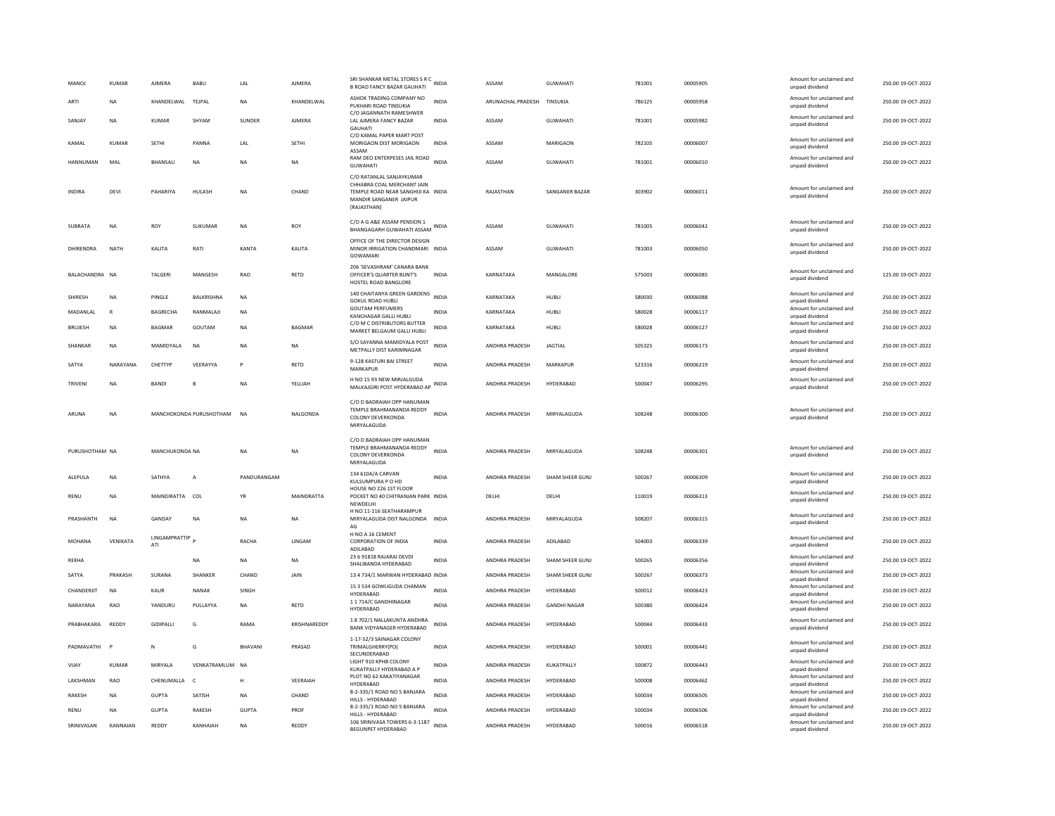| MANOJ | KUMAR | AJMERA | BABU | LAL | AJMERA | SRI SHANKAR METAL STORES S R C B ROAD FANCY BAZAR GAUHATI | INDIA | ASSAM | GUWAHATI | 781001 | 00005905 | Amount for unclaimed and unpaid dividend | 250.00 | 19-OCT-2022 |
|---|---|---|---|---|---|---|---|---|---|---|---|---|---|---|
| ARTI | NA | KHANDELWAL | TEJPAL | NA | KHANDELWAL | ASHOK TRADING COMPANY NO PUKHARI ROAD TINSUKIA | INDIA | ARUNACHAL PRADESH | TINSUKIA | 786125 | 00005958 | Amount for unclaimed and unpaid dividend | 250.00 | 19-OCT-2022 |
| SANJAY | NA | KUMAR | SHYAM | SUNDER | AJMERA | C/O JAGANNATH RAMESHWER LAL AJMERA FANCY BAZAR GAUHATI | INDIA | ASSAM | GUWAHATI | 781001 | 00005982 | Amount for unclaimed and unpaid dividend | 250.00 | 19-OCT-2022 |
| KAMAL | KUMAR | SETHI | PANNA | LAL | SETHI | C/O KAMAL PAPER MART POST MORIGAON DIST MORIGAON ASSAM | INDIA | ASSAM | MARIGAON | 782105 | 00006007 | Amount for unclaimed and unpaid dividend | 250.00 | 19-OCT-2022 |
| HANNUMAN | MAL | BHANSALI | NA | NA | NA | RAM DEO ENTERPESES JAIL ROAD GUWAHATI | INDIA | ASSAM | GUWAHATI | 781001 | 00006010 | Amount for unclaimed and unpaid dividend | 250.00 | 19-OCT-2022 |
| INDIRA | DEVI | PAHARIYA | HULASH | NA | CHAND | C/O RATANLAL SANJAYKUMAR CHHABRA COAL MERCHANT JAIN TEMPLE ROAD NEAR SANGHIJI KA MANDIR SANGANER JAIPUR [RAJASTHAN] | INDIA | RAJASTHAN | SANGANER BAZAR | 303902 | 00006011 | Amount for unclaimed and unpaid dividend | 250.00 | 19-OCT-2022 |
| SUBRATA | NA | ROY | SUKUMAR | NA | ROY | C/O A G A&E ASSAM PENSION 1 BHANGAGARH GUWAHATI ASSAM | INDIA | ASSAM | GUWAHATI | 781005 | 00006042 | Amount for unclaimed and unpaid dividend | 250.00 | 19-OCT-2022 |
| DHIRENDRA | NATH | KALITA | RATI | KANTA | KALITA | OFFICE OF THE DIRECTOR DESIGN MINOR IRRIGATION CHANDMARI GOWAMARI | INDIA | ASSAM | GUWAHATI | 781003 | 00006050 | Amount for unclaimed and unpaid dividend | 250.00 | 19-OCT-2022 |
| BALACHANDRA | NA | TALGERI | MANGESH | RAO | RETD | 206 'SEVASHRAM' CANARA BANK OFFICER'S QUARTER BUNT'S HOSTEL ROAD BANGLORE | INDIA | KARNATAKA | MANGALORE | 575003 | 00006085 | Amount for unclaimed and unpaid dividend | 125.00 | 19-OCT-2022 |
| SHIRESH | NA | PINGLE | BALKRISHNA | NA |  | 140 CHAITANYA GREEN GARDENS GOKUL ROAD HUBLI | INDIA | KARNATAKA | HUBLI | 580030 | 00006088 | Amount for unclaimed and unpaid dividend | 250.00 | 19-OCT-2022 |
| MADANLAL | R | BAGRECHA | RANMALAJI | NA |  | GOUTAM PERFUMERS KANCHAGAR GALLI HUBLI | INDIA | KARNATAKA | HUBLI | 580028 | 00006117 | Amount for unclaimed and unpaid dividend | 250.00 | 19-OCT-2022 |
| BRIJESH | NA | BAGMAR | GOUTAM | NA | BAGMAR | C/O M C DISTRIBUTORS BUTTER MARKET BELGAUM GALLI HUBLI | INDIA | KARNATAKA | HUBLI | 580028 | 00006127 | Amount for unclaimed and unpaid dividend | 250.00 | 19-OCT-2022 |
| SHANKAR | NA | MAMIDYALA | NA | NA | NA | S/O SAYANNA MAMIDYALA POST METPALLY DIST KARIMNAGAR | INDIA | ANDHRA PRADESH | JAGTIAL | 505325 | 00006173 | Amount for unclaimed and unpaid dividend | 250.00 | 19-OCT-2022 |
| SATYA | NARAYANA | CHETTYP | VEERAYYA | P | RETD | 9-128 KASTURI BAI STREET MARKAPUR | INDIA | ANDHRA PRADESH | MARKAPUR | 523316 | 00006219 | Amount for unclaimed and unpaid dividend | 250.00 | 19-OCT-2022 |
| TRIVENI | NA | BANDI | B | NA | YELLIAH | H NO 15 93 NEW MIRJALGUDA MALKAJGIRI POST HYDERABAD AP | INDIA | ANDHRA PRADESH | HYDERABAD | 500047 | 00006295 | Amount for unclaimed and unpaid dividend | 250.00 | 19-OCT-2022 |
| ARUNA | NA | MANCHOKONDA | PURUSHOTHAM | NA | NALGONDA | C/O D BADRAIAH OPP HANUMAN TEMPLE BRAHMANANDA REDDY COLONY DEVERKONDA MIRYALAGUDA | INDIA | ANDHRA PRADESH | MIRYALAGUDA | 508248 | 00006300 | Amount for unclaimed and unpaid dividend | 250.00 | 19-OCT-2022 |
| PURUSHOTHAM | NA | MANCHUKONDA | NA | NA | NA | C/O D BADRAIAH OPP HANUMAN TEMPLE BRAHMANANDA REDDY COLONY DEVERKONDA MIRYALAGUDA | INDIA | ANDHRA PRADESH | MIRYALAGUDA | 508248 | 00006301 | Amount for unclaimed and unpaid dividend | 250.00 | 19-OCT-2022 |
| ALEPULA | NA | SATHYA | A | PANDURANGAM |  | 134 610A/A CARVAN KULSUMPURA P O HD | INDIA | ANDHRA PRADESH | SHAM SHEER GUNJ | 500267 | 00006309 | Amount for unclaimed and unpaid dividend | 250.00 | 19-OCT-2022 |
| RENU | NA | MAINDIRATTA | COL | YR | MAINDRATTA | HOUSE NO 226 1ST FLOOR POCKET NO 40 CHITRANJAN PARK NEWDELHI | INDIA | DELHI | DELHI | 110019 | 00006313 | Amount for unclaimed and unpaid dividend | 250.00 | 19-OCT-2022 |
| PRASHANTH | NA | GANDAY | NA | NA | NA | H NO 11-116 SEATHARAMPUR MIRYALAGUDA DIST NALGONDA AG | INDIA | ANDHRA PRADESH | MIRYALAGUDA | 508207 | 00006315 | Amount for unclaimed and unpaid dividend | 250.00 | 19-OCT-2022 |
| MOHANA | VENIKATA | LINGAMPRATTIPATI | P | RACHA | LINGAM | H NO A 16 CEMENT CORPORATION OF INDIA ADILABAD | INDIA | ANDHRA PRADESH | ADILABAD | 504003 | 00006339 | Amount for unclaimed and unpaid dividend | 250.00 | 19-OCT-2022 |
| REKHA |  |  | NA | NA | NA | 23 6 91818 RAJARAI DEVDI SHALIBANDA HYDERABAD | INDIA | ANDHRA PRADESH | SHAM SHEER GUNJ | 500265 | 00006356 | Amount for unclaimed and unpaid dividend | 250.00 | 19-OCT-2022 |
| SATYA | PRAKASH | SURANA | SHANKER | CHAND | JAIN | 13 4 734/1 MARWAN HYDERABAD | INDIA | ANDHRA PRADESH | SHAM SHEER GUNJ | 500267 | 00006373 | Amount for unclaimed and unpaid dividend | 250.00 | 19-OCT-2022 |
| CHANDERJIT | NA | KAUR | NANAK | SINGH |  | 15 3 534 GOWLIGUDA CHAMAN HYDERABAD | INDIA | ANDHRA PRADESH | HYDERABAD | 500012 | 00006423 | Amount for unclaimed and unpaid dividend | 250.00 | 19-OCT-2022 |
| NARAYANA | RAO | YANDURU | PULLAYYA | NA | RETD | 1 1 714/C GANDHINAGAR HYDERABAD | INDIA | ANDHRA PRADESH | GANDHI NAGAR | 500380 | 00006424 | Amount for unclaimed and unpaid dividend | 250.00 | 19-OCT-2022 |
| PRABHAKARA | REDDY | GIDIPALLI | G | RAMA | KRISHNAREDDY | 1 8 702/1 NALLAKUNTA ANDHRA BANK VIDYANAGER HYDERABAD | INDIA | ANDHRA PRADESH | HYDERABAD | 500044 | 00006433 | Amount for unclaimed and unpaid dividend | 250.00 | 19-OCT-2022 |
| PADMAVATHI | P | N | G | BHAVANI | PRASAD | 1-17-52/3 SAINAGAR COLONY TRIMALGHERRY(PO( SECUNDERABAD | INDIA | ANDHRA PRADESH | HYDERABAD | 500001 | 00006441 | Amount for unclaimed and unpaid dividend | 250.00 | 19-OCT-2022 |
| VIJAY | KUMAR | MIRYALA | VENKATRAMLUM | NA |  | LIGHT 910 KPHB COLONY KUKATPALLY HYDERABAD A P | INDIA | ANDHRA PRADESH | KUKATPALLY | 500872 | 00006443 | Amount for unclaimed and unpaid dividend | 250.00 | 19-OCT-2022 |
| LAKSHMAN | RAO | CHENUMALLA | C | H | VEERAIAH | PLOT NO 62 KAKATIYANAGAR HYDERABAD | INDIA | ANDHRA PRADESH | HYDERABAD | 500008 | 00006462 | Amount for unclaimed and unpaid dividend | 250.00 | 19-OCT-2022 |
| RAKESH | NA | GUPTA | SATISH | NA | CHAND | 8-2-335/1 ROAD NO 5 BANJARA HILLS - HYDERABAD | INDIA | ANDHRA PRADESH | HYDERABAD | 500034 | 00006505 | Amount for unclaimed and unpaid dividend | 250.00 | 19-OCT-2022 |
| RENU | NA | GUPTA | RAKESH | GUPTA | PROF | 8-2-335/1 ROAD NO 5 BANJARA HILLS - HYDERABAD | INDIA | ANDHRA PRADESH | HYDERABAD | 500034 | 00006506 | Amount for unclaimed and unpaid dividend | 250.00 | 19-OCT-2022 |
| SRINIVASAN | KANNAIAN | REDDY | KANHAIAH | NA | REDDY | 106 SRINIVASA TOWERS 6-3-1187 BEGUNPET HYDERABAD | INDIA | ANDHRA PRADESH | HYDERABAD | 500016 | 00006518 | Amount for unclaimed and unpaid dividend | 250.00 | 19-OCT-2022 |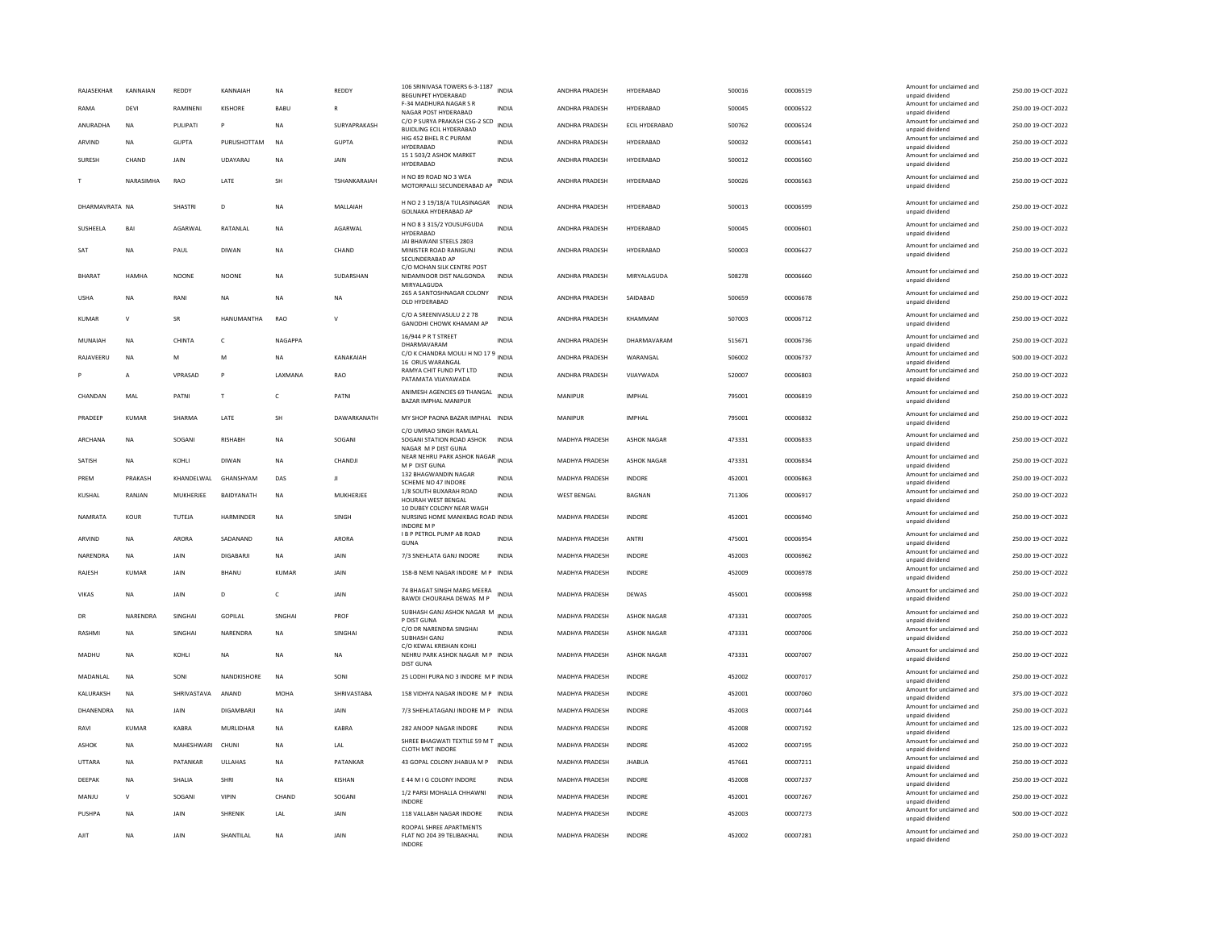| RAJASEKHAR | KANNAIAN | REDDY | KANNAIAH | NA | REDDY | 106 SRINIVASA TOWERS 6-3-1187 BEGUNPET HYDERABAD | INDIA | ANDHRA PRADESH | HYDERABAD | 500016 | 00006519 | Amount for unclaimed and unpaid dividend | 250.00 19-OCT-2022 |
|---|---|---|---|---|---|---|---|---|---|---|---|---|---|
| RAMA | DEVI | RAMINENI | KISHORE | BABU | R | F-34 MADHURA NAGAR S R NAGAR POST HYDERABAD | INDIA | ANDHRA PRADESH | HYDERABAD | 500045 | 00006522 | Amount for unclaimed and unpaid dividend | 250.00 19-OCT-2022 |
| ANURADHA | NA | PULIPATI | P | NA | SURYAPRAKASH | C/O P SURYA PRAKASH CSG-2 SCD BUIDLING ECIL HYDERABAD | INDIA | ANDHRA PRADESH | ECIL HYDERABAD | 500762 | 00006524 | Amount for unclaimed and unpaid dividend | 250.00 19-OCT-2022 |
| ARVIND | NA | GUPTA | PURUSHOTTAM | NA | GUPTA | HIG 452 BHEL R C PURAM HYDERABAD | INDIA | ANDHRA PRADESH | HYDERABAD | 500032 | 00006541 | Amount for unclaimed and unpaid dividend | 250.00 19-OCT-2022 |
| SURESH | CHAND | JAIN | UDAYARAJ | NA | JAIN | 15 1 503/2 ASHOK MARKET HYDERABAD | INDIA | ANDHRA PRADESH | HYDERABAD | 500012 | 00006560 | Amount for unclaimed and unpaid dividend | 250.00 19-OCT-2022 |
| T | NARASIMHA | RAO | LATE | SH | TSHANKARAIAH | H NO 89 ROAD NO 3 WEA MOTORPALLI SECUNDERABAD AP | INDIA | ANDHRA PRADESH | HYDERABAD | 500026 | 00006563 | Amount for unclaimed and unpaid dividend | 250.00 19-OCT-2022 |
| DHARMAVRATA | NA | SHASTRI | D | NA | MALLAIAH | H NO 2 3 19/18/A TULASINAGAR GOLNAKA HYDERABAD AP | INDIA | ANDHRA PRADESH | HYDERABAD | 500013 | 00006599 | Amount for unclaimed and unpaid dividend | 250.00 19-OCT-2022 |
| SUSHEELA | BAI | AGARWAL | RATANLAL | NA | AGARWAL | H NO 8 3 315/2 YOUSUFGUDA HYDERABAD | INDIA | ANDHRA PRADESH | HYDERABAD | 500045 | 00006601 | Amount for unclaimed and unpaid dividend | 250.00 19-OCT-2022 |
| SAT | NA | PAUL | DIWAN | NA | CHAND | JAI BHAWANI STEELS 2803 MINISTER ROAD RANIGUNJ SECUNDERABAD AP | INDIA | ANDHRA PRADESH | HYDERABAD | 500003 | 00006627 | Amount for unclaimed and unpaid dividend | 250.00 19-OCT-2022 |
| BHARAT | HAMHA | NOONE | NOONE | NA | SUDARSHAN | C/O MOHAN SILK CENTRE POST NIDAMNOOR DIST NALGONDA MIRYALAGUDA | INDIA | ANDHRA PRADESH | MIRYALAGUDA | 508278 | 00006660 | Amount for unclaimed and unpaid dividend | 250.00 19-OCT-2022 |
| USHA | NA | RANI | NA | NA | NA | 265 A SANTOSHNAGAR COLONY OLD HYDERABAD | INDIA | ANDHRA PRADESH | SAIDABAD | 500659 | 00006678 | Amount for unclaimed and unpaid dividend | 250.00 19-OCT-2022 |
| KUMAR | V | SR | HANUMANTHA | RAO | V | C/O A SREENIVASULU 2 2 78 GANODHI CHOWK KHAMAM AP | INDIA | ANDHRA PRADESH | KHAMMAM | 507003 | 00006712 | Amount for unclaimed and unpaid dividend | 250.00 19-OCT-2022 |
| MUNAIAH | NA | CHINTA | C | NAGAPPA | | 16/944 P R T STREET DHARMAVARAM | INDIA | ANDHRA PRADESH | DHARMAVARAM | 515671 | 00006736 | Amount for unclaimed and unpaid dividend | 250.00 19-OCT-2022 |
| RAJAVEERU | NA | M | M | NA | KANAKAIAH | C/O K CHANDRA MOULI H NO 17 9 16 ORUS WARANGAL | INDIA | ANDHRA PRADESH | WARANGAL | 506002 | 00006737 | Amount for unclaimed and unpaid dividend | 500.00 19-OCT-2022 |
| P | A | VPRASAD | P | LAXMANA | RAO | RAMYA CHIT FUND PVT LTD PATAMATA VIJAYAWADA | INDIA | ANDHRA PRADESH | VIJAYWADA | 520007 | 00006803 | Amount for unclaimed and unpaid dividend | 250.00 19-OCT-2022 |
| CHANDAN | MAL | PATNI | T | C | PATNI | ANIMESH AGENCIES 69 THANGAL BAZAR IMPHAL MANIPUR | INDIA | MANIPUR | IMPHAL | 795001 | 00006819 | Amount for unclaimed and unpaid dividend | 250.00 19-OCT-2022 |
| PRADEEP | KUMAR | SHARMA | LATE | SH | DAWARKANATH | MY SHOP PAONA BAZAR IMPHAL | INDIA | MANIPUR | IMPHAL | 795001 | 00006832 | Amount for unclaimed and unpaid dividend | 250.00 19-OCT-2022 |
| ARCHANA | NA | SOGANI | RISHABH | NA | SOGANI | C/O UMRAO SINGH RAMLAL SOGANI STATION ROAD ASHOK NAGAR M P DIST GUNA | INDIA | MADHYA PRADESH | ASHOK NAGAR | 473331 | 00006833 | Amount for unclaimed and unpaid dividend | 250.00 19-OCT-2022 |
| SATISH | NA | KOHLI | DIWAN | NA | CHANDJI | NEAR NEHRU PARK ASHOK NAGAR M P DIST GUNA | INDIA | MADHYA PRADESH | ASHOK NAGAR | 473331 | 00006834 | Amount for unclaimed and unpaid dividend | 250.00 19-OCT-2022 |
| PREM | PRAKASH | KHANDELWAL | GHANSHYAM | DAS | JI | 132 BHAGWANDIN NAGAR SCHEME NO 47 INDORE | INDIA | MADHYA PRADESH | INDORE | 452001 | 00006863 | Amount for unclaimed and unpaid dividend | 250.00 19-OCT-2022 |
| KUSHAL | RANJAN | MUKHERJEE | BAIDYANATH | NA | MUKHERJEE | 1/8 SOUTH BUXARAH ROAD HOURAH WEST BENGAL | INDIA | WEST BENGAL | BAGNAN | 711306 | 00006917 | Amount for unclaimed and unpaid dividend | 250.00 19-OCT-2022 |
| NAMRATA | KOUR | TUTEJA | HARMINDER | NA | SINGH | 10 DUBEY COLONY NEAR WAGH NURSING HOME MANIKBAG ROAD INDORE M P | INDIA | MADHYA PRADESH | INDORE | 452001 | 00006940 | Amount for unclaimed and unpaid dividend | 250.00 19-OCT-2022 |
| ARVIND | NA | ARORA | SADANAND | NA | ARORA | I B P PETROL PUMP AB ROAD GUNA | INDIA | MADHYA PRADESH | ANTRI | 475001 | 00006954 | Amount for unclaimed and unpaid dividend | 250.00 19-OCT-2022 |
| NARENDRA | NA | JAIN | DIGABARJI | NA | JAIN | 7/3 SNEHLATA GANJ INDORE | INDIA | MADHYA PRADESH | INDORE | 452003 | 00006962 | Amount for unclaimed and unpaid dividend | 250.00 19-OCT-2022 |
| RAJESH | KUMAR | JAIN | BHANU | KUMAR | JAIN | 158-B NEMI NAGAR INDORE M P | INDIA | MADHYA PRADESH | INDORE | 452009 | 00006978 | Amount for unclaimed and unpaid dividend | 250.00 19-OCT-2022 |
| VIKAS | NA | JAIN | D | C | JAIN | 74 BHAGAT SINGH MARG MEERA BAWDI CHOURAHA DEWAS M P | INDIA | MADHYA PRADESH | DEWAS | 455001 | 00006998 | Amount for unclaimed and unpaid dividend | 250.00 19-OCT-2022 |
| DR | NARENDRA | SINGHAI | GOPILAL | SNGHAI | PROF | SUBHASH GANJ ASHOK NAGAR M P DIST GUNA | INDIA | MADHYA PRADESH | ASHOK NAGAR | 473331 | 00007005 | Amount for unclaimed and unpaid dividend | 250.00 19-OCT-2022 |
| RASHMI | NA | SINGHAI | NARENDRA | NA | SINGHAI | C/O DR NARENDRA SINGHAI SUBHASH GANJ | INDIA | MADHYA PRADESH | ASHOK NAGAR | 473331 | 00007006 | Amount for unclaimed and unpaid dividend | 250.00 19-OCT-2022 |
| MADHU | NA | KOHLI | NA | NA | NA | C/O KEWAL KRISHAN KOHLI NEHRU PARK ASHOK NAGAR M P DIST GUNA | INDIA | MADHYA PRADESH | ASHOK NAGAR | 473331 | 00007007 | Amount for unclaimed and unpaid dividend | 250.00 19-OCT-2022 |
| MADANLAL | NA | SONI | NANDKISHORE | NA | SONI | 25 LODHI PURA NO 3 INDORE M P | INDIA | MADHYA PRADESH | INDORE | 452002 | 00007017 | Amount for unclaimed and unpaid dividend | 250.00 19-OCT-2022 |
| KALURAKSH | NA | SHRIVASTAVA | ANAND | MOHA | SHRIVASTABA | 158 VIDHYA NAGAR INDORE M P | INDIA | MADHYA PRADESH | INDORE | 452001 | 00007060 | Amount for unclaimed and unpaid dividend | 375.00 19-OCT-2022 |
| DHANENDRA | NA | JAIN | DIGAMBARJI | NA | JAIN | 7/3 SHEHLATAGANJ INDORE M P | INDIA | MADHYA PRADESH | INDORE | 452003 | 00007144 | Amount for unclaimed and unpaid dividend | 250.00 19-OCT-2022 |
| RAVI | KUMAR | KABRA | MURLIDHAR | NA | KABRA | 282 ANOOP NAGAR INDORE | INDIA | MADHYA PRADESH | INDORE | 452008 | 00007192 | Amount for unclaimed and unpaid dividend | 125.00 19-OCT-2022 |
| ASHOK | NA | MAHESHWARI | CHUNI | NA | LAL | SHREE BHAGWATI TEXTILE 59 M T CLOTH MKT INDORE | INDIA | MADHYA PRADESH | INDORE | 452002 | 00007195 | Amount for unclaimed and unpaid dividend | 250.00 19-OCT-2022 |
| UTTARA | NA | PATANKAR | ULLAHAS | NA | PATANKAR | 43 GOPAL COLONY JHABUA M P | INDIA | MADHYA PRADESH | JHABUA | 457661 | 00007211 | Amount for unclaimed and unpaid dividend | 250.00 19-OCT-2022 |
| DEEPAK | NA | SHALIA | SHRI | NA | KISHAN | E 44 M I G COLONY INDORE | INDIA | MADHYA PRADESH | INDORE | 452008 | 00007237 | Amount for unclaimed and unpaid dividend | 250.00 19-OCT-2022 |
| MANJU | V | SOGANI | VIPIN | CHAND | SOGANI | 1/2 PARSI MOHALLA CHHAWNI INDORE | INDIA | MADHYA PRADESH | INDORE | 452001 | 00007267 | Amount for unclaimed and unpaid dividend | 250.00 19-OCT-2022 |
| PUSHPA | NA | JAIN | SHRENIK | LAL | JAIN | 118 VALLABH NAGAR INDORE | INDIA | MADHYA PRADESH | INDORE | 452003 | 00007273 | Amount for unclaimed and unpaid dividend | 500.00 19-OCT-2022 |
| AJIT | NA | JAIN | SHANTILAL | NA | JAIN | ROOPAL SHREE APARTMENTS FLAT NO 204 39 TELIBAKHAL INDORE | INDIA | MADHYA PRADESH | INDORE | 452002 | 00007281 | Amount for unclaimed and unpaid dividend | 250.00 19-OCT-2022 |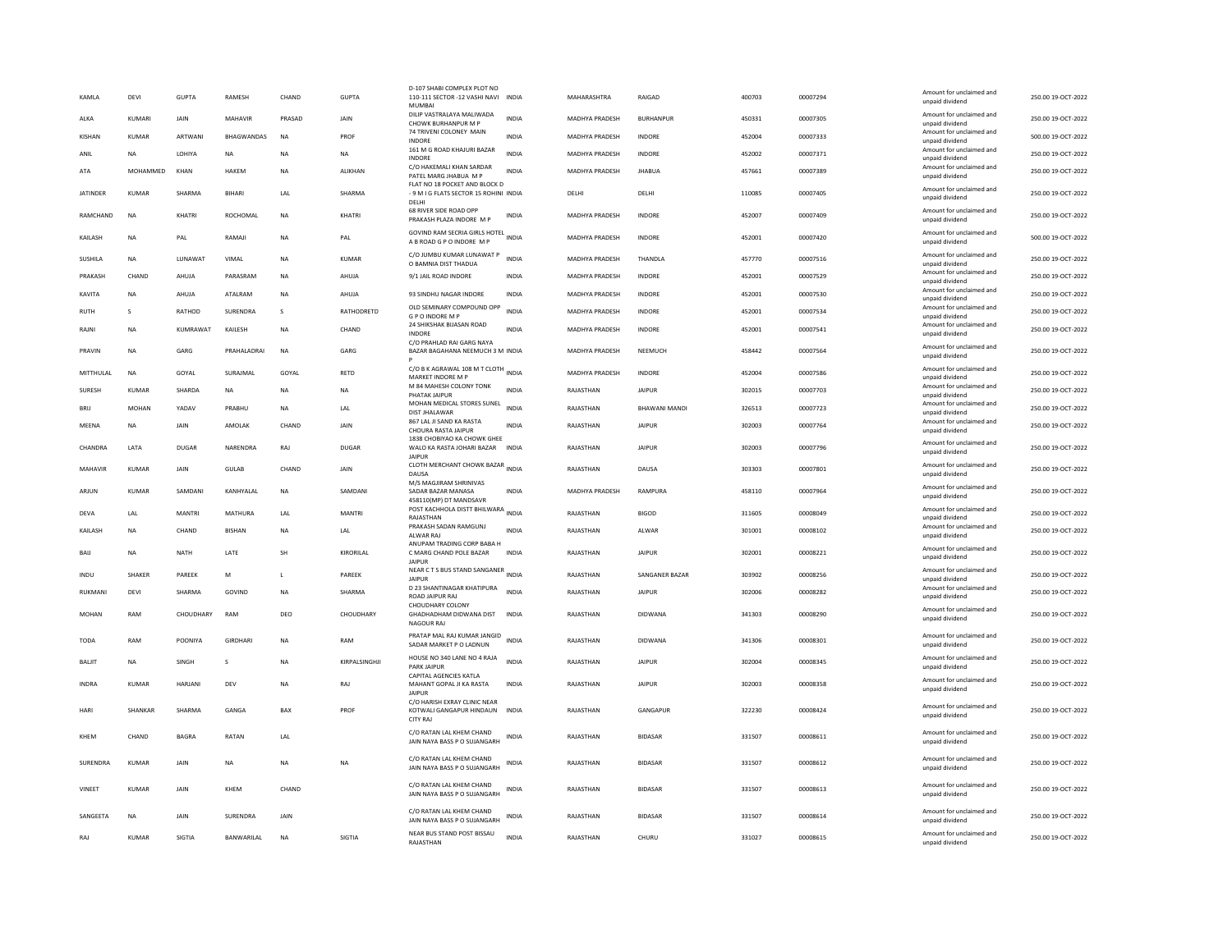| KAMLA | DEVI | GUPTA | RAMESH | CHAND | GUPTA | D-107 SHABI COMPLEX PLOT NO 110-111 SECTOR -12 VASHI NAVI MUMBAI | INDIA | MAHARASHTRA | RAIGAD | 400703 | 00007294 | Amount for unclaimed and unpaid dividend | 250.00 19-OCT-2022 |
|---|---|---|---|---|---|---|---|---|---|---|---|---|---|
| ALKA | KUMARI | JAIN | MAHAVIR | PRASAD | JAIN | DILIP VASTRALAYA MALIWADA CHOWK BURHANPUR M P | INDIA | MADHYA PRADESH | BURHANPUR | 450331 | 00007305 | Amount for unclaimed and unpaid dividend | 250.00 19-OCT-2022 |
| KISHAN | KUMAR | ARTWANI | BHAGWANDAS | NA | PROF | 74 TRIVENI COLONEY MAIN INDORE | INDIA | MADHYA PRADESH | INDORE | 452004 | 00007333 | Amount for unclaimed and unpaid dividend | 500.00 19-OCT-2022 |
| ANIL | NA | LOHIYA | NA | NA | NA | 161 M G ROAD KHAJURI BAZAR INDORE | INDIA | MADHYA PRADESH | INDORE | 452002 | 00007371 | Amount for unclaimed and unpaid dividend | 250.00 19-OCT-2022 |
| ATA | MOHAMMED | KHAN | HAKEM | NA | ALIKHAN | C/O HAKEMALI KHAN SARDAR PATEL MARG JHABUA M P | INDIA | MADHYA PRADESH | JHABUA | 457661 | 00007389 | Amount for unclaimed and unpaid dividend | 250.00 19-OCT-2022 |
| JATINDER | KUMAR | SHARMA | BIHARI | LAL | SHARMA | FLAT NO 18 POCKET AND BLOCK D - 9 M I G FLATS SECTOR 15 ROHINI DELHI | INDIA | DELHI | DELHI | 110085 | 00007405 | Amount for unclaimed and unpaid dividend | 250.00 19-OCT-2022 |
| RAMCHAND | NA | KHATRI | ROCHOMAL | NA | KHATRI | 68 RIVER SIDE ROAD OPP PRAKASH PLAZA INDORE M P | INDIA | MADHYA PRADESH | INDORE | 452007 | 00007409 | Amount for unclaimed and unpaid dividend | 250.00 19-OCT-2022 |
| KAILASH | NA | PAL | RAMAJI | NA | PAL | GOVIND RAM SECRIA GIRLS HOTEL A B ROAD G P O INDORE M P | INDIA | MADHYA PRADESH | INDORE | 452001 | 00007420 | Amount for unclaimed and unpaid dividend | 500.00 19-OCT-2022 |
| SUSHILA | NA | LUNAWAT | VIMAL | NA | KUMAR | C/O JUMBU KUMAR LUNAWAT P O BAMNIA DIST THADUA | INDIA | MADHYA PRADESH | THANDLA | 457770 | 00007516 | Amount for unclaimed and unpaid dividend | 250.00 19-OCT-2022 |
| PRAKASH | CHAND | AHUJA | PARASRAM | NA | AHUJA | 9/1 JAIL ROAD INDORE | INDIA | MADHYA PRADESH | INDORE | 452001 | 00007529 | Amount for unclaimed and unpaid dividend | 250.00 19-OCT-2022 |
| KAVITA | NA | AHUJA | ATALRAM | NA | AHUJA | 93 SINDHU NAGAR INDORE | INDIA | MADHYA PRADESH | INDORE | 452001 | 00007530 | Amount for unclaimed and unpaid dividend | 250.00 19-OCT-2022 |
| RUTH | S | RATHOD | SURENDRA | S | RATHODRETD | OLD SEMINARY COMPOUND OPP G P O INDORE M P | INDIA | MADHYA PRADESH | INDORE | 452001 | 00007534 | Amount for unclaimed and unpaid dividend | 250.00 19-OCT-2022 |
| RAJNI | NA | KUMRAWAT | KAILESH | NA | CHAND | 24 SHIKSHAK BIJASAN ROAD INDORE | INDIA | MADHYA PRADESH | INDORE | 452001 | 00007541 | Amount for unclaimed and unpaid dividend | 250.00 19-OCT-2022 |
| PRAVIN | NA | GARG | PRAHALADRAI | NA | GARG | C/O PRAHLAD RAI GARG NAYA BAZAR BAGAHANA NEEMUCH 3 M P | INDIA | MADHYA PRADESH | NEEMUCH | 458442 | 00007564 | Amount for unclaimed and unpaid dividend | 250.00 19-OCT-2022 |
| MITTHULAL | NA | GOYAL | SURAJMAL | GOYAL | RETD | C/O B K AGRAWAL 108 M T CLOTH MARKET INDORE M P | INDIA | MADHYA PRADESH | INDORE | 452004 | 00007586 | Amount for unclaimed and unpaid dividend | 250.00 19-OCT-2022 |
| SURESH | KUMAR | SHARDA | NA | NA | NA | M 84 MAHESH COLONY TONK PHATAK JAIPUR | INDIA | RAJASTHAN | JAIPUR | 302015 | 00007703 | Amount for unclaimed and unpaid dividend | 250.00 19-OCT-2022 |
| BRIJ | MOHAN | YADAV | PRABHU | NA | LAL | MOHAN MEDICAL STORES SUNEL DIST JHALAWAR | INDIA | RAJASTHAN | BHAWANI MANDI | 326513 | 00007723 | Amount for unclaimed and unpaid dividend | 250.00 19-OCT-2022 |
| MEENA | NA | JAIN | AMOLAK | CHAND | JAIN | 867 LAL JI SAND KA RASTA CHOURA RASTA JAIPUR | INDIA | RAJASTHAN | JAIPUR | 302003 | 00007764 | Amount for unclaimed and unpaid dividend | 250.00 19-OCT-2022 |
| CHANDRA | LATA | DUGAR | NARENDRA | RAJ | DUGAR | 1838 CHOBIYAO KA CHOWK GHEE WALO KA RASTA JOHARI BAZAR JAIPUR | INDIA | RAJASTHAN | JAIPUR | 302003 | 00007796 | Amount for unclaimed and unpaid dividend | 250.00 19-OCT-2022 |
| MAHAVIR | KUMAR | JAIN | GULAB | CHAND | JAIN | CLOTH MERCHANT CHOWK BAZAR DAUSA | INDIA | RAJASTHAN | DAUSA | 303303 | 00007801 | Amount for unclaimed and unpaid dividend | 250.00 19-OCT-2022 |
| ARJUN | KUMAR | SAMDANI | KANHYALAL | NA | SAMDANI | M/S MAGJIRAM SHRINIVAS SADAR BAZAR MANASA 458110(MP) DT MANDSAVR | INDIA | MADHYA PRADESH | RAMPURA | 458110 | 00007964 | Amount for unclaimed and unpaid dividend | 250.00 19-OCT-2022 |
| DEVA | LAL | MANTRI | MATHURA | LAL | MANTRI | POST KACHHOLA DISTT BHILWARA RAJASTHAN | INDIA | RAJASTHAN | BIGOD | 311605 | 00008049 | Amount for unclaimed and unpaid dividend | 250.00 19-OCT-2022 |
| KAILASH | NA | CHAND | BISHAN | NA | LAL | PRAKASH SADAN RAMGUNJ ALWAR RAJ | INDIA | RAJASTHAN | ALWAR | 301001 | 00008102 | Amount for unclaimed and unpaid dividend | 250.00 19-OCT-2022 |
| BAIJ | NA | NATH | LATE | SH | KIRORILAL | ANUPAM TRADING CORP BABA H C MARG CHAND POLE BAZAR JAIPUR | INDIA | RAJASTHAN | JAIPUR | 302001 | 00008221 | Amount for unclaimed and unpaid dividend | 250.00 19-OCT-2022 |
| INDU | SHAKER | PAREEK | M | L | PAREEK | NEAR C T S BUS STAND SANGANER JAIPUR | INDIA | RAJASTHAN | SANGANER BAZAR | 303902 | 00008256 | Amount for unclaimed and unpaid dividend | 250.00 19-OCT-2022 |
| RUKMANI | DEVI | SHARMA | GOVIND | NA | SHARMA | D 23 SHANTINAGAR KHATIPURA ROAD JAIPUR RAJ | INDIA | RAJASTHAN | JAIPUR | 302006 | 00008282 | Amount for unclaimed and unpaid dividend | 250.00 19-OCT-2022 |
| MOHAN | RAM | CHOUDHARY | RAM | DEO | CHOUDHARY | CHOUDHARY COLONY GHADHADHAM DIDWANA DIST NAGOUR RAJ | INDIA | RAJASTHAN | DIDWANA | 341303 | 00008290 | Amount for unclaimed and unpaid dividend | 250.00 19-OCT-2022 |
| TODA | RAM | POONIYA | GIRDHARI | NA | RAM | PRATAP MAL RAJ KUMAR JANGID SADAR MARKET P O LADNUN | INDIA | RAJASTHAN | DIDWANA | 341306 | 00008301 | Amount for unclaimed and unpaid dividend | 250.00 19-OCT-2022 |
| BALJIT | NA | SINGH | S | NA | KIRPALSINGHJI | HOUSE NO 340 LANE NO 4 RAJA PARK JAIPUR | INDIA | RAJASTHAN | JAIPUR | 302004 | 00008345 | Amount for unclaimed and unpaid dividend | 250.00 19-OCT-2022 |
| INDRA | KUMAR | HARJANI | DEV | NA | RAJ | CAPITAL AGENCIES KATLA MAHANT GOPAL JI KA RASTA JAIPUR | INDIA | RAJASTHAN | JAIPUR | 302003 | 00008358 | Amount for unclaimed and unpaid dividend | 250.00 19-OCT-2022 |
| HARI | SHANKAR | SHARMA | GANGA | BAX | PROF | C/O HARISH EXRAY CLINIC NEAR KOTWALI GANGAPUR HINDAUN CITY RAJ | INDIA | RAJASTHAN | GANGAPUR | 322230 | 00008424 | Amount for unclaimed and unpaid dividend | 250.00 19-OCT-2022 |
| KHEM | CHAND | BAGRA | RATAN | LAL | | C/O RATAN LAL KHEM CHAND JAIN NAYA BASS P O SUJANGARH | INDIA | RAJASTHAN | BIDASAR | 331507 | 00008611 | Amount for unclaimed and unpaid dividend | 250.00 19-OCT-2022 |
| SURENDRA | KUMAR | JAIN | NA | NA | NA | C/O RATAN LAL KHEM CHAND JAIN NAYA BASS P O SUJANGARH | INDIA | RAJASTHAN | BIDASAR | 331507 | 00008612 | Amount for unclaimed and unpaid dividend | 250.00 19-OCT-2022 |
| VINEET | KUMAR | JAIN | KHEM | CHAND | | C/O RATAN LAL KHEM CHAND JAIN NAYA BASS P O SUJANGARH | INDIA | RAJASTHAN | BIDASAR | 331507 | 00008613 | Amount for unclaimed and unpaid dividend | 250.00 19-OCT-2022 |
| SANGEETA | NA | JAIN | SURENDRA | JAIN | | C/O RATAN LAL KHEM CHAND JAIN NAYA BASS P O SUJANGARH | INDIA | RAJASTHAN | BIDASAR | 331507 | 00008614 | Amount for unclaimed and unpaid dividend | 250.00 19-OCT-2022 |
| RAJ | KUMAR | SIGTIA | BANWARILAL | NA | SIGTIA | NEAR BUS STAND POST BISSAU RAJASTHAN | INDIA | RAJASTHAN | CHURU | 331027 | 00008615 | Amount for unclaimed and unpaid dividend | 250.00 19-OCT-2022 |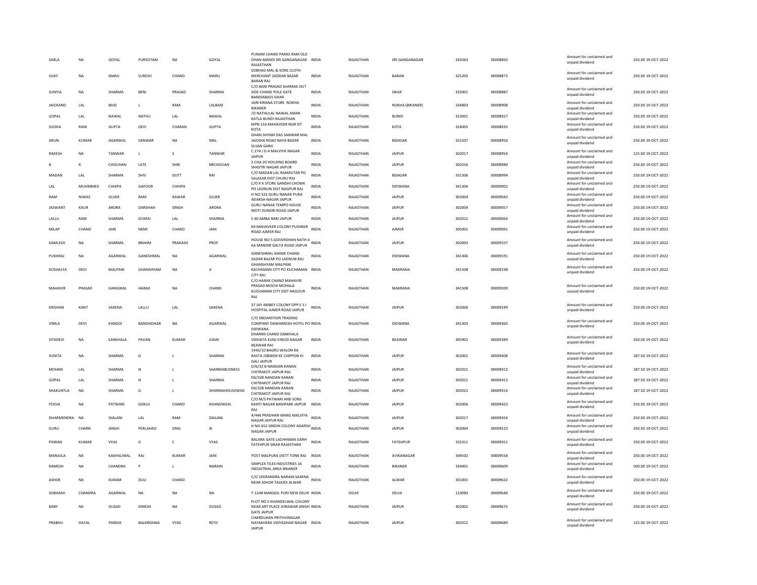| | | | | | | | | | | | | | | |
|---|---|---|---|---|---|---|---|---|---|---|---|---|---|---|
| SARLA | NA | GOYAL | PURSOTAM | NA | GOYAL | PUNAM CHAND PARAS RAM OLD DHAN MANDI SRI GANGANAGAR RAJASTHAN | INDIA | RAJASTHAN | SRI GANGANAGAR | 335063 | 00008850 | Amount for unclaimed and unpaid dividend | 250.00 | 19-OCT-2022 |
| VIJAY | NA | MARU | SURESH | CHAND | MARU | SOBHAG MAL & SONS CLOTH MERCHANT SADDAR BAZAR BARAN RAJ | INDIA | RAJASTHAN | BARAN | 325205 | 00008873 | Amount for unclaimed and unpaid dividend | 250.00 | 19-OCT-2022 |
| SUNTIA | NA | SHARMA | BENI | PRASAD | SHARMA | C/O BANI PRASAD SHARMA OUT SIDE CHAND POLE GATE BANDIABASS SIKAR | INDIA | RAJASTHAN | SIKAR | 332001 | 00008887 | Amount for unclaimed and unpaid dividend | 250.00 | 19-OCT-2022 |
| JAICHAND | LAL | BAID | L | RAM | LALBAID | JAIN KIRANA STORE NOKHA BIKANER | INDIA | RAJASTHAN | NOKHA (BIKANER) | 334803 | 00008908 | Amount for unclaimed and unpaid dividend | 250.00 | 19-OCT-2022 |
| GOPAL | LAL | NAWAL | NATHU | LAL | NAWAL | /O NATHULAL NAWAL AMAR KATLA BUNDI RAJASTHAN | INDIA | RAJASTHAN | BUNDI | 323001 | 00008927 | Amount for unclaimed and unpaid dividend | 250.00 | 19-OCT-2022 |
| SUDHA | RANI | GUPTA | DEVI | CHARAN | GUPTA | MPB-116 MAHAVEER NGR IST KOTA | INDIA | RAJASTHAN | KOTA | 324005 | 00008935 | Amount for unclaimed and unpaid dividend | 250.00 | 19-OCT-2022 |
| ARUN | KUMAR | AGARWAL | SANWAR | NA | MAL | GHAN SHYAM DAS SANWAR MAL JAJODIA ROAD NAYA BAZAR SUJAN GARH | INDIA | RAJASTHAN | BIDASAR | 331507 | 00008950 | Amount for unclaimed and unpaid dividend | 250.00 | 19-OCT-2022 |
| RAKESH | NA | TANWAR | L | S | TANWAR | C 274 J D A MALVIYA NAGAR JAIPUR | INDIA | RAJASTHAN | JAIPUR | 302017 | 00008954 | Amount for unclaimed and unpaid dividend | 125.00 | 19-OCT-2022 |
| B | R | CHOUHAN | LATE | SHRI | NRCHOUAN | 2 CHA 20 HOUSING BOARD SHASTRI NAGAR JAIPUR | INDIA | RAJASTHAN | JAIPUR | 302016 | 00008980 | Amount for unclaimed and unpaid dividend | 250.00 | 19-OCT-2022 |
| MADAN | LAL | SHARMA | SHIV | DUTT | RAI | C/O MADAN LAL RAMAVTAR PO SALASAR DIST CHURU RAJ | INDIA | RAJASTHAN | BIDASAR | 331506 | 00008994 | Amount for unclaimed and unpaid dividend | 250.00 | 19-OCT-2022 |
| LAL | MUHMMED | CHHIPA | GAFOOR | CHHIPA | | C/O K K STORE GANDHI CHOWK PO LADNUN DIST NAGPUR RAJ | INDIA | RAJASTHAN | DIDWANA | 341306 | 00009002 | Amount for unclaimed and unpaid dividend | 250.00 | 19-OCT-2022 |
| RAM | NIWAS | GUJER | RAM | KAWAR | GUJER | H NO 323 GURU NANAK PURA ADARSH NAGAR JAIPUR | INDIA | RAJASTHAN | JAIPUR | 302004 | 00009043 | Amount for unclaimed and unpaid dividend | 250.00 | 19-OCT-2022 |
| JASWANT | KAUR | ARORA | DARSHAN | SINGH | ARORA | GURU NANAK TEMPO HOUSE MOTI DUNGRI ROAD JAIPUR | INDIA | RAJASTHAN | JAIPUR | 302004 | 00009057 | Amount for unclaimed and unpaid dividend | 250.00 | 19-OCT-2022 |
| LALLU | RAM | SHARMA | GYARSI | LAL | SHARMA | S 40 AMBA BARI JAIPUR | INDIA | RAJASTHAN | JAIPUR | 302012 | 00009064 | Amount for unclaimed and unpaid dividend | 250.00 | 19-OCT-2022 |
| MILAP | CHAND | JAIN | NEMI | CHAND | JAIN | 69 MAHAVEER COLONY PUSHKER ROAD AJMER RAJ | INDIA | RAJASTHAN | AJMER | 305001 | 00009091 | Amount for unclaimed and unpaid dividend | 250.00 | 19-OCT-2022 |
| KAMLESH | NA | SHARMA | BRAHM | PRAKASH | PROF | HOUSE NO 5 GOVERDHAN NATH JI KA MANDIR GALTA ROAD JAIPUR | INDIA | RAJASTHAN | JAIPUR | 302003 | 00009107 | Amount for unclaimed and unpaid dividend | 250.00 | 19-OCT-2022 |
| PUKHRAJ | NA | AGARWAL | GANESHMAL | NA | AGARWAL | GANESHMAL MANIK CHAND SADAR BAZAR PO LADNUN RAJ | INDIA | RAJASTHAN | DIDWANA | 341306 | 00009191 | Amount for unclaimed and unpaid dividend | 250.00 | 19-OCT-2022 |
| KOSHALYA | DEVI | MALPANI | GHANSHYAM | NA | JI | GHANSHYAM MALPANI KACHAMAN CITY PO KUCHAMAN CITY RAJ | INDIA | RAJASTHAN | MAKRANA | 341508 | 00009198 | Amount for unclaimed and unpaid dividend | 250.00 | 19-OCT-2022 |
| MAHAVIR | PRASAD | GANGWAL | HARAK | NA | CHAND | C/O HARAK CHAND MAHAVIR PRASAD MOCHI MOHALA KUCHAMAN CITY DIST NAGOUR RAJ | INDIA | RAJASTHAN | MAKRANA | 341508 | 00009200 | Amount for unclaimed and unpaid dividend | 250.00 | 19-OCT-2022 |
| KRISHAN | KANT | SAXENA | LALLU | LAL | SAXENA | 37 JAY AMBEY COLONY OPP E S I HOSPITAL AJMER ROAD JAIPUR | INDIA | RAJASTHAN | JAIPUR | 302006 | 00009249 | Amount for unclaimed and unpaid dividend | 250.00 | 19-OCT-2022 |
| VIMLA | DEVI | KANDOI | BANSHIDHAR | NA | AGARWAL | C/O SNDARSTION TRADING COMPANY DAWARKESH HOTEL PO DIDWANA | INDIA | RAJASTHAN | DIDWANA | 341303 | 00009360 | Amount for unclaimed and unpaid dividend | 250.00 | 19-OCT-2022 |
| SITADEVI | NA | SANKHALA | PAVAN | KUMAR | JIJAIN | DHARMI CHAND SANKHALA VIDHATA KUNJ VINOD NAGAR BEAWAR RAJ | INDIA | RAJASTHAN | BEAWAR | 305901 | 00009389 | Amount for unclaimed and unpaid dividend | 250.00 | 19-OCT-2022 |
| SUNITA | NA | SHARMA | G | L | SHARMA | 1443/10 BAGRU WALON KA RASTA JOBWER KE CHIPPON KI GALI JAIPUR | INDIA | RAJASTHAN | JAIPUR | 302001 | 00009408 | Amount for unclaimed and unpaid dividend | 187.50 | 19-OCT-2022 |
| MOHAN | LAL | SHARMA | N | L | SHARMABUSNESS | D/6/32 B NANDAN KANAN CHITRAKOT JAIPUR RAJ | INDIA | RAJASTHAN | JAIPUR | 302021 | 00009412 | Amount for unclaimed and unpaid dividend | 187.50 | 19-OCT-2022 |
| GOPAL | LAL | SHARMA | N | L | SHARMA | D6/328 NANDAN KANAN CHITRAKOT JAIPUR RAJ | INDIA | RAJASTHAN | JAIPUR | 302021 | 00009413 | Amount for unclaimed and unpaid dividend | 187.50 | 19-OCT-2022 |
| SHAKUNTLA | NA | SHARMA | G | L | SHARMAHOUSEWISE | D6/328 NANDAN KANAN CHITRAKOT JAIPUR RAJ | INDIA | RAJASTHAN | JAIPUR | 302021 | 00009414 | Amount for unclaimed and unpaid dividend | 187.50 | 19-OCT-2022 |
| POOJA | NA | PATWARI | GOKUL | CHAND | KHANDWEAL | C/O M/S PATWARI AND SONS KANTI NAGAR BANIPARK JAIPUR RAJ | INDIA | RAJASTHAN | JAIPUR | 302006 | 00009423 | Amount for unclaimed and unpaid dividend | 250.00 | 19-OCT-2022 |
| DHARMENDRA | NA | DIALANI | LAL | RAM | DIALANI | 4/446 PRADHAN MARG MALVIYA NAGAR JAIPUR RAJ | INDIA | RAJASTHAN | JAIPUR | 302017 | 00009424 | Amount for unclaimed and unpaid dividend | 250.00 | 19-OCT-2022 |
| GURU | CHARN | SINGH | PERLAHAD | SING | JE | H NO 652 SINDHI COLONY ADARSH NAGAR JAIPUR | INDIA | RAJASTHAN | JAIPUR | 302004 | 00009523 | Amount for unclaimed and unpaid dividend | 250.00 | 19-OCT-2022 |
| PAWAN | KUMAR | VYAS | G | C | VYAS | BALARA GATE LACHHMAN GARH FATEHPUR SIKAR RAJASTHAN | INDIA | RAJASTHAN | FATEHPUR | 332311 | 00009551 | Amount for unclaimed and unpaid dividend | 250.00 | 19-OCT-2022 |
| MANJULA | NA | KASHALIWAL | RAJ | KUMAR | JAIN | POST MALPURA DISTT TONK RAJ | INDIA | RAJASTHAN | AVIKANAGAR | 304502 | 00009558 | Amount for unclaimed and unpaid dividend | 250.00 | 19-OCT-2022 |
| RAMESH | NA | CHANDRA | P | L | NARAIN | SIMPLEX TILES INDUSTRIES 16 INDUSTRIAL AREA BIKANER | INDIA | RAJASTHAN | BIKANER | 334001 | 00009609 | Amount for unclaimed and unpaid dividend | 500.00 | 19-OCT-2022 |
| ASHOK | NA | KUMAR | DULI | CHAND | | C/O VEERANDRA NARAIN SAXENA NEAR ASHOK TALKIES ALWAR | INDIA | RAJASTHAN | ALWAR | 301001 | 00009622 | Amount for unclaimed and unpaid dividend | 250.00 | 19-OCT-2022 |
| SUBHASH | CHANDRA | AGARWAL | NA | NA | NA | T-1248 MANGOL PURI NEW DELHI | INDIA | DELHI | DELHI | 110083 | 00009640 | Amount for unclaimed and unpaid dividend | 250.00 | 19-OCT-2022 |
| BABY | NA | DUSAD | DINESH | NA | DUSAD | PLOT NO 5 KHANDELWAL COLONY NEAR ART PLACE JORAWAR SINGH GATE JAIPUR | INDIA | RAJASTHAN | JAIPUR | 302002 | 00009675 | Amount for unclaimed and unpaid dividend | 250.00 | 19-OCT-2022 |
| PRABHU | DAYAL | PAREEK | BALKRISHNA | VYAS | RETD | CHARDUKAN PRITHVINAGAR NAYAKHERA VIDYADHAR NAGAR JAIPUR | INDIA | RAJASTHAN | JAIPUR | 302012 | 00009689 | Amount for unclaimed and unpaid dividend | 125.00 | 19-OCT-2022 |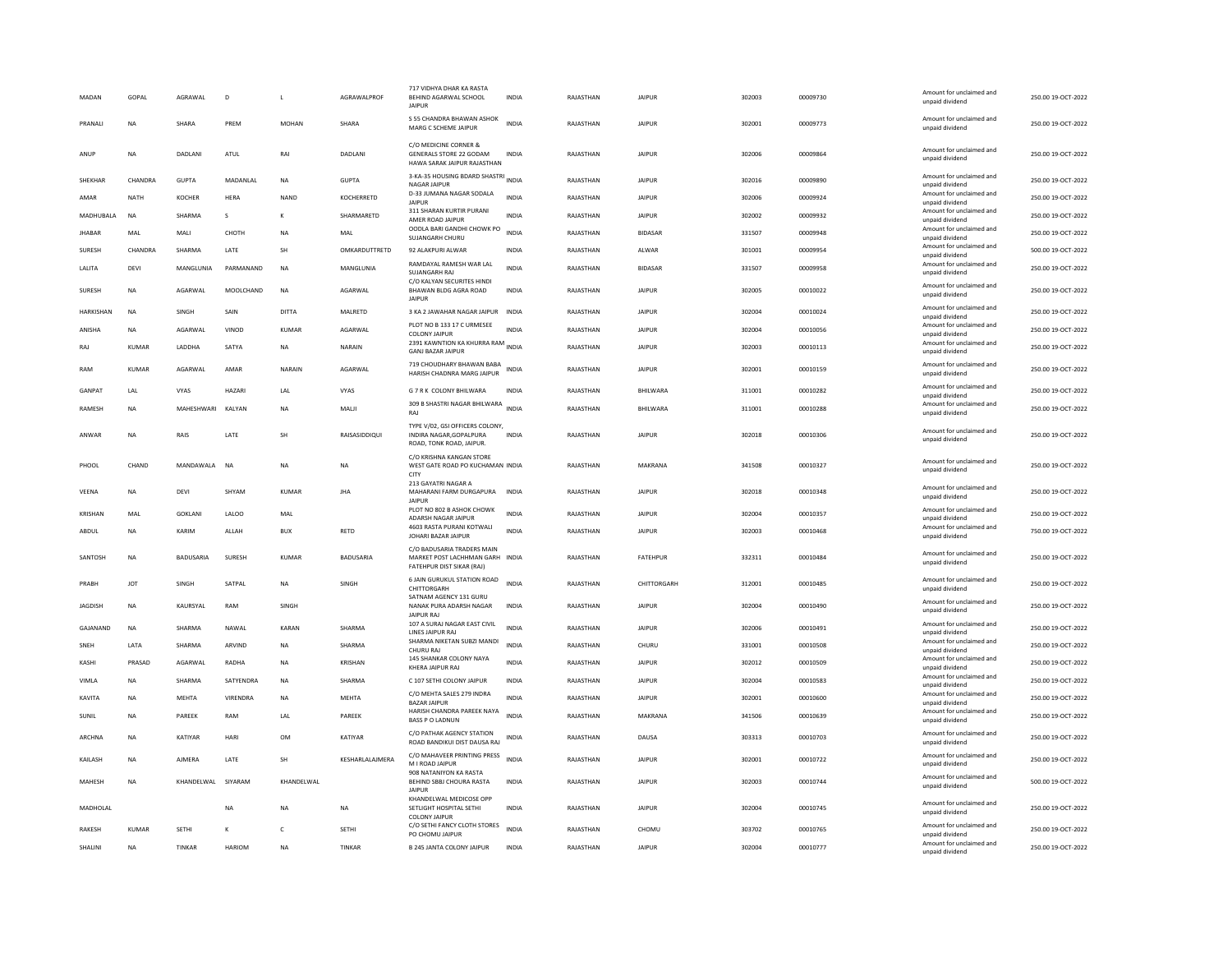| MADAN | GOPAL | AGRAWAL | D | L | AGRAWALPROF | 717 VIDHYA DHAR KA RASTA BEHIND AGARWAL SCHOOL JAIPUR | INDIA | RAJASTHAN | JAIPUR | 302003 | 00009730 | Amount for unclaimed and unpaid dividend | 250.00 19-OCT-2022 |
|---|---|---|---|---|---|---|---|---|---|---|---|---|---|
| PRANALI | NA | SHARA | PREM | MOHAN | SHARA | S 55 CHANDRA BHAWAN ASHOK MARG C SCHEME JAIPUR | INDIA | RAJASTHAN | JAIPUR | 302001 | 00009773 | Amount for unclaimed and unpaid dividend | 250.00 19-OCT-2022 |
| ANUP | NA | DADLANI | ATUL | RAI | DADLANI | C/O MEDICINE CORNER & GENERALS STORE 22 GODAM HAWA SARAK JAIPUR RAJASTHAN | INDIA | RAJASTHAN | JAIPUR | 302006 | 00009864 | Amount for unclaimed and unpaid dividend | 250.00 19-OCT-2022 |
| SHEKHAR | CHANDRA | GUPTA | MADANLAL | NA | GUPTA | 3-KA-35 HOUSING BDARD SHASTRI NAGAR JAIPUR | INDIA | RAJASTHAN | JAIPUR | 302016 | 00009890 | Amount for unclaimed and unpaid dividend | 250.00 19-OCT-2022 |
| AMAR | NATH | KOCHER | HERA | NAND | KOCHERRETD | D-33 JUMANA NAGAR SODALA JAIPUR | INDIA | RAJASTHAN | JAIPUR | 302006 | 00009924 | Amount for unclaimed and unpaid dividend | 250.00 19-OCT-2022 |
| MADHUBALA | NA | SHARMA | S | K | SHARMARETD | 311 SHARAN KURTIR PURANI AMER ROAD JAIPUR | INDIA | RAJASTHAN | JAIPUR | 302002 | 00009932 | Amount for unclaimed and unpaid dividend | 250.00 19-OCT-2022 |
| JHABAR | MAL | MALI | CHOTH | NA | MAL | OODLA BARI GANDHI CHOWK PO SUJANGARH CHURU | INDIA | RAJASTHAN | BIDASAR | 331507 | 00009948 | Amount for unclaimed and unpaid dividend | 250.00 19-OCT-2022 |
| SURESH | CHANDRA | SHARMA | LATE | SH | OMKARDUTTRETD | 92 ALAKPURI ALWAR | INDIA | RAJASTHAN | ALWAR | 301001 | 00009954 | Amount for unclaimed and unpaid dividend | 500.00 19-OCT-2022 |
| LALITA | DEVI | MANGLUNIA | PARMANAND | NA | MANGLUNIA | RAMDAYAL RAMESH WAR LAL SUJANGARH RAJ | INDIA | RAJASTHAN | BIDASAR | 331507 | 00009958 | Amount for unclaimed and unpaid dividend | 250.00 19-OCT-2022 |
| SURESH | NA | AGARWAL | MOOLCHAND | NA | AGARWAL | C/O KALYAN SECURITES HINDI BHAWAN BLDG AGRA ROAD JAIPUR | INDIA | RAJASTHAN | JAIPUR | 302005 | 00010022 | Amount for unclaimed and unpaid dividend | 250.00 19-OCT-2022 |
| HARKISHAN | NA | SINGH | SAIN | DITTA | MALRETD | 3 KA 2 JAWAHAR NAGAR JAIPUR | INDIA | RAJASTHAN | JAIPUR | 302004 | 00010024 | Amount for unclaimed and unpaid dividend | 250.00 19-OCT-2022 |
| ANISHA | NA | AGARWAL | VINOD | KUMAR | AGARWAL | PLOT NO B 133 17 C URMESEE COLONY JAIPUR | INDIA | RAJASTHAN | JAIPUR | 302004 | 00010056 | Amount for unclaimed and unpaid dividend | 250.00 19-OCT-2022 |
| RAJ | KUMAR | LADDHA | SATYA | NA | NARAIN | 2391 KAWNTION KA KHURRA RAM GANJ BAZAR JAIPUR | INDIA | RAJASTHAN | JAIPUR | 302003 | 00010113 | Amount for unclaimed and unpaid dividend | 250.00 19-OCT-2022 |
| RAM | KUMAR | AGARWAL | AMAR | NARAIN | AGARWAL | 719 CHOUDHARY BHAWAN BABA HARISH CHADNRA MARG JAIPUR | INDIA | RAJASTHAN | JAIPUR | 302001 | 00010159 | Amount for unclaimed and unpaid dividend | 250.00 19-OCT-2022 |
| GANPAT | LAL | VYAS | HAZARI | LAL | VYAS | G 7 R K COLONY BHILWARA | INDIA | RAJASTHAN | BHILWARA | 311001 | 00010282 | Amount for unclaimed and unpaid dividend | 250.00 19-OCT-2022 |
| RAMESH | NA | MAHESHWARI | KALYAN | NA | MALJI | 309 B SHASTRI NAGAR BHILWARA RAJ | INDIA | RAJASTHAN | BHILWARA | 311001 | 00010288 | Amount for unclaimed and unpaid dividend | 250.00 19-OCT-2022 |
| ANWAR | NA | RAIS | LATE | SH | RAISASIDDIQUI | TYPE V/02, GSI OFFICERS COLONY, INDIRA NAGAR,GOPALPURA ROAD, TONK ROAD, JAIPUR. | INDIA | RAJASTHAN | JAIPUR | 302018 | 00010306 | Amount for unclaimed and unpaid dividend | 250.00 19-OCT-2022 |
| PHOOL | CHAND | MANDAWALA | NA | NA | NA | C/O KRISHNA KANGAN STORE WEST GATE ROAD PO KUCHAMAN CITY | INDIA | RAJASTHAN | MAKRANA | 341508 | 00010327 | Amount for unclaimed and unpaid dividend | 250.00 19-OCT-2022 |
| VEENA | NA | DEVI | SHYAM | KUMAR | JHA | 213 GAYATRI NAGAR A MAHARANI FARM DURGAPURA JAIPUR | INDIA | RAJASTHAN | JAIPUR | 302018 | 00010348 | Amount for unclaimed and unpaid dividend | 250.00 19-OCT-2022 |
| KRISHAN | MAL | GOKLANI | LALOO | MAL | | PLOT NO 802 B ASHOK CHOWK ADARSH NAGAR JAIPUR | INDIA | RAJASTHAN | JAIPUR | 302004 | 00010357 | Amount for unclaimed and unpaid dividend | 250.00 19-OCT-2022 |
| ABDUL | NA | KARIM | ALLAH | BUX | RETD | 4603 RASTA PURANI KOTWALI JOHARI BAZAR JAIPUR | INDIA | RAJASTHAN | JAIPUR | 302003 | 00010468 | Amount for unclaimed and unpaid dividend | 750.00 19-OCT-2022 |
| SANTOSH | NA | BADUSARIA | SURESH | KUMAR | BADUSARIA | C/O BADUSARIA TRADERS MAIN MARKET POST LACHHMAN GARH FATEHPUR DIST SIKAR (RAJ) | INDIA | RAJASTHAN | FATEHPUR | 332311 | 00010484 | Amount for unclaimed and unpaid dividend | 250.00 19-OCT-2022 |
| PRABH | JOT | SINGH | SATPAL | NA | SINGH | 6 JAIN GURUKUL STATION ROAD CHITTORGARH | INDIA | RAJASTHAN | CHITTORGARH | 312001 | 00010485 | Amount for unclaimed and unpaid dividend | 250.00 19-OCT-2022 |
| JAGDISH | NA | KAURSYAL | RAM | SINGH | | SATNAM AGENCY 131 GURU NANAK PURA ADARSH NAGAR JAIPUR RAJ | INDIA | RAJASTHAN | JAIPUR | 302004 | 00010490 | Amount for unclaimed and unpaid dividend | 250.00 19-OCT-2022 |
| GAJANAND | NA | SHARMA | NAWAL | KARAN | SHARMA | 107 A SURAJ NAGAR EAST CIVIL LINES JAIPUR RAJ | INDIA | RAJASTHAN | JAIPUR | 302006 | 00010491 | Amount for unclaimed and unpaid dividend | 250.00 19-OCT-2022 |
| SNEH | LATA | SHARMA | ARVIND | NA | SHARMA | SHARMA NIKETAN SUBZI MANDI CHURU RAJ | INDIA | RAJASTHAN | CHURU | 331001 | 00010508 | Amount for unclaimed and unpaid dividend | 250.00 19-OCT-2022 |
| KASHI | PRASAD | AGARWAL | RADHA | NA | KRISHAN | 145 SHANKAR COLONY NAYA KHERA JAIPUR RAJ | INDIA | RAJASTHAN | JAIPUR | 302012 | 00010509 | Amount for unclaimed and unpaid dividend | 250.00 19-OCT-2022 |
| VIMLA | NA | SHARMA | SATYENDRA | NA | SHARMA | C 107 SETHI COLONY JAIPUR | INDIA | RAJASTHAN | JAIPUR | 302004 | 00010583 | Amount for unclaimed and unpaid dividend | 250.00 19-OCT-2022 |
| KAVITA | NA | MEHTA | VIRENDRA | NA | MEHTA | C/O MEHTA SALES 279 INDRA BAZAR JAIPUR | INDIA | RAJASTHAN | JAIPUR | 302001 | 00010600 | Amount for unclaimed and unpaid dividend | 250.00 19-OCT-2022 |
| SUNIL | NA | PAREEK | RAM | LAL | PAREEK | HARISH CHANDRA PAREEK NAYA BASS P O LADNUN | INDIA | RAJASTHAN | MAKRANA | 341506 | 00010639 | Amount for unclaimed and unpaid dividend | 250.00 19-OCT-2022 |
| ARCHNA | NA | KATIYAR | HARI | OM | KATIYAR | C/O PATHAK AGENCY STATION ROAD BANDIKUI DIST DAUSA RAJ | INDIA | RAJASTHAN | DAUSA | 303313 | 00010703 | Amount for unclaimed and unpaid dividend | 250.00 19-OCT-2022 |
| KAILASH | NA | AJMERA | LATE | SH | KESHARLALAJMERA | C/O MAHAVEER PRINTING PRESS M I ROAD JAIPUR | INDIA | RAJASTHAN | JAIPUR | 302001 | 00010722 | Amount for unclaimed and unpaid dividend | 250.00 19-OCT-2022 |
| MAHESH | NA | KHANDELWAL | SIYARAM | KHANDELWAL | | 908 NATANIYON KA RASTA BEHIND SBBJ CHOURA RASTA JAIPUR | INDIA | RAJASTHAN | JAIPUR | 302003 | 00010744 | Amount for unclaimed and unpaid dividend | 500.00 19-OCT-2022 |
| MADHOLAL | | | NA | NA | NA | KHANDELWAL MEDICOSE OPP SETLIGHT HOSPITAL SETHI COLONY JAIPUR | INDIA | RAJASTHAN | JAIPUR | 302004 | 00010745 | Amount for unclaimed and unpaid dividend | 250.00 19-OCT-2022 |
| RAKESH | KUMAR | SETHI | K | C | SETHI | C/O SETHI FANCY CLOTH STORES PO CHOMU JAIPUR | INDIA | RAJASTHAN | CHOMU | 303702 | 00010765 | Amount for unclaimed and unpaid dividend | 250.00 19-OCT-2022 |
| SHALINI | NA | TINKAR | HARIOM | NA | TINKAR | B 245 JANTA COLONY JAIPUR | INDIA | RAJASTHAN | JAIPUR | 302004 | 00010777 | Amount for unclaimed and unpaid dividend | 250.00 19-OCT-2022 |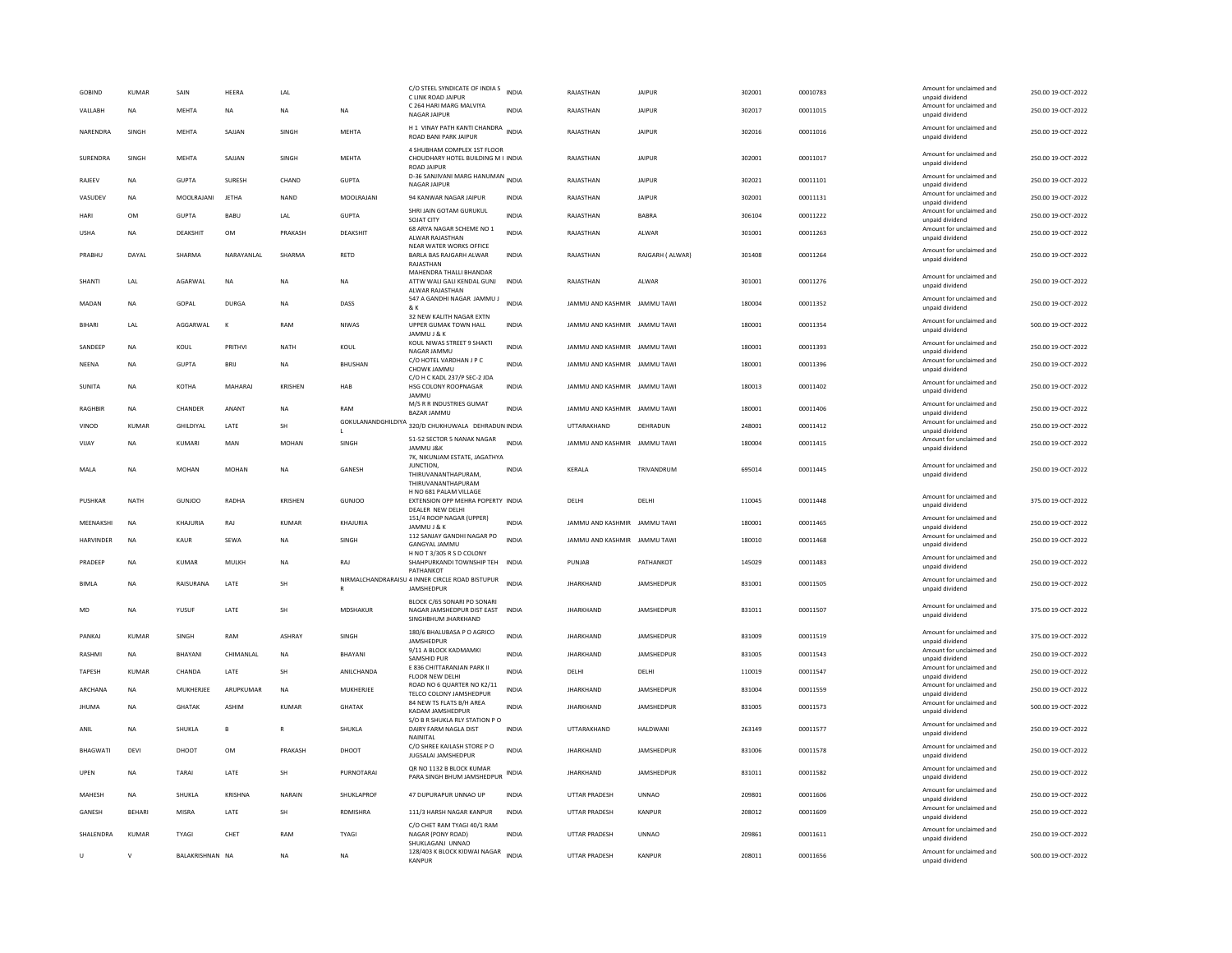| | | | | | | | | | | | | | | |
|---|---|---|---|---|---|---|---|---|---|---|---|---|---|---|
| GOBIND | KUMAR | SAIN | HEERA | LAL | | C/O STEEL SYNDICATE OF INDIA S C LINK ROAD JAIPUR | INDIA | RAJASTHAN | JAIPUR | 302001 | 00010783 | Amount for unclaimed and unpaid dividend | 250.00 | 19-OCT-2022 |
| VALLABH | NA | MEHTA | NA | NA | NA | C 264 HARI MARG MALVIYA NAGAR JAIPUR | INDIA | RAJASTHAN | JAIPUR | 302017 | 00011015 | Amount for unclaimed and unpaid dividend | 250.00 | 19-OCT-2022 |
| NARENDRA | SINGH | MEHTA | SAJJAN | SINGH | MEHTA | H 1 VINAY PATH KANTI CHANDRA ROAD BANI PARK JAIPUR | INDIA | RAJASTHAN | JAIPUR | 302016 | 00011016 | Amount for unclaimed and unpaid dividend | 250.00 | 19-OCT-2022 |
| SURENDRA | SINGH | MEHTA | SAJJAN | SINGH | MEHTA | 4 SHUBHAM COMPLEX 1ST FLOOR CHOUDHARY HOTEL BUILDING M I ROAD JAIPUR | INDIA | RAJASTHAN | JAIPUR | 302001 | 00011017 | Amount for unclaimed and unpaid dividend | 250.00 | 19-OCT-2022 |
| RAJEEV | NA | GUPTA | SURESH | CHAND | GUPTA | D-36 SANJIVANI MARG HANUMAN NAGAR JAIPUR | INDIA | RAJASTHAN | JAIPUR | 302021 | 00011101 | Amount for unclaimed and unpaid dividend | 250.00 | 19-OCT-2022 |
| VASUDEV | NA | MOOLRAJANI | JETHA | NAND | MOOLRAJANI | 94 KANWAR NAGAR JAIPUR | INDIA | RAJASTHAN | JAIPUR | 302001 | 00011131 | Amount for unclaimed and unpaid dividend | 250.00 | 19-OCT-2022 |
| HARI | OM | GUPTA | BABU | LAL | GUPTA | SHRI JAIN GOTAM GURUKUL SOJAT CITY | INDIA | RAJASTHAN | BABRA | 306104 | 00011222 | Amount for unclaimed and unpaid dividend | 250.00 | 19-OCT-2022 |
| USHA | NA | DEAKSHIT | OM | PRAKASH | DEAKSHIT | 68 ARYA NAGAR SCHEME NO 1 ALWAR RAJASTHAN | INDIA | RAJASTHAN | ALWAR | 301001 | 00011263 | Amount for unclaimed and unpaid dividend | 250.00 | 19-OCT-2022 |
| PRABHU | DAYAL | SHARMA | NARAYANLAL | SHARMA | RETD | NEAR WATER WORKS OFFICE BARLA BAS RAJGARH ALWAR RAJASTHAN | INDIA | RAJASTHAN | RAJGARH ( ALWAR) | 301408 | 00011264 | Amount for unclaimed and unpaid dividend | 250.00 | 19-OCT-2022 |
| SHANTI | LAL | AGARWAL | NA | NA | NA | MAHENDRA THALLI BHANDAR ATTW WALI GALI KENDAL GUNJ ALWAR RAJASTHAN | INDIA | RAJASTHAN | ALWAR | 301001 | 00011276 | Amount for unclaimed and unpaid dividend | 250.00 | 19-OCT-2022 |
| MADAN | NA | GOPAL | DURGA | NA | DASS | 547 A GANDHI NAGAR JAMMU J & K | INDIA | JAMMU AND KASHMIR | JAMMU TAWI | 180004 | 00011352 | Amount for unclaimed and unpaid dividend | 250.00 | 19-OCT-2022 |
| BIHARI | LAL | AGGARWAL | K | RAM | NIWAS | 32 NEW KALITH NAGAR EXTN UPPER GUMAK TOWN HALL JAMMU J & K | INDIA | JAMMU AND KASHMIR | JAMMU TAWI | 180001 | 00011354 | Amount for unclaimed and unpaid dividend | 500.00 | 19-OCT-2022 |
| SANDEEP | NA | KOUL | PRITHVI | NATH | KOUL | KOUL NIWAS STREET 9 SHAKTI NAGAR JAMMU | INDIA | JAMMU AND KASHMIR | JAMMU TAWI | 180001 | 00011393 | Amount for unclaimed and unpaid dividend | 250.00 | 19-OCT-2022 |
| NEENA | NA | GUPTA | BRIJ | NA | BHUSHAN | C/O HOTEL VARDHAN J P C CHOWK JAMMU | INDIA | JAMMU AND KASHMIR | JAMMU TAWI | 180001 | 00011396 | Amount for unclaimed and unpaid dividend | 250.00 | 19-OCT-2022 |
| SUNITA | NA | KOTHA | MAHARAJ | KRISHEN | HAB | C/O H C KADL 237/P SEC-2 JDA HSG COLONY ROOPNAGAR JAMMU | INDIA | JAMMU AND KASHMIR | JAMMU TAWI | 180013 | 00011402 | Amount for unclaimed and unpaid dividend | 250.00 | 19-OCT-2022 |
| RAGHBIR | NA | CHANDER | ANANT | NA | RAM | M/S R R INDUSTRIES GUMAT BAZAR JAMMU | INDIA | JAMMU AND KASHMIR | JAMMU TAWI | 180001 | 00011406 | Amount for unclaimed and unpaid dividend | 250.00 | 19-OCT-2022 |
| VINOD | KUMAR | GHILDIYAL | LATE | SH | GOKULANANDGHILDIYAL | 320/D CHUKHUWALA DEHRADUN | INDIA | UTTARAKHAND | DEHRADUN | 248001 | 00011412 | Amount for unclaimed and unpaid dividend | 250.00 | 19-OCT-2022 |
| VIJAY | NA | KUMARI | MAN | MOHAN | SINGH | 51-52 SECTOR 5 NANAK NAGAR JAMMU J&K | INDIA | JAMMU AND KASHMIR | JAMMU TAWI | 180004 | 00011415 | Amount for unclaimed and unpaid dividend | 250.00 | 19-OCT-2022 |
| MALA | NA | MOHAN | MOHAN | NA | GANESH | 7K, NIKUNJAM ESTATE, JAGATHYA JUNCTION, THIRUVANANTHAPURAM, THIRUVANANTHAPURAM | INDIA | KERALA | TRIVANDRUM | 695014 | 00011445 | Amount for unclaimed and unpaid dividend | 250.00 | 19-OCT-2022 |
| PUSHKAR | NATH | GUNJOO | RADHA | KRISHEN | GUNJOO | H NO 681 PALAM VILLAGE EXTENSION OPP MEHRA POPERTY DEALER NEW DELHI | INDIA | DELHI | DELHI | 110045 | 00011448 | Amount for unclaimed and unpaid dividend | 375.00 | 19-OCT-2022 |
| MEENAKSHI | NA | KHAJURIA | RAJ | KUMAR | KHAJURIA | 151/4 ROOP NAGAR (UPPER) JAMMU J & K | INDIA | JAMMU AND KASHMIR | JAMMU TAWI | 180001 | 00011465 | Amount for unclaimed and unpaid dividend | 250.00 | 19-OCT-2022 |
| HARVINDER | NA | KAUR | SEWA | NA | SINGH | 112 SANJAY GANDHI NAGAR PO GANGYAL JAMMU | INDIA | JAMMU AND KASHMIR | JAMMU TAWI | 180010 | 00011468 | Amount for unclaimed and unpaid dividend | 250.00 | 19-OCT-2022 |
| PRADEEP | NA | KUMAR | MULKH | NA | RAJ | H NO T 3/305 R S D COLONY SHAHPURKANDI TOWNSHIP TEH PATHANKOT | INDIA | PUNJAB | PATHANKOT | 145029 | 00011483 | Amount for unclaimed and unpaid dividend | 250.00 | 19-OCT-2022 |
| BIMLA | NA | RAISURANA | LATE | SH | NIRMALCHANDRARAISUR | 4 INNER CIRCLE ROAD BISTUPUR JAMSHEDPUR | INDIA | JHARKHAND | JAMSHEDPUR | 831001 | 00011505 | Amount for unclaimed and unpaid dividend | 250.00 | 19-OCT-2022 |
| MD | NA | YUSUF | LATE | SH | MDSHAKUR | BLOCK C/65 SONARI PO SONARI NAGAR JAMSHEDPUR DIST EAST SINGHBHUM JHARKHAND | INDIA | JHARKHAND | JAMSHEDPUR | 831011 | 00011507 | Amount for unclaimed and unpaid dividend | 375.00 | 19-OCT-2022 |
| PANKAJ | KUMAR | SINGH | RAM | ASHRAY | SINGH | 180/6 BHALUBASA P O AGRICO JAMSHEDPUR | INDIA | JHARKHAND | JAMSHEDPUR | 831009 | 00011519 | Amount for unclaimed and unpaid dividend | 375.00 | 19-OCT-2022 |
| RASHMI | NA | BHAYANI | CHIMANLAL | NA | BHAYANI | 9/11 A BLOCK KADMAMKI SAMSHID PUR | INDIA | JHARKHAND | JAMSHEDPUR | 831005 | 00011543 | Amount for unclaimed and unpaid dividend | 250.00 | 19-OCT-2022 |
| TAPESH | KUMAR | CHANDA | LATE | SH | ANILCHANDA | E 836 CHITTARANJAN PARK II FLOOR NEW DELHI | INDIA | DELHI | DELHI | 110019 | 00011547 | Amount for unclaimed and unpaid dividend | 250.00 | 19-OCT-2022 |
| ARCHANA | NA | MUKHERJEE | ARUPKUMAR | NA | MUKHERJEE | ROAD NO 6 QUARTER NO K2/11 TELCO COLONY JAMSHEDPUR | INDIA | JHARKHAND | JAMSHEDPUR | 831004 | 00011559 | Amount for unclaimed and unpaid dividend | 250.00 | 19-OCT-2022 |
| JHUMA | NA | GHATAK | ASHIM | KUMAR | GHATAK | 84 NEW TS FLATS B/H AREA KADAM JAMSHEDPUR | INDIA | JHARKHAND | JAMSHEDPUR | 831005 | 00011573 | Amount for unclaimed and unpaid dividend | 500.00 | 19-OCT-2022 |
| ANIL | NA | SHUKLA | B | R | SHUKLA | S/O B R SHUKLA RLY STATION P O DAIRY FARM NAGLA DIST NAINITAL | INDIA | UTTARAKHAND | HALDWANI | 263149 | 00011577 | Amount for unclaimed and unpaid dividend | 250.00 | 19-OCT-2022 |
| BHAGWATI | DEVI | DHOOT | OM | PRAKASH | DHOOT | C/O SHREE KAILASH STORE P O JUGSALAI JAMSHEDPUR | INDIA | JHARKHAND | JAMSHEDPUR | 831006 | 00011578 | Amount for unclaimed and unpaid dividend | 250.00 | 19-OCT-2022 |
| UPEN | NA | TARAI | LATE | SH | PURNOTARAI | QR NO 1132 B BLOCK KUMAR PARA SINGH BHUM JAMSHEDPUR | INDIA | JHARKHAND | JAMSHEDPUR | 831011 | 00011582 | Amount for unclaimed and unpaid dividend | 250.00 | 19-OCT-2022 |
| MAHESH | NA | SHUKLA | KRISHNA | NARAIN | SHUKLAPROF | 47 DUPURAPUR UNNAO UP | INDIA | UTTAR PRADESH | UNNAO | 209801 | 00011606 | Amount for unclaimed and unpaid dividend | 250.00 | 19-OCT-2022 |
| GANESH | BEHARI | MISRA | LATE | SH | RDMISHRA | 111/3 HARSH NAGAR KANPUR | INDIA | UTTAR PRADESH | KANPUR | 208012 | 00011609 | Amount for unclaimed and unpaid dividend | 250.00 | 19-OCT-2022 |
| SHALENDRA | KUMAR | TYAGI | CHET | RAM | TYAGI | C/O CHET RAM TYAGI 40/1 RAM NAGAR (PONY ROAD) SHUKLAGANJ UNNAO | INDIA | UTTAR PRADESH | UNNAO | 209861 | 00011611 | Amount for unclaimed and unpaid dividend | 250.00 | 19-OCT-2022 |
| U | V | BALAKRISHNAN | NA | NA | NA | 128/403 K BLOCK KIDWAI NAGAR KANPUR | INDIA | UTTAR PRADESH | KANPUR | 208011 | 00011656 | Amount for unclaimed and unpaid dividend | 500.00 | 19-OCT-2022 |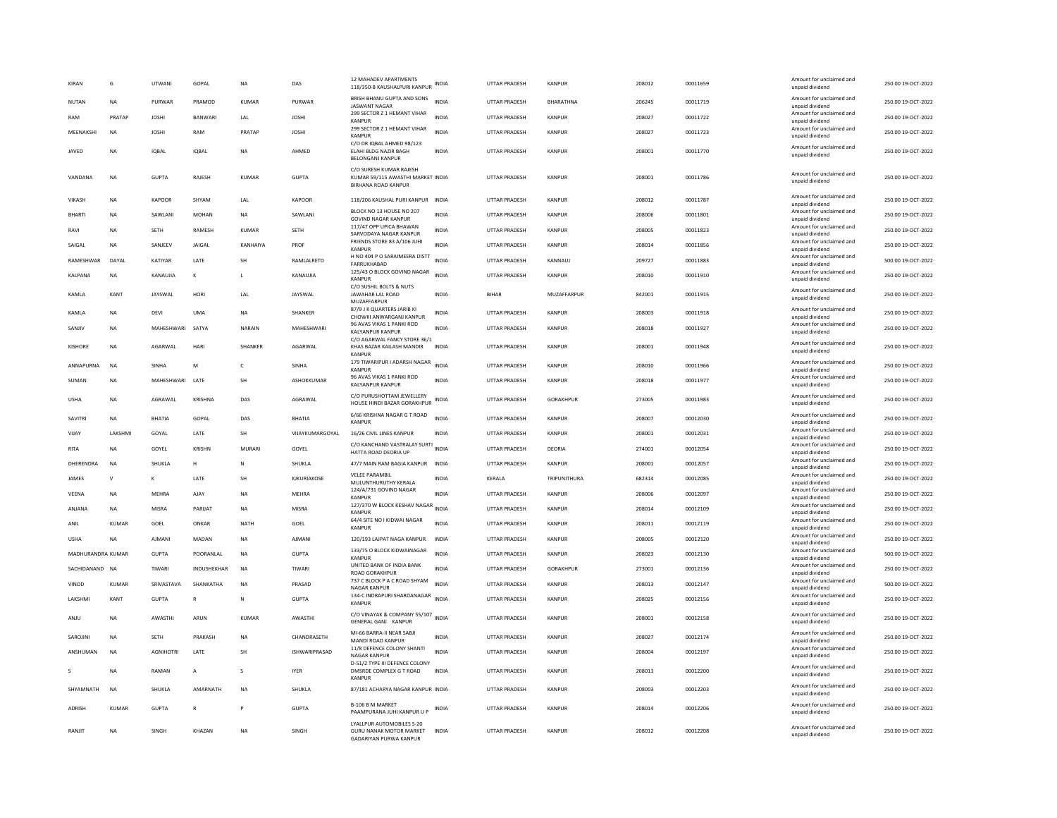| | | | | | | | | | | | | | | |
|---|---|---|---|---|---|---|---|---|---|---|---|---|---|---|
| KIRAN | G | UTWANI | GOPAL | NA | DAS | 12 MAHADEV APARTMENTS 118/350-B KAUSHALPURI KANPUR | INDIA | UTTAR PRADESH | KANPUR | 208012 | 00011659 | Amount for unclaimed and unpaid dividend | 250.00 | 19-OCT-2022 |
| NUTAN | NA | PURWAR | PRAMOD | KUMAR | PURWAR | BRISH BHANU GUPTA AND SONS JASWANT NAGAR | INDIA | UTTAR PRADESH | BHARATHNA | 206245 | 00011719 | Amount for unclaimed and unpaid dividend | 250.00 | 19-OCT-2022 |
| RAM | PRATAP | JOSHI | BANWARI | LAL | JOSHI | 299 SECTOR Z 1 HEMANT VIHAR KANPUR | INDIA | UTTAR PRADESH | KANPUR | 208027 | 00011722 | Amount for unclaimed and unpaid dividend | 250.00 | 19-OCT-2022 |
| MEENAKSHI | NA | JOSHI | RAM | PRATAP | JOSHI | 299 SECTOR Z 1 HEMANT VIHAR KANPUR | INDIA | UTTAR PRADESH | KANPUR | 208027 | 00011723 | Amount for unclaimed and unpaid dividend | 250.00 | 19-OCT-2022 |
| JAVED | NA | IQBAL | IQBAL | NA | AHMED | C/O DR IQBAL AHMED 98/123 ELAHI BLDG NAZIR BAGH BELONGANJ KANPUR | INDIA | UTTAR PRADESH | KANPUR | 208001 | 00011770 | Amount for unclaimed and unpaid dividend | 250.00 | 19-OCT-2022 |
| VANDANA | NA | GUPTA | RAJESH | KUMAR | GUPTA | C/O SURESH KUMAR RAJESH KUMAR 59/115 AWASTHI MARKET BIRHANA ROAD KANPUR | INDIA | UTTAR PRADESH | KANPUR | 208001 | 00011786 | Amount for unclaimed and unpaid dividend | 250.00 | 19-OCT-2022 |
| VIKASH | NA | KAPOOR | SHYAM | LAL | KAPOOR | 118/206 KAUSHAL PURI KANPUR | INDIA | UTTAR PRADESH | KANPUR | 208012 | 00011787 | Amount for unclaimed and unpaid dividend | 250.00 | 19-OCT-2022 |
| BHARTI | NA | SAWLANI | MOHAN | NA | SAWLANI | BLOCK NO 13 HOUSE NO 207 GOVIND NAGAR KANPUR | INDIA | UTTAR PRADESH | KANPUR | 208006 | 00011801 | Amount for unclaimed and unpaid dividend | 250.00 | 19-OCT-2022 |
| RAVI | NA | SETH | RAMESH | KUMAR | SETH | 117/47 OPP UPICA BHAWAN SARVODAYA NAGAR KANPUR | INDIA | UTTAR PRADESH | KANPUR | 208005 | 00011823 | Amount for unclaimed and unpaid dividend | 250.00 | 19-OCT-2022 |
| SAIGAL | NA | SANJEEV | JAIGAL | KANHAIYA | PROF | FRIENDS STORE 83 A/106 JUHI KANPUR | INDIA | UTTAR PRADESH | KANPUR | 208014 | 00011856 | Amount for unclaimed and unpaid dividend | 250.00 | 19-OCT-2022 |
| RAMESHWAR | DAYAL | KATIYAR | LATE | SH | RAMLALRETD | H NO 404 P O SARAIMEERA DISTT FARRUKHABAD | INDIA | UTTAR PRADESH | KANNAUJ | 209727 | 00011883 | Amount for unclaimed and unpaid dividend | 500.00 | 19-OCT-2022 |
| KALPANA | NA | KANAUJIA | K | L | KANAUJIA | 125/43 O BLOCK GOVIND NAGAR KANPUR | INDIA | UTTAR PRADESH | KANPUR | 208010 | 00011910 | Amount for unclaimed and unpaid dividend | 250.00 | 19-OCT-2022 |
| KAMLA | KANT | JAYSWAL | HORI | LAL | JAYSWAL | C/O SUSHIL BOLTS & NUTS JAWAHAR LAL ROAD MUZAFFARPUR | INDIA | BIHAR | MUZAFFARPUR | 842001 | 00011915 | Amount for unclaimed and unpaid dividend | 250.00 | 19-OCT-2022 |
| KAMLA | NA | DEVI | UMA | NA | SHANKER | 87/9 J K QUARTERS JARIB KI CHOWKI ANWARGANJ KANPUR | INDIA | UTTAR PRADESH | KANPUR | 208003 | 00011918 | Amount for unclaimed and unpaid dividend | 250.00 | 19-OCT-2022 |
| SANJIV | NA | MAHESHWARI | SATYA | NARAIN | MAHESHWARI | 96 AVAS VIKAS 1 PANKI ROD KALYANPUR KANPUR | INDIA | UTTAR PRADESH | KANPUR | 208018 | 00011927 | Amount for unclaimed and unpaid dividend | 250.00 | 19-OCT-2022 |
| KISHORE | NA | AGARWAL | HARI | SHANKER | AGARWAL | C/O AGARWAL FANCY STORE 36/1 KHAS BAZAR KAILASH MANDIR KANPUR | INDIA | UTTAR PRADESH | KANPUR | 208001 | 00011948 | Amount for unclaimed and unpaid dividend | 250.00 | 19-OCT-2022 |
| ANNAPURNA | NA | SINHA | M | C | SINHA | 179 TIWARIPUR I ADARSH NAGAR KANPUR | INDIA | UTTAR PRADESH | KANPUR | 208010 | 00011966 | Amount for unclaimed and unpaid dividend | 250.00 | 19-OCT-2022 |
| SUMAN | NA | MAHESHWARI | LATE | SH | ASHOKKUMAR | 96 AVAS VIKAS 1 PANKI ROD KALYANPUR KANPUR | INDIA | UTTAR PRADESH | KANPUR | 208018 | 00011977 | Amount for unclaimed and unpaid dividend | 250.00 | 19-OCT-2022 |
| USHA | NA | AGRAWAL | KRISHNA | DAS | AGRAWAL | C/O PURUSHOTTAM JEWELLERY HOUSE HINDI BAZAR GORAKHPUR | INDIA | UTTAR PRADESH | GORAKHPUR | 273005 | 00011983 | Amount for unclaimed and unpaid dividend | 250.00 | 19-OCT-2022 |
| SAVITRI | NA | BHATIA | GOPAL | DAS | BHATIA | 6/66 KRISHNA NAGAR G T ROAD KANPUR | INDIA | UTTAR PRADESH | KANPUR | 208007 | 00012030 | Amount for unclaimed and unpaid dividend | 250.00 | 19-OCT-2022 |
| VIJAY | LAKSHMI | GOYAL | LATE | SH | VIJAYKUMARGOYAL | 16/26 CIVIL LINES KANPUR | INDIA | UTTAR PRADESH | KANPUR | 208001 | 00012031 | Amount for unclaimed and unpaid dividend | 250.00 | 19-OCT-2022 |
| RITA | NA | GOYEL | KRISHN | MURARI | GOYEL | C/O KANCHAND VASTRALAY SURTI HATTA ROAD DEORIA UP | INDIA | UTTAR PRADESH | DEORIA | 274001 | 00012054 | Amount for unclaimed and unpaid dividend | 250.00 | 19-OCT-2022 |
| DHERENDRA | NA | SHUKLA | H | N | SHUKLA | 47/7 MAIN RAM BAGIA KANPUR | INDIA | UTTAR PRADESH | KANPUR | 208001 | 00012057 | Amount for unclaimed and unpaid dividend | 250.00 | 19-OCT-2022 |
| JAMES | V | K | LATE | SH | KJKURIAKOSE | VELEE PARAMBIL MULUNTHURUTHY KERALA | INDIA | KERALA | TRIPUNITHURA | 682314 | 00012085 | Amount for unclaimed and unpaid dividend | 250.00 | 19-OCT-2022 |
| VEENA | NA | MEHRA | AJAY | NA | MEHRA | 124/A/731 GOVIND NAGAR KANPUR | INDIA | UTTAR PRADESH | KANPUR | 208006 | 00012097 | Amount for unclaimed and unpaid dividend | 250.00 | 19-OCT-2022 |
| ANJANA | NA | MISRA | PARIJAT | NA | MISRA | 127/370 W BLOCK KESHAV NAGAR KANPUR | INDIA | UTTAR PRADESH | KANPUR | 208014 | 00012109 | Amount for unclaimed and unpaid dividend | 250.00 | 19-OCT-2022 |
| ANIL | KUMAR | GOEL | ONKAR | NATH | GOEL | 64/4 SITE NO I KIDWAI NAGAR KANPUR | INDIA | UTTAR PRADESH | KANPUR | 208011 | 00012119 | Amount for unclaimed and unpaid dividend | 250.00 | 19-OCT-2022 |
| USHA | NA | AJMANI | MADAN | NA | AJMANI | 120/193 LAJPAT NAGA KANPUR | INDIA | UTTAR PRADESH | KANPUR | 208005 | 00012120 | Amount for unclaimed and unpaid dividend | 250.00 | 19-OCT-2022 |
| MADHURANDRA KUMAR | | GUPTA | POORANLAL | NA | GUPTA | 133/75 O BLOCK KIDWAINAGAR KANPUR | INDIA | UTTAR PRADESH | KANPUR | 208023 | 00012130 | Amount for unclaimed and unpaid dividend | 500.00 | 19-OCT-2022 |
| SACHIDANAND | NA | TIWARI | INDUSHEKHAR | NA | TIWARI | UNITED BANK OF INDIA BANK ROAD GORAKHPUR | INDIA | UTTAR PRADESH | GORAKHPUR | 273001 | 00012136 | Amount for unclaimed and unpaid dividend | 250.00 | 19-OCT-2022 |
| VINOD | KUMAR | SRIVASTAVA | SHANKATHA | NA | PRASAD | 737 C BLOCK P A C ROAD SHYAM NAGAR KANPUR | INDIA | UTTAR PRADESH | KANPUR | 208013 | 00012147 | Amount for unclaimed and unpaid dividend | 500.00 | 19-OCT-2022 |
| LAKSHMI | KANT | GUPTA | R | N | GUPTA | 134-C INDRAPURI SHARDANAGAR KANPUR | INDIA | UTTAR PRADESH | KANPUR | 208025 | 00012156 | Amount for unclaimed and unpaid dividend | 250.00 | 19-OCT-2022 |
| ANJU | NA | AWASTHI | ARUN | KUMAR | AWASTHI | C/O VINAYAK & COMPANY 55/107 GENERAL GANJ KANPUR | INDIA | UTTAR PRADESH | KANPUR | 208001 | 00012158 | Amount for unclaimed and unpaid dividend | 250.00 | 19-OCT-2022 |
| SAROJINI | NA | SETH | PRAKASH | NA | CHANDRASETH | MI-66 BARRA-II NEAR SABJI MANDI ROAD KANPUR | INDIA | UTTAR PRADESH | KANPUR | 208027 | 00012174 | Amount for unclaimed and unpaid dividend | 250.00 | 19-OCT-2022 |
| ANSHUMAN | NA | AGNIHOTRI | LATE | SH | ISHWARIPRASAD | 11/8 DEFENCE COLONY SHANTI NAGAR KANPUR | INDIA | UTTAR PRADESH | KANPUR | 208004 | 00012197 | Amount for unclaimed and unpaid dividend | 250.00 | 19-OCT-2022 |
| S | NA | RAMAN | A | S | IYER | D-51/2 TYPE III DEFENCE COLONY DMSRDE COMPLEX G T ROAD KANPUR | INDIA | UTTAR PRADESH | KANPUR | 208013 | 00012200 | Amount for unclaimed and unpaid dividend | 250.00 | 19-OCT-2022 |
| SHYAMNATH | NA | SHUKLA | AMARNATH | NA | SHUKLA | 87/181 ACHARYA NAGAR KANPUR | INDIA | UTTAR PRADESH | KANPUR | 208003 | 00012203 | Amount for unclaimed and unpaid dividend | 250.00 | 19-OCT-2022 |
| ADRISH | KUMAR | GUPTA | R | P | GUPTA | B-106 B M MARKET PAAMPURANA JUHI KANPUR U P | INDIA | UTTAR PRADESH | KANPUR | 208014 | 00012206 | Amount for unclaimed and unpaid dividend | 250.00 | 19-OCT-2022 |
| RANJIT | NA | SINGH | KHAZAN | NA | SINGH | LYALLPUR AUTOMOBILES S-20 GURU NANAK MOTOR MARKET GADARIYAN PURWA KANPUR | INDIA | UTTAR PRADESH | KANPUR | 208012 | 00012208 | Amount for unclaimed and unpaid dividend | 250.00 | 19-OCT-2022 |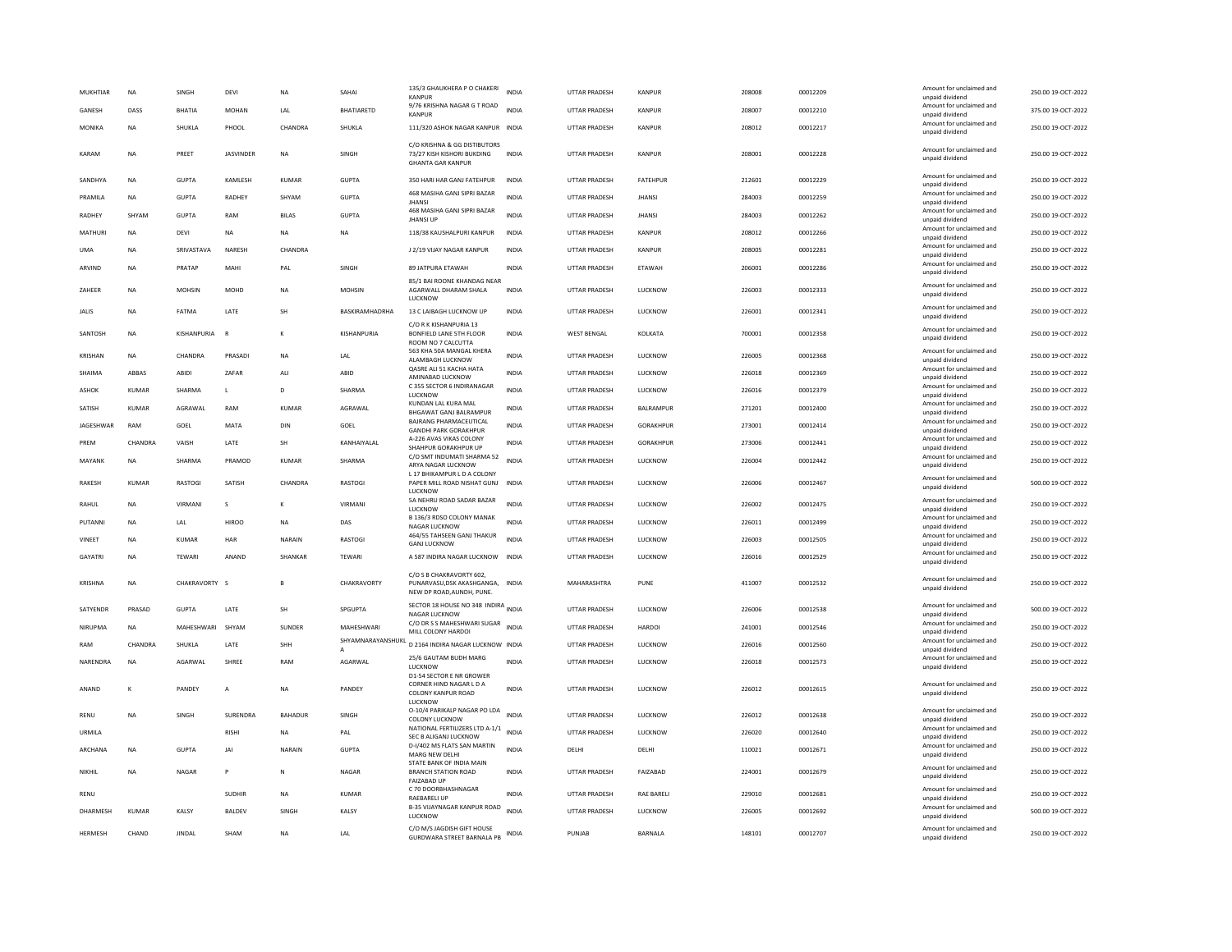| | | | | | | | | | | | | | | |
|---|---|---|---|---|---|---|---|---|---|---|---|---|---|---|
| MUKHTIAR | NA | SINGH | DEVI | NA | SAHAI | 135/3 GHAUKHERA P O CHAKERI KANPUR | INDIA | UTTAR PRADESH | KANPUR | 208008 | 00012209 | Amount for unclaimed and unpaid dividend | 250.00 | 19-OCT-2022 |
| GANESH | DASS | BHATIA | MOHAN | LAL | BHATIARETD | 9/76 KRISHNA NAGAR G T ROAD KANPUR | INDIA | UTTAR PRADESH | KANPUR | 208007 | 00012210 | Amount for unclaimed and unpaid dividend | 375.00 | 19-OCT-2022 |
| MONIKA | NA | SHUKLA | PHOOL | CHANDRA | SHUKLA | 111/320 ASHOK NAGAR KANPUR | INDIA | UTTAR PRADESH | KANPUR | 208012 | 00012217 | Amount for unclaimed and unpaid dividend | 250.00 | 19-OCT-2022 |
| KARAM | NA | PREET | JASVINDER | NA | SINGH | C/O KRISHNA & GG DISTIBUTORS 73/27 KISH KISHORI BUKDING GHANTA GAR KANPUR | INDIA | UTTAR PRADESH | KANPUR | 208001 | 00012228 | Amount for unclaimed and unpaid dividend | 250.00 | 19-OCT-2022 |
| SANDHYA | NA | GUPTA | KAMLESH | KUMAR | GUPTA | 350 HARI HAR GANJ FATEHPUR | INDIA | UTTAR PRADESH | FATEHPUR | 212601 | 00012229 | Amount for unclaimed and unpaid dividend | 250.00 | 19-OCT-2022 |
| PRAMILA | NA | GUPTA | RADHEY | SHYAM | GUPTA | 468 MASIHA GANJ SIPRI BAZAR JHANSI | INDIA | UTTAR PRADESH | JHANSI | 284003 | 00012259 | Amount for unclaimed and unpaid dividend | 250.00 | 19-OCT-2022 |
| RADHEY | SHYAM | GUPTA | RAM | BILAS | GUPTA | 468 MASIHA GANJ SIPRI BAZAR JHANSI UP | INDIA | UTTAR PRADESH | JHANSI | 284003 | 00012262 | Amount for unclaimed and unpaid dividend | 250.00 | 19-OCT-2022 |
| MATHURI | NA | DEVI | NA | NA | NA | 118/38 KAUSHALPURI KANPUR | INDIA | UTTAR PRADESH | KANPUR | 208012 | 00012266 | Amount for unclaimed and unpaid dividend | 250.00 | 19-OCT-2022 |
| UMA | NA | SRIVASTAVA | NARESH | CHANDRA | | J 2/19 VIJAY NAGAR KANPUR | INDIA | UTTAR PRADESH | KANPUR | 208005 | 00012281 | Amount for unclaimed and unpaid dividend | 250.00 | 19-OCT-2022 |
| ARVIND | NA | PRATAP | MAHI | PAL | SINGH | 89 JATPURA ETAWAH | INDIA | UTTAR PRADESH | ETAWAH | 206001 | 00012286 | Amount for unclaimed and unpaid dividend | 250.00 | 19-OCT-2022 |
| ZAHEER | NA | MOHSIN | MOHD | NA | MOHSIN | 85/1 BAI ROONE KHANDAG NEAR AGARWALL DHARAM SHALA LUCKNOW | INDIA | UTTAR PRADESH | LUCKNOW | 226003 | 00012333 | Amount for unclaimed and unpaid dividend | 250.00 | 19-OCT-2022 |
| JALIS | NA | FATMA | LATE | SH | BASKIRAMHADRHA | 13 C LAIBAGH LUCKNOW UP | INDIA | UTTAR PRADESH | LUCKNOW | 226001 | 00012341 | Amount for unclaimed and unpaid dividend | 250.00 | 19-OCT-2022 |
| SANTOSH | NA | KISHANPURIA | R | K | KISHANPURIA | C/O R K KISHANPURIA 13 BONFIELD LANE 5TH FLOOR ROOM NO 7 CALCUTTA | INDIA | WEST BENGAL | KOLKATA | 700001 | 00012358 | Amount for unclaimed and unpaid dividend | 250.00 | 19-OCT-2022 |
| KRISHAN | NA | CHANDRA | PRASADI | NA | LAL | 563 KHA 50A MANGAL KHERA ALAMBAGH LUCKNOW | INDIA | UTTAR PRADESH | LUCKNOW | 226005 | 00012368 | Amount for unclaimed and unpaid dividend | 250.00 | 19-OCT-2022 |
| SHAIMA | ABBAS | ABIDI | ZAFAR | ALI | ABID | QASRE ALI 51 KACHA HATA AMINABAD LUCKNOW | INDIA | UTTAR PRADESH | LUCKNOW | 226018 | 00012369 | Amount for unclaimed and unpaid dividend | 250.00 | 19-OCT-2022 |
| ASHOK | KUMAR | SHARMA | L | D | SHARMA | C 355 SECTOR 6 INDIRANAGAR LUCKNOW | INDIA | UTTAR PRADESH | LUCKNOW | 226016 | 00012379 | Amount for unclaimed and unpaid dividend | 250.00 | 19-OCT-2022 |
| SATISH | KUMAR | AGRAWAL | RAM | KUMAR | AGRAWAL | KUNDAN LAL KURA MAL BHGAWAT GANJ BALRAMPUR | INDIA | UTTAR PRADESH | BALRAMPUR | 271201 | 00012400 | Amount for unclaimed and unpaid dividend | 250.00 | 19-OCT-2022 |
| JAGESHWAR | RAM | GOEL | MATA | DIN | GOEL | BAJRANG PHARMACEUTICAL GANDHI PARK GORAKHPUR | INDIA | UTTAR PRADESH | GORAKHPUR | 273001 | 00012414 | Amount for unclaimed and unpaid dividend | 250.00 | 19-OCT-2022 |
| PREM | CHANDRA | VAISH | LATE | SH | KANHAIYALAL | A-226 AVAS VIKAS COLONY SHAHPUR GORAKHPUR UP | INDIA | UTTAR PRADESH | GORAKHPUR | 273006 | 00012441 | Amount for unclaimed and unpaid dividend | 250.00 | 19-OCT-2022 |
| MAYANK | NA | SHARMA | PRAMOD | KUMAR | SHARMA | C/O SMT INDUMATI SHARMA 52 ARYA NAGAR LUCKNOW | INDIA | UTTAR PRADESH | LUCKNOW | 226004 | 00012442 | Amount for unclaimed and unpaid dividend | 250.00 | 19-OCT-2022 |
| RAKESH | KUMAR | RASTOGI | SATISH | CHANDRA | RASTOGI | L 17 BHIKAMPUR L D A COLONY PAPER MILL ROAD NISHAT GUNJ LUCKNOW | INDIA | UTTAR PRADESH | LUCKNOW | 226006 | 00012467 | Amount for unclaimed and unpaid dividend | 500.00 | 19-OCT-2022 |
| RAHUL | NA | VIRMANI | S | K | VIRMANI | 5A NEHRU ROAD SADAR BAZAR LUCKNOW | INDIA | UTTAR PRADESH | LUCKNOW | 226002 | 00012475 | Amount for unclaimed and unpaid dividend | 250.00 | 19-OCT-2022 |
| PUTANNI | NA | LAL | HIROO | NA | DAS | B 136/3 RDSO COLONY MANAK NAGAR LUCKNOW | INDIA | UTTAR PRADESH | LUCKNOW | 226011 | 00012499 | Amount for unclaimed and unpaid dividend | 250.00 | 19-OCT-2022 |
| VINEET | NA | KUMAR | HAR | NARAIN | RASTOGI | 464/55 TAHSEEN GANJ THAKUR GANJ LUCKNOW | INDIA | UTTAR PRADESH | LUCKNOW | 226003 | 00012505 | Amount for unclaimed and unpaid dividend | 250.00 | 19-OCT-2022 |
| GAYATRI | NA | TEWARI | ANAND | SHANKAR | TEWARI | A 587 INDIRA NAGAR LUCKNOW | INDIA | UTTAR PRADESH | LUCKNOW | 226016 | 00012529 | Amount for unclaimed and unpaid dividend | 250.00 | 19-OCT-2022 |
| KRISHNA | NA | CHAKRAVORTY | S | B | CHAKRAVORTY | C/O S B CHAKRAVORTY 602, PUNARVASU,DSK AKASHGANGA, NEW DP ROAD,AUNDH, PUNE. | INDIA | MAHARASHTRA | PUNE | 411007 | 00012532 | Amount for unclaimed and unpaid dividend | 250.00 | 19-OCT-2022 |
| SATYENDR | PRASAD | GUPTA | LATE | SH | SPGUPTA | SECTOR 18 HOUSE NO 348 INDIRA NAGAR LUCKNOW | INDIA | UTTAR PRADESH | LUCKNOW | 226006 | 00012538 | Amount for unclaimed and unpaid dividend | 500.00 | 19-OCT-2022 |
| NIRUPMA | NA | MAHESHWARI | SHYAM | SUNDER | MAHESHWARI | C/O DR S S MAHESHWARI SUGAR MILL COLONY HARDOI | INDIA | UTTAR PRADESH | HARDOI | 241001 | 00012546 | Amount for unclaimed and unpaid dividend | 250.00 | 19-OCT-2022 |
| RAM | CHANDRA | SHUKLA | LATE | SHH | SHYAMNARAYANSHUKLA | D 2164 INDIRA NAGAR LUCKNOW | INDIA | UTTAR PRADESH | LUCKNOW | 226016 | 00012560 | Amount for unclaimed and unpaid dividend | 250.00 | 19-OCT-2022 |
| NARENDRA | NA | AGARWAL | SHREE | RAM | AGARWAL | 25/6 GAUTAM BUDH MARG LUCKNOW | INDIA | UTTAR PRADESH | LUCKNOW | 226018 | 00012573 | Amount for unclaimed and unpaid dividend | 250.00 | 19-OCT-2022 |
| ANAND | K | PANDEY | A | NA | PANDEY | D1-54 SECTOR E NR GROWER CORNER HIND NAGAR L D A COLONY KANPUR ROAD LUCKNOW | INDIA | UTTAR PRADESH | LUCKNOW | 226012 | 00012615 | Amount for unclaimed and unpaid dividend | 250.00 | 19-OCT-2022 |
| RENU | NA | SINGH | SURENDRA | BAHADUR | SINGH | O-10/4 PARIKALP NAGAR PO LDA COLONY LUCKNOW | INDIA | UTTAR PRADESH | LUCKNOW | 226012 | 00012638 | Amount for unclaimed and unpaid dividend | 250.00 | 19-OCT-2022 |
| URMILA | | | RISHI | NA | PAL | NATIONAL FERTILIZERS LTD A-1/1 SEC B ALIGANJ LUCKNOW | INDIA | UTTAR PRADESH | LUCKNOW | 226020 | 00012640 | Amount for unclaimed and unpaid dividend | 250.00 | 19-OCT-2022 |
| ARCHANA | NA | GUPTA | JAI | NARAIN | GUPTA | D-I/402 MS FLATS SAN MARTIN MARG NEW DELHI | INDIA | DELHI | DELHI | 110021 | 00012671 | Amount for unclaimed and unpaid dividend | 250.00 | 19-OCT-2022 |
| NIKHIL | NA | NAGAR | P | N | NAGAR | STATE BANK OF INDIA MAIN BRANCH STATION ROAD FAIZABAD UP | INDIA | UTTAR PRADESH | FAIZABAD | 224001 | 00012679 | Amount for unclaimed and unpaid dividend | 250.00 | 19-OCT-2022 |
| RENU | | | SUDHIR | NA | KUMAR | C 70 DOORBHASHNAGAR RAEBARELI UP | INDIA | UTTAR PRADESH | RAE BARELI | 229010 | 00012681 | Amount for unclaimed and unpaid dividend | 250.00 | 19-OCT-2022 |
| DHARMESH | KUMAR | KALSY | BALDEV | SINGH | KALSY | B-35 VIJAYNAGAR KANPUR ROAD LUCKNOW | INDIA | UTTAR PRADESH | LUCKNOW | 226005 | 00012692 | Amount for unclaimed and unpaid dividend | 500.00 | 19-OCT-2022 |
| HERMESH | CHAND | JINDAL | SHAM | NA | LAL | C/O M/S JAGDISH GIFT HOUSE GURDWARA STREET BARNALA PB | INDIA | PUNJAB | BARNALA | 148101 | 00012707 | Amount for unclaimed and unpaid dividend | 250.00 | 19-OCT-2022 |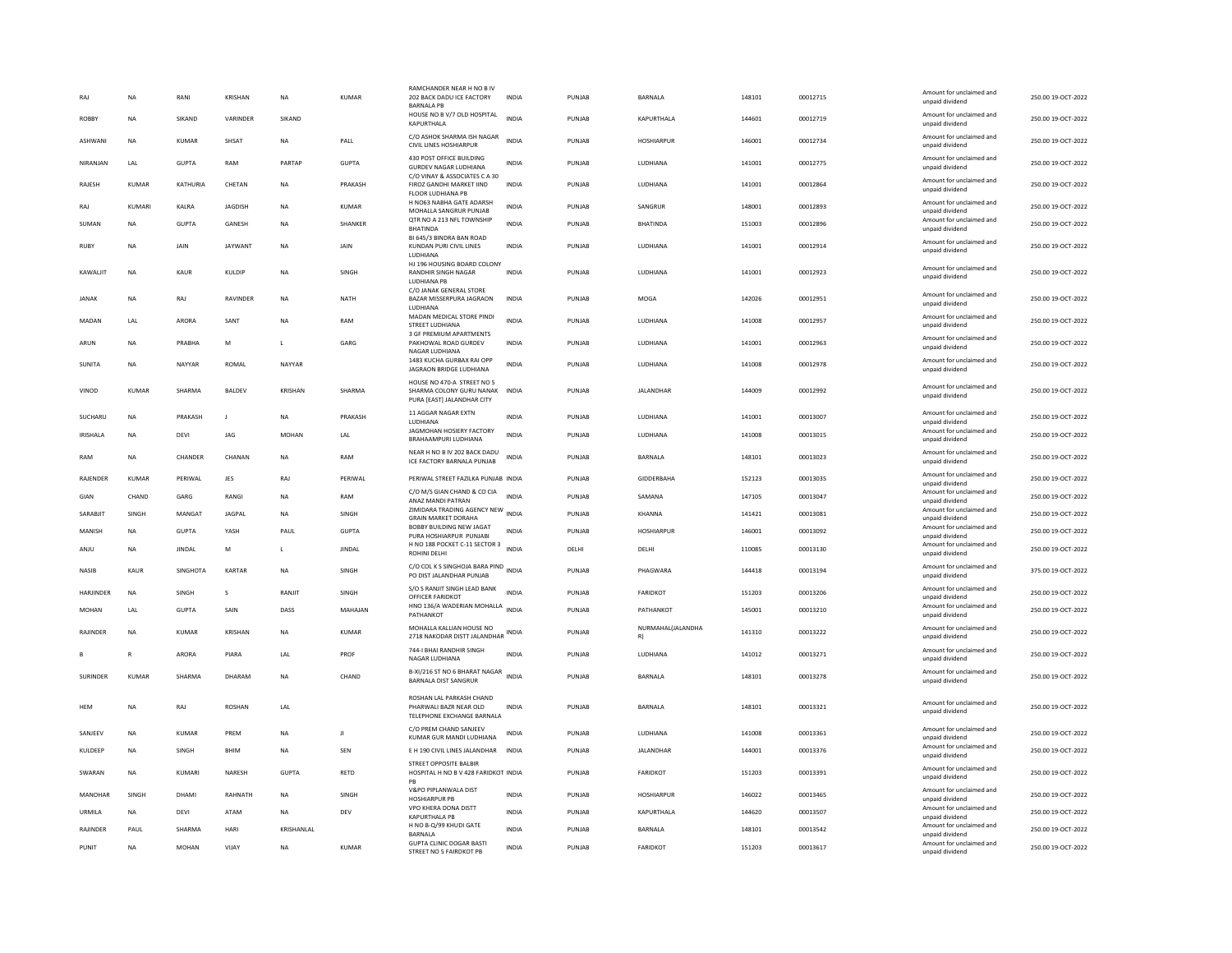| | | | | | | | | | | | | | | |
|---|---|---|---|---|---|---|---|---|---|---|---|---|---|---|
| RAJ | NA | RANI | KRISHAN | NA | KUMAR | RAMCHANDER NEAR H NO B IV 202 BACK DADU ICE FACTORY BARNALA PB | INDIA | PUNJAB | BARNALA | 148101 | 00012715 | | Amount for unclaimed and unpaid dividend | 250.00 19-OCT-2022 |
| ROBBY | NA | SIKAND | VARINDER | SIKAND | | HOUSE NO B V/7 OLD HOSPITAL KAPURTHALA | INDIA | PUNJAB | KAPURTHALA | 144601 | 00012719 | | Amount for unclaimed and unpaid dividend | 250.00 19-OCT-2022 |
| ASHWANI | NA | KUMAR | SHSAT | NA | PALL | C/O ASHOK SHARMA ISH NAGAR CIVIL LINES HOSHIARPUR | INDIA | PUNJAB | HOSHIARPUR | 146001 | 00012734 | | Amount for unclaimed and unpaid dividend | 250.00 19-OCT-2022 |
| NIRANJAN | LAL | GUPTA | RAM | PARTAP | GUPTA | 430 POST OFFICE BUILDING GURDEV NAGAR LUDHIANA | INDIA | PUNJAB | LUDHIANA | 141001 | 00012775 | | Amount for unclaimed and unpaid dividend | 250.00 19-OCT-2022 |
| RAJESH | KUMAR | KATHURIA | CHETAN | NA | PRAKASH | C/O VINAY & ASSOCIATES C A 30 FIROZ GANDHI MARKET IIND FLOOR LUDHIANA PB | INDIA | PUNJAB | LUDHIANA | 141001 | 00012864 | | Amount for unclaimed and unpaid dividend | 250.00 19-OCT-2022 |
| RAJ | KUMARI | KALRA | JAGDISH | NA | KUMAR | H NO63 NABHA GATE ADARSH MOHALLA SANGRUR PUNJAB | INDIA | PUNJAB | SANGRUR | 148001 | 00012893 | | Amount for unclaimed and unpaid dividend | 250.00 19-OCT-2022 |
| SUMAN | NA | GUPTA | GANESH | NA | SHANKER | QTR NO A 213 NFL TOWNSHIP BHATINDA | INDIA | PUNJAB | BHATINDA | 151003 | 00012896 | | Amount for unclaimed and unpaid dividend | 250.00 19-OCT-2022 |
| RUBY | NA | JAIN | JAYWANT | NA | JAIN | BI 645/3 BINDRA BAN ROAD KUNDAN PURI CIVIL LINES LUDHIANA | INDIA | PUNJAB | LUDHIANA | 141001 | 00012914 | | Amount for unclaimed and unpaid dividend | 250.00 19-OCT-2022 |
| KAWALJIT | NA | KAUR | KULDIP | NA | SINGH | HJ 196 HOUSING BOARD COLONY RANDHIR SINGH NAGAR LUDHIANA PB | INDIA | PUNJAB | LUDHIANA | 141001 | 00012923 | | Amount for unclaimed and unpaid dividend | 250.00 19-OCT-2022 |
| JANAK | NA | RAJ | RAVINDER | NA | NATH | C/O JANAK GENERAL STORE BAZAR MISSERPURA JAGRAON LUDHIANA | INDIA | PUNJAB | MOGA | 142026 | 00012951 | | Amount for unclaimed and unpaid dividend | 250.00 19-OCT-2022 |
| MADAN | LAL | ARORA | SANT | NA | RAM | MADAN MEDICAL STORE PINDI STREET LUDHIANA | INDIA | PUNJAB | LUDHIANA | 141008 | 00012957 | | Amount for unclaimed and unpaid dividend | 250.00 19-OCT-2022 |
| ARUN | NA | PRABHA | M | L | GARG | 3 GF PREMIUM APARTMENTS PAKHOWAL ROAD GURDEV NAGAR LUDHIANA | INDIA | PUNJAB | LUDHIANA | 141001 | 00012963 | | Amount for unclaimed and unpaid dividend | 250.00 19-OCT-2022 |
| SUNITA | NA | NAYYAR | ROMAL | NAYYAR | | 1483 KUCHA GURBAX RAI OPP JAGRAON BRIDGE LUDHIANA | INDIA | PUNJAB | LUDHIANA | 141008 | 00012978 | | Amount for unclaimed and unpaid dividend | 250.00 19-OCT-2022 |
| VINOD | KUMAR | SHARMA | BALDEV | KRISHAN | SHARMA | HOUSE NO 470-A STREET NO 5 SHARMA COLONY GURU NANAK PURA [EAST] JALANDHAR CITY | INDIA | PUNJAB | JALANDHAR | 144009 | 00012992 | | Amount for unclaimed and unpaid dividend | 250.00 19-OCT-2022 |
| SUCHARU | NA | PRAKASH | J | NA | PRAKASH | 11 AGGAR NAGAR EXTN LUDHIANA | INDIA | PUNJAB | LUDHIANA | 141001 | 00013007 | | Amount for unclaimed and unpaid dividend | 250.00 19-OCT-2022 |
| IRISHALA | NA | DEVI | JAG | MOHAN | LAL | JAGMOHAN HOSIERY FACTORY BRAHAAMPURI LUDHIANA | INDIA | PUNJAB | LUDHIANA | 141008 | 00013015 | | Amount for unclaimed and unpaid dividend | 250.00 19-OCT-2022 |
| RAM | NA | CHANDER | CHANAN | NA | RAM | NEAR H NO B IV 202 BACK DADU ICE FACTORY BARNALA PUNJAB | INDIA | PUNJAB | BARNALA | 148101 | 00013023 | | Amount for unclaimed and unpaid dividend | 250.00 19-OCT-2022 |
| RAJENDER | KUMAR | PERIWAL | JES | RAJ | PERIWAL | PERIWAL STREET FAZILKA PUNJAB | INDIA | PUNJAB | GIDDERBAHA | 152123 | 00013035 | | Amount for unclaimed and unpaid dividend | 250.00 19-OCT-2022 |
| GIAN | CHAND | GARG | RANGI | NA | RAM | C/O M/S GIAN CHAND & CO CIA ANAZ MANDI PATRAN | INDIA | PUNJAB | SAMANA | 147105 | 00013047 | | Amount for unclaimed and unpaid dividend | 250.00 19-OCT-2022 |
| SARABJIT | SINGH | MANGAT | JAGPAL | NA | SINGH | ZIMIDARA TRADING AGENCY NEW GRAIN MARKET DORAHA | INDIA | PUNJAB | KHANNA | 141421 | 00013081 | | Amount for unclaimed and unpaid dividend | 250.00 19-OCT-2022 |
| MANISH | NA | GUPTA | YASH | PAUL | GUPTA | BOBBY BUILDING NEW JAGAT PURA HOSHIARPUR PUNJABI | INDIA | PUNJAB | HOSHIARPUR | 146001 | 00013092 | | Amount for unclaimed and unpaid dividend | 250.00 19-OCT-2022 |
| ANJU | NA | JINDAL | M | L | JINDAL | H NO 188 POCKET C-11 SECTOR 3 ROHINI DELHI | INDIA | DELHI | DELHI | 110085 | 00013130 | | Amount for unclaimed and unpaid dividend | 250.00 19-OCT-2022 |
| NASIB | KAUR | SINGHOTA | KARTAR | NA | SINGH | C/O COL K S SINGHOJA BARA PIND PO DIST JALANDHAR PUNJAB | INDIA | PUNJAB | PHAGWARA | 144418 | 00013194 | | Amount for unclaimed and unpaid dividend | 375.00 19-OCT-2022 |
| HARJINDER | NA | SINGH | S | RANJIT | SINGH | S/O S RANJIT SINGH LEAD BANK OFFICER FARIDKOT | INDIA | PUNJAB | FARIDKOT | 151203 | 00013206 | | Amount for unclaimed and unpaid dividend | 250.00 19-OCT-2022 |
| MOHAN | LAL | GUPTA | SAIN | DASS | MAHAJAN | HNO 136/A WADERIAN MOHALLA PATHANKOT | INDIA | PUNJAB | PATHANKOT | 145001 | 00013210 | | Amount for unclaimed and unpaid dividend | 250.00 19-OCT-2022 |
| RAJINDER | NA | KUMAR | KRISHAN | NA | KUMAR | MOHALLA KALLIAN HOUSE NO 2718 NAKODAR DISTT JALANDHAR | INDIA | PUNJAB | NURMAHAL(JALANDHAR) | 141310 | 00013222 | | Amount for unclaimed and unpaid dividend | 250.00 19-OCT-2022 |
| B | R | ARORA | PIARA | LAL | PROF | 744-I BHAI RANDHIR SINGH NAGAR LUDHIANA | INDIA | PUNJAB | LUDHIANA | 141012 | 00013271 | | Amount for unclaimed and unpaid dividend | 250.00 19-OCT-2022 |
| SURINDER | KUMAR | SHARMA | DHARAM | NA | CHAND | B-XI/216 ST NO 6 BHARAT NAGAR BARNALA DIST SANGRUR | INDIA | PUNJAB | BARNALA | 148101 | 00013278 | | Amount for unclaimed and unpaid dividend | 250.00 19-OCT-2022 |
| HEM | NA | RAJ | ROSHAN | LAL | | ROSHAN LAL PARKASH CHAND PHARWALI BAZR NEAR OLD TELEPHONE EXCHANGE BARNALA | INDIA | PUNJAB | BARNALA | 148101 | 00013321 | | Amount for unclaimed and unpaid dividend | 250.00 19-OCT-2022 |
| SANJEEV | NA | KUMAR | PREM | NA | JI | C/O PREM CHAND SANJEEV KUMAR GUR MANDI LUDHIANA | INDIA | PUNJAB | LUDHIANA | 141008 | 00013361 | | Amount for unclaimed and unpaid dividend | 250.00 19-OCT-2022 |
| KULDEEP | NA | SINGH | BHIM | NA | SEN | E H 190 CIVIL LINES JALANDHAR | INDIA | PUNJAB | JALANDHAR | 144001 | 00013376 | | Amount for unclaimed and unpaid dividend | 250.00 19-OCT-2022 |
| SWARAN | NA | KUMARI | NARESH | GUPTA | RETD | STREET OPPOSITE BALBIR HOSPITAL H NO B V 428 FARIDKOT PB | INDIA | PUNJAB | FARIDKOT | 151203 | 00013391 | | Amount for unclaimed and unpaid dividend | 250.00 19-OCT-2022 |
| MANOHAR | SINGH | DHAMI | RAHNATH | NA | SINGH | V&PO PIPLANWALA DIST HOSHIARPUR PB | INDIA | PUNJAB | HOSHIARPUR | 146022 | 00013465 | | Amount for unclaimed and unpaid dividend | 250.00 19-OCT-2022 |
| URMILA | NA | DEVI | ATAM | NA | DEV | VPO KHERA DONA DISTT KAPURTHALA PB | INDIA | PUNJAB | KAPURTHALA | 144620 | 00013507 | | Amount for unclaimed and unpaid dividend | 250.00 19-OCT-2022 |
| RAJINDER | PAUL | SHARMA | HARI | KRISHANLAL | | H NO B-Q/99 KHUDI GATE BARNALA | INDIA | PUNJAB | BARNALA | 148101 | 00013542 | | Amount for unclaimed and unpaid dividend | 250.00 19-OCT-2022 |
| PUNIT | NA | MOHAN | VIJAY | NA | KUMAR | GUPTA CLINIC DOGAR BASTI STREET NO 5 FAIRDKOT PB | INDIA | PUNJAB | FARIDKOT | 151203 | 00013617 | | Amount for unclaimed and unpaid dividend | 250.00 19-OCT-2022 |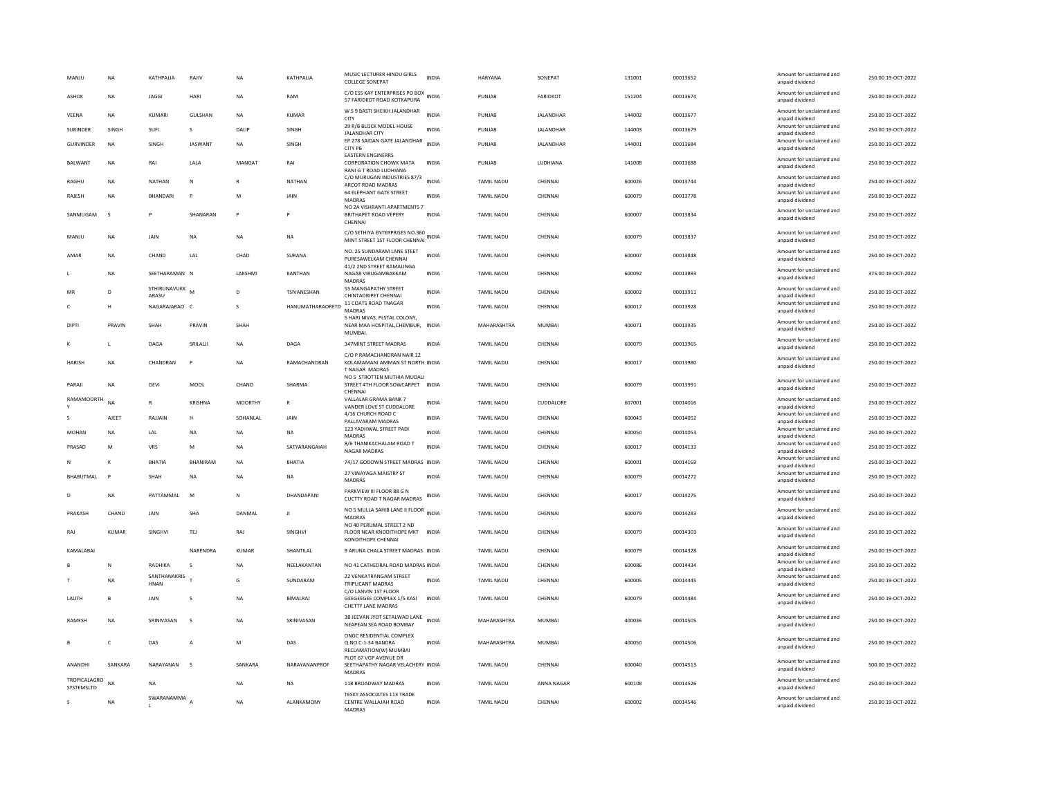| | | | | | | | | | | | | | | |
|---|---|---|---|---|---|---|---|---|---|---|---|---|---|---|
| MANJU | NA | KATHPALIA | RAJIV | NA | KATHPALIA | MUSIC LECTURER HINDU GIRLS COLLEGE SONEPAT | INDIA | HARYANA | SONEPAT | 131001 | 00013652 | Amount for unclaimed and unpaid dividend | 250.00 | 19-OCT-2022 |
| ASHOK | NA | JAGGI | HARI | NA | RAM | C/O ESS KAY ENTERPRISES PO BOX 57 FARIDKOT ROAD KOTKAPURA | INDIA | PUNJAB | FARIDKOT | 151204 | 00013674 | Amount for unclaimed and unpaid dividend | 250.00 | 19-OCT-2022 |
| VEENA | NA | KUMARI | GULSHAN | NA | KUMAR | W S 9 BASTI SHEIKH JALANDHAR CITY | INDIA | PUNJAB | JALANDHAR | 144002 | 00013677 | Amount for unclaimed and unpaid dividend | 250.00 | 19-OCT-2022 |
| SURINDER | SINGH | SUFI | S | DALIP | SINGH | 29 R/B BLOCK MODEL HOUSE JALANDHAR CITY | INDIA | PUNJAB | JALANDHAR | 144003 | 00013679 | Amount for unclaimed and unpaid dividend | 250.00 | 19-OCT-2022 |
| GURVINDER | NA | SINGH | JASWANT | NA | SINGH | EP 278 SAIDAN GATE JALANDHAR CITY PB | INDIA | PUNJAB | JALANDHAR | 144001 | 00013684 | Amount for unclaimed and unpaid dividend | 250.00 | 19-OCT-2022 |
| BALWANT | NA | RAI | LALA | MANGAT | RAI | EASTERN ENGINERRS CORPORATION CHOWK MATA RANI G T ROAD LUDHIANA | INDIA | PUNJAB | LUDHIANA | 141008 | 00013688 | Amount for unclaimed and unpaid dividend | 250.00 | 19-OCT-2022 |
| RAGHU | NA | NATHAN | N | R | NATHAN | C/O MURUGAN INDUSTRIES 87/3 ARCOT ROAD MADRAS | INDIA | TAMIL NADU | CHENNAI | 600026 | 00013744 | Amount for unclaimed and unpaid dividend | 250.00 | 19-OCT-2022 |
| RAJESH | NA | BHANDARI | P | M | JAIN | 64 ELEPHANT GATE STREET MADRAS | INDIA | TAMIL NADU | CHENNAI | 600079 | 00013778 | Amount for unclaimed and unpaid dividend | 250.00 | 19-OCT-2022 |
| SANMUGAM | S | P | SHANARAN | P | P | NO 2A VISHRANTI APARTMENTS 7 BRITHAPET ROAD VEPERY CHENNAI | INDIA | TAMIL NADU | CHENNAI | 600007 | 00013834 | Amount for unclaimed and unpaid dividend | 250.00 | 19-OCT-2022 |
| MANJU | NA | JAIN | NA | NA | NA | C/O SETHIYA ENTERPRISES NO.360 MINT STREET 1ST FLOOR CHENNAI | INDIA | TAMIL NADU | CHENNAI | 600079 | 00013837 | Amount for unclaimed and unpaid dividend | 250.00 | 19-OCT-2022 |
| AMAR | NA | CHAND | LAL | CHAD | SURANA | NO. 25 SUNDARAM LANE STEET PURESAWELKAM CHENNAI | INDIA | TAMIL NADU | CHENNAI | 600007 | 00013848 | Amount for unclaimed and unpaid dividend | 250.00 | 19-OCT-2022 |
| L | NA | SEETHARAMAN | N | LAKSHMI | KANTHAN | 41/2 2ND STREET RAMALINGA NAGAR VIRUGAMBAKKAM MADRAS | INDIA | TAMIL NADU | CHENNAI | 600092 | 00013893 | Amount for unclaimed and unpaid dividend | 375.00 | 19-OCT-2022 |
| MR | D | STHIRUNAVUKKARASU | M | D | TSIVANESHAN | 55 MANGAPATHY STREET CHINTADRIPET CHENNAI | INDIA | TAMIL NADU | CHENNAI | 600002 | 00013911 | Amount for unclaimed and unpaid dividend | 250.00 | 19-OCT-2022 |
| C | H | NAGARAJARAO | C | S | HANUMATHARAORETD | 11 COATS ROAD TNAGAR MADRAS | INDIA | TAMIL NADU | CHENNAI | 600017 | 00013928 | Amount for unclaimed and unpaid dividend | 250.00 | 19-OCT-2022 |
| DIPTI | PRAVIN | SHAH | PRAVIN | SHAH | | 5 HARI NIVAS, PLSTAL COLONY, NEAR MAA HOSPITAL,CHEMBUR, MUMBAI. | INDIA | MAHARASHTRA | MUMBAI | 400071 | 00013935 | Amount for unclaimed and unpaid dividend | 250.00 | 19-OCT-2022 |
| K | L | DAGA | SRILALJI | NA | DAGA | 347MINT STREET MADRAS | INDIA | TAMIL NADU | CHENNAI | 600079 | 00013965 | Amount for unclaimed and unpaid dividend | 250.00 | 19-OCT-2022 |
| HARISH | NA | CHANDRAN | P | NA | RAMACHANDRAN | C/O P RAMACHANDRAN NAIR 12 KOLAMAMANI AMMAN ST NORTH T NAGAR MADRAS | INDIA | TAMIL NADU | CHENNAI | 600017 | 00013980 | Amount for unclaimed and unpaid dividend | 250.00 | 19-OCT-2022 |
| PARAJI | NA | DEVI | MOOL | CHAND | SHARMA | NO 5 STROTTEN MUTHIA MUDALI STREET 4TH FLOOR SOWCARPET CHENNAI | INDIA | TAMIL NADU | CHENNAI | 600079 | 00013991 | Amount for unclaimed and unpaid dividend | 250.00 | 19-OCT-2022 |
| RAMAMOORTHY | NA | R | KRISHNA | MOORTHY | R | VALLALAR GRAMA BANK 7 VANDER LOVE ST CUDDALORE | INDIA | TAMIL NADU | CUDDALORE | 607001 | 00014016 | Amount for unclaimed and unpaid dividend | 250.00 | 19-OCT-2022 |
| S | AJEET | RAJJAIN | H | SOHANLAL | JAIN | 4/16 CHURCH ROAD C PALLAVARAM MADRAS | INDIA | TAMIL NADU | CHENNAI | 600043 | 00014052 | Amount for unclaimed and unpaid dividend | 250.00 | 19-OCT-2022 |
| MOHAN | NA | LAL | NA | NA | NA | 123 YADHWAL STREET PADI MADRAS | INDIA | TAMIL NADU | CHENNAI | 600050 | 00014053 | Amount for unclaimed and unpaid dividend | 250.00 | 19-OCT-2022 |
| PRASAD | M | VRS | M | NA | SATYARANGAIAH | 8/6 THANIKACHALAM ROAD T NAGAR MADRAS | INDIA | TAMIL NADU | CHENNAI | 600017 | 00014133 | Amount for unclaimed and unpaid dividend | 250.00 | 19-OCT-2022 |
| N | K | BHATIA | BHANIRAM | NA | BHATIA | 74/17 GODOWN STREET MADRAS | INDIA | TAMIL NADU | CHENNAI | 600001 | 00014169 | Amount for unclaimed and unpaid dividend | 250.00 | 19-OCT-2022 |
| BHABUTMAL | P | SHAH | NA | NA | NA | 27 VINAYAGA MAISTRY ST MADRAS | INDIA | TAMIL NADU | CHENNAI | 600079 | 00014272 | Amount for unclaimed and unpaid dividend | 250.00 | 19-OCT-2022 |
| D | NA | PATTAMMAL | M | N | DHANDAPANI | PARKVIEW III FLOOR 88 G N CUCTTY ROAD T NAGAR MADRAS | INDIA | TAMIL NADU | CHENNAI | 600017 | 00014275 | Amount for unclaimed and unpaid dividend | 250.00 | 19-OCT-2022 |
| PRAKASH | CHAND | JAIN | SHA | DANMAL | JI | NO 5 MULLA SAHIB LANE II FLOOR MADRAS | INDIA | TAMIL NADU | CHENNAI | 600079 | 00014283 | Amount for unclaimed and unpaid dividend | 250.00 | 19-OCT-2022 |
| RAJ | KUMAR | SINGHVI | TEJ | RAJ | SINGHVI | NO 40 PERUMAL STREET 2 ND FLOOR NEAR KNODITHOPE MKT KONDITHOPE CHENNAI | INDIA | TAMIL NADU | CHENNAI | 600079 | 00014303 | Amount for unclaimed and unpaid dividend | 250.00 | 19-OCT-2022 |
| KAMALABAI | | | NARENDRA | KUMAR | SHANTILAL | 9 ARUNA CHALA STREET MADRAS | INDIA | TAMIL NADU | CHENNAI | 600079 | 00014328 | Amount for unclaimed and unpaid dividend | 250.00 | 19-OCT-2022 |
| B | N | RADHIKA | S | NA | NEELAKANTAN | NO 41 CATHEDRAL ROAD MADRAS | INDIA | TAMIL NADU | CHENNAI | 600086 | 00014434 | Amount for unclaimed and unpaid dividend | 250.00 | 19-OCT-2022 |
| T | NA | SANTHANAKRISHNAN | T | G | SUNDARAM | 22 VENKATRANGAM STREET TRIPLICANT MADRAS | INDIA | TAMIL NADU | CHENNAI | 600005 | 00014445 | Amount for unclaimed and unpaid dividend | 250.00 | 19-OCT-2022 |
| LALITH | B | JAIN | S | NA | BIMALRAJ | C/O LANVIN 1ST FLOOR GEEGEEGEE COMPLEX 1/5 KASI CHETTY LANE MADRAS | INDIA | TAMIL NADU | CHENNAI | 600079 | 00014484 | Amount for unclaimed and unpaid dividend | 250.00 | 19-OCT-2022 |
| RAMESH | NA | SRINIVASAN | S | NA | SRINIVASAN | 3B JEEVAN JYOT SETALWAD LANE NEAPEAN SEA ROAD BOMBAY | INDIA | MAHARASHTRA | MUMBAI | 400036 | 00014505 | Amount for unclaimed and unpaid dividend | 250.00 | 19-OCT-2022 |
| B | C | DAS | A | M | DAS | ONGC RESIDENTIAL COMPLEX Q.NO C-1-34 BANDRA RECLAMATION(W) MUMBAI | INDIA | MAHARASHTRA | MUMBAI | 400050 | 00014506 | Amount for unclaimed and unpaid dividend | 250.00 | 19-OCT-2022 |
| ANANDHI | SANKARA | NARAYANAN | S | SANKARA | NARAYANANPROF | PLOT 67 VGP AVENUE DR SEETHAPATHY NAGAR VELACHERY MADRAS | INDIA | TAMIL NADU | CHENNAI | 600040 | 00014513 | Amount for unclaimed and unpaid dividend | 500.00 | 19-OCT-2022 |
| TROPICALAGRO SYSTEMSLTD | NA | NA | | NA | NA | 118 BROADWAY MADRAS | INDIA | TAMIL NADU | ANNA NAGAR | 600108 | 00014526 | Amount for unclaimed and unpaid dividend | 250.00 | 19-OCT-2022 |
| S | NA | SWARANAMMA L | A | NA | ALANKAMONY | TESKY ASSOCIATES 113 TRADE CENTRE WALLAJAH ROAD MADRAS | INDIA | TAMIL NADU | CHENNAI | 600002 | 00014546 | Amount for unclaimed and unpaid dividend | 250.00 | 19-OCT-2022 |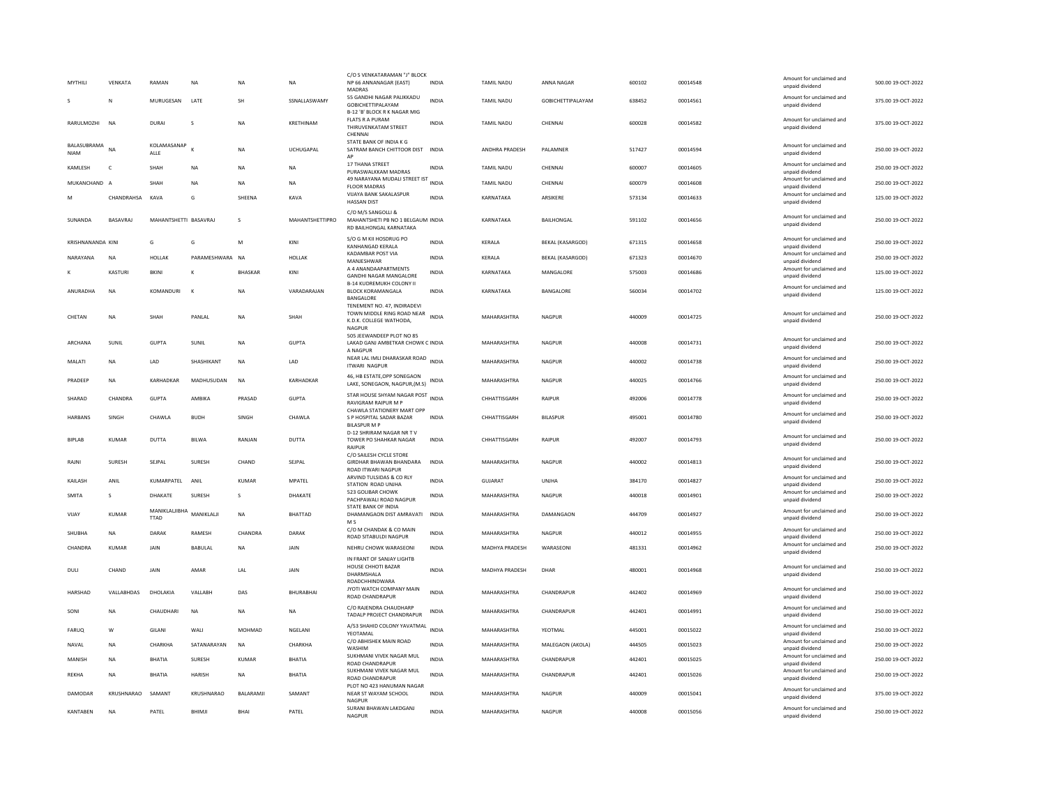| MYTHILI | VENKATA | RAMAN | NA | NA | NA | C/O S VENKATARAMAN "J" BLOCK NP 66 ANNANAGAR (EAST) MADRAS | INDIA | TAMIL NADU | ANNA NAGAR | 600102 | 00014548 | Amount for unclaimed and unpaid dividend | 500.00 19-OCT-2022 |
|---|---|---|---|---|---|---|---|---|---|---|---|---|---|
| S | N | MURUGESAN | LATE | SH | SSNALLASWAMY | 55 GANDHI NAGAR PALIKKADU GOBICHETTIPALAYAM | INDIA | TAMIL NADU | GOBICHETTIPALAYAM | 638452 | 00014561 | Amount for unclaimed and unpaid dividend | 375.00 19-OCT-2022 |
| RARULMOZHI | NA | DURAI | S | NA | KRETHINAM | B-12 'B' BLOCK R K NAGAR MIG FLATS R A PURAM THIRUVENKATAM STREET CHENNAI | INDIA | TAMIL NADU | CHENNAI | 600028 | 00014582 | Amount for unclaimed and unpaid dividend | 375.00 19-OCT-2022 |
| BALASUBRAMA NIAM | NA | KOLAMASANAP ALLE | K | NA | UCHUGAPAL | STATE BANK OF INDIA K G SATRAM BANCH CHITTOOR DIST AP | INDIA | ANDHRA PRADESH | PALAMNER | 517427 | 00014594 | Amount for unclaimed and unpaid dividend | 250.00 19-OCT-2022 |
| KAMLESH | C | SHAH | NA | NA | NA | 17 THANA STREET PURASWALKKAM MADRAS | INDIA | TAMIL NADU | CHENNAI | 600007 | 00014605 | Amount for unclaimed and unpaid dividend | 250.00 19-OCT-2022 |
| MUKANCHAND | A | SHAH | NA | NA | NA | 49 NARAYANA MUDALI STREET IST FLOOR MADRAS | INDIA | TAMIL NADU | CHENNAI | 600079 | 00014608 | Amount for unclaimed and unpaid dividend | 250.00 19-OCT-2022 |
| M | CHANDRAHSA | KAVA | G | SHEENA | KAVA | VIJAYA BANK SAKALASPUR HASSAN DIST | INDIA | KARNATAKA | ARSIKERE | 573134 | 00014633 | Amount for unclaimed and unpaid dividend | 125.00 19-OCT-2022 |
| SUNANDA | BASAVRAJ | MAHANTSHETTI | BASAVRAJ | S | MAHANTSHETTIPRO | C/O M/S SANGOLLI & MAHANTSHETI PB NO 1 BELGAUM RD BAILHONGAL KARNATAKA | INDIA | KARNATAKA | BAILHONGAL | 591102 | 00014656 | Amount for unclaimed and unpaid dividend | 250.00 19-OCT-2022 |
| KRISHNANANDA | KINI | G | G | M | KINI | S/O G M KII HOSDRUG PO KANHANGAD KERALA | INDIA | KERALA | BEKAL (KASARGOD) | 671315 | 00014658 | Amount for unclaimed and unpaid dividend | 250.00 19-OCT-2022 |
| NARAYANA | NA | HOLLAK | PARAMESHWARA | NA | HOLLAK | KADAMBAR POST VIA MANJESHWAR | INDIA | KERALA | BEKAL (KASARGOD) | 671323 | 00014670 | Amount for unclaimed and unpaid dividend | 250.00 19-OCT-2022 |
| K | KASTURI | BKINI | K | BHASKAR | KINI | A 4 ANANDAAPARTMENTS GANDHI NAGAR MANGALORE | INDIA | KARNATAKA | MANGALORE | 575003 | 00014686 | Amount for unclaimed and unpaid dividend | 125.00 19-OCT-2022 |
| ANURADHA | NA | KOMANDURI | K | NA | VARADARAJAN | B-14 KUDREMUKH COLONY II BLOCK KORAMANGALA BANGALORE | INDIA | KARNATAKA | BANGALORE | 560034 | 00014702 | Amount for unclaimed and unpaid dividend | 125.00 19-OCT-2022 |
| CHETAN | NA | SHAH | PANLAL | NA | SHAH | TENEMENT NO. 47, INDIRADEVI TOWN MIDDLE RING ROAD NEAR K.D.K. COLLEGE WATHODA, NAGPUR | INDIA | MAHARASHTRA | NAGPUR | 440009 | 00014725 | Amount for unclaimed and unpaid dividend | 250.00 19-OCT-2022 |
| ARCHANA | SUNIL | GUPTA | SUNIL | NA | GUPTA | 505 JEEWANDEEP PLOT NO 85 LAKAD GANJ AMBETKAR CHOWK C A NAGPUR | INDIA | MAHARASHTRA | NAGPUR | 440008 | 00014731 | Amount for unclaimed and unpaid dividend | 250.00 19-OCT-2022 |
| MALATI | NA | LAD | SHASHIKANT | NA | LAD | NEAR LAL IMLI DHARASKAR ROAD ITWARI NAGPUR | INDIA | MAHARASHTRA | NAGPUR | 440002 | 00014738 | Amount for unclaimed and unpaid dividend | 250.00 19-OCT-2022 |
| PRADEEP | NA | KARHADKAR | MADHUSUDAN | NA | KARHADKAR | 46, HB ESTATE,OPP SONEGAON LAKE, SONEGAON, NAGPUR,(M.S) | INDIA | MAHARASHTRA | NAGPUR | 440025 | 00014766 | Amount for unclaimed and unpaid dividend | 250.00 19-OCT-2022 |
| SHARAD | CHANDRA | GUPTA | AMBIKA | PRASAD | GUPTA | STAR HOUSE SHYAM NAGAR POST RAVIGRAM RAIPUR M P | INDIA | CHHATTISGARH | RAIPUR | 492006 | 00014778 | Amount for unclaimed and unpaid dividend | 250.00 19-OCT-2022 |
| HARBANS | SINGH | CHAWLA | BUDH | SINGH | CHAWLA | CHAWLA STATIONERY MART OPP S P HOSPITAL SADAR BAZAR BILASPUR M P | INDIA | CHHATTISGARH | BILASPUR | 495001 | 00014780 | Amount for unclaimed and unpaid dividend | 250.00 19-OCT-2022 |
| BIPLAB | KUMAR | DUTTA | BILWA | RANJAN | DUTTA | D-12 SHRIRAM NAGAR NR T V TOWER PO SHAHKAR NAGAR RAIPUR | INDIA | CHHATTISGARH | RAIPUR | 492007 | 00014793 | Amount for unclaimed and unpaid dividend | 250.00 19-OCT-2022 |
| RAJNI | SURESH | SEJPAL | SURESH | CHAND | SEJPAL | C/O SAILESH CYCLE STORE GIRDHAR BHAWAN BHANDARA ROAD ITWARI NAGPUR | INDIA | MAHARASHTRA | NAGPUR | 440002 | 00014813 | Amount for unclaimed and unpaid dividend | 250.00 19-OCT-2022 |
| KAILASH | ANIL | KUMARPATEL | ANIL | KUMAR | MPATEL | ARVIND TULSIDAS & CO RLY STATION ROAD UNJHA | INDIA | GUJARAT | UNJHA | 384170 | 00014827 | Amount for unclaimed and unpaid dividend | 250.00 19-OCT-2022 |
| SMITA | S | DHAKATE | SURESH | S | DHAKATE | 523 GOLIBAR CHOWK PACHPAWALI ROAD NAGPUR | INDIA | MAHARASHTRA | NAGPUR | 440018 | 00014901 | Amount for unclaimed and unpaid dividend | 250.00 19-OCT-2022 |
| VIJAY | KUMAR | MANIKLALJIBHA TTAD | MANIKLALJI | NA | BHATTAD | STATE BANK OF INDIA DHAMANGAON DIST AMRAVATI M S | INDIA | MAHARASHTRA | DAMANGAON | 444709 | 00014927 | Amount for unclaimed and unpaid dividend | 250.00 19-OCT-2022 |
| SHUBHA | NA | DARAK | RAMESH | CHANDRA | DARAK | C/O M CHANDAK & CO MAIN ROAD SITABULDI NAGPUR | INDIA | MAHARASHTRA | NAGPUR | 440012 | 00014955 | Amount for unclaimed and unpaid dividend | 250.00 19-OCT-2022 |
| CHANDRA | KUMAR | JAIN | BABULAL | NA | JAIN | NEHRU CHOWK WARASEONI | INDIA | MADHYA PRADESH | WARASEONI | 481331 | 00014962 | Amount for unclaimed and unpaid dividend | 250.00 19-OCT-2022 |
| DULI | CHAND | JAIN | AMAR | LAL | JAIN | IN FRANT OF SANJAY LIGHTB HOUSE CHHOTI BAZAR DHARMSHALA ROADCHHINDWARA | INDIA | MADHYA PRADESH | DHAR | 480001 | 00014968 | Amount for unclaimed and unpaid dividend | 250.00 19-OCT-2022 |
| HARSHAD | VALLABHDAS | DHOLAKIA | VALLABH | DAS | BHURABHAI | JYOTI WATCH COMPANY MAIN ROAD CHANDRAPUR | INDIA | MAHARASHTRA | CHANDRAPUR | 442402 | 00014969 | Amount for unclaimed and unpaid dividend | 250.00 19-OCT-2022 |
| SONI | NA | CHAUDHARI | NA | NA | NA | C/O RAJENDRA CHAUDHARP TADALP PROJECT CHANDRAPUR | INDIA | MAHARASHTRA | CHANDRAPUR | 442401 | 00014991 | Amount for unclaimed and unpaid dividend | 250.00 19-OCT-2022 |
| FARUQ | W | GILANI | WALI | MOHMAD | NGELANI | A/53 SHAHID COLONY YAVATMAL YEOTAMAL | INDIA | MAHARASHTRA | YEOTMAL | 445001 | 00015022 | Amount for unclaimed and unpaid dividend | 250.00 19-OCT-2022 |
| NAVAL | NA | CHARKHA | SATANARAYAN | NA | CHARKHA | C/O ABHISHEK MAIN ROAD WASHIM | INDIA | MAHARASHTRA | MALEGAON (AKOLA) | 444505 | 00015023 | Amount for unclaimed and unpaid dividend | 250.00 19-OCT-2022 |
| MANISH | NA | BHATIA | SURESH | KUMAR | BHATIA | SUKHMANI VIVEK NAGAR MUL ROAD CHANDRAPUR | INDIA | MAHARASHTRA | CHANDRAPUR | 442401 | 00015025 | Amount for unclaimed and unpaid dividend | 250.00 19-OCT-2022 |
| REKHA | NA | BHATIA | HARISH | NA | BHATIA | SUKHMANI VIVEK NAGAR MUL ROAD CHANDRAPUR | INDIA | MAHARASHTRA | CHANDRAPUR | 442401 | 00015026 | Amount for unclaimed and unpaid dividend | 250.00 19-OCT-2022 |
| DAMODAR | KRUSHNARAO | SAMANT | KRUSHNARAO | BALARAMJI | SAMANT | PLOT NO 423 HANUMAN NAGAR NEAR ST WAYAM SCHOOL NAGPUR | INDIA | MAHARASHTRA | NAGPUR | 440009 | 00015041 | Amount for unclaimed and unpaid dividend | 375.00 19-OCT-2022 |
| KANTABEN | NA | PATEL | BHIMJI | BHAI | PATEL | SURANI BHAWAN LAKDGANJ NAGPUR | INDIA | MAHARASHTRA | NAGPUR | 440008 | 00015056 | Amount for unclaimed and unpaid dividend | 250.00 19-OCT-2022 |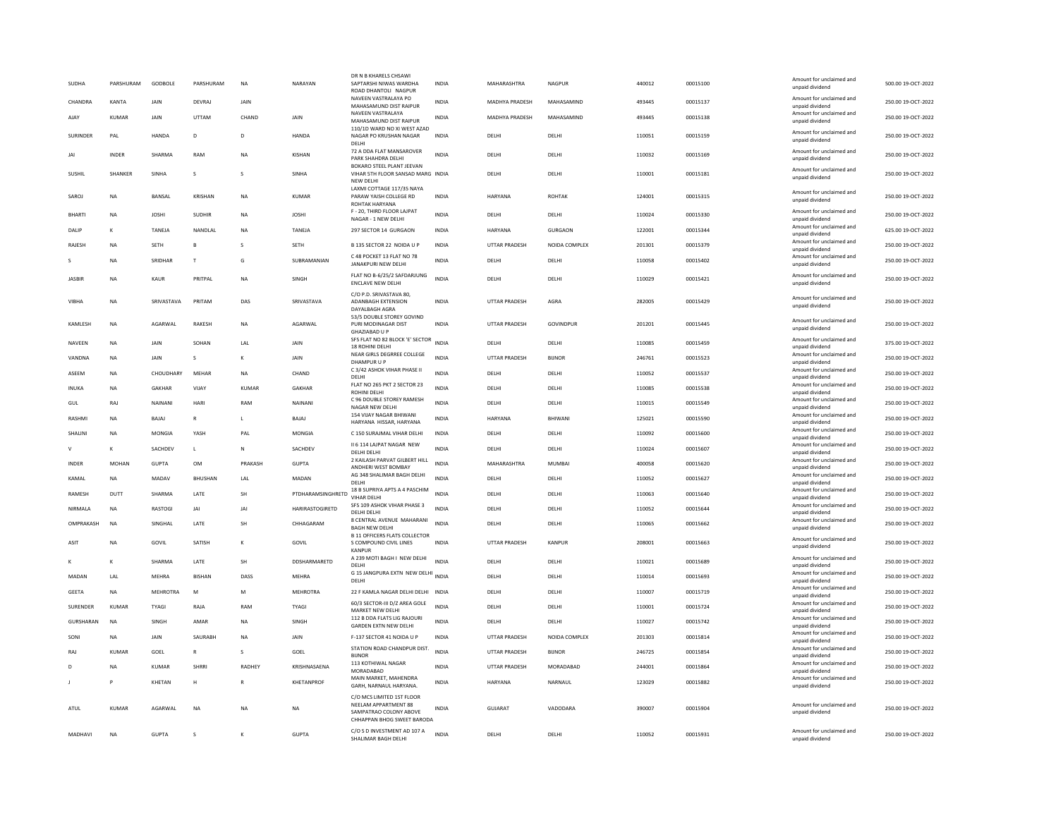| | | | | | | | | | | | | | | |
|---|---|---|---|---|---|---|---|---|---|---|---|---|---|---|
| SUDHA | PARSHURAM | GODBOLE | PARSHURAM | NA | NARAYAN | DR N B KHARELS CHSAWI SAPTARSHI NIWAS WARDHA ROAD DHANTOLI NAGPUR | INDIA | MAHARASHTRA | NAGPUR | 440012 | 00015100 | Amount for unclaimed and unpaid dividend | 500.00 | 19-OCT-2022 |
| CHANDRA | KANTA | JAIN | DEVRAJ | JAIN | | NAVEEN VASTRALAYA PO MAHASAMUND DIST RAIPUR | INDIA | MADHYA PRADESH | MAHASAMIND | 493445 | 00015137 | Amount for unclaimed and unpaid dividend | 250.00 | 19-OCT-2022 |
| AJAY | KUMAR | JAIN | UTTAM | CHAND | JAIN | NAVEEN VASTRALAYA MAHASAMUND DIST RAIPUR | INDIA | MADHYA PRADESH | MAHASAMIND | 493445 | 00015138 | Amount for unclaimed and unpaid dividend | 250.00 | 19-OCT-2022 |
| SURINDER | PAL | HANDA | D | D | HANDA | 110/1D WARD NO XI WEST AZAD NAGAR PO KRUSHAN NAGAR DELHI | INDIA | DELHI | DELHI | 110051 | 00015159 | Amount for unclaimed and unpaid dividend | 250.00 | 19-OCT-2022 |
| JAI | INDER | SHARMA | RAM | NA | KISHAN | 72 A DDA FLAT MANSAROVER PARK SHAHDRA DELHI | INDIA | DELHI | DELHI | 110032 | 00015169 | Amount for unclaimed and unpaid dividend | 250.00 | 19-OCT-2022 |
| SUSHIL | SHANKER | SINHA | S | S | SINHA | BOKARO STEEL PLANT JEEVAN VIHAR 5TH FLOOR SANSAD MARG NEW DELHI | INDIA | DELHI | DELHI | 110001 | 00015181 | Amount for unclaimed and unpaid dividend | 250.00 | 19-OCT-2022 |
| SAROJ | NA | BANSAL | KRISHAN | NA | KUMAR | LAXMI COTTAGE 117/35 NAYA PARAW YAISH COLLEGE RD ROHTAK HARYANA | INDIA | HARYANA | ROHTAK | 124001 | 00015315 | Amount for unclaimed and unpaid dividend | 250.00 | 19-OCT-2022 |
| BHARTI | NA | JOSHI | SUDHIR | NA | JOSHI | F - 20, THIRD FLOOR LAJPAT NAGAR - 1 NEW DELHI | INDIA | DELHI | DELHI | 110024 | 00015330 | Amount for unclaimed and unpaid dividend | 250.00 | 19-OCT-2022 |
| DALIP | K | TANEJA | NANDLAL | NA | TANEJA | 297 SECTOR 14 GURGAON | INDIA | HARYANA | GURGAON | 122001 | 00015344 | Amount for unclaimed and unpaid dividend | 625.00 | 19-OCT-2022 |
| RAJESH | NA | SETH | B | S | SETH | B 135 SECTOR 22 NOIDA U P | INDIA | UTTAR PRADESH | NOIDA COMPLEX | 201301 | 00015379 | Amount for unclaimed and unpaid dividend | 250.00 | 19-OCT-2022 |
| S | NA | SRIDHAR | T | G | SUBRAMANIAN | C 48 POCKET 13 FLAT NO 78 JANAKPURI NEW DELHI | INDIA | DELHI | DELHI | 110058 | 00015402 | Amount for unclaimed and unpaid dividend | 250.00 | 19-OCT-2022 |
| JASBIR | NA | KAUR | PRITPAL | NA | SINGH | FLAT NO B-6/25/2 SAFDARJUNG ENCLAVE NEW DELHI | INDIA | DELHI | DELHI | 110029 | 00015421 | Amount for unclaimed and unpaid dividend | 250.00 | 19-OCT-2022 |
| VIBHA | NA | SRIVASTAVA | PRITAM | DAS | SRIVASTAVA | C/O P.D. SRIVASTAVA 80, ADANBAGH EXTENSION DAYALBAGH AGRA | INDIA | UTTAR PRADESH | AGRA | 282005 | 00015429 | Amount for unclaimed and unpaid dividend | 250.00 | 19-OCT-2022 |
| KAMLESH | NA | AGARWAL | RAKESH | NA | AGARWAL | 53/5 DOUBLE STOREY GOVIND PURI MODINAGAR DIST GHAZIABAD U P | INDIA | UTTAR PRADESH | GOVINDPUR | 201201 | 00015445 | Amount for unclaimed and unpaid dividend | 250.00 | 19-OCT-2022 |
| NAVEEN | NA | JAIN | SOHAN | LAL | JAIN | SFS FLAT NO 82 BLOCK 'E' SECTOR 18 ROHINI DELHI | INDIA | DELHI | DELHI | 110085 | 00015459 | Amount for unclaimed and unpaid dividend | 375.00 | 19-OCT-2022 |
| VANDNA | NA | JAIN | S | K | JAIN | NEAR GIRLS DEGRREE COLLEGE DHAMPUR U P | INDIA | UTTAR PRADESH | BIJNOR | 246761 | 00015523 | Amount for unclaimed and unpaid dividend | 250.00 | 19-OCT-2022 |
| ASEEM | NA | CHOUDHARY | MEHAR | NA | CHAND | C 3/42 ASHOK VIHAR PHASE II DELHI | INDIA | DELHI | DELHI | 110052 | 00015537 | Amount for unclaimed and unpaid dividend | 250.00 | 19-OCT-2022 |
| INUKA | NA | GAKHAR | VIJAY | KUMAR | GAKHAR | FLAT NO 265 PKT 2 SECTOR 23 ROHINI DELHI | INDIA | DELHI | DELHI | 110085 | 00015538 | Amount for unclaimed and unpaid dividend | 250.00 | 19-OCT-2022 |
| GUL | RAJ | NAINANI | HARI | RAM | NAINANI | C 96 DOUBLE STOREY RAMESH NAGAR NEW DELHI | INDIA | DELHI | DELHI | 110015 | 00015549 | Amount for unclaimed and unpaid dividend | 250.00 | 19-OCT-2022 |
| RASHMI | NA | BAJAJ | R | L | BAJAJ | 154 VIJAY NAGAR BHIWANI HARYANA HISSAR, HARYANA | INDIA | HARYANA | BHIWANI | 125021 | 00015590 | Amount for unclaimed and unpaid dividend | 250.00 | 19-OCT-2022 |
| SHALINI | NA | MONGIA | YASH | PAL | MONGIA | C 150 SURAJMAL VIHAR DELHI | INDIA | DELHI | DELHI | 110092 | 00015600 | Amount for unclaimed and unpaid dividend | 250.00 | 19-OCT-2022 |
| V | K | SACHDEV | L | N | SACHDEV | II 6 114 LAJPAT NAGAR NEW DELHI DELHI | INDIA | DELHI | DELHI | 110024 | 00015607 | Amount for unclaimed and unpaid dividend | 250.00 | 19-OCT-2022 |
| INDER | MOHAN | GUPTA | OM | PRAKASH | GUPTA | 2 KAILASH PARVAT GILBERT HILL ANDHERI WEST BOMBAY | INDIA | MAHARASHTRA | MUMBAI | 400058 | 00015620 | Amount for unclaimed and unpaid dividend | 250.00 | 19-OCT-2022 |
| KAMAL | NA | MADAV | BHUSHAN | LAL | MADAN | AG 348 SHALIMAR BAGH DELHI DELHI | INDIA | DELHI | DELHI | 110052 | 00015627 | Amount for unclaimed and unpaid dividend | 250.00 | 19-OCT-2022 |
| RAMESH | DUTT | SHARMA | LATE | SH | PTDHARAMSINGHRETD | 18 B SUPRIYA APTS A 4 PASCHIM VIHAR DELHI | INDIA | DELHI | DELHI | 110063 | 00015640 | Amount for unclaimed and unpaid dividend | 250.00 | 19-OCT-2022 |
| NIRMALA | NA | RASTOGI | JAI | JAI | HARIRASTOGIRETD | SFS 109 ASHOK VIHAR PHASE 3 DELHI DELHI | INDIA | DELHI | DELHI | 110052 | 00015644 | Amount for unclaimed and unpaid dividend | 250.00 | 19-OCT-2022 |
| OMPRAKASH | NA | SINGHAL | LATE | SH | CHHAGARAM | 8 CENTRAL AVENUE MAHARANI BAGH NEW DELHI | INDIA | DELHI | DELHI | 110065 | 00015662 | Amount for unclaimed and unpaid dividend | 250.00 | 19-OCT-2022 |
| ASIT | NA | GOVIL | SATISH | K | GOVIL | B 11 OFFICERS FLATS COLLECTOR S COMPOUND CIVIL LINES KANPUR | INDIA | UTTAR PRADESH | KANPUR | 208001 | 00015663 | Amount for unclaimed and unpaid dividend | 250.00 | 19-OCT-2022 |
| K | K | SHARMA | LATE | SH | DDSHARMARETD | A 239 MOTI BAGH I NEW DELHI DELHI | INDIA | DELHI | DELHI | 110021 | 00015689 | Amount for unclaimed and unpaid dividend | 250.00 | 19-OCT-2022 |
| MADAN | LAL | MEHRA | BISHAN | DASS | MEHRA | G 15 JANGPURA EXTN NEW DELHI DELHI | INDIA | DELHI | DELHI | 110014 | 00015693 | Amount for unclaimed and unpaid dividend | 250.00 | 19-OCT-2022 |
| GEETA | NA | MEHROTRA | M | M | MEHROTRA | 22 F KAMLA NAGAR DELHI DELHI | INDIA | DELHI | DELHI | 110007 | 00015719 | Amount for unclaimed and unpaid dividend | 250.00 | 19-OCT-2022 |
| SURENDER | KUMAR | TYAGI | RAJA | RAM | TYAGI | 60/3 SECTOR-III D/Z AREA GOLE MARKET NEW DELHI | INDIA | DELHI | DELHI | 110001 | 00015724 | Amount for unclaimed and unpaid dividend | 250.00 | 19-OCT-2022 |
| GURSHARAN | NA | SINGH | AMAR | NA | SINGH | 112 B DDA FLATS LIG RAJOURI GARDEN EXTN NEW DELHI | INDIA | DELHI | DELHI | 110027 | 00015742 | Amount for unclaimed and unpaid dividend | 250.00 | 19-OCT-2022 |
| SONI | NA | JAIN | SAURABH | NA | JAIN | F-137 SECTOR 41 NOIDA U P | INDIA | UTTAR PRADESH | NOIDA COMPLEX | 201303 | 00015814 | Amount for unclaimed and unpaid dividend | 250.00 | 19-OCT-2022 |
| RAJ | KUMAR | GOEL | R | S | GOEL | STATION ROAD CHANDPUR DIST. BIJNOR | INDIA | UTTAR PRADESH | BIJNOR | 246725 | 00015854 | Amount for unclaimed and unpaid dividend | 250.00 | 19-OCT-2022 |
| D | NA | KUMAR | SHRRI | RADHEY | KRISHNASAENA | 113 KOTHIWAL NAGAR MORADABAD | INDIA | UTTAR PRADESH | MORADABAD | 244001 | 00015864 | Amount for unclaimed and unpaid dividend | 250.00 | 19-OCT-2022 |
| J | P | KHETAN | H | R | KHETANPROF | MAIN MARKET, MAHENDRA GARH, NARNAUL HARYANA. | INDIA | HARYANA | NARNAUL | 123029 | 00015882 | Amount for unclaimed and unpaid dividend | 250.00 | 19-OCT-2022 |
| ATUL | KUMAR | AGARWAL | NA | NA | NA | C/O MCS LIMITED 1ST FLOOR NEELAM APPARTMENT 88 SAMPATRAO COLONY ABOVE CHHAPPAN BHOG SWEET BARODA | INDIA | GUJARAT | VADODARA | 390007 | 00015904 | Amount for unclaimed and unpaid dividend | 250.00 | 19-OCT-2022 |
| MADHAVI | NA | GUPTA | S | K | GUPTA | C/O S D INVESTMENT AD 107 A SHALIMAR BAGH DELHI | INDIA | DELHI | DELHI | 110052 | 00015931 | Amount for unclaimed and unpaid dividend | 250.00 | 19-OCT-2022 |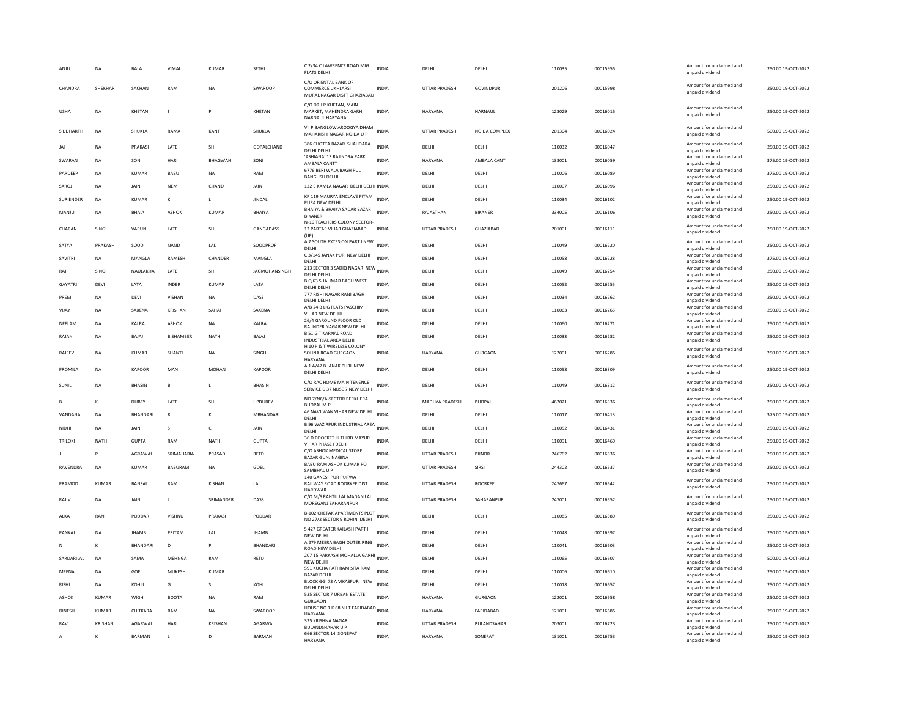| ANJU | NA | BALA | VIMAL | KUMAR | SETHI | C 2/34 C LAWRENCE ROAD MIG FLATS DELHI | INDIA | DELHI | DELHI | 110035 | 00015956 | Amount for unclaimed and unpaid dividend | 250.00 | 19-OCT-2022 |
|---|---|---|---|---|---|---|---|---|---|---|---|---|---|---|
| CHANDRA | SHEKHAR | SACHAN | RAM | NA | SWAROOP | C/O ORIENTAL BANK OF COMMERCE UKHLARSI MURADNAGAR DISTT GHAZIABAD | INDIA | UTTAR PRADESH | GOVINDPUR | 201206 | 00015998 | Amount for unclaimed and unpaid dividend | 250.00 | 19-OCT-2022 |
| USHA | NA | KHETAN | J | P | KHETAN | C/O DR.J P KHETAN, MAIN MARKET, MAHENDRA GARH, NARNAUL HARYANA. | INDIA | HARYANA | NARNAUL | 123029 | 00016015 | Amount for unclaimed and unpaid dividend | 250.00 | 19-OCT-2022 |
| SIDDHARTH | NA | SHUKLA | RAMA | KANT | SHUKLA | V I P BANGLOW AROOGYA DHAM MAHARISHI NAGAR NOIDA U P | INDIA | UTTAR PRADESH | NOIDA COMPLEX | 201304 | 00016024 | Amount for unclaimed and unpaid dividend | 500.00 | 19-OCT-2022 |
| JAI | NA | PRAKASH | LATE | SH | GOPALCHAND | 386 CHOTTA BAZAR SHAHDARA DELHI DELHI | INDIA | DELHI | DELHI | 110032 | 00016047 | Amount for unclaimed and unpaid dividend | 250.00 | 19-OCT-2022 |
| SWARAN | NA | SONI | HARI | BHAGWAN | SONI | 'ASHIANA' 13 RAJINDRA PARK AMBALA CANTT | INDIA | HARYANA | AMBALA CANT. | 133001 | 00016059 | Amount for unclaimed and unpaid dividend | 375.00 | 19-OCT-2022 |
| PARDEEP | NA | KUMAR | BABU | NA | RAM | 6776 BERI WALA BAGH PUL BANGUSH DELHI | INDIA | DELHI | DELHI | 110006 | 00016089 | Amount for unclaimed and unpaid dividend | 375.00 | 19-OCT-2022 |
| SAROJ | NA | JAIN | NEM | CHAND | JAIN | 122 E KAMLA NAGAR DELHI DELHI | INDIA | DELHI | DELHI | 110007 | 00016096 | Amount for unclaimed and unpaid dividend | 250.00 | 19-OCT-2022 |
| SURIENDER | NA | KUMAR | K | L | JINDAL | KP 119 MAURYA ENCLAVE PITAM PURA NEW DELHI | INDIA | DELHI | DELHI | 110034 | 00016102 | Amount for unclaimed and unpaid dividend | 250.00 | 19-OCT-2022 |
| MANJU | NA | BHAIA | ASHOK | KUMAR | BHAIYA | BHAIYA & BHAIYA SADAR BAZAR BIKANER | INDIA | RAJASTHAN | BIKANER | 334005 | 00016106 | Amount for unclaimed and unpaid dividend | 250.00 | 19-OCT-2022 |
| CHARAN | SINGH | VARUN | LATE | SH | GANGADASS | N-16 TEACHERS COLONY SECTOR-12 PARTAP VIHAR GHAZIABAD (UP) | INDIA | UTTAR PRADESH | GHAZIABAD | 201001 | 00016111 | Amount for unclaimed and unpaid dividend | 250.00 | 19-OCT-2022 |
| SATYA | PRAKASH | SOOD | NAND | LAL | SOODPROF | A 7 SOUTH EXTESION PART I NEW DELHI | INDIA | DELHI | DELHI | 110049 | 00016220 | Amount for unclaimed and unpaid dividend | 250.00 | 19-OCT-2022 |
| SAVITRI | NA | MANGLA | RAMESH | CHANDER | MANGLA | C 3/145 JANAK PURI NEW DELHI DELHI | INDIA | DELHI | DELHI | 110058 | 00016228 | Amount for unclaimed and unpaid dividend | 375.00 | 19-OCT-2022 |
| RAJ | SINGH | NAULAKHA | LATE | SH | JAGMOHANSINGH | 213 SECTOR 3 SADIQ NAGAR NEW DELHI DELHI | INDIA | DELHI | DELHI | 110049 | 00016254 | Amount for unclaimed and unpaid dividend | 250.00 | 19-OCT-2022 |
| GAYATRI | DEVI | LATA | INDER | KUMAR | LATA | B Q 63 SHALIMAR BAGH WEST DELHI DELHI | INDIA | DELHI | DELHI | 110052 | 00016255 | Amount for unclaimed and unpaid dividend | 250.00 | 19-OCT-2022 |
| PREM | NA | DEVI | VISHAN | NA | DASS | 777 RISHI NAGAR RANI BAGH DELHI DELHI | INDIA | DELHI | DELHI | 110034 | 00016262 | Amount for unclaimed and unpaid dividend | 250.00 | 19-OCT-2022 |
| VIJAY | NA | SAXENA | KRISHAN | SAHAI | SAXENA | A/B 24 B LIG FLATS PASCHIM VIHAR NEW DELHI | INDIA | DELHI | DELHI | 110063 | 00016265 | Amount for unclaimed and unpaid dividend | 250.00 | 19-OCT-2022 |
| NEELAM | NA | KALRA | ASHOK | NA | KALRA | 26/4 GAROUND FLOOR OLD RAJINDER NAGAR NEW DELHI | INDIA | DELHI | DELHI | 110060 | 00016271 | Amount for unclaimed and unpaid dividend | 250.00 | 19-OCT-2022 |
| RAJAN | NA | BAJAJ | BISHAMBER | NATH | BAJAJ | B 51 G T KARNAL ROAD INDUSTRIAL AREA DELHI | INDIA | DELHI | DELHI | 110033 | 00016282 | Amount for unclaimed and unpaid dividend | 250.00 | 19-OCT-2022 |
| RAJEEV | NA | KUMAR | SHANTI | NA | SINGH | H 10 P & T WIRELESS COLONY SOHNA ROAD GURGAON HARYANA | INDIA | HARYANA | GURGAON | 122001 | 00016285 | Amount for unclaimed and unpaid dividend | 250.00 | 19-OCT-2022 |
| PROMILA | NA | KAPOOR | MAN | MOHAN | KAPOOR | A 1 A/47 B JANAK PURI NEW DELHI DELHI | INDIA | DELHI | DELHI | 110058 | 00016309 | Amount for unclaimed and unpaid dividend | 250.00 | 19-OCT-2022 |
| SUNIL | NA | BHASIN | B | L | BHASIN | C/O RAC HOME MAIN TENENCE SERVICE D 37 NDSE 7 NEW DELHI | INDIA | DELHI | DELHI | 110049 | 00016312 | Amount for unclaimed and unpaid dividend | 250.00 | 19-OCT-2022 |
| B | K | DUBEY | LATE | SH | HPDUBEY | NO.7/N6/A-SECTOR BERKHERA BHOPAL M.P | INDIA | MADHYA PRADESH | BHOPAL | 462021 | 00016336 | Amount for unclaimed and unpaid dividend | 250.00 | 19-OCT-2022 |
| VANDANA | NA | BHANDARI | R | K | MBHANDARI | 46 NAVJIWAN VIHAR NEW DELHI DELHI | INDIA | DELHI | DELHI | 110017 | 00016413 | Amount for unclaimed and unpaid dividend | 375.00 | 19-OCT-2022 |
| NIDHI | NA | JAIN | S | C | JAIN | B 96 WAZIRPUR INDUSTRIAL AREA DELHI | INDIA | DELHI | DELHI | 110052 | 00016431 | Amount for unclaimed and unpaid dividend | 250.00 | 19-OCT-2022 |
| TRILOKI | NATH | GUPTA | RAM | NATH | GUPTA | 36 D POOCKET III THIRD MAYUR VIHAR PHASE I DELHI | INDIA | DELHI | DELHI | 110091 | 00016460 | Amount for unclaimed and unpaid dividend | 250.00 | 19-OCT-2022 |
| J | P | AGRAWAL | SRIMAHARIA | PRASAD | RETD | C/O ASHOK MEDICAL STORE BAZAR GUNJ NAGINA | INDIA | UTTAR PRADESH | BIJNOR | 246762 | 00016536 | Amount for unclaimed and unpaid dividend | 250.00 | 19-OCT-2022 |
| RAVENDRA | NA | KUMAR | BABURAM | NA | GOEL | BABU RAM ASHOK KUMAR PO SAMBHAL U P | INDIA | UTTAR PRADESH | SIRSI | 244302 | 00016537 | Amount for unclaimed and unpaid dividend | 250.00 | 19-OCT-2022 |
| PRAMOD | KUMAR | BANSAL | RAM | KISHAN | LAL | 140 GANESHPUR PURWA RAILWAY ROAD ROORKEE DIST HARDWAR | INDIA | UTTAR PRADESH | ROORKEE | 247667 | 00016542 | Amount for unclaimed and unpaid dividend | 250.00 | 19-OCT-2022 |
| RAJIV | NA | JAIN | L | SRIMANDER | DASS | C/O M/S RAHTU LAL MADAN LAL MOREGANJ SAHARANPUR | INDIA | UTTAR PRADESH | SAHARANPUR | 247001 | 00016552 | Amount for unclaimed and unpaid dividend | 250.00 | 19-OCT-2022 |
| ALKA | RANI | PODDAR | VISHNU | PRAKASH | PODDAR | B-102 CHETAK APARTMENTS PLOT NO 27/2 SECTOR 9 ROHINI DELHI | INDIA | DELHI | DELHI | 110085 | 00016580 | Amount for unclaimed and unpaid dividend | 250.00 | 19-OCT-2022 |
| PANKAJ | NA | JHAMB | PRITAM | LAL | JHAMB | S 427 GREATER KAILASH PART II NEW DELHI | INDIA | DELHI | DELHI | 110048 | 00016597 | Amount for unclaimed and unpaid dividend | 250.00 | 19-OCT-2022 |
| N | K | BHANDARI | D | P | BHANDARI | A 279 MEERA BAGH OUTER RING ROAD NEW DELHI | INDIA | DELHI | DELHI | 110041 | 00016603 | Amount for unclaimed and unpaid dividend | 250.00 | 19-OCT-2022 |
| SARDARILAL | NA | SAMA | MEHNGA | RAM | RETD | 207 15 PARKASH MOHALLA GARHI NEW DELHI | INDIA | DELHI | DELHI | 110065 | 00016607 | Amount for unclaimed and unpaid dividend | 500.00 | 19-OCT-2022 |
| MEENA | NA | GOEL | MUKESH | KUMAR | | 591 KUCHA PATI RAM SITA RAM BAZAR DELHI | INDIA | DELHI | DELHI | 110006 | 00016610 | Amount for unclaimed and unpaid dividend | 250.00 | 19-OCT-2022 |
| RISHI | NA | KOHLI | G | S | KOHLI | BLOCK GGI 73 A VIKASPURI NEW DELHI DELHI | INDIA | DELHI | DELHI | 110018 | 00016657 | Amount for unclaimed and unpaid dividend | 250.00 | 19-OCT-2022 |
| ASHOK | KUMAR | WIGH | BOOTA | NA | RAM | 535 SECTOR 7 URBAN ESTATE GURGAON | INDIA | HARYANA | GURGAON | 122001 | 00016658 | Amount for unclaimed and unpaid dividend | 250.00 | 19-OCT-2022 |
| DINESH | KUMAR | CHITKARA | RAM | NA | SWAROOP | HOUSE NO 1 K 68 N I T FARIDABAD HARYANA | INDIA | HARYANA | FARIDABAD | 121001 | 00016685 | Amount for unclaimed and unpaid dividend | 250.00 | 19-OCT-2022 |
| RAVI | KRISHAN | AGARWAL | HARI | KRISHAN | AGARWAL | 325 KRISHNA NAGAR BULANDSHAHAR U P | INDIA | UTTAR PRADESH | BULANDSAHAR | 203001 | 00016723 | Amount for unclaimed and unpaid dividend | 250.00 | 19-OCT-2022 |
| A | K | BARMAN | L | D | BARMAN | 666 SECTOR 14 SONEPAT HARYANA | INDIA | HARYANA | SONEPAT | 131001 | 00016753 | Amount for unclaimed and unpaid dividend | 250.00 | 19-OCT-2022 |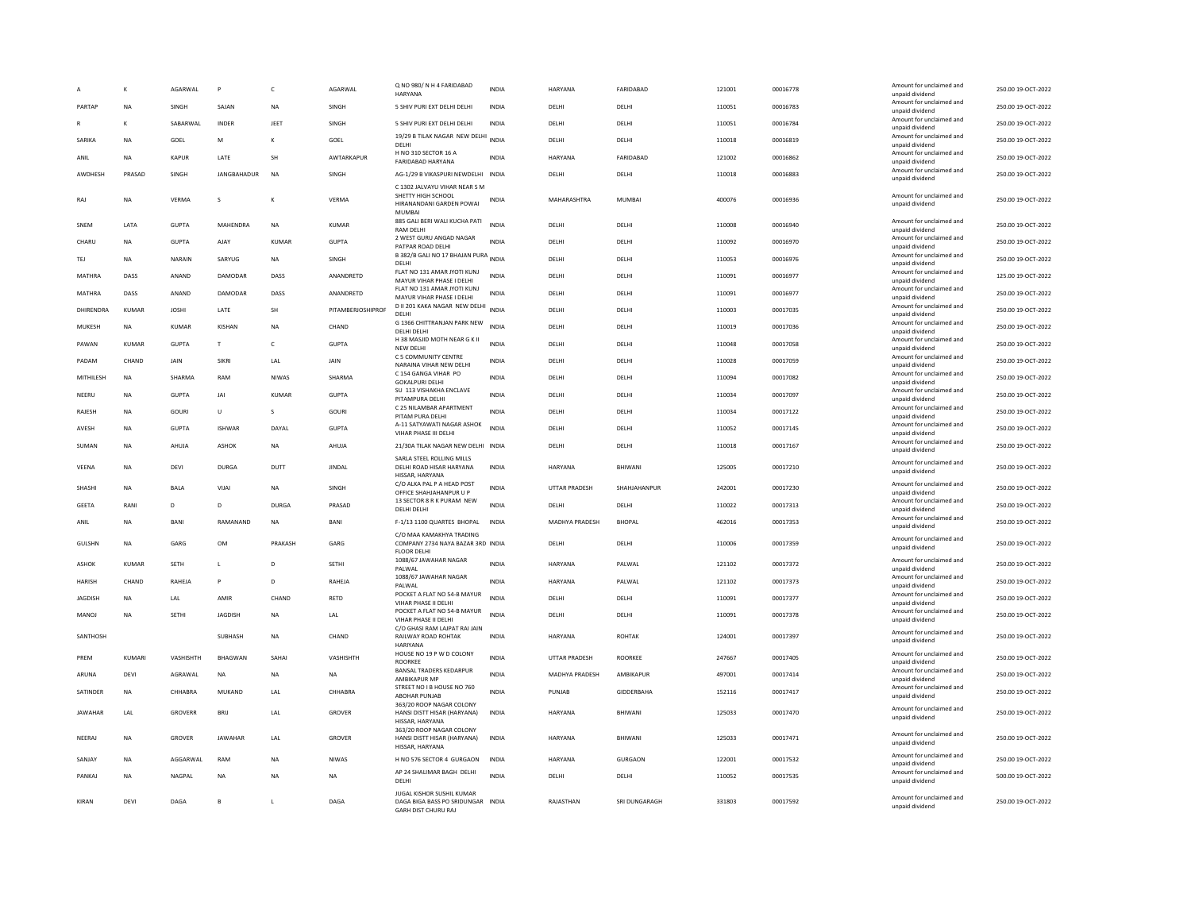| | | | | | | | | | | | | | | |
|---|---|---|---|---|---|---|---|---|---|---|---|---|---|---|
| A | K | AGARWAL | P | C | AGARWAL | Q NO 980/ N H 4 FARIDABAD HARYANA | INDIA | HARYANA | FARIDABAD | 121001 | 00016778 | Amount for unclaimed and unpaid dividend | 250.00 | 19-OCT-2022 |
| PARTAP | NA | SINGH | SAJAN | NA | SINGH | 5 SHIV PURI EXT DELHI DELHI | INDIA | DELHI | DELHI | 110051 | 00016783 | Amount for unclaimed and unpaid dividend | 250.00 | 19-OCT-2022 |
| R | K | SABARWAL | INDER | JEET | SINGH | 5 SHIV PURI EXT DELHI DELHI | INDIA | DELHI | DELHI | 110051 | 00016784 | Amount for unclaimed and unpaid dividend | 250.00 | 19-OCT-2022 |
| SARIKA | NA | GOEL | M | K | GOEL | 19/29 B TILAK NAGAR NEW DELHI DELHI | INDIA | DELHI | DELHI | 110018 | 00016819 | Amount for unclaimed and unpaid dividend | 250.00 | 19-OCT-2022 |
| ANIL | NA | KAPUR | LATE | SH | AWTARKAPUR | H NO 310 SECTOR 16 A FARIDABAD HARYANA | INDIA | HARYANA | FARIDABAD | 121002 | 00016862 | Amount for unclaimed and unpaid dividend | 250.00 | 19-OCT-2022 |
| AWDHESH | PRASAD | SINGH | JANGBAHADUR | NA | SINGH | AG-1/29 B VIKASPURI NEWDELHI | INDIA | DELHI | DELHI | 110018 | 00016883 | Amount for unclaimed and unpaid dividend | 250.00 | 19-OCT-2022 |
| RAJ | NA | VERMA | S | K | VERMA | C 1302 JALVAYU VIHAR NEAR S M SHETTY HIGH SCHOOL HIRANANDANI GARDEN POWAI MUMBAI | INDIA | MAHARASHTRA | MUMBAI | 400076 | 00016936 | Amount for unclaimed and unpaid dividend | 250.00 | 19-OCT-2022 |
| SNEM | LATA | GUPTA | MAHENDRA | NA | KUMAR | 885 GALI BERI WALI KUCHA PATI RAM DELHI | INDIA | DELHI | DELHI | 110008 | 00016940 | Amount for unclaimed and unpaid dividend | 250.00 | 19-OCT-2022 |
| CHARU | NA | GUPTA | AJAY | KUMAR | GUPTA | 2 WEST GURU ANGAD NAGAR PATPAR ROAD DELHI | INDIA | DELHI | DELHI | 110092 | 00016970 | Amount for unclaimed and unpaid dividend | 250.00 | 19-OCT-2022 |
| TEJ | NA | NARAIN | SARYUG | NA | SINGH | B 382/B GALI NO 17 BHAJAN PURA DELHI | INDIA | DELHI | DELHI | 110053 | 00016976 | Amount for unclaimed and unpaid dividend | 250.00 | 19-OCT-2022 |
| MATHRA | DASS | ANAND | DAMODAR | DASS | ANANDRETD | FLAT NO 131 AMAR JYOTI KUNJ MAYUR VIHAR PHASE I DELHI | INDIA | DELHI | DELHI | 110091 | 00016977 | Amount for unclaimed and unpaid dividend | 125.00 | 19-OCT-2022 |
| MATHRA | DASS | ANAND | DAMODAR | DASS | ANANDRETD | FLAT NO 131 AMAR JYOTI KUNJ MAYUR VIHAR PHASE I DELHI | INDIA | DELHI | DELHI | 110091 | 00016977 | Amount for unclaimed and unpaid dividend | 250.00 | 19-OCT-2022 |
| DHIRENDRA | KUMAR | JOSHI | LATE | SH | PITAMBERJOSHIPROF | D II 201 KAKA NAGAR NEW DELHI DELHI | INDIA | DELHI | DELHI | 110003 | 00017035 | Amount for unclaimed and unpaid dividend | 250.00 | 19-OCT-2022 |
| MUKESH | NA | KUMAR | KISHAN | NA | CHAND | G 1366 CHITTRANJAN PARK NEW DELHI DELHI | INDIA | DELHI | DELHI | 110019 | 00017036 | Amount for unclaimed and unpaid dividend | 250.00 | 19-OCT-2022 |
| PAWAN | KUMAR | GUPTA | T | C | GUPTA | H 38 MASJID MOTH NEAR G K II NEW DELHI | INDIA | DELHI | DELHI | 110048 | 00017058 | Amount for unclaimed and unpaid dividend | 250.00 | 19-OCT-2022 |
| PADAM | CHAND | JAIN | SIKRI | LAL | JAIN | C 5 COMMUNITY CENTRE NARAINA VIHAR NEW DELHI | INDIA | DELHI | DELHI | 110028 | 00017059 | Amount for unclaimed and unpaid dividend | 250.00 | 19-OCT-2022 |
| MITHILESH | NA | SHARMA | RAM | NIWAS | SHARMA | C 154 GANGA VIHAR PO GOKALPURI DELHI | INDIA | DELHI | DELHI | 110094 | 00017082 | Amount for unclaimed and unpaid dividend | 250.00 | 19-OCT-2022 |
| NEERU | NA | GUPTA | JAI | KUMAR | GUPTA | SU 113 VISHAKHA ENCLAVE PITAMPURA DELHI | INDIA | DELHI | DELHI | 110034 | 00017097 | Amount for unclaimed and unpaid dividend | 250.00 | 19-OCT-2022 |
| RAJESH | NA | GOURI | U | S | GOURI | C 25 NILAMBAR APARTMENT PITAM PURA DELHI | INDIA | DELHI | DELHI | 110034 | 00017122 | Amount for unclaimed and unpaid dividend | 250.00 | 19-OCT-2022 |
| AVESH | NA | GUPTA | ISHWAR | DAYAL | GUPTA | A-11 SATYAWATI NAGAR ASHOK VIHAR PHASE III DELHI | INDIA | DELHI | DELHI | 110052 | 00017145 | Amount for unclaimed and unpaid dividend | 250.00 | 19-OCT-2022 |
| SUMAN | NA | AHUJA | ASHOK | NA | AHUJA | 21/30A TILAK NAGAR NEW DELHI | INDIA | DELHI | DELHI | 110018 | 00017167 | Amount for unclaimed and unpaid dividend | 250.00 | 19-OCT-2022 |
| VEENA | NA | DEVI | DURGA | DUTT | JINDAL | SARLA STEEL ROLLING MILLS DELHI ROAD HISAR HARYANA HISSAR, HARYANA | INDIA | HARYANA | BHIWANI | 125005 | 00017210 | Amount for unclaimed and unpaid dividend | 250.00 | 19-OCT-2022 |
| SHASHI | NA | BALA | VIJAI | NA | SINGH | C/O ALKA PAL P A HEAD POST OFFICE SHAHJAHANPUR U P | INDIA | UTTAR PRADESH | SHAHJAHANPUR | 242001 | 00017230 | Amount for unclaimed and unpaid dividend | 250.00 | 19-OCT-2022 |
| GEETA | RANI | D | D | DURGA | PRASAD | 13 SECTOR 8 R K PURAM NEW DELHI DELHI | INDIA | DELHI | DELHI | 110022 | 00017313 | Amount for unclaimed and unpaid dividend | 250.00 | 19-OCT-2022 |
| ANIL | NA | BANI | RAMANAND | NA | BANI | F-1/13 1100 QUARTES BHOPAL | INDIA | MADHYA PRADESH | BHOPAL | 462016 | 00017353 | Amount for unclaimed and unpaid dividend | 250.00 | 19-OCT-2022 |
| GULSHN | NA | GARG | OM | PRAKASH | GARG | C/O MAA KAMAKHYA TRADING COMPANY 2734 NAYA BAZAR 3RD FLOOR DELHI | INDIA | DELHI | DELHI | 110006 | 00017359 | Amount for unclaimed and unpaid dividend | 250.00 | 19-OCT-2022 |
| ASHOK | KUMAR | SETH | L | D | SETHI | 1088/67 JAWAHAR NAGAR PALWAL | INDIA | HARYANA | PALWAL | 121102 | 00017372 | Amount for unclaimed and unpaid dividend | 250.00 | 19-OCT-2022 |
| HARISH | CHAND | RAHEJA | P | D | RAHEJA | 1088/67 JAWAHAR NAGAR PALWAL | INDIA | HARYANA | PALWAL | 121102 | 00017373 | Amount for unclaimed and unpaid dividend | 250.00 | 19-OCT-2022 |
| JAGDISH | NA | LAL | AMIR | CHAND | RETD | POCKET A FLAT NO 54-B MAYUR VIHAR PHASE II DELHI | INDIA | DELHI | DELHI | 110091 | 00017377 | Amount for unclaimed and unpaid dividend | 250.00 | 19-OCT-2022 |
| MANOJ | NA | SETHI | JAGDISH | NA | LAL | POCKET A FLAT NO 54-B MAYUR VIHAR PHASE II DELHI | INDIA | DELHI | DELHI | 110091 | 00017378 | Amount for unclaimed and unpaid dividend | 250.00 | 19-OCT-2022 |
| SANTHOSH | | | SUBHASH | NA | CHAND | C/O GHASI RAM LAJPAT RAI JAIN RAILWAY ROAD ROHTAK HARYANA | INDIA | HARYANA | ROHTAK | 124001 | 00017397 | Amount for unclaimed and unpaid dividend | 250.00 | 19-OCT-2022 |
| PREM | KUMARI | VASHISHTH | BHAGWAN | SAHAI | VASHISHTH | HOUSE NO 19 P W D COLONY ROORKEE | INDIA | UTTAR PRADESH | ROORKEE | 247667 | 00017405 | Amount for unclaimed and unpaid dividend | 250.00 | 19-OCT-2022 |
| ARUNA | DEVI | AGRAWAL | NA | NA | NA | BANSAL TRADERS KEDARPUR AMBIKAPUR MP | INDIA | MADHYA PRADESH | AMBIKAPUR | 497001 | 00017414 | Amount for unclaimed and unpaid dividend | 250.00 | 19-OCT-2022 |
| SATINDER | NA | CHHABRA | MUKAND | LAL | CHHABRA | STREET NO I B HOUSE NO 760 ABOHAR PUNJAB | INDIA | PUNJAB | GIDDERBAHA | 152116 | 00017417 | Amount for unclaimed and unpaid dividend | 250.00 | 19-OCT-2022 |
| JAWAHAR | LAL | GROVERR | BRIJ | LAL | GROVER | 363/20 ROOP NAGAR COLONY HANSI DISTT HISAR (HARYANA) HISSAR, HARYANA | INDIA | HARYANA | BHIWANI | 125033 | 00017470 | Amount for unclaimed and unpaid dividend | 250.00 | 19-OCT-2022 |
| NEERAJ | NA | GROVER | JAWAHAR | LAL | GROVER | 363/20 ROOP NAGAR COLONY HANSI DISTT HISAR (HARYANA) HISSAR, HARYANA | INDIA | HARYANA | BHIWANI | 125033 | 00017471 | Amount for unclaimed and unpaid dividend | 250.00 | 19-OCT-2022 |
| SANJAY | NA | AGGARWAL | RAM | NA | NIWAS | H NO 576 SECTOR 4 GURGAON | INDIA | HARYANA | GURGAON | 122001 | 00017532 | Amount for unclaimed and unpaid dividend | 250.00 | 19-OCT-2022 |
| PANKAJ | NA | NAGPAL | NA | NA | NA | AP 24 SHALIMAR BAGH DELHI DELHI | INDIA | DELHI | DELHI | 110052 | 00017535 | Amount for unclaimed and unpaid dividend | 500.00 | 19-OCT-2022 |
| KIRAN | DEVI | DAGA | B | L | DAGA | JUGAL KISHOR SUSHIL KUMAR DAGA BIGA BASS PO SRIDUNGAR GARH DIST CHURU RAJ | INDIA | RAJASTHAN | SRI DUNGARAGH | 331803 | 00017592 | Amount for unclaimed and unpaid dividend | 250.00 | 19-OCT-2022 |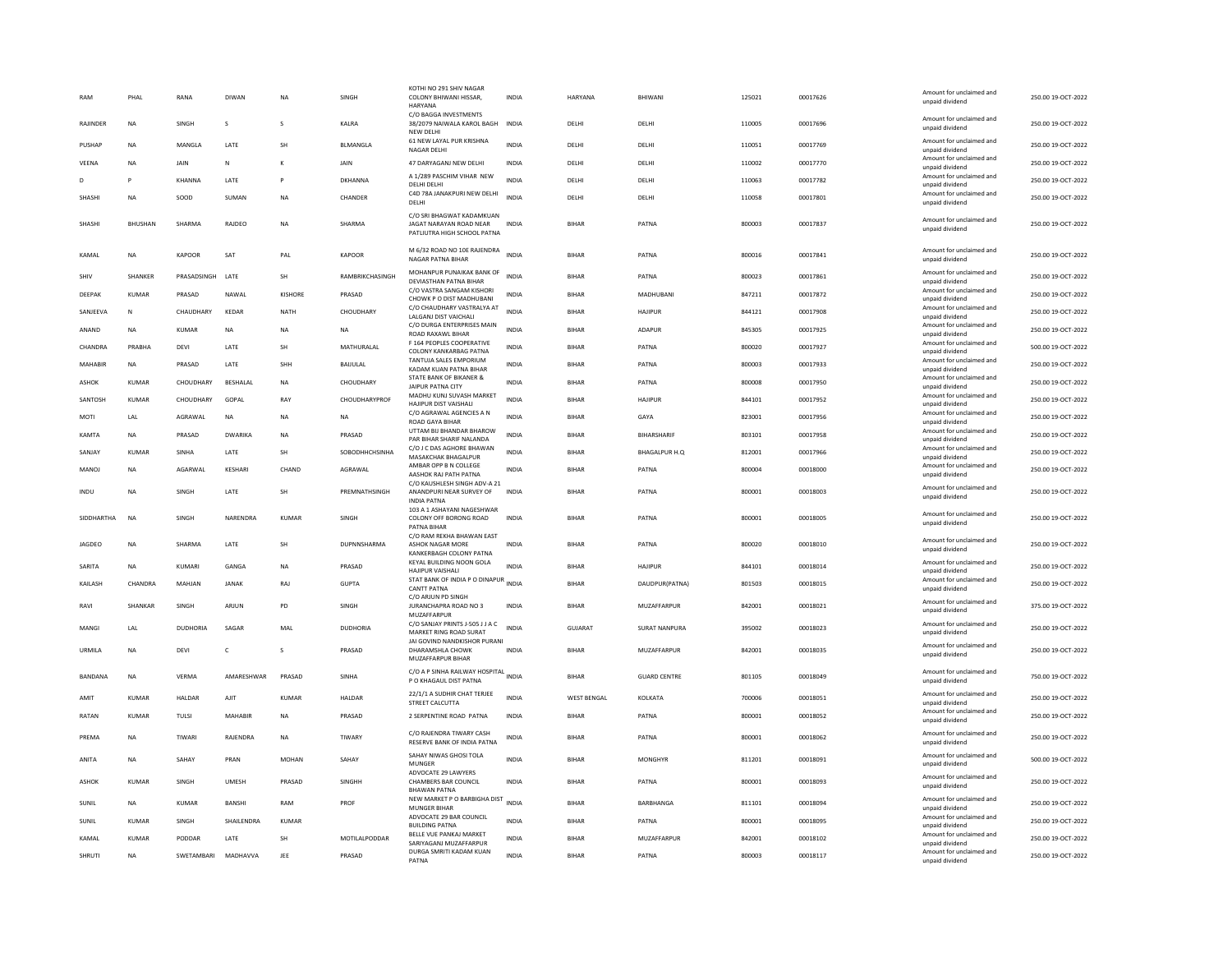| | | | | | | | | | | | | | | |
|---|---|---|---|---|---|---|---|---|---|---|---|---|---|---|
| RAM | PHAL | RANA | DIWAN | NA | SINGH | KOTHI NO 291 SHIV NAGAR COLONY BHIWANI HISSAR, HARYANA | INDIA | HARYANA | BHIWANI | 125021 | 00017626 | Amount for unclaimed and unpaid dividend | 250.00 | 19-OCT-2022 |
| RAJINDER | NA | SINGH | S | S | KALRA | C/O BAGGA INVESTMENTS 38/2079 NAIWALA KAROL BAGH NEW DELHI | INDIA | DELHI | DELHI | 110005 | 00017696 | Amount for unclaimed and unpaid dividend | 250.00 | 19-OCT-2022 |
| PUSHAP | NA | MANGLA | LATE | SH | BLMANGLA | 61 NEW LAYAL PUR KRISHNA NAGAR DELHI | INDIA | DELHI | DELHI | 110051 | 00017769 | Amount for unclaimed and unpaid dividend | 250.00 | 19-OCT-2022 |
| VEENA | NA | JAIN | N | K | JAIN | 47 DARYAGANJ NEW DELHI | INDIA | DELHI | DELHI | 110002 | 00017770 | Amount for unclaimed and unpaid dividend | 250.00 | 19-OCT-2022 |
| D | P | KHANNA | LATE | P | DKHANNA | A 1/289 PASCHIM VIHAR NEW DELHI DELHI | INDIA | DELHI | DELHI | 110063 | 00017782 | Amount for unclaimed and unpaid dividend | 250.00 | 19-OCT-2022 |
| SHASHI | NA | SOOD | SUMAN | NA | CHANDER | C4D 78A JANAKPURI NEW DELHI DELHI | INDIA | DELHI | DELHI | 110058 | 00017801 | Amount for unclaimed and unpaid dividend | 250.00 | 19-OCT-2022 |
| SHASHI | BHUSHAN | SHARMA | RAJDEO | NA | SHARMA | C/O SRI BHAGWAT KADAMKUAN JAGAT NARAYAN ROAD NEAR PATLIUTRA HIGH SCHOOL PATNA | INDIA | BIHAR | PATNA | 800003 | 00017837 | Amount for unclaimed and unpaid dividend | 250.00 | 19-OCT-2022 |
| KAMAL | NA | KAPOOR | SAT | PAL | KAPOOR | M 6/32 ROAD NO 10E RAJENDRA NAGAR PATNA BIHAR | INDIA | BIHAR | PATNA | 800016 | 00017841 | Amount for unclaimed and unpaid dividend | 250.00 | 19-OCT-2022 |
| SHIV | SHANKER | PRASADSINGH | LATE | SH | RAMBRIKCHASINGH | MOHANPUR PUNAIKAK BANK OF DEVIASTHAN PATNA BIHAR | INDIA | BIHAR | PATNA | 800023 | 00017861 | Amount for unclaimed and unpaid dividend | 250.00 | 19-OCT-2022 |
| DEEPAK | KUMAR | PRASAD | NAWAL | KISHORE | PRASAD | C/O VASTRA SANGAM KISHORI CHOWK P O DIST MADHUBANI | INDIA | BIHAR | MADHUBANI | 847211 | 00017872 | Amount for unclaimed and unpaid dividend | 250.00 | 19-OCT-2022 |
| SANJEEVA | N | CHAUDHARY | KEDAR | NATH | CHOUDHARY | C/O CHAUDHARY VASTRALYA AT LALGANJ DIST VAICHALI | INDIA | BIHAR | HAJIPUR | 844121 | 00017908 | Amount for unclaimed and unpaid dividend | 250.00 | 19-OCT-2022 |
| ANAND | NA | KUMAR | NA | NA | NA | C/O DURGA ENTERPRISES MAIN ROAD RAXAWL BIHAR | INDIA | BIHAR | ADAPUR | 845305 | 00017925 | Amount for unclaimed and unpaid dividend | 250.00 | 19-OCT-2022 |
| CHANDRA | PRABHA | DEVI | LATE | SH | MATHURALAL | F 164 PEOPLES COOPERATIVE COLONY KANKARBAG PATNA | INDIA | BIHAR | PATNA | 800020 | 00017927 | Amount for unclaimed and unpaid dividend | 500.00 | 19-OCT-2022 |
| MAHABIR | NA | PRASAD | LATE | SHH | BAIJULAL | TANTUJA SALES EMPORIUM KADAM KUAN PATNA BIHAR | INDIA | BIHAR | PATNA | 800003 | 00017933 | Amount for unclaimed and unpaid dividend | 250.00 | 19-OCT-2022 |
| ASHOK | KUMAR | CHOUDHARY | BESHALAL | NA | CHOUDHARY | STATE BANK OF BIKANER & JAIPUR PATNA CITY | INDIA | BIHAR | PATNA | 800008 | 00017950 | Amount for unclaimed and unpaid dividend | 250.00 | 19-OCT-2022 |
| SANTOSH | KUMAR | CHOUDHARY | GOPAL | RAY | CHOUDHARYPROF | MADHU KUNJ SUVASH MARKET HAJIPUR DIST VAISHALI | INDIA | BIHAR | HAJIPUR | 844101 | 00017952 | Amount for unclaimed and unpaid dividend | 250.00 | 19-OCT-2022 |
| MOTI | LAL | AGRAWAL | NA | NA | NA | C/O AGRAWAL AGENCIES A N ROAD GAYA BIHAR | INDIA | BIHAR | GAYA | 823001 | 00017956 | Amount for unclaimed and unpaid dividend | 250.00 | 19-OCT-2022 |
| KAMTA | NA | PRASAD | DWARIKA | NA | PRASAD | UTTAM BIJ BHANDAR BHAROW PAR BIHAR SHARIF NALANDA | INDIA | BIHAR | BIHARSHARIF | 803101 | 00017958 | Amount for unclaimed and unpaid dividend | 250.00 | 19-OCT-2022 |
| SANJAY | KUMAR | SINHA | LATE | SH | SOBODHHCHSINHA | C/O J C DAS AGHORE BHAWAN MASAKCHAK BHAGALPUR | INDIA | BIHAR | BHAGALPUR H.Q | 812001 | 00017966 | Amount for unclaimed and unpaid dividend | 250.00 | 19-OCT-2022 |
| MANOJ | NA | AGARWAL | KESHARI | CHAND | AGRAWAL | AMBAR OPP B N COLLEGE AASHOK RAJ PATH PATNA | INDIA | BIHAR | PATNA | 800004 | 00018000 | Amount for unclaimed and unpaid dividend | 250.00 | 19-OCT-2022 |
| INDU | NA | SINGH | LATE | SH | PREMNATHSINGH | C/O KAUSHLESH SINGH ADV-A 21 ANANDPURI NEAR SURVEY OF INDIA PATNA | INDIA | BIHAR | PATNA | 800001 | 00018003 | Amount for unclaimed and unpaid dividend | 250.00 | 19-OCT-2022 |
| SIDDHARTHA | NA | SINGH | NARENDRA | KUMAR | SINGH | 103 A 1 ASHAYANI NAGESHWAR COLONY OFF BORONG ROAD PATNA BIHAR | INDIA | BIHAR | PATNA | 800001 | 00018005 | Amount for unclaimed and unpaid dividend | 250.00 | 19-OCT-2022 |
| JAGDEO | NA | SHARMA | LATE | SH | DUPNNSHARMA | C/O RAM REKHA BHAWAN EAST ASHOK NAGAR MORE KANKERBAGH COLONY PATNA | INDIA | BIHAR | PATNA | 800020 | 00018010 | Amount for unclaimed and unpaid dividend | 250.00 | 19-OCT-2022 |
| SARITA | NA | KUMARI | GANGA | NA | PRASAD | KEYAL BUILDING NOON GOLA HAJIPUR VAISHALI | INDIA | BIHAR | HAJIPUR | 844101 | 00018014 | Amount for unclaimed and unpaid dividend | 250.00 | 19-OCT-2022 |
| KAILASH | CHANDRA | MAHJAN | JANAK | RAJ | GUPTA | STAT BANK OF INDIA P O DINAPUR CANTT PATNA | INDIA | BIHAR | DAUDPUR(PATNA) | 801503 | 00018015 | Amount for unclaimed and unpaid dividend | 250.00 | 19-OCT-2022 |
| RAVI | SHANKAR | SINGH | ARJUN | PD | SINGH | C/O ARJUN PD SINGH JURANCHAPRA ROAD NO 3 MUZAFFARPUR | INDIA | BIHAR | MUZAFFARPUR | 842001 | 00018021 | Amount for unclaimed and unpaid dividend | 375.00 | 19-OCT-2022 |
| MANGI | LAL | DUDHORIA | SAGAR | MAL | DUDHORIA | C/O SANJAY PRINTS J-505 J J A C MARKET RING ROAD SURAT | INDIA | GUJARAT | SURAT NANPURA | 395002 | 00018023 | Amount for unclaimed and unpaid dividend | 250.00 | 19-OCT-2022 |
| URMILA | NA | DEVI | C | S | PRASAD | JAI GOVIND NANDKISHOR PURANI DHARAMSHLA CHOWK MUZAFFARPUR BIHAR | INDIA | BIHAR | MUZAFFARPUR | 842001 | 00018035 | Amount for unclaimed and unpaid dividend | 250.00 | 19-OCT-2022 |
| BANDANA | NA | VERMA | AMARESHWAR | PRASAD | SINHA | C/O A P SINHA RAILWAY HOSPITAL P O KHAGAUL DIST PATNA | INDIA | BIHAR | GUARD CENTRE | 801105 | 00018049 | Amount for unclaimed and unpaid dividend | 750.00 | 19-OCT-2022 |
| AMIT | KUMAR | HALDAR | AJIT | KUMAR | HALDAR | 22/1/1 A SUDHIR CHAT TERJEE STREET CALCUTTA | INDIA | WEST BENGAL | KOLKATA | 700006 | 00018051 | Amount for unclaimed and unpaid dividend | 250.00 | 19-OCT-2022 |
| RATAN | KUMAR | TULSI | MAHABIR | NA | PRASAD | 2 SERPENTINE ROAD PATNA | INDIA | BIHAR | PATNA | 800001 | 00018052 | Amount for unclaimed and unpaid dividend | 250.00 | 19-OCT-2022 |
| PREMA | NA | TIWARI | RAJENDRA | NA | TIWARY | C/O RAJENDRA TIWARY CASH RESERVE BANK OF INDIA PATNA | INDIA | BIHAR | PATNA | 800001 | 00018062 | Amount for unclaimed and unpaid dividend | 250.00 | 19-OCT-2022 |
| ANITA | NA | SAHAY | PRAN | MOHAN | SAHAY | SAHAY NIWAS GHOSI TOLA MUNGER | INDIA | BIHAR | MONGHYR | 811201 | 00018091 | Amount for unclaimed and unpaid dividend | 500.00 | 19-OCT-2022 |
| ASHOK | KUMAR | SINGH | UMESH | PRASAD | SINGHH | ADVOCATE 29 LAWYERS CHAMBERS BAR COUNCIL BHAWAN PATNA | INDIA | BIHAR | PATNA | 800001 | 00018093 | Amount for unclaimed and unpaid dividend | 250.00 | 19-OCT-2022 |
| SUNIL | NA | KUMAR | BANSHI | RAM | PROF | NEW MARKET P O BARBIGHA DIST MUNGER BIHAR | INDIA | BIHAR | BARBHANGA | 811101 | 00018094 | Amount for unclaimed and unpaid dividend | 250.00 | 19-OCT-2022 |
| SUNIL | KUMAR | SINGH | SHAILENDRA | KUMAR | | ADVOCATE 29 BAR COUNCIL BUILDING PATNA | INDIA | BIHAR | PATNA | 800001 | 00018095 | Amount for unclaimed and unpaid dividend | 250.00 | 19-OCT-2022 |
| KAMAL | KUMAR | PODDAR | LATE | SH | MOTILALPODDAR | BELLE VUE PANKAJ MARKET SARIYAGANJ MUZAFFARPUR | INDIA | BIHAR | MUZAFFARPUR | 842001 | 00018102 | Amount for unclaimed and unpaid dividend | 250.00 | 19-OCT-2022 |
| SHRUTI | NA | SWETAMBARI | MADHAVVA | JEE | PRASAD | DURGA SMRITI KADAM KUAN PATNA | INDIA | BIHAR | PATNA | 800003 | 00018117 | Amount for unclaimed and unpaid dividend | 250.00 | 19-OCT-2022 |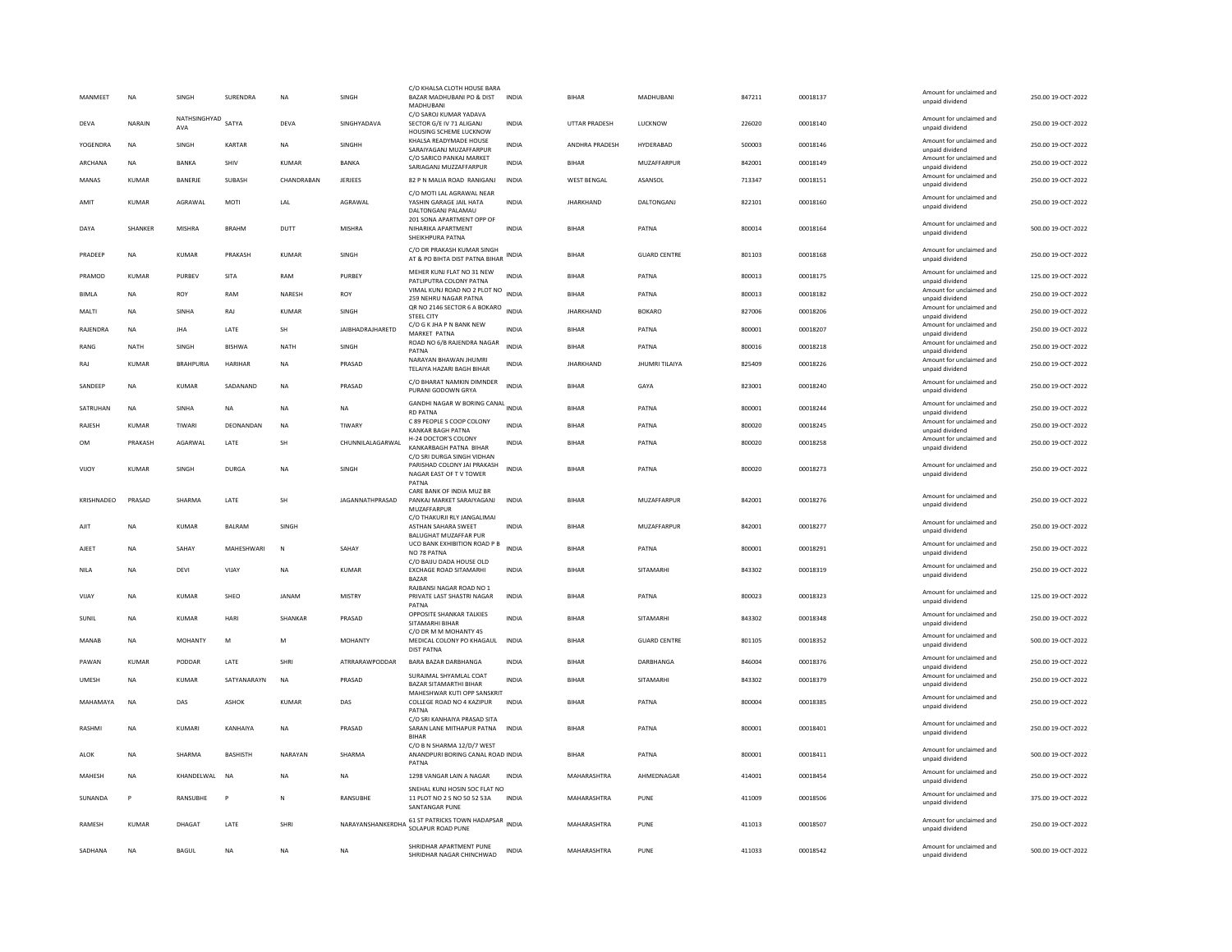| MANMEET | NA | SINGH | SURENDRA | NA | SINGH | C/O KHALSA CLOTH HOUSE BARA BAZAR MADHUBANI PO & DIST MADHUBANI | INDIA | BIHAR | MADHUBANI | 847211 | 00018137 | Amount for unclaimed and unpaid dividend | 250.00 19-OCT-2022 |
|---|---|---|---|---|---|---|---|---|---|---|---|---|---|
| DEVA | NARAIN | NATHSINGHYADAVA | SATYA | DEVA | SINGHYADAVA | C/O SAROJ KUMAR YADAVA SECTOR G/E IV 71 ALIGANJ HOUSING SCHEME LUCKNOW | INDIA | UTTAR PRADESH | LUCKNOW | 226020 | 00018140 | Amount for unclaimed and unpaid dividend | 250.00 19-OCT-2022 |
| YOGENDRA | NA | SINGH | KARTAR | NA | SINGHH | KHALSA READYMADE HOUSE SARAIYAGANJ MUZAFFARPUR | INDIA | ANDHRA PRADESH | HYDERABAD | 500003 | 00018146 | Amount for unclaimed and unpaid dividend | 250.00 19-OCT-2022 |
| ARCHANA | NA | BANKA | SHIV | KUMAR | BANKA | C/O SARICO PANKAJ MARKET SARIAGANJ MUZZAFFARPUR | INDIA | BIHAR | MUZAFFARPUR | 842001 | 00018149 | Amount for unclaimed and unpaid dividend | 250.00 19-OCT-2022 |
| MANAS | KUMAR | BANERJE | SUBASH | CHANDRABAN | JERJEES | 82 P N MALIA ROAD RANIGANJ | INDIA | WEST BENGAL | ASANSOL | 713347 | 00018151 | Amount for unclaimed and unpaid dividend | 250.00 19-OCT-2022 |
| AMIT | KUMAR | AGRAWAL | MOTI | LAL | AGRAWAL | C/O MOTI LAL AGRAWAL NEAR YASHIN GARAGE JAIL HATA DALTONGANJ PALAMAU | INDIA | JHARKHAND | DALTONGANJ | 822101 | 00018160 | Amount for unclaimed and unpaid dividend | 250.00 19-OCT-2022 |
| DAYA | SHANKER | MISHRA | BRAHM | DUTT | MISHRA | 201 SONA APARTMENT OPP OF NIHARIKA APARTMENT SHEIKHPURA PATNA | INDIA | BIHAR | PATNA | 800014 | 00018164 | Amount for unclaimed and unpaid dividend | 500.00 19-OCT-2022 |
| PRADEEP | NA | KUMAR | PRAKASH | KUMAR | SINGH | C/O DR PRAKASH KUMAR SINGH AT & PO BIHTA DIST PATNA BIHAR | INDIA | BIHAR | GUARD CENTRE | 801103 | 00018168 | Amount for unclaimed and unpaid dividend | 250.00 19-OCT-2022 |
| PRAMOD | KUMAR | PURBEY | SITA | RAM | PURBEY | MEHER KUNJ FLAT NO 31 NEW PATLIPUTRA COLONY PATNA | INDIA | BIHAR | PATNA | 800013 | 00018175 | Amount for unclaimed and unpaid dividend | 125.00 19-OCT-2022 |
| BIMLA | NA | ROY | RAM | NARESH | ROY | VIMAL KUNJ ROAD NO 2 PLOT NO 259 NEHRU NAGAR PATNA | INDIA | BIHAR | PATNA | 800013 | 00018182 | Amount for unclaimed and unpaid dividend | 250.00 19-OCT-2022 |
| MALTI | NA | SINHA | RAJ | KUMAR | SINGH | QR NO 2146 SECTOR 6 A BOKARO STEEL CITY | INDIA | JHARKHAND | BOKARO | 827006 | 00018206 | Amount for unclaimed and unpaid dividend | 250.00 19-OCT-2022 |
| RAJENDRA | NA | JHA | LATE | SH | JAIBHADRAJHARETD | C/O G K JHA P N BANK NEW MARKET PATNA | INDIA | BIHAR | PATNA | 800001 | 00018207 | Amount for unclaimed and unpaid dividend | 250.00 19-OCT-2022 |
| RANG | NATH | SINGH | BISHWA | NATH | SINGH | ROAD NO 6/B RAJENDRA NAGAR PATNA | INDIA | BIHAR | PATNA | 800016 | 00018218 | Amount for unclaimed and unpaid dividend | 250.00 19-OCT-2022 |
| RAJ | KUMAR | BRAHPURIA | HARIHAR | NA | PRASAD | NARAYAN BHAWAN JHUMRI TELAIYA HAZARI BAGH BIHAR | INDIA | JHARKHAND | JHUMRI TILAIYA | 825409 | 00018226 | Amount for unclaimed and unpaid dividend | 250.00 19-OCT-2022 |
| SANDEEP | NA | KUMAR | SADANAND | NA | PRASAD | C/O BHARAT NAMKIN DIMNDER PURANI GODOWN GRYA | INDIA | BIHAR | GAYA | 823001 | 00018240 | Amount for unclaimed and unpaid dividend | 250.00 19-OCT-2022 |
| SATRUHAN | NA | SINHA | NA | NA | NA | GANDHI NAGAR W BORING CANAL RD PATNA | INDIA | BIHAR | PATNA | 800001 | 00018244 | Amount for unclaimed and unpaid dividend | 250.00 19-OCT-2022 |
| RAJESH | KUMAR | TIWARI | DEONANDAN | NA | TIWARY | C 89 PEOPLE S COOP COLONY KANKAR BAGH PATNA | INDIA | BIHAR | PATNA | 800020 | 00018245 | Amount for unclaimed and unpaid dividend | 250.00 19-OCT-2022 |
| OM | PRAKASH | AGARWAL | LATE | SH | CHUNNILALAGARWAL | H-24 DOCTOR'S COLONY KANKARBAGH PATNA BIHAR | INDIA | BIHAR | PATNA | 800020 | 00018258 | Amount for unclaimed and unpaid dividend | 250.00 19-OCT-2022 |
| VIJOY | KUMAR | SINGH | DURGA | NA | SINGH | C/O SRI DURGA SINGH VIDHAN PARISHAD COLONY JAI PRAKASH NAGAR EAST OF T V TOWER PATNA | INDIA | BIHAR | PATNA | 800020 | 00018273 | Amount for unclaimed and unpaid dividend | 250.00 19-OCT-2022 |
| KRISHNADEO | PRASAD | SHARMA | LATE | SH | JAGANNATHPRASAD | CARE BANK OF INDIA MUZ BR PANKAJ MARKET SARAIYAGANJ MUZAFFARPUR | INDIA | BIHAR | MUZAFFARPUR | 842001 | 00018276 | Amount for unclaimed and unpaid dividend | 250.00 19-OCT-2022 |
| AJIT | NA | KUMAR | BALRAM | SINGH | | C/O THAKURJI RLY JANGALIMAI ASTHAN SAHARA SWEET BALUGHAT MUZAFFAR PUR | INDIA | BIHAR | MUZAFFARPUR | 842001 | 00018277 | Amount for unclaimed and unpaid dividend | 250.00 19-OCT-2022 |
| AJEET | NA | SAHAY | MAHESHWARI | N | SAHAY | UCO BANK EXHIBITION ROAD P B NO 78 PATNA | INDIA | BIHAR | PATNA | 800001 | 00018291 | Amount for unclaimed and unpaid dividend | 250.00 19-OCT-2022 |
| NILA | NA | DEVI | VIJAY | NA | KUMAR | C/O BAIJU DADA HOUSE OLD EXCHAGE ROAD SITAMARHI BAZAR | INDIA | BIHAR | SITAMARHI | 843302 | 00018319 | Amount for unclaimed and unpaid dividend | 250.00 19-OCT-2022 |
| VIJAY | NA | KUMAR | SHEO | JANAM | MISTRY | RAJBANSI NAGAR ROAD NO 1 PRIVATE LAST SHASTRI NAGAR PATNA | INDIA | BIHAR | PATNA | 800023 | 00018323 | Amount for unclaimed and unpaid dividend | 125.00 19-OCT-2022 |
| SUNIL | NA | KUMAR | HARI | SHANKAR | PRASAD | OPPOSITE SHANKAR TALKIES SITAMARHI BIHAR | INDIA | BIHAR | SITAMARHI | 843302 | 00018348 | Amount for unclaimed and unpaid dividend | 250.00 19-OCT-2022 |
| MANAB | NA | MOHANTY | M | M | MOHANTY | C/O DR M M MOHANTY 45 MEDICAL COLONY PO KHAGAUL DIST PATNA | INDIA | BIHAR | GUARD CENTRE | 801105 | 00018352 | Amount for unclaimed and unpaid dividend | 500.00 19-OCT-2022 |
| PAWAN | KUMAR | PODDAR | LATE | SHRI | ATRRARAWPODDAR | BARA BAZAR DARBHANGA | INDIA | BIHAR | DARBHANGA | 846004 | 00018376 | Amount for unclaimed and unpaid dividend | 250.00 19-OCT-2022 |
| UMESH | NA | KUMAR | SATYANARAYN | NA | PRASAD | SURAJMAL SHYAMLAL COAT BAZAR SITAMARTHI BIHAR | INDIA | BIHAR | SITAMARHI | 843302 | 00018379 | Amount for unclaimed and unpaid dividend | 250.00 19-OCT-2022 |
| MAHAMAYA | NA | DAS | ASHOK | KUMAR | DAS | MAHESHWAR KUTI OPP SANSKRIT COLLEGE ROAD NO 4 KAZIPUR PATNA | INDIA | BIHAR | PATNA | 800004 | 00018385 | Amount for unclaimed and unpaid dividend | 250.00 19-OCT-2022 |
| RASHMI | NA | KUMARI | KANHAIYA | NA | PRASAD | C/O SRI KANHAIYA PRASAD SITA SARAN LANE MITHAPUR PATNA BIHAR | INDIA | BIHAR | PATNA | 800001 | 00018401 | Amount for unclaimed and unpaid dividend | 250.00 19-OCT-2022 |
| ALOK | NA | SHARMA | BASHISTH | NARAYAN | SHARMA | C/O B N SHARMA 12/D/7 WEST ANANDPURI BORING CANAL ROAD PATNA | INDIA | BIHAR | PATNA | 800001 | 00018411 | Amount for unclaimed and unpaid dividend | 500.00 19-OCT-2022 |
| MAHESH | NA | KHANDELWAL | NA | NA | NA | 1298 VANGAR LAIN A NAGAR | INDIA | MAHARASHTRA | AHMEDNAGAR | 414001 | 00018454 | Amount for unclaimed and unpaid dividend | 250.00 19-OCT-2022 |
| SUNANDA | P | RANSUBHE | P | N | RANSUBHE | SNEHAL KUNJ HOSIN SOC FLAT NO 11 PLOT NO 2 S NO 50 52 53A SANTANGAR PUNE | INDIA | MAHARASHTRA | PUNE | 411009 | 00018506 | Amount for unclaimed and unpaid dividend | 375.00 19-OCT-2022 |
| RAMESH | KUMAR | DHAGAT | LATE | SHRI | NARAYANSHANKERDHA | 61 ST PATRICKS TOWN HADAPSAR SOLAPUR ROAD PUNE | INDIA | MAHARASHTRA | PUNE | 411013 | 00018507 | Amount for unclaimed and unpaid dividend | 250.00 19-OCT-2022 |
| SADHANA | NA | BAGUL | NA | NA | NA | SHRIDHAR APARTMENT PUNE SHRIDHAR NAGAR CHINCHWAD | INDIA | MAHARASHTRA | PUNE | 411033 | 00018542 | Amount for unclaimed and unpaid dividend | 500.00 19-OCT-2022 |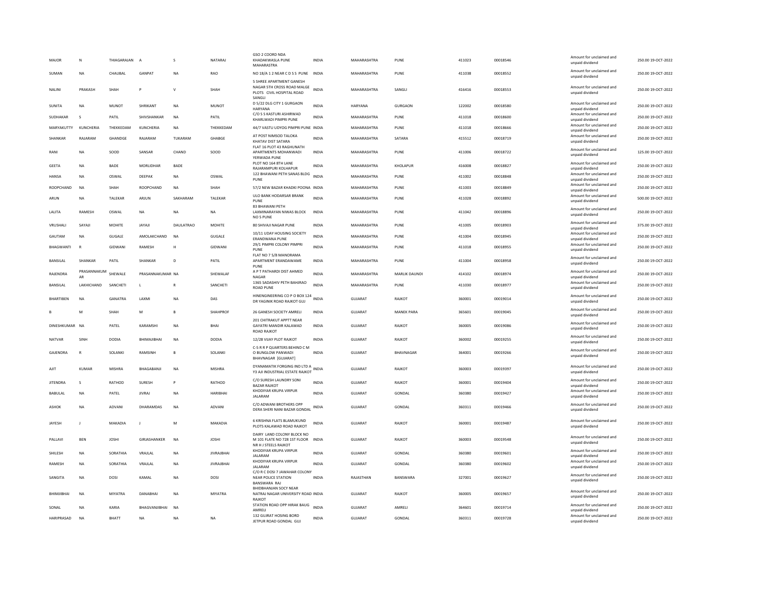| MAJOR | N | THIAGARAJAN | A | S | NATARAJ | GSO 2 COORD NDA KHADAKWASLA PUNE MAHARASTRA | INDIA | MAHARASHTRA | PUNE | 411023 | 00018546 | Amount for unclaimed and unpaid dividend | 250.00 | 19-OCT-2022 |
|---|---|---|---|---|---|---|---|---|---|---|---|---|---|---|
| SUMAN | NA | CHAUBAL | GANPAT | NA | RAO | NO 18/A 1 2 NEAR C D S S PUNE | INDIA | MAHARASHTRA | PUNE | 411038 | 00018552 | Amount for unclaimed and unpaid dividend | 250.00 | 19-OCT-2022 |
| NALINI | PRAKASH | SHAH | P | V | SHAH | 5 SHREE APARTMENT GANESH NAGAR 5TH CROSS ROAD MALGE PLOTS CIVIL HOSPITAL ROAD SANGLI | INDIA | MAHARASHTRA | SANGLI | 416416 | 00018553 | Amount for unclaimed and unpaid dividend | 250.00 | 19-OCT-2022 |
| SUNITA | NA | MUNOT | SHRIKANT | NA | MUNOT | D 5/22 DLG CITY 1 GURGAON HARYANA | INDIA | HARYANA | GURGAON | 122002 | 00018580 | Amount for unclaimed and unpaid dividend | 250.00 | 19-OCT-2022 |
| SUDHAKAR | S | PATIL | SHIVSHANKAR | NA | PATIL | C/O S S KASTURI ASHIRWAD KHARLWADI PIMPRI PUNE | INDIA | MAHARASHTRA | PUNE | 411018 | 00018600 | Amount for unclaimed and unpaid dividend | 250.00 | 19-OCT-2022 |
| MARYAKUTTY | KUNCHERIA | THEKKEDAM | KUNCHERIA | NA | THEKKEDAM | 44/7 VASTU UDYOG PIMPRI PUNE | INDIA | MAHARASHTRA | PUNE | 411018 | 00018666 | Amount for unclaimed and unpaid dividend | 250.00 | 19-OCT-2022 |
| SHANKAR | RAJARAM | GHANDGE | RAJARAM | TUKARAM | GHABGE | AT POST NIMSOD TALOKA KHATAV DIST SATARA | INDIA | MAHARASHTRA | SATARA | 415512 | 00018719 | Amount for unclaimed and unpaid dividend | 250.00 | 19-OCT-2022 |
| RANI | NA | SOOD | SANSAR | CHAND | SOOD | FLAT 16 PLOT 43 RAGHUNATH APARTMENTS MOHANWADI YERWADA PUNE | INDIA | MAHARASHTRA | PUNE | 411006 | 00018722 | Amount for unclaimed and unpaid dividend | 125.00 | 19-OCT-2022 |
| GEETA | NA | BADE | MORLIDHAR | BADE | | PLOT NO 164 8TH LANE RAJARAMPURI KOLHAPUR | INDIA | MAHARASHTRA | KHOLAPUR | 416008 | 00018827 | Amount for unclaimed and unpaid dividend | 250.00 | 19-OCT-2022 |
| HANSA | NA | OSWAL | DEEPAK | NA | OSWAL | 122 BHAWANI PETH SANAS BLDG PUNE | INDIA | MAHARASHTRA | PUNE | 411002 | 00018848 | Amount for unclaimed and unpaid dividend | 250.00 | 19-OCT-2022 |
| ROOPCHAND | NA | SHAH | ROOPCHAND | NA | SHAH | 57/2 NEW BAZAR KHADKI POONA | INDIA | MAHARASHTRA | PUNE | 411003 | 00018849 | Amount for unclaimed and unpaid dividend | 250.00 | 19-OCT-2022 |
| ARUN | NA | TALEKAR | ARJUN | SAKHARAM | TALEKAR | ULO BANK HODARSAR BRANK PUNE | INDIA | MAHARASHTRA | PUNE | 411028 | 00018892 | Amount for unclaimed and unpaid dividend | 500.00 | 19-OCT-2022 |
| LALITA | RAMESH | OSWAL | NA | NA | NA | 83 BHAWANI PETH LAXMINARAYAN NIWAS BLOCK NO 5 PUNE | INDIA | MAHARASHTRA | PUNE | 411042 | 00018896 | Amount for unclaimed and unpaid dividend | 250.00 | 19-OCT-2022 |
| VRUSHALI | SAYAJI | MOHITE | JAYAJI | DAULATRAO | MOHITE | 80 SHIVAJI NAGAR PUNE | INDIA | MAHARASHTRA | PUNE | 411005 | 00018903 | Amount for unclaimed and unpaid dividend | 375.00 | 19-OCT-2022 |
| GAUTAM | NA | GUGALE | AMOLAKCHAND | NA | GUGALE | 10/11 UDAY HOUSING SOCIETY ERANDWANA PUNE | INDIA | MAHARASHTRA | PUNE | 411004 | 00018945 | Amount for unclaimed and unpaid dividend | 250.00 | 19-OCT-2022 |
| BHAGWANTI | R | GIDWANI | RAMESH | H | GIDWANI | 29/1 PIMPRI COLONY PIMPRI PUNE | INDIA | MAHARASHTRA | PUNE | 411018 | 00018955 | Amount for unclaimed and unpaid dividend | 250.00 | 19-OCT-2022 |
| BANSILAL | SHANKAR | PATIL | SHANKAR | D | PATIL | FLAT NO 7 5/8 MANORAMA APARTMENT ERANDAWAME PUNE | INDIA | MAHARASHTRA | PUNE | 411004 | 00018958 | Amount for unclaimed and unpaid dividend | 250.00 | 19-OCT-2022 |
| RAJENDRA | PRASANNAKUM AR | SHEWALE | PRASANNAKUMAR | NA | SHEWALAF | A P T PATHARDI DIST AHMED NAGAR | INDIA | MAHARASHTRA | MARLIK DAUNDI | 414102 | 00018974 | Amount for unclaimed and unpaid dividend | 250.00 | 19-OCT-2022 |
| BANSILAL | LAKHICHAND | SANCHETI | L | R | SANCHETI | 1365 SADASHIV PETH BAHJRAO ROAD PUNE | INDIA | MAHARASHTRA | PUNE | 411030 | 00018977 | Amount for unclaimed and unpaid dividend | 250.00 | 19-OCT-2022 |
| BHARTIBEN | NA | GANATRA | LAXMI | NA | DAS | HINENGINEERING CO P O BOX 124 DR YAGINIK ROAD RAJKOT GUJ | INDIA | GUJARAT | RAJKOT | 360001 | 00019014 | Amount for unclaimed and unpaid dividend | 250.00 | 19-OCT-2022 |
| B | M | SHAH | M | B | SHAHPROF | 26 GANESH SOCIETY AMRELI | INDIA | GUJARAT | MANEK PARA | 365601 | 00019045 | Amount for unclaimed and unpaid dividend | 250.00 | 19-OCT-2022 |
| DINESHKUMAR | NA | PATEL | KARAMSHI | NA | BHAI | 201 CHITRAKUT APPTT NEAR GAYATRI MANDIR KALAWAD ROAD RAJKOT | INDIA | GUJARAT | RAJKOT | 360005 | 00019086 | Amount for unclaimed and unpaid dividend | 250.00 | 19-OCT-2022 |
| NATVAR | SINH | DODIA | BHIMAJIBHAI | NA | DODIA | 12/28 VIJAY PLOT RAJKOT | INDIA | GUJARAT | RAJKOT | 360002 | 00019255 | Amount for unclaimed and unpaid dividend | 250.00 | 19-OCT-2022 |
| GAJENDRA | R | SOLANKI | RAMSINH | B | SOLANKI | C-5 R R P QUARTERS BEHIND C M O BUNGLOW PANWADI BHAVNAGAR [GUJARAT] | INDIA | GUJARAT | BHAVNAGAR | 364001 | 00019266 | Amount for unclaimed and unpaid dividend | 250.00 | 19-OCT-2022 |
| AJIT | KUMAR | MISHRA | BHAGABANJI | NA | MISHRA | DYANAMATIK FORGING IND LTD A Y3 AJI INDUSTRIAL ESTATE RAJKOT | INDIA | GUJARAT | RAJKOT | 360003 | 00019397 | Amount for unclaimed and unpaid dividend | 250.00 | 19-OCT-2022 |
| JITENDRA | S | RATHOD | SURESH | P | RATHOD | C/O SURESH LAUNDRY SONI BAZAR RAJKOT | INDIA | GUJARAT | RAJKOT | 360001 | 00019404 | Amount for unclaimed and unpaid dividend | 250.00 | 19-OCT-2022 |
| BABULAL | NA | PATEL | JIVRAJ | NA | HARIBHAI | KHODIYAR KRUPA VIRPUR JALARAM | INDIA | GUJARAT | GONDAL | 360380 | 00019427 | Amount for unclaimed and unpaid dividend | 250.00 | 19-OCT-2022 |
| ASHOK | NA | ADVANI | DHARAMDAS | NA | ADVANI | C/O ADWANI BROTHERS OPP DERA SHERI NANI BAZAR GONDAL | INDIA | GUJARAT | GONDAL | 360311 | 00019466 | Amount for unclaimed and unpaid dividend | 250.00 | 19-OCT-2022 |
| JAYESH | J | MAKADIA | J | M | MAKADIA | 6 KRISHNA FLATS BLAMUKUND PLOTS KALAWAD ROAD RAJKOT | INDIA | GUJARAT | RAJKOT | 360001 | 00019487 | Amount for unclaimed and unpaid dividend | 250.00 | 19-OCT-2022 |
| PALLAVI | BEN | JOSHI | GIRJASHANKER | NA | JOSHI | DAIRY LAND COLONY BLOCK NO M 101 FLATE NO 728 1ST FLOOR NR H J STEELS RAJKOT | INDIA | GUJARAT | RAJKOT | 360003 | 00019548 | Amount for unclaimed and unpaid dividend | 250.00 | 19-OCT-2022 |
| SHILESH | NA | SORATHIA | VRAJLAL | NA | JIVRAJBHAI | KHODIYAR KRUPA VIRPUR JALARAM | INDIA | GUJARAT | GONDAL | 360380 | 00019601 | Amount for unclaimed and unpaid dividend | 250.00 | 19-OCT-2022 |
| RAMESH | NA | SORATHIA | VRAJLAL | NA | JIVRAJBHAI | KHODIYAR KRUPA VIRPUR JALARAM | INDIA | GUJARAT | GONDAL | 360380 | 00019602 | Amount for unclaimed and unpaid dividend | 250.00 | 19-OCT-2022 |
| SANGITA | NA | DOSI | KAMAL | NA | DOSI | C/O R C DOSI 7 JAWAHAR COLONY NEAR POLICE STATION BANSWARA RAJ | INDIA | RAJASTHAN | BANSWARA | 327001 | 00019627 | Amount for unclaimed and unpaid dividend | 250.00 | 19-OCT-2022 |
| BHIMJIBHAI | NA | MIYATRA | DANABHAI | NA | MIYATRA | BHIDBHANJAN SOCY NEAR NATRAJ NAGAR UNIVERSITY ROAD RAJKOT | INDIA | GUJARAT | RAJKOT | 360005 | 00019657 | Amount for unclaimed and unpaid dividend | 250.00 | 19-OCT-2022 |
| SONAL | NA | KARIA | BHAGVANJIBHAI | NA | | STATION ROAD OPP HIRAK BAUG AMRELI | INDIA | GUJARAT | AMRELI | 364601 | 00019714 | Amount for unclaimed and unpaid dividend | 250.00 | 19-OCT-2022 |
| HARIPRASAD | NA | BHATT | NA | NA | NA | 132 GUJRAT HOSING BORD JETPUR ROAD GONDAL GUJ | INDIA | GUJARAT | GONDAL | 360311 | 00019728 | Amount for unclaimed and unpaid dividend | 250.00 | 19-OCT-2022 |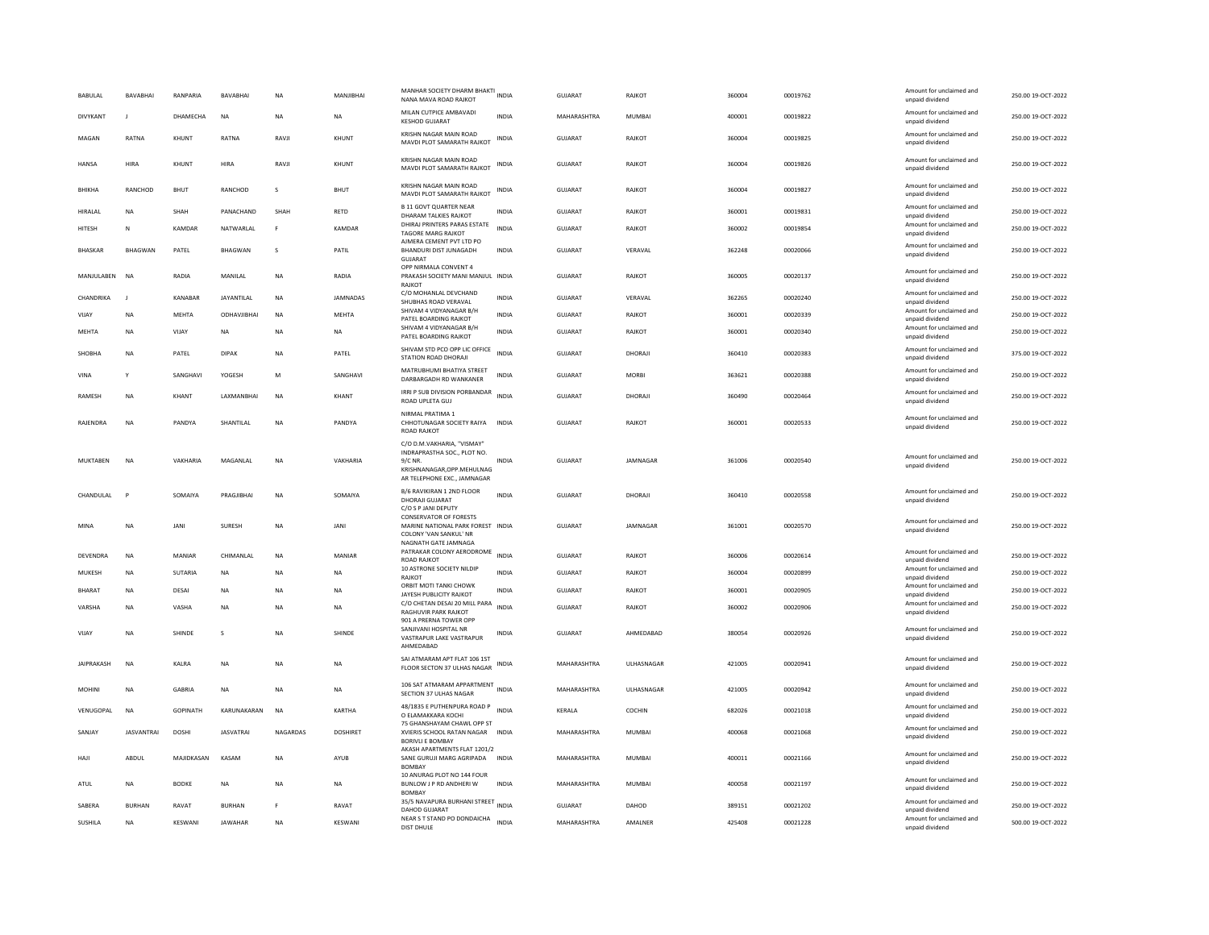| BABULAL | BAVABHAI | RANPARIA | BAVABHAI | NA | MANJIBHAI | MANHAR SOCIETY DHARM BHAKTI NANA MAVA ROAD RAJKOT | INDIA | GUJARAT | RAJKOT | 360004 | 00019762 | Amount for unclaimed and unpaid dividend | 250.00 19-OCT-2022 |
|---|---|---|---|---|---|---|---|---|---|---|---|---|---|
| DIVYKANT | J | DHAMECHA | NA | NA | NA | MILAN CUTPICE AMBAVADI KESHOD GUJARAT | INDIA | MAHARASHTRA | MUMBAI | 400001 | 00019822 | Amount for unclaimed and unpaid dividend | 250.00 19-OCT-2022 |
| MAGAN | RATNA | KHUNT | RATNA | RAVJI | KHUNT | KRISHN NAGAR MAIN ROAD MAVDI PLOT SAMARATH RAJKOT | INDIA | GUJARAT | RAJKOT | 360004 | 00019825 | Amount for unclaimed and unpaid dividend | 250.00 19-OCT-2022 |
| HANSA | HIRA | KHUNT | HIRA | RAVJI | KHUNT | KRISHN NAGAR MAIN ROAD MAVDI PLOT SAMARATH RAJKOT | INDIA | GUJARAT | RAJKOT | 360004 | 00019826 | Amount for unclaimed and unpaid dividend | 250.00 19-OCT-2022 |
| BHIKHA | RANCHOD | BHUT | RANCHOD | S | BHUT | KRISHN NAGAR MAIN ROAD MAVDI PLOT SAMARATH RAJKOT | INDIA | GUJARAT | RAJKOT | 360004 | 00019827 | Amount for unclaimed and unpaid dividend | 250.00 19-OCT-2022 |
| HIRALAL | NA | SHAH | PANACHAND | SHAH | RETD | B 11 GOVT QUARTER NEAR DHARAM TALKIES RAJKOT | INDIA | GUJARAT | RAJKOT | 360001 | 00019831 | Amount for unclaimed and unpaid dividend | 250.00 19-OCT-2022 |
| HITESH | N | KAMDAR | NATWARLAL | F | KAMDAR | DHIRAJ PRINTERS PARAS ESTATE TAGORE MARG RAJKOT | INDIA | GUJARAT | RAJKOT | 360002 | 00019854 | Amount for unclaimed and unpaid dividend | 250.00 19-OCT-2022 |
| BHASKAR | BHAGWAN | PATEL | BHAGWAN | S | PATIL | AJMERA CEMENT PVT LTD PO BHANDURI DIST JUNAGADH GUJARAT | INDIA | GUJARAT | VERAVAL | 362248 | 00020066 | Amount for unclaimed and unpaid dividend | 250.00 19-OCT-2022 |
| MANJULABEN | NA | RADIA | MANILAL | NA | RADIA | OPP NIRMALA CONVENT 4 PRAKASH SOCIETY MANI MANJUL RAJKOT | INDIA | GUJARAT | RAJKOT | 360005 | 00020137 | Amount for unclaimed and unpaid dividend | 250.00 19-OCT-2022 |
| CHANDRIKA | J | KANABAR | JAYANTILAL | NA | JAMNADAS | C/O MOHANLAL DEVCHAND SHUBHAS ROAD VERAVAL | INDIA | GUJARAT | VERAVAL | 362265 | 00020240 | Amount for unclaimed and unpaid dividend | 250.00 19-OCT-2022 |
| VIJAY | NA | MEHTA | ODHAVJIBHAI | NA | MEHTA | SHIVAM 4 VIDYANAGAR B/H PATEL BOARDING RAJKOT | INDIA | GUJARAT | RAJKOT | 360001 | 00020339 | Amount for unclaimed and unpaid dividend | 250.00 19-OCT-2022 |
| MEHTA | NA | VIJAY | NA | NA | NA | SHIVAM 4 VIDYANAGAR B/H PATEL BOARDING RAJKOT | INDIA | GUJARAT | RAJKOT | 360001 | 00020340 | Amount for unclaimed and unpaid dividend | 250.00 19-OCT-2022 |
| SHOBHA | NA | PATEL | DIPAK | NA | PATEL | SHIVAM STD PCO OPP LIC OFFICE STATION ROAD DHORAJI | INDIA | GUJARAT | DHORAJI | 360410 | 00020383 | Amount for unclaimed and unpaid dividend | 375.00 19-OCT-2022 |
| VINA | Y | SANGHAVI | YOGESH | M | SANGHAVI | MATRUBHUMI BHATIYA STREET DARBARGADH RD WANKANER | INDIA | GUJARAT | MORBI | 363621 | 00020388 | Amount for unclaimed and unpaid dividend | 250.00 19-OCT-2022 |
| RAMESH | NA | KHANT | LAXMANBHAI | NA | KHANT | IRRI P SUB DIVISION PORBANDAR ROAD UPLETA GUJ | INDIA | GUJARAT | DHORAJI | 360490 | 00020464 | Amount for unclaimed and unpaid dividend | 250.00 19-OCT-2022 |
| RAJENDRA | NA | PANDYA | SHANTILAL | NA | PANDYA | NIRMAL PRATIMA 1 CHHOTUNAGAR SOCIETY RAIYA ROAD RAJKOT | INDIA | GUJARAT | RAJKOT | 360001 | 00020533 | Amount for unclaimed and unpaid dividend | 250.00 19-OCT-2022 |
| MUKTABEN | NA | VAKHARIA | MAGANLAL | NA | VAKHARIA | C/O D.M.VAKHARIA, "VISMAY" INDRAPRASTHA SOC., PLOT NO. 9/C NR. KRISHNANAGAR,OPP.MEHULNAG AR TELEPHONE EXC., JAMNAGAR | INDIA | GUJARAT | JAMNAGAR | 361006 | 00020540 | Amount for unclaimed and unpaid dividend | 250.00 19-OCT-2022 |
| CHANDULAL | P | SOMAIYA | PRAGJIBHAI | NA | SOMAIYA | B/6 RAVIKIRAN 1 2ND FLOOR DHORAJI GUJARAT | INDIA | GUJARAT | DHORAJI | 360410 | 00020558 | Amount for unclaimed and unpaid dividend | 250.00 19-OCT-2022 |
| MINA | NA | JANI | SURESH | NA | JANI | C/O S P JANI DEPUTY CONSERVATOR OF FORESTS MARINE NATIONAL PARK FOREST COLONY 'VAN SANKUL' NR NAGNATH GATE JAMNAGA | INDIA | GUJARAT | JAMNAGAR | 361001 | 00020570 | Amount for unclaimed and unpaid dividend | 250.00 19-OCT-2022 |
| DEVENDRA | NA | MANIAR | CHIMANLAL | NA | MANIAR | PATRAKAR COLONY AERODROME ROAD RAJKOT | INDIA | GUJARAT | RAJKOT | 360006 | 00020614 | Amount for unclaimed and unpaid dividend | 250.00 19-OCT-2022 |
| MUKESH | NA | SUTARIA | NA | NA | NA | 10 ASTRONE SOCIETY NILDIP RAJKOT | INDIA | GUJARAT | RAJKOT | 360004 | 00020899 | Amount for unclaimed and unpaid dividend | 250.00 19-OCT-2022 |
| BHARAT | NA | DESAI | NA | NA | NA | ORBIT MOTI TANKI CHOWK JAYESH PUBLICITY RAJKOT | INDIA | GUJARAT | RAJKOT | 360001 | 00020905 | Amount for unclaimed and unpaid dividend | 250.00 19-OCT-2022 |
| VARSHA | NA | VASHA | NA | NA | NA | C/O CHETAN DESAI 20 MILL PARA RAGHUVIR PARK RAJKOT | INDIA | GUJARAT | RAJKOT | 360002 | 00020906 | Amount for unclaimed and unpaid dividend | 250.00 19-OCT-2022 |
| VIJAY | NA | SHINDE | S | NA | SHINDE | 901 A PRERNA TOWER OPP SANJIVANI HOSPITAL NR VASTRAPUR LAKE VASTRAPUR AHMEDABAD | INDIA | GUJARAT | AHMEDABAD | 380054 | 00020926 | Amount for unclaimed and unpaid dividend | 250.00 19-OCT-2022 |
| JAIPRAKASH | NA | KALRA | NA | NA | NA | SAI ATMARAM APT FLAT 106 1ST FLOOR SECTON 37 ULHAS NAGAR | INDIA | MAHARASHTRA | ULHASNAGAR | 421005 | 00020941 | Amount for unclaimed and unpaid dividend | 250.00 19-OCT-2022 |
| MOHINI | NA | GABRIA | NA | NA | NA | 106 SAT ATMARAM APPARTMENT SECTION 37 ULHAS NAGAR | INDIA | MAHARASHTRA | ULHASNAGAR | 421005 | 00020942 | Amount for unclaimed and unpaid dividend | 250.00 19-OCT-2022 |
| VENUGOPAL | NA | GOPINATH | KARUNAKARAN | NA | KARTHA | 48/1835 E PUTHENPURA ROAD P O ELAMAKKARA KOCHI | INDIA | KERALA | COCHIN | 682026 | 00021018 | Amount for unclaimed and unpaid dividend | 250.00 19-OCT-2022 |
| SANJAY | JASVANTRAI | DOSHI | JASVATRAI | NAGARDAS | DOSHIRET | 75 GHANSHAYAM CHAWL OPP ST XVIERIS SCHOOL RATAN NAGAR BORIVLI E BOMBAY | INDIA | MAHARASHTRA | MUMBAI | 400068 | 00021068 | Amount for unclaimed and unpaid dividend | 250.00 19-OCT-2022 |
| HAJI | ABDUL | MAJIDKASAN | KASAM | NA | AYUB | AKASH APARTMENTS FLAT 1201/2 SANE GURUJI MARG AGRIPADA BOMBAY | INDIA | MAHARASHTRA | MUMBAI | 400011 | 00021166 | Amount for unclaimed and unpaid dividend | 250.00 19-OCT-2022 |
| ATUL | NA | BODKE | NA | NA | NA | 10 ANURAG PLOT NO 144 FOUR BUNLOW J P RD ANDHERI W BOMBAY | INDIA | MAHARASHTRA | MUMBAI | 400058 | 00021197 | Amount for unclaimed and unpaid dividend | 250.00 19-OCT-2022 |
| SABERA | BURHAN | RAVAT | BURHAN | F | RAVAT | 35/5 NAVAPURA BURHANI STREET DAHOD GUJARAT | INDIA | GUJARAT | DAHOD | 389151 | 00021202 | Amount for unclaimed and unpaid dividend | 250.00 19-OCT-2022 |
| SUSHILA | NA | KESWANI | JAWAHAR | NA | KESWANI | NEAR S T STAND PO DONDAICHA DIST DHULE | INDIA | MAHARASHTRA | AMALNER | 425408 | 00021228 | Amount for unclaimed and unpaid dividend | 500.00 19-OCT-2022 |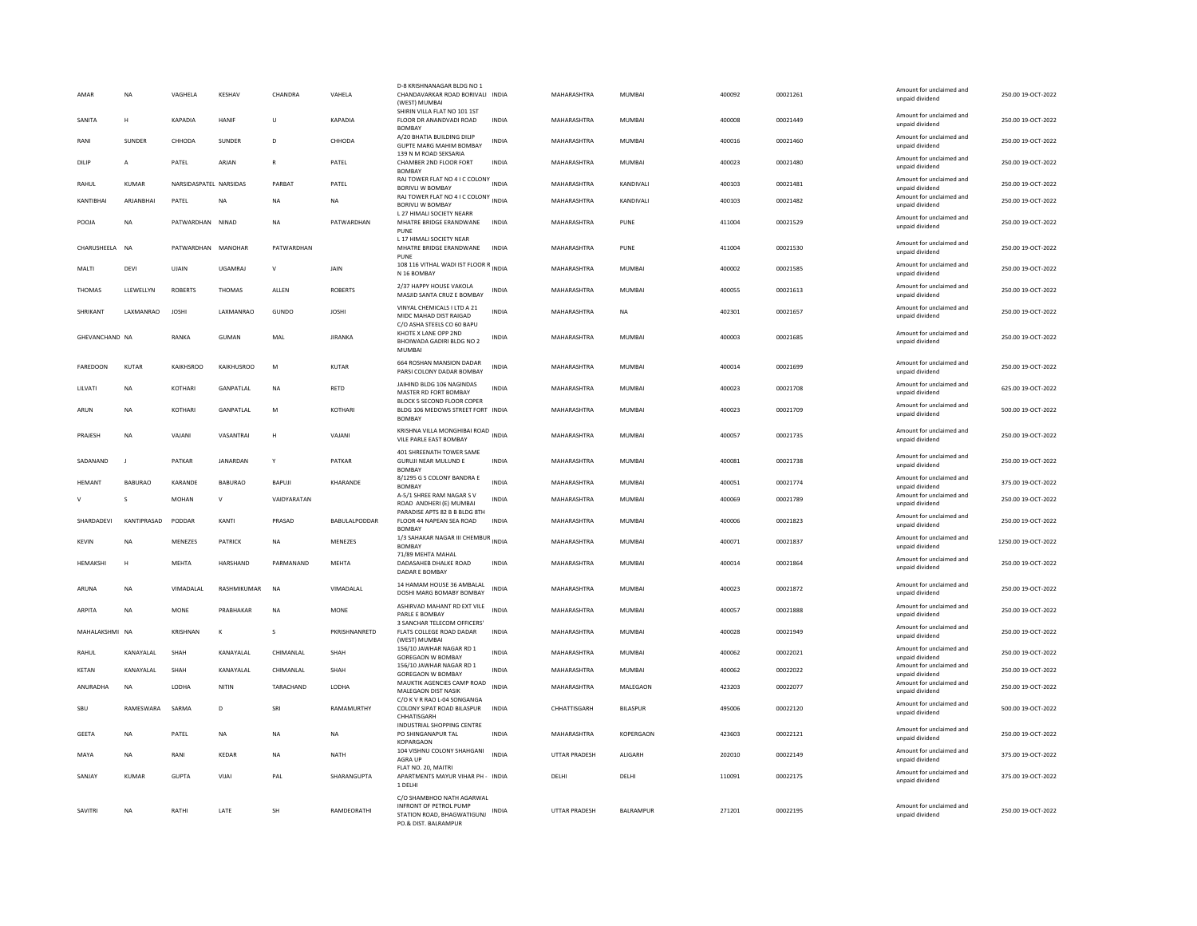| | | | | | | | | | | | | | | |
|---|---|---|---|---|---|---|---|---|---|---|---|---|---|---|
| AMAR | NA | VAGHELA | KESHAV | CHANDRA | VAHELA | D-8 KRISHNANAGAR BLDG NO 1 CHANDAVARKAR ROAD BORIVALI (WEST) MUMBAI | INDIA | MAHARASHTRA | MUMBAI | 400092 | 00021261 | Amount for unclaimed and unpaid dividend | 250.00 | 19-OCT-2022 |
| SANITA | H | KAPADIA | HANIF | U | KAPADIA | SHIRIN VILLA FLAT NO 101 1ST FLOOR DR ANANDVADI ROAD BOMBAY | INDIA | MAHARASHTRA | MUMBAI | 400008 | 00021449 | Amount for unclaimed and unpaid dividend | 250.00 | 19-OCT-2022 |
| RANI | SUNDER | CHHODA | SUNDER | D | CHHODA | A/20 BHATIA BUILDING DILIP GUPTE MARG MAHIM BOMBAY | INDIA | MAHARASHTRA | MUMBAI | 400016 | 00021460 | Amount for unclaimed and unpaid dividend | 250.00 | 19-OCT-2022 |
| DILIP | A | PATEL | ARJAN | R | PATEL | 139 N M ROAD SEKSARIA CHAMBER 2ND FLOOR FORT BOMBAY | INDIA | MAHARASHTRA | MUMBAI | 400023 | 00021480 | Amount for unclaimed and unpaid dividend | 250.00 | 19-OCT-2022 |
| RAHUL | KUMAR | NARSIDASPATEL | NARSIDAS | PARBAT | PATEL | RAJ TOWER FLAT NO 4 I C COLONY BORIVLI W BOMBAY | INDIA | MAHARASHTRA | KANDIVALI | 400103 | 00021481 | Amount for unclaimed and unpaid dividend | 250.00 | 19-OCT-2022 |
| KANTIBHAI | ARJANBHAI | PATEL | NA | NA | NA | RAJ TOWER FLAT NO 4 I C COLONY BORIVLI W BOMBAY | INDIA | MAHARASHTRA | KANDIVALI | 400103 | 00021482 | Amount for unclaimed and unpaid dividend | 250.00 | 19-OCT-2022 |
| POOJA | NA | PATWARDHAN | NINAD | NA | PATWARDHAN | L 27 HIMALI SOCIETY NEARR MHATRE BRIDGE ERANDWANE PUNE | INDIA | MAHARASHTRA | PUNE | 411004 | 00021529 | Amount for unclaimed and unpaid dividend | 250.00 | 19-OCT-2022 |
| CHARUSHEELA | NA | PATWARDHAN | MANOHAR | PATWARDHAN | | L 17 HIMALI SOCIETY NEAR MHATRE BRIDGE ERANDWANE PUNE | INDIA | MAHARASHTRA | PUNE | 411004 | 00021530 | Amount for unclaimed and unpaid dividend | 250.00 | 19-OCT-2022 |
| MALTI | DEVI | UJAIN | UGAMRAJ | V | JAIN | 108 116 VITHAL WADI IST FLOOR R N 16 BOMBAY | INDIA | MAHARASHTRA | MUMBAI | 400002 | 00021585 | Amount for unclaimed and unpaid dividend | 250.00 | 19-OCT-2022 |
| THOMAS | LLEWELLYN | ROBERTS | THOMAS | ALLEN | ROBERTS | 2/37 HAPPY HOUSE VAKOLA MASJID SANTA CRUZ E BOMBAY | INDIA | MAHARASHTRA | MUMBAI | 400055 | 00021613 | Amount for unclaimed and unpaid dividend | 250.00 | 19-OCT-2022 |
| SHRIKANT | LAXMANRAO | JOSHI | LAXMANRAO | GUNDO | JOSHI | VINYAL CHEMICALS I LTD A 21 MIDC MAHAD DIST RAIGAD | INDIA | MAHARASHTRA | NA | 402301 | 00021657 | Amount for unclaimed and unpaid dividend | 250.00 | 19-OCT-2022 |
| GHEVANCHAND | NA | RANKA | GUMAN | MAL | JIRANKA | C/O ASHA STEELS CO 60 BAPU KHOTE X LANE OPP 2ND BHOIWADA GADIRI BLDG NO 2 MUMBAI | INDIA | MAHARASHTRA | MUMBAI | 400003 | 00021685 | Amount for unclaimed and unpaid dividend | 250.00 | 19-OCT-2022 |
| FAREDOON | KUTAR | KAIKHSROO | KAIKHUSROO | M | KUTAR | 664 ROSHAN MANSION DADAR PARSI COLONY DADAR BOMBAY | INDIA | MAHARASHTRA | MUMBAI | 400014 | 00021699 | Amount for unclaimed and unpaid dividend | 250.00 | 19-OCT-2022 |
| LILVATI | NA | KOTHARI | GANPATLAL | NA | RETD | JAIHIND BLDG 106 NAGINDAS MASTER RD FORT BOMBAY | INDIA | MAHARASHTRA | MUMBAI | 400023 | 00021708 | Amount for unclaimed and unpaid dividend | 625.00 | 19-OCT-2022 |
| ARUN | NA | KOTHARI | GANPATLAL | M | KOTHARI | BLOCK 5 SECOND FLOOR COPER BLDG 106 MEDOWS STREET FORT BOMBAY | INDIA | MAHARASHTRA | MUMBAI | 400023 | 00021709 | Amount for unclaimed and unpaid dividend | 500.00 | 19-OCT-2022 |
| PRAJESH | NA | VAJANI | VASANTRAI | H | VAJANI | KRISHNA VILLA MONGHIBAI ROAD VILE PARLE EAST BOMBAY | INDIA | MAHARASHTRA | MUMBAI | 400057 | 00021735 | Amount for unclaimed and unpaid dividend | 250.00 | 19-OCT-2022 |
| SADANAND | J | PATKAR | JANARDAN | Y | PATKAR | 401 SHREENATH TOWER SAME GURUJI NEAR MULUND E BOMBAY | INDIA | MAHARASHTRA | MUMBAI | 400081 | 00021738 | Amount for unclaimed and unpaid dividend | 250.00 | 19-OCT-2022 |
| HEMANT | BABURAO | KARANDE | BABURAO | BAPUJI | KHARANDE | 8/1295 G S COLONY BANDRA E BOMBAY | INDIA | MAHARASHTRA | MUMBAI | 400051 | 00021774 | Amount for unclaimed and unpaid dividend | 375.00 | 19-OCT-2022 |
| V | S | MOHAN | V | VAIDYARATAN | | A-5/1 SHREE RAM NAGAR S V ROAD ANDHERI (E) MUMBAI | INDIA | MAHARASHTRA | MUMBAI | 400069 | 00021789 | Amount for unclaimed and unpaid dividend | 250.00 | 19-OCT-2022 |
| SHARDADEVI | KANTIPRASAD | PODDAR | KANTI | PRASAD | BABULALPODDAR | PARADISE APTS 82 B B BLDG 8TH FLOOR 44 NAPEAN SEA ROAD BOMBAY | INDIA | MAHARASHTRA | MUMBAI | 400006 | 00021823 | Amount for unclaimed and unpaid dividend | 250.00 | 19-OCT-2022 |
| KEVIN | NA | MENEZES | PATRICK | NA | MENEZES | 1/3 SAHAKAR NAGAR III CHEMBUR BOMBAY | INDIA | MAHARASHTRA | MUMBAI | 400071 | 00021837 | Amount for unclaimed and unpaid dividend | 1250.00 | 19-OCT-2022 |
| HEMAKSHI | H | MEHTA | HARSHAND | PARMANAND | MEHTA | 71/89 MEHTA MAHAL DADASAHEB DHALKE ROAD DADAR E BOMBAY | INDIA | MAHARASHTRA | MUMBAI | 400014 | 00021864 | Amount for unclaimed and unpaid dividend | 250.00 | 19-OCT-2022 |
| ARUNA | NA | VIMADALAL | RASHMIKUMAR | NA | VIMADALAL | 14 HAMAM HOUSE 36 AMBALAL DOSHI MARG BOMABY BOMBAY | INDIA | MAHARASHTRA | MUMBAI | 400023 | 00021872 | Amount for unclaimed and unpaid dividend | 250.00 | 19-OCT-2022 |
| ARPITA | NA | MONE | PRABHAKAR | NA | MONE | ASHIRVAD MAHANT RD EXT VILE PARLE E BOMBAY | INDIA | MAHARASHTRA | MUMBAI | 400057 | 00021888 | Amount for unclaimed and unpaid dividend | 250.00 | 19-OCT-2022 |
| MAHALAKSHMI | NA | KRISHNAN | K | S | PKRISHNANRETD | 3 SANCHAR TELECOM OFFICERS' FLATS COLLEGE ROAD DADAR (WEST) MUMBAI | INDIA | MAHARASHTRA | MUMBAI | 400028 | 00021949 | Amount for unclaimed and unpaid dividend | 250.00 | 19-OCT-2022 |
| RAHUL | KANAYALAL | SHAH | KANAYALAL | CHIMANLAL | SHAH | 156/10 JAWHAR NAGAR RD 1 GOREGAON W BOMBAY | INDIA | MAHARASHTRA | MUMBAI | 400062 | 00022021 | Amount for unclaimed and unpaid dividend | 250.00 | 19-OCT-2022 |
| KETAN | KANAYALAL | SHAH | KANAYALAL | CHIMANLAL | SHAH | 156/10 JAWHAR NAGAR RD 1 GOREGAON W BOMBAY | INDIA | MAHARASHTRA | MUMBAI | 400062 | 00022022 | Amount for unclaimed and unpaid dividend | 250.00 | 19-OCT-2022 |
| ANURADHA | NA | LODHA | NITIN | TARACHAND | LODHA | MAUKTIK AGENCIES CAMP ROAD MALEGAON DIST NASIK | INDIA | MAHARASHTRA | MALEGAON | 423203 | 00022077 | Amount for unclaimed and unpaid dividend | 250.00 | 19-OCT-2022 |
| SBU | RAMESWARA | SARMA | D | SRI | RAMAMURTHY | C/O K V R RAO L-04 SONGANGA COLONY SIPAT ROAD BILASPUR CHHATISGARH | INDIA | CHHATTISGARH | BILASPUR | 495006 | 00022120 | Amount for unclaimed and unpaid dividend | 500.00 | 19-OCT-2022 |
| GEETA | NA | PATEL | NA | NA | NA | INDUSTRIAL SHOPPING CENTRE PO SHINGANAPUR TAL KOPARGAON | INDIA | MAHARASHTRA | KOPERGAON | 423603 | 00022121 | Amount for unclaimed and unpaid dividend | 250.00 | 19-OCT-2022 |
| MAYA | NA | RANI | KEDAR | NA | NATH | 104 VISHNU COLONY SHAHGANI AGRA UP | INDIA | UTTAR PRADESH | ALIGARH | 202010 | 00022149 | Amount for unclaimed and unpaid dividend | 375.00 | 19-OCT-2022 |
| SANJAY | KUMAR | GUPTA | VIJAI | PAL | SHARANGUPTA | FLAT NO. 20, MAITRI APARTMENTS MAYUR VIHAR PH - 1 DELHI | INDIA | DELHI | DELHI | 110091 | 00022175 | Amount for unclaimed and unpaid dividend | 375.00 | 19-OCT-2022 |
| SAVITRI | NA | RATHI | LATE | SH | RAMDEORATHI | C/O SHAMBHOO NATH AGARWAL INFRONT OF PETROL PUMP STATION ROAD, BHAGWATIGUNJ PO.& DIST. BALRAMPUR | INDIA | UTTAR PRADESH | BALRAMPUR | 271201 | 00022195 | Amount for unclaimed and unpaid dividend | 250.00 | 19-OCT-2022 |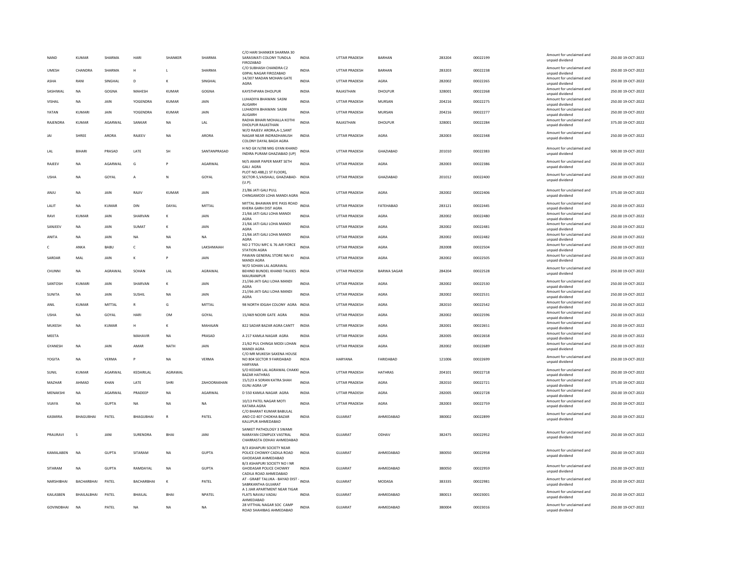| | | | | | | | | | | | | | |
|---|---|---|---|---|---|---|---|---|---|---|---|---|---|
| NAND | KUMAR | SHARMA | HARI | SHANKER | SHARMA | C/O HARI SHANKER SHARMA 30 SARASWATI COLONY TUNDLA FIROZABAD | INDIA | UTTAR PRADESH | BARHAN | 283204 | 00022199 | Amount for unclaimed and unpaid dividend | 250.00 19-OCT-2022 |
| UMESH | CHANDRA | SHARMA | H | L | SHARMA | C/O SUBHASH CHANDRA C2 G9PAL NAGAR FIROZABAD | INDIA | UTTAR PRADESH | BARHAN | 283203 | 00022238 | Amount for unclaimed and unpaid dividend | 250.00 19-OCT-2022 |
| ASHA | RANI | SINGHAL | D | K | SINGHAL | 14/307 MADAN MOHAN GATE AGRA | INDIA | UTTAR PRADESH | AGRA | 282002 | 00022265 | Amount for unclaimed and unpaid dividend | 250.00 19-OCT-2022 |
| SASHIWAL | NA | GOGNA | MAHESH | KUMAR | GOGNA | KAYSTHPARA DHOLPUR | INDIA | RAJASTHAN | DHOLPUR | 328001 | 00022268 | Amount for unclaimed and unpaid dividend | 250.00 19-OCT-2022 |
| VISHAL | NA | JAIN | YOGENDRA | KUMAR | JAIN | LUHADIYA BHAWAN SASNI ALIGARH | INDIA | UTTAR PRADESH | MURSAN | 204216 | 00022275 | Amount for unclaimed and unpaid dividend | 250.00 19-OCT-2022 |
| YATAN | KUMARI | JAIN | YOGENDRA | KUMAR | JAIN | LUHADIYA BHAWAN SASNI ALIGARH | INDIA | UTTAR PRADESH | MURSAN | 204216 | 00022277 | Amount for unclaimed and unpaid dividend | 250.00 19-OCT-2022 |
| RAJENDRA | KUMAR | AGARWAL | SANKAR | NA | LAL | RADHA BIHARI MOHALLA KOTHI DHOLPUR RAJASTHAN | INDIA | RAJASTHAN | DHOLPUR | 328001 | 00022284 | Amount for unclaimed and unpaid dividend | 375.00 19-OCT-2022 |
| JAI | SHREE | ARORA | RAJEEV | NA | ARORA | W/O RAJEEV ARORA,A-1,SANT NAGAR NEAR INDRADHANUSH COLONY DAYAL BAGH AGRA | INDIA | UTTAR PRADESH | AGRA | 282003 | 00022348 | Amount for unclaimed and unpaid dividend | 250.00 19-OCT-2022 |
| LAL | BIHARI | PRASAD | LATE | SH | SANTANPRASAD | H NO GK IV/98 MIG GYAN KHAND INDIRA PURAM GHAZIABAD (UP) | INDIA | UTTAR PRADESH | GHAZIABAD | 201010 | 00022383 | Amount for unclaimed and unpaid dividend | 500.00 19-OCT-2022 |
| RAJEEV | NA | AGARWAL | G | P | AGARWAL | M/S AMAR PAPER MART SETH GALI AGRA | INDIA | UTTAR PRADESH | AGRA | 282003 | 00022386 | Amount for unclaimed and unpaid dividend | 250.00 19-OCT-2022 |
| USHA | NA | GOYAL | A | N | GOYAL | PLOT NO.488,(1 ST FLOOR), SECTOR-5,VAISHALI, GHAZIABAD-(U.P). | INDIA | UTTAR PRADESH | GHAZIABAD | 201012 | 00022400 | Amount for unclaimed and unpaid dividend | 250.00 19-OCT-2022 |
| ANJU | NA | JAIN | RAJIV | KUMAR | JAIN | 21/86 JATI GALI PULL CHINGAMODI LOHA MANDI AGRA | INDIA | UTTAR PRADESH | AGRA | 282002 | 00022406 | Amount for unclaimed and unpaid dividend | 375.00 19-OCT-2022 |
| LALIT | NA | KUMAR | DIN | DAYAL | MITTAL | MITTAL BHAWAN BYE PASS ROAD KHERA GARH DIST AGRA | INDIA | UTTAR PRADESH | FATEHABAD | 283121 | 00022445 | Amount for unclaimed and unpaid dividend | 250.00 19-OCT-2022 |
| RAVI | KUMAR | JAIN | SHARVAN | K | JAIN | 21/66 JATI GALI LOHA MANDI AGRA | INDIA | UTTAR PRADESH | AGRA | 282002 | 00022480 | Amount for unclaimed and unpaid dividend | 250.00 19-OCT-2022 |
| SANJEEV | NA | JAIN | SUMAT | K | JAIN | 21/66 JATI GALI LOHA MANDI AGRA | INDIA | UTTAR PRADESH | AGRA | 282002 | 00022481 | Amount for unclaimed and unpaid dividend | 250.00 19-OCT-2022 |
| ANITA | NA | JAIN | NA | NA | NA | 21/66 JATI GALI LOHA MANDI AGRA | INDIA | UTTAR PRADESH | AGRA | 282002 | 00022482 | Amount for unclaimed and unpaid dividend | 250.00 19-OCT-2022 |
| C | ANKA | BABU | C | NA | LAKSHMAIAH | NO 2 TTOU MFC IL 76 AIR FORCE STATION AGRA | INDIA | UTTAR PRADESH | AGRA | 282008 | 00022504 | Amount for unclaimed and unpaid dividend | 250.00 19-OCT-2022 |
| SARDAR | MAL | JAIN | K | P | JAIN | PAWAN GENERAL STORE NAI KI MANDI AGRA | INDIA | UTTAR PRADESH | AGRA | 282002 | 00022505 | Amount for unclaimed and unpaid dividend | 250.00 19-OCT-2022 |
| CHUNNI | NA | AGRAWAL | SOHAN | LAL | AGRAWAL | W/O SOHAN LAL AGRAWAL BEHIND BUNDEL KHAND TALKIES MAURANIPUR | INDIA | UTTAR PRADESH | BARWA SAGAR | 284204 | 00022528 | Amount for unclaimed and unpaid dividend | 250.00 19-OCT-2022 |
| SANTOSH | KUMARI | JAIN | SHARVAN | K | JAIN | 21//66 JATI GALI LOHA MANDI AGRA | INDIA | UTTAR PRADESH | AGRA | 282002 | 00022530 | Amount for unclaimed and unpaid dividend | 250.00 19-OCT-2022 |
| SUNITA | NA | JAIN | SUSHIL | NA | JAIN | 21//66 JATI GALI LOHA MANDI AGRA | INDIA | UTTAR PRADESH | AGRA | 282002 | 00022531 | Amount for unclaimed and unpaid dividend | 250.00 19-OCT-2022 |
| ANIL | KUMAR | MITTAL | R | G | MITTAL | 98 NORTH IDGAH COLONY AGRA | INDIA | UTTAR PRADESH | AGRA | 282010 | 00022542 | Amount for unclaimed and unpaid dividend | 250.00 19-OCT-2022 |
| USHA | NA | GOYAL | HARI | OM | GOYAL | 15/469 NOORI GATE AGRA | INDIA | UTTAR PRADESH | AGRA | 282002 | 00022596 | Amount for unclaimed and unpaid dividend | 250.00 19-OCT-2022 |
| MUKESH | NA | KUMAR | H | K | MAHAJAN | 822 SADAR BAZAR AGRA CANTT | INDIA | UTTAR PRADESH | AGRA | 282001 | 00022651 | Amount for unclaimed and unpaid dividend | 250.00 19-OCT-2022 |
| MEETA | | | MAHAVIR | NA | PRASAD | A 217 KAMLA NAGAR AGRA | INDIA | UTTAR PRADESH | AGRA | 282005 | 00022658 | Amount for unclaimed and unpaid dividend | 250.00 19-OCT-2022 |
| GYANESH | NA | JAIN | AMAR | NATH | JAIN | 21/62 PUL CHINGA MODI LOHAN MANDI AGRA | INDIA | UTTAR PRADESH | AGRA | 282002 | 00022689 | Amount for unclaimed and unpaid dividend | 250.00 19-OCT-2022 |
| YOGITA | NA | VERMA | P | NA | VERMA | C/O MR MUKESH SAXENA HOUSE NO 804 SECTOR 9 FARIDABAD HARYANA | INDIA | HARYANA | FARIDABAD | 121006 | 00022699 | Amount for unclaimed and unpaid dividend | 250.00 19-OCT-2022 |
| SUNIL | KUMAR | AGARWAL | KEDARILAL | AGRAWAL | | S/O KEDARI LAL AGRAWAL CHAKKI BAZAR HATHRAS | INDIA | UTTAR PRADESH | HATHRAS | 204101 | 00022718 | Amount for unclaimed and unpaid dividend | 250.00 19-OCT-2022 |
| MAZHAR | AHMAD | KHAN | LATE | SHRI | ZAHOORAKHAN | 15/123 A SORAN KATRA SHAH GUNJ AGRA UP | INDIA | UTTAR PRADESH | AGRA | 282010 | 00022721 | Amount for unclaimed and unpaid dividend | 375.00 19-OCT-2022 |
| MENAKSHI | NA | AGARWAL | PRADEEP | NA | AGARWAL | D 550 KAMLA NAGAR AGRA | INDIA | UTTAR PRADESH | AGRA | 282005 | 00022728 | Amount for unclaimed and unpaid dividend | 250.00 19-OCT-2022 |
| VIJAYA | NA | GUPTA | NA | NA | NA | 10/13 PATEL NAGAR MOTI KATARA AGRA | INDIA | UTTAR PRADESH | AGRA | 282003 | 00022759 | Amount for unclaimed and unpaid dividend | 250.00 19-OCT-2022 |
| KASMIRA | BHAGUBHAI | PATEL | BHAGUBHAI | R | PATEL | C/O BHARAT KUMAR BABULAL AND CO 407 CHOKHA BAZAR KALUPUR AHMEDABAD | INDIA | GUJARAT | AHMEDABAD | 380002 | 00022899 | Amount for unclaimed and unpaid dividend | 250.00 19-OCT-2022 |
| PRAURAVI | S | JANI | SURENDRA | BHAI | JANI | SANKET PATHOLOGY 3 SWAMI NARAYAN COMPLEX VASTRAL CHARRASTA ODHAV AHMEDABAD | INDIA | GUJARAT | ODHAV | 382475 | 00022952 | Amount for unclaimed and unpaid dividend | 250.00 19-OCT-2022 |
| KAMALABEN | NA | GUPTA | SITARAM | NA | GUPTA | B/3 ASHAPURI SOCIETY NEAR POLICE CHOWKY CADILA ROAD GHODASAR AHMEDABAD | INDIA | GUJARAT | AHMEDABAD | 380050 | 00022958 | Amount for unclaimed and unpaid dividend | 250.00 19-OCT-2022 |
| SITARAM | NA | GUPTA | RAMDAYAL | NA | GUPTA | B/3 ASHAPURI SOCIETY NO I NR GHODASAR POLICE CHOWKY CADILA ROAD AHMEDABAD | INDIA | GUJARAT | AHMEDABAD | 380050 | 00022959 | Amount for unclaimed and unpaid dividend | 250.00 19-OCT-2022 |
| NARSHIBHAI | BACHARBHAI | PATEL | BACHARBHAI | K | PATEL | AT - GRABT TALUKA - BAYAD DIST - SABRKANTHA GUJARAT | INDIA | GUJARAT | MODASA | 383335 | 00022981 | Amount for unclaimed and unpaid dividend | 250.00 19-OCT-2022 |
| KAILASBEN | BHAILALBHAI | PATEL | BHAILAL | BHAI | NPATEL | A 1 JIAR APARTMENT NEAR TIGAR FLATS NAVAU VADAJ AHMEDABAD | INDIA | GUJARAT | AHMEDABAD | 380013 | 00023001 | Amount for unclaimed and unpaid dividend | 250.00 19-OCT-2022 |
| GOVINDBHAI | NA | PATEL | NA | NA | NA | 28 VITTHAL NAGAR SOC CAMP ROAD SHAHIBAG AHMEDABAD | INDIA | GUJARAT | AHMEDABAD | 380004 | 00023016 | Amount for unclaimed and unpaid dividend | 250.00 19-OCT-2022 |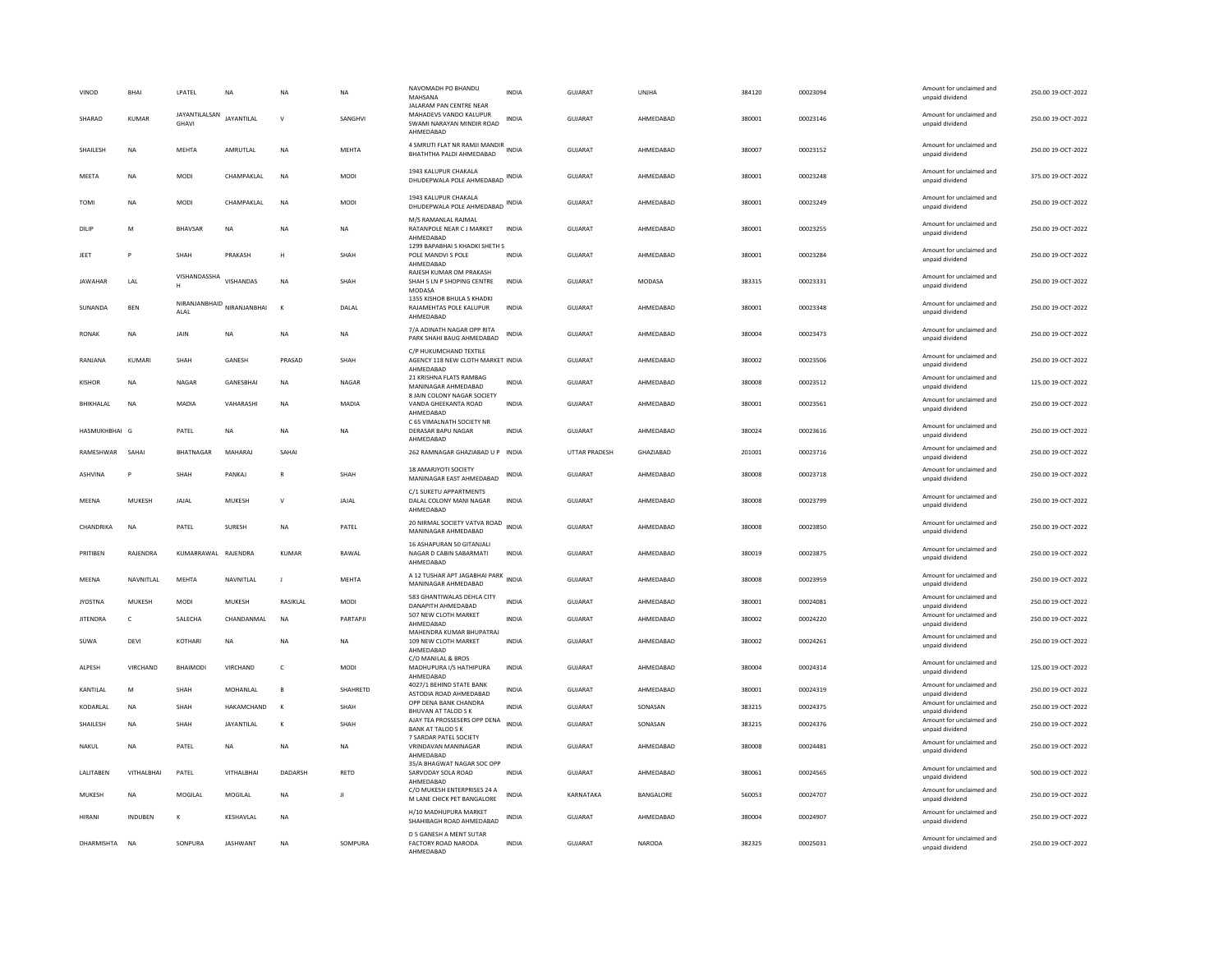| VINOD | BHAI | LPATEL | NA | NA | NA | NAVOMADH PO BHANDU MAHSANA | INDIA | GUJARAT | UNJHA | 384120 | 00023094 | Amount for unclaimed and unpaid dividend | 250.00 | 19-OCT-2022 |
|---|---|---|---|---|---|---|---|---|---|---|---|---|---|---|
| SHARAD | KUMAR | JAYANTILALSAN GHAVI | JAYANTILAL | V | SANGHVI | JALARAM PAN CENTRE NEAR MAHADEVS VANDO KALUPUR SWAMI NARAYAN MINDIR ROAD AHMEDABAD | INDIA | GUJARAT | AHMEDABAD | 380001 | 00023146 | Amount for unclaimed and unpaid dividend | 250.00 | 19-OCT-2022 |
| SHAILESH | NA | MEHTA | AMRUTLAL | NA | MEHTA | 4 SMRUTI FLAT NR RAMJI MANDIR BHATHTHA PALDI AHMEDABAD | INDIA | GUJARAT | AHMEDABAD | 380007 | 00023152 | Amount for unclaimed and unpaid dividend | 250.00 | 19-OCT-2022 |
| MEETA | NA | MODI | CHAMPAKLAL | NA | MODI | 1943 KALUPUR CHAKALA DHUDEPWALA POLE AHMEDABAD | INDIA | GUJARAT | AHMEDABAD | 380001 | 00023248 | Amount for unclaimed and unpaid dividend | 375.00 | 19-OCT-2022 |
| TOMI | NA | MODI | CHAMPAKLAL | NA | MODI | 1943 KALUPUR CHAKALA DHUDEPWALA POLE AHMEDABAD | INDIA | GUJARAT | AHMEDABAD | 380001 | 00023249 | Amount for unclaimed and unpaid dividend | 250.00 | 19-OCT-2022 |
| DILIP | M | BHAVSAR | NA | NA | NA | M/S RAMANLAL RAJMAL RATANPOLE NEAR C J MARKET AHMEDABAD | INDIA | GUJARAT | AHMEDABAD | 380001 | 00023255 | Amount for unclaimed and unpaid dividend | 250.00 | 19-OCT-2022 |
| JEET | P | SHAH | PRAKASH | H | SHAH | 1299 BAPABHAI S KHADKI SHETH S POLE MANDVI S POLE AHMEDABAD | INDIA | GUJARAT | AHMEDABAD | 380001 | 00023284 | Amount for unclaimed and unpaid dividend | 250.00 | 19-OCT-2022 |
| JAWAHAR | LAL | VISHANDASSHA H | VISHANDAS | NA | SHAH | RAJESH KUMAR OM PRAKASH SHAH 5 LN P SHOPING CENTRE MODASA | INDIA | GUJARAT | MODASA | 383315 | 00023331 | Amount for unclaimed and unpaid dividend | 250.00 | 19-OCT-2022 |
| SUNANDA | BEN | NIRANJANBHAID ALAL | NIRANJANBHAI | K | DALAL | 1355 KISHOR BHULA S KHADKI RAJAMEHTAS POLE KALUPUR AHMEDABAD | INDIA | GUJARAT | AHMEDABAD | 380001 | 00023348 | Amount for unclaimed and unpaid dividend | 250.00 | 19-OCT-2022 |
| RONAK | NA | JAIN | NA | NA | NA | 7/A ADINATH NAGAR OPP RITA PARK SHAHI BAUG AHMEDABAD | INDIA | GUJARAT | AHMEDABAD | 380004 | 00023473 | Amount for unclaimed and unpaid dividend | 250.00 | 19-OCT-2022 |
| RANJANA | KUMARI | SHAH | GANESH | PRASAD | SHAH | C/P HUKUMCHAND TEXTILE AGENCY 118 NEW CLOTH MARKET AHMEDABAD | INDIA | GUJARAT | AHMEDABAD | 380002 | 00023506 | Amount for unclaimed and unpaid dividend | 250.00 | 19-OCT-2022 |
| KISHOR | NA | NAGAR | GANESBHAI | NA | NAGAR | 21 KRISHNA FLATS RAMBAG MANINAGAR AHMEDABAD | INDIA | GUJARAT | AHMEDABAD | 380008 | 00023512 | Amount for unclaimed and unpaid dividend | 125.00 | 19-OCT-2022 |
| BHIKHALAL | NA | MADIA | VAHARASHI | NA | MADIA | 8 JAIN COLONY NAGAR SOCIETY VANDA GHEEKANTA ROAD AHMEDABAD | INDIA | GUJARAT | AHMEDABAD | 380001 | 00023561 | Amount for unclaimed and unpaid dividend | 250.00 | 19-OCT-2022 |
| HASMUKHBHAI | G | PATEL | NA | NA | NA | C 65 VIMALNATH SOCIETY NR DERASAR BAPU NAGAR AHMEDABAD | INDIA | GUJARAT | AHMEDABAD | 380024 | 00023616 | Amount for unclaimed and unpaid dividend | 250.00 | 19-OCT-2022 |
| RAMESHWAR | SAHAI | BHATNAGAR | MAHARAJ | SAHAI | | 262 RAMNAGAR GHAZIABAD U P | INDIA | UTTAR PRADESH | GHAZIABAD | 201001 | 00023716 | Amount for unclaimed and unpaid dividend | 250.00 | 19-OCT-2022 |
| ASHVINA | P | SHAH | PANKAJ | R | SHAH | 18 AMARJYOTI SOCIETY MANINAGAR EAST AHMEDABAD | INDIA | GUJARAT | AHMEDABAD | 380008 | 00023718 | Amount for unclaimed and unpaid dividend | 250.00 | 19-OCT-2022 |
| MEENA | MUKESH | JAJAL | MUKESH | V | JAJAL | C/1 SUKETU APPARTMENTS DALAL COLONY MANI NAGAR AHMEDABAD | INDIA | GUJARAT | AHMEDABAD | 380008 | 00023799 | Amount for unclaimed and unpaid dividend | 250.00 | 19-OCT-2022 |
| CHANDRIKA | NA | PATEL | SURESH | NA | PATEL | 20 NIRMAL SOCIETY VATVA ROAD MANINAGAR AHMEDABAD | INDIA | GUJARAT | AHMEDABAD | 380008 | 00023850 | Amount for unclaimed and unpaid dividend | 250.00 | 19-OCT-2022 |
| PRITIBEN | RAJENDRA | KUMARRAWAL | RAJENDRA | KUMAR | RAWAL | 16 ASHAPURAN 50 GITANJALI NAGAR D CABIN SABARMATI AHMEDABAD | INDIA | GUJARAT | AHMEDABAD | 380019 | 00023875 | Amount for unclaimed and unpaid dividend | 250.00 | 19-OCT-2022 |
| MEENA | NAVNITLAL | MEHTA | NAVNITLAL | J | MEHTA | A 12 TUSHAR APT JAGABHAI PARK MANINAGAR AHMEDABAD | INDIA | GUJARAT | AHMEDABAD | 380008 | 00023959 | Amount for unclaimed and unpaid dividend | 250.00 | 19-OCT-2022 |
| JYOSTNA | MUKESH | MODI | MUKESH | RASIKLAL | MODI | 583 GHANTIWALAS DEHLA CITY DANAPITH AHMEDABAD | INDIA | GUJARAT | AHMEDABAD | 380001 | 00024081 | Amount for unclaimed and unpaid dividend | 250.00 | 19-OCT-2022 |
| JITENDRA | C | SALECHA | CHANDANMAL | NA | PARTAPJI | 507 NEW CLOTH MARKET AHMEDABAD | INDIA | GUJARAT | AHMEDABAD | 380002 | 00024220 | Amount for unclaimed and unpaid dividend | 250.00 | 19-OCT-2022 |
| SUWA | DEVI | KOTHARI | NA | NA | NA | MAHENDRA KUMAR BHUPATRAJ 109 NEW CLOTH MARKET AHMEDABAD | INDIA | GUJARAT | AHMEDABAD | 380002 | 00024261 | Amount for unclaimed and unpaid dividend | 250.00 | 19-OCT-2022 |
| ALPESH | VIRCHAND | BHAIMODI | VIRCHAND | C | MODI | C/O MANILAL & BROS MADHUPURA I/S HATHIPURA AHMEDABAD | INDIA | GUJARAT | AHMEDABAD | 380004 | 00024314 | Amount for unclaimed and unpaid dividend | 125.00 | 19-OCT-2022 |
| KANTILAL | M | SHAH | MOHANLAL | B | SHAHRETD | 4027/1 BEHIND STATE BANK ASTODIA ROAD AHMEDABAD | INDIA | GUJARAT | AHMEDABAD | 380001 | 00024319 | Amount for unclaimed and unpaid dividend | 250.00 | 19-OCT-2022 |
| KODARLAL | NA | SHAH | HAKAMCHAND | K | SHAH | OPP DENA BANK CHANDRA BHUVAN AT TALOD S K | INDIA | GUJARAT | SONASAN | 383215 | 00024375 | Amount for unclaimed and unpaid dividend | 250.00 | 19-OCT-2022 |
| SHAILESH | NA | SHAH | JAYANTILAL | K | SHAH | AJAY TEA PROSSESERS OPP DENA BANK AT TALOD S K | INDIA | GUJARAT | SONASAN | 383215 | 00024376 | Amount for unclaimed and unpaid dividend | 250.00 | 19-OCT-2022 |
| NAKUL | NA | PATEL | NA | NA | NA | 7 SARDAR PATEL SOCIETY VRINDAVAN MANINAGAR AHMEDABAD | INDIA | GUJARAT | AHMEDABAD | 380008 | 00024481 | Amount for unclaimed and unpaid dividend | 250.00 | 19-OCT-2022 |
| LALITABEN | VITHALBHAI | PATEL | VITHALBHAI | DADARSH | RETD | 35/A BHAGWAT NAGAR SOC OPP SARVODAY SOLA ROAD AHMEDABAD | INDIA | GUJARAT | AHMEDABAD | 380061 | 00024565 | Amount for unclaimed and unpaid dividend | 500.00 | 19-OCT-2022 |
| MUKESH | NA | MOGILAL | MOGILAL | NA | JI | C/O MUKESH ENTERPRISES 24 A M LANE CHICK PET BANGALORE | INDIA | KARNATAKA | BANGALORE | 560053 | 00024707 | Amount for unclaimed and unpaid dividend | 250.00 | 19-OCT-2022 |
| HIRANI | INDUBEN | K | KESHAVLAL | NA | | H/10 MADHUPURA MARKET SHAHIBAGH ROAD AHMEDABAD | INDIA | GUJARAT | AHMEDABAD | 380004 | 00024907 | Amount for unclaimed and unpaid dividend | 250.00 | 19-OCT-2022 |
| DHARMISHTA | NA | SONPURA | JASHWANT | NA | SOMPURA | D 5 GANESH A MENT SUTAR FACTORY ROAD NARODA AHMEDABAD | INDIA | GUJARAT | NARODA | 382325 | 00025031 | Amount for unclaimed and unpaid dividend | 250.00 | 19-OCT-2022 |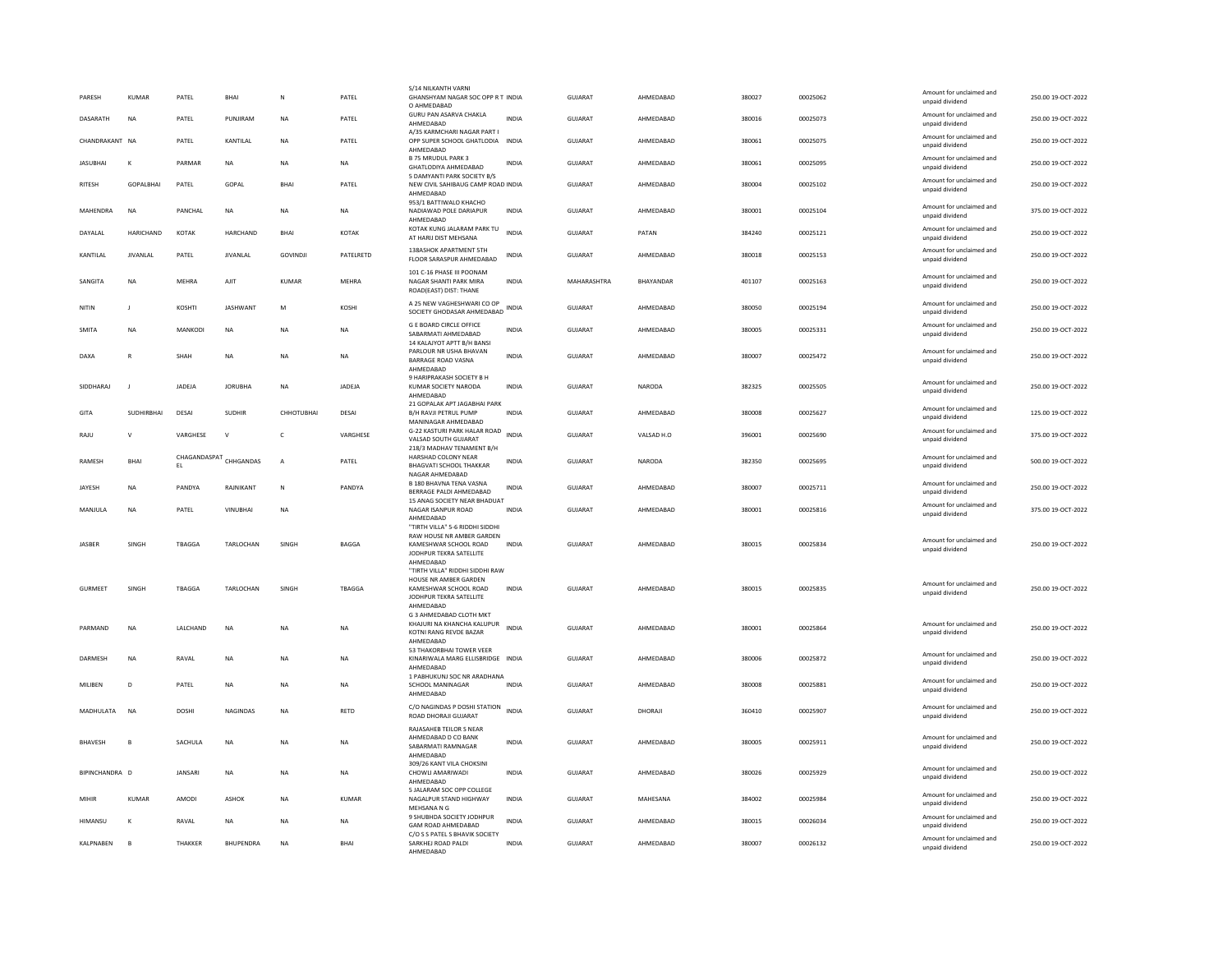| PARESH | KUMAR | PATEL | BHAI | N | PATEL | S/14 NILKANTH VARNI GHANSHYAM NAGAR SOC OPP R T O AHMEDABAD | INDIA | GUJARAT | AHMEDABAD | 380027 | 00025062 | Amount for unclaimed and unpaid dividend | 250.00 | 19-OCT-2022 |
|---|---|---|---|---|---|---|---|---|---|---|---|---|---|---|
| DASARATH | NA | PATEL | PUNJIRAM | NA | PATEL | GURU PAN ASARVA CHAKLA AHMEDABAD | INDIA | GUJARAT | AHMEDABAD | 380016 | 00025073 | Amount for unclaimed and unpaid dividend | 250.00 | 19-OCT-2022 |
| CHANDRAKANT | NA | PATEL | KANTILAL | NA | PATEL | A/35 KARMCHARI NAGAR PART I OPP SUPER SCHOOL GHATLODIA AHMEDABAD | INDIA | GUJARAT | AHMEDABAD | 380061 | 00025075 | Amount for unclaimed and unpaid dividend | 250.00 | 19-OCT-2022 |
| JASUBHAI | K | PARMAR | NA | NA | NA | B 75 MRUDUL PARK 3 GHATLODIYA AHMEDABAD | INDIA | GUJARAT | AHMEDABAD | 380061 | 00025095 | Amount for unclaimed and unpaid dividend | 250.00 | 19-OCT-2022 |
| RITESH | GOPALBHAI | PATEL | GOPAL | BHAI | PATEL | 5 DAMYANTI PARK SOCIETY B/S NEW CIVIL SAHIBAUG CAMP ROAD AHMEDABAD | INDIA | GUJARAT | AHMEDABAD | 380004 | 00025102 | Amount for unclaimed and unpaid dividend | 250.00 | 19-OCT-2022 |
| MAHENDRA | NA | PANCHAL | NA | NA | NA | 953/1 BATTIWALO KHACHO NADIAWAD POLE DARIAPUR AHMEDABAD | INDIA | GUJARAT | AHMEDABAD | 380001 | 00025104 | Amount for unclaimed and unpaid dividend | 375.00 | 19-OCT-2022 |
| DAYALAL | HARICHAND | KOTAK | HARCHAND | BHAI | KOTAK | KOTAK KUNG JALARAM PARK TU AT HARIJ DIST MEHSANA | INDIA | GUJARAT | PATAN | 384240 | 00025121 | Amount for unclaimed and unpaid dividend | 250.00 | 19-OCT-2022 |
| KANTILAL | JIVANLAL | PATEL | JIVANLAL | GOVINDJI | PATELRETD | 138ASHOK APARTMENT 5TH FLOOR SARASPUR AHMEDABAD | INDIA | GUJARAT | AHMEDABAD | 380018 | 00025153 | Amount for unclaimed and unpaid dividend | 250.00 | 19-OCT-2022 |
| SANGITA | NA | MEHRA | AJIT | KUMAR | MEHRA | 101 C-16 PHASE III POONAM NAGAR SHANTI PARK MIRA ROAD(EAST) DIST: THANE | INDIA | MAHARASHTRA | BHAYANDAR | 401107 | 00025163 | Amount for unclaimed and unpaid dividend | 250.00 | 19-OCT-2022 |
| NITIN | J | KOSHTI | JASHWANT | M | KOSHI | A 25 NEW VAGHESHWARI CO OP SOCIETY GHODASAR AHMEDABAD | INDIA | GUJARAT | AHMEDABAD | 380050 | 00025194 | Amount for unclaimed and unpaid dividend | 250.00 | 19-OCT-2022 |
| SMITA | NA | MANKODI | NA | NA | NA | G E BOARD CIRCLE OFFICE SABARMATI AHMEDABAD | INDIA | GUJARAT | AHMEDABAD | 380005 | 00025331 | Amount for unclaimed and unpaid dividend | 250.00 | 19-OCT-2022 |
| DAXA | R | SHAH | NA | NA | NA | 14 KALAJYOT APTT B/H BANSI PARLOUR NR USHA BHAVAN BARRAGE ROAD VASNA AHMEDABAD | INDIA | GUJARAT | AHMEDABAD | 380007 | 00025472 | Amount for unclaimed and unpaid dividend | 250.00 | 19-OCT-2022 |
| SIDDHARAJ | J | JADEJA | JORUBHA | NA | JADEJA | 9 HARIPRAKASH SOCIETY B H KUMAR SOCIETY NARODA AHMEDABAD | INDIA | GUJARAT | NARODA | 382325 | 00025505 | Amount for unclaimed and unpaid dividend | 250.00 | 19-OCT-2022 |
| GITA | SUDHIRBHAI | DESAI | SUDHIR | CHHOTUBHAI | DESAI | 21 GOPALAK APT JAGABHAI PARK B/H RAVJI PETRUL PUMP MANINAGAR AHMEDABAD | INDIA | GUJARAT | AHMEDABAD | 380008 | 00025627 | Amount for unclaimed and unpaid dividend | 125.00 | 19-OCT-2022 |
| RAJU | V | VARGHESE | V | C | VARGHESE | G-22 KASTURI PARK HALAR ROAD VALSAD SOUTH GUJARAT | INDIA | GUJARAT | VALSAD H.O | 396001 | 00025690 | Amount for unclaimed and unpaid dividend | 375.00 | 19-OCT-2022 |
| RAMESH | BHAI | CHAGANDASPATEL | CHHGANDAS | A | PATEL | 218/3 MADHAV TENAMENT B/H HARSHAD COLONY NEAR BHAGVATI SCHOOL THAKKAR NAGAR AHMEDABAD | INDIA | GUJARAT | NARODA | 382350 | 00025695 | Amount for unclaimed and unpaid dividend | 500.00 | 19-OCT-2022 |
| JAYESH | NA | PANDYA | RAJNIKANT | N | PANDYA | B 180 BHAVNA TENA VASNA BERRAGE PALDI AHMEDABAD | INDIA | GUJARAT | AHMEDABAD | 380007 | 00025711 | Amount for unclaimed and unpaid dividend | 250.00 | 19-OCT-2022 |
| MANJULA | NA | PATEL | VINUBHAI | NA |  | 15 ANAG SOCIETY NEAR BHADUAT NAGAR ISANPUR ROAD AHMEDABAD | INDIA | GUJARAT | AHMEDABAD | 380001 | 00025816 | Amount for unclaimed and unpaid dividend | 375.00 | 19-OCT-2022 |
| JASBER | SINGH | TBAGGA | TARLOCHAN | SINGH | BAGGA | "TIRTH VILLA" 5-6 RIDDHI SIDDHI RAW HOUSE NR AMBER GARDEN KAMESHWAR SCHOOL ROAD JODHPUR TEKRA SATELLITE AHMEDABAD | INDIA | GUJARAT | AHMEDABAD | 380015 | 00025834 | Amount for unclaimed and unpaid dividend | 250.00 | 19-OCT-2022 |
| GURMEET | SINGH | TBAGGA | TARLOCHAN | SINGH | TBAGGA | "TIRTH VILLA" RIDDHI SIDDHI RAW HOUSE NR AMBER GARDEN KAMESHWAR SCHOOL ROAD JODHPUR TEKRA SATELLITE AHMEDABAD | INDIA | GUJARAT | AHMEDABAD | 380015 | 00025835 | Amount for unclaimed and unpaid dividend | 250.00 | 19-OCT-2022 |
| PARMAND | NA | LALCHAND | NA | NA | NA | G 3 AHMEDABAD CLOTH MKT KHAJURI NA KHANCHA KALUPUR KOTNI RANG REVDE BAZAR AHMEDABAD | INDIA | GUJARAT | AHMEDABAD | 380001 | 00025864 | Amount for unclaimed and unpaid dividend | 250.00 | 19-OCT-2022 |
| DARMESH | NA | RAVAL | NA | NA | NA | 53 THAKORBHAI TOWER VEER KINARIWALA MARG ELLISBRIDGE AHMEDABAD | INDIA | GUJARAT | AHMEDABAD | 380006 | 00025872 | Amount for unclaimed and unpaid dividend | 250.00 | 19-OCT-2022 |
| MILIBEN | D | PATEL | NA | NA | NA | 1 PABHUKUNJ SOC NR ARADHANA SCHOOL MANINAGAR AHMEDABAD | INDIA | GUJARAT | AHMEDABAD | 380008 | 00025881 | Amount for unclaimed and unpaid dividend | 250.00 | 19-OCT-2022 |
| MADHULATA | NA | DOSHI | NAGINDAS | NA | RETD | C/O NAGINDAS P DOSHI STATION ROAD DHORAJI GUJARAT | INDIA | GUJARAT | DHORAJI | 360410 | 00025907 | Amount for unclaimed and unpaid dividend | 250.00 | 19-OCT-2022 |
| BHAVESH | B | SACHULA | NA | NA | NA | RAJASAHEB TEILOR S NEAR AHMEDABAD D CO BANK SABARMATI RAMNAGAR AHMEDABAD | INDIA | GUJARAT | AHMEDABAD | 380005 | 00025911 | Amount for unclaimed and unpaid dividend | 250.00 | 19-OCT-2022 |
| BIPINCHANDRA | D | JANSARI | NA | NA | NA | 309/26 KANT VILA CHOKSINI CHOWLI AMARIWADI AHMEDABAD | INDIA | GUJARAT | AHMEDABAD | 380026 | 00025929 | Amount for unclaimed and unpaid dividend | 250.00 | 19-OCT-2022 |
| MIHIR | KUMAR | AMODI | ASHOK | NA | KUMAR | 5 JALARAM SOC OPP COLLEGE NAGALPUR STAND HIGHWAY MEHSANA N G | INDIA | GUJARAT | MAHESANA | 384002 | 00025984 | Amount for unclaimed and unpaid dividend | 250.00 | 19-OCT-2022 |
| HIMANSU | K | RAVAL | NA | NA | NA | 9 SHUBHDA SOCIETY JODHPUR GAM ROAD AHMEDABAD | INDIA | GUJARAT | AHMEDABAD | 380015 | 00026034 | Amount for unclaimed and unpaid dividend | 250.00 | 19-OCT-2022 |
| KALPNABEN | B | THAKKER | BHUPENDRA | NA | BHAI | C/O S S PATEL S BHAVIK SOCIETY SARKHEJ ROAD PALDI AHMEDABAD | INDIA | GUJARAT | AHMEDABAD | 380007 | 00026132 | Amount for unclaimed and unpaid dividend | 250.00 | 19-OCT-2022 |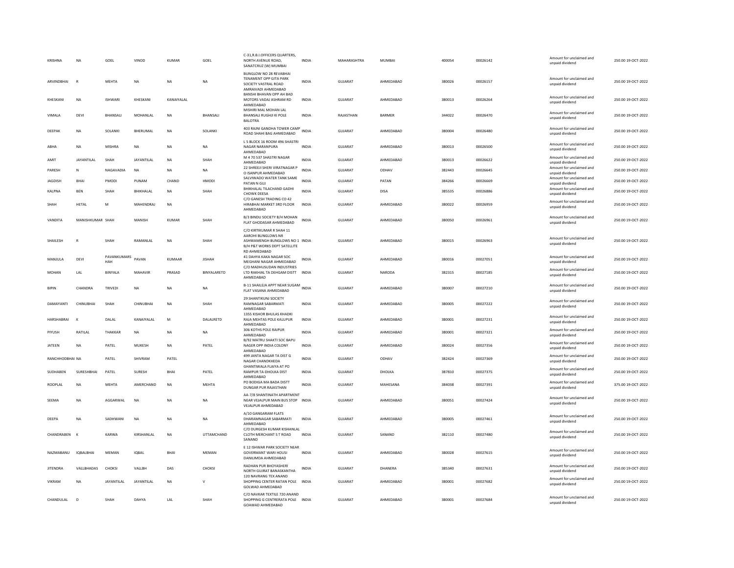| KRISHNA | NA | GOEL | VINOD | KUMAR | GOEL | C-31,R.B.I.OFFICERS QUARTERS, NORTH AVENUE ROAD, SANATCRUZ (W) MUMBAI | INDIA | MAHARASHTRA | MUMBAI | 400054 | 00026142 | Amount for unclaimed and unpaid dividend | 250.00 19-OCT-2022 |
|---|---|---|---|---|---|---|---|---|---|---|---|---|---|
| ARVINDBHAI | R | MEHTA | NA | NA | NA | BUNGLOW NO 28 REVABHAI TENAMENT OPP GITA PARK SOCIETY VASTRAL ROAD AMRAIVADI AHMEDABAD | INDIA | GUJARAT | AHMEDABAD | 380026 | 00026157 | Amount for unclaimed and unpaid dividend | 250.00 19-OCT-2022 |
| KHESKANI | NA | ISHWARI | KHESKANI | KANAIYALAL | | BANSHI BHAVAN OPP AH BAD MOTORS VADAJ ASHRAM RD AHMEDABAD | INDIA | GUJARAT | AHMEDABAD | 380013 | 00026264 | Amount for unclaimed and unpaid dividend | 250.00 19-OCT-2022 |
| VIMALA | DEVI | BHANSALI | MOHANLAL | NA | BHANSALI | MISHIRI MAL MOHAN LAL BHANSALI RUGHJI KI POLE BALOTRA | INDIA | RAJASTHAN | BARMER | 344022 | 00026470 | Amount for unclaimed and unpaid dividend | 250.00 19-OCT-2022 |
| DEEPAK | NA | SOLANKI | BHERUMAL | NA | SOLANKI | 403 RAJNI GANDHA TOWER CAMP ROAD SHAHI BAG AHMEDABAD | INDIA | GUJARAT | AHMEDABAD | 380004 | 00026480 | Amount for unclaimed and unpaid dividend | 250.00 19-OCT-2022 |
| ABHA | NA | MISHRA | NA | NA | NA | L 5 BLOCK 16 ROOM 496 SHASTRI NAGAR NARANPURA AHMEDABAD | INDIA | GUJARAT | AHMEDABAD | 380013 | 00026500 | Amount for unclaimed and unpaid dividend | 250.00 19-OCT-2022 |
| AMIT | JAYANTILAL | SHAH | JAYANTILAL | NA | SHAH | M 4 70 537 SHASTRI NAGAR AHMEDABAD | INDIA | GUJARAT | AHMEDABAD | 380013 | 00026622 | Amount for unclaimed and unpaid dividend | 250.00 19-OCT-2022 |
| PARESH | N | NAGAVADIA | NA | NA | NA | 22 SHREEJI SHERI VIRATNAGAR P O ISANPUR AHMEDABAD | INDIA | GUJARAT | ODHAV | 382443 | 00026645 | Amount for unclaimed and unpaid dividend | 250.00 19-OCT-2022 |
| JAGDISH | BHAI | PMODI | PUNAM | CHAND | HMODI | SALVIWADO WATER TANK SAME PATAN N GUJ | INDIA | GUJARAT | PATAN | 384266 | 00026669 | Amount for unclaimed and unpaid dividend | 250.00 19-OCT-2022 |
| KALPNA | BEN | SHAH | BHIKHALAL | NA | SHAH | BHIKHALAL TILACHAND GADHI CHOWK DEESA | INDIA | GUJARAT | DISA | 385535 | 00026886 | Amount for unclaimed and unpaid dividend | 250.00 19-OCT-2022 |
| SHAH | HETAL | M | MAHENDRAJ | NA | | C/O GANESH TRADING CO 42 HIRABHAI MARKET 3RD FLOOR AHMEDABAD | INDIA | GUJARAT | AHMEDABAD | 380022 | 00026959 | Amount for unclaimed and unpaid dividend | 250.00 19-OCT-2022 |
| VANDITA | MANISHKUMAR | SHAH | MANISH | KUMAR | SHAH | B/3 BINDU SOCIETY B/H MOHAN FLAT GHODASAR AHMEDABAD | INDIA | GUJARAT | AHMEDABAD | 380050 | 00026961 | Amount for unclaimed and unpaid dividend | 250.00 19-OCT-2022 |
| SHAILESH | R | SHAH | RAMANLAL | NA | SHAH | C/O KIRTIKUMAR R SHAH 11 AAROHI BUNGLOWS NR ASHWAMENGH BUNGLOWS NO 1 B/H P&T WORKS DEPT SATELLITE RD AHMEDABAD | INDIA | GUJARAT | AHMEDABAD | 380015 | 00026963 | Amount for unclaimed and unpaid dividend | 250.00 19-OCT-2022 |
| MANJULA | DEVI | PAVANKUMARS HAH | PAVAN | KUMAAR | JISHAH | 41 DAHYA KAKA NAGAR SOC MEGHANI NAGAR AHMEDABAD | INDIA | GUJARAT | AHMEDABAD | 380016 | 00027051 | Amount for unclaimed and unpaid dividend | 250.00 19-OCT-2022 |
| MOHAN | LAL | BINYALA | MAHAVIR | PRASAD | BINYALARETD | C/O MADHUSUDAN INDUSTRIES LTD RAKHIAL TA DEHGAM DISTT AHMEDABAD | INDIA | GUJARAT | NARODA | 382315 | 00027185 | Amount for unclaimed and unpaid dividend | 250.00 19-OCT-2022 |
| BIPIN | CHANDRA | TRIVEDI | NA | NA | NA | B-11 SHAILEJA APPT NEAR SUGAM FLAT VASANA AHMEDABAD | INDIA | GUJARAT | AHMEDABAD | 380007 | 00027210 | Amount for unclaimed and unpaid dividend | 250.00 19-OCT-2022 |
| DAMAYANTI | CHINUBHAI | SHAH | CHINUBHAI | NA | SHAH | 29 SHANTIKUNJ SOCIETY RAMNAGAR SABARMATI AHMEDABAD | INDIA | GUJARAT | AHMEDABAD | 380005 | 00027222 | Amount for unclaimed and unpaid dividend | 250.00 19-OCT-2022 |
| HARSHABRAI | K | DALAL | KANAIYALAL | M | DALALRETD | 1355 KISHOR BHULAS KHADKI RAJA MEHTAS POLE KALUPUR AHMEDABAD | INDIA | GUJARAT | AHMEDABAD | 380001 | 00027231 | Amount for unclaimed and unpaid dividend | 250.00 19-OCT-2022 |
| PIYUSH | RATILAL | THAKKAR | NA | NA | NA | 306 KOTHS POLE RAIPUR AHMEDABAD | INDIA | GUJARAT | AHMEDABAD | 380001 | 00027321 | Amount for unclaimed and unpaid dividend | 250.00 19-OCT-2022 |
| JATEEN | NA | PATEL | MUKESH | NA | PATEL | B/92 MATRU SHAKTI SOC BAPU NAGER OPP INDIA COLONY AHMEDABAD | INDIA | GUJARAT | AHMEDABAD | 380024 | 00027356 | Amount for unclaimed and unpaid dividend | 250.00 19-OCT-2022 |
| RANCHHODBHAI | NA | PATEL | SHIVRAM | PATEL | | 499 JANTA NAGAR TA DIST G NAGAR CHANDKHEDA | INDIA | GUJARAT | ODHAV | 382424 | 00027369 | Amount for unclaimed and unpaid dividend | 250.00 19-OCT-2022 |
| SUDHABEN | SURESHBHAI | PATEL | SURESH | BHAI | PATEL | GHANTIWALA FLAIYA AT PO RAMPUR TA-DHOLKA DIST AHMEDABAD | INDIA | GUJARAT | DHOLKA | 387810 | 00027375 | Amount for unclaimed and unpaid dividend | 250.00 19-OCT-2022 |
| ROOPLAL | NA | MEHTA | AMERCHAND | NA | MEHTA | PO BODIGA MA BADA DISTT DUNGAR PUR RAJASTHAN | INDIA | GUJARAT | MAHESANA | 384038 | 00027391 | Amount for unclaimed and unpaid dividend | 375.00 19-OCT-2022 |
| SEEMA | NA | AGGARWAL | NA | NA | NA | AA-7/8 SHANTINATH APARTMENT NEAR VEJALPUR MAIN BUS STOP VEJALPUR AHMEDABAD | INDIA | GUJARAT | AHMEDABAD | 380051 | 00027424 | Amount for unclaimed and unpaid dividend | 250.00 19-OCT-2022 |
| DEEPA | NA | SADHWANI | NA | NA | NA | A/10 GANGARAM FLATS DHARAMNAGAR SABARMATI AHMEDABAD | INDIA | GUJARAT | AHMEDABAD | 380005 | 00027461 | Amount for unclaimed and unpaid dividend | 250.00 19-OCT-2022 |
| CHANDRABEN | K | KARWA | KIRSHANLAL | NA | UTTAMCHAND | C/O DURGESH KUMAR KISHANLAL CLOTH MERCHANT S T ROAD SANAND | INDIA | GUJARAT | SANAND | 382110 | 00027480 | Amount for unclaimed and unpaid dividend | 250.00 19-OCT-2022 |
| NAZMABANU | IQBALBHAI | MEMAN | IQBAL | BHAI | MEMAN | E 12 ISHWAR PARK SOCIETY NEAR GOVERMANT WARI HOUSI DANILIMDA AHMEDABAD | INDIA | GUJARAT | AHMEDABAD | 380028 | 00027615 | Amount for unclaimed and unpaid dividend | 250.00 19-OCT-2022 |
| JITENDRA | VALLBHADAS | CHOKSI | VALLBH | DAS | CHOKSI | RADHAN PUR BHOYASHERI NORTH GUJRAT BANASKANTHA | INDIA | GUJARAT | DHANERA | 385340 | 00027631 | Amount for unclaimed and unpaid dividend | 250.00 19-OCT-2022 |
| VIKRAM | NA | JAYANTILAL | JAYANTILAL | NA | V | 120 NAVRANG TEX ANAND SHOPPING CENTER RATAN POLE GOLWAD AHMEDABAD | INDIA | GUJARAT | AHMEDABAD | 380001 | 00027682 | Amount for unclaimed and unpaid dividend | 250.00 19-OCT-2022 |
| CHANDULAL | D | SHAH | DAHYA | LAL | SHAH | C/O NAVKAR TEXTILE 720 ANAND SHOPPING G CENTRERATA POLE GOAWAD AHMEDABAD | INDIA | GUJARAT | AHMEDABAD | 380001 | 00027684 | Amount for unclaimed and unpaid dividend | 250.00 19-OCT-2022 |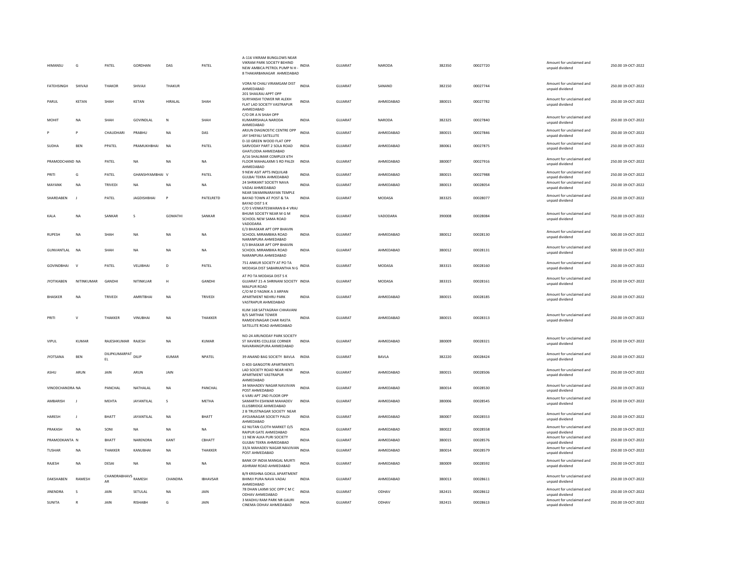| HIMANSU | G | PATEL | GORDHAN | DAS | PATEL | A-116 VIKRAM BUNGLOWS NEAR VIKRAM PARK SOCIETY BEHIND NEW AMBICA PETROL PUMP N H - 8 THAKARBANAGAR AHMEDABAD | INDIA | GUJARAT | NARODA | 382350 | 00027720 | | Amount for unclaimed and unpaid dividend | 250.00 19-OCT-2022 |
|---|---|---|---|---|---|---|---|---|---|---|---|---|---|---|
| FATEHSINGH | SHIVAJI | THAKOR | SHIVAJI | THAKUR | | VORA NI CHALI VIRAMGAM DIST AHMEDABAD | INDIA | GUJARAT | SANAND | 382150 | 00027744 | | Amount for unclaimed and unpaid dividend | 250.00 19-OCT-2022 |
| PARUL | KETAN | SHAH | KETAN | HIRALAL | SHAH | 201 SHAILRAJ APPT OPP SURYANSHI TOWER NR ALEKH FLAT LAD SOCIETY VASTRAPUR AHMEDABAD | INDIA | GUJARAT | AHMEDABAD | 380015 | 00027782 | | Amount for unclaimed and unpaid dividend | 250.00 19-OCT-2022 |
| MOHIT | NA | SHAH | GOVINDLAL | N | SHAH | C/O DR A N SHAH OPP KUMARRSHALA NARODA AHMEDABAD | INDIA | GUJARAT | NARODA | 382325 | 00027840 | | Amount for unclaimed and unpaid dividend | 250.00 19-OCT-2022 |
| P | P | CHAUDHARI | PRABHU | NA | DAS | ARJUN DIAGNOSTIC CENTRE OPP JAY SHEFALI SATELLITE | INDIA | GUJARAT | AHMEDABAD | 380015 | 00027846 | | Amount for unclaimed and unpaid dividend | 250.00 19-OCT-2022 |
| SUDHA | BEN | PPATEL | PRAMUKHBHAI | NA | PATEL | D-10 GREEN WOOD FLAT OPP SARVODAY PART 2 SOLA ROAD GHATLODIA AHMEDABAD | INDIA | GUJARAT | AHMEDABAD | 380061 | 00027875 | | Amount for unclaimed and unpaid dividend | 250.00 19-OCT-2022 |
| PRAMODCHAND | NA | PATEL | NA | NA | NA | A/16 SHALIMAR COMPLEX 6TH FLOOR MAHALAXMI 5 RD PALDI AHMEDABAD | INDIA | GUJARAT | AHMEDABAD | 380007 | 00027916 | | Amount for unclaimed and unpaid dividend | 250.00 19-OCT-2022 |
| PRITI | G | PATEL | GHANSHYAMBHAI | V | PATEL | 9 NEW ASIT APTS INQUILAB GULBAI TEKRA AHMEDABAD | INDIA | GUJARAT | AHMEDABAD | 380015 | 00027988 | | Amount for unclaimed and unpaid dividend | 250.00 19-OCT-2022 |
| MAYANK | NA | TRIVEDI | NA | NA | NA | 24 SHRIKANT SOCIETY NAVA VADAJ AHMEDABAD | INDIA | GUJARAT | AHMEDABAD | 380013 | 00028054 | | Amount for unclaimed and unpaid dividend | 250.00 19-OCT-2022 |
| SHARDABEN | J | PATEL | JAGDISHBHAI | P | PATELRETD | NEAR SWAMINARAYAN TEMPLE BAYAD TOWN AT POST & TA BAYAD DIST S K | INDIA | GUJARAT | MODASA | 383325 | 00028077 | | Amount for unclaimed and unpaid dividend | 250.00 19-OCT-2022 |
| KALA | NA | SANKAR | S | GOMATHI | SANKAR | C/O S VENKATESWARAN B-4 VRAJ BHUMI SOCIETY NEAR M G M SCHOOL NEW SAMA ROAD VADODARA | INDIA | GUJARAT | VADODARA | 390008 | 00028084 | | Amount for unclaimed and unpaid dividend | 750.00 19-OCT-2022 |
| RUPESH | NA | SHAH | NA | NA | NA | E/3 BHASKAR APT OPP BHAVIN SCHOOL MIRAMBIKA ROAD NARANPURA AHMEDABAD | INDIA | GUJARAT | AHMEDABAD | 380012 | 00028130 | | Amount for unclaimed and unpaid dividend | 500.00 19-OCT-2022 |
| GUNVANTLAL | NA | SHAH | NA | NA | NA | E/3 BHASKAR APT OPP BHAVIN SCHOOL MIRAMBIKA ROAD NARANPURA AHMEDABAD | INDIA | GUJARAT | AHMEDABAD | 380012 | 00028131 | | Amount for unclaimed and unpaid dividend | 500.00 19-OCT-2022 |
| GOVINDBHAI | V | PATEL | VELJIBHAI | D | PATEL | 751 ANKUR SOCIETY AT PO TA MODASA DIST SABARKANTHA N G | INDIA | GUJARAT | MODASA | 383315 | 00028160 | | Amount for unclaimed and unpaid dividend | 250.00 19-OCT-2022 |
| JYOTIKABEN | NITINKUMAR | GANDHI | NITINKUAR | H | GANDHI | AT PO TA MODASA DIST S K GUJARAT 21-A SHRINANI SOCIETY MALPUR ROAD | INDIA | GUJARAT | MODASA | 383315 | 00028161 | | Amount for unclaimed and unpaid dividend | 250.00 19-OCT-2022 |
| BHASKER | NA | TRIVEDI | AMRITBHAI | NA | TRIVEDI | C/O M D YAGNIK A 3 ARPAN APARTMENT NEHRU PARK VASTRAPUR AHMEDABAD | INDIA | GUJARAT | AHMEDABAD | 380015 | 00028185 | | Amount for unclaimed and unpaid dividend | 250.00 19-OCT-2022 |
| PRITI | V | THAKKER | VINUBHAI | NA | THAKKER | KLIM 168 SATYAGRAH CHHAVANI B/S SARTHAK TOWER RAMDEVNAGAR CHAR RASTA SATELLITE ROAD AHMEDABAD | INDIA | GUJARAT | AHMEDABAD | 380015 | 00028313 | | Amount for unclaimed and unpaid dividend | 250.00 19-OCT-2022 |
| VIPUL | KUMAR | RAJESHKUMAR | RAJESH | NA | KUMAR | NO-24 ARUNODAY PARK SOCIETY ST XAVIERS COLLEGE CORNER NAVARANGPURA AHMEDABAD | INDIA | GUJARAT | AHMEDABAD | 380009 | 00028321 | | Amount for unclaimed and unpaid dividend | 250.00 19-OCT-2022 |
| JYOTSANA | BEN | DILIPKUMARPATEL | DILIP | KUMAR | NPATEL | 39 ANAND BAG SOCIETY BAVLA | INDIA | GUJARAT | BAVLA | 382220 | 00028424 | | Amount for unclaimed and unpaid dividend | 250.00 19-OCT-2022 |
| ASHU | ARUN | JAIN | ARUN | JAIN | | D 403 GANGOTRI APARTMENTS LAD SOCIETY ROAD NEAR HEM APARTMENT VASTRAPUR AHMEDABAD | INDIA | GUJARAT | AHMEDABAD | 380015 | 00028506 | | Amount for unclaimed and unpaid dividend | 250.00 19-OCT-2022 |
| VINODCHANDRA | NA | PANCHAL | NATHALAL | NA | PANCHAL | 34 MAHADEV NAGAR NAVJIVAN POST AHMEDABAD | INDIA | GUJARAT | AHMEDABAD | 380014 | 00028530 | | Amount for unclaimed and unpaid dividend | 250.00 19-OCT-2022 |
| AMBARISH | J | MEHTA | JAYANTILAL | S | METHA | 6 VARJ APT 2ND FLOOR OPP SAMARTH ESHWAR MAHADEV ELLISBRIDGE AHMEDABAD | INDIA | GUJARAT | AHMEDABAD | 380006 | 00028545 | | Amount for unclaimed and unpaid dividend | 250.00 19-OCT-2022 |
| HARESH | J | BHATT | JAYANTILAL | NA | BHATT | 2 B TRUSTNAGAR SOCIETY NEAR AYOJANAGAR SOCIETY PALDI AHMEDABAD | INDIA | GUJARAT | AHMEDABAD | 380007 | 00028553 | | Amount for unclaimed and unpaid dividend | 250.00 19-OCT-2022 |
| PRAKASH | NA | SONI | NA | NA | NA | 62 NUTAN CLOTH MARKET O/S RAIPUR GATE AHMEDABAD | INDIA | GUJARAT | AHMEDABAD | 380022 | 00028558 | | Amount for unclaimed and unpaid dividend | 250.00 19-OCT-2022 |
| PRAMODKANTA | N | BHATT | NARENDRA | KANT | CBHATT | 11 NEW ALKA PURI SOCIETY GULBAI TEKRA AHMEDABAD | INDIA | GUJARAT | AHMEDABAD | 380015 | 00028576 | | Amount for unclaimed and unpaid dividend | 250.00 19-OCT-2022 |
| TUSHAR | NA | THAKKER | KANUBHAI | NA | THAKKER | 33/A MAHADEV NAGAR NAVJIVAN POST AHMEDABAD | INDIA | GUJARAT | AHMEDABAD | 380014 | 00028579 | | Amount for unclaimed and unpaid dividend | 250.00 19-OCT-2022 |
| RAJESH | NA | DESAI | NA | NA | NA | BANK OF INDIA MANGAL MURTI ASHRAM ROAD AHMEDABAD | INDIA | GUJARAT | AHMEDABAD | 380009 | 00028592 | | Amount for unclaimed and unpaid dividend | 250.00 19-OCT-2022 |
| DAKSHABEN | RAMESH | CHANDRABHAVSAR | RAMESH | CHANDRA | IBHAVSAR | B/9 KRISHNA GOKUL APARTMENT BHIMJI PURA NAVA VADAJ AHMEDABAD | INDIA | GUJARAT | AHMEDABAD | 380013 | 00028611 | | Amount for unclaimed and unpaid dividend | 250.00 19-OCT-2022 |
| JINENDRA | S | JAIN | SETULAL | NA | JAIN | 78 DHAN LAXMI SOC OPP C M C ODHAV AHMEDABAD | INDIA | GUJARAT | ODHAV | 382415 | 00028612 | | Amount for unclaimed and unpaid dividend | 250.00 19-OCT-2022 |
| SUNITA | R | JAIN | RISHABH | G | JAIN | 3 MADHU RAM PARK NR GAURI CINEMA ODHAV AHMEDABAD | INDIA | GUJARAT | ODHAV | 382415 | 00028613 | | Amount for unclaimed and unpaid dividend | 250.00 19-OCT-2022 |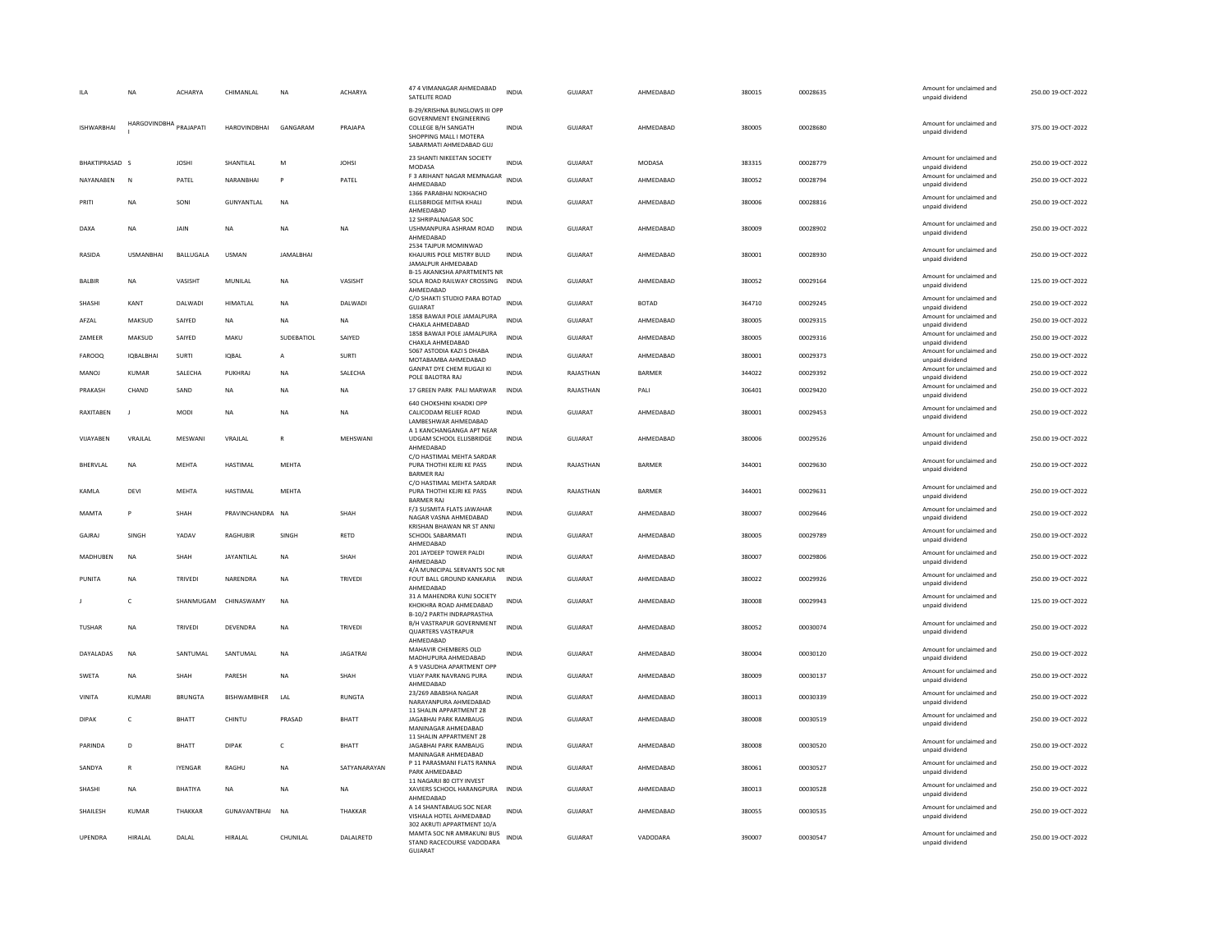| ILA | NA | ACHARYA | CHIMANLAL | NA | ACHARYA | 47 4 VIMANAGAR AHMEDABAD SATELITE ROAD | INDIA | GUJARAT | AHMEDABAD | 380015 | 00028635 | | Amount for unclaimed and unpaid dividend | 250.00 19-OCT-2022 |
|---|---|---|---|---|---|---|---|---|---|---|---|---|---|---|
| ISHWARBHAI | HARGOVINDBHAI | PRAJAPATI | HAROVINDBHAI | GANGARAM | PRAJAPA | B-29/KRISHNA BUNGLOWS III OPP GOVERNMENT ENGINEERING COLLEGE B/H SANGATH SHOPPING MALL I MOTERA SABARMATI AHMEDABAD GUJ | INDIA | GUJARAT | AHMEDABAD | 380005 | 00028680 | | Amount for unclaimed and unpaid dividend | 375.00 19-OCT-2022 |
| BHAKTIPRASAD | S | JOSHI | SHANTILAL | M | JOHSI | 23 SHANTI NIKEETAN SOCIETY MODASA | INDIA | GUJARAT | MODASA | 383315 | 00028779 | | Amount for unclaimed and unpaid dividend | 250.00 19-OCT-2022 |
| NAYANABEN | N | PATEL | NARANBHAI | P | PATEL | F 3 ARIHANT NAGAR MEMNAGAR AHMEDABAD | INDIA | GUJARAT | AHMEDABAD | 380052 | 00028794 | | Amount for unclaimed and unpaid dividend | 250.00 19-OCT-2022 |
| PRITI | NA | SONI | GUNYANTLAL | NA | | 1366 PARABHAI NOKHACHO ELLISBRIDGE MITHA KHALI AHMEDABAD | INDIA | GUJARAT | AHMEDABAD | 380006 | 00028816 | | Amount for unclaimed and unpaid dividend | 250.00 19-OCT-2022 |
| DAXA | NA | JAIN | NA | NA | NA | 12 SHRIPALNAGAR SOC USHMANPURA ASHRAM ROAD AHMEDABAD | INDIA | GUJARAT | AHMEDABAD | 380009 | 00028902 | | Amount for unclaimed and unpaid dividend | 250.00 19-OCT-2022 |
| RASIDA | USMANBHAI | BALLUGALA | USMAN | JAMALBHAI | | 2534 TAJPUR MOMINWAD KHAJURIS POLE MISTRY BULD JAMALPUR AHMEDABAD | INDIA | GUJARAT | AHMEDABAD | 380001 | 00028930 | | Amount for unclaimed and unpaid dividend | 250.00 19-OCT-2022 |
| BALBIR | NA | VASISHT | MUNILAL | NA | VASISHT | B-15 AKANKSHA APARTMENTS NR SOLA ROAD RAILWAY CROSSING AHMEDABAD | INDIA | GUJARAT | AHMEDABAD | 380052 | 00029164 | | Amount for unclaimed and unpaid dividend | 125.00 19-OCT-2022 |
| SHASHI | KANT | DALWADI | HIMATLAL | NA | DALWADI | C/O SHAKTI STUDIO PARA BOTAD GUJARAT | INDIA | GUJARAT | BOTAD | 364710 | 00029245 | | Amount for unclaimed and unpaid dividend | 250.00 19-OCT-2022 |
| AFZAL | MAKSUD | SAIYED | NA | NA | NA | 1858 BAWAJI POLE JAMALPURA CHAKLA AHMEDABAD | INDIA | GUJARAT | AHMEDABAD | 380005 | 00029315 | | Amount for unclaimed and unpaid dividend | 250.00 19-OCT-2022 |
| ZAMEER | MAKSUD | SAIYED | MAKU | SUDEBATIOL | SAIYED | 1858 BAWAJI POLE JAMALPURA CHAKLA AHMEDABAD | INDIA | GUJARAT | AHMEDABAD | 380005 | 00029316 | | Amount for unclaimed and unpaid dividend | 250.00 19-OCT-2022 |
| FAROOQ | IQBALBHAI | SURTI | IQBAL | A | SURTI | 5067 ASTODIA KAZI S DHABA MOTABAMBA AHMEDABAD | INDIA | GUJARAT | AHMEDABAD | 380001 | 00029373 | | Amount for unclaimed and unpaid dividend | 250.00 19-OCT-2022 |
| MANOJ | KUMAR | SALECHA | PUKHRAJ | NA | SALECHA | GANPAT DYE CHEM RUGAJI KI POLE BALOTRA RAJ | INDIA | RAJASTHAN | BARMER | 344022 | 00029392 | | Amount for unclaimed and unpaid dividend | 250.00 19-OCT-2022 |
| PRAKASH | CHAND | SAND | NA | NA | NA | 17 GREEN PARK PALI MARWAR | INDIA | RAJASTHAN | PALI | 306401 | 00029420 | | Amount for unclaimed and unpaid dividend | 250.00 19-OCT-2022 |
| RAXITABEN | J | MODI | NA | NA | NA | 640 CHOKSHINI KHADKI OPP CALICODAM RELIEF ROAD LAMBESHWAR AHMEDABAD | INDIA | GUJARAT | AHMEDABAD | 380001 | 00029453 | | Amount for unclaimed and unpaid dividend | 250.00 19-OCT-2022 |
| VIJAYABEN | VRAJLAL | MESWANI | VRAJLAL | R | MEHSWANI | A 1 KANCHANGANGA APT NEAR UDGAM SCHOOL ELLISBRIDGE AHMEDABAD | INDIA | GUJARAT | AHMEDABAD | 380006 | 00029526 | | Amount for unclaimed and unpaid dividend | 250.00 19-OCT-2022 |
| BHERVLAL | NA | MEHTA | HASTIMAL | MEHTA | | C/O HASTIMAL MEHTA SARDAR PURA THOTHI KEJRI KE PASS BARMER RAJ | INDIA | RAJASTHAN | BARMER | 344001 | 00029630 | | Amount for unclaimed and unpaid dividend | 250.00 19-OCT-2022 |
| KAMLA | DEVI | MEHTA | HASTIMAL | MEHTA | | C/O HASTIMAL MEHTA SARDAR PURA THOTHI KEJRI KE PASS BARMER RAJ | INDIA | RAJASTHAN | BARMER | 344001 | 00029631 | | Amount for unclaimed and unpaid dividend | 250.00 19-OCT-2022 |
| MAMTA | P | SHAH | PRAVINCHANDRA | NA | SHAH | F/3 SUSMITA FLATS JAWAHAR NAGAR VASNA AHMEDABAD | INDIA | GUJARAT | AHMEDABAD | 380007 | 00029646 | | Amount for unclaimed and unpaid dividend | 250.00 19-OCT-2022 |
| GAJRAJ | SINGH | YADAV | RAGHUBIR | SINGH | RETD | KRISHAN BHAWAN NR ST ANNJ SCHOOL SABARMATI AHMEDABAD | INDIA | GUJARAT | AHMEDABAD | 380005 | 00029789 | | Amount for unclaimed and unpaid dividend | 250.00 19-OCT-2022 |
| MADHUBEN | NA | SHAH | JAYANTILAL | NA | SHAH | 201 JAYDEEP TOWER PALDI AHMEDABAD | INDIA | GUJARAT | AHMEDABAD | 380007 | 00029806 | | Amount for unclaimed and unpaid dividend | 250.00 19-OCT-2022 |
| PUNITA | NA | TRIVEDI | NARENDRA | NA | TRIVEDI | 4/A MUNICIPAL SERVANTS SOC NR FOUT BALL GROUND KANKARIA AHMEDABAD | INDIA | GUJARAT | AHMEDABAD | 380022 | 00029926 | | Amount for unclaimed and unpaid dividend | 250.00 19-OCT-2022 |
| J | C | SHANMUGAM | CHINASWAMY | NA | | 31 A MAHENDRA KUNJ SOCIETY KHOKHRA ROAD AHMEDABAD | INDIA | GUJARAT | AHMEDABAD | 380008 | 00029943 | | Amount for unclaimed and unpaid dividend | 125.00 19-OCT-2022 |
| TUSHAR | NA | TRIVEDI | DEVENDRA | NA | TRIVEDI | B-10/2 PARTH INDRAPRASTHA B/H VASTRAPUR GOVERNMENT QUARTERS VASTRAPUR AHMEDABAD | INDIA | GUJARAT | AHMEDABAD | 380052 | 00030074 | | Amount for unclaimed and unpaid dividend | 250.00 19-OCT-2022 |
| DAYALADAS | NA | SANTUMAL | SANTUMAL | NA | JAGATRAI | MAHAVIR CHEMBERS OLD MADHUPURA AHMEDABAD | INDIA | GUJARAT | AHMEDABAD | 380004 | 00030120 | | Amount for unclaimed and unpaid dividend | 250.00 19-OCT-2022 |
| SWETA | NA | SHAH | PARESH | NA | SHAH | A 9 VASUDHA APARTMENT OPP VIJAY PARK NAVRANG PURA AHMEDABAD | INDIA | GUJARAT | AHMEDABAD | 380009 | 00030137 | | Amount for unclaimed and unpaid dividend | 250.00 19-OCT-2022 |
| VINITA | KUMARI | BRUNGTA | BISHWAMBHER | LAL | RUNGTA | 23/269 ABABSHA NAGAR NARAYANPURA AHMEDABAD | INDIA | GUJARAT | AHMEDABAD | 380013 | 00030339 | | Amount for unclaimed and unpaid dividend | 250.00 19-OCT-2022 |
| DIPAK | C | BHATT | CHINTU | PRASAD | BHATT | 11 SHALIN APPARTMENT 28 JAGABHAI PARK RAMBAUG MANINAGAR AHMEDABAD | INDIA | GUJARAT | AHMEDABAD | 380008 | 00030519 | | Amount for unclaimed and unpaid dividend | 250.00 19-OCT-2022 |
| PARINDA | D | BHATT | DIPAK | C | BHATT | 11 SHALIN APPARTMENT 28 JAGABHAI PARK RAMBAUG MANINAGAR AHMEDABAD | INDIA | GUJARAT | AHMEDABAD | 380008 | 00030520 | | Amount for unclaimed and unpaid dividend | 250.00 19-OCT-2022 |
| SANDYA | R | IYENGAR | RAGHU | NA | SATYANARAYAN | P 11 PARASMANI FLATS RANNA PARK AHMEDABAD | INDIA | GUJARAT | AHMEDABAD | 380061 | 00030527 | | Amount for unclaimed and unpaid dividend | 250.00 19-OCT-2022 |
| SHASHI | NA | BHATIYA | NA | NA | NA | 11 NAGARJI 80 CITY INVEST XAVIERS SCHOOL HARANGPURA AHMEDABAD | INDIA | GUJARAT | AHMEDABAD | 380013 | 00030528 | | Amount for unclaimed and unpaid dividend | 250.00 19-OCT-2022 |
| SHAILESH | KUMAR | THAKKAR | GUNAVANTBHAI | NA | THAKKAR | A 14 SHANTABAUG SOC NEAR VISHALA HOTEL AHMEDABAD | INDIA | GUJARAT | AHMEDABAD | 380055 | 00030535 | | Amount for unclaimed and unpaid dividend | 250.00 19-OCT-2022 |
| UPENDRA | HIRALAL | DALAL | HIRALAL | CHUNILAL | DALALRETD | 302 AKRUTI APPARTMENT 10/A MAMTA SOC NR AMRAKUNJ BUS STAND RACECOURSE VADODARA GUJARAT | INDIA | GUJARAT | VADODARA | 390007 | 00030547 | | Amount for unclaimed and unpaid dividend | 250.00 19-OCT-2022 |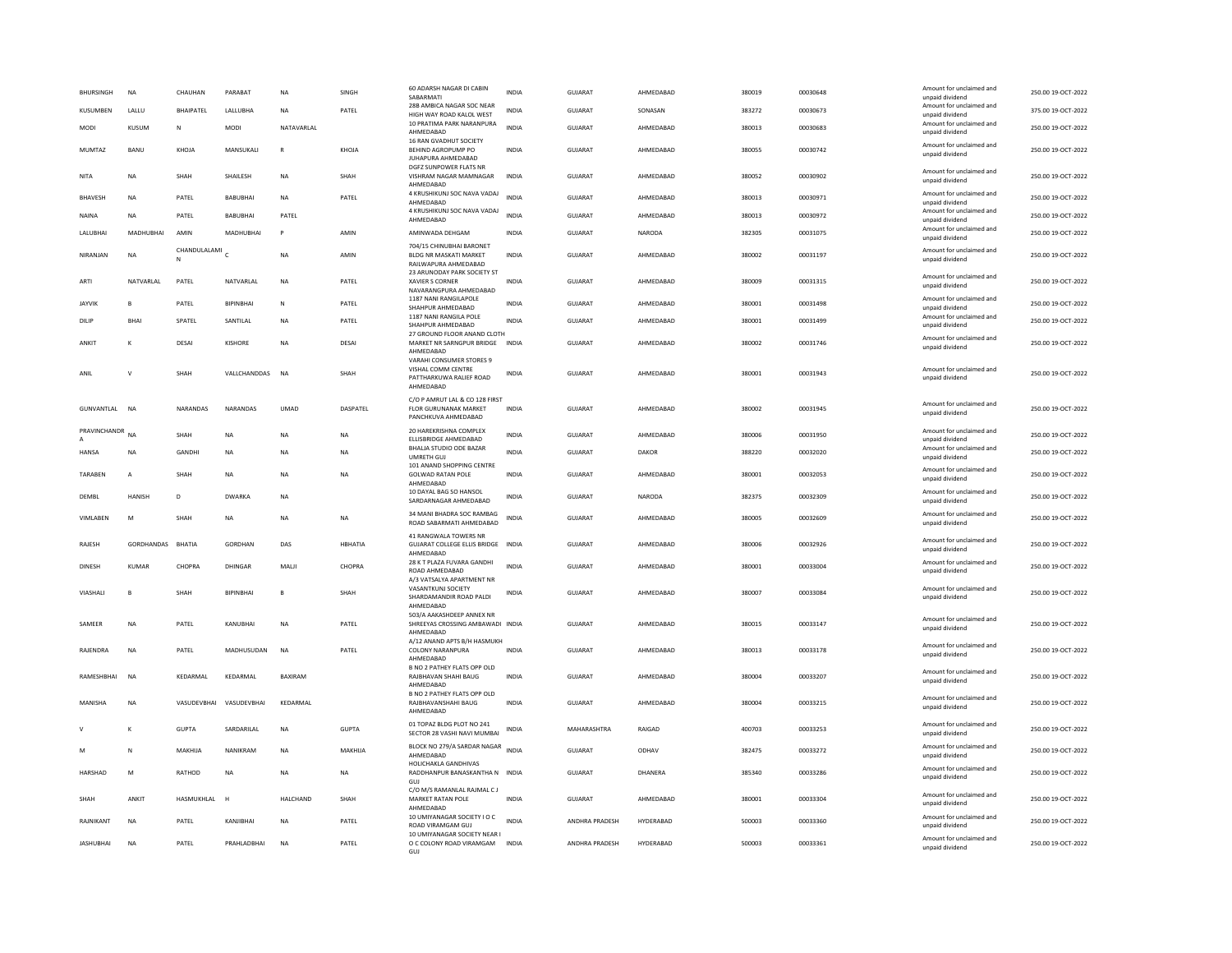| | | | | | | | | | | | | | | |
|---|---|---|---|---|---|---|---|---|---|---|---|---|---|---|
| BHURSINGH | NA | CHAUHAN | PARABAT | NA | SINGH | 60 ADARSH NAGAR DI CABIN SABARMATI | INDIA | GUJARAT | AHMEDABAD | 380019 | 00030648 | Amount for unclaimed and unpaid dividend | 250.00 | 19-OCT-2022 |
| KUSUMBEN | LALLU | BHAIPATEL | LALLUBHA | NA | PATEL | 28B AMBICA NAGAR SOC NEAR HIGH WAY ROAD KALOL WEST | INDIA | GUJARAT | SONASAN | 383272 | 00030673 | Amount for unclaimed and unpaid dividend | 375.00 | 19-OCT-2022 |
| MODI | KUSUM | N | MODI | NATAVARLAL | | 10 PRATIMA PARK NARANPURA AHMEDABAD | INDIA | GUJARAT | AHMEDABAD | 380013 | 00030683 | Amount for unclaimed and unpaid dividend | 250.00 | 19-OCT-2022 |
| MUMTAZ | BANU | KHOJA | MANSUKALI | R | KHOJA | 16 RAN GVADHUT SOCIETY BEHIND AGROPUMP PO JUHAPURA AHMEDABAD | INDIA | GUJARAT | AHMEDABAD | 380055 | 00030742 | Amount for unclaimed and unpaid dividend | 250.00 | 19-OCT-2022 |
| NITA | NA | SHAH | SHAILESH | NA | SHAH | DGFZ SUNPOWER FLATS NR VISHRAM NAGAR MAMNAGAR AHMEDABAD | INDIA | GUJARAT | AHMEDABAD | 380052 | 00030902 | Amount for unclaimed and unpaid dividend | 250.00 | 19-OCT-2022 |
| BHAVESH | NA | PATEL | BABUBHAI | NA | PATEL | 4 KRUSHIKUNJ SOC NAVA VADAJ AHMEDABAD | INDIA | GUJARAT | AHMEDABAD | 380013 | 00030971 | Amount for unclaimed and unpaid dividend | 250.00 | 19-OCT-2022 |
| NAINA | NA | PATEL | BABUBHAI | PATEL | | 4 KRUSHIKUNJ SOC NAVA VADAJ AHMEDABAD | INDIA | GUJARAT | AHMEDABAD | 380013 | 00030972 | Amount for unclaimed and unpaid dividend | 250.00 | 19-OCT-2022 |
| LALUBHAI | MADHUBHAI | AMIN | MADHUBHAI | P | AMIN | AMINWADA DEHGAM | INDIA | GUJARAT | NARODA | 382305 | 00031075 | Amount for unclaimed and unpaid dividend | 250.00 | 19-OCT-2022 |
| NIRANJAN | NA | CHANDULALAMI N | C | NA | AMIN | 704/15 CHINUBHAI BARONET BLDG NR MASKATI MARKET RAILWAPURA AHMEDABAD | INDIA | GUJARAT | AHMEDABAD | 380002 | 00031197 | Amount for unclaimed and unpaid dividend | 250.00 | 19-OCT-2022 |
| ARTI | NATVARLAL | PATEL | NATVARLAL | NA | PATEL | 23 ARUNODAY PARK SOCIETY ST XAVIER S CORNER NAVARANGPURA AHMEDABAD | INDIA | GUJARAT | AHMEDABAD | 380009 | 00031315 | Amount for unclaimed and unpaid dividend | 250.00 | 19-OCT-2022 |
| JAYVIK | B | PATEL | BIPINBHAI | N | PATEL | 1187 NANI RANGILAPOLE SHAHPUR AHMEDABAD | INDIA | GUJARAT | AHMEDABAD | 380001 | 00031498 | Amount for unclaimed and unpaid dividend | 250.00 | 19-OCT-2022 |
| DILIP | BHAI | SPATEL | SANTILAL | NA | PATEL | 1187 NANI RANGILA POLE SHAHPUR AHMEDABAD | INDIA | GUJARAT | AHMEDABAD | 380001 | 00031499 | Amount for unclaimed and unpaid dividend | 250.00 | 19-OCT-2022 |
| ANKIT | K | DESAI | KISHORE | NA | DESAI | 27 GROUND FLOOR ANAND CLOTH MARKET NR SARNGPUR BRIDGE AHMEDABAD | INDIA | GUJARAT | AHMEDABAD | 380002 | 00031746 | Amount for unclaimed and unpaid dividend | 250.00 | 19-OCT-2022 |
| ANIL | V | SHAH | VALLCHANDDAS | NA | SHAH | VARAHI CONSUMER STORES 9 VISHAL COMM CENTRE PATTHARKUWA RALIEF ROAD AHMEDABAD | INDIA | GUJARAT | AHMEDABAD | 380001 | 00031943 | Amount for unclaimed and unpaid dividend | 250.00 | 19-OCT-2022 |
| GUNVANTLAL | NA | NARANDAS | NARANDAS | UMAD | DASPATEL | C/O P AMRUT LAL & CO 128 FIRST FLOR GURUNANAK MARKET PANCHKUVA AHMEDABAD | INDIA | GUJARAT | AHMEDABAD | 380002 | 00031945 | Amount for unclaimed and unpaid dividend | 250.00 | 19-OCT-2022 |
| PRAVINCHANDR A | NA | SHAH | NA | NA | NA | 20 HAREKRISHNA COMPLEX ELLISBRIDGE AHMEDABAD | INDIA | GUJARAT | AHMEDABAD | 380006 | 00031950 | Amount for unclaimed and unpaid dividend | 250.00 | 19-OCT-2022 |
| HANSA | NA | GANDHI | NA | NA | NA | BHALJA STUDIO ODE BAZAR UMRETH GUJ | INDIA | GUJARAT | DAKOR | 388220 | 00032020 | Amount for unclaimed and unpaid dividend | 250.00 | 19-OCT-2022 |
| TARABEN | A | SHAH | NA | NA | NA | 101 ANAND SHOPPING CENTRE GOLWAD RATAN POLE AHMEDABAD | INDIA | GUJARAT | AHMEDABAD | 380001 | 00032053 | Amount for unclaimed and unpaid dividend | 250.00 | 19-OCT-2022 |
| DEMBL | HANISH | D | DWARKA | NA | | 10 DAYAL BAG SO HANSOL SARDARNAGAR AHMEDABAD | INDIA | GUJARAT | NARODA | 382375 | 00032309 | Amount for unclaimed and unpaid dividend | 250.00 | 19-OCT-2022 |
| VIMLABEN | M | SHAH | NA | NA | NA | 34 MANI BHADRA SOC RAMBAG ROAD SABARMATI AHMEDABAD | INDIA | GUJARAT | AHMEDABAD | 380005 | 00032609 | Amount for unclaimed and unpaid dividend | 250.00 | 19-OCT-2022 |
| RAJESH | GORDHANDAS | BHATIA | GORDHAN | DAS | HBHATIA | 41 RANGWALA TOWERS NR GUJARAT COLLEGE ELLIS BRIDGE AHMEDABAD | INDIA | GUJARAT | AHMEDABAD | 380006 | 00032926 | Amount for unclaimed and unpaid dividend | 250.00 | 19-OCT-2022 |
| DINESH | KUMAR | CHOPRA | DHINGAR | MALJI | CHOPRA | 28 K T PLAZA FUVARA GANDHI ROAD AHMEDABAD | INDIA | GUJARAT | AHMEDABAD | 380001 | 00033004 | Amount for unclaimed and unpaid dividend | 250.00 | 19-OCT-2022 |
| VIASHALI | B | SHAH | BIPINBHAI | B | SHAH | A/3 VATSALYA APARTMENT NR VASANTKUNJ SOCIETY SHARDAMANDIR ROAD PALDI AHMEDABAD | INDIA | GUJARAT | AHMEDABAD | 380007 | 00033084 | Amount for unclaimed and unpaid dividend | 250.00 | 19-OCT-2022 |
| SAMEER | NA | PATEL | KANUBHAI | NA | PATEL | 503/A AAKASHDEEP ANNEX NR SHREEYAS CROSSING AMBAWADI AHMEDABAD | INDIA | GUJARAT | AHMEDABAD | 380015 | 00033147 | Amount for unclaimed and unpaid dividend | 250.00 | 19-OCT-2022 |
| RAJENDRA | NA | PATEL | MADHUSUDAN | NA | PATEL | A/12 ANAND APTS B/H HASMUKH COLONY NARANPURA AHMEDABAD | INDIA | GUJARAT | AHMEDABAD | 380013 | 00033178 | Amount for unclaimed and unpaid dividend | 250.00 | 19-OCT-2022 |
| RAMESHBHAI | NA | KEDARMAL | KEDARMAL | BAXIRAM | | B NO 2 PATHEY FLATS OPP OLD RAJBHAVAN SHAHI BAUG AHMEDABAD | INDIA | GUJARAT | AHMEDABAD | 380004 | 00033207 | Amount for unclaimed and unpaid dividend | 250.00 | 19-OCT-2022 |
| MANISHA | NA | VASUDEVBHAI | VASUDEVBHAI | KEDARMAL | | B NO 2 PATHEY FLATS OPP OLD RAJBHAVANSHAHI BAUG AHMEDABAD | INDIA | GUJARAT | AHMEDABAD | 380004 | 00033215 | Amount for unclaimed and unpaid dividend | 250.00 | 19-OCT-2022 |
| V | K | GUPTA | SARDARILAL | NA | GUPTA | 01 TOPAZ BLDG PLOT NO 241 SECTOR 28 VASHI NAVI MUMBAI | INDIA | MAHARASHTRA | RAIGAD | 400703 | 00033253 | Amount for unclaimed and unpaid dividend | 250.00 | 19-OCT-2022 |
| M | N | MAKHIJA | NANIKRAM | NA | MAKHIJA | BLOCK NO 279/A SARDAR NAGAR AHMEDABAD | INDIA | GUJARAT | ODHAV | 382475 | 00033272 | Amount for unclaimed and unpaid dividend | 250.00 | 19-OCT-2022 |
| HARSHAD | M | RATHOD | NA | NA | NA | HOLICHAKLA GANDHIVAS RADDHANPUR BANASKANTHA N GUJ | INDIA | GUJARAT | DHANERA | 385340 | 00033286 | Amount for unclaimed and unpaid dividend | 250.00 | 19-OCT-2022 |
| SHAH | ANKIT | HASMUKHLAL | H | HALCHAND | SHAH | C/O M/S RAMANLAL RAJMAL C J MARKET RATAN POLE AHMEDABAD | INDIA | GUJARAT | AHMEDABAD | 380001 | 00033304 | Amount for unclaimed and unpaid dividend | 250.00 | 19-OCT-2022 |
| RAJNIKANT | NA | PATEL | KANJIBHAI | NA | PATEL | 10 UMIYANAGAR SOCIETY I O C ROAD VIRAMGAM GUJ | INDIA | ANDHRA PRADESH | HYDERABAD | 500003 | 00033360 | Amount for unclaimed and unpaid dividend | 250.00 | 19-OCT-2022 |
| JASHUBHAI | NA | PATEL | PRAHLADBHAI | NA | PATEL | 10 UMIYANAGAR SOCIETY NEAR I O C COLONY ROAD VIRAMGAM GUJ | INDIA | ANDHRA PRADESH | HYDERABAD | 500003 | 00033361 | Amount for unclaimed and unpaid dividend | 250.00 | 19-OCT-2022 |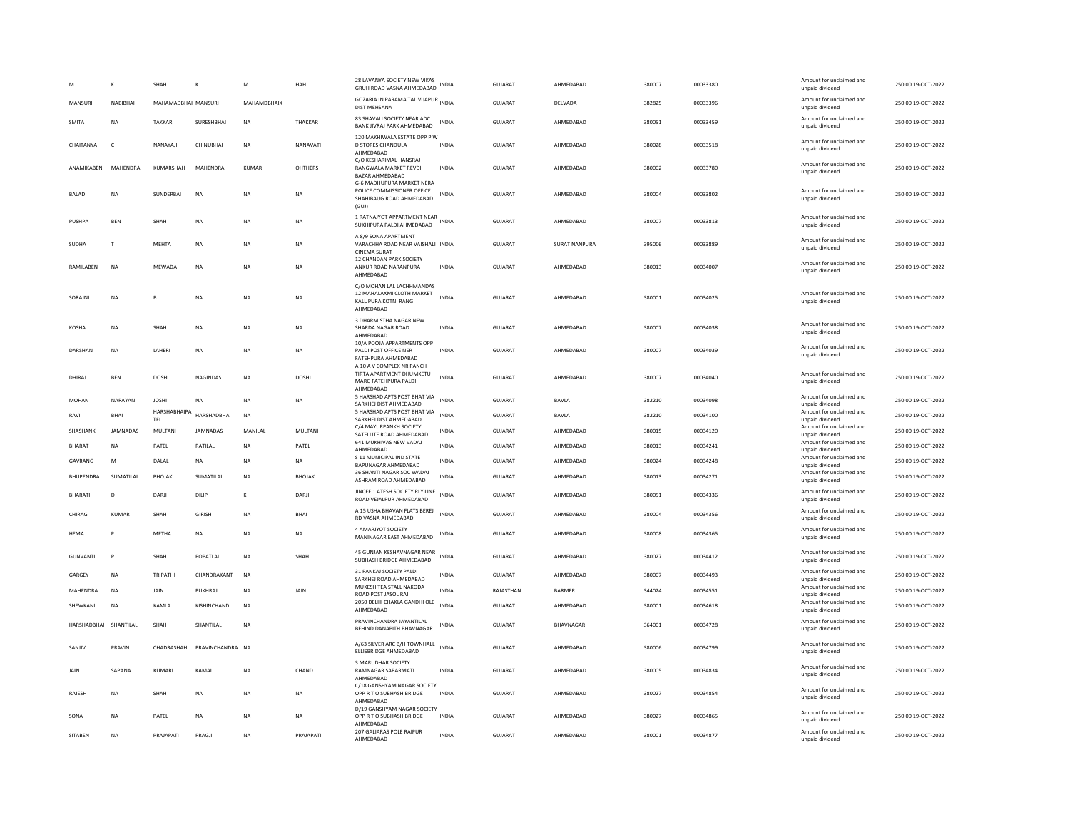| M | K | SHAH | K | M | HAH | 28 LAVANYA SOCIETY NEW VIKAS GRUH ROAD VASNA AHMEDABAD | INDIA | GUJARAT | AHMEDABAD | 380007 | 00033380 | Amount for unclaimed and unpaid dividend | 250.00 19-OCT-2022 |
|---|---|---|---|---|---|---|---|---|---|---|---|---|---|
| MANSURI | NABIBHAI | MAHAMADBHAI | MANSURI | MAHAMDBHAIX | | GOZARIA IN PARAMA TAL VIJAPUR DIST MEHSANA | INDIA | GUJARAT | DELVADA | 382825 | 00033396 | Amount for unclaimed and unpaid dividend | 250.00 19-OCT-2022 |
| SMITA | NA | TAKKAR | SURESHBHAI | NA | THAKKAR | 83 SHAVALI SOCIETY NEAR ADC BANK JIVRAJ PARK AHMEDABAD | INDIA | GUJARAT | AHMEDABAD | 380051 | 00033459 | Amount for unclaimed and unpaid dividend | 250.00 19-OCT-2022 |
| CHAITANYA | C | NANAYAJI | CHINUBHAI | NA | NANAVATI | 120 MAKHIWALA ESTATE OPP P W D STORES CHANDULA AHMEDABAD | INDIA | GUJARAT | AHMEDABAD | 380028 | 00033518 | Amount for unclaimed and unpaid dividend | 250.00 19-OCT-2022 |
| ANAMIKABEN | MAHENDRA | KUMARSHAH | MAHENDRA | KUMAR | OHTHERS | C/O KESHARIMAL HANSRAJ RANGWALA MARKET REVDI BAZAR AHMEDABAD | INDIA | GUJARAT | AHMEDABAD | 380002 | 00033780 | Amount for unclaimed and unpaid dividend | 250.00 19-OCT-2022 |
| BALAD | NA | SUNDERBAI | NA | NA | NA | G-6 MADHUPURA MARKET NERA POLICE COMMISSIONER OFFICE SHAHIBAUG ROAD AHMEDABAD (GUJ) | INDIA | GUJARAT | AHMEDABAD | 380004 | 00033802 | Amount for unclaimed and unpaid dividend | 250.00 19-OCT-2022 |
| PUSHPA | BEN | SHAH | NA | NA | NA | 1 RATNAJYOT APPARTMENT NEAR SUKHIPURA PALDI AHMEDABAD | INDIA | GUJARAT | AHMEDABAD | 380007 | 00033813 | Amount for unclaimed and unpaid dividend | 250.00 19-OCT-2022 |
| SUDHA | T | MEHTA | NA | NA | NA | A 8/9 SONA APARTMENT VARACHHA ROAD NEAR VAISHALI CINEMA SURAT | INDIA | GUJARAT | SURAT NANPURA | 395006 | 00033889 | Amount for unclaimed and unpaid dividend | 250.00 19-OCT-2022 |
| RAMILABEN | NA | MEWADA | NA | NA | NA | 12 CHANDAN PARK SOCIETY ANKUR ROAD NARANPURA AHMEDABAD | INDIA | GUJARAT | AHMEDABAD | 380013 | 00034007 | Amount for unclaimed and unpaid dividend | 250.00 19-OCT-2022 |
| SORAJNI | NA | B | NA | NA | NA | C/O MOHAN LAL LACHHMANDAS 12 MAHALAXMI CLOTH MARKET KALUPURA KOTNI RANG AHMEDABAD | INDIA | GUJARAT | AHMEDABAD | 380001 | 00034025 | Amount for unclaimed and unpaid dividend | 250.00 19-OCT-2022 |
| KOSHA | NA | SHAH | NA | NA | NA | 3 DHARMISTHA NAGAR NEW SHARDA NAGAR ROAD AHMEDABAD | INDIA | GUJARAT | AHMEDABAD | 380007 | 00034038 | Amount for unclaimed and unpaid dividend | 250.00 19-OCT-2022 |
| DARSHAN | NA | LAHERI | NA | NA | NA | 10/A POOJA APPARTMENTS OPP PALDI POST OFFICE NER FATEHPURA AHMEDABAD | INDIA | GUJARAT | AHMEDABAD | 380007 | 00034039 | Amount for unclaimed and unpaid dividend | 250.00 19-OCT-2022 |
| DHIRAJ | BEN | DOSHI | NAGINDAS | NA | DOSHI | A 10 A V COMPLEX NR PANCH TIRTA APARTMENT DHUMKETU MARG FATEHPURA PALDI AHMEDABAD | INDIA | GUJARAT | AHMEDABAD | 380007 | 00034040 | Amount for unclaimed and unpaid dividend | 250.00 19-OCT-2022 |
| MOHAN | NARAYAN | JOSHI | NA | NA | NA | 5 HARSHAD APTS POST BHAT VIA SARKHEJ DIST AHMEDABAD | INDIA | GUJARAT | BAVLA | 382210 | 00034098 | Amount for unclaimed and unpaid dividend | 250.00 19-OCT-2022 |
| RAVI | BHAI | HARSHABHAIPATEL | HARSHABHAI | NA | | 5 HARSHAD APTS POST BHAT VIA SARKHEJ DIST AHMEDABAD | INDIA | GUJARAT | BAVLA | 382210 | 00034100 | Amount for unclaimed and unpaid dividend | 250.00 19-OCT-2022 |
| SHASHANK | JAMNADAS | MULTANI | JAMNADAS | MANILAL | MULTANI | C/4 MAYURPANKH SOCIETY SATELLITE ROAD AHMEDABAD | INDIA | GUJARAT | AHMEDABAD | 380015 | 00034120 | Amount for unclaimed and unpaid dividend | 250.00 19-OCT-2022 |
| BHARAT | NA | PATEL | RATILAL | NA | PATEL | 641 MUKHIVAS NEW VADAJ AHMEDABAD | INDIA | GUJARAT | AHMEDABAD | 380013 | 00034241 | Amount for unclaimed and unpaid dividend | 250.00 19-OCT-2022 |
| GAVRANG | M | DALAL | NA | NA | NA | S 11 MUNICIPAL IND STATE BAPUNAGAR AHMEDABAD | INDIA | GUJARAT | AHMEDABAD | 380024 | 00034248 | Amount for unclaimed and unpaid dividend | 250.00 19-OCT-2022 |
| BHUPENDRA | SUMATILAL | BHOJAK | SUMATILAL | NA | BHOJAK | 36 SHANTI NAGAR SOC WADAJ ASHRAM ROAD AHMEDABAD | INDIA | GUJARAT | AHMEDABAD | 380013 | 00034271 | Amount for unclaimed and unpaid dividend | 250.00 19-OCT-2022 |
| BHARATI | D | DARJI | DILIP | K | DARJI | JINCEE 1 ATESH SOCIETY RLY LINE ROAD VEJALPUR AHMEDABAD | INDIA | GUJARAT | AHMEDABAD | 380051 | 00034336 | Amount for unclaimed and unpaid dividend | 250.00 19-OCT-2022 |
| CHIRAG | KUMAR | SHAH | GIRISH | NA | BHAI | A 15 USHA BHAVAN FLATS BEREJ RD VASNA AHMEDABAD | INDIA | GUJARAT | AHMEDABAD | 380004 | 00034356 | Amount for unclaimed and unpaid dividend | 250.00 19-OCT-2022 |
| HEMA | P | METHA | NA | NA | NA | 4 AMARJYOT SOCIETY MANINAGAR EAST AHMEDABAD | INDIA | GUJARAT | AHMEDABAD | 380008 | 00034365 | Amount for unclaimed and unpaid dividend | 250.00 19-OCT-2022 |
| GUNVANTI | P | SHAH | POPATLAL | NA | SHAH | 45 GUNJAN KESHAVNAGAR NEAR SUBHASH BRIDGE AHMEDABAD | INDIA | GUJARAT | AHMEDABAD | 380027 | 00034412 | Amount for unclaimed and unpaid dividend | 250.00 19-OCT-2022 |
| GARGEY | NA | TRIPATHI | CHANDRAKANT | NA | | 31 PANKAJ SOCIETY PALDI SARKHEJ ROAD AHMEDABAD | INDIA | GUJARAT | AHMEDABAD | 380007 | 00034493 | Amount for unclaimed and unpaid dividend | 250.00 19-OCT-2022 |
| MAHENDRA | NA | JAIN | PUKHRAJ | NA | JAIN | MUKESH TEA STALL NAKODA ROAD POST JASOL RAJ | INDIA | RAJASTHAN | BARMER | 344024 | 00034551 | Amount for unclaimed and unpaid dividend | 250.00 19-OCT-2022 |
| SHEWKANI | NA | KAMLA | KISHINCHAND | NA | | 2050 DELHI CHAKLA GANDHI OLE AHMEDABAD | INDIA | GUJARAT | AHMEDABAD | 380001 | 00034618 | Amount for unclaimed and unpaid dividend | 250.00 19-OCT-2022 |
| HARSHADBHAI | SHANTILAL | SHAH | SHANTILAL | NA | | PRAVINCHANDRA JAYANTILAL BEHIND DANAPITH BHAVNAGAR | INDIA | GUJARAT | BHAVNAGAR | 364001 | 00034728 | Amount for unclaimed and unpaid dividend | 250.00 19-OCT-2022 |
| SANJIV | PRAVIN | CHADRASHAH | PRAVINCHANDRA | NA | | A/63 SILVER ARC B/H TOWNHALL ELLISBRIDGE AHMEDABAD | INDIA | GUJARAT | AHMEDABAD | 380006 | 00034799 | Amount for unclaimed and unpaid dividend | 250.00 19-OCT-2022 |
| JAIN | SAPANA | KUMARI | KAMAL | NA | CHAND | 3 MARUDHAR SOCIETY RAMNAGAR SABARMATI AHMEDABAD | INDIA | GUJARAT | AHMEDABAD | 380005 | 00034834 | Amount for unclaimed and unpaid dividend | 250.00 19-OCT-2022 |
| RAJESH | NA | SHAH | NA | NA | NA | C/18 GANSHYAM NAGAR SOCIETY OPP R T O SUBHASH BRIDGE AHMEDABAD | INDIA | GUJARAT | AHMEDABAD | 380027 | 00034854 | Amount for unclaimed and unpaid dividend | 250.00 19-OCT-2022 |
| SONA | NA | PATEL | NA | NA | NA | D/19 GANSHYAM NAGAR SOCIETY OPP R T O SUBHASH BRIDGE AHMEDABAD | INDIA | GUJARAT | AHMEDABAD | 380027 | 00034865 | Amount for unclaimed and unpaid dividend | 250.00 19-OCT-2022 |
| SITABEN | NA | PRAJAPATI | PRAGJI | NA | PRAJAPATI | 207 GALIARAS POLE RAIPUR AHMEDABAD | INDIA | GUJARAT | AHMEDABAD | 380001 | 00034877 | Amount for unclaimed and unpaid dividend | 250.00 19-OCT-2022 |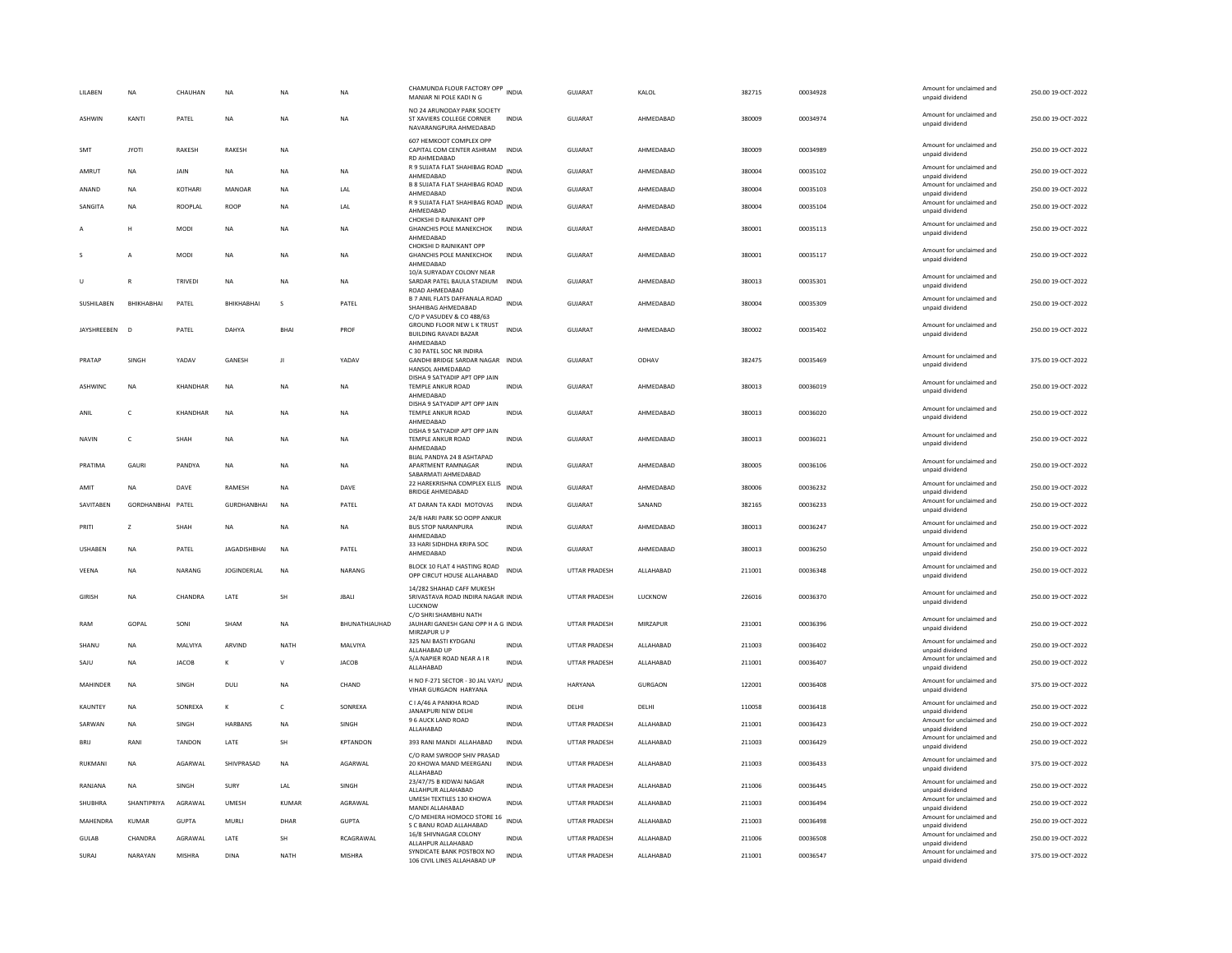| | | | | | | | | | | | | | | |
|---|---|---|---|---|---|---|---|---|---|---|---|---|---|---|
| LILABEN | NA | CHAUHAN | NA | NA | NA | CHAMUNDA FLOUR FACTORY OPP MANIAR NI POLE KADI N G | INDIA | GUJARAT | KALOL | 382715 | 00034928 | Amount for unclaimed and unpaid dividend | 250.00 | 19-OCT-2022 |
| ASHWIN | KANTI | PATEL | NA | NA | NA | NO 24 ARUNODAY PARK SOCIETY ST XAVIERS COLLEGE CORNER NAVARANGPURA AHMEDABAD | INDIA | GUJARAT | AHMEDABAD | 380009 | 00034974 | Amount for unclaimed and unpaid dividend | 250.00 | 19-OCT-2022 |
| SMT | JYOTI | RAKESH | RAKESH | NA | | 607 HEMKOOT COMPLEX OPP CAPITAL COM CENTER ASHRAM RD AHMEDABAD | INDIA | GUJARAT | AHMEDABAD | 380009 | 00034989 | Amount for unclaimed and unpaid dividend | 250.00 | 19-OCT-2022 |
| AMRUT | NA | JAIN | NA | NA | NA | R 9 SUJATA FLAT SHAHIBAG ROAD AHMEDABAD | INDIA | GUJARAT | AHMEDABAD | 380004 | 00035102 | Amount for unclaimed and unpaid dividend | 250.00 | 19-OCT-2022 |
| ANAND | NA | KOTHARI | MANOAR | NA | LAL | B 8 SUJATA FLAT SHAHIBAG ROAD AHMEDABAD | INDIA | GUJARAT | AHMEDABAD | 380004 | 00035103 | Amount for unclaimed and unpaid dividend | 250.00 | 19-OCT-2022 |
| SANGITA | NA | ROOPLAL | ROOP | NA | LAL | R 9 SUJATA FLAT SHAHIBAG ROAD AHMEDABAD | INDIA | GUJARAT | AHMEDABAD | 380004 | 00035104 | Amount for unclaimed and unpaid dividend | 250.00 | 19-OCT-2022 |
| A | H | MODI | NA | NA | NA | CHOKSHI D RAJNIKANT OPP GHANCHIS POLE MANEKCHOK AHMEDABAD | INDIA | GUJARAT | AHMEDABAD | 380001 | 00035113 | Amount for unclaimed and unpaid dividend | 250.00 | 19-OCT-2022 |
| S | A | MODI | NA | NA | NA | CHOKSHI D RAJNIKANT OPP GHANCHIS POLE MANEKCHOK AHMEDABAD | INDIA | GUJARAT | AHMEDABAD | 380001 | 00035117 | Amount for unclaimed and unpaid dividend | 250.00 | 19-OCT-2022 |
| U | R | TRIVEDI | NA | NA | NA | 10/A SURYADAY COLONY NEAR SARDAR PATEL BAULA STADIUM ROAD AHMEDABAD | INDIA | GUJARAT | AHMEDABAD | 380013 | 00035301 | Amount for unclaimed and unpaid dividend | 250.00 | 19-OCT-2022 |
| SUSHILABEN | BHIKHABHAI | PATEL | BHIKHABHAI | S | PATEL | B 7 ANIL FLATS DAFFANALA ROAD SHAHIBAG AHMEDABAD | INDIA | GUJARAT | AHMEDABAD | 380004 | 00035309 | Amount for unclaimed and unpaid dividend | 250.00 | 19-OCT-2022 |
| JAYSHREEBEN | D | PATEL | DAHYA | BHAI | PROF | C/O P VASUDEV & CO 488/63 GROUND FLOOR NEW L K TRUST BUILDING RAVADI BAZAR AHMEDABAD | INDIA | GUJARAT | AHMEDABAD | 380002 | 00035402 | Amount for unclaimed and unpaid dividend | 250.00 | 19-OCT-2022 |
| PRATAP | SINGH | YADAV | GANESH | JI | YADAV | C 30 PATEL SOC NR INDIRA GANDHI BRIDGE SARDAR NAGAR HANSOL AHMEDABAD | INDIA | GUJARAT | ODHAV | 382475 | 00035469 | Amount for unclaimed and unpaid dividend | 375.00 | 19-OCT-2022 |
| ASHWINC | NA | KHANDHAR | NA | NA | NA | DISHA 9 SATYADIP APT OPP JAIN TEMPLE ANKUR ROAD AHMEDABAD | INDIA | GUJARAT | AHMEDABAD | 380013 | 00036019 | Amount for unclaimed and unpaid dividend | 250.00 | 19-OCT-2022 |
| ANIL | C | KHANDHAR | NA | NA | NA | DISHA 9 SATYADIP APT OPP JAIN TEMPLE ANKUR ROAD AHMEDABAD | INDIA | GUJARAT | AHMEDABAD | 380013 | 00036020 | Amount for unclaimed and unpaid dividend | 250.00 | 19-OCT-2022 |
| NAVIN | C | SHAH | NA | NA | NA | DISHA 9 SATYADIP APT OPP JAIN TEMPLE ANKUR ROAD AHMEDABAD | INDIA | GUJARAT | AHMEDABAD | 380013 | 00036021 | Amount for unclaimed and unpaid dividend | 250.00 | 19-OCT-2022 |
| PRATIMA | GAURI | PANDYA | NA | NA | NA | BIJAL PANDYA 24 8 ASHTAPAD APARTMENT RAMNAGAR SABARMATI AHMEDABAD | INDIA | GUJARAT | AHMEDABAD | 380005 | 00036106 | Amount for unclaimed and unpaid dividend | 250.00 | 19-OCT-2022 |
| AMIT | NA | DAVE | RAMESH | NA | DAVE | 22 HAREKRISHNA COMPLEX ELLIS BRIDGE AHMEDABAD | INDIA | GUJARAT | AHMEDABAD | 380006 | 00036232 | Amount for unclaimed and unpaid dividend | 250.00 | 19-OCT-2022 |
| SAVITABEN | GORDHANBHAI | PATEL | GURDHANBHAI | NA | PATEL | AT DARAN TA KADI MOTOVAS | INDIA | GUJARAT | SANAND | 382165 | 00036233 | Amount for unclaimed and unpaid dividend | 250.00 | 19-OCT-2022 |
| PRITI | Z | SHAH | NA | NA | NA | 24/B HARI PARK SO OOPP ANKUR BUS STOP NARANPURA AHMEDABAD | INDIA | GUJARAT | AHMEDABAD | 380013 | 00036247 | Amount for unclaimed and unpaid dividend | 250.00 | 19-OCT-2022 |
| USHABEN | NA | PATEL | JAGADISHBHAI | NA | PATEL | 33 HARI SIDHDHA KRIPA SOC AHMEDABAD | INDIA | GUJARAT | AHMEDABAD | 380013 | 00036250 | Amount for unclaimed and unpaid dividend | 250.00 | 19-OCT-2022 |
| VEENA | NA | NARANG | JOGINDERLAL | NA | NARANG | BLOCK 10 FLAT 4 HASTING ROAD OPP CIRCUT HOUSE ALLAHABAD | INDIA | UTTAR PRADESH | ALLAHABAD | 211001 | 00036348 | Amount for unclaimed and unpaid dividend | 250.00 | 19-OCT-2022 |
| GIRISH | NA | CHANDRA | LATE | SH | JBALI | 14/282 SHAHAD CAFF MUKESH SRIVASTAVA ROAD INDIRA NAGAR LUCKNOW | INDIA | UTTAR PRADESH | LUCKNOW | 226016 | 00036370 | Amount for unclaimed and unpaid dividend | 250.00 | 19-OCT-2022 |
| RAM | GOPAL | SONI | SHAM | NA | BHUNATHJAUHAD | C/O SHRI SHAMBHU NATH JAUHARI GANESH GANJ OPP H A G MIRZAPUR U P | INDIA | UTTAR PRADESH | MIRZAPUR | 231001 | 00036396 | Amount for unclaimed and unpaid dividend | 250.00 | 19-OCT-2022 |
| SHANU | NA | MALVIYA | ARVIND | NATH | MALVIYA | 325 NAI BASTI KYDGANJ ALLAHABAD UP | INDIA | UTTAR PRADESH | ALLAHABAD | 211003 | 00036402 | Amount for unclaimed and unpaid dividend | 250.00 | 19-OCT-2022 |
| SAJU | NA | JACOB | K | V | JACOB | 5/A NAPIER ROAD NEAR A I R ALLAHABAD | INDIA | UTTAR PRADESH | ALLAHABAD | 211001 | 00036407 | Amount for unclaimed and unpaid dividend | 250.00 | 19-OCT-2022 |
| MAHINDER | NA | SINGH | DULI | NA | CHAND | H NO F-271 SECTOR - 30 JAL VAYU VIHAR GURGAON HARYANA | INDIA | HARYANA | GURGAON | 122001 | 00036408 | Amount for unclaimed and unpaid dividend | 375.00 | 19-OCT-2022 |
| KAUNTEY | NA | SONREXA | K | C | SONREXA | C I A/46 A PANKHA ROAD JANAKPURI NEW DELHI | INDIA | DELHI | DELHI | 110058 | 00036418 | Amount for unclaimed and unpaid dividend | 250.00 | 19-OCT-2022 |
| SARWAN | NA | SINGH | HARBANS | NA | SINGH | 9 6 AUCK LAND ROAD ALLAHABAD | INDIA | UTTAR PRADESH | ALLAHABAD | 211001 | 00036423 | Amount for unclaimed and unpaid dividend | 250.00 | 19-OCT-2022 |
| BRIJ | RANI | TANDON | LATE | SH | KPTANDON | 393 RANI MANDI ALLAHABAD | INDIA | UTTAR PRADESH | ALLAHABAD | 211003 | 00036429 | Amount for unclaimed and unpaid dividend | 250.00 | 19-OCT-2022 |
| RUKMANI | NA | AGARWAL | SHIVPRASAD | NA | AGARWAL | C/O RAM SWROOP SHIV PRASAD 20 KHOWA MAND MEERGANJ ALLAHABAD | INDIA | UTTAR PRADESH | ALLAHABAD | 211003 | 00036433 | Amount for unclaimed and unpaid dividend | 375.00 | 19-OCT-2022 |
| RANJANA | NA | SINGH | SURY | LAL | SINGH | 23/47/75 B KIDWAI NAGAR ALLAHPUR ALLAHABAD | INDIA | UTTAR PRADESH | ALLAHABAD | 211006 | 00036445 | Amount for unclaimed and unpaid dividend | 250.00 | 19-OCT-2022 |
| SHUBHRA | SHANTIPRIYA | AGRAWAL | UMESH | KUMAR | AGRAWAL | UMESH TEXTILES 130 KHOWA MANDI ALLAHABAD | INDIA | UTTAR PRADESH | ALLAHABAD | 211003 | 00036494 | Amount for unclaimed and unpaid dividend | 250.00 | 19-OCT-2022 |
| MAHENDRA | KUMAR | GUPTA | MURLI | DHAR | GUPTA | C/O MEHERA HOMOCO STORE 16 S C BANU ROAD ALLAHABAD | INDIA | UTTAR PRADESH | ALLAHABAD | 211003 | 00036498 | Amount for unclaimed and unpaid dividend | 250.00 | 19-OCT-2022 |
| GULAB | CHANDRA | AGRAWAL | LATE | SH | RCAGRAWAL | 16/8 SHIVNAGAR COLONY ALLAHPUR ALLAHABAD | INDIA | UTTAR PRADESH | ALLAHABAD | 211006 | 00036508 | Amount for unclaimed and unpaid dividend | 250.00 | 19-OCT-2022 |
| SURAJ | NARAYAN | MISHRA | DINA | NATH | MISHRA | SYNDICATE BANK POSTBOX NO 106 CIVIL LINES ALLAHABAD UP | INDIA | UTTAR PRADESH | ALLAHABAD | 211001 | 00036547 | Amount for unclaimed and unpaid dividend | 375.00 | 19-OCT-2022 |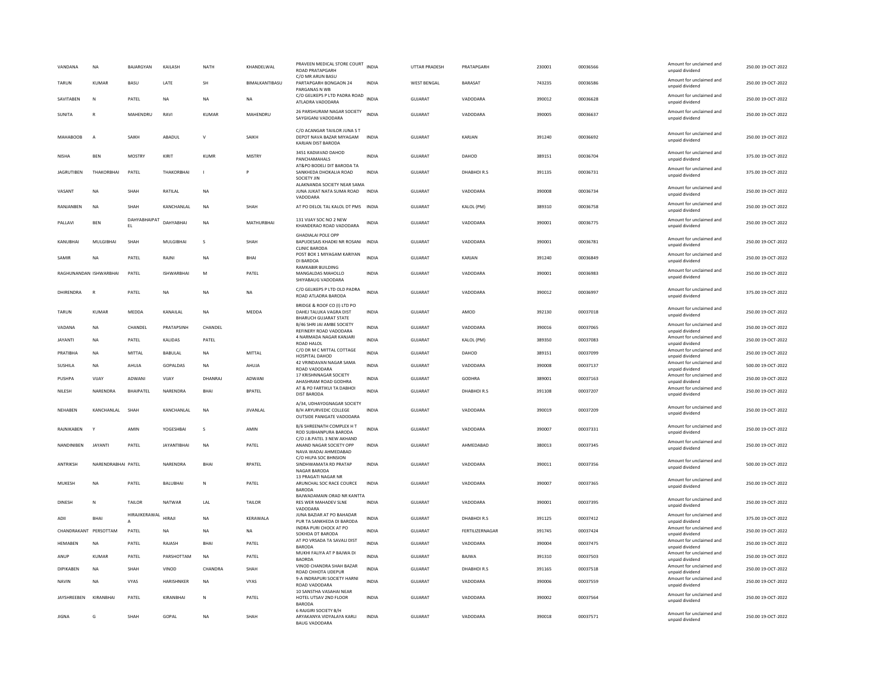| VANDANA | NA | BAJARGYAN | KAILASH | NATH | KHANDELWAL | PRAVEEN MEDICAL STORE COURT ROAD PRATAPGARH | INDIA | UTTAR PRADESH | PRATAPGARH | 230001 | 00036566 | Amount for unclaimed and unpaid dividend | 250.00 19-OCT-2022 |
|---|---|---|---|---|---|---|---|---|---|---|---|---|---|
| TARUN | KUMAR | BASU | LATE | SH | BIMALKANTIBASU | C/O MR ARUN BASU PARTAPGARH BONGAON 24 PARGANAS N WB | INDIA | WEST BENGAL | BARASAT | 743235 | 00036586 | Amount for unclaimed and unpaid dividend | 250.00 19-OCT-2022 |
| SAVITABEN | N | PATEL | NA | NA | NA | C/O GELIKEPS P LTD PADRA ROAD ATLADRA VADODARA | INDIA | GUJARAT | VADODARA | 390012 | 00036628 | Amount for unclaimed and unpaid dividend | 250.00 19-OCT-2022 |
| SUNITA | R | MAHENDRU | RAVI | KUMAR | MAHENDRU | 26 PARSHURAM NAGAR SOCIETY SAYGIGANJ VADODARA | INDIA | GUJARAT | VADODARA | 390005 | 00036637 | Amount for unclaimed and unpaid dividend | 250.00 19-OCT-2022 |
| MAHABOOB | A | SAIKH | ABADUL | V | SAIKH | C/O ACANGAR TAIILOR JUNA S T DEPOT NAVA BAZAR MIYAGAM KARJAN DIST BARODA | INDIA | GUJARAT | KARJAN | 391240 | 00036692 | Amount for unclaimed and unpaid dividend | 250.00 19-OCT-2022 |
| NISHA | BEN | MOSTRY | KIRIT | KUMR | MISTRY | 3451 KADIAVAD DAHOD PANCHAMAHALS | INDIA | GUJARAT | DAHOD | 389151 | 00036704 | Amount for unclaimed and unpaid dividend | 375.00 19-OCT-2022 |
| JAGRUTIBEN | THAKORBHAI | PATEL | THAKORBHAI | I | P | AT&PO BODELI DIT BARODA TA SANKHEDA DHOKALIA ROAD SOCIETY JIN | INDIA | GUJARAT | DHABHOI R.S | 391135 | 00036731 | Amount for unclaimed and unpaid dividend | 375.00 19-OCT-2022 |
| VASANT | NA | SHAH | RATILAL | NA | | ALAKNANDA SOCIETY NEAR SAMA JUNA JUKAT NATA SUMA ROAD VADODARA | INDIA | GUJARAT | VADODARA | 390008 | 00036734 | Amount for unclaimed and unpaid dividend | 250.00 19-OCT-2022 |
| RANJANBEN | NA | SHAH | KANCHANLAL | NA | SHAH | AT PO DELOL TAL KALOL DT PMS | INDIA | GUJARAT | KALOL (PM) | 389310 | 00036758 | Amount for unclaimed and unpaid dividend | 250.00 19-OCT-2022 |
| PALLAVI | BEN | DAHYABHAIPATEL | DAHYABHAI | NA | MATHURBHAI | 131 VIJAY SOC NO 2 NEW KHANDERAO ROAD VADODARA | INDIA | GUJARAT | VADODARA | 390001 | 00036775 | Amount for unclaimed and unpaid dividend | 250.00 19-OCT-2022 |
| KANUBHAI | MULGIBHAI | SHAH | MULGIBHAI | S | SHAH | GHADIALAI POLE OPP BAPUDESAIS KHADKI NR ROSANI CLINIC BARODA | INDIA | GUJARAT | VADODARA | 390001 | 00036781 | Amount for unclaimed and unpaid dividend | 250.00 19-OCT-2022 |
| SAMIR | NA | PATEL | RAJNI | NA | BHAI | POST BOX 1 MIYAGAM KARIYAN DI BARDOA | INDIA | GUJARAT | KARJAN | 391240 | 00036849 | Amount for unclaimed and unpaid dividend | 250.00 19-OCT-2022 |
| RAGHUNANDAN | ISHWARBHAI | PATEL | ISHWARBHAI | M | PATEL | RAMKABIR BUILDING MANGALDAS MAHOLLO SHIYABAUG VADODARA | INDIA | GUJARAT | VADODARA | 390001 | 00036983 | Amount for unclaimed and unpaid dividend | 250.00 19-OCT-2022 |
| DHIRENDRA | R | PATEL | NA | NA | NA | C/O GELIKEPS P LTD OLD PADRA ROAD ATLADRA BARODA | INDIA | GUJARAT | VADODARA | 390012 | 00036997 | Amount for unclaimed and unpaid dividend | 375.00 19-OCT-2022 |
| TARUN | KUMAR | MEDDA | KANAILAL | NA | MEDDA | BRIDGE & ROOF CO (I) LTD PO DAHEJ TALUKA VAGRA DIST BHARUCH GUJARAT STATE | INDIA | GUJARAT | AMOD | 392130 | 00037018 | Amount for unclaimed and unpaid dividend | 250.00 19-OCT-2022 |
| VADANA | NA | CHANDEL | PRATAPSINH | CHANDEL | | B/46 SHRI JAI AMBE SOCIETY REFINERY ROAD VADODARA | INDIA | GUJARAT | VADODARA | 390016 | 00037065 | Amount for unclaimed and unpaid dividend | 250.00 19-OCT-2022 |
| JAYANTI | NA | PATEL | KALIDAS | PATEL | | 4 NARMADA NAGAR KANJARI ROAD HALOL | INDIA | GUJARAT | KALOL (PM) | 389350 | 00037083 | Amount for unclaimed and unpaid dividend | 250.00 19-OCT-2022 |
| PRATIBHA | NA | MITTAL | BABULAL | NA | MITTAL | C/O DR M C MITTAL COTTAGE HOSPITAL DAHOD | INDIA | GUJARAT | DAHOD | 389151 | 00037099 | Amount for unclaimed and unpaid dividend | 250.00 19-OCT-2022 |
| SUSHILA | NA | AHUJA | GOPALDAS | NA | AHUJA | 42 VRINDAVAN NAGAR SAMA ROAD VADODARA | INDIA | GUJARAT | VADODARA | 390008 | 00037137 | Amount for unclaimed and unpaid dividend | 500.00 19-OCT-2022 |
| PUSHPA | VIJAY | ADWANI | VIJAY | DHANRAJ | ADWANI | 17 KRISHNNAGAR SOCIETY AHASHRAM ROAD GODHRA | INDIA | GUJARAT | GODHRA | 389001 | 00037163 | Amount for unclaimed and unpaid dividend | 250.00 19-OCT-2022 |
| NILESH | NARENDRA | BHAIPATEL | NARENDRA | BHAI | BPATEL | AT & PO FARTIKUI TA DABHOI DIST BARODA | INDIA | GUJARAT | DHABHOI R.S | 391108 | 00037207 | Amount for unclaimed and unpaid dividend | 250.00 19-OCT-2022 |
| NEHABEN | KANCHANLAL | SHAH | KANCHANLAL | NA | JIVANLAL | A/34, UDHAYOGNAGAR SOCIETY B/H ARYURVEDIC COLLEGE OUTSIDE PANIGATE VADODARA | INDIA | GUJARAT | VADODARA | 390019 | 00037209 | Amount for unclaimed and unpaid dividend | 250.00 19-OCT-2022 |
| RAJNIKABEN | Y | AMIN | YOGESHBAI | S | AMIN | B/6 SHREENATH COMPLEX H T ROD SUBHANPURA BARODA | INDIA | GUJARAT | VADODARA | 390007 | 00037331 | Amount for unclaimed and unpaid dividend | 250.00 19-OCT-2022 |
| NANDINIBEN | JAYANTI | PATEL | JAYANTIBHAI | NA | PATEL | C/O J.B.PATEL 3 NEW AKHAND ANAND NAGAR SOCIETY OPP NAVA WADAJ AHMEDABAD | INDIA | GUJARAT | AHMEDABAD | 380013 | 00037345 | Amount for unclaimed and unpaid dividend | 250.00 19-OCT-2022 |
| ANTRIKSH | NARENDRABHAI | PATEL | NARENDRA | BHAI | RPATEL | C/O HILPA SOC BHNSION SINDHWAMATA RD PRATAP NAGAR BARODA | INDIA | GUJARAT | VADODARA | 390011 | 00037356 | Amount for unclaimed and unpaid dividend | 500.00 19-OCT-2022 |
| MUKESH | NA | PATEL | BALUBHAI | N | PATEL | 13 PRAGATI NAGAR NR ARUNCHAL SOC RACE COURCE BARODA | INDIA | GUJARAT | VADODARA | 390007 | 00037365 | Amount for unclaimed and unpaid dividend | 250.00 19-OCT-2022 |
| DINESH | N | TAILOR | NATWAR | LAL | TAILOR | BAJWADAMAIN ORAD NR KANTTA RES WER MAHADEV SLNE VADODARA | INDIA | GUJARAT | VADODARA | 390001 | 00037395 | Amount for unclaimed and unpaid dividend | 250.00 19-OCT-2022 |
| ADII | BHAI | HIRAJIKERAWALA | HIRAJI | NA | KERAWALA | JUNA BAZIAR AT PO BAHADAR PUR TA SANKHEDA DI BARODA | INDIA | GUJARAT | DHABHOI R.S | 391125 | 00037412 | Amount for unclaimed and unpaid dividend | 375.00 19-OCT-2022 |
| CHANDRAKANT | PERSOTTAM | PATEL | NA | NA | NA | INDRA PURI CHOCK AT PO SOKHDA DT BARODA | INDIA | GUJARAT | FERTILIZERNAGAR | 391745 | 00037424 | Amount for unclaimed and unpaid dividend | 250.00 19-OCT-2022 |
| HEMABEN | NA | PATEL | RAJASH | BHAI | PATEL | AT PO VRSADA TA SAVALI DIST BARODA | INDIA | GUJARAT | VADODARA | 390004 | 00037475 | Amount for unclaimed and unpaid dividend | 250.00 19-OCT-2022 |
| ANUP | KUMAR | PATEL | PARSHOTTAM | NA | PATEL | MUKHI FALIYA AT P BAJWA DI BAORDA | INDIA | GUJARAT | BAJWA | 391310 | 00037503 | Amount for unclaimed and unpaid dividend | 250.00 19-OCT-2022 |
| DIPIKABEN | NA | SHAH | VINOD | CHANDRA | SHAH | VINOD CHANDRA SHAH BAZAR ROAD CHHOTA UDEPUR | INDIA | GUJARAT | DHABHOI R.S | 391165 | 00037518 | Amount for unclaimed and unpaid dividend | 250.00 19-OCT-2022 |
| NAVIN | NA | VYAS | HARISHNKER | NA | VYAS | 9-A INDRAPURI SOCIETY HARNI ROAD VADODARA | INDIA | GUJARAT | VADODARA | 390006 | 00037559 | Amount for unclaimed and unpaid dividend | 250.00 19-OCT-2022 |
| JAYSHREEBEN | KIRANBHAI | PATEL | KIRANBHAI | N | PATEL | 10 SANSTHA VASAHAI NEAR HOTEL UTSAV 2ND FLOOR BARODA | INDIA | GUJARAT | VADODARA | 390002 | 00037564 | Amount for unclaimed and unpaid dividend | 250.00 19-OCT-2022 |
| JIGNA | G | SHAH | GOPAL | NA | SHAH | 6 RAJGIRI SOCIETY B/H ARYAKANYA VIDYALAYA KARLI BAUG VADODARA | INDIA | GUJARAT | VADODARA | 390018 | 00037571 | Amount for unclaimed and unpaid dividend | 250.00 19-OCT-2022 |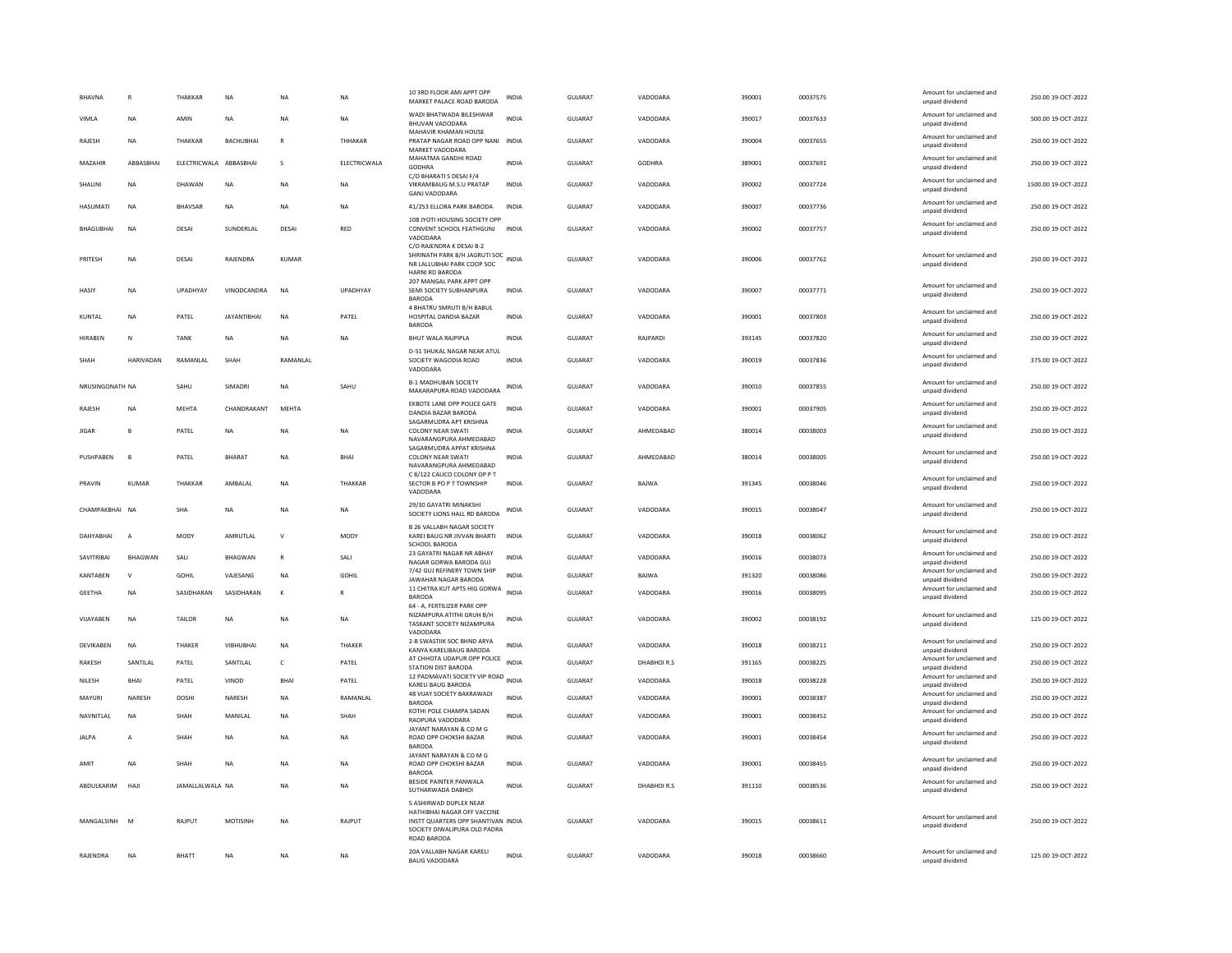| BHAVNA | R | THAKKAR | NA | NA | NA | 10 3RD FLOOR AMI APPT OPP MARKET PALACE ROAD BARODA | INDIA | GUJARAT | VADODARA | 390001 | 00037575 | Amount for unclaimed and unpaid dividend | 250.00 | 19-OCT-2022 |
|---|---|---|---|---|---|---|---|---|---|---|---|---|---|---|
| VIMLA | NA | AMIN | NA | NA | NA | WADI BHATWADA BILESHWAR BHUVAN VADODARA | INDIA | GUJARAT | VADODARA | 390017 | 00037633 | Amount for unclaimed and unpaid dividend | 500.00 | 19-OCT-2022 |
| RAJESH | NA | THAKKAR | BACHUBHAI | R | THHAKAR | MAHAVIR KHAMAN HOUSE PRATAP NAGAR ROAD OPP NANI MARKET VADODARA | INDIA | GUJARAT | VADODARA | 390004 | 00037655 | Amount for unclaimed and unpaid dividend | 250.00 | 19-OCT-2022 |
| MAZAHIR | ABBASBHAI | ELECTRICWALA | ABBASBHAI | S | ELECTRICWALA | MAHATMA GANDHI ROAD GODHRA | INDIA | GUJARAT | GODHRA | 389001 | 00037691 | Amount for unclaimed and unpaid dividend | 250.00 | 19-OCT-2022 |
| SHALINI | NA | DHAWAN | NA | NA | NA | C/O BHARATI S DESAI F/4 VIKRAMBAUG M.S.U PRATAP GANJ VADODARA | INDIA | GUJARAT | VADODARA | 390002 | 00037724 | Amount for unclaimed and unpaid dividend | 1500.00 | 19-OCT-2022 |
| HASUMATI | NA | BHAVSAR | NA | NA | NA | 41/253 ELLORA PARK BARODA | INDIA | GUJARAT | VADODARA | 390007 | 00037736 | Amount for unclaimed and unpaid dividend | 250.00 | 19-OCT-2022 |
| BHAGUBHAI | NA | DESAI | SUNDERLAL | DESAI | RED | 108 JYOTI HOUSING SOCIETY OPP CONVENT SCHOOL FEATHGUNJ VADODARA | INDIA | GUJARAT | VADODARA | 390002 | 00037757 | Amount for unclaimed and unpaid dividend | 250.00 | 19-OCT-2022 |
| PRITESH | NA | DESAI | RAJENDRA | KUMAR | | C/O RAJENDRA K DESAI B-2 SHRINATH PARK B/H JAGRUTI SOC NR LALLUBHAI PARK COOP SOC HARNI RD BARODA | INDIA | GUJARAT | VADODARA | 390006 | 00037762 | Amount for unclaimed and unpaid dividend | 250.00 | 19-OCT-2022 |
| HASIY | NA | UPADHYAY | VINODCANDRA | NA | UPADHYAY | 207 MANGAL PARK APPT OPP SEMI SOCIETY SUBHANPURA BARODA | INDIA | GUJARAT | VADODARA | 390007 | 00037771 | Amount for unclaimed and unpaid dividend | 250.00 | 19-OCT-2022 |
| KUNTAL | NA | PATEL | JAYANTIBHAI | NA | PATEL | 4 BHATRU SMRUTI B/H BABUL HOSPITAL DANDIA BAZAR BARODA | INDIA | GUJARAT | VADODARA | 390001 | 00037803 | Amount for unclaimed and unpaid dividend | 250.00 | 19-OCT-2022 |
| HIRABEN | N | TANK | NA | NA | NA | BHUT WALA RAJPIPLA | INDIA | GUJARAT | RAJPARDI | 393145 | 00037820 | Amount for unclaimed and unpaid dividend | 250.00 | 19-OCT-2022 |
| SHAH | HARIVADAN | RAMANLAL | SHAH | RAMANLAL | | D-51 SHUKAL NAGAR NEAR ATUL SOCIETY WAGODIA ROAD VADODARA | INDIA | GUJARAT | VADODARA | 390019 | 00037836 | Amount for unclaimed and unpaid dividend | 375.00 | 19-OCT-2022 |
| NRUSINGONATH | NA | SAHU | SIMADRI | NA | SAHU | B-1 MADHUBAN SOCIETY MAKARAPURA ROAD VADODARA | INDIA | GUJARAT | VADODARA | 390010 | 00037855 | Amount for unclaimed and unpaid dividend | 250.00 | 19-OCT-2022 |
| RAJESH | NA | MEHTA | CHANDRAKANT | MEHTA | | EKBOTE LANE OPP POLICE GATE DANDIA BAZAR BARODA | INDIA | GUJARAT | VADODARA | 390001 | 00037905 | Amount for unclaimed and unpaid dividend | 250.00 | 19-OCT-2022 |
| JIGAR | B | PATEL | NA | NA | NA | SAGARMUDRA APT KRISHNA COLONY NEAR SWATI NAVARANGPURA AHMEDABAD | INDIA | GUJARAT | AHMEDABAD | 380014 | 00038003 | Amount for unclaimed and unpaid dividend | 250.00 | 19-OCT-2022 |
| PUSHPABEN | B | PATEL | BHARAT | NA | BHAI | SAGARMUDRA APPAT KRISHNA COLONY NEAR SWATI NAVARANGPURA AHMEDABAD | INDIA | GUJARAT | AHMEDABAD | 380014 | 00038005 | Amount for unclaimed and unpaid dividend | 250.00 | 19-OCT-2022 |
| PRAVIN | KUMAR | THAKKAR | AMBALAL | NA | THAKKAR | C 8/122 CALICO COLONY OP P T SECTOR B PO P T TOWNSHIP VADODARA | INDIA | GUJARAT | BAJWA | 391345 | 00038046 | Amount for unclaimed and unpaid dividend | 250.00 | 19-OCT-2022 |
| CHAMPAKBHAI | NA | SHA | NA | NA | NA | 29/30 GAYATRI MINAKSHI SOCIETY LIONS HALL RD BARODA | INDIA | GUJARAT | VADODARA | 390015 | 00038047 | Amount for unclaimed and unpaid dividend | 250.00 | 19-OCT-2022 |
| DAHYABHAI | A | MODY | AMRUTLAL | V | MODY | B 26 VALLABH NAGAR SOCIETY KAREI BAUG NR JIVVAN BHARTI SCHOOL BARODA | INDIA | GUJARAT | VADODARA | 390018 | 00038062 | Amount for unclaimed and unpaid dividend | 250.00 | 19-OCT-2022 |
| SAVITRIBAI | BHAGWAN | SALI | BHAGWAN | R | SALI | 23 GAYATRI NAGAR NR ABHAY NAGAR GORWA BARODA GUJ | INDIA | GUJARAT | VADODARA | 390016 | 00038073 | Amount for unclaimed and unpaid dividend | 250.00 | 19-OCT-2022 |
| KANTABEN | V | GOHIL | VAJESANG | NA | GOHIL | 7/42 GUJ REFINERY TOWN SHIP JAWAHAR NAGAR BARODA | INDIA | GUJARAT | BAJWA | 391320 | 00038086 | Amount for unclaimed and unpaid dividend | 250.00 | 19-OCT-2022 |
| GEETHA | NA | SASIDHARAN | SASIDHARAN | K | R | 11 CHITRA KUT APTS HIG GORWA BARODA | INDIA | GUJARAT | VADODARA | 390016 | 00038095 | Amount for unclaimed and unpaid dividend | 250.00 | 19-OCT-2022 |
| VIJAYABEN | NA | TAILOR | NA | NA | NA | 64 - A, FERTILIZER PARK OPP NIZAMPURA ATITHI GRUH B/H TASKANT SOCIETY NIZAMPURA VADODARA | INDIA | GUJARAT | VADODARA | 390002 | 00038192 | Amount for unclaimed and unpaid dividend | 125.00 | 19-OCT-2022 |
| DEVIKABEN | NA | THAKER | VIBHUBHAI | NA | THAKER | 2-B SWASTIIK SOC BHND ARYA KANYA KARELIBAUG BARODA | INDIA | GUJARAT | VADODARA | 390018 | 00038211 | Amount for unclaimed and unpaid dividend | 250.00 | 19-OCT-2022 |
| RAKESH | SANTILAL | PATEL | SANTILAL | C | PATEL | AT CHHOTA UDAPUR OPP POLICE STATION DIST BARODA | INDIA | GUJARAT | DHABHOI R.S | 391165 | 00038225 | Amount for unclaimed and unpaid dividend | 250.00 | 19-OCT-2022 |
| NILESH | BHAI | PATEL | VINOD | BHAI | PATEL | 12 PADMAVATI SOCIETY VIP ROAD KARELI BAUG BARODA | INDIA | GUJARAT | VADODARA | 390018 | 00038228 | Amount for unclaimed and unpaid dividend | 250.00 | 19-OCT-2022 |
| MAYURI | NARESH | DOSHI | NARESH | NA | RAMANLAL | 48 VIJAY SOCIETY BAKRAWADI BARODA | INDIA | GUJARAT | VADODARA | 390001 | 00038387 | Amount for unclaimed and unpaid dividend | 250.00 | 19-OCT-2022 |
| NAVNITLAL | NA | SHAH | MANILAL | NA | SHAH | KOTHI POLE CHAMPA SADAN RAOPURA VADODARA | INDIA | GUJARAT | VADODARA | 390001 | 00038452 | Amount for unclaimed and unpaid dividend | 250.00 | 19-OCT-2022 |
| JALPA | A | SHAH | NA | NA | NA | JAYANT NARAYAN & CO M G ROAD OPP CHOKSHI BAZAR BARODA | INDIA | GUJARAT | VADODARA | 390001 | 00038454 | Amount for unclaimed and unpaid dividend | 250.00 | 19-OCT-2022 |
| AMIT | NA | SHAH | NA | NA | NA | JAYANT NARAYAN & CO M G ROAD OPP CHOKSHI BAZAR BARODA | INDIA | GUJARAT | VADODARA | 390001 | 00038455 | Amount for unclaimed and unpaid dividend | 250.00 | 19-OCT-2022 |
| ABDULKARIM | HAJI | JAMALLALWALA | NA | NA | NA | BESIDE PAINTER PANWALA SUTHARWADA DABHOI | INDIA | GUJARAT | DHABHOI R.S | 391110 | 00038536 | Amount for unclaimed and unpaid dividend | 250.00 | 19-OCT-2022 |
| MANGALSINH | M | RAJPUT | MOTISINH | NA | RAJPUT | 5 ASHIRWAD DUPLEX NEAR HATHIBHAI NAGAR OFF VACCINE INSTT QUARTERS OPP SHANTIVAN SOCIETY DIWALIPURA OLD PADRA ROAD BARODA | INDIA | GUJARAT | VADODARA | 390015 | 00038611 | Amount for unclaimed and unpaid dividend | 250.00 | 19-OCT-2022 |
| RAJENDRA | NA | BHATT | NA | NA | NA | 20A VALLABH NAGAR KARELI BAUG VADODARA | INDIA | GUJARAT | VADODARA | 390018 | 00038660 | Amount for unclaimed and unpaid dividend | 125.00 | 19-OCT-2022 |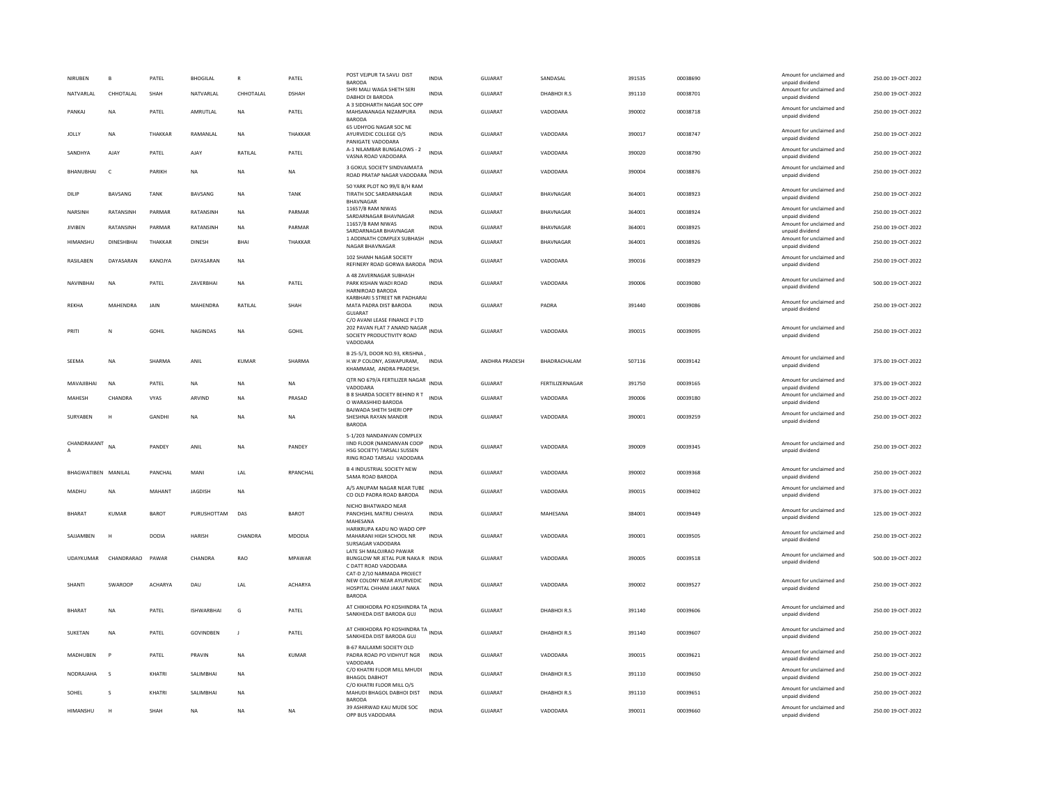| NIRUBEN | B | PATEL | BHOGILAL | R | PATEL | POST VEJPUR TA SAVLI DIST BARODA | INDIA | GUJARAT | SANDASAL | 391535 | 00038690 | Amount for unclaimed and unpaid dividend | 250.00 19-OCT-2022 |
|---|---|---|---|---|---|---|---|---|---|---|---|---|---|
| NATVARLAL | CHHOTALAL | SHAH | NATVARLAL | CHHOTALAL | DSHAH | SHRI MALI WAGA SHETH SERI DABHOI DI BARODA | INDIA | GUJARAT | DHABHOI R.S | 391110 | 00038701 | Amount for unclaimed and unpaid dividend | 250.00 19-OCT-2022 |
| PANKAJ | NA | PATEL | AMRUTLAL | NA | PATEL | A 3 SIDDHARTH NAGAR SOC OPP MAHSANANAGA NIZAMPURA BARODA | INDIA | GUJARAT | VADODARA | 390002 | 00038718 | Amount for unclaimed and unpaid dividend | 250.00 19-OCT-2022 |
| JOLLY | NA | THAKKAR | RAMANLAL | NA | THAKKAR | 65 UDHYOG NAGAR SOC NE AYURVEDIC COLLEGE O/S PANIGATE VADODARA | INDIA | GUJARAT | VADODARA | 390017 | 00038747 | Amount for unclaimed and unpaid dividend | 250.00 19-OCT-2022 |
| SANDHYA | AJAY | PATEL | AJAY | RATILAL | PATEL | A-1 NILAMBAR BUNGALOWS - 2 VASNA ROAD VADODARA | INDIA | GUJARAT | VADODARA | 390020 | 00038790 | Amount for unclaimed and unpaid dividend | 250.00 19-OCT-2022 |
| BHANUBHAI | C | PARIKH | NA | NA | NA | 3 GOKUL SOCIETY SINDVAIMATA ROAD PRATAP NAGAR VADODARA | INDIA | GUJARAT | VADODARA | 390004 | 00038876 | Amount for unclaimed and unpaid dividend | 250.00 19-OCT-2022 |
| DILIP | BAVSANG | TANK | BAVSANG | NA | TANK | 50 YARK PLOT NO 99/E B/H RAM TIRATH SOC SARDARNAGAR BHAVNAGAR | INDIA | GUJARAT | BHAVNAGAR | 364001 | 00038923 | Amount for unclaimed and unpaid dividend | 250.00 19-OCT-2022 |
| NARSINH | RATANSINH | PARMAR | RATANSINH | NA | PARMAR | 11657/B RAM NIWAS SARDARNAGAR BHAVNAGAR | INDIA | GUJARAT | BHAVNAGAR | 364001 | 00038924 | Amount for unclaimed and unpaid dividend | 250.00 19-OCT-2022 |
| JIVIBEN | RATANSINH | PARMAR | RATANSINH | NA | PARMAR | 11657/B RAM NIWAS SARDARNAGAR BHAVNAGAR | INDIA | GUJARAT | BHAVNAGAR | 364001 | 00038925 | Amount for unclaimed and unpaid dividend | 250.00 19-OCT-2022 |
| HIMANSHU | DINESHBHAI | THAKKAR | DINESH | BHAI | THAKKAR | 1 ADDINATH COMPLEX SUBHASH NAGAR BHAVNAGAR | INDIA | GUJARAT | BHAVNAGAR | 364001 | 00038926 | Amount for unclaimed and unpaid dividend | 250.00 19-OCT-2022 |
| RASILABEN | DAYASARAN | KANOJYA | DAYASARAN | NA | | 102 SHANH NAGAR SOCIETY REFINERY ROAD GORWA BARODA | INDIA | GUJARAT | VADODARA | 390016 | 00038929 | Amount for unclaimed and unpaid dividend | 250.00 19-OCT-2022 |
| NAVINBHAI | NA | PATEL | ZAVERBHAI | NA | PATEL | A 48 ZAVERNAGAR SUBHASH PARK KISHAN WADI ROAD HARNIROAD BARODA | INDIA | GUJARAT | VADODARA | 390006 | 00039080 | Amount for unclaimed and unpaid dividend | 500.00 19-OCT-2022 |
| REKHA | MAHENDRA | JAIN | MAHENDRA | RATILAL | SHAH | KARBHARI S STREET NR PADHARAI MATA PADRA DIST BARODA GUJARAT | INDIA | GUJARAT | PADRA | 391440 | 00039086 | Amount for unclaimed and unpaid dividend | 250.00 19-OCT-2022 |
| PRITI | N | GOHIL | NAGINDAS | NA | GOHIL | C/O AVANI LEASE FINANCE P LTD 202 PAVAN FLAT 7 ANAND NAGAR SOCIETY PRODUCTIVITY ROAD VADODARA | INDIA | GUJARAT | VADODARA | 390015 | 00039095 | Amount for unclaimed and unpaid dividend | 250.00 19-OCT-2022 |
| SEEMA | NA | SHARMA | ANIL | KUMAR | SHARMA | B 25-5/3, DOOR NO.93, KRISHNA , H.W.P COLONY, ASWAPURAM, KHAMMAM, ANDRA PRADESH. | INDIA | ANDHRA PRADESH | BHADRACHALAM | 507116 | 00039142 | Amount for unclaimed and unpaid dividend | 375.00 19-OCT-2022 |
| MAVAJIBHAI | NA | PATEL | NA | NA | NA | QTR NO 679/A FERTILIZER NAGAR VADODARA | INDIA | GUJARAT | FERTILIZERNAGAR | 391750 | 00039165 | Amount for unclaimed and unpaid dividend | 375.00 19-OCT-2022 |
| MAHESH | CHANDRA | VYAS | ARVIND | NA | PRASAD | B 8 SHARDA SOCIETY BEHIND R T O WARASHHID BARODA | INDIA | GUJARAT | VADODARA | 390006 | 00039180 | Amount for unclaimed and unpaid dividend | 250.00 19-OCT-2022 |
| SURYABEN | H | GANDHI | NA | NA | NA | BAJWADA SHETH SHERI OPP SHESHNA RAYAN MANDIR BARODA | INDIA | GUJARAT | VADODARA | 390001 | 00039259 | Amount for unclaimed and unpaid dividend | 250.00 19-OCT-2022 |
| CHANDRAKANT A | NA | PANDEY | ANIL | NA | PANDEY | S-1/203 NANDANVAN COMPLEX IIND FLOOR (NANDANVAN COOP HSG SOCIETY) TARSALI SUSSEN RING ROAD TARSALI VADODARA | INDIA | GUJARAT | VADODARA | 390009 | 00039345 | Amount for unclaimed and unpaid dividend | 250.00 19-OCT-2022 |
| BHAGWATIBEN | MANILAL | PANCHAL | MANI | LAL | RPANCHAL | B 4 INDUSTRIAL SOCIETY NEW SAMA ROAD BARODA | INDIA | GUJARAT | VADODARA | 390002 | 00039368 | Amount for unclaimed and unpaid dividend | 250.00 19-OCT-2022 |
| MADHU | NA | MAHANT | JAGDISH | NA | | A/5 ANUPAM NAGAR NEAR TUBE CO OLD PADRA ROAD BARODA | INDIA | GUJARAT | VADODARA | 390015 | 00039402 | Amount for unclaimed and unpaid dividend | 375.00 19-OCT-2022 |
| BHARAT | KUMAR | BAROT | PURUSHOTTAM | DAS | BAROT | NICHO BHATWADO NEAR PANCHSHIL MATRU CHHAYA MAHESANA | INDIA | GUJARAT | MAHESANA | 384001 | 00039449 | Amount for unclaimed and unpaid dividend | 125.00 19-OCT-2022 |
| SAJJAMBEN | H | DODIA | HARISH | CHANDRA | MDODIA | HARIKRUPA KADU NO WADO OPP MAHARANI HIGH SCHOOL NR SURSAGAR VADODARA | INDIA | GUJARAT | VADODARA | 390001 | 00039505 | Amount for unclaimed and unpaid dividend | 250.00 19-OCT-2022 |
| UDAYKUMAR | CHANDRARAO | PAWAR | CHANDRA | RAO | MPAWAR | LATE SH MALOJIRAO PAWAR BUNGLOW NR JETAL PUR NAKA R C DATT ROAD VADODARA | INDIA | GUJARAT | VADODARA | 390005 | 00039518 | Amount for unclaimed and unpaid dividend | 500.00 19-OCT-2022 |
| SHANTI | SWAROOP | ACHARYA | DAU | LAL | ACHARYA | CAT-D 2/10 NARMADA PROJECT NEW COLONY NEAR AYURVEDIC HOSPITAL CHHANI JAKAT NAKA BARODA | INDIA | GUJARAT | VADODARA | 390002 | 00039527 | Amount for unclaimed and unpaid dividend | 250.00 19-OCT-2022 |
| BHARAT | NA | PATEL | ISHWARBHAI | G | PATEL | AT CHIKHODRA PO KOSHINDRA TA SANKHEDA DIST BARODA GUJ | INDIA | GUJARAT | DHABHOI R.S | 391140 | 00039606 | Amount for unclaimed and unpaid dividend | 250.00 19-OCT-2022 |
| SUKETAN | NA | PATEL | GOVINDBEN | J | PATEL | AT CHIKHODRA PO KOSHINDRA TA SANKHEDA DIST BARODA GUJ | INDIA | GUJARAT | DHABHOI R.S | 391140 | 00039607 | Amount for unclaimed and unpaid dividend | 250.00 19-OCT-2022 |
| MADHUBEN | P | PATEL | PRAVIN | NA | KUMAR | B-67 RAJLAXMI SOCIETY OLD PADRA ROAD PO VIDHYUT NGR VADODARA | INDIA | GUJARAT | VADODARA | 390015 | 00039621 | Amount for unclaimed and unpaid dividend | 250.00 19-OCT-2022 |
| NODRAJAHA | S | KHATRI | SALIMBHAI | NA | | C/O KHATRI FLOOR MILL MHUDI BHAGOL DABHOT | INDIA | GUJARAT | DHABHOI R.S | 391110 | 00039650 | Amount for unclaimed and unpaid dividend | 250.00 19-OCT-2022 |
| SOHEL | S | KHATRI | SALIMBHAI | NA | | C/O KHATRI FLOOR MILL O/S MAHUDI BHAGOL DABHOI DIST BARODA | INDIA | GUJARAT | DHABHOI R.S | 391110 | 00039651 | Amount for unclaimed and unpaid dividend | 250.00 19-OCT-2022 |
| HIMANSHU | H | SHAH | NA | NA | NA | 39 ASHIRWAD KAU MUDE SOC OPP BUS VADODARA | INDIA | GUJARAT | VADODARA | 390011 | 00039660 | Amount for unclaimed and unpaid dividend | 250.00 19-OCT-2022 |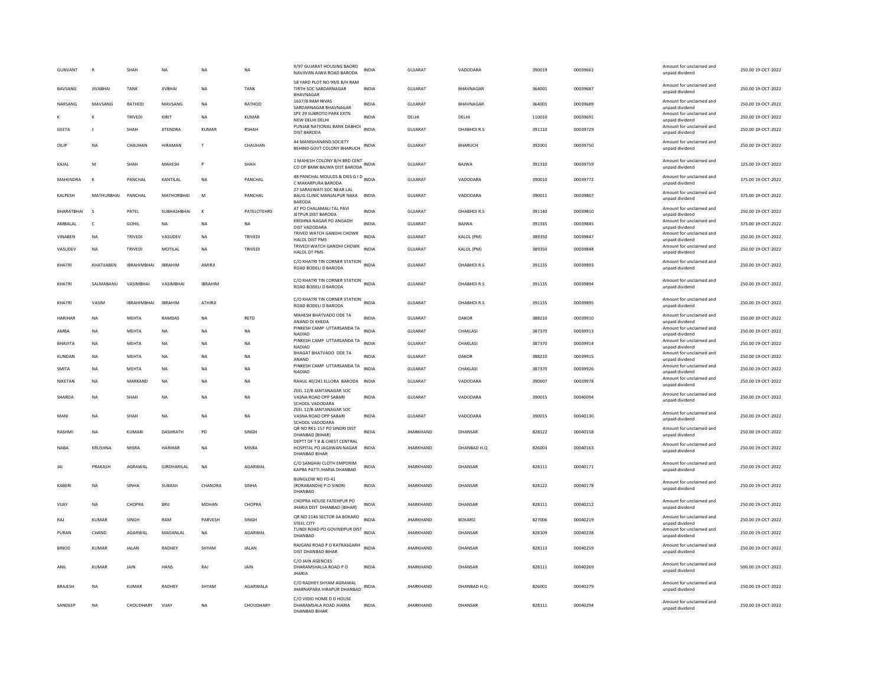| GUNVANT | R | SHAH | NA | NA | NA | 9/97 GUJARAT HOUSING BAORD NAVJIVAN AJWA ROAD BARODA | INDIA | GUJARAT | VADODARA | 390019 | 00039661 | Amount for unclaimed and unpaid dividend | 250.00 19-OCT-2022 |
|---|---|---|---|---|---|---|---|---|---|---|---|---|---|
| BAVSANG | JIVABHAI | TANK | JIVBHAI | NA | TANK | 58 YARD PLOT NO 99/E B/H RAM TIRTH SOC SARDARNAGAR BHAVNAGAR | INDIA | GUJARAT | BHAVNAGAR | 364001 | 00039687 | Amount for unclaimed and unpaid dividend | 250.00 19-OCT-2022 |
| NARSANG | MAVSANG | RATHOD | MAVSANG | NA | RATHOD | 1657/B RAM NIVAS SARDARNAGAR BHAVNAGAR | INDIA | GUJARAT | BHAVNAGAR | 364001 | 00039689 | Amount for unclaimed and unpaid dividend | 250.00 19-OCT-2022 |
| K | K | TRIVEDI | KIRIT | NA | KUMAR | SPE 29 SUBROTO PARK EXTN NEW DELHI DELHI | INDIA | DELHI | DELHI | 110010 | 00039691 | Amount for unclaimed and unpaid dividend | 250.00 19-OCT-2022 |
| GEETA | J | SHAH | JITENDRA | KUMAR | RSHAH | PUNJAB NATIONAL BANK DABHOI DIST BARODA | INDIA | GUJARAT | DHABHOI R.S | 391110 | 00039729 | Amount for unclaimed and unpaid dividend | 250.00 19-OCT-2022 |
| DILIP | NA | CHAUHAN | HIRAMAN | T | CHAUHAN | 44 MANISHANAND SOCIETY BEHIND GOVT COLONY BHARUCH | INDIA | GUJARAT | BHARUCH | 392001 | 00039750 | Amount for unclaimed and unpaid dividend | 250.00 19-OCT-2022 |
| KAJAL | M | SHAH | MAHESH | P | SHAH | 1 MAHESH COLONY B/H BRD CENT CO OP BANK BAJWA DIST BARODA | INDIA | GUJARAT | BAJWA | 391310 | 00039759 | Amount for unclaimed and unpaid dividend | 125.00 19-OCT-2022 |
| MAHENDRA | K | PANCHAL | KANTILAL | NA | PANCHAL | 48 PANCHAL MOULDS & DIES G I D C MAKARPURA BARODA | INDIA | GUJARAT | VADODARA | 390010 | 00039772 | Amount for unclaimed and unpaid dividend | 375.00 19-OCT-2022 |
| KALPESH | MATHURBHAI | PANCHAL | MATHORBHAI | M | PANCHAL | 27 SARASWATI SOC NEAR LAL BAUG CLINIC MANJALPUR NAKA BARODA | INDIA | GUJARAT | VADODARA | 390011 | 00039807 | Amount for unclaimed and unpaid dividend | 375.00 19-OCT-2022 |
| BHARATBHAI | S | PATEL | SUBHASHBHAI | K | PATELOTEHRS | AT PO CHALAMALI TAL PAVI JETPUR DIST BARODA | INDIA | GUJARAT | DHABHOI R.S | 391140 | 00039810 | Amount for unclaimed and unpaid dividend | 250.00 19-OCT-2022 |
| AMBALAL | C | GOHIL | NA | NA | NA | KRISHNA NAGAR PO ANGADH DIST VADODARA | INDIA | GUJARAT | BAJWA | 391335 | 00039845 | Amount for unclaimed and unpaid dividend | 375.00 19-OCT-2022 |
| VINABEN | NA | TRIVEDI | VASUDEV | NA | TRIVEDI | TRIVED WATCH GANDHI CHOWK HALOL DIST PMS | INDIA | GUJARAT | KALOL (PM) | 389350 | 00039847 | Amount for unclaimed and unpaid dividend | 250.00 19-OCT-2022 |
| VASUDEV | NA | TRIVEDI | MOTILAL | NA | TRIVEDI | TRIVEDI WATCH GANDHI CHOWK HALOL DT PMS | INDIA | GUJARAT | KALOL (PM) | 389350 | 00039848 | Amount for unclaimed and unpaid dividend | 250.00 19-OCT-2022 |
| KHATRI | KHATIJABEN | IBRAHIMBHAI | IBRAHIM | AMIRJI | | C/O KHATRI TIN CORNER STATION ROAD BODELI D BARODA | INDIA | GUJARAT | DHABHOI R.S | 391135 | 00039893 | Amount for unclaimed and unpaid dividend | 250.00 19-OCT-2022 |
| KHATRI | SALMABANU | VASIMBHAI | VASIMBHAI | IBRAHIM | | C/O KHATRI TIN CORNER STATION ROAD BODELI D BARODA | INDIA | GUJARAT | DHABHOI R.S | 391135 | 00039894 | Amount for unclaimed and unpaid dividend | 250.00 19-OCT-2022 |
| KHATRI | VASIM | IBRAHIMBHAI | IBRAHIM | ATHIRJI | | C/O KHATRI TIN CORNER STATION ROAD BODELI D BARODA | INDIA | GUJARAT | DHABHOI R.S | 391135 | 00039895 | Amount for unclaimed and unpaid dividend | 250.00 19-OCT-2022 |
| HARIHAR | NA | MEHTA | RAMDAS | NA | RETD | MAHESH BHATVADO ODE TA ANAND DI KHEDA | INDIA | GUJARAT | DAKOR | 388210 | 00039910 | Amount for unclaimed and unpaid dividend | 250.00 19-OCT-2022 |
| AMBA | NA | MEHTA | NA | NA | NA | PINKESH CAMP UTTARSANDA TA NADIAD | INDIA | GUJARAT | CHAKLASI | 387370 | 00039913 | Amount for unclaimed and unpaid dividend | 250.00 19-OCT-2022 |
| BHAVITA | NA | MEHTA | NA | NA | NA | PINKESH CAMP UTTARSANDA TA NADIAD | INDIA | GUJARAT | CHAKLASI | 387370 | 00039914 | Amount for unclaimed and unpaid dividend | 250.00 19-OCT-2022 |
| KUNDAN | NA | MEHTA | NA | NA | NA | BHAGAT BHATVADO ODE TA ANAND | INDIA | GUJARAT | DAKOR | 388210 | 00039915 | Amount for unclaimed and unpaid dividend | 250.00 19-OCT-2022 |
| SMITA | NA | MEHTA | NA | NA | NA | PINKESH CAMP UTTARSANDA TA NADIAD | INDIA | GUJARAT | CHAKLASI | 387370 | 00039926 | Amount for unclaimed and unpaid dividend | 250.00 19-OCT-2022 |
| NIKETAN | NA | MARKAND | NA | NA | NA | RAHUL 40/241 ELLORA BARODA | INDIA | GUJARAT | VADODARA | 390007 | 00039978 | Amount for unclaimed and unpaid dividend | 250.00 19-OCT-2022 |
| SHARDA | NA | SHAH | NA | NA | NA | ZEEL 12/B JANTANAGAR SOC VASNA ROAD OPP SABARI SCHOOL VADODARA | INDIA | GUJARAT | VADODARA | 390015 | 00040094 | Amount for unclaimed and unpaid dividend | 250.00 19-OCT-2022 |
| MANI | NA | SHAH | NA | NA | NA | ZEEL 12/B JANTANAGAR SOC VASNA ROAD OPP SABARI SCHOOL VADODARA | INDIA | GUJARAT | VADODARA | 390015 | 00040130 | Amount for unclaimed and unpaid dividend | 250.00 19-OCT-2022 |
| RASHMI | NA | KUMARI | DASHRATH | PD | SINGH | QR NO RK1-157 PO SINDRI DIST DHANBAD [BIHAR] | INDIA | JHARKHAND | DHANSAR | 828122 | 00040158 | Amount for unclaimed and unpaid dividend | 250.00 19-OCT-2022 |
| NABA | KRUSHNA | MISRA | HARIHAR | NA | MISRA | DEPTT OF T B & CHEST CENTRAL HOSPITAL PO JAGJIWAN NAGAR DHANBAD BIHAR | INDIA | JHARKHAND | DHANBAD H.Q | 826003 | 00040163 | Amount for unclaimed and unpaid dividend | 250.00 19-OCT-2022 |
| JAI | PRAKASH | AGRAWAL | GIRDHARILAL | NA | AGARWAL | C/O SANGHAI CLOTH EMPORIM KAPRA PATTI JHARIA DHANBAD | INDIA | JHARKHAND | DHANSAR | 828111 | 00040171 | Amount for unclaimed and unpaid dividend | 250.00 19-OCT-2022 |
| KABERI | NA | SINHA | SUBASH | CHANDRA | SINHA | BUNGLOW NO FD-41 (RORABANDH) P.O SINDRI DHANBAD | INDIA | JHARKHAND | DHANSAR | 828122 | 00040178 | Amount for unclaimed and unpaid dividend | 250.00 19-OCT-2022 |
| VIJAY | NA | CHOPRA | BRIJ | MOHAN | CHOPRA | CHOPRA HOUSE FATEHPUR PO JHARIA DIST DHANBAD [BIHAR] | INDIA | JHARKHAND | DHANSAR | 828111 | 00040212 | Amount for unclaimed and unpaid dividend | 250.00 19-OCT-2022 |
| RAJ | KUMAR | SINGH | RAM | PARVESH | SINGH | QR NO 2146 SECTOR 6A BOKARO STEEL CITY | INDIA | JHARKHAND | BOKARO | 827006 | 00040219 | Amount for unclaimed and unpaid dividend | 250.00 19-OCT-2022 |
| PURAN | CHAND | AGARWAL | MADANLAL | NA | AGARWAL | TUNDI ROAD PO GOVINDPUR DIST DHANBAD | INDIA | JHARKHAND | DHANSAR | 828109 | 00040238 | Amount for unclaimed and unpaid dividend | 250.00 19-OCT-2022 |
| BINOD | KUMAR | JALAN | RADHEY | SHYAM | JALAN | RAJGANJ ROAD P O KATRASGARH DIST DHANBAD BIHAR | INDIA | JHARKHAND | DHANSAR | 828113 | 00040259 | Amount for unclaimed and unpaid dividend | 250.00 19-OCT-2022 |
| ANIL | KUMAR | JAIN | HANS | RAJ | JAIN | C/O JAIN AGENCIES DHARAMSHALLA ROAD P O JHARIA | INDIA | JHARKHAND | DHANSAR | 828111 | 00040269 | Amount for unclaimed and unpaid dividend | 500.00 19-OCT-2022 |
| BRAJESH | NA | KUMAR | RADHEY | SHYAM | AGARWALA | C/O RADHEY SHYAM AGRAWAL JHARNAPARA HIRAPUR DHANBAD | INDIA | JHARKHAND | DHANBAD H.Q | 826001 | 00040279 | Amount for unclaimed and unpaid dividend | 250.00 19-OCT-2022 |
| SANDEEP | NA | CHOUDHARY | VIJAY | NA | CHOUDHARY | C/O VIDIO HOME D D HOUSE DHARAMSALA ROAD JHARIA DHANBAD BIHAR | INDIA | JHARKHAND | DHANSAR | 828111 | 00040294 | Amount for unclaimed and unpaid dividend | 250.00 19-OCT-2022 |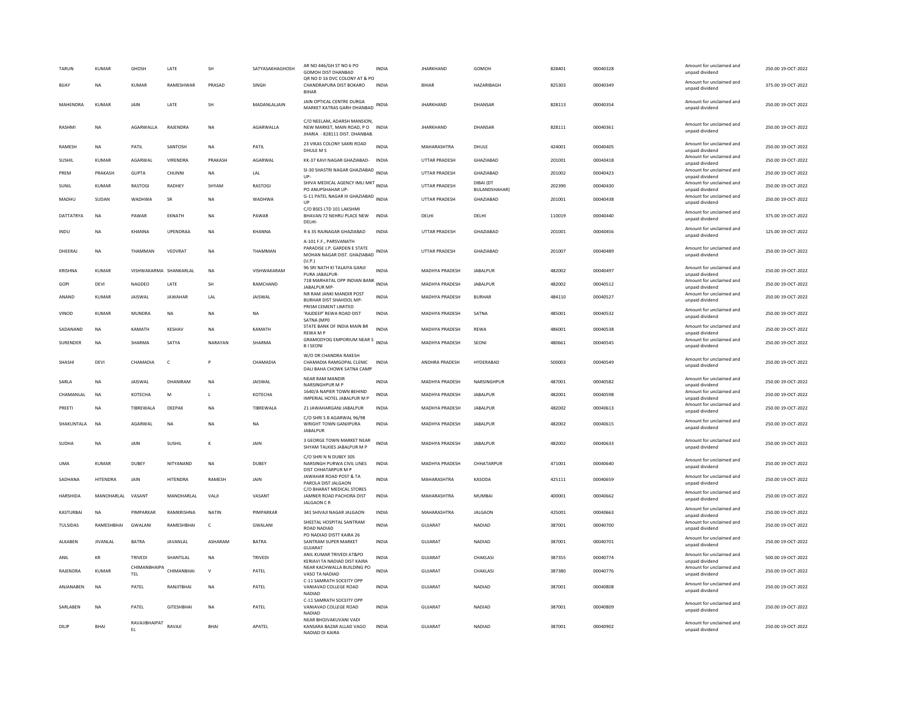| | | | | | | | | | | | | | | |
|---|---|---|---|---|---|---|---|---|---|---|---|---|---|---|
| TARUN | KUMAR | GHOSH | LATE | SH | SATYASAKHAGHOSH | AR NO 446/GH ST NO 6 PO GOMOH DIST DHANBAD | INDIA | JHARKHAND | GOMOH | 828401 | 00040328 | Amount for unclaimed and unpaid dividend | 250.00 | 19-OCT-2022 |
| BIJAY | NA | KUMAR | RAMESHWAR | PRASAD | SINGH | QR NO D 16 DVC COLONY AT & PO CHANDRAPURA DIST BOKARO BIHAR | INDIA | BIHAR | HAZARIBAGH | 825303 | 00040349 | Amount for unclaimed and unpaid dividend | 375.00 | 19-OCT-2022 |
| MAHENDRA | KUMAR | JAIN | LATE | SH | MADANLALJAIN | JAIN OPTICAL CENTRE DURGA MARKET KATRAS GARH DHANBAD | INDIA | JHARKHAND | DHANSAR | 828113 | 00040354 | Amount for unclaimed and unpaid dividend | 250.00 | 19-OCT-2022 |
| RASHMI | NA | AGARWALLA | RAJENDRA | NA | AGARWALLA | C/O NEELAM, ADARSH MANSION, NEW MARKET, MAIN ROAD, P O JHARIA - 828111 DIST. DHANBAB. | INDIA | JHARKHAND | DHANSAR | 828111 | 00040361 | Amount for unclaimed and unpaid dividend | 250.00 | 19-OCT-2022 |
| RAMESH | NA | PATIL | SANTOSH | NA | PATIL | 23 VIKAS COLONY SAKRI ROAD DHULE M S | INDIA | MAHARASHTRA | DHULE | 424001 | 00040405 | Amount for unclaimed and unpaid dividend | 250.00 | 19-OCT-2022 |
| SUSHIL | KUMAR | AGARWAL | VIRENDRA | PRAKASH | AGARWAL | KK-37 KAVI NAGAR GHAZIABAD- | INDIA | UTTAR PRADESH | GHAZIABAD | 201001 | 00040418 | Amount for unclaimed and unpaid dividend | 250.00 | 19-OCT-2022 |
| PREM | PRAKASH | GUPTA | CHUNNI | NA | LAL | SI-30 SHASTRI NAGAR GHAZIABAD UP- | INDIA | UTTAR PRADESH | GHAZIABAD | 201002 | 00040423 | Amount for unclaimed and unpaid dividend | 250.00 | 19-OCT-2022 |
| SUNIL | KUMAR | RASTOGI | RADHEY | SHYAM | RASTOGI | SHIVA MEDICAL AGENCY IMLI MKT PO ANUPSHAHAR UP- | INDIA | UTTAR PRADESH | DIBAI (DT BULANDSHAHAR) | 202390 | 00040430 | Amount for unclaimed and unpaid dividend | 250.00 | 19-OCT-2022 |
| MADHU | SUDAN | WADHWA | SR | NA | WADHWA | G-11 PATEL NAGAR III GHAZIABAD UP | INDIA | UTTAR PRADESH | GHAZIABAD | 201001 | 00040438 | Amount for unclaimed and unpaid dividend | 250.00 | 19-OCT-2022 |
| DATTATRYA | NA | PAWAR | EKNATH | NA | PAWAR | C/O BSES LTD 101 LAKSHMI BHAVAN 72 NEHRU PLACE NEW DELHI- | INDIA | DELHI | DELHI | 110019 | 00040440 | Amount for unclaimed and unpaid dividend | 375.00 | 19-OCT-2022 |
| INDU | NA | KHANNA | UPENDRAA | NA | KHANNA | R 6 35 RAJNAGAR GHAZIABAD | INDIA | UTTAR PRADESH | GHAZIABAD | 201001 | 00040456 | Amount for unclaimed and unpaid dividend | 125.00 | 19-OCT-2022 |
| DHEERAJ | NA | THAMMAN | VEDVRAT | NA | THAMMAN | A-101 F.F., PARSVANATH PARADISE J.P. GARDEN E STATE MOHAN NAGAR DIST. GHAZIABAD (U.P.) | INDIA | UTTAR PRADESH | GHAZIABAD | 201007 | 00040489 | Amount for unclaimed and unpaid dividend | 250.00 | 19-OCT-2022 |
| KRISHNA | KUMAR | VISHWAKARMA | SHANKARLAL | NA | VISHWAKARAM | 96 SRI NATH KI TALAIYA GANJI PURA JABALPUR- | INDIA | MADHYA PRADESH | JABALPUR | 482002 | 00040497 | Amount for unclaimed and unpaid dividend | 250.00 | 19-OCT-2022 |
| GOPI | DEVI | NAGDEO | LATE | SH | RAMCHAND | 718 MARHATAL OPP INDIAN BANK JABALPUR MP- | INDIA | MADHYA PRADESH | JABALPUR | 482002 | 00040512 | Amount for unclaimed and unpaid dividend | 250.00 | 19-OCT-2022 |
| ANAND | KUMAR | JAISWAL | JAWAHAR | LAL | JAISWAL | NR RAM JANKI MANDIR POST BURHAR DIST SHAHDOL MP- | INDIA | MADHYA PRADESH | BURHAR | 484110 | 00040527 | Amount for unclaimed and unpaid dividend | 250.00 | 19-OCT-2022 |
| VINOD | KUMAR | MUNDRA | NA | NA | NA | PRISM CEMENT LIMITED 'RAJDEEP' REWA ROAD DIST SATNA (MP0 | INDIA | MADHYA PRADESH | SATNA | 485001 | 00040532 | Amount for unclaimed and unpaid dividend | 250.00 | 19-OCT-2022 |
| SADANAND | NA | KAMATH | KESHAV | NA | KAMATH | STATE BANK OF INDIA MAIN BR REWA M P | INDIA | MADHYA PRADESH | REWA | 486001 | 00040538 | Amount for unclaimed and unpaid dividend | 250.00 | 19-OCT-2022 |
| SURENDER | NA | SHARMA | SATYA | NARAYAN | SHARMA | GRAMODYOG EMPORIUM NEAR S B I SEONI | INDIA | MADHYA PRADESH | SEONI | 480661 | 00040545 | Amount for unclaimed and unpaid dividend | 250.00 | 19-OCT-2022 |
| SHASHI | DEVI | CHAMADIA | C | P | CHAMADIA | W/O DR CHANDRA RAKESH CHAMADIA RAMGOPAL CLENIC DALI BAHA CHOWK SATNA CAMP | INDIA | ANDHRA PRADESH | HYDERABAD | 500003 | 00040549 | Amount for unclaimed and unpaid dividend | 250.00 | 19-OCT-2022 |
| SARLA | NA | JAISWAL | DHANIRAM | NA | JAISWAL | NEAR RAM MANDIR NARSINGHPUR M P | INDIA | MADHYA PRADESH | NARSINGHPUR | 487001 | 00040582 | Amount for unclaimed and unpaid dividend | 250.00 | 19-OCT-2022 |
| CHAMANLAL | NA | KOTECHA | M | L | KOTECHA | 1640/A NAPIER TOWN BEHIND IMPERIAL HOTEL JABALPUR M P | INDIA | MADHYA PRADESH | JABALPUR | 482001 | 00040598 | Amount for unclaimed and unpaid dividend | 250.00 | 19-OCT-2022 |
| PREETI | NA | TIBREWALA | DEEPAK | NA | TIBREWALA | 21 JAWAHARGANJ JABALPUR | INDIA | MADHYA PRADESH | JABALPUR | 482002 | 00040613 | Amount for unclaimed and unpaid dividend | 250.00 | 19-OCT-2022 |
| SHAKUNTALA | NA | AGARWAL | NA | NA | NA | C/O SHRI S B AGARWAL 96/98 WRIGHT TOWN GANJIPURA JABALPUR | INDIA | MADHYA PRADESH | JABALPUR | 482002 | 00040615 | Amount for unclaimed and unpaid dividend | 250.00 | 19-OCT-2022 |
| SUDHA | NA | JAIN | SUSHIL | K | JAIN | 3 GEORGE TOWN MARKET NEAR SHYAM TALKIES JABALPUR M P | INDIA | MADHYA PRADESH | JABALPUR | 482002 | 00040633 | Amount for unclaimed and unpaid dividend | 250.00 | 19-OCT-2022 |
| UMA | KUMAR | DUBEY | NITYANAND | NA | DUBEY | C/O SHRI N N DUBEY 305 NARSINGH PURWA CIVIL LINES DIST CHHATARPUR M P | INDIA | MADHYA PRADESH | CHHATARPUR | 471001 | 00040640 | Amount for unclaimed and unpaid dividend | 250.00 | 19-OCT-2022 |
| SADHANA | HITENDRA | JAIN | HITENDRA | RAMESH | JAIN | JAWAHAR ROAD POST & TA PAROLA DIST JALGAON | INDIA | MAHARASHTRA | KASODA | 425111 | 00040659 | Amount for unclaimed and unpaid dividend | 250.00 | 19-OCT-2022 |
| HARSHIDA | MANOHARLAL | VASANT | MANOHARLAL | VALJI | VASANT | C/O BHARAT MEDICAL STORES JAMNER ROAD PACHORA DIST JALGAON C R | INDIA | MAHARASHTRA | MUMBAI | 400001 | 00040662 | Amount for unclaimed and unpaid dividend | 250.00 | 19-OCT-2022 |
| KASTURBAI | NA | PIMPARKAR | RAMKRISHNA | NATIN | PIMPARKAR | 341 SHIVAJI NAGAR JALGAON | INDIA | MAHARASHTRA | JALGAON | 425001 | 00040663 | Amount for unclaimed and unpaid dividend | 250.00 | 19-OCT-2022 |
| TULSIDAS | RAMESHBHAI | GWALANI | RAMESHBHAI | C | GWALANI | SHEETAL HOSPITAL SANTRAM ROAD NADIAD | INDIA | GUJARAT | NADIAD | 387001 | 00040700 | Amount for unclaimed and unpaid dividend | 250.00 | 19-OCT-2022 |
| ALKABEN | JIVANLAL | BATRA | JAVANLAL | ASHARAM | BATRA | PO NADIAD DISTT KAIRA 26 SANTRAM SUPER MARKET GUJARAT | INDIA | GUJARAT | NADIAD | 387001 | 00040701 | Amount for unclaimed and unpaid dividend | 250.00 | 19-OCT-2022 |
| ANIL | KR | TRIVEDI | SHANTILAL | NA | TRIVEDI | ANIL KUMAR TRIVEDI AT&PO KERIAVI TA NADIAD DIST KAIRA | INDIA | GUJARAT | CHAKLASI | 387355 | 00040774 | Amount for unclaimed and unpaid dividend | 500.00 | 19-OCT-2022 |
| RAJENDRA | KUMAR | CHIMANBHAIPA TEL | CHIMANBHAI | V | PATEL | NEAR KACHWALLA BUILDING PO VASO TA NADIAD | INDIA | GUJARAT | CHAKLASI | 387380 | 00040776 | Amount for unclaimed and unpaid dividend | 250.00 | 19-OCT-2022 |
| ANJANABEN | NA | PATEL | RANJITBHAI | NA | PATEL | C-11 SAMRATH SOCEITY OPP VANIAVAD COLLEGE ROAD NADIAD | INDIA | GUJARAT | NADIAD | 387001 | 00040808 | Amount for unclaimed and unpaid dividend | 250.00 | 19-OCT-2022 |
| SARLABEN | NA | PATEL | GITESHBHAI | NA | PATEL | C-11 SAMRATH SOCEITY OPP VANIAVAD COLLEGE ROAD NADIAD | INDIA | GUJARAT | NADIAD | 387001 | 00040809 | Amount for unclaimed and unpaid dividend | 250.00 | 19-OCT-2022 |
| DILIP | BHAI | RAVAJIBHAIPAT EL | RAVAJI | BHAI | APATEL | NEAR BHOJVAKUVANI VADI KANSARA BAZAR ALLAD VAGO NADIAD DI KAIRA | INDIA | GUJARAT | NADIAD | 387001 | 00040902 | Amount for unclaimed and unpaid dividend | 250.00 | 19-OCT-2022 |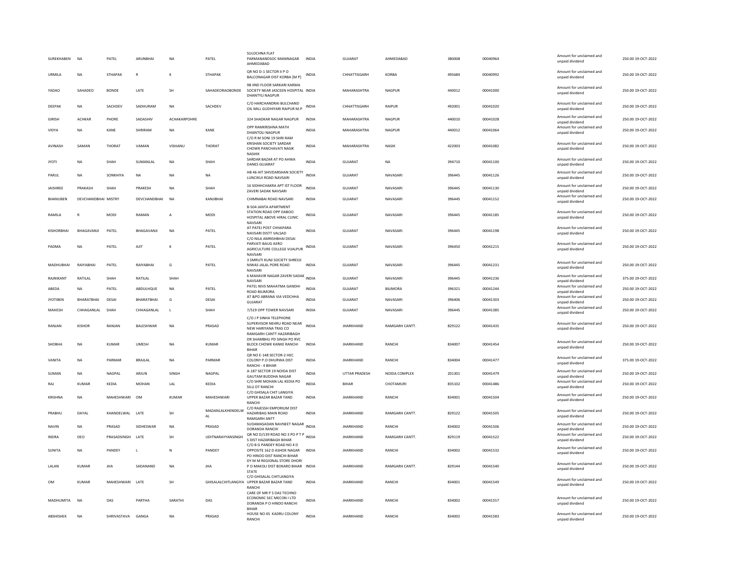| | | | | | | | | | | | | | | |
|---|---|---|---|---|---|---|---|---|---|---|---|---|---|---|
| SUREKHABEN | NA | PATEL | ARUNBHAI | NA | PATEL | SULOCHNA FLAT PARMANANDSOC MANINAGAR AHMEDABAD | INDIA | GUJARAT | AHMEDABAD | 380008 | 00040964 | Amount for unclaimed and unpaid dividend | 250.00 | 19-OCT-2022 |
| URMILA | NA | STHAPAK | R | K | STHAPAK | QR NO D-1 SECTOR II P O BALCONAGAR DIST KORBA [M P] | INDIA | CHHATTISGARH | KORBA | 495684 | 00040992 | Amount for unclaimed and unpaid dividend | 250.00 | 19-OCT-2022 |
| YADAO | SAHADEO | BONDE | LATE | SH | SAHADEORAOBONDE | 98 IIND FLOOR SARKARI KARMA SOCIETY NEAR JASCEEN HOSPITAL DHANTYLI NAGPUR | INDIA | MAHARASHTRA | NAGPUR | 440012 | 00041000 | Amount for unclaimed and unpaid dividend | 250.00 | 19-OCT-2022 |
| DEEPAK | NA | SACHDEV | SADHURAM | NA | SACHDEV | C/O HARCHANDRAI BULCHAND OIL MILL GUDHIYARI RAIPUR M.P | INDIA | CHHATTISGARH | RAIPUR | 492001 | 00041020 | Amount for unclaimed and unpaid dividend | 250.00 | 19-OCT-2022 |
| GIRISH | ACHKAR | PHORE | SADASHIV | ACHAKARPOHRE | | 324 SHADKAR NAGAR NAGPUR | INDIA | MAHARASHTRA | NAGPUR | 440010 | 00041028 | Amount for unclaimed and unpaid dividend | 250.00 | 19-OCT-2022 |
| VIDYA | NA | KANE | SHRIRAM | NA | KANE | OPP RAMKRISHNA MATH DHANTOLI NAGPUR | INDIA | MAHARASHTRA | NAGPUR | 440012 | 00041064 | Amount for unclaimed and unpaid dividend | 250.00 | 19-OCT-2022 |
| AVINASH | SAMAN | THORAT | VAMAN | VISHANU | THORAT | C/O R M SONI 19 SHRI RAM KRISHAN SOCIETY SARDAR CHOWK PANCHAVATI NASIK NASHIK | INDIA | MAHARASHTRA | NASIK | 422003 | 00041082 | Amount for unclaimed and unpaid dividend | 250.00 | 19-OCT-2022 |
| JYOTI | NA | SHAH | SUMANLAL | NA | SHAH | SARDAR BAZAR AT PO AHWA DANES GUJARAT | INDIA | GUJARAT | NA | 394710 | 00041100 | Amount for unclaimed and unpaid dividend | 250.00 | 19-OCT-2022 |
| PARUL | NA | SONKHIYA | NA | NA | NA | HB 46 HIT SHIVDARSHAN SOCIETY LUNCIKUI ROAD NAVSARI | INDIA | GUJARAT | NAVASARI | 396445 | 00041126 | Amount for unclaimed and unpaid dividend | 250.00 | 19-OCT-2022 |
| JAISHREE | PRAKASH | SHAH | PRAKESH | NA | SHAH | 16 SIDHHCHAKRA APT IST FLOOR ZAVERI SADAK NAVSARI | INDIA | GUJARAT | NAVASARI | 396445 | 00041130 | Amount for unclaimed and unpaid dividend | 250.00 | 19-OCT-2022 |
| BHANUBEN | DEVCHANDBHAI | MISTRY | DEVCHANDBHAI | NA | KANJIBHAI | CHIMNABAI ROAD NAVSARI | INDIA | GUJARAT | NAVASARI | 396445 | 00041152 | Amount for unclaimed and unpaid dividend | 250.00 | 19-OCT-2022 |
| RAMILA | R | MODI | RAMAN | A | MODI | B-504 JANTA APARTMENT STATION ROAD OPP DABOO HOSPITAL ABOVE HIRAL CLINIC NAVSARI | INDIA | GUJARAT | NAVASARI | 396445 | 00041185 | Amount for unclaimed and unpaid dividend | 250.00 | 19-OCT-2022 |
| KISHORBHAI | BHAGAVANJI | PATEL | BHAGAVANJI | NA | PATEL | AT PATEJ POST CHHAPARA NAVSARI DISTT VALSAD | INDIA | GUJARAT | NAVASARI | 396445 | 00041198 | Amount for unclaimed and unpaid dividend | 250.00 | 19-OCT-2022 |
| PADMA | NA | PATEL | AJIT | K | PATEL | C/O NILA AMRISHBHAI DESAI PARVATI BAUG AERO AGRICULTURE COLLEGE VIJALPUR NAVSARI | INDIA | GUJARAT | NAVASARI | 396450 | 00041215 | Amount for unclaimed and unpaid dividend | 250.00 | 19-OCT-2022 |
| MADHUBHAI | RAIYABHAI | PATEL | RAIYABHAI | G | PATEL | 3 SMRUTI KUNJ SOCIETY SHREEJI NIWAS JALAL PORE ROAD NAVSARI | INDIA | GUJARAT | NAVASARI | 396445 | 00041231 | Amount for unclaimed and unpaid dividend | 250.00 | 19-OCT-2022 |
| RAJNIKANT | RATILAL | SHAH | RATILAL | SHAH | | 6 MAHAVIR NAGAR ZAVERI SADAK NAVSARI | INDIA | GUJARAT | NAVASARI | 396445 | 00041236 | Amount for unclaimed and unpaid dividend | 375.00 | 19-OCT-2022 |
| ABEDA | NA | PATEL | ABDULHQUE | NA | PATEL | PATEL NIVS MAHATMA GANDHI ROAD BILIMORA | INDIA | GUJARAT | BILIMORA | 396321 | 00041244 | Amount for unclaimed and unpaid dividend | 250.00 | 19-OCT-2022 |
| JYOTIBEN | BHARATBHAI | DESAI | BHARATBHAI | G | DESAI | AT &PO ABRANA VIA VEDCHHA GUJARAT | INDIA | GUJARAT | NAVASARI | 396406 | 00041303 | Amount for unclaimed and unpaid dividend | 250.00 | 19-OCT-2022 |
| MAHESH | CHHAGANLAL | SHAH | CHHAGANLAL | L | SHAH | 7/519 OPP TOWER NAVSARI | INDIA | GUJARAT | NAVASARI | 396445 | 00041385 | Amount for unclaimed and unpaid dividend | 250.00 | 19-OCT-2022 |
| RANJAN | KISHOR | RANJAN | BALESHWAR | NA | PRASAD | C/O J P SINHA TELEPHONE SUPERVISOR NEHRU ROAD NEAR NEW HARIYANA TRAS CO RAMGARH CANTT HAZARIBAGH | INDIA | JHARKHAND | RAMGARH CANTT. | 829122 | 00041435 | Amount for unclaimed and unpaid dividend | 250.00 | 19-OCT-2022 |
| SHOBHA | NA | KUMAR | UMESH | NA | KUMAR | DR SHAMBHU PD SINGH PO RVC BLOCK CHOWK KANKE RANCHI BIHAR | INDIA | JHARKHAND | RANCHI | 834007 | 00041454 | Amount for unclaimed and unpaid dividend | 250.00 | 19-OCT-2022 |
| VANITA | NA | PARMAR | BRAJLAL | NA | PARMAR | QR NO E-148 SECTOR-2 HEC COLONY P.O DHURWA DIST RANCHI - 4 BIHAR | INDIA | JHARKHAND | RANCHI | 834004 | 00041477 | Amount for unclaimed and unpaid dividend | 375.00 | 19-OCT-2022 |
| SUMAN | NA | NAGPAL | ARJUN | SINGH | NAGPAL | A-187 SECTOR 19 NOIDA DIST GAUTAM BUDDHA NAGAR | INDIA | UTTAR PRADESH | NOIDA COMPLEX | 201301 | 00041479 | Amount for unclaimed and unpaid dividend | 250.00 | 19-OCT-2022 |
| RAJ | KUMAR | KEDIA | MOHAN | LAL | KEDIA | C/O SHRI MOHAN LAL KEDIA PO SILLI DT RANCHI | INDIA | BIHAR | CHOTAMURI | 835102 | 00041486 | Amount for unclaimed and unpaid dividend | 250.00 | 19-OCT-2022 |
| KRISHNA | NA | MAHESHWARI | OM | KUMAR | MAHESHWARI | C/O GHISALA CHIT LANGIYA UPPER BAZAR BAZAR TAND RANCHI | INDIA | JHARKHAND | RANCHI | 834001 | 00041504 | Amount for unclaimed and unpaid dividend | 250.00 | 19-OCT-2022 |
| PRABHU | DAYAL | KHANDELWAL | LATE | SH | MADANLALKHENDELWAL | C/O RAJESSH EMPORIUM DIST HAZARIBAG MAIN ROAD RAMGARH ANTT | INDIA | JHARKHAND | RAMGARH CANTT. | 829122 | 00041505 | Amount for unclaimed and unpaid dividend | 250.00 | 19-OCT-2022 |
| NAVIN | NA | PRASAD | SIDHESWAR | NA | PRASAD | SUDAMASADAN NAVNEET NAGAR DORANDA RANCHI | INDIA | JHARKHAND | RANCHI | 834002 | 00041506 | Amount for unclaimed and unpaid dividend | 250.00 | 19-OCT-2022 |
| INDRA | DEO | PRASADSINGH | LATE | SH | UDITNARAYYANSINGH | QR NO D/139 ROAD NO 3 PO P T P S DIST HAZARIBAGH BIHAR | INDIA | JHARKHAND | RAMGARH CANTT. | 829119 | 00041522 | Amount for unclaimed and unpaid dividend | 250.00 | 19-OCT-2022 |
| SUNITA | NA | PANDEY | L | N | PANDEY | C/O B G PANDEY ROAD NO 4 D OPPOSITE 162 D ASHOK NAGAR PO HINOO DIST RANCHI BIHAR | INDIA | JHARKHAND | RANCHI | 834002 | 00041532 | Amount for unclaimed and unpaid dividend | 250.00 | 19-OCT-2022 |
| LALAN | KUMAR | JHA | SADANAND | NA | JHA | DY M M REGIONAL STORE DHORI P O MAKOLI DIST BOKARO BIHAR STATE | INDIA | JHARKHAND | RAMGARH CANTT. | 829144 | 00041540 | Amount for unclaimed and unpaid dividend | 250.00 | 19-OCT-2022 |
| OM | KUMAR | MAHESHWARI | LATE | SH | GHISALALCHITLANGIYA | C/O GHISALAL CHITLANGIYA UPPER BAZAR BAZAR TAND RANCHI | INDIA | JHARKHAND | RANCHI | 834001 | 00041549 | Amount for unclaimed and unpaid dividend | 250.00 | 19-OCT-2022 |
| MADHUMITA | NA | DAS | PARTHA | SARATHI | DAS | CARE OF MR P S DAS TECHNO ECONOMIC SEC MECON I LTD DORANDA P O HINDO RANCHI BIHAR | INDIA | JHARKHAND | RANCHI | 834002 | 00041557 | Amount for unclaimed and unpaid dividend | 250.00 | 19-OCT-2022 |
| ABSHISHEK | NA | SHRIVASTAVA | GANGA | NA | PRASAD | HOUSE NO 45 KADRU COLONY RANCHI | INDIA | JHARKHAND | RANCHI | 834002 | 00041583 | Amount for unclaimed and unpaid dividend | 250.00 | 19-OCT-2022 |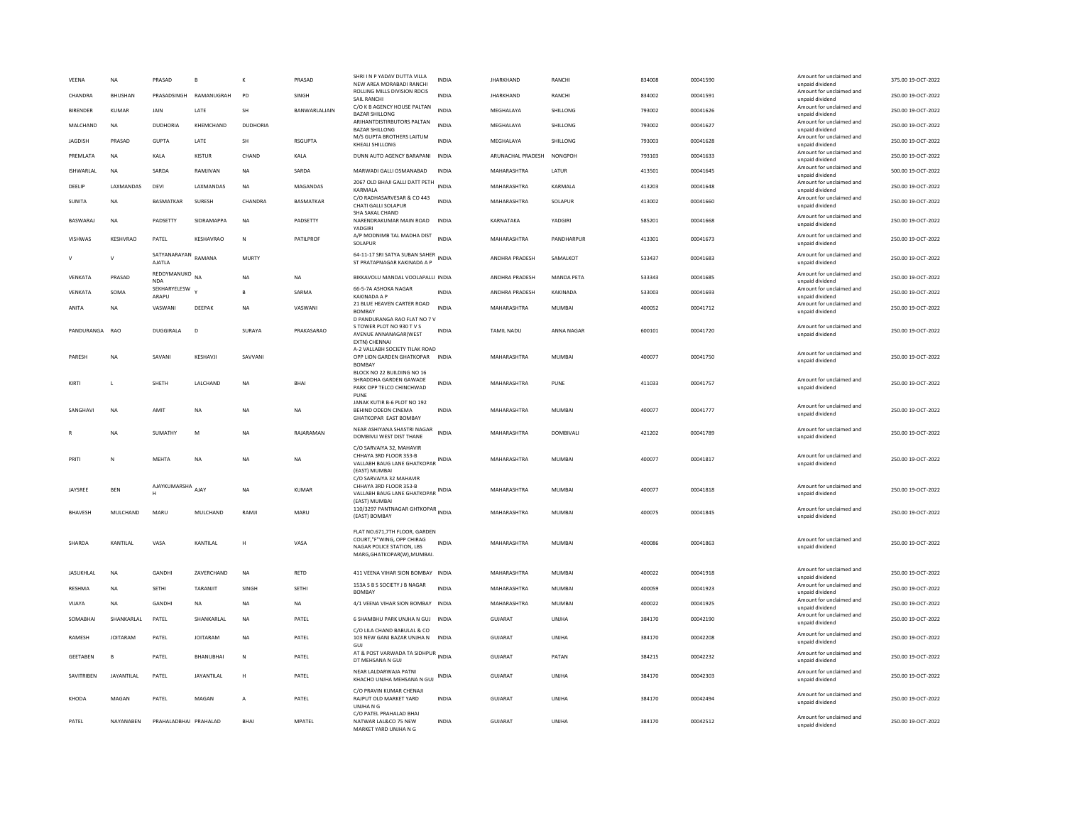| | | | | | | | | | | | | | | |
|---|---|---|---|---|---|---|---|---|---|---|---|---|---|---|
| VEENA | NA | PRASAD | B | K | PRASAD | SHRI I N P YADAV DUTTA VILLA NEW AREA MORABADI RANCHI | INDIA | JHARKHAND | RANCHI | 834008 | 00041590 | | Amount for unclaimed and unpaid dividend | 375.00 19-OCT-2022 |
| CHANDRA | BHUSHAN | PRASADSINGH | RAMANUGRAH | PD | SINGH | ROLLING MILLS DIVISION RDCIS SAIL RANCHI | INDIA | JHARKHAND | RANCHI | 834002 | 00041591 | | Amount for unclaimed and unpaid dividend | 250.00 19-OCT-2022 |
| BIRENDER | KUMAR | JAIN | LATE | SH | BANWARLALJAIN | C/O K B AGENCY HOUSE PALTAN BAZAR SHILLONG | INDIA | MEGHALAYA | SHILLONG | 793002 | 00041626 | | Amount for unclaimed and unpaid dividend | 250.00 19-OCT-2022 |
| MALCHAND | NA | DUDHORIA | KHEMCHAND | DUDHORIA | | ARIHANTDISTIRBUTORS PALTAN BAZAR SHILLONG | INDIA | MEGHALAYA | SHILLONG | 793002 | 00041627 | | Amount for unclaimed and unpaid dividend | 250.00 19-OCT-2022 |
| JAGDISH | PRASAD | GUPTA | LATE | SH | RSGUPTA | M/S GUPTA BROTHERS LAITUM KHEALI SHILLONG | INDIA | MEGHALAYA | SHILLONG | 793003 | 00041628 | | Amount for unclaimed and unpaid dividend | 250.00 19-OCT-2022 |
| PREMLATA | NA | KALA | KISTUR | CHAND | KALA | DUNN AUTO AGENCY BARAPANI | INDIA | ARUNACHAL PRADESH | NONGPOH | 793103 | 00041633 | | Amount for unclaimed and unpaid dividend | 250.00 19-OCT-2022 |
| ISHWARLAL | NA | SARDA | RAMJIVAN | NA | SARDA | MARWADI GALLI OSMANABAD | INDIA | MAHARASHTRA | LATUR | 413501 | 00041645 | | Amount for unclaimed and unpaid dividend | 500.00 19-OCT-2022 |
| DEELIP | LAXMANDAS | DEVI | LAXMANDAS | NA | MAGANDAS | 2067 OLD BHAJI GALLI DATT PETH KARMALA | INDIA | MAHARASHTRA | KARMALA | 413203 | 00041648 | | Amount for unclaimed and unpaid dividend | 250.00 19-OCT-2022 |
| SUNITA | NA | BASMATKAR | SURESH | CHANDRA | BASMATKAR | C/O RADHASARVESAR & CO 443 CHATI GALLI SOLAPUR | INDIA | MAHARASHTRA | SOLAPUR | 413002 | 00041660 | | Amount for unclaimed and unpaid dividend | 250.00 19-OCT-2022 |
| BASWARAJ | NA | PADSETTY | SIDRAMAPPA | NA | PADSETTY | SHA SAKAL CHAND NARENDRAKUMAR MAIN ROAD YADGIRI | INDIA | KARNATAKA | YADGIRI | 585201 | 00041668 | | Amount for unclaimed and unpaid dividend | 250.00 19-OCT-2022 |
| VISHWAS | KESHVRAO | PATEL | KESHAVRAO | N | PATILPROF | A/P MODNIMB TAL MADHA DIST SOLAPUR | INDIA | MAHARASHTRA | PANDHARPUR | 413301 | 00041673 | | Amount for unclaimed and unpaid dividend | 250.00 19-OCT-2022 |
| V | V | SATYANARAYAN AJATLA | RAMANA | MURTY | | 64-11-17 SRI SATYA SUBAN SAHER ST PRATAPNAGAR KAKINADA A P | INDIA | ANDHRA PRADESH | SAMALKOT | 533437 | 00041683 | | Amount for unclaimed and unpaid dividend | 250.00 19-OCT-2022 |
| VENKATA | PRASAD | REDDYMANUKO NDA | NA | NA | NA | BIKKAVOLU MANDAL VOOLAPALLI | INDIA | ANDHRA PRADESH | MANDA PETA | 533343 | 00041685 | | Amount for unclaimed and unpaid dividend | 250.00 19-OCT-2022 |
| VENKATA | SOMA | SEKHARYELESW ARAPU | Y | B | SARMA | 66-5-7A ASHOKA NAGAR KAKINADA A P | INDIA | ANDHRA PRADESH | KAKINADA | 533003 | 00041693 | | Amount for unclaimed and unpaid dividend | 250.00 19-OCT-2022 |
| ANITA | NA | VASWANI | DEEPAK | NA | VASWANI | 21 BLUE HEAVEN CARTER ROAD BOMBAY | INDIA | MAHARASHTRA | MUMBAI | 400052 | 00041712 | | Amount for unclaimed and unpaid dividend | 250.00 19-OCT-2022 |
| PANDURANGA | RAO | DUGGIRALA | D | SURAYA | PRAKASARAO | D PANDURANGA RAO FLAT NO 7 V S TOWER PLOT NO 930 T V S AVENUE ANNANAGAR(WEST EXTN) CHENNAI | INDIA | TAMIL NADU | ANNA NAGAR | 600101 | 00041720 | | Amount for unclaimed and unpaid dividend | 250.00 19-OCT-2022 |
| PARESH | NA | SAVANI | KESHAVJI | SAVVANI | | A-2 VALLABH SOCIETY TILAK ROAD OPP LION GARDEN GHATKOPAR BOMBAY | INDIA | MAHARASHTRA | MUMBAI | 400077 | 00041750 | | Amount for unclaimed and unpaid dividend | 250.00 19-OCT-2022 |
| KIRTI | L | SHETH | LALCHAND | NA | BHAI | BLOCK NO 22 BUILDING NO 16 SHRADDHA GARDEN GAWADE PARK OPP TELCO CHINCHWAD PUNE | INDIA | MAHARASHTRA | PUNE | 411033 | 00041757 | | Amount for unclaimed and unpaid dividend | 250.00 19-OCT-2022 |
| SANGHAVI | NA | AMIT | NA | NA | NA | JANAK KUTIR B-6 PLOT NO 192 BEHIND ODEON CINEMA GHATKOPAR EAST BOMBAY | INDIA | MAHARASHTRA | MUMBAI | 400077 | 00041777 | | Amount for unclaimed and unpaid dividend | 250.00 19-OCT-2022 |
| R | NA | SUMATHY | M | NA | RAJARAMAN | NEAR ASHIYANA SHASTRI NAGAR DOMBIVLI WEST DIST THANE | INDIA | MAHARASHTRA | DOMBIVALI | 421202 | 00041789 | | Amount for unclaimed and unpaid dividend | 250.00 19-OCT-2022 |
| PRITI | N | MEHTA | NA | NA | NA | C/O SARVAIYA 32, MAHAVIR CHHAYA 3RD FLOOR 353-B VALLABH BAUG LANE GHATKOPAR (EAST) MUMBAI | INDIA | MAHARASHTRA | MUMBAI | 400077 | 00041817 | | Amount for unclaimed and unpaid dividend | 250.00 19-OCT-2022 |
| JAYSREE | BEN | AJAYKUMARSHA H | AJAY | NA | KUMAR | C/O SARVAIYA 32 MAHAVIR CHHAYA 3RD FLOOR 353-B VALLABH BAUG LANE GHATKOPAR (EAST) MUMBAI | INDIA | MAHARASHTRA | MUMBAI | 400077 | 00041818 | | Amount for unclaimed and unpaid dividend | 250.00 19-OCT-2022 |
| BHAVESH | MULCHAND | MARU | MULCHAND | RAMJI | MARU | 110/3297 PANTNAGAR GHTKOPAR (EAST) BOMBAY | INDIA | MAHARASHTRA | MUMBAI | 400075 | 00041845 | | Amount for unclaimed and unpaid dividend | 250.00 19-OCT-2022 |
| SHARDA | KANTILAL | VASA | KANTILAL | H | VASA | FLAT NO.671,7TH FLOOR, GARDEN COURT,"F"WING, OPP CHIRAG NAGAR POLICE STATION, LBS MARG,GHATKOPAR(W),MUMBAI. | INDIA | MAHARASHTRA | MUMBAI | 400086 | 00041863 | | Amount for unclaimed and unpaid dividend | 250.00 19-OCT-2022 |
| JASUKHLAL | NA | GANDHI | ZAVERCHAND | NA | RETD | 411 VEENA VIHAR SION BOMBAY | INDIA | MAHARASHTRA | MUMBAI | 400022 | 00041918 | | Amount for unclaimed and unpaid dividend | 250.00 19-OCT-2022 |
| RESHMA | NA | SETHI | TARANJIT | SINGH | SETHI | 153A S B S SOCIETY J B NAGAR BOMBAY | INDIA | MAHARASHTRA | MUMBAI | 400059 | 00041923 | | Amount for unclaimed and unpaid dividend | 250.00 19-OCT-2022 |
| VIJAYA | NA | GANDHI | NA | NA | NA | 4/1 VEENA VIHAR SION BOMBAY | INDIA | MAHARASHTRA | MUMBAI | 400022 | 00041925 | | Amount for unclaimed and unpaid dividend | 250.00 19-OCT-2022 |
| SOMABHAI | SHANKARLAL | PATEL | SHANKARLAL | NA | PATEL | 6 SHAMBHU PARK UNJHA N GUJ | INDIA | GUJARAT | UNJHA | 384170 | 00042190 | | Amount for unclaimed and unpaid dividend | 250.00 19-OCT-2022 |
| RAMESH | JOITARAM | PATEL | JOITARAM | NA | PATEL | C/O LILA CHAND BABULAL & CO 103 NEW GANJ BAZAR UNJHA N GUJ | INDIA | GUJARAT | UNJHA | 384170 | 00042208 | | Amount for unclaimed and unpaid dividend | 250.00 19-OCT-2022 |
| GEETABEN | B | PATEL | BHANUBHAI | N | PATEL | AT & POST VARWADA TA SIDHPUR DT MEHSANA N GUJ | INDIA | GUJARAT | PATAN | 384215 | 00042232 | | Amount for unclaimed and unpaid dividend | 250.00 19-OCT-2022 |
| SAVITRIBEN | JAYANTILAL | PATEL | JAYANTILAL | H | PATEL | NEAR LALDARWAJA PATNI KHACHO UNJHA MEHSANA N GUJ | INDIA | GUJARAT | UNJHA | 384170 | 00042303 | | Amount for unclaimed and unpaid dividend | 250.00 19-OCT-2022 |
| KHODA | MAGAN | PATEL | MAGAN | A | PATEL | C/O PRAVIN KUMAR CHENAJI RAJPUT OLD MARKET YARD UNJHA N G | INDIA | GUJARAT | UNJHA | 384170 | 00042494 | | Amount for unclaimed and unpaid dividend | 250.00 19-OCT-2022 |
| PATEL | NAYANABEN | PRAHALADBHAI | PRAHALAD | BHAI | MPATEL | C/O PATEL PRAHALAD BHAI NATWAR LAL&CO 75 NEW MARKET YARD UNJHA N G | INDIA | GUJARAT | UNJHA | 384170 | 00042512 | | Amount for unclaimed and unpaid dividend | 250.00 19-OCT-2022 |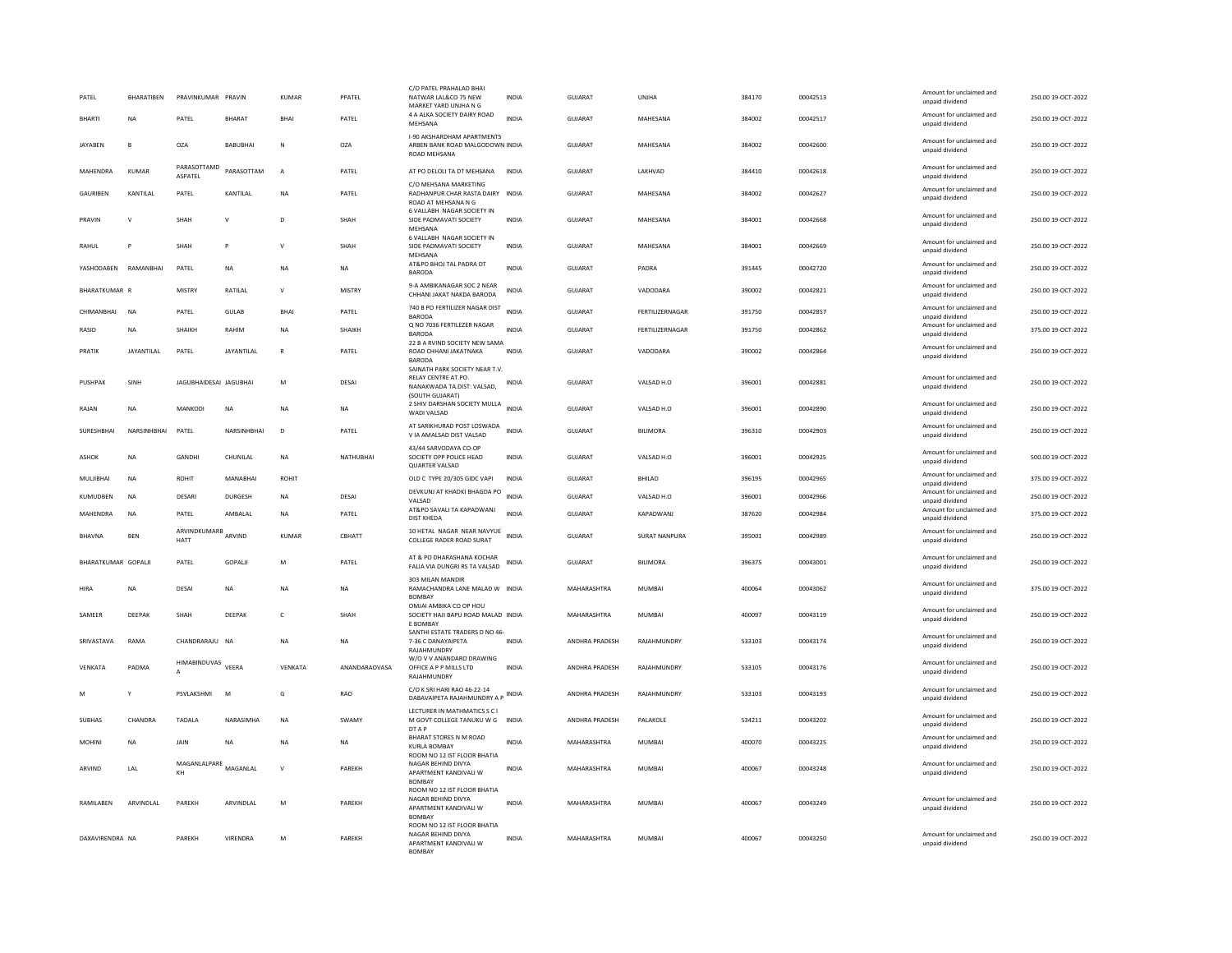| PATEL | BHARATIBEN | PRAVINKUMAR | PRAVIN | KUMAR | PPATEL | C/O PATEL PRAHALAD BHAI NATWAR LAL&CO 75 NEW MARKET YARD UNJHA N G | INDIA | GUJARAT | UNJHA | 384170 | 00042513 | Amount for unclaimed and unpaid dividend | 250.00 | 19-OCT-2022 |
|---|---|---|---|---|---|---|---|---|---|---|---|---|---|---|
| BHARTI | NA | PATEL | BHARAT | BHAI | PATEL | 4 A ALKA SOCIETY DAIRY ROAD MEHSANA | INDIA | GUJARAT | MAHESANA | 384002 | 00042517 | Amount for unclaimed and unpaid dividend | 250.00 | 19-OCT-2022 |
| JAYABEN | B | OZA | BABUBHAI | N | OZA | I-90 AKSHARDHAM APARTMENTS ARBEN BANK ROAD MALGODOWN ROAD MEHSANA | INDIA | GUJARAT | MAHESANA | 384002 | 00042600 | Amount for unclaimed and unpaid dividend | 250.00 | 19-OCT-2022 |
| MAHENDRA | KUMAR | PARASOTTAMD ASPATEL | PARASOTTAM | A | PATEL | AT PO DELOLI TA DT MEHSANA | INDIA | GUJARAT | LAKHVAD | 384410 | 00042618 | Amount for unclaimed and unpaid dividend | 250.00 | 19-OCT-2022 |
| GAURIBEN | KANTILAL | PATEL | KANTILAL | NA | PATEL | C/O MEHSANA MARKETING RADHANPUR CHAR RASTA DAIRY ROAD AT MEHSANA N G | INDIA | GUJARAT | MAHESANA | 384002 | 00042627 | Amount for unclaimed and unpaid dividend | 250.00 | 19-OCT-2022 |
| PRAVIN | V | SHAH | V | D | SHAH | 6 VALLABH NAGAR SOCIETY IN SIDE PADMAVATI SOCIETY MEHSANA | INDIA | GUJARAT | MAHESANA | 384001 | 00042668 | Amount for unclaimed and unpaid dividend | 250.00 | 19-OCT-2022 |
| RAHUL | P | SHAH | P | V | SHAH | 6 VALLABH NAGAR SOCIETY IN SIDE PADMAVATI SOCIETY MEHSANA | INDIA | GUJARAT | MAHESANA | 384001 | 00042669 | Amount for unclaimed and unpaid dividend | 250.00 | 19-OCT-2022 |
| YASHODABEN | RAMANBHAI | PATEL | NA | NA | NA | AT&PO BHOJ TAL PADRA DT BARODA | INDIA | GUJARAT | PADRA | 391445 | 00042720 | Amount for unclaimed and unpaid dividend | 250.00 | 19-OCT-2022 |
| BHARATKUMAR | R | MISTRY | RATILAL | V | MISTRY | 9-A AMBIKANAGAR SOC 2 NEAR CHHANI JAKAT NAKDA BARODA | INDIA | GUJARAT | VADODARA | 390002 | 00042821 | Amount for unclaimed and unpaid dividend | 250.00 | 19-OCT-2022 |
| CHIMANBHAI | NA | PATEL | GULAB | BHAI | PATEL | 740 B PO FERTILIZER NAGAR DIST BARODA | INDIA | GUJARAT | FERTILIZERNAGAR | 391750 | 00042857 | Amount for unclaimed and unpaid dividend | 250.00 | 19-OCT-2022 |
| RASID | NA | SHAIKH | RAHIM | NA | SHAIKH | Q NO 7036 FERTILEZER NAGAR BARODA | INDIA | GUJARAT | FERTILIZERNAGAR | 391750 | 00042862 | Amount for unclaimed and unpaid dividend | 375.00 | 19-OCT-2022 |
| PRATIK | JAYANTILAL | PATEL | JAYANTILAL | R | PATEL | 22 B A RVIND SOCIETY NEW SAMA ROAD CHHANI JAKATNAKA BARODA | INDIA | GUJARAT | VADODARA | 390002 | 00042864 | Amount for unclaimed and unpaid dividend | 250.00 | 19-OCT-2022 |
| PUSHPAK | SINH | JAGUBHAIDESAI | JAGUBHAI | M | DESAI | SAINATH PARK SOCIETY NEAR T.V. RELAY CENTRE AT.PO. NANAKWADA TA.DIST: VALSAD, (SOUTH GUJARAT) | INDIA | GUJARAT | VALSAD H.O | 396001 | 00042881 | Amount for unclaimed and unpaid dividend | 250.00 | 19-OCT-2022 |
| RAJAN | NA | MANKODI | NA | NA | NA | 2 SHIV DARSHAN SOCIETY MULLA WADI VALSAD | INDIA | GUJARAT | VALSAD H.O | 396001 | 00042890 | Amount for unclaimed and unpaid dividend | 250.00 | 19-OCT-2022 |
| SURESHBHAI | NARSINHBHAI | PATEL | NARSINHBHAI | D | PATEL | AT SARIKHURAD POST LOSWADA V IA AMALSAD DIST VALSAD | INDIA | GUJARAT | BILIMORA | 396310 | 00042903 | Amount for unclaimed and unpaid dividend | 250.00 | 19-OCT-2022 |
| ASHOK | NA | GANDHI | CHUNILAL | NA | NATHUBHAI | 43/44 SARVODAYA CO-OP SOCIETY OPP POLICE HEAD QUARTER VALSAD | INDIA | GUJARAT | VALSAD H.O | 396001 | 00042925 | Amount for unclaimed and unpaid dividend | 500.00 | 19-OCT-2022 |
| MULJIBHAI | NA | ROHIT | MANABHAI | ROHIT | | OLD C TYPE 20/305 GIDC VAPI | INDIA | GUJARAT | BHILAD | 396195 | 00042965 | Amount for unclaimed and unpaid dividend | 375.00 | 19-OCT-2022 |
| KUMUDBEN | NA | DESARI | DURGESH | NA | DESAI | DEVKUNJ AT KHADKI BHAGDA PO VALSAD | INDIA | GUJARAT | VALSAD H.O | 396001 | 00042966 | Amount for unclaimed and unpaid dividend | 250.00 | 19-OCT-2022 |
| MAHENDRA | NA | PATEL | AMBALAL | NA | PATEL | AT&PO SAVALI TA KAPADWANJ DIST KHEDA | INDIA | GUJARAT | KAPADWANJ | 387620 | 00042984 | Amount for unclaimed and unpaid dividend | 375.00 | 19-OCT-2022 |
| BHAVNA | BEN | ARVINDKUMARB HATT | ARVIND | KUMAR | CBHATT | 10 HETAL NAGAR NEAR NAVYUE COLLEGE RADER ROAD SURAT | INDIA | GUJARAT | SURAT NANPURA | 395001 | 00042989 | Amount for unclaimed and unpaid dividend | 250.00 | 19-OCT-2022 |
| BHARATKUMAR | GOPALJI | PATEL | GOPALJI | M | PATEL | AT & PO DHARASHANA KOCHAR FALIA VIA DUNGRI RS TA VALSAD | INDIA | GUJARAT | BILIMORA | 396375 | 00043001 | Amount for unclaimed and unpaid dividend | 250.00 | 19-OCT-2022 |
| HIRA | NA | DESAI | NA | NA | NA | 303 MILAN MANDIR RAMACHANDRA LANE MALAD W BOMBAY | INDIA | MAHARASHTRA | MUMBAI | 400064 | 00043062 | Amount for unclaimed and unpaid dividend | 375.00 | 19-OCT-2022 |
| SAMEER | DEEPAK | SHAH | DEEPAK | C | SHAH | OMJAI AMBIKA CO OP HOU SOCIETY HAJI BAPU ROAD MALAD E BOMBAY | INDIA | MAHARASHTRA | MUMBAI | 400097 | 00043119 | Amount for unclaimed and unpaid dividend | 250.00 | 19-OCT-2022 |
| SRIVASTAVA | RAMA | CHANDRARAJU | NA | NA | NA | SANTHI ESTATE TRADERS D NO 46-7-36 C DANAYAIPETA RAJAHMUNDRY | INDIA | ANDHRA PRADESH | RAJAHMUNDRY | 533103 | 00043174 | Amount for unclaimed and unpaid dividend | 250.00 | 19-OCT-2022 |
| VENKATA | PADMA | HIMABINDUVAS A | VEERA | VENKATA | ANANDARAOVASA | W/O V V ANANDARO DRAWING OFFICE A P P MILLS LTD RAJAHMUNDRY | INDIA | ANDHRA PRADESH | RAJAHMUNDRY | 533105 | 00043176 | Amount for unclaimed and unpaid dividend | 250.00 | 19-OCT-2022 |
| M | Y | PSVLAKSHMI | M | G | RAO | C/O K SRI HARI RAO 46-22-14 DABAVAIPETA RAJAHMUNDRY A P | INDIA | ANDHRA PRADESH | RAJAHMUNDRY | 533103 | 00043193 | Amount for unclaimed and unpaid dividend | 250.00 | 19-OCT-2022 |
| SUBHAS | CHANDRA | TADALA | NARASIMHA | NA | SWAMY | LECTURER IN MATHMATICS S C I M GOVT COLLEGE TANUKU W G DT A P | INDIA | ANDHRA PRADESH | PALAKOLE | 534211 | 00043202 | Amount for unclaimed and unpaid dividend | 250.00 | 19-OCT-2022 |
| MOHINI | NA | JAIN | NA | NA | NA | BHARAT STORES N M ROAD KURLA BOMBAY | INDIA | MAHARASHTRA | MUMBAI | 400070 | 00043225 | Amount for unclaimed and unpaid dividend | 250.00 | 19-OCT-2022 |
| ARVIND | LAL | MAGANLALPARE KH | MAGANLAL | V | PAREKH | ROOM NO 12 IST FLOOR BHATIA NAGAR BEHIND DIVYA APARTMENT KANDIVALI W BOMBAY | INDIA | MAHARASHTRA | MUMBAI | 400067 | 00043248 | Amount for unclaimed and unpaid dividend | 250.00 | 19-OCT-2022 |
| RAMILABEN | ARVINDLAL | PAREKH | ARVINDLAL | M | PAREKH | ROOM NO 12 IST FLOOR BHATIA NAGAR BEHIND DIVYA APARTMENT KANDIVALI W BOMBAY | INDIA | MAHARASHTRA | MUMBAI | 400067 | 00043249 | Amount for unclaimed and unpaid dividend | 250.00 | 19-OCT-2022 |
| DAXAVIRENDRA | NA | PAREKH | VIRENDRA | M | PAREKH | ROOM NO 12 IST FLOOR BHATIA NAGAR BEHIND DIVYA APARTMENT KANDIVALI W BOMBAY | INDIA | MAHARASHTRA | MUMBAI | 400067 | 00043250 | Amount for unclaimed and unpaid dividend | 250.00 | 19-OCT-2022 |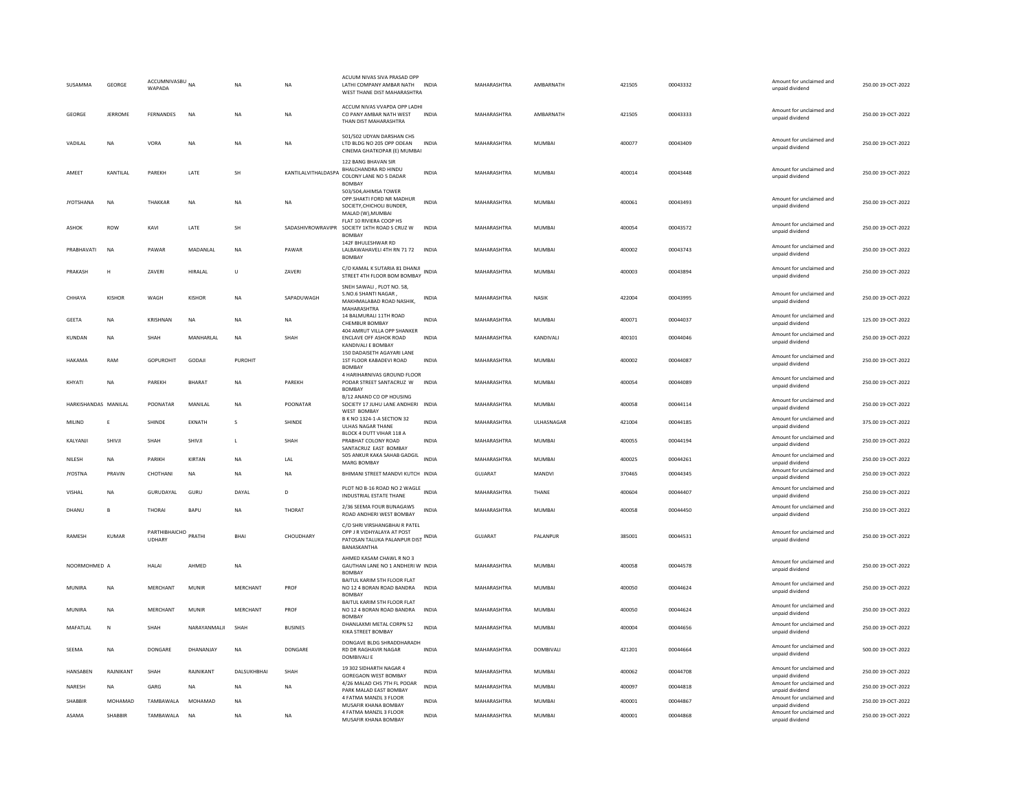| | | | | | | | | | | | | | | |
|---|---|---|---|---|---|---|---|---|---|---|---|---|---|---|
| SUSAMMA | GEORGE | ACCUMNIVASBU WAPADA | NA | NA | NA | ACUUM NIVAS SIVA PRASAD OPP LATHI COMPANY AMBAR NATH WEST THANE DIST MAHARASHTRA | INDIA | MAHARASHTRA | AMBARNATH | 421505 | 00043332 | Amount for unclaimed and unpaid dividend | 250.00 | 19-OCT-2022 |
| GEORGE | JERROME | FERNANDES | NA | NA | NA | ACCUM NIVAS VVAPDA OPP LADHI CO PANY AMBAR NATH WEST THAN DIST MAHARASHTRA | INDIA | MAHARASHTRA | AMBARNATH | 421505 | 00043333 | Amount for unclaimed and unpaid dividend | 250.00 | 19-OCT-2022 |
| VADILAL | NA | VORA | NA | NA | NA | 501/502 UDYAN DARSHAN CHS LTD BLDG NO 205 OPP ODEAN CINEMA GHATKOPAR (E) MUMBAI | INDIA | MAHARASHTRA | MUMBAI | 400077 | 00043409 | Amount for unclaimed and unpaid dividend | 250.00 | 19-OCT-2022 |
| AMEET | KANTILAL | PAREKH | LATE | SH | KANTILALVITHALDASPA | 122 BANG BHAVAN SIR BHALCHANDRA RD HINDU COLONY LANE NO 5 DADAR BOMBAY | INDIA | MAHARASHTRA | MUMBAI | 400014 | 00043448 | Amount for unclaimed and unpaid dividend | 250.00 | 19-OCT-2022 |
| JYOTSHANA | NA | THAKKAR | NA | NA | NA | 503/504,AHIMSA TOWER OPP.SHAKTI FORD NR MADHUR SOCIETY,CHICHOLI BUNDER, MALAD (W),MUMBAI | INDIA | MAHARASHTRA | MUMBAI | 400061 | 00043493 | Amount for unclaimed and unpaid dividend | 250.00 | 19-OCT-2022 |
| ASHOK | ROW | KAVI | LATE | SH | SADASHIVROWRAVIPR | FLAT 10 RIVIERA COOP HS SOCIETY 1KTH ROAD S CRUZ W BOMBAY | INDIA | MAHARASHTRA | MUMBAI | 400054 | 00043572 | Amount for unclaimed and unpaid dividend | 250.00 | 19-OCT-2022 |
| PRABHAVATI | NA | PAWAR | MADANLAL | NA | PAWAR | 142F BHULESHWAR RD LALBAWAHAVELI 4TH RN 71 72 BOMBAY | INDIA | MAHARASHTRA | MUMBAI | 400002 | 00043743 | Amount for unclaimed and unpaid dividend | 250.00 | 19-OCT-2022 |
| PRAKASH | H | ZAVERI | HIRALAL | U | ZAVERI | C/O KAMAL K SUTARIA 81 DHANJI STREET 4TH FLOOR BOM BOMBAY | INDIA | MAHARASHTRA | MUMBAI | 400003 | 00043894 | Amount for unclaimed and unpaid dividend | 250.00 | 19-OCT-2022 |
| CHHAYA | KISHOR | WAGH | KISHOR | NA | SAPADUWAGH | SNEH SAWALI , PLOT NO. 58, S.NO.6 SHANTI NAGAR , MAKHMALABAD ROAD NASHIK, MAHARASHTRA | INDIA | MAHARASHTRA | NASIK | 422004 | 00043995 | Amount for unclaimed and unpaid dividend | 250.00 | 19-OCT-2022 |
| GEETA | NA | KRISHNAN | NA | NA | NA | 14 BALMURALI 11TH ROAD CHEMBUR BOMBAY | INDIA | MAHARASHTRA | MUMBAI | 400071 | 00044037 | Amount for unclaimed and unpaid dividend | 125.00 | 19-OCT-2022 |
| KUNDAN | NA | SHAH | MANHARLAL | NA | SHAH | 404 AMRUT VILLA OPP SHANKER ENCLAVE OFF ASHOK ROAD KANDIVALI E BOMBAY | INDIA | MAHARASHTRA | KANDIVALI | 400101 | 00044046 | Amount for unclaimed and unpaid dividend | 250.00 | 19-OCT-2022 |
| HAKAMA | RAM | GOPUROHIT | GODAJI | PUROHIT | | 150 DADAISETH AGAYARI LANE 1ST FLOOR KABADEVI ROAD BOMBAY | INDIA | MAHARASHTRA | MUMBAI | 400002 | 00044087 | Amount for unclaimed and unpaid dividend | 250.00 | 19-OCT-2022 |
| KHYATI | NA | PAREKH | BHARAT | NA | PAREKH | 4 HARIHARNIVAS GROUND FLOOR PODAR STREET SANTACRUZ W BOMBAY | INDIA | MAHARASHTRA | MUMBAI | 400054 | 00044089 | Amount for unclaimed and unpaid dividend | 250.00 | 19-OCT-2022 |
| HARKISHANDAS | MANILAL | POONATAR | MANILAL | NA | POONATAR | B/12 ANAND CO OP HOUSING SOCIETY 17 JUHU LANE ANDHERI WEST BOMBAY | INDIA | MAHARASHTRA | MUMBAI | 400058 | 00044114 | Amount for unclaimed and unpaid dividend | 250.00 | 19-OCT-2022 |
| MILIND | E | SHINDE | EKNATH | S | SHINDE | B K NO 1324-1-A SECTION 32 ULHAS NAGAR THANE | INDIA | MAHARASHTRA | ULHASNAGAR | 421004 | 00044185 | Amount for unclaimed and unpaid dividend | 375.00 | 19-OCT-2022 |
| KALYANJI | SHIVJI | SHAH | SHIVJI | L | SHAH | BLOCK 4 DUTT VIHAR 118 A PRABHAT COLONY ROAD SANTACRUZ EAST BOMBAY | INDIA | MAHARASHTRA | MUMBAI | 400055 | 00044194 | Amount for unclaimed and unpaid dividend | 250.00 | 19-OCT-2022 |
| NILESH | NA | PARIKH | KIRTAN | NA | LAL | 505 ANKUR KAKA SAHAB GADGIL MARG BOMBAY | INDIA | MAHARASHTRA | MUMBAI | 400025 | 00044261 | Amount for unclaimed and unpaid dividend | 250.00 | 19-OCT-2022 |
| JYOSTNA | PRAVIN | CHOTHANI | NA | NA | NA | BHIMANI STREET MANDVI KUTCH | INDIA | GUJARAT | MANDVI | 370465 | 00044345 | Amount for unclaimed and unpaid dividend | 250.00 | 19-OCT-2022 |
| VISHAL | NA | GURUDAYAL | GURU | DAYAL | D | PLOT NO B-16 ROAD NO 2 WAGLE INDUSTRIAL ESTATE THANE | INDIA | MAHARASHTRA | THANE | 400604 | 00044407 | Amount for unclaimed and unpaid dividend | 250.00 | 19-OCT-2022 |
| DHANU | B | THORAI | BAPU | NA | THORAT | 2/36 SEEMA FOUR BUNAGAWS ROAD ANDHERI WEST BOMBAY | INDIA | MAHARASHTRA | MUMBAI | 400058 | 00044450 | Amount for unclaimed and unpaid dividend | 250.00 | 19-OCT-2022 |
| RAMESH | KUMAR | PARTHIBHAICHO UDHARY | PRATHI | BHAI | CHOUDHARY | C/O SHRI VIRSHANGBHAI R PATEL OPP J R VIDHYALAYA AT POST PATOSAN TALUKA PALANPUR DIST BANASKANTHA | INDIA | GUJARAT | PALANPUR | 385001 | 00044531 | Amount for unclaimed and unpaid dividend | 250.00 | 19-OCT-2022 |
| NOORMOHMED | A | HALAI | AHMED | NA | | AHMED KASAM CHAWL R NO 3 GAUTHAN LANE NO 1 ANDHERI W BOMBAY | INDIA | MAHARASHTRA | MUMBAI | 400058 | 00044578 | Amount for unclaimed and unpaid dividend | 250.00 | 19-OCT-2022 |
| MUNIRA | NA | MERCHANT | MUNIR | MERCHANT | PROF | BAITUL KARIM 5TH FLOOR FLAT NO 12 4 BORAN ROAD BANDRA BOMBAY | INDIA | MAHARASHTRA | MUMBAI | 400050 | 00044624 | Amount for unclaimed and unpaid dividend | 250.00 | 19-OCT-2022 |
| MUNIRA | NA | MERCHANT | MUNIR | MERCHANT | PROF | BAITUL KARIM 5TH FLOOR FLAT NO 12 4 BORAN ROAD BANDRA BOMBAY | INDIA | MAHARASHTRA | MUMBAI | 400050 | 00044624 | Amount for unclaimed and unpaid dividend | 250.00 | 19-OCT-2022 |
| MAFATLAL | N | SHAH | NARAYANMALJI | SHAH | BUSINES | DHANLAXMI METAL CORPN 52 KIKA STREET BOMBAY | INDIA | MAHARASHTRA | MUMBAI | 400004 | 00044656 | Amount for unclaimed and unpaid dividend | 250.00 | 19-OCT-2022 |
| SEEMA | NA | DONGARE | DHANANJAY | NA | DONGARE | DONGAVE BLDG SHRADDHARADH RD DR RAGHAVIR NAGAR DOMBIVALI E | INDIA | MAHARASHTRA | DOMBIVALI | 421201 | 00044664 | Amount for unclaimed and unpaid dividend | 500.00 | 19-OCT-2022 |
| HANSABEN | RAJNIKANT | SHAH | RAJNIKANT | DALSUKHBHAI | SHAH | 19 302 SIDHARTH NAGAR 4 GOREGAON WEST BOMBAY | INDIA | MAHARASHTRA | MUMBAI | 400062 | 00044708 | Amount for unclaimed and unpaid dividend | 250.00 | 19-OCT-2022 |
| NARESH | NA | GARG | NA | NA | NA | 4/26 MALAD CHS 7TH FL POOAR PARK MALAD EAST BOMBAY | INDIA | MAHARASHTRA | MUMBAI | 400097 | 00044818 | Amount for unclaimed and unpaid dividend | 250.00 | 19-OCT-2022 |
| SHABBIR | MOHAMAD | TAMBAWALA | MOHAMAD | NA | | 4 FATMA MANZIL 3 FLOOR MUSAFIR KHANA BOMBAY | INDIA | MAHARASHTRA | MUMBAI | 400001 | 00044867 | Amount for unclaimed and unpaid dividend | 250.00 | 19-OCT-2022 |
| ASAMA | SHABBIR | TAMBAWALA | NA | NA | NA | 4 FATMA MANZIL 3 FLOOR MUSAFIR KHANA BOMBAY | INDIA | MAHARASHTRA | MUMBAI | 400001 | 00044868 | Amount for unclaimed and unpaid dividend | 250.00 | 19-OCT-2022 |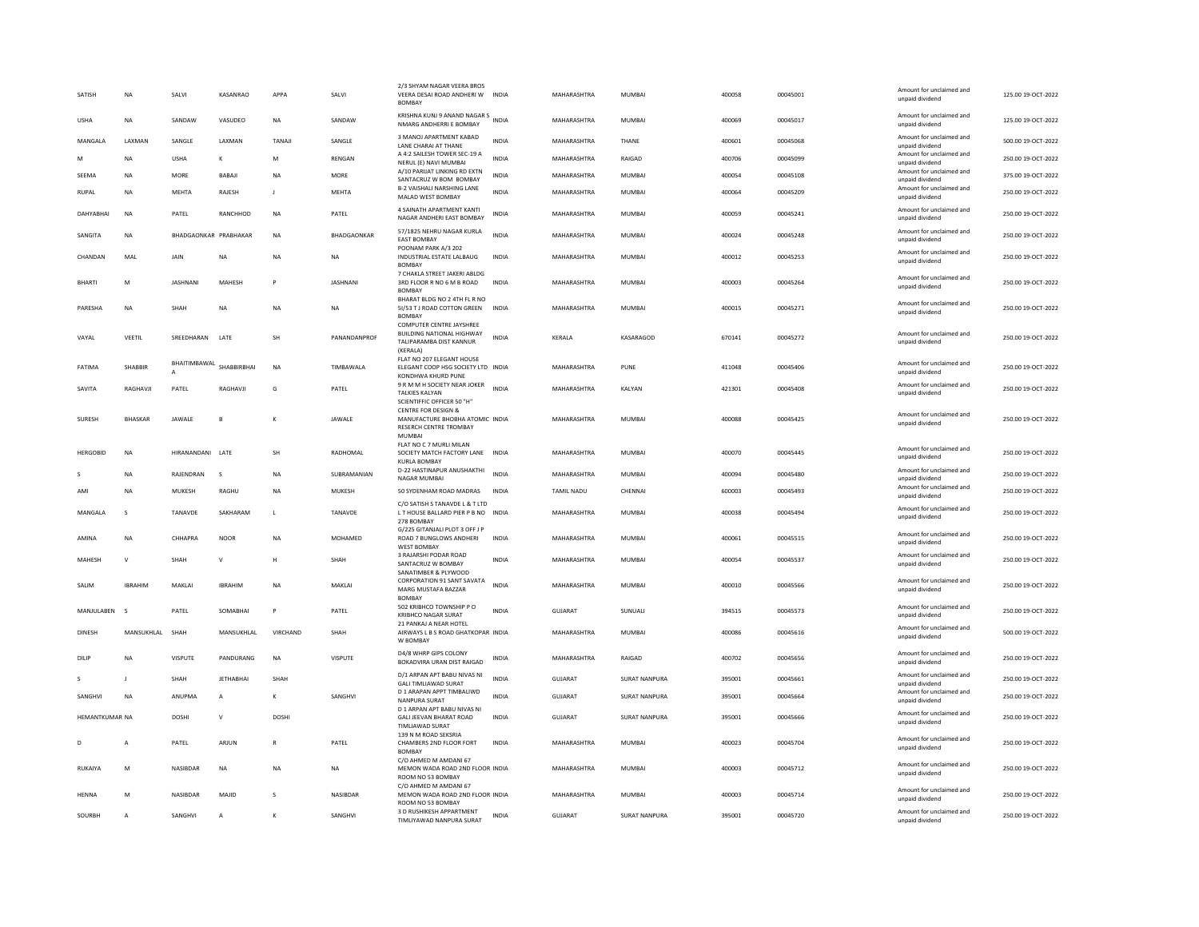| SATISH | NA | SALVI | KASANRAO | APPA | SALVI | 2/3 SHYAM NAGAR VEERA BROS VEERA DESAI ROAD ANDHERI W BOMBAY | INDIA | MAHARASHTRA | MUMBAI | 400058 | 00045001 | Amount for unclaimed and unpaid dividend | 125.00 | 19-OCT-2022 |
|---|---|---|---|---|---|---|---|---|---|---|---|---|---|---|
| USHA | NA | SANDAW | VASUDEO | NA | SANDAW | KRISHNA KUNJ 9 ANAND NAGAR S NMARG ANDHERRI E BOMBAY | INDIA | MAHARASHTRA | MUMBAI | 400069 | 00045017 | Amount for unclaimed and unpaid dividend | 125.00 | 19-OCT-2022 |
| MANGALA | LAXMAN | SANGLE | LAXMAN | TANAJI | SANGLE | 3 MANOJ APPARTMENT KABAD LANE CHARAI AT THANE | INDIA | MAHARASHTRA | THANE | 400601 | 00045068 | Amount for unclaimed and unpaid dividend | 500.00 | 19-OCT-2022 |
| M | NA | USHA | K | M | RENGAN | A 4:2 SAILESH TOWER SEC-19 A NERUL (E) NAVI MUMBAI | INDIA | MAHARASHTRA | RAIGAD | 400706 | 00045099 | Amount for unclaimed and unpaid dividend | 250.00 | 19-OCT-2022 |
| SEEMA | NA | MORE | BABAJI | NA | MORE | A/10 PARIJAT LINKING RD EXTN SANTACRUZ W BOM BOMBAY | INDIA | MAHARASHTRA | MUMBAI | 400054 | 00045108 | Amount for unclaimed and unpaid dividend | 375.00 | 19-OCT-2022 |
| RUPAL | NA | MEHTA | RAJESH | J | MEHTA | B-2 VAISHALI NARSHING LANE MALAD WEST BOMBAY | INDIA | MAHARASHTRA | MUMBAI | 400064 | 00045209 | Amount for unclaimed and unpaid dividend | 250.00 | 19-OCT-2022 |
| DAHYABHAI | NA | PATEL | RANCHHOD | NA | PATEL | 4 SAINATH APARTMENT KANTI NAGAR ANDHERI EAST BOMBAY | INDIA | MAHARASHTRA | MUMBAI | 400059 | 00045241 | Amount for unclaimed and unpaid dividend | 250.00 | 19-OCT-2022 |
| SANGITA | NA | BHADGAONKAR | PRABHAKAR | NA | BHADGAONKAR | 57/1825 NEHRU NAGAR KURLA EAST BOMBAY | INDIA | MAHARASHTRA | MUMBAI | 400024 | 00045248 | Amount for unclaimed and unpaid dividend | 250.00 | 19-OCT-2022 |
| CHANDAN | MAL | JAIN | NA | NA | NA | POONAM PARK A/3 202 INDUSTRIAL ESTATE LALBAUG BOMBAY | INDIA | MAHARASHTRA | MUMBAI | 400012 | 00045253 | Amount for unclaimed and unpaid dividend | 250.00 | 19-OCT-2022 |
| BHARTI | M | JASHNANI | MAHESH | P | JASHNANI | 7 CHAKLA STREET JAKERI ABLDG 3RD FLOOR R NO 6 M B ROAD BOMBAY | INDIA | MAHARASHTRA | MUMBAI | 400003 | 00045264 | Amount for unclaimed and unpaid dividend | 250.00 | 19-OCT-2022 |
| PARESHA | NA | SHAH | NA | NA | NA | BHARAT BLDG NO 2 4TH FL R NO 5I/53 T J ROAD COTTON GREEN BOMBAY | INDIA | MAHARASHTRA | MUMBAI | 400015 | 00045271 | Amount for unclaimed and unpaid dividend | 250.00 | 19-OCT-2022 |
| VAYAL | VEETIL | SREEDHARAN | LATE | SH | PANANDANPROF | COMPUTER CENTRE JAYSHREE BUILDING NATIONAL HIGHWAY TALIPARAMBA DIST KANNUR (KERALA) | INDIA | KERALA | KASARAGOD | 670141 | 00045272 | Amount for unclaimed and unpaid dividend | 250.00 | 19-OCT-2022 |
| FATIMA | SHABBIR | BHAITIMBAWALA | SHABBIRBHAI | NA | TIMBAWALA | FLAT NO 207 ELEGANT HOUSE ELEGANT COOP HSG SOCIETY LTD KONDHWA KHURD PUNE | INDIA | MAHARASHTRA | PUNE | 411048 | 00045406 | Amount for unclaimed and unpaid dividend | 250.00 | 19-OCT-2022 |
| SAVITA | RAGHAVJI | PATEL | RAGHAVJI | G | PATEL | 9 R M H SOCIETY NEAR JOKER TALKIES KALYAN | INDIA | MAHARASHTRA | KALYAN | 421301 | 00045408 | Amount for unclaimed and unpaid dividend | 250.00 | 19-OCT-2022 |
| SURESH | BHASKAR | JAWALE | B | K | JAWALE | SCIENTIFFIC OFFICER 50 "H" CENTRE FOR DESIGN & MANUFACTURE BHOBHA ATOMIC RESERCH CENTRE TROMBAY MUMBAI | INDIA | MAHARASHTRA | MUMBAI | 400088 | 00045425 | Amount for unclaimed and unpaid dividend | 250.00 | 19-OCT-2022 |
| HERGOBID | NA | HIRANANDANI | LATE | SH | RADHOMAL | FLAT NO C 7 MURLI MILAN SOCIETY MATCH FACTORY LANE KURLA BOMBAY | INDIA | MAHARASHTRA | MUMBAI | 400070 | 00045445 | Amount for unclaimed and unpaid dividend | 250.00 | 19-OCT-2022 |
| S | NA | RAJENDRAN | S | NA | SUBRAMANIAN | D-22 HASTINAPUR ANUSHAKTHI NAGAR MUMBAI | INDIA | MAHARASHTRA | MUMBAI | 400094 | 00045480 | Amount for unclaimed and unpaid dividend | 250.00 | 19-OCT-2022 |
| AMI | NA | MUKESH | RAGHU | NA | MUKESH | 50 SYDENHAM ROAD MADRAS | INDIA | TAMIL NADU | CHENNAI | 600003 | 00045493 | Amount for unclaimed and unpaid dividend | 250.00 | 19-OCT-2022 |
| MANGALA | S | TANAVDE | SAKHARAM | L | TANAVDE | C/O SATISH S TANAVDE L & T LTD L T HOUSE BALLARD PIER P B NO 278 BOMBAY | INDIA | MAHARASHTRA | MUMBAI | 400038 | 00045494 | Amount for unclaimed and unpaid dividend | 250.00 | 19-OCT-2022 |
| AMINA | NA | CHHAPRA | NOOR | NA | MOHAMED | G/225 GITANJALI PLOT 3 OFF J P ROAD 7 BUNGLOWS ANDHERI WEST BOMBAY | INDIA | MAHARASHTRA | MUMBAI | 400061 | 00045515 | Amount for unclaimed and unpaid dividend | 250.00 | 19-OCT-2022 |
| MAHESH | V | SHAH | V | H | SHAH | 3 RAJARSHI PODAR ROAD SANTACRUZ W BOMBAY | INDIA | MAHARASHTRA | MUMBAI | 400054 | 00045537 | Amount for unclaimed and unpaid dividend | 250.00 | 19-OCT-2022 |
| SALIM | IBRAHIM | MAKLAI | IBRAHIM | NA | MAKLAI | SANATIMBER & PLYWOOD CORPORATION 91 SANT SAVATA MARG MUSTAFA BAZZAR BOMBAY | INDIA | MAHARASHTRA | MUMBAI | 400010 | 00045566 | Amount for unclaimed and unpaid dividend | 250.00 | 19-OCT-2022 |
| MANJULABEN | S | PATEL | SOMABHAI | P | PATEL | 502 KRIBHCO TOWNSHIP P O KRIBHCO NAGAR SURAT | INDIA | GUJARAT | SUNUALI | 394515 | 00045573 | Amount for unclaimed and unpaid dividend | 250.00 | 19-OCT-2022 |
| DINESH | MANSUKHLAL | SHAH | MANSUKHLAL | VIRCHAND | SHAH | 21 PANKAJ A NEAR HOTEL AIRWAYS L B S ROAD GHATKOPAR W BOMBAY | INDIA | MAHARASHTRA | MUMBAI | 400086 | 00045616 | Amount for unclaimed and unpaid dividend | 500.00 | 19-OCT-2022 |
| DILIP | NA | VISPUTE | PANDURANG | NA | VISPUTE | D4/8 WHRP GIPS COLONY BOKADVIRA URAN DIST RAIGAD | INDIA | MAHARASHTRA | RAIGAD | 400702 | 00045656 | Amount for unclaimed and unpaid dividend | 250.00 | 19-OCT-2022 |
| S | J | SHAH | JETHABHAI | SHAH | | D/1 ARPAN APT BABU NIVAS NI GALI TIMLIAWAD SURAT | INDIA | GUJARAT | SURAT NANPURA | 395001 | 00045661 | Amount for unclaimed and unpaid dividend | 250.00 | 19-OCT-2022 |
| SANGHVI | NA | ANUPMA | A | K | SANGHVI | D 1 ARAPAN APPT TIMBALIWD NANPURA SURAT | INDIA | GUJARAT | SURAT NANPURA | 395001 | 00045664 | Amount for unclaimed and unpaid dividend | 250.00 | 19-OCT-2022 |
| HEMANTKUMAR | NA | DOSHI | V | DOSHI | | D 1 ARPAN APT BABU NIVAS NI GALI JEEVAN BHARAT ROAD TIMLIAWAD SURAT | INDIA | GUJARAT | SURAT NANPURA | 395001 | 00045666 | Amount for unclaimed and unpaid dividend | 250.00 | 19-OCT-2022 |
| D | A | PATEL | ARJUN | R | PATEL | 139 N M ROAD SEKSRIA CHAMBERS 2ND FLOOR FORT BOMBAY | INDIA | MAHARASHTRA | MUMBAI | 400023 | 00045704 | Amount for unclaimed and unpaid dividend | 250.00 | 19-OCT-2022 |
| RUKAIYA | M | NASIBDAR | NA | NA | NA | C/O AHMED M AMDANI 67 MEMON WADA ROAD 2ND FLOOR ROOM NO 53 BOMBAY | INDIA | MAHARASHTRA | MUMBAI | 400003 | 00045712 | Amount for unclaimed and unpaid dividend | 250.00 | 19-OCT-2022 |
| HENNA | M | NASIBDAR | MAJID | S | NASIBDAR | C/O AHMED M AMDANI 67 MEMON WADA ROAD 2ND FLOOR ROOM NO 53 BOMBAY | INDIA | MAHARASHTRA | MUMBAI | 400003 | 00045714 | Amount for unclaimed and unpaid dividend | 250.00 | 19-OCT-2022 |
| SOURBH | A | SANGHVI | A | K | SANGHVI | 3 D RUSHIKESH APPARTMENT TIMLIYAWAD NANPURA SURAT | INDIA | GUJARAT | SURAT NANPURA | 395001 | 00045720 | Amount for unclaimed and unpaid dividend | 250.00 | 19-OCT-2022 |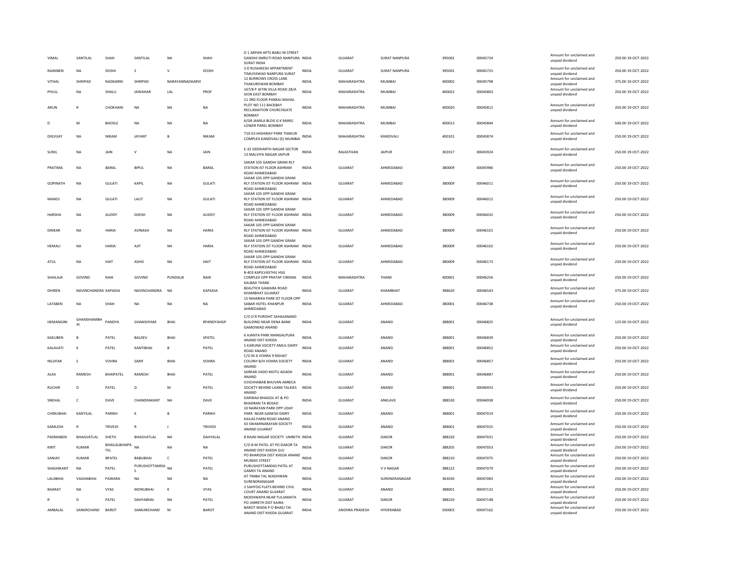| VIMAL | SANTILAL | SHAH | SANTILAL | NA | SHAH | D 1 ARPAN APTS BABU NI STREET GANDHI SMRUTI ROAD NANPURA SURAT INDIA | INDIA | GUJARAT | SURAT NANPURA | 395001 | 00045724 | Amount for unclaimed and unpaid dividend | 250.00 | 19-OCT-2022 |
|---|---|---|---|---|---|---|---|---|---|---|---|---|---|---|
| RAJNIBEN | NA | DOSHI | S | V | DOSHI | 3 D RUSHIKESH APPARTMENT TIMLIYAWAD NANPURA SURAT | INDIA | GUJARAT | SURAT NANPURA | 395001 | 00045725 | Amount for unclaimed and unpaid dividend | 250.00 | 19-OCT-2022 |
| VITHAL | SHRIPAD | NADKARNI | SHRIPAD | NARAYANNADKARVI | | 12 BURROWS CROSS LANE THAKURDWAR BOMBAY | INDIA | MAHARASHTRA | MUMBAI | 400002 | 00045798 | Amount for unclaimed and unpaid dividend | 375.00 | 19-OCT-2022 |
| PHULL | NA | SHALU | JAWAHAR | LAL | PROF | 167/8 P JATIN VILLA ROAD 28/A SION EAST BOMBAY | INDIA | MAHARASHTRA | MUMBAI | 400022 | 00045803 | Amount for unclaimed and unpaid dividend | 250.00 | 19-OCT-2022 |
| ARUN | R | CHOKHANI | NA | NA | NA | 11 3RD FLOOR PANKAJ MAHAL PLOT NO 111 BACKBAY RECLAMATION CHURCHGATE BOMBAY | INDIA | MAHARASHTRA | MUMBAI | 400020 | 00045812 | Amount for unclaimed and unpaid dividend | 250.00 | 19-OCT-2022 |
| D | M | BHOSLE | NA | NA | NA | 6/GR JAMILA BLDG G K MARG LOWER PAREL BOMBAY | INDIA | MAHARASHTRA | MUMBAI | 400013 | 00045844 | Amount for unclaimed and unpaid dividend | 500.00 | 19-OCT-2022 |
| DIGVIJAY | NA | NIKAM | JAYANT | B | NIKAM | 710-E3 HIGHWAY PARK THAKUR COMPLEX KANDIVALI (E) MUMBAI | INDIA | MAHARASHTRA | KANDIVALI | 400101 | 00045874 | Amount for unclaimed and unpaid dividend | 250.00 | 19-OCT-2022 |
| SUNIL | NA | JAIN | V | NA | JAIN | E-32 SIDDHARTH NAGAR SECTOR 13 MALVIYA NAGAR JAIPUR | INDIA | RAJASTHAN | JAIPUR | 302017 | 00045924 | Amount for unclaimed and unpaid dividend | 250.00 | 19-OCT-2022 |
| PRATIMA | NA | BARAL | BIPUL | NA | BARAL | SAKAR 105 GANDHI GRAM RLY STATION IST FLOOR ASHRAM ROAD AHMEDABAD | INDIA | GUJARAT | AHMEDABAD | 380009 | 00045986 | Amount for unclaimed and unpaid dividend | 250.00 | 19-OCT-2022 |
| GOPINATH | NA | GULATI | KAPIL | NA | GULATI | SAKAR 105 OPP GANDHI GRAM RLY STATION IST FLOOR ASHRAM ROAD AHMEDABAD | INDIA | GUJARAT | AHMEDABAD | 380009 | 00046011 | Amount for unclaimed and unpaid dividend | 250.00 | 19-OCT-2022 |
| MANOJ | NA | GULATI | LALIT | NA | GULATI | SAKAR 105 OPP GANDHI GRAM RLY STATION IST FLOOR ASHRAM ROAD AHMEDABAD | INDIA | GUJARAT | AHMEDABAD | 380009 | 00046012 | Amount for unclaimed and unpaid dividend | 250.00 | 19-OCT-2022 |
| HARSHA | NA | AUDDY | DIJESH | NA | AUDDY | SAKAR 105 OPP GANDHI GRAM RLY STATION IST FLOOR ASHRAM ROAD AHMEDABAD | INDIA | GUJARAT | AHMEDABAD | 380009 | 00046032 | Amount for unclaimed and unpaid dividend | 250.00 | 19-OCT-2022 |
| DINKAR | NA | HARIA | AVINASH | NA | HARIA | SAKAR 105 OPP GANDHI GRAM RLY STATION IST FLOOR ASHRAM ROAD AHMEDABAD | INDIA | GUJARAT | AHMEDABAD | 380009 | 00046101 | Amount for unclaimed and unpaid dividend | 250.00 | 19-OCT-2022 |
| HEMALI | NA | HARIA | AJIT | NA | HARIA | SAKAR 105 OPP GANDHI GRAM RLY STATION IST FLOOR ASHRAM ROAD AHMEDABAD | INDIA | GUJARAT | AHMEDABAD | 380009 | 00046102 | Amount for unclaimed and unpaid dividend | 250.00 | 19-OCT-2022 |
| ATUL | NA | HAIT | ASHIS | NA | HAIT | SAKAR 105 OPP GANDHI GRAM RLY STATION IST FLOOR ASHRAM ROAD AHMEDABAD | INDIA | GUJARAT | AHMEDABAD | 380009 | 00046173 | Amount for unclaimed and unpaid dividend | 250.00 | 19-OCT-2022 |
| SHAILAJA | GOVIND | NAIK | GOVIND | PUNDALIK | NAIK | B-403 KAPILVASTHU HSG COMPLEX OPP PRATAP CINEMA KALBAD THANE | INDIA | MAHARASHTRA | THANE | 400601 | 00046256 | Amount for unclaimed and unpaid dividend | 250.00 | 19-OCT-2022 |
| DHIREN | NAVINCHANDRA | KAPADIA | NAVINCHANDRA | NA | KAPADIA | BEAUTICK GAWARA ROAD KHAMBHAT GUJARAT | INDIA | GUJARAT | KHAMBHAT | 388620 | 00046543 | Amount for unclaimed and unpaid dividend | 375.00 | 19-OCT-2022 |
| LATABEN | NA | SHAH | NA | NA | NA | 15 NIHARIKA PARK IST FLOOR OPP SABAR HOTEL KHANPUR AHMEDABAD | INDIA | GUJARAT | AHMEDABAD | 380001 | 00046738 | Amount for unclaimed and unpaid dividend | 250.00 | 19-OCT-2022 |
| HEMANGINI | GHANSHIAMBHAI | PANDYA | GHANSHYAM | BHAI | RPANDYAHGP | C/O D R PUROHIT SAHAJANAND BUILDING NEAR DENA BANK GAMDIWAD ANAND | INDIA | GUJARAT | ANAND | 388001 | 00046825 | Amount for unclaimed and unpaid dividend | 125.00 | 19-OCT-2022 |
| KAKUBEN | B | PATEL | BALDEV | BHAI | SPATEL | 6 AJANTA PARK MANGALPURA ANAND DIST KHEDA | INDIA | GUJARAT | ANAND | 388001 | 00046839 | Amount for unclaimed and unpaid dividend | 250.00 | 19-OCT-2022 |
| KALAVATI | K | PATEL | KANTIBHAI | B | PATEL | 5 KARUNA SOCIETY AMUL DAIRY ROAD ANAND | INDIA | GUJARAT | ANAND | 388001 | 00046852 | Amount for unclaimed and unpaid dividend | 250.00 | 19-OCT-2022 |
| NILOFAR | S | VOHRA | SARIF | BHAI | VOHRA | C/O M A VOHRA 9 NISHAT COLONY B/H VOHRA SOCIETY ANAND | INDIA | GUJARAT | ANAND | 388001 | 00046857 | Amount for unclaimed and unpaid dividend | 250.00 | 19-OCT-2022 |
| ALKA | RAMESH | BHAIPATEL | RAMESH | BHAI | PATEL | SARKAR VADO MOTU ADADH ANAND | INDIA | GUJARAT | ANAND | 388001 | 00046887 | Amount for unclaimed and unpaid dividend | 250.00 | 19-OCT-2022 |
| RUCHIR | D | PATEL | D | M | PATEL | ICHCHHABAB BHUVAN AMBICA SOCIETY BEHIND LAXMI TALKIES ANAND | INDIA | GUJARAT | ANAND | 388001 | 00046933 | Amount for unclaimed and unpaid dividend | 250.00 | 19-OCT-2022 |
| SNEHAL | C | DAVE | CHANDRAKANT | NA | DAVE | DARWAJI BHAGOL AT & PO BHADRAN TA BOSAD | INDIA | GUJARAT | ANKLAVE | 388530 | 00046938 | Amount for unclaimed and unpaid dividend | 250.00 | 19-OCT-2022 |
| CHINUBHAI | KANTILAL | PARIKH | K | B | PARIKH | 10 NARAYAN PARK OPP UDAY PARK NEAR GANESH DAIRY KAILAS FARM ROAD ANAND | INDIA | GUJARAT | ANAND | 388001 | 00047019 | Amount for unclaimed and unpaid dividend | 250.00 | 19-OCT-2022 |
| KAMLESH | R | TRIVEDI | R | J | TRIVEDI | 43 SWAMINARAYAN SOCIETY ANAND GUJARAT | INDIA | GUJARAT | ANAND | 388001 | 00047025 | Amount for unclaimed and unpaid dividend | 250.00 | 19-OCT-2022 |
| PADMABEN | BHAGVATLAL | SHETH | BHAGVATLAL | NA | DAHYALAL | 8 RAJNI NAGAR SOCIETY UMRETH | INDIA | GUJARAT | DAKOR | 388220 | 00047031 | Amount for unclaimed and unpaid dividend | 250.00 | 19-OCT-2022 |
| KIRIT | KUMAR | BHAILALBHAIPATEL | NA | NA | NA | C/O B M PATEL AT PO DAKOR TA ANAND DIST KHEDA GUJ | INDIA | GUJARAT | DAKOR | 388205 | 00047053 | Amount for unclaimed and unpaid dividend | 250.00 | 19-OCT-2022 |
| SANJAY | KUMAR | BPATEL | BABUBHAI | C | PATEL | PO BHARODA DIST KHEDA ANAND MUNIAS STREET | INDIA | GUJARAT | DAKOR | 388210 | 00047075 | Amount for unclaimed and unpaid dividend | 250.00 | 19-OCT-2022 |
| SHASHIKANT | NA | PATEL | PURUSHOTTAMDAS | NA | PATEL | PURUSHOTTAMDAS PATEL AT GAMDI TA ANAND | INDIA | GUJARAT | V V NAGAR | 388122 | 00047079 | Amount for unclaimed and unpaid dividend | 250.00 | 19-OCT-2022 |
| LALJIBHAI | VAGHABHAI | PAWARA | NA | NA | NA | AT TIMBA TAL WADHWAN SURENDRANAGAR | INDIA | GUJARAT | SURENDRANAGAR | 363030 | 00047083 | Amount for unclaimed and unpaid dividend | 250.00 | 19-OCT-2022 |
| BHARAT | NA | VYAS | MONUBHAI | K | VYAS | 2 SAHYOG FLATS BEHIND CIVIL COURT ANAND GUJARAT | INDIA | GUJARAT | ANAND | 388001 | 00047132 | Amount for unclaimed and unpaid dividend | 250.00 | 19-OCT-2022 |
| R | D | PATEL | DAHYABHAI | NA | PATEL | MODHWAPA NEAR TULJAMATA PO UMRETH DIST KAIRA | INDIA | GUJARAT | DAKOR | 388220 | 00047148 | Amount for unclaimed and unpaid dividend | 250.00 | 19-OCT-2022 |
| AMBALAL | SANKRCHAND | BAROT | SANKARCHAND | M | BAROT | BAROT WADA P O BHAEJ TAI ANAND DIST KHEDA GUJARAT | INDIA | ANDHRA PRADESH | HYDERABAD | 500003 | 00047162 | Amount for unclaimed and unpaid dividend | 250.00 | 19-OCT-2022 |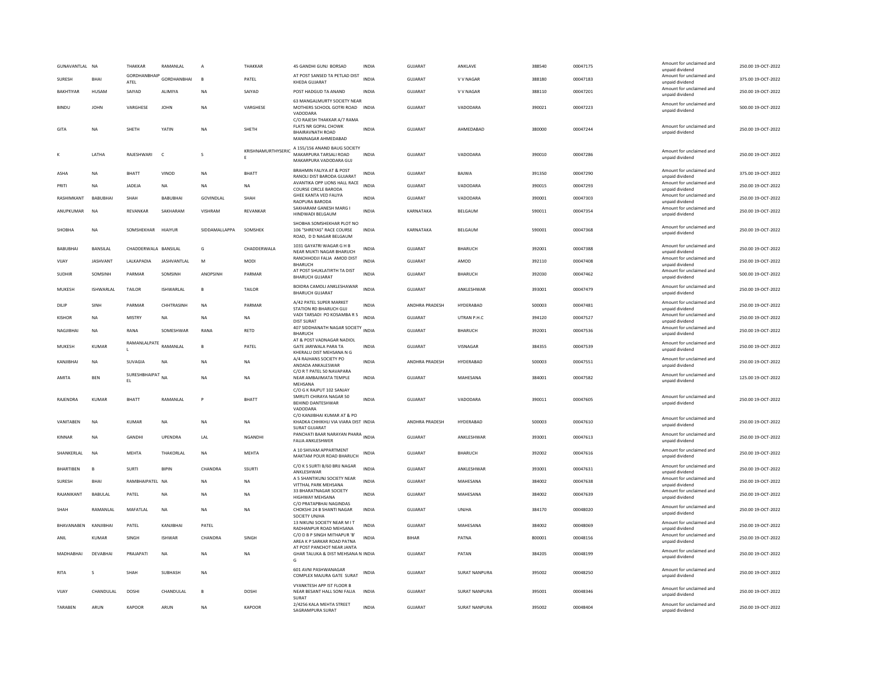| GUNAVANTLAL | NA | THAKKAR | RAMANLAL | A | THAKKAR | 45 GANDHI GUNJ BORSAD | INDIA | GUJARAT | ANKLAVE | 388540 | 00047175 | Amount for unclaimed and unpaid dividend | 250.00 | 19-OCT-2022 |
|---|---|---|---|---|---|---|---|---|---|---|---|---|---|---|
| SURESH | BHAI | GORDHANBHAIPATEL | GORDHANBHAI | B | PATEL | AT POST SANSED TA PETLAD DIST KHEDA GUJARAT | INDIA | GUJARAT | V V NAGAR | 388180 | 00047183 | Amount for unclaimed and unpaid dividend | 375.00 | 19-OCT-2022 |
| BAKHTIYAR | HUSAM | SAIYAD | ALIMIYA | NA | SAIYAD | POST HADGUD TA ANAND | INDIA | GUJARAT | V V NAGAR | 388110 | 00047201 | Amount for unclaimed and unpaid dividend | 250.00 | 19-OCT-2022 |
| BINDU | JOHN | VARGHESE | JOHN | NA | VARGHESE | 63 MANGALMURTY SOCIETY NEAR MOTHERS SCHOOL GOTRI ROAD VADODARA | INDIA | GUJARAT | VADODARA | 390021 | 00047223 | Amount for unclaimed and unpaid dividend | 500.00 | 19-OCT-2022 |
| GITA | NA | SHETH | YATIN | NA | SHETH | C/O RAJESH THAKKAR A/7 RAMA FLATS NR GOPAL CHOWK BHAIRAVNATH ROAD MANINAGAR AHMEDABAD | INDIA | GUJARAT | AHMEDABAD | 380000 | 00047244 | Amount for unclaimed and unpaid dividend | 250.00 | 19-OCT-2022 |
| K | LATHA | RAJESHWARI | C | S | KRISHNAMURTHYSERICE | A 155/156 ANAND BAUG SOCIETY MAKARPURA TARSALI ROAD MAKARPURA VADODARA GUJ | INDIA | GUJARAT | VADODARA | 390010 | 00047286 | Amount for unclaimed and unpaid dividend | 250.00 | 19-OCT-2022 |
| ASHA | NA | BHATT | VINOD | NA | BHATT | BRAHMIN FALIYA AT & POST RANOLI DIST BARODA GUJARAT | INDIA | GUJARAT | BAJWA | 391350 | 00047290 | Amount for unclaimed and unpaid dividend | 375.00 | 19-OCT-2022 |
| PRITI | NA | JADEJA | NA | NA | NA | AVANTIKA OPP LIONS HALL RACE COURSE CIRCLE BARODA | INDIA | GUJARAT | VADODARA | 390015 | 00047293 | Amount for unclaimed and unpaid dividend | 250.00 | 19-OCT-2022 |
| RASHMIKANT | BABUBHAI | SHAH | BABUBHAI | GOVINDLAL | SHAH | GHEE KANTA VED FALIYA RAOPURA BARODA | INDIA | GUJARAT | VADODARA | 390001 | 00047303 | Amount for unclaimed and unpaid dividend | 250.00 | 19-OCT-2022 |
| ANUPKUMAR | NA | REVANKAR | SAKHARAM | VISHRAM | REVANKAR | SAKHARAM GANESH MARG I HINDWADI BELGAUM | INDIA | KARNATAKA | BELGAUM | 590011 | 00047354 | Amount for unclaimed and unpaid dividend | 250.00 | 19-OCT-2022 |
| SHOBHA | NA | SOMSHEKHAR | HIAIYUR | SIDDAMALLAPPA | SOMSHEK | SHOBHA SOMSHEKHAR PLOT NO 106 "SHREYAS" RACE COURSE ROAD, D D NAGAR BELGAUM | INDIA | KARNATAKA | BELGAUM | 590001 | 00047368 | Amount for unclaimed and unpaid dividend | 250.00 | 19-OCT-2022 |
| BABUBHAI | BANSILAL | CHADDERWALA | BANSILAL | G | CHADDERWALA | 1031 GAYATRI WAGAR G H B NEAR MUKTI NAGAR BHARUCH | INDIA | GUJARAT | BHARUCH | 392001 | 00047388 | Amount for unclaimed and unpaid dividend | 250.00 | 19-OCT-2022 |
| VIJAY | JASHVANT | LALKAPADIA | JASHVANTLAL | M | MODI | RANCHHODJI FALIA AMOD DIST BHARUCH | INDIA | GUJARAT | AMOD | 392110 | 00047408 | Amount for unclaimed and unpaid dividend | 250.00 | 19-OCT-2022 |
| SUDHIR | SOMSINH | PARMAR | SOMSINH | ANOPSINH | PARMAR | AT POST SHUKLATIRTH TA DIST BHARUCH GUJARAT | INDIA | GUJARAT | BHARUCH | 392030 | 00047462 | Amount for unclaimed and unpaid dividend | 500.00 | 19-OCT-2022 |
| MUKESH | ISHWARLAL | TAILOR | ISHWARLAL | B | TAILOR | BOIDRA CAMOLI ANKLESHAWAR BHARUCH GUJARAT | INDIA | GUJARAT | ANKLESHWAR | 393001 | 00047479 | Amount for unclaimed and unpaid dividend | 250.00 | 19-OCT-2022 |
| DILIP | SINH | PARMAR | CHHTRASINH | NA | PARMAR | A/42 PATEL SUPER MARKET STATION RD BHARUCH GUJ | INDIA | ANDHRA PRADESH | HYDERABAD | 500003 | 00047481 | Amount for unclaimed and unpaid dividend | 250.00 | 19-OCT-2022 |
| KISHOR | NA | MISTRY | NA | NA | NA | VADI TARSADI PO KOSAMBA R S DIST SURAT | INDIA | GUJARAT | UTRAN P.H.C | 394120 | 00047527 | Amount for unclaimed and unpaid dividend | 250.00 | 19-OCT-2022 |
| NAGJIBHAI | NA | RANA | SOMESHWAR | RANA | RETD | 407 SIDDHANATH NAGAR SOCIETY BHARUCH | INDIA | GUJARAT | BHARUCH | 392001 | 00047536 | Amount for unclaimed and unpaid dividend | 250.00 | 19-OCT-2022 |
| MUKESH | KUMAR | RAMANLALPATEL | RAMANLAL | B | PATEL | AT & POST VADNAGAR NADIOL GATE JARIWALA PARA TA KHERALU DIST MEHSANA N G | INDIA | GUJARAT | VISNAGAR | 384355 | 00047539 | Amount for unclaimed and unpaid dividend | 250.00 | 19-OCT-2022 |
| KANJIBHAI | NA | SUVAGIA | NA | NA | NA | A/4 RAJHANS SOCIETY PO ANDADA ANKALESWAR | INDIA | ANDHRA PRADESH | HYDERABAD | 500003 | 00047551 | Amount for unclaimed and unpaid dividend | 250.00 | 19-OCT-2022 |
| AMITA | BEN | SURESHBHAIPATEL | NA | NA | NA | C/O R T PATEL 50 NAVAPARA NEAR AMBAJIMATA TEMPLE MEHSANA | INDIA | GUJARAT | MAHESANA | 384001 | 00047582 | Amount for unclaimed and unpaid dividend | 125.00 | 19-OCT-2022 |
| RAJENDRA | KUMAR | BHATT | RAMANLAL | P | BHATT | C/O G K RAJPUT 102 SANJAY SMRUTI CHIRAYA NAGAR 50 BEHIND DANTESHWAR VADODARA | INDIA | GUJARAT | VADODARA | 390011 | 00047605 | Amount for unclaimed and unpaid dividend | 250.00 | 19-OCT-2022 |
| VANITABEN | NA | KUMAR | NA | NA | NA | C/O KANJIBHAI KUMAR AT & PO KHADKA CHHIKHLI VIA VIARA DIST SURAT GUJARAT | INDIA | ANDHRA PRADESH | HYDERABAD | 500003 | 00047610 | Amount for unclaimed and unpaid dividend | 250.00 | 19-OCT-2022 |
| KINNAR | NA | GANDHI | UPENDRA | LAL | NGANDHI | PANCHATI BAAR NARAYAN PHARA FALIA ANKLESHWER | INDIA | GUJARAT | ANKLESHWAR | 393001 | 00047613 | Amount for unclaimed and unpaid dividend | 250.00 | 19-OCT-2022 |
| SHANKERLAL | NA | MEHTA | THAKORLAL | NA | MEHTA | A 10 SHIVAM APPARTMENT MAKTAM POUR ROAD BHARUCH | INDIA | GUJARAT | BHARUCH | 392002 | 00047616 | Amount for unclaimed and unpaid dividend | 250.00 | 19-OCT-2022 |
| BHARTIBEN | B | SURTI | BIPIN | CHANDRA | SSURTI | C/O K S SURTI B/60 BRIJ NAGAR ANKLESHWAR | INDIA | GUJARAT | ANKLESHWAR | 393001 | 00047631 | Amount for unclaimed and unpaid dividend | 250.00 | 19-OCT-2022 |
| SURESH | BHAI | RAMBHAIPATEL | NA | NA | NA | A 5 SHANTIKUNJ SOCIETY NEAR VITTHAL PARK MEHSANA | INDIA | GUJARAT | MAHESANA | 384002 | 00047638 | Amount for unclaimed and unpaid dividend | 250.00 | 19-OCT-2022 |
| RAJANIKANT | BABULAL | PATEL | NA | NA | NA | 33 BHARATNAGAR SOCIETY HIGHWAY MEHSANA | INDIA | GUJARAT | MAHESANA | 384002 | 00047639 | Amount for unclaimed and unpaid dividend | 250.00 | 19-OCT-2022 |
| SHAH | RAMANLAL | MAFATLAL | NA | NA | NA | C/O PRATAPBHAI NAGINDAS CHOKSHI 24 B SHANTI NAGAR SOCIETY UNJHA | INDIA | GUJARAT | UNJHA | 384170 | 00048020 | Amount for unclaimed and unpaid dividend | 250.00 | 19-OCT-2022 |
| BHAVANABEN | KANJIBHAI | PATEL | KANJIBHAI | PATEL | | 13 NIKUNJ SOCIETY NEAR M I T RADHANPUR ROAD MEHSANA | INDIA | GUJARAT | MAHESANA | 384002 | 00048069 | Amount for unclaimed and unpaid dividend | 250.00 | 19-OCT-2022 |
| ANIL | KUMAR | SINGH | ISHWAR | CHANDRA | SINGH | C/O D B P SINGH MITHAPUR 'B' AREA K P SARKAR ROAD PATNA | INDIA | BIHAR | PATNA | 800001 | 00048156 | Amount for unclaimed and unpaid dividend | 250.00 | 19-OCT-2022 |
| MADHABHAI | DEVABHAI | PRAJAPATI | NA | NA | NA | AT POST PANCHOT NEAR JANTA GHAR TALUKA & DIST MEHSANA N G | INDIA | GUJARAT | PATAN | 384205 | 00048199 | Amount for unclaimed and unpaid dividend | 250.00 | 19-OCT-2022 |
| RITA | S | SHAH | SUBHASH | NA | | 601 AVNI PASHWANAGAR COMPLEX MAJURA GATE SURAT | INDIA | GUJARAT | SURAT NANPURA | 395002 | 00048250 | Amount for unclaimed and unpaid dividend | 250.00 | 19-OCT-2022 |
| VIJAY | CHANDULAL | DOSHI | CHANDULAL | B | DOSHI | VYANKTESH APP IST FLOOR B NEAR BESANT HALL SONI FALIA SURAT | INDIA | GUJARAT | SURAT NANPURA | 395001 | 00048346 | Amount for unclaimed and unpaid dividend | 250.00 | 19-OCT-2022 |
| TARABEN | ARUN | KAPOOR | ARUN | NA | KAPOOR | 2/4256 KALA MEHTA STREET SAGRAMPURA SURAT | INDIA | GUJARAT | SURAT NANPURA | 395002 | 00048404 | Amount for unclaimed and unpaid dividend | 250.00 | 19-OCT-2022 |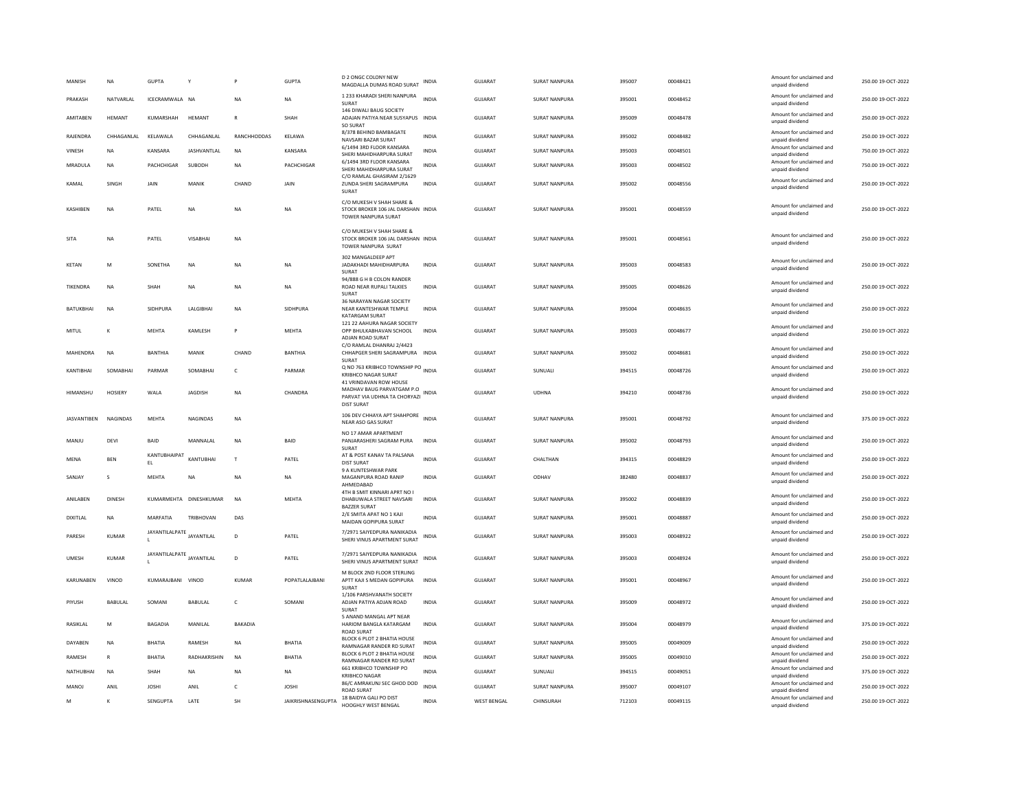| | | | | | | | | | | | | | | |
|---|---|---|---|---|---|---|---|---|---|---|---|---|---|---|
| MANISH | NA | GUPTA | Y | P | GUPTA | D 2 ONGC COLONY NEW MAGDALLA DUMAS ROAD SURAT | INDIA | GUJARAT | SURAT NANPURA | 395007 | 00048421 | | Amount for unclaimed and unpaid dividend | 250.00 19-OCT-2022 |
| PRAKASH | NATVARLAL | ICECRAMWALA | NA | NA | NA | 1 233 KHARADI SHERI NANPURA SURAT | INDIA | GUJARAT | SURAT NANPURA | 395001 | 00048452 | | Amount for unclaimed and unpaid dividend | 250.00 19-OCT-2022 |
| AMITABEN | HEMANT | KUMARSHAH | HEMANT | R | SHAH | 146 DIWALI BAUG SOCIETY ADAJAN PATIYA NEAR SUSYAPUS SO SURAT | INDIA | GUJARAT | SURAT NANPURA | 395009 | 00048478 | | Amount for unclaimed and unpaid dividend | 250.00 19-OCT-2022 |
| RAJENDRA | CHHAGANLAL | KELAWALA | CHHAGANLAL | RANCHHODDAS | KELAWA | 8/378 BEHIND BAMBAGATE NAVSARI BAZAR SURAT | INDIA | GUJARAT | SURAT NANPURA | 395002 | 00048482 | | Amount for unclaimed and unpaid dividend | 250.00 19-OCT-2022 |
| VINESH | NA | KANSARA | JASHVANTLAL | NA | KANSARA | 6/1494 3RD FLOOR KANSARA SHERI MAHIDHARPURA SURAT | INDIA | GUJARAT | SURAT NANPURA | 395003 | 00048501 | | Amount for unclaimed and unpaid dividend | 750.00 19-OCT-2022 |
| MRADULA | NA | PACHCHIGAR | SUBODH | NA | PACHCHIGAR | 6/1494 3RD FLOOR KANSARA SHERI MAHIDHARPURA SURAT | INDIA | GUJARAT | SURAT NANPURA | 395003 | 00048502 | | Amount for unclaimed and unpaid dividend | 750.00 19-OCT-2022 |
| KAMAL | SINGH | JAIN | MANIK | CHAND | JAIN | C/O RAMLAL GHASIRAM 2/1629 ZUNDA SHERI SAGRAMPURA SURAT | INDIA | GUJARAT | SURAT NANPURA | 395002 | 00048556 | | Amount for unclaimed and unpaid dividend | 250.00 19-OCT-2022 |
| KASHIBEN | NA | PATEL | NA | NA | NA | C/O MUKESH V SHAH SHARE & STOCK BROKER 106 JAL DARSHAN TOWER NANPURA SURAT | INDIA | GUJARAT | SURAT NANPURA | 395001 | 00048559 | | Amount for unclaimed and unpaid dividend | 250.00 19-OCT-2022 |
| SITA | NA | PATEL | VISABHAI | NA | | C/O MUKESH V SHAH SHARE & STOCK BROKER 106 JAL DARSHAN TOWER NANPURA SURAT | INDIA | GUJARAT | SURAT NANPURA | 395001 | 00048561 | | Amount for unclaimed and unpaid dividend | 250.00 19-OCT-2022 |
| KETAN | M | SONETHA | NA | NA | NA | 302 MANGALDEEP APT JADAKHADI MAHIDHARPURA SURAT | INDIA | GUJARAT | SURAT NANPURA | 395003 | 00048583 | | Amount for unclaimed and unpaid dividend | 250.00 19-OCT-2022 |
| TIKENDRA | NA | SHAH | NA | NA | NA | 94/888 G H B COLON RANDER ROAD NEAR RUPALI TALKIES SURAT | INDIA | GUJARAT | SURAT NANPURA | 395005 | 00048626 | | Amount for unclaimed and unpaid dividend | 250.00 19-OCT-2022 |
| BATUKBHAI | NA | SIDHPURA | LALGIBHAI | NA | SIDHPURA | 36 NARAYAN NAGAR SOCIETY NEAR KANTESHWAR TEMPLE KATARGAM SURAT | INDIA | GUJARAT | SURAT NANPURA | 395004 | 00048635 | | Amount for unclaimed and unpaid dividend | 250.00 19-OCT-2022 |
| MITUL | K | MEHTA | KAMLESH | P | MEHTA | 121 22 AAHURA NAGAR SOCIETY OPP BHULKABHAVAN SCHOOL ADJAN ROAD SURAT | INDIA | GUJARAT | SURAT NANPURA | 395003 | 00048677 | | Amount for unclaimed and unpaid dividend | 250.00 19-OCT-2022 |
| MAHENDRA | NA | BANTHIA | MANIK | CHAND | BANTHIA | C/O RAMLAL DHANRAJ 2/4423 CHHAPGER SHERI SAGRAMPURA SURAT | INDIA | GUJARAT | SURAT NANPURA | 395002 | 00048681 | | Amount for unclaimed and unpaid dividend | 250.00 19-OCT-2022 |
| KANTIBHAI | SOMABHAI | PARMAR | SOMABHAI | C | PARMAR | Q NO 763 KRIBHCO TOWNSHIP PO KRIBHCO NAGAR SURAT | INDIA | GUJARAT | SUNUALI | 394515 | 00048726 | | Amount for unclaimed and unpaid dividend | 250.00 19-OCT-2022 |
| HIMANSHU | HOSIERY | WALA | JAGDISH | NA | CHANDRA | 41 VRINDAVAN ROW HOUSE MADHAV BAUG PARVATGAM P.O PARVAT VIA UDHNA TA CHORYAZI DIST SURAT | INDIA | GUJARAT | UDHNA | 394210 | 00048736 | | Amount for unclaimed and unpaid dividend | 250.00 19-OCT-2022 |
| JASVANTIBEN | NAGINDAS | MEHTA | NAGINDAS | NA | | 106 DEV CHHAYA APT SHAHPORE NEAR ASO GAS SURAT | INDIA | GUJARAT | SURAT NANPURA | 395001 | 00048792 | | Amount for unclaimed and unpaid dividend | 375.00 19-OCT-2022 |
| MANJU | DEVI | BAID | MANNALAL | NA | BAID | NO 17 AMAR APARTMENT PANJARASHERI SAGRAM PURA SURAT | INDIA | GUJARAT | SURAT NANPURA | 395002 | 00048793 | | Amount for unclaimed and unpaid dividend | 250.00 19-OCT-2022 |
| MENA | BEN | KANTUBHAIPATEL | KANTUBHAI | T | PATEL | AT & POST KANAV TA PALSANA DIST SURAT | INDIA | GUJARAT | CHALTHAN | 394315 | 00048829 | | Amount for unclaimed and unpaid dividend | 250.00 19-OCT-2022 |
| SANJAY | S | MEHTA | NA | NA | NA | 9 A KUNTESHWAR PARK MAGANPURA ROAD RANIP AHMEDABAD | INDIA | GUJARAT | ODHAV | 382480 | 00048837 | | Amount for unclaimed and unpaid dividend | 250.00 19-OCT-2022 |
| ANILABEN | DINESH | KUMARMEHTA | DINESHKUMAR | NA | MEHTA | 4TH B SMIT KINNARI APRT NO I DHABUWALA STREET NAVSARI BAZZER SURAT | INDIA | GUJARAT | SURAT NANPURA | 395002 | 00048839 | | Amount for unclaimed and unpaid dividend | 250.00 19-OCT-2022 |
| DIXITLAL | NA | MARFATIA | TRIBHOVAN | DAS | | 2/E SMITA APAT NO 1 KAJI MAIDAN GOPIPURA SURAT | INDIA | GUJARAT | SURAT NANPURA | 395001 | 00048887 | | Amount for unclaimed and unpaid dividend | 250.00 19-OCT-2022 |
| PARESH | KUMAR | JAYANTILALPATEL | JAYANTILAL | D | PATEL | 7/2971 SAIYEDPURA NANIKADIA SHERI VINUS APARTMENT SURAT | INDIA | GUJARAT | SURAT NANPURA | 395003 | 00048922 | | Amount for unclaimed and unpaid dividend | 250.00 19-OCT-2022 |
| UMESH | KUMAR | JAYANTILALPATEL | JAYANTILAL | D | PATEL | 7/2971 SAIYEDPURA NANIKADIA SHERI VINUS APARTMENT SURAT | INDIA | GUJARAT | SURAT NANPURA | 395003 | 00048924 | | Amount for unclaimed and unpaid dividend | 250.00 19-OCT-2022 |
| KARUNABEN | VINOD | KUMARAJBANI | VINOD | KUMAR | POPATLALAJBANI | M BLOCK 2ND FLOOR STERLING APTT KAJI S MEDAN GOPIPURA SURAT | INDIA | GUJARAT | SURAT NANPURA | 395001 | 00048967 | | Amount for unclaimed and unpaid dividend | 250.00 19-OCT-2022 |
| PIYUSH | BABULAL | SOMANI | BABULAL | C | SOMANI | 1/106 PARSHVANATH SOCIETY ADJAN PATIYA ADJAN ROAD SURAT | INDIA | GUJARAT | SURAT NANPURA | 395009 | 00048972 | | Amount for unclaimed and unpaid dividend | 250.00 19-OCT-2022 |
| RASIKLAL | M | BAGADIA | MANILAL | BAKADIA | | 5 ANAND MANGAL APT NEAR HARIOM BANGLA KATARGAM ROAD SURAT | INDIA | GUJARAT | SURAT NANPURA | 395004 | 00048979 | | Amount for unclaimed and unpaid dividend | 375.00 19-OCT-2022 |
| DAYABEN | NA | BHATIA | RAMESH | NA | BHATIA | BLOCK 6 PLOT 2 BHATIA HOUSE RAMNAGAR RANDER RD SURAT | INDIA | GUJARAT | SURAT NANPURA | 395005 | 00049009 | | Amount for unclaimed and unpaid dividend | 250.00 19-OCT-2022 |
| RAMESH | R | BHATIA | RADHAKRISHIN | NA | BHATIA | BLOCK 6 PLOT 2 BHATIA HOUSE RAMNAGAR RANDER RD SURAT | INDIA | GUJARAT | SURAT NANPURA | 395005 | 00049010 | | Amount for unclaimed and unpaid dividend | 250.00 19-OCT-2022 |
| NATHUBHAI | NA | SHAH | NA | NA | NA | 661 KRIBHCO TOWNSHIP PO KRIBHCO NAGAR | INDIA | GUJARAT | SUNUALI | 394515 | 00049051 | | Amount for unclaimed and unpaid dividend | 375.00 19-OCT-2022 |
| MANOJ | ANIL | JOSHI | ANIL | C | JOSHI | 86/C AMRAKUNJ SEC GHOD DOD ROAD SURAT | INDIA | GUJARAT | SURAT NANPURA | 395007 | 00049107 | | Amount for unclaimed and unpaid dividend | 250.00 19-OCT-2022 |
| M | K | SENGUPTA | LATE | SH | JAIKRISHNASENGUPTA | 18 BAIDYA GALI PO DIST HOOGHLY WEST BENGAL | INDIA | WEST BENGAL | CHINSURAH | 712103 | 00049115 | | Amount for unclaimed and unpaid dividend | 250.00 19-OCT-2022 |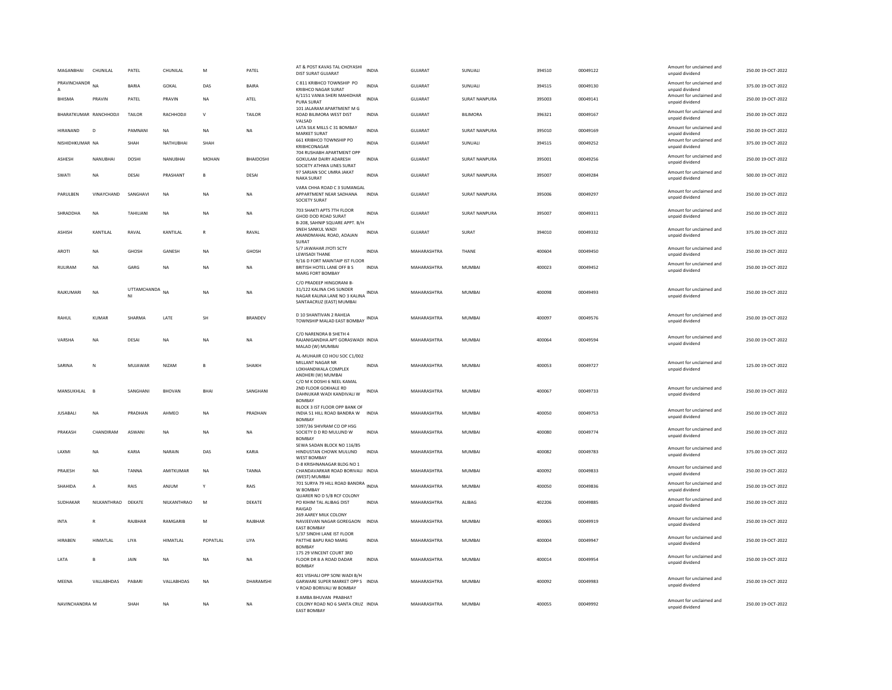| | | | | | | | | | | | | | | |
|---|---|---|---|---|---|---|---|---|---|---|---|---|---|---|
| MAGANBHAI | CHUNILAL | PATEL | CHUNILAL | M | PATEL | AT & POST KAVAS TAL CHOYASHI DIST SURAT GUJARAT | INDIA | GUJARAT | SUNUALI | 394510 | 00049122 | Amount for unclaimed and unpaid dividend | 250.00 | 19-OCT-2022 |
| PRAVINCHANDRA | NA | BARIA | GOKAL | DAS | BAIRA | C 811 KRIBHCO TOWNSHIP PO KRIBHCO NAGAR SURAT | INDIA | GUJARAT | SUNUALI | 394515 | 00049130 | Amount for unclaimed and unpaid dividend | 375.00 | 19-OCT-2022 |
| BHISMA | PRAVIN | PATEL | PRAVIN | NA | ATEL | 6/1151 VANIA SHERI MAHIDHAR PURA SURAT | INDIA | GUJARAT | SURAT NANPURA | 395003 | 00049141 | Amount for unclaimed and unpaid dividend | 250.00 | 19-OCT-2022 |
| BHARATKUMAR | RANCHHODJI | TAILOR | RACHHODJI | V | TAILOR | 101 JALARAM APARTMENT M G ROAD BILIMORA WEST DIST VALSAD | INDIA | GUJARAT | BILIMORA | 396321 | 00049167 | Amount for unclaimed and unpaid dividend | 250.00 | 19-OCT-2022 |
| HIRANAND | D | PAMNANI | NA | NA | NA | LATA SILK MILLS C 31 BOMBAY MARKET SURAT | INDIA | GUJARAT | SURAT NANPURA | 395010 | 00049169 | Amount for unclaimed and unpaid dividend | 250.00 | 19-OCT-2022 |
| NISHIDHKUMAR | NA | SHAH | NATHUBHAI | SHAH | | 661 KRIBHCO TOWNSHIP PO KRIBHCONAGAR | INDIA | GUJARAT | SUNUALI | 394515 | 00049252 | Amount for unclaimed and unpaid dividend | 375.00 | 19-OCT-2022 |
| ASHESH | NANUBHAI | DOSHI | NANUBHAI | MOHAN | BHAIDOSHI | 704 RUSHABH APARTMENT OPP GOKULAM DAIRY ADARESH SOCIETY ATHWA LINES SURAT | INDIA | GUJARAT | SURAT NANPURA | 395001 | 00049256 | Amount for unclaimed and unpaid dividend | 250.00 | 19-OCT-2022 |
| SWATI | NA | DESAI | PRASHANT | B | DESAI | 97 SARJAN SOC UMRA JAKAT NAKA SURAT | INDIA | GUJARAT | SURAT NANPURA | 395007 | 00049284 | Amount for unclaimed and unpaid dividend | 500.00 | 19-OCT-2022 |
| PARULBEN | VINAYCHAND | SANGHAVI | NA | NA | NA | VARA CHHA ROAD C 3 SUMANGAL APPARTMENT NEAR SADHANA SOCIETY SURAT | INDIA | GUJARAT | SURAT NANPURA | 395006 | 00049297 | Amount for unclaimed and unpaid dividend | 250.00 | 19-OCT-2022 |
| SHRADDHA | NA | TAHILIANI | NA | NA | NA | 703 SHAKTI APTS 7TH FLOOR GHOD DOD ROAD SURAT | INDIA | GUJARAT | SURAT NANPURA | 395007 | 00049311 | Amount for unclaimed and unpaid dividend | 250.00 | 19-OCT-2022 |
| ASHISH | KANTILAL | RAVAL | KANTILAL | R | RAVAL | B-208, SAHNIP SQUARE APPT. B/H SNEH SANKUL WADI ANANDMAHAL ROAD, ADAJAN SURAT | INDIA | GUJARAT | SURAT | 394010 | 00049332 | Amount for unclaimed and unpaid dividend | 375.00 | 19-OCT-2022 |
| AROTI | NA | GHOSH | GANESH | NA | GHOSH | 5/7 JAWAHAR JYOTI SCTY LEWISADI THANE | INDIA | MAHARASHTRA | THANE | 400604 | 00049450 | Amount for unclaimed and unpaid dividend | 250.00 | 19-OCT-2022 |
| RULIRAM | NA | GARG | NA | NA | NA | 9/16 D FORT MAINTAIP IST FLOOR BRITISH HOTEL LANE OFF B S MARG FORT BOMBAY | INDIA | MAHARASHTRA | MUMBAI | 400023 | 00049452 | Amount for unclaimed and unpaid dividend | 250.00 | 19-OCT-2022 |
| RAJKUMARI | NA | UTTAMCHANDANI | NA | NA | NA | C/O PRADEEP HINGORANI B-31/122 KALINA CHS SUNDER NAGAR KALINA LANE NO 3 KALINA SANTAACRUZ (EAST) MUMBAI | INDIA | MAHARASHTRA | MUMBAI | 400098 | 00049493 | Amount for unclaimed and unpaid dividend | 250.00 | 19-OCT-2022 |
| RAHUL | KUMAR | SHARMA | LATE | SH | BRANDEV | D 10 SHANTIVAN 2 RAHEJA TOWNSHIP MALAD EAST BOMBAY | INDIA | MAHARASHTRA | MUMBAI | 400097 | 00049576 | Amount for unclaimed and unpaid dividend | 250.00 | 19-OCT-2022 |
| VARSHA | NA | DESAI | NA | NA | NA | C/O NARENDRA B SHETH 4 RAJANIGANDHA APT GORASWADI MALAD (W) MUMBAI | INDIA | MAHARASHTRA | MUMBAI | 400064 | 00049594 | Amount for unclaimed and unpaid dividend | 250.00 | 19-OCT-2022 |
| SARINA | N | MUJAWAR | NIZAM | B | SHAIKH | AL-MUHAJIR CO HOU SOC C1/002 MILLANT NAGAR NR LOKHANDWALA COMPLEX ANDHERI (W) MUMBAI | INDIA | MAHARASHTRA | MUMBAI | 400053 | 00049727 | Amount for unclaimed and unpaid dividend | 125.00 | 19-OCT-2022 |
| MANSUKHLAL | B | SANGHANI | BHOVAN | BHAI | SANGHANI | C/O M K DOSHI 6 NEEL KAMAL 2ND FLOOR GOKHALE RD DAHNUKAR WADI KANDIVALI W BOMBAY | INDIA | MAHARASHTRA | MUMBAI | 400067 | 00049733 | Amount for unclaimed and unpaid dividend | 250.00 | 19-OCT-2022 |
| JUSABALI | NA | PRADHAN | AHMEO | NA | PRADHAN | BLOCK 3 IST FLOOR OPP BANK OF INDIA 51 HILL ROAD BANDRA W BOMBAY | INDIA | MAHARASHTRA | MUMBAI | 400050 | 00049753 | Amount for unclaimed and unpaid dividend | 250.00 | 19-OCT-2022 |
| PRAKASH | CHANDIRAM | ASWANI | NA | NA | NA | 1097/36 SHIVRAM CO OP HSG SOCIETY D D RD MULUND W BOMBAY | INDIA | MAHARASHTRA | MUMBAI | 400080 | 00049774 | Amount for unclaimed and unpaid dividend | 250.00 | 19-OCT-2022 |
| LAXMI | NA | KARIA | NARAIN | DAS | KARIA | SEWA SADAN BLOCK NO 116/85 HINDUSTAN CHOWK MULUND WEST BOMBAY | INDIA | MAHARASHTRA | MUMBAI | 400082 | 00049783 | Amount for unclaimed and unpaid dividend | 375.00 | 19-OCT-2022 |
| PRAJESH | NA | TANNA | AMITKUMAR | NA | TANNA | D-8 KRISHNANAGAR BLDG NO 1 CHANDAVARKAR ROAD BORIVALI (WEST) MUMBAI | INDIA | MAHARASHTRA | MUMBAI | 400092 | 00049833 | Amount for unclaimed and unpaid dividend | 250.00 | 19-OCT-2022 |
| SHAHIDA | A | RAIS | ANJUM | Y | RAIS | 701 SURYA 79 HILL ROAD BANDRA W BOMBAY | INDIA | MAHARASHTRA | MUMBAI | 400050 | 00049836 | Amount for unclaimed and unpaid dividend | 250.00 | 19-OCT-2022 |
| SUDHAKAR | NILKANTHRAO | DEKATE | NILKANTHRAO | M | DEKATE | QUARER NO D 5/B RCF COLONY PO KIHIM TAL ALIBAG DIST RAIGAD | INDIA | MAHARASHTRA | ALIBAG | 402206 | 00049885 | Amount for unclaimed and unpaid dividend | 250.00 | 19-OCT-2022 |
| INTA | R | RAJBHAR | RAMGARIB | M | RAJBHAR | 269 AAREY MILK COLONY NAVJEEVAN NAGAR GOREGAON EAST BOMBAY | INDIA | MAHARASHTRA | MUMBAI | 400065 | 00049919 | Amount for unclaimed and unpaid dividend | 250.00 | 19-OCT-2022 |
| HIRABEN | HIMATLAL | LIYA | HIMATLAL | POPATLAL | LIYA | 5/37 SINDHI LANE IST FLOOR PATTHE BAPU RAO MARG BOMBAY | INDIA | MAHARASHTRA | MUMBAI | 400004 | 00049947 | Amount for unclaimed and unpaid dividend | 250.00 | 19-OCT-2022 |
| LATA | B | JAIN | NA | NA | NA | 175 29 VINCENT COURT 3RD FLOOR DR B A ROAD DADAR BOMBAY | INDIA | MAHARASHTRA | MUMBAI | 400014 | 00049954 | Amount for unclaimed and unpaid dividend | 250.00 | 19-OCT-2022 |
| MEENA | VALLABHDAS | PABARI | VALLABHDAS | NA | DHARAMSHI | 401 VISHALI OPP SONI WADI B/H GARWARE SUPER MARKET OPP S V ROAD BORIVALI W BOMBAY | INDIA | MAHARASHTRA | MUMBAI | 400092 | 00049983 | Amount for unclaimed and unpaid dividend | 250.00 | 19-OCT-2022 |
| NAVINCHANDRA | M | SHAH | NA | NA | NA | 8 AMBA BHUVAN PRABHAT COLONY ROAD NO 6 SANTA CRUZ EAST BOMBAY | INDIA | MAHARASHTRA | MUMBAI | 400055 | 00049992 | Amount for unclaimed and unpaid dividend | 250.00 | 19-OCT-2022 |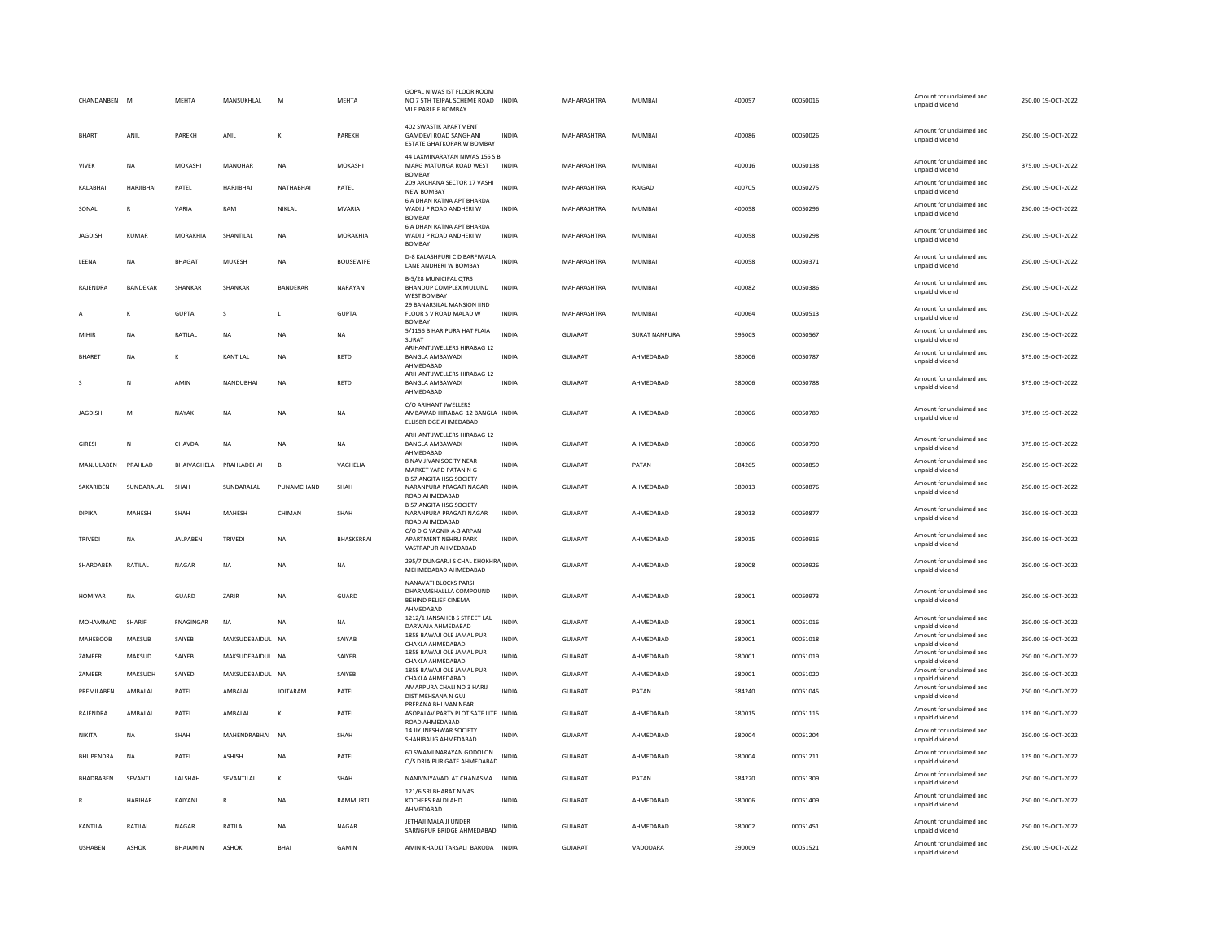| CHANDANBEN | M | MEHTA | MANSUKHLAL | M | MEHTA | GOPAL NIWAS IST FLOOR ROOM NO 7 5TH TEJPAL SCHEME ROAD VILE PARLE E BOMBAY | INDIA | MAHARASHTRA | MUMBAI | 400057 | 00050016 | Amount for unclaimed and unpaid dividend | 250.00 | 19-OCT-2022 |
|---|---|---|---|---|---|---|---|---|---|---|---|---|---|---|
| BHARTI | ANIL | PAREKH | ANIL | K | PAREKH | 402 SWASTIK APARTMENT GAMDEVI ROAD SANGHANI ESTATE GHATKOPAR W BOMBAY | INDIA | MAHARASHTRA | MUMBAI | 400086 | 00050026 | Amount for unclaimed and unpaid dividend | 250.00 | 19-OCT-2022 |
| VIVEK | NA | MOKASHI | MANOHAR | NA | MOKASHI | 44 LAXMINARAYAN NIWAS 156 S B MARG MATUNGA ROAD WEST BOMBAY | INDIA | MAHARASHTRA | MUMBAI | 400016 | 00050138 | Amount for unclaimed and unpaid dividend | 375.00 | 19-OCT-2022 |
| KALABHAI | HARJIBHAI | PATEL | HARJIBHAI | NATHABHAI | PATEL | 209 ARCHANA SECTOR 17 VASHI NEW BOMBAY | INDIA | MAHARASHTRA | RAIGAD | 400705 | 00050275 | Amount for unclaimed and unpaid dividend | 250.00 | 19-OCT-2022 |
| SONAL | R | VARIA | RAM | NIKLAL | MVARIA | 6 A DHAN RATNA APT BHARDA WADI J P ROAD ANDHERI W BOMBAY | INDIA | MAHARASHTRA | MUMBAI | 400058 | 00050296 | Amount for unclaimed and unpaid dividend | 250.00 | 19-OCT-2022 |
| JAGDISH | KUMAR | MORAKHIA | SHANTILAL | NA | MORAKHIA | 6 A DHAN RATNA APT BHARDA WADI J P ROAD ANDHERI W BOMBAY | INDIA | MAHARASHTRA | MUMBAI | 400058 | 00050298 | Amount for unclaimed and unpaid dividend | 250.00 | 19-OCT-2022 |
| LEENA | NA | BHAGAT | MUKESH | NA | BOUSEWIFE | D-8 KALASHPURI C D BARFIWALA LANE ANDHERI W BOMBAY | INDIA | MAHARASHTRA | MUMBAI | 400058 | 00050371 | Amount for unclaimed and unpaid dividend | 250.00 | 19-OCT-2022 |
| RAJENDRA | BANDEKAR | SHANKAR | SHANKAR | BANDEKAR | NARAYAN | B-5/28 MUNICIPAL QTRS BHANDUP COMPLEX MULUND WEST BOMBAY | INDIA | MAHARASHTRA | MUMBAI | 400082 | 00050386 | Amount for unclaimed and unpaid dividend | 250.00 | 19-OCT-2022 |
| A | K | GUPTA | S | L | GUPTA | 29 BANARSILAL MANSION IIND FLOOR S V ROAD MALAD W BOMBAY | INDIA | MAHARASHTRA | MUMBAI | 400064 | 00050513 | Amount for unclaimed and unpaid dividend | 250.00 | 19-OCT-2022 |
| MIHIR | NA | RATILAL | NA | NA | NA | 5/1156 B HARIPURA HAT FLAIA SURAT | INDIA | GUJARAT | SURAT NANPURA | 395003 | 00050567 | Amount for unclaimed and unpaid dividend | 250.00 | 19-OCT-2022 |
| BHARET | NA | K | KANTILAL | NA | RETD | ARIHANT JWELLERS HIRABAG 12 BANGLA AMBAWADI AHMEDABAD | INDIA | GUJARAT | AHMEDABAD | 380006 | 00050787 | Amount for unclaimed and unpaid dividend | 375.00 | 19-OCT-2022 |
| S | N | AMIN | NANDUBHAI | NA | RETD | ARIHANT JWELLERS HIRABAG 12 BANGLA AMBAWADI AHMEDABAD | INDIA | GUJARAT | AHMEDABAD | 380006 | 00050788 | Amount for unclaimed and unpaid dividend | 375.00 | 19-OCT-2022 |
| JAGDISH | M | NAYAK | NA | NA | NA | C/O ARIHANT JWELLERS AMBAWAD HIRABAG 12 BANGLA ELLISBRIDGE AHMEDABAD | INDIA | GUJARAT | AHMEDABAD | 380006 | 00050789 | Amount for unclaimed and unpaid dividend | 375.00 | 19-OCT-2022 |
| GIRESH | N | CHAVDA | NA | NA | NA | ARIHANT JWELLERS HIRABAG 12 BANGLA AMBAWADI AHMEDABAD | INDIA | GUJARAT | AHMEDABAD | 380006 | 00050790 | Amount for unclaimed and unpaid dividend | 375.00 | 19-OCT-2022 |
| MANJULABEN | PRAHLAD | BHAIVAGHELA | PRAHLADBHAI | B | VAGHELIA | 8 NAV JIVAN SOCITY NEAR MARKET YARD PATAN N G | INDIA | GUJARAT | PATAN | 384265 | 00050859 | Amount for unclaimed and unpaid dividend | 250.00 | 19-OCT-2022 |
| SAKARIBEN | SUNDARALAL | SHAH | SUNDARALAL | PUNAMCHAND | SHAH | B 57 ANGITA HSG SOCIETY NARANPURA PRAGATI NAGAR ROAD AHMEDABAD | INDIA | GUJARAT | AHMEDABAD | 380013 | 00050876 | Amount for unclaimed and unpaid dividend | 250.00 | 19-OCT-2022 |
| DIPIKA | MAHESH | SHAH | MAHESH | CHIMAN | SHAH | B 57 ANGITA HSG SOCIETY NARANPURA PRAGATI NAGAR ROAD AHMEDABAD | INDIA | GUJARAT | AHMEDABAD | 380013 | 00050877 | Amount for unclaimed and unpaid dividend | 250.00 | 19-OCT-2022 |
| TRIVEDI | NA | JALPABEN | TRIVEDI | NA | BHASKERRAI | C/O D G YAGNIK A-3 ARPAN APARTMENT NEHRU PARK VASTRAPUR AHMEDABAD | INDIA | GUJARAT | AHMEDABAD | 380015 | 00050916 | Amount for unclaimed and unpaid dividend | 250.00 | 19-OCT-2022 |
| SHARDABEN | RATILAL | NAGAR | NA | NA | NA | 295/7 DUNGARJI S CHAL KHOKHRA MEHMEDABAD AHMEDABAD | INDIA | GUJARAT | AHMEDABAD | 380008 | 00050926 | Amount for unclaimed and unpaid dividend | 250.00 | 19-OCT-2022 |
| HOMIYAR | NA | GUARD | ZARIR | NA | GUARD | NANAVATI BLOCKS PARSI DHARAMSHALLLA COMPOUND BEHIND RELIEF CINEMA AHMEDABAD | INDIA | GUJARAT | AHMEDABAD | 380001 | 00050973 | Amount for unclaimed and unpaid dividend | 250.00 | 19-OCT-2022 |
| MOHAMMAD | SHARIF | FNAGINGAR | NA | NA | NA | 1212/1 JANSAHEB S STREET LAL DARWAJA AHMEDABAD | INDIA | GUJARAT | AHMEDABAD | 380001 | 00051016 | Amount for unclaimed and unpaid dividend | 250.00 | 19-OCT-2022 |
| MAHEBOOB | MAKSUB | SAIYEB | MAKSUDEBAIDUL | NA | SAIYAB | 1858 BAWAJI OLE JAMAL PUR CHAKLA AHMEDABAD | INDIA | GUJARAT | AHMEDABAD | 380001 | 00051018 | Amount for unclaimed and unpaid dividend | 250.00 | 19-OCT-2022 |
| ZAMEER | MAKSUD | SAIYEB | MAKSUDEBAIDUL | NA | SAIYEB | 1858 BAWAJI OLE JAMAL PUR CHAKLA AHMEDABAD | INDIA | GUJARAT | AHMEDABAD | 380001 | 00051019 | Amount for unclaimed and unpaid dividend | 250.00 | 19-OCT-2022 |
| ZAMEER | MAKSUDH | SAIYED | MAKSUDEBAIDUL | NA | SAIYEB | 1858 BAWAJI OLE JAMAL PUR CHAKLA AHMEDABAD | INDIA | GUJARAT | AHMEDABAD | 380001 | 00051020 | Amount for unclaimed and unpaid dividend | 250.00 | 19-OCT-2022 |
| PREMILABEN | AMBALAL | PATEL | AMBALAL | JOITARAM | PATEL | AMARPURA CHALI NO 3 HARIJ DIST MEHSANA N GUJ | INDIA | GUJARAT | PATAN | 384240 | 00051045 | Amount for unclaimed and unpaid dividend | 250.00 | 19-OCT-2022 |
| RAJENDRA | AMBALAL | PATEL | AMBALAL | K | PATEL | PRERANA BHUVAN NEAR ASOPALAV PARTY PLOT SATE LITE ROAD AHMEDABAD | INDIA | GUJARAT | AHMEDABAD | 380015 | 00051115 | Amount for unclaimed and unpaid dividend | 125.00 | 19-OCT-2022 |
| NIKITA | NA | SHAH | MAHENDRABHAI | NA | SHAH | 14 JIYJINESHWAR SOCIETY SHAHIBAUG AHMEDABAD | INDIA | GUJARAT | AHMEDABAD | 380004 | 00051204 | Amount for unclaimed and unpaid dividend | 250.00 | 19-OCT-2022 |
| BHUPENDRA | NA | PATEL | ASHISH | NA | PATEL | 60 SWAMI NARAYAN GODOLON O/S DRIA PUR GATE AHMEDABAD | INDIA | GUJARAT | AHMEDABAD | 380004 | 00051211 | Amount for unclaimed and unpaid dividend | 125.00 | 19-OCT-2022 |
| BHADRABEN | SEVANTI | LALSHAH | SEVANTILAL | K | SHAH | NANIVNIYAVAD AT CHANASMA | INDIA | GUJARAT | PATAN | 384220 | 00051309 | Amount for unclaimed and unpaid dividend | 250.00 | 19-OCT-2022 |
| R | HARIHAR | KAIYANI | R | NA | RAMMURTI | 121/6 SRI BHARAT NIVAS KOCHERS PALDI AHD AHMEDABAD | INDIA | GUJARAT | AHMEDABAD | 380006 | 00051409 | Amount for unclaimed and unpaid dividend | 250.00 | 19-OCT-2022 |
| KANTILAL | RATILAL | NAGAR | RATILAL | NA | NAGAR | JETHAJI MALA JI UNDER SARNGPUR BRIDGE AHMEDABAD | INDIA | GUJARAT | AHMEDABAD | 380002 | 00051451 | Amount for unclaimed and unpaid dividend | 250.00 | 19-OCT-2022 |
| USHABEN | ASHOK | BHAIAMIN | ASHOK | BHAI | GAMIN | AMIN KHADKI TARSALI BARODA | INDIA | GUJARAT | VADODARA | 390009 | 00051521 | Amount for unclaimed and unpaid dividend | 250.00 | 19-OCT-2022 |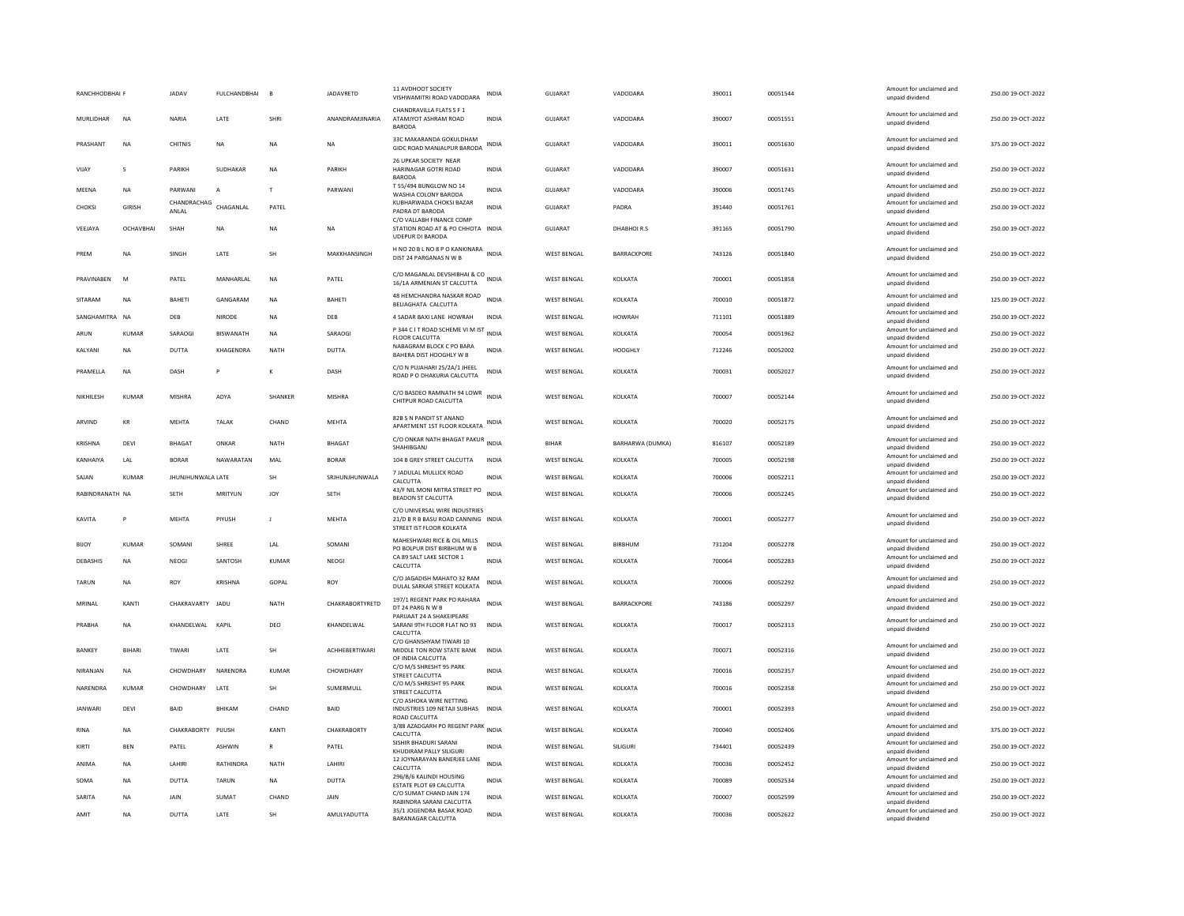| RANCHHODBHAI | F | JADAV | FULCHANDBHAI | B | JADAVRETD | 11 AVDHOOT SOCIETY VISHWAMITRI ROAD VADODARA | INDIA | GUJARAT | VADODARA | 390011 | 00051544 | Amount for unclaimed and unpaid dividend | 250.00 | 19-OCT-2022 |
|---|---|---|---|---|---|---|---|---|---|---|---|---|---|---|
| MURLIDHAR | NA | NARIA | LATE | SHRI | ANANDRAMJINARIA | CHANDRAVILLA FLATS S F 1 ATAMJYOT ASHRAM ROAD BARODA | INDIA | GUJARAT | VADODARA | 390007 | 00051551 | Amount for unclaimed and unpaid dividend | 250.00 | 19-OCT-2022 |
| PRASHANT | NA | CHITNIS | NA | NA | NA | 33C MAKARANDA GOKULDHAM GIDC ROAD MANJALPUR BARODA | INDIA | GUJARAT | VADODARA | 390011 | 00051630 | Amount for unclaimed and unpaid dividend | 375.00 | 19-OCT-2022 |
| VIJAY | S | PARIKH | SUDHAKAR | NA | PARIKH | 26 UPKAR SOCIETY NEAR HARINAGAR GOTRI ROAD BARODA | INDIA | GUJARAT | VADODARA | 390007 | 00051631 | Amount for unclaimed and unpaid dividend | 250.00 | 19-OCT-2022 |
| MEENA | NA | PARWANI | A | T | PARWANI | T 55/494 BUNGLOW NO 14 WASHIA COLONY BARODA | INDIA | GUJARAT | VADODARA | 390006 | 00051745 | Amount for unclaimed and unpaid dividend | 250.00 | 19-OCT-2022 |
| CHOKSI | GIRISH | CHANDRACHAG ANLAL | CHAGANLAL | PATEL | | KUBHARWADA CHOKSI BAZAR PADRA DT BARODA | INDIA | GUJARAT | PADRA | 391440 | 00051761 | Amount for unclaimed and unpaid dividend | 250.00 | 19-OCT-2022 |
| VEEJAYA | OCHAVBHAI | SHAH | NA | NA | NA | C/O VALLABH FINANCE COMP STATION ROAD AT & PO CHHOTA UDEPUR DI BARODA | INDIA | GUJARAT | DHABHOI R.S | 391165 | 00051790 | Amount for unclaimed and unpaid dividend | 250.00 | 19-OCT-2022 |
| PREM | NA | SINGH | LATE | SH | MAKKHANSINGH | H NO 20 B L NO 8 P O KANKINARA DIST 24 PARGANAS N W B | INDIA | WEST BENGAL | BARRACKPORE | 743126 | 00051840 | Amount for unclaimed and unpaid dividend | 250.00 | 19-OCT-2022 |
| PRAVINABEN | M | PATEL | MANHARLAL | NA | PATEL | C/O MAGANLAL DEVSHIBHAI & CO 16/1A ARMENIAN ST CALCUTTA | INDIA | WEST BENGAL | KOLKATA | 700001 | 00051858 | Amount for unclaimed and unpaid dividend | 250.00 | 19-OCT-2022 |
| SITARAM | NA | BAHETI | GANGARAM | NA | BAHETI | 48 HEMCHANDRA NASKAR ROAD BELIAGHATA CALCUTTA | INDIA | WEST BENGAL | KOLKATA | 700010 | 00051872 | Amount for unclaimed and unpaid dividend | 125.00 | 19-OCT-2022 |
| SANGHAMITRA | NA | DEB | NIRODE | NA | DEB | 4 SADAR BAXI LANE HOWRAH | INDIA | WEST BENGAL | HOWRAH | 711101 | 00051889 | Amount for unclaimed and unpaid dividend | 250.00 | 19-OCT-2022 |
| ARUN | KUMAR | SARAOGI | BISWANATH | NA | SARAOGI | P 344 C I T ROAD SCHEME VI M IST FLOOR CALCUTTA | INDIA | WEST BENGAL | KOLKATA | 700054 | 00051962 | Amount for unclaimed and unpaid dividend | 250.00 | 19-OCT-2022 |
| KALYANI | NA | DUTTA | KHAGENDRA | NATH | DUTTA | NABAGRAM BLOCK C PO BARA BAHERA DIST HOOGHLY W B | INDIA | WEST BENGAL | HOOGHLY | 712246 | 00052002 | Amount for unclaimed and unpaid dividend | 250.00 | 19-OCT-2022 |
| PRAMELLA | NA | DASH | P | K | DASH | C/O N PUJAHARI 25/2A/1 JHEEL ROAD P O DHAKURIA CALCUTTA | INDIA | WEST BENGAL | KOLKATA | 700031 | 00052027 | Amount for unclaimed and unpaid dividend | 250.00 | 19-OCT-2022 |
| NIKHILESH | KUMAR | MISHRA | ADYA | SHANKER | MISHRA | C/O BASDEO RAMNATH 94 LOWR CHITPUR ROAD CALCUTTA | INDIA | WEST BENGAL | KOLKATA | 700007 | 00052144 | Amount for unclaimed and unpaid dividend | 250.00 | 19-OCT-2022 |
| ARVIND | KR | MEHTA | TALAK | CHAND | MEHTA | 82B S N PANDIT ST ANAND APARTMENT 1ST FLOOR KOLKATA | INDIA | WEST BENGAL | KOLKATA | 700020 | 00052175 | Amount for unclaimed and unpaid dividend | 250.00 | 19-OCT-2022 |
| KRISHNA | DEVI | BHAGAT | ONKAR | NATH | BHAGAT | C/O ONKAR NATH BHAGAT PAKUR SHAHIBGANJ | INDIA | BIHAR | BARHARWA (DUMKA) | 816107 | 00052189 | Amount for unclaimed and unpaid dividend | 250.00 | 19-OCT-2022 |
| KANHAIYA | LAL | BORAR | NAWARATAN | MAL | BORAR | 104 B GREY STREET CALCUTTA | INDIA | WEST BENGAL | KOLKATA | 700005 | 00052198 | Amount for unclaimed and unpaid dividend | 250.00 | 19-OCT-2022 |
| SAJAN | KUMAR | JHUNJHUNWALA LATE | | SH | SRJHUNJHUNWALA | 7 JADULAL MULLICK ROAD CALCUTTA | INDIA | WEST BENGAL | KOLKATA | 700006 | 00052211 | Amount for unclaimed and unpaid dividend | 250.00 | 19-OCT-2022 |
| RABINDRANATH | NA | SETH | MRITYUN | JOY | SETH | 43/F NIL MONI MITRA STREET PO BEADON ST CALCUTTA | INDIA | WEST BENGAL | KOLKATA | 700006 | 00052245 | Amount for unclaimed and unpaid dividend | 250.00 | 19-OCT-2022 |
| KAVITA | P | MEHTA | PIYUSH | J | MEHTA | C/O UNIVERSAL WIRE INDUSTRIES 21/D B R B BASU ROAD CANNING STREET IST FLOOR KOLKATA | INDIA | WEST BENGAL | KOLKATA | 700001 | 00052277 | Amount for unclaimed and unpaid dividend | 250.00 | 19-OCT-2022 |
| BIJOY | KUMAR | SOMANI | SHREE | LAL | SOMANI | MAHESHWARI RICE & OIL MILLS PO BOLPUR DIST BIRBHUM W B | INDIA | WEST BENGAL | BIRBHUM | 731204 | 00052278 | Amount for unclaimed and unpaid dividend | 250.00 | 19-OCT-2022 |
| DEBASHIS | NA | NEOGI | SANTOSH | KUMAR | NEOGI | CA 89 SALT LAKE SECTOR 1 CALCUTTA | INDIA | WEST BENGAL | KOLKATA | 700064 | 00052283 | Amount for unclaimed and unpaid dividend | 250.00 | 19-OCT-2022 |
| TARUN | NA | ROY | KRISHNA | GOPAL | ROY | C/O JAGADISH MAHATO 32 RAM DULAL SARKAR STREET KOLKATA | INDIA | WEST BENGAL | KOLKATA | 700006 | 00052292 | Amount for unclaimed and unpaid dividend | 250.00 | 19-OCT-2022 |
| MRINAL | KANTI | CHAKRAVARTY | JADU | NATH | CHAKRABORTYRETD | 197/1 REGENT PARK PO RAHARA DT 24 PARG N W B | INDIA | WEST BENGAL | BARRACKPORE | 743186 | 00052297 | Amount for unclaimed and unpaid dividend | 250.00 | 19-OCT-2022 |
| PRABHA | NA | KHANDELWAL | KAPIL | DEO | KHANDELWAL | PARIJAAT 24 A SHAKEIPEARE SARANI 9TH FLOOR FLAT NO 93 CALCUTTA | INDIA | WEST BENGAL | KOLKATA | 700017 | 00052313 | Amount for unclaimed and unpaid dividend | 250.00 | 19-OCT-2022 |
| BANKEY | BIHARI | TIWARI | LATE | SH | ACHHEBERTIWARI | C/O GHANSHYAM TIWARI 10 MIDDLE TON ROW STATE BANK OF INDIA CALCUTTA | INDIA | WEST BENGAL | KOLKATA | 700071 | 00052316 | Amount for unclaimed and unpaid dividend | 250.00 | 19-OCT-2022 |
| NIRANJAN | NA | CHOWDHARY | NARENDRA | KUMAR | CHOWDHARY | C/O M/S SHRESHT 95 PARK STREET CALCUTTA | INDIA | WEST BENGAL | KOLKATA | 700016 | 00052357 | Amount for unclaimed and unpaid dividend | 250.00 | 19-OCT-2022 |
| NARENDRA | KUMAR | CHOWDHARY | LATE | SH | SUMERMULL | C/O M/S SHRESHT 95 PARK STREET CALCUTTA | INDIA | WEST BENGAL | KOLKATA | 700016 | 00052358 | Amount for unclaimed and unpaid dividend | 250.00 | 19-OCT-2022 |
| JANWARI | DEVI | BAID | BHIKAM | CHAND | BAID | C/O ASHOKA WIRE NETTING INDUSTRIES 109 NETAJI SUBHAS ROAD CALCUTTA | INDIA | WEST BENGAL | KOLKATA | 700001 | 00052393 | Amount for unclaimed and unpaid dividend | 250.00 | 19-OCT-2022 |
| RINA | NA | CHAKRABORTY | PIJUSH | KANTI | CHAKRABORTY | 3/88 AZADGARH PO REGENT PARK CALCUTTA | INDIA | WEST BENGAL | KOLKATA | 700040 | 00052406 | Amount for unclaimed and unpaid dividend | 375.00 | 19-OCT-2022 |
| KIRTI | BEN | PATEL | ASHWIN | R | PATEL | SISHIR BHADURI SARANI KHUDIRAM PALLY SILIGURI | INDIA | WEST BENGAL | SILIGURI | 734401 | 00052439 | Amount for unclaimed and unpaid dividend | 250.00 | 19-OCT-2022 |
| ANIMA | NA | LAHIRI | RATHINDRA | NATH | LAHIRI | 12 JOYNARAYAN BANERJEE LANE CALCUTTA | INDIA | WEST BENGAL | KOLKATA | 700036 | 00052452 | Amount for unclaimed and unpaid dividend | 250.00 | 19-OCT-2022 |
| SOMA | NA | DUTTA | TARUN | NA | DUTTA | 296/B/6 KALINDI HOUSING ESTATE PLOT 69 CALCUTTA | INDIA | WEST BENGAL | KOLKATA | 700089 | 00052534 | Amount for unclaimed and unpaid dividend | 250.00 | 19-OCT-2022 |
| SARITA | NA | JAIN | SUMAT | CHAND | JAIN | C/O SUMAT CHAND JAIN 174 RABINDRA SARANI CALCUTTA | INDIA | WEST BENGAL | KOLKATA | 700007 | 00052599 | Amount for unclaimed and unpaid dividend | 250.00 | 19-OCT-2022 |
| AMIT | NA | DUTTA | LATE | SH | AMULYADUTTA | 35/1 JOGENDRA BASAK ROAD BARANAGAR CALCUTTA | INDIA | WEST BENGAL | KOLKATA | 700036 | 00052622 | Amount for unclaimed and unpaid dividend | 250.00 | 19-OCT-2022 |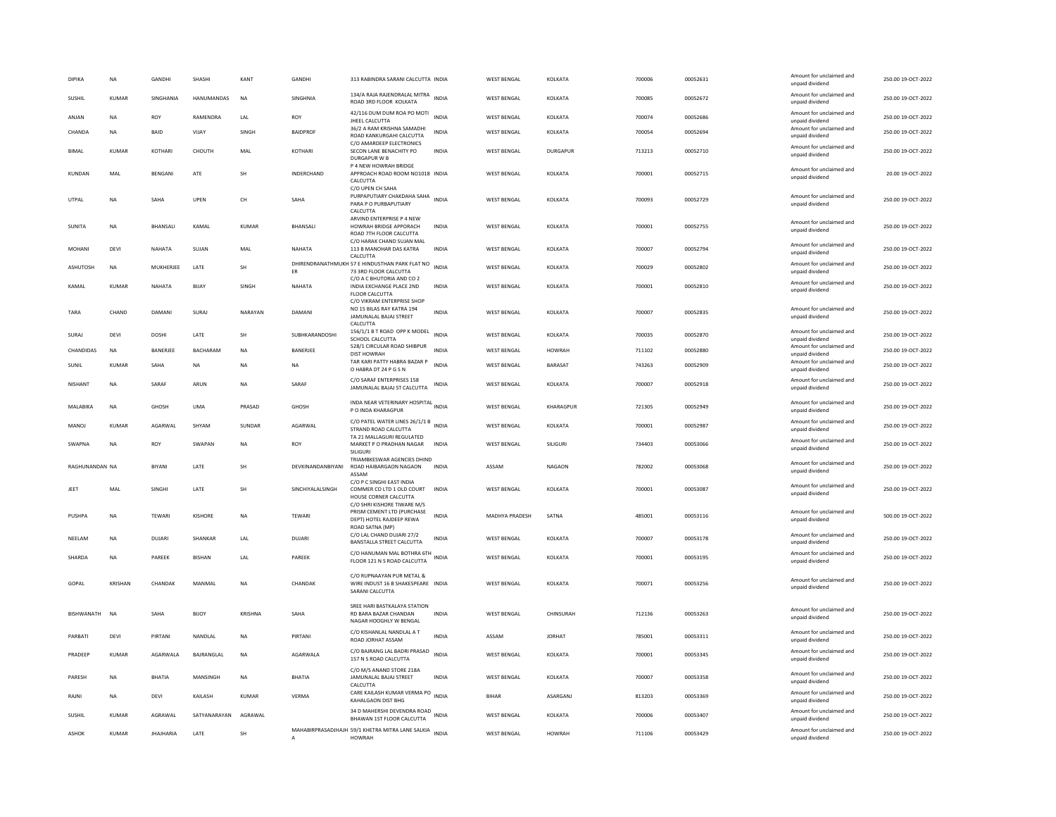| DIPIKA | NA | GANDHI | SHASHI | KANT | GANDHI | 313 RABINDRA SARANI CALCUTTA | INDIA | WEST BENGAL | KOLKATA | 700006 | 00052631 | Amount for unclaimed and unpaid dividend | 250.00 | 19-OCT-2022 |
|---|---|---|---|---|---|---|---|---|---|---|---|---|---|---|
| SUSHIL | KUMAR | SINGHANIA | HANUMANDAS | NA | SINGHNIA | 134/A RAJA RAJENDRALAL MITRA ROAD 3RD FLOOR KOLKATA | INDIA | WEST BENGAL | KOLKATA | 700085 | 00052672 | Amount for unclaimed and unpaid dividend | 250.00 | 19-OCT-2022 |
| ANJAN | NA | ROY | RAMENDRA | LAL | ROY | 42/116 DUM DUM ROA PO MOTI JHEEL CALCUTTA | INDIA | WEST BENGAL | KOLKATA | 700074 | 00052686 | Amount for unclaimed and unpaid dividend | 250.00 | 19-OCT-2022 |
| CHANDA | NA | BAID | VIJAY | SINGH | BAIDPROF | 36/2 A RAM KRISHNA SAMADHI ROAD KANKURGAHI CALCUTTA | INDIA | WEST BENGAL | KOLKATA | 700054 | 00052694 | Amount for unclaimed and unpaid dividend | 250.00 | 19-OCT-2022 |
| BIMAL | KUMAR | KOTHARI | CHOUTH | MAL | KOTHARI | C/O AMARDEEP ELECTRONICS SECON LANE BENACHITY PO DURGAPUR W B | INDIA | WEST BENGAL | DURGAPUR | 713213 | 00052710 | Amount for unclaimed and unpaid dividend | 250.00 | 19-OCT-2022 |
| KUNDAN | MAL | BENGANI | ATE | SH | INDERCHAND | P 4 NEW HOWRAH BRIDGE APPROACH ROAD ROOM NO1018 CALCUTTA | INDIA | WEST BENGAL | KOLKATA | 700001 | 00052715 | Amount for unclaimed and unpaid dividend | 20.00 | 19-OCT-2022 |
| UTPAL | NA | SAHA | UPEN | CH | SAHA | C/O UPEN CH SAHA PURPAPUTIARY CHAKDAHA SAHA PARA P O PURBAPUTIARY CALCUTTA | INDIA | WEST BENGAL | KOLKATA | 700093 | 00052729 | Amount for unclaimed and unpaid dividend | 250.00 | 19-OCT-2022 |
| SUNITA | NA | BHANSALI | KAMAL | KUMAR | BHANSALI | ARVIND ENTERPRISE P 4 NEW HOWRAH BRIDGE APPORACH ROAD 7TH FLOOR CALCUTTA | INDIA | WEST BENGAL | KOLKATA | 700001 | 00052755 | Amount for unclaimed and unpaid dividend | 250.00 | 19-OCT-2022 |
| MOHANI | DEVI | NAHATA | SUJAN | MAL | NAHATA | C/O HARAK CHAND SUJAN MAL 113 B MANOHAR DAS KATRA CALCUTTA | INDIA | WEST BENGAL | KOLKATA | 700007 | 00052794 | Amount for unclaimed and unpaid dividend | 250.00 | 19-OCT-2022 |
| ASHUTOSH | NA | MUKHERJEE | LATE | SH | DHIRENDRANATHMUKHER | 57 E HINDUSTHAN PARK FLAT NO 73 3RD FLOOR CALCUTTA | INDIA | WEST BENGAL | KOLKATA | 700029 | 00052802 | Amount for unclaimed and unpaid dividend | 250.00 | 19-OCT-2022 |
| KAMAL | KUMAR | NAHATA | BIJAY | SINGH | NAHATA | C/O A C BHUTORIA AND CO 2 INDIA EXCHANGE PLACE 2ND FLOOR CALCUTTA | INDIA | WEST BENGAL | KOLKATA | 700001 | 00052810 | Amount for unclaimed and unpaid dividend | 250.00 | 19-OCT-2022 |
| TARA | CHAND | DAMANI | SURAJ | NARAYAN | DAMANI | C/O VIKRAM ENTERPRISE SHOP NO 15 BILAS RAY KATRA 194 JAMUNALAL BAJAJ STREET CALCUTTA | INDIA | WEST BENGAL | KOLKATA | 700007 | 00052835 | Amount for unclaimed and unpaid dividend | 250.00 | 19-OCT-2022 |
| SURAJ | DEVI | DOSHI | LATE | SH | SUBHKARANDOSHI | 156/1/1 B T ROAD OPP K MODEL SCHOOL CALCUTTA | INDIA | WEST BENGAL | KOLKATA | 700035 | 00052870 | Amount for unclaimed and unpaid dividend | 250.00 | 19-OCT-2022 |
| CHANDIDAS | NA | BANERJEE | BACHARAM | NA | BANERJEE | 528/1 CIRCULAR ROAD SHIBPUR DIST HOWRAH | INDIA | WEST BENGAL | HOWRAH | 711102 | 00052880 | Amount for unclaimed and unpaid dividend | 250.00 | 19-OCT-2022 |
| SUNIL | KUMAR | SAHA | NA | NA | NA | TAR KARI PATTY HABRA BAZAR P O HABRA DT 24 P G S N | INDIA | WEST BENGAL | BARASAT | 743263 | 00052909 | Amount for unclaimed and unpaid dividend | 250.00 | 19-OCT-2022 |
| NISHANT | NA | SARAF | ARUN | NA | SARAF | C/O SARAF ENTERPRISES 158 JAMUNALAL BAJAJ ST CALCUTTA | INDIA | WEST BENGAL | KOLKATA | 700007 | 00052918 | Amount for unclaimed and unpaid dividend | 250.00 | 19-OCT-2022 |
| MALABIKA | NA | GHOSH | UMA | PRASAD | GHOSH | INDA NEAR VETERINARY HOSPITAL P O INDA KHARAGPUR | INDIA | WEST BENGAL | KHARAGPUR | 721305 | 00052949 | Amount for unclaimed and unpaid dividend | 250.00 | 19-OCT-2022 |
| MANOJ | KUMAR | AGARWAL | SHYAM | SUNDAR | AGARWAL | C/O PATEL WATER LINES 26/1/1 B STRAND ROAD CALCUTTA | INDIA | WEST BENGAL | KOLKATA | 700001 | 00052987 | Amount for unclaimed and unpaid dividend | 250.00 | 19-OCT-2022 |
| SWAPNA | NA | ROY | SWAPAN | NA | ROY | TA 21 MALLAGURI REGULATED MARKET P O PRADHAN NAGAR SILIGURI | INDIA | WEST BENGAL | SILIGURI | 734403 | 00053066 | Amount for unclaimed and unpaid dividend | 250.00 | 19-OCT-2022 |
| RAGHUNANDAN | NA | BIYANI | LATE | SH | DEVKINANDANBIYANI | TRIAMBKESWAR AGENCIES DHIND ROAD HAIBARGAON NAGAON ASSAM | INDIA | ASSAM | NAGAON | 782002 | 00053068 | Amount for unclaimed and unpaid dividend | 250.00 | 19-OCT-2022 |
| JEET | MAL | SINGHI | LATE | SH | SINCHIYALALSINGH | C/O P C SINGHI EAST INDIA COMMER CO LTD 1 OLD COURT HOUSE CORNER CALCUTTA | INDIA | WEST BENGAL | KOLKATA | 700001 | 00053087 | Amount for unclaimed and unpaid dividend | 250.00 | 19-OCT-2022 |
| PUSHPA | NA | TEWARI | KISHORE | NA | TEWARI | C/O SHRI KISHORE TIWARE M/S PRISM CEMENT LTD (PURCHASE DEPT) HOTEL RAJDEEP REWA ROAD SATNA (MP) | INDIA | MADHYA PRADESH | SATNA | 485001 | 00053116 | Amount for unclaimed and unpaid dividend | 500.00 | 19-OCT-2022 |
| NEELAM | NA | DUJARI | SHANKAR | LAL | DUJARI | C/O LAL CHAND DUJARI 27/2 BANSTALLA STREET CALCUTTA | INDIA | WEST BENGAL | KOLKATA | 700007 | 00053178 | Amount for unclaimed and unpaid dividend | 250.00 | 19-OCT-2022 |
| SHARDA | NA | PAREEK | BISHAN | LAL | PAREEK | C/O HANUMAN MAL BOTHRA 6TH FLOOR 121 N S ROAD CALCUTTA | INDIA | WEST BENGAL | KOLKATA | 700001 | 00053195 | Amount for unclaimed and unpaid dividend | 250.00 | 19-OCT-2022 |
| GOPAL | KRISHAN | CHANDAK | MANMAL | NA | CHANDAK | C/O RUPNAAYAN PUR METAL & WIRE INDUST 16 B SHAKESPEARE SARANI CALCUTTA | INDIA | WEST BENGAL | KOLKATA | 700071 | 00053256 | Amount for unclaimed and unpaid dividend | 250.00 | 19-OCT-2022 |
| BISHWANATH | NA | SAHA | BIJOY | KRISHNA | SAHA | SREE HARI BASTKALAYA STATION RD BARA BAZAR CHANDAN NAGAR HOOGHLY W BENGAL | INDIA | WEST BENGAL | CHINSURAH | 712136 | 00053263 | Amount for unclaimed and unpaid dividend | 250.00 | 19-OCT-2022 |
| PARBATI | DEVI | PIRTANI | NANDLAL | NA | PIRTANI | C/O KISHANLAL NANDLAL A T ROAD JORHAT ASSAM | INDIA | ASSAM | JORHAT | 785001 | 00053311 | Amount for unclaimed and unpaid dividend | 250.00 | 19-OCT-2022 |
| PRADEEP | KUMAR | AGARWALA | BAJRANGLAL | NA | AGARWALA | C/O BAJRANG LAL BADRI PRASAD 157 N S ROAD CALCUTTA | INDIA | WEST BENGAL | KOLKATA | 700001 | 00053345 | Amount for unclaimed and unpaid dividend | 250.00 | 19-OCT-2022 |
| PARESH | NA | BHATIA | MANSINGH | NA | BHATIA | C/O M/S ANAND STORE 218A JAMUNALAL BAJAJ STREET CALCUTTA | INDIA | WEST BENGAL | KOLKATA | 700007 | 00053358 | Amount for unclaimed and unpaid dividend | 250.00 | 19-OCT-2022 |
| RAJNI | NA | DEVI | KAILASH | KUMAR | VERMA | CARE KAILASH KUMAR VERMA PO KAHALGAON DIST BHG | INDIA | BIHAR | ASARGANJ | 813203 | 00053369 | Amount for unclaimed and unpaid dividend | 250.00 | 19-OCT-2022 |
| SUSHIL | KUMAR | AGRAWAL | SATYANARAYAN | AGRAWAL | | 34 D MAHERSHI DEVENDRA ROAD BHAWAN 1ST FLOOR CALCUTTA | INDIA | WEST BENGAL | KOLKATA | 700006 | 00053407 | Amount for unclaimed and unpaid dividend | 250.00 | 19-OCT-2022 |
| ASHOK | KUMAR | JHAJHARIA | LATE | SH | MAHABIRPRASADJHAJHA | 59/1 KHETRA MITRA LANE SALKIA HOWRAH | INDIA | WEST BENGAL | HOWRAH | 711106 | 00053429 | Amount for unclaimed and unpaid dividend | 250.00 | 19-OCT-2022 |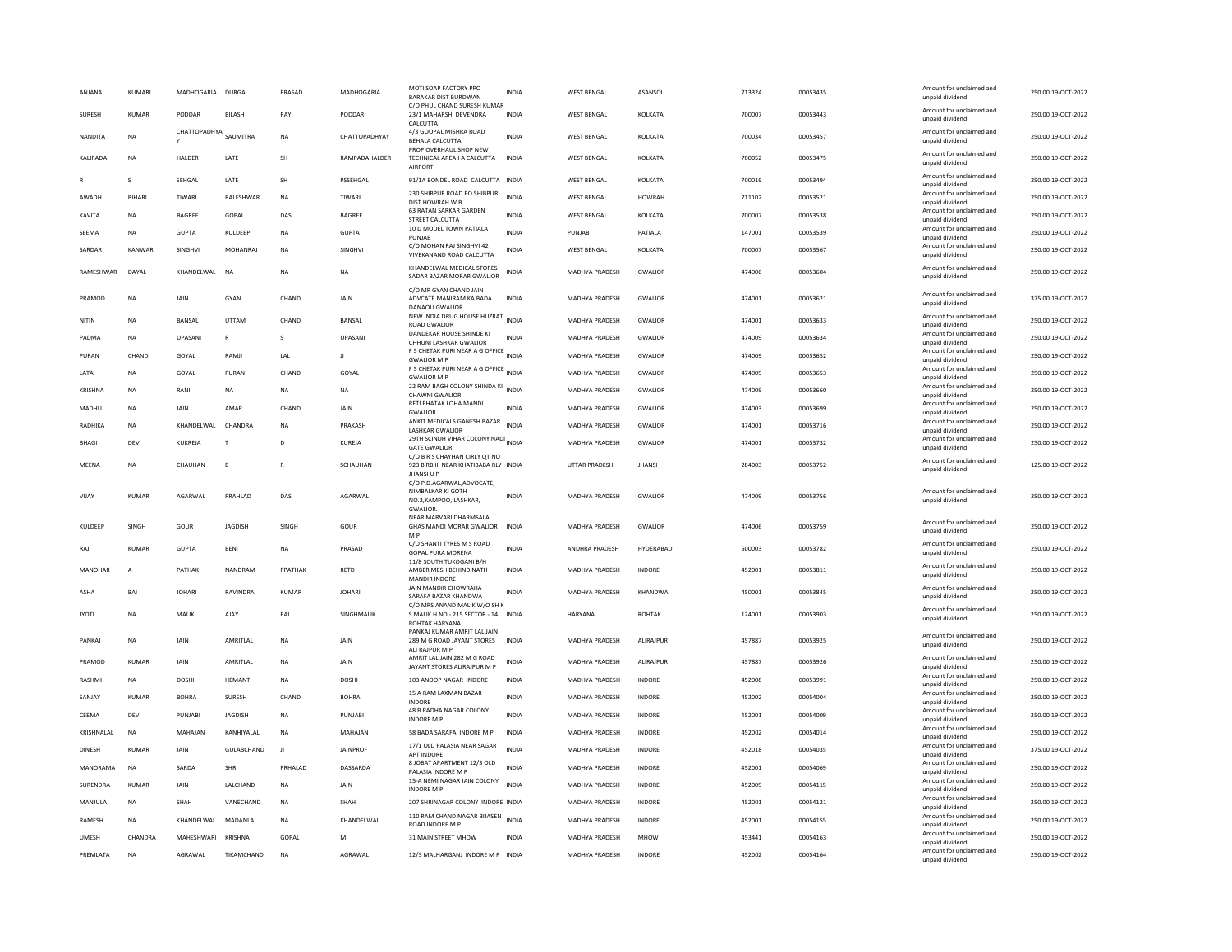| ANJANA | KUMARI | MADHOGARIA | DURGA | PRASAD | MADHOGARIA | MOTI SOAP FACTORY PPO BARAKAR DIST BURDWAN | INDIA | WEST BENGAL | ASANSOL | 713324 | 00053435 | Amount for unclaimed and unpaid dividend | 250.00 19-OCT-2022 |
|---|---|---|---|---|---|---|---|---|---|---|---|---|---|
| SURESH | KUMAR | PODDAR | BILASH | RAY | PODDAR | C/O PHUL CHAND SURESH KUMAR 23/1 MAHARSHI DEVENDRA CALCUTTA | INDIA | WEST BENGAL | KOLKATA | 700007 | 00053443 | Amount for unclaimed and unpaid dividend | 250.00 19-OCT-2022 |
| NANDITA | NA | CHATTOPADHYAY | SAUMITRA | NA | CHATTOPADHYAY | 4/3 GOOPAL MISHRA ROAD BEHALA CALCUTTA | INDIA | WEST BENGAL | KOLKATA | 700034 | 00053457 | Amount for unclaimed and unpaid dividend | 250.00 19-OCT-2022 |
| KALIPADA | NA | HALDER | LATE | SH | RAMPADAHALDER | PROP OVERHAUL SHOP NEW TECHNICAL AREA I A CALCUTTA AIRPORT | INDIA | WEST BENGAL | KOLKATA | 700052 | 00053475 | Amount for unclaimed and unpaid dividend | 250.00 19-OCT-2022 |
| R | S | SEHGAL | LATE | SH | PSSEHGAL | 91/1A BONDEL ROAD CALCUTTA | INDIA | WEST BENGAL | KOLKATA | 700019 | 00053494 | Amount for unclaimed and unpaid dividend | 250.00 19-OCT-2022 |
| AWADH | BIHARI | TIWARI | BALESHWAR | NA | TIWARI | 230 SHIBPUR ROAD PO SHIBPUR DIST HOWRAH W B | INDIA | WEST BENGAL | HOWRAH | 711102 | 00053521 | Amount for unclaimed and unpaid dividend | 250.00 19-OCT-2022 |
| KAVITA | NA | BAGREE | GOPAL | DAS | BAGREE | 63 RATAN SARKAR GARDEN STREET CALCUTTA | INDIA | WEST BENGAL | KOLKATA | 700007 | 00053538 | Amount for unclaimed and unpaid dividend | 250.00 19-OCT-2022 |
| SEEMA | NA | GUPTA | KULDEEP | NA | GUPTA | 10 D MODEL TOWN PATIALA PUNJAB | INDIA | PUNJAB | PATIALA | 147001 | 00053539 | Amount for unclaimed and unpaid dividend | 250.00 19-OCT-2022 |
| SARDAR | KANWAR | SINGHVI | MOHANRAJ | NA | SINGHVI | C/O MOHAN RAJ SINGHVI 42 VIVEKANAND ROAD CALCUTTA | INDIA | WEST BENGAL | KOLKATA | 700007 | 00053567 | Amount for unclaimed and unpaid dividend | 250.00 19-OCT-2022 |
| RAMESHWAR | DAYAL | KHANDELWAL | NA | NA | NA | KHANDELWAL MEDICAL STORES SADAR BAZAR MORAR GWALIOR | INDIA | MADHYA PRADESH | GWALIOR | 474006 | 00053604 | Amount for unclaimed and unpaid dividend | 250.00 19-OCT-2022 |
| PRAMOD | NA | JAIN | GYAN | CHAND | JAIN | C/O MR GYAN CHAND JAIN ADVCATE MANIRAM KA BADA DANAOLI GWALIOR | INDIA | MADHYA PRADESH | GWALIOR | 474001 | 00053621 | Amount for unclaimed and unpaid dividend | 375.00 19-OCT-2022 |
| NITIN | NA | BANSAL | UTTAM | CHAND | BANSAL | NEW INDIA DRUG HOUSE HUZRAT ROAD GWALIOR | INDIA | MADHYA PRADESH | GWALIOR | 474001 | 00053633 | Amount for unclaimed and unpaid dividend | 250.00 19-OCT-2022 |
| PADMA | NA | UPASANI | R | S | UPASANI | DANDEKAR HOUSE SHINDE KI CHHUNI LASHKAR GWALIOR | INDIA | MADHYA PRADESH | GWALIOR | 474009 | 00053634 | Amount for unclaimed and unpaid dividend | 250.00 19-OCT-2022 |
| PURAN | CHAND | GOYAL | RAMJI | LAL | JI | F 5 CHETAK PURI NEAR A G OFFICE GWALIOR M P | INDIA | MADHYA PRADESH | GWALIOR | 474009 | 00053652 | Amount for unclaimed and unpaid dividend | 250.00 19-OCT-2022 |
| LATA | NA | GOYAL | PURAN | CHAND | GOYAL | F 5 CHETAK PURI NEAR A G OFFICE GWALIOR M P | INDIA | MADHYA PRADESH | GWALIOR | 474009 | 00053653 | Amount for unclaimed and unpaid dividend | 250.00 19-OCT-2022 |
| KRISHNA | NA | RANI | NA | NA | NA | 22 RAM BAGH COLONY SHINDA KI CHAWNI GWALIOR | INDIA | MADHYA PRADESH | GWALIOR | 474009 | 00053660 | Amount for unclaimed and unpaid dividend | 250.00 19-OCT-2022 |
| MADHU | NA | JAIN | AMAR | CHAND | JAIN | RETI PHATAK LOHA MANDI GWALIOR | INDIA | MADHYA PRADESH | GWALIOR | 474003 | 00053699 | Amount for unclaimed and unpaid dividend | 250.00 19-OCT-2022 |
| RADHIKA | NA | KHANDELWAL | CHANDRA | NA | PRAKASH | ANKIT MEDICALS GANESH BAZAR LASHKAR GWALIOR | INDIA | MADHYA PRADESH | GWALIOR | 474001 | 00053716 | Amount for unclaimed and unpaid dividend | 250.00 19-OCT-2022 |
| BHAGI | DEVI | KUKREJA | T | D | KUREJA | 29TH SCINDH VIHAR COLONY NADI GATE GWALIOR | INDIA | MADHYA PRADESH | GWALIOR | 474001 | 00053732 | Amount for unclaimed and unpaid dividend | 250.00 19-OCT-2022 |
| MEENA | NA | CHAUHAN | B | R | SCHAUHAN | C/O B R S CHAYHAN CIRLY QT NO 923 B RB III NEAR KHATIBABA RLY JHANSI U P | INDIA | UTTAR PRADESH | JHANSI | 284003 | 00053752 | Amount for unclaimed and unpaid dividend | 125.00 19-OCT-2022 |
| VIJAY | KUMAR | AGARWAL | PRAHLAD | DAS | AGARWAL | C/O P.D.AGARWAL,ADVOCATE, NIMBALKAR KI GOTH NO.2,KAMPOO, LASHKAR, GWALIOR. | INDIA | MADHYA PRADESH | GWALIOR | 474009 | 00053756 | Amount for unclaimed and unpaid dividend | 250.00 19-OCT-2022 |
| KULDEEP | SINGH | GOUR | JAGDISH | SINGH | GOUR | NEAR MARVARI DHARMSALA GHAS MANDI MORAR GWALIOR M P | INDIA | MADHYA PRADESH | GWALIOR | 474006 | 00053759 | Amount for unclaimed and unpaid dividend | 250.00 19-OCT-2022 |
| RAJ | KUMAR | GUPTA | BENI | NA | PRASAD | C/O SHANTI TYRES M S ROAD GOPAL PURA MORENA | INDIA | ANDHRA PRADESH | HYDERABAD | 500003 | 00053782 | Amount for unclaimed and unpaid dividend | 250.00 19-OCT-2022 |
| MANOHAR | A | PATHAK | NANDRAM | PPATHAK | RETD | 11/8 SOUTH TUKOGANJ B/H AMBER MESH BEHIND NATH MANDIR INDORE | INDIA | MADHYA PRADESH | INDORE | 452001 | 00053811 | Amount for unclaimed and unpaid dividend | 250.00 19-OCT-2022 |
| ASHA | BAI | JOHARI | RAVINDRA | KUMAR | JOHARI | JAIN MANDIR CHOWRAHA SARAFA BAZAR KHANDWA | INDIA | MADHYA PRADESH | KHANDWA | 450001 | 00053845 | Amount for unclaimed and unpaid dividend | 250.00 19-OCT-2022 |
| JYOTI | NA | MALIK | AJAY | PAL | SINGHMALIK | C/O MRS ANAND MALIK W/O SH K S MALIK H NO - 215 SECTOR - 14 ROHTAK HARYANA | INDIA | HARYANA | ROHTAK | 124001 | 00053903 | Amount for unclaimed and unpaid dividend | 250.00 19-OCT-2022 |
| PANKAJ | NA | JAIN | AMRITLAL | NA | JAIN | PANKAJ KUMAR AMRIT LAL JAIN 289 M G ROAD JAYANT STORES ALI RAJPUR M P | INDIA | MADHYA PRADESH | ALIRAJPUR | 457887 | 00053925 | Amount for unclaimed and unpaid dividend | 250.00 19-OCT-2022 |
| PRAMOD | KUMAR | JAIN | AMRITLAL | NA | JAIN | AMRIT LAL JAIN 282 M G ROAD JAYANT STORES ALIRAJPUR M P | INDIA | MADHYA PRADESH | ALIRAJPUR | 457887 | 00053926 | Amount for unclaimed and unpaid dividend | 250.00 19-OCT-2022 |
| RASHMI | NA | DOSHI | HEMANT | NA | DOSHI | 103 ANOOP NAGAR INDORE | INDIA | MADHYA PRADESH | INDORE | 452008 | 00053991 | Amount for unclaimed and unpaid dividend | 250.00 19-OCT-2022 |
| SANJAY | KUMAR | BOHRA | SURESH | CHAND | BOHRA | 15 A RAM LAXMAN BAZAR INDORE | INDIA | MADHYA PRADESH | INDORE | 452002 | 00054004 | Amount for unclaimed and unpaid dividend | 250.00 19-OCT-2022 |
| CEEMA | DEVI | PUNJABI | JAGDISH | NA | PUNJABI | 48 B RADHA NAGAR COLONY INDORE M P | INDIA | MADHYA PRADESH | INDORE | 452001 | 00054009 | Amount for unclaimed and unpaid dividend | 250.00 19-OCT-2022 |
| KRISHNALAL | NA | MAHAJAN | KANHIYALAL | NA | MAHAJAN | 58 BADA SARAFA INDORE M P | INDIA | MADHYA PRADESH | INDORE | 452002 | 00054014 | Amount for unclaimed and unpaid dividend | 250.00 19-OCT-2022 |
| DINESH | KUMAR | JAIN | GULABCHAND | JI | JAINPROF | 17/1 OLD PALASIA NEAR SAGAR APT INDORE | INDIA | MADHYA PRADESH | INDORE | 452018 | 00054035 | Amount for unclaimed and unpaid dividend | 375.00 19-OCT-2022 |
| MANORAMA | NA | SARDA | SHRI | PRHALAD | DASSARDA | 8 JOBAT APARTMENT 12/3 OLD PALASIA INDORE M P | INDIA | MADHYA PRADESH | INDORE | 452001 | 00054069 | Amount for unclaimed and unpaid dividend | 250.00 19-OCT-2022 |
| SURENDRA | KUMAR | JAIN | LALCHAND | NA | JAIN | 15-A NEMI NAGAR JAIN COLONY INDORE M P | INDIA | MADHYA PRADESH | INDORE | 452009 | 00054115 | Amount for unclaimed and unpaid dividend | 250.00 19-OCT-2022 |
| MANJULA | NA | SHAH | VANECHAND | NA | SHAH | 207 SHRINAGAR COLONY INDORE | INDIA | MADHYA PRADESH | INDORE | 452001 | 00054121 | Amount for unclaimed and unpaid dividend | 250.00 19-OCT-2022 |
| RAMESH | NA | KHANDELWAL | MADANLAL | NA | KHANDELWAL | 110 RAM CHAND NAGAR BIJASEN ROAD INDORE M P | INDIA | MADHYA PRADESH | INDORE | 452001 | 00054155 | Amount for unclaimed and unpaid dividend | 250.00 19-OCT-2022 |
| UMESH | CHANDRA | MAHESHWARI | KRISHNA | GOPAL | M | 31 MAIN STREET MHOW | INDIA | MADHYA PRADESH | MHOW | 453441 | 00054163 | Amount for unclaimed and unpaid dividend | 250.00 19-OCT-2022 |
| PREMLATA | NA | AGRAWAL | TIKAMCHAND | NA | AGRAWAL | 12/3 MALHARGANJ INDORE M P | INDIA | MADHYA PRADESH | INDORE | 452002 | 00054164 | Amount for unclaimed and unpaid dividend | 250.00 19-OCT-2022 |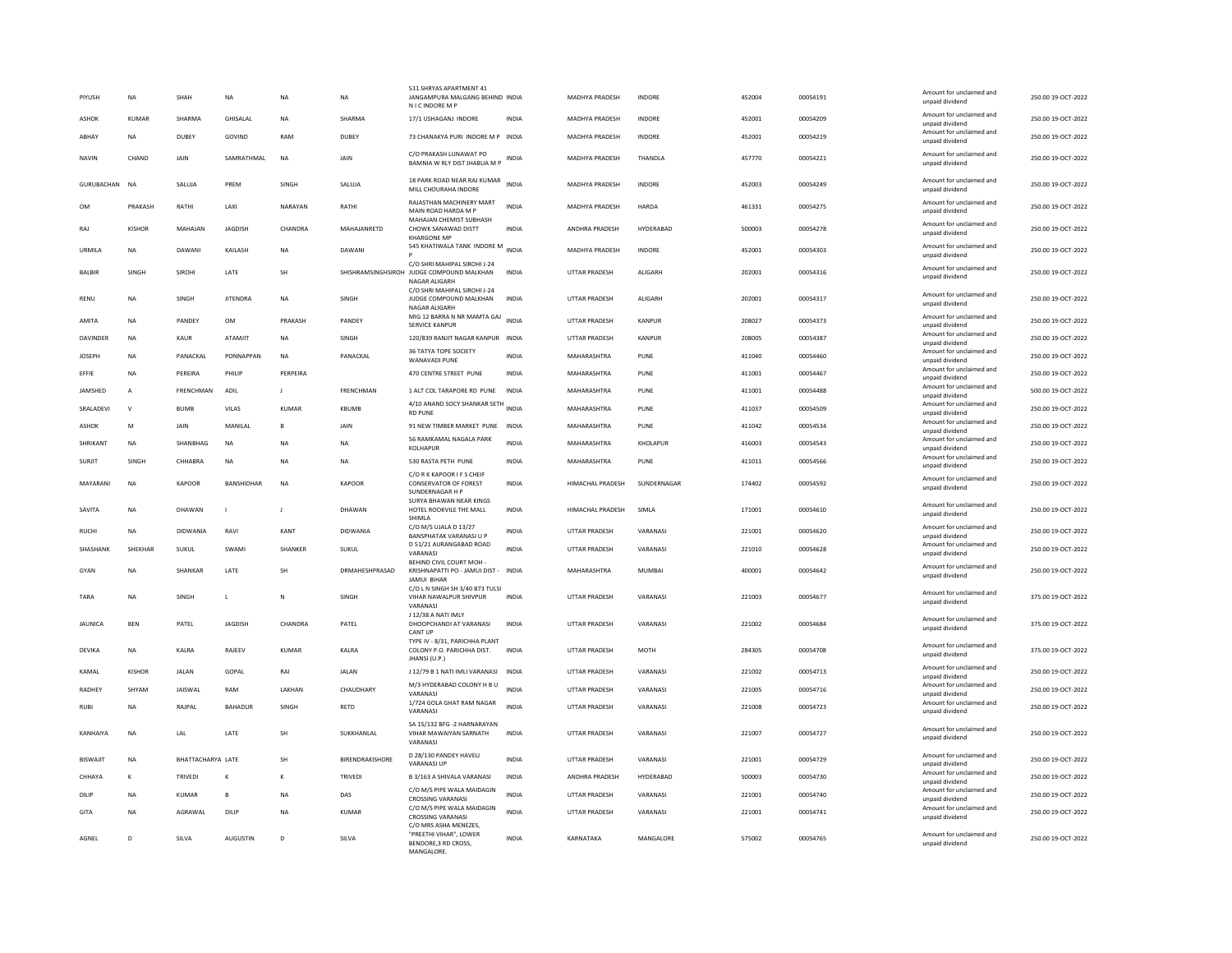| PIYUSH | NA | SHAH | NA | NA | NA | 511 SHRYAS APARTMENT 41 JANGAMPURA MALGANG BEHIND N I C INDORE M P | INDIA | MADHYA PRADESH | INDORE | 452004 | 00054191 | Amount for unclaimed and unpaid dividend | 250.00 | 19-OCT-2022 |
|---|---|---|---|---|---|---|---|---|---|---|---|---|---|---|
| ASHOK | KUMAR | SHARMA | GHISALAL | NA | SHARMA | 17/1 USHAGANJ INDORE | INDIA | MADHYA PRADESH | INDORE | 452001 | 00054209 | Amount for unclaimed and unpaid dividend | 250.00 | 19-OCT-2022 |
| ABHAY | NA | DUBEY | GOVIND | RAM | DUBEY | 73 CHANAKYA PURI INDORE M P | INDIA | MADHYA PRADESH | INDORE | 452001 | 00054219 | Amount for unclaimed and unpaid dividend | 250.00 | 19-OCT-2022 |
| NAVIN | CHAND | JAIN | SAMRATHMAL | NA | JAIN | C/O PRAKASH LUNAWAT PO BAMNIA W RLY DIST JHABUA M P | INDIA | MADHYA PRADESH | THANDLA | 457770 | 00054221 | Amount for unclaimed and unpaid dividend | 250.00 | 19-OCT-2022 |
| GURUBACHAN | NA | SALUJA | PREM | SINGH | SALUJA | 18 PARK ROAD NEAR RAJ KUMAR MILL CHOURAHA INDORE | INDIA | MADHYA PRADESH | INDORE | 452003 | 00054249 | Amount for unclaimed and unpaid dividend | 250.00 | 19-OCT-2022 |
| OM | PRAKASH | RATHI | LAXI | NARAYAN | RATHI | RAJASTHAN MACHINERY MART MAIN ROAD HARDA M P | INDIA | MADHYA PRADESH | HARDA | 461331 | 00054275 | Amount for unclaimed and unpaid dividend | 250.00 | 19-OCT-2022 |
| RAJ | KISHOR | MAHAJAN | JAGDISH | CHANDRA | MAHAJANRETD | MAHAJAN CHEMIST SUBHASH CHOWK SANAWAD DISTT KHARGONE MP | INDIA | ANDHRA PRADESH | HYDERABAD | 500003 | 00054278 | Amount for unclaimed and unpaid dividend | 250.00 | 19-OCT-2022 |
| URMILA | NA | DAWANI | KAILASH | NA | DAWANI | 545 KHATIWALA TANK INDORE M P | INDIA | MADHYA PRADESH | INDORE | 452001 | 00054303 | Amount for unclaimed and unpaid dividend | 250.00 | 19-OCT-2022 |
| BALBIR | SINGH | SIROHI | LATE | SH | SHISHRAMSINGHSIROH | C/O SHRI MAHIPAL SIROHI J-24 JUDGE COMPOUND MALKHAN NAGAR ALIGARH | INDIA | UTTAR PRADESH | ALIGARH | 202001 | 00054316 | Amount for unclaimed and unpaid dividend | 250.00 | 19-OCT-2022 |
| RENU | NA | SINGH | JITENDRA | NA | SINGH | C/O SHRI MAHIPAL SIROHI J-24 JUDGE COMPOUND MALKHAN NAGAR ALIGARH | INDIA | UTTAR PRADESH | ALIGARH | 202001 | 00054317 | Amount for unclaimed and unpaid dividend | 250.00 | 19-OCT-2022 |
| AMITA | NA | PANDEY | OM | PRAKASH | PANDEY | MIG 12 BARRA N NR MAMTA GAJ SERVICE KANPUR | INDIA | UTTAR PRADESH | KANPUR | 208027 | 00054373 | Amount for unclaimed and unpaid dividend | 250.00 | 19-OCT-2022 |
| DAVINDER | NA | KAUR | ATAMJIT | NA | SINGH | 120/839 RANJIT NAGAR KANPUR | INDIA | UTTAR PRADESH | KANPUR | 208005 | 00054387 | Amount for unclaimed and unpaid dividend | 250.00 | 19-OCT-2022 |
| JOSEPH | NA | PANACKAL | PONNAPPAN | NA | PANACKAL | 36 TATYA TOPE SOCIETY WANAVADI PUNE | INDIA | MAHARASHTRA | PUNE | 411040 | 00054460 | Amount for unclaimed and unpaid dividend | 250.00 | 19-OCT-2022 |
| EFFIE | NA | PEREIRA | PHILIP | PERPEIRA | | 470 CENTRE STREET PUNE | INDIA | MAHARASHTRA | PUNE | 411001 | 00054467 | Amount for unclaimed and unpaid dividend | 250.00 | 19-OCT-2022 |
| JAMSHED | A | FRENCHMAN | ADIL | J | FRENCHMAN | 1 ALT COL TARAPORE RD PUNE | INDIA | MAHARASHTRA | PUNE | 411001 | 00054488 | Amount for unclaimed and unpaid dividend | 500.00 | 19-OCT-2022 |
| SRALADEVI | V | BUMB | VILAS | KUMAR | KBUMB | 4/10 ANAND SOCY SHANKAR SETH RD PUNE | INDIA | MAHARASHTRA | PUNE | 411037 | 00054509 | Amount for unclaimed and unpaid dividend | 250.00 | 19-OCT-2022 |
| ASHOK | M | JAIN | MANILAL | B | JAIN | 91 NEW TIMBER MARKET PUNE | INDIA | MAHARASHTRA | PUNE | 411042 | 00054534 | Amount for unclaimed and unpaid dividend | 250.00 | 19-OCT-2022 |
| SHRIKANT | NA | SHANBHAG | NA | NA | NA | 56 RAMKAMAL NAGALA PARK KOLHAPUR | INDIA | MAHARASHTRA | KHOLAPUR | 416003 | 00054543 | Amount for unclaimed and unpaid dividend | 250.00 | 19-OCT-2022 |
| SURJIT | SINGH | CHHABRA | NA | NA | NA | 530 RASTA PETH PUNE | INDIA | MAHARASHTRA | PUNE | 411011 | 00054566 | Amount for unclaimed and unpaid dividend | 250.00 | 19-OCT-2022 |
| MAYARANI | NA | KAPOOR | BANSHIDHAR | NA | KAPOOR | C/O R K KAPOOR I F S CHEIF CONSERVATOR OF FOREST SUNDERNAGAR H P | INDIA | HIMACHAL PRADESH | SUNDERNAGAR | 174402 | 00054592 | Amount for unclaimed and unpaid dividend | 250.00 | 19-OCT-2022 |
| SAVITA | NA | DHAWAN | I | J | DHAWAN | SURYA BHAWAN NEAR KINGS HOTEL ROOKVILE THE MALL SHIMLA | INDIA | HIMACHAL PRADESH | SIMLA | 171001 | 00054610 | Amount for unclaimed and unpaid dividend | 250.00 | 19-OCT-2022 |
| RUCHI | NA | DIDWANIA | RAVI | KANT | DIDWANIA | C/O M/S UJALA D 13/27 BANSPHATAK VARANASI U P | INDIA | UTTAR PRADESH | VARANASI | 221001 | 00054620 | Amount for unclaimed and unpaid dividend | 250.00 | 19-OCT-2022 |
| SHASHANK | SHEKHAR | SUKUL | SWAMI | SHANKER | SUKUL | D 51/21 AURANGABAD ROAD VARANASI | INDIA | UTTAR PRADESH | VARANASI | 221010 | 00054628 | Amount for unclaimed and unpaid dividend | 250.00 | 19-OCT-2022 |
| GYAN | NA | SHANKAR | LATE | SH | DRMAHESHPRASAD | BEHIND CIVIL COURT MOH - KRISHNAPATTI PO - JAMUI DIST - JAMUI BIHAR | INDIA | MAHARASHTRA | MUMBAI | 400001 | 00054642 | Amount for unclaimed and unpaid dividend | 250.00 | 19-OCT-2022 |
| TARA | NA | SINGH | L | N | SINGH | C/O L N SINGH SH 3/40 B73 TULSI VIHAR NAWALPUR SHIVPUR VARANASI | INDIA | UTTAR PRADESH | VARANASI | 221003 | 00054677 | Amount for unclaimed and unpaid dividend | 375.00 | 19-OCT-2022 |
| JAUNICA | BEN | PATEL | JAGDISH | CHANDRA | PATEL | J 12/38 A NATI IMLY DHOOPCHANDI AT VARANASI CANT UP | INDIA | UTTAR PRADESH | VARANASI | 221002 | 00054684 | Amount for unclaimed and unpaid dividend | 375.00 | 19-OCT-2022 |
| DEVIKA | NA | KALRA | RAJEEV | KUMAR | KALRA | TYPE IV - 8/31, PARICHHA PLANT COLONY P.O. PARICHHA DIST. JHANSI (U.P.) | INDIA | UTTAR PRADESH | MOTH | 284305 | 00054708 | Amount for unclaimed and unpaid dividend | 375.00 | 19-OCT-2022 |
| KAMAL | KISHOR | JALAN | GOPAL | RAI | JALAN | J 12/79 B 1 NATI IMLI VARANASI | INDIA | UTTAR PRADESH | VARANASI | 221002 | 00054713 | Amount for unclaimed and unpaid dividend | 250.00 | 19-OCT-2022 |
| RADHEY | SHYAM | JAISWAL | RAM | LAKHAN | CHAUDHARY | M/3 HYDERABAD COLONY H B U VARANASI | INDIA | UTTAR PRADESH | VARANASI | 221005 | 00054716 | Amount for unclaimed and unpaid dividend | 250.00 | 19-OCT-2022 |
| RUBI | NA | RAJPAL | BAHADUR | SINGH | RETD | 1/724 GOLA GHAT RAM NAGAR VARANASI | INDIA | UTTAR PRADESH | VARANASI | 221008 | 00054723 | Amount for unclaimed and unpaid dividend | 250.00 | 19-OCT-2022 |
| KANHAIYA | NA | LAL | LATE | SH | SUKKHANLAL | SA 15/132 BFG -2 HARNARAYAN VIHAR MAWAIYAN SARNATH VARANASI | INDIA | UTTAR PRADESH | VARANASI | 221007 | 00054727 | Amount for unclaimed and unpaid dividend | 250.00 | 19-OCT-2022 |
| BISWAJIT | NA | BHATTACHARYA | LATE | SH | BIRENDRAKISHORE | D 28/130 PANDEY HAVELI VARANASI UP | INDIA | UTTAR PRADESH | VARANASI | 221001 | 00054729 | Amount for unclaimed and unpaid dividend | 250.00 | 19-OCT-2022 |
| CHHAYA | K | TRIVEDI | K | K | TRIVEDI | B 3/163 A SHIVALA VARANASI | INDIA | ANDHRA PRADESH | HYDERABAD | 500003 | 00054730 | Amount for unclaimed and unpaid dividend | 250.00 | 19-OCT-2022 |
| DILIP | NA | KUMAR | B | NA | DAS | C/O M/S PIPE WALA MAIDAGIN CROSSING VARANASI | INDIA | UTTAR PRADESH | VARANASI | 221001 | 00054740 | Amount for unclaimed and unpaid dividend | 250.00 | 19-OCT-2022 |
| GITA | NA | AGRAWAL | DILIP | NA | KUMAR | C/O M/S PIPE WALA MAIDAGIN CROSSING VARANASI | INDIA | UTTAR PRADESH | VARANASI | 221001 | 00054741 | Amount for unclaimed and unpaid dividend | 250.00 | 19-OCT-2022 |
| AGNEL | D | SILVA | AUGUSTIN | D | SILVA | C/O MRS ASHA MENEZES, "PREETHI VIHAR", LOWER BENDORE,3 RD CROSS, MANGALORE. | INDIA | KARNATAKA | MANGALORE | 575002 | 00054765 | Amount for unclaimed and unpaid dividend | 250.00 | 19-OCT-2022 |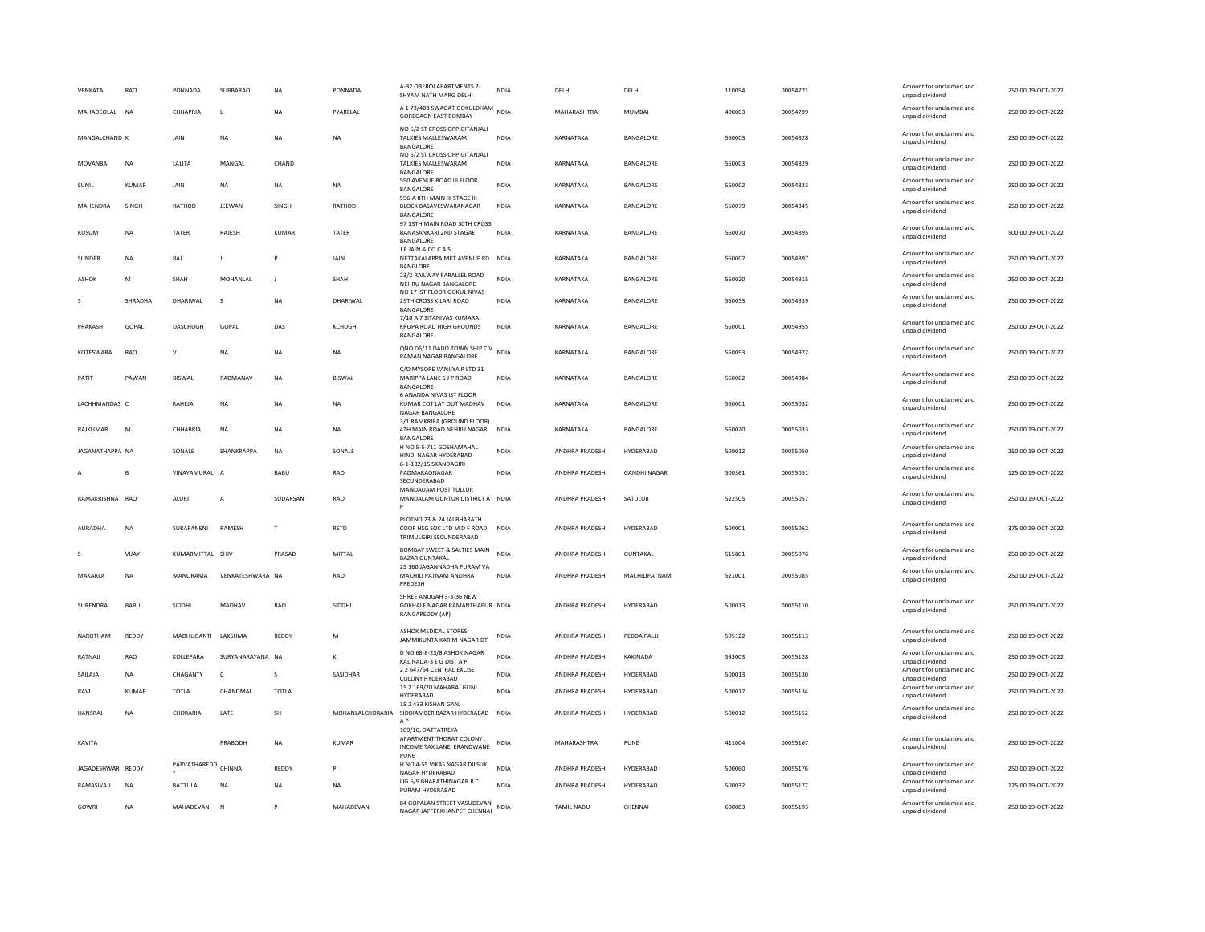| VENKATA | RAO | PONNADA | SUBBARAO | NA | PONNADA | A-32 OBEROI APARTMENTS 2-SHYAM NATH MARG DELHI | INDIA | DELHI | DELHI | 110054 | 00054771 | | Amount for unclaimed and unpaid dividend | 250.00 19-OCT-2022 |
|---|---|---|---|---|---|---|---|---|---|---|---|---|---|---|
| MAHADEOLAL | NA | CHHAPRIA | L | NA | PYARELAL | A 1 73/403 SWAGAT GOKULDHAM GOREGAON EAST BOMBAY | INDIA | MAHARASHTRA | MUMBAI | 400063 | 00054799 | | Amount for unclaimed and unpaid dividend | 250.00 19-OCT-2022 |
| MANGALCHAND | K | JAIN | NA | NA | NA | NO 6/2 ST CROSS OPP GITANJALI TALKIES MALLESWARAM BANGALORE | INDIA | KARNATAKA | BANGALORE | 560003 | 00054828 | | Amount for unclaimed and unpaid dividend | 250.00 19-OCT-2022 |
| MOVANBAI | NA | LALITA | MANGAL | CHAND | | NO 6/2 ST CROSS OPP GITANJALI TALKIES MALLESWARAM BANGALORE | INDIA | KARNATAKA | BANGALORE | 560003 | 00054829 | | Amount for unclaimed and unpaid dividend | 250.00 19-OCT-2022 |
| SUNIL | KUMAR | JAIN | NA | NA | NA | 590 AVENUE ROAD III FLOOR BANGALORE | INDIA | KARNATAKA | BANGALORE | 560002 | 00054833 | | Amount for unclaimed and unpaid dividend | 250.00 19-OCT-2022 |
| MAHENDRA | SINGH | RATHOD | JEEWAN | SINGH | RATHOD | 596-A 8TH MAIN III STAGE III BLOCK BASAVESWARANAGAR BANGALORE | INDIA | KARNATAKA | BANGALORE | 560079 | 00054845 | | Amount for unclaimed and unpaid dividend | 250.00 19-OCT-2022 |
| KUSUM | NA | TATER | RAJESH | KUMAR | TATER | 97 13TH MAIN ROAD 30TH CROSS BANASANKARI 2ND STAGAE BANGALORE | INDIA | KARNATAKA | BANGALORE | 560070 | 00054895 | | Amount for unclaimed and unpaid dividend | 500.00 19-OCT-2022 |
| SUNDER | NA | BAI | J | P | JAIN | J P JAIN & CO C A S NETTAKALAPPA MKT AVENUE RD BANGLORE | INDIA | KARNATAKA | BANGALORE | 560002 | 00054897 | | Amount for unclaimed and unpaid dividend | 250.00 19-OCT-2022 |
| ASHOK | M | SHAH | MOHANLAL | J | SHAH | 23/2 RAILWAY PARALLEL ROAD NEHRU NAGAR BANGALORE | INDIA | KARNATAKA | BANGALORE | 560020 | 00054915 | | Amount for unclaimed and unpaid dividend | 250.00 19-OCT-2022 |
| S | SHRADHA | DHARIWAL | S | NA | DHARIWAL | NO 17 IST FLOOR GOKUL NIVAS 29TH CROSS KILARI ROAD BANGALORE | INDIA | KARNATAKA | BANGALORE | 560053 | 00054939 | | Amount for unclaimed and unpaid dividend | 250.00 19-OCT-2022 |
| PRAKASH | GOPAL | DASCHUGH | GOPAL | DAS | KCHUGH | 7/10 A 7 SITANIVAS KUMARA KRUPA ROAD HIGH GROUNDS BANGALORE | INDIA | KARNATAKA | BANGALORE | 560001 | 00054955 | | Amount for unclaimed and unpaid dividend | 250.00 19-OCT-2022 |
| KOTESWARA | RAO | V | NA | NA | NA | QNO D6/11 DADO TOWN SHIP C V RAMAN NAGAR BANGALORE | INDIA | KARNATAKA | BANGALORE | 560093 | 00054972 | | Amount for unclaimed and unpaid dividend | 250.00 19-OCT-2022 |
| PATIT | PAWAN | BISWAL | PADMANAV | NA | BISWAL | C/O MYSORE VANIJYA P LTD 31 MARIPPA LANE S J P ROAD BANGALORE | INDIA | KARNATAKA | BANGALORE | 560002 | 00054984 | | Amount for unclaimed and unpaid dividend | 250.00 19-OCT-2022 |
| LACHHMANDAS | C | RAHEJA | NA | NA | NA | 6 ANANDA NIVAS IST FLOOR KUMAR COT LAY OUT MADHAV NAGAR BANGALORE | INDIA | KARNATAKA | BANGALORE | 560001 | 00055032 | | Amount for unclaimed and unpaid dividend | 250.00 19-OCT-2022 |
| RAJKUMAR | M | CHHABRIA | NA | NA | NA | 3/1 RAMKRIPA (GROUND FLOOR) 4TH MAIN ROAD NEHRU NAGAR BANGALORE | INDIA | KARNATAKA | BANGALORE | 560020 | 00055033 | | Amount for unclaimed and unpaid dividend | 250.00 19-OCT-2022 |
| JAGANATHAPPA | NA | SONALE | SHANKRAPPA | NA | SONALE | H NO 5-5-711 GOSHAMAHAL HINDI NAGAR HYDERABAD | INDIA | ANDHRA PRADESH | HYDERABAD | 500012 | 00055050 | | Amount for unclaimed and unpaid dividend | 250.00 19-OCT-2022 |
| A | B | VINAYAMURALI | A | BABU | RAO | 6-1-132/15 SKANDAGIRI PADMARAONAGAR SECUNDERABAD | INDIA | ANDHRA PRADESH | GANDHI NAGAR | 500361 | 00055051 | | Amount for unclaimed and unpaid dividend | 125.00 19-OCT-2022 |
| RAMAKRISHNA | RAO | ALURI | A | SUDARSAN | RAO | MANDADAM POST TULLUR MANDALAM GUNTUR DISTRICT A P | INDIA | ANDHRA PRADESH | SATULUR | 522505 | 00055057 | | Amount for unclaimed and unpaid dividend | 250.00 19-OCT-2022 |
| AURADHA | NA | SURAPANENI | RAMESH | T | RETD | PLOTNO 23 & 24 JAI BHARATH COOP HSG SOC LTD M D F ROAD TRIMULGIRI SECUNDERABAD | INDIA | ANDHRA PRADESH | HYDERABAD | 500001 | 00055062 | | Amount for unclaimed and unpaid dividend | 375.00 19-OCT-2022 |
| S | VIJAY | KUMARMITTAL | SHIV | PRASAD | MITTAL | BOMBAY SWEET & SALTIES MAIN BAZAR GUNTAKAL | INDIA | ANDHRA PRADESH | GUNTAKAL | 515801 | 00055076 | | Amount for unclaimed and unpaid dividend | 250.00 19-OCT-2022 |
| MAKARLA | NA | MANORAMA | VENKATESHWARA | NA | RAO | 25 160 JAGANNADHA PURAM VA MACHILI PATNAM ANDHRA PREDESH | INDIA | ANDHRA PRADESH | MACHILIPATNAM | 521001 | 00055085 | | Amount for unclaimed and unpaid dividend | 250.00 19-OCT-2022 |
| SURENDRA | BABU | SIDDHI | MADHAV | RAO | SIDDHI | SHREE ANUGAH 3-3-36 NEW GOKHALE NAGAR RAMANTHAPUR RANGAREDDY (AP) | INDIA | ANDHRA PRADESH | HYDERABAD | 500013 | 00055110 | | Amount for unclaimed and unpaid dividend | 250.00 19-OCT-2022 |
| NAROTHAM | REDDY | MADHUGANTI | LAKSHMA | REDDY | M | ASHOK MEDICAL STORES JAMMIKUNTA KARIM NAGAR DT | INDIA | ANDHRA PRADESH | PEDDA PALLI | 505122 | 00055113 | | Amount for unclaimed and unpaid dividend | 250.00 19-OCT-2022 |
| RATNAJI | RAO | KOLLEPARA | SURYANARAYANA | NA | K | D NO 68-8-23/8 ASHOK NAGAR KALINADA-3 E G DIST A P | INDIA | ANDHRA PRADESH | KAKINADA | 533003 | 00055128 | | Amount for unclaimed and unpaid dividend | 250.00 19-OCT-2022 |
| SAILAJA | NA | CHAGANTY | C | S | SASIDHAR | 2 2 647/54 CENTRAL EXCISE COLONY HYDERABAD | INDIA | ANDHRA PRADESH | HYDERABAD | 500013 | 00055130 | | Amount for unclaimed and unpaid dividend | 250.00 19-OCT-2022 |
| RAVI | KUMAR | TOTLA | CHANDMAL | TOTLA | | 15 2 169/70 MAHARAJ GUNJ HYDERABAD | INDIA | ANDHRA PRADESH | HYDERABAD | 500012 | 00055134 | | Amount for unclaimed and unpaid dividend | 250.00 19-OCT-2022 |
| HANSRAJ | NA | CHORARIA | LATE | SH | MOHANLALCHORARIA | 15 2 433 KISHAN GANJ SIDDIAMBER BAZAR HYDERABAD A P | INDIA | ANDHRA PRADESH | HYDERABAD | 500012 | 00055152 | | Amount for unclaimed and unpaid dividend | 250.00 19-OCT-2022 |
| KAVITA | | | PRABODH | NA | KUMAR | 109/10, DATTATREYA APARTMENT THORAT COLONY , INCOME TAX LANE, ERANDWANE PUNE | INDIA | MAHARASHTRA | PUNE | 411004 | 00055167 | | Amount for unclaimed and unpaid dividend | 250.00 19-OCT-2022 |
| JAGADESHWAR | REDDY | PARVATHAREDDY | CHINNA | REDDY | P | H NO 4-55 VIKAS NAGAR DILSUK NAGAR HYDERABAD | INDIA | ANDHRA PRADESH | HYDERABAD | 500060 | 00055176 | | Amount for unclaimed and unpaid dividend | 250.00 19-OCT-2022 |
| RAMASIVAJI | NA | BATTULA | NA | NA | NA | LIG 6/9 BHARATHINAGAR R C PURAM HYDERABAD | INDIA | ANDHRA PRADESH | HYDERABAD | 500032 | 00055177 | | Amount for unclaimed and unpaid dividend | 125.00 19-OCT-2022 |
| GOWRI | NA | MAHADEVAN | N | P | MAHADEVAN | 84 GOPALAN STREET VASUDEVAN NAGAR JAFFERKHANPET CHENNAI | INDIA | TAMIL NADU | CHENNAI | 600083 | 00055193 | | Amount for unclaimed and unpaid dividend | 250.00 19-OCT-2022 |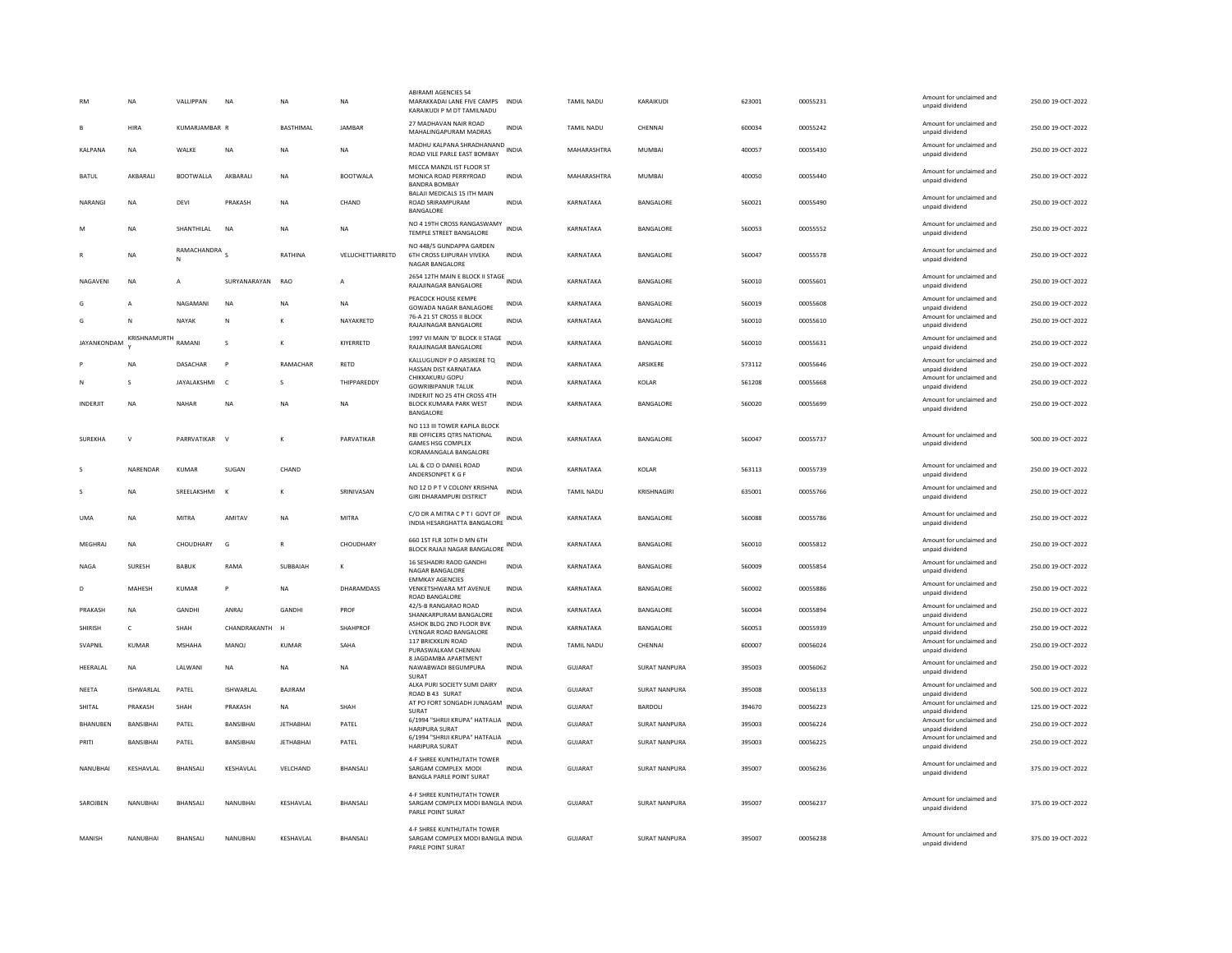| RM | NA | VALLIPPAN | NA | NA | NA | ABIRAMI AGENCIES 54 MARAKKADAI LANE FIVE CAMPS KARAIKUDI P M DT TAMILNADU | INDIA | TAMIL NADU | KARAIKUDI | 623001 | 00055231 | Amount for unclaimed and unpaid dividend | 250.00 19-OCT-2022 |
|---|---|---|---|---|---|---|---|---|---|---|---|---|---|
| B | HIRA | KUMARJAMBAR | R | BASTHIMAL | JAMBAR | 27 MADHAVAN NAIR ROAD MAHALINGAPURAM MADRAS | INDIA | TAMIL NADU | CHENNAI | 600034 | 00055242 | Amount for unclaimed and unpaid dividend | 250.00 19-OCT-2022 |
| KALPANA | NA | WALKE | NA | NA | NA | MADHU KALPANA SHRADHANAND ROAD VILE PARLE EAST BOMBAY | INDIA | MAHARASHTRA | MUMBAI | 400057 | 00055430 | Amount for unclaimed and unpaid dividend | 250.00 19-OCT-2022 |
| BATUL | AKBARALI | BOOTWALLA | AKBARALI | NA | BOOTWALA | MECCA MANZIL IST FLOOR ST MONICA ROAD PERRYROAD BANDRA BOMBAY | INDIA | MAHARASHTRA | MUMBAI | 400050 | 00055440 | Amount for unclaimed and unpaid dividend | 250.00 19-OCT-2022 |
| NARANGI | NA | DEVI | PRAKASH | NA | CHAND | BALAJI MEDICALS 15 ITH MAIN ROAD SRIRAMPURAM BANGALORE | INDIA | KARNATAKA | BANGALORE | 560021 | 00055490 | Amount for unclaimed and unpaid dividend | 250.00 19-OCT-2022 |
| M | NA | SHANTHILAL | NA | NA | NA | NO 4 19TH CROSS RANGASWAMY TEMPLE STREET BANGALORE | INDIA | KARNATAKA | BANGALORE | 560053 | 00055552 | Amount for unclaimed and unpaid dividend | 250.00 19-OCT-2022 |
| R | NA | RAMACHANDRA N | S | RATHINA | VELUCHETTIARRETD | NO 448/5 GUNDAPPA GARDEN 6TH CROSS EJIPURAH VIVEKA NAGAR BANGALORE | INDIA | KARNATAKA | BANGALORE | 560047 | 00055578 | Amount for unclaimed and unpaid dividend | 250.00 19-OCT-2022 |
| NAGAVENI | NA | A | SURYANARAYAN | RAO | A | 2654 12TH MAIN E BLOCK II STAGE RAJAJINAGAR BANGALORE | INDIA | KARNATAKA | BANGALORE | 560010 | 00055601 | Amount for unclaimed and unpaid dividend | 250.00 19-OCT-2022 |
| G | A | NAGAMANI | NA | NA | NA | PEACOCK HOUSE KEMPE GOWADA NAGAR BANLAGORE | INDIA | KARNATAKA | BANGALORE | 560019 | 00055608 | Amount for unclaimed and unpaid dividend | 250.00 19-OCT-2022 |
| G | N | NAYAK | N | K | NAYAKRETD | 76-A 21 ST CROSS II BLOCK RAJAJINAGAR BANGALORE | INDIA | KARNATAKA | BANGALORE | 560010 | 00055610 | Amount for unclaimed and unpaid dividend | 250.00 19-OCT-2022 |
| JAYANKONDAM | KRISHNAMURTHY | RAMANI | S | K | KIYERRETD | 1997 VII MAIN 'D' BLOCK II STAGE RAJAJINAGAR BANGALORE | INDIA | KARNATAKA | BANGALORE | 560010 | 00055631 | Amount for unclaimed and unpaid dividend | 250.00 19-OCT-2022 |
| P | NA | DASACHAR | P | RAMACHAR | RETD | KALLUGUNDY P O ARSIKERE TQ HASSAN DIST KARNATAKA | INDIA | KARNATAKA | ARSIKERE | 573112 | 00055646 | Amount for unclaimed and unpaid dividend | 250.00 19-OCT-2022 |
| N | S | JAYALAKSHMI | C | S | THIPPAREDDY | CHIKKAKURU GOPU GOWRIBIPANUR TALUK | INDIA | KARNATAKA | KOLAR | 561208 | 00055668 | Amount for unclaimed and unpaid dividend | 250.00 19-OCT-2022 |
| INDERJIT | NA | NAHAR | NA | NA | NA | INDERJIT NO 25 4TH CROSS 4TH BLOCK KUMARA PARK WEST BANGALORE | INDIA | KARNATAKA | BANGALORE | 560020 | 00055699 | Amount for unclaimed and unpaid dividend | 250.00 19-OCT-2022 |
| SUREKHA | V | PARRVATIKAR | V | K | PARVATIKAR | NO 113 III TOWER KAPILA BLOCK RBI OFFICERS QTRS NATIONAL GAMES HSG COMPLEX KORAMANGALA BANGALORE | INDIA | KARNATAKA | BANGALORE | 560047 | 00055737 | Amount for unclaimed and unpaid dividend | 500.00 19-OCT-2022 |
| S | NARENDAR | KUMAR | SUGAN | CHAND | | LAL & CO O DANIEL ROAD ANDERSONPET K G F | INDIA | KARNATAKA | KOLAR | 563113 | 00055739 | Amount for unclaimed and unpaid dividend | 250.00 19-OCT-2022 |
| S | NA | SREELAKSHMI | K | K | SRINIVASAN | NO 12 D P T V COLONY KRISHNA GIRI DHARAMPURI DISTRICT | INDIA | TAMIL NADU | KRISHNAGIRI | 635001 | 00055766 | Amount for unclaimed and unpaid dividend | 250.00 19-OCT-2022 |
| UMA | NA | MITRA | AMITAV | NA | MITRA | C/O DR A MITRA C P T I GOVT OF INDIA HESARGHATTA BANGALORE | INDIA | KARNATAKA | BANGALORE | 560088 | 00055786 | Amount for unclaimed and unpaid dividend | 250.00 19-OCT-2022 |
| MEGHRAJ | NA | CHOUDHARY | G | R | CHOUDHARY | 660 1ST FLR 10TH D MN 6TH BLOCK RAJAJI NAGAR BANGALORE | INDIA | KARNATAKA | BANGALORE | 560010 | 00055812 | Amount for unclaimed and unpaid dividend | 250.00 19-OCT-2022 |
| NAGA | SURESH | BABUK | RAMA | SUBBAIAH | K | 16 SESHADRI RAOD GANDHI NAGAR BANGALORE | INDIA | KARNATAKA | BANGALORE | 560009 | 00055854 | Amount for unclaimed and unpaid dividend | 250.00 19-OCT-2022 |
| D | MAHESH | KUMAR | P | NA | DHARAMDASS | EMMKAY AGENCIES VENKETSHWARA MT AVENUE ROAD BANGALORE | INDIA | KARNATAKA | BANGALORE | 560002 | 00055886 | Amount for unclaimed and unpaid dividend | 250.00 19-OCT-2022 |
| PRAKASH | NA | GANDHI | ANRAJ | GANDHI | PROF | 42/5-B RANGARAO ROAD SHANKARPURAM BANGALORE | INDIA | KARNATAKA | BANGALORE | 560004 | 00055894 | Amount for unclaimed and unpaid dividend | 250.00 19-OCT-2022 |
| SHIRISH | C | SHAH | CHANDRAKANTH | H | SHAHPROF | ASHOK BLDG 2ND FLOOR BVK LYENGAR ROAD BANGALORE | INDIA | KARNATAKA | BANGALORE | 560053 | 00055939 | Amount for unclaimed and unpaid dividend | 250.00 19-OCT-2022 |
| SVAPNIL | KUMAR | MSHAHA | MANOJ | KUMAR | SAHA | 117 BRICKKLIN ROAD PURASWALKAM CHENNAI | INDIA | TAMIL NADU | CHENNAI | 600007 | 00056024 | Amount for unclaimed and unpaid dividend | 250.00 19-OCT-2022 |
| HEERALAL | NA | LALWANI | NA | NA | NA | 8 JAGDAMBA APARTMENT NAWABWADI BEGUMPURA SURAT | INDIA | GUJARAT | SURAT NANPURA | 395003 | 00056062 | Amount for unclaimed and unpaid dividend | 250.00 19-OCT-2022 |
| NEETA | ISHWARLAL | PATEL | ISHWARLAL | BAJIRAM | | ALKA PURI SOCIETY SUMI DAIRY ROAD B 43 SURAT | INDIA | GUJARAT | SURAT NANPURA | 395008 | 00056133 | Amount for unclaimed and unpaid dividend | 500.00 19-OCT-2022 |
| SHITAL | PRAKASH | SHAH | PRAKASH | NA | SHAH | AT PO FORT SONGADH JUNAGAM SURAT | INDIA | GUJARAT | BARDOLI | 394670 | 00056223 | Amount for unclaimed and unpaid dividend | 125.00 19-OCT-2022 |
| BHANUBEN | BANSIBHAI | PATEL | BANSIBHAI | JETHABHAI | PATEL | 6/1994 "SHRIJI KRUPA" HATFALIA HARIPURA SURAT | INDIA | GUJARAT | SURAT NANPURA | 395003 | 00056224 | Amount for unclaimed and unpaid dividend | 250.00 19-OCT-2022 |
| PRITI | BANSIBHAI | PATEL | BANSIBHAI | JETHABHAI | PATEL | 6/1994 "SHRIJI KRUPA" HATFALIA HARIPURA SURAT | INDIA | GUJARAT | SURAT NANPURA | 395003 | 00056225 | Amount for unclaimed and unpaid dividend | 250.00 19-OCT-2022 |
| NANUBHAI | KESHAVLAL | BHANSALI | KESHAVLAL | VELCHAND | BHANSALI | 4-F SHREE KUNTHUTATH TOWER SARGAM COMPLEX MODI BANGLA PARLE POINT SURAT | INDIA | GUJARAT | SURAT NANPURA | 395007 | 00056236 | Amount for unclaimed and unpaid dividend | 375.00 19-OCT-2022 |
| SAROJBEN | NANUBHAI | BHANSALI | NANUBHAI | KESHAVLAL | BHANSALI | 4-F SHREE KUNTHUTATH TOWER SARGAM COMPLEX MODI BANGLA PARLE POINT SURAT | INDIA | GUJARAT | SURAT NANPURA | 395007 | 00056237 | Amount for unclaimed and unpaid dividend | 375.00 19-OCT-2022 |
| MANISH | NANUBHAI | BHANSALI | NANUBHAI | KESHAVLAL | BHANSALI | 4-F SHREE KUNTHUTATH TOWER SARGAM COMPLEX MODI BANGLA PARLE POINT SURAT | INDIA | GUJARAT | SURAT NANPURA | 395007 | 00056238 | Amount for unclaimed and unpaid dividend | 375.00 19-OCT-2022 |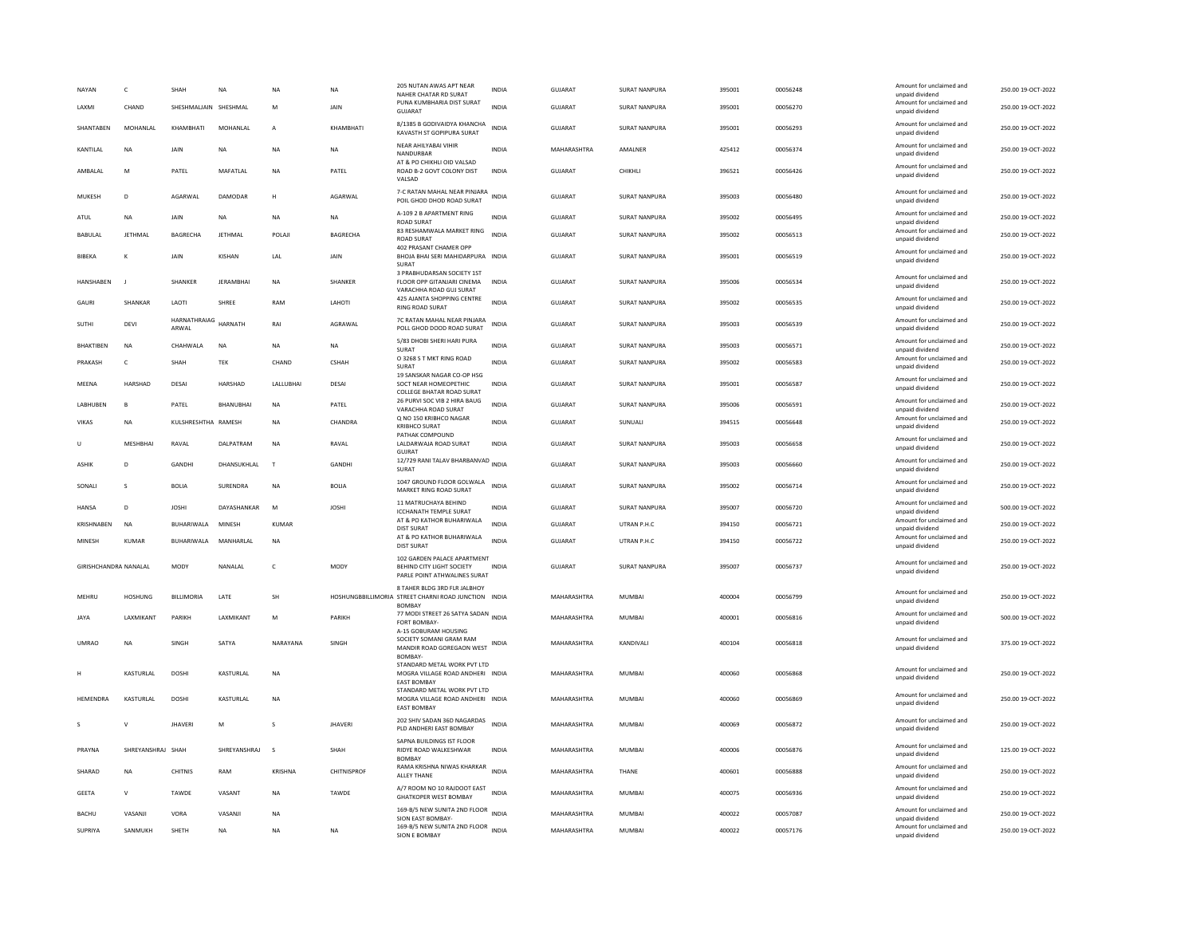| NAYAN | C | SHAH | NA | NA | NA | 205 NUTAN AWAS APT NEAR NAHER CHATAR RD SURAT | INDIA | GUJARAT | SURAT NANPURA | 395001 | 00056248 | Amount for unclaimed and unpaid dividend | 250.00 19-OCT-2022 |
|---|---|---|---|---|---|---|---|---|---|---|---|---|---|
| LAXMI | CHAND | SHESHMALJAIN | SHESHMAL | M | JAIN | PUNA KUMBHARIA DIST SURAT GUJARAT | INDIA | GUJARAT | SURAT NANPURA | 395001 | 00056270 | Amount for unclaimed and unpaid dividend | 250.00 19-OCT-2022 |
| SHANTABEN | MOHANLAL | KHAMBHATI | MOHANLAL | A | KHAMBHATI | 8/1385 B GODIVAIDYA KHANCHA KAVASTH ST GOPIPURA SURAT | INDIA | GUJARAT | SURAT NANPURA | 395001 | 00056293 | Amount for unclaimed and unpaid dividend | 250.00 19-OCT-2022 |
| KANTILAL | NA | JAIN | NA | NA | NA | NEAR AHILYABAI VIHIR NANDURBAR | INDIA | MAHARASHTRA | AMALNER | 425412 | 00056374 | Amount for unclaimed and unpaid dividend | 250.00 19-OCT-2022 |
| AMBALAL | M | PATEL | MAFATLAL | NA | PATEL | AT & PO CHIKHLI OID VALSAD ROAD B-2 GOVT COLONY DIST VALSAD | INDIA | GUJARAT | CHIKHLI | 396521 | 00056426 | Amount for unclaimed and unpaid dividend | 250.00 19-OCT-2022 |
| MUKESH | D | AGARWAL | DAMODAR | H | AGARWAL | 7-C RATAN MAHAL NEAR PINJARA POIL GHOD DHOD ROAD SURAT | INDIA | GUJARAT | SURAT NANPURA | 395003 | 00056480 | Amount for unclaimed and unpaid dividend | 250.00 19-OCT-2022 |
| ATUL | NA | JAIN | NA | NA | NA | A-109 2 B APARTMENT RING ROAD SURAT | INDIA | GUJARAT | SURAT NANPURA | 395002 | 00056495 | Amount for unclaimed and unpaid dividend | 250.00 19-OCT-2022 |
| BABULAL | JETHMAL | BAGRECHA | JETHMAL | POLAJI | BAGRECHA | 83 RESHAMWALA MARKET RING ROAD SURAT | INDIA | GUJARAT | SURAT NANPURA | 395002 | 00056513 | Amount for unclaimed and unpaid dividend | 250.00 19-OCT-2022 |
| BIBEKA | K | JAIN | KISHAN | LAL | JAIN | 402 PRASANT CHAMER OPP BHOJA BHAI SERI MAHIDARPURA SURAT | INDIA | GUJARAT | SURAT NANPURA | 395001 | 00056519 | Amount for unclaimed and unpaid dividend | 250.00 19-OCT-2022 |
| HANSHABEN | J | SHANKER | JERAMBHAI | NA | SHANKER | 3 PRABHUDARSAN SOCIETY 1ST FLOOR OPP GITANJARI CINEMA VARACHHA ROAD GUJ SURAT | INDIA | GUJARAT | SURAT NANPURA | 395006 | 00056534 | Amount for unclaimed and unpaid dividend | 250.00 19-OCT-2022 |
| GAURI | SHANKAR | LAOTI | SHREE | RAM | LAHOTI | 425 AJANTA SHOPPING CENTRE RING ROAD SURAT | INDIA | GUJARAT | SURAT NANPURA | 395002 | 00056535 | Amount for unclaimed and unpaid dividend | 250.00 19-OCT-2022 |
| SUTHI | DEVI | HARNATHRAIAG ARWAL | HARNATH | RAI | AGRAWAL | 7C RATAN MAHAL NEAR PINJARA POLL GHOD DOOD ROAD SURAT | INDIA | GUJARAT | SURAT NANPURA | 395003 | 00056539 | Amount for unclaimed and unpaid dividend | 250.00 19-OCT-2022 |
| BHAKTIBEN | NA | CHAHWALA | NA | NA | NA | 5/83 DHOBI SHERI HARI PURA SURAT | INDIA | GUJARAT | SURAT NANPURA | 395003 | 00056571 | Amount for unclaimed and unpaid dividend | 250.00 19-OCT-2022 |
| PRAKASH | C | SHAH | TEK | CHAND | CSHAH | O 3268 S T MKT RING ROAD SURAT | INDIA | GUJARAT | SURAT NANPURA | 395002 | 00056583 | Amount for unclaimed and unpaid dividend | 250.00 19-OCT-2022 |
| MEENA | HARSHAD | DESAI | HARSHAD | LALLUBHAI | DESAI | 19 SANSKAR NAGAR CO-OP HSG SOCT NEAR HOMEOPETHIC COLLEGE BHATAR ROAD SURAT | INDIA | GUJARAT | SURAT NANPURA | 395001 | 00056587 | Amount for unclaimed and unpaid dividend | 250.00 19-OCT-2022 |
| LABHUBEN | B | PATEL | BHANUBHAI | NA | PATEL | 26 PURVI SOC VIB 2 HIRA BAUG VARACHHA ROAD SURAT | INDIA | GUJARAT | SURAT NANPURA | 395006 | 00056591 | Amount for unclaimed and unpaid dividend | 250.00 19-OCT-2022 |
| VIKAS | NA | KULSHRESHTHA | RAMESH | NA | CHANDRA | Q NO 150 KRIBHCO NAGAR KRIBHCO SURAT | INDIA | GUJARAT | SUNUALI | 394515 | 00056648 | Amount for unclaimed and unpaid dividend | 250.00 19-OCT-2022 |
| U | MESHBHAI | RAVAL | DALPATRAM | NA | RAVAL | PATHAK COMPOUND LALDARWAJA ROAD SURAT GUJRAT | INDIA | GUJARAT | SURAT NANPURA | 395003 | 00056658 | Amount for unclaimed and unpaid dividend | 250.00 19-OCT-2022 |
| ASHIK | D | GANDHI | DHANSUKHLAL | T | GANDHI | 12/729 RANI TALAV BHARBANVAD SURAT | INDIA | GUJARAT | SURAT NANPURA | 395003 | 00056660 | Amount for unclaimed and unpaid dividend | 250.00 19-OCT-2022 |
| SONALI | S | BOLIA | SURENDRA | NA | BOLIA | 1047 GROUND FLOOR GOLWALA MARKET RING ROAD SURAT | INDIA | GUJARAT | SURAT NANPURA | 395002 | 00056714 | Amount for unclaimed and unpaid dividend | 250.00 19-OCT-2022 |
| HANSA | D | JOSHI | DAYASHANKAR | M | JOSHI | 11 MATRUCHAYA BEHIND ICCHANATH TEMPLE SURAT | INDIA | GUJARAT | SURAT NANPURA | 395007 | 00056720 | Amount for unclaimed and unpaid dividend | 500.00 19-OCT-2022 |
| KRISHNABEN | NA | BUHARIWALA | MINESH | KUMAR | | AT & PO KATHOR BUHARIWALA DIST SURAT | INDIA | GUJARAT | UTRAN P.H.C | 394150 | 00056721 | Amount for unclaimed and unpaid dividend | 250.00 19-OCT-2022 |
| MINESH | KUMAR | BUHARIWALA | MANHARLAL | NA | | AT & PO KATHOR BUHARIWALA DIST SURAT | INDIA | GUJARAT | UTRAN P.H.C | 394150 | 00056722 | Amount for unclaimed and unpaid dividend | 250.00 19-OCT-2022 |
| GIRISHCHANDRA | NANALAL | MODY | NANALAL | C | MODY | 102 GARDEN PALACE APARTMENT BEHIND CITY LIGHT SOCIETY PARLE POINT ATHWALINES SURAT | INDIA | GUJARAT | SURAT NANPURA | 395007 | 00056737 | Amount for unclaimed and unpaid dividend | 250.00 19-OCT-2022 |
| MEHRU | HOSHUNG | BILLIMORIA | LATE | SH | HOSHUNGBBILLIMORIA | 8 TAHER BLDG 3RD FLR JALBHOY STREET CHARNI ROAD JUNCTION BOMBAY | INDIA | MAHARASHTRA | MUMBAI | 400004 | 00056799 | Amount for unclaimed and unpaid dividend | 250.00 19-OCT-2022 |
| JAYA | LAXMIKANT | PARIKH | LAXMIKANT | M | PARIKH | 77 MODI STREET 26 SATYA SADAN FORT BOMBAY- | INDIA | MAHARASHTRA | MUMBAI | 400001 | 00056816 | Amount for unclaimed and unpaid dividend | 500.00 19-OCT-2022 |
| UMRAO | NA | SINGH | SATYA | NARAYANA | SINGH | A-15 GOBURAM HOUSING SOCIETY SOMANI GRAM RAM MANDIR ROAD GOREGAON WEST BOMBAY- | INDIA | MAHARASHTRA | KANDIVALI | 400104 | 00056818 | Amount for unclaimed and unpaid dividend | 375.00 19-OCT-2022 |
| H | KASTURLAL | DOSHI | KASTURLAL | NA | | STANDARD METAL WORK PVT LTD MOGRA VILLAGE ROAD ANDHERI EAST BOMBAY | INDIA | MAHARASHTRA | MUMBAI | 400060 | 00056868 | Amount for unclaimed and unpaid dividend | 250.00 19-OCT-2022 |
| HEMENDRA | KASTURLAL | DOSHI | KASTURLAL | NA | | STANDARD METAL WORK PVT LTD MOGRA VILLAGE ROAD ANDHERI EAST BOMBAY | INDIA | MAHARASHTRA | MUMBAI | 400060 | 00056869 | Amount for unclaimed and unpaid dividend | 250.00 19-OCT-2022 |
| S | V | JHAVERI | M | S | JHAVERI | 202 SHIV SADAN 36D NAGARDAS PLD ANDHERI EAST BOMBAY | INDIA | MAHARASHTRA | MUMBAI | 400069 | 00056872 | Amount for unclaimed and unpaid dividend | 250.00 19-OCT-2022 |
| PRAYNA | SHREYANSHRAJ | SHAH | SHREYANSHRAJ | S | SHAH | SAPNA BUILDINGS IST FLOOR RIDYE ROAD WALKESHWAR BOMBAY | INDIA | MAHARASHTRA | MUMBAI | 400006 | 00056876 | Amount for unclaimed and unpaid dividend | 125.00 19-OCT-2022 |
| SHARAD | NA | CHITNIS | RAM | KRISHNA | CHITNISPROF | RAMA KRISHNA NIWAS KHARKAR ALLEY THANE | INDIA | MAHARASHTRA | THANE | 400601 | 00056888 | Amount for unclaimed and unpaid dividend | 250.00 19-OCT-2022 |
| GEETA | V | TAWDE | VASANT | NA | TAWDE | A/7 ROOM NO 10 RAJDOOT EAST GHATKOPER WEST BOMBAY | INDIA | MAHARASHTRA | MUMBAI | 400075 | 00056936 | Amount for unclaimed and unpaid dividend | 250.00 19-OCT-2022 |
| BACHU | VASANJI | VORA | VASANJI | NA | | 169-B/5 NEW SUNITA 2ND FLOOR SION EAST BOMBAY- | INDIA | MAHARASHTRA | MUMBAI | 400022 | 00057087 | Amount for unclaimed and unpaid dividend | 250.00 19-OCT-2022 |
| SUPRIYA | SANMUKH | SHETH | NA | NA | NA | 169-B/5 NEW SUNITA 2ND FLOOR SION E BOMBAY | INDIA | MAHARASHTRA | MUMBAI | 400022 | 00057176 | Amount for unclaimed and unpaid dividend | 250.00 19-OCT-2022 |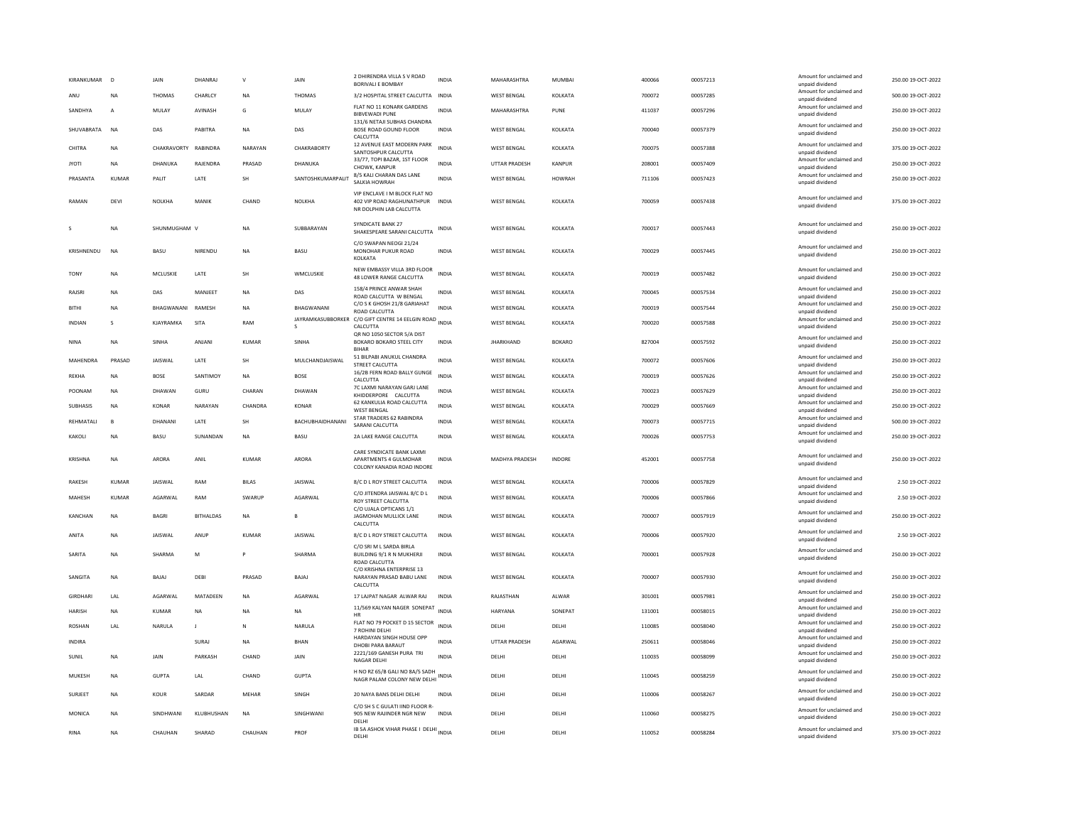| KIRANKUMAR | D | JAIN | DHANRAJ | V | JAIN | 2 DHIRENDRA VILLA S V ROAD BORIVALI E BOMBAY | INDIA | MAHARASHTRA | MUMBAI | 400066 | 00057213 | Amount for unclaimed and unpaid dividend | 250.00 | 19-OCT-2022 |
|---|---|---|---|---|---|---|---|---|---|---|---|---|---|---|
| ANU | NA | THOMAS | CHARLCY | NA | THOMAS | 3/2 HOSPITAL STREET CALCUTTA | INDIA | WEST BENGAL | KOLKATA | 700072 | 00057285 | Amount for unclaimed and unpaid dividend | 500.00 | 19-OCT-2022 |
| SANDHYA | A | MULAY | AVINASH | G | MULAY | FLAT NO 11 KONARK GARDENS BIBVEWADI PUNE | INDIA | MAHARASHTRA | PUNE | 411037 | 00057296 | Amount for unclaimed and unpaid dividend | 250.00 | 19-OCT-2022 |
| SHUVABRATA | NA | DAS | PABITRA | NA | DAS | 131/6 NETAJI SUBHAS CHANDRA BOSE ROAD GOUND FLOOR CALCUTTA | INDIA | WEST BENGAL | KOLKATA | 700040 | 00057379 | Amount for unclaimed and unpaid dividend | 250.00 | 19-OCT-2022 |
| CHITRA | NA | CHAKRAVORTY | RABINDRA | NARAYAN | CHAKRABORTY | 12 AVENUE EAST MODERN PARK SANTOSHPUR CALCUTTA | INDIA | WEST BENGAL | KOLKATA | 700075 | 00057388 | Amount for unclaimed and unpaid dividend | 375.00 | 19-OCT-2022 |
| JYOTI | NA | DHANUKA | RAJENDRA | PRASAD | DHANUKA | 33/77, TOPI BAZAR, 1ST FLOOR CHOWK, KANPUR | INDIA | UTTAR PRADESH | KANPUR | 208001 | 00057409 | Amount for unclaimed and unpaid dividend | 250.00 | 19-OCT-2022 |
| PRASANTA | KUMAR | PALIT | LATE | SH | SANTOSHKUMARPALIT | 8/5 KALI CHARAN DAS LANE SALKIA HOWRAH | INDIA | WEST BENGAL | HOWRAH | 711106 | 00057423 | Amount for unclaimed and unpaid dividend | 250.00 | 19-OCT-2022 |
| RAMAN | DEVI | NOLKHA | MANIK | CHAND | NOLKHA | VIP ENCLAVE I M BLOCK FLAT NO 402 VIP ROAD RAGHUNATHPUR NR DOLPHIN LAB CALCUTTA | INDIA | WEST BENGAL | KOLKATA | 700059 | 00057438 | Amount for unclaimed and unpaid dividend | 375.00 | 19-OCT-2022 |
| S | NA | SHUNMUGHAM | V | NA | SUBBARAYAN | SYNDICATE BANK 27 SHAKESPEARE SARANI CALCUTTA | INDIA | WEST BENGAL | KOLKATA | 700017 | 00057443 | Amount for unclaimed and unpaid dividend | 250.00 | 19-OCT-2022 |
| KRISHNENDU | NA | BASU | NIRENDU | NA | BASU | C/O SWAPAN NEOGI 21/24 MONOHAR PUKUR ROAD KOLKATA | INDIA | WEST BENGAL | KOLKATA | 700029 | 00057445 | Amount for unclaimed and unpaid dividend | 250.00 | 19-OCT-2022 |
| TONY | NA | MCLUSKIE | LATE | SH | WMCLUSKIE | NEW EMBASSY VILLA 3RD FLOOR 48 LOWER RANGE CALCUTTA | INDIA | WEST BENGAL | KOLKATA | 700019 | 00057482 | Amount for unclaimed and unpaid dividend | 250.00 | 19-OCT-2022 |
| RAJSRI | NA | DAS | MANJEET | NA | DAS | 158/4 PRINCE ANWAR SHAH ROAD CALCUTTA W BENGAL | INDIA | WEST BENGAL | KOLKATA | 700045 | 00057534 | Amount for unclaimed and unpaid dividend | 250.00 | 19-OCT-2022 |
| BITHI | NA | BHAGWANANI | RAMESH | NA | BHAGWANANI | C/O S K GHOSH 21/8 GARIAHAT ROAD CALCUTTA | INDIA | WEST BENGAL | KOLKATA | 700019 | 00057544 | Amount for unclaimed and unpaid dividend | 250.00 | 19-OCT-2022 |
| INDIAN | S | KJAYRAMKA | SITA | RAM | JAYRAMKASUBBORKER S | C/O GIFT CENTRE 14 EELGIN ROAD CALCUTTA | INDIA | WEST BENGAL | KOLKATA | 700020 | 00057588 | Amount for unclaimed and unpaid dividend | 250.00 | 19-OCT-2022 |
| NINA | NA | SINHA | ANJANI | KUMAR | SINHA | QR NO 1050 SECTOR 5/A DIST BOKARO BOKARO STEEL CITY BIHAR | INDIA | JHARKHAND | BOKARO | 827004 | 00057592 | Amount for unclaimed and unpaid dividend | 250.00 | 19-OCT-2022 |
| MAHENDRA | PRASAD | JAISWAL | LATE | SH | MULCHANDJAISWAL | 51 BILPABI ANUKUL CHANDRA STREET CALCUTTA | INDIA | WEST BENGAL | KOLKATA | 700072 | 00057606 | Amount for unclaimed and unpaid dividend | 250.00 | 19-OCT-2022 |
| REKHA | NA | BOSE | SANTIMOY | NA | BOSE | 16/2B FERN ROAD BALLY GUNGE CALCUTTA | INDIA | WEST BENGAL | KOLKATA | 700019 | 00057626 | Amount for unclaimed and unpaid dividend | 250.00 | 19-OCT-2022 |
| POONAM | NA | DHAWAN | GURU | CHARAN | DHAWAN | 7C LAXMI NARAYAN GARJ LANE KHIDDERPORE CALCUTTA | INDIA | WEST BENGAL | KOLKATA | 700023 | 00057629 | Amount for unclaimed and unpaid dividend | 250.00 | 19-OCT-2022 |
| SUBHASIS | NA | KONAR | NARAYAN | CHANDRA | KONAR | 62 KANKULIA ROAD CALCUTTA WEST BENGAL | INDIA | WEST BENGAL | KOLKATA | 700029 | 00057669 | Amount for unclaimed and unpaid dividend | 250.00 | 19-OCT-2022 |
| REHMATALI | B | DHANANI | LATE | SH | BACHUBHAIDHANANI | STAR TRADERS 62 RABINDRA SARANI CALCUTTA | INDIA | WEST BENGAL | KOLKATA | 700073 | 00057715 | Amount for unclaimed and unpaid dividend | 500.00 | 19-OCT-2022 |
| KAKOLI | NA | BASU | SUNANDAN | NA | BASU | 2A LAKE RANGE CALCUTTA | INDIA | WEST BENGAL | KOLKATA | 700026 | 00057753 | Amount for unclaimed and unpaid dividend | 250.00 | 19-OCT-2022 |
| KRISHNA | NA | ARORA | ANIL | KUMAR | ARORA | CARE SYNDICATE BANK LAXMI APARTMENTS 4 GULMOHAR COLONY KANADIA ROAD INDORE | INDIA | MADHYA PRADESH | INDORE | 452001 | 00057758 | Amount for unclaimed and unpaid dividend | 250.00 | 19-OCT-2022 |
| RAKESH | KUMAR | JAISWAL | RAM | BILAS | JAISWAL | 8/C D L ROY STREET CALCUTTA | INDIA | WEST BENGAL | KOLKATA | 700006 | 00057829 | Amount for unclaimed and unpaid dividend | 2.50 | 19-OCT-2022 |
| MAHESH | KUMAR | AGARWAL | RAM | SWARUP | AGARWAL | C/O JITENDRA JAISWAL 8/C D L ROY STREET CALCUTTA | INDIA | WEST BENGAL | KOLKATA | 700006 | 00057866 | Amount for unclaimed and unpaid dividend | 2.50 | 19-OCT-2022 |
| KANCHAN | NA | BAGRI | BITHALDAS | NA | B | C/O UJALA OPTICANS 1/1 JAGMOHAN MULLICK LANE CALCUTTA | INDIA | WEST BENGAL | KOLKATA | 700007 | 00057919 | Amount for unclaimed and unpaid dividend | 250.00 | 19-OCT-2022 |
| ANITA | NA | JAISWAL | ANUP | KUMAR | JAISWAL | 8/C D L ROY STREET CALCUTTA | INDIA | WEST BENGAL | KOLKATA | 700006 | 00057920 | Amount for unclaimed and unpaid dividend | 2.50 | 19-OCT-2022 |
| SARITA | NA | SHARMA | M | P | SHARMA | C/O SRI M L SARDA BIRLA BUILDING 9/1 R N MUKHERJI ROAD CALCUTTA | INDIA | WEST BENGAL | KOLKATA | 700001 | 00057928 | Amount for unclaimed and unpaid dividend | 250.00 | 19-OCT-2022 |
| SANGITA | NA | BAJAJ | DEBI | PRASAD | BAJAJ | C/O KRISHNA ENTERPRISE 13 NARAYAN PRASAD BABU LANE CALCUTTA | INDIA | WEST BENGAL | KOLKATA | 700007 | 00057930 | Amount for unclaimed and unpaid dividend | 250.00 | 19-OCT-2022 |
| GIRDHARI | LAL | AGARWAL | MATADEEN | NA | AGARWAL | 17 LAJPAT NAGAR ALWAR RAJ | INDIA | RAJASTHAN | ALWAR | 301001 | 00057981 | Amount for unclaimed and unpaid dividend | 250.00 | 19-OCT-2022 |
| HARISH | NA | KUMAR | NA | NA | NA | 11/569 KALYAN NAGER SONEPAT HR | INDIA | HARYANA | SONEPAT | 131001 | 00058015 | Amount for unclaimed and unpaid dividend | 250.00 | 19-OCT-2022 |
| ROSHAN | LAL | NARULA | J | N | NARULA | FLAT NO 79 POCKET D 15 SECTOR 7 ROHINI DELHI | INDIA | DELHI | DELHI | 110085 | 00058040 | Amount for unclaimed and unpaid dividend | 250.00 | 19-OCT-2022 |
| INDIRA | | | SURAJ | NA | BHAN | HARDAYAN SINGH HOUSE OPP DHOBI PARA BARAUT | INDIA | UTTAR PRADESH | AGARWAL | 250611 | 00058046 | Amount for unclaimed and unpaid dividend | 250.00 | 19-OCT-2022 |
| SUNIL | NA | JAIN | PARKASH | CHAND | JAIN | 2221/169 GANESH PURA TRI NAGAR DELHI | INDIA | DELHI | DELHI | 110035 | 00058099 | Amount for unclaimed and unpaid dividend | 250.00 | 19-OCT-2022 |
| MUKESH | NA | GUPTA | LAL | CHAND | GUPTA | H NO RZ 65/B GALI NO 8A/5 SADH NAGR PALAM COLONY NEW DELHI | INDIA | DELHI | DELHI | 110045 | 00058259 | Amount for unclaimed and unpaid dividend | 250.00 | 19-OCT-2022 |
| SURJEET | NA | KOUR | SARDAR | MEHAR | SINGH | 20 NAYA BANS DELHI DELHI | INDIA | DELHI | DELHI | 110006 | 00058267 | Amount for unclaimed and unpaid dividend | 250.00 | 19-OCT-2022 |
| MONICA | NA | SINDHWANI | KLUBHUSHAN | NA | SINGHWANI | C/O SH S C GULATI IIND FLOOR R-905 NEW RAJINDER NGR NEW DELHI | INDIA | DELHI | DELHI | 110060 | 00058275 | Amount for unclaimed and unpaid dividend | 250.00 | 19-OCT-2022 |
| RINA | NA | CHAUHAN | SHARAD | CHAUHAN | PROF | IB 5A ASHOK VIHAR PHASE I DELHI DELHI | INDIA | DELHI | DELHI | 110052 | 00058284 | Amount for unclaimed and unpaid dividend | 375.00 | 19-OCT-2022 |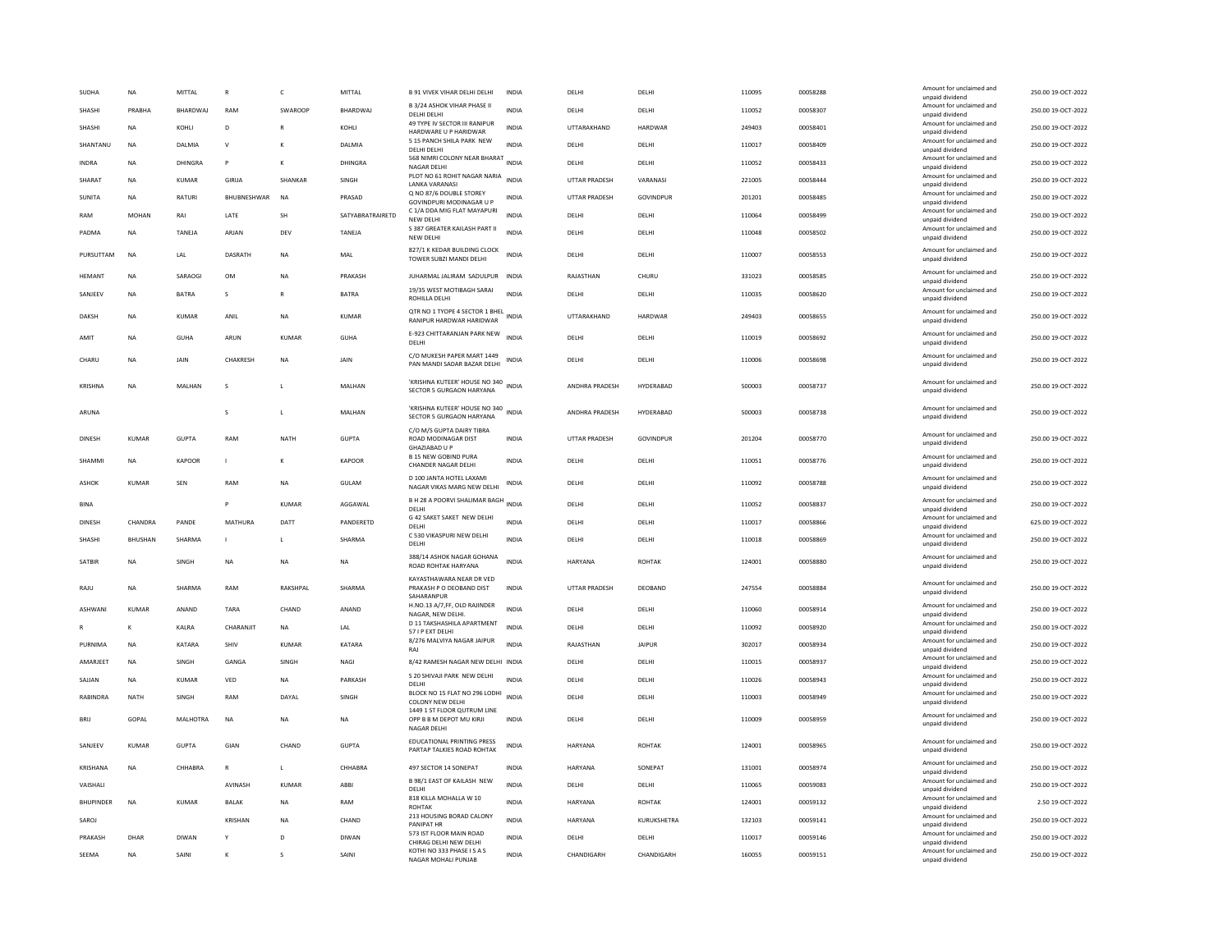| SUDHA | NA | MITTAL | R | C | MITTAL | B 91 VIVEK VIHAR DELHI DELHI | INDIA | DELHI | DELHI | 110095 | 00058288 | Amount for unclaimed and unpaid dividend | 250.00 | 19-OCT-2022 |
|---|---|---|---|---|---|---|---|---|---|---|---|---|---|---|
| SHASHI | PRABHA | BHARDWAJ | RAM | SWAROOP | BHARDWAJ | B 3/24 ASHOK VIHAR PHASE II DELHI DELHI | INDIA | DELHI | DELHI | 110052 | 00058307 | Amount for unclaimed and unpaid dividend | 250.00 | 19-OCT-2022 |
| SHASHI | NA | KOHLI | D | R | KOHLI | 49 TYPE IV SECTOR III RANIPUR HARDWARE U P HARIDWAR | INDIA | UTTARAKHAND | HARDWAR | 249403 | 00058401 | Amount for unclaimed and unpaid dividend | 250.00 | 19-OCT-2022 |
| SHANTANU | NA | DALMIA | V | K | DALMIA | S 15 PANCH SHILA PARK NEW DELHI DELHI | INDIA | DELHI | DELHI | 110017 | 00058409 | Amount for unclaimed and unpaid dividend | 250.00 | 19-OCT-2022 |
| INDRA | NA | DHINGRA | P | K | DHINGRA | 568 NIMRI COLONY NEAR BHARAT NAGAR DELHI | INDIA | DELHI | DELHI | 110052 | 00058433 | Amount for unclaimed and unpaid dividend | 250.00 | 19-OCT-2022 |
| SHARAT | NA | KUMAR | GIRIJA | SHANKAR | SINGH | PLOT NO 61 ROHIT NAGAR NARIA LANKA VARANASI | INDIA | UTTAR PRADESH | VARANASI | 221005 | 00058444 | Amount for unclaimed and unpaid dividend | 250.00 | 19-OCT-2022 |
| SUNITA | NA | RATURI | BHUBNESHWAR | NA | PRASAD | Q NO 87/6 DOUBLE STOREY GOVINDPURI MODINAGAR U P | INDIA | UTTAR PRADESH | GOVINDPUR | 201201 | 00058485 | Amount for unclaimed and unpaid dividend | 250.00 | 19-OCT-2022 |
| RAM | MOHAN | RAI | LATE | SH | SATYABRATRAIRETD | C 1/A DDA MIG FLAT MAYAPURI NEW DELHI | INDIA | DELHI | DELHI | 110064 | 00058499 | Amount for unclaimed and unpaid dividend | 250.00 | 19-OCT-2022 |
| PADMA | NA | TANEJA | ARJAN | DEV | TANEJA | S 387 GREATER KAILASH PART II NEW DELHI | INDIA | DELHI | DELHI | 110048 | 00058502 | Amount for unclaimed and unpaid dividend | 250.00 | 19-OCT-2022 |
| PURSUTTAM | NA | LAL | DASRATH | NA | MAL | 827/1 K KEDAR BUILDING CLOCK TOWER SUBZI MANDI DELHI | INDIA | DELHI | DELHI | 110007 | 00058553 | Amount for unclaimed and unpaid dividend | 250.00 | 19-OCT-2022 |
| HEMANT | NA | SARAOGI | OM | NA | PRAKASH | JUHARMAL JALIRAM SADULPUR | INDIA | RAJASTHAN | CHURU | 331023 | 00058585 | Amount for unclaimed and unpaid dividend | 250.00 | 19-OCT-2022 |
| SANJEEV | NA | BATRA | S | R | BATRA | 19/35 WEST MOTIBAGH SARAI ROHILLA DELHI | INDIA | DELHI | DELHI | 110035 | 00058620 | Amount for unclaimed and unpaid dividend | 250.00 | 19-OCT-2022 |
| DAKSH | NA | KUMAR | ANIL | NA | KUMAR | QTR NO 1 TYOPE 4 SECTOR 1 BHEL RANIPUR HARDWAR HARIDWAR | INDIA | UTTARAKHAND | HARDWAR | 249403 | 00058655 | Amount for unclaimed and unpaid dividend | 250.00 | 19-OCT-2022 |
| AMIT | NA | GUHA | ARUN | KUMAR | GUHA | E-923 CHITTARANJAN PARK NEW DELHI | INDIA | DELHI | DELHI | 110019 | 00058692 | Amount for unclaimed and unpaid dividend | 250.00 | 19-OCT-2022 |
| CHARU | NA | JAIN | CHAKRESH | NA | JAIN | C/O MUKESH PAPER MART 1449 PAN MANDI SADAR BAZAR DELHI | INDIA | DELHI | DELHI | 110006 | 00058698 | Amount for unclaimed and unpaid dividend | 250.00 | 19-OCT-2022 |
| KRISHNA | NA | MALHAN | S | L | MALHAN | 'KRISHNA KUTEER' HOUSE NO 340 SECTOR 5 GURGAON HARYANA | INDIA | ANDHRA PRADESH | HYDERABAD | 500003 | 00058737 | Amount for unclaimed and unpaid dividend | 250.00 | 19-OCT-2022 |
| ARUNA | | | S | L | MALHAN | 'KRISHNA KUTEER' HOUSE NO 340 SECTOR 5 GURGAON HARYANA | INDIA | ANDHRA PRADESH | HYDERABAD | 500003 | 00058738 | Amount for unclaimed and unpaid dividend | 250.00 | 19-OCT-2022 |
| DINESH | KUMAR | GUPTA | RAM | NATH | GUPTA | C/O M/S GUPTA DAIRY TIBRA ROAD MODINAGAR DIST GHAZIABAD U P | INDIA | UTTAR PRADESH | GOVINDPUR | 201204 | 00058770 | Amount for unclaimed and unpaid dividend | 250.00 | 19-OCT-2022 |
| SHAMMI | NA | KAPOOR | I | K | KAPOOR | B 15 NEW GOBIND PURA CHANDER NAGAR DELHI | INDIA | DELHI | DELHI | 110051 | 00058776 | Amount for unclaimed and unpaid dividend | 250.00 | 19-OCT-2022 |
| ASHOK | KUMAR | SEN | RAM | NA | GULAM | D 100 JANTA HOTEL LAXAMI NAGAR VIKAS MARG NEW DELHI | INDIA | DELHI | DELHI | 110092 | 00058788 | Amount for unclaimed and unpaid dividend | 250.00 | 19-OCT-2022 |
| BINA | | | P | KUMAR | AGGAWAL | B H 28 A POORVI SHALIMAR BAGH DELHI | INDIA | DELHI | DELHI | 110052 | 00058837 | Amount for unclaimed and unpaid dividend | 250.00 | 19-OCT-2022 |
| DINESH | CHANDRA | PANDE | MATHURA | DATT | PANDERETD | G 42 SAKET SAKET NEW DELHI DELHI | INDIA | DELHI | DELHI | 110017 | 00058866 | Amount for unclaimed and unpaid dividend | 625.00 | 19-OCT-2022 |
| SHASHI | BHUSHAN | SHARMA | I | L | SHARMA | C 530 VIKASPURI NEW DELHI DELHI | INDIA | DELHI | DELHI | 110018 | 00058869 | Amount for unclaimed and unpaid dividend | 250.00 | 19-OCT-2022 |
| SATBIR | NA | SINGH | NA | NA | NA | 388/14 ASHOK NAGAR GOHANA ROAD ROHTAK HARYANA | INDIA | HARYANA | ROHTAK | 124001 | 00058880 | Amount for unclaimed and unpaid dividend | 250.00 | 19-OCT-2022 |
| RAJU | NA | SHARMA | RAM | RAKSHPAL | SHARMA | KAYASTHAWARA NEAR DR VED PRAKASH P O DEOBAND DIST SAHARANPUR | INDIA | UTTAR PRADESH | DEOBAND | 247554 | 00058884 | Amount for unclaimed and unpaid dividend | 250.00 | 19-OCT-2022 |
| ASHWANI | KUMAR | ANAND | TARA | CHAND | ANAND | H.NO.13 A/7,FF, OLD RAJINDER NAGAR, NEW DELHI. | INDIA | DELHI | DELHI | 110060 | 00058914 | Amount for unclaimed and unpaid dividend | 250.00 | 19-OCT-2022 |
| R | K | KALRA | CHARANJIT | NA | LAL | D 11 TAKSHASHILA APARTMENT 57 I P EXT DELHI | INDIA | DELHI | DELHI | 110092 | 00058920 | Amount for unclaimed and unpaid dividend | 250.00 | 19-OCT-2022 |
| PURNIMA | NA | KATARA | SHIV | KUMAR | KATARA | 8/276 MALVIYA NAGAR JAIPUR RAJ | INDIA | RAJASTHAN | JAIPUR | 302017 | 00058934 | Amount for unclaimed and unpaid dividend | 250.00 | 19-OCT-2022 |
| AMARJEET | NA | SINGH | GANGA | SINGH | NAGI | 8/42 RAMESH NAGAR NEW DELHI | INDIA | DELHI | DELHI | 110015 | 00058937 | Amount for unclaimed and unpaid dividend | 250.00 | 19-OCT-2022 |
| SAJJAN | NA | KUMAR | VED | NA | PARKASH | S 20 SHIVAJI PARK NEW DELHI DELHI | INDIA | DELHI | DELHI | 110026 | 00058943 | Amount for unclaimed and unpaid dividend | 250.00 | 19-OCT-2022 |
| RABINDRA | NATH | SINGH | RAM | DAYAL | SINGH | BLOCK NO 15 FLAT NO 296 LODHI COLONY NEW DELHI | INDIA | DELHI | DELHI | 110003 | 00058949 | Amount for unclaimed and unpaid dividend | 250.00 | 19-OCT-2022 |
| BRIJ | GOPAL | MALHOTRA | NA | NA | NA | 1449 1 ST FLOOR QUTRUM LINE OPP B B M DEPOT MU KIRJI NAGAR DELHI | INDIA | DELHI | DELHI | 110009 | 00058959 | Amount for unclaimed and unpaid dividend | 250.00 | 19-OCT-2022 |
| SANJEEV | KUMAR | GUPTA | GIAN | CHAND | GUPTA | EDUCATIONAL PRINTING PRESS PARTAP TALKIES ROAD ROHTAK | INDIA | HARYANA | ROHTAK | 124001 | 00058965 | Amount for unclaimed and unpaid dividend | 250.00 | 19-OCT-2022 |
| KRISHANA | NA | CHHABRA | R | L | CHHABRA | 497 SECTOR 14 SONEPAT | INDIA | HARYANA | SONEPAT | 131001 | 00058974 | Amount for unclaimed and unpaid dividend | 250.00 | 19-OCT-2022 |
| VAISHALI | | | AVINASH | KUMAR | ABBI | B 98/1 EAST OF KAILASH NEW DELHI | INDIA | DELHI | DELHI | 110065 | 00059083 | Amount for unclaimed and unpaid dividend | 250.00 | 19-OCT-2022 |
| BHUPINDER | NA | KUMAR | BALAK | NA | RAM | 818 KILLA MOHALLA W 10 ROHTAK | INDIA | HARYANA | ROHTAK | 124001 | 00059132 | Amount for unclaimed and unpaid dividend | 2.50 | 19-OCT-2022 |
| SAROJ | | | KRISHAN | NA | CHAND | 213 HOUSING BORAD CALONY PANIPAT HR | INDIA | HARYANA | KURUKSHETRA | 132103 | 00059141 | Amount for unclaimed and unpaid dividend | 250.00 | 19-OCT-2022 |
| PRAKASH | DHAR | DIWAN | Y | D | DIWAN | 573 IST FLOOR MAIN ROAD CHIRAG DELHI NEW DELHI | INDIA | DELHI | DELHI | 110017 | 00059146 | Amount for unclaimed and unpaid dividend | 250.00 | 19-OCT-2022 |
| SEEMA | NA | SAINI | K | S | SAINI | KOTHI NO 333 PHASE I S A S NAGAR MOHALI PUNJAB | INDIA | CHANDIGARH | CHANDIGARH | 160055 | 00059151 | Amount for unclaimed and unpaid dividend | 250.00 | 19-OCT-2022 |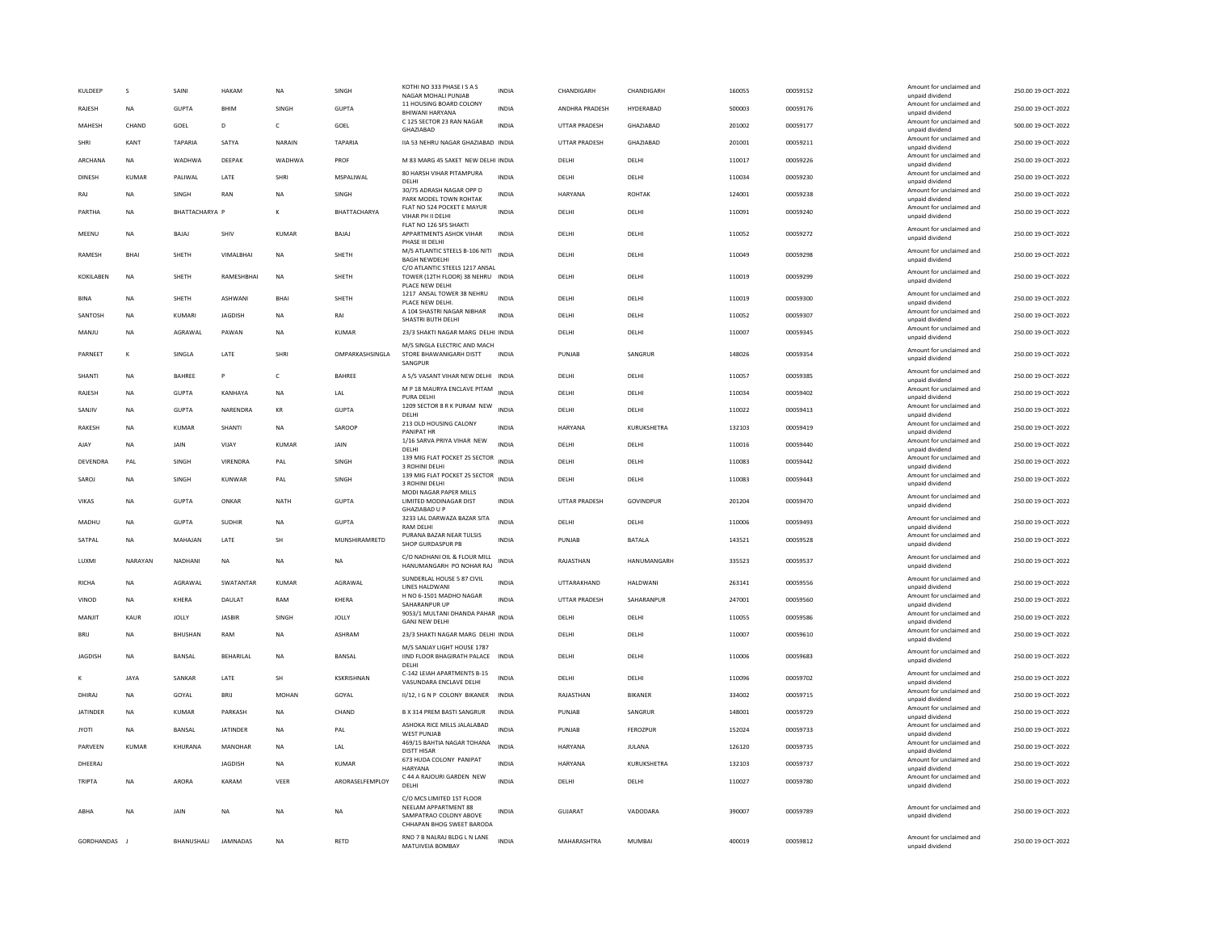| KULDEEP | S | SAINI | HAKAM | NA | SINGH | KOTHI NO 333 PHASE I S A S NAGAR MOHALI PUNJAB | INDIA | CHANDIGARH | CHANDIGARH | 160055 | 00059152 | Amount for unclaimed and unpaid dividend | 250.00 19-OCT-2022 |
|---|---|---|---|---|---|---|---|---|---|---|---|---|---|
| RAJESH | NA | GUPTA | BHIM | SINGH | GUPTA | 11 HOUSING BOARD COLONY BHIWANI HARYANA | INDIA | ANDHRA PRADESH | HYDERABAD | 500003 | 00059176 | Amount for unclaimed and unpaid dividend | 250.00 19-OCT-2022 |
| MAHESH | CHAND | GOEL | D | C | GOEL | C 125 SECTOR 23 RAN NAGAR GHAZIABAD | INDIA | UTTAR PRADESH | GHAZIABAD | 201002 | 00059177 | Amount for unclaimed and unpaid dividend | 500.00 19-OCT-2022 |
| SHRI | KANT | TAPARIA | SATYA | NARAIN | TAPARIA | IIA 53 NEHRU NAGAR GHAZIABAD | INDIA | UTTAR PRADESH | GHAZIABAD | 201001 | 00059211 | Amount for unclaimed and unpaid dividend | 250.00 19-OCT-2022 |
| ARCHANA | NA | WADHWA | DEEPAK | WADHWA | PROF | M 83 MARG 45 SAKET NEW DELHI | INDIA | DELHI | DELHI | 110017 | 00059226 | Amount for unclaimed and unpaid dividend | 250.00 19-OCT-2022 |
| DINESH | KUMAR | PALIWAL | LATE | SHRI | MSPALIWAL | 80 HARSH VIHAR PITAMPURA DELHI | INDIA | DELHI | DELHI | 110034 | 00059230 | Amount for unclaimed and unpaid dividend | 250.00 19-OCT-2022 |
| RAJ | NA | SINGH | RAN | NA | SINGH | 30/75 ADRASH NAGAR OPP D PARK MODEL TOWN ROHTAK | INDIA | HARYANA | ROHTAK | 124001 | 00059238 | Amount for unclaimed and unpaid dividend | 250.00 19-OCT-2022 |
| PARTHA | NA | BHATTACHARYA | P | K | BHATTACHARYA | FLAT NO 524 POCKET E MAYUR VIHAR PH II DELHI | INDIA | DELHI | DELHI | 110091 | 00059240 | Amount for unclaimed and unpaid dividend | 250.00 19-OCT-2022 |
| MEENU | NA | BAJAJ | SHIV | KUMAR | BAJAJ | FLAT NO 126 SFS SHAKTI APPARTMENTS ASHOK VIHAR PHASE III DELHI | INDIA | DELHI | DELHI | 110052 | 00059272 | Amount for unclaimed and unpaid dividend | 250.00 19-OCT-2022 |
| RAMESH | BHAI | SHETH | VIMALBHAI | NA | SHETH | M/S ATLANTIC STEELS B-106 NITI BAGH NEWDELHI | INDIA | DELHI | DELHI | 110049 | 00059298 | Amount for unclaimed and unpaid dividend | 250.00 19-OCT-2022 |
| KOKILABEN | NA | SHETH | RAMESHBHAI | NA | SHETH | C/O ATLANTIC STEELS 1217 ANSAL TOWER (12TH FLOOR) 38 NEHRU PLACE NEW DELHI | INDIA | DELHI | DELHI | 110019 | 00059299 | Amount for unclaimed and unpaid dividend | 250.00 19-OCT-2022 |
| BINA | NA | SHETH | ASHWANI | BHAI | SHETH | 1217 ANSAL TOWER 38 NEHRU PLACE NEW DELHI. | INDIA | DELHI | DELHI | 110019 | 00059300 | Amount for unclaimed and unpaid dividend | 250.00 19-OCT-2022 |
| SANTOSH | NA | KUMARI | JAGDISH | NA | RAI | A 104 SHASTRI NAGAR NIBHAR SHASTRI BUTH DELHI | INDIA | DELHI | DELHI | 110052 | 00059307 | Amount for unclaimed and unpaid dividend | 250.00 19-OCT-2022 |
| MANJU | NA | AGRAWAL | PAWAN | NA | KUMAR | 23/3 SHAKTI NAGAR MARG DELHI | INDIA | DELHI | DELHI | 110007 | 00059345 | Amount for unclaimed and unpaid dividend | 250.00 19-OCT-2022 |
| PARNEET | K | SINGLA | LATE | SHRI | OMPARKASHSINGLA | M/S SINGLA ELECTRIC AND MACH STORE BHAWANIGARH DISTT SANGPUR | INDIA | PUNJAB | SANGRUR | 148026 | 00059354 | Amount for unclaimed and unpaid dividend | 250.00 19-OCT-2022 |
| SHANTI | NA | BAHREE | P | C | BAHREE | A 5/5 VASANT VIHAR NEW DELHI | INDIA | DELHI | DELHI | 110057 | 00059385 | Amount for unclaimed and unpaid dividend | 250.00 19-OCT-2022 |
| RAJESH | NA | GUPTA | KANHAYA | NA | LAL | M P 18 MAURYA ENCLAVE PITAM PURA DELHI | INDIA | DELHI | DELHI | 110034 | 00059402 | Amount for unclaimed and unpaid dividend | 250.00 19-OCT-2022 |
| SANJIV | NA | GUPTA | NARENDRA | KR | GUPTA | 1209 SECTOR 8 R K PURAM NEW DELHI | INDIA | DELHI | DELHI | 110022 | 00059413 | Amount for unclaimed and unpaid dividend | 250.00 19-OCT-2022 |
| RAKESH | NA | KUMAR | SHANTI | NA | SAROOP | 213 OLD HOUSING CALONY PANIPAT HR | INDIA | HARYANA | KURUKSHETRA | 132103 | 00059419 | Amount for unclaimed and unpaid dividend | 250.00 19-OCT-2022 |
| AJAY | NA | JAIN | VIJAY | KUMAR | JAIN | 1/16 SARVA PRIYA VIHAR NEW DELHI | INDIA | DELHI | DELHI | 110016 | 00059440 | Amount for unclaimed and unpaid dividend | 250.00 19-OCT-2022 |
| DEVENDRA | PAL | SINGH | VIRENDRA | PAL | SINGH | 139 MIG FLAT POCKET 25 SECTOR 3 ROHINI DELHI | INDIA | DELHI | DELHI | 110083 | 00059442 | Amount for unclaimed and unpaid dividend | 250.00 19-OCT-2022 |
| SAROJ | NA | SINGH | KUNWAR | PAL | SINGH | 139 MIG FLAT POCKET 25 SECTOR 3 ROHINI DELHI | INDIA | DELHI | DELHI | 110083 | 00059443 | Amount for unclaimed and unpaid dividend | 250.00 19-OCT-2022 |
| VIKAS | NA | GUPTA | ONKAR | NATH | GUPTA | MODI NAGAR PAPER MILLS LIMITED MODINAGAR DIST GHAZIABAD U P | INDIA | UTTAR PRADESH | GOVINDPUR | 201204 | 00059470 | Amount for unclaimed and unpaid dividend | 250.00 19-OCT-2022 |
| MADHU | NA | GUPTA | SUDHIR | NA | GUPTA | 3233 LAL DARWAZA BAZAR SITA RAM DELHI | INDIA | DELHI | DELHI | 110006 | 00059493 | Amount for unclaimed and unpaid dividend | 250.00 19-OCT-2022 |
| SATPAL | NA | MAHAJAN | LATE | SH | MUNSHIRAMRETD | PURANA BAZAR NEAR TULSIS SHOP GURDASPUR PB | INDIA | PUNJAB | BATALA | 143521 | 00059528 | Amount for unclaimed and unpaid dividend | 250.00 19-OCT-2022 |
| LUXMI | NARAYAN | NADHANI | NA | NA | NA | C/O NADHANI OIL & FLOUR MILL HANUMANGARH PO NOHAR RAJ | INDIA | RAJASTHAN | HANUMANGARH | 335523 | 00059537 | Amount for unclaimed and unpaid dividend | 250.00 19-OCT-2022 |
| RICHA | NA | AGRAWAL | SWATANTAR | KUMAR | AGRAWAL | SUNDERLAL HOUSE S 87 CIVIL LINES HALDWANI | INDIA | UTTARAKHAND | HALDWANI | 263141 | 00059556 | Amount for unclaimed and unpaid dividend | 250.00 19-OCT-2022 |
| VINOD | NA | KHERA | DAULAT | RAM | KHERA | H NO 6-1501 MADHO NAGAR SAHARANPUR UP | INDIA | UTTAR PRADESH | SAHARANPUR | 247001 | 00059560 | Amount for unclaimed and unpaid dividend | 250.00 19-OCT-2022 |
| MANJIT | KAUR | JOLLY | JASBIR | SINGH | JOLLY | 9053/1 MULTANI DHANDA PAHAR GANJ NEW DELHI | INDIA | DELHI | DELHI | 110055 | 00059586 | Amount for unclaimed and unpaid dividend | 250.00 19-OCT-2022 |
| BRIJ | NA | BHUSHAN | RAM | NA | ASHRAM | 23/3 SHAKTI NAGAR MARG DELHI | INDIA | DELHI | DELHI | 110007 | 00059610 | Amount for unclaimed and unpaid dividend | 250.00 19-OCT-2022 |
| JAGDISH | NA | BANSAL | BEHARILAL | NA | BANSAL | M/S SANJAY LIGHT HOUSE 1787 IIND FLOOR BHAGIRATH PALACE DELHI | INDIA | DELHI | DELHI | 110006 | 00059683 | Amount for unclaimed and unpaid dividend | 250.00 19-OCT-2022 |
| K | JAYA | SANKAR | LATE | SH | KSKRISHNAN | C-142 LEIAH APARTMENTS B-15 VASUNDARA ENCLAVE DELHI | INDIA | DELHI | DELHI | 110096 | 00059702 | Amount for unclaimed and unpaid dividend | 250.00 19-OCT-2022 |
| DHIRAJ | NA | GOYAL | BRIJ | MOHAN | GOYAL | II/12, I G N P COLONY BIKANER | INDIA | RAJASTHAN | BIKANER | 334002 | 00059715 | Amount for unclaimed and unpaid dividend | 250.00 19-OCT-2022 |
| JATINDER | NA | KUMAR | PARKASH | NA | CHAND | B X 314 PREM BASTI SANGRUR | INDIA | PUNJAB | SANGRUR | 148001 | 00059729 | Amount for unclaimed and unpaid dividend | 250.00 19-OCT-2022 |
| JYOTI | NA | BANSAL | JATINDER | NA | PAL | ASHOKA RICE MILLS JALALABAD WEST PUNJAB | INDIA | PUNJAB | FEROZPUR | 152024 | 00059733 | Amount for unclaimed and unpaid dividend | 250.00 19-OCT-2022 |
| PARVEEN | KUMAR | KHURANA | MANOHAR | NA | LAL | 469/15 BAHTIA NAGAR TOHANA DISTT HISAR | INDIA | HARYANA | JULANA | 126120 | 00059735 | Amount for unclaimed and unpaid dividend | 250.00 19-OCT-2022 |
| DHEERAJ | | | JAGDISH | NA | KUMAR | 673 HUDA COLONY PANIPAT HARYANA | INDIA | HARYANA | KURUKSHETRA | 132103 | 00059737 | Amount for unclaimed and unpaid dividend | 250.00 19-OCT-2022 |
| TRIPTA | NA | ARORA | KARAM | VEER | ARORASELFEMPLOY | C 44 A RAJOURI GARDEN NEW DELHI | INDIA | DELHI | DELHI | 110027 | 00059780 | Amount for unclaimed and unpaid dividend | 250.00 19-OCT-2022 |
| ABHA | NA | JAIN | NA | NA | NA | C/O MCS LIMITED 1ST FLOOR NEELAM APPARTMENT 88 SAMPATRAO COLONY ABOVE CHHAPAN BHOG SWEET BARODA | INDIA | GUJARAT | VADODARA | 390007 | 00059789 | Amount for unclaimed and unpaid dividend | 250.00 19-OCT-2022 |
| GORDHANDAS | J | BHANUSHALI | JAMNADAS | NA | RETD | RNO 7 B NALRAJ BLDG L N LANE MATUIVEIA BOMBAY | INDIA | MAHARASHTRA | MUMBAI | 400019 | 00059812 | Amount for unclaimed and unpaid dividend | 250.00 19-OCT-2022 |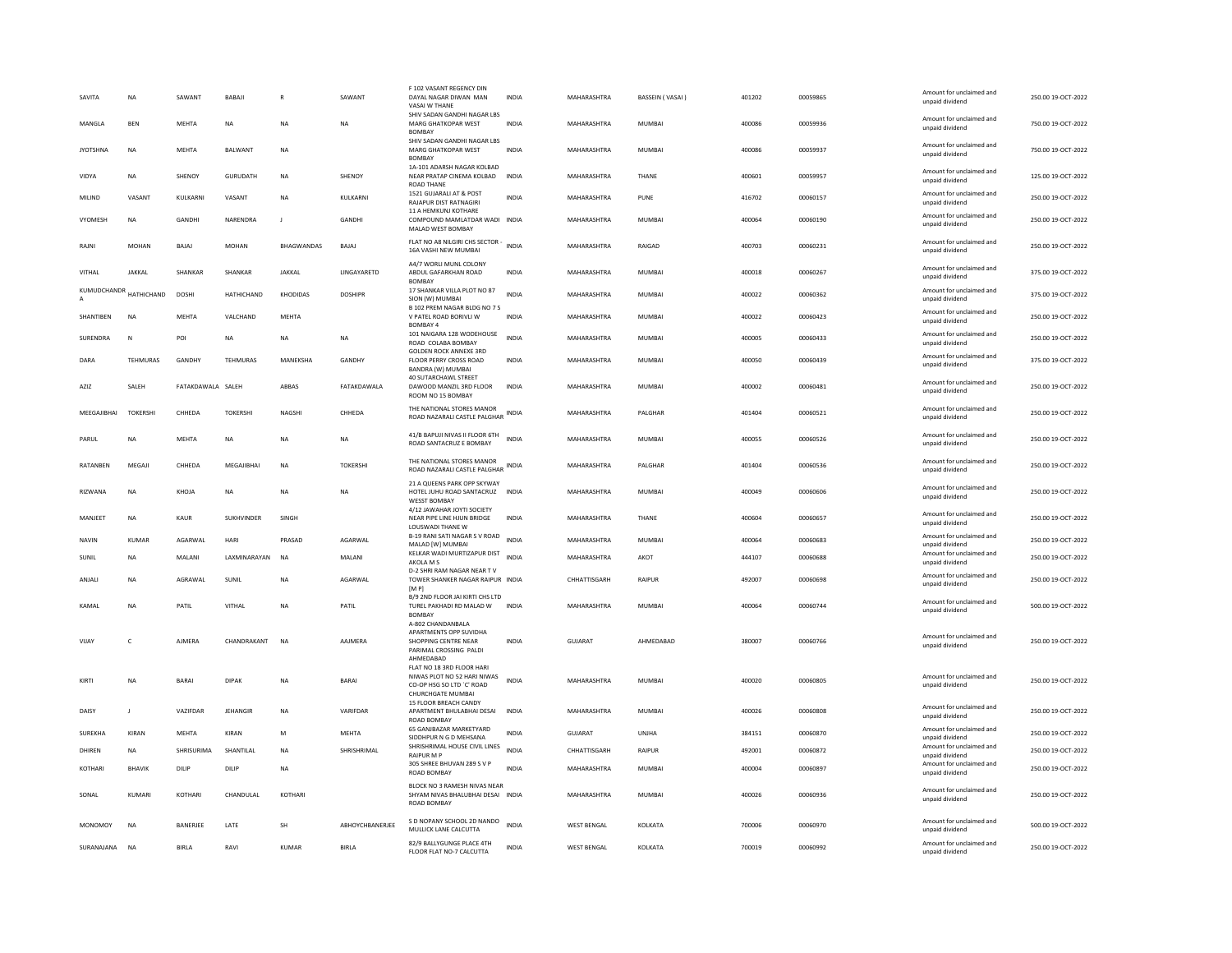| SAVITA | NA | SAWANT | BABAJI | R | SAWANT | F 102 VASANT REGENCY DIN DAYAL NAGAR DIWAN MAN VASAI W THANE | INDIA | MAHARASHTRA | BASSEIN ( VASAI ) | 401202 | 00059865 | Amount for unclaimed and unpaid dividend | 250.00 19-OCT-2022 |
|---|---|---|---|---|---|---|---|---|---|---|---|---|---|
| MANGLA | BEN | MEHTA | NA | NA | NA | SHIV SADAN GANDHI NAGAR LBS MARG GHATKOPAR WEST BOMBAY | INDIA | MAHARASHTRA | MUMBAI | 400086 | 00059936 | Amount for unclaimed and unpaid dividend | 750.00 19-OCT-2022 |
| JYOTSHNA | NA | MEHTA | BALWANT | NA | | SHIV SADAN GANDHI NAGAR LBS MARG GHATKOPAR WEST BOMBAY | INDIA | MAHARASHTRA | MUMBAI | 400086 | 00059937 | Amount for unclaimed and unpaid dividend | 750.00 19-OCT-2022 |
| VIDYA | NA | SHENOY | GURUDATH | NA | SHENOY | 1A-101 ADARSH NAGAR KOLBAD NEAR PRATAP CINEMA KOLBAD ROAD THANE | INDIA | MAHARASHTRA | THANE | 400601 | 00059957 | Amount for unclaimed and unpaid dividend | 125.00 19-OCT-2022 |
| MILIND | VASANT | KULKARNI | VASANT | NA | KULKARNI | 1521 GUJARALI AT & POST RAJAPUR DIST RATNAGIRI | INDIA | MAHARASHTRA | PUNE | 416702 | 00060157 | Amount for unclaimed and unpaid dividend | 250.00 19-OCT-2022 |
| VYOMESH | NA | GANDHI | NARENDRA | J | GANDHI | 11 A HEMKUNJ KOTHARE COMPOUND MAMLATDAR WADI MALAD WEST BOMBAY | INDIA | MAHARASHTRA | MUMBAI | 400064 | 00060190 | Amount for unclaimed and unpaid dividend | 250.00 19-OCT-2022 |
| RAJNI | MOHAN | BAJAJ | MOHAN | BHAGWANDAS | BAJAJ | FLAT NO A8 NILGIRI CHS SECTOR - 16A VASHI NEW MUMBAI | INDIA | MAHARASHTRA | RAIGAD | 400703 | 00060231 | Amount for unclaimed and unpaid dividend | 250.00 19-OCT-2022 |
| VITHAL | JAKKAL | SHANKAR | SHANKAR | JAKKAL | LINGAYARETD | A4/7 WORLI MUNL COLONY ABDUL GAFARKHAN ROAD BOMBAY | INDIA | MAHARASHTRA | MUMBAI | 400018 | 00060267 | Amount for unclaimed and unpaid dividend | 375.00 19-OCT-2022 |
| KUMUDCHANDR A | HATHICHAND | DOSHI | HATHICHAND | KHODIDAS | DOSHIPR | 17 SHANKAR VILLA PLOT NO 87 SION (W) MUMBAI | INDIA | MAHARASHTRA | MUMBAI | 400022 | 00060362 | Amount for unclaimed and unpaid dividend | 375.00 19-OCT-2022 |
| SHANTIBEN | NA | MEHTA | VALCHAND | MEHTA | | B 102 PREM NAGAR BLDG NO 7 S V PATEL ROAD BORIVLI W BOMBAY 4 | INDIA | MAHARASHTRA | MUMBAI | 400022 | 00060423 | Amount for unclaimed and unpaid dividend | 250.00 19-OCT-2022 |
| SURENDRA | N | POI | NA | NA | NA | 101 NAIGARA 128 WODEHOUSE ROAD COLABA BOMBAY | INDIA | MAHARASHTRA | MUMBAI | 400005 | 00060433 | Amount for unclaimed and unpaid dividend | 250.00 19-OCT-2022 |
| DARA | TEHMURAS | GANDHY | TEHMURAS | MANEKSHA | GANDHY | GOLDEN ROCK ANNEXE 3RD FLOOR PERRY CROSS ROAD BANDRA (W) MUMBAI | INDIA | MAHARASHTRA | MUMBAI | 400050 | 00060439 | Amount for unclaimed and unpaid dividend | 375.00 19-OCT-2022 |
| AZIZ | SALEH | FATAKDAWALA | SALEH | ABBAS | FATAKDAWALA | 40 SUTARCHAWL STREET DAWOOD MANZIL 3RD FLOOR ROOM NO 15 BOMBAY | INDIA | MAHARASHTRA | MUMBAI | 400002 | 00060481 | Amount for unclaimed and unpaid dividend | 250.00 19-OCT-2022 |
| MEEGAJIBHAI | TOKERSHI | CHHEDA | TOKERSHI | NAGSHI | CHHEDA | THE NATIONAL STORES MANOR ROAD NAZARALI CASTLE PALGHAR | INDIA | MAHARASHTRA | PALGHAR | 401404 | 00060521 | Amount for unclaimed and unpaid dividend | 250.00 19-OCT-2022 |
| PARUL | NA | MEHTA | NA | NA | NA | 41/B BAPUJI NIVAS II FLOOR 6TH ROAD SANTACRUZ E BOMBAY | INDIA | MAHARASHTRA | MUMBAI | 400055 | 00060526 | Amount for unclaimed and unpaid dividend | 250.00 19-OCT-2022 |
| RATANBEN | MEGAJI | CHHEDA | MEGAJIBHAI | NA | TOKERSHI | THE NATIONAL STORES MANOR ROAD NAZARALI CASTLE PALGHAR | INDIA | MAHARASHTRA | PALGHAR | 401404 | 00060536 | Amount for unclaimed and unpaid dividend | 250.00 19-OCT-2022 |
| RIZWANA | NA | KHOJA | NA | NA | NA | 21 A QUEENS PARK OPP SKYWAY HOTEL JUHU ROAD SANTACRUZ WESST BOMBAY | INDIA | MAHARASHTRA | MUMBAI | 400049 | 00060606 | Amount for unclaimed and unpaid dividend | 250.00 19-OCT-2022 |
| MANJEET | NA | KAUR | SUKHVINDER | SINGH | | 4/12 JAWAHAR JOYTI SOCIETY NEAR PIPE LINE HJUN BRIDGE LOUSWADI THANE W | INDIA | MAHARASHTRA | THANE | 400604 | 00060657 | Amount for unclaimed and unpaid dividend | 250.00 19-OCT-2022 |
| NAVIN | KUMAR | AGARWAL | HARI | PRASAD | AGARWAL | B-19 RANI SATI NAGAR S V ROAD MALAD [W] MUMBAI | INDIA | MAHARASHTRA | MUMBAI | 400064 | 00060683 | Amount for unclaimed and unpaid dividend | 250.00 19-OCT-2022 |
| SUNIL | NA | MALANI | LAXMINARAYAN | NA | MALANI | KELKAR WADI MURTIZAPUR DIST AKOLA M S | INDIA | MAHARASHTRA | AKOT | 444107 | 00060688 | Amount for unclaimed and unpaid dividend | 250.00 19-OCT-2022 |
| ANJALI | NA | AGRAWAL | SUNIL | NA | AGARWAL | D-2 SHRI RAM NAGAR NEAR T V TOWER SHANKER NAGAR RAIPUR [M P] | INDIA | CHHATTISGARH | RAIPUR | 492007 | 00060698 | Amount for unclaimed and unpaid dividend | 250.00 19-OCT-2022 |
| KAMAL | NA | PATIL | VITHAL | NA | PATIL | B/9 2ND FLOOR JAI KIRTI CHS LTD TUREL PAKHADI RD MALAD W BOMBAY | INDIA | MAHARASHTRA | MUMBAI | 400064 | 00060744 | Amount for unclaimed and unpaid dividend | 500.00 19-OCT-2022 |
| VIJAY | C | AJMERA | CHANDRAKANT | NA | AAJMERA | A-802 CHANDANBALA APARTMENTS OPP SUVIDHA SHOPPING CENTRE NEAR PARIMAL CROSSING PALDI AHMEDABAD | INDIA | GUJARAT | AHMEDABAD | 380007 | 00060766 | Amount for unclaimed and unpaid dividend | 250.00 19-OCT-2022 |
| KIRTI | NA | BARAI | DIPAK | NA | BARAI | FLAT NO 18 3RD FLOOR HARI NIWAS PLOT NO 52 HARI NIWAS CO-OP HSG SO LTD `C' ROAD CHURCHGATE MUMBAI | INDIA | MAHARASHTRA | MUMBAI | 400020 | 00060805 | Amount for unclaimed and unpaid dividend | 250.00 19-OCT-2022 |
| DAISY | J | VAZIFDAR | JEHANGIR | NA | VARIFDAR | 15 FLOOR BREACH CANDY APARTMENT BHULABHAI DESAI ROAD BOMBAY | INDIA | MAHARASHTRA | MUMBAI | 400026 | 00060808 | Amount for unclaimed and unpaid dividend | 250.00 19-OCT-2022 |
| SUREKHA | KIRAN | MEHTA | KIRAN | M | MEHTA | 65 GANJBAZAR MARKETYARD SIDDHPUR N G D MEHSANA | INDIA | GUJARAT | UNJHA | 384151 | 00060870 | Amount for unclaimed and unpaid dividend | 250.00 19-OCT-2022 |
| DHIREN | NA | SHRISURIMA | SHANTILAL | NA | SHRISHRIMAL | SHRISHRIMAL HOUSE CIVIL LINES RAIPUR M P | INDIA | CHHATTISGARH | RAIPUR | 492001 | 00060872 | Amount for unclaimed and unpaid dividend | 250.00 19-OCT-2022 |
| KOTHARI | BHAVIK | DILIP | DILIP | NA | | 305 SHREE BHUVAN 289 S V P ROAD BOMBAY | INDIA | MAHARASHTRA | MUMBAI | 400004 | 00060897 | Amount for unclaimed and unpaid dividend | 250.00 19-OCT-2022 |
| SONAL | KUMARI | KOTHARI | CHANDULAL | KOTHARI | | BLOCK NO 3 RAMESH NIVAS NEAR SHYAM NIVAS BHALUBHAI DESAI ROAD BOMBAY | INDIA | MAHARASHTRA | MUMBAI | 400026 | 00060936 | Amount for unclaimed and unpaid dividend | 250.00 19-OCT-2022 |
| MONOMOY | NA | BANERJEE | LATE | SH | ABHOYCHBANERJEE | S D NOPANY SCHOOL 2D NANDO MULLICK LANE CALCUTTA | INDIA | WEST BENGAL | KOLKATA | 700006 | 00060970 | Amount for unclaimed and unpaid dividend | 500.00 19-OCT-2022 |
| SURANAJANA | NA | BIRLA | RAVI | KUMAR | BIRLA | 82/9 BALLYGUNGE PLACE 4TH FLOOR FLAT NO-7 CALCUTTA | INDIA | WEST BENGAL | KOLKATA | 700019 | 00060992 | Amount for unclaimed and unpaid dividend | 250.00 19-OCT-2022 |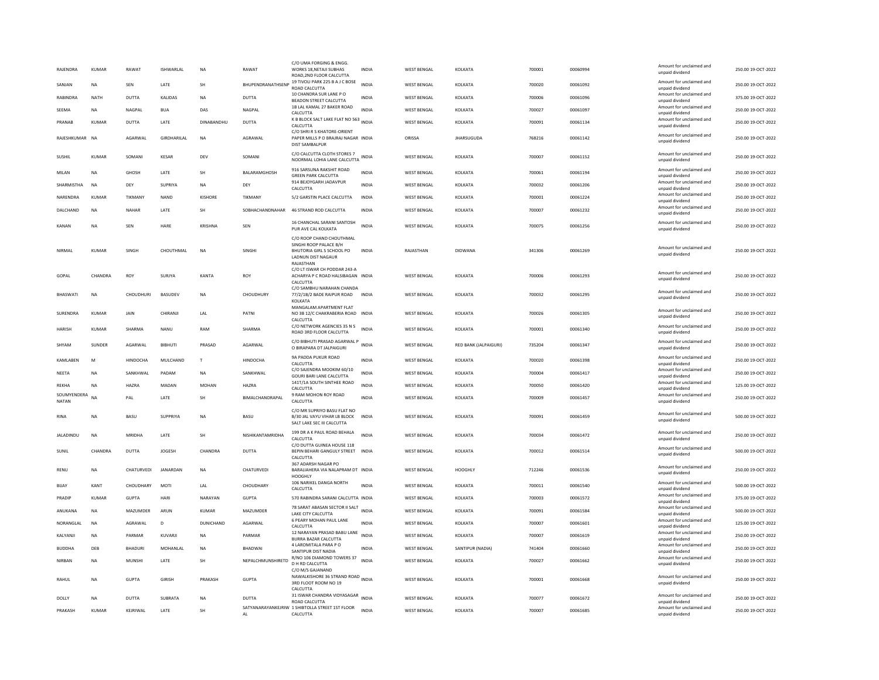| | | | | | | | | | | | | | | |
|---|---|---|---|---|---|---|---|---|---|---|---|---|---|---|
| RAJENDRA | KUMAR | RAWAT | ISHWARLAL | NA | RAWAT | C/O UMA FORGING & ENGG. WORKS 18,NETAJI SUBHAS ROAD,2ND FLOOR CALCUTTA | INDIA | WEST BENGAL | KOLKATA | 700001 | 00060994 | Amount for unclaimed and unpaid dividend | 250.00 | 19-OCT-2022 |
| SANJAN | NA | SEN | LATE | SH | BHUPENDRANATHSENP | 19 TIVOLI PARK 225 B A J C BOSE ROAD CALCUTTA | INDIA | WEST BENGAL | KOLKATA | 700020 | 00061092 | Amount for unclaimed and unpaid dividend | 250.00 | 19-OCT-2022 |
| RABINDRA | NATH | DUTTA | KALIDAS | NA | DUTTA | 10 CHANDRA SUR LANE P O BEADON STREET CALCUTTA | INDIA | WEST BENGAL | KOLKATA | 700006 | 00061096 | Amount for unclaimed and unpaid dividend | 375.00 | 19-OCT-2022 |
| SEEMA | NA | NAGPAL | BUA | DAS | NAGPAL | 1B LAL KAMAL 27 BAKER ROAD CALCUTTA | INDIA | WEST BENGAL | KOLKATA | 700027 | 00061097 | Amount for unclaimed and unpaid dividend | 250.00 | 19-OCT-2022 |
| PRANAB | KUMAR | DUTTA | LATE | DINABANDHU | DUTTA | K B BLOCK SALT LAKE FLAT NO 563 CALCUTTA | INDIA | WEST BENGAL | KOLKATA | 700091 | 00061134 | Amount for unclaimed and unpaid dividend | 250.00 | 19-OCT-2022 |
| RAJESHKUMAR | NA | AGARWAL | GIRDHARILAL | NA | AGRAWAL | C/O SHRI R S KHATORE-ORIENT PAPER MILLS P O BRAJRAJ NAGAR DIST SAMBALPUR | INDIA | ORISSA | JHARSUGUDA | 768216 | 00061142 | Amount for unclaimed and unpaid dividend | 250.00 | 19-OCT-2022 |
| SUSHIL | KUMAR | SOMANI | KESAR | DEV | SOMANI | C/O CALCUTTA CLOTH STORES 7 NOORMAL LOHIA LANE CALCUTTA | INDIA | WEST BENGAL | KOLKATA | 700007 | 00061152 | Amount for unclaimed and unpaid dividend | 250.00 | 19-OCT-2022 |
| MILAN | NA | GHOSH | LATE | SH | BALARAMGHOSH | 916 SARSUNA RAKSHIT ROAD GREEN PARK CALCUTTA | INDIA | WEST BENGAL | KOLKATA | 700061 | 00061194 | Amount for unclaimed and unpaid dividend | 250.00 | 19-OCT-2022 |
| SHARMISTHA | NA | DEY | SUPRIYA | NA | DEY | 914 BEJOYGARH JADAVPUR CALCUTTA | INDIA | WEST BENGAL | KOLKATA | 700032 | 00061206 | Amount for unclaimed and unpaid dividend | 250.00 | 19-OCT-2022 |
| NARENDRA | KUMAR | TIKMANY | NAND | KISHORE | TIKMANY | 5/2 GARSTIN PLACE CALCUTTA | INDIA | WEST BENGAL | KOLKATA | 700001 | 00061224 | Amount for unclaimed and unpaid dividend | 250.00 | 19-OCT-2022 |
| DALCHAND | NA | NAHAR | LATE | SH | SOBHACHANDNAHAR | 46 STRAND ROD CALCUTTA | INDIA | WEST BENGAL | KOLKATA | 700007 | 00061232 | Amount for unclaimed and unpaid dividend | 250.00 | 19-OCT-2022 |
| KANAN | NA | SEN | HARE | KRISHNA | SEN | 16 CHANCHAL SARANI SANTOSH PUR AVE CAL KOLKATA | INDIA | WEST BENGAL | KOLKATA | 700075 | 00061256 | Amount for unclaimed and unpaid dividend | 250.00 | 19-OCT-2022 |
| NIRMAL | KUMAR | SINGH | CHOUTHMAL | NA | SINGHI | C/O ROOP CHAND CHOUTHMAL SINGHI ROOP PALACE B/H BHUTORIA GIRL S SCHOOL PO LADNUN DIST NAGAUR RAJASTHAN | INDIA | RAJASTHAN | DIDWANA | 341306 | 00061269 | Amount for unclaimed and unpaid dividend | 250.00 | 19-OCT-2022 |
| GOPAL | CHANDRA | ROY | SURJYA | KANTA | ROY | C/O LT ISWAR CH PODDAR 243-A ACHARYA P C ROAD HALSIBAGAN CALCUTTA | INDIA | WEST BENGAL | KOLKATA | 700006 | 00061293 | Amount for unclaimed and unpaid dividend | 250.00 | 19-OCT-2022 |
| BHASWATI | NA | CHOUDHURI | BASUDEV | NA | CHOUDHURY | C/O SAMBHU NARAHAN CHANDA 77/2/1B/2 BADE RAIPUR ROAD KOLKATA | INDIA | WEST BENGAL | KOLKATA | 700032 | 00061295 | Amount for unclaimed and unpaid dividend | 250.00 | 19-OCT-2022 |
| SURENDRA | KUMAR | JAIN | CHIRANJI | LAL | PATNI | MANGALAM APARTMENT FLAT NO 3B 12/C CHAKRABERIA ROAD CALCUTTA | INDIA | WEST BENGAL | KOLKATA | 700026 | 00061305 | Amount for unclaimed and unpaid dividend | 250.00 | 19-OCT-2022 |
| HARISH | KUMAR | SHARMA | NANU | RAM | SHARMA | C/O NETWORK AGENCIES 35 N S ROAD 3RD FLOOR CALCUTTA | INDIA | WEST BENGAL | KOLKATA | 700001 | 00061340 | Amount for unclaimed and unpaid dividend | 250.00 | 19-OCT-2022 |
| SHYAM | SUNDER | AGARWAL | BIBHUTI | PRASAD | AGARWAL | C/O BIBHUTI PRASAD AGARWAL P O BIRAPARA DT JALPAIGURI | INDIA | WEST BENGAL | RED BANK (JALPAIGURI) | 735204 | 00061347 | Amount for unclaimed and unpaid dividend | 250.00 | 19-OCT-2022 |
| KAMLABEN | M | HINDOCHA | MULCHAND | T | HINDOCHA | 9A PADDA PUKUR ROAD CALCUTTA | INDIA | WEST BENGAL | KOLKATA | 700020 | 00061398 | Amount for unclaimed and unpaid dividend | 250.00 | 19-OCT-2022 |
| NEETA | NA | SANKHWAL | PADAM | NA | SANKHWAL | C/O SAJENDRA MOOKIM 60/10 GOURI BARI LANE CALCUTTA | INDIA | WEST BENGAL | KOLKATA | 700004 | 00061417 | Amount for unclaimed and unpaid dividend | 250.00 | 19-OCT-2022 |
| REKHA | NA | HAZRA | MADAN | MOHAN | HAZRA | 141T/1A SOUTH SINTHEE ROAD CALCUTTA | INDIA | WEST BENGAL | KOLKATA | 700050 | 00061420 | Amount for unclaimed and unpaid dividend | 125.00 | 19-OCT-2022 |
| SOUMYENDERA NATAN | NA | PAL | LATE | SH | BIMALCHANDRAPAL | 9 RAM MOHON ROY ROAD CALCUTTA | INDIA | WEST BENGAL | KOLKATA | 700009 | 00061457 | Amount for unclaimed and unpaid dividend | 250.00 | 19-OCT-2022 |
| RINA | NA | BASU | SUPPRIYA | NA | BASU | C/O MR SUPRIYO BASU FLAT NO 8/30 JAL VAYU VIHAR LB BLOCK SALT LAKE SEC III CALCUTTA | INDIA | WEST BENGAL | KOLKATA | 700091 | 00061459 | Amount for unclaimed and unpaid dividend | 500.00 | 19-OCT-2022 |
| JALADINDU | NA | MRIDHA | LATE | SH | NISHIKANTAMRIDHA | 199 DR A K PAUL ROAD BEHALA CALCUTTA | INDIA | WEST BENGAL | KOLKATA | 700034 | 00061472 | Amount for unclaimed and unpaid dividend | 250.00 | 19-OCT-2022 |
| SUNIL | CHANDRA | DUTTA | JOGESH | CHANDRA | DUTTA | C/O DUTTA GUINEA HOUSE 118 BEPIN BEHARI GANGULY STREET CALCUTTA | INDIA | WEST BENGAL | KOLKATA | 700012 | 00061514 | Amount for unclaimed and unpaid dividend | 500.00 | 19-OCT-2022 |
| RENU | NA | CHATURVEDI | JANARDAN | NA | CHATURVEDI | 367 ADARSH NAGAR PO BARALIAHERA VIA NALAPRAM DT HOOGHLY | INDIA | WEST BENGAL | HOOGHLY | 712246 | 00061536 | Amount for unclaimed and unpaid dividend | 250.00 | 19-OCT-2022 |
| BIJAY | KANT | CHOUDHARY | MOTI | LAL | CHOUDHARY | 106 NARIKEL DANGA NORTH CALCUTTA | INDIA | WEST BENGAL | KOLKATA | 700011 | 00061540 | Amount for unclaimed and unpaid dividend | 500.00 | 19-OCT-2022 |
| PRADIP | KUMAR | GUPTA | HARI | NARAYAN | GUPTA | 570 RABINDRA SARANI CALCUTTA | INDIA | WEST BENGAL | KOLKATA | 700003 | 00061572 | Amount for unclaimed and unpaid dividend | 375.00 | 19-OCT-2022 |
| ANUKANA | NA | MAZUMDER | ARUN | KUMAR | MAZUMDER | 78 SARAT ABASAN SECTOR II SALT LAKE CITY CALCUTTA | INDIA | WEST BENGAL | KOLKATA | 700091 | 00061584 | Amount for unclaimed and unpaid dividend | 500.00 | 19-OCT-2022 |
| NORANGLAL | NA | AGRAWAL | D | DUNICHAND | AGARWAL | 6 PEARY MOHAN PAUL LANE CALCUTTA | INDIA | WEST BENGAL | KOLKATA | 700007 | 00061601 | Amount for unclaimed and unpaid dividend | 125.00 | 19-OCT-2022 |
| KALYANJI | NA | PARMAR | KUVARJI | NA | PARMAR | 12 NARAYAN PRASAD BABU LANE BURRA BAZAR CALCUTTA | INDIA | WEST BENGAL | KOLKATA | 700007 | 00061619 | Amount for unclaimed and unpaid dividend | 250.00 | 19-OCT-2022 |
| BUDDHA | DEB | BHADURI | MOHANLAL | NA | BHADWAI | 4 LAROMITALA PARA P O SANTIPUR DIST NADIA | INDIA | WEST BENGAL | SANTIPUR (NADIA) | 741404 | 00061660 | Amount for unclaimed and unpaid dividend | 250.00 | 19-OCT-2022 |
| NIRBAN | NA | MUNSHI | LATE | SH | NEPALCHMUNSHIRETD | R/NO 106 DIAMOND TOWERS 37 D H RD CALCUTTA | INDIA | WEST BENGAL | KOLKATA | 700027 | 00061662 | Amount for unclaimed and unpaid dividend | 250.00 | 19-OCT-2022 |
| RAHUL | NA | GUPTA | GIRISH | PRAKASH | GUPTA | C/O M/S GAJANAND NAWALKISHORE 36 STRAND ROAD 3RD FLOOT ROOM NO 19 CALCUTTA | INDIA | WEST BENGAL | KOLKATA | 700001 | 00061668 | Amount for unclaimed and unpaid dividend | 250.00 | 19-OCT-2022 |
| DOLLY | NA | DUTTA | SUBRATA | NA | DUTTA | 31 ISWAR CHANDRA VIDYASAGAR ROAD CALCUTTA | INDIA | WEST BENGAL | KOLKATA | 700077 | 00061672 | Amount for unclaimed and unpaid dividend | 250.00 | 19-OCT-2022 |
| PRAKASH | KUMAR | KEJRIWAL | LATE | SH | SATYANARAYANKEJRIWAL | 1 SHIBTOLLA STREET 1ST FLOOR CALCUTTA | INDIA | WEST BENGAL | KOLKATA | 700007 | 00061685 | Amount for unclaimed and unpaid dividend | 250.00 | 19-OCT-2022 |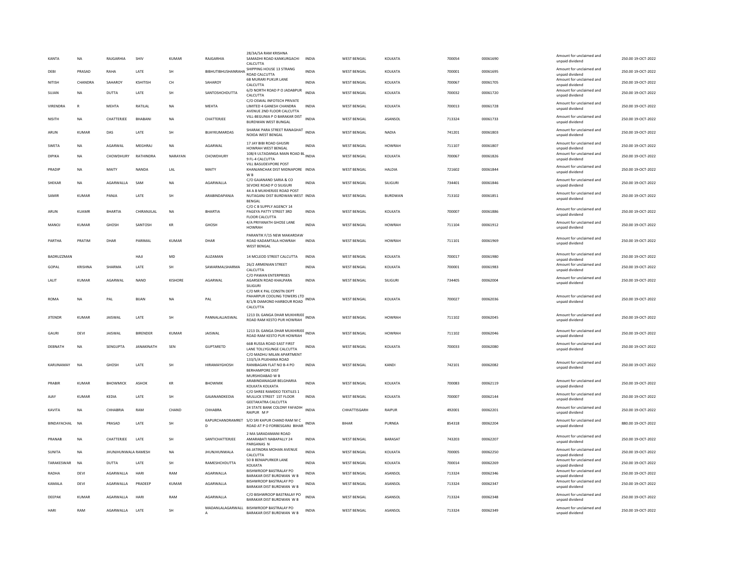| KANTA | NA | RAJGARHIA | SHIV | KUMAR | RAJGARHIA | 28/3A/5A RAM KRISHNA SAMADHI ROAD KANKURGACHI CALCUTTA | INDIA | WEST BENGAL | KOLKATA | 700054 | 00061690 | Amount for unclaimed and unpaid dividend | 250.00 | 19-OCT-2022 |
|---|---|---|---|---|---|---|---|---|---|---|---|---|---|---|
| DEBI | PRASAD | RAHA | LATE | SH | BIBHUTIBHUSHANRAHA | SHIPPING HOUSE 13 STRANG ROAD CALCUTTA | INDIA | WEST BENGAL | KOLKATA | 700001 | 00061695 | Amount for unclaimed and unpaid dividend | 250.00 | 19-OCT-2022 |
| NITISH | CHANDRA | SAHAROY | KSHITISH | CH | SAHAROY | 68 MURARI PUKUR LANE CALCUTTA | INDIA | WEST BENGAL | KOLKATA | 700067 | 00061705 | Amount for unclaimed and unpaid dividend | 250.00 | 19-OCT-2022 |
| SUJAN | NA | DUTTA | LATE | SH | SANTOSHCHDUTTA | 6/D NORTH ROAD P O JADABPUR CALCUTTA | INDIA | WEST BENGAL | KOLKATA | 700032 | 00061720 | Amount for unclaimed and unpaid dividend | 250.00 | 19-OCT-2022 |
| VIRENDRA | R | MEHTA | RATILAL | NA | MEHTA | C/O OSWAL INFOTECH PRIVATE LIMITED 4 GANESH CHANDRA AVENUE 2ND FLOOR CALCUTTA | INDIA | WEST BENGAL | KOLKATA | 700013 | 00061728 | Amount for unclaimed and unpaid dividend | 250.00 | 19-OCT-2022 |
| NISITH | NA | CHATTERJEE | BHABANI | NA | CHATTERJEE | VILL-BEGUNIA P O BARAKAR DIST BURDWAN WEST BUNGAL | INDIA | WEST BENGAL | ASANSOL | 713324 | 00061733 | Amount for unclaimed and unpaid dividend | 250.00 | 19-OCT-2022 |
| ARUN | KUMAR | DAS | LATE | SH | BIJAYKUMARDAS | SHARAK PARA STREET RANAGHAT NOIDA WEST BENGAL | INDIA | WEST BENGAL | NADIA | 741201 | 00061803 | Amount for unclaimed and unpaid dividend | 250.00 | 19-OCT-2022 |
| SWETA | NA | AGARWAL | MEGHRAJ | NA | AGARWAL | 17 JAY BIBI ROAD GHUSRI HOWRAH WEST BENGAL | INDIA | WEST BENGAL | HOWRAH | 711107 | 00061807 | Amount for unclaimed and unpaid dividend | 250.00 | 19-OCT-2022 |
| DIPIKA | NA | CHOWDHURY | RATHINDRA | NARAYAN | CHOWDHURY | 108/4 ULTADANGA MAIN ROAD BL 9 FL-4 CALCUTTA | INDIA | WEST BENGAL | KOLKATA | 700067 | 00061826 | Amount for unclaimed and unpaid dividend | 250.00 | 19-OCT-2022 |
| PRADIP | NA | MAITY | NANDA | LAL | MAITY | VILL BASUDEVPORE POST KHANJANCHAK DIST MIDNAPORE W B | INDIA | WEST BENGAL | HALDIA | 721602 | 00061844 | Amount for unclaimed and unpaid dividend | 250.00 | 19-OCT-2022 |
| SHEKAR | NA | AGARWALLA | SAM | NA | AGARWALLA | C/O GAJANAND SARIA & CO SEVOKE ROAD P O SILIGURI | INDIA | WEST BENGAL | SILIGURI | 734401 | 00061846 | Amount for unclaimed and unpaid dividend | 250.00 | 19-OCT-2022 |
| SAMIR | KUMAR | PANJA | LATE | SH | ARABINDAPANJA | 44 A B MUKHERJEE ROAD POST NUTAGANJ DIST BURDWAN WEST BENGAL | INDIA | WEST BENGAL | BURDWAN | 713102 | 00061851 | Amount for unclaimed and unpaid dividend | 250.00 | 19-OCT-2022 |
| ARUN | KUAMR | BHARTIA | CHIRANJILAL | NA | BHARTIA | C/O C B SUPPLY AGENCY 14 PAGEYA PATTY STREET 3RD FLOOR CALCUTTA | INDIA | WEST BENGAL | KOLKATA | 700007 | 00061886 | Amount for unclaimed and unpaid dividend | 250.00 | 19-OCT-2022 |
| MANOJ | KUMAR | GHOSH | SANTOSH | KR | GHOSH | 4/A PRIYANATH GHOSE LANE HOWRAH | INDIA | WEST BENGAL | HOWRAH | 711104 | 00061912 | Amount for unclaimed and unpaid dividend | 250.00 | 19-OCT-2022 |
| PARTHA | PRATIM | DHAR | PARIMAL | KUMAR | DHAR | PARANTIK F/15 NEW MAKARDAW ROAD KADAMTALA HOWRAH WEST BENGAL | INDIA | WEST BENGAL | HOWRAH | 711101 | 00061969 | Amount for unclaimed and unpaid dividend | 250.00 | 19-OCT-2022 |
| BADRUZZMAN | | | HAJI | MD | ALIZAMAN | 14 MCLEOD STREET CALCUTTA | INDIA | WEST BENGAL | KOLKATA | 700017 | 00061980 | Amount for unclaimed and unpaid dividend | 250.00 | 19-OCT-2022 |
| GOPAL | KRISHNA | SHARMA | LATE | SH | SAWARMALSHARMA | 26/2 ARMENIAN STREET CALCUTTA | INDIA | WEST BENGAL | KOLKATA | 700001 | 00061983 | Amount for unclaimed and unpaid dividend | 250.00 | 19-OCT-2022 |
| LALIT | KUMAR | AGARWAL | NAND | KISHORE | AGARWAL | C/O PAWAN ENTERPRISES AGARSEN ROAD KHALPARA SILIGURI | INDIA | WEST BENGAL | SILIGURI | 734405 | 00062004 | Amount for unclaimed and unpaid dividend | 250.00 | 19-OCT-2022 |
| ROMA | NA | PAL | BIJAN | NA | PAL | C/O MR K PAL CONSTN DEPT PAHARPUR COOLING TOWERS LTD 8/1/B DIAMOND HARBOUR ROAD CALCUTTA | INDIA | WEST BENGAL | KOLKATA | 700027 | 00062036 | Amount for unclaimed and unpaid dividend | 250.00 | 19-OCT-2022 |
| JITENDR | KUMAR | JAISWAL | LATE | SH | PANNALALJAISWAL | 1213 DL GANGA DHAR MUKHIRJEE ROAD RAM KESTO PUR HOWRAH | INDIA | WEST BENGAL | HOWRAH | 711102 | 00062045 | Amount for unclaimed and unpaid dividend | 250.00 | 19-OCT-2022 |
| GAURI | DEVI | JAISWAL | BIRENDER | KUMAR | JAISWAL | 1213 DL GANGA DHAR MUKHIRJEE ROAD RAM KESTO PUR HOWRAH | INDIA | WEST BENGAL | HOWRAH | 711102 | 00062046 | Amount for unclaimed and unpaid dividend | 250.00 | 19-OCT-2022 |
| DEBNATH | NA | SENGUPTA | JANAKINATH | SEN | GUPTARETD | 66B RUSSA ROAD EAST FIRST LANE TOLLYGUNGE CALCUTTA | INDIA | WEST BENGAL | KOLKATA | 700033 | 00062080 | Amount for unclaimed and unpaid dividend | 250.00 | 19-OCT-2022 |
| KARUNAMAY | NA | GHOSH | LATE | SH | HIRAMAYGHOSH | C/O MADHU MILAN APARTMENT 133/5/A PILKHANA ROAD RANIBAGAN FLAT NO B-4 PO BERHAMPORE DIST MURSHIDABAD W B | INDIA | WEST BENGAL | KANDI | 742101 | 00062082 | Amount for unclaimed and unpaid dividend | 250.00 | 19-OCT-2022 |
| PRABIR | KUMAR | BHOWMICK | ASHOK | KR | BHOWMIK | ARABINDANAGAR BELGHARIA KOLKATA KOLKATA | INDIA | WEST BENGAL | KOLKATA | 700083 | 00062119 | Amount for unclaimed and unpaid dividend | 250.00 | 19-OCT-2022 |
| AJAY | KUMAR | KEDIA | LATE | SH | GAJANANDKEDIA | C/O SHREE RAMDEO TEXTILES 1 MULLICK STREET 1ST FLOOR GEETAKATRA CALCUTTA | INDIA | WEST BENGAL | KOLKATA | 700007 | 00062144 | Amount for unclaimed and unpaid dividend | 250.00 | 19-OCT-2022 |
| KAVITA | NA | CHHABRIA | RAM | CHAND | CHHABRA | 24 STATE BANK COLONY FAFADIH RAIPUR M P | INDIA | CHHATTISGARH | RAIPUR | 492001 | 00062201 | Amount for unclaimed and unpaid dividend | 250.00 | 19-OCT-2022 |
| BINDAYACHAL | NA | PRASAD | LATE | SH | KAPURCHANDRAMRET D | S/O SRI KAPUR CHAND RAM M C ROAD AT P O FORBESGANJ BIHAR | INDIA | BIHAR | PURNEA | 854318 | 00062204 | Amount for unclaimed and unpaid dividend | 880.00 | 19-OCT-2022 |
| PRANAB | NA | CHATTERJEE | LATE | SH | SANTICHATTERJEE | 2 MA SARADAMANI ROAD AMARABATI NABAPALLY 24 PARGANAS N | INDIA | WEST BENGAL | BARASAT | 743203 | 00062207 | Amount for unclaimed and unpaid dividend | 250.00 | 19-OCT-2022 |
| SUNITA | NA | JHUNJHUNWALA RAMESH | | NA | JHUNJHUNWALA | 66 JATINDRA MOHAN AVENUE CALCUTTA | INDIA | WEST BENGAL | KOLKATA | 700005 | 00062250 | Amount for unclaimed and unpaid dividend | 250.00 | 19-OCT-2022 |
| TARAKESWAR | NA | DUTTA | LATE | SH | RAMESHCHDUTTA | 50 B BENIAPURKER LANE KOLKATA | INDIA | WEST BENGAL | KOLKATA | 700014 | 00062269 | Amount for unclaimed and unpaid dividend | 250.00 | 19-OCT-2022 |
| RADHA | DEVI | AGARWALLA | HARI | RAM | AGARWALLA | BISHWROOP BASTRALAY PO BARAKAR DIST BURDWAN W B | INDIA | WEST BENGAL | ASANSOL | 713324 | 00062346 | Amount for unclaimed and unpaid dividend | 250.00 | 19-OCT-2022 |
| KAMALA | DEVI | AGARWALLA | PRADEEP | KUMAR | AGARWALLA | BISHWROOP BASTRALAY PO BARAKAR DIST BURDWAN W B | INDIA | WEST BENGAL | ASANSOL | 713324 | 00062347 | Amount for unclaimed and unpaid dividend | 250.00 | 19-OCT-2022 |
| DEEPAK | KUMAR | AGARWALLA | HARI | RAM | AGARWALLA | C/O BISHWROOP BASTRALAY PO BARAKAR DIST BURDWAN W B | INDIA | WEST BENGAL | ASANSOL | 713324 | 00062348 | Amount for unclaimed and unpaid dividend | 250.00 | 19-OCT-2022 |
| HARI | RAM | AGARWALLA | LATE | SH | MADANLALAGARWALL A | BISHWROOP BASTRALAY PO BARAKAR DIST BURDWAN W B | INDIA | WEST BENGAL | ASANSOL | 713324 | 00062349 | Amount for unclaimed and unpaid dividend | 250.00 | 19-OCT-2022 |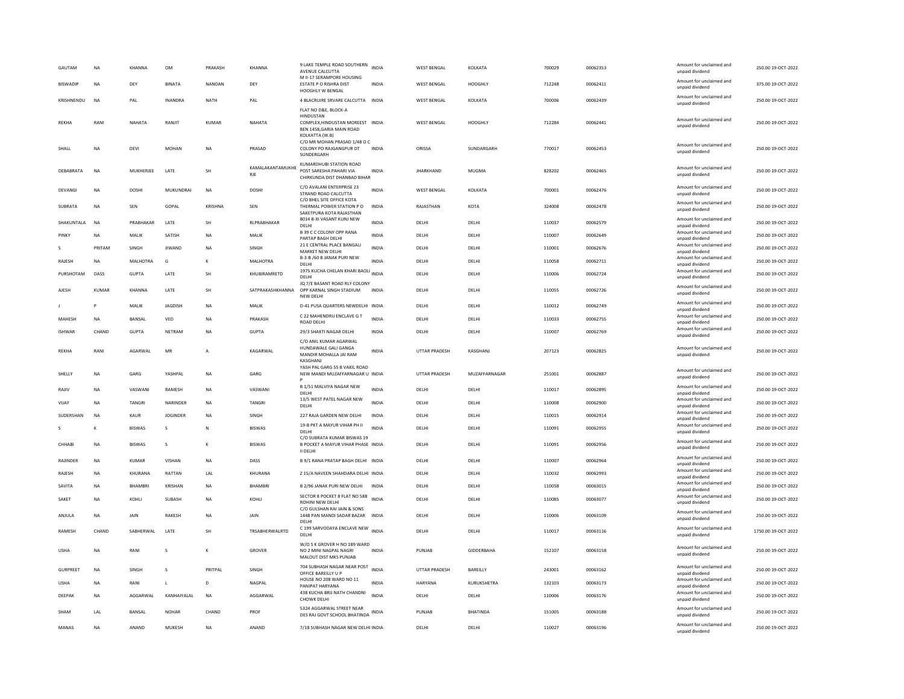| GAUTAM | NA | KHANNA | OM | PRAKASH | KHANNA | 9 LAKE TEMPLE ROAD SOUTHERN AVENUE CALCUTTA | INDIA | WEST BENGAL | KOLKATA | 700029 | 00062353 | Amount for unclaimed and unpaid dividend | 250.00 19-OCT-2022 |
|---|---|---|---|---|---|---|---|---|---|---|---|---|---|
| BISWADIP | NA | DEY | BINATA | NANDAN | DEY | M II-17 SERAMPORE HOUSING ESTATE P O RISHRA DIST HOOGHLY W BENGAL | INDIA | WEST BENGAL | HOOGHLY | 712248 | 00062411 | Amount for unclaimed and unpaid dividend | 375.00 19-OCT-2022 |
| KRISHNENDU | NA | PAL | INANDRA | NATH | PAL | 4 BLACRUIRE SRVARE CALCUTTA | INDIA | WEST BENGAL | KOLKATA | 700006 | 00062439 | Amount for unclaimed and unpaid dividend | 250.00 19-OCT-2022 |
| REKHA | RANI | NAHATA | RANJIT | KUMAR | NAHATA | FLAT NO D&E, BLOCK-A HINDUSTAN COMPLEX,HINDUSTAN MOREEST BEN 1458,GARIA MAIN ROAD KOLKATTA (W.B) | INDIA | WEST BENGAL | HOOGHLY | 712284 | 00062441 | Amount for unclaimed and unpaid dividend | 250.00 19-OCT-2022 |
| SHALL | NA | DEVI | MOHAN | NA | PRASAD | C/O MR MOHAN PRASAD 1/48 O C COLONY PO RAJGANGPUR DT SUNDERGARH | INDIA | ORISSA | SUNDARGARH | 770017 | 00062453 | Amount for unclaimed and unpaid dividend | 250.00 19-OCT-2022 |
| DEBABRATA | NA | MUKHERJEE | LATE | SH | KAMALAKANTAMUKHERJE | KUMARDHUBI STATION ROAD POST SARESHA PAHARI VIA CHIRKUNDA DIST DHANBAD BIHAR | INDIA | JHARKHAND | MUGMA | 828202 | 00062465 | Amount for unclaimed and unpaid dividend | 250.00 19-OCT-2022 |
| DEVANGI | NA | DOSHI | MUKUNDRAI | NA | DOSHI | C/O AVALANI ENTERPRISE 23 STRAND ROAD CALCUTTA | INDIA | WEST BENGAL | KOLKATA | 700001 | 00062476 | Amount for unclaimed and unpaid dividend | 250.00 19-OCT-2022 |
| SUBRATA | NA | SEN | GOPAL | KRISHNA | SEN | C/O BHEL SITE OFFICE KOTA THERMAL POWER STATION P O SAKETPURA KOTA RAJASTHAN | INDIA | RAJASTHAN | KOTA | 324008 | 00062478 | Amount for unclaimed and unpaid dividend | 250.00 19-OCT-2022 |
| SHAKUNTALA | NA | PRABHAKAR | LATE | SH | RLPRABHAKAR | 8014 B-XI VASANT KUNJ NEW DELHI | INDIA | DELHI | DELHI | 110037 | 00062579 | Amount for unclaimed and unpaid dividend | 250.00 19-OCT-2022 |
| PINKY | NA | MALIK | SATISH | NA | MALIK | B 39 C C COLONY OPP RANA PARTAP BAGH DELHI | INDIA | DELHI | DELHI | 110007 | 00062649 | Amount for unclaimed and unpaid dividend | 250.00 19-OCT-2022 |
| S | PRITAM | SINGH | JIWAND | NA | SINGH | 21 E CENTRAL PLACE BANGALI MARKET NEW DELHI | INDIA | DELHI | DELHI | 110001 | 00062676 | Amount for unclaimed and unpaid dividend | 250.00 19-OCT-2022 |
| RAJESH | NA | MALHOTRA | G | K | MALHOTRA | B-3-B /60 B JANAK PURI NEW DELHI | INDIA | DELHI | DELHI | 110058 | 00062711 | Amount for unclaimed and unpaid dividend | 250.00 19-OCT-2022 |
| PURSHOTAM | DASS | GUPTA | LATE | SH | KHUBIRAMRETD | 1975 KUCHA CHELAN KHARI BAOLI DELHI | INDIA | DELHI | DELHI | 110006 | 00062724 | Amount for unclaimed and unpaid dividend | 250.00 19-OCT-2022 |
| AJESH | KUMAR | KHANNA | LATE | SH | SATPRAKASHKHANNA | JQ 7/E BASANT ROAD RLY COLONY OPP KARNAL SINGH STADIUM NEW DELHI | INDIA | DELHI | DELHI | 110055 | 00062726 | Amount for unclaimed and unpaid dividend | 250.00 19-OCT-2022 |
| J | P | MALIK | JAGDISH | NA | MALIK | D-41 PUSA QUARTERS NEWDELHI | INDIA | DELHI | DELHI | 110012 | 00062749 | Amount for unclaimed and unpaid dividend | 250.00 19-OCT-2022 |
| MAHESH | NA | BANSAL | VED | NA | PRAKASH | C 22 MAHENDRU ENCLAVE G T ROAD DELHI | INDIA | DELHI | DELHI | 110033 | 00062755 | Amount for unclaimed and unpaid dividend | 250.00 19-OCT-2022 |
| ISHWAR | CHAND | GUPTA | NETRAM | NA | GUPTA | 29/3 SHAKTI NAGAR DELHI | INDIA | DELHI | DELHI | 110007 | 00062769 | Amount for unclaimed and unpaid dividend | 250.00 19-OCT-2022 |
| REKHA | RANI | AGARWAL | MR | A | KAGARWAL | C/O ANIL KUMAR AGARWAL HUNDAWALE GALI GANGA MANDIR MOHALLA JAI RAM KASGHANJ | INDIA | UTTAR PRADESH | KASGHANJ | 207123 | 00062825 | Amount for unclaimed and unpaid dividend | 250.00 19-OCT-2022 |
| SHELLY | NA | GARG | YASHPAL | NA | GARG | YASH PAL GARG 55 B VAKIL ROAD NEW MANDI MUZAFFARNAGAR U P | INDIA | UTTAR PRADESH | MUZAFFARNAGAR | 251001 | 00062887 | Amount for unclaimed and unpaid dividend | 250.00 19-OCT-2022 |
| RAJIV | NA | VASWANI | RAMESH | NA | VASWANI | B 1/51 MALVIYA NAGAR NEW DELHI | INDIA | DELHI | DELHI | 110017 | 00062895 | Amount for unclaimed and unpaid dividend | 250.00 19-OCT-2022 |
| VIJAY | NA | TANGRI | NARINDER | NA | TANGRI | 13/5 WEST PATEL NAGAR NEW DELHI | INDIA | DELHI | DELHI | 110008 | 00062900 | Amount for unclaimed and unpaid dividend | 250.00 19-OCT-2022 |
| SUDERSHAN | NA | KAUR | JOGINDER | NA | SINGH | 227 RAJA GARDEN NEW DELHI | INDIA | DELHI | DELHI | 110015 | 00062914 | Amount for unclaimed and unpaid dividend | 250.00 19-OCT-2022 |
| S | K | BISWAS | S | N | BISWAS | 19-B PKT A MAYUR VIHAR PH II DELHI | INDIA | DELHI | DELHI | 110091 | 00062955 | Amount for unclaimed and unpaid dividend | 250.00 19-OCT-2022 |
| CHHABI | NA | BISWAS | S | K | BISWAS | C/O SUBRATA KUMAR BISWAS 19 B POCKET A MAYUR VIHAR PHASE II DELHI | INDIA | DELHI | DELHI | 110091 | 00062956 | Amount for unclaimed and unpaid dividend | 250.00 19-OCT-2022 |
| RAJINDER | NA | KUMAR | VISHAN | NA | DASS | B 9/1 RANA PRATAP BAGH DELHI | INDIA | DELHI | DELHI | 110007 | 00062964 | Amount for unclaimed and unpaid dividend | 250.00 19-OCT-2022 |
| RAJESH | NA | KHURANA | RATTAN | LAL | KHURANA | Z 15/A NAVEEN SHAHDARA DELHI | INDIA | DELHI | DELHI | 110032 | 00062993 | Amount for unclaimed and unpaid dividend | 250.00 19-OCT-2022 |
| SAVITA | NA | BHAMBRI | KRISHAN | NA | BHAMBRI | B 2/96 JANAK PURI NEW DELHI | INDIA | DELHI | DELHI | 110058 | 00063015 | Amount for unclaimed and unpaid dividend | 250.00 19-OCT-2022 |
| SAKET | NA | KOHLI | SUBASH | NA | KOHLI | SECTOR 8 POCKET 8 FLAT NO 588 ROHINI NEW DELHI | INDIA | DELHI | DELHI | 110085 | 00063077 | Amount for unclaimed and unpaid dividend | 250.00 19-OCT-2022 |
| ANJULA | NA | JAIN | RAKESH | NA | JAIN | C/O GULSHAN RAI JAIN & SONS 1448 PAN MANDI SADAR BAZAR DELHI | INDIA | DELHI | DELHI | 110006 | 00063109 | Amount for unclaimed and unpaid dividend | 250.00 19-OCT-2022 |
| RAMESH | CHAND | SABHERWAL | LATE | SH | TRSABHERWALRTD | C 199 SARVODAYA ENCLAVE NEW DELHI | INDIA | DELHI | DELHI | 110017 | 00063116 | Amount for unclaimed and unpaid dividend | 1750.00 19-OCT-2022 |
| USHA | NA | RANI | S | K | GROVER | W/O S K GROVER H NO 189 WARD NO 2 MINI NAGPAL NAGRI MALOUT DIST MKS PUNJAB | INDIA | PUNJAB | GIDDERBAHA | 152107 | 00063158 | Amount for unclaimed and unpaid dividend | 250.00 19-OCT-2022 |
| GURPREET | NA | SINGH | S | PRITPAL | SINGH | 704 SUBHASH NAGAR NEAR POST OFFICE BAREILLY U P | INDIA | UTTAR PRADESH | BAREILLY | 243001 | 00063162 | Amount for unclaimed and unpaid dividend | 250.00 19-OCT-2022 |
| USHA | NA | RANI | L | D | NAGPAL | HOUSE NO 208 WARD NO 11 PANIPAT HARYANA | INDIA | HARYANA | KURUKSHETRA | 132103 | 00063173 | Amount for unclaimed and unpaid dividend | 250.00 19-OCT-2022 |
| DEEPAK | NA | AGGARWAL | KANHAIYALAL | NA | AGGARWAL | 438 KUCHA BRIJ NATH CHANDNI CHOWK DELHI | INDIA | DELHI | DELHI | 110006 | 00063176 | Amount for unclaimed and unpaid dividend | 250.00 19-OCT-2022 |
| SHAM | LAL | BANSAL | NOHAR | CHAND | PROF | 5324 AGGARWAL STREET NEAR DES RAJ GOVT SCHOOL BHATINDA | INDIA | PUNJAB | BHATINDA | 151005 | 00063188 | Amount for unclaimed and unpaid dividend | 250.00 19-OCT-2022 |
| MANAS | NA | ANAND | MUKESH | NA | ANAND | 7/18 SUBHASH NAGAR NEW DELHI | INDIA | DELHI | DELHI | 110027 | 00063196 | Amount for unclaimed and unpaid dividend | 250.00 19-OCT-2022 |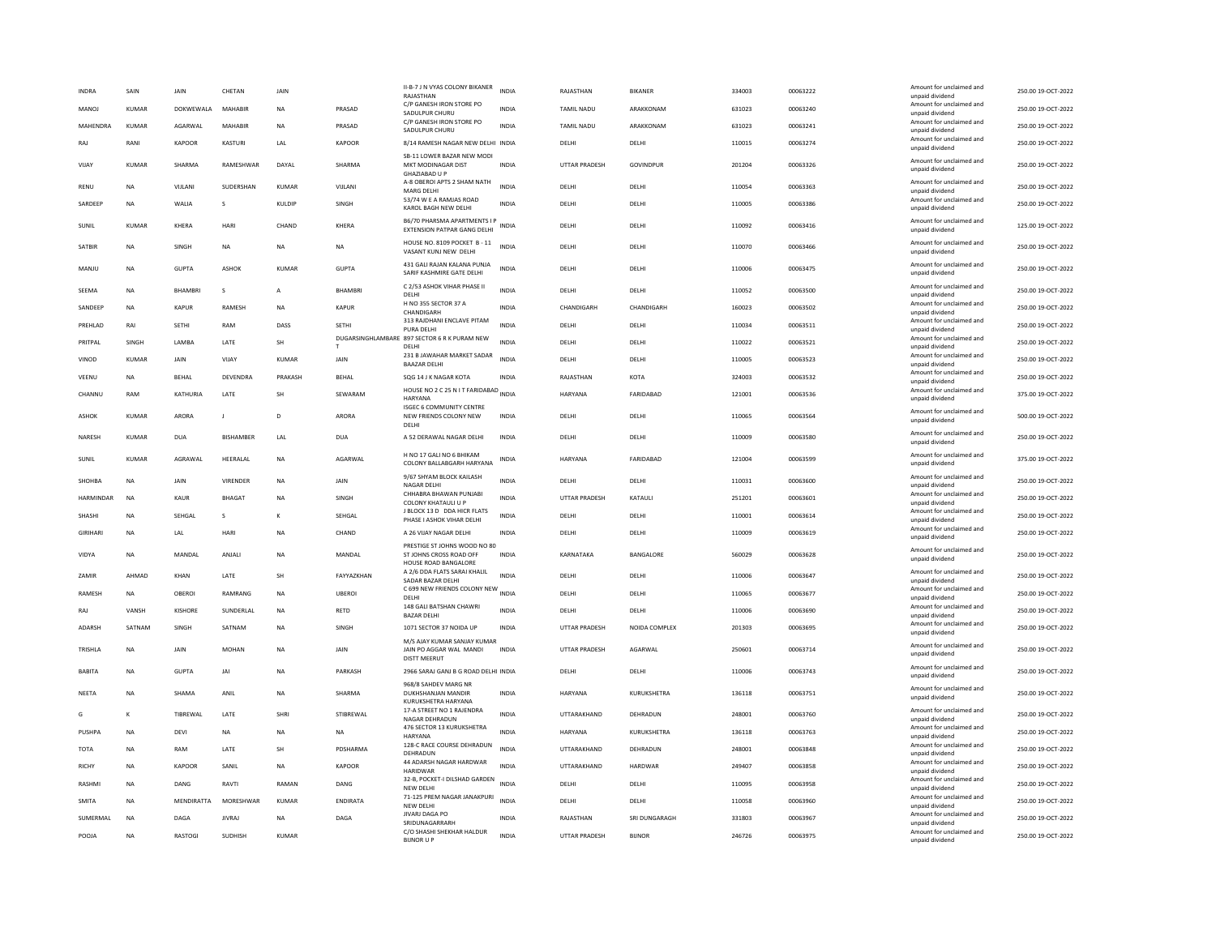| | | | | | | | | | | | | | | |
|---|---|---|---|---|---|---|---|---|---|---|---|---|---|---|
| INDRA | SAIN | JAIN | CHETAN | JAIN | | II-B-7 J N VYAS COLONY BIKANER RAJASTHAN | INDIA | RAJASTHAN | BIKANER | 334003 | 00063222 | Amount for unclaimed and unpaid dividend | 250.00 | 19-OCT-2022 |
| MANOJ | KUMAR | DOKWEWALA | MAHABIR | NA | PRASAD | C/P GANESH IRON STORE PO SADULPUR CHURU | INDIA | TAMIL NADU | ARAKKONAM | 631023 | 00063240 | Amount for unclaimed and unpaid dividend | 250.00 | 19-OCT-2022 |
| MAHENDRA | KUMAR | AGARWAL | MAHABIR | NA | PRASAD | C/P GANESH IRON STORE PO SADULPUR CHURU | INDIA | TAMIL NADU | ARAKKONAM | 631023 | 00063241 | Amount for unclaimed and unpaid dividend | 250.00 | 19-OCT-2022 |
| RAJ | RANI | KAPOOR | KASTURI | LAL | KAPOOR | 8/14 RAMESH NAGAR NEW DELHI | INDIA | DELHI | DELHI | 110015 | 00063274 | Amount for unclaimed and unpaid dividend | 250.00 | 19-OCT-2022 |
| VIJAY | KUMAR | SHARMA | RAMESHWAR | DAYAL | SHARMA | SB-11 LOWER BAZAR NEW MODI MKT MODINAGAR DIST GHAZIABAD U P | INDIA | UTTAR PRADESH | GOVINDPUR | 201204 | 00063326 | Amount for unclaimed and unpaid dividend | 250.00 | 19-OCT-2022 |
| RENU | NA | VIJLANI | SUDERSHAN | KUMAR | VIJLANI | A-8 OBEROI APTS 2 SHAM NATH MARG DELHI | INDIA | DELHI | DELHI | 110054 | 00063363 | Amount for unclaimed and unpaid dividend | 250.00 | 19-OCT-2022 |
| SARDEEP | NA | WALIA | S | KULDIP | SINGH | 53/74 W E A RAMJAS ROAD KAROL BAGH NEW DELHI | INDIA | DELHI | DELHI | 110005 | 00063386 | Amount for unclaimed and unpaid dividend | 250.00 | 19-OCT-2022 |
| SUNIL | KUMAR | KHERA | HARI | CHAND | KHERA | B6/70 PHARSMA APARTMENTS I P EXTENSION PATPAR GANG DELHI | INDIA | DELHI | DELHI | 110092 | 00063416 | Amount for unclaimed and unpaid dividend | 125.00 | 19-OCT-2022 |
| SATBIR | NA | SINGH | NA | NA | NA | HOUSE NO. 8109 POCKET B - 11 VASANT KUNJ NEW DELHI | INDIA | DELHI | DELHI | 110070 | 00063466 | Amount for unclaimed and unpaid dividend | 250.00 | 19-OCT-2022 |
| MANJU | NA | GUPTA | ASHOK | KUMAR | GUPTA | 431 GALI RAJAN KALANA PUNJA SARIF KASHMIRE GATE DELHI | INDIA | DELHI | DELHI | 110006 | 00063475 | Amount for unclaimed and unpaid dividend | 250.00 | 19-OCT-2022 |
| SEEMA | NA | BHAMBRI | S | A | BHAMBRI | C 2/53 ASHOK VIHAR PHASE II DELHI | INDIA | DELHI | DELHI | 110052 | 00063500 | Amount for unclaimed and unpaid dividend | 250.00 | 19-OCT-2022 |
| SANDEEP | NA | KAPUR | RAMESH | NA | KAPUR | H NO 355 SECTOR 37 A CHANDIGARH | INDIA | CHANDIGARH | CHANDIGARH | 160023 | 00063502 | Amount for unclaimed and unpaid dividend | 250.00 | 19-OCT-2022 |
| PREHLAD | RAI | SETHI | RAM | DASS | SETHI | 313 RAJDHANI ENCLAVE PITAM PURA DELHI | INDIA | DELHI | DELHI | 110034 | 00063511 | Amount for unclaimed and unpaid dividend | 250.00 | 19-OCT-2022 |
| PRITPAL | SINGH | LAMBA | LATE | SH | DUGARSINGHLAMBARE T | 897 SECTOR 6 R K PURAM NEW DELHI | INDIA | DELHI | DELHI | 110022 | 00063521 | Amount for unclaimed and unpaid dividend | 250.00 | 19-OCT-2022 |
| VINOD | KUMAR | JAIN | VIJAY | KUMAR | JAIN | 231 B JAWAHAR MARKET SADAR BAAZAR DELHI | INDIA | DELHI | DELHI | 110005 | 00063523 | Amount for unclaimed and unpaid dividend | 250.00 | 19-OCT-2022 |
| VEENU | NA | BEHAL | DEVENDRA | PRAKASH | BEHAL | SQG 14 J K NAGAR KOTA | INDIA | RAJASTHAN | KOTA | 324003 | 00063532 | Amount for unclaimed and unpaid dividend | 250.00 | 19-OCT-2022 |
| CHANNU | RAM | KATHURIA | LATE | SH | SEWARAM | HOUSE NO 2 C 25 N I T FARIDABAD HARYANA | INDIA | HARYANA | FARIDABAD | 121001 | 00063536 | Amount for unclaimed and unpaid dividend | 375.00 | 19-OCT-2022 |
| ASHOK | KUMAR | ARORA | J | D | ARORA | ISGEC 6 COMMUNITY CENTRE NEW FRIENDS COLONY NEW DELHI | INDIA | DELHI | DELHI | 110065 | 00063564 | Amount for unclaimed and unpaid dividend | 500.00 | 19-OCT-2022 |
| NARESH | KUMAR | DUA | BISHAMBER | LAL | DUA | A 52 DERAWAL NAGAR DELHI | INDIA | DELHI | DELHI | 110009 | 00063580 | Amount for unclaimed and unpaid dividend | 250.00 | 19-OCT-2022 |
| SUNIL | KUMAR | AGRAWAL | HEERALAL | NA | AGARWAL | H NO 17 GALI NO 6 BHIKAM COLONY BALLABGARH HARYANA | INDIA | HARYANA | FARIDABAD | 121004 | 00063599 | Amount for unclaimed and unpaid dividend | 375.00 | 19-OCT-2022 |
| SHOHBA | NA | JAIN | VIRENDER | NA | JAIN | 9/67 SHYAM BLOCK KAILASH NAGAR DELHI | INDIA | DELHI | DELHI | 110031 | 00063600 | Amount for unclaimed and unpaid dividend | 250.00 | 19-OCT-2022 |
| HARMINDAR | NA | KAUR | BHAGAT | NA | SINGH | CHHABRA BHAWAN PUNJABI COLONY KHATAULI U P | INDIA | UTTAR PRADESH | KATAULI | 251201 | 00063601 | Amount for unclaimed and unpaid dividend | 250.00 | 19-OCT-2022 |
| SHASHI | NA | SEHGAL | S | K | SEHGAL | J BLOCK 13 D DDA HICR FLATS PHASE I ASHOK VIHAR DELHI | INDIA | DELHI | DELHI | 110001 | 00063614 | Amount for unclaimed and unpaid dividend | 250.00 | 19-OCT-2022 |
| GIRIHARI | NA | LAL | HARI | NA | CHAND | A 26 VIJAY NAGAR DELHI | INDIA | DELHI | DELHI | 110009 | 00063619 | Amount for unclaimed and unpaid dividend | 250.00 | 19-OCT-2022 |
| VIDYA | NA | MANDAL | ANJALI | NA | MANDAL | PRESTIGE ST JOHNS WOOD NO 80 ST JOHNS CROSS ROAD OFF HOUSE ROAD BANGALORE | INDIA | KARNATAKA | BANGALORE | 560029 | 00063628 | Amount for unclaimed and unpaid dividend | 250.00 | 19-OCT-2022 |
| ZAMIR | AHMAD | KHAN | LATE | SH | FAYYAZKHAN | A 2/6 DDA FLATS SARAI KHALIL SADAR BAZAR DELHI | INDIA | DELHI | DELHI | 110006 | 00063647 | Amount for unclaimed and unpaid dividend | 250.00 | 19-OCT-2022 |
| RAMESH | NA | OBEROI | RAMRANG | NA | UBEROI | C 699 NEW FRIENDS COLONY NEW DELHI | INDIA | DELHI | DELHI | 110065 | 00063677 | Amount for unclaimed and unpaid dividend | 250.00 | 19-OCT-2022 |
| RAJ | VANSH | KISHORE | SUNDERLAL | NA | RETD | 148 GALI BATSHAN CHAWRI BAZAR DELHI | INDIA | DELHI | DELHI | 110006 | 00063690 | Amount for unclaimed and unpaid dividend | 250.00 | 19-OCT-2022 |
| ADARSH | SATNAM | SINGH | SATNAM | NA | SINGH | 1071 SECTOR 37 NOIDA UP | INDIA | UTTAR PRADESH | NOIDA COMPLEX | 201303 | 00063695 | Amount for unclaimed and unpaid dividend | 250.00 | 19-OCT-2022 |
| TRISHLA | NA | JAIN | MOHAN | NA | JAIN | M/S AJAY KUMAR SANJAY KUMAR JAIN PO AGGAR WAL MANDI DISTT MEERUT | INDIA | UTTAR PRADESH | AGARWAL | 250601 | 00063714 | Amount for unclaimed and unpaid dividend | 250.00 | 19-OCT-2022 |
| BABITA | NA | GUPTA | JAI | NA | PARKASH | 2966 SARAJ GANJ B G ROAD DELHI | INDIA | DELHI | DELHI | 110006 | 00063743 | Amount for unclaimed and unpaid dividend | 250.00 | 19-OCT-2022 |
| NEETA | NA | SHAMA | ANIL | NA | SHARMA | 968/8 SAHDEV MARG NR DUKHSHANJAN MANDIR KURUKSHETRA HARYANA | INDIA | HARYANA | KURUKSHETRA | 136118 | 00063751 | Amount for unclaimed and unpaid dividend | 250.00 | 19-OCT-2022 |
| G | K | TIBREWAL | LATE | SHRI | STIBREWAL | 17-A STREET NO 1 RAJENDRA NAGAR DEHRADUN | INDIA | UTTARAKHAND | DEHRADUN | 248001 | 00063760 | Amount for unclaimed and unpaid dividend | 250.00 | 19-OCT-2022 |
| PUSHPA | NA | DEVI | NA | NA | NA | 476 SECTOR 13 KURUKSHETRA HARYANA | INDIA | HARYANA | KURUKSHETRA | 136118 | 00063763 | Amount for unclaimed and unpaid dividend | 250.00 | 19-OCT-2022 |
| TOTA | NA | RAM | LATE | SH | PDSHARMA | 128-C RACE COURSE DEHRADUN DEHRADUN | INDIA | UTTARAKHAND | DEHRADUN | 248001 | 00063848 | Amount for unclaimed and unpaid dividend | 250.00 | 19-OCT-2022 |
| RICHY | NA | KAPOOR | SANIL | NA | KAPOOR | 44 ADARSH NAGAR HARDWAR HARIDWAR | INDIA | UTTARAKHAND | HARDWAR | 249407 | 00063858 | Amount for unclaimed and unpaid dividend | 250.00 | 19-OCT-2022 |
| RASHMI | NA | DANG | RAVTI | RAMAN | DANG | 32-B, POCKET-I DILSHAD GARDEN NEW DELHI | INDIA | DELHI | DELHI | 110095 | 00063958 | Amount for unclaimed and unpaid dividend | 250.00 | 19-OCT-2022 |
| SMITA | NA | MENDIRATTA | MORESHWAR | KUMAR | ENDIRATA | 71-125 PREM NAGAR JANAKPURI NEW DELHI | INDIA | DELHI | DELHI | 110058 | 00063960 | Amount for unclaimed and unpaid dividend | 250.00 | 19-OCT-2022 |
| SUMERMAL | NA | DAGA | JIVRAJ | NA | DAGA | JIVARJ DAGA PO SRIDUNAGARRARH | INDIA | RAJASTHAN | SRI DUNGARAGH | 331803 | 00063967 | Amount for unclaimed and unpaid dividend | 250.00 | 19-OCT-2022 |
| POOJA | NA | RASTOGI | SUDHISH | KUMAR | | C/O SHASHI SHEKHAR HALDUR BIJNOR U P | INDIA | UTTAR PRADESH | BIJNOR | 246726 | 00063975 | Amount for unclaimed and unpaid dividend | 250.00 | 19-OCT-2022 |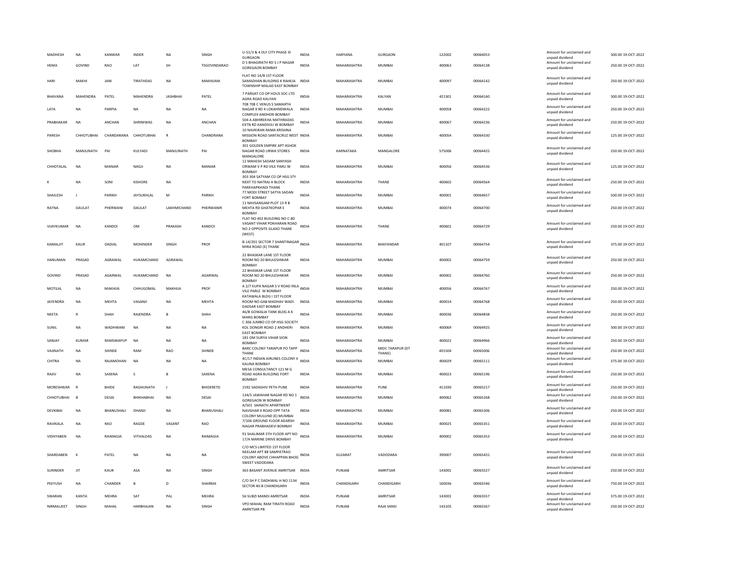| MADHESH | NA | KANWAR | INDER | NA | SINGH | U-51/3 & 4 DLF CITY PHASE III GURGAON | INDIA | HARYANA | GURGAON | 122002 | 00064053 | Amount for unclaimed and unpaid dividend | 500.00 | 19-OCT-2022 |
|---|---|---|---|---|---|---|---|---|---|---|---|---|---|---|
| HEMA | GOVIND | RAO | LAT | SH | TSGOVINDARAO | D S BHAGIRATH RD S J P NAGAR GOREGAON BOMBAY | INDIA | MAHARASHTRA | MUMBAI | 400063 | 00064138 | Amount for unclaimed and unpaid dividend | 250.00 | 19-OCT-2022 |
| HARI | MAKHI | JANI | TIRATHDAS | NA | MAKHIJANI | FLAT NO 14/B 1ST FLOOR SAMADHAN BUILDING K RAHEJA TOWNSHIP MALAD EAST BOMBAY | INDIA | MAHARASHTRA | MUMBAI | 400097 | 00064142 | Amount for unclaimed and unpaid dividend | 250.00 | 19-OCT-2022 |
| BHAVANA | MAHENDRA | PATEL | MAHENDRA | JASHBHAI | PATEL | 7 PARIJAT CO OP HOUS SOC LTD AGRA ROAD KALYAN | INDIA | MAHARASHTRA | KALYAN | 421301 | 00064160 | Amount for unclaimed and unpaid dividend | 500.00 | 19-OCT-2022 |
| LATA | NA | PARPIA | NA | NA | NA | 708 708 C VENUS S SAMARTH NAGAR X RD 4 LOKAHNDWALA COMPLEX ANDHERI BOMBAY | INDIA | MAHARASHTRA | MUMBAI | 400058 | 00064222 | Amount for unclaimed and unpaid dividend | 250.00 | 19-OCT-2022 |
| PRABHAKAR | NA | ANCHAN | SHRINIWAS | NA | ANCHAN | 504 A ABHIREKHA MATHRADAS EXTN RD KANDIVILI W BOMBAY | INDIA | MAHARASHTRA | MUMBAI | 400067 | 00064236 | Amount for unclaimed and unpaid dividend | 250.00 | 19-OCT-2022 |
| PARESH | CHHOTUBHAI | CHANDARANA | CHHOTUBHAI | R | CHANDRANA | 10 NAVKIRAN RAMA KRISHNA MISSION ROAD SANTACRUZ WEST BOMBAY | INDIA | MAHARASHTRA | MUMBAI | 400054 | 00064330 | Amount for unclaimed and unpaid dividend | 125.00 | 19-OCT-2022 |
| SHOBHA | MANJUNATH | PAI | KULYADI | MANJUNATH | PAI | 301 GOLDEN EMPIRE APT ASHOK NAGAR ROAD URWA STORES MANGALORE | INDIA | KARNATAKA | MANGALORE | 575006 | 00064425 | Amount for unclaimed and unpaid dividend | 250.00 | 19-OCT-2022 |
| CHHOTALAL | NA | MANIAR | NAGJI | NA | MANIAR | 12 MAHESH SADAM SANYASH ORWAM V P RD VILE PARU W BOMBAY | INDIA | MAHARASHTRA | MUMBAI | 400056 | 00064536 | Amount for unclaimed and unpaid dividend | 125.00 | 19-OCT-2022 |
| K | NA | SONI | KISHORE | NA | | 303 304 SATYAM CO OP HSG STY NEXT TO NATRAJ A BLOCK PAREHAPKHADI THANE | INDIA | MAHARASHTRA | THANE | 400602 | 00064564 | Amount for unclaimed and unpaid dividend | 250.00 | 19-OCT-2022 |
| SHAILESH | J | PARIKH | JAYSUKHLAL | M | PARIKH | 77 MODI STREET SATYA SADAN FORT BOMBAY | INDIA | MAHARASHTRA | MUMBAI | 400001 | 00064657 | Amount for unclaimed and unpaid dividend | 500.00 | 19-OCT-2022 |
| RATNA | DAULAT | PHERWANI | DAULAT | LAKHMICHAND | PHERWANIR | 11 NAVSANGAM PLOT 13 R B MEHTA RD GHATKOPAR E BOMBAY | INDIA | MAHARASHTRA | MUMBAI | 400074 | 00064700 | Amount for unclaimed and unpaid dividend | 250.00 | 19-OCT-2022 |
| VIJAYKUMAR | NA | KANDOI | OM | PRAKASH | KANDOI | FLAT NO 402 BUILDING NO C-80 VASANT VIHAR POKHARAN ROAD NO 2 OPPOSITE GLAXO THANE (WEST) | INDIA | MAHARASHTRA | THANE | 400601 | 00064729 | Amount for unclaimed and unpaid dividend | 250.00 | 19-OCT-2022 |
| KAMALJIT | KAUR | DADIAL | MOHINDER | SINGH | PROF | B-14/201 SECTOR 7 SHANTINAGAR MIRA ROAD (E) THANE | INDIA | MAHARASHTRA | BHAYANDAR | 401107 | 00064754 | Amount for unclaimed and unpaid dividend | 375.00 | 19-OCT-2022 |
| HANUMAN | PRASAD | AGRAWAL | HUKAMCHAND | AGRAWAL | | 22 BHASKAR LANE 1ST FLOOR ROOM NO 20 BHULESHWAR BOMBAY | INDIA | MAHARASHTRA | MUMBAI | 400002 | 00064759 | Amount for unclaimed and unpaid dividend | 250.00 | 19-OCT-2022 |
| GOVIND | PRASAD | AGARWAL | HUKAMCHAND | NA | AGARWAL | 22 BHASKAR LANE 1ST FLOOR ROOM NO 20 BHULESHWAR BOMBAY | INDIA | MAHARASHTRA | MUMBAI | 400002 | 00064760 | Amount for unclaimed and unpaid dividend | 250.00 | 19-OCT-2022 |
| MOTILAL | NA | MAKHIJA | CHHUGOMAL | MAKHIJA | PROF | A 2/7 KUPA NAGAR S V ROAD INLA VILE PARLE W BOMBAY | INDIA | MAHARASHTRA | MUMBAI | 400056 | 00064767 | Amount for unclaimed and unpaid dividend | 250.00 | 19-OCT-2022 |
| JAYENDRA | NA | MEHTA | VASANJI | NA | MEHTA | KATAWALA BLDG I 1ST FLOOR ROOM NO GAB MADHAV WADI DADSAR EAST BOMBAY | INDIA | MAHARASHTRA | MUMBAI | 400014 | 00064768 | Amount for unclaimed and unpaid dividend | 250.00 | 19-OCT-2022 |
| NEETA | R | SHAH | RAJENDRA | B | SHAH | 46/B GOWALIA TANK BLDG A K MARG BOMBAY | INDIA | MAHARASHTRA | MUMBAI | 400036 | 00064838 | Amount for unclaimed and unpaid dividend | 250.00 | 19-OCT-2022 |
| SUNIL | NA | WADHWANI | NA | NA | NA | C 306 JUMBO CO OP HSG SOCIETY KOL DONGRI ROAD 2 ANDHERI EAST BOMBAY | INDIA | MAHARASHTRA | MUMBAI | 400069 | 00064925 | Amount for unclaimed and unpaid dividend | 500.00 | 19-OCT-2022 |
| SANJAY | KUMAR | RAMSWAPUP | NA | NA | NA | 181 OM SURYA VIHAR SION BOMBAY | INDIA | MAHARASHTRA | MUMBAI | 400022 | 00064966 | Amount for unclaimed and unpaid dividend | 250.00 | 19-OCT-2022 |
| VAIJNATH | NA | SHINDE | RAM | RAO | SHINDE | BARC COLONY TARAPUR PO TAPP THANE | INDIA | MAHARASHTRA | MIDC TARAPUR (DT THANE) | 401504 | 00065006 | Amount for unclaimed and unpaid dividend | 250.00 | 19-OCT-2022 |
| CHITRA | NA | RAJAMOHAN | NA | NA | NA | 4C/17 INDIAN AIRLINES COLONY II KALINA BOMBAY | INDIA | MAHARASHTRA | MUMBAI | 400029 | 00065111 | Amount for unclaimed and unpaid dividend | 375.00 | 19-OCT-2022 |
| RAJIV | NA | SAXENA | S | B | SAXENA | MESA CONSULTANCY 121 M G ROAD AGRA BUILDING FORT BOMBAY | INDIA | MAHARASHTRA | MUMBAI | 400023 | 00065196 | Amount for unclaimed and unpaid dividend | 250.00 | 19-OCT-2022 |
| MORESHWAR | R | BHIDE | RAGHUNATH | J | BHIDERETD | 1592 SADASHIV PETH PUNE | INDIA | MAHARASHTRA | PUNE | 411030 | 00065217 | Amount for unclaimed and unpaid dividend | 250.00 | 19-OCT-2022 |
| CHHOTUBHAI | B | DESAI | BHIKHABHAI | NA | DESAI | 134/5 JAWAHAR NAGAR RD NO 1 GOREGAON W BOMBAY | INDIA | MAHARASHTRA | MUMBAI | 400062 | 00065268 | Amount for unclaimed and unpaid dividend | 250.00 | 19-OCT-2022 |
| DEVKIBAI | NA | BHANUSHALI | DHANJI | NA | BHANUSHALI | A/501 SAINATH APARTMENT NAVGHAR X ROAD OPP TATA COLONY MULUND (E) MUMBAI | INDIA | MAHARASHTRA | MUMBAI | 400081 | 00065306 | Amount for unclaimed and unpaid dividend | 250.00 | 19-OCT-2022 |
| RAVIKALA | NA | RAO | RAGDE | VASANT | RAO | 7/106 GROUND FLOOR ADARSH NAGAR PRABHADEVI BOMBAY | INDIA | MAHARASHTRA | MUMBAI | 400025 | 00065351 | Amount for unclaimed and unpaid dividend | 250.00 | 19-OCT-2022 |
| VIDHYABEN | NA | RAIMAGIA | VITHALDAS | NA | RAIMAGIA | 91 SHALIMAR 5TH FLOOR APT NO 17/A MARINE DRIVE BOMBAY | INDIA | MAHARASHTRA | MUMBAI | 400002 | 00065353 | Amount for unclaimed and unpaid dividend | 250.00 | 19-OCT-2022 |
| SHARDABEN | K | PATEL | NA | NA | NA | C/O MCS LIMITED 1ST FLOOR NEELAM APT 88 SAMPATRAO COLONY ABOVE CHHAPPAN BHOG SWEET VADODARA | INDIA | GUJARAT | VADODARA | 390007 | 00065431 | Amount for unclaimed and unpaid dividend | 250.00 | 19-OCT-2022 |
| SURINDER | JIT | KAUR | ASA | NA | SINGH | 365 BASANT AVENUE AMRITSAR | INDIA | PUNJAB | AMRITSAR | 143001 | 00065527 | Amount for unclaimed and unpaid dividend | 250.00 | 19-OCT-2022 |
| PEEYUSH | NA | CHANDER | B | D | SHARMA | C/O SH P C DADHWAL H NO 1134 SECTOR 40-B CHANDIGARH | INDIA | CHANDIGARH | CHANDIGARH | 160036 | 00065546 | Amount for unclaimed and unpaid dividend | 750.00 | 19-OCT-2022 |
| SWARAN | KANTA | MEHRA | SAT | PAL | MEHRA | 56 SUBZI MANDI AMRITSAR | INDIA | PUNJAB | AMRITSAR | 143001 | 00065557 | Amount for unclaimed and unpaid dividend | 375.00 | 19-OCT-2022 |
| NIRMALJEET | SINGH | MAHAL | HARBHAJAN | NA | SINGH | VPO MAHAL RAM TIRATH ROAD AMRITSAR PB | INDIA | PUNJAB | RAJA SANSI | 143105 | 00065567 | Amount for unclaimed and unpaid dividend | 250.00 | 19-OCT-2022 |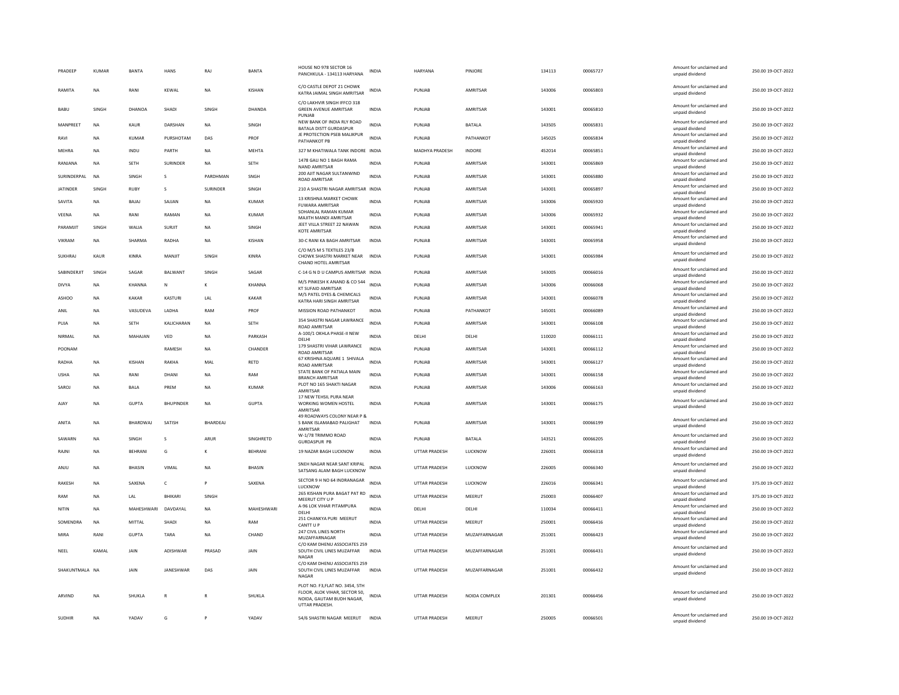| | | | | | | | | | | | | | | |
|---|---|---|---|---|---|---|---|---|---|---|---|---|---|---|
| PRADEEP | KUMAR | BANTA | HANS | RAJ | BANTA | HOUSE NO 978 SECTOR 16 PANCHKULA - 134113 HARYANA | INDIA | HARYANA | PINJORE | 134113 | 00065727 | Amount for unclaimed and unpaid dividend | 250.00 | 19-OCT-2022 |
| RAMITA | NA | RANI | KEWAL | NA | KISHAN | C/O CASTLE DEPOT 21 CHOWK KATRA JAIMAL SINGH AMRITSAR | INDIA | PUNJAB | AMRITSAR | 143006 | 00065803 | Amount for unclaimed and unpaid dividend | 250.00 | 19-OCT-2022 |
| BABU | SINGH | DHANOA | SHADI | SINGH | DHANDA | C/O LAKHVIR SINGH IFFCO 318 GREEN AVENUE AMRITSAR PUNJAB | INDIA | PUNJAB | AMRITSAR | 143001 | 00065810 | Amount for unclaimed and unpaid dividend | 250.00 | 19-OCT-2022 |
| MANPREET | NA | KAUR | DARSHAN | NA | SINGH | NEW BANK OF INDIA RLY ROAD BATALA DISTT GURDASPUR | INDIA | PUNJAB | BATALA | 143505 | 00065831 | Amount for unclaimed and unpaid dividend | 250.00 | 19-OCT-2022 |
| RAVI | NA | KUMAR | PURSHOTAM | DAS | PROF | JE PROTECTION PSEB MALIKPUR PATHANKOT PB | INDIA | PUNJAB | PATHANKOT | 145025 | 00065834 | Amount for unclaimed and unpaid dividend | 250.00 | 19-OCT-2022 |
| MEHRA | NA | INDU | PARTH | NA | MEHTA | 327 M KHATIWALA TANK INDORE | INDIA | MADHYA PRADESH | INDORE | 452014 | 00065851 | Amount for unclaimed and unpaid dividend | 250.00 | 19-OCT-2022 |
| RANJANA | NA | SETH | SURINDER | NA | SETH | 1478 GALI NO 1 BAGH RAMA NAND AMRITSAR | INDIA | PUNJAB | AMRITSAR | 143001 | 00065869 | Amount for unclaimed and unpaid dividend | 250.00 | 19-OCT-2022 |
| SURINDERPAL | NA | SINGH | S | PARDHMAN | SNGH | 200 AJIT NAGAR SULTANWIND ROAD AMRITSAR | INDIA | PUNJAB | AMRITSAR | 143001 | 00065880 | Amount for unclaimed and unpaid dividend | 250.00 | 19-OCT-2022 |
| JATINDER | SINGH | RUBY | S | SURINDER | SINGH | 210 A SHASTRI NAGAR AMRITSAR | INDIA | PUNJAB | AMRITSAR | 143001 | 00065897 | Amount for unclaimed and unpaid dividend | 250.00 | 19-OCT-2022 |
| SAVITA | NA | BAJAJ | SAJJAN | NA | KUMAR | 13 KRISHNA MARKET CHOWK FUWARA AMRITSAR | INDIA | PUNJAB | AMRITSAR | 143006 | 00065920 | Amount for unclaimed and unpaid dividend | 250.00 | 19-OCT-2022 |
| VEENA | NA | RANI | RAMAN | NA | KUMAR | SOHANLAL RAMAN KUMAR MAJITH MANDI AMRITSAR | INDIA | PUNJAB | AMRITSAR | 143006 | 00065932 | Amount for unclaimed and unpaid dividend | 250.00 | 19-OCT-2022 |
| PARAMJIT | SINGH | WALIA | SURJIT | NA | SINGH | JEET VILLA STREET 22 NAWAN KOTE AMRITSAR | INDIA | PUNJAB | AMRITSAR | 143001 | 00065941 | Amount for unclaimed and unpaid dividend | 250.00 | 19-OCT-2022 |
| VIKRAM | NA | SHARMA | RADHA | NA | KISHAN | 30-C RANI KA BAGH AMRITSAR | INDIA | PUNJAB | AMRITSAR | 143001 | 00065958 | Amount for unclaimed and unpaid dividend | 250.00 | 19-OCT-2022 |
| SUKHRAJ | KAUR | KINRA | MANJIT | SINGH | KINRA | C/O M/S M S TEXTILES 23/B CHOWK SHASTRI MARKET NEAR CHAND HOTEL AMRITSAR | INDIA | PUNJAB | AMRITSAR | 143001 | 00065984 | Amount for unclaimed and unpaid dividend | 250.00 | 19-OCT-2022 |
| SABINDERJIT | SINGH | SAGAR | BALWANT | SINGH | SAGAR | C-14 G N D U CAMPUS AMRITSAR | INDIA | PUNJAB | AMRITSAR | 143005 | 00066016 | Amount for unclaimed and unpaid dividend | 250.00 | 19-OCT-2022 |
| DIVYA | NA | KHANNA | N | K | KHANNA | M/S PINKESH K ANAND & CO 544 KT SUFAID AMRITSAR | INDIA | PUNJAB | AMRITSAR | 143006 | 00066068 | Amount for unclaimed and unpaid dividend | 250.00 | 19-OCT-2022 |
| ASHOO | NA | KAKAR | KASTURI | LAL | KAKAR | M/S PATEL DYES & CHEMICALS KATRA HARI SINGH AMRITSAR | INDIA | PUNJAB | AMRITSAR | 143001 | 00066078 | Amount for unclaimed and unpaid dividend | 250.00 | 19-OCT-2022 |
| ANIL | NA | VASUDEVA | LADHA | RAM | PROF | MISSION ROAD PATHANKOT | INDIA | PUNJAB | PATHANKOT | 145001 | 00066089 | Amount for unclaimed and unpaid dividend | 250.00 | 19-OCT-2022 |
| PUJA | NA | SETH | KALICHARAN | NA | SETH | 354 SHASTRI NAGAR LAWRANCE ROAD AMRITSAR | INDIA | PUNJAB | AMRITSAR | 143001 | 00066108 | Amount for unclaimed and unpaid dividend | 250.00 | 19-OCT-2022 |
| NIRMAL | NA | MAHAJAN | VED | NA | PARKASH | A-100/1 OKHLA PHASE-II NEW DELHI | INDIA | DELHI | DELHI | 110020 | 00066111 | Amount for unclaimed and unpaid dividend | 250.00 | 19-OCT-2022 |
| POONAM | | | RAMESH | NA | CHANDER | 179 SHASTRI VIHAR LAWRANCE ROAD AMRITSAR | INDIA | PUNJAB | AMRITSAR | 143001 | 00066112 | Amount for unclaimed and unpaid dividend | 250.00 | 19-OCT-2022 |
| RADHA | NA | KISHAN | RAKHA | MAL | RETD | 67 KRISHNA AQUARE 1 SHIVALA ROAD AMRITSAR | INDIA | PUNJAB | AMRITSAR | 143001 | 00066127 | Amount for unclaimed and unpaid dividend | 250.00 | 19-OCT-2022 |
| USHA | NA | RANI | DHANI | NA | RAM | STATE BANK OF PATIALA MAIN BRANCH AMRITSAR | INDIA | PUNJAB | AMRITSAR | 143001 | 00066158 | Amount for unclaimed and unpaid dividend | 250.00 | 19-OCT-2022 |
| SAROJ | NA | BALA | PREM | NA | KUMAR | PLOT NO 165 SHAKTI NAGAR AMRITSAR | INDIA | PUNJAB | AMRITSAR | 143006 | 00066163 | Amount for unclaimed and unpaid dividend | 250.00 | 19-OCT-2022 |
| AJAY | NA | GUPTA | BHUPINDER | NA | GUPTA | 17 NEW TEHSIL PURA NEAR WORKING WOMEN HOSTEL AMRITSAR | INDIA | PUNJAB | AMRITSAR | 143001 | 00066175 | Amount for unclaimed and unpaid dividend | 250.00 | 19-OCT-2022 |
| ANITA | NA | BHARDWAJ | SATISH | BHARDEAJ | | 49 ROADWAYS COLONY NEAR P & S BANK ISLAMABAD PALIGHAT AMRITSAR | INDIA | PUNJAB | AMRITSAR | 143001 | 00066199 | Amount for unclaimed and unpaid dividend | 250.00 | 19-OCT-2022 |
| SAWARN | NA | SINGH | S | ARUR | SINGHRETD | W-1/78 TRIMMO ROAD GURDASPUR PB | INDIA | PUNJAB | BATALA | 143521 | 00066205 | Amount for unclaimed and unpaid dividend | 250.00 | 19-OCT-2022 |
| RAJNI | NA | BEHRANI | G | K | BEHRANI | 19 NAZAR BAGH LUCKNOW | INDIA | UTTAR PRADESH | LUCKNOW | 226001 | 00066318 | Amount for unclaimed and unpaid dividend | 250.00 | 19-OCT-2022 |
| ANJU | NA | BHASIN | VIMAL | NA | BHASIN | SNEH NAGAR NEAR SANT KRIPAL SATSANG ALAM BAGH LUCKNOW | INDIA | UTTAR PRADESH | LUCKNOW | 226005 | 00066340 | Amount for unclaimed and unpaid dividend | 250.00 | 19-OCT-2022 |
| RAKESH | NA | SAXENA | C | P | SAXENA | SECTOR 9 H NO 64 INDRANAGAR LUCKNOW | INDIA | UTTAR PRADESH | LUCKNOW | 226016 | 00066341 | Amount for unclaimed and unpaid dividend | 375.00 | 19-OCT-2022 |
| RAM | NA | LAL | BHIKARI | SINGH | | 265 KISHAN PURA BAGAT PAT RD MEERUT CITY U P | INDIA | UTTAR PRADESH | MEERUT | 250003 | 00066407 | Amount for unclaimed and unpaid dividend | 375.00 | 19-OCT-2022 |
| NITIN | NA | MAHESHWARI | DAVDAYAL | NA | MAHESHWARI | A-96 LOK VIHAR PITAMPURA DELHI | INDIA | DELHI | DELHI | 110034 | 00066411 | Amount for unclaimed and unpaid dividend | 250.00 | 19-OCT-2022 |
| SOMENDRA | NA | MITTAL | SHADI | NA | RAM | 251 CHANKYA PURI MEERUT CANTT U P | INDIA | UTTAR PRADESH | MEERUT | 250001 | 00066416 | Amount for unclaimed and unpaid dividend | 250.00 | 19-OCT-2022 |
| MIRA | RANI | GUPTA | TARA | NA | CHAND | 247 CIVIL LINES NORTH MUZAFFARNAGAR | INDIA | UTTAR PRADESH | MUZAFFARNAGAR | 251001 | 00066423 | Amount for unclaimed and unpaid dividend | 250.00 | 19-OCT-2022 |
| NEEL | KAMAL | JAIN | ADISHWAR | PRASAD | JAIN | C/O KAM DHENU ASSOCIATES 259 SOUTH CIVIL LINES MUZAFFAR NAGAR | INDIA | UTTAR PRADESH | MUZAFFARNAGAR | 251001 | 00066431 | Amount for unclaimed and unpaid dividend | 250.00 | 19-OCT-2022 |
| SHAKUNTMALA | NA | JAIN | JANESHWAR | DAS | JAIN | C/O KAM DHENU ASSOCIATES 259 SOUTH CIVIL LINES MUZAFFAR NAGAR | INDIA | UTTAR PRADESH | MUZAFFARNAGAR | 251001 | 00066432 | Amount for unclaimed and unpaid dividend | 250.00 | 19-OCT-2022 |
| ARVIND | NA | SHUKLA | R | R | SHUKLA | PLOT NO. F3,FLAT NO. 3454, 5TH FLOOR, ALOK VIHAR, SECTOR 50, NOIDA, GAUTAM BUDH NAGAR, UTTAR PRADESH. | INDIA | UTTAR PRADESH | NOIDA COMPLEX | 201301 | 00066456 | Amount for unclaimed and unpaid dividend | 250.00 | 19-OCT-2022 |
| SUDHIR | NA | YADAV | G | P | YADAV | 54/6 SHASTRI NAGAR MEERUT | INDIA | UTTAR PRADESH | MEERUT | 250005 | 00066501 | Amount for unclaimed and unpaid dividend | 250.00 | 19-OCT-2022 |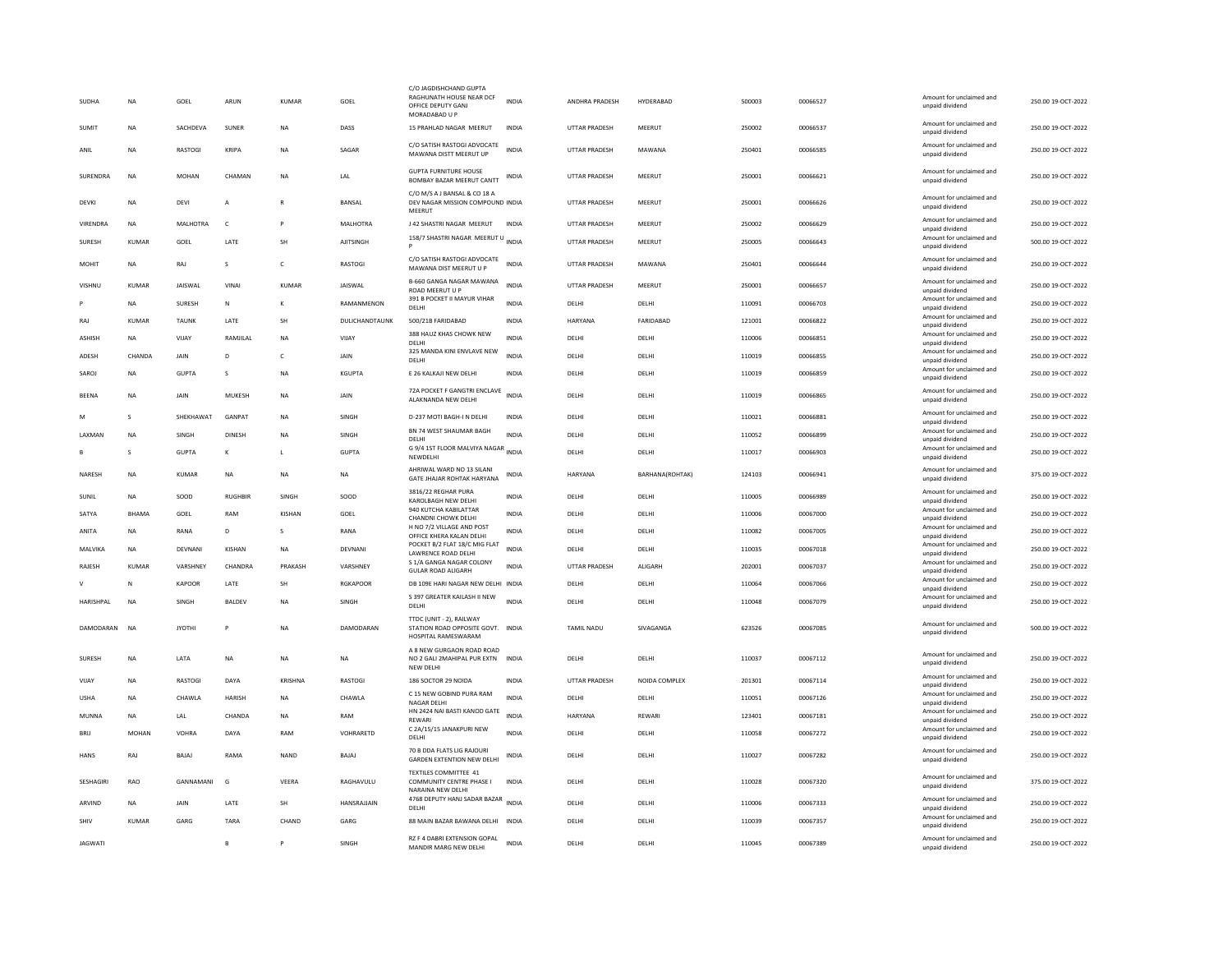| | | | | | | | | | | | | | |
|---|---|---|---|---|---|---|---|---|---|---|---|---|---|
| SUDHA | NA | GOEL | ARUN | KUMAR | GOEL | C/O JAGDISHCHAND GUPTA RAGHUNATH HOUSE NEAR DCF OFFICE DEPUTY GANJ MORADABAD U P | INDIA | ANDHRA PRADESH | HYDERABAD | 500003 | 00066527 | Amount for unclaimed and unpaid dividend | 250.00 19-OCT-2022 |
| SUMIT | NA | SACHDEVA | SUNER | NA | DASS | 15 PRAHLAD NAGAR MEERUT | INDIA | UTTAR PRADESH | MEERUT | 250002 | 00066537 | Amount for unclaimed and unpaid dividend | 250.00 19-OCT-2022 |
| ANIL | NA | RASTOGI | KRIPA | NA | SAGAR | C/O SATISH RASTOGI ADVOCATE MAWANA DISTT MEERUT UP | INDIA | UTTAR PRADESH | MAWANA | 250401 | 00066585 | Amount for unclaimed and unpaid dividend | 250.00 19-OCT-2022 |
| SURENDRA | NA | MOHAN | CHAMAN | NA | LAL | GUPTA FURNITURE HOUSE BOMBAY BAZAR MEERUT CANTT | INDIA | UTTAR PRADESH | MEERUT | 250001 | 00066621 | Amount for unclaimed and unpaid dividend | 250.00 19-OCT-2022 |
| DEVKI | NA | DEVI | A | R | BANSAL | C/O M/S A J BANSAL & CO 18 A DEV NAGAR MISSION COMPOUND MEERUT | INDIA | UTTAR PRADESH | MEERUT | 250001 | 00066626 | Amount for unclaimed and unpaid dividend | 250.00 19-OCT-2022 |
| VIRENDRA | NA | MALHOTRA | C | P | MALHOTRA | J 42 SHASTRI NAGAR MEERUT | INDIA | UTTAR PRADESH | MEERUT | 250002 | 00066629 | Amount for unclaimed and unpaid dividend | 250.00 19-OCT-2022 |
| SURESH | KUMAR | GOEL | LATE | SH | AJITSINGH | 158/7 SHASTRI NAGAR MEERUT U P | INDIA | UTTAR PRADESH | MEERUT | 250005 | 00066643 | Amount for unclaimed and unpaid dividend | 500.00 19-OCT-2022 |
| MOHIT | NA | RAJ | S | C | RASTOGI | C/O SATISH RASTOGI ADVOCATE MAWANA DIST MEERUT U P | INDIA | UTTAR PRADESH | MAWANA | 250401 | 00066644 | Amount for unclaimed and unpaid dividend | 250.00 19-OCT-2022 |
| VISHNU | KUMAR | JAISWAL | VINAI | KUMAR | JAISWAL | B-660 GANGA NAGAR MAWANA ROAD MEERUT U P | INDIA | UTTAR PRADESH | MEERUT | 250001 | 00066657 | Amount for unclaimed and unpaid dividend | 250.00 19-OCT-2022 |
| P | NA | SURESH | N | K | RAMANMENON | 391 B POCKET II MAYUR VIHAR DELHI | INDIA | DELHI | DELHI | 110091 | 00066703 | Amount for unclaimed and unpaid dividend | 250.00 19-OCT-2022 |
| RAJ | KUMAR | TAUNK | LATE | SH | DULICHANDTAUNK | 500/21B FARIDABAD | INDIA | HARYANA | FARIDABAD | 121001 | 00066822 | Amount for unclaimed and unpaid dividend | 250.00 19-OCT-2022 |
| ASHISH | NA | VIJAY | RAMJILAL | NA | VIJAY | 388 HAUZ KHAS CHOWK NEW DELHI | INDIA | DELHI | DELHI | 110006 | 00066851 | Amount for unclaimed and unpaid dividend | 250.00 19-OCT-2022 |
| ADESH | CHANDA | JAIN | D | C | JAIN | 325 MANDA KINI ENVLAVE NEW DELHI | INDIA | DELHI | DELHI | 110019 | 00066855 | Amount for unclaimed and unpaid dividend | 250.00 19-OCT-2022 |
| SAROJ | NA | GUPTA | S | NA | KGUPTA | E 26 KALKAJI NEW DELHI | INDIA | DELHI | DELHI | 110019 | 00066859 | Amount for unclaimed and unpaid dividend | 250.00 19-OCT-2022 |
| BEENA | NA | JAIN | MUKESH | NA | JAIN | 72A POCKET F GANGTRI ENCLAVE ALAKNANDA NEW DELHI | INDIA | DELHI | DELHI | 110019 | 00066865 | Amount for unclaimed and unpaid dividend | 250.00 19-OCT-2022 |
| M | S | SHEKHAWAT | GANPAT | NA | SINGH | D-237 MOTI BAGH-I N DELHI | INDIA | DELHI | DELHI | 110021 | 00066881 | Amount for unclaimed and unpaid dividend | 250.00 19-OCT-2022 |
| LAXMAN | NA | SINGH | DINESH | NA | SINGH | BN 74 WEST SHAUMAR BAGH DELHI | INDIA | DELHI | DELHI | 110052 | 00066899 | Amount for unclaimed and unpaid dividend | 250.00 19-OCT-2022 |
| B | S | GUPTA | K | L | GUPTA | G 9/4 1ST FLOOR MALVIYA NAGAR NEWDELHI | INDIA | DELHI | DELHI | 110017 | 00066903 | Amount for unclaimed and unpaid dividend | 250.00 19-OCT-2022 |
| NARESH | NA | KUMAR | NA | NA | NA | AHRIWAL WARD NO 13 SILANI GATE JHAJAR ROHTAK HARYANA | INDIA | HARYANA | BARHANA(ROHTAK) | 124103 | 00066941 | Amount for unclaimed and unpaid dividend | 375.00 19-OCT-2022 |
| SUNIL | NA | SOOD | RUGHBIR | SINGH | SOOD | 3816/22 REGHAR PURA KAROLBAGH NEW DELHI | INDIA | DELHI | DELHI | 110005 | 00066989 | Amount for unclaimed and unpaid dividend | 250.00 19-OCT-2022 |
| SATYA | BHAMA | GOEL | RAM | KISHAN | GOEL | 940 KUTCHA KABILATTAR CHANDNI CHOWK DELHI | INDIA | DELHI | DELHI | 110006 | 00067000 | Amount for unclaimed and unpaid dividend | 250.00 19-OCT-2022 |
| ANITA | NA | RANA | D | S | RANA | H NO 7/2 VILLAGE AND POST OFFICE KHERA KALAN DELHI | INDIA | DELHI | DELHI | 110082 | 00067005 | Amount for unclaimed and unpaid dividend | 250.00 19-OCT-2022 |
| MALVIKA | NA | DEVNANI | KISHAN | NA | DEVNANI | POCKET B/2 FLAT 18/C MIG FLAT LAWRENCE ROAD DELHI | INDIA | DELHI | DELHI | 110035 | 00067018 | Amount for unclaimed and unpaid dividend | 250.00 19-OCT-2022 |
| RAJESH | KUMAR | VARSHNEY | CHANDRA | PRAKASH | VARSHNEY | S 1/A GANGA NAGAR COLONY GULAR ROAD ALIGARH | INDIA | UTTAR PRADESH | ALIGARH | 202001 | 00067037 | Amount for unclaimed and unpaid dividend | 250.00 19-OCT-2022 |
| V | N | KAPOOR | LATE | SH | RGKAPOOR | DB 109E HARI NAGAR NEW DELHI | INDIA | DELHI | DELHI | 110064 | 00067066 | Amount for unclaimed and unpaid dividend | 250.00 19-OCT-2022 |
| HARISHPAL | NA | SINGH | BALDEV | NA | SINGH | S 397 GREATER KAILASH II NEW DELHI | INDIA | DELHI | DELHI | 110048 | 00067079 | Amount for unclaimed and unpaid dividend | 250.00 19-OCT-2022 |
| DAMODARAN | NA | JYOTHI | P | NA | DAMODARAN | TTDC (UNIT - 2), RAILWAY STATION ROAD OPPOSITE GOVT. HOSPITAL RAMESWARAM | INDIA | TAMIL NADU | SIVAGANGA | 623526 | 00067085 | Amount for unclaimed and unpaid dividend | 500.00 19-OCT-2022 |
| SURESH | NA | LATA | NA | NA | NA | A 8 NEW GURGAON ROAD ROAD NO 2 GALI 2MAHIPAL PUR EXTN NEW DELHI | INDIA | DELHI | DELHI | 110037 | 00067112 | Amount for unclaimed and unpaid dividend | 250.00 19-OCT-2022 |
| VIJAY | NA | RASTOGI | DAYA | KRISHNA | RASTOGI | 186 SOCTOR 29 NOIDA | INDIA | UTTAR PRADESH | NOIDA COMPLEX | 201301 | 00067114 | Amount for unclaimed and unpaid dividend | 250.00 19-OCT-2022 |
| USHA | NA | CHAWLA | HARISH | NA | CHAWLA | C 15 NEW GOBIND PURA RAM NAGAR DELHI | INDIA | DELHI | DELHI | 110051 | 00067126 | Amount for unclaimed and unpaid dividend | 250.00 19-OCT-2022 |
| MUNNA | NA | LAL | CHANDA | NA | RAM | HN 2424 NAI BASTI KANOD GATE REWARI | INDIA | HARYANA | REWARI | 123401 | 00067181 | Amount for unclaimed and unpaid dividend | 250.00 19-OCT-2022 |
| BRIJ | MOHAN | VOHRA | DAYA | RAM | VOHRARETD | C 2A/15/15 JANAKPURI NEW DELHI | INDIA | DELHI | DELHI | 110058 | 00067272 | Amount for unclaimed and unpaid dividend | 250.00 19-OCT-2022 |
| HANS | RAJ | BAJAJ | RAMA | NAND | BAJAJ | 70 B DDA FLATS LIG RAJOURI GARDEN EXTENTION NEW DELHI | INDIA | DELHI | DELHI | 110027 | 00067282 | Amount for unclaimed and unpaid dividend | 250.00 19-OCT-2022 |
| SESHAGIRI | RAO | GANNAMANI | G | VEERA | RAGHAVULU | TEXTILES COMMITTEE 41 COMMUNITY CENTRE PHASE I NARAINA NEW DELHI | INDIA | DELHI | DELHI | 110028 | 00067320 | Amount for unclaimed and unpaid dividend | 375.00 19-OCT-2022 |
| ARVIND | NA | JAIN | LATE | SH | HANSRAJJAIN | 4768 DEPUTY HANJ SADAR BAZAR DELHI | INDIA | DELHI | DELHI | 110006 | 00067333 | Amount for unclaimed and unpaid dividend | 250.00 19-OCT-2022 |
| SHIV | KUMAR | GARG | TARA | CHAND | GARG | 88 MAIN BAZAR BAWANA DELHI | INDIA | DELHI | DELHI | 110039 | 00067357 | Amount for unclaimed and unpaid dividend | 250.00 19-OCT-2022 |
| JAGWATI | | | B | P | SINGH | RZ F 4 DABRI EXTENSION GOPAL MANDIR MARG NEW DELHI | INDIA | DELHI | DELHI | 110045 | 00067389 | Amount for unclaimed and unpaid dividend | 250.00 19-OCT-2022 |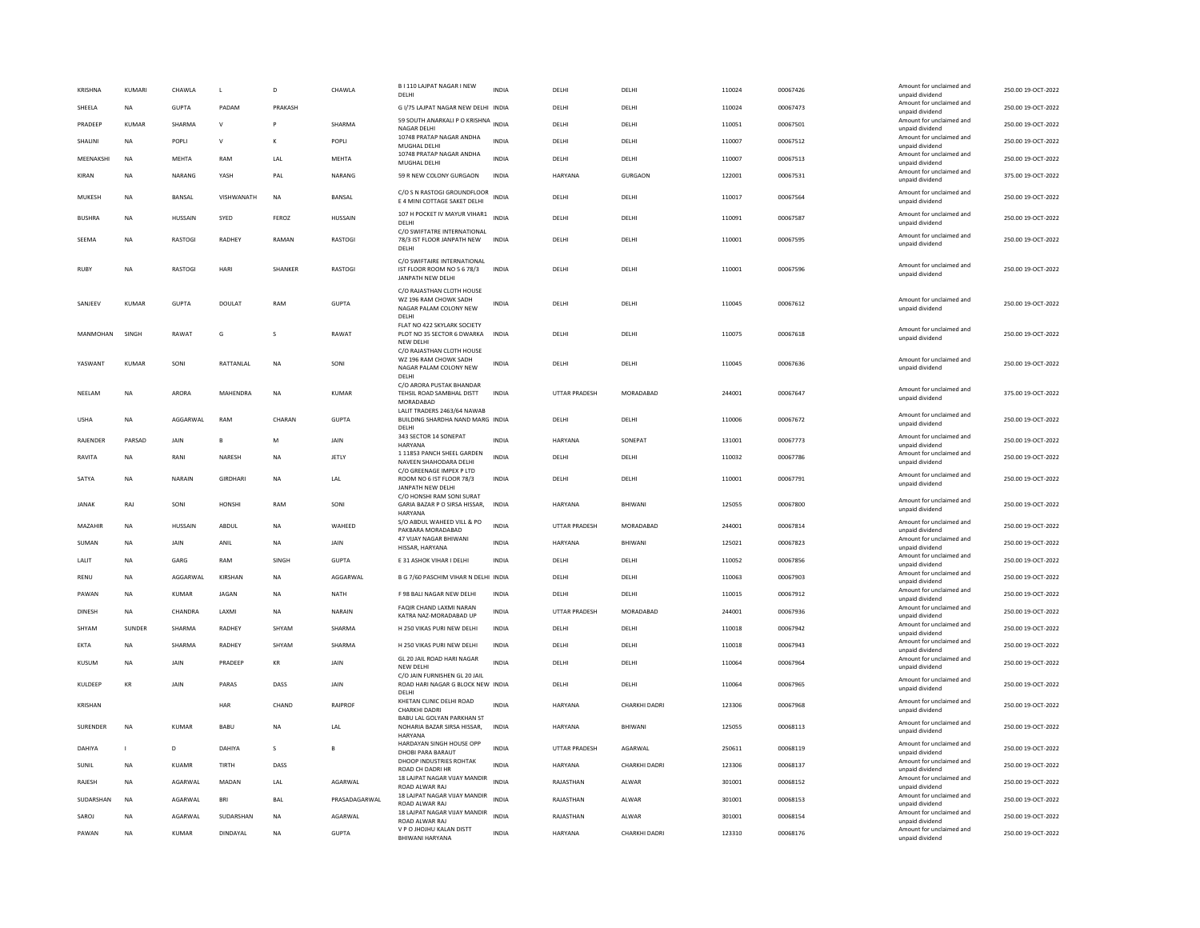| KRISHNA | KUMARI | CHAWLA | L | D | CHAWLA | B I 110 LAJPAT NAGAR I NEW DELHI | INDIA | DELHI | DELHI | 110024 | 00067426 | Amount for unclaimed and unpaid dividend | 250.00 19-OCT-2022 |
|---|---|---|---|---|---|---|---|---|---|---|---|---|---|
| SHEELA | NA | GUPTA | PADAM | PRAKASH | | G I/75 LAJPAT NAGAR NEW DELHI | INDIA | DELHI | DELHI | 110024 | 00067473 | Amount for unclaimed and unpaid dividend | 250.00 19-OCT-2022 |
| PRADEEP | KUMAR | SHARMA | V | P | SHARMA | 59 SOUTH ANARKALI P O KRISHNA NAGAR DELHI | INDIA | DELHI | DELHI | 110051 | 00067501 | Amount for unclaimed and unpaid dividend | 250.00 19-OCT-2022 |
| SHALINI | NA | POPLI | V | K | POPLI | 10748 PRATAP NAGAR ANDHA MUGHAL DELHI | INDIA | DELHI | DELHI | 110007 | 00067512 | Amount for unclaimed and unpaid dividend | 250.00 19-OCT-2022 |
| MEENAKSHI | NA | MEHTA | RAM | LAL | MEHTA | 10748 PRATAP NAGAR ANDHA MUGHAL DELHI | INDIA | DELHI | DELHI | 110007 | 00067513 | Amount for unclaimed and unpaid dividend | 250.00 19-OCT-2022 |
| KIRAN | NA | NARANG | YASH | PAL | NARANG | 59 R NEW COLONY GURGAON | INDIA | HARYANA | GURGAON | 122001 | 00067531 | Amount for unclaimed and unpaid dividend | 375.00 19-OCT-2022 |
| MUKESH | NA | BANSAL | VISHWANATH | NA | BANSAL | C/O S N RASTOGI GROUNDFLOOR E 4 MINI COTTAGE SAKET DELHI | INDIA | DELHI | DELHI | 110017 | 00067564 | Amount for unclaimed and unpaid dividend | 250.00 19-OCT-2022 |
| BUSHRA | NA | HUSSAIN | SYED | FEROZ | HUSSAIN | 107 H POCKET IV MAYUR VIHAR1 DELHI | INDIA | DELHI | DELHI | 110091 | 00067587 | Amount for unclaimed and unpaid dividend | 250.00 19-OCT-2022 |
| SEEMA | NA | RASTOGI | RADHEY | RAMAN | RASTOGI | C/O SWIFTATRE INTERNATIONAL 78/3 IST FLOOR JANPATH NEW DELHI | INDIA | DELHI | DELHI | 110001 | 00067595 | Amount for unclaimed and unpaid dividend | 250.00 19-OCT-2022 |
| RUBY | NA | RASTOGI | HARI | SHANKER | RASTOGI | C/O SWIFTAIRE INTERNATIONAL IST FLOOR ROOM NO 5 6 78/3 JANPATH NEW DELHI | INDIA | DELHI | DELHI | 110001 | 00067596 | Amount for unclaimed and unpaid dividend | 250.00 19-OCT-2022 |
| SANJEEV | KUMAR | GUPTA | DOULAT | RAM | GUPTA | C/O RAJASTHAN CLOTH HOUSE WZ 196 RAM CHOWK SADH NAGAR PALAM COLONY NEW DELHI | INDIA | DELHI | DELHI | 110045 | 00067612 | Amount for unclaimed and unpaid dividend | 250.00 19-OCT-2022 |
| MANMOHAN | SINGH | RAWAT | G | S | RAWAT | FLAT NO 422 SKYLARK SOCIETY PLOT NO 35 SECTOR 6 DWARKA NEW DELHI | INDIA | DELHI | DELHI | 110075 | 00067618 | Amount for unclaimed and unpaid dividend | 250.00 19-OCT-2022 |
| YASWANT | KUMAR | SONI | RATTANLAL | NA | SONI | C/O RAJASTHAN CLOTH HOUSE WZ 196 RAM CHOWK SADH NAGAR PALAM COLONY NEW DELHI | INDIA | DELHI | DELHI | 110045 | 00067636 | Amount for unclaimed and unpaid dividend | 250.00 19-OCT-2022 |
| NEELAM | NA | ARORA | MAHENDRA | NA | KUMAR | C/O ARORA PUSTAK BHANDAR TEHSIL ROAD SAMBHAL DISTT MORADABAD | INDIA | UTTAR PRADESH | MORADABAD | 244001 | 00067647 | Amount for unclaimed and unpaid dividend | 375.00 19-OCT-2022 |
| USHA | NA | AGGARWAL | RAM | CHARAN | GUPTA | LALIT TRADERS 2463/64 NAWAB BUILDING SHARDHA NAND MARG DELHI | INDIA | DELHI | DELHI | 110006 | 00067672 | Amount for unclaimed and unpaid dividend | 250.00 19-OCT-2022 |
| RAJENDER | PARSAD | JAIN | B | M | JAIN | 343 SECTOR 14 SONEPAT HARYANA | INDIA | HARYANA | SONEPAT | 131001 | 00067773 | Amount for unclaimed and unpaid dividend | 250.00 19-OCT-2022 |
| RAVITA | NA | RANI | NARESH | NA | JETLY | 1 11853 PANCH SHEEL GARDEN NAVEEN SHAHODARA DELHI | INDIA | DELHI | DELHI | 110032 | 00067786 | Amount for unclaimed and unpaid dividend | 250.00 19-OCT-2022 |
| SATYA | NA | NARAIN | GIRDHARI | NA | LAL | C/O GREENAGE IMPEX P LTD ROOM NO 6 IST FLOOR 78/3 JANPATH NEW DELHI | INDIA | DELHI | DELHI | 110001 | 00067791 | Amount for unclaimed and unpaid dividend | 250.00 19-OCT-2022 |
| JANAK | RAJ | SONI | HONSHI | RAM | SONI | C/O HONSHI RAM SONI SURAT GARIA BAZAR P O SIRSA HISSAR, HARYANA | INDIA | HARYANA | BHIWANI | 125055 | 00067800 | Amount for unclaimed and unpaid dividend | 250.00 19-OCT-2022 |
| MAZAHIR | NA | HUSSAIN | ABDUL | NA | WAHEED | S/O ABDUL WAHEED VILL & PO PAKBARA MORADABAD | INDIA | UTTAR PRADESH | MORADABAD | 244001 | 00067814 | Amount for unclaimed and unpaid dividend | 250.00 19-OCT-2022 |
| SUMAN | NA | JAIN | ANIL | NA | JAIN | 47 VIJAY NAGAR BHIWANI HISSAR, HARYANA | INDIA | HARYANA | BHIWANI | 125021 | 00067823 | Amount for unclaimed and unpaid dividend | 250.00 19-OCT-2022 |
| LALIT | NA | GARG | RAM | SINGH | GUPTA | E 31 ASHOK VIHAR I DELHI | INDIA | DELHI | DELHI | 110052 | 00067856 | Amount for unclaimed and unpaid dividend | 250.00 19-OCT-2022 |
| RENU | NA | AGGARWAL | KIRSHAN | NA | AGGARWAL | B G 7/60 PASCHIM VIHAR N DELHI | INDIA | DELHI | DELHI | 110063 | 00067903 | Amount for unclaimed and unpaid dividend | 250.00 19-OCT-2022 |
| PAWAN | NA | KUMAR | JAGAN | NA | NATH | F 98 BALI NAGAR NEW DELHI | INDIA | DELHI | DELHI | 110015 | 00067912 | Amount for unclaimed and unpaid dividend | 250.00 19-OCT-2022 |
| DINESH | NA | CHANDRA | LAXMI | NA | NARAIN | FAQIR CHAND LAXMI NARAN KATRA NAZ-MORADABAD UP | INDIA | UTTAR PRADESH | MORADABAD | 244001 | 00067936 | Amount for unclaimed and unpaid dividend | 250.00 19-OCT-2022 |
| SHYAM | SUNDER | SHARMA | RADHEY | SHYAM | SHARMA | H 250 VIKAS PURI NEW DELHI | INDIA | DELHI | DELHI | 110018 | 00067942 | Amount for unclaimed and unpaid dividend | 250.00 19-OCT-2022 |
| EKTA | NA | SHARMA | RADHEY | SHYAM | SHARMA | H 250 VIKAS PURI NEW DELHI | INDIA | DELHI | DELHI | 110018 | 00067943 | Amount for unclaimed and unpaid dividend | 250.00 19-OCT-2022 |
| KUSUM | NA | JAIN | PRADEEP | KR | JAIN | GL 20 JAIL ROAD HARI NAGAR NEW DELHI | INDIA | DELHI | DELHI | 110064 | 00067964 | Amount for unclaimed and unpaid dividend | 250.00 19-OCT-2022 |
| KULDEEP | KR | JAIN | PARAS | DASS | JAIN | C/O JAIN FURNISHEN GL 20 JAIL ROAD HARI NAGAR G BLOCK NEW DELHI | INDIA | DELHI | DELHI | 110064 | 00067965 | Amount for unclaimed and unpaid dividend | 250.00 19-OCT-2022 |
| KRISHAN | | | HAR | CHAND | RAIPROF | KHETAN CLINIC DELHI ROAD CHARKHI DADRI | INDIA | HARYANA | CHARKHI DADRI | 123306 | 00067968 | Amount for unclaimed and unpaid dividend | 250.00 19-OCT-2022 |
| SURENDER | NA | KUMAR | BABU | NA | LAL | BABU LAL GOLYAN PARKHAN ST NOHARIA BAZAR SIRSA HISSAR, HARYANA | INDIA | HARYANA | BHIWANI | 125055 | 00068113 | Amount for unclaimed and unpaid dividend | 250.00 19-OCT-2022 |
| DAHIYA | I | D | DAHIYA | S | B | HARDAYAN SINGH HOUSE OPP DHOBI PARA BARAUT | INDIA | UTTAR PRADESH | AGARWAL | 250611 | 00068119 | Amount for unclaimed and unpaid dividend | 250.00 19-OCT-2022 |
| SUNIL | NA | KUAMR | TIRTH | DASS | | DHOOP INDUSTRIES ROHTAK ROAD CH DADRI HR | INDIA | HARYANA | CHARKHI DADRI | 123306 | 00068137 | Amount for unclaimed and unpaid dividend | 250.00 19-OCT-2022 |
| RAJESH | NA | AGARWAL | MADAN | LAL | AGARWAL | 18 LAJPAT NAGAR VIJAY MANDIR ROAD ALWAR RAJ | INDIA | RAJASTHAN | ALWAR | 301001 | 00068152 | Amount for unclaimed and unpaid dividend | 250.00 19-OCT-2022 |
| SUDARSHAN | NA | AGARWAL | BRI | BAL | PRASADAGARWAL | 18 LAJPAT NAGAR VIJAY MANDIR ROAD ALWAR RAJ | INDIA | RAJASTHAN | ALWAR | 301001 | 00068153 | Amount for unclaimed and unpaid dividend | 250.00 19-OCT-2022 |
| SAROJ | NA | AGARWAL | SUDARSHAN | NA | AGARWAL | 18 LAJPAT NAGAR VIJAY MANDIR ROAD ALWAR RAJ | INDIA | RAJASTHAN | ALWAR | 301001 | 00068154 | Amount for unclaimed and unpaid dividend | 250.00 19-OCT-2022 |
| PAWAN | NA | KUMAR | DINDAYAL | NA | GUPTA | V P O JHOJHU KALAN DISTT BHIWANI HARYANA | INDIA | HARYANA | CHARKHI DADRI | 123310 | 00068176 | Amount for unclaimed and unpaid dividend | 250.00 19-OCT-2022 |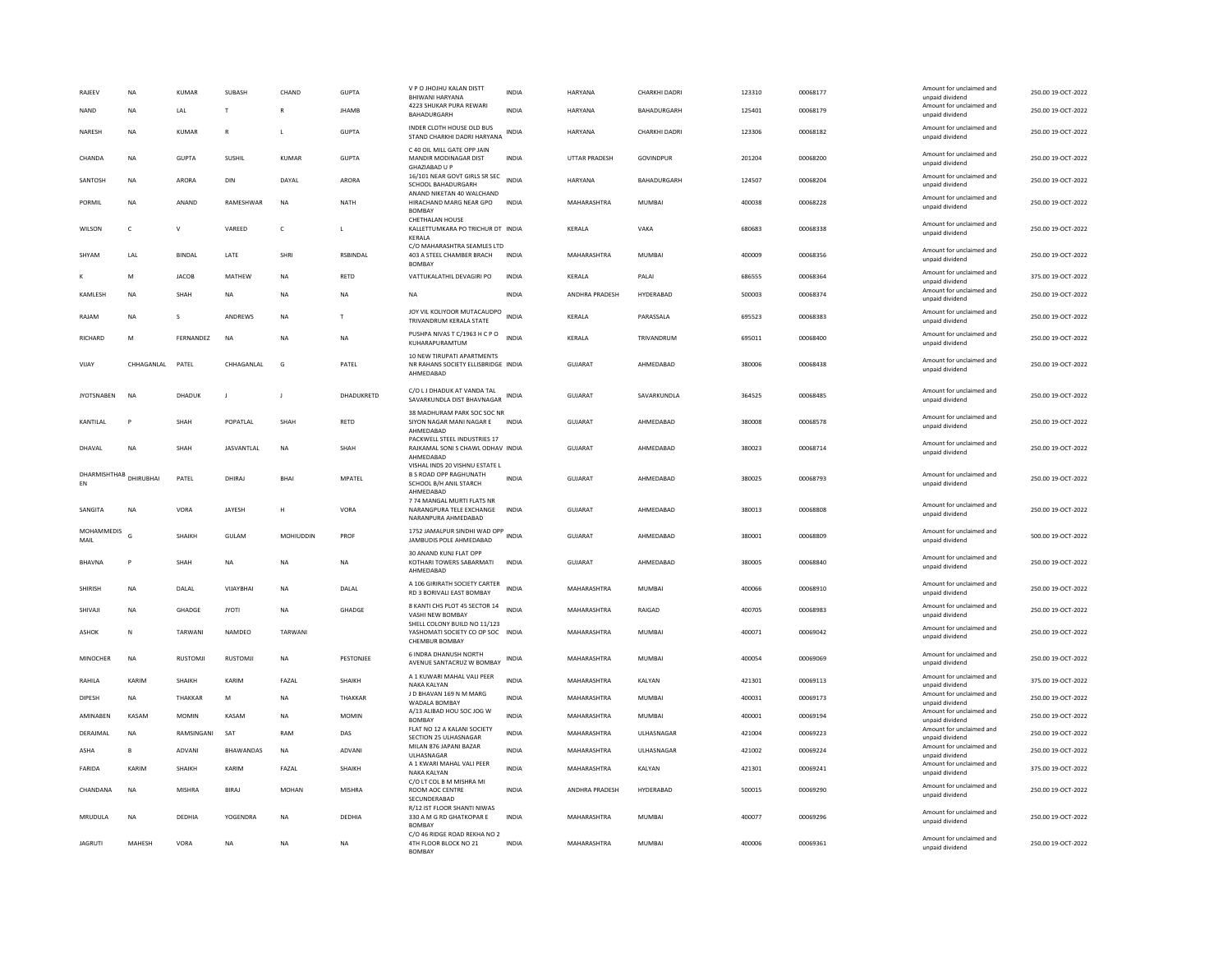| RAJEEV | NA | KUMAR | SUBASH | CHAND | GUPTA | V P O JHOJHU KALAN DISTT BHIWANI HARYANA | INDIA | HARYANA | CHARKHI DADRI | 123310 | 00068177 | Amount for unclaimed and unpaid dividend | 250.00 19-OCT-2022 |
|---|---|---|---|---|---|---|---|---|---|---|---|---|---|
| NAND | NA | LAL | T | R | JHAMB | 4223 SHUKAR PURA REWARI BAHADURGARH | INDIA | HARYANA | BAHADURGARH | 125401 | 00068179 | Amount for unclaimed and unpaid dividend | 250.00 19-OCT-2022 |
| NARESH | NA | KUMAR | R | L | GUPTA | INDER CLOTH HOUSE OLD BUS STAND CHARKHI DADRI HARYANA | INDIA | HARYANA | CHARKHI DADRI | 123306 | 00068182 | Amount for unclaimed and unpaid dividend | 250.00 19-OCT-2022 |
| CHANDA | NA | GUPTA | SUSHIL | KUMAR | GUPTA | C 40 OIL MILL GATE OPP JAIN MANDIR MODINAGAR DIST GHAZIABAD U P | INDIA | UTTAR PRADESH | GOVINDPUR | 201204 | 00068200 | Amount for unclaimed and unpaid dividend | 250.00 19-OCT-2022 |
| SANTOSH | NA | ARORA | DIN | DAYAL | ARORA | 16/101 NEAR GOVT GIRLS SR SEC SCHOOL BAHADURGARH | INDIA | HARYANA | BAHADURGARH | 124507 | 00068204 | Amount for unclaimed and unpaid dividend | 250.00 19-OCT-2022 |
| PORMIL | NA | ANAND | RAMESHWAR | NA | NATH | ANAND NIKETAN 40 WALCHAND HIRACHAND MARG NEAR GPO BOMBAY | INDIA | MAHARASHTRA | MUMBAI | 400038 | 00068228 | Amount for unclaimed and unpaid dividend | 250.00 19-OCT-2022 |
| WILSON | C | V | VAREED | C | L | CHETHALAN HOUSE KALLETTUMKARA PO TRICHUR DT KERALA | INDIA | KERALA | VAKA | 680683 | 00068338 | Amount for unclaimed and unpaid dividend | 250.00 19-OCT-2022 |
| SHYAM | LAL | BINDAL | LATE | SHRI | RSBINDAL | C/O MAHARASHTRA SEAMLES LTD 403 A STEEL CHAMBER BRACH BOMBAY | INDIA | MAHARASHTRA | MUMBAI | 400009 | 00068356 | Amount for unclaimed and unpaid dividend | 250.00 19-OCT-2022 |
| K | M | JACOB | MATHEW | NA | RETD | VATTUKALATHIL DEVAGIRI PO | INDIA | KERALA | PALAI | 686555 | 00068364 | Amount for unclaimed and unpaid dividend | 375.00 19-OCT-2022 |
| KAMLESH | NA | SHAH | NA | NA | NA | NA | INDIA | ANDHRA PRADESH | HYDERABAD | 500003 | 00068374 | Amount for unclaimed and unpaid dividend | 250.00 19-OCT-2022 |
| RAJAM | NA | S | ANDREWS | NA | T | JOY VIL KOLIYOOR MUTACAUDPO TRIVANDRUM KERALA STATE | INDIA | KERALA | PARASSALA | 695523 | 00068383 | Amount for unclaimed and unpaid dividend | 250.00 19-OCT-2022 |
| RICHARD | M | FERNANDEZ | NA | NA | NA | PUSHPA NIVAS T C/1963 H C P O KUHARAPURAMTUM | INDIA | KERALA | TRIVANDRUM | 695011 | 00068400 | Amount for unclaimed and unpaid dividend | 250.00 19-OCT-2022 |
| VIJAY | CHHAGANLAL | PATEL | CHHAGANLAL | G | PATEL | 10 NEW TIRUPATI APARTMENTS NR RAHANS SOCIETY ELLISBRIDGE AHMEDABAD | INDIA | GUJARAT | AHMEDABAD | 380006 | 00068438 | Amount for unclaimed and unpaid dividend | 250.00 19-OCT-2022 |
| JYOTSNABEN | NA | DHADUK | J | J | DHADUKRETD | C/O L J DHADUK AT VANDA TAL SAVARKUNDLA DIST BHAVNAGAR | INDIA | GUJARAT | SAVARKUNDLA | 364525 | 00068485 | Amount for unclaimed and unpaid dividend | 250.00 19-OCT-2022 |
| KANTILAL | P | SHAH | POPATLAL | SHAH | RETD | 38 MADHURAM PARK SOC SOC NR SIYON NAGAR MANI NAGAR E AHMEDABAD | INDIA | GUJARAT | AHMEDABAD | 380008 | 00068578 | Amount for unclaimed and unpaid dividend | 250.00 19-OCT-2022 |
| DHAVAL | NA | SHAH | JASVANTLAL | NA | SHAH | PACKWELL STEEL INDUSTRIES 17 RAJKAMAL SONI S CHAWL ODHAV AHMEDABAD | INDIA | GUJARAT | AHMEDABAD | 380023 | 00068714 | Amount for unclaimed and unpaid dividend | 250.00 19-OCT-2022 |
| DHARMISHTHABEN | DHIRUBHAI | PATEL | DHIRAJ | BHAI | MPATEL | VISHAL INDS 20 VISHNU ESTATE L B S ROAD OPP RAGHUNATH SCHOOL B/H ANIL STARCH AHMEDABAD | INDIA | GUJARAT | AHMEDABAD | 380025 | 00068793 | Amount for unclaimed and unpaid dividend | 250.00 19-OCT-2022 |
| SANGITA | NA | VORA | JAYESH | H | VORA | 7 74 MANGAL MURTI FLATS NR NARANGPURA TELE EXCHANGE NARANPURA AHMEDABAD | INDIA | GUJARAT | AHMEDABAD | 380013 | 00068808 | Amount for unclaimed and unpaid dividend | 250.00 19-OCT-2022 |
| MOHAMMEDISMAIL | G | SHAIKH | GULAM | MOHIUDDIN | PROF | 1752 JAMALPUR SINDHI WAD OPP JAMBUDIS POLE AHMEDABAD | INDIA | GUJARAT | AHMEDABAD | 380001 | 00068809 | Amount for unclaimed and unpaid dividend | 500.00 19-OCT-2022 |
| BHAVNA | P | SHAH | NA | NA | NA | 30 ANAND KUNJ FLAT OPP KOTHARI TOWERS SABARMATI AHMEDABAD | INDIA | GUJARAT | AHMEDABAD | 380005 | 00068840 | Amount for unclaimed and unpaid dividend | 250.00 19-OCT-2022 |
| SHIRISH | NA | DALAL | VIJAYBHAI | NA | DALAL | A 106 GIRIRATH SOCIETY CARTER RD 3 BORIVALI EAST BOMBAY | INDIA | MAHARASHTRA | MUMBAI | 400066 | 00068910 | Amount for unclaimed and unpaid dividend | 250.00 19-OCT-2022 |
| SHIVAJI | NA | GHADGE | JYOTI | NA | GHADGE | 8 KANTI CHS PLOT 45 SECTOR 14 VASHI NEW BOMBAY | INDIA | MAHARASHTRA | RAIGAD | 400705 | 00068983 | Amount for unclaimed and unpaid dividend | 250.00 19-OCT-2022 |
| ASHOK | N | TARWANI | NAMDEO | TARWANI | | SHELL COLONY BUILD NO 11/123 YASHOMATI SOCIETY CO OP SOC CHEMBUR BOMBAY | INDIA | MAHARASHTRA | MUMBAI | 400071 | 00069042 | Amount for unclaimed and unpaid dividend | 250.00 19-OCT-2022 |
| MINOCHER | NA | RUSTOMJI | RUSTOMJI | NA | PESTONJEE | 6 INDRA DHANUSH NORTH AVENUE SANTACRUZ W BOMBAY | INDIA | MAHARASHTRA | MUMBAI | 400054 | 00069069 | Amount for unclaimed and unpaid dividend | 250.00 19-OCT-2022 |
| RAHILA | KARIM | SHAIKH | KARIM | FAZAL | SHAIKH | A 1 KUWARI MAHAL VALI PEER NAKA KALYAN | INDIA | MAHARASHTRA | KALYAN | 421301 | 00069113 | Amount for unclaimed and unpaid dividend | 375.00 19-OCT-2022 |
| DIPESH | NA | THAKKAR | M | NA | THAKKAR | J D BHAVAN 169 N M MARG WADALA BOMBAY | INDIA | MAHARASHTRA | MUMBAI | 400031 | 00069173 | Amount for unclaimed and unpaid dividend | 250.00 19-OCT-2022 |
| AMINABEN | KASAM | MOMIN | KASAM | NA | MOMIN | A/13 ALIBAD HOU SOC JOG W BOMBAY | INDIA | MAHARASHTRA | MUMBAI | 400001 | 00069194 | Amount for unclaimed and unpaid dividend | 250.00 19-OCT-2022 |
| DERAJMAL | NA | RAMSINGANI | SAT | RAM | DAS | FLAT NO 12 A KALANI SOCIETY SECTION 25 ULHASNAGAR | INDIA | MAHARASHTRA | ULHASNAGAR | 421004 | 00069223 | Amount for unclaimed and unpaid dividend | 250.00 19-OCT-2022 |
| ASHA | B | ADVANI | BHAWANDAS | NA | ADVANI | MILAN 876 JAPANI BAZAR ULHASNAGAR | INDIA | MAHARASHTRA | ULHASNAGAR | 421002 | 00069224 | Amount for unclaimed and unpaid dividend | 250.00 19-OCT-2022 |
| FARIDA | KARIM | SHAIKH | KARIM | FAZAL | SHAIKH | A 1 KWARI MAHAL VALI PEER NAKA KALYAN | INDIA | MAHARASHTRA | KALYAN | 421301 | 00069241 | Amount for unclaimed and unpaid dividend | 375.00 19-OCT-2022 |
| CHANDANA | NA | MISHRA | BIRAJ | MOHAN | MISHRA | C/O LT COL B M MISHRA MI ROOM AOC CENTRE SECUNDERABAD | INDIA | ANDHRA PRADESH | HYDERABAD | 500015 | 00069290 | Amount for unclaimed and unpaid dividend | 250.00 19-OCT-2022 |
| MRUDULA | NA | DEDHIA | YOGENDRA | NA | DEDHIA | R/12 IST FLOOR SHANTI NIWAS 330 A M G RD GHATKOPAR E BOMBAY | INDIA | MAHARASHTRA | MUMBAI | 400077 | 00069296 | Amount for unclaimed and unpaid dividend | 250.00 19-OCT-2022 |
| JAGRUTI | MAHESH | VORA | NA | NA | NA | C/O 46 RIDGE ROAD REKHA NO 2 4TH FLOOR BLOCK NO 21 BOMBAY | INDIA | MAHARASHTRA | MUMBAI | 400006 | 00069361 | Amount for unclaimed and unpaid dividend | 250.00 19-OCT-2022 |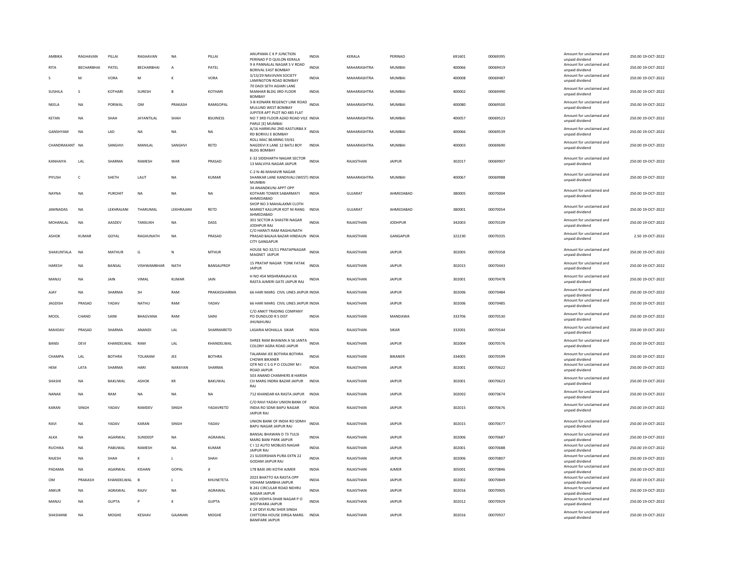| | | | | | | | | | | | | | | |
|---|---|---|---|---|---|---|---|---|---|---|---|---|---|---|
| AMBIKA | RAGHAVAN | PILLAI | RAGHAVAN | NA | PILLAI | ANUPAMA C K P JUNCTION PERINAD P D QUILON KERALA | INDIA | KERALA | PERINAD | 691601 | 00069395 | Amount for unclaimed and unpaid dividend | 250.00 | 19-OCT-2022 |
| RITA | BECHARBHAI | PATEL | BECHARBHAI | A | PATEL | 9 A PANNALAL NAGAR S V ROAD BORIVAL EAST BOMBAY | INDIA | MAHARASHTRA | MUMBAI | 400066 | 00069419 | Amount for unclaimed and unpaid dividend | 250.00 | 19-OCT-2022 |
| S | M | VORA | M | K | VORA | 3/13/29 NAVJIVAN SOCIETY LAMINGTON ROAD BOMBAY | INDIA | MAHARASHTRA | MUMBAI | 400008 | 00069487 | Amount for unclaimed and unpaid dividend | 250.00 | 19-OCT-2022 |
| SUSHILA | S | KOTHARI | SURESH | B | KOTHARI | 70 DADI SETH AGIARI LANE MANHAR BLDG 3RD FLOOR BOMBAY | INDIA | MAHARASHTRA | MUMBAI | 400002 | 00069490 | Amount for unclaimed and unpaid dividend | 250.00 | 19-OCT-2022 |
| NEELA | NA | PORWAL | OM | PRAKASH | RAMGOPAL | 3-B KONARK REGENCY LINK ROAD MULUND WEST BOMBAY | INDIA | MAHARASHTRA | MUMBAI | 400080 | 00069500 | Amount for unclaimed and unpaid dividend | 250.00 | 19-OCT-2022 |
| KETAN | NA | SHAH | JAYANTILAL | SHAH | BSUINESS | JUPITER APT PLOT NO 485 FLAT NO 7 3RD FLOOR AZAD ROAD VILE PARLE [E] MUMBAI | INDIA | MAHARASHTRA | MUMBAI | 400057 | 00069523 | Amount for unclaimed and unpaid dividend | 250.00 | 19-OCT-2022 |
| GANSHYAM | NA | LAD | NA | NA | NA | A/16 HARIKUNJ 2ND KASTURBA X RD BORIVLI E BOMBAY | INDIA | MAHARASHTRA | MUMBAI | 400066 | 00069539 | Amount for unclaimed and unpaid dividend | 250.00 | 19-OCT-2022 |
| CHANDRAKANT | NA | SANGHVI | MANILAL | SANGHVI | RETD | ROLL MAC BEARING 59/61 NAGDEVI X LANE 12 BATLI BOY BLDG BOMBAY | INDIA | MAHARASHTRA | MUMBAI | 400003 | 00069690 | Amount for unclaimed and unpaid dividend | 250.00 | 19-OCT-2022 |
| KANHAIYA | LAL | SHARMA | RAMESH | WAR | PRASAD | E-32 SIDDHARTH NAGAR SECTOR 13 MALVIYA NAGAR JAIPUR | INDIA | RAJASTHAN | JAIPUR | 302017 | 00069907 | Amount for unclaimed and unpaid dividend | 250.00 | 19-OCT-2022 |
| PIYUSH | C | SHETH | LALIT | NA | KUMAR | C-2 N-46 MAHAVIR NAGAR SHANKAR LANE KANDIVALI (WEST) MUMBAI | INDIA | MAHARASHTRA | MUMBAI | 400067 | 00069988 | Amount for unclaimed and unpaid dividend | 250.00 | 19-OCT-2022 |
| NAYNA | NA | PUROHIT | NA | NA | NA | 34 ANANDKUNJ APPT OPP KOTHARI TOWER SABARMATI AHMEDABAD | INDIA | GUJARAT | AHMEDABAD | 380005 | 00070004 | Amount for unclaimed and unpaid dividend | 250.00 | 19-OCT-2022 |
| JAMNADAS | NA | LEKHRAJANI | THARUMAL | LEKHRAJANI | RETD | SHOP NO 3 MAHALAXMI CLOTH MARKET KALUPUR KOT NI RANG AHMEDABAD | INDIA | GUJARAT | AHMEDABAD | 380001 | 00070054 | Amount for unclaimed and unpaid dividend | 250.00 | 19-OCT-2022 |
| MOHANLAL | NA | AASDEV | TANSUKH | NA | DASS | 301 SECTOR A SHASTRI NAGAR JODHPUR RAJ | INDIA | RAJASTHAN | JODHPUR | 342003 | 00070109 | Amount for unclaimed and unpaid dividend | 250.00 | 19-OCT-2022 |
| ASHOK | KUMAR | GOYAL | RAGHUNATH | NA | PRASAD | C/O HARATI RAM RAGHUNATH PRASAD BAJAJA BAZAR HINDAUN CITY GANGAPUR | INDIA | RAJASTHAN | GANGAPUR | 322230 | 00070335 | Amount for unclaimed and unpaid dividend | 2.50 | 19-OCT-2022 |
| SHAKUNTALA | NA | MATHUR | G | N | MTHUR | HOUSE NO 32/11 PRATAPNAGAR MAGNET JAIPUR | INDIA | RAJASTHAN | JAIPUR | 302005 | 00070358 | Amount for unclaimed and unpaid dividend | 250.00 | 19-OCT-2022 |
| HARESH | NA | BANSAL | VISHWAMBHAR | NATH | BANSALPROF | 15 PRATAP NAGAR TONK FATAK JAIPUR | INDIA | RAJASTHAN | JAIPUR | 302015 | 00070443 | Amount for unclaimed and unpaid dividend | 250.00 | 19-OCT-2022 |
| MANJU | NA | JAIN | VIMAL | KUMAR | JAIN | H NO 454 MISHRARAJAJI KA RASTA AJMERI GATE JAIPUR RAJ | INDIA | RAJASTHAN | JAIPUR | 302001 | 00070478 | Amount for unclaimed and unpaid dividend | 250.00 | 19-OCT-2022 |
| AJAY | NA | SHARMA | SH | RAM | PRAKASSHARMA | 66 HARI MARG CIVIL LINES JAIPUR | INDIA | RAJASTHAN | JAIPUR | 302006 | 00070484 | Amount for unclaimed and unpaid dividend | 250.00 | 19-OCT-2022 |
| JAGDISH | PRASAD | YADAV | NATHU | RAM | YADAV | 66 HARI MARG CIVIL LINES JAIPUR | INDIA | RAJASTHAN | JAIPUR | 302006 | 00070485 | Amount for unclaimed and unpaid dividend | 250.00 | 19-OCT-2022 |
| MOOL | CHAND | SAINI | BHAGVANA | RAM | SAINI | C/O ANKIT TRADING COMPANY PO DUNDLOD R S DIST JHUNJHUNU | INDIA | RAJASTHAN | MANDAWA | 333706 | 00070530 | Amount for unclaimed and unpaid dividend | 250.00 | 19-OCT-2022 |
| MAHDAV | PRASAD | SHARMA | ANANDI | LAL | SHARMARETD | LASARIA MOHALLA SIKAR | INDIA | RAJASTHAN | SIKAR | 332001 | 00070544 | Amount for unclaimed and unpaid dividend | 250.00 | 19-OCT-2022 |
| BANSI | DEVI | KHANDELWAL | RAM | LAL | KHANDELWAL | SHREE RAM BHAWAN A 56 JANTA COLONY AGRA ROAD JAIPUR | INDIA | RAJASTHAN | JAIPUR | 302004 | 00070576 | Amount for unclaimed and unpaid dividend | 250.00 | 19-OCT-2022 |
| CHAMPA | LAL | BOTHRA | TOLARAM | JEE | BOTHRA | TALARAM JEE BOTHRA BOTHRA CHOWK BIKANER | INDIA | RAJASTHAN | BIKANER | 334005 | 00070599 | Amount for unclaimed and unpaid dividend | 250.00 | 19-OCT-2022 |
| HEM | LATA | SHARMA | HARI | NARAYAN | SHARMA | QTR NO C 5 G P O COLONY M I ROAD JAIPUR | INDIA | RAJASTHAN | JAIPUR | 302001 | 00070622 | Amount for unclaimed and unpaid dividend | 250.00 | 19-OCT-2022 |
| SHASHI | NA | BAKLIWAL | ASHOK | KR | BAKUWAL | 503 ANAND CHAMHERS B HARISH CH MARG INDRA BAZAR JAIPUR RAJ | INDIA | RAJASTHAN | JAIPUR | 302001 | 00070623 | Amount for unclaimed and unpaid dividend | 250.00 | 19-OCT-2022 |
| NANAK | NA | RAM | NA | NA | NA | 712 KHANDAR KA RASTA JAIPUR | INDIA | RAJASTHAN | JAIPUR | 302002 | 00070674 | Amount for unclaimed and unpaid dividend | 250.00 | 19-OCT-2022 |
| KARAN | SINGH | YADAV | RAMDEV | SINGH | YADAVRETD | C/O RAVI YADAV UNION BANK OF INDIA RO SDMI BAPU NAGAR JAIPUR RAJ | INDIA | RAJASTHAN | JAIPUR | 302015 | 00070676 | Amount for unclaimed and unpaid dividend | 250.00 | 19-OCT-2022 |
| RAVI | NA | YADAV | KARAN | SINGH | YADAV | UNION BANK OF INDIA RO SDMH BAPU NAGAR JAIPUR RAJ | INDIA | RAJASTHAN | JAIPUR | 302015 | 00070677 | Amount for unclaimed and unpaid dividend | 250.00 | 19-OCT-2022 |
| ALKA | NA | AGARWAL | SUNDEEP | NA | AGRAWAL | BANSAL BHAWAN D 73 TULSI MARG BANI PARK JAIPUR | INDIA | RAJASTHAN | JAIPUR | 302006 | 00070687 | Amount for unclaimed and unpaid dividend | 250.00 | 19-OCT-2022 |
| RUCHIKA | NA | PABUWAL | RAMESH | NA | KUMAR | C I 12 AUTO MOBLIES NAGAR JAIPUR RAJ | INDIA | RAJASTHAN | JAIPUR | 302001 | 00070688 | Amount for unclaimed and unpaid dividend | 250.00 | 19-OCT-2022 |
| RAJESH | NA | SHAH | K | L | SHAH | 21 SUDERSHAN PURA EXTN 22 GODAM JAIPUR RAJ | INDIA | RAJASTHAN | JAIPUR | 302006 | 00070807 | Amount for unclaimed and unpaid dividend | 250.00 | 19-OCT-2022 |
| PADAMA | NA | AGARWAL | KISHAN | GOPAL | JI | 178 BAXI JIKI KOTHI AJMER | INDIA | RAJASTHAN | AJMER | 305001 | 00070846 | Amount for unclaimed and unpaid dividend | 250.00 | 19-OCT-2022 |
| OM | PRAKASH | KHANDELWAL | B | L | KHUNETETA | 2023 BHATTO KA RASTA OPP VIDHAM SAMBHA JAIPUR | INDIA | RAJASTHAN | JAIPUR | 302002 | 00070849 | Amount for unclaimed and unpaid dividend | 250.00 | 19-OCT-2022 |
| ANKUR | NA | AGRAWAL | RAJIV | NA | AGRAWAL | B 241 CIRCULAR ROAD NEHRU NAGAR JAIPUR | INDIA | RAJASTHAN | JAIPUR | 302016 | 00070905 | Amount for unclaimed and unpaid dividend | 250.00 | 19-OCT-2022 |
| MANJU | NA | GUPTA | P | K | GUPTA | 6/29 VIDHYA DHAR NAGAR P O JHOTWARA JAIPUR | INDIA | RAJASTHAN | JAIPUR | 302012 | 00070929 | Amount for unclaimed and unpaid dividend | 250.00 | 19-OCT-2022 |
| SHASHANK | NA | MOGHE | KESHAV | GAJANAN | MOGHE | E 24 DEVI KUNJ SHER SINGH CHITTORA HOUSE DIRGA MARG BANIFARK JAIPUR | INDIA | RAJASTHAN | JAIPUR | 302016 | 00070937 | Amount for unclaimed and unpaid dividend | 250.00 | 19-OCT-2022 |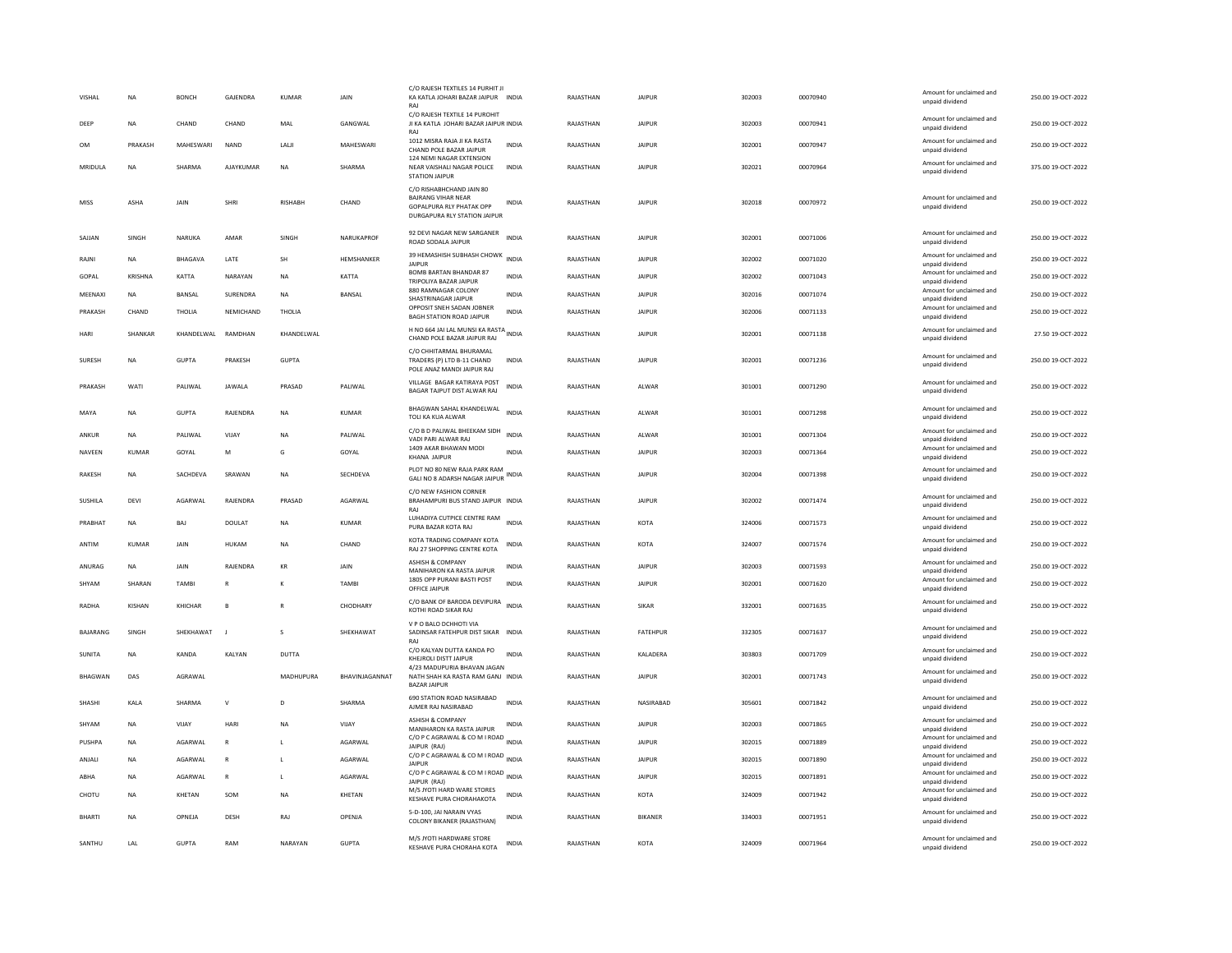| VISHAL | NA | BONCH | GAJENDRA | KUMAR | JAIN | C/O RAJESH TEXTILES 14 PURHIT JI KA KATLA JOHARI BAZAR JAIPUR RAJ | INDIA | RAJASTHAN | JAIPUR | 302003 | 00070940 | Amount for unclaimed and unpaid dividend | 250.00 | 19-OCT-2022 |
|---|---|---|---|---|---|---|---|---|---|---|---|---|---|---|
| DEEP | NA | CHAND | CHAND | MAL | GANGWAL | C/O RAJESH TEXTILE 14 PUROHIT JI KA KATLA JOHARI BAZAR JAIPUR RAJ | INDIA | RAJASTHAN | JAIPUR | 302003 | 00070941 | Amount for unclaimed and unpaid dividend | 250.00 | 19-OCT-2022 |
| OM | PRAKASH | MAHESWARI | NAND | LALJI | MAHESWARI | 1012 MISRA RAJA JI KA RASTA CHAND POLE BAZAR JAIPUR | INDIA | RAJASTHAN | JAIPUR | 302001 | 00070947 | Amount for unclaimed and unpaid dividend | 250.00 | 19-OCT-2022 |
| MRIDULA | NA | SHARMA | AJAYKUMAR | NA | SHARMA | 124 NEMI NAGAR EXTENSION NEAR VAISHALI NAGAR POLICE STATION JAIPUR | INDIA | RAJASTHAN | JAIPUR | 302021 | 00070964 | Amount for unclaimed and unpaid dividend | 375.00 | 19-OCT-2022 |
| MISS | ASHA | JAIN | SHRI | RISHABH | CHAND | C/O RISHABHCHAND JAIN 80 BAJRANG VIHAR NEAR GOPALPURA RLY PHATAK OPP DURGAPURA RLY STATION JAIPUR | INDIA | RAJASTHAN | JAIPUR | 302018 | 00070972 | Amount for unclaimed and unpaid dividend | 250.00 | 19-OCT-2022 |
| SAJJAN | SINGH | NARUKA | AMAR | SINGH | NARUKAPROF | 92 DEVI NAGAR NEW SARGANER ROAD SODALA JAIPUR | INDIA | RAJASTHAN | JAIPUR | 302001 | 00071006 | Amount for unclaimed and unpaid dividend | 250.00 | 19-OCT-2022 |
| RAJNI | NA | BHAGAVA | LATE | SH | HEMSHANKER | 39 HEMASHISH SUBHASH CHOWK JAIPUR | INDIA | RAJASTHAN | JAIPUR | 302002 | 00071020 | Amount for unclaimed and unpaid dividend | 250.00 | 19-OCT-2022 |
| GOPAL | KRISHNA | KATTA | NARAYAN | NA | KATTA | BOMB BARTAN BHANDAR 87 TRIPOLIYA BAZAR JAIPUR | INDIA | RAJASTHAN | JAIPUR | 302002 | 00071043 | Amount for unclaimed and unpaid dividend | 250.00 | 19-OCT-2022 |
| MEENAXI | NA | BANSAL | SURENDRA | NA | BANSAL | 880 RAMNAGAR COLONY SHASTRINAGAR JAIPUR | INDIA | RAJASTHAN | JAIPUR | 302016 | 00071074 | Amount for unclaimed and unpaid dividend | 250.00 | 19-OCT-2022 |
| PRAKASH | CHAND | THOLIA | NEMICHAND | THOLIA | | OPPOSIT SNEH SADAN JOBNER BAGH STATION ROAD JAIPUR | INDIA | RAJASTHAN | JAIPUR | 302006 | 00071133 | Amount for unclaimed and unpaid dividend | 250.00 | 19-OCT-2022 |
| HARI | SHANKAR | KHANDELWAL | RAMDHAN | KHANDELWAL | | H NO 664 JAI LAL MUNSI KA RASTA CHAND POLE BAZAR JAIPUR RAJ | INDIA | RAJASTHAN | JAIPUR | 302001 | 00071138 | Amount for unclaimed and unpaid dividend | 27.50 | 19-OCT-2022 |
| SURESH | NA | GUPTA | PRAKESH | GUPTA | | C/O CHHITARMAL BHURAMAL TRADERS (P) LTD B-11 CHAND POLE ANAZ MANDI JAIPUR RAJ | INDIA | RAJASTHAN | JAIPUR | 302001 | 00071236 | Amount for unclaimed and unpaid dividend | 250.00 | 19-OCT-2022 |
| PRAKASH | WATI | PALIWAL | JAWALA | PRASAD | PALIWAL | VILLAGE BAGAR KATIRAYA POST BAGAR TAJPUT DIST ALWAR RAJ | INDIA | RAJASTHAN | ALWAR | 301001 | 00071290 | Amount for unclaimed and unpaid dividend | 250.00 | 19-OCT-2022 |
| MAYA | NA | GUPTA | RAJENDRA | NA | KUMAR | BHAGWAN SAHAL KHANDELWAL TOLI KA KUA ALWAR | INDIA | RAJASTHAN | ALWAR | 301001 | 00071298 | Amount for unclaimed and unpaid dividend | 250.00 | 19-OCT-2022 |
| ANKUR | NA | PALIWAL | VIJAY | NA | PALIWAL | C/O B D PALIWAL BHEEKAM SIDH VADI PARI ALWAR RAJ | INDIA | RAJASTHAN | ALWAR | 301001 | 00071304 | Amount for unclaimed and unpaid dividend | 250.00 | 19-OCT-2022 |
| NAVEEN | KUMAR | GOYAL | M | G | GOYAL | 1409 AKAR BHAWAN MODI KHANA JAIPUR | INDIA | RAJASTHAN | JAIPUR | 302003 | 00071364 | Amount for unclaimed and unpaid dividend | 250.00 | 19-OCT-2022 |
| RAKESH | NA | SACHDEVA | SRAWAN | NA | SECHDEVA | PLOT NO 80 NEW RAJA PARK RAM GALI NO 8 ADARSH NAGAR JAIPUR | INDIA | RAJASTHAN | JAIPUR | 302004 | 00071398 | Amount for unclaimed and unpaid dividend | 250.00 | 19-OCT-2022 |
| SUSHILA | DEVI | AGARWAL | RAJENDRA | PRASAD | AGARWAL | C/O NEW FASHION CORNER BRAHAMPURI BUS STAND JAIPUR RAJ | INDIA | RAJASTHAN | JAIPUR | 302002 | 00071474 | Amount for unclaimed and unpaid dividend | 250.00 | 19-OCT-2022 |
| PRABHAT | NA | BAJ | DOULAT | NA | KUMAR | LUHADIYA CUTPICE CENTRE RAM PURA BAZAR KOTA RAJ | INDIA | RAJASTHAN | KOTA | 324006 | 00071573 | Amount for unclaimed and unpaid dividend | 250.00 | 19-OCT-2022 |
| ANTIM | KUMAR | JAIN | HUKAM | NA | CHAND | KOTA TRADING COMPANY KOTA RAJ 27 SHOPPING CENTRE KOTA | INDIA | RAJASTHAN | KOTA | 324007 | 00071574 | Amount for unclaimed and unpaid dividend | 250.00 | 19-OCT-2022 |
| ANURAG | NA | JAIN | RAJENDRA | KR | JAIN | ASHISH & COMPANY MANIHARON KA RASTA JAIPUR | INDIA | RAJASTHAN | JAIPUR | 302003 | 00071593 | Amount for unclaimed and unpaid dividend | 250.00 | 19-OCT-2022 |
| SHYAM | SHARAN | TAMBI | R | K | TAMBI | 1805 OPP PURANI BASTI POST OFFICE JAIPUR | INDIA | RAJASTHAN | JAIPUR | 302001 | 00071620 | Amount for unclaimed and unpaid dividend | 250.00 | 19-OCT-2022 |
| RADHA | KISHAN | KHICHAR | B | R | CHODHARY | C/O BANK OF BARODA DEVIPURA KOTHI ROAD SIKAR RAJ | INDIA | RAJASTHAN | SIKAR | 332001 | 00071635 | Amount for unclaimed and unpaid dividend | 250.00 | 19-OCT-2022 |
| BAJARANG | SINGH | SHEKHAWAT | J | S | SHEKHAWAT | V P O BALO DCHHOTI VIA SADINSAR FATEHPUR DIST SIKAR RAJ | INDIA | RAJASTHAN | FATEHPUR | 332305 | 00071637 | Amount for unclaimed and unpaid dividend | 250.00 | 19-OCT-2022 |
| SUNITA | NA | KANDA | KALYAN | DUTTA | | C/O KALYAN DUTTA KANDA PO KHEJROLI DISTT JAIPUR | INDIA | RAJASTHAN | KALADERA | 303803 | 00071709 | Amount for unclaimed and unpaid dividend | 250.00 | 19-OCT-2022 |
| BHAGWAN | DAS | AGRAWAL | | MADHUPURA | BHAVINJAGANNAT | 4/23 MADUPURIA BHAVAN JAGAN NATH SHAH KA RASTA RAM GANJ BAZAR JAIPUR | INDIA | RAJASTHAN | JAIPUR | 302001 | 00071743 | Amount for unclaimed and unpaid dividend | 250.00 | 19-OCT-2022 |
| SHASHI | KALA | SHARMA | V | D | SHARMA | 690 STATION ROAD NASIRABAD AJMER RAJ NASIRABAD | INDIA | RAJASTHAN | NASIRABAD | 305601 | 00071842 | Amount for unclaimed and unpaid dividend | 250.00 | 19-OCT-2022 |
| SHYAM | NA | VIJAY | HARI | NA | VIJAY | ASHISH & COMPANY MANIHARON KA RASTA JAIPUR | INDIA | RAJASTHAN | JAIPUR | 302003 | 00071865 | Amount for unclaimed and unpaid dividend | 250.00 | 19-OCT-2022 |
| PUSHPA | NA | AGARWAL | R | L | AGARWAL | C/O P C AGRAWAL & CO M I ROAD JAIPUR (RAJ) | INDIA | RAJASTHAN | JAIPUR | 302015 | 00071889 | Amount for unclaimed and unpaid dividend | 250.00 | 19-OCT-2022 |
| ANJALI | NA | AGARWAL | R | L | AGARWAL | C/O P C AGRAWAL & CO M I ROAD JAIPUR | INDIA | RAJASTHAN | JAIPUR | 302015 | 00071890 | Amount for unclaimed and unpaid dividend | 250.00 | 19-OCT-2022 |
| ABHA | NA | AGARWAL | R | L | AGARWAL | C/O P C AGRAWAL & CO M I ROAD JAIPUR (RAJ) | INDIA | RAJASTHAN | JAIPUR | 302015 | 00071891 | Amount for unclaimed and unpaid dividend | 250.00 | 19-OCT-2022 |
| CHOTU | NA | KHETAN | SOM | NA | KHETAN | M/S JYOTI HARD WARE STORES KESHAVE PURA CHORAHAKOTA | INDIA | RAJASTHAN | KOTA | 324009 | 00071942 | Amount for unclaimed and unpaid dividend | 250.00 | 19-OCT-2022 |
| BHARTI | NA | OPNEJA | DESH | RAJ | OPENJA | 5-D-100, JAI NARAIN VYAS COLONY BIKANER (RAJASTHAN) | INDIA | RAJASTHAN | BIKANER | 334003 | 00071951 | Amount for unclaimed and unpaid dividend | 250.00 | 19-OCT-2022 |
| SANTHU | LAL | GUPTA | RAM | NARAYAN | GUPTA | M/S JYOTI HARDWARE STORE KESHAVE PURA CHORAHA KOTA | INDIA | RAJASTHAN | KOTA | 324009 | 00071964 | Amount for unclaimed and unpaid dividend | 250.00 | 19-OCT-2022 |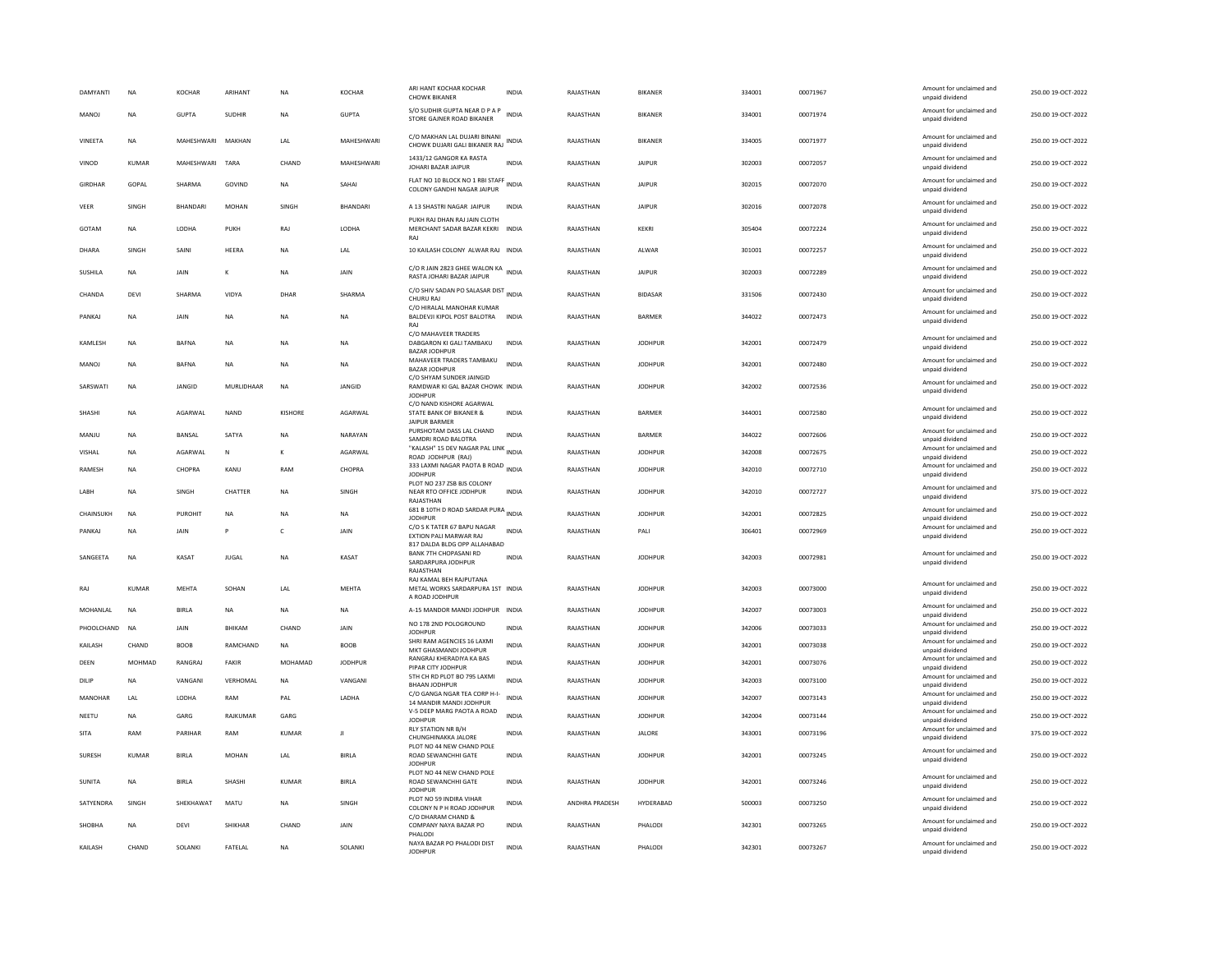| | | | | | | | | | | | | | | |
|---|---|---|---|---|---|---|---|---|---|---|---|---|---|---|
| DAMYANTI | NA | KOCHAR | ARIHANT | NA | KOCHAR | ARI HANT KOCHAR KOCHAR CHOWK BIKANER | INDIA | RAJASTHAN | BIKANER | 334001 | 00071967 | Amount for unclaimed and unpaid dividend | 250.00 | 19-OCT-2022 |
| MANOJ | NA | GUPTA | SUDHIR | NA | GUPTA | S/O SUDHIR GUPTA NEAR D P A P STORE GAJNER ROAD BIKANER | INDIA | RAJASTHAN | BIKANER | 334001 | 00071974 | Amount for unclaimed and unpaid dividend | 250.00 | 19-OCT-2022 |
| VINEETA | NA | MAHESHWARI | MAKHAN | LAL | MAHESHWARI | C/O MAKHAN LAL DUJARI BINANI CHOWK DUJARI GALI BIKANER RAJ | INDIA | RAJASTHAN | BIKANER | 334005 | 00071977 | Amount for unclaimed and unpaid dividend | 250.00 | 19-OCT-2022 |
| VINOD | KUMAR | MAHESHWARI | TARA | CHAND | MAHESHWARI | 1433/12 GANGOR KA RASTA JOHARI BAZAR JAIPUR | INDIA | RAJASTHAN | JAIPUR | 302003 | 00072057 | Amount for unclaimed and unpaid dividend | 250.00 | 19-OCT-2022 |
| GIRDHAR | GOPAL | SHARMA | GOVIND | NA | SAHAI | FLAT NO 10 BLOCK NO 1 RBI STAFF COLONY GANDHI NAGAR JAIPUR | INDIA | RAJASTHAN | JAIPUR | 302015 | 00072070 | Amount for unclaimed and unpaid dividend | 250.00 | 19-OCT-2022 |
| VEER | SINGH | BHANDARI | MOHAN | SINGH | BHANDARI | A 13 SHASTRI NAGAR JAIPUR | INDIA | RAJASTHAN | JAIPUR | 302016 | 00072078 | Amount for unclaimed and unpaid dividend | 250.00 | 19-OCT-2022 |
| GOTAM | NA | LODHA | PUKH | RAJ | LODHA | PUKH RAJ DHAN RAJ JAIN CLOTH MERCHANT SADAR BAZAR KEKRI RAJ | INDIA | RAJASTHAN | KEKRI | 305404 | 00072224 | Amount for unclaimed and unpaid dividend | 250.00 | 19-OCT-2022 |
| DHARA | SINGH | SAINI | HEERA | NA | LAL | 10 KAILASH COLONY ALWAR RAJ | INDIA | RAJASTHAN | ALWAR | 301001 | 00072257 | Amount for unclaimed and unpaid dividend | 250.00 | 19-OCT-2022 |
| SUSHILA | NA | JAIN | K | NA | JAIN | C/O R JAIN 2823 GHEE WALON KA RASTA JOHARI BAZAR JAIPUR | INDIA | RAJASTHAN | JAIPUR | 302003 | 00072289 | Amount for unclaimed and unpaid dividend | 250.00 | 19-OCT-2022 |
| CHANDA | DEVI | SHARMA | VIDYA | DHAR | SHARMA | C/O SHIV SADAN PO SALASAR DIST CHURU RAJ | INDIA | RAJASTHAN | BIDASAR | 331506 | 00072430 | Amount for unclaimed and unpaid dividend | 250.00 | 19-OCT-2022 |
| PANKAJ | NA | JAIN | NA | NA | NA | C/O HIRALAL MANOHAR KUMAR BALDEVJI KIPOL POST BALOTRA RAJ | INDIA | RAJASTHAN | BARMER | 344022 | 00072473 | Amount for unclaimed and unpaid dividend | 250.00 | 19-OCT-2022 |
| KAMLESH | NA | BAFNA | NA | NA | NA | C/O MAHAVEER TRADERS DABGARON KI GALI TAMBAKU BAZAR JODHPUR | INDIA | RAJASTHAN | JODHPUR | 342001 | 00072479 | Amount for unclaimed and unpaid dividend | 250.00 | 19-OCT-2022 |
| MANOJ | NA | BAFNA | NA | NA | NA | MAHAVEER TRADERS TAMBAKU BAZAR JODHPUR | INDIA | RAJASTHAN | JODHPUR | 342001 | 00072480 | Amount for unclaimed and unpaid dividend | 250.00 | 19-OCT-2022 |
| SARSWATI | NA | JANGID | MURLIDHAAR | NA | JANGID | C/O SHYAM SUNDER JAINGID RAMDWAR KI GAL BAZAR CHOWK JODHPUR | INDIA | RAJASTHAN | JODHPUR | 342002 | 00072536 | Amount for unclaimed and unpaid dividend | 250.00 | 19-OCT-2022 |
| SHASHI | NA | AGARWAL | NAND | KISHORE | AGARWAL | C/O NAND KISHORE AGARWAL STATE BANK OF BIKANER & JAIPUR BARMER | INDIA | RAJASTHAN | BARMER | 344001 | 00072580 | Amount for unclaimed and unpaid dividend | 250.00 | 19-OCT-2022 |
| MANJU | NA | BANSAL | SATYA | NA | NARAYAN | PURSHOTAM DASS LAL CHAND SAMDRI ROAD BALOTRA | INDIA | RAJASTHAN | BARMER | 344022 | 00072606 | Amount for unclaimed and unpaid dividend | 250.00 | 19-OCT-2022 |
| VISHAL | NA | AGARWAL | N | K | AGARWAL | "KALASH" 15 DEV NAGAR PAL LINK ROAD JODHPUR (RAJ) | INDIA | RAJASTHAN | JODHPUR | 342008 | 00072675 | Amount for unclaimed and unpaid dividend | 250.00 | 19-OCT-2022 |
| RAMESH | NA | CHOPRA | KANU | RAM | CHOPRA | 333 LAXMI NAGAR PAOTA B ROAD JODHPUR | INDIA | RAJASTHAN | JODHPUR | 342010 | 00072710 | Amount for unclaimed and unpaid dividend | 250.00 | 19-OCT-2022 |
| LABH | NA | SINGH | CHATTER | NA | SINGH | PLOT NO 237 ZSB BJS COLONY NEAR RTO OFFICE JODHPUR RAJASTHAN | INDIA | RAJASTHAN | JODHPUR | 342010 | 00072727 | Amount for unclaimed and unpaid dividend | 375.00 | 19-OCT-2022 |
| CHAINSUKH | NA | PUROHIT | NA | NA | NA | 681 B 10TH D ROAD SARDAR PURA JODHPUR | INDIA | RAJASTHAN | JODHPUR | 342001 | 00072825 | Amount for unclaimed and unpaid dividend | 250.00 | 19-OCT-2022 |
| PANKAJ | NA | JAIN | P | C | JAIN | C/O S K TATER 67 BAPU NAGAR EXTION PALI MARWAR RAJ | INDIA | RAJASTHAN | PALI | 306401 | 00072969 | Amount for unclaimed and unpaid dividend | 250.00 | 19-OCT-2022 |
| SANGEETA | NA | KASAT | JUGAL | NA | KASAT | 817 DALDA BLDG OPP ALLAHABAD BANK 7TH CHOPASANI RD SARDARPURA JODHPUR RAJASTHAN | INDIA | RAJASTHAN | JODHPUR | 342003 | 00072981 | Amount for unclaimed and unpaid dividend | 250.00 | 19-OCT-2022 |
| RAJ | KUMAR | MEHTA | SOHAN | LAL | MEHTA | RAJ KAMAL BEH RAJPUTANA METAL WORKS SARDARPURA 1ST A ROAD JODHPUR | INDIA | RAJASTHAN | JODHPUR | 342003 | 00073000 | Amount for unclaimed and unpaid dividend | 250.00 | 19-OCT-2022 |
| MOHANLAL | NA | BIRLA | NA | NA | NA | A-15 MANDOR MANDI JODHPUR | INDIA | RAJASTHAN | JODHPUR | 342007 | 00073003 | Amount for unclaimed and unpaid dividend | 250.00 | 19-OCT-2022 |
| PHOOLCHAND | NA | JAIN | BHIKAM | CHAND | JAIN | NO 178 2ND POLOGROUND JODHPUR | INDIA | RAJASTHAN | JODHPUR | 342006 | 00073033 | Amount for unclaimed and unpaid dividend | 250.00 | 19-OCT-2022 |
| KAILASH | CHAND | BOOB | RAMCHAND | NA | BOOB | SHRI RAM AGENCIES 16 LAXMI MKT GHASMANDI JODHPUR | INDIA | RAJASTHAN | JODHPUR | 342001 | 00073038 | Amount for unclaimed and unpaid dividend | 250.00 | 19-OCT-2022 |
| DEEN | MOHMAD | RANGRAJ | FAKIR | MOHAMAD | JODHPUR | RANGRAJ KHERADIYA KA BAS PIPAR CITY JODHPUR | INDIA | RAJASTHAN | JODHPUR | 342001 | 00073076 | Amount for unclaimed and unpaid dividend | 250.00 | 19-OCT-2022 |
| DILIP | NA | VANGANI | VERHOMAL | NA | VANGANI | 5TH CH RD PLOT BO 795 LAXMI BHAAN JODHPUR | INDIA | RAJASTHAN | JODHPUR | 342003 | 00073100 | Amount for unclaimed and unpaid dividend | 250.00 | 19-OCT-2022 |
| MANOHAR | LAL | LODHA | RAM | PAL | LADHA | C/O GANGA NGAR TEA CORP H-I-14 MANDIR MANDI JODHPUR | INDIA | RAJASTHAN | JODHPUR | 342007 | 00073143 | Amount for unclaimed and unpaid dividend | 250.00 | 19-OCT-2022 |
| NEETU | NA | GARG | RAJKUMAR | GARG | | V-5 DEEP MARG PAOTA A ROAD JODHPUR | INDIA | RAJASTHAN | JODHPUR | 342004 | 00073144 | Amount for unclaimed and unpaid dividend | 250.00 | 19-OCT-2022 |
| SITA | RAM | PARIHAR | RAM | KUMAR | JI | RLY STATION NR B/H CHUNGHINAKKA JALORE | INDIA | RAJASTHAN | JALORE | 343001 | 00073196 | Amount for unclaimed and unpaid dividend | 375.00 | 19-OCT-2022 |
| SURESH | KUMAR | BIRLA | MOHAN | LAL | BIRLA | PLOT NO 44 NEW CHAND POLE ROAD SEWANCHHI GATE JODHPUR | INDIA | RAJASTHAN | JODHPUR | 342001 | 00073245 | Amount for unclaimed and unpaid dividend | 250.00 | 19-OCT-2022 |
| SUNITA | NA | BIRLA | SHASHI | KUMAR | BIRLA | PLOT NO 44 NEW CHAND POLE ROAD SEWANCHHI GATE JODHPUR | INDIA | RAJASTHAN | JODHPUR | 342001 | 00073246 | Amount for unclaimed and unpaid dividend | 250.00 | 19-OCT-2022 |
| SATYENDRA | SINGH | SHEKHAWAT | MATU | NA | SINGH | PLOT NO 59 INDIRA VIHAR COLONY N P H ROAD JODHPUR | INDIA | ANDHRA PRADESH | HYDERABAD | 500003 | 00073250 | Amount for unclaimed and unpaid dividend | 250.00 | 19-OCT-2022 |
| SHOBHA | NA | DEVI | SHIKHAR | CHAND | JAIN | C/O DHARAM CHAND & COMPANY NAYA BAZAR PO PHALODI | INDIA | RAJASTHAN | PHALODI | 342301 | 00073265 | Amount for unclaimed and unpaid dividend | 250.00 | 19-OCT-2022 |
| KAILASH | CHAND | SOLANKI | FATELAL | NA | SOLANKI | NAYA BAZAR PO PHALODI DIST JODHPUR | INDIA | RAJASTHAN | PHALODI | 342301 | 00073267 | Amount for unclaimed and unpaid dividend | 250.00 | 19-OCT-2022 |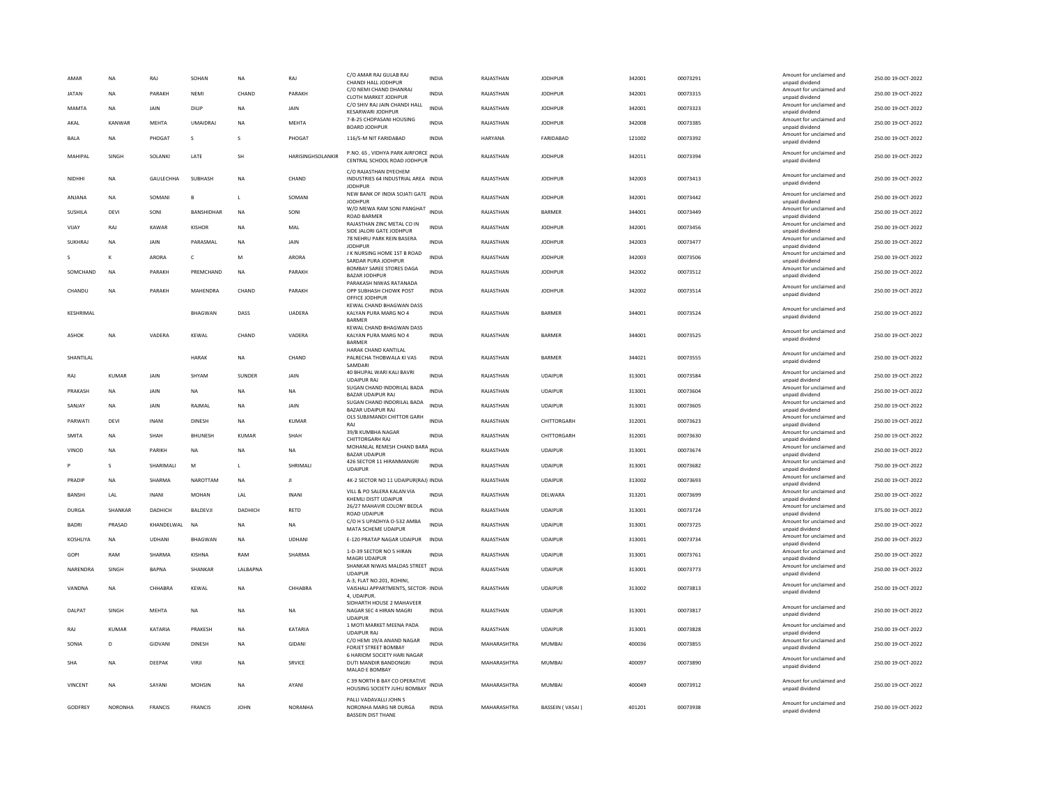| AMAR | NA | RAJ | SOHAN | NA | RAJ | C/O AMAR RAJ GULAB RAJ CHANDI HALL JODHPUR | INDIA | RAJASTHAN | JODHPUR | 342001 | 00073291 | Amount for unclaimed and unpaid dividend | 250.00 19-OCT-2022 |
|---|---|---|---|---|---|---|---|---|---|---|---|---|---|
| JATAN | NA | PARAKH | NEMI | CHAND | PARAKH | C/O NEMI CHAND DHANRAJ CLOTH MARKET JODHPUR | INDIA | RAJASTHAN | JODHPUR | 342001 | 00073315 | Amount for unclaimed and unpaid dividend | 250.00 19-OCT-2022 |
| MAMTA | NA | JAIN | DILIP | NA | JAIN | C/O SHIV RAJ JAIN CHANDI HALL KESARWARI JODHPUR | INDIA | RAJASTHAN | JODHPUR | 342001 | 00073323 | Amount for unclaimed and unpaid dividend | 250.00 19-OCT-2022 |
| AKAL | KANWAR | MEHTA | UMAIDRAJ | NA | MEHTA | 7-B-25 CHOPASANI HOUSING BOARD JODHPUR | INDIA | RAJASTHAN | JODHPUR | 342008 | 00073385 | Amount for unclaimed and unpaid dividend | 250.00 19-OCT-2022 |
| BALA | NA | PHOGAT | S | S | PHOGAT | 116/5-M NIT FARIDABAD | INDIA | HARYANA | FARIDABAD | 121002 | 00073392 | Amount for unclaimed and unpaid dividend | 250.00 19-OCT-2022 |
| MAHIPAL | SINGH | SOLANKI | LATE | SH | HARISINGHSOLANKIR | P.NO. 65 , VIDHYA PARK AIRFORCE CENTRAL SCHOOL ROAD JODHPUR | INDIA | RAJASTHAN | JODHPUR | 342011 | 00073394 | Amount for unclaimed and unpaid dividend | 250.00 19-OCT-2022 |
| NIDHHI | NA | GAULECHHA | SUBHASH | NA | CHAND | C/O RAJASTHAN DYECHEM INDUSTRIES 64 INDUSTRIAL AREA JODHPUR | INDIA | RAJASTHAN | JODHPUR | 342003 | 00073413 | Amount for unclaimed and unpaid dividend | 250.00 19-OCT-2022 |
| ANJANA | NA | SOMANI | B | L | SOMANI | NEW BANK OF INDIA SOJATI GATE JODHPUR | INDIA | RAJASTHAN | JODHPUR | 342001 | 00073442 | Amount for unclaimed and unpaid dividend | 250.00 19-OCT-2022 |
| SUSHILA | DEVI | SONI | BANSHIDHAR | NA | SONI | W/O MEWA RAM SONI PANGHAT ROAD BARMER | INDIA | RAJASTHAN | BARMER | 344001 | 00073449 | Amount for unclaimed and unpaid dividend | 250.00 19-OCT-2022 |
| VIJAY | RAJ | KAWAR | KISHOR | NA | MAL | RAJASTHAN ZINC METAL CO IN SIDE JALORI GATE JODHPUR | INDIA | RAJASTHAN | JODHPUR | 342001 | 00073456 | Amount for unclaimed and unpaid dividend | 250.00 19-OCT-2022 |
| SUKHRAJ | NA | JAIN | PARASMAL | NA | JAIN | 78 NEHRU PARK REIN BASERA JODHPUR | INDIA | RAJASTHAN | JODHPUR | 342003 | 00073477 | Amount for unclaimed and unpaid dividend | 250.00 19-OCT-2022 |
| S | K | ARORA | C | M | ARORA | J K NURSING HOME 1ST B ROAD SARDAR PURA JODHPUR | INDIA | RAJASTHAN | JODHPUR | 342003 | 00073506 | Amount for unclaimed and unpaid dividend | 250.00 19-OCT-2022 |
| SOMCHAND | NA | PARAKH | PREMCHAND | NA | PARAKH | BOMBAY SAREE STORES DAGA BAZAR JODHPUR | INDIA | RAJASTHAN | JODHPUR | 342002 | 00073512 | Amount for unclaimed and unpaid dividend | 250.00 19-OCT-2022 |
| CHANDU | NA | PARAKH | MAHENDRA | CHAND | PARAKH | PARAKASH NIWAS RATANADA OPP SUBHASH CHOWK POST OFFICE JODHPUR | INDIA | RAJASTHAN | JODHPUR | 342002 | 00073514 | Amount for unclaimed and unpaid dividend | 250.00 19-OCT-2022 |
| KESHRIMAL | | | BHAGWAN | DASS | UADERA | KEWAL CHAND BHAGWAN DASS KALYAN PURA MARG NO 4 BARMER | INDIA | RAJASTHAN | BARMER | 344001 | 00073524 | Amount for unclaimed and unpaid dividend | 250.00 19-OCT-2022 |
| ASHOK | NA | VADERA | KEWAL | CHAND | VADERA | KEWAL CHAND BHAGWAN DASS KALYAN PURA MARG NO 4 BARMER | INDIA | RAJASTHAN | BARMER | 344001 | 00073525 | Amount for unclaimed and unpaid dividend | 250.00 19-OCT-2022 |
| SHANTILAL | | | HARAK | NA | CHAND | HARAK CHAND KANTILAL PALRECHA THOBWALA KI VAS SAMDARI | INDIA | RAJASTHAN | BARMER | 344021 | 00073555 | Amount for unclaimed and unpaid dividend | 250.00 19-OCT-2022 |
| RAJ | KUMAR | JAIN | SHYAM | SUNDER | JAIN | 40 BHUPAL WARI KALI BAVRI UDAIPUR RAJ | INDIA | RAJASTHAN | UDAIPUR | 313001 | 00073584 | Amount for unclaimed and unpaid dividend | 250.00 19-OCT-2022 |
| PRAKASH | NA | JAIN | NA | NA | NA | SUGAN CHAND INDORILAL BADA BAZAR UDAIPUR RAJ | INDIA | RAJASTHAN | UDAIPUR | 313001 | 00073604 | Amount for unclaimed and unpaid dividend | 250.00 19-OCT-2022 |
| SANJAY | NA | JAIN | RAJMAL | NA | JAIN | SUGAN CHAND INDORILAL BADA BAZAR UDAIPUR RAJ | INDIA | RAJASTHAN | UDAIPUR | 313001 | 00073605 | Amount for unclaimed and unpaid dividend | 250.00 19-OCT-2022 |
| PARWATI | DEVI | INANI | DINESH | NA | KUMAR | OLS SUBJIMANDI CHITTOR GARH RAJ | INDIA | RAJASTHAN | CHITTORGARH | 312001 | 00073623 | Amount for unclaimed and unpaid dividend | 250.00 19-OCT-2022 |
| SMITA | NA | SHAH | BHUNESH | KUMAR | SHAH | 39/B KUMBHA NAGAR CHITTORGARH RAJ | INDIA | RAJASTHAN | CHITTORGARH | 312001 | 00073630 | Amount for unclaimed and unpaid dividend | 250.00 19-OCT-2022 |
| VINOD | NA | PARIKH | NA | NA | NA | MOHANLAL REMESH CHAND BARA BAZAR UDAIPUR | INDIA | RAJASTHAN | UDAIPUR | 313001 | 00073674 | Amount for unclaimed and unpaid dividend | 250.00 19-OCT-2022 |
| P | S | SHARIMALI | M | L | SHRIMALI | 426 SECTOR 11 HIRANMANGRI UDAIPUR | INDIA | RAJASTHAN | UDAIPUR | 313001 | 00073682 | Amount for unclaimed and unpaid dividend | 750.00 19-OCT-2022 |
| PRADIP | NA | SHARMA | NAROTTAM | NA | JI | 4K-2 SECTOR NO 11 UDAIPUR(RAJ) | INDIA | RAJASTHAN | UDAIPUR | 313002 | 00073693 | Amount for unclaimed and unpaid dividend | 250.00 19-OCT-2022 |
| BANSHI | LAL | INANI | MOHAN | LAL | INANI | VILL & PO SALERA KALAN VIA KHEMLI DISTT UDAIPUR | INDIA | RAJASTHAN | DELWARA | 313201 | 00073699 | Amount for unclaimed and unpaid dividend | 250.00 19-OCT-2022 |
| DURGA | SHANKAR | DADHICH | BALDEVJI | DADHICH | RETD | 26/27 MAHAVIR COLONY BEDLA ROAD UDAIPUR | INDIA | RAJASTHAN | UDAIPUR | 313001 | 00073724 | Amount for unclaimed and unpaid dividend | 375.00 19-OCT-2022 |
| BADRI | PRASAD | KHANDELWAL | NA | NA | NA | C/O H S UPADHYA O-532 AMBA MATA SCHEME UDAIPUR | INDIA | RAJASTHAN | UDAIPUR | 313001 | 00073725 | Amount for unclaimed and unpaid dividend | 250.00 19-OCT-2022 |
| KOSHLIYA | NA | UDHANI | BHAGWAN | NA | UDHANI | E-120 PRATAP NAGAR UDAIPUR | INDIA | RAJASTHAN | UDAIPUR | 313001 | 00073734 | Amount for unclaimed and unpaid dividend | 250.00 19-OCT-2022 |
| GOPI | RAM | SHARMA | KISHNA | RAM | SHARMA | 1-D-39 SECTOR NO 5 HIRAN MAGRI UDAIPUR | INDIA | RAJASTHAN | UDAIPUR | 313001 | 00073761 | Amount for unclaimed and unpaid dividend | 250.00 19-OCT-2022 |
| NARENDRA | SINGH | BAPNA | SHANKAR | LALBAPNA | | SHANKAR NIWAS MALDAS STREET UDAIPUR | INDIA | RAJASTHAN | UDAIPUR | 313001 | 00073773 | Amount for unclaimed and unpaid dividend | 250.00 19-OCT-2022 |
| VANDNA | NA | CHHABRA | KEWAL | NA | CHHABRA | A-3, FLAT NO.201, ROHINI, VAISHALI APPARTMENTS, SECTOR-4, UDAIPUR. | INDIA | RAJASTHAN | UDAIPUR | 313002 | 00073813 | Amount for unclaimed and unpaid dividend | 250.00 19-OCT-2022 |
| DALPAT | SINGH | MEHTA | NA | NA | NA | SIDHARTH HOUSE 2 MAHAVEER NAGAR SEC 4 HIRAN MAGRI UDAIPUR | INDIA | RAJASTHAN | UDAIPUR | 313001 | 00073817 | Amount for unclaimed and unpaid dividend | 250.00 19-OCT-2022 |
| RAJ | KUMAR | KATARIA | PRAKESH | NA | KATARIA | 1 MOTI MARKET MEENA PADA UDAIPUR RAJ | INDIA | RAJASTHAN | UDAIPUR | 313001 | 00073828 | Amount for unclaimed and unpaid dividend | 250.00 19-OCT-2022 |
| SONIA | D | GIDVANI | DINESH | NA | GIDANI | C/O HEMI 19/A ANAND NAGAR FORJET STREET BOMBAY | INDIA | MAHARASHTRA | MUMBAI | 400036 | 00073855 | Amount for unclaimed and unpaid dividend | 250.00 19-OCT-2022 |
| SHA | NA | DEEPAK | VIRJI | NA | SRVICE | 6 HARIOM SOCIETY HARI NAGAR DUTI MANDIR BANDONGRI MALAD E BOMBAY | INDIA | MAHARASHTRA | MUMBAI | 400097 | 00073890 | Amount for unclaimed and unpaid dividend | 250.00 19-OCT-2022 |
| VINCENT | NA | SAYANI | MOHSIN | NA | AYANI | C 39 NORTH B BAY CO OPERATIVE HOUSING SOCIETY JUHU BOMBAY | INDIA | MAHARASHTRA | MUMBAI | 400049 | 00073912 | Amount for unclaimed and unpaid dividend | 250.00 19-OCT-2022 |
| GODFREY | NORONHA | FRANCIS | FRANCIS | JOHN | NORANHA | PALLI VADAVALLI JOHN S NORONHA MARG NR DURGA BASSEIN DIST THANE | INDIA | MAHARASHTRA | BASSEIN ( VASAI ) | 401201 | 00073938 | Amount for unclaimed and unpaid dividend | 250.00 19-OCT-2022 |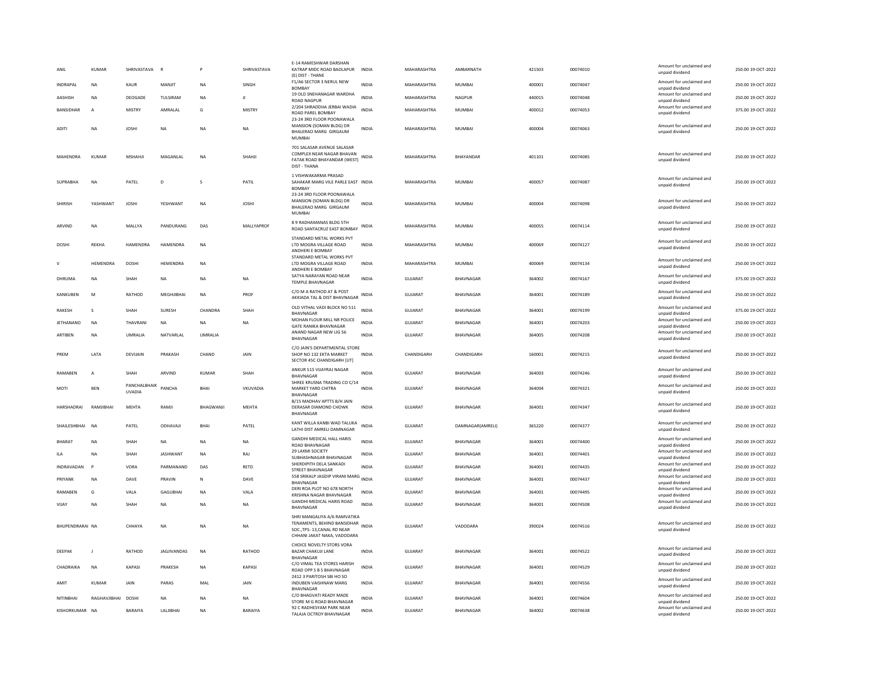| ANIL | KUMAR | SHRIVASTAVA | R | P | SHRIVASTAVA | E-14 RAMESHWAR DARSHAN KATRAP MIDC ROAD BADLAPUR (E) DIST - THANE | INDIA | MAHARASHTRA | AMBARNATH | 421503 | 00074010 | Amount for unclaimed and unpaid dividend | 250.00 19-OCT-2022 |
|---|---|---|---|---|---|---|---|---|---|---|---|---|---|
| INDRAPAL | NA | KAUR | MANJIT | NA | SINGH | F1/A6 SECTOR 3 NERUL NEW BOMBAY | INDIA | MAHARASHTRA | MUMBAI | 400001 | 00074047 | Amount for unclaimed and unpaid dividend | 250.00 19-OCT-2022 |
| AASHISH | NA | DEOGADE | TULSIRAM | NA | JI | 19 OLD SNEHANAGAR WARDHA ROAD NAGPUR | INDIA | MAHARASHTRA | NAGPUR | 440015 | 00074048 | Amount for unclaimed and unpaid dividend | 250.00 19-OCT-2022 |
| BANSIDHAR | A | MISTRY | AMRALAL | G | MISTRY | 2/204 SHRADDHA JERBAI WADIA ROAD PAREL BOMBAY | INDIA | MAHARASHTRA | MUMBAI | 400012 | 00074053 | Amount for unclaimed and unpaid dividend | 375.00 19-OCT-2022 |
| ADITI | NA | JOSHI | NA | NA | NA | 23-24 3RD FLOOR POONAWALA MANSION (SOMAN BLDG) DR BHALERAO MARG GIRGAUM MUMBAI | INDIA | MAHARASHTRA | MUMBAI | 400004 | 00074063 | Amount for unclaimed and unpaid dividend | 250.00 19-OCT-2022 |
| MAHENDRA | KUMAR | MSHAHJI | MAGANLAL | NA | SHAHJI | 701 SALASAR AVENUE SALASAR COMPLEX NEAR NAGAR BHAVAN FATAK ROAD BHAYANDAR (WEST) DIST - THANA | INDIA | MAHARASHTRA | BHAYANDAR | 401101 | 00074085 | Amount for unclaimed and unpaid dividend | 250.00 19-OCT-2022 |
| SUPRABHA | NA | PATEL | D | S | PATIL | 1 VISHWAKARMA PRASAD SAHAKAR MARG VILE PARLE EAST BOMBAY | INDIA | MAHARASHTRA | MUMBAI | 400057 | 00074087 | Amount for unclaimed and unpaid dividend | 250.00 19-OCT-2022 |
| SHIRISH | YASHWANT | JOSHI | YESHWANT | NA | JOSHI | 23-24 3RD FLOOR POONAWALA MANSION (SOMAN BLDG) DR BHALERAO MARG GIRGAUM MUMBAI | INDIA | MAHARASHTRA | MUMBAI | 400004 | 00074098 | Amount for unclaimed and unpaid dividend | 250.00 19-OCT-2022 |
| ARVIND | NA | MALLYA | PANDURANG | DAS | MALLYAPROF | 8 9 RADHAMANAS BLDG 5TH ROAD SANTACRUZ EAST BOMBAY | INDIA | MAHARASHTRA | MUMBAI | 400055 | 00074114 | Amount for unclaimed and unpaid dividend | 250.00 19-OCT-2022 |
| DOSHI | REKHA | HAMENDRA | HAMENDRA | NA | | STANDARD METAL WORKS PVT LTD MOGRA VILLAGE ROAD ANDHERI E BOMBAY | INDIA | MAHARASHTRA | MUMBAI | 400069 | 00074127 | Amount for unclaimed and unpaid dividend | 250.00 19-OCT-2022 |
| V | HEMENDRA | DOSHI | HEMENDRA | NA | | STANDARD METAL WORKS PVT LTD MOGRA VILLAGE ROAD ANDHERI E BOMBAY | INDIA | MAHARASHTRA | MUMBAI | 400069 | 00074134 | Amount for unclaimed and unpaid dividend | 250.00 19-OCT-2022 |
| DHRUMA | NA | SHAH | NA | NA | NA | SATYA NARAYAN ROAD NEAR TEMPLE BHAVNAGAR | INDIA | GUJARAT | BHAVNAGAR | 364002 | 00074167 | Amount for unclaimed and unpaid dividend | 375.00 19-OCT-2022 |
| KANKUBEN | M | RATHOD | MEGHJIBHAI | NA | PROF | C/O M A RATHOD AT & POST AKKIADA TAL & DIST BHAVNAGAR | INDIA | GUJARAT | BHAVNAGAR | 364001 | 00074189 | Amount for unclaimed and unpaid dividend | 250.00 19-OCT-2022 |
| RAKESH | S | SHAH | SURESH | CHANDRA | SHAH | OLD VITHAL VADI BLOCK NO 511 BHAVNAGAR | INDIA | GUJARAT | BHAVNAGAR | 364001 | 00074199 | Amount for unclaimed and unpaid dividend | 375.00 19-OCT-2022 |
| JETHANAND | NA | THAVRANI | NA | NA | NA | MOHAN FLOUR MILL NR POLICE GATE RANIKA BHAVNAGAR | INDIA | GUJARAT | BHAVNAGAR | 364001 | 00074203 | Amount for unclaimed and unpaid dividend | 250.00 19-OCT-2022 |
| ARTIBEN | NA | UMRALIA | NATVARLAL | UMRALIA | | ANAND NAGAR NEW LIG 56 BHAVNAGAR | INDIA | GUJARAT | BHAVNAGAR | 364005 | 00074208 | Amount for unclaimed and unpaid dividend | 250.00 19-OCT-2022 |
| PREM | LATA | DEVIJAIN | PRAKASH | CHAND | JAIN | C/O JAIN'S DEPARTMENTAL STORE SHOP NO 132 EKTA MARKET SECTOR 45C CHANDIGARH [UT] | INDIA | CHANDIGARH | CHANDIGARH | 160001 | 00074215 | Amount for unclaimed and unpaid dividend | 250.00 19-OCT-2022 |
| RAMABEN | A | SHAH | ARVIND | KUMAR | SHAH | ANKUR 515 VIJAYRAJ NAGAR BHAVNAGAR | INDIA | GUJARAT | BHAVNAGAR | 364003 | 00074246 | Amount for unclaimed and unpaid dividend | 250.00 19-OCT-2022 |
| MOTI | BEN | PANCHALBHAIK UVADIA | PANCHA | BHAI | VKUVADIA | SHREE KRUSNA TRADING CO C/14 MARKET YARD CHITRA BHAVNAGAR | INDIA | GUJARAT | BHAVNAGAR | 364004 | 00074321 | Amount for unclaimed and unpaid dividend | 250.00 19-OCT-2022 |
| HARSHADRAI | RAMJIBHAI | MEHTA | RAMJI | BHAGWANJI | MEHTA | B/15 MADHAV APTTS B/H JAIN DERASAR DIAMOND CHOWK BHAVNAGAR | INDIA | GUJARAT | BHAVNAGAR | 364001 | 00074347 | Amount for unclaimed and unpaid dividend | 250.00 19-OCT-2022 |
| SHAILESHBHAI | NA | PATEL | ODHAVAJI | BHAI | PATEL | KANT WILLA KANBI WAD TALUKA LATHI DIST AMRELI DAMNAGAR | INDIA | GUJARAT | DAMNAGAR(AMRELI) | 365220 | 00074377 | Amount for unclaimed and unpaid dividend | 250.00 19-OCT-2022 |
| BHARAT | NA | SHAH | NA | NA | NA | GANDHI MEDICAL HALL HARIS ROAD BHAVNAGAR | INDIA | GUJARAT | BHAVNAGAR | 364001 | 00074400 | Amount for unclaimed and unpaid dividend | 250.00 19-OCT-2022 |
| ILA | NA | SHAH | JASHWANT | NA | RAJ | 29 LAXMI SOCIETY SUBHASHNAGAR BHAVNAGAR | INDIA | GUJARAT | BHAVNAGAR | 364001 | 00074401 | Amount for unclaimed and unpaid dividend | 250.00 19-OCT-2022 |
| INDRAVADAN | P | VORA | PARMANAND | DAS | RETD | SHERDIPITH DELA SANKADI STREET BHAVNAGAR | INDIA | GUJARAT | BHAVNAGAR | 364001 | 00074435 | Amount for unclaimed and unpaid dividend | 250.00 19-OCT-2022 |
| PRIYANK | NA | DAVE | PRAVIN | N | DAVE | 558 SRIKALP JAGDIP VIRANI MARG BHAVNAGAR | INDIA | GUJARAT | BHAVNAGAR | 364001 | 00074437 | Amount for unclaimed and unpaid dividend | 250.00 19-OCT-2022 |
| RAMABEN | G | VALA | GAGUBHAI | NA | VALA | DERI ROA PLOT NO 678 NORTH KRISHNA NAGAR BHAVNAGAR | INDIA | GUJARAT | BHAVNAGAR | 364001 | 00074495 | Amount for unclaimed and unpaid dividend | 250.00 19-OCT-2022 |
| VIJAY | NA | SHAH | NA | NA | NA | GANDHI MEDICAL HARIS ROAD BHAVNAGAR | INDIA | GUJARAT | BHAVNAGAR | 364001 | 00074508 | Amount for unclaimed and unpaid dividend | 250.00 19-OCT-2022 |
| BHUPENDRARAI | NA | CHHAYA | NA | NA | NA | SHRI MANGALIYA A/6 RAMVATIKA TENAMENTS, BEHIND BANSIDHAR SOC.,TPS- 13,CANAL RD NEAR CHHANI JAKAT NAKA, VADODARA | INDIA | GUJARAT | VADODARA | 390024 | 00074516 | Amount for unclaimed and unpaid dividend | 250.00 19-OCT-2022 |
| DEEPAK | J | RATHOD | JAGJIVANDAS | NA | RATHOD | CHOICE NOVELTY STORS VORA BAZAR CHAKUJI LANE BHAVNAGAR | INDIA | GUJARAT | BHAVNAGAR | 364001 | 00074522 | Amount for unclaimed and unpaid dividend | 250.00 19-OCT-2022 |
| CHADRAIKA | NA | KAPASI | PRAKESH | NA | KAPASI | C/O VIMAL TEA STORES HARISH ROAD OPP S B S BHAVNAGAR | INDIA | GUJARAT | BHAVNAGAR | 364001 | 00074529 | Amount for unclaimed and unpaid dividend | 250.00 19-OCT-2022 |
| AMIT | KUMAR | JAIN | PARAS | MAL | JAIN | 2412 3 PARITOSH SBI HO SO INDUBEN VAISHNAW MARG BHAVNAGAR | INDIA | GUJARAT | BHAVNAGAR | 364001 | 00074556 | Amount for unclaimed and unpaid dividend | 250.00 19-OCT-2022 |
| NITINBHAI | RAGHAVJIBHAI | DOSHI | NA | NA | NA | C/O BHAGVATI READY MADE STORE M G ROAD BHAVNAGAR | INDIA | GUJARAT | BHAVNAGAR | 364001 | 00074604 | Amount for unclaimed and unpaid dividend | 250.00 19-OCT-2022 |
| KISHORKUMAR | NA | BARAIYA | LALJIBHAI | NA | BARAIYA | 92 C RADHESYAM PARK NEAR TALAJA OCTROY BHAVNAGAR | INDIA | GUJARAT | BHAVNAGAR | 364002 | 00074638 | Amount for unclaimed and unpaid dividend | 250.00 19-OCT-2022 |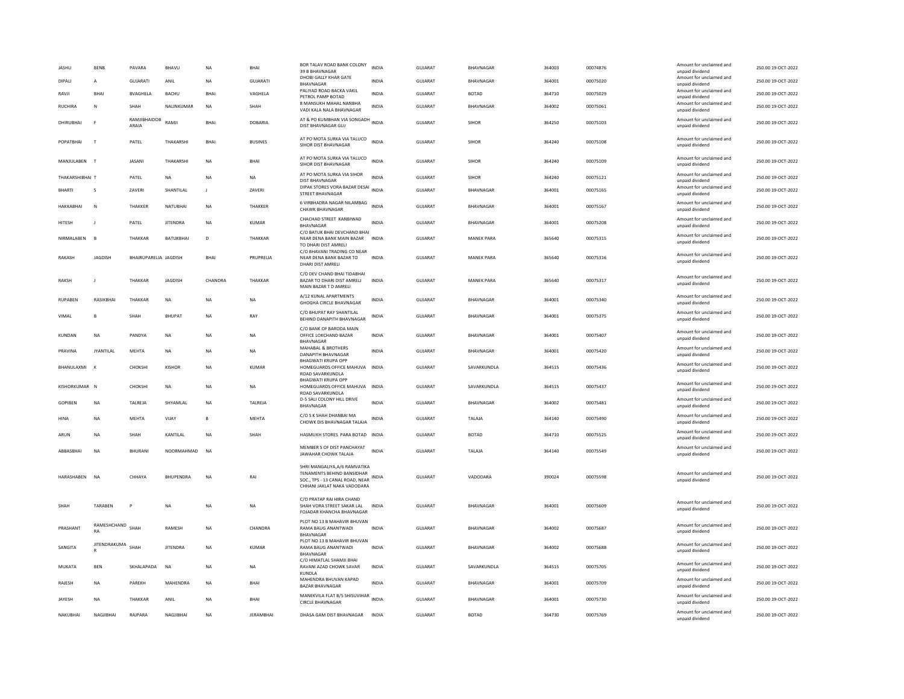| JASHU | BENB | PAVARA | BHAVU | NA | BHAI | BOR TALAV ROAD BANK COLONY 39 B BHAVNAGAR | INDIA | GUJARAT | BHAVNAGAR | 364003 | 00074876 | Amount for unclaimed and unpaid dividend | 250.00 19-OCT-2022 |
|---|---|---|---|---|---|---|---|---|---|---|---|---|---|
| DIPALI | A | GUJARATI | ANIL | NA | GUJARATI | DHOBI GALLY KHAR GATE BHAVNAGAR | INDIA | GUJARAT | BHAVNAGAR | 364001 | 00075020 | Amount for unclaimed and unpaid dividend | 250.00 19-OCT-2022 |
| RAVJI | BHAI | BVAGHELA | BACHU | BHAI | VAGHELA | PALIYAD ROAD BACKA VAKIL PETROL PAMP BOTAD | INDIA | GUJARAT | BOTAD | 364710 | 00075029 | Amount for unclaimed and unpaid dividend | 250.00 19-OCT-2022 |
| RUCHIRA | N | SHAH | NALINKUMAR | NA | SHAH | 8 MANSUKH MAHAL NANBHA VADI KALA NALA BHAVNAGAR | INDIA | GUJARAT | BHAVNAGAR | 364002 | 00075061 | Amount for unclaimed and unpaid dividend | 250.00 19-OCT-2022 |
| DHIRUBHAI | F | RAMJIBHAIDOB ARAIA | RAMJI | BHAI | DOBARIA | AT & PO KUMBHAN VIA SONGADH DIST BHAVNAGAR GUJ | INDIA | GUJARAT | SIHOR | 364250 | 00075103 | Amount for unclaimed and unpaid dividend | 250.00 19-OCT-2022 |
| POPATBHAI | T | PATEL | THAKARSHI | BHAI | BUSINES | AT PO MOTA SURKA VIA TALUCO SIHOR DIST BHAVNAGAR | INDIA | GUJARAT | SIHOR | 364240 | 00075108 | Amount for unclaimed and unpaid dividend | 250.00 19-OCT-2022 |
| MANJULABEN | T | JASANI | THAKARSHI | NA | BHAI | AT PO MOTA SURKA VIA TALUCO SIHOR DIST BHAVNAGAR | INDIA | GUJARAT | SIHOR | 364240 | 00075109 | Amount for unclaimed and unpaid dividend | 250.00 19-OCT-2022 |
| THAKARSHIBHAI | T | PATEL | NA | NA | NA | AT PO MOTA SURKA VIA SIHOR DIST BHAVNAGAR | INDIA | GUJARAT | SIHOR | 364240 | 00075121 | Amount for unclaimed and unpaid dividend | 250.00 19-OCT-2022 |
| BHARTI | S | ZAVERI | SHANTILAL | J | ZAVERI | DIPAK STORES VORA BAZAR DESAI STREET BHAVNAGAR | INDIA | GUJARAT | BHAVNAGAR | 364001 | 00075165 | Amount for unclaimed and unpaid dividend | 250.00 19-OCT-2022 |
| HAKKABHAI | N | THAKKER | NATUBHAI | NA | THAKKER | 6 VIRBHADRA NAGAR NILAMBAG CHAWK BHAVNAGAR | INDIA | GUJARAT | BHAVNAGAR | 364001 | 00075167 | Amount for unclaimed and unpaid dividend | 250.00 19-OCT-2022 |
| HITESH | J | PATEL | JITENDRA | NA | KUMAR | CHACHAD STREET KANBIWAD BHAVNAGAR | INDIA | GUJARAT | BHAVNAGAR | 364001 | 00075208 | Amount for unclaimed and unpaid dividend | 250.00 19-OCT-2022 |
| NIRMALABEN | B | THAKKAR | BATUKBHAI | D | THAKKAR | C/O BATUK BHAI DEVCHAND BHAI NEAR DENA BANK MAIN BAZAR TO DHARI DIST AMRELI | INDIA | GUJARAT | MANEK PARA | 365640 | 00075315 | Amount for unclaimed and unpaid dividend | 250.00 19-OCT-2022 |
| RAKASH | JAGDISH | BHAIRUPARELIA | JAGDISH | BHAI | PRUPRELIA | C/O BHAVANI TRADING CO NEAR NEAR DENA BANK BAZAR TO DHARI DIST AMRELI | INDIA | GUJARAT | MANEK PARA | 365640 | 00075316 | Amount for unclaimed and unpaid dividend | 250.00 19-OCT-2022 |
| RAKSH | J | THAKKAR | JAGDISH | CHANDRA | THAKKAR | C/O DEV CHAND BHAI TIDABHAI BAZAR TO DHARI DIST AMRELI MAIN BAZAR T D AMRELI | INDIA | GUJARAT | MANEK PARA | 365640 | 00075317 | Amount for unclaimed and unpaid dividend | 250.00 19-OCT-2022 |
| RUPABEN | RASIKBHAI | THAKKAR | NA | NA | NA | A/12 KUNAL APARTMENTS GHOGHA CIRCLE BHAVNAGAR | INDIA | GUJARAT | BHAVNAGAR | 364001 | 00075340 | Amount for unclaimed and unpaid dividend | 250.00 19-OCT-2022 |
| VIMAL | B | SHAH | BHUPAT | NA | RAY | C/O BHUPAT RAY SHANTILAL BEHIND DANAPITH BHAVNAGAR | INDIA | GUJARAT | BHAVNAGAR | 364001 | 00075375 | Amount for unclaimed and unpaid dividend | 250.00 19-OCT-2022 |
| KUNDAN | NA | PANDYA | NA | NA | NA | C/O BANK OF BARODA MAIN OFFICE LOKCHAND BAZAR BHAVNAGAR | INDIA | GUJARAT | BHAVNAGAR | 364001 | 00075407 | Amount for unclaimed and unpaid dividend | 250.00 19-OCT-2022 |
| PRAVINA | JYANTILAL | MEHTA | NA | NA | NA | MAHABAL & BROTHERS DANAPITH BHAVNAGAR | INDIA | GUJARAT | BHAVNAGAR | 364001 | 00075420 | Amount for unclaimed and unpaid dividend | 250.00 19-OCT-2022 |
| BHANULAXMI | K | CHOKSHI | KISHOR | NA | KUMAR | BHAGWATI KRUPA OPP HOMEGUARDS OFFICE MAHUVA ROAD SAVARKUNDLA | INDIA | GUJARAT | SAVARKUNDLA | 364515 | 00075436 | Amount for unclaimed and unpaid dividend | 250.00 19-OCT-2022 |
| KISHORKUMAR | N | CHOKSHI | NA | NA | NA | BHAGWATI KRUPA OPP HOMEGUARDS OFFICE MAHUVA ROAD SAVARKUNDLA | INDIA | GUJARAT | SAVARKUNDLA | 364515 | 00075437 | Amount for unclaimed and unpaid dividend | 250.00 19-OCT-2022 |
| GOPIBEN | NA | TALREJA | SHYAMLAL | NA | TALREJA | D-5 SALI COLONY HILL DRIVE BHAVNAGAR | INDIA | GUJARAT | BHAVNAGAR | 364002 | 00075481 | Amount for unclaimed and unpaid dividend | 250.00 19-OCT-2022 |
| HINA | NA | MEHTA | VIJAY | B | MEHTA | C/O S K SHAH DHANBAI MA CHOWK DIS BHAVNAGAR TALAJA | INDIA | GUJARAT | TALAJA | 364140 | 00075490 | Amount for unclaimed and unpaid dividend | 250.00 19-OCT-2022 |
| ARUN | NA | SHAH | KANTILAL | NA | SHAH | HASMUKH STORES PARA BOTAD | INDIA | GUJARAT | BOTAD | 364710 | 00075525 | Amount for unclaimed and unpaid dividend | 250.00 19-OCT-2022 |
| ABBASBHAI | NA | BHURANI | NOORMAHMAD | NA | | MEMBER S OF DIST PANCHAYAT JAWAHAR CHOWK TALAJA | INDIA | GUJARAT | TALAJA | 364140 | 00075549 | Amount for unclaimed and unpaid dividend | 250.00 19-OCT-2022 |
| HARASHABEN | NA | CHHAYA | BHUPENDRA | NA | RAI | SHRI MANGALIYA,A/6 RAMVATIKA TENAMENTS BEHIND BANSIDHAR SOC., TPS - 13 CANAL ROAD, NEAR CHHANI JAKLAT NAKA VADODARA | INDIA | GUJARAT | VADODARA | 390024 | 00075598 | Amount for unclaimed and unpaid dividend | 250.00 19-OCT-2022 |
| SHAH | TARABEN | P | NA | NA | NA | C/O PRATAP RAI HIRA CHAND SHAH VORA STREET SAKAR LAL FOJADAR KHANCHA BHAVNAGAR | INDIA | GUJARAT | BHAVNAGAR | 364001 | 00075609 | Amount for unclaimed and unpaid dividend | 250.00 19-OCT-2022 |
| PRASHANT | RAMESHCHAND RA | SHAH | RAMESH | NA | CHANDRA | PLOT NO 13 B MAHAVIR BHUVAN RAMA BAUG ANANTWADI BHAVNAGAR | INDIA | GUJARAT | BHAVNAGAR | 364002 | 00075687 | Amount for unclaimed and unpaid dividend | 250.00 19-OCT-2022 |
| SANGITA | JITENDRAKUMA R | SHAH | JITENDRA | NA | KUMAR | PLOT NO 13 B MAHAVIR BHUVAN RAMA BAUG ANANTWADI BHAVNAGAR | INDIA | GUJARAT | BHAVNAGAR | 364002 | 00075688 | Amount for unclaimed and unpaid dividend | 250.00 19-OCT-2022 |
| MUKATA | BEN | SKHALAPADA | NA | NA | NA | C/O HIMATLAL SHAMJI BHAI RAVANI AZAD CHOWK SAVAR KUNDLA | INDIA | GUJARAT | SAVARKUNDLA | 364515 | 00075705 | Amount for unclaimed and unpaid dividend | 250.00 19-OCT-2022 |
| RAJESH | NA | PAREKH | MAHENDRA | NA | BHAI | MAHENDRA BHUVAN KAPAD BAZAR BHAVNAGAR | INDIA | GUJARAT | BHAVNAGAR | 364001 | 00075709 | Amount for unclaimed and unpaid dividend | 250.00 19-OCT-2022 |
| JAYESH | NA | THAKKAR | ANIL | NA | BHAI | MANEKVILA FLAT B/S SHISUVIHAR CIRCLE BHAVNAGAR | INDIA | GUJARAT | BHAVNAGAR | 364001 | 00075730 | Amount for unclaimed and unpaid dividend | 250.00 19-OCT-2022 |
| NAKUBHAI | NAGJIBHAI | RAJPARA | NAGJIBHAI | NA | JERAMBHAI | DHASA GAM DIST BHAVNAGAR | INDIA | GUJARAT | BOTAD | 364730 | 00075769 | Amount for unclaimed and unpaid dividend | 250.00 19-OCT-2022 |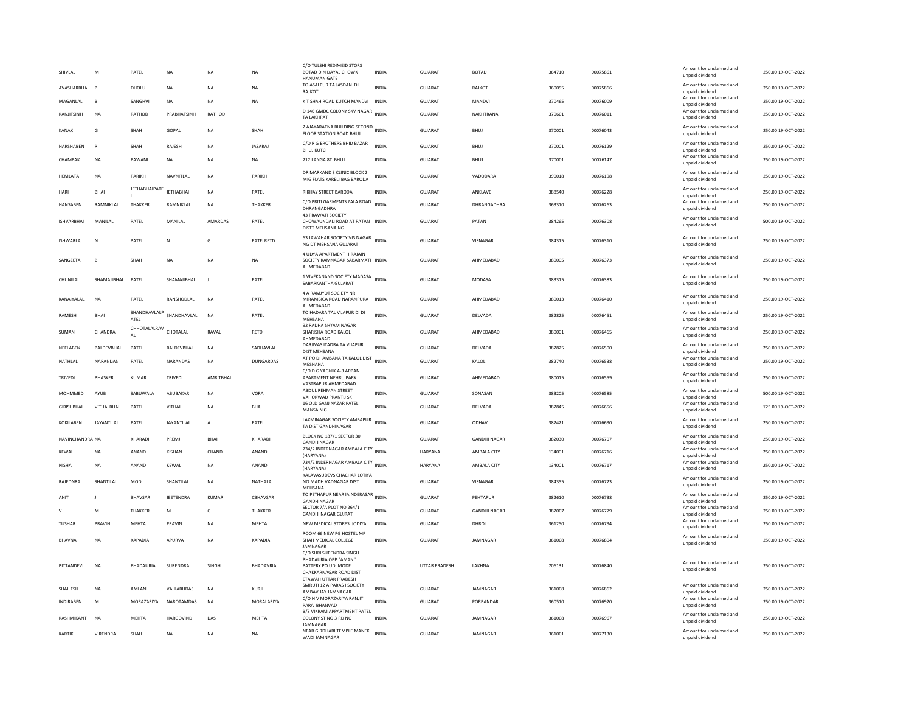| | | | | | | | | | | | | | | |
|---|---|---|---|---|---|---|---|---|---|---|---|---|---|---|
| SHIVLAL | M | PATEL | NA | NA | NA | C/O TULSHI REDIMEID STORS BOTAD DIN DAYAL CHOWK HANUMAN GATE | INDIA | GUJARAT | BOTAD | 364710 | 00075861 | Amount for unclaimed and unpaid dividend | 250.00 | 19-OCT-2022 |
| AVASHARBHAI | B | DHOLU | NA | NA | NA | TO ASALPUR TA JASDAN DI RAJKOT | INDIA | GUJARAT | RAJKOT | 360055 | 00075866 | Amount for unclaimed and unpaid dividend | 250.00 | 19-OCT-2022 |
| MAGANLAL | B | SANGHVI | NA | NA | NA | K T SHAH ROAD KUTCH MANDVI | INDIA | GUJARAT | MANDVI | 370465 | 00076009 | Amount for unclaimed and unpaid dividend | 250.00 | 19-OCT-2022 |
| RANJITSINH | NA | RATHOD | PRABHATSINH | RATHOD | | D 146 GMDC COLONY SKV NAGAR TA LAKHPAT | INDIA | GUJARAT | NAKHTRANA | 370601 | 00076011 | Amount for unclaimed and unpaid dividend | 250.00 | 19-OCT-2022 |
| KANAK | G | SHAH | GOPAL | NA | SHAH | 2 AJAYARATNA BUILDING SECOND FLOOR STATION ROAD BHUJ | INDIA | GUJARAT | BHUJ | 370001 | 00076043 | Amount for unclaimed and unpaid dividend | 250.00 | 19-OCT-2022 |
| HARSHABEN | R | SHAH | RAJESH | NA | JASARAJ | C/O R G BROTHERS BHID BAZAR BHUJ KUTCH | INDIA | GUJARAT | BHUJ | 370001 | 00076129 | Amount for unclaimed and unpaid dividend | 250.00 | 19-OCT-2022 |
| CHAMPAK | NA | PAWANI | NA | NA | NA | 212 LANGA 8T BHUJ | INDIA | GUJARAT | BHUJ | 370001 | 00076147 | Amount for unclaimed and unpaid dividend | 250.00 | 19-OCT-2022 |
| HEMLATA | NA | PARIKH | NAVNITLAL | NA | PARIKH | DR MARKAND S CLINIC BLOCK 2 MIG FLATS KARELI BAG BARODA | INDIA | GUJARAT | VADODARA | 390018 | 00076198 | Amount for unclaimed and unpaid dividend | 250.00 | 19-OCT-2022 |
| HARI | BHAI | JETHABHAIPATE L | JETHABHAI | NA | PATEL | RIKHAY STREET BARODA | INDIA | GUJARAT | ANKLAVE | 388540 | 00076228 | Amount for unclaimed and unpaid dividend | 250.00 | 19-OCT-2022 |
| HANSABEN | RAMNIKLAL | THAKKER | RAMNIKLAL | NA | THAKKER | C/O PRITI GARMENTS ZALA ROAD DHRANGADHRA | INDIA | GUJARAT | DHRANGADHRA | 363310 | 00076263 | Amount for unclaimed and unpaid dividend | 250.00 | 19-OCT-2022 |
| ISHVARBHAI | MANILAL | PATEL | MANILAL | AMARDAS | PATEL | 43 PRAWATI SOCIETY CHOWAUNDALI ROAD AT PATAN DISTT MEHSANA NG | INDIA | GUJARAT | PATAN | 384265 | 00076308 | Amount for unclaimed and unpaid dividend | 500.00 | 19-OCT-2022 |
| ISHWARLAL | N | PATEL | N | G | PATELRETD | 63 JAWAHAR SOCIETY VIS NAGAR NG DT MEHSANA GUJARAT | INDIA | GUJARAT | VISNAGAR | 384315 | 00076310 | Amount for unclaimed and unpaid dividend | 250.00 | 19-OCT-2022 |
| SANGEETA | B | SHAH | NA | NA | NA | 4 UDYA APARTMENT HIRAJAIN SOCIETY RAMNAGAR SABARMATI AHMEDABAD | INDIA | GUJARAT | AHMEDABAD | 380005 | 00076373 | Amount for unclaimed and unpaid dividend | 250.00 | 19-OCT-2022 |
| CHUNILAL | SHAMAJIBHAI | PATEL | SHAMAJIBHAI | J | PATEL | 1 VIVEKANAND SOCIETY MADASA SABARKANTHA GUJARAT | INDIA | GUJARAT | MODASA | 383315 | 00076383 | Amount for unclaimed and unpaid dividend | 250.00 | 19-OCT-2022 |
| KANAIYALAL | NA | PATEL | RANSHODLAL | NA | PATEL | 4 A RAMJYOT SOCIETY NR MIRAMBICA ROAD NARANPURA AHMEDABAD | INDIA | GUJARAT | AHMEDABAD | 380013 | 00076410 | Amount for unclaimed and unpaid dividend | 250.00 | 19-OCT-2022 |
| RAMESH | BHAI | SHANDHAVLALP ATEL | SHANDHAVLAL | NA | PATEL | TO HADARA TAL VIJAPUR DI DI MEHSANA | INDIA | GUJARAT | DELVADA | 382825 | 00076451 | Amount for unclaimed and unpaid dividend | 250.00 | 19-OCT-2022 |
| SUMAN | CHANDRA | CHHOTALALRAV AL | CHOTALAL | RAVAL | RETD | 92 RADHA SHYAM NAGAR SHARISHA ROAD KALOL AHMEDABAD | INDIA | GUJARAT | AHMEDABAD | 380001 | 00076465 | Amount for unclaimed and unpaid dividend | 250.00 | 19-OCT-2022 |
| NEELABEN | BALDEVBHAI | PATEL | BALDEVBHAI | NA | SADHAVLAL | DARJIVAS ITADRA TA VIJAPUR DIST MEHSANA | INDIA | GUJARAT | DELVADA | 382825 | 00076500 | Amount for unclaimed and unpaid dividend | 250.00 | 19-OCT-2022 |
| NATHLAL | NARANDAS | PATEL | NARANDAS | NA | DUNGARDAS | AT PO DHAMSANA TA KALOL DIST MESHANA | INDIA | GUJARAT | KALOL | 382740 | 00076538 | Amount for unclaimed and unpaid dividend | 250.00 | 19-OCT-2022 |
| TRIVEDI | BHASKER | KUMAR | TRIVEDI | AMRITBHAI | | C/O D G YAGNIK A-3 ARPAN APARTMENT NEHRU PARK VASTRAPUR AHMEDABAD | INDIA | GUJARAT | AHMEDABAD | 380015 | 00076559 | Amount for unclaimed and unpaid dividend | 250.00 | 19-OCT-2022 |
| MOHMMED | AYUB | SABUWALA | ABUBAKAR | NA | VORA | ABDUL REHMAN STREET VAHORWAD PRANTIJ SK | INDIA | GUJARAT | SONASAN | 383205 | 00076585 | Amount for unclaimed and unpaid dividend | 500.00 | 19-OCT-2022 |
| GIRISHBHAI | VITHALBHAI | PATEL | VITHAL | NA | BHAI | 16 OLD GANJ NAZAR PATEL MANSA N G | INDIA | GUJARAT | DELVADA | 382845 | 00076656 | Amount for unclaimed and unpaid dividend | 125.00 | 19-OCT-2022 |
| KOKILABEN | JAYANTILAL | PATEL | JAYANTILAL | A | PATEL | LAXMINAGAR SOCIETY AMBAPUR TA DIST GANDHINAGAR | INDIA | GUJARAT | ODHAV | 382421 | 00076690 | Amount for unclaimed and unpaid dividend | 250.00 | 19-OCT-2022 |
| NAVINCHANDRA | NA | KHARADI | PREMJI | BHAI | KHARADI | BLOCK NO 187/1 SECTOR 30 GANDHINAGAR | INDIA | GUJARAT | GANDHI NAGAR | 382030 | 00076707 | Amount for unclaimed and unpaid dividend | 250.00 | 19-OCT-2022 |
| KEWAL | NA | ANAND | KISHAN | CHAND | ANAND | 734/2 INDERNAGAR AMBALA CITY (HARYANA) | INDIA | HARYANA | AMBALA CITY | 134001 | 00076716 | Amount for unclaimed and unpaid dividend | 250.00 | 19-OCT-2022 |
| NISHA | NA | ANAND | KEWAL | NA | ANAND | 734/2 INDERNAGAR AMBALA CITY (HARYANA) | INDIA | HARYANA | AMBALA CITY | 134001 | 00076717 | Amount for unclaimed and unpaid dividend | 250.00 | 19-OCT-2022 |
| RAJEDNRA | SHANTILAL | MODI | SHANTILAL | NA | NATHALAL | KALAVASUDEVS CHACHAR LOTIYA NO MADH VADNAGAR DIST MEHSANA | INDIA | GUJARAT | VISNAGAR | 384355 | 00076723 | Amount for unclaimed and unpaid dividend | 250.00 | 19-OCT-2022 |
| ANIT | J | BHAVSAR | JEETENDRA | KUMAR | CBHAVSAR | TO PETHAPUR NEAR JAINDERASAR GANDHINAGAR | INDIA | GUJARAT | PEHTAPUR | 382610 | 00076738 | Amount for unclaimed and unpaid dividend | 250.00 | 19-OCT-2022 |
| V | M | THAKKER | M | G | THAKKER | SECTOR 7/A PLOT NO 264/1 GANDHI NAGAR GUJRAT | INDIA | GUJARAT | GANDHI NAGAR | 382007 | 00076779 | Amount for unclaimed and unpaid dividend | 250.00 | 19-OCT-2022 |
| TUSHAR | PRAVIN | MEHTA | PRAVIN | NA | MEHTA | NEW MEDICAL STORES JODIYA | INDIA | GUJARAT | DHROL | 361250 | 00076794 | Amount for unclaimed and unpaid dividend | 250.00 | 19-OCT-2022 |
| BHAVNA | NA | KAPADIA | APURVA | NA | KAPADIA | ROOM 66 NEW PG HOSTEL MP SHAH MEDICAL COLLEGE JAMNAGAR | INDIA | GUJARAT | JAMNAGAR | 361008 | 00076804 | Amount for unclaimed and unpaid dividend | 250.00 | 19-OCT-2022 |
| BITTANDEVI | NA | BHADAURIA | SURENDRA | SINGH | BHADAVRIA | C/O SHRI SURENDRA SINGH BHADAURIA OPP "AMAN" BATTERY PO UDI MODE CHAKKARNAGAR ROAD DIST ETAWAH UTTAR PRADESH | INDIA | UTTAR PRADESH | LAKHNA | 206131 | 00076840 | Amount for unclaimed and unpaid dividend | 250.00 | 19-OCT-2022 |
| SHAILESH | NA | AMLANI | VALLABHDAS | NA | KURJI | SMRUTI 12 A PARAS I SOCIETY AMBAVIJAY JAMNAGAR | INDIA | GUJARAT | JAMNAGAR | 361008 | 00076862 | Amount for unclaimed and unpaid dividend | 250.00 | 19-OCT-2022 |
| INDIRABEN | M | MORAZARIYA | NAROTAMDAS | NA | MORALARIYA | C/O N V MORAZARIYA RANJIT PARA BHANVAD | INDIA | GUJARAT | PORBANDAR | 360510 | 00076920 | Amount for unclaimed and unpaid dividend | 250.00 | 19-OCT-2022 |
| RASHMIKANT | NA | MEHTA | HARGOVIND | DAS | MEHTA | B/3 VIKRAM APPARTMENT PATEL COLONY ST NO 3 RD NO JAMNAGAR | INDIA | GUJARAT | JAMNAGAR | 361008 | 00076967 | Amount for unclaimed and unpaid dividend | 250.00 | 19-OCT-2022 |
| KARTIK | VIRENDRA | SHAH | NA | NA | NA | NEAR GIRDHARI TEMPLE MANEK WADI JAMNAGAR | INDIA | GUJARAT | JAMNAGAR | 361001 | 00077130 | Amount for unclaimed and unpaid dividend | 250.00 | 19-OCT-2022 |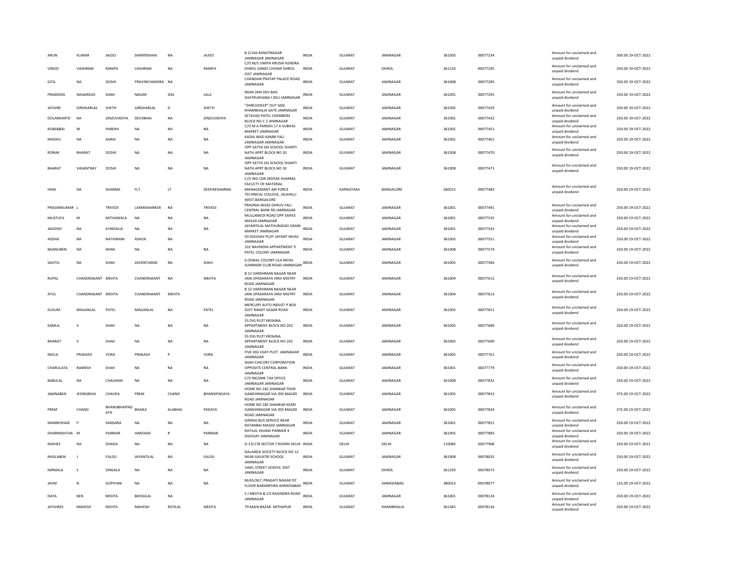| | | | | | | | | | | | | | |
|---|---|---|---|---|---|---|---|---|---|---|---|---|---|
| ARUN | KUMAR | JAJOO | SHRIKRISHAN | NA | JAJOO | B 2/166 RANJITNAGAR JAMNAGAR JAMNAGAR | INDIA | GUJARAT | JAMNAGAR | 361005 | 00077234 | Amount for unclaimed and unpaid dividend | 500.00 19-OCT-2022 |
| VINOD | VASHRAM | RANIPA | VASHRAM | NA | RANIPA | C/O M/S UMIYA KRUSHI KENDRA DHROL GANDI CHOWK DHROL DIST JAMNAGAR | INDIA | GUJARAT | DHROL | 361210 | 00077245 | Amount for unclaimed and unpaid dividend | 250.00 19-OCT-2022 |
| GITA | NA | DOSHI | PRAVINCHANDRA | NA | | CHANDAN PRATAP PALACE ROAD JAMNAGAR | INDIA | GUJARAT | JAMNAGAR | 361008 | 00077285 | Amount for unclaimed and unpaid dividend | 250.00 19-OCT-2022 |
| PRAMODA | NAGARDAS | SHAH | NAGAR | DAS | LALJI | NEAR JAIN DEV BAG SHATRUKHANA I DELI JAMNAGAR | INDIA | GUJARAT | JAMNAGAR | 361001 | 00077295 | Amount for unclaimed and unpaid dividend | 250.00 19-OCT-2022 |
| JAYSHRI | GIRDHARLAL | SHETH | GIRDHARLAL | D | SHETH | "DHRUVDEEP" OUT SIDE KHAMBHALIA GATE JAMNAGAR | INDIA | GUJARAT | JAMNAGAR | 361005 | 00077429 | Amount for unclaimed and unpaid dividend | 250.00 19-OCT-2022 |
| DOLARKANTD | NA | ZINZUVADIYA | DEVJIBHAI | NA | ZINZUVADIYA | SETAVAD PATEL CHEMBERS BLOCK NO C 2 JAMNAGAR | INDIA | GUJARAT | JAMNAGAR | 361001 | 00077432 | Amount for unclaimed and unpaid dividend | 250.00 19-OCT-2022 |
| RUBABBAI | M | PAREKH | NA | NA | NA | C/O M A PAREKH 17 A SUBHAS MARKET JAMNAGAR | INDIA | GUJARAT | JAMNAGAR | 361001 | 00077451 | Amount for unclaimed and unpaid dividend | 250.00 19-OCT-2022 |
| MADHU | NA | KARIA | NA | NA | NA | KADIA WAD KAMBI FALI JAMNAGAR JAMNAGAR | INDIA | GUJARAT | JAMNAGAR | 361001 | 00077461 | Amount for unclaimed and unpaid dividend | 250.00 19-OCT-2022 |
| RONAK | BHARAT | DOSHI | NA | NA | NA | OPP SATYA SAI SCHOOL SHANTI NATH APRT BLOCK NO 10 JAMNAGAR | INDIA | GUJARAT | JAMNAGAR | 361008 | 00077470 | Amount for unclaimed and unpaid dividend | 250.00 19-OCT-2022 |
| BHARAT | VASANTRAY | DOSHI | NA | NA | NA | OPP SATYA SAI SCHOOL SHANTI NATH APRT BLOCK NO 10 JAMNAGAR | INDIA | GUJARAT | JAMNAGAR | 361008 | 00077471 | Amount for unclaimed and unpaid dividend | 250.00 19-OCT-2022 |
| HINA | NA | SHARMA | FLT | LT | DEEPAKSHARMA | C/O WG CDR DEEPAK SHARMA FACULTY OF MATERIAL MANAGEMANT AIR FORCE TECHNICAL COLLEGE, JALAHILLI WEST,BANGALORE | INDIA | KARNATAKA | BANGALORE | 560015 | 00077482 | Amount for unclaimed and unpaid dividend | 250.00 19-OCT-2022 |
| PRASANKUMAR | L | TRIVEDI | LAXMISHANKER | NA | TRIVEDI | PRAORAI NIVAS DHRUV FALI CENTRAL BANK RD JAMNAGAR | INDIA | GUJARAT | JAMNAGAR | 361001 | 00077491 | Amount for unclaimed and unpaid dividend | 250.00 19-OCT-2022 |
| MUSTUFA | M | MITHAWALA | NA | NA | NA | MULLAMEDI ROAD OPP SAIFEE MASJID JAMNAGAR | INDIA | GUJARAT | JAMNAGAR | 361001 | 00077535 | Amount for unclaimed and unpaid dividend | 250.00 19-OCT-2022 |
| JAGDISH | NA | KUNDALIA | NA | NA | NA | JAYANTILAL MATHURADAS GRAIN MARKET JAMNAGAR | INDIA | GUJARAT | JAMNAGAR | 361001 | 00077543 | Amount for unclaimed and unpaid dividend | 250.00 19-OCT-2022 |
| ASDHA | NA | NATHWANI | ASHOK | NA | | 59 DIGVIJAY PLOT JAYANT NIVAS JAMNAGAR | INDIA | GUJARAT | JAMNAGAR | 361005 | 00077551 | Amount for unclaimed and unpaid dividend | 250.00 19-OCT-2022 |
| BHANUBEN | NA | RANA | NA | NA | NA | 101 NAVNIDHI APPARTMENT 9 PATEL COLONY JAMNAGAR | INDIA | GUJARAT | JAMNAGAR | 361008 | 00077574 | Amount for unclaimed and unpaid dividend | 250.00 19-OCT-2022 |
| SAVITA | NA | SHAH | ZAVERCHAND | NA | SHAH | 6 OSWAL COLONY LILA NIVAS SUMMAIR CLUB ROAD JAMNAGAR | INDIA | GUJARAT | JAMNAGAR | 361005 | 00077584 | Amount for unclaimed and unpaid dividend | 250.00 19-OCT-2022 |
| RUPAL | CHANDRAKANT | MEHTA | CHANDRAKANT | NA | MEHTA | B 12 VARDHMAN NAGAR NEAR JAIN UPASHRAYA HIRJI MISTRY ROAD JAMNAGAR | INDIA | GUJARAT | JAMNAGAR | 361004 | 00077612 | Amount for unclaimed and unpaid dividend | 250.00 19-OCT-2022 |
| ATUL | CHANDRAKANT | MEHTA | CHANDRAKANT | MEHTA | | B 12 VARDHMAN NAGAR NEAR JAIN UPASHRAYA HIRJI MISTRY ROAD JAMNAGAR | INDIA | GUJARAT | JAMNAGAR | 361004 | 00077613 | Amount for unclaimed and unpaid dividend | 250.00 19-OCT-2022 |
| KUSUM | MAGANLAL | PATEL | MAGANLAL | NA | PATEL | MERCURY AUTO INDUST P BOX 5027 RANJIT SAGAR ROAD JAMNAGAR | INDIA | GUJARAT | JAMNAGAR | 361005 | 00077651 | Amount for unclaimed and unpaid dividend | 250.00 19-OCT-2022 |
| KAMLA | V | SHAH | NA | NA | NA | 55 DIG PLOT KRISHNA APPARTMENT BLOCK NO 202 JAMNAGAR | INDIA | GUJARAT | JAMNAGAR | 361005 | 00077689 | Amount for unclaimed and unpaid dividend | 250.00 19-OCT-2022 |
| BHARAT | V | SHAH | NA | NA | NA | 55 DIG PLOT KRISHNA APPARTMENT BLOCK NO 202 JAMNAGAR | INDIA | GUJARAT | JAMNAGAR | 361005 | 00077690 | Amount for unclaimed and unpaid dividend | 250.00 19-OCT-2022 |
| NEELA | PRAKASH | VORA | PRAKASH | P | VORA | FIVE DIG VIJAY PLOT JAMNAGAR JAMNAGAR | INDIA | GUJARAT | JAMNAGAR | 361005 | 00077761 | Amount for unclaimed and unpaid dividend | 250.00 19-OCT-2022 |
| CHARULATA | RAMESH | SHAH | NA | NA | NA | SHAH CHICORY CORPORATION OPPOSITE CENTRAL BANK JAMNAGAR | INDIA | GUJARAT | JAMNAGAR | 361001 | 00077779 | Amount for unclaimed and unpaid dividend | 250.00 19-OCT-2022 |
| BABULAL | NA | CHAUHAN | NA | NA | NA | C/O INCOME TAX OFFICE JAMNAGAR JAMNAGAR | INDIA | GUJARAT | JAMNAGAR | 361008 | 00077832 | Amount for unclaimed and unpaid dividend | 250.00 19-OCT-2022 |
| JAMNABEN | JESINGBHAI | CHAVDA | PREM | CHAND | BHANSIPADAYA | HOME NO 182 SHANKAR TEKRI GANDHINAGAR VIA IDD MASJID ROAD JAMNAGAR | INDIA | GUJARAT | JAMNAGAR | 361005 | 00077833 | Amount for unclaimed and unpaid dividend | 375.00 19-OCT-2022 |
| PREM | CHAND | BHANJIBHAIPAD AYA | BHANJI | ALABHAI | PADAYA | HOME NO 182 SHANKAR KEKRI GANDHINAGAR VIA IDD MASJID ROAD JAMNAGAR | INDIA | GUJARAT | JAMNAGAR | 361005 | 00077834 | Amount for unclaimed and unpaid dividend | 375.00 19-OCT-2022 |
| MANMOHAN | P | KANSARA | NA | NA | NA | GIRIRAJ BUS SERVICE NEAR RATANBAI MASJID JAMNAGAR | INDIA | GUJARAT | JAMNAGAR | 361001 | 00077851 | Amount for unclaimed and unpaid dividend | 250.00 19-OCT-2022 |
| DHARMISHTHA | M | PARMAR | HARSHAD | R | PARMAR | RATILAL DHANJI PARMER 4 DIGVIJAY JAMNAGAR | INDIA | GUJARAT | JAMNAGAR | 361005 | 00077883 | Amount for unclaimed and unpaid dividend | 250.00 19-OCT-2022 |
| RAKHEE | NA | DHAGA | NA | NA | NA | D-13/178 SECTOR 7 ROHINI DELHI | INDIA | DELHI | DELHI | 110085 | 00077968 | Amount for unclaimed and unpaid dividend | 250.00 19-OCT-2022 |
| RASILABEN | J | FALDU | JAYANTILAL | NA | FALDU | NALANDA SOCIETY BLOCK NO 12 NEAR GAVATRI SCHOOL JAMNAGAR | INDIA | GUJARAT | JAMNAGAR | 361008 | 00078035 | Amount for unclaimed and unpaid dividend | 250.00 19-OCT-2022 |
| NIRMALA | S | SINGALA | NA | NA | NA | VAKIL STREET VODIYA DIST JAMNAGAR | INDIA | GUJARAT | DHROL | 361250 | 00078073 | Amount for unclaimed and unpaid dividend | 250.00 19-OCT-2022 |
| JAVNI | N | GOPIYANI | NA | NA | NA | M/45/267, PRAGATI NAGAR IST FLOOR NARANPURA AHMEDABAD | INDIA | GUJARAT | AHMEDABAD | 380013 | 00078077 | Amount for unclaimed and unpaid dividend | 125.00 19-OCT-2022 |
| DAYA | BEN | MEHTA | BHOGILAL | NA | | S J MEHTA & CO RAJENDRA ROAD JAMNAGAR | INDIA | GUJARAT | JAMNAGAR | 361001 | 00078124 | Amount for unclaimed and unpaid dividend | 250.00 19-OCT-2022 |
| JAYSHREE | MAHESH | MEHTA | MAHESH | RATILAL | MEHTA | 79 MAIN BAZAR MITHAPUR | INDIA | GUJARAT | KHAMBHALIA | 361345 | 00078136 | Amount for unclaimed and unpaid dividend | 250.00 19-OCT-2022 |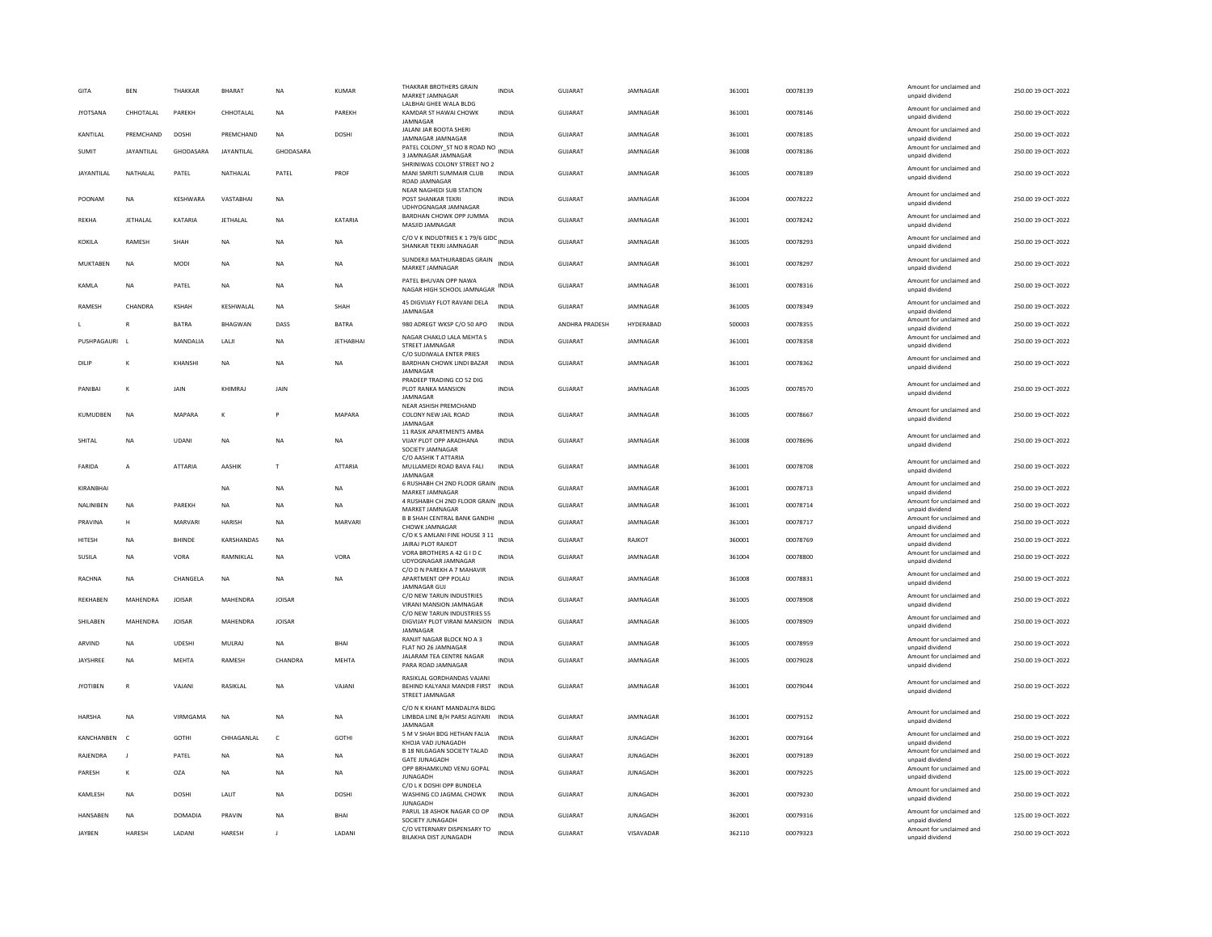| GITA | BEN | THAKKAR | BHARAT | NA | KUMAR | THAKRAR BROTHERS GRAIN MARKET JAMNAGAR | INDIA | GUJARAT | JAMNAGAR | 361001 | 00078139 | | Amount for unclaimed and unpaid dividend | 250.00 19-OCT-2022 |
|---|---|---|---|---|---|---|---|---|---|---|---|---|---|---|
| JYOTSANA | CHHOTALAL | PAREKH | CHHOTALAL | NA | PAREKH | LALBHAI GHEE WALA BLDG KAMDAR ST HAWAI CHOWK JAMNAGAR | INDIA | GUJARAT | JAMNAGAR | 361001 | 00078146 | | Amount for unclaimed and unpaid dividend | 250.00 19-OCT-2022 |
| KANTILAL | PREMCHAND | DOSHI | PREMCHAND | NA | DOSHI | JALANI JAR BOOTA SHERI JAMNAGAR JAMNAGAR | INDIA | GUJARAT | JAMNAGAR | 361001 | 00078185 | | Amount for unclaimed and unpaid dividend | 250.00 19-OCT-2022 |
| SUMIT | JAYANTILAL | GHODASARA | JAYANTILAL | GHODASARA | | PATEL COLONY_ST NO 8 ROAD NO 3 JAMNAGAR JAMNAGAR | INDIA | GUJARAT | JAMNAGAR | 361008 | 00078186 | | Amount for unclaimed and unpaid dividend | 250.00 19-OCT-2022 |
| JAYANTILAL | NATHALAL | PATEL | NATHALAL | PATEL | PROF | SHRINIWAS COLONY STREET NO 2 MANI SMRITI SUMMAIR CLUB ROAD JAMNAGAR | INDIA | GUJARAT | JAMNAGAR | 361005 | 00078189 | | Amount for unclaimed and unpaid dividend | 250.00 19-OCT-2022 |
| POONAM | NA | KESHWARA | VASTABHAI | NA | | NEAR NAGHEDI SUB STATION POST SHANKAR TEKRI UDHYOGNAGAR JAMNAGAR | INDIA | GUJARAT | JAMNAGAR | 361004 | 00078222 | | Amount for unclaimed and unpaid dividend | 250.00 19-OCT-2022 |
| REKHA | JETHALAL | KATARIA | JETHALAL | NA | KATARIA | BARDHAN CHOWK OPP JUMMA MASJID JAMNAGAR | INDIA | GUJARAT | JAMNAGAR | 361001 | 00078242 | | Amount for unclaimed and unpaid dividend | 250.00 19-OCT-2022 |
| KOKILA | RAMESH | SHAH | NA | NA | NA | C/O V K INDUDTRIES K 1 79/6 GIDC SHANKAR TEKRI JAMNAGAR | INDIA | GUJARAT | JAMNAGAR | 361005 | 00078293 | | Amount for unclaimed and unpaid dividend | 250.00 19-OCT-2022 |
| MUKTABEN | NA | MODI | NA | NA | NA | SUNDERJI MATHURABDAS GRAIN MARKET JAMNAGAR | INDIA | GUJARAT | JAMNAGAR | 361001 | 00078297 | | Amount for unclaimed and unpaid dividend | 250.00 19-OCT-2022 |
| KAMLA | NA | PATEL | NA | NA | NA | PATEL BHUVAN OPP NAWA NAGAR HIGH SCHOOL JAMNAGAR | INDIA | GUJARAT | JAMNAGAR | 361001 | 00078316 | | Amount for unclaimed and unpaid dividend | 250.00 19-OCT-2022 |
| RAMESH | CHANDRA | KSHAH | KESHWALAL | NA | SHAH | 45 DIGVIJAY FLOT RAVANI DELA JAMNAGAR | INDIA | GUJARAT | JAMNAGAR | 361005 | 00078349 | | Amount for unclaimed and unpaid dividend | 250.00 19-OCT-2022 |
| L | R | BATRA | BHAGWAN | DASS | BATRA | 980 ADREGT WKSP C/O 50 APO | INDIA | ANDHRA PRADESH | HYDERABAD | 500003 | 00078355 | | Amount for unclaimed and unpaid dividend | 250.00 19-OCT-2022 |
| PUSHPAGAURI | L | MANDALIA | LALJI | NA | JETHABHAI | NAGAR CHAKLO LALA MEHTA S STREET JAMNAGAR | INDIA | GUJARAT | JAMNAGAR | 361001 | 00078358 | | Amount for unclaimed and unpaid dividend | 250.00 19-OCT-2022 |
| DILIP | K | KHANSHI | NA | NA | NA | C/O SUDIWALA ENTER PRIES BARDHAN CHOWK LINDI BAZAR JAMNAGAR | INDIA | GUJARAT | JAMNAGAR | 361001 | 00078362 | | Amount for unclaimed and unpaid dividend | 250.00 19-OCT-2022 |
| PANIBAI | K | JAIN | KHIMRAJ | JAIN | | PRADEEP TRADING CO 52 DIG PLOT RANKA MANSION JAMNAGAR | INDIA | GUJARAT | JAMNAGAR | 361005 | 00078570 | | Amount for unclaimed and unpaid dividend | 250.00 19-OCT-2022 |
| KUMUDBEN | NA | MAPARA | K | P | MAPARA | NEAR ASHISH PREMCHAND COLONY NEW JAIL ROAD JAMNAGAR | INDIA | GUJARAT | JAMNAGAR | 361005 | 00078667 | | Amount for unclaimed and unpaid dividend | 250.00 19-OCT-2022 |
| SHITAL | NA | UDANI | NA | NA | NA | 11 RASIK APARTMENTS AMBA VIJAY PLOT OPP ARADHANA SOCIETY JAMNAGAR | INDIA | GUJARAT | JAMNAGAR | 361008 | 00078696 | | Amount for unclaimed and unpaid dividend | 250.00 19-OCT-2022 |
| FARIDA | A | ATTARIA | AASHIK | T | ATTARIA | C/O AASHIK T ATTARIA MULLAMEDI ROAD BAVA FALI JAMNAGAR | INDIA | GUJARAT | JAMNAGAR | 361001 | 00078708 | | Amount for unclaimed and unpaid dividend | 250.00 19-OCT-2022 |
| KIRANBHAI | | | NA | NA | NA | 6 RUSHABH CH 2ND FLOOR GRAIN MARKET JAMNAGAR | INDIA | GUJARAT | JAMNAGAR | 361001 | 00078713 | | Amount for unclaimed and unpaid dividend | 250.00 19-OCT-2022 |
| NALINIBEN | NA | PAREKH | NA | NA | NA | 4 RUSHABH CH 2ND FLOOR GRAIN MARKET JAMNAGAR | INDIA | GUJARAT | JAMNAGAR | 361001 | 00078714 | | Amount for unclaimed and unpaid dividend | 250.00 19-OCT-2022 |
| PRAVINA | H | MARVARI | HARISH | NA | MARVARI | B B SHAH CENTRAL BANK GANDHI CHOWK JAMNAGAR | INDIA | GUJARAT | JAMNAGAR | 361001 | 00078717 | | Amount for unclaimed and unpaid dividend | 250.00 19-OCT-2022 |
| HITESH | NA | BHINDE | KARSHANDAS | NA | | C/O K S AMLANI FINE HOUSE 3 11 JAIRAJ PLOT RAJKOT | INDIA | GUJARAT | RAJKOT | 360001 | 00078769 | | Amount for unclaimed and unpaid dividend | 250.00 19-OCT-2022 |
| SUSILA | NA | VORA | RAMNIKLAL | NA | VORA | VORA BROTHERS A 42 G I D C UDYOGNAGAR JAMNAGAR | INDIA | GUJARAT | JAMNAGAR | 361004 | 00078800 | | Amount for unclaimed and unpaid dividend | 250.00 19-OCT-2022 |
| RACHNA | NA | CHANGELA | NA | NA | NA | C/O D N PAREKH A 7 MAHAVIR APARTMENT OPP POLAU JAMNAGAR GUJ | INDIA | GUJARAT | JAMNAGAR | 361008 | 00078831 | | Amount for unclaimed and unpaid dividend | 250.00 19-OCT-2022 |
| REKHABEN | MAHENDRA | JOISAR | MAHENDRA | JOISAR | | C/O NEW TARUN INDUSTRIES VIRANI MANSION JAMNAGAR | INDIA | GUJARAT | JAMNAGAR | 361005 | 00078908 | | Amount for unclaimed and unpaid dividend | 250.00 19-OCT-2022 |
| SHILABEN | MAHENDRA | JOISAR | MAHENDRA | JOISAR | | C/O NEW TARUN INDUSTRIES 55 DIGVIJAY PLOT VIRANI MANSION JAMNAGAR | INDIA | GUJARAT | JAMNAGAR | 361005 | 00078909 | | Amount for unclaimed and unpaid dividend | 250.00 19-OCT-2022 |
| ARVIND | NA | UDESHI | MULRAJ | NA | BHAI | RANJIT NAGAR BLOCK NO A 3 FLAT NO 26 JAMNAGAR | INDIA | GUJARAT | JAMNAGAR | 361005 | 00078959 | | Amount for unclaimed and unpaid dividend | 250.00 19-OCT-2022 |
| JAYSHREE | NA | MEHTA | RAMESH | CHANDRA | MEHTA | JALARAM TEA CENTRE NAGAR PARA ROAD JAMNAGAR | INDIA | GUJARAT | JAMNAGAR | 361005 | 00079028 | | Amount for unclaimed and unpaid dividend | 250.00 19-OCT-2022 |
| JYOTIBEN | R | VAJANI | RASIKLAL | NA | VAJANI | RASIKLAL GORDHANDAS VAJANI BEHIND KALYANJI MANDIR FIRST STREET JAMNAGAR | INDIA | GUJARAT | JAMNAGAR | 361001 | 00079044 | | Amount for unclaimed and unpaid dividend | 250.00 19-OCT-2022 |
| HARSHA | NA | VIRMGAMA | NA | NA | NA | C/O N K KHANT MANDALIYA BLDG LIMBDA LINE B/H PARSI AGIYARI JAMNAGAR | INDIA | GUJARAT | JAMNAGAR | 361001 | 00079152 | | Amount for unclaimed and unpaid dividend | 250.00 19-OCT-2022 |
| KANCHANBEN | C | GOTHI | CHHAGANLAL | C | GOTHI | S M V SHAH BDG HETHAN FALIA KHOJA VAD JUNAGADH | INDIA | GUJARAT | JUNAGADH | 362001 | 00079164 | | Amount for unclaimed and unpaid dividend | 250.00 19-OCT-2022 |
| RAJENDRA | J | PATEL | NA | NA | NA | B 18 NILGAGAN SOCIETY TALAD GATE JUNAGADH | INDIA | GUJARAT | JUNAGADH | 362001 | 00079189 | | Amount for unclaimed and unpaid dividend | 250.00 19-OCT-2022 |
| PARESH | K | OZA | NA | NA | NA | OPP BRHAMKUND VENU GOPAL JUNAGADH | INDIA | GUJARAT | JUNAGADH | 362001 | 00079225 | | Amount for unclaimed and unpaid dividend | 125.00 19-OCT-2022 |
| KAMLESH | NA | DOSHI | LALIT | NA | DOSHI | C/O L K DOSHI OPP BUNDELA WASHING CO JAGMAL CHOWK JUNAGADH | INDIA | GUJARAT | JUNAGADH | 362001 | 00079230 | | Amount for unclaimed and unpaid dividend | 250.00 19-OCT-2022 |
| HANSABEN | NA | DOMADIA | PRAVIN | NA | BHAI | PARUL 18 ASHOK NAGAR CO OP SOCIETY JUNAGADH | INDIA | GUJARAT | JUNAGADH | 362001 | 00079316 | | Amount for unclaimed and unpaid dividend | 125.00 19-OCT-2022 |
| JAYBEN | HARESH | LADANI | HARESH | J | LADANI | C/O VETERNARY DISPENSARY TO BILAKHA DIST JUNAGADH | INDIA | GUJARAT | VISAVADAR | 362110 | 00079323 | | Amount for unclaimed and unpaid dividend | 250.00 19-OCT-2022 |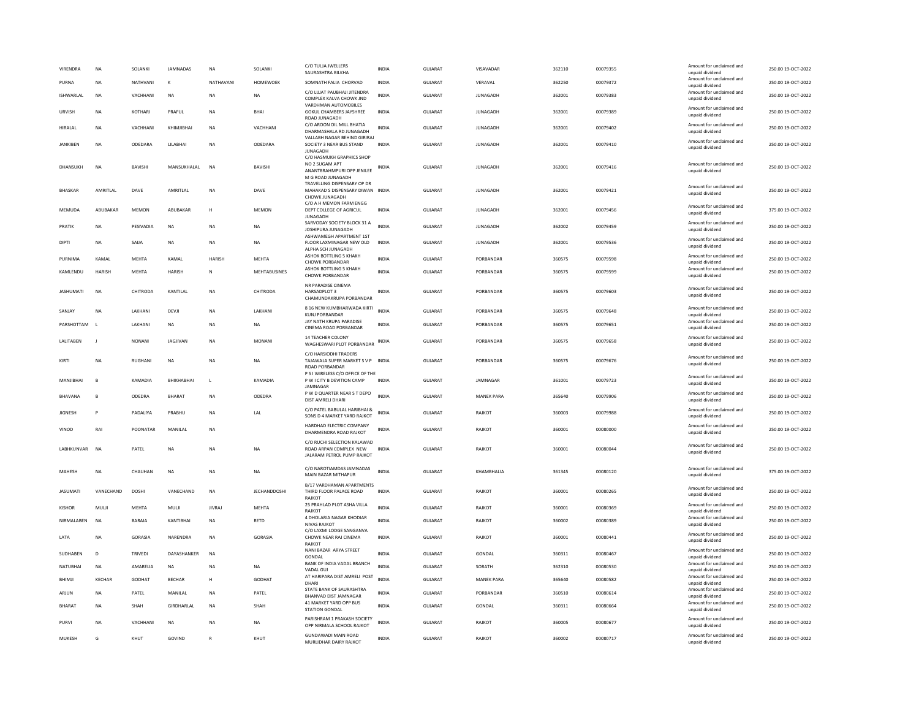| VIRENDRA | NA | SOLANKI | JAMNADAS | NA | SOLANKI | C/O TULJA JWELLERS SAURASHTRA BILKHA | INDIA | GUJARAT | VISAVADAR | 362110 | 00079355 | Amount for unclaimed and unpaid dividend | 250.00 19-OCT-2022 |
|---|---|---|---|---|---|---|---|---|---|---|---|---|---|
| PURNA | NA | NATHVANI | K | NATHVANI | HOMEWOEK | SOMNATH FALIA CHORVAD | INDIA | GUJARAT | VERAVAL | 362250 | 00079372 | Amount for unclaimed and unpaid dividend | 250.00 19-OCT-2022 |
| ISHWARLAL | NA | VACHHANI | NA | NA | NA | C/O LIJJAT PAUBHAJI JITENDRA COMPLEX KALVA CHOWK JND | INDIA | GUJARAT | JUNAGADH | 362001 | 00079383 | Amount for unclaimed and unpaid dividend | 250.00 19-OCT-2022 |
| URVISH | NA | KOTHARI | PRAFUL | NA | BHAI | VARDHMAN AUTOMOBILES GOKUL CHAMBERS JAYSHREE ROAD JUNAGADH | INDIA | GUJARAT | JUNAGADH | 362001 | 00079389 | Amount for unclaimed and unpaid dividend | 250.00 19-OCT-2022 |
| HIRALAL | NA | VACHHANI | KHIMJIBHAI | NA | VACHHANI | C/O AROON OIL MILL BHATIA DHARMASHALA RD JUNAGADH | INDIA | GUJARAT | JUNAGADH | 362001 | 00079402 | Amount for unclaimed and unpaid dividend | 250.00 19-OCT-2022 |
| JANKIBEN | NA | ODEDARA | LILABHAI | NA | ODEDARA | VALLABH NAGAR BEHIND GIRIRAJ SOCIETY 3 NEAR BUS STAND JUNAGADH | INDIA | GUJARAT | JUNAGADH | 362001 | 00079410 | Amount for unclaimed and unpaid dividend | 250.00 19-OCT-2022 |
| DHANSUKH | NA | BAVISHI | MANSUKHALAL | NA | BAVISHI | C/O HASMUKH GRAPHICS SHOP NO 2 SUGAM APT ANANTBRAHMPURI OPP JENILEE M G ROAD JUNAGADH | INDIA | GUJARAT | JUNAGADH | 362001 | 00079416 | Amount for unclaimed and unpaid dividend | 250.00 19-OCT-2022 |
| BHASKAR | AMRITLAL | DAVE | AMRITLAL | NA | DAVE | TRAVELLING DISPENSARY OP DR MAHAKAD S DISPENSARY DIWAN CHOWK JUNAGADH | INDIA | GUJARAT | JUNAGADH | 362001 | 00079421 | Amount for unclaimed and unpaid dividend | 250.00 19-OCT-2022 |
| MEMUDA | ABUBAKAR | MEMON | ABUBAKAR | H | MEMON | C/O A H MEMON FARM ENGG DEPT COLLEGE OF AGRICUL JUNAGADH | INDIA | GUJARAT | JUNAGADH | 362001 | 00079456 | Amount for unclaimed and unpaid dividend | 375.00 19-OCT-2022 |
| PRATIK | NA | PESIVADIA | NA | NA | NA | SARVODAY SOCIETY BLOCK 31 A JOSHIPURA JUNAGADH | INDIA | GUJARAT | JUNAGADH | 362002 | 00079459 | Amount for unclaimed and unpaid dividend | 250.00 19-OCT-2022 |
| DIPTI | NA | SAIJA | NA | NA | NA | ASHWAMEGH APARTMENT 1ST FLOOR LAXMINAGAR NEW OLD ALPHA SCH JUNAGADH | INDIA | GUJARAT | JUNAGADH | 362001 | 00079536 | Amount for unclaimed and unpaid dividend | 250.00 19-OCT-2022 |
| PURNIMA | KAMAL | MEHTA | KAMAL | HARISH | MEHTA | ASHOK BOTTLING S KHAKH CHOWK PORBANDAR | INDIA | GUJARAT | PORBANDAR | 360575 | 00079598 | Amount for unclaimed and unpaid dividend | 250.00 19-OCT-2022 |
| KAMLENDU | HARISH | MEHTA | HARISH | N | MEHTABUSINES | ASHOK BOTTLING S KHAKH CHOWK PORBANDAR | INDIA | GUJARAT | PORBANDAR | 360575 | 00079599 | Amount for unclaimed and unpaid dividend | 250.00 19-OCT-2022 |
| JASHUMATI | NA | CHITRODA | KANTILAL | NA | CHITRODA | NR PARADISE CINEMA HARSADPLOT 3 CHAMUNDAKRUPA PORBANDAR | INDIA | GUJARAT | PORBANDAR | 360575 | 00079603 | Amount for unclaimed and unpaid dividend | 250.00 19-OCT-2022 |
| SANJAY | NA | LAKHANI | DEVJI | NA | LAKHANI | 8 16 NEW KUMBHARWADA KIRTI KUNJ PORBANDAR | INDIA | GUJARAT | PORBANDAR | 360575 | 00079648 | Amount for unclaimed and unpaid dividend | 250.00 19-OCT-2022 |
| PARSHOTTAM | L | LAKHANI | NA | NA | NA | JAY NATH KRUPA PARADISE CINEMA ROAD PORBANDAR | INDIA | GUJARAT | PORBANDAR | 360575 | 00079651 | Amount for unclaimed and unpaid dividend | 250.00 19-OCT-2022 |
| LALITABEN | J | NONANI | JAGJIVAN | NA | MONANI | 14 TEACHER COLONY WAGHESWARI PLOT PORBANDAR | INDIA | GUJARAT | PORBANDAR | 360575 | 00079658 | Amount for unclaimed and unpaid dividend | 250.00 19-OCT-2022 |
| KIRTI | NA | RUGHANI | NA | NA | NA | C/O HARSIDDHI TRADERS TAJAWALA SUPER MARKET S V P ROAD PORBANDAR | INDIA | GUJARAT | PORBANDAR | 360575 | 00079676 | Amount for unclaimed and unpaid dividend | 250.00 19-OCT-2022 |
| MANJIBHAI | B | KAMADIA | BHIKHABHAI | L | KAMADIA | P S I WIRELESS C/O OFFICE OF THE P W I CITY B DEVITION CAMP JAMNAGAR | INDIA | GUJARAT | JAMNAGAR | 361001 | 00079723 | Amount for unclaimed and unpaid dividend | 250.00 19-OCT-2022 |
| BHAVANA | B | ODEDRA | BHARAT | NA | ODEDRA | P W D QUARTER NEAR S T DEPO DIST AMRELI DHARI | INDIA | GUJARAT | MANEK PARA | 365640 | 00079906 | Amount for unclaimed and unpaid dividend | 250.00 19-OCT-2022 |
| JIGNESH | P | PADALIYA | PRABHU | NA | LAL | C/O PATEL BABULAL HARIBHAI & SONS D 4 MARKET YARD RAJKOT | INDIA | GUJARAT | RAJKOT | 360003 | 00079988 | Amount for unclaimed and unpaid dividend | 250.00 19-OCT-2022 |
| VINOD | RAI | POONATAR | MANILAL | NA | | HARDHAD ELECTRIC COMPANY DHARMENDRA ROAD RAJKOT | INDIA | GUJARAT | RAJKOT | 360001 | 00080000 | Amount for unclaimed and unpaid dividend | 250.00 19-OCT-2022 |
| LABHKUNVAR | NA | PATEL | NA | NA | NA | C/O RUCHI SELECTION KALAWAD ROAD ARPAN COMPLEX NEW JALARAM PETROL PUMP RAJKOT | INDIA | GUJARAT | RAJKOT | 360001 | 00080044 | Amount for unclaimed and unpaid dividend | 250.00 19-OCT-2022 |
| MAHESH | NA | CHAUHAN | NA | NA | NA | C/O NAROTIAMDAS JAMNADAS MAIN BAZAR MITHAPUR | INDIA | GUJARAT | KHAMBHALIA | 361345 | 00080120 | Amount for unclaimed and unpaid dividend | 375.00 19-OCT-2022 |
| JASUMATI | VANECHAND | DOSHI | VANECHAND | NA | JECHANDDOSHI | B/17 VARDHAMAN APARTMENTS THIRD FLOOR PALACE ROAD RAJKOT | INDIA | GUJARAT | RAJKOT | 360001 | 00080265 | Amount for unclaimed and unpaid dividend | 250.00 19-OCT-2022 |
| KISHOR | MULJI | MEHTA | MULJI | JIVRAJ | MEHTA | 25 PRAHLAD PLOT ASHA VILLA RAJKOT | INDIA | GUJARAT | RAJKOT | 360001 | 00080369 | Amount for unclaimed and unpaid dividend | 250.00 19-OCT-2022 |
| NIRMALABEN | NA | BARAIA | KANTIBHAI | NA | RETD | 4 DHOLARIA NAGAR KHODIAR NIVAS RAJKOT | INDIA | GUJARAT | RAJKOT | 360002 | 00080389 | Amount for unclaimed and unpaid dividend | 250.00 19-OCT-2022 |
| LATA | NA | GORASIA | NARENDRA | NA | GORASIA | C/O LAXMI LODGE SANGANVA CHOWK NEAR RAJ CINEMA RAJKOT | INDIA | GUJARAT | RAJKOT | 360001 | 00080441 | Amount for unclaimed and unpaid dividend | 250.00 19-OCT-2022 |
| SUDHABEN | D | TRIVEDI | DAYASHANKER | NA | | NANI BAZAR ARYA STREET GONDAL | INDIA | GUJARAT | GONDAL | 360311 | 00080467 | Amount for unclaimed and unpaid dividend | 250.00 19-OCT-2022 |
| NATUBHAI | NA | AMARELIA | NA | NA | NA | BANK OF INDIA VADAL BRANCH VADAL GUJ | INDIA | GUJARAT | SORATH | 362310 | 00080530 | Amount for unclaimed and unpaid dividend | 250.00 19-OCT-2022 |
| BHIMJI | KECHAR | GODHAT | BECHAR | H | GODHAT | AT HARIPARA DIST AMRELI POST DHARI | INDIA | GUJARAT | MANEK PARA | 365640 | 00080582 | Amount for unclaimed and unpaid dividend | 250.00 19-OCT-2022 |
| ARJUN | NA | PATEL | MANILAL | NA | PATEL | STATE BANK OF SAURASHTRA BHANVAD DIST JAMNAGAR | INDIA | GUJARAT | PORBANDAR | 360510 | 00080614 | Amount for unclaimed and unpaid dividend | 250.00 19-OCT-2022 |
| BHARAT | NA | SHAH | GIRDHARLAL | NA | SHAH | 41 MARKET YARD OPP BUS STATION GONDAL | INDIA | GUJARAT | GONDAL | 360311 | 00080664 | Amount for unclaimed and unpaid dividend | 250.00 19-OCT-2022 |
| PURVI | NA | VACHHANI | NA | NA | NA | PARISHRAM 1 PRAKASH SOCIETY OPP NIRMALA SCHOOL RAJKOT | INDIA | GUJARAT | RAJKOT | 360005 | 00080677 | Amount for unclaimed and unpaid dividend | 250.00 19-OCT-2022 |
| MUKESH | G | KHUT | GOVIND | R | KHUT | GUNDAWADI MAIN ROAD MURLIDHAR DAIRY RAJKOT | INDIA | GUJARAT | RAJKOT | 360002 | 00080717 | Amount for unclaimed and unpaid dividend | 250.00 19-OCT-2022 |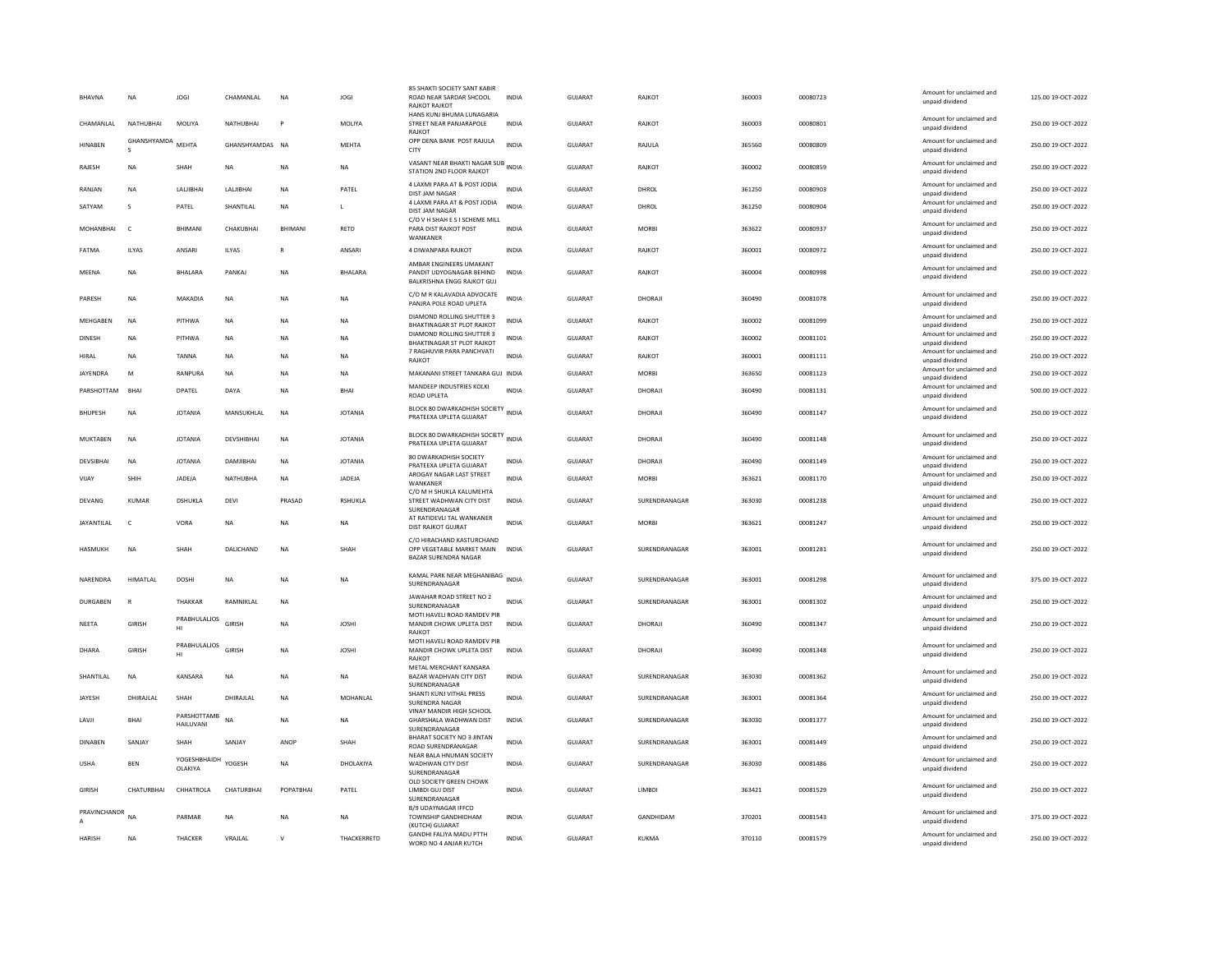| | | | | | | | | | | | | | | |
|---|---|---|---|---|---|---|---|---|---|---|---|---|---|---|
| BHAVNA | NA | JOGI | CHAMANLAL | NA | JOGI | 85 SHAKTI SOCIETY SANT KABIR ROAD NEAR SARDAR SHCOOL RAJKOT RAJKOT | INDIA | GUJARAT | RAJKOT | 360003 | 00080723 | | Amount for unclaimed and unpaid dividend | 125.00 19-OCT-2022 |
| CHAMANLAL | NATHUBHAI | MOLIYA | NATHUBHAI | P | MOLIYA | HANS KUNJ BHUMA LUNAGARIA STREET NEAR PANJARAPOLE RAJKOT | INDIA | GUJARAT | RAJKOT | 360003 | 00080801 | | Amount for unclaimed and unpaid dividend | 250.00 19-OCT-2022 |
| HINABEN | GHANSHYAMDAS | MEHTA | GHANSHYAMDAS | NA | MEHTA | OPP DENA BANK POST RAJULA CITY | INDIA | GUJARAT | RAJULA | 365560 | 00080809 | | Amount for unclaimed and unpaid dividend | 250.00 19-OCT-2022 |
| RAJESH | NA | SHAH | NA | NA | NA | VASANT NEAR BHAKTI NAGAR SUB STATION 2ND FLOOR RAJKOT | INDIA | GUJARAT | RAJKOT | 360002 | 00080859 | | Amount for unclaimed and unpaid dividend | 250.00 19-OCT-2022 |
| RANJAN | NA | LALJIBHAI | LALJIBHAI | NA | PATEL | 4 LAXMI PARA AT & POST JODIA DIST JAM NAGAR | INDIA | GUJARAT | DHROL | 361250 | 00080903 | | Amount for unclaimed and unpaid dividend | 250.00 19-OCT-2022 |
| SATYAM | S | PATEL | SHANTILAL | NA | L | 4 LAXMI PARA AT & POST JODIA DIST JAM NAGAR | INDIA | GUJARAT | DHROL | 361250 | 00080904 | | Amount for unclaimed and unpaid dividend | 250.00 19-OCT-2022 |
| MOHANBHAI | C | BHIMANI | CHAKUBHAI | BHIMANI | RETD | C/O V H SHAH E S I SCHEME MILL PARA DIST RAJKOT POST WANKANER | INDIA | GUJARAT | MORBI | 363622 | 00080937 | | Amount for unclaimed and unpaid dividend | 250.00 19-OCT-2022 |
| FATMA | ILYAS | ANSARI | ILYAS | R | ANSARI | 4 DIWANPARA RAJKOT | INDIA | GUJARAT | RAJKOT | 360001 | 00080972 | | Amount for unclaimed and unpaid dividend | 250.00 19-OCT-2022 |
| MEENA | NA | BHALARA | PANKAJ | NA | BHALARA | AMBAR ENGINEERS UMAKANT PANDIT UDYOGNAGAR BEHIND BALKRISHNA ENGG RAJKOT GUJ | INDIA | GUJARAT | RAJKOT | 360004 | 00080998 | | Amount for unclaimed and unpaid dividend | 250.00 19-OCT-2022 |
| PARESH | NA | MAKADIA | NA | NA | NA | C/O M R KALAVADIA ADVOCATE PANJRA POLE ROAD UPLETA | INDIA | GUJARAT | DHORAJI | 360490 | 00081078 | | Amount for unclaimed and unpaid dividend | 250.00 19-OCT-2022 |
| MEHGABEN | NA | PITHWA | NA | NA | NA | DIAMOND ROLLING SHUTTER 3 BHAKTINAGAR ST PLOT RAJKOT | INDIA | GUJARAT | RAJKOT | 360002 | 00081099 | | Amount for unclaimed and unpaid dividend | 250.00 19-OCT-2022 |
| DINESH | NA | PITHWA | NA | NA | NA | DIAMOND ROLLING SHUTTER 3 BHAKTINAGAR ST PLOT RAJKOT | INDIA | GUJARAT | RAJKOT | 360002 | 00081101 | | Amount for unclaimed and unpaid dividend | 250.00 19-OCT-2022 |
| HIRAL | NA | TANNA | NA | NA | NA | 7 RAGHUVIR PARA PANCHVATI RAJKOT | INDIA | GUJARAT | RAJKOT | 360001 | 00081111 | | Amount for unclaimed and unpaid dividend | 250.00 19-OCT-2022 |
| JAYENDRA | M | RANPURA | NA | NA | NA | MAKANANI STREET TANKARA GUJ | INDIA | GUJARAT | MORBI | 363650 | 00081123 | | Amount for unclaimed and unpaid dividend | 250.00 19-OCT-2022 |
| PARSHOTTAM | BHAI | DPATEL | DAYA | NA | BHAI | MANDEEP INDUSTRIES KOLKI ROAD UPLETA | INDIA | GUJARAT | DHORAJI | 360490 | 00081131 | | Amount for unclaimed and unpaid dividend | 500.00 19-OCT-2022 |
| BHUPESH | NA | JOTANIA | MANSUKHLAL | NA | JOTANIA | BLOCK 80 DWARKADHISH SOCIETY PRATEEXA UPLETA GUJARAT | INDIA | GUJARAT | DHORAJI | 360490 | 00081147 | | Amount for unclaimed and unpaid dividend | 250.00 19-OCT-2022 |
| MUKTABEN | NA | JOTANIA | DEVSHIBHAI | NA | JOTANIA | BLOCK 80 DWARKADHISH SOCIETY PRATEEXA UPLETA GUJARAT | INDIA | GUJARAT | DHORAJI | 360490 | 00081148 | | Amount for unclaimed and unpaid dividend | 250.00 19-OCT-2022 |
| DEVSIBHAI | NA | JOTANIA | DAMJIBHAI | NA | JOTANIA | 80 DWARKADHISH SOCIETY PRATEEXA UPLETA GUJARAT | INDIA | GUJARAT | DHORAJI | 360490 | 00081149 | | Amount for unclaimed and unpaid dividend | 250.00 19-OCT-2022 |
| VIJAY | SHIH | JADEJA | NATHUBHA | NA | JADEJA | AROGAY NAGAR LAST STREET WANKANER | INDIA | GUJARAT | MORBI | 363621 | 00081170 | | Amount for unclaimed and unpaid dividend | 250.00 19-OCT-2022 |
| DEVANG | KUMAR | DSHUKLA | DEVI | PRASAD | RSHUKLA | C/O M H SHUKLA KALUMEHTA STREET WADHWAN CITY DIST SURENDRANAGAR | INDIA | GUJARAT | SURENDRANAGAR | 363030 | 00081238 | | Amount for unclaimed and unpaid dividend | 250.00 19-OCT-2022 |
| JAYANTILAL | C | VORA | NA | NA | NA | AT RATIDEVLI TAL WANKANER DIST RAJKOT GUJRAT | INDIA | GUJARAT | MORBI | 363621 | 00081247 | | Amount for unclaimed and unpaid dividend | 250.00 19-OCT-2022 |
| HASMUKH | NA | SHAH | DALICHAND | NA | SHAH | C/O HIRACHAND KASTURCHAND OPP VEGETABLE MARKET MAIN BAZAR SURENDRA NAGAR | INDIA | GUJARAT | SURENDRANAGAR | 363001 | 00081281 | | Amount for unclaimed and unpaid dividend | 250.00 19-OCT-2022 |
| NARENDRA | HIMATLAL | DOSHI | NA | NA | NA | KAMAL PARK NEAR MEGHANIBAG SURENDRANAGAR | INDIA | GUJARAT | SURENDRANAGAR | 363001 | 00081298 | | Amount for unclaimed and unpaid dividend | 375.00 19-OCT-2022 |
| DURGABEN | R | THAKKAR | RAMNIKLAL | NA | | JAWAHAR ROAD STREET NO 2 SURENDRANAGAR | INDIA | GUJARAT | SURENDRANAGAR | 363001 | 00081302 | | Amount for unclaimed and unpaid dividend | 250.00 19-OCT-2022 |
| NEETA | GIRISH | PRABHULALJOSHI | GIRISH | NA | JOSHI | MOTI HAVELI ROAD RAMDEV PIR MANDIR CHOWK UPLETA DIST RAJKOT | INDIA | GUJARAT | DHORAJI | 360490 | 00081347 | | Amount for unclaimed and unpaid dividend | 250.00 19-OCT-2022 |
| DHARA | GIRISH | PRABHULALJOSHI | GIRISH | NA | JOSHI | MOTI HAVELI ROAD RAMDEV PIR MANDIR CHOWK UPLETA DIST RAJKOT | INDIA | GUJARAT | DHORAJI | 360490 | 00081348 | | Amount for unclaimed and unpaid dividend | 250.00 19-OCT-2022 |
| SHANTILAL | NA | KANSARA | NA | NA | NA | METAL MERCHANT KANSARA BAZAR WADHVAN CITY DIST SURENDRANAGAR | INDIA | GUJARAT | SURENDRANAGAR | 363030 | 00081362 | | Amount for unclaimed and unpaid dividend | 250.00 19-OCT-2022 |
| JAYESH | DHIRAJLAL | SHAH | DHIRAJLAL | NA | MOHANLAL | SHANTI KUNJ VITHAL PRESS SURENDRA NAGAR | INDIA | GUJARAT | SURENDRANAGAR | 363001 | 00081364 | | Amount for unclaimed and unpaid dividend | 250.00 19-OCT-2022 |
| LAVJI | BHAI | PARSHOTTAMBHAILUVANI | NA | NA | NA | VINAY MANDIR HIGH SCHOOL GHARSHALA WADHWAN DIST SURENDRANAGAR | INDIA | GUJARAT | SURENDRANAGAR | 363030 | 00081377 | | Amount for unclaimed and unpaid dividend | 250.00 19-OCT-2022 |
| DINABEN | SANJAY | SHAH | SANJAY | ANOP | SHAH | BHARAT SOCIETY NO 3 JINTAN ROAD SURENDRANAGAR | INDIA | GUJARAT | SURENDRANAGAR | 363001 | 00081449 | | Amount for unclaimed and unpaid dividend | 250.00 19-OCT-2022 |
| USHA | BEN | YOGESHBHAIDHOLAKIYA | YOGESH | NA | DHOLAKIYA | NEAR BALA HNUMAN SOCIETY WADHWAN CITY DIST SURENDRANAGAR | INDIA | GUJARAT | SURENDRANAGAR | 363030 | 00081486 | | Amount for unclaimed and unpaid dividend | 250.00 19-OCT-2022 |
| GIRISH | CHATURBHAI | CHHATROLA | CHATURBHAI | POPATBHAI | PATEL | OLD SOCIETY GREEN CHOWK LIMBDI GUJ DIST SURENDRANAGAR | INDIA | GUJARAT | LIMBDI | 363421 | 00081529 | | Amount for unclaimed and unpaid dividend | 250.00 19-OCT-2022 |
| PRAVINCHANDRA | NA | PARMAR | NA | NA | NA | B/9 UDAYNAGAR IFFCO TOWNSHIP GANDHIDHAM (KUTCH) GUJARAT | INDIA | GUJARAT | GANDHIDAM | 370201 | 00081543 | | Amount for unclaimed and unpaid dividend | 375.00 19-OCT-2022 |
| HARISH | NA | THACKER | VRAJLAL | V | THACKERRETD | GANDHI FALIYA MADU PTTH WORD NO 4 ANJAR KUTCH | INDIA | GUJARAT | KUKMA | 370110 | 00081579 | | Amount for unclaimed and unpaid dividend | 250.00 19-OCT-2022 |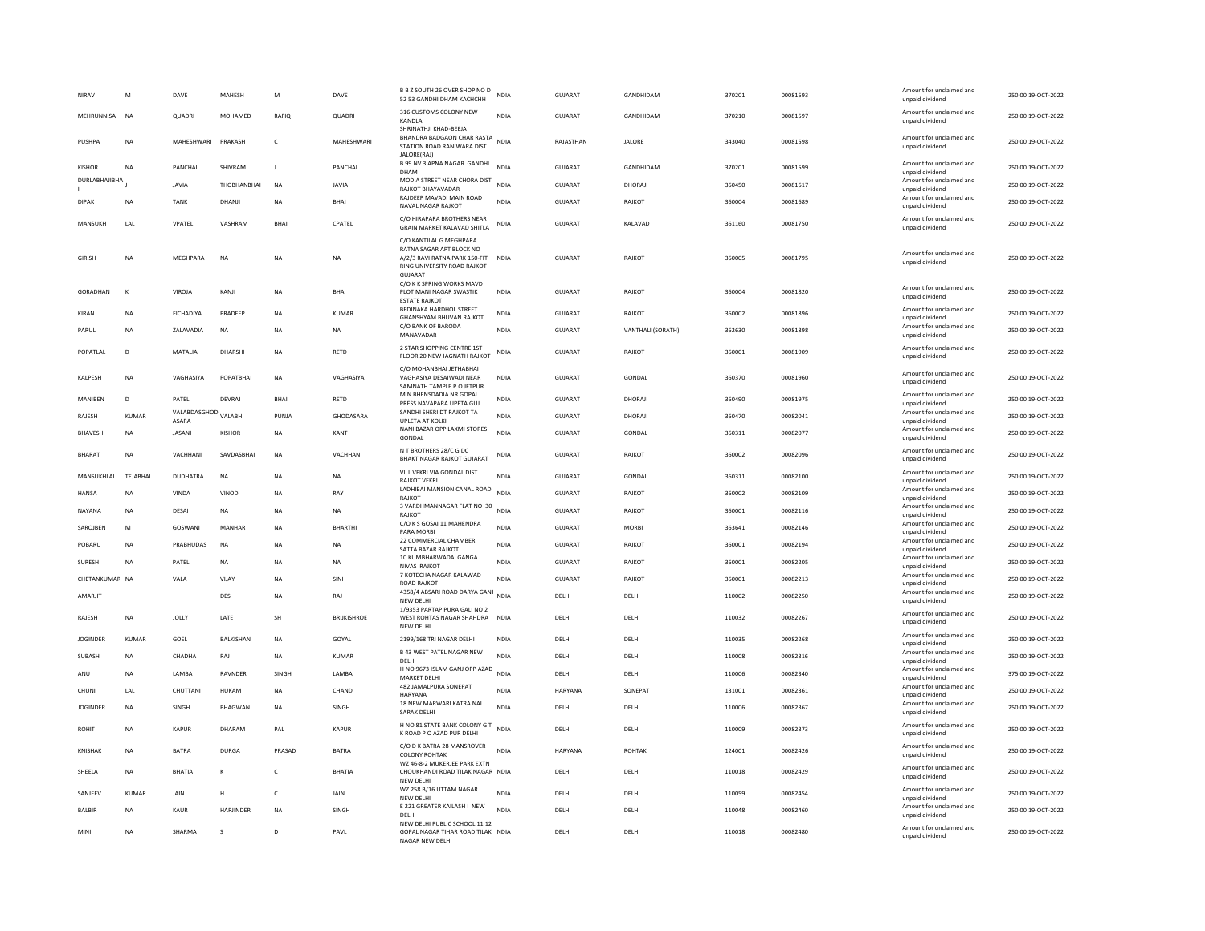| NIRAV | M | DAVE | MAHESH | M | DAVE | B B Z SOUTH 26 OVER SHOP NO D 52 53 GANDHI DHAM KACHCHH | INDIA | GUJARAT | GANDHIDAM | 370201 | 00081593 | | Amount for unclaimed and unpaid dividend | 250.00 19-OCT-2022 |
|---|---|---|---|---|---|---|---|---|---|---|---|---|---|---|
| MEHRUNNISA | NA | QUADRI | MOHAMED | RAFIQ | QUADRI | 316 CUSTOMS COLONY NEW KANDLA | INDIA | GUJARAT | GANDHIDAM | 370210 | 00081597 | | Amount for unclaimed and unpaid dividend | 250.00 19-OCT-2022 |
| PUSHPA | NA | MAHESHWARI | PRAKASH | C | MAHESHWARI | SHRINATHJI KHAD-BEEJA BHANDRA BADGAON CHAR RASTA STATION ROAD RANIWARA DIST JALORE(RAJ) | INDIA | RAJASTHAN | JALORE | 343040 | 00081598 | | Amount for unclaimed and unpaid dividend | 250.00 19-OCT-2022 |
| KISHOR | NA | PANCHAL | SHIVRAM | J | PANCHAL | B 99 NV 3 APNA NAGAR GANDHI DHAM | INDIA | GUJARAT | GANDHIDAM | 370201 | 00081599 | | Amount for unclaimed and unpaid dividend | 250.00 19-OCT-2022 |
| DURLABHAJIBHA I | J | JAVIA | THOBHANBHAI | NA | JAVIA | MODIA STREET NEAR CHORA DIST RAJKOT BHAYAVADAR | INDIA | GUJARAT | DHORAJI | 360450 | 00081617 | | Amount for unclaimed and unpaid dividend | 250.00 19-OCT-2022 |
| DIPAK | NA | TANK | DHANJI | NA | BHAI | RAJDEEP MAVADI MAIN ROAD NAVAL NAGAR RAJKOT | INDIA | GUJARAT | RAJKOT | 360004 | 00081689 | | Amount for unclaimed and unpaid dividend | 250.00 19-OCT-2022 |
| MANSUKH | LAL | VPATEL | VASHRAM | BHAI | CPATEL | C/O HIRAPARA BROTHERS NEAR GRAIN MARKET KALAVAD SHITLA | INDIA | GUJARAT | KALAVAD | 361160 | 00081750 | | Amount for unclaimed and unpaid dividend | 250.00 19-OCT-2022 |
| GIRISH | NA | MEGHPARA | NA | NA | NA | C/O KANTILAL G MEGHPARA RATNA SAGAR APT BLOCK NO A/2/3 RAVI RATNA PARK 150-FIT RING UNIVERSITY ROAD RAJKOT GUJARAT | INDIA | GUJARAT | RAJKOT | 360005 | 00081795 | | Amount for unclaimed and unpaid dividend | 250.00 19-OCT-2022 |
| GORADHAN | K | VIROJA | KANJI | NA | BHAI | C/O K K SPRING WORKS MAVD PLOT MANI NAGAR SWASTIK ESTATE RAJKOT | INDIA | GUJARAT | RAJKOT | 360004 | 00081820 | | Amount for unclaimed and unpaid dividend | 250.00 19-OCT-2022 |
| KIRAN | NA | FICHADIYA | PRADEEP | NA | KUMAR | BEDINAKA HARDHOL STREET GHANSHYAM BHUVAN RAJKOT | INDIA | GUJARAT | RAJKOT | 360002 | 00081896 | | Amount for unclaimed and unpaid dividend | 250.00 19-OCT-2022 |
| PARUL | NA | ZALAVADIA | NA | NA | NA | C/O BANK OF BARODA MANAVADAR | INDIA | GUJARAT | VANTHALI (SORATH) | 362630 | 00081898 | | Amount for unclaimed and unpaid dividend | 250.00 19-OCT-2022 |
| POPATLAL | D | MATALIA | DHARSHI | NA | RETD | 2 STAR SHOPPING CENTRE 1ST FLOOR 20 NEW JAGNATH RAJKOT | INDIA | GUJARAT | RAJKOT | 360001 | 00081909 | | Amount for unclaimed and unpaid dividend | 250.00 19-OCT-2022 |
| KALPESH | NA | VAGHASIYA | POPATBHAI | NA | VAGHASIYA | C/O MOHANBHAI JETHABHAI VAGHASIYA DESAIWADI NEAR SAMNATH TAMPLE P O JETPUR | INDIA | GUJARAT | GONDAL | 360370 | 00081960 | | Amount for unclaimed and unpaid dividend | 250.00 19-OCT-2022 |
| MANIBEN | D | PATEL | DEVRAJ | BHAI | RETD | M N BHENSDADIA NR GOPAL PRESS NAVAPARA UPETA GUJ | INDIA | GUJARAT | DHORAJI | 360490 | 00081975 | | Amount for unclaimed and unpaid dividend | 250.00 19-OCT-2022 |
| RAJESH | KUMAR | VALABDASGHOD ASARA | VALABH | PUNJA | GHODASARA | SANDHI SHERI DT RAJKOT TA UPLETA AT KOLKI | INDIA | GUJARAT | DHORAJI | 360470 | 00082041 | | Amount for unclaimed and unpaid dividend | 250.00 19-OCT-2022 |
| BHAVESH | NA | JASANI | KISHOR | NA | KANT | NANI BAZAR OPP LAXMI STORES GONDAL | INDIA | GUJARAT | GONDAL | 360311 | 00082077 | | Amount for unclaimed and unpaid dividend | 250.00 19-OCT-2022 |
| BHARAT | NA | VACHHANI | SAVDASBHAI | NA | VACHHANI | N T BROTHERS 28/C GIDC BHAKTINAGAR RAJKOT GUJARAT | INDIA | GUJARAT | RAJKOT | 360002 | 00082096 | | Amount for unclaimed and unpaid dividend | 250.00 19-OCT-2022 |
| MANSUKHLAL | TEJABHAI | DUDHATRA | NA | NA | NA | VILL VEKRI VIA GONDAL DIST RAJKOT VEKRI | INDIA | GUJARAT | GONDAL | 360311 | 00082100 | | Amount for unclaimed and unpaid dividend | 250.00 19-OCT-2022 |
| HANSA | NA | VINDA | VINOD | NA | RAY | LADHIBAI MANSION CANAL ROAD RAJKOT | INDIA | GUJARAT | RAJKOT | 360002 | 00082109 | | Amount for unclaimed and unpaid dividend | 250.00 19-OCT-2022 |
| NAYANA | NA | DESAI | NA | NA | NA | 3 VARDHMANNAGAR FLAT NO 30 RAJKOT | INDIA | GUJARAT | RAJKOT | 360001 | 00082116 | | Amount for unclaimed and unpaid dividend | 250.00 19-OCT-2022 |
| SAROJBEN | M | GOSWANI | MANHAR | NA | BHARTHI | C/O K S GOSAI 11 MAHENDRA PARA MORBI | INDIA | GUJARAT | MORBI | 363641 | 00082146 | | Amount for unclaimed and unpaid dividend | 250.00 19-OCT-2022 |
| POBARU | NA | PRABHUDAS | NA | NA | NA | 22 COMMERCIAL CHAMBER SATTA BAZAR RAJKOT | INDIA | GUJARAT | RAJKOT | 360001 | 00082194 | | Amount for unclaimed and unpaid dividend | 250.00 19-OCT-2022 |
| SURESH | NA | PATEL | NA | NA | NA | 10 KUMBHARWADA GANGA NIVAS RAJKOT | INDIA | GUJARAT | RAJKOT | 360001 | 00082205 | | Amount for unclaimed and unpaid dividend | 250.00 19-OCT-2022 |
| CHETANKUMAR | NA | VALA | VIJAY | NA | SINH | 7 KOTECHA NAGAR KALAWAD ROAD RAJKOT | INDIA | GUJARAT | RAJKOT | 360001 | 00082213 | | Amount for unclaimed and unpaid dividend | 250.00 19-OCT-2022 |
| AMARJIT | | | DES | NA | RAJ | 4358/4 ABSARI ROAD DARYA GANJ NEW DELHI | INDIA | DELHI | DELHI | 110002 | 00082250 | | Amount for unclaimed and unpaid dividend | 250.00 19-OCT-2022 |
| RAJESH | NA | JOLLY | LATE | SH | BRIJKISHROE | 1/9353 PARTAP PURA GALI NO 2 WEST ROHTAS NAGAR SHAHDRA NEW DELHI | INDIA | DELHI | DELHI | 110032 | 00082267 | | Amount for unclaimed and unpaid dividend | 250.00 19-OCT-2022 |
| JOGINDER | KUMAR | GOEL | BALKISHAN | NA | GOYAL | 2199/168 TRI NAGAR DELHI | INDIA | DELHI | DELHI | 110035 | 00082268 | | Amount for unclaimed and unpaid dividend | 250.00 19-OCT-2022 |
| SUBASH | NA | CHADHA | RAJ | NA | KUMAR | B 43 WEST PATEL NAGAR NEW DELHI | INDIA | DELHI | DELHI | 110008 | 00082316 | | Amount for unclaimed and unpaid dividend | 250.00 19-OCT-2022 |
| ANU | NA | LAMBA | RAVNDER | SINGH | LAMBA | H NO 9673 ISLAM GANJ OPP AZAD MARKET DELHI | INDIA | DELHI | DELHI | 110006 | 00082340 | | Amount for unclaimed and unpaid dividend | 375.00 19-OCT-2022 |
| CHUNI | LAL | CHUTTANI | HUKAM | NA | CHAND | 482 JAMALPURA SONEPAT HARYANA | INDIA | HARYANA | SONEPAT | 131001 | 00082361 | | Amount for unclaimed and unpaid dividend | 250.00 19-OCT-2022 |
| JOGINDER | NA | SINGH | BHAGWAN | NA | SINGH | 18 NEW MARWARI KATRA NAI SARAK DELHI | INDIA | DELHI | DELHI | 110006 | 00082367 | | Amount for unclaimed and unpaid dividend | 250.00 19-OCT-2022 |
| ROHIT | NA | KAPUR | DHARAM | PAL | KAPUR | H NO 81 STATE BANK COLONY G T K ROAD P O AZAD PUR DELHI | INDIA | DELHI | DELHI | 110009 | 00082373 | | Amount for unclaimed and unpaid dividend | 250.00 19-OCT-2022 |
| KNISHAK | NA | BATRA | DURGA | PRASAD | BATRA | C/O D K BATRA 28 MANSROVER COLONY ROHTAK | INDIA | HARYANA | ROHTAK | 124001 | 00082426 | | Amount for unclaimed and unpaid dividend | 250.00 19-OCT-2022 |
| SHEELA | NA | BHATIA | K | C | BHATIA | WZ 46-8-2 MUKERJEE PARK EXTN CHOUKHANDI ROAD TILAK NAGAR NEW DELHI | INDIA | DELHI | DELHI | 110018 | 00082429 | | Amount for unclaimed and unpaid dividend | 250.00 19-OCT-2022 |
| SANJEEV | KUMAR | JAIN | H | C | JAIN | WZ 258 B/16 UTTAM NAGAR NEW DELHI | INDIA | DELHI | DELHI | 110059 | 00082454 | | Amount for unclaimed and unpaid dividend | 250.00 19-OCT-2022 |
| BALBIR | NA | KAUR | HARJINDER | NA | SINGH | E 221 GREATER KAILASH I NEW DELHI | INDIA | DELHI | DELHI | 110048 | 00082460 | | Amount for unclaimed and unpaid dividend | 250.00 19-OCT-2022 |
| MINI | NA | SHARMA | S | D | PAVL | NEW DELHI PUBLIC SCHOOL 11 12 GOPAL NAGAR TIHAR ROAD TILAK NAGAR NEW DELHI | INDIA | DELHI | DELHI | 110018 | 00082480 | | Amount for unclaimed and unpaid dividend | 250.00 19-OCT-2022 |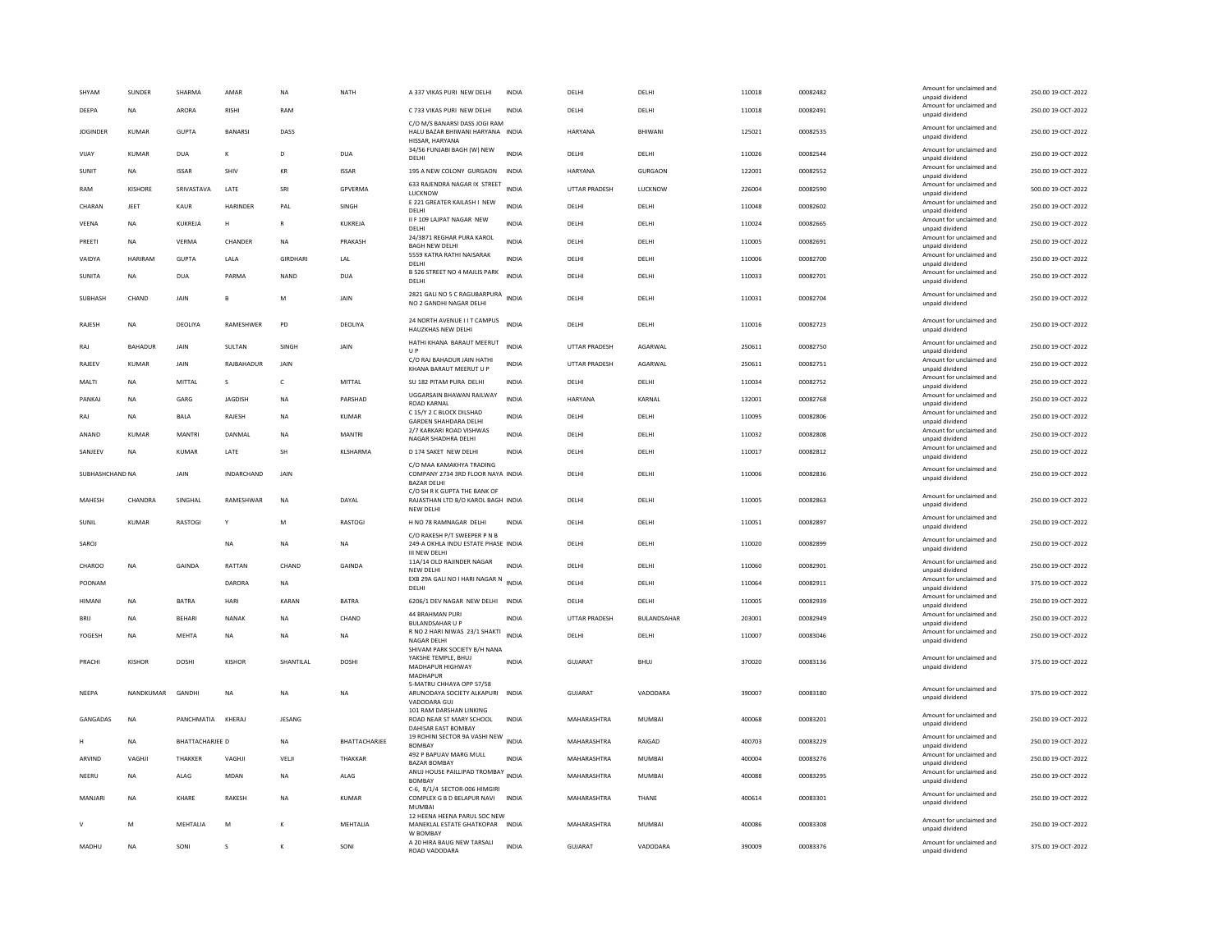| SHYAM | SUNDER | SHARMA | AMAR | NA | NATH | A 337 VIKAS PURI NEW DELHI | INDIA | DELHI | DELHI | 110018 | 00082482 | Amount for unclaimed and unpaid dividend | 250.00 19-OCT-2022 |
|---|---|---|---|---|---|---|---|---|---|---|---|---|---|
| DEEPA | NA | ARORA | RISHI | RAM | | C 733 VIKAS PURI NEW DELHI | INDIA | DELHI | DELHI | 110018 | 00082491 | Amount for unclaimed and unpaid dividend | 250.00 19-OCT-2022 |
| JOGINDER | KUMAR | GUPTA | BANARSI | DASS | | C/O M/S BANARSI DASS JOGI RAM HALU BAZAR BHIWANI HARYANA HISSAR, HARYANA | INDIA | HARYANA | BHIWANI | 125021 | 00082535 | Amount for unclaimed and unpaid dividend | 250.00 19-OCT-2022 |
| VIJAY | KUMAR | DUA | K | D | DUA | 34/56 FUNJABI BAGH (W) NEW DELHI | INDIA | DELHI | DELHI | 110026 | 00082544 | Amount for unclaimed and unpaid dividend | 250.00 19-OCT-2022 |
| SUNIT | NA | ISSAR | SHIV | KR | ISSAR | 195 A NEW COLONY GURGAON | INDIA | HARYANA | GURGAON | 122001 | 00082552 | Amount for unclaimed and unpaid dividend | 250.00 19-OCT-2022 |
| RAM | KISHORE | SRIVASTAVA | LATE | SRI | GPVERMA | 633 RAJENDRA NAGAR IX STREET LUCKNOW | INDIA | UTTAR PRADESH | LUCKNOW | 226004 | 00082590 | Amount for unclaimed and unpaid dividend | 500.00 19-OCT-2022 |
| CHARAN | JEET | KAUR | HARINDER | PAL | SINGH | E 221 GREATER KAILASH I NEW DELHI | INDIA | DELHI | DELHI | 110048 | 00082602 | Amount for unclaimed and unpaid dividend | 250.00 19-OCT-2022 |
| VEENA | NA | KUKREJA | H | R | KUKREJA | II F 109 LAJPAT NAGAR NEW DELHI | INDIA | DELHI | DELHI | 110024 | 00082665 | Amount for unclaimed and unpaid dividend | 250.00 19-OCT-2022 |
| PREETI | NA | VERMA | CHANDER | NA | PRAKASH | 24/3871 REGHAR PURA KAROL BAGH NEW DELHI | INDIA | DELHI | DELHI | 110005 | 00082691 | Amount for unclaimed and unpaid dividend | 250.00 19-OCT-2022 |
| VAIDYA | HARIRAM | GUPTA | LALA | GIRDHARI | LAL | 5559 KATRA RATHI NAISARAK DELHI | INDIA | DELHI | DELHI | 110006 | 00082700 | Amount for unclaimed and unpaid dividend | 250.00 19-OCT-2022 |
| SUNITA | NA | DUA | PARMA | NAND | DUA | B 526 STREET NO 4 MAJLIS PARK DELHI | INDIA | DELHI | DELHI | 110033 | 00082701 | Amount for unclaimed and unpaid dividend | 250.00 19-OCT-2022 |
| SUBHASH | CHAND | JAIN | B | M | JAIN | 2821 GALI NO 5 C RAGUBARPURA NO 2 GANDHI NAGAR DELHI | INDIA | DELHI | DELHI | 110031 | 00082704 | Amount for unclaimed and unpaid dividend | 250.00 19-OCT-2022 |
| RAJESH | NA | DEOLIYA | RAMESHWER | PD | DEOLIYA | 24 NORTH AVENUE I I T CAMPUS HAUZKHAS NEW DELHI | INDIA | DELHI | DELHI | 110016 | 00082723 | Amount for unclaimed and unpaid dividend | 250.00 19-OCT-2022 |
| RAJ | BAHADUR | JAIN | SULTAN | SINGH | JAIN | HATHI KHANA BARAUT MEERUT U P | INDIA | UTTAR PRADESH | AGARWAL | 250611 | 00082750 | Amount for unclaimed and unpaid dividend | 250.00 19-OCT-2022 |
| RAJEEV | KUMAR | JAIN | RAJBAHADUR | JAIN | | C/O RAJ BAHADUR JAIN HATHI KHANA BARAUT MEERUT U P | INDIA | UTTAR PRADESH | AGARWAL | 250611 | 00082751 | Amount for unclaimed and unpaid dividend | 250.00 19-OCT-2022 |
| MALTI | NA | MITTAL | S | C | MITTAL | SU 182 PITAM PURA DELHI | INDIA | DELHI | DELHI | 110034 | 00082752 | Amount for unclaimed and unpaid dividend | 250.00 19-OCT-2022 |
| PANKAJ | NA | GARG | JAGDISH | NA | PARSHAD | UGGARSAIN BHAWAN RAILWAY ROAD KARNAL | INDIA | HARYANA | KARNAL | 132001 | 00082768 | Amount for unclaimed and unpaid dividend | 250.00 19-OCT-2022 |
| RAJ | NA | BALA | RAJESH | NA | KUMAR | C 15/Y 2 C BLOCK DILSHAD GARDEN SHAHDARA DELHI | INDIA | DELHI | DELHI | 110095 | 00082806 | Amount for unclaimed and unpaid dividend | 250.00 19-OCT-2022 |
| ANAND | KUMAR | MANTRI | DANMAL | NA | MANTRI | 2/7 KARKARI ROAD VISHWAS NAGAR SHADHRA DELHI | INDIA | DELHI | DELHI | 110032 | 00082808 | Amount for unclaimed and unpaid dividend | 250.00 19-OCT-2022 |
| SANJEEV | NA | KUMAR | LATE | SH | KLSHARMA | D 174 SAKET NEW DELHI | INDIA | DELHI | DELHI | 110017 | 00082812 | Amount for unclaimed and unpaid dividend | 250.00 19-OCT-2022 |
| SUBHASHCHAND | NA | JAIN | INDARCHAND | JAIN | | C/O MAA KAMAKHYA TRADING COMPANY 2734 3RD FLOOR NAYA BAZAR DELHI | INDIA | DELHI | DELHI | 110006 | 00082836 | Amount for unclaimed and unpaid dividend | 250.00 19-OCT-2022 |
| MAHESH | CHANDRA | SINGHAL | RAMESHWAR | NA | DAYAL | C/O SH R K GUPTA THE BANK OF RAJASTHAN LTD B/O KAROL BAGH NEW DELHI | INDIA | DELHI | DELHI | 110005 | 00082863 | Amount for unclaimed and unpaid dividend | 250.00 19-OCT-2022 |
| SUNIL | KUMAR | RASTOGI | Y | M | RASTOGI | H NO 78 RAMNAGAR DELHI | INDIA | DELHI | DELHI | 110051 | 00082897 | Amount for unclaimed and unpaid dividend | 250.00 19-OCT-2022 |
| SAROJ | | | NA | NA | NA | C/O RAKESH P/T SWEEPER P N B 249-A OKHLA INDU ESTATE PHASE III NEW DELHI | INDIA | DELHI | DELHI | 110020 | 00082899 | Amount for unclaimed and unpaid dividend | 250.00 19-OCT-2022 |
| CHAROO | NA | GAINDA | RATTAN | CHAND | GAINDA | 11A/14 OLD RAJINDER NAGAR NEW DELHI | INDIA | DELHI | DELHI | 110060 | 00082901 | Amount for unclaimed and unpaid dividend | 250.00 19-OCT-2022 |
| POONAM | | | DARORA | NA | | EXB 29A GALI NO I HARI NAGAR N DELHI | INDIA | DELHI | DELHI | 110064 | 00082911 | Amount for unclaimed and unpaid dividend | 375.00 19-OCT-2022 |
| HIMANI | NA | BATRA | HARI | KARAN | BATRA | 6206/1 DEV NAGAR NEW DELHI | INDIA | DELHI | DELHI | 110005 | 00082939 | Amount for unclaimed and unpaid dividend | 250.00 19-OCT-2022 |
| BRIJ | NA | BEHARI | NANAK | NA | CHAND | 44 BRAHMAN PURI BULANDSAHAR U P | INDIA | UTTAR PRADESH | BULANDSAHAR | 203001 | 00082949 | Amount for unclaimed and unpaid dividend | 250.00 19-OCT-2022 |
| YOGESH | NA | MEHTA | NA | NA | NA | R NO 2 HARI NIWAS 23/1 SHAKTI NAGAR DELHI | INDIA | DELHI | DELHI | 110007 | 00083046 | Amount for unclaimed and unpaid dividend | 250.00 19-OCT-2022 |
| PRACHI | KISHOR | DOSHI | KISHOR | SHANTILAL | DOSHI | SHIVAM PARK SOCIETY B/H NANA YAKSHE TEMPLE, BHUJ MADHAPUR HIGHWAY MADHAPUR | INDIA | GUJARAT | BHUJ | 370020 | 00083136 | Amount for unclaimed and unpaid dividend | 375.00 19-OCT-2022 |
| NEEPA | NANDKUMAR | GANDHI | NA | NA | NA | 5-MATRU CHHAYA OPP 57/58 ARUNODAYA SOCIETY ALKAPURI VADODARA GUJ | INDIA | GUJARAT | VADODARA | 390007 | 00083180 | Amount for unclaimed and unpaid dividend | 375.00 19-OCT-2022 |
| GANGADAS | NA | PANCHMATIA | KHERAJ | JESANG | | 101 RAM DARSHAN LINKING ROAD NEAR ST MARY SCHOOL DAHISAR EAST BOMBAY | INDIA | MAHARASHTRA | MUMBAI | 400068 | 00083201 | Amount for unclaimed and unpaid dividend | 250.00 19-OCT-2022 |
| H | NA | BHATTACHARJEE | D | NA | BHATTACHARJEE | 19 ROHINI SECTOR 9A VASHI NEW BOMBAY | INDIA | MAHARASHTRA | RAIGAD | 400703 | 00083229 | Amount for unclaimed and unpaid dividend | 250.00 19-OCT-2022 |
| ARVIND | VAGHJI | THAKKER | VAGHJI | VELJI | THAKKAR | 492 P BAPUAV MARG MULL BAZAR BOMBAY | INDIA | MAHARASHTRA | MUMBAI | 400004 | 00083276 | Amount for unclaimed and unpaid dividend | 250.00 19-OCT-2022 |
| NEERU | NA | ALAG | MDAN | NA | ALAG | ANUJ HOUSE PAILLIPAD TROMBAY BOMBAY | INDIA | MAHARASHTRA | MUMBAI | 400088 | 00083295 | Amount for unclaimed and unpaid dividend | 250.00 19-OCT-2022 |
| MANJARI | NA | KHARE | RAKESH | NA | KUMAR | C-6, 8/1/4 SECTOR-006 HIMGIRI COMPLEX G B D BELAPUR NAVI MUMBAI | INDIA | MAHARASHTRA | THANE | 400614 | 00083301 | Amount for unclaimed and unpaid dividend | 250.00 19-OCT-2022 |
| V | M | MEHTALIA | M | K | MEHTALIA | 12 HEENA HEENA PARUL SOC NEW MANEKLAL ESTATE GHATKOPAR W BOMBAY | INDIA | MAHARASHTRA | MUMBAI | 400086 | 00083308 | Amount for unclaimed and unpaid dividend | 250.00 19-OCT-2022 |
| MADHU | NA | SONI | S | K | SONI | A 20 HIRA BAUG NEW TARSALI ROAD VADODARA | INDIA | GUJARAT | VADODARA | 390009 | 00083376 | Amount for unclaimed and unpaid dividend | 375.00 19-OCT-2022 |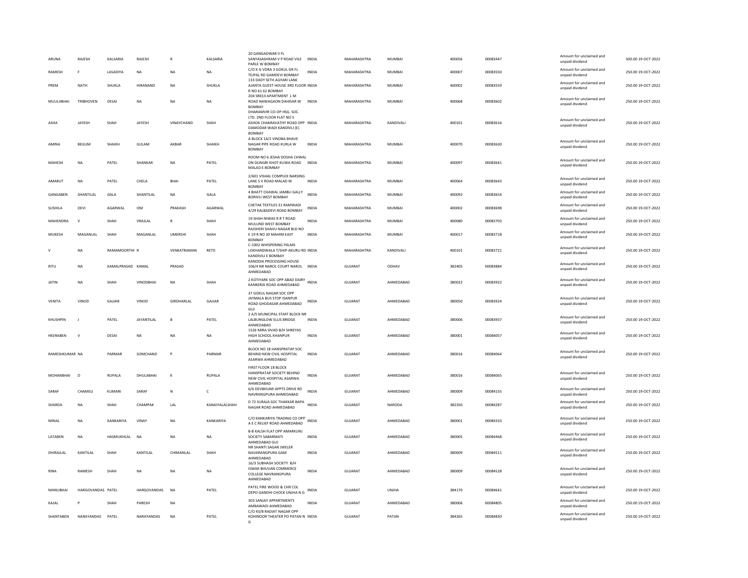| | | | | | | | | | | | | | | |
|---|---|---|---|---|---|---|---|---|---|---|---|---|---|---|
| ARUNA | RAJESH | KALSARIA | RAJESH | R | KALSARIA | 20 GANGADWAR II FL SANYASASHRAM V P ROAD VILE PARLE W BOMBAY | INDIA | MAHARASHTRA | MUMBAI | 400056 | 00083447 | | Amount for unclaimed and unpaid dividend | 500.00 19-OCT-2022 |
| RAMESH | F | LASADIYA | NA | NA | NA | C/O K G VORA 3 GOKUL GR FL TEJPAL RD GAMDEVI BOMBAY | INDIA | MAHARASHTRA | MUMBAI | 400007 | 00083550 | | Amount for unclaimed and unpaid dividend | 250.00 19-OCT-2022 |
| PREM | NATH | SHUKLA | HIRANAND | NA | SHUKLA | 133 DADY SETH AGYARI LANE AJANTA GUEST HOUSE 3RD FLOOR R NO 61 62 BOMBAY | INDIA | MAHARASHTRA | MUMBAI | 400002 | 00083559 | | Amount for unclaimed and unpaid dividend | 250.00 19-OCT-2022 |
| MUULJIBHAI | TRIBHOVEN | DESAI | NA | NA | NA | 204 SREEJI APARTMENT L M ROAD NAWAGAON DAHISAR W BOMBAY | INDIA | MAHARASHTRA | MUMBAI | 400068 | 00083602 | | Amount for unclaimed and unpaid dividend | 250.00 19-OCT-2022 |
| ASHA | JAYESH | SHAH | JAYESH | VINAYCHAND | SHAH | DHARAMVIR CO-OP HSG. SOC. LTD. 2ND FLOOR FLAT NO 5 ASHOK CHAKRAVATHY ROAD OPP DAMODAR WADI KANDIVLI (E) BOMBAY | INDIA | MAHARASHTRA | KANDIVALI | 400101 | 00083616 | | Amount for unclaimed and unpaid dividend | 250.00 19-OCT-2022 |
| AMINA | BEGUM | SHAIKH | GULAM | AKBAR | SHAIKH | A BLOCK 14/2 VINOBA BHAVE NAGAR PIPE ROAD KURLA W BOMBAY | INDIA | MAHARASHTRA | MUMBAI | 400070 | 00083630 | | Amount for unclaimed and unpaid dividend | 250.00 19-OCT-2022 |
| MAHESH | NA | PATEL | SHANKAR | NA | PATEL | ROOM NO 6 JESHA DOSHA CHWAL ON DUNGRI KHOT KUWA ROAD MALAD E BOMBAY | INDIA | MAHARASHTRA | MUMBAI | 400097 | 00083641 | | Amount for unclaimed and unpaid dividend | 250.00 19-OCT-2022 |
| AMARUT | NA | PATEL | CHELA | BHAI | PATEL | 2/601 VISHAL COMPLEX NARSING LANE S V ROAD MALAD W BOMBAY | INDIA | MAHARASHTRA | MUMBAI | 400064 | 00083643 | | Amount for unclaimed and unpaid dividend | 250.00 19-OCT-2022 |
| GANGABEN | SHANTILAL | GALA | SHANTILAL | NA | GALA | 4 BHATT CHAWAL JAMBLI GALLY BORIVLI WEST BOMBAY | INDIA | MAHARASHTRA | MUMBAI | 400092 | 00083654 | | Amount for unclaimed and unpaid dividend | 250.00 19-OCT-2022 |
| SUSHILA | DEVI | AGARWAL | OM | PRAKASH | AGARWAL | CHETAK TEXTILES 31 RAMWADI 4/29 KALBADEVI ROAD BOMBAY | INDIA | MAHARASHTRA | MUMBAI | 400002 | 00083698 | | Amount for unclaimed and unpaid dividend | 250.00 19-OCT-2022 |
| MAHENDRA | V | SHAH | VRAJLAL | R | SHAH | 19 SHAH NIWAS R R T ROAD MULUND WEST BOMBAY | INDIA | MAHARASHTRA | MUMBAI | 400080 | 00083703 | | Amount for unclaimed and unpaid dividend | 250.00 19-OCT-2022 |
| MUKESH | MAGANLAL | SHAH | MAGANLAL | UMERSHI | SHAH | RAJSHERI SHAHU NAGAR BLD NO E 19 R NO 20 MAHIM EAST BOMBAY | INDIA | MAHARASHTRA | MUMBAI | 400017 | 00083718 | | Amount for unclaimed and unpaid dividend | 250.00 19-OCT-2022 |
| V | NA | RAMAMOORTHI | R | VENKATRAMAN | RETD | C-1002 WHISPERING PALMS LOKHANDWALA T/SHIP AKURLI RD KANDIVILI E BOMBAY | INDIA | MAHARASHTRA | KANDIVALI | 400101 | 00083721 | | Amount for unclaimed and unpaid dividend | 250.00 19-OCT-2022 |
| RITU | NA | KAMALPRASAD | KAMAL | PRASAD | | KANODIA PROCESSING HOUSE 106/4 NR NAROL COURT NAROL AHMEDABAD | INDIA | GUJARAT | ODHAV | 382405 | 00083884 | | Amount for unclaimed and unpaid dividend | 250.00 19-OCT-2022 |
| JATIN | NA | SHAH | VINODBHAI | NA | SHAH | 2 KOTIYARK SOC OPP ABAD DAIRY KANKERIA ROAD AHMEDABAD | INDIA | GUJARAT | AHMEDABAD | 380022 | 00083922 | | Amount for unclaimed and unpaid dividend | 250.00 19-OCT-2022 |
| VENITA | VINOD | GAJJAR | VINOD | GIRDHARLAL | GAJJAR | 37 GOKUL NAGAR SOC OPP JAYMALA BUS STOP ISANPUR ROAD GHODASAR AHMEDABAD GUJ | INDIA | GUJARAT | AHMEDABAD | 380050 | 00083924 | | Amount for unclaimed and unpaid dividend | 250.00 19-OCT-2022 |
| KHUSHPIN | J | PATEL | JAYANTILAL | B | PATEL | 2 A/5 MUNICIPAL STAFF BLOCK NR LALBUNGLOW ELLIS BRIDGE AHMEDABAD | INDIA | GUJARAT | AHMEDABAD | 380006 | 00083937 | | Amount for unclaimed and unpaid dividend | 250.00 19-OCT-2022 |
| HEERABEN | V | DESAI | NA | NA | NA | 1526 MIRA SIVAD B/H SHREYAS HIGH SCHOOL KHANPUR AHMEDABAD | INDIA | GUJARAT | AHMEDABAD | 380001 | 00084057 | | Amount for unclaimed and unpaid dividend | 250.00 19-OCT-2022 |
| RAMESHKUMAR | NA | PARMAR | SOMCHAND | P | PARMAR | BLOCK NO 18 HANSPRATAP SOC BEHIND NEW CIVIL HOSPITAL ASARWA AHMEDABAD | INDIA | GUJARAT | AHMEDABAD | 380016 | 00084064 | | Amount for unclaimed and unpaid dividend | 250.00 19-OCT-2022 |
| MOHANBHAI | D | RUPALA | DHULABHAI | K | RUPALA | FIRST FLOOR 18 BLOCK HANSPRATAP SOCIETY BEHIND NEW CIVIL HOSPITAL ASARWA AHMEDABAD | INDIA | GUJARAT | AHMEDABAD | 380016 | 00084065 | | Amount for unclaimed and unpaid dividend | 250.00 19-OCT-2022 |
| SARAF | CHAMELI | KUMARI | SARAF | N | C | 6/6 DEVBHUMI APPTS DRIVE RD NAVRANGPURA AHMEDABAD | INDIA | GUJARAT | AHMEDABAD | 380009 | 00084155 | | Amount for unclaimed and unpaid dividend | 250.00 19-OCT-2022 |
| SHARDA | NA | SHAH | CHAMPAK | LAL | KANAIYALALSHAH | D 72 SURAJA SOC THAKKAR BAPA NAGAR ROAD AHMEDABAD | INDIA | GUJARAT | NARODA | 382350 | 00084287 | | Amount for unclaimed and unpaid dividend | 250.00 19-OCT-2022 |
| MINAL | NA | KANKARIYA | VINAY | NA | KANKARIYA | C/O KANKARIYA TRADING CO OPP A E C RELIEF ROAD AHMEDABAD | INDIA | GUJARAT | AHMEDABAD | 380001 | 00084333 | | Amount for unclaimed and unpaid dividend | 250.00 19-OCT-2022 |
| LATABEN | NA | HASMUKHLAL | NA | NA | NA | B-8 KALSH FLAT OPP AMARKUNJ SOCIETY SABARMATI AHMEDABAD GUJ | INDIA | GUJARAT | AHMEDABAD | 380005 | 00084468 | | Amount for unclaimed and unpaid dividend | 250.00 19-OCT-2022 |
| DHIRAJLAL | KANTILAL | SHAH | KANTILAL | CHIMANLAL | SHAH | NR SHANTI SAGAR JWELER NAVARANGPURA GAM AHMEDABAD | INDIA | GUJARAT | AHMEDABAD | 380009 | 00084511 | | Amount for unclaimed and unpaid dividend | 250.00 19-OCT-2022 |
| RINA | RAMESH | SHAH | NA | NA | NA | 16/3 SUBHASH SOCIETY B/H ISWAR BHUVAN COMMERCE COLLEGE NAVRANGPURA AHMEDABAD | INDIA | GUJARAT | AHMEDABAD | 380009 | 00084528 | | Amount for unclaimed and unpaid dividend | 250.00 19-OCT-2022 |
| MANUBHAI | HARGOVANDAS | PATEL | HARGOVANDAS | NA | PATEL | PATEL FIRE WOOD & CHR COL DEPO GANDHI CHOCK UNJHA N G | INDIA | GUJARAT | UNJHA | 384170 | 00084641 | | Amount for unclaimed and unpaid dividend | 250.00 19-OCT-2022 |
| KAJAL | P | SHAH | PARESH | NA | | 303 SANJAY APPARTMENTS AMBAWADI AHMEDABAD | INDIA | GUJARAT | AHMEDABAD | 380006 | 00084805 | | Amount for unclaimed and unpaid dividend | 250.00 19-OCT-2022 |
| SHANTABEN | NARAYANDAS | PATEL | NARAYANDAS | NA | PATEL | C/O 43/B RADIAT NAGAR OPP KOHINOOR THEATER PO PATAN N G | INDIA | GUJARAT | PATAN | 384265 | 00084830 | | Amount for unclaimed and unpaid dividend | 250.00 19-OCT-2022 |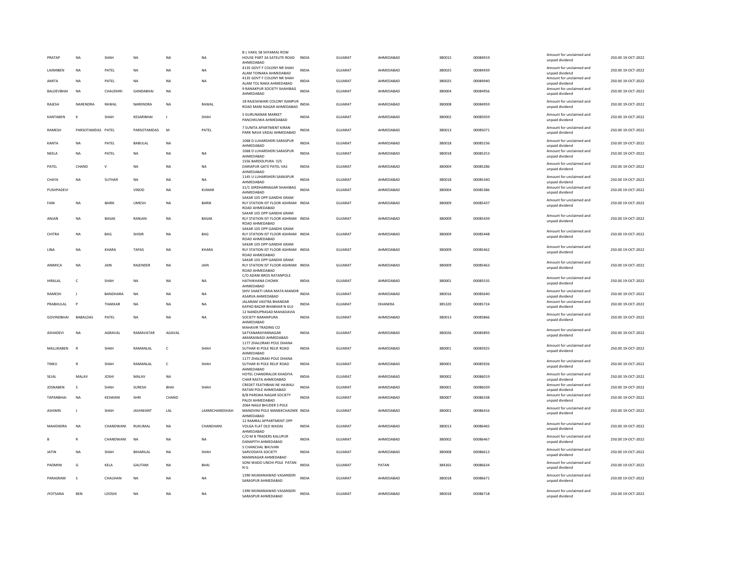| | | | | | | | | | | | | | |
|---|---|---|---|---|---|---|---|---|---|---|---|---|---|
| PRATAP | NA | SHAH | NA | NA | NA | B L VAKIL 58 SHYAMAL ROW HOUSE PART 3A SATELITE ROAD AHMEDABAD | INDIA | GUJARAT | AHMEDABAD | 380015 | 00084919 | Amount for unclaimed and unpaid dividend | 250.00 19-OCT-2022 |
| LAXMIBEN | NA | PATEL | NA | NA | NA | 4135 GOVT F COLONY NR SHAH ALAM TOINAKA AHMEDABAD | INDIA | GUJARAT | AHMEDABAD | 380025 | 00084939 | Amount for unclaimed and unpaid dividend | 250.00 19-OCT-2022 |
| AMITA | NA | PATEL | NA | NA | NA | 4135 GOVT F COLONY NR SHAH ALAM TOL NAKA AHMEDABAD | INDIA | GUJARAT | AHMEDABAD | 380025 | 00084940 | Amount for unclaimed and unpaid dividend | 250.00 19-OCT-2022 |
| BALDEVBHAI | NA | CHAUDHRI | GANDABHAI | NA | | 9 RANAKPUR SOCIETY SHAHIBAG AHMEDABAD | INDIA | GUJARAT | AHMEDABAD | 380004 | 00084956 | Amount for unclaimed and unpaid dividend | 250.00 19-OCT-2022 |
| RAJESH | NARENDRA | RAWAL | NARENDRA | NA | RAWAL | 18 RAJESHWARI COLONY ISANPUR ROAD MANI NAGAR AHMEDABAD | INDIA | GUJARAT | AHMEDABAD | 380008 | 00084959 | Amount for unclaimed and unpaid dividend | 250.00 19-OCT-2022 |
| KANTABEN | K | SHAH | KESARIBHAI | J | SHAH | 5 GURUNANAK MARKET PANCHKUWA AHMEDABAD | INDIA | GUJARAT | AHMEDABAD | 380002 | 00085059 | Amount for unclaimed and unpaid dividend | 250.00 19-OCT-2022 |
| RAMESH | PARSOTAMDAS | PATEL | PARSOTAMDAS | M | PATEL | 7 SUNITA APARTMENT KIRAN PARK NAVA VADAJ AHMEDABAD | INDIA | GUJARAT | AHMEDABAD | 380013 | 00085071 | Amount for unclaimed and unpaid dividend | 250.00 19-OCT-2022 |
| KANTA | NA | PATEL | BABULAL | NA | | 1068 D LUHARSHERI SARASPUR AHMEDABAD | INDIA | GUJARAT | AHMEDABAD | 380018 | 00085236 | Amount for unclaimed and unpaid dividend | 250.00 19-OCT-2022 |
| NEELA | NA | PATEL | NA | NA | NA | 1068 D LUHARSHERI SARASPUR AHMEDABAD | INDIA | GUJARAT | AHMEDABAD | 380018 | 00085253 | Amount for unclaimed and unpaid dividend | 250.00 19-OCT-2022 |
| PATEL | CHAND | V | NA | NA | NA | 1556 BARDOLPURA O/S DARIAPUR GATE PATEL VAS AHMEDABAD | INDIA | GUJARAT | AHMEDABAD | 380004 | 00085286 | Amount for unclaimed and unpaid dividend | 250.00 19-OCT-2022 |
| CHAYA | NA | SUTHAR | NA | NA | NA | 1145 U LUHARSHERI SARASPUR AHMEDABAD | INDIA | GUJARAT | AHMEDABAD | 380018 | 00085340 | Amount for unclaimed and unpaid dividend | 250.00 19-OCT-2022 |
| PUSHPADEVI | | | VINOD | NA | KUMAR | 31/1 GIRDHARNAGAR SHAHIBAG AHMEDABAD | INDIA | GUJARAT | AHMEDABAD | 380004 | 00085386 | Amount for unclaimed and unpaid dividend | 250.00 19-OCT-2022 |
| FANI | NA | BARIK | UMESH | NA | BARIK | SAKAR 105 OPP GANDHI GRAM RLY STATION IST FLOOR ASHRAM ROAD AHMEDABAD | INDIA | GUJARAT | AHMEDABAD | 380009 | 00085437 | Amount for unclaimed and unpaid dividend | 250.00 19-OCT-2022 |
| ANJAN | NA | BASAK | RANJAN | NA | BASAK | SAKAR 105 OPP GANDHI GRAM RLY STATION IST FLOOR ASHRAM ROAD AHMEDABAD | INDIA | GUJARAT | AHMEDABAD | 380009 | 00085439 | Amount for unclaimed and unpaid dividend | 250.00 19-OCT-2022 |
| CHITRA | NA | BAG | SHISIR | NA | BAG | SAKAR 105 OPP GANDHI GRAM RLY STATION IST FLOOR ASHRAM ROAD AHMEDABAD | INDIA | GUJARAT | AHMEDABAD | 380009 | 00085448 | Amount for unclaimed and unpaid dividend | 250.00 19-OCT-2022 |
| LINA | NA | KHARA | TAPAS | NA | KHARA | SAKAR 105 OPP GANDHI GRAM RLY STATION IST FLOOR ASHRAM ROAD AHMEDABAD | INDIA | GUJARAT | AHMEDABAD | 380009 | 00085462 | Amount for unclaimed and unpaid dividend | 250.00 19-OCT-2022 |
| ANIMICA | NA | JAIN | RAJENDER | NA | JAIN | SAKAR 105 OPP GANDHI GRAM RLY STATION IST FLOOR ASHRAM ROAD AHMEDABAD | INDIA | GUJARAT | AHMEDABAD | 380009 | 00085463 | Amount for unclaimed and unpaid dividend | 250.00 19-OCT-2022 |
| HIRALAL | C | SHAH | NA | NA | NA | C/O ADANI BROS RATANPOLE HATHIKHANA CHOWK AHMEDABAD | INDIA | GUJARAT | AHMEDABAD | 380001 | 00085535 | Amount for unclaimed and unpaid dividend | 250.00 19-OCT-2022 |
| RAMESH | J | BANDHARA | NA | NA | NA | SHIV SHAKTI UMIA MATA MANDIR ASARVA AHMEDABAD | INDIA | GUJARAT | AHMEDABAD | 380016 | 00085640 | Amount for unclaimed and unpaid dividend | 250.00 19-OCT-2022 |
| PRABHULAL | P | THAKKAR | NA | NA | NA | JALARAM VASTRA BHANDAR KAPAD BAZAR BHABHAR N GUJ | INDIA | GUJARAT | DHANERA | 385320 | 00085724 | Amount for unclaimed and unpaid dividend | 250.00 19-OCT-2022 |
| GOVINDBHAI | BABALDAS | PATEL | NA | NA | NA | 12 NANDUPRASAD MAHADAVIA SOCIETY NARANPURA AHMEDABAD | INDIA | GUJARAT | AHMEDABAD | 380013 | 00085866 | Amount for unclaimed and unpaid dividend | 250.00 19-OCT-2022 |
| ASHADEVI | NA | AGRAVAL | RAMAVATAR | AGAVAL | | MAHAVIR TRADING CO SATYANARAYANNAGAR AMARAIWADI AHMEDABAD | INDIA | GUJARAT | AHMEDABAD | 380026 | 00085893 | Amount for unclaimed and unpaid dividend | 250.00 19-OCT-2022 |
| MALLIKABEN | R | SHAH | RAMANLAL | C | SHAH | 1177 ZHALORAKI POLE DHANA SUTHAR KI POLE RELIF ROAD AHMEDABAD | INDIA | GUJARAT | AHMEDABAD | 380001 | 00085925 | Amount for unclaimed and unpaid dividend | 250.00 19-OCT-2022 |
| TINKU | R | SHAH | RAMANLAL | C | SHAH | 1177 ZHALORAKI POLE DHANA SUTHAR KI POLE RELIF ROAD AHMEDABAD | INDIA | GUJARAT | AHMEDABAD | 380001 | 00085926 | Amount for unclaimed and unpaid dividend | 250.00 19-OCT-2022 |
| SEJAL | MALAV | JOSHI | MALAV | NA | | HOTEL CHANDRALOK KHADIYA CHAR RASTA AHMEDABAD | INDIA | GUJARAT | AHMEDABAD | 380002 | 00086019 | Amount for unclaimed and unpaid dividend | 250.00 19-OCT-2022 |
| JOSNABEN | S | SHAH | SURESH | BHAI | SHAH | CREDET FEATHBHAI NE HAWALI RATAN POLE AHMEDABAD | INDIA | GUJARAT | AHMEDABAD | 380001 | 00086039 | Amount for unclaimed and unpaid dividend | 250.00 19-OCT-2022 |
| TAPANBHAI | NA | KESWANI | SHRI | CHAND | | B/8 PARSWA NAGAR SOCIETY PALDI AHMEDABAD | INDIA | GUJARAT | AHMEDABAD | 380007 | 00086338 | Amount for unclaimed and unpaid dividend | 250.00 19-OCT-2022 |
| ASHWIN | J | SHAH | JASHWANT | LAL | LAXMICHANDSHAH | 2064 NAGJI BHUDER S POLE MANDVINI POLE MANEKCHAOWK AHMEDABAD | INDIA | GUJARAT | AHMEDABAD | 380001 | 00086416 | Amount for unclaimed and unpaid dividend | 250.00 19-OCT-2022 |
| MAHENDRA | NA | CHANDWANI | RUKUMAL | NA | CHANDHANI | 12 RAMRAJ APPARTMENT OPP VOLGA FLAT OLD WADAJ AHMEDABAD | INDIA | GUJARAT | AHMEDABAD | 380013 | 00086465 | Amount for unclaimed and unpaid dividend | 250.00 19-OCT-2022 |
| B | R | CHANDWANI | NA | NA | NA | C/O M B TRADERS KALUPUR DANAPITH AHMEDABAD | INDIA | GUJARAT | AHMEDABAD | 380002 | 00086467 | Amount for unclaimed and unpaid dividend | 250.00 19-OCT-2022 |
| JATIN | NA | SHAH | BIHARILAL | NA | SHAH | 5 CHANCHAL BHUVAN SARVODAYA SOCIETY MANINAGAR AHMEDABAD | INDIA | GUJARAT | AHMEDABAD | 380008 | 00086613 | Amount for unclaimed and unpaid dividend | 250.00 19-OCT-2022 |
| PADMINI | G | KELA | GAUTAM | NA | BHAI | SONI WADO UNCHI POLE PATAN N G | INDIA | GUJARAT | PATAN | 384265 | 00086634 | Amount for unclaimed and unpaid dividend | 250.00 19-OCT-2022 |
| PARASRAM | S | CHAUHAN | NA | NA | NA | 1390 MUMANAWAD VASANSERI SARASPUR AHMEDABAD | INDIA | GUJARAT | AHMEDABAD | 380018 | 00086671 | Amount for unclaimed and unpaid dividend | 250.00 19-OCT-2022 |
| JYOTSANA | BEN | LDOSHI | NA | NA | NA | 1390 MUMANAWAD VASANSERI SARASPUR AHMEDABAD | INDIA | GUJARAT | AHMEDABAD | 380018 | 00086718 | Amount for unclaimed and unpaid dividend | 250.00 19-OCT-2022 |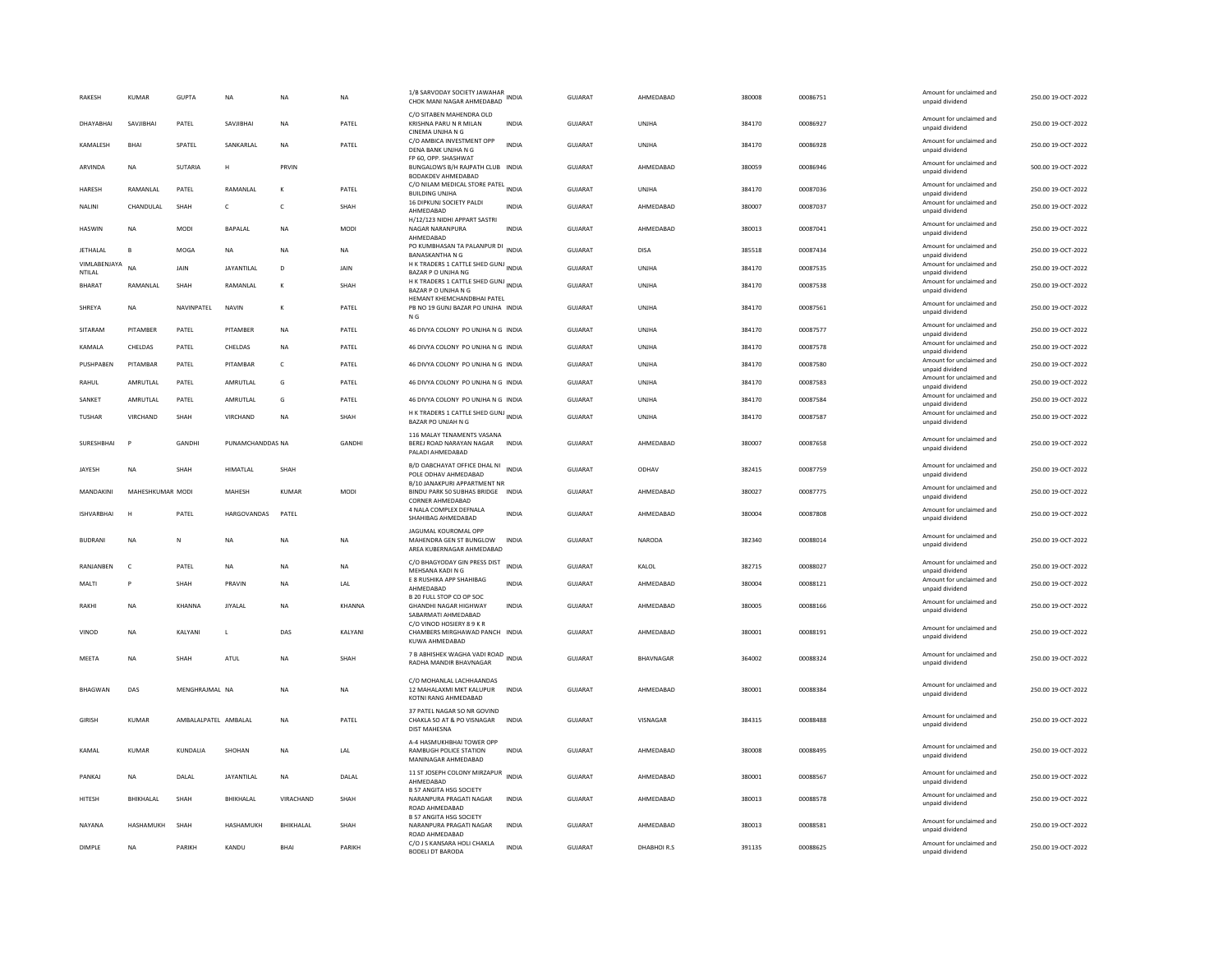| RAKESH | KUMAR | GUPTA | NA | NA | NA | 1/B SARVODAY SOCIETY JAWAHAR CHOK MANI NAGAR AHMEDABAD | INDIA | GUJARAT | AHMEDABAD | 380008 | 00086751 | Amount for unclaimed and unpaid dividend | 250.00 19-OCT-2022 |
|---|---|---|---|---|---|---|---|---|---|---|---|---|---|
| DHAYABHAI | SAVJIBHAI | PATEL | SAVJIBHAI | NA | PATEL | C/O SITABEN MAHENDRA OLD KRISHNA PARU N R MILAN CINEMA UNJHA N G | INDIA | GUJARAT | UNJHA | 384170 | 00086927 | Amount for unclaimed and unpaid dividend | 250.00 19-OCT-2022 |
| KAMALESH | BHAI | SPATEL | SANKARLAL | NA | PATEL | C/O AMBICA INVESTMENT OPP DENA BANK UNJHA N G | INDIA | GUJARAT | UNJHA | 384170 | 00086928 | Amount for unclaimed and unpaid dividend | 250.00 19-OCT-2022 |
| ARVINDA | NA | SUTARIA | H | PRVIN | | FP 60, OPP. SHASHWAT BUNGALOWS B/H RAJPATH CLUB BODAKDEV AHMEDABAD | INDIA | GUJARAT | AHMEDABAD | 380059 | 00086946 | Amount for unclaimed and unpaid dividend | 500.00 19-OCT-2022 |
| HARESH | RAMANLAL | PATEL | RAMANLAL | K | PATEL | C/O NILAM MEDICAL STORE PATEL BUILDING UNJHA | INDIA | GUJARAT | UNJHA | 384170 | 00087036 | Amount for unclaimed and unpaid dividend | 250.00 19-OCT-2022 |
| NALINI | CHANDULAL | SHAH | C | C | SHAH | 16 DIPKUNJ SOCIETY PALDI AHMEDABAD | INDIA | GUJARAT | AHMEDABAD | 380007 | 00087037 | Amount for unclaimed and unpaid dividend | 250.00 19-OCT-2022 |
| HASWIN | NA | MODI | BAPALAL | NA | MODI | H/12/123 NIDHI APPART SASTRI NAGAR NARANPURA AHMEDABAD | INDIA | GUJARAT | AHMEDABAD | 380013 | 00087041 | Amount for unclaimed and unpaid dividend | 250.00 19-OCT-2022 |
| JETHALAL | B | MOGA | NA | NA | NA | PO KUMBHASAN TA PALANPUR DI BANASKANTHA N G | INDIA | GUJARAT | DISA | 385518 | 00087434 | Amount for unclaimed and unpaid dividend | 250.00 19-OCT-2022 |
| VIMLABENJAYA NTILAL | NA | JAIN | JAYANTILAL | D | JAIN | H K TRADERS 1 CATTLE SHED GUNJ BAZAR P O UNJHA NG | INDIA | GUJARAT | UNJHA | 384170 | 00087535 | Amount for unclaimed and unpaid dividend | 250.00 19-OCT-2022 |
| BHARAT | RAMANLAL | SHAH | RAMANLAL | K | SHAH | H K TRADERS 1 CATTLE SHED GUNJ BAZAR P O UNJHA N G | INDIA | GUJARAT | UNJHA | 384170 | 00087538 | Amount for unclaimed and unpaid dividend | 250.00 19-OCT-2022 |
| SHREYA | NA | NAVINPATEL | NAVIN | K | PATEL | HEMANT KHEMCHANDBHAI PATEL PB NO 19 GUNJ BAZAR PO UNJHA N G | INDIA | GUJARAT | UNJHA | 384170 | 00087561 | Amount for unclaimed and unpaid dividend | 250.00 19-OCT-2022 |
| SITARAM | PITAMBER | PATEL | PITAMBER | NA | PATEL | 46 DIVYA COLONY PO UNJHA N G | INDIA | GUJARAT | UNJHA | 384170 | 00087577 | Amount for unclaimed and unpaid dividend | 250.00 19-OCT-2022 |
| KAMALA | CHELDAS | PATEL | CHELDAS | NA | PATEL | 46 DIVYA COLONY PO UNJHA N G | INDIA | GUJARAT | UNJHA | 384170 | 00087578 | Amount for unclaimed and unpaid dividend | 250.00 19-OCT-2022 |
| PUSHPABEN | PITAMBAR | PATEL | PITAMBAR | C | PATEL | 46 DIVYA COLONY PO UNJHA N G | INDIA | GUJARAT | UNJHA | 384170 | 00087580 | Amount for unclaimed and unpaid dividend | 250.00 19-OCT-2022 |
| RAHUL | AMRUTLAL | PATEL | AMRUTLAL | G | PATEL | 46 DIVYA COLONY PO UNJHA N G | INDIA | GUJARAT | UNJHA | 384170 | 00087583 | Amount for unclaimed and unpaid dividend | 250.00 19-OCT-2022 |
| SANKET | AMRUTLAL | PATEL | AMRUTLAL | G | PATEL | 46 DIVYA COLONY PO UNJHA N G | INDIA | GUJARAT | UNJHA | 384170 | 00087584 | Amount for unclaimed and unpaid dividend | 250.00 19-OCT-2022 |
| TUSHAR | VIRCHAND | SHAH | VIRCHAND | NA | SHAH | H K TRADERS 1 CATTLE SHED GUNJ BAZAR PO UNJAH N G | INDIA | GUJARAT | UNJHA | 384170 | 00087587 | Amount for unclaimed and unpaid dividend | 250.00 19-OCT-2022 |
| SURESHBHAI | P | GANDHI | PUNAMCHANDDAS NA | | GANDHI | 116 MALAY TENAMENTS VASANA BEREJ ROAD NARAYAN NAGAR PALADI AHMEDABAD | INDIA | GUJARAT | AHMEDABAD | 380007 | 00087658 | Amount for unclaimed and unpaid dividend | 250.00 19-OCT-2022 |
| JAYESH | NA | SHAH | HIMATLAL | SHAH | | B/D OABCHAYAT OFFICE DHAL NI POLE ODHAV AHMEDABAD | INDIA | GUJARAT | ODHAV | 382415 | 00087759 | Amount for unclaimed and unpaid dividend | 250.00 19-OCT-2022 |
| MANDAKINI | MAHESHKUMAR MODI | | MAHESH | KUMAR | MODI | B/10 JANAKPURI APPARTMENT NR BINDU PARK 50 SUBHAS BRIDGE CORNER AHMEDABAD | INDIA | GUJARAT | AHMEDABAD | 380027 | 00087775 | Amount for unclaimed and unpaid dividend | 250.00 19-OCT-2022 |
| ISHVARBHAI | H | PATEL | HARGOVANDAS | PATEL | | 4 NALA COMPLEX DEFNALA SHAHIBAG AHMEDABAD | INDIA | GUJARAT | AHMEDABAD | 380004 | 00087808 | Amount for unclaimed and unpaid dividend | 250.00 19-OCT-2022 |
| BUDRANI | NA | N | NA | NA | NA | JAGUMAL KOUROMAL OPP MAHENDRA GEN ST BUNGLOW AREA KUBERNAGAR AHMEDABAD | INDIA | GUJARAT | NARODA | 382340 | 00088014 | Amount for unclaimed and unpaid dividend | 250.00 19-OCT-2022 |
| RANJANBEN | C | PATEL | NA | NA | NA | C/O BHAGYODAY GIN PRESS DIST MEHSANA KADI N G | INDIA | GUJARAT | KALOL | 382715 | 00088027 | Amount for unclaimed and unpaid dividend | 250.00 19-OCT-2022 |
| MALTI | P | SHAH | PRAVIN | NA | LAL | E 8 RUSHIKA APP SHAHIBAG AHMEDABAD | INDIA | GUJARAT | AHMEDABAD | 380004 | 00088121 | Amount for unclaimed and unpaid dividend | 250.00 19-OCT-2022 |
| RAKHI | NA | KHANNA | JIYALAL | NA | KHANNA | B 20 FULL STOP CO OP SOC GHANDHI NAGAR HIGHWAY SABARMATI AHMEDABAD | INDIA | GUJARAT | AHMEDABAD | 380005 | 00088166 | Amount for unclaimed and unpaid dividend | 250.00 19-OCT-2022 |
| VINOD | NA | KALYANI | L | DAS | KALYANI | C/O VINOD HOSIERY 8 9 K R CHAMBERS MIRGHAWAD PANCH KUWA AHMEDABAD | INDIA | GUJARAT | AHMEDABAD | 380001 | 00088191 | Amount for unclaimed and unpaid dividend | 250.00 19-OCT-2022 |
| MEETA | NA | SHAH | ATUL | NA | SHAH | 7 B ABHISHEK WAGHA VADI ROAD RADHA MANDIR BHAVNAGAR | INDIA | GUJARAT | BHAVNAGAR | 364002 | 00088324 | Amount for unclaimed and unpaid dividend | 250.00 19-OCT-2022 |
| BHAGWAN | DAS | MENGHRAJMAL NA | | NA | NA | C/O MOHANLAL LACHHAANDAS 12 MAHALAXMI MKT KALUPUR KOTNI RANG AHMEDABAD | INDIA | GUJARAT | AHMEDABAD | 380001 | 00088384 | Amount for unclaimed and unpaid dividend | 250.00 19-OCT-2022 |
| GIRISH | KUMAR | AMBALALPATEL AMBALAL | | NA | PATEL | 37 PATEL NAGAR SO NR GOVIND CHAKLA SO AT & PO VISNAGAR DIST MAHESNA | INDIA | GUJARAT | VISNAGAR | 384315 | 00088488 | Amount for unclaimed and unpaid dividend | 250.00 19-OCT-2022 |
| KAMAL | KUMAR | KUNDALIA | SHOHAN | NA | LAL | A-4 HASMUKHBHAI TOWER OPP RAMBUGH POLICE STATION MANINAGAR AHMEDABAD | INDIA | GUJARAT | AHMEDABAD | 380008 | 00088495 | Amount for unclaimed and unpaid dividend | 250.00 19-OCT-2022 |
| PANKAJ | NA | DALAL | JAYANTILAL | NA | DALAL | 11 ST JOSEPH COLONY MIRZAPUR AHMEDABAD | INDIA | GUJARAT | AHMEDABAD | 380001 | 00088567 | Amount for unclaimed and unpaid dividend | 250.00 19-OCT-2022 |
| HITESH | BHIKHALAL | SHAH | BHIKHALAL | VIRACHAND | SHAH | B 57 ANGITA HSG SOCIETY NARANPURA PRAGATI NAGAR ROAD AHMEDABAD | INDIA | GUJARAT | AHMEDABAD | 380013 | 00088578 | Amount for unclaimed and unpaid dividend | 250.00 19-OCT-2022 |
| NAYANA | HASHAMUKH | SHAH | HASHAMUKH | BHIKHALAL | SHAH | B 57 ANGITA HSG SOCIETY NARANPURA PRAGATI NAGAR ROAD AHMEDABAD | INDIA | GUJARAT | AHMEDABAD | 380013 | 00088581 | Amount for unclaimed and unpaid dividend | 250.00 19-OCT-2022 |
| DIMPLE | NA | PARIKH | KANDU | BHAI | PARIKH | C/O J S KANSARA HOLI CHAKLA BODELI DT BARODA | INDIA | GUJARAT | DHABHOI R.S | 391135 | 00088625 | Amount for unclaimed and unpaid dividend | 250.00 19-OCT-2022 |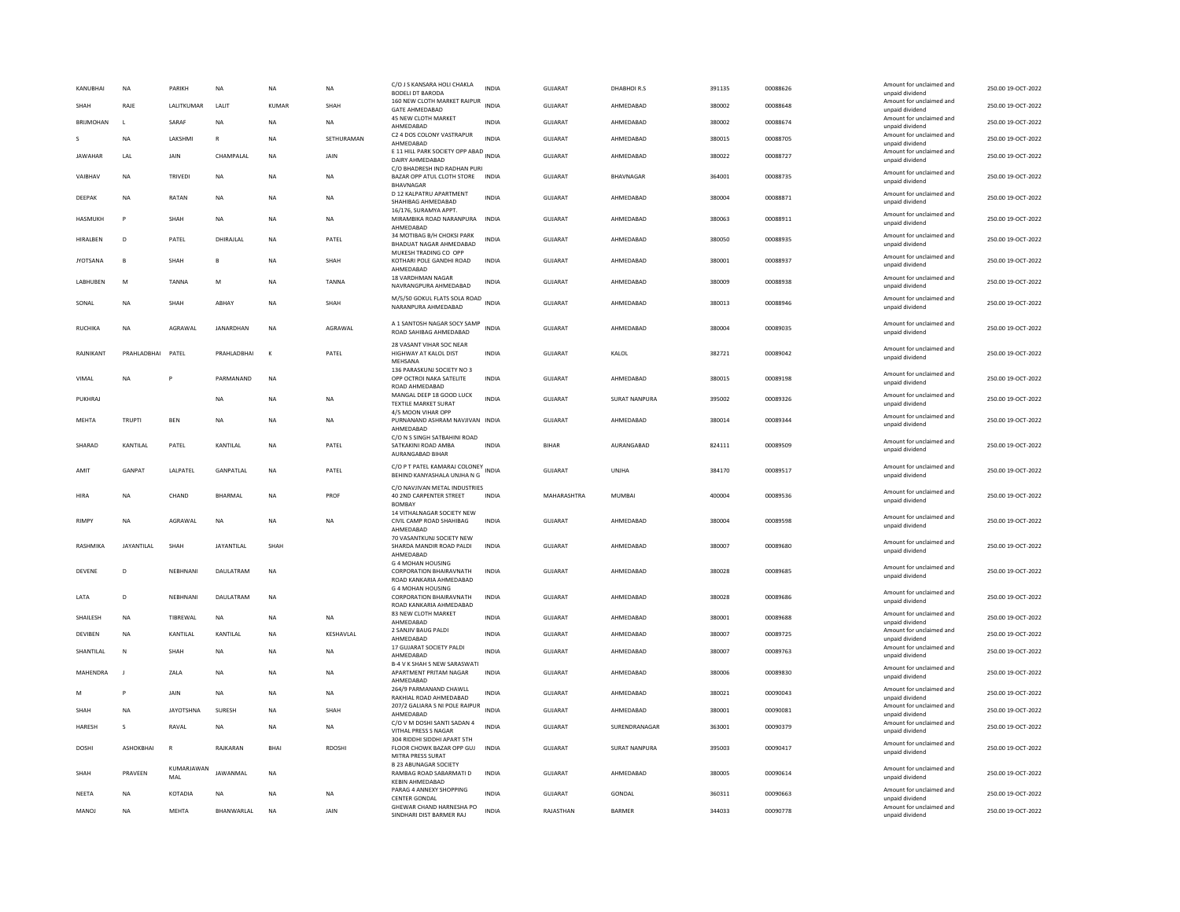| KANUBHAI | NA | PARIKH | NA | NA | NA | C/O J S KANSARA HOLI CHAKLA BODELI DT BARODA | INDIA | GUJARAT | DHABHOI R.S | 391135 | 00088626 | Amount for unclaimed and unpaid dividend | 250.00 19-OCT-2022 |
|---|---|---|---|---|---|---|---|---|---|---|---|---|---|
| SHAH | RAJE | LALITKUMAR | LALIT | KUMAR | SHAH | 160 NEW CLOTH MARKET RAIPUR GATE AHMEDABAD | INDIA | GUJARAT | AHMEDABAD | 380002 | 00088648 | Amount for unclaimed and unpaid dividend | 250.00 19-OCT-2022 |
| BRIJMOHAN | L | SARAF | NA | NA | NA | 45 NEW CLOTH MARKET AHMEDABAD | INDIA | GUJARAT | AHMEDABAD | 380002 | 00088674 | Amount for unclaimed and unpaid dividend | 250.00 19-OCT-2022 |
| S | NA | LAKSHMI | R | NA | SETHURAMAN | C2 4 DOS COLONY VASTRAPUR AHMEDABAD | INDIA | GUJARAT | AHMEDABAD | 380015 | 00088705 | Amount for unclaimed and unpaid dividend | 250.00 19-OCT-2022 |
| JAWAHAR | LAL | JAIN | CHAMPALAL | NA | JAIN | E 11 HILL PARK SOCIETY OPP ABAD DAIRY AHMEDABAD | INDIA | GUJARAT | AHMEDABAD | 380022 | 00088727 | Amount for unclaimed and unpaid dividend | 250.00 19-OCT-2022 |
| VAIBHAV | NA | TRIVEDI | NA | NA | NA | C/O BHADRESH IND RADHAN PURI BAZAR OPP ATUL CLOTH STORE BHAVNAGAR | INDIA | GUJARAT | BHAVNAGAR | 364001 | 00088735 | Amount for unclaimed and unpaid dividend | 250.00 19-OCT-2022 |
| DEEPAK | NA | RATAN | NA | NA | NA | D 12 KALPATRU APARTMENT SHAHIBAG AHMEDABAD | INDIA | GUJARAT | AHMEDABAD | 380004 | 00088871 | Amount for unclaimed and unpaid dividend | 250.00 19-OCT-2022 |
| HASMUKH | P | SHAH | NA | NA | NA | 16/176, SURAMYA APPT. MIRAMBIKA ROAD NARANPURA AHMEDABAD | INDIA | GUJARAT | AHMEDABAD | 380063 | 00088911 | Amount for unclaimed and unpaid dividend | 250.00 19-OCT-2022 |
| HIRALBEN | D | PATEL | DHIRAJLAL | NA | PATEL | 34 MOTIBAG B/H CHOKSI PARK BHADUAT NAGAR AHMEDABAD | INDIA | GUJARAT | AHMEDABAD | 380050 | 00088935 | Amount for unclaimed and unpaid dividend | 250.00 19-OCT-2022 |
| JYOTSANA | B | SHAH | B | NA | SHAH | MUKESH TRADING CO OPP KOTHARI POLE GANDHI ROAD AHMEDABAD | INDIA | GUJARAT | AHMEDABAD | 380001 | 00088937 | Amount for unclaimed and unpaid dividend | 250.00 19-OCT-2022 |
| LABHUBEN | M | TANNA | M | NA | TANNA | 18 VARDHMAN NAGAR NAVRANGPURA AHMEDABAD | INDIA | GUJARAT | AHMEDABAD | 380009 | 00088938 | Amount for unclaimed and unpaid dividend | 250.00 19-OCT-2022 |
| SONAL | NA | SHAH | ABHAY | NA | SHAH | M/5/50 GOKUL FLATS SOLA ROAD NARANPURA AHMEDABAD | INDIA | GUJARAT | AHMEDABAD | 380013 | 00088946 | Amount for unclaimed and unpaid dividend | 250.00 19-OCT-2022 |
| RUCHIKA | NA | AGRAWAL | JANARDHAN | NA | AGRAWAL | A 1 SANTOSH NAGAR SOCY SAMP ROAD SAHIBAG AHMEDABAD | INDIA | GUJARAT | AHMEDABAD | 380004 | 00089035 | Amount for unclaimed and unpaid dividend | 250.00 19-OCT-2022 |
| RAJNIKANT | PRAHLADBHAI | PATEL | PRAHLADBHAI | K | PATEL | 28 VASANT VIHAR SOC NEAR HIGHWAY AT KALOL DIST MEHSANA | INDIA | GUJARAT | KALOL | 382721 | 00089042 | Amount for unclaimed and unpaid dividend | 250.00 19-OCT-2022 |
| VIMAL | NA | P | PARMANAND | NA | | 136 PARASKUNJ SOCIETY NO 3 OPP OCTROI NAKA SATELITE ROAD AHMEDABAD | INDIA | GUJARAT | AHMEDABAD | 380015 | 00089198 | Amount for unclaimed and unpaid dividend | 250.00 19-OCT-2022 |
| PUKHRAJ | | | NA | NA | NA | MANGAL DEEP 18 GOOD LUCK TEXTILE MARKET SURAT | INDIA | GUJARAT | SURAT NANPURA | 395002 | 00089326 | Amount for unclaimed and unpaid dividend | 250.00 19-OCT-2022 |
| MEHTA | TRUPTI | BEN | NA | NA | NA | 4/5 MOON VIHAR OPP PURNANAND ASHRAM NAVJIVAN AHMEDABAD | INDIA | GUJARAT | AHMEDABAD | 380014 | 00089344 | Amount for unclaimed and unpaid dividend | 250.00 19-OCT-2022 |
| SHARAD | KANTILAL | PATEL | KANTILAL | NA | PATEL | C/O N S SINGH SATBAHINI ROAD SATKAKINI ROAD AMBA AURANGABAD BIHAR | INDIA | BIHAR | AURANGABAD | 824111 | 00089509 | Amount for unclaimed and unpaid dividend | 250.00 19-OCT-2022 |
| AMIT | GANPAT | LALPATEL | GANPATLAL | NA | PATEL | C/O P T PATEL KAMARAJ COLONEY BEHIND KANYASHALA UNJHA N G | INDIA | GUJARAT | UNJHA | 384170 | 00089517 | Amount for unclaimed and unpaid dividend | 250.00 19-OCT-2022 |
| HIRA | NA | CHAND | BHARMAL | NA | PROF | C/O NAVJIVAN METAL INDUSTRIES 40 2ND CARPENTER STREET BOMBAY | INDIA | MAHARASHTRA | MUMBAI | 400004 | 00089536 | Amount for unclaimed and unpaid dividend | 250.00 19-OCT-2022 |
| RIMPY | NA | AGRAWAL | NA | NA | NA | 14 VITHALNAGAR SOCIETY NEW CIVIL CAMP ROAD SHAHIBAG AHMEDABAD | INDIA | GUJARAT | AHMEDABAD | 380004 | 00089598 | Amount for unclaimed and unpaid dividend | 250.00 19-OCT-2022 |
| RASHMIKA | JAYANTILAL | SHAH | JAYANTILAL | SHAH | | 70 VASANTKUNJ SOCIETY NEW SHARDA MANDIR ROAD PALDI AHMEDABAD | INDIA | GUJARAT | AHMEDABAD | 380007 | 00089680 | Amount for unclaimed and unpaid dividend | 250.00 19-OCT-2022 |
| DEVENE | D | NEBHNANI | DAULATRAM | NA | | G 4 MOHAN HOUSING CORPORATION BHAIRAVNATH ROAD KANKARIA AHMEDABAD | INDIA | GUJARAT | AHMEDABAD | 380028 | 00089685 | Amount for unclaimed and unpaid dividend | 250.00 19-OCT-2022 |
| LATA | D | NEBHNANI | DAULATRAM | NA | | G 4 MOHAN HOUSING CORPORATION BHAIRAVNATH ROAD KANKARIA AHMEDABAD | INDIA | GUJARAT | AHMEDABAD | 380028 | 00089686 | Amount for unclaimed and unpaid dividend | 250.00 19-OCT-2022 |
| SHAILESH | NA | TIBREWAL | NA | NA | NA | 83 NEW CLOTH MARKET AHMEDABAD | INDIA | GUJARAT | AHMEDABAD | 380001 | 00089688 | Amount for unclaimed and unpaid dividend | 250.00 19-OCT-2022 |
| DEVIBEN | NA | KANTILAL | KANTILAL | NA | KESHAVLAL | 2 SANJIV BAUG PALDI AHMEDABAD | INDIA | GUJARAT | AHMEDABAD | 380007 | 00089725 | Amount for unclaimed and unpaid dividend | 250.00 19-OCT-2022 |
| SHANTILAL | N | SHAH | NA | NA | NA | 17 GUJARAT SOCIETY PALDI AHMEDABAD | INDIA | GUJARAT | AHMEDABAD | 380007 | 00089763 | Amount for unclaimed and unpaid dividend | 250.00 19-OCT-2022 |
| MAHENDRA | J | ZALA | NA | NA | NA | B-4 V K SHAH S NEW SARASWATI APARTMENT PRITAM NAGAR AHMEDABAD | INDIA | GUJARAT | AHMEDABAD | 380006 | 00089830 | Amount for unclaimed and unpaid dividend | 250.00 19-OCT-2022 |
| M | P | JAIN | NA | NA | NA | 264/9 PARMANAND CHAWLL RAKHIAL ROAD AHMEDABAD | INDIA | GUJARAT | AHMEDABAD | 380021 | 00090043 | Amount for unclaimed and unpaid dividend | 250.00 19-OCT-2022 |
| SHAH | NA | JAYOTSHNA | SURESH | NA | SHAH | 207/2 GALIARA S NI POLE RAIPUR AHMEDABAD | INDIA | GUJARAT | AHMEDABAD | 380001 | 00090081 | Amount for unclaimed and unpaid dividend | 250.00 19-OCT-2022 |
| HARESH | S | RAVAL | NA | NA | NA | C/O V M DOSHI SANTI SADAN 4 VITHAL PRESS S NAGAR | INDIA | GUJARAT | SURENDRANAGAR | 363001 | 00090379 | Amount for unclaimed and unpaid dividend | 250.00 19-OCT-2022 |
| DOSHI | ASHOKBHAI | R | RAJKARAN | BHAI | RDOSHI | 304 RIDDHI SIDDHI APART 5TH FLOOR CHOWK BAZAR OPP GUJ MITRA PRESS SURAT | INDIA | GUJARAT | SURAT NANPURA | 395003 | 00090417 | Amount for unclaimed and unpaid dividend | 250.00 19-OCT-2022 |
| SHAH | PRAVEEN | KUMARJAWAN MAL | JAWANMAL | NA | | B 23 ABUNAGAR SOCIETY RAMBAG ROAD SABARMATI D KEBIN AHMEDABAD | INDIA | GUJARAT | AHMEDABAD | 380005 | 00090614 | Amount for unclaimed and unpaid dividend | 250.00 19-OCT-2022 |
| NEETA | NA | KOTADIA | NA | NA | NA | PARAG 4 ANNEXY SHOPPING CENTER GONDAL | INDIA | GUJARAT | GONDAL | 360311 | 00090663 | Amount for unclaimed and unpaid dividend | 250.00 19-OCT-2022 |
| MANOJ | NA | MEHTA | BHANWARLAL | NA | JAIN | GHEWAR CHAND HARNESHA PO SINDHARI DIST BARMER RAJ | INDIA | RAJASTHAN | BARMER | 344033 | 00090778 | Amount for unclaimed and unpaid dividend | 250.00 19-OCT-2022 |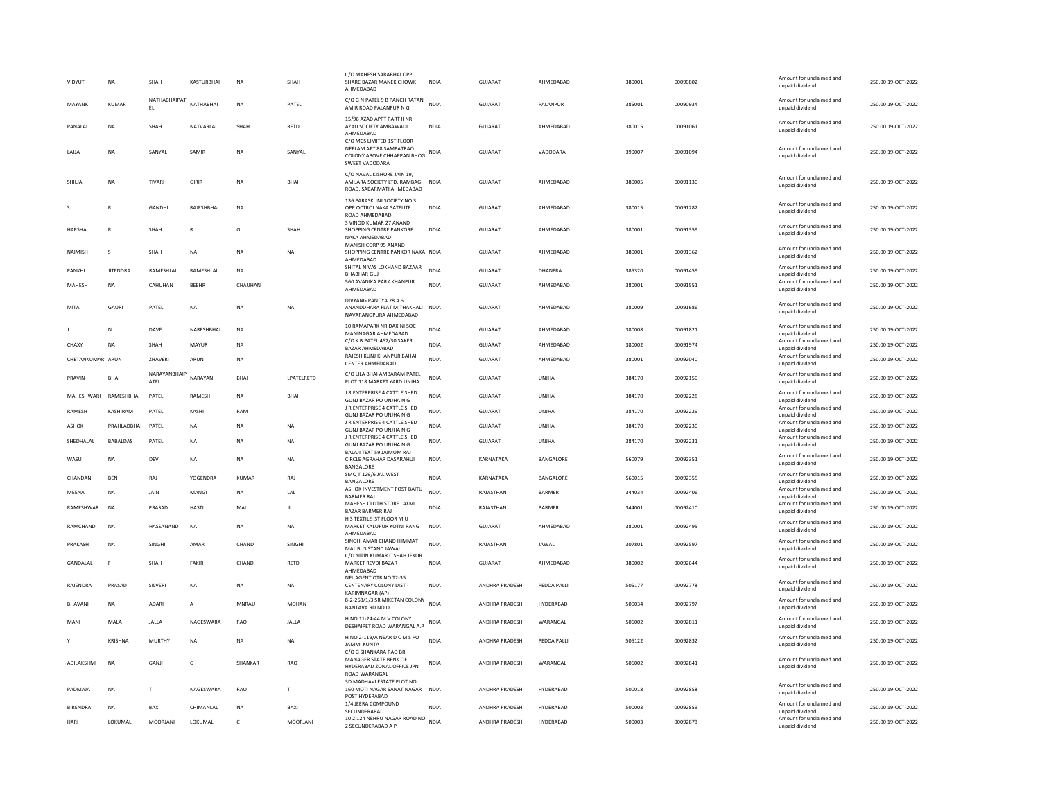| | | | | | | | | | | | | | | |
|---|---|---|---|---|---|---|---|---|---|---|---|---|---|---|
| VIDYUT | NA | SHAH | KASTURBHAI | NA | SHAH | C/O MAHESH SARABHAI OPP SHARE BAZAR MANEK CHOWK AHMEDABAD | INDIA | GUJARAT | AHMEDABAD | 380001 | 00090802 | Amount for unclaimed and unpaid dividend | 250.00 | 19-OCT-2022 |
| MAYANK | KUMAR | NATHABHAIPATEL | NATHABHAI | NA | PATEL | C/O G N PATEL 9 B PANCH RATAN AMIR ROAD PALANPUR N G | INDIA | GUJARAT | PALANPUR | 385001 | 00090934 | Amount for unclaimed and unpaid dividend | 250.00 | 19-OCT-2022 |
| PANALAL | NA | SHAH | NATVARLAL | SHAH | RETD | 15/96 AZAD APPT PART II NR AZAD SOCIETY AMBAWADI AHMEDABAD | INDIA | GUJARAT | AHMEDABAD | 380015 | 00091061 | Amount for unclaimed and unpaid dividend | 250.00 | 19-OCT-2022 |
| LAJJA | NA | SANYAL | SAMIR | NA | SANYAL | C/O MCS LIMITED 1ST FLOOR NEELAM APT 88 SAMPATRAO COLONY ABOVE CHHAPPAN BHOG SWEET VADODARA | INDIA | GUJARAT | VADODARA | 390007 | 00091094 | Amount for unclaimed and unpaid dividend | 250.00 | 19-OCT-2022 |
| SHILJA | NA | TIVARI | GIRIR | NA | BHAI | C/O NAVAL KISHORE JAIN 19, AMIJARA SOCIETY LTD. RAMBAGH ROAD, SABARMATI AHMEDABAD | INDIA | GUJARAT | AHMEDABAD | 380005 | 00091130 | Amount for unclaimed and unpaid dividend | 250.00 | 19-OCT-2022 |
| S | R | GANDHI | RAJESHBHAI | NA | | 136 PARASKUNJ SOCIETY NO 3 OPP OCTROI NAKA SATELITE ROAD AHMEDABAD | INDIA | GUJARAT | AHMEDABAD | 380015 | 00091282 | Amount for unclaimed and unpaid dividend | 250.00 | 19-OCT-2022 |
| HARSHA | R | SHAH | R | G | SHAH | S VINOD KUMAR 27 ANAND SHOPPING CENTRE PANKORE NAKA AHMEDABAD | INDIA | GUJARAT | AHMEDABAD | 380001 | 00091359 | Amount for unclaimed and unpaid dividend | 250.00 | 19-OCT-2022 |
| NAIMISH | S | SHAH | NA | NA | NA | MANISH CORP 95 ANAND SHOPPING CENTRE PANKOR NAKA AHMEDABAD | INDIA | GUJARAT | AHMEDABAD | 380001 | 00091362 | Amount for unclaimed and unpaid dividend | 250.00 | 19-OCT-2022 |
| PANKHI | JITENDRA | RAMESHLAL | RAMESHLAL | NA | | SHITAL NIVAS LOKHAND BAZAAR BHABHAR GUJ | INDIA | GUJARAT | DHANERA | 385320 | 00091459 | Amount for unclaimed and unpaid dividend | 250.00 | 19-OCT-2022 |
| MAHESH | NA | CAHUHAN | BEEHR | CHAUHAN | | 560 AVANIKA PARK KHANPUR AHMEDABAD | INDIA | GUJARAT | AHMEDABAD | 380001 | 00091551 | Amount for unclaimed and unpaid dividend | 250.00 | 19-OCT-2022 |
| MITA | GAURI | PATEL | NA | NA | NA | DIVYANG PANDYA 28 A 6 ANANDDHARA FLAT MITHAKHALI NAVARANGPURA AHMEDABAD | INDIA | GUJARAT | AHMEDABAD | 380009 | 00091686 | Amount for unclaimed and unpaid dividend | 250.00 | 19-OCT-2022 |
| J | N | DAVE | NARESHBHAI | NA | | 10 RAMAPARK NR DAXINI SOC MANINAGAR AHMEDABAD | INDIA | GUJARAT | AHMEDABAD | 380008 | 00091821 | Amount for unclaimed and unpaid dividend | 250.00 | 19-OCT-2022 |
| CHAXY | NA | SHAH | MAYUR | NA | | C/O K B PATEL 462/30 SAKER BAZAR AHMEDABAD | INDIA | GUJARAT | AHMEDABAD | 380002 | 00091974 | Amount for unclaimed and unpaid dividend | 250.00 | 19-OCT-2022 |
| CHETANKUMAR | ARUN | ZHAVERI | ARUN | NA | | RAJESH KUNJ KHANPUR BAHAI CENTER AHMEDABAD | INDIA | GUJARAT | AHMEDABAD | 380001 | 00092040 | Amount for unclaimed and unpaid dividend | 250.00 | 19-OCT-2022 |
| PRAVIN | BHAI | NARAYANBHAIP ATEL | NARAYAN | BHAI | LPATELRETD | C/O LILA BHAI AMBARAM PATEL PLOT 118 MARKET YARD UNJHA | INDIA | GUJARAT | UNJHA | 384170 | 00092150 | Amount for unclaimed and unpaid dividend | 250.00 | 19-OCT-2022 |
| MAHESHWARI | RAMESHBHAI | PATEL | RAMESH | NA | BHAI | J R ENTERPRISE 4 CATTLE SHED GUNJ BAZAR PO UNJHA N G | INDIA | GUJARAT | UNJHA | 384170 | 00092228 | Amount for unclaimed and unpaid dividend | 250.00 | 19-OCT-2022 |
| RAMESH | KASHIRAM | PATEL | KASHI | RAM | | J R ENTERPRISE 4 CATTLE SHED GUNJ BAZAR PO UNJHA N G | INDIA | GUJARAT | UNJHA | 384170 | 00092229 | Amount for unclaimed and unpaid dividend | 250.00 | 19-OCT-2022 |
| ASHOK | PRAHLADBHAI | PATEL | NA | NA | NA | J R ENTERPRISE 4 CATTLE SHED GUNJ BAZAR PO UNJHA N G | INDIA | GUJARAT | UNJHA | 384170 | 00092230 | Amount for unclaimed and unpaid dividend | 250.00 | 19-OCT-2022 |
| SHEDHALAL | BABALDAS | PATEL | NA | NA | NA | J R ENTERPRISE 4 CATTLE SHED GUNJ BAZAR PO UNJHA N G | INDIA | GUJARAT | UNJHA | 384170 | 00092231 | Amount for unclaimed and unpaid dividend | 250.00 | 19-OCT-2022 |
| WASU | NA | DEV | NA | NA | NA | BALAJI TEXT 59 JAIMUM RAJ CIRCLE AGRAHAR DASARAHUI BANGALORE | INDIA | KARNATAKA | BANGALORE | 560079 | 00092351 | Amount for unclaimed and unpaid dividend | 250.00 | 19-OCT-2022 |
| CHANDAN | BEN | RAJ | YOGENDRA | KUMAR | RAJ | SMQ T 129/6 JAL WEST BANGALORE | INDIA | KARNATAKA | BANGALORE | 560015 | 00092355 | Amount for unclaimed and unpaid dividend | 250.00 | 19-OCT-2022 |
| MEENA | NA | JAIN | MANGI | NA | LAL | ASHOK INVESTMENT POST BAITU BARMER RAJ | INDIA | RAJASTHAN | BARMER | 344034 | 00092406 | Amount for unclaimed and unpaid dividend | 250.00 | 19-OCT-2022 |
| RAMESHWAR | NA | PRASAD | HASTI | MAL | JI | MAHESH CLOTH STORE LAXMI BAZAR BARMER RAJ | INDIA | RAJASTHAN | BARMER | 344001 | 00092410 | Amount for unclaimed and unpaid dividend | 250.00 | 19-OCT-2022 |
| RAMCHAND | NA | HASSANAND | NA | NA | NA | H S TEXTILE IST FLOOR M U MARKET KALUPUR KOTNI RANG AHMEDABAD | INDIA | GUJARAT | AHMEDABAD | 380001 | 00092495 | Amount for unclaimed and unpaid dividend | 250.00 | 19-OCT-2022 |
| PRAKASH | NA | SINGHI | AMAR | CHAND | SINGHI | SINGHI AMAR CHAND HIMMAT MAL BUS STAND JAWAL | INDIA | RAJASTHAN | JAWAL | 307801 | 00092597 | Amount for unclaimed and unpaid dividend | 250.00 | 19-OCT-2022 |
| GANDALAL | F | SHAH | FAKIR | CHAND | RETD | C/O NITIN KUMAR C SHAH JEKOR MARKET REVDI BAZAR AHMEDABAD | INDIA | GUJARAT | AHMEDABAD | 380002 | 00092644 | Amount for unclaimed and unpaid dividend | 250.00 | 19-OCT-2022 |
| RAJENDRA | PRASAD | SILVERI | NA | NA | NA | NFL AGENT QTR NO T2-35 CENTENARY COLONY DIST - KARIMNAGAR (AP) | INDIA | ANDHRA PRADESH | PEDDA PALLI | 505177 | 00092778 | Amount for unclaimed and unpaid dividend | 250.00 | 19-OCT-2022 |
| BHAVANI | NA | ADARI | A | MNRAU | MOHAN | 8-2-268/1/3 SRINIKETAN COLONY BANTAVA RD NO O | INDIA | ANDHRA PRADESH | HYDERABAD | 500034 | 00092797 | Amount for unclaimed and unpaid dividend | 250.00 | 19-OCT-2022 |
| MANI | MALA | JALLA | NAGESWARA | RAO | JALLA | H.NO 11-24-44 M V COLONY DESHAIPET ROAD WARANGAL A.P | INDIA | ANDHRA PRADESH | WARANGAL | 506002 | 00092811 | Amount for unclaimed and unpaid dividend | 250.00 | 19-OCT-2022 |
| Y | KRISHNA | MURTHY | NA | NA | NA | H NO 2-119/A NEAR D C M S PO JAMMI KUNTA | INDIA | ANDHRA PRADESH | PEDDA PALLI | 505122 | 00092832 | Amount for unclaimed and unpaid dividend | 250.00 | 19-OCT-2022 |
| ADILAKSHMI | NA | GANJI | G | SHANKAR | RAO | C/O G SHANKARA RAO BR MANAGER STATE BENK OF HYDERABAD ZONAL OFFICE JPN ROAD WARANGAL | INDIA | ANDHRA PRADESH | WARANGAL | 506002 | 00092841 | Amount for unclaimed and unpaid dividend | 250.00 | 19-OCT-2022 |
| PADMAJA | NA | T | NAGESWARA | RAO | T | 3D MADHAVI ESTATE PLOT NO 160 MOTI NAGAR SANAT NAGAR POST HYDERABAD | INDIA | ANDHRA PRADESH | HYDERABAD | 500018 | 00092858 | Amount for unclaimed and unpaid dividend | 250.00 | 19-OCT-2022 |
| BIRENDRA | NA | BAXI | CHIMANLAL | NA | BAXI | 1/4 JEERA COMPOUND SECUNDERABAD | INDIA | ANDHRA PRADESH | HYDERABAD | 500003 | 00092859 | Amount for unclaimed and unpaid dividend | 250.00 | 19-OCT-2022 |
| HARI | LOKUMAL | MOORJANI | LOKUMAL | C | MOORJANI | 10 2 124 NEHRU NAGAR ROAD NO 2 SECUNDERABAD A P | INDIA | ANDHRA PRADESH | HYDERABAD | 500003 | 00092878 | Amount for unclaimed and unpaid dividend | 250.00 | 19-OCT-2022 |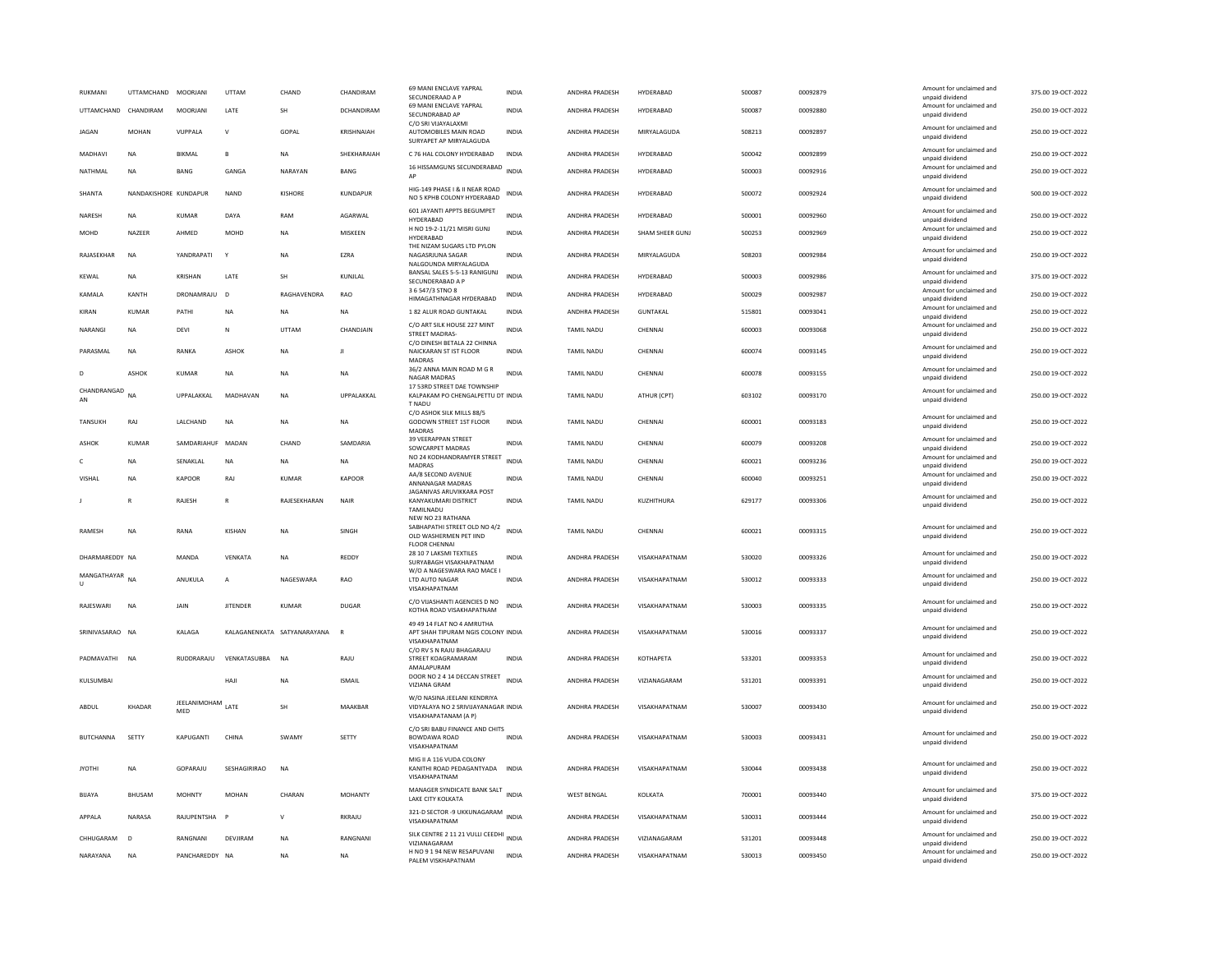| RUKMANI | UTTAMCHAND | MOORJANI | UTTAM | CHAND | CHANDIRAM | 69 MANI ENCLAVE YAPRAL SECUNDERAAD A P | INDIA | ANDHRA PRADESH | HYDERABAD | 500087 | 00092879 | Amount for unclaimed and unpaid dividend | 375.00 19-OCT-2022 |
|---|---|---|---|---|---|---|---|---|---|---|---|---|---|
| UTTAMCHAND | CHANDIRAM | MOORJANI | LATE | SH | DCHANDIRAM | 69 MANI ENCLAVE YAPRAL SECUNDRABAD AP | INDIA | ANDHRA PRADESH | HYDERABAD | 500087 | 00092880 | Amount for unclaimed and unpaid dividend | 250.00 19-OCT-2022 |
| JAGAN | MOHAN | VUPPALA | V | GOPAL | KRISHNAIAH | C/O SRI VIJAYALAXMI AUTOMOBILES MAIN ROAD SURYAPET AP MIRYALAGUDA | INDIA | ANDHRA PRADESH | MIRYALAGUDA | 508213 | 00092897 | Amount for unclaimed and unpaid dividend | 250.00 19-OCT-2022 |
| MADHAVI | NA | BIKMAL | B | NA | SHEKHARAIAH | C 76 HAL COLONY HYDERABAD | INDIA | ANDHRA PRADESH | HYDERABAD | 500042 | 00092899 | Amount for unclaimed and unpaid dividend | 250.00 19-OCT-2022 |
| NATHMAL | NA | BANG | GANGA | NARAYAN | BANG | 16 HISSAMGUNS SECUNDERABAD AP | INDIA | ANDHRA PRADESH | HYDERABAD | 500003 | 00092916 | Amount for unclaimed and unpaid dividend | 250.00 19-OCT-2022 |
| SHANTA | NANDAKISHORE | KUNDAPUR | NAND | KISHORE | KUNDAPUR | HIG-149 PHASE I & II NEAR ROAD NO 5 KPHB COLONY HYDERABAD | INDIA | ANDHRA PRADESH | HYDERABAD | 500072 | 00092924 | Amount for unclaimed and unpaid dividend | 500.00 19-OCT-2022 |
| NARESH | NA | KUMAR | DAYA | RAM | AGARWAL | 601 JAYANTI APPTS BEGUMPET HYDERABAD | INDIA | ANDHRA PRADESH | HYDERABAD | 500001 | 00092960 | Amount for unclaimed and unpaid dividend | 250.00 19-OCT-2022 |
| MOHD | NAZEER | AHMED | MOHD | NA | MISKEEN | H NO 19-2-11/21 MISRI GUNJ HYDERABAD | INDIA | ANDHRA PRADESH | SHAM SHEER GUNJ | 500253 | 00092969 | Amount for unclaimed and unpaid dividend | 250.00 19-OCT-2022 |
| RAJASEKHAR | NA | YANDRAPATI | Y | NA | EZRA | THE NIZAM SUGARS LTD PYLON NAGASRJUNA SAGAR NALGOUNDA MIRYALAGUDA | INDIA | ANDHRA PRADESH | MIRYALAGUDA | 508203 | 00092984 | Amount for unclaimed and unpaid dividend | 250.00 19-OCT-2022 |
| KEWAL | NA | KRISHAN | LATE | SH | KUNJLAL | BANSAL SALES 5-5-13 RANIGUNJ SECUNDERABAD A P | INDIA | ANDHRA PRADESH | HYDERABAD | 500003 | 00092986 | Amount for unclaimed and unpaid dividend | 375.00 19-OCT-2022 |
| KAMALA | KANTH | DRONAMRAJU | D | RAGHAVENDRA | RAO | 3 6 547/3 STNO 8 HIMAGATHNAGAR HYDERABAD | INDIA | ANDHRA PRADESH | HYDERABAD | 500029 | 00092987 | Amount for unclaimed and unpaid dividend | 250.00 19-OCT-2022 |
| KIRAN | KUMAR | PATHI | NA | NA | NA | 1 82 ALUR ROAD GUNTAKAL | INDIA | ANDHRA PRADESH | GUNTAKAL | 515801 | 00093041 | Amount for unclaimed and unpaid dividend | 250.00 19-OCT-2022 |
| NARANGI | NA | DEVI | N | UTTAM | CHANDJAIN | C/O ART SILK HOUSE 227 MINT STREET MADRAS- | INDIA | TAMIL NADU | CHENNAI | 600003 | 00093068 | Amount for unclaimed and unpaid dividend | 250.00 19-OCT-2022 |
| PARASMAL | NA | RANKA | ASHOK | NA | JI | C/O DINESH BETALA 22 CHINNA NAICKARAN ST IST FLOOR MADRAS | INDIA | TAMIL NADU | CHENNAI | 600074 | 00093145 | Amount for unclaimed and unpaid dividend | 250.00 19-OCT-2022 |
| D | ASHOK | KUMAR | NA | NA | NA | 36/2 ANNA MAIN ROAD M G R NAGAR MADRAS | INDIA | TAMIL NADU | CHENNAI | 600078 | 00093155 | Amount for unclaimed and unpaid dividend | 250.00 19-OCT-2022 |
| CHANDRANGAD AN | NA | UPPALAKKAL | MADHAVAN | NA | UPPALAKKAL | 17 53RD STREET DAE TOWNSHIP KALPAKAM PO CHENGALPETTU DT T NADU | INDIA | TAMIL NADU | ATHUR (CPT) | 603102 | 00093170 | Amount for unclaimed and unpaid dividend | 250.00 19-OCT-2022 |
| TANSUKH | RAJ | LALCHAND | NA | NA | NA | C/O ASHOK SILK MILLS 88/5 GODOWN STREET 1ST FLOOR MADRAS | INDIA | TAMIL NADU | CHENNAI | 600001 | 00093183 | Amount for unclaimed and unpaid dividend | 250.00 19-OCT-2022 |
| ASHOK | KUMAR | SAMDARIAHUF | MADAN | CHAND | SAMDARIA | 39 VEERAPPAN STREET SOWCARPET MADRAS | INDIA | TAMIL NADU | CHENNAI | 600079 | 00093208 | Amount for unclaimed and unpaid dividend | 250.00 19-OCT-2022 |
| C | NA | SENAKLAL | NA | NA | NA | NO 24 KODHANDRAMYER STREET MADRAS | INDIA | TAMIL NADU | CHENNAI | 600021 | 00093236 | Amount for unclaimed and unpaid dividend | 250.00 19-OCT-2022 |
| VISHAL | NA | KAPOOR | RAJ | KUMAR | KAPOOR | AA/8 SECOND AVENUE ANNANAGAR MADRAS | INDIA | TAMIL NADU | CHENNAI | 600040 | 00093251 | Amount for unclaimed and unpaid dividend | 250.00 19-OCT-2022 |
| J | R | RAJESH | R | RAJESEKHARAN | NAIR | JAGANIVAS ARUVIKKARA POST KANYAKUMARI DISTRICT TAMILNADU | INDIA | TAMIL NADU | KUZHITHURA | 629177 | 00093306 | Amount for unclaimed and unpaid dividend | 250.00 19-OCT-2022 |
| RAMESH | NA | RANA | KISHAN | NA | SINGH | NEW NO 23 RATHANA SABHAPATHI STREET OLD NO 4/2 OLD WASHERMEN PET IIND FLOOR CHENNAI | INDIA | TAMIL NADU | CHENNAI | 600021 | 00093315 | Amount for unclaimed and unpaid dividend | 250.00 19-OCT-2022 |
| DHARMAREDDY | NA | MANDA | VENKATA | NA | REDDY | 28 10 7 LAKSMI TEXTILES SURYABAGH VISAKHAPATNAM | INDIA | ANDHRA PRADESH | VISAKHAPATNAM | 530020 | 00093326 | Amount for unclaimed and unpaid dividend | 250.00 19-OCT-2022 |
| MANGATHAYAR U | NA | ANUKULA | A | NAGESWARA | RAO | W/O A NAGESWARA RAO MACE I LTD AUTO NAGAR VISAKHAPATNAM | INDIA | ANDHRA PRADESH | VISAKHAPATNAM | 530012 | 00093333 | Amount for unclaimed and unpaid dividend | 250.00 19-OCT-2022 |
| RAJESWARI | NA | JAIN | JITENDER | KUMAR | DUGAR | C/O VIJASHANTI AGENCIES D NO KOTHA ROAD VISAKHAPATNAM | INDIA | ANDHRA PRADESH | VISAKHAPATNAM | 530003 | 00093335 | Amount for unclaimed and unpaid dividend | 250.00 19-OCT-2022 |
| SRINIVASARAO | NA | KALAGA | KALAGANENKATA | SATYANARAYANA | R | 49 49 14 FLAT NO 4 AMRUTHA APT SHAH TIPURAM NGIS COLONY VISAKHAPATNAM | INDIA | ANDHRA PRADESH | VISAKHAPATNAM | 530016 | 00093337 | Amount for unclaimed and unpaid dividend | 250.00 19-OCT-2022 |
| PADMAVATHI | NA | RUDDRARAJU | VENKATASUBBA | NA | RAJU | C/O RV S N RAJU BHAGARAJU STREET KOAGRAMARAM AMALAPURAM | INDIA | ANDHRA PRADESH | KOTHAPETA | 533201 | 00093353 | Amount for unclaimed and unpaid dividend | 250.00 19-OCT-2022 |
| KULSUMBAI | | | HAJI | NA | ISMAIL | DOOR NO 2 4 14 DECCAN STREET VIZIANA GRAM | INDIA | ANDHRA PRADESH | VIZIANAGARAM | 531201 | 00093391 | Amount for unclaimed and unpaid dividend | 250.00 19-OCT-2022 |
| ABDUL | KHADAR | JEELANIMOHAM MED | LATE | SH | MAAKBAR | W/O NASINA JEELANI KENDRIYA VIDYALAYA NO 2 SRIVIJAYANAGAR VISAKHAPATANAM (A P) | INDIA | ANDHRA PRADESH | VISAKHAPATNAM | 530007 | 00093430 | Amount for unclaimed and unpaid dividend | 250.00 19-OCT-2022 |
| BUTCHANNA | SETTY | KAPUGANTI | CHINA | SWAMY | SETTY | C/O SRI BABU FINANCE AND CHITS BOWDAWA ROAD VISAKHAPATNAM | INDIA | ANDHRA PRADESH | VISAKHAPATNAM | 530003 | 00093431 | Amount for unclaimed and unpaid dividend | 250.00 19-OCT-2022 |
| JYOTHI | NA | GOPARAJU | SESHAGIRIRAO | NA | | MIG II A 116 VUDA COLONY KANITHI ROAD PEDAGANTYADA VISAKHAPATNAM | INDIA | ANDHRA PRADESH | VISAKHAPATNAM | 530044 | 00093438 | Amount for unclaimed and unpaid dividend | 250.00 19-OCT-2022 |
| BIJAYA | BHUSAM | MOHNTY | MOHAN | CHARAN | MOHANTY | MANAGER SYNDICATE BANK SALT LAKE CITY KOLKATA | INDIA | WEST BENGAL | KOLKATA | 700001 | 00093440 | Amount for unclaimed and unpaid dividend | 375.00 19-OCT-2022 |
| APPALA | NARASA | RAJUPENTSHA | P | V | RKRAJU | 321-D SECTOR -9 UKKUNAGARAM VISAKHAPATNAM | INDIA | ANDHRA PRADESH | VISAKHAPATNAM | 530031 | 00093444 | Amount for unclaimed and unpaid dividend | 250.00 19-OCT-2022 |
| CHHUGARAM | D | RANGNANI | DEVJIRAM | NA | RANGNANI | SILK CENTRE 2 11 21 VULLI CEEDHI VIZIANAGARAM | INDIA | ANDHRA PRADESH | VIZIANAGARAM | 531201 | 00093448 | Amount for unclaimed and unpaid dividend | 250.00 19-OCT-2022 |
| NARAYANA | NA | PANCHAREDDY | NA | NA | NA | H NO 9 1 94 NEW RESAPUVANI PALEM VISKHAPATNAM | INDIA | ANDHRA PRADESH | VISAKHAPATNAM | 530013 | 00093450 | Amount for unclaimed and unpaid dividend | 250.00 19-OCT-2022 |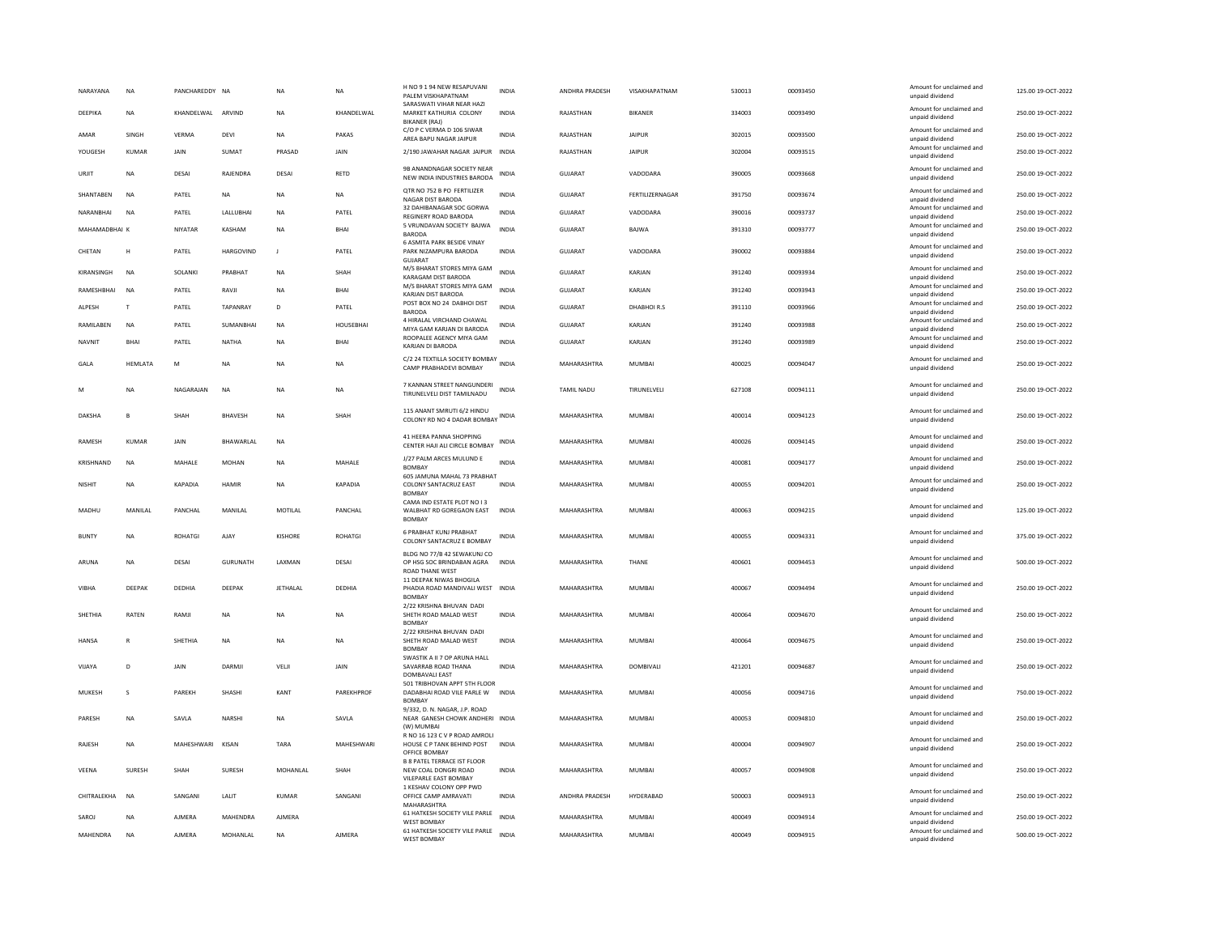| NARAYANA | NA | PANCHAREDDY | NA | NA | NA | H NO 9 1 94 NEW RESAPUVANI PALEM VISKHAPATNAM | INDIA | ANDHRA PRADESH | VISAKHAPATNAM | 530013 | 00093450 | Amount for unclaimed and unpaid dividend | 125.00 19-OCT-2022 |
|---|---|---|---|---|---|---|---|---|---|---|---|---|---|
| DEEPIKA | NA | KHANDELWAL | ARVIND | NA | KHANDELWAL | SARASWATI VIHAR NEAR HAZI MARKET KATHURIA COLONY BIKANER (RAJ) | INDIA | RAJASTHAN | BIKANER | 334003 | 00093490 | Amount for unclaimed and unpaid dividend | 250.00 19-OCT-2022 |
| AMAR | SINGH | VERMA | DEVI | NA | PAKAS | C/O P C VERMA D 106 SIWAR AREA BAPU NAGAR JAIPUR | INDIA | RAJASTHAN | JAIPUR | 302015 | 00093500 | Amount for unclaimed and unpaid dividend | 250.00 19-OCT-2022 |
| YOUGESH | KUMAR | JAIN | SUMAT | PRASAD | JAIN | 2/190 JAWAHAR NAGAR JAIPUR | INDIA | RAJASTHAN | JAIPUR | 302004 | 00093515 | Amount for unclaimed and unpaid dividend | 250.00 19-OCT-2022 |
| URJIT | NA | DESAI | RAJENDRA | DESAI | RETD | 9B ANANDNAGAR SOCIETY NEAR NEW INDIA INDUSTRIES BARODA | INDIA | GUJARAT | VADODARA | 390005 | 00093668 | Amount for unclaimed and unpaid dividend | 250.00 19-OCT-2022 |
| SHANTABEN | NA | PATEL | NA | NA | NA | QTR NO 752 B PO FERTILIZER NAGAR DIST BARODA | INDIA | GUJARAT | FERTILIZERNAGAR | 391750 | 00093674 | Amount for unclaimed and unpaid dividend | 250.00 19-OCT-2022 |
| NARANBHAI | NA | PATEL | LALLUBHAI | NA | PATEL | 32 DAHIBANAGAR SOC GORWA REGINERY ROAD BARODA | INDIA | GUJARAT | VADODARA | 390016 | 00093737 | Amount for unclaimed and unpaid dividend | 250.00 19-OCT-2022 |
| MAHAMADBHAI | K | NIYATAR | KASHAM | NA | BHAI | 5 VRUNDAVAN SOCIETY BAJWA BARODA | INDIA | GUJARAT | BAJWA | 391310 | 00093777 | Amount for unclaimed and unpaid dividend | 250.00 19-OCT-2022 |
| CHETAN | H | PATEL | HARGOVIND | J | PATEL | 6 ASMITA PARK BESIDE VINAY PARK NIZAMPURA BARODA GUJARAT | INDIA | GUJARAT | VADODARA | 390002 | 00093884 | Amount for unclaimed and unpaid dividend | 250.00 19-OCT-2022 |
| KIRANSINGH | NA | SOLANKI | PRABHAT | NA | SHAH | M/S BHARAT STORES MIYA GAM KARAGAM DIST BARODA | INDIA | GUJARAT | KARJAN | 391240 | 00093934 | Amount for unclaimed and unpaid dividend | 250.00 19-OCT-2022 |
| RAMESHBHAI | NA | PATEL | RAVJI | NA | BHAI | M/S BHARAT STORES MIYA GAM KARJAN DIST BARODA | INDIA | GUJARAT | KARJAN | 391240 | 00093943 | Amount for unclaimed and unpaid dividend | 250.00 19-OCT-2022 |
| ALPESH | T | PATEL | TAPANRAY | D | PATEL | POST BOX NO 24 DABHOI DIST BARODA | INDIA | GUJARAT | DHABHOI R.S | 391110 | 00093966 | Amount for unclaimed and unpaid dividend | 250.00 19-OCT-2022 |
| RAMILABEN | NA | PATEL | SUMANBHAI | NA | HOUSEBHAI | 4 HIRALAL VIRCHAND CHAWAL MIYA GAM KARJAN DI BARODA | INDIA | GUJARAT | KARJAN | 391240 | 00093988 | Amount for unclaimed and unpaid dividend | 250.00 19-OCT-2022 |
| NAVNIT | BHAI | PATEL | NATHA | NA | BHAI | ROOPALEE AGENCY MIYA GAM KARJAN DI BARODA | INDIA | GUJARAT | KARJAN | 391240 | 00093989 | Amount for unclaimed and unpaid dividend | 250.00 19-OCT-2022 |
| GALA | HEMLATA | M | NA | NA | NA | C/2 24 TEXTILLA SOCIETY BOMBAY CAMP PRABHADEVI BOMBAY | INDIA | MAHARASHTRA | MUMBAI | 400025 | 00094047 | Amount for unclaimed and unpaid dividend | 250.00 19-OCT-2022 |
| M | NA | NAGARAJAN | NA | NA | NA | 7 KANNAN STREET NANGUNDERI TIRUNELVELI DIST TAMILNADU | INDIA | TAMIL NADU | TIRUNELVELI | 627108 | 00094111 | Amount for unclaimed and unpaid dividend | 250.00 19-OCT-2022 |
| DAKSHA | B | SHAH | BHAVESH | NA | SHAH | 115 ANANT SMRUTI 6/2 HINDU COLONY RD NO 4 DADAR BOMBAY | INDIA | MAHARASHTRA | MUMBAI | 400014 | 00094123 | Amount for unclaimed and unpaid dividend | 250.00 19-OCT-2022 |
| RAMESH | KUMAR | JAIN | BHAWARLAL | NA | | 41 HEERA PANNA SHOPPING CENTER HAJI ALI CIRCLE BOMBAY | INDIA | MAHARASHTRA | MUMBAI | 400026 | 00094145 | Amount for unclaimed and unpaid dividend | 250.00 19-OCT-2022 |
| KRISHNAND | NA | MAHALE | MOHAN | NA | MAHALE | J/27 PALM ARCES MULUND E BOMBAY | INDIA | MAHARASHTRA | MUMBAI | 400081 | 00094177 | Amount for unclaimed and unpaid dividend | 250.00 19-OCT-2022 |
| NISHIT | NA | KAPADIA | HAMIR | NA | KAPADIA | 605 JAMUNA MAHAL 73 PRABHAT COLONY SANTACRUZ EAST BOMBAY | INDIA | MAHARASHTRA | MUMBAI | 400055 | 00094201 | Amount for unclaimed and unpaid dividend | 250.00 19-OCT-2022 |
| MADHU | MANILAL | PANCHAL | MANILAL | MOTILAL | PANCHAL | CAMA IND ESTATE PLOT NO I 3 WALBHAT RD GOREGAON EAST BOMBAY | INDIA | MAHARASHTRA | MUMBAI | 400063 | 00094215 | Amount for unclaimed and unpaid dividend | 125.00 19-OCT-2022 |
| BUNTY | NA | ROHATGI | AJAY | KISHORE | ROHATGI | 6 PRABHAT KUNJ PRABHAT COLONY SANTACRUZ E BOMBAY | INDIA | MAHARASHTRA | MUMBAI | 400055 | 00094331 | Amount for unclaimed and unpaid dividend | 375.00 19-OCT-2022 |
| ARUNA | NA | DESAI | GURUNATH | LAXMAN | DESAI | BLDG NO 77/B 42 SEWAKUNJ CO OP HSG SOC BRINDABAN AGRA ROAD THANE WEST | INDIA | MAHARASHTRA | THANE | 400601 | 00094453 | Amount for unclaimed and unpaid dividend | 500.00 19-OCT-2022 |
| VIBHA | DEEPAK | DEDHIA | DEEPAK | JETHALAL | DEDHIA | 11 DEEPAK NIWAS BHOGILA PHADIA ROAD MANDIVALI WEST BOMBAY | INDIA | MAHARASHTRA | MUMBAI | 400067 | 00094494 | Amount for unclaimed and unpaid dividend | 250.00 19-OCT-2022 |
| SHETHIA | RATEN | RAMJI | NA | NA | NA | 2/22 KRISHNA BHUVAN DADI SHETH ROAD MALAD WEST BOMBAY | INDIA | MAHARASHTRA | MUMBAI | 400064 | 00094670 | Amount for unclaimed and unpaid dividend | 250.00 19-OCT-2022 |
| HANSA | R | SHETHIA | NA | NA | NA | 2/22 KRISHNA BHUVAN DADI SHETH ROAD MALAD WEST BOMBAY | INDIA | MAHARASHTRA | MUMBAI | 400064 | 00094675 | Amount for unclaimed and unpaid dividend | 250.00 19-OCT-2022 |
| VIJAYA | D | JAIN | DARMJI | VELJI | JAIN | SWASTIK A II 7 OP ARUNA HALL SAVARRAB ROAD THANA DOMBAVALI EAST | INDIA | MAHARASHTRA | DOMBIVALI | 421201 | 00094687 | Amount for unclaimed and unpaid dividend | 250.00 19-OCT-2022 |
| MUKESH | S | PAREKH | SHASHI | KANT | PAREKHPROF | 501 TRIBHOVAN APPT 5TH FLOOR DADABHAI ROAD VILE PARLE W BOMBAY | INDIA | MAHARASHTRA | MUMBAI | 400056 | 00094716 | Amount for unclaimed and unpaid dividend | 750.00 19-OCT-2022 |
| PARESH | NA | SAVLA | NARSHI | NA | SAVLA | 9/332, D. N. NAGAR, J.P. ROAD NEAR GANESH CHOWK ANDHERI (W) MUMBAI | INDIA | MAHARASHTRA | MUMBAI | 400053 | 00094810 | Amount for unclaimed and unpaid dividend | 250.00 19-OCT-2022 |
| RAJESH | NA | MAHESHWARI | KISAN | TARA | MAHESHWARI | R NO 16 123 C V P ROAD AMROLI HOUSE C P TANK BEHIND POST OFFICE BOMBAY | INDIA | MAHARASHTRA | MUMBAI | 400004 | 00094907 | Amount for unclaimed and unpaid dividend | 250.00 19-OCT-2022 |
| VEENA | SURESH | SHAH | SURESH | MOHANLAL | SHAH | B 8 PATEL TERRACE IST FLOOR NEW COAL DONGRI ROAD VILEPARLE EAST BOMBAY | INDIA | MAHARASHTRA | MUMBAI | 400057 | 00094908 | Amount for unclaimed and unpaid dividend | 250.00 19-OCT-2022 |
| CHITRALEKHA | NA | SANGANI | LALIT | KUMAR | SANGANI | 1 KESHAV COLONY OPP PWD OFFICE CAMP AMRAVATI MAHARASHTRA | INDIA | ANDHRA PRADESH | HYDERABAD | 500003 | 00094913 | Amount for unclaimed and unpaid dividend | 250.00 19-OCT-2022 |
| SAROJ | NA | AJMERA | MAHENDRA | AJMERA | | 61 HATKESH SOCIETY VILE PARLE WEST BOMBAY | INDIA | MAHARASHTRA | MUMBAI | 400049 | 00094914 | Amount for unclaimed and unpaid dividend | 250.00 19-OCT-2022 |
| MAHENDRA | NA | AJMERA | MOHANLAL | NA | AJMERA | 61 HATKESH SOCIETY VILE PARLE WEST BOMBAY | INDIA | MAHARASHTRA | MUMBAI | 400049 | 00094915 | Amount for unclaimed and unpaid dividend | 500.00 19-OCT-2022 |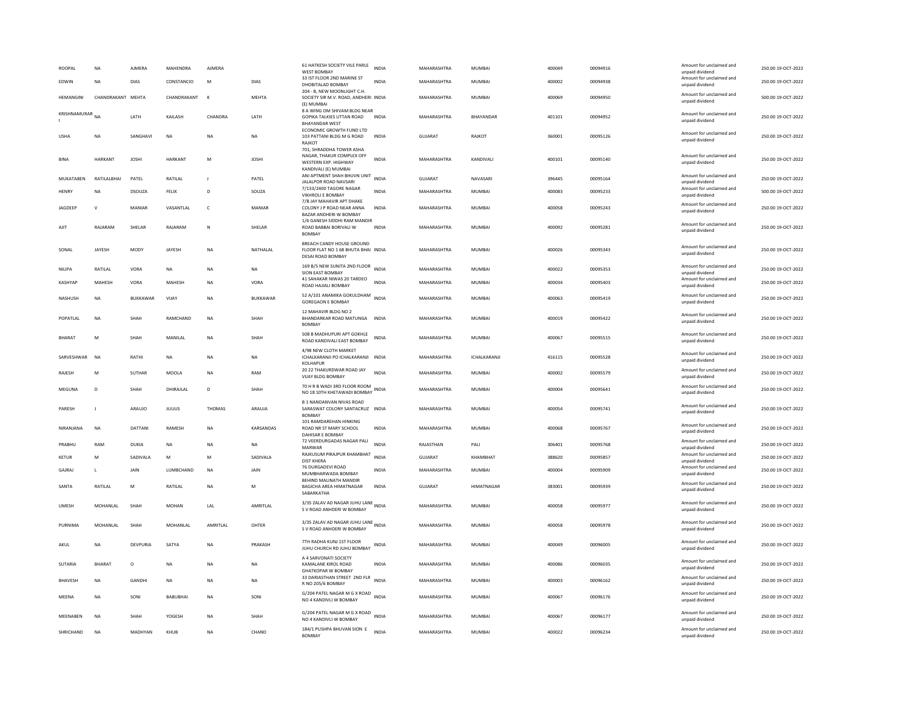| ROOPAL | NA | AJMERA | MAHENDRA | AJMERA | | 61 HATKESH SOCIETY VILE PARLE WEST BOMBAY | INDIA | MAHARASHTRA | MUMBAI | 400049 | 00094916 | Amount for unclaimed and unpaid dividend | 250.00 | 19-OCT-2022 |
|---|---|---|---|---|---|---|---|---|---|---|---|---|---|---|
| EDWIN | NA | DIAS | CONSTANCIO | M | DIAS | 33 IST FLOOR 2ND MARINE ST DHOBITALAD BOMBAY | INDIA | MAHARASHTRA | MUMBAI | 400002 | 00094938 | Amount for unclaimed and unpaid dividend | 250.00 | 19-OCT-2022 |
| HEMANGINI | CHANDRAKANT | MEHTA | CHANDRAKANT | K | MEHTA | 204 - B, NEW MOONLIGHT C.H. SOCIETY SIR M.V. ROAD, ANDHERI (E) MUMBAI | INDIA | MAHARASHTRA | MUMBAI | 400069 | 00094950 | Amount for unclaimed and unpaid dividend | 500.00 | 19-OCT-2022 |
| KRISHNAMURARI | NA | LATH | KAILASH | CHANDRA | LATH | 8 A WING OM SHIVAM BLDG NEAR GOPIKA TALKIES UTTAN ROAD BHAYANDAR WEST | INDIA | MAHARASHTRA | BHAYANDAR | 401101 | 00094952 | Amount for unclaimed and unpaid dividend | 250.00 | 19-OCT-2022 |
| USHA | NA | SANGHAVI | NA | NA | NA | ECONOMIC GROWTH FUND LTD 103 PATTANI BLDG M G ROAD RAJKOT | INDIA | GUJARAT | RAJKOT | 360001 | 00095126 | Amount for unclaimed and unpaid dividend | 250.00 | 19-OCT-2022 |
| BINA | HARKANT | JOSHI | HARKANT | M | JOSHI | 701, SHRADDHA TOWER ASHA NAGAR, THAKUR COMPLEX OFF WESTERN EXP. HIGHWAY KANDIVALI (E) MUMBAI | INDIA | MAHARASHTRA | KANDIVALI | 400101 | 00095140 | Amount for unclaimed and unpaid dividend | 250.00 | 19-OCT-2022 |
| MUKATABEN | RATILALBHAI | PATEL | RATILAL | J | PATEL | ANI APTMENT SHAH BHUVN UNIT JALALPOR ROAD NAVSARI | INDIA | GUJARAT | NAVASARI | 396445 | 00095164 | Amount for unclaimed and unpaid dividend | 250.00 | 19-OCT-2022 |
| HENRY | NA | DSOUZA | FELIX | D | SOUZA | 7/133/2400 TAGORE NAGAR VIKHROLI E BOMBAY | INDIA | MAHARASHTRA | MUMBAI | 400083 | 00095233 | Amount for unclaimed and unpaid dividend | 500.00 | 19-OCT-2022 |
| JAGDEEP | V | MANIAR | VASANTLAL | C | MANIAR | 7/B JAY MAHAVIR APT DHAKE COLONY J P ROAD NEAR ANNA BAZAR ANDHERI W BOMBAY | INDIA | MAHARASHTRA | MUMBAI | 400058 | 00095243 | Amount for unclaimed and unpaid dividend | 250.00 | 19-OCT-2022 |
| AJIT | RAJARAM | SHELAR | RAJARAM | N | SHELAR | 1/6 GANESH SIDDHI RAM MANDIR ROAD BABBAI BORIVALI W BOMBAY | INDIA | MAHARASHTRA | MUMBAI | 400092 | 00095281 | Amount for unclaimed and unpaid dividend | 250.00 | 19-OCT-2022 |
| SONAL | JAYESH | MODY | JAYESH | NA | NATHALAL | BREACH CANDY HOUSE GROUND FLOOR FLAT NO 1 68 BHUTA BHAI DESAI ROAD BOMBAY | INDIA | MAHARASHTRA | MUMBAI | 400026 | 00095343 | Amount for unclaimed and unpaid dividend | 250.00 | 19-OCT-2022 |
| NILIPA | RATILAL | VORA | NA | NA | NA | 169 B/5 NEW SUNITA 2ND FLOOR SION EAST BOMBAY | INDIA | MAHARASHTRA | MUMBAI | 400022 | 00095353 | Amount for unclaimed and unpaid dividend | 250.00 | 19-OCT-2022 |
| KASHYAP | MAHESH | VORA | MAHESH | NA | VORA | 41 SAHAKAR NIWAS 20 TARDEO ROAD HAJIALI BOMBAY | INDIA | MAHARASHTRA | MUMBAI | 400034 | 00095403 | Amount for unclaimed and unpaid dividend | 250.00 | 19-OCT-2022 |
| NASHUSH | NA | BUKKAWAR | VIJAY | NA | BUKKAWAR | 52 A/101 ANAMIKA GOKULDHAM GOREGAON E BOMBAY | INDIA | MAHARASHTRA | MUMBAI | 400063 | 00095419 | Amount for unclaimed and unpaid dividend | 250.00 | 19-OCT-2022 |
| POPATLAL | NA | SHAH | RAMCHAND | NA | SHAH | 12 MAHAVIR BLDG NO 2 BHANDARKAR ROAD MATUNGA BOMBAY | INDIA | MAHARASHTRA | MUMBAI | 400019 | 00095422 | Amount for unclaimed and unpaid dividend | 250.00 | 19-OCT-2022 |
| BHARAT | M | SHAH | MANILAL | NA | SHAH | 508 B MADHUPURI APT GOKHLE ROAD KANDIVALI EAST BOMBAY | INDIA | MAHARASHTRA | MUMBAI | 400067 | 00095515 | Amount for unclaimed and unpaid dividend | 250.00 | 19-OCT-2022 |
| SARVESHWAR | NA | RATHI | NA | NA | NA | 4/98 NEW CLOTH MARKET ICHALKARANJI PO ICHALKARANJI KOLHAPUR | INDIA | MAHARASHTRA | ICHALKARANJI | 416115 | 00095528 | Amount for unclaimed and unpaid dividend | 250.00 | 19-OCT-2022 |
| RAJESH | M | SUTHAR | MOOLA | NA | RAM | 20 22 THAKURDWAR ROAD JAY VIJAY BLDG BOMBAY | INDIA | MAHARASHTRA | MUMBAI | 400002 | 00095579 | Amount for unclaimed and unpaid dividend | 250.00 | 19-OCT-2022 |
| MEGUNA | D | SHAH | DHIRAJLAL | D | SHAH | 70 H R B WADI 3RD FLOOR ROOM NO 18 10TH KHETAWADI BOMBAY | INDIA | MAHARASHTRA | MUMBAI | 400004 | 00095641 | Amount for unclaimed and unpaid dividend | 250.00 | 19-OCT-2022 |
| PARESH | J | ARAUJO | JULIUS | THOMAS | ARAUJA | B 1 NANDANVAN NIVAS ROAD SARASWAT COLONY SANTACRUZ BOMBAY | INDIA | MAHARASHTRA | MUMBAI | 400054 | 00095741 | Amount for unclaimed and unpaid dividend | 250.00 | 19-OCT-2022 |
| NIRANJANA | NA | DATTANI | RAMESH | NA | KARSANDAS | 101 RAMDAREHAN HINKING ROAD NR ST MARY SCHOOL DAHISAR E BOMBAY | INDIA | MAHARASHTRA | MUMBAI | 400068 | 00095767 | Amount for unclaimed and unpaid dividend | 250.00 | 19-OCT-2022 |
| PRABHU | RAM | DUKIA | NA | NA | NA | 72 VEERDURGADAS NAGAR PALI MARWAR | INDIA | RAJASTHAN | PALI | 306401 | 00095768 | Amount for unclaimed and unpaid dividend | 250.00 | 19-OCT-2022 |
| KETUR | M | SADIVALA | M | M | SADIVALA | RAJKUSUM PIRAJPUR KHAMBHAT DIST KHERA | INDIA | GUJARAT | KHAMBHAT | 388620 | 00095857 | Amount for unclaimed and unpaid dividend | 250.00 | 19-OCT-2022 |
| GAJRAJ | L | JAIN | LUMBCHAND | NA | JAIN | 76 DURGADEVI ROAD MUMBHARWADA BOMBAY | INDIA | MAHARASHTRA | MUMBAI | 400004 | 00095909 | Amount for unclaimed and unpaid dividend | 250.00 | 19-OCT-2022 |
| SANTA | RATILAL | M | RATILAL | NA | M | BEHIND MALINATH MANDIR BAGICHA AREA HIMATNAGAR SABARKATHA | INDIA | GUJARAT | HIMATNAGAR | 383001 | 00095939 | Amount for unclaimed and unpaid dividend | 250.00 | 19-OCT-2022 |
| UMESH | MOHANLAL | SHAH | MOHAN | LAL | AMRITLAL | 3/35 ZALAV AD NAGAR JUHU LANE S V ROAD ANHDERI W BOMBAY | INDIA | MAHARASHTRA | MUMBAI | 400058 | 00095977 | Amount for unclaimed and unpaid dividend | 250.00 | 19-OCT-2022 |
| PURNIMA | MOHANLAL | SHAH | MOHANLAL | AMRITLAL | OHTER | 3/35 ZALAV AD NAGAR JUHU LANE S V ROAD ANHDERI W BOMBAY | INDIA | MAHARASHTRA | MUMBAI | 400058 | 00095978 | Amount for unclaimed and unpaid dividend | 250.00 | 19-OCT-2022 |
| AKUL | NA | DEVPURIA | SATYA | NA | PRAKASH | 7TH RADHA KUNJ 1ST FLOOR JUHU CHURCH RD JUHU BOMBAY | INDIA | MAHARASHTRA | MUMBAI | 400049 | 00096005 | Amount for unclaimed and unpaid dividend | 250.00 | 19-OCT-2022 |
| SUTARIA | BHARAT | O | NA | NA | NA | A 4 SARVONATI SOCIETY KAMALANE KIROL ROAD GHATKOPAR W BOMBAY | INDIA | MAHARASHTRA | MUMBAI | 400086 | 00096035 | Amount for unclaimed and unpaid dividend | 250.00 | 19-OCT-2022 |
| BHAVESH | NA | GANDHI | NA | NA | NA | 33 DARIASTHAN STREET 2ND FLR R NO 205/6 BOMBAY | INDIA | MAHARASHTRA | MUMBAI | 400003 | 00096162 | Amount for unclaimed and unpaid dividend | 250.00 | 19-OCT-2022 |
| MEENA | NA | SONI | BABUBHAI | NA | SONI | G/204 PATEL NAGAR M G X ROAD NO 4 KANDIVLI W BOMBAY | INDIA | MAHARASHTRA | MUMBAI | 400067 | 00096176 | Amount for unclaimed and unpaid dividend | 250.00 | 19-OCT-2022 |
| MEENABEN | NA | SHAH | YOGESH | NA | SHAH | G/204 PATEL NAGAR M G X ROAD NO 4 KANDIVLI W BOMBAY | INDIA | MAHARASHTRA | MUMBAI | 400067 | 00096177 | Amount for unclaimed and unpaid dividend | 250.00 | 19-OCT-2022 |
| SHRICHAND | NA | MADHYAN | KHUB | NA | CHAND | 184/1 PUSHPA BHUVAN SION E BOMBAY | INDIA | MAHARASHTRA | MUMBAI | 400022 | 00096234 | Amount for unclaimed and unpaid dividend | 250.00 | 19-OCT-2022 |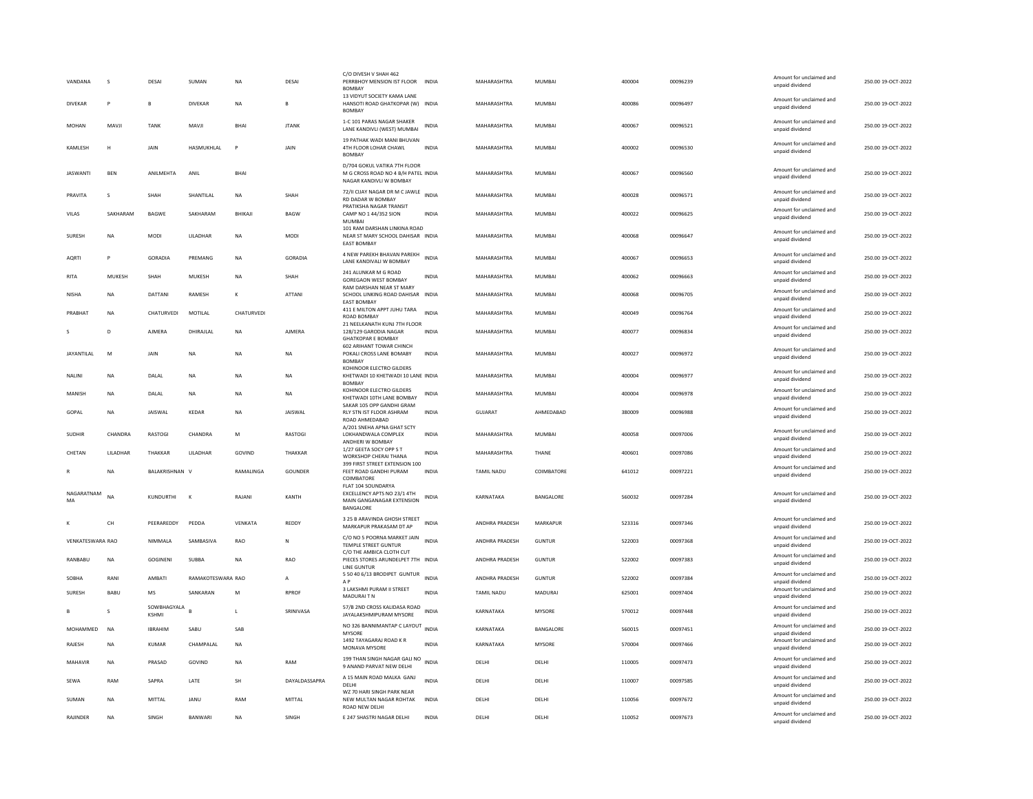| | | | | | | | | | | | | | | |
|---|---|---|---|---|---|---|---|---|---|---|---|---|---|---|
| VANDANA | S | DESAI | SUMAN | NA | DESAI | C/O DIVESH V SHAH 462 PERRBHOY MENSION IST FLOOR BOMBAY | INDIA | MAHARASHTRA | MUMBAI | 400004 | 00096239 | Amount for unclaimed and unpaid dividend | 250.00 | 19-OCT-2022 |
| DIVEKAR | P | B | DIVEKAR | NA | B | 13 VIDYUT SOCIETY KAMA LANE HANSOTI ROAD GHATKOPAR (W) BOMBAY | INDIA | MAHARASHTRA | MUMBAI | 400086 | 00096497 | Amount for unclaimed and unpaid dividend | 250.00 | 19-OCT-2022 |
| MOHAN | MAVJI | TANK | MAVJI | BHAI | JTANK | 1-C 101 PARAS NAGAR SHAKER LANE KANDIVLI (WEST) MUMBAI | INDIA | MAHARASHTRA | MUMBAI | 400067 | 00096521 | Amount for unclaimed and unpaid dividend | 250.00 | 19-OCT-2022 |
| KAMLESH | H | JAIN | HASMUKHLAL | P | JAIN | 19 PATHAK WADI MANI BHUVAN 4TH FLOOR LOHAR CHAWL BOMBAY | INDIA | MAHARASHTRA | MUMBAI | 400002 | 00096530 | Amount for unclaimed and unpaid dividend | 250.00 | 19-OCT-2022 |
| JASWANTI | BEN | ANILMEHTA | ANIL | BHAI | | D/704 GOKUL VATIKA 7TH FLOOR M G CROSS ROAD NO 4 B/H PATEL NAGAR KANDIVLI W BOMBAY | INDIA | MAHARASHTRA | MUMBAI | 400067 | 00096560 | Amount for unclaimed and unpaid dividend | 250.00 | 19-OCT-2022 |
| PRAVITA | S | SHAH | SHANTILAL | NA | SHAH | 72/II CIJAY NAGAR DR M C JAWLE RD DADAR W BOMBAY | INDIA | MAHARASHTRA | MUMBAI | 400028 | 00096571 | Amount for unclaimed and unpaid dividend | 250.00 | 19-OCT-2022 |
| VILAS | SAKHARAM | BAGWE | SAKHARAM | BHIKAJI | BAGW | PRATIKSHA NAGAR TRANSIT CAMP NO 1 44/352 SION MUMBAI | INDIA | MAHARASHTRA | MUMBAI | 400022 | 00096625 | Amount for unclaimed and unpaid dividend | 250.00 | 19-OCT-2022 |
| SURESH | NA | MODI | LILADHAR | NA | MODI | 101 RAM DARSHAN LINKINA ROAD NEAR ST MARY SCHOOL DAHISAR EAST BOMBAY | INDIA | MAHARASHTRA | MUMBAI | 400068 | 00096647 | Amount for unclaimed and unpaid dividend | 250.00 | 19-OCT-2022 |
| AQRTI | P | GORADIA | PREMANG | NA | GORADIA | 4 NEW PAREKH BHAVAN PAREKH LANE KANDIVALI W BOMBAY | INDIA | MAHARASHTRA | MUMBAI | 400067 | 00096653 | Amount for unclaimed and unpaid dividend | 250.00 | 19-OCT-2022 |
| RITA | MUKESH | SHAH | MUKESH | NA | SHAH | 241 ALUNKAR M G ROAD GOREGAON WEST BOMBAY | INDIA | MAHARASHTRA | MUMBAI | 400062 | 00096663 | Amount for unclaimed and unpaid dividend | 250.00 | 19-OCT-2022 |
| NISHA | NA | DATTANI | RAMESH | K | ATTANI | RAM DARSHAN NEAR ST MARY SCHOOL LINKING ROAD DAHISAR EAST BOMBAY | INDIA | MAHARASHTRA | MUMBAI | 400068 | 00096705 | Amount for unclaimed and unpaid dividend | 250.00 | 19-OCT-2022 |
| PRABHAT | NA | CHATURVEDI | MOTILAL | CHATURVEDI | | 411 E MILTON APPT JUHU TARA ROAD BOMBAY | INDIA | MAHARASHTRA | MUMBAI | 400049 | 00096764 | Amount for unclaimed and unpaid dividend | 250.00 | 19-OCT-2022 |
| S | D | AJMERA | DHIRAJLAL | NA | AJMERA | 21 NEELKANATH KUNJ 7TH FLOOR 128/129 GARODIA NAGAR GHATKOPAR E BOMBAY | INDIA | MAHARASHTRA | MUMBAI | 400077 | 00096834 | Amount for unclaimed and unpaid dividend | 250.00 | 19-OCT-2022 |
| JAYANTILAL | M | JAIN | NA | NA | NA | 602 ARIHANT TOWAR CHINCH POKALI CROSS LANE BOMABY BOMBAY | INDIA | MAHARASHTRA | MUMBAI | 400027 | 00096972 | Amount for unclaimed and unpaid dividend | 250.00 | 19-OCT-2022 |
| NALINI | NA | DALAL | NA | NA | NA | KOHINOOR ELECTRO GILDERS KHETWADI 10 KHETWADI 10 LANE BOMBAY | INDIA | MAHARASHTRA | MUMBAI | 400004 | 00096977 | Amount for unclaimed and unpaid dividend | 250.00 | 19-OCT-2022 |
| MANISH | NA | DALAL | NA | NA | NA | KOHINOOR ELECTRO GILDERS KHETWADI 10TH LANE BOMBAY | INDIA | MAHARASHTRA | MUMBAI | 400004 | 00096978 | Amount for unclaimed and unpaid dividend | 250.00 | 19-OCT-2022 |
| GOPAL | NA | JAISWAL | KEDAR | NA | JAISWAL | SAKAR 105 OPP GANDHI GRAM RLY STN IST FLOOR ASHRAM ROAD AHMEDABAD | INDIA | GUJARAT | AHMEDABAD | 380009 | 00096988 | Amount for unclaimed and unpaid dividend | 250.00 | 19-OCT-2022 |
| SUDHIR | CHANDRA | RASTOGI | CHANDRA | M | RASTOGI | A/201 SNEHA APNA GHAT SCTY LOKHANDWALA COMPLEX ANDHERI W BOMBAY | INDIA | MAHARASHTRA | MUMBAI | 400058 | 00097006 | Amount for unclaimed and unpaid dividend | 250.00 | 19-OCT-2022 |
| CHETAN | LILADHAR | THAKKAR | LILADHAR | GOVIND | THAKKAR | 1/27 GEETA SOCY OPP S T WORKSHOP CHERAI THANA | INDIA | MAHARASHTRA | THANE | 400601 | 00097086 | Amount for unclaimed and unpaid dividend | 250.00 | 19-OCT-2022 |
| R | NA | BALAKRISHNAN | V | RAMALINGA | GOUNDER | 399 FIRST STREET EXTENSION 100 FEET ROAD GANDHI PURAM COIMBATORE | INDIA | TAMIL NADU | COIMBATORE | 641012 | 00097221 | Amount for unclaimed and unpaid dividend | 250.00 | 19-OCT-2022 |
| NAGARATNAM MA | NA | KUNDURTHI | K | RAJANI | KANTH | FLAT 104 SOUNDARYA EXCELLENCY APTS NO 23/1 4TH MAIN GANGANAGAR EXTENSION BANGALORE | INDIA | KARNATAKA | BANGALORE | 560032 | 00097284 | Amount for unclaimed and unpaid dividend | 250.00 | 19-OCT-2022 |
| K | CH | PEERAREDDY | PEDDA | VENKATA | REDDY | 3 25 B ARAVINDA GHOSH STREET MARKAPUR PRAKASAM DT AP | INDIA | ANDHRA PRADESH | MARKAPUR | 523316 | 00097346 | Amount for unclaimed and unpaid dividend | 250.00 | 19-OCT-2022 |
| VENKATESWARA RAO | | NIMMALA | SAMBASIVA | RAO | N | C/O NO 5 POORNA MARKET JAIN TEMPLE STREET GUNTUR | INDIA | ANDHRA PRADESH | GUNTUR | 522003 | 00097368 | Amount for unclaimed and unpaid dividend | 250.00 | 19-OCT-2022 |
| RANBABU | NA | GOGINENI | SUBBA | NA | RAO | C/O THE AMBICA CLOTH CUT PIECES STORES ARUNDELPET 7TH LINE GUNTUR | INDIA | ANDHRA PRADESH | GUNTUR | 522002 | 00097383 | Amount for unclaimed and unpaid dividend | 250.00 | 19-OCT-2022 |
| SOBHA | RANI | AMBATI | RAMAKOTESWARA | RAO | A | 5 50 40 6/13 BRODIPET GUNTUR A P | INDIA | ANDHRA PRADESH | GUNTUR | 522002 | 00097384 | Amount for unclaimed and unpaid dividend | 250.00 | 19-OCT-2022 |
| SURESH | BABU | MS | SANKARAN | M | RPROF | 3 LAKSHMI PURAM II STREET MADURAI T N | INDIA | TAMIL NADU | MADURAI | 625001 | 00097404 | Amount for unclaimed and unpaid dividend | 250.00 | 19-OCT-2022 |
| B | S | SOWBHAGYALA KSHMI | B | L | SRINIVASA | 57/B 2ND CROSS KALIDASA ROAD JAYALAKSHMIPURAM MYSORE | INDIA | KARNATAKA | MYSORE | 570012 | 00097448 | Amount for unclaimed and unpaid dividend | 250.00 | 19-OCT-2022 |
| MOHAMMED | NA | IBRAHIM | SABU | SAB | | NO 326 BANNIMANTAP C LAYOUT MYSORE | INDIA | KARNATAKA | BANGALORE | 560015 | 00097451 | Amount for unclaimed and unpaid dividend | 250.00 | 19-OCT-2022 |
| RAJESH | NA | KUMAR | CHAMPALAL | NA | | 1492 TAYAGARAJ ROAD K R MONAVA MYSORE | INDIA | KARNATAKA | MYSORE | 570004 | 00097466 | Amount for unclaimed and unpaid dividend | 250.00 | 19-OCT-2022 |
| MAHAVIR | NA | PRASAD | GOVIND | NA | RAM | 199 THAN SINGH NAGAR GALI NO 9 ANAND PARVAT NEW DELHI | INDIA | DELHI | DELHI | 110005 | 00097473 | Amount for unclaimed and unpaid dividend | 250.00 | 19-OCT-2022 |
| SEWA | RAM | SAPRA | LATE | SH | DAYALDASSAPRA | A 15 MAIN ROAD MALKA GANJ DELHI | INDIA | DELHI | DELHI | 110007 | 00097585 | Amount for unclaimed and unpaid dividend | 250.00 | 19-OCT-2022 |
| SUMAN | NA | MITTAL | JANU | RAM | MITTAL | WZ 70 HARI SINGH PARK NEAR NEW MULTAN NAGAR ROHTAK ROAD NEW DELHI | INDIA | DELHI | DELHI | 110056 | 00097672 | Amount for unclaimed and unpaid dividend | 250.00 | 19-OCT-2022 |
| RAJINDER | NA | SINGH | BANWARI | NA | SINGH | E 247 SHASTRI NAGAR DELHI | INDIA | DELHI | DELHI | 110052 | 00097673 | Amount for unclaimed and unpaid dividend | 250.00 | 19-OCT-2022 |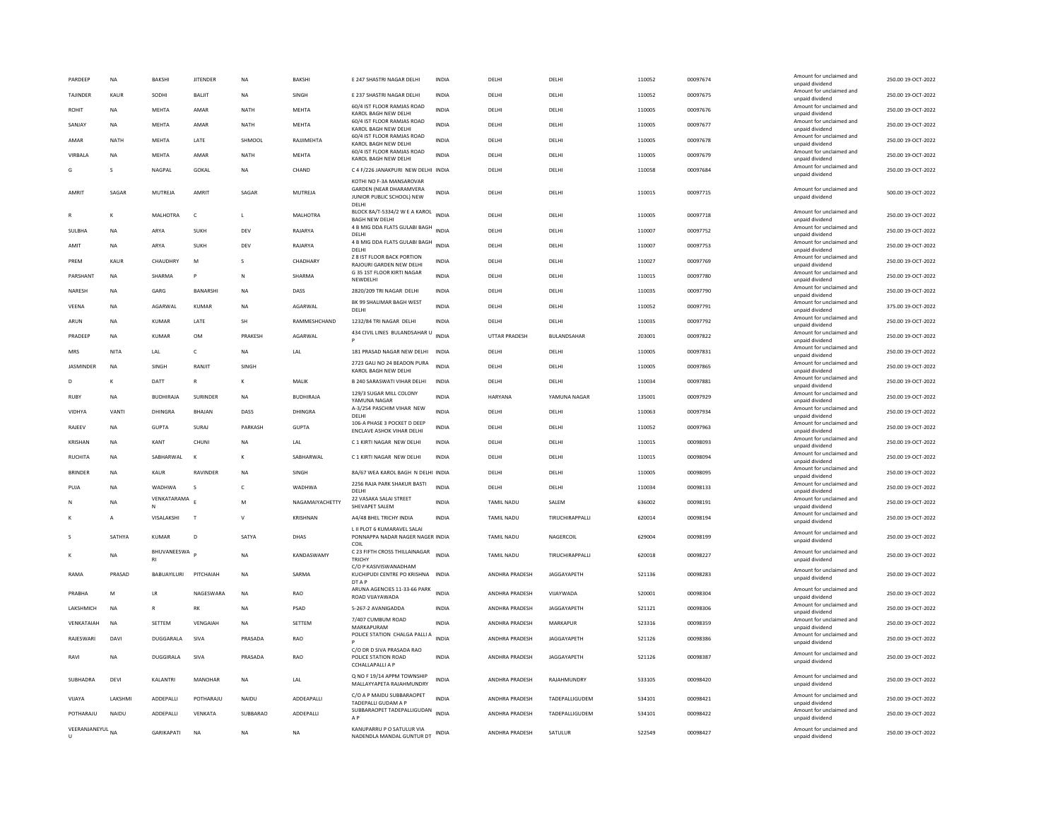| | | | | | | | | | | | | | | |
|---|---|---|---|---|---|---|---|---|---|---|---|---|---|---|
| PARDEEP | NA | BAKSHI | JITENDER | NA | BAKSHI | E 247 SHASTRI NAGAR DELHI | INDIA | DELHI | DELHI | 110052 | 00097674 | Amount for unclaimed and unpaid dividend | 250.00 | 19-OCT-2022 |
| TAJINDER | KAUR | SODHI | BALJIT | NA | SINGH | E 237 SHASTRI NAGAR DELHI | INDIA | DELHI | DELHI | 110052 | 00097675 | Amount for unclaimed and unpaid dividend | 250.00 | 19-OCT-2022 |
| ROHIT | NA | MEHTA | AMAR | NATH | MEHTA | 60/4 IST FLOOR RAMJAS ROAD KAROL BAGH NEW DELHI | INDIA | DELHI | DELHI | 110005 | 00097676 | Amount for unclaimed and unpaid dividend | 250.00 | 19-OCT-2022 |
| SANJAY | NA | MEHTA | AMAR | NATH | MEHTA | 60/4 IST FLOOR RAMJAS ROAD KAROL BAGH NEW DELHI | INDIA | DELHI | DELHI | 110005 | 00097677 | Amount for unclaimed and unpaid dividend | 250.00 | 19-OCT-2022 |
| AMAR | NATH | MEHTA | LATE | SHMOOL | RAJJIMEHTA | 60/4 IST FLOOR RAMJAS ROAD KAROL BAGH NEW DELHI | INDIA | DELHI | DELHI | 110005 | 00097678 | Amount for unclaimed and unpaid dividend | 250.00 | 19-OCT-2022 |
| VIRBALA | NA | MEHTA | AMAR | NATH | MEHTA | 60/4 IST FLOOR RAMJAS ROAD KAROL BAGH NEW DELHI | INDIA | DELHI | DELHI | 110005 | 00097679 | Amount for unclaimed and unpaid dividend | 250.00 | 19-OCT-2022 |
| G | S | NAGPAL | GOKAL | NA | CHAND | C 4 F/226 JANAKPURI NEW DELHI | INDIA | DELHI | DELHI | 110058 | 00097684 | Amount for unclaimed and unpaid dividend | 250.00 | 19-OCT-2022 |
| AMRIT | SAGAR | MUTREJA | AMRIT | SAGAR | MUTREJA | KOTHI NO F-3A MANSAROVAR GARDEN (NEAR DHARAMVERA JUNIOR PUBLIC SCHOOL) NEW DELHI | INDIA | DELHI | DELHI | 110015 | 00097715 | Amount for unclaimed and unpaid dividend | 500.00 | 19-OCT-2022 |
| R | K | MALHOTRA | C | L | MALHOTRA | BLOCK 8A/T-5334/2 W E A KAROL BAGH NEW DELHI | INDIA | DELHI | DELHI | 110005 | 00097718 | Amount for unclaimed and unpaid dividend | 250.00 | 19-OCT-2022 |
| SULBHA | NA | ARYA | SUKH | DEV | RAJARYA | 4 B MIG DDA FLATS GULABI BAGH DELHI | INDIA | DELHI | DELHI | 110007 | 00097752 | Amount for unclaimed and unpaid dividend | 250.00 | 19-OCT-2022 |
| AMIT | NA | ARYA | SUKH | DEV | RAJARYA | 4 B MIG DDA FLATS GULABI BAGH DELHI | INDIA | DELHI | DELHI | 110007 | 00097753 | Amount for unclaimed and unpaid dividend | 250.00 | 19-OCT-2022 |
| PREM | KAUR | CHAUDHRY | M | S | CHADHARY | Z 8 IST FLOOR BACK PORTION RAJOURI GARDEN NEW DELHI | INDIA | DELHI | DELHI | 110027 | 00097769 | Amount for unclaimed and unpaid dividend | 250.00 | 19-OCT-2022 |
| PARSHANT | NA | SHARMA | P | N | SHARMA | G 35 1ST FLOOR KIRTI NAGAR NEWDELHI | INDIA | DELHI | DELHI | 110015 | 00097780 | Amount for unclaimed and unpaid dividend | 250.00 | 19-OCT-2022 |
| NARESH | NA | GARG | BANARSHI | NA | DASS | 2820/209 TRI NAGAR DELHI | INDIA | DELHI | DELHI | 110035 | 00097790 | Amount for unclaimed and unpaid dividend | 250.00 | 19-OCT-2022 |
| VEENA | NA | AGARWAL | KUMAR | NA | AGARWAL | BK 99 SHALIMAR BAGH WEST DELHI | INDIA | DELHI | DELHI | 110052 | 00097791 | Amount for unclaimed and unpaid dividend | 375.00 | 19-OCT-2022 |
| ARUN | NA | KUMAR | LATE | SH | RAMMESHCHAND | 1232/84 TRI NAGAR DELHI | INDIA | DELHI | DELHI | 110035 | 00097792 | Amount for unclaimed and unpaid dividend | 250.00 | 19-OCT-2022 |
| PRADEEP | NA | KUMAR | OM | PRAKESH | AGARWAL | 434 CIVIL LINES BULANDSAHAR U P | INDIA | UTTAR PRADESH | BULANDSAHAR | 203001 | 00097822 | Amount for unclaimed and unpaid dividend | 250.00 | 19-OCT-2022 |
| MRS | NITA | LAL | C | NA | LAL | 181 PRASAD NAGAR NEW DELHI | INDIA | DELHI | DELHI | 110005 | 00097831 | Amount for unclaimed and unpaid dividend | 250.00 | 19-OCT-2022 |
| JASMINDER | NA | SINGH | RANJIT | SINGH | | 2723 GALI NO 24 BEADON PURA KAROL BAGH NEW DELHI | INDIA | DELHI | DELHI | 110005 | 00097865 | Amount for unclaimed and unpaid dividend | 250.00 | 19-OCT-2022 |
| D | K | DATT | R | K | MALIK | B 240 SARASWATI VIHAR DELHI | INDIA | DELHI | DELHI | 110034 | 00097881 | Amount for unclaimed and unpaid dividend | 250.00 | 19-OCT-2022 |
| RUBY | NA | BUDHIRAJA | SURINDER | NA | BUDHIRAJA | 129/3 SUGAR MILL COLONY YAMUNA NAGAR | INDIA | HARYANA | YAMUNA NAGAR | 135001 | 00097929 | Amount for unclaimed and unpaid dividend | 250.00 | 19-OCT-2022 |
| VIDHYA | VANTI | DHINGRA | BHAJAN | DASS | DHINGRA | A-3/254 PASCHIM VIHAR NEW DELHI | INDIA | DELHI | DELHI | 110063 | 00097934 | Amount for unclaimed and unpaid dividend | 250.00 | 19-OCT-2022 |
| RAJEEV | NA | GUPTA | SURAJ | PARKASH | GUPTA | 106-A PHASE 3 POCKET D DEEP ENCLAVE ASHOK VIHAR DELHI | INDIA | DELHI | DELHI | 110052 | 00097963 | Amount for unclaimed and unpaid dividend | 250.00 | 19-OCT-2022 |
| KRISHAN | NA | KANT | CHUNI | NA | LAL | C 1 KIRTI NAGAR NEW DELHI | INDIA | DELHI | DELHI | 110015 | 00098093 | Amount for unclaimed and unpaid dividend | 250.00 | 19-OCT-2022 |
| RUCHITA | NA | SABHARWAL | K | K | SABHARWAL | C 1 KIRTI NAGAR NEW DELHI | INDIA | DELHI | DELHI | 110015 | 00098094 | Amount for unclaimed and unpaid dividend | 250.00 | 19-OCT-2022 |
| BRINDER | NA | KAUR | RAVINDER | NA | SINGH | 8A/67 WEA KAROL BAGH N DELHI | INDIA | DELHI | DELHI | 110005 | 00098095 | Amount for unclaimed and unpaid dividend | 250.00 | 19-OCT-2022 |
| PUJA | NA | WADHWA | S | C | WADHWA | 2256 RAJA PARK SHAKUR BASTI DELHI | INDIA | DELHI | DELHI | 110034 | 00098133 | Amount for unclaimed and unpaid dividend | 250.00 | 19-OCT-2022 |
| N | NA | VENKATARAMA N | E | M | NAGAMAIYACHETTY | 22 VASAKA SALAI STREET SHEVAPET SALEM | INDIA | TAMIL NADU | SALEM | 636002 | 00098191 | Amount for unclaimed and unpaid dividend | 250.00 | 19-OCT-2022 |
| K | A | VISALAKSHI | T | V | KRISHNAN | A4/48 BHEL TRICHY INDIA | INDIA | TAMIL NADU | TIRUCHIRAPPALLI | 620014 | 00098194 | Amount for unclaimed and unpaid dividend | 250.00 | 19-OCT-2022 |
| S | SATHYA | KUMAR | D | SATYA | DHAS | L II PLOT 6 KUMARAVEL SALAI PONNAPPA NADAR NAGER NAGER COIL | INDIA | TAMIL NADU | NAGERCOIL | 629004 | 00098199 | Amount for unclaimed and unpaid dividend | 250.00 | 19-OCT-2022 |
| K | NA | BHUVANEESWA RI | P | NA | KANDASWAMY | C 23 FIFTH CROSS THILLAINAGAR TRICHY | INDIA | TAMIL NADU | TIRUCHIRAPPALLI | 620018 | 00098227 | Amount for unclaimed and unpaid dividend | 250.00 | 19-OCT-2022 |
| RAMA | PRASAD | BABUAYILURI | PITCHAIAH | NA | SARMA | C/O P KASIVISWANADHAM KUCHIPUDI CENTRE PO KRISHNA DT A P | INDIA | ANDHRA PRADESH | JAGGAYAPETH | 521136 | 00098283 | Amount for unclaimed and unpaid dividend | 250.00 | 19-OCT-2022 |
| PRABHA | M | LR | NAGESWARA | NA | RAO | ARUNA AGENCIES 11-33-66 PARK ROAD VIJAYAWADA | INDIA | ANDHRA PRADESH | VIJAYWADA | 520001 | 00098304 | Amount for unclaimed and unpaid dividend | 250.00 | 19-OCT-2022 |
| LAKSHMICH | NA | R | RK | NA | PSAD | 5-267-2 AVANIGADDA | INDIA | ANDHRA PRADESH | JAGGAYAPETH | 521121 | 00098306 | Amount for unclaimed and unpaid dividend | 250.00 | 19-OCT-2022 |
| VENKATAIAH | NA | SETTEM | VENGAIAH | NA | SETTEM | 7/407 CUMBUM ROAD MARKAPURAM | INDIA | ANDHRA PRADESH | MARKAPUR | 523316 | 00098359 | Amount for unclaimed and unpaid dividend | 250.00 | 19-OCT-2022 |
| RAJESWARI | DAVI | DUGGARALA | SIVA | PRASADA | RAO | POLICE STATION CHALGA PALLI A P | INDIA | ANDHRA PRADESH | JAGGAYAPETH | 521126 | 00098386 | Amount for unclaimed and unpaid dividend | 250.00 | 19-OCT-2022 |
| RAVI | NA | DUGGIRALA | SIVA | PRASADA | RAO | C/O DR D SIVA PRASADA RAO POLICE STATION ROAD CCHALLAPALLI A P | INDIA | ANDHRA PRADESH | JAGGAYAPETH | 521126 | 00098387 | Amount for unclaimed and unpaid dividend | 250.00 | 19-OCT-2022 |
| SUBHADRA | DEVI | KALANTRI | MANOHAR | NA | LAL | Q NO F 19/14 APPM TOWNSHIP MALLAYYAPETA RAJAHMUNDRY | INDIA | ANDHRA PRADESH | RAJAHMUNDRY | 533105 | 00098420 | Amount for unclaimed and unpaid dividend | 250.00 | 19-OCT-2022 |
| VIJAYA | LAKSHMI | ADDEPALLI | POTHARAJU | NAIDU | ADDEAPALLI | C/O A P MAIDU SUBBARAOPET TADEPALLI GUDAM A P | INDIA | ANDHRA PRADESH | TADEPALLIGUDEM | 534101 | 00098421 | Amount for unclaimed and unpaid dividend | 250.00 | 19-OCT-2022 |
| POTHARAJU | NAIDU | ADDEPALLI | VENKATA | SUBBARAO | ADDEPALLI | SUBBARAOPET TADEPALLIGUDAN A P | INDIA | ANDHRA PRADESH | TADEPALLIGUDEM | 534101 | 00098422 | Amount for unclaimed and unpaid dividend | 250.00 | 19-OCT-2022 |
| VEERANJANEYUL U | NA | GARIKAPATI | NA | NA | NA | KANUPARRU P O SATULUR VIA NADENDLA MANDAL GUNTUR DT | INDIA | ANDHRA PRADESH | SATULUR | 522549 | 00098427 | Amount for unclaimed and unpaid dividend | 250.00 | 19-OCT-2022 |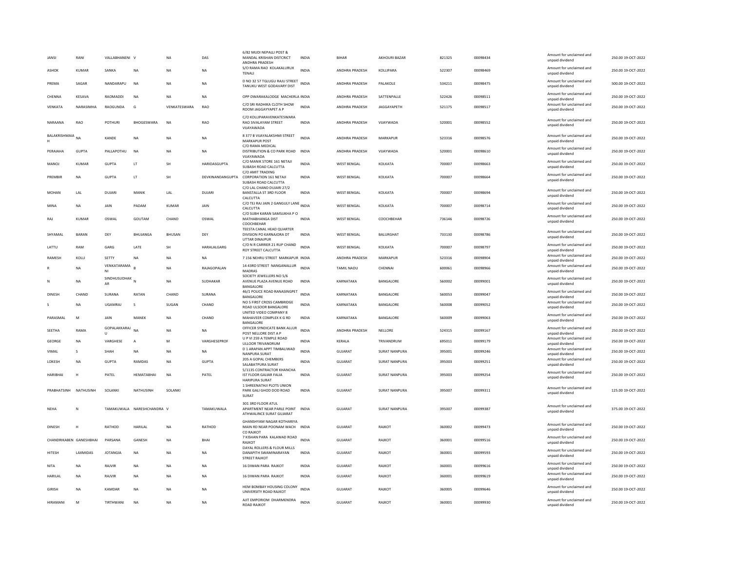| JANSI | RANI | VALLABHANENI | V | NA | DAS | 6/82 MUDI NEPALLI POST & MANDAL KRISHAN DISTCRICT ANDHRA PRADESH | INDIA | BIHAR | AKHOURI BAZAR | 821325 | 00098434 | Amount for unclaimed and unpaid dividend | 250.00 19-OCT-2022 |
|---|---|---|---|---|---|---|---|---|---|---|---|---|---|
| ASHOK | KUMAR | SANKA | NA | NA | NA | S/O RAMA RAO KOLAKALURUX TENALI | INDIA | ANDHRA PRADESH | KOLLIPARA | 522307 | 00098469 | Amount for unclaimed and unpaid dividend | 250.00 19-OCT-2022 |
| PREMA | SAGAR | NANDARAPU | NA | NA | NA | D NO 32 57 TGLUGU RAJU STREET TANUKU WEST GODAVARY DIST | INDIA | ANDHRA PRADESH | PALAKOLE | 534211 | 00098475 | Amount for unclaimed and unpaid dividend | 500.00 19-OCT-2022 |
| CHENNA | KESAVA | RAOMADDI | NA | NA | NA | OPP DWARAKALODGE MACHERLA | INDIA | ANDHRA PRADESH | SATTENPALLE | 522426 | 00098511 | Amount for unclaimed and unpaid dividend | 250.00 19-OCT-2022 |
| VENKATA | NARASIMHA | RAOGUNDA | G | VENKATESWARA | RAO | C/O SRI RADHIKA CLOTH SHOW ROOM JAGGAYYAPET A P | INDIA | ANDHRA PRADESH | JAGGAYAPETH | 521175 | 00098517 | Amount for unclaimed and unpaid dividend | 250.00 19-OCT-2022 |
| NARAANA | RAO | POTHURI | BHOGESWARA | NA | RAO | C/O KOLLIPARAVENKATESWARA RAO SIVALAYAM STREET VIJAYAWADA | INDIA | ANDHRA PRADESH | VIJAYWADA | 520001 | 00098552 | Amount for unclaimed and unpaid dividend | 250.00 19-OCT-2022 |
| BALAKRISHMAIA H | NA | KANDE | NA | NA | NA | 8 377 B VIJAYALAKSHMI STREET MARKAPUR POST | INDIA | ANDHRA PRADESH | MARKAPUR | 523316 | 00098576 | Amount for unclaimed and unpaid dividend | 250.00 19-OCT-2022 |
| PERAIAHA | GUPTA | PALLAPOTHU | NA | NA | NA | C/O RAMA MEDICAL DISTRIBUTION & CO PARK ROAD VIJAYAWADA | INDIA | ANDHRA PRADESH | VIJAYWADA | 520001 | 00098610 | Amount for unclaimed and unpaid dividend | 250.00 19-OCT-2022 |
| MANOJ | KUMAR | GUPTA | LT | SH | HARIDASGUPTA | C/O MANIK STORE 161 NETAJI SUBASH ROAD CALCUTTA | INDIA | WEST BENGAL | KOLKATA | 700007 | 00098663 | Amount for unclaimed and unpaid dividend | 250.00 19-OCT-2022 |
| PREMBIR | NA | GUPTA | LT | SH | DEVKINANDANGUPTA | C/O AMIT TRADING CORPORATION 161 NETAJI SUBASH ROAD CALCUTTA | INDIA | WEST BENGAL | KOLKATA | 700007 | 00098664 | Amount for unclaimed and unpaid dividend | 250.00 19-OCT-2022 |
| MOHAN | LAL | DUJARI | MANIK | LAL | DUJARI | C/O LAL CHAND DUJARI 27/2 BANSTALLA ST 3RD FLOOR CALCUTTA | INDIA | WEST BENGAL | KOLKATA | 700007 | 00098694 | Amount for unclaimed and unpaid dividend | 250.00 19-OCT-2022 |
| MINA | NA | JAIN | PADAM | KUMAR | JAIN | C/O TEJ RAJ JAIN 2 GANGULY LANE CALCUTTA | INDIA | WEST BENGAL | KOLKATA | 700007 | 00098714 | Amount for unclaimed and unpaid dividend | 250.00 19-OCT-2022 |
| RAJ | KUMAR | OSWAL | GOUTAM | CHAND | OSWAL | C/O SUBH KARAN SAMSUKHA P O MATHABHANGA DIST COOCHBEHAR | INDIA | WEST BENGAL | COOCHBEHAR | 736146 | 00098726 | Amount for unclaimed and unpaid dividend | 250.00 19-OCT-2022 |
| SHYAMAL | BARAN | DEY | BHUJANGA | BHUSAN | DEY | TEESTA CANAL HEAD QUARTER DIVISION PO KARNAJORA DT UTTAR DINAJPUR | INDIA | WEST BENGAL | BALURGHAT | 733130 | 00098786 | Amount for unclaimed and unpaid dividend | 250.00 19-OCT-2022 |
| LATTU | RAM | GARG | LATE | SH | HARALALGARG | C/O N R CARRIER 21 RUP CHAND ROY STREET CALCUTTA | INDIA | WEST BENGAL | KOLKATA | 700007 | 00098797 | Amount for unclaimed and unpaid dividend | 250.00 19-OCT-2022 |
| RAMESH | KOLLI | SETTY | NA | NA | NA | 7 156 NEHRU STREET MARKAPUR | INDIA | ANDHRA PRADESH | MARKAPUR | 523316 | 00098904 | Amount for unclaimed and unpaid dividend | 250.00 19-OCT-2022 |
| R | NA | VENKATARAMA NI | B | NA | RAJAGOPALAN | 14 43RD STREET NANGANALLUR MADRAS | INDIA | TAMIL NADU | CHENNAI | 600061 | 00098966 | Amount for unclaimed and unpaid dividend | 250.00 19-OCT-2022 |
| N | NA | SINDHUSUDHAK AR | N | NA | SUDHAKAR | SOCIETY JEWELLERS NO 5/6 AVENUE PLAZA AVENUE ROAD BANGALORE | INDIA | KARNATAKA | BANGALORE | 560002 | 00099001 | Amount for unclaimed and unpaid dividend | 250.00 19-OCT-2022 |
| DINESH | CHAND | SURANA | RATAN | CHAND | SURANA | 46/1 POLICE ROAD RANASINGPET BANGALORE | INDIA | KARNATAKA | BANGALORE | 560053 | 00099047 | Amount for unclaimed and unpaid dividend | 250.00 19-OCT-2022 |
| S | NA | UGAMRAJ | S | SUGAN | CHAND | NO 5 FIRST CROSS CAMBRIDGE ROAD ULSOOR BANGALORE | INDIA | KARNATAKA | BANGALORE | 560008 | 00099052 | Amount for unclaimed and unpaid dividend | 250.00 19-OCT-2022 |
| PARASMAL | M | JAIN | MANEK | NA | CHAND | UNITED VIDEO COMPANY 8 MAHAVEER COMPLEX K G RD BANGALORE | INDIA | KARNATAKA | BANGALORE | 560009 | 00099063 | Amount for unclaimed and unpaid dividend | 250.00 19-OCT-2022 |
| SEETHA | RAMA | GOPALAKKARAJ U | NA | NA | NA | OFFICER SYNDICATE BANK ALLUR POST NELLORE DIST A P | INDIA | ANDHRA PRADESH | NELLORE | 524315 | 00099167 | Amount for unclaimed and unpaid dividend | 250.00 19-OCT-2022 |
| GEORGE | NA | VARGHESE | A | M | VARGHESEPROF | U P VI 259 A TEMPLE ROAD ULLOOR TRIVANDRUM | INDIA | KERALA | TRIVANDRUM | 695011 | 00099179 | Amount for unclaimed and unpaid dividend | 250.00 19-OCT-2022 |
| VIMAL | S | SHAH | NA | NA | NA | D 1 ARAPAN APPT TIMBALIWAD NANPURA SURAT | INDIA | GUJARAT | SURAT NANPURA | 395001 | 00099246 | Amount for unclaimed and unpaid dividend | 250.00 19-OCT-2022 |
| LOKESH | NA | GUPTA | RAMDAS | NA | GUPTA | 205 A GOPAL CHEMBERS SALABATPURA SURAT | INDIA | GUJARAT | SURAT NANPURA | 395003 | 00099251 | Amount for unclaimed and unpaid dividend | 250.00 19-OCT-2022 |
| HARIBHAI | H | PATEL | HEMATABHAI | NA | PATEL | 5/1135 CONTRACTOR KHANCHA IST FLOOR GAJJAR FALIA HARIPURA SURAT | INDIA | GUJARAT | SURAT NANPURA | 395003 | 00099254 | Amount for unclaimed and unpaid dividend | 250.00 19-OCT-2022 |
| PRABHATSINH | NATHUSINH | SOLANKI | NATHUSINH | SOLANKI | | 1 SHREENATHJI PLOTS UNION PARK GALI GHOD DOD ROAD SURAT | INDIA | GUJARAT | SURAT NANPURA | 395007 | 00099311 | Amount for unclaimed and unpaid dividend | 125.00 19-OCT-2022 |
| NEHA | N | TAMAKUWALA | NARESHCHANDRA | V | TAMAKUWALA | 301 3RD FLOOR ATUL APARTMENT NEAR PARLE POINT ATHWALINCE SURAT GUJARAT | INDIA | GUJARAT | SURAT NANPURA | 395007 | 00099387 | Amount for unclaimed and unpaid dividend | 375.00 19-OCT-2022 |
| DINESH | H | RATHOD | HARILAL | NA | RATHOD | GHANSHYAM NAGAR KOTHARIYA MAIN RD NEAR POONAM WACH CO RAJKOT | INDIA | GUJARAT | RAJKOT | 360002 | 00099473 | Amount for unclaimed and unpaid dividend | 250.00 19-OCT-2022 |
| CHANDRIKABEN | GANESHBHAI | PARSANA | GANESH | NA | BHAI | 7 KISHAN PARA KALAWAD ROAD RAJKOT | INDIA | GUJARAT | RAJKOT | 360001 | 00099516 | Amount for unclaimed and unpaid dividend | 250.00 19-OCT-2022 |
| HITESH | LAXMIDAS | JOTANGIA | NA | NA | NA | DAYAL ROLLERS & FLOUR MILLS DANAPITH SWAMINARAYAN STREET RAJKOT | INDIA | GUJARAT | RAJKOT | 360001 | 00099593 | Amount for unclaimed and unpaid dividend | 250.00 19-OCT-2022 |
| NITA | NA | RAJVIR | NA | NA | NA | 16 DIWAN PARA RAJKOT | INDIA | GUJARAT | RAJKOT | 360001 | 00099616 | Amount for unclaimed and unpaid dividend | 250.00 19-OCT-2022 |
| HARILAL | NA | RAJVIR | NA | NA | NA | 16 DIWAN PARA RAJKOT | INDIA | GUJARAT | RAJKOT | 360001 | 00099619 | Amount for unclaimed and unpaid dividend | 250.00 19-OCT-2022 |
| GIRISH | NA | KAMDAR | NA | NA | NA | HEM BOMBAY HOUSING COLONY UNIVERSITY ROAD RAJKOT | INDIA | GUJARAT | RAJKOT | 360005 | 00099646 | Amount for unclaimed and unpaid dividend | 250.00 19-OCT-2022 |
| HIRAMANI | M | TIRTHWANI | NA | NA | NA | AJIT EMPORIOM DHARMENDRA ROAD RAJKOT | INDIA | GUJARAT | RAJKOT | 360001 | 00099930 | Amount for unclaimed and unpaid dividend | 250.00 19-OCT-2022 |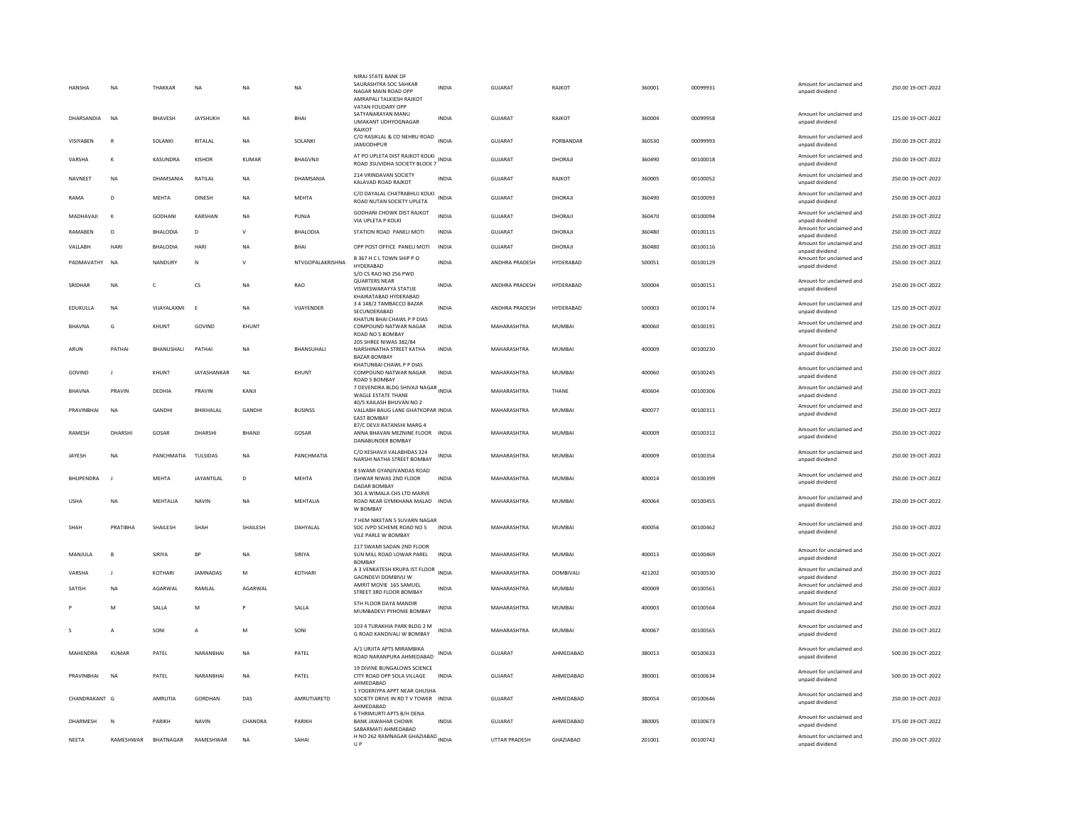| HANSHA | NA | THAKKAR | NA | NA | NA | NIRAJ STATE BANK OF SAURASHTRA SOC SAHKAR NAGAR MAIN ROAD OPP AMRAPALI TALKIESH RAJKOT | INDIA | GUJARAT | RAJKOT | 360001 | 00099931 | Amount for unclaimed and unpaid dividend | 250.00 19-OCT-2022 |
|---|---|---|---|---|---|---|---|---|---|---|---|---|---|
| DHARSANDIA | NA | BHAVESH | JAYSHUKH | NA | BHAI | VATAN FOUDARY OPP SATYANARAYAN MANU UMAKANT UDHYOGNAGAR RAJKOT | INDIA | GUJARAT | RAJKOT | 360004 | 00099958 | Amount for unclaimed and unpaid dividend | 125.00 19-OCT-2022 |
| VISIYABEN | R | SOLANKI | RITALAL | NA | SOLANKI | C/O RASIKLAL & CO NEHRU ROAD JAMJODHPUR | INDIA | GUJARAT | PORBANDAR | 360530 | 00099993 | Amount for unclaimed and unpaid dividend | 250.00 19-OCT-2022 |
| VARSHA | K | KASUNDRA | KISHOR | KUMAR | BHAGVNJI | AT PO UPLETA DIST RAJKOT KOLKI ROAD 3SUVIDHA SOCIETY BLOCK 7 | INDIA | GUJARAT | DHORAJI | 360490 | 00100018 | Amount for unclaimed and unpaid dividend | 250.00 19-OCT-2022 |
| NAVNEET | NA | DHAMSANIA | RATILAL | NA | DHAMSANIA | 214 VRINDAVAN SOCIETY KALAVAD ROAD RAJKOT | INDIA | GUJARAT | RAJKOT | 360005 | 00100052 | Amount for unclaimed and unpaid dividend | 250.00 19-OCT-2022 |
| RAMA | D | MEHTA | DINESH | NA | MEHTA | C/O DAYALAL CHATRABHUJ KOLKI ROAD NUTAN SOCIETY UPLETA | INDIA | GUJARAT | DHORAJI | 360490 | 00100093 | Amount for unclaimed and unpaid dividend | 250.00 19-OCT-2022 |
| MADHAVAJI | K | GODHANI | KARSHAN | NA | PUNJA | GODHANI CHOWK DIST RAJKOT VIA UPLETA P KOLKI | INDIA | GUJARAT | DHORAJI | 360470 | 00100094 | Amount for unclaimed and unpaid dividend | 250.00 19-OCT-2022 |
| RAMABEN | D | BHALODIA | D | V | BHALODIA | STATION ROAD PANELI MOTI | INDIA | GUJARAT | DHORAJI | 360480 | 00100115 | Amount for unclaimed and unpaid dividend | 250.00 19-OCT-2022 |
| VALLABH | HARI | BHALODIA | HARI | NA | BHAI | OPP POST OFFICE PANELI MOTI | INDIA | GUJARAT | DHORAJI | 360480 | 00100116 | Amount for unclaimed and unpaid dividend | 250.00 19-OCT-2022 |
| PADMAVATHY | NA | NANDURY | N | V | NTVGOPALAKRISHNA | B 367 H C L TOWN SHIP P O HYDERABAD | INDIA | ANDHRA PRADESH | HYDERABAD | 500051 | 00100129 | Amount for unclaimed and unpaid dividend | 250.00 19-OCT-2022 |
| SRIDHAR | NA | C | CS | NA | RAO | S/O CS RAO NO 256 PWD QUARTERS NEAR VISWESWARAYYA STATUE KHAIRATABAD HYDERABAD | INDIA | ANDHRA PRADESH | HYDERABAD | 500004 | 00100151 | Amount for unclaimed and unpaid dividend | 250.00 19-OCT-2022 |
| EDUKULLA | NA | VIJAYALAXMI | E | NA | VIJAYENDER | 3 4 148/2 TAMBACCO BAZAR SECUNDERABAD | INDIA | ANDHRA PRADESH | HYDERABAD | 500003 | 00100174 | Amount for unclaimed and unpaid dividend | 125.00 19-OCT-2022 |
| BHAVNA | G | KHUNT | GOVIND | KHUNT | | KHATUN BHAI CHAWL P P DIAS COMPOUND NATWAR NAGAR ROAD NO 5 BOMBAY | INDIA | MAHARASHTRA | MUMBAI | 400060 | 00100191 | Amount for unclaimed and unpaid dividend | 250.00 19-OCT-2022 |
| ARUN | PATHAI | BHANUSHALI | PATHAI | NA | BHANSUHALI | 205 SHREE NIWAS 382/84 NARSHINATHA STREET KATHA BAZAR BOMBAY | INDIA | MAHARASHTRA | MUMBAI | 400009 | 00100230 | Amount for unclaimed and unpaid dividend | 250.00 19-OCT-2022 |
| GOVIND | J | KHUNT | JAYASHANKAR | NA | KHUNT | KHATUNBAI CHAWL P P DIAS COMPOUND NATWAR NAGAR ROAD 5 BOMBAY | INDIA | MAHARASHTRA | MUMBAI | 400060 | 00100245 | Amount for unclaimed and unpaid dividend | 250.00 19-OCT-2022 |
| BHAVNA | PRAVIN | DEDHIA | PRAVIN | KANJI | | 7 DEVENDRA BLDG SHIVAJI NAGAR WAGLE ESTATE THANE | INDIA | MAHARASHTRA | THANE | 400604 | 00100306 | Amount for unclaimed and unpaid dividend | 250.00 19-OCT-2022 |
| PRAVINBHAI | NA | GANDHI | BHIKHALAL | GANDHI | BUSINSS | 40/5 KAILASH BHUVAN NO 2 VALLABH BAUG LANE GHATKOPAR EAST BOMBAY | INDIA | MAHARASHTRA | MUMBAI | 400077 | 00100311 | Amount for unclaimed and unpaid dividend | 250.00 19-OCT-2022 |
| RAMESH | DHARSHI | GOSAR | DHARSHI | BHANJI | GOSAR | 87/C DEVJI RATANSHI MARG 4 ANNA BHAVAN MEZNINE FLOOR DANABUNDER BOMBAY | INDIA | MAHARASHTRA | MUMBAI | 400009 | 00100312 | Amount for unclaimed and unpaid dividend | 250.00 19-OCT-2022 |
| JAYESH | NA | PANCHMATIA | TULSIDAS | NA | PANCHMATIA | C/O KESHAVJI VALABHDAS 324 NARSHI NATHA STREET BOMBAY | INDIA | MAHARASHTRA | MUMBAI | 400009 | 00100354 | Amount for unclaimed and unpaid dividend | 250.00 19-OCT-2022 |
| BHUPENDRA | J | MEHTA | JAYANTILAL | D | MEHTA | 8 SWAMI GYANJIVANDAS ROAD ISHWAR NIWAS 2ND FLOOR DADAR BOMBAY | INDIA | MAHARASHTRA | MUMBAI | 400014 | 00100399 | Amount for unclaimed and unpaid dividend | 250.00 19-OCT-2022 |
| USHA | NA | MEHTALIA | NAVIN | NA | MEHTALIA | 301 A WIMALA CHS LTD MARVE ROAD NEAR GYMKHANA MALAD W BOMBAY | INDIA | MAHARASHTRA | MUMBAI | 400064 | 00100455 | Amount for unclaimed and unpaid dividend | 250.00 19-OCT-2022 |
| SHAH | PRATIBHA | SHAILESH | SHAH | SHAILESH | DAHYALAL | 7 HEM NIKETAN 5 SUVARN NAGAR SOC JVPD SCHEME ROAD NO 5 VILE PARLE W BOMBAY | INDIA | MAHARASHTRA | MUMBAI | 400056 | 00100462 | Amount for unclaimed and unpaid dividend | 250.00 19-OCT-2022 |
| MANJULA | B | SIRIYA | BP | NA | SIRIYA | 217 SWAMI SADAN 2ND FLOOR SUN MILL ROAD LOWAR PAREL BOMBAY | INDIA | MAHARASHTRA | MUMBAI | 400013 | 00100469 | Amount for unclaimed and unpaid dividend | 250.00 19-OCT-2022 |
| VARSHA | J | KOTHARI | JAMNADAS | M | KOTHARI | A 3 VENKATESH KRUPA IST FLOOR GAONDEVI DOMBIVLI W | INDIA | MAHARASHTRA | DOMBIVALI | 421202 | 00100530 | Amount for unclaimed and unpaid dividend | 250.00 19-OCT-2022 |
| SATISH | NA | AGARWAL | RAMLAL | AGARWAL | | AMRIT MOVIE 165 SAMUEL STREET 3RD FLOOR BOMBAY | INDIA | MAHARASHTRA | MUMBAI | 400009 | 00100561 | Amount for unclaimed and unpaid dividend | 250.00 19-OCT-2022 |
| P | M | SALLA | M | P | SALLA | 5TH FLOOR DAYA MANDIR MUMBADEVI PYHONIE BOMBAY | INDIA | MAHARASHTRA | MUMBAI | 400003 | 00100564 | Amount for unclaimed and unpaid dividend | 250.00 19-OCT-2022 |
| S | A | SONI | A | M | SONI | 103 4 TURAKHIA PARK BLDG 2 M G ROAD KANDIVALI W BOMBAY | INDIA | MAHARASHTRA | MUMBAI | 400067 | 00100565 | Amount for unclaimed and unpaid dividend | 250.00 19-OCT-2022 |
| MAHENDRA | KUMAR | PATEL | NARANBHAI | NA | PATEL | A/1 URJITA APTS MIRAMBIKA ROAD NARANPURA AHMEDABAD | INDIA | GUJARAT | AHMEDABAD | 380013 | 00100633 | Amount for unclaimed and unpaid dividend | 500.00 19-OCT-2022 |
| PRAVINBHAI | NA | PATEL | NARANBHAI | NA | PATEL | 19 DIVINE BUNGALOWS SCIENCE CITY ROAD OPP SOLA VILLAGE AHMEDABAD | INDIA | GUJARAT | AHMEDABAD | 380001 | 00100634 | Amount for unclaimed and unpaid dividend | 500.00 19-OCT-2022 |
| CHANDRAKANT | G | AMRUTIA | GORDHAN | DAS | AMRUTIARETD | 1 YOGKRIYPA APPT NEAR GHUSHA SOCIETY DRIVE IN RD T V TOWER AHMEDABAD | INDIA | GUJARAT | AHMEDABAD | 380054 | 00100646 | Amount for unclaimed and unpaid dividend | 250.00 19-OCT-2022 |
| DHARMESH | N | PARIKH | NAVIN | CHANDRA | PARIKH | 6 THRIMURTI APTS B/H DENA BANK JAWAHAR CHOWK SABARMATI AHMEDABAD | INDIA | GUJARAT | AHMEDABAD | 380005 | 00100673 | Amount for unclaimed and unpaid dividend | 375.00 19-OCT-2022 |
| NEETA | RAMESHWAR | BHATNAGAR | RAMESHWAR | NA | SAHAI | H NO 262 RAMNAGAR GHAZIABAD U P | INDIA | UTTAR PRADESH | GHAZIABAD | 201001 | 00100742 | Amount for unclaimed and unpaid dividend | 250.00 19-OCT-2022 |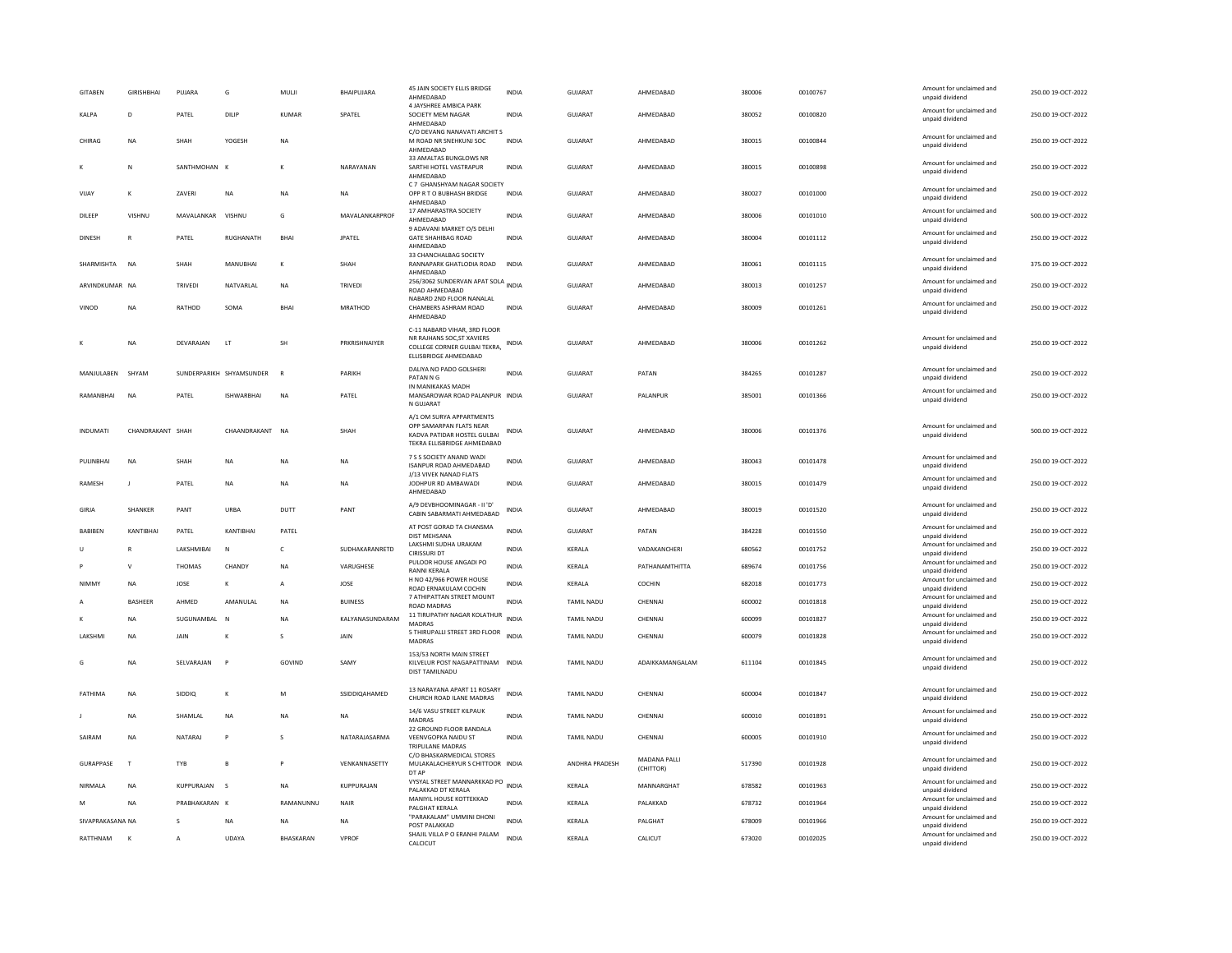| GITABEN | GIRISHBHAI | PUJARA | G | MULJI | BHAIPUJARA | 45 JAIN SOCIETY ELLIS BRIDGE AHMEDABAD | INDIA | GUJARAT | AHMEDABAD | 380006 | 00100767 | Amount for unclaimed and unpaid dividend | 250.00 19-OCT-2022 |
|---|---|---|---|---|---|---|---|---|---|---|---|---|---|
| KALPA | D | PATEL | DILIP | KUMAR | SPATEL | 4 JAYSHREE AMBICA PARK SOCIETY MEM NAGAR AHMEDABAD | INDIA | GUJARAT | AHMEDABAD | 380052 | 00100820 | Amount for unclaimed and unpaid dividend | 250.00 19-OCT-2022 |
| CHIRAG | NA | SHAH | YOGESH | NA | | C/O DEVANG NANAVATI ARCHIT S M ROAD NR SNEHKUNJ SOC AHMEDABAD | INDIA | GUJARAT | AHMEDABAD | 380015 | 00100844 | Amount for unclaimed and unpaid dividend | 250.00 19-OCT-2022 |
| K | N | SANTHMOHAN | K | K | NARAYANAN | 33 AMALTAS BUNGLOWS NR SARTHI HOTEL VASTRAPUR AHMEDABAD | INDIA | GUJARAT | AHMEDABAD | 380015 | 00100898 | Amount for unclaimed and unpaid dividend | 250.00 19-OCT-2022 |
| VIJAY | K | ZAVERI | NA | NA | NA | C 7 GHANSHYAM NAGAR SOCIETY OPP R T O BUBHASH BRIDGE AHMEDABAD | INDIA | GUJARAT | AHMEDABAD | 380027 | 00101000 | Amount for unclaimed and unpaid dividend | 250.00 19-OCT-2022 |
| DILEEP | VISHNU | MAVALANKAR | VISHNU | G | MAVALANKARPROF | 17 AMHARASTRA SOCIETY AHMEDABAD | INDIA | GUJARAT | AHMEDABAD | 380006 | 00101010 | Amount for unclaimed and unpaid dividend | 500.00 19-OCT-2022 |
| DINESH | R | PATEL | RUGHANATH | BHAI | JPATEL | 9 ADAVANI MARKET O/S DELHI GATE SHAHIBAG ROAD AHMEDABAD | INDIA | GUJARAT | AHMEDABAD | 380004 | 00101112 | Amount for unclaimed and unpaid dividend | 250.00 19-OCT-2022 |
| SHARMISHTA | NA | SHAH | MANUBHAI | K | SHAH | 33 CHANCHALBAG SOCIETY RANNAPARK GHATLODIA ROAD AHMEDABAD | INDIA | GUJARAT | AHMEDABAD | 380061 | 00101115 | Amount for unclaimed and unpaid dividend | 375.00 19-OCT-2022 |
| ARVINDKUMAR | NA | TRIVEDI | NATVARLAL | NA | TRIVEDI | 256/3062 SUNDERVAN APAT SOLA ROAD AHMEDABAD | INDIA | GUJARAT | AHMEDABAD | 380013 | 00101257 | Amount for unclaimed and unpaid dividend | 250.00 19-OCT-2022 |
| VINOD | NA | RATHOD | SOMA | BHAI | MRATHOD | NABARD 2ND FLOOR NANALAL CHAMBERS ASHRAM ROAD AHMEDABAD | INDIA | GUJARAT | AHMEDABAD | 380009 | 00101261 | Amount for unclaimed and unpaid dividend | 250.00 19-OCT-2022 |
| K | NA | DEVARAJAN | LT | SH | PRKRISHNAIYER | C-11 NABARD VIHAR, 3RD FLOOR NR RAJHANS SOC,ST XAVIERS COLLEGE CORNER GULBAI TEKRA, ELLISBRIDGE AHMEDABAD | INDIA | GUJARAT | AHMEDABAD | 380006 | 00101262 | Amount for unclaimed and unpaid dividend | 250.00 19-OCT-2022 |
| MANJULABEN | SHYAM | SUNDERPARIKH | SHYAMSUNDER | R | PARIKH | DALIYA NO PADO GOLSHERI PATAN N G | INDIA | GUJARAT | PATAN | 384265 | 00101287 | Amount for unclaimed and unpaid dividend | 250.00 19-OCT-2022 |
| RAMANBHAI | NA | PATEL | ISHWARBHAI | NA | PATEL | IN MANIKAKAS MADH MANSAROWAR ROAD PALANPUR N GUJARAT | INDIA | GUJARAT | PALANPUR | 385001 | 00101366 | Amount for unclaimed and unpaid dividend | 250.00 19-OCT-2022 |
| INDUMATI | CHANDRAKANT | SHAH | CHAANDRAKANT | NA | SHAH | A/1 OM SURYA APPARTMENTS OPP SAMARPAN FLATS NEAR KADVA PATIDAR HOSTEL GULBAI TEKRA ELLISBRIDGE AHMEDABAD | INDIA | GUJARAT | AHMEDABAD | 380006 | 00101376 | Amount for unclaimed and unpaid dividend | 500.00 19-OCT-2022 |
| PULINBHAI | NA | SHAH | NA | NA | NA | 7 S S SOCIETY ANAND WADI ISANPUR ROAD AHMEDABAD | INDIA | GUJARAT | AHMEDABAD | 380043 | 00101478 | Amount for unclaimed and unpaid dividend | 250.00 19-OCT-2022 |
| RAMESH | J | PATEL | NA | NA | NA | J/13 VIVEK NANAD FLATS JODHPUR RD AMBAWADI AHMEDABAD | INDIA | GUJARAT | AHMEDABAD | 380015 | 00101479 | Amount for unclaimed and unpaid dividend | 250.00 19-OCT-2022 |
| GIRJA | SHANKER | PANT | URBA | DUTT | PANT | A/9 DEVBHOOMINAGAR - II 'D' CABIN SABARMATI AHMEDABAD | INDIA | GUJARAT | AHMEDABAD | 380019 | 00101520 | Amount for unclaimed and unpaid dividend | 250.00 19-OCT-2022 |
| BABIBEN | KANTIBHAI | PATEL | KANTIBHAI | PATEL | | AT POST GORAD TA CHANSMA DIST MEHSANA | INDIA | GUJARAT | PATAN | 384228 | 00101550 | Amount for unclaimed and unpaid dividend | 250.00 19-OCT-2022 |
| U | R | LAKSHMIBAI | N | C | SUDHAKARANRETD | LAKSHMI SUDHA URAKAM CIRISSURI DT | INDIA | KERALA | VADAKANCHERI | 680562 | 00101752 | Amount for unclaimed and unpaid dividend | 250.00 19-OCT-2022 |
| P | V | THOMAS | CHANDY | NA | VARUGHESE | PULOOR HOUSE ANGADI PO RANNI KERALA | INDIA | KERALA | PATHANAMTHITTA | 689674 | 00101756 | Amount for unclaimed and unpaid dividend | 250.00 19-OCT-2022 |
| NIMMY | NA | JOSE | K | A | JOSE | H NO 42/966 POWER HOUSE ROAD ERNAKULAM COCHIN | INDIA | KERALA | COCHIN | 682018 | 00101773 | Amount for unclaimed and unpaid dividend | 250.00 19-OCT-2022 |
| A | BASHEER | AHMED | AMANULAL | NA | BUINESS | 7 ATHIPATTAN STREET MOUNT ROAD MADRAS | INDIA | TAMIL NADU | CHENNAI | 600002 | 00101818 | Amount for unclaimed and unpaid dividend | 250.00 19-OCT-2022 |
| K | NA | SUGUNAMBAL | N | NA | KALYANASUNDARAM | 11 TIRUPATHY NAGAR KOLATHUR MADRAS | INDIA | TAMIL NADU | CHENNAI | 600099 | 00101827 | Amount for unclaimed and unpaid dividend | 250.00 19-OCT-2022 |
| LAKSHMI | NA | JAIN | K | S | JAIN | 5 THIRUPALLI STREET 3RD FLOOR MADRAS | INDIA | TAMIL NADU | CHENNAI | 600079 | 00101828 | Amount for unclaimed and unpaid dividend | 250.00 19-OCT-2022 |
| G | NA | SELVARAJAN | P | GOVIND | SAMY | 153/53 NORTH MAIN STREET KILVELUR POST NAGAPATTINAM DIST TAMILNADU | INDIA | TAMIL NADU | ADAIKKAMANGALAM | 611104 | 00101845 | Amount for unclaimed and unpaid dividend | 250.00 19-OCT-2022 |
| FATHIMA | NA | SIDDIQ | K | M | SSIDDIQAHAMED | 13 NARAYANA APART 11 ROSARY CHURCH ROAD ILANE MADRAS | INDIA | TAMIL NADU | CHENNAI | 600004 | 00101847 | Amount for unclaimed and unpaid dividend | 250.00 19-OCT-2022 |
| J | NA | SHAMLAL | NA | NA | NA | 14/6 VASU STREET KILPAUK MADRAS | INDIA | TAMIL NADU | CHENNAI | 600010 | 00101891 | Amount for unclaimed and unpaid dividend | 250.00 19-OCT-2022 |
| SAIRAM | NA | NATARAJ | P | S | NATARAJASARMA | 22 GROUND FLOOR BANDALA VEENVGOPKA NAIDU ST TRIPLILANE MADRAS | INDIA | TAMIL NADU | CHENNAI | 600005 | 00101910 | Amount for unclaimed and unpaid dividend | 250.00 19-OCT-2022 |
| GURAPPASE | T | TYB | B | P | VENKANNASETTY | C/O BHASKARMEDICAL STORES MULAKALACHERYUR S CHITTOOR DT AP | INDIA | ANDHRA PRADESH | MADANA PALLI (CHITTOR) | 517390 | 00101928 | Amount for unclaimed and unpaid dividend | 250.00 19-OCT-2022 |
| NIRMALA | NA | KUPPURAJAN | S | NA | KUPPURAJAN | VYSYAL STREET MANNARKKAD PO PALAKKAD DT KERALA | INDIA | KERALA | MANNARGHAT | 678582 | 00101963 | Amount for unclaimed and unpaid dividend | 250.00 19-OCT-2022 |
| M | NA | PRABHAKARAN | K | RAMANUNNU | NAIR | MANIYIL HOUSE KOTTEKKAD PALGHAT KERALA | INDIA | KERALA | PALAKKAD | 678732 | 00101964 | Amount for unclaimed and unpaid dividend | 250.00 19-OCT-2022 |
| SIVAPRAKASANA | NA | S | NA | NA | NA | "PARAKALAM" UMMINI DHONI POST PALAKKAD | INDIA | KERALA | PALGHAT | 678009 | 00101966 | Amount for unclaimed and unpaid dividend | 250.00 19-OCT-2022 |
| RATTHNAM | K | A | UDAYA | BHASKARAN | VPROF | SHAJIL VILLA P O ERANHI PALAM CALCICUT | INDIA | KERALA | CALICUT | 673020 | 00102025 | Amount for unclaimed and unpaid dividend | 250.00 19-OCT-2022 |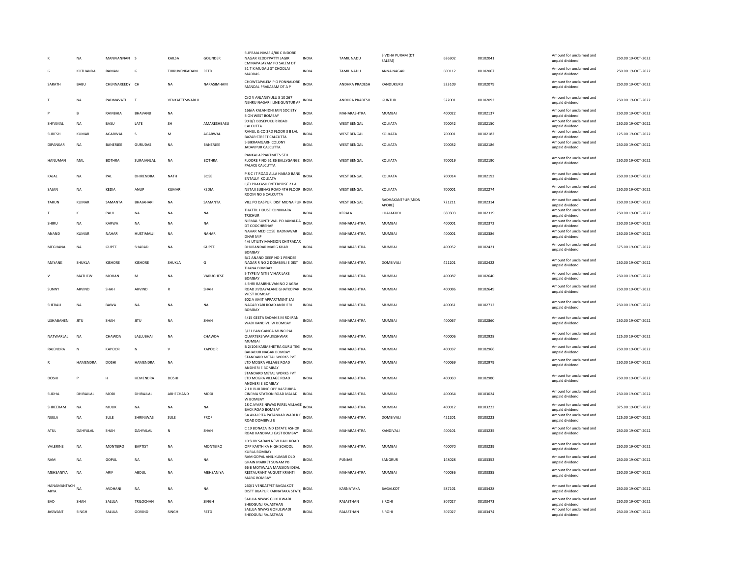| | | | | | | | | | | | | | | |
|---|---|---|---|---|---|---|---|---|---|---|---|---|---|---|
| K | NA | MANIVANNAN | S | KAILSA | GOUNDER | SUPRAJA NIVAS 4/80 C INDORE NAGAR REDDYPATTY JAGIR CMMAPALAYAM PO SALEM DT | INDIA | TAMIL NADU | SIVDHA PURAM (DT SALEM) | 636302 | 00102041 | | Amount for unclaimed and unpaid dividend | 250.00 19-OCT-2022 |
| G | KOTHANDA | RAMAN | G | THIRUVENKADAM | RETD | 51 T K MUDALI ST CHOOLAI MADRAS | INDIA | TAMIL NADU | ANNA NAGAR | 600112 | 00102067 | | Amount for unclaimed and unpaid dividend | 250.00 19-OCT-2022 |
| SARATH | BABU | CHENNAREEDY | CH | NA | NARASIMHAM | CHOWTAPALEM P O PONNALORE MANDAL PRAKASAM DT A P | INDIA | ANDHRA PRADESH | KANDUKURU | 523109 | 00102079 | | Amount for unclaimed and unpaid dividend | 250.00 19-OCT-2022 |
| T | NA | PADMAVATHI | T | VENKAETESWARLU | | C/O V ANJANEYULU 8 10 267 NEHRU NAGAR I LINE GUNTUR AP | INDIA | ANDHRA PRADESH | GUNTUR | 522001 | 00102092 | | Amount for unclaimed and unpaid dividend | 250.00 19-OCT-2022 |
| P | B | RAMBHIA | BHAVANJI | NA | | 166/A KALANIDHI JAIN SOCIETY SION WEST BOMBAY | INDIA | MAHARASHTRA | MUMBAI | 400022 | 00102137 | | Amount for unclaimed and unpaid dividend | 250.00 19-OCT-2022 |
| SHYAMAL | NA | BASU | LATE | SH | AMARESHBASU | 90 B/1 BOSEPUKUR ROAD CALCUTTA | INDIA | WEST BENGAL | KOLKATA | 700042 | 00102150 | | Amount for unclaimed and unpaid dividend | 250.00 19-OCT-2022 |
| SURESH | KUMAR | AGARWAL | S | M | AGARWAL | RAHUL & CO 3RD FLOOR 3 B LAL BAZAR STREET CALCUTTA | INDIA | WEST BENGAL | KOLKATA | 700001 | 00102182 | | Amount for unclaimed and unpaid dividend | 125.00 19-OCT-2022 |
| DIPANKAR | NA | BANERJEE | GURUDAS | NA | BANERJEE | 5 BIKRAMGARH COLONY JADAVPUR CALCUTTA | INDIA | WEST BENGAL | KOLKATA | 700032 | 00102186 | | Amount for unclaimed and unpaid dividend | 250.00 19-OCT-2022 |
| HANUMAN | MAL | BOTHRA | SURAJANLAL | NA | BOTHRA | PANKAJ APPARTMETS 5TH FLOORE F NO 51 86 BALLYGANGE PALACE CALCUTTA | INDIA | WEST BENGAL | KOLKATA | 700019 | 00102190 | | Amount for unclaimed and unpaid dividend | 250.00 19-OCT-2022 |
| KAJAL | NA | PAL | DHIRENDRA | NATH | BOSE | P 8 C I T ROAD ALLA HABAD BANK ENTALLY KOLKATA | INDIA | WEST BENGAL | KOLKATA | 700014 | 00102192 | | Amount for unclaimed and unpaid dividend | 250.00 19-OCT-2022 |
| SAJAN | NA | KEDIA | ANUP | KUMAR | KEDIA | C/O PRAKASH ENTERPRISE 23 A NETAJI SUBHAS ROAD 4TH FLOOR ROOM NO 6 CALCUTTA | INDIA | WEST BENGAL | KOLKATA | 700001 | 00102274 | | Amount for unclaimed and unpaid dividend | 250.00 19-OCT-2022 |
| TARUN | KUMAR | SAMANTA | BHAJAHARI | NA | SAMANTA | VILL PO DASPUR DIST MIDNA PUR | INDIA | WEST BENGAL | RADHAKANTPUR(MIDN APORE) | 721211 | 00102314 | | Amount for unclaimed and unpaid dividend | 250.00 19-OCT-2022 |
| T | K | PAUL | NA | NA | NA | THATTIL HOUSE KONIKKARA TRICHUR | INDIA | KERALA | CHALAKUDI | 680303 | 00102319 | | Amount for unclaimed and unpaid dividend | 250.00 19-OCT-2022 |
| SHIRU | NA | KARWA | NA | NA | NA | NIRMAL SUNTHWAL PO JAMALDA DT COOCHBEHAR | INDIA | MAHARASHTRA | MUMBAI | 400001 | 00102372 | | Amount for unclaimed and unpaid dividend | 250.00 19-OCT-2022 |
| ANAND | KUMAR | NAHAR | HUSTIMALJI | NA | NAHAR | NAHAR MEDICOSE BADNAWAR DHAR M P | INDIA | MAHARASHTRA | MUMBAI | 400001 | 00102386 | | Amount for unclaimed and unpaid dividend | 250.00 19-OCT-2022 |
| MEGHANA | NA | GUPTE | SHARAD | NA | GUPTE | 4/6 UTILITY MANSION CHITRAKAR DHURANDAR MARG KHAR BOMBAY | INDIA | MAHARASHTRA | MUMBAI | 400052 | 00102421 | | Amount for unclaimed and unpaid dividend | 375.00 19-OCT-2022 |
| MAYANK | SHUKLA | KISHORE | KISHORE | SHUKLA | G | B/2 ANAND DEEP NO 1 PENDSE NAGAR R NO 2 DOMBIVLI E DIST THANA BOMBAY | INDIA | MAHARASHTRA | DOMBIVALI | 421201 | 00102422 | | Amount for unclaimed and unpaid dividend | 250.00 19-OCT-2022 |
| V | MATHEW | MOHAN | M | NA | VARUGHESE | 5 TYPE IV NITIE VIHAR LAKE BOMBAY | INDIA | MAHARASHTRA | MUMBAI | 400087 | 00102640 | | Amount for unclaimed and unpaid dividend | 250.00 19-OCT-2022 |
| SUNNY | ARVIND | SHAH | ARVIND | R | SHAH | 4 SHRI RAMBHUVAN NO 2 AGRA ROAD JIVDAYALANE GHATKOPAR WEST BOMBAY | INDIA | MAHARASHTRA | MUMBAI | 400086 | 00102649 | | Amount for unclaimed and unpaid dividend | 250.00 19-OCT-2022 |
| SHERALI | NA | BAWA | NA | NA | NA | 602 A AMIT APPARTMENT SAI NAGAR YARI ROAD ANDHERI BOMBAY | INDIA | MAHARASHTRA | MUMBAI | 400061 | 00102712 | | Amount for unclaimed and unpaid dividend | 250.00 19-OCT-2022 |
| USHABAHEN | JITU | SHAH | JITU | NA | SHAH | 4/15 GEETA SADAN S M RD IRANI WADI KANDIVLI W BOMBAY | INDIA | MAHARASHTRA | MUMBAI | 400067 | 00102860 | | Amount for unclaimed and unpaid dividend | 250.00 19-OCT-2022 |
| NATWARLAL | NA | CHAWDA | LALLUBHAI | NA | CHAWDA | 3/31 BAN GANGA MUNCIPAL QUARTERS WALKESHWAR MUMBAI | INDIA | MAHARASHTRA | MUMBAI | 400006 | 00102928 | | Amount for unclaimed and unpaid dividend | 125.00 19-OCT-2022 |
| RAJENDRA | N | KAPOOR | N | V | KAPOOR | B 2/106 KARMSHETRA GURU TEG BAHADUR NAGAR BOMBAY | INDIA | MAHARASHTRA | MUMBAI | 400037 | 00102966 | | Amount for unclaimed and unpaid dividend | 250.00 19-OCT-2022 |
| R | HAMENDRA | DOSHI | HAMENDRA | NA | | STANDARD METAL WORKS PVT LTD MOGRA VILLAGE ROAD ANDHERI E BOMBAY | INDIA | MAHARASHTRA | MUMBAI | 400069 | 00102979 | | Amount for unclaimed and unpaid dividend | 250.00 19-OCT-2022 |
| DOSHI | P | H | HEMENDRA | DOSHI | | STANDARD METAL WORKS PVT LTD MOGRA VILLAGE ROAD ANDHERI E BOMBAY | INDIA | MAHARASHTRA | MUMBAI | 400069 | 00102980 | | Amount for unclaimed and unpaid dividend | 250.00 19-OCT-2022 |
| SUDHA | DHIRAJLAL | MODI | DHIRAJLAL | ABHECHAND | MODI | 2 J H BUILDING OPP KASTURBA CINEMA STATION ROAD MALAD W BOMBAY | INDIA | MAHARASHTRA | MUMBAI | 400064 | 00103024 | | Amount for unclaimed and unpaid dividend | 250.00 19-OCT-2022 |
| SHREERAM | NA | MULIK | NA | NA | NA | 18 C AYARE NIWAS PAREL VILLAGE BACK ROAD BOMBAY | INDIA | MAHARASHTRA | MUMBAI | 400012 | 00103222 | | Amount for unclaimed and unpaid dividend | 375.00 19-OCT-2022 |
| NEELA | NA | SULE | SHRINIWAS | SULE | PROF | 5A AKALPITA PATANKAR WADI R P ROAD DOMBIVLI E | INDIA | MAHARASHTRA | DOMBIVALI | 421201 | 00103223 | | Amount for unclaimed and unpaid dividend | 125.00 19-OCT-2022 |
| ATUL | DAHYALAL | SHAH | DAHYALAL | N | SHAH | C 19 BONAZA IND ESTATE ASHOK ROAD KANDIVALI EAST BOMBAY | INDIA | MAHARASHTRA | KANDIVALI | 400101 | 00103235 | | Amount for unclaimed and unpaid dividend | 250.00 19-OCT-2022 |
| VALERINE | NA | MONTEIRO | BAPTIST | NA | MONTEIRO | 10 SHIV SADAN NEW HALL ROAD OPP KARTHIKA HIGH SCHOOL KURLA BOMBAY | INDIA | MAHARASHTRA | MUMBAI | 400070 | 00103239 | | Amount for unclaimed and unpaid dividend | 250.00 19-OCT-2022 |
| RAM | NA | GOPAL | NA | NA | NA | RAM GOPAL ANIL KUMAR OLD GRAIN MARKET SUNAM PB | INDIA | PUNJAB | SANGRUR | 148028 | 00103352 | | Amount for unclaimed and unpaid dividend | 250.00 19-OCT-2022 |
| MEHSANIYA | NA | ARIF | ABDUL | NA | MEHSANIYA | 66 B MOTIWALA MANSION IDEAL RESTAURANT AUGUST KRANTI MARG BOMBAY | INDIA | MAHARASHTRA | MUMBAI | 400036 | 00103385 | | Amount for unclaimed and unpaid dividend | 250.00 19-OCT-2022 |
| HANAMANTACH ARYA | NA | AVDHANI | NA | NA | NA | 260/1 VENKATPET BAGALKOT DISTT BIJAPUR KARNATAKA STATE | INDIA | KARNATAKA | BAGALKOT | 587101 | 00103428 | | Amount for unclaimed and unpaid dividend | 250.00 19-OCT-2022 |
| BAD | SHAH | SALUJA | TRILOCHAN | NA | SINGH | SALUJA NIWAS GOKULWADI SHEOGUNJ RAJASTHAN | INDIA | RAJASTHAN | SIROHI | 307027 | 00103473 | | Amount for unclaimed and unpaid dividend | 250.00 19-OCT-2022 |
| JASWANT | SINGH | SALUJA | GOVIND | SINGH | RETD | SALUJA NIWAS GOKULWADI SHEOGUNJ RAJASTHAN | INDIA | RAJASTHAN | SIROHI | 307027 | 00103474 | | Amount for unclaimed and unpaid dividend | 250.00 19-OCT-2022 |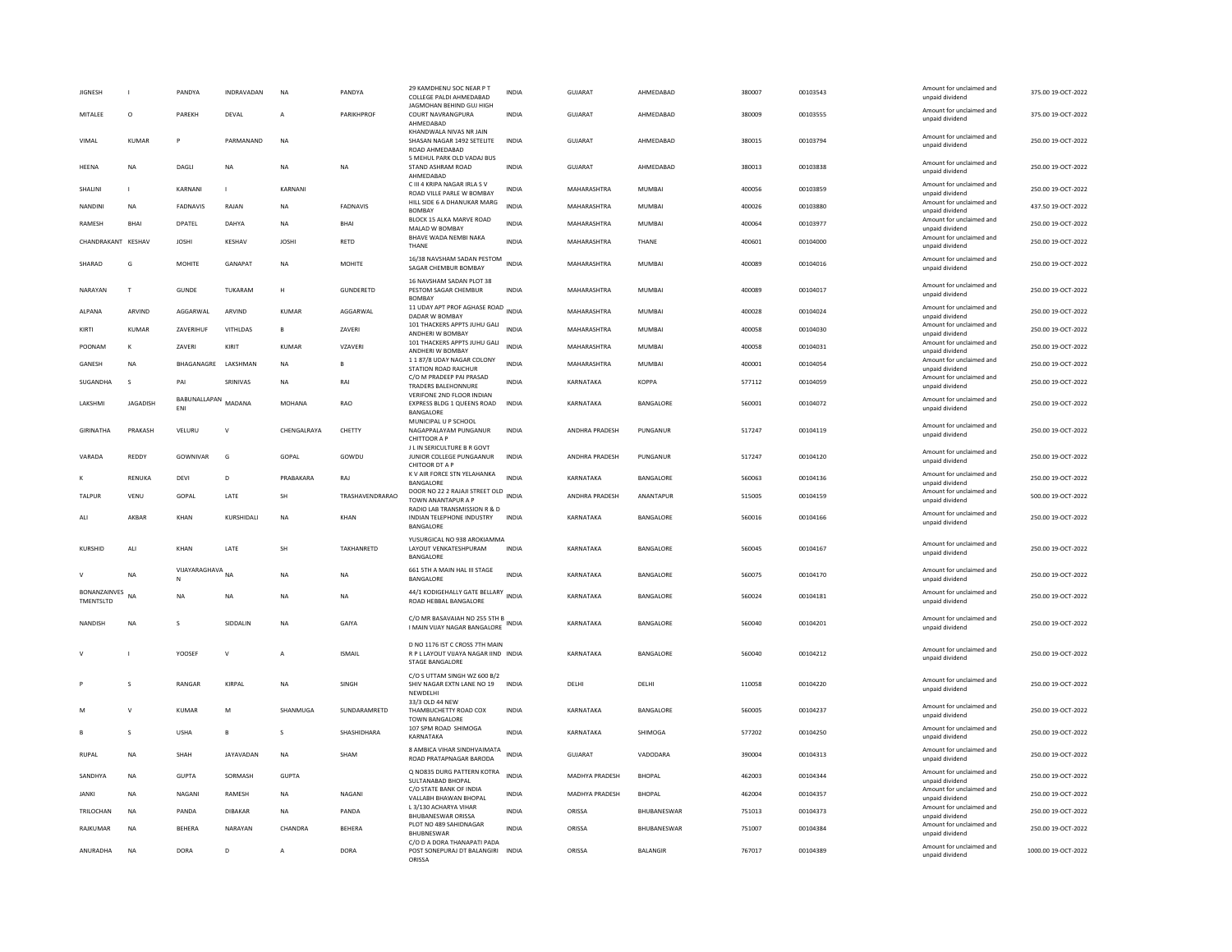| | | | | | | | | | | | | | | | |
|---|---|---|---|---|---|---|---|---|---|---|---|---|---|---|---|
| JIGNESH | I | PANDYA | INDRAVADAN | NA | PANDYA | 29 KAMDHENU SOC NEAR P T COLLEGE PALDI AHMEDABAD | INDIA | GUJARAT | AHMEDABAD | 380007 | 00103543 | | Amount for unclaimed and unpaid dividend | 375.00 | 19-OCT-2022 |
| MITALEE | O | PAREKH | DEVAL | A | PARIKHPROF | JAGMOHAN BEHIND GUJ HIGH COURT NAVRANGPURA AHMEDABAD | INDIA | GUJARAT | AHMEDABAD | 380009 | 00103555 | | Amount for unclaimed and unpaid dividend | 375.00 | 19-OCT-2022 |
| VIMAL | KUMAR | P | PARMANAND | NA | | KHANDWALA NIVAS NR JAIN SHASAN NAGAR 1492 SETELITE ROAD AHMEDABAD | INDIA | GUJARAT | AHMEDABAD | 380015 | 00103794 | | Amount for unclaimed and unpaid dividend | 250.00 | 19-OCT-2022 |
| HEENA | NA | DAGLI | NA | NA | NA | 5 MEHUL PARK OLD VADAJ BUS STAND ASHRAM ROAD AHMEDABAD | INDIA | GUJARAT | AHMEDABAD | 380013 | 00103838 | | Amount for unclaimed and unpaid dividend | 250.00 | 19-OCT-2022 |
| SHALINI | I | KARNANI | I | KARNANI | | C III 4 KRIPA NAGAR IRLA S V ROAD VILLE PARLE W BOMBAY | INDIA | MAHARASHTRA | MUMBAI | 400056 | 00103859 | | Amount for unclaimed and unpaid dividend | 250.00 | 19-OCT-2022 |
| NANDINI | NA | FADNAVIS | RAJAN | NA | FADNAVIS | HILL SIDE 6 A DHANUKAR MARG BOMBAY | INDIA | MAHARASHTRA | MUMBAI | 400026 | 00103880 | | Amount for unclaimed and unpaid dividend | 437.50 | 19-OCT-2022 |
| RAMESH | BHAI | DPATEL | DAHYA | NA | BHAI | BLOCK 15 ALKA MARVE ROAD MALAD W BOMBAY | INDIA | MAHARASHTRA | MUMBAI | 400064 | 00103977 | | Amount for unclaimed and unpaid dividend | 250.00 | 19-OCT-2022 |
| CHANDRAKANT | KESHAV | JOSHI | KESHAV | JOSHI | RETD | BHAVE WADA NEMBI NAKA THANE | INDIA | MAHARASHTRA | THANE | 400601 | 00104000 | | Amount for unclaimed and unpaid dividend | 250.00 | 19-OCT-2022 |
| SHARAD | G | MOHITE | GANAPAT | NA | MOHITE | 16/38 NAVSHAM SADAN PESTOM SAGAR CHEMBUR BOMBAY | INDIA | MAHARASHTRA | MUMBAI | 400089 | 00104016 | | Amount for unclaimed and unpaid dividend | 250.00 | 19-OCT-2022 |
| NARAYAN | T | GUNDE | TUKARAM | H | GUNDERETD | 16 NAVSHAM SADAN PLOT 38 PESTOM SAGAR CHEMBUR BOMBAY | INDIA | MAHARASHTRA | MUMBAI | 400089 | 00104017 | | Amount for unclaimed and unpaid dividend | 250.00 | 19-OCT-2022 |
| ALPANA | ARVIND | AGGARWAL | ARVIND | KUMAR | AGGARWAL | 11 UDAY APT PROF AGHASE ROAD DADAR W BOMBAY | INDIA | MAHARASHTRA | MUMBAI | 400028 | 00104024 | | Amount for unclaimed and unpaid dividend | 250.00 | 19-OCT-2022 |
| KIRTI | KUMAR | ZAVERIHUF | VITHLDAS | B | ZAVERI | 101 THACKERS APPTS JUHU GALI ANDHERI W BOMBAY | INDIA | MAHARASHTRA | MUMBAI | 400058 | 00104030 | | Amount for unclaimed and unpaid dividend | 250.00 | 19-OCT-2022 |
| POONAM | K | ZAVERI | KIRIT | KUMAR | VZAVERI | 101 THACKERS APPTS JUHU GALI ANDHERI W BOMBAY | INDIA | MAHARASHTRA | MUMBAI | 400058 | 00104031 | | Amount for unclaimed and unpaid dividend | 250.00 | 19-OCT-2022 |
| GANESH | NA | BHAGANAGRE | LAKSHMAN | NA | B | 1 1 87/8 UDAY NAGAR COLONY STATION ROAD RAICHUR | INDIA | MAHARASHTRA | MUMBAI | 400001 | 00104054 | | Amount for unclaimed and unpaid dividend | 250.00 | 19-OCT-2022 |
| SUGANDHA | S | PAI | SRINIVAS | NA | RAI | C/O M PRADEEP PAI PRASAD TRADERS BALEHONNURE | INDIA | KARNATAKA | KOPPA | 577112 | 00104059 | | Amount for unclaimed and unpaid dividend | 250.00 | 19-OCT-2022 |
| LAKSHMI | JAGADISH | BABUNALLAPAN ENI | MADANA | MOHANA | RAO | VERIFONE 2ND FLOOR INDIAN EXPRESS BLDG 1 QUEENS ROAD BANGALORE | INDIA | KARNATAKA | BANGALORE | 560001 | 00104072 | | Amount for unclaimed and unpaid dividend | 250.00 | 19-OCT-2022 |
| GIRINATHA | PRAKASH | VELURU | V | CHENGALRAYA | CHETTY | MUNICIPAL U P SCHOOL NAGAPPALAYAM PUNGANUR CHITTOOR A P | INDIA | ANDHRA PRADESH | PUNGANUR | 517247 | 00104119 | | Amount for unclaimed and unpaid dividend | 250.00 | 19-OCT-2022 |
| VARADA | REDDY | GOWNIVAR | G | GOPAL | GOWDU | J L IN SERICULTURE B R GOVT JUNIOR COLLEGE PUNGAANUR CHITOOR DT A P | INDIA | ANDHRA PRADESH | PUNGANUR | 517247 | 00104120 | | Amount for unclaimed and unpaid dividend | 250.00 | 19-OCT-2022 |
| K | RENUKA | DEVI | D | PRABAKARA | RAJ | K V AIR FORCE STN YELAHANKA BANGALORE | INDIA | KARNATAKA | BANGALORE | 560063 | 00104136 | | Amount for unclaimed and unpaid dividend | 250.00 | 19-OCT-2022 |
| TALPUR | VENU | GOPAL | LATE | SH | TRASHAVENDRARAO | DOOR NO 22 2 RAJAJI STREET OLD TOWN ANANTAPUR A P | INDIA | ANDHRA PRADESH | ANANTAPUR | 515005 | 00104159 | | Amount for unclaimed and unpaid dividend | 500.00 | 19-OCT-2022 |
| ALI | AKBAR | KHAN | KURSHIDALI | NA | KHAN | RADIO LAB TRANSMISSION R & D INDIAN TELEPHONE INDUSTRY BANGALORE | INDIA | KARNATAKA | BANGALORE | 560016 | 00104166 | | Amount for unclaimed and unpaid dividend | 250.00 | 19-OCT-2022 |
| KURSHID | ALI | KHAN | LATE | SH | TAKHANRETD | YUSURGICAL NO 938 AROKIAMMA LAYOUT VENKATESHPURAM BANGALORE | INDIA | KARNATAKA | BANGALORE | 560045 | 00104167 | | Amount for unclaimed and unpaid dividend | 250.00 | 19-OCT-2022 |
| V | NA | VIJAYARAGHAVA N | NA | NA | NA | 661 5TH A MAIN HAL III STAGE BANGALORE | INDIA | KARNATAKA | BANGALORE | 560075 | 00104170 | | Amount for unclaimed and unpaid dividend | 250.00 | 19-OCT-2022 |
| BONANZAINVES TMENTSLTD | NA | NA | NA | NA | NA | 44/1 KODIGEHALLY GATE BELLARY ROAD HEBBAL BANGALORE | INDIA | KARNATAKA | BANGALORE | 560024 | 00104181 | | Amount for unclaimed and unpaid dividend | 250.00 | 19-OCT-2022 |
| NANDISH | NA | S | SIDDALIN | NA | GAIYA | C/O MR BASAVAIAH NO 255 5TH B I MAIN VIJAY NAGAR BANGALORE | INDIA | KARNATAKA | BANGALORE | 560040 | 00104201 | | Amount for unclaimed and unpaid dividend | 250.00 | 19-OCT-2022 |
| V | I | YOOSEF | V | A | ISMAIL | D NO 1176 IST C CROSS 7TH MAIN R P L LAYOUT VIJAYA NAGAR IIND STAGE BANGALORE | INDIA | KARNATAKA | BANGALORE | 560040 | 00104212 | | Amount for unclaimed and unpaid dividend | 250.00 | 19-OCT-2022 |
| P | S | RANGAR | KIRPAL | NA | SINGH | C/O S UTTAM SINGH WZ 600 B/2 SHIV NAGAR EXTN LANE NO 19 NEWDELHI | INDIA | DELHI | DELHI | 110058 | 00104220 | | Amount for unclaimed and unpaid dividend | 250.00 | 19-OCT-2022 |
| M | V | KUMAR | M | SHANMUGA | SUNDARAMRETD | 33/3 OLD 44 NEW THAMBUCHETTY ROAD COX TOWN BANGALORE | INDIA | KARNATAKA | BANGALORE | 560005 | 00104237 | | Amount for unclaimed and unpaid dividend | 250.00 | 19-OCT-2022 |
| B | S | USHA | B | S | SHASHIDHARA | 107 SPM ROAD SHIMOGA KARNATAKA | INDIA | KARNATAKA | SHIMOGA | 577202 | 00104250 | | Amount for unclaimed and unpaid dividend | 250.00 | 19-OCT-2022 |
| RUPAL | NA | SHAH | JAYAVADAN | NA | SHAM | 8 AMBICA VIHAR SINDHVAIMATA ROAD PRATAPNAGAR BARODA | INDIA | GUJARAT | VADODARA | 390004 | 00104313 | | Amount for unclaimed and unpaid dividend | 250.00 | 19-OCT-2022 |
| SANDHYA | NA | GUPTA | SORMASH | GUPTA | | Q NO835 DURG PATTERN KOTRA SULTANABAD BHOPAL | INDIA | MADHYA PRADESH | BHOPAL | 462003 | 00104344 | | Amount for unclaimed and unpaid dividend | 250.00 | 19-OCT-2022 |
| JANKI | NA | NAGANI | RAMESH | NA | NAGANI | C/O STATE BANK OF INDIA VALLABH BHAWAN BHOPAL | INDIA | MADHYA PRADESH | BHOPAL | 462004 | 00104357 | | Amount for unclaimed and unpaid dividend | 250.00 | 19-OCT-2022 |
| TRILOCHAN | NA | PANDA | DIBAKAR | NA | PANDA | L 3/130 ACHARYA VIHAR BHUBANESWAR ORISSA | INDIA | ORISSA | BHUBANESWAR | 751013 | 00104373 | | Amount for unclaimed and unpaid dividend | 250.00 | 19-OCT-2022 |
| RAJKUMAR | NA | BEHERA | NARAYAN | CHANDRA | BEHERA | PLOT NO 489 SAHIDNAGAR BHUBNESWAR | INDIA | ORISSA | BHUBANESWAR | 751007 | 00104384 | | Amount for unclaimed and unpaid dividend | 250.00 | 19-OCT-2022 |
| ANURADHA | NA | DORA | D | A | DORA | C/O D A DORA THANAPATI PADA POST SONEPURAJ DT BALANGIRI ORISSA | INDIA | ORISSA | BALANGIR | 767017 | 00104389 | | Amount for unclaimed and unpaid dividend | 1000.00 | 19-OCT-2022 |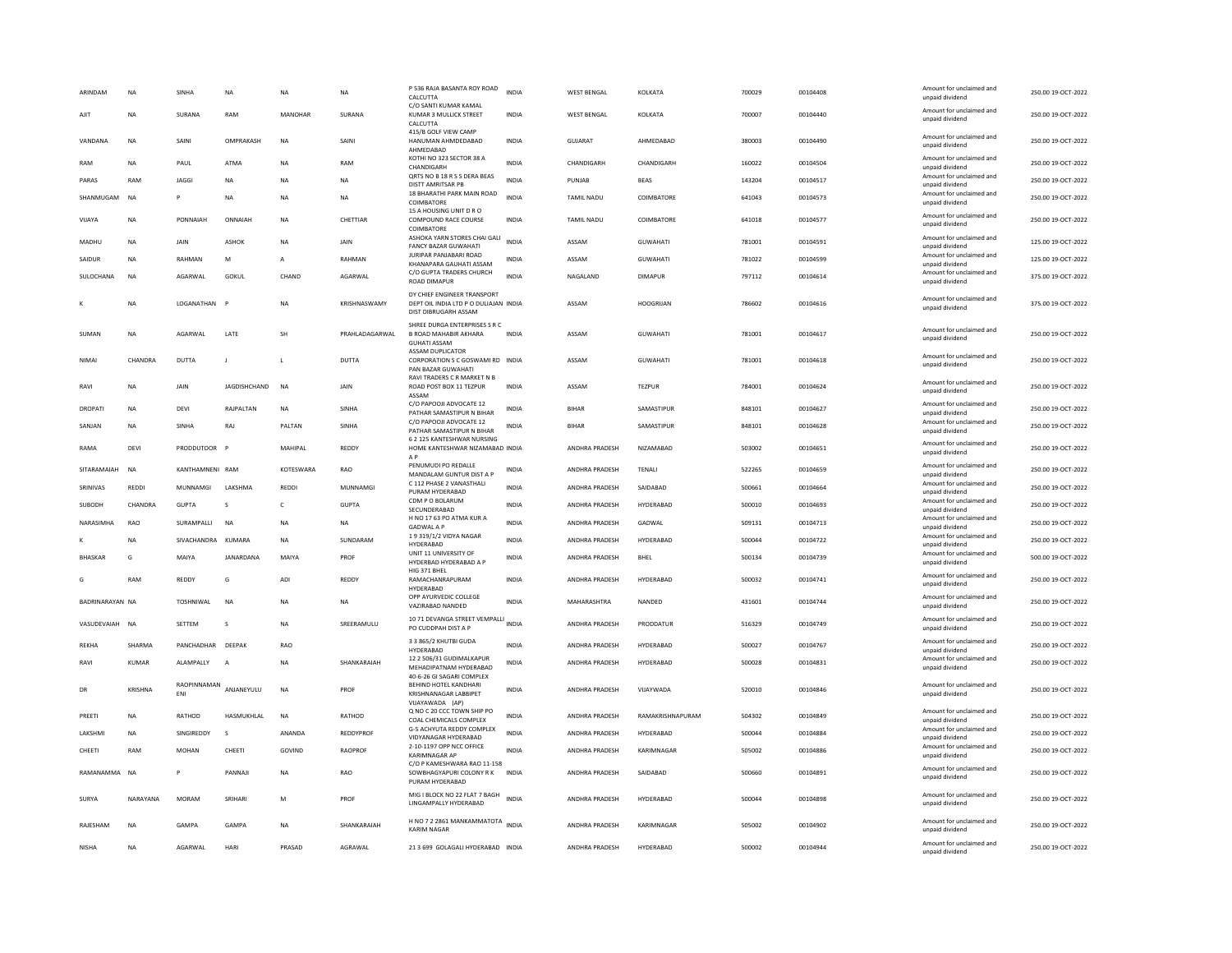| ARINDAM | NA | SINHA | NA | NA | NA | P 536 RAJA BASANTA ROY ROAD CALCUTTA | INDIA | WEST BENGAL | KOLKATA | 700029 | 00104408 | Amount for unclaimed and unpaid dividend | 250.00 | 19-OCT-2022 |
|---|---|---|---|---|---|---|---|---|---|---|---|---|---|---|
| AJIT | NA | SURANA | RAM | MANOHAR | SURANA | C/O SANTI KUMAR KAMAL KUMAR 3 MULLICK STREET CALCUTTA | INDIA | WEST BENGAL | KOLKATA | 700007 | 00104440 | Amount for unclaimed and unpaid dividend | 250.00 | 19-OCT-2022 |
| VANDANA | NA | SAINI | OMPRAKASH | NA | SAINI | 415/B GOLF VIEW CAMP HANUMAN AHMEDABAD AHMEDABAD | INDIA | GUJARAT | AHMEDABAD | 380003 | 00104490 | Amount for unclaimed and unpaid dividend | 250.00 | 19-OCT-2022 |
| RAM | NA | PAUL | ATMA | NA | RAM | KOTHI NO 323 SECTOR 38 A CHANDIGARH | INDIA | CHANDIGARH | CHANDIGARH | 160022 | 00104504 | Amount for unclaimed and unpaid dividend | 250.00 | 19-OCT-2022 |
| PARAS | RAM | JAGGI | NA | NA | NA | QRTS NO B 18 R S S DERA BEAS DISTT AMRITSAR PB | INDIA | PUNJAB | BEAS | 143204 | 00104517 | Amount for unclaimed and unpaid dividend | 250.00 | 19-OCT-2022 |
| SHANMUGAM | NA | P | NA | NA | NA | 18 BHARATHI PARK MAIN ROAD COIMBATORE | INDIA | TAMIL NADU | COIMBATORE | 641043 | 00104573 | Amount for unclaimed and unpaid dividend | 250.00 | 19-OCT-2022 |
| VIJAYA | NA | PONNAIAH | ONNAIAH | NA | CHETTIAR | 15 A HOUSING UNIT D R O COMPOUND RACE COURSE COIMBATORE | INDIA | TAMIL NADU | COIMBATORE | 641018 | 00104577 | Amount for unclaimed and unpaid dividend | 250.00 | 19-OCT-2022 |
| MADHU | NA | JAIN | ASHOK | NA | JAIN | ASHOKA YARN STORES CHAI GALI FANCY BAZAR GUWAHATI | INDIA | ASSAM | GUWAHATI | 781001 | 00104591 | Amount for unclaimed and unpaid dividend | 125.00 | 19-OCT-2022 |
| SAIDUR | NA | RAHMAN | M | A | RAHMAN | JURIPAR PANJABARI ROAD KHANAPARA GAUHATI ASSAM | INDIA | ASSAM | GUWAHATI | 781022 | 00104599 | Amount for unclaimed and unpaid dividend | 125.00 | 19-OCT-2022 |
| SULOCHANA | NA | AGARWAL | GOKUL | CHAND | AGARWAL | C/O GUPTA TRADERS CHURCH ROAD DIMAPUR | INDIA | NAGALAND | DIMAPUR | 797112 | 00104614 | Amount for unclaimed and unpaid dividend | 375.00 | 19-OCT-2022 |
| K | NA | LOGANATHAN | P | NA | KRISHNASWAMY | DY CHIEF ENGINEER TRANSPORT DEPT OIL INDIA LTD P O DULIAJAN DIST DIBRUGARH ASSAM | INDIA | ASSAM | HOOGRIJAN | 786602 | 00104616 | Amount for unclaimed and unpaid dividend | 375.00 | 19-OCT-2022 |
| SUMAN | NA | AGARWAL | LATE | SH | PRAHLADAGARWAL | SHREE DURGA ENTERPRISES S R C B ROAD MAHABIR AKHARA GUHATI ASSAM | INDIA | ASSAM | GUWAHATI | 781001 | 00104617 | Amount for unclaimed and unpaid dividend | 250.00 | 19-OCT-2022 |
| NIMAI | CHANDRA | DUTTA | J | L | DUTTA | ASSAM DUPLICATOR CORPORATION S C GOSWAMI RD PAN BAZAR GUWAHATI | INDIA | ASSAM | GUWAHATI | 781001 | 00104618 | Amount for unclaimed and unpaid dividend | 250.00 | 19-OCT-2022 |
| RAVI | NA | JAIN | JAGDISHCHAND | NA | JAIN | RAVI TRADERS C R MARKET N B ROAD POST BOX 11 TEZPUR ASSAM | INDIA | ASSAM | TEZPUR | 784001 | 00104624 | Amount for unclaimed and unpaid dividend | 250.00 | 19-OCT-2022 |
| DROPATI | NA | DEVI | RAJPALTAN | NA | SINHA | C/O PAPOOJI ADVOCATE 12 PATHAR SAMASTIPUR N BIHAR | INDIA | BIHAR | SAMASTIPUR | 848101 | 00104627 | Amount for unclaimed and unpaid dividend | 250.00 | 19-OCT-2022 |
| SANJAN | NA | SINHA | RAJ | PALTAN | SINHA | C/O PAPOOJI ADVOCATE 12 PATHAR SAMASTIPUR N BIHAR | INDIA | BIHAR | SAMASTIPUR | 848101 | 00104628 | Amount for unclaimed and unpaid dividend | 250.00 | 19-OCT-2022 |
| RAMA | DEVI | PRODDUTOOR | P | MAHIPAL | REDDY | 6 2 125 KANTESHWAR NURSING HOME KANTESHWAR NIZAMABAD A P | INDIA | ANDHRA PRADESH | NIZAMABAD | 503002 | 00104651 | Amount for unclaimed and unpaid dividend | 250.00 | 19-OCT-2022 |
| SITARAMAIAH | NA | KANTHAMNENI | RAM | KOTESWARA | RAO | PENUMUDI PO REDALLE MANDALAM GUNTUR DIST A P | INDIA | ANDHRA PRADESH | TENALI | 522265 | 00104659 | Amount for unclaimed and unpaid dividend | 250.00 | 19-OCT-2022 |
| SRINIVAS | REDDI | MUNNAMGI | LAKSHMA | REDDI | MUNNAMGI | C 112 PHASE 2 VANASTHALI PURAM HYDERABAD | INDIA | ANDHRA PRADESH | SAIDABAD | 500661 | 00104664 | Amount for unclaimed and unpaid dividend | 250.00 | 19-OCT-2022 |
| SUBODH | CHANDRA | GUPTA | S | C | GUPTA | CDM P O BOLARUM SECUNDERABAD | INDIA | ANDHRA PRADESH | HYDERABAD | 500010 | 00104693 | Amount for unclaimed and unpaid dividend | 250.00 | 19-OCT-2022 |
| NARASIMHA | RAO | SURAMPALLI | NA | NA | NA | H NO 17 63 PO ATMA KUR A GADWAL A P | INDIA | ANDHRA PRADESH | GADWAL | 509131 | 00104713 | Amount for unclaimed and unpaid dividend | 250.00 | 19-OCT-2022 |
| K | NA | SIVACHANDRA | KUMARA | NA | SUNDARAM | 1 9 319/1/2 VIDYA NAGAR HYDERABAD | INDIA | ANDHRA PRADESH | HYDERABAD | 500044 | 00104722 | Amount for unclaimed and unpaid dividend | 250.00 | 19-OCT-2022 |
| BHASKAR | G | MAIYA | JANARDANA | MAIYA | PROF | UNIT 11 UNIVERSITY OF HYDERBAD HYDERABAD A P | INDIA | ANDHRA PRADESH | BHEL | 500134 | 00104739 | Amount for unclaimed and unpaid dividend | 500.00 | 19-OCT-2022 |
| G | RAM | REDDY | G | ADI | REDDY | HIG 371 BHEL RAMACHANRAPURAM HYDERABAD | INDIA | ANDHRA PRADESH | HYDERABAD | 500032 | 00104741 | Amount for unclaimed and unpaid dividend | 250.00 | 19-OCT-2022 |
| BADRINARAYAN | NA | TOSHNIWAL | NA | NA | NA | OPP AYURVEDIC COLLEGE VAZIRABAD NANDED | INDIA | MAHARASHTRA | NANDED | 431601 | 00104744 | Amount for unclaimed and unpaid dividend | 250.00 | 19-OCT-2022 |
| VASUDEVAIAH | NA | SETTEM | S | NA | SREERAMULU | 10 71 DEVANGA STREET VEMPALLI PO CUDDPAH DIST A P | INDIA | ANDHRA PRADESH | PRODDATUR | 516329 | 00104749 | Amount for unclaimed and unpaid dividend | 250.00 | 19-OCT-2022 |
| REKHA | SHARMA | PANCHADHAR | DEEPAK | RAO | | 3 3 865/2 KHUTBI GUDA HYDERABAD | INDIA | ANDHRA PRADESH | HYDERABAD | 500027 | 00104767 | Amount for unclaimed and unpaid dividend | 250.00 | 19-OCT-2022 |
| RAVI | KUMAR | ALAMPALLY | A | NA | SHANKARAIAH | 12 2 506/31 GUDIMALKAPUR MEHADIPATNAM HYDERABAD | INDIA | ANDHRA PRADESH | HYDERABAD | 500028 | 00104831 | Amount for unclaimed and unpaid dividend | 250.00 | 19-OCT-2022 |
| DR | KRISHNA | RAOPINNAMAN ENI | ANJANEYULU | NA | PROF | 40-6-26 GI SAGARI COMPLEX BEHIND HOTEL KANDHARI KRISHNANAGAR LABBIPET VIJAYAWADA (AP) | INDIA | ANDHRA PRADESH | VIJAYWADA | 520010 | 00104846 | Amount for unclaimed and unpaid dividend | 250.00 | 19-OCT-2022 |
| PREETI | NA | RATHOD | HASMUKHLAL | NA | RATHOD | Q NO C 20 CCC TOWN SHIP PO COAL CHEMICALS COMPLEX | INDIA | ANDHRA PRADESH | RAMAKRISHNAPURAM | 504302 | 00104849 | Amount for unclaimed and unpaid dividend | 250.00 | 19-OCT-2022 |
| LAKSHMI | NA | SINGIREDDY | S | ANANDA | REDDYPROF | G-5 ACHYUTA REDDY COMPLEX VIDYANAGAR HYDERABAD | INDIA | ANDHRA PRADESH | HYDERABAD | 500044 | 00104884 | Amount for unclaimed and unpaid dividend | 250.00 | 19-OCT-2022 |
| CHEETI | RAM | MOHAN | CHEETI | GOVIND | RAOPROF | 2-10-1197 OPP NCC OFFICE KARIMNAGAR AP | INDIA | ANDHRA PRADESH | KARIMNAGAR | 505002 | 00104886 | Amount for unclaimed and unpaid dividend | 250.00 | 19-OCT-2022 |
| RAMANAMMA | NA | P | PANNAJI | NA | RAO | C/O P KAMESHWARA RAO 11-158 SOWBHAGYAPURI COLONY R K PURAM HYDERABAD | INDIA | ANDHRA PRADESH | SAIDABAD | 500660 | 00104891 | Amount for unclaimed and unpaid dividend | 250.00 | 19-OCT-2022 |
| SURYA | NARAYANA | MORAM | SRIHARI | M | PROF | MIG I BLOCK NO 22 FLAT 7 BAGH LINGAMPALLY HYDERABAD | INDIA | ANDHRA PRADESH | HYDERABAD | 500044 | 00104898 | Amount for unclaimed and unpaid dividend | 250.00 | 19-OCT-2022 |
| RAJESHAM | NA | GAMPA | GAMPA | NA | SHANKARAIAH | H NO 7 2 2861 MANKAMMATOTA KARIM NAGAR | INDIA | ANDHRA PRADESH | KARIMNAGAR | 505002 | 00104902 | Amount for unclaimed and unpaid dividend | 250.00 | 19-OCT-2022 |
| NISHA | NA | AGARWAL | HARI | PRASAD | AGRAWAL | 21 3 699 GOLAGALI HYDERABAD | INDIA | ANDHRA PRADESH | HYDERABAD | 500002 | 00104944 | Amount for unclaimed and unpaid dividend | 250.00 | 19-OCT-2022 |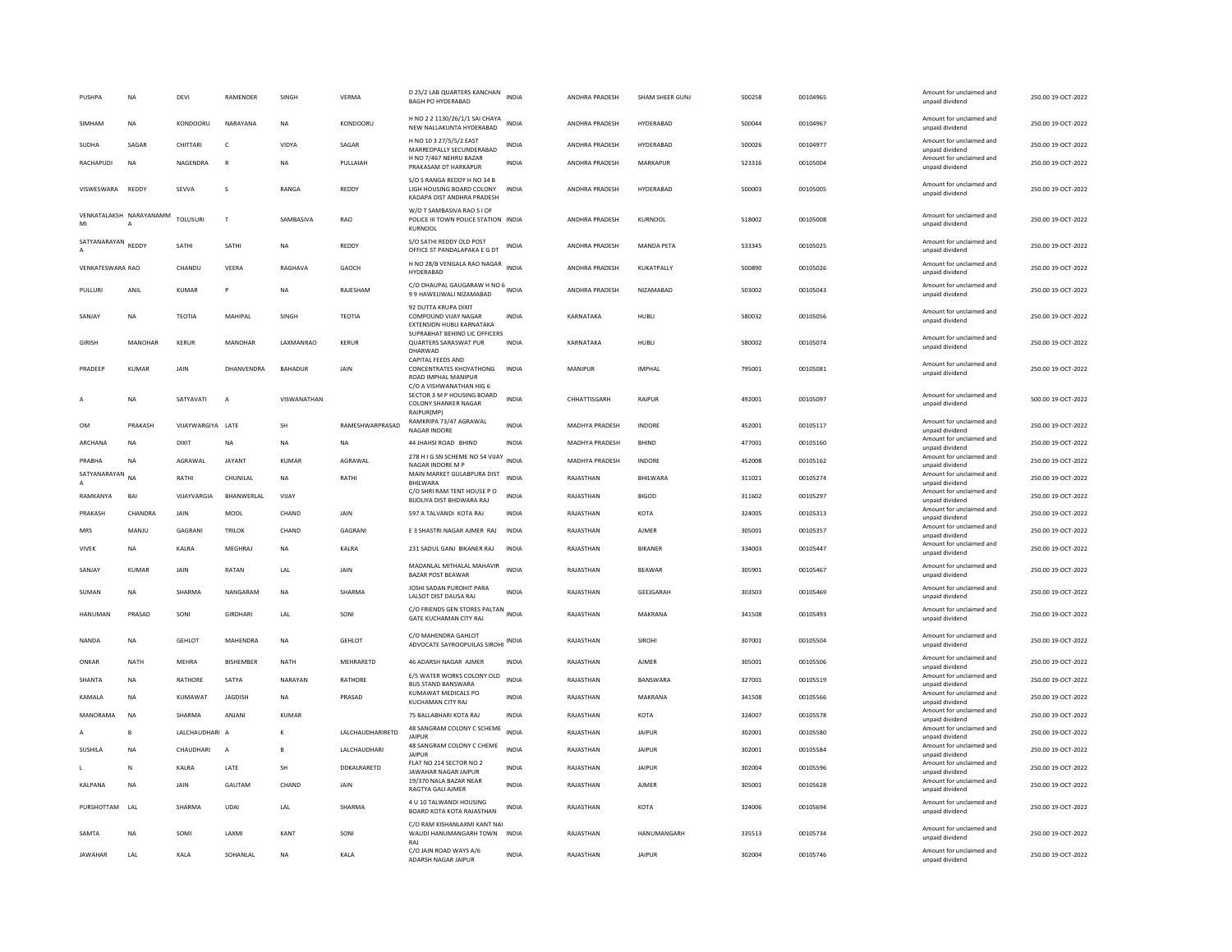| PUSHPA | NA | DEVI | RAMENDER | SINGH | VERMA | D 25/2 LAB QUARTERS KANCHAN BAGH PO HYDERABAD | INDIA | ANDHRA PRADESH | SHAM SHEER GUNJ | 500258 | 00104965 | Amount for unclaimed and unpaid dividend | 250.00 | 19-OCT-2022 |
|---|---|---|---|---|---|---|---|---|---|---|---|---|---|---|
| SIMHAM | NA | KONDOORU | NARAYANA | NA | KONDDORU | H NO 2 2 1130/26/1/1 SAI CHAYA NEW NALLAKUNTA HYDERABAD | INDIA | ANDHRA PRADESH | HYDERABAD | 500044 | 00104967 | Amount for unclaimed and unpaid dividend | 250.00 | 19-OCT-2022 |
| SUDHA | SAGAR | CHITTARI | C | VIDYA | SAGAR | H NO 10 3 27/5/5/2 EAST MARREDPALLY SECUNDERABAD | INDIA | ANDHRA PRADESH | HYDERABAD | 500026 | 00104977 | Amount for unclaimed and unpaid dividend | 250.00 | 19-OCT-2022 |
| RACHAPUDI | NA | NAGENDRA | R | NA | PULLAIAH | H NO 7/467 NEHRU BAZAR PRAKASAM DT HARKAPUR | INDIA | ANDHRA PRADESH | MARKAPUR | 523316 | 00105004 | Amount for unclaimed and unpaid dividend | 250.00 | 19-OCT-2022 |
| VISWESWARA | REDDY | SEVVA | S | RANGA | REDDY | S/O S RANGA REDDY H NO 34 B LIGH HOUSING BOARD COLONY KADAPA DIST ANDHRA PRADESH | INDIA | ANDHRA PRADESH | HYDERABAD | 500003 | 00105005 | Amount for unclaimed and unpaid dividend | 250.00 | 19-OCT-2022 |
| VENKATALAKSH MI | NARAYANAMM A | TOLUSURI | T | SAMBASIVA | RAO | W/O T SAMBASIVA RAO S I OF POLICE III TOWN POLICE STATION KURNOOL | INDIA | ANDHRA PRADESH | KURNOOL | 518002 | 00105008 | Amount for unclaimed and unpaid dividend | 250.00 | 19-OCT-2022 |
| SATYANARAYAN A | REDDY | SATHI | SATHI | NA | REDDY | S/O SATHI REDDY OLD POST OFFICE ST PANDALAPAKA E G DT | INDIA | ANDHRA PRADESH | MANDA PETA | 533345 | 00105025 | Amount for unclaimed and unpaid dividend | 250.00 | 19-OCT-2022 |
| VENKATESWARA | RAO | CHANDU | VEERA | RAGHAVA | GAOCH | H NO 28/8 VENGALA RAO NAGAR HYDERABAD | INDIA | ANDHRA PRADESH | KUKATPALLY | 500890 | 00105026 | Amount for unclaimed and unpaid dividend | 250.00 | 19-OCT-2022 |
| PULLURI | ANIL | KUMAR | P | NA | RAJESHAM | C/O DHAUPAL GAUGARAW H NO 6 9 9 HAWELIWALI NIZAMABAD | INDIA | ANDHRA PRADESH | NIZAMABAD | 503002 | 00105043 | Amount for unclaimed and unpaid dividend | 250.00 | 19-OCT-2022 |
| SANJAY | NA | TEOTIA | MAHIPAL | SINGH | TEOTIA | 92 DUTTA KRUPA DIXIT COMPOUND VIJAY NAGAR EXTENSION HUBLI KARNATAKA | INDIA | KARNATAKA | HUBLI | 580032 | 00105056 | Amount for unclaimed and unpaid dividend | 250.00 | 19-OCT-2022 |
| GIRISH | MANOHAR | KERUR | MANOHAR | LAXMANRAO | KERUR | SUPRABHAT BEHIND LIC OFFICERS QUARTERS SARASWAT PUR DHARWAD | INDIA | KARNATAKA | HUBLI | 580002 | 00105074 | Amount for unclaimed and unpaid dividend | 250.00 | 19-OCT-2022 |
| PRADEEP | KUMAR | JAIN | DHANVENDRA | BAHADUR | JAIN | CAPITAL FEEDS AND CONCENTRATES KHOYATHONG ROAD IMPHAL MANIPUR | INDIA | MANIPUR | IMPHAL | 795001 | 00105081 | Amount for unclaimed and unpaid dividend | 250.00 | 19-OCT-2022 |
| A | NA | SATYAVATI | A | VISWANATHAN | | C/O A VISHWANATHAN HIG 6 SECTOR 3 M P HOUSING BOARD COLONY SHANKER NAGAR RAIPUR(MP) | INDIA | CHHATTISGARH | RAIPUR | 492001 | 00105097 | Amount for unclaimed and unpaid dividend | 500.00 | 19-OCT-2022 |
| OM | PRAKASH | VIJAYWARGIYA | LATE | SH | RAMESHWARPRASAD | RAMKRIPA 73/47 AGRAWAL NAGAR INDORE | INDIA | MADHYA PRADESH | INDORE | 452001 | 00105117 | Amount for unclaimed and unpaid dividend | 250.00 | 19-OCT-2022 |
| ARCHANA | NA | DIXIT | NA | NA | NA | 44 JHAHSI ROAD BHIND | INDIA | MADHYA PRADESH | BHIND | 477001 | 00105160 | Amount for unclaimed and unpaid dividend | 250.00 | 19-OCT-2022 |
| PRABHA | NA | AGRAWAL | JAYANT | KUMAR | AGRAWAL | 278 H I G SN SCHEME NO 54 VIJAY NAGAR INDORE M P | INDIA | MADHYA PRADESH | INDORE | 452008 | 00105162 | Amount for unclaimed and unpaid dividend | 250.00 | 19-OCT-2022 |
| SATYANARAYAN A | NA | RATHI | CHUNILAL | NA | RATHI | MAIN MARKET GULABPURA DIST BHILWARA | INDIA | RAJASTHAN | BHILWARA | 311021 | 00105274 | Amount for unclaimed and unpaid dividend | 250.00 | 19-OCT-2022 |
| RAMKANYA | BAI | VIJAYVARGIA | BHANWERLAL | VIJAY | | C/O SHRI RAM TENT HOUSE P O BIJOLIYA DIST BHDWARA RAJ | INDIA | RAJASTHAN | BIGOD | 311602 | 00105297 | Amount for unclaimed and unpaid dividend | 250.00 | 19-OCT-2022 |
| PRAKASH | CHANDRA | JAIN | MOOL | CHAND | JAIN | 597 A TALVANDI KOTA RAJ | INDIA | RAJASTHAN | KOTA | 324005 | 00105313 | Amount for unclaimed and unpaid dividend | 250.00 | 19-OCT-2022 |
| MRS | MANJU | GAGRANI | TRILOK | CHAND | GAGRANI | E 3 SHASTRI NAGAR AJMER RAJ | INDIA | RAJASTHAN | AJMER | 305001 | 00105357 | Amount for unclaimed and unpaid dividend | 250.00 | 19-OCT-2022 |
| VIVEK | NA | KALRA | MEGHRAJ | NA | KALRA | 231 SADUL GANJ BIKANER RAJ | INDIA | RAJASTHAN | BIKANER | 334003 | 00105447 | Amount for unclaimed and unpaid dividend | 250.00 | 19-OCT-2022 |
| SANJAY | KUMAR | JAIN | RATAN | LAL | JAIN | MADANLAL MITHALAL MAHAVIR BAZAR POST BEAWAR | INDIA | RAJASTHAN | BEAWAR | 305901 | 00105467 | Amount for unclaimed and unpaid dividend | 250.00 | 19-OCT-2022 |
| SUMAN | NA | SHARMA | NANGARAM | NA | SHARMA | JOSHI SADAN PUROHIT PARA LALSOT DIST DAUSA RAJ | INDIA | RAJASTHAN | GEEJGARAH | 303503 | 00105469 | Amount for unclaimed and unpaid dividend | 250.00 | 19-OCT-2022 |
| HANUMAN | PRASAD | SONI | GIRDHARI | LAL | SONI | C/O FRIENDS GEN STORES PALTAN GATE KUCHAMAN CITY RAJ | INDIA | RAJASTHAN | MAKRANA | 341508 | 00105493 | Amount for unclaimed and unpaid dividend | 250.00 | 19-OCT-2022 |
| NANDA | NA | GEHLOT | MAHENDRA | NA | GEHLOT | C/O MAHENDRA GAHLOT ADVOCATE SAYROOPUILAS SIROHI | INDIA | RAJASTHAN | SIROHI | 307001 | 00105504 | Amount for unclaimed and unpaid dividend | 250.00 | 19-OCT-2022 |
| ONKAR | NATH | MEHRA | BISHEMBER | NATH | MEHRARETD | 46 ADARSH NAGAR AJMER | INDIA | RAJASTHAN | AJMER | 305001 | 00105506 | Amount for unclaimed and unpaid dividend | 250.00 | 19-OCT-2022 |
| SHANTA | NA | RATHORE | SATYA | NARAYAN | RATHORE | E/5 WATER WORKS COLONY OLD BUS STAND BANSWARA | INDIA | RAJASTHAN | BANSWARA | 327001 | 00105519 | Amount for unclaimed and unpaid dividend | 250.00 | 19-OCT-2022 |
| KAMALA | NA | KUMAWAT | JAGDISH | NA | PRASAD | KUMAWAT MEDICALS PO KUCHAMAN CITY RAJ | INDIA | RAJASTHAN | MAKRANA | 341508 | 00105566 | Amount for unclaimed and unpaid dividend | 250.00 | 19-OCT-2022 |
| MANORAMA | NA | SHARMA | ANJANI | KUMAR | | 75 BALLABHARI KOTA RAJ | INDIA | RAJASTHAN | KOTA | 324007 | 00105578 | Amount for unclaimed and unpaid dividend | 250.00 | 19-OCT-2022 |
| A | B | LALCHAUDHARI | A | K | LALCHAUDHARIRETD | 48 SANGRAM COLONY C SCHEME JAIPUR | INDIA | RAJASTHAN | JAIPUR | 302001 | 00105580 | Amount for unclaimed and unpaid dividend | 250.00 | 19-OCT-2022 |
| SUSHILA | NA | CHAUDHARI | A | B | LALCHAUDHARI | 48 SANGRAM COLONY C CHEME JAIPUR | INDIA | RAJASTHAN | JAIPUR | 302001 | 00105584 | Amount for unclaimed and unpaid dividend | 250.00 | 19-OCT-2022 |
| L | N | KALRA | LATE | SH | DDKALRARETD | FLAT NO 214 SECTOR NO 2 JAWAHAR NAGAR JAIPUR | INDIA | RAJASTHAN | JAIPUR | 302004 | 00105596 | Amount for unclaimed and unpaid dividend | 250.00 | 19-OCT-2022 |
| KALPANA | NA | JAIN | GAUTAM | CHAND | JAIN | 19/370 NALA BAZAR NEAR RAGTYA GALI AJMER | INDIA | RAJASTHAN | AJMER | 305001 | 00105628 | Amount for unclaimed and unpaid dividend | 250.00 | 19-OCT-2022 |
| PURSHOTTAM | LAL | SHARMA | UDAI | LAL | SHARMA | 4 U 10 TALWANDI HOUSING BOARD KOTA KOTA RAJASTHAN | INDIA | RAJASTHAN | KOTA | 324006 | 00105694 | Amount for unclaimed and unpaid dividend | 250.00 | 19-OCT-2022 |
| SAMTA | NA | SOMI | LAXMI | KANT | SONI | C/O RAM KISHANLAXMI KANT NAI WAUDI HANUMANGARH TOWN RAJ | INDIA | RAJASTHAN | HANUMANGARH | 335513 | 00105734 | Amount for unclaimed and unpaid dividend | 250.00 | 19-OCT-2022 |
| JAWAHAR | LAL | KALA | SOHANLAL | NA | KALA | C/O JAIN ROAD WAYS A/6 ADARSH NAGAR JAIPUR | INDIA | RAJASTHAN | JAIPUR | 302004 | 00105746 | Amount for unclaimed and unpaid dividend | 250.00 | 19-OCT-2022 |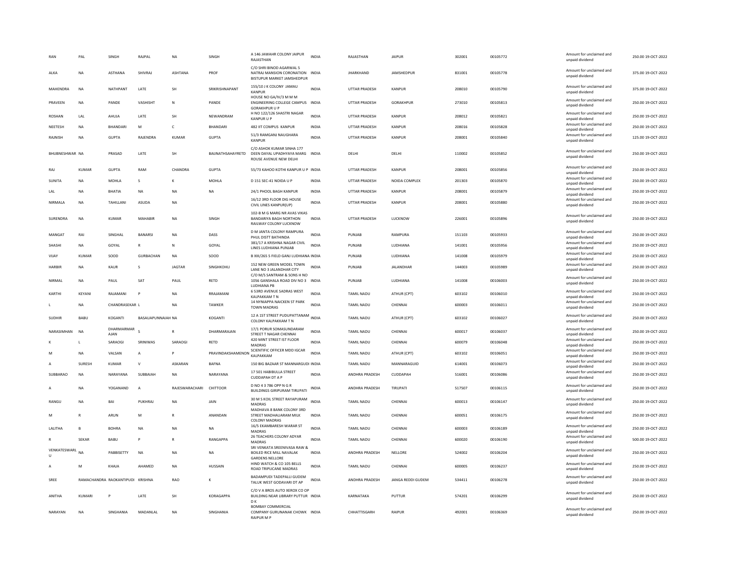| RAN | PAL | SINGH | RAJPAL | NA | SINGH | A 146 JAWAHR COLONY JAIPUR RAJASTHAN | INDIA | RAJASTHAN | JAIPUR | 302001 | 00105772 | Amount for unclaimed and unpaid dividend | 250.00 19-OCT-2022 |
|---|---|---|---|---|---|---|---|---|---|---|---|---|---|
| ALKA | NA | ASTHANA | SHIVRAJ | ASHTANA | PROF | C/O SHRI BINOD AGARWAL 5 NATRAJ MANSION CORONATION BISTUPUR MARKET JAMSHEDPUR | INDIA | JHARKHAND | JAMSHEDPUR | 831001 | 00105778 | Amount for unclaimed and unpaid dividend | 375.00 19-OCT-2022 |
| MAHENDRA | NA | NATHPANT | LATE | SH | SRIKRISHNAPANT | 155/10 J K COLONY JAMAU KANPUR | INDIA | UTTAR PRADESH | KANPUR | 208010 | 00105790 | Amount for unclaimed and unpaid dividend | 375.00 19-OCT-2022 |
| PRAVEEN | NA | PANDE | VASHISHT | N | PANDE | HOUSE NO GA/IV/3 M M M ENGINEERING COLLEGE CAMPUS GORAKHPUR U P | INDIA | UTTAR PRADESH | GORAKHPUR | 273010 | 00105813 | Amount for unclaimed and unpaid dividend | 250.00 19-OCT-2022 |
| ROSHAN | LAL | AHUJA | LATE | SH | NEWANDRAM | H NO 122/126 SHASTRI NAGAR KANPUR U P | INDIA | UTTAR PRADESH | KANPUR | 208012 | 00105821 | Amount for unclaimed and unpaid dividend | 250.00 19-OCT-2022 |
| NEETESH | NA | BHANDARI | M | C | BHANDARI | 482 IIT COMPUS KANPUR | INDIA | UTTAR PRADESH | KANPUR | 208016 | 00105828 | Amount for unclaimed and unpaid dividend | 250.00 19-OCT-2022 |
| RAJNISH | NA | GUPTA | RAJENDRA | KUMAR | GUPTA | 51/3 RAMGANJ NAUGHARA KANPUR | INDIA | UTTAR PRADESH | KANPUR | 208001 | 00105840 | Amount for unclaimed and unpaid dividend | 125.00 19-OCT-2022 |
| BHUBNESHWAR | NA | PRASAD | LATE | SH | BAIJNATHSAHAYRETD | C/O ASHOK KUMAR SINHA 177 DEEN DAYAL UPADHYAYA MARG ROUSE AVENUE NEW DELHI | INDIA | DELHI | DELHI | 110002 | 00105852 | Amount for unclaimed and unpaid dividend | 250.00 19-OCT-2022 |
| RAJ | KUMAR | GUPTA | RAM | CHANDRA | GUPTA | 55/73 KAHOO KOTHI KANPUR U P | INDIA | UTTAR PRADESH | KANPUR | 208001 | 00105856 | Amount for unclaimed and unpaid dividend | 250.00 19-OCT-2022 |
| SUNITA | NA | MOHLA | S | K | MOHLA | D 151 SEC-41 NOIDA U P | INDIA | UTTAR PRADESH | NOIDA COMPLEX | 201303 | 00105870 | Amount for unclaimed and unpaid dividend | 250.00 19-OCT-2022 |
| LAL | NA | BHATIA | NA | NA | NA | 24/1 PHOOL BAGH KANPUR | INDIA | UTTAR PRADESH | KANPUR | 208001 | 00105879 | Amount for unclaimed and unpaid dividend | 250.00 19-OCT-2022 |
| NIRMALA | NA | TAHILLANI | ASUDA | NA | | 16/12 3RD FLOOR DIG HOUSE CIVIL LINES KANPUR(UP) | INDIA | UTTAR PRADESH | KANPUR | 208001 | 00105880 | Amount for unclaimed and unpaid dividend | 250.00 19-OCT-2022 |
| SURENDRA | NA | KUMAR | MAHABIR | NA | SINGH | 102-B M G MARG NR AVAS VIKAS BANDARIYA BAGH NORTHON RAILWAY COLONY LUCKNOW | INDIA | UTTAR PRADESH | LUCKNOW | 226001 | 00105896 | Amount for unclaimed and unpaid dividend | 250.00 19-OCT-2022 |
| MANGAT | RAI | SINGHAL | BANARSI | NA | DASS | D M JANTA COLONY RAMPURA PHUL DISTT BATHINDA | INDIA | PUNJAB | RAMPURA | 151103 | 00105933 | Amount for unclaimed and unpaid dividend | 250.00 19-OCT-2022 |
| SHASHI | NA | GOYAL | R | N | GOYAL | 381/17 A KRISHNA NAGAR CIVIL LINES LUDHIANA PUNJAB | INDIA | PUNJAB | LUDHIANA | 141001 | 00105956 | Amount for unclaimed and unpaid dividend | 250.00 19-OCT-2022 |
| VIJAY | KUMAR | SOOD | GURBACHAN | NA | SOOD | B XIII/265 5 FIELD GANJ LUDHIANA | INDIA | PUNJAB | LUDHIANA | 141008 | 00105979 | Amount for unclaimed and unpaid dividend | 250.00 19-OCT-2022 |
| HARBIR | NA | KAUR | S | JAGTAR | SINGHKOHLI | 152 NEW GREEN MODEL TOWN LANE NO 3 JALANDHAR CITY | INDIA | PUNJAB | JALANDHAR | 144003 | 00105989 | Amount for unclaimed and unpaid dividend | 250.00 19-OCT-2022 |
| NIRMAL | NA | PAUL | SAT | PAUL | RETD | C/O M/S SANTRAM & SONS H NO 1056 GANSHALA ROAD DIV NO 3 LUDHIANA PB | INDIA | PUNJAB | LUDHIANA | 141008 | 00106003 | Amount for unclaimed and unpaid dividend | 250.00 19-OCT-2022 |
| KARTHI | KEYANI | RAJAMANI | P | NA | RRAJAMANI | 6 53RD AVENUE SADRAS WEST KALPAKKAM T N | INDIA | TAMIL NADU | ATHUR (CPT) | 603102 | 00106010 | Amount for unclaimed and unpaid dividend | 250.00 19-OCT-2022 |
| L | NA | CHANDRASEKAR | L | NA | TAWKER | 14 NYNIAPPA NAICKEN ST PARK TOWN MADRAS | INDIA | TAMIL NADU | CHENNAI | 600003 | 00106011 | Amount for unclaimed and unpaid dividend | 250.00 19-OCT-2022 |
| SUDHIR | BABU | KOGANTI | BASAUAPUNNAIAH | NA | KOGANTI | 12 A 1ST STREET PUDUPATTANAM COLONY KALPAKKAM T N | INDIA | TAMIL NADU | ATHUR (CPT) | 603102 | 00106027 | Amount for unclaimed and unpaid dividend | 250.00 19-OCT-2022 |
| NARASIMHAN | NA | DHARMARMAR AJAN | S | R | DHARMARAJAN | 17/1 PORUR SOMASUNDARAM STREET T NAGAR CHENNAI | INDIA | TAMIL NADU | CHENNAI | 600017 | 00106037 | Amount for unclaimed and unpaid dividend | 250.00 19-OCT-2022 |
| K | L | SARAOGI | SRINIWAS | SARAOGI | RETD | 420 MINT STREET IST FLOOR MADRAS | INDIA | TAMIL NADU | CHENNAI | 600079 | 00106048 | Amount for unclaimed and unpaid dividend | 250.00 19-OCT-2022 |
| M | NA | VALSAN | A | P | PRAVINDAKSHAMENON | SCIENTIFIC OFFICER MDD IGCAR KALPAKKAM | INDIA | TAMIL NADU | ATHUR (CPT) | 603102 | 00106051 | Amount for unclaimed and unpaid dividend | 250.00 19-OCT-2022 |
| A | SURESH | KUMAR | V | ASKARAN | BAFNA | 150 BIG BAZAAR ST MANNARGUDI | INDIA | TAMIL NADU | MANNARAGUID | 614001 | 00106073 | Amount for unclaimed and unpaid dividend | 250.00 19-OCT-2022 |
| SUBBARAO | NA | NARAYANA | SUBBAIAH | NA | NARAYANA | 17 501 HABIBULLA STREET CUDDAPAH DT A P | INDIA | ANDHRA PRADESH | CUDDAPAH | 516001 | 00106086 | Amount for unclaimed and unpaid dividend | 250.00 19-OCT-2022 |
| A | NA | YOGANAND | A | RAJESWARACHARI | CHITTOOR | D NO 4 3 786 OPP N G R BUILDINGS GIRIPURAM TIRUPATI | INDIA | ANDHRA PRADESH | TIRUPATI | 517507 | 00106115 | Amount for unclaimed and unpaid dividend | 250.00 19-OCT-2022 |
| RANGU | NA | BAI | PUKHRAJ | NA | JAIN | 30 M S KOIL STREET RAYAPURAM MADRAS | INDIA | TAMIL NADU | CHENNAI | 600013 | 00106147 | Amount for unclaimed and unpaid dividend | 250.00 19-OCT-2022 |
| M | R | ARUN | M | R | ANANDAN | MADHAVA 8 BANK COLONY 3RD STREET MADHAUARAM MILK COLONY MADRAS | INDIA | TAMIL NADU | CHENNAI | 600051 | 00106175 | Amount for unclaimed and unpaid dividend | 250.00 19-OCT-2022 |
| LALITHA | B | BOHRA | NA | NA | NA | 16/5 EKAMBARESH WARAR ST MADRAS | INDIA | TAMIL NADU | CHENNAI | 600003 | 00106189 | Amount for unclaimed and unpaid dividend | 250.00 19-OCT-2022 |
| R | SEKAR | BABU | P | R | RANGAPPA | 26 TEACHERS COLONY ADYAR MADRAS | INDIA | TAMIL NADU | CHENNAI | 600020 | 00106190 | Amount for unclaimed and unpaid dividend | 500.00 19-OCT-2022 |
| VENKATESWARL U | NA | PABBISETTY | NA | NA | NA | SRI VENKATA SREENIVASA RAW & BOILED RICE MILL NAVALAK GARDENS NELLORE | INDIA | ANDHRA PRADESH | NELLORE | 524002 | 00106204 | Amount for unclaimed and unpaid dividend | 250.00 19-OCT-2022 |
| A | M | KHAJA | AHAMED | NA | HUSSAIN | HIND WATCH & CO 105 BELLS ROAD TRIPLICANE MADRAS | INDIA | TAMIL NADU | CHENNAI | 600005 | 00106237 | Amount for unclaimed and unpaid dividend | 250.00 19-OCT-2022 |
| SREE | RAMACHANDRA | RAOKANTIPUDI | KRISHNA | RAO | K | BADAMPUDI TADEPALLI GUDEM TALUK WEST GODAVARI DT AP | INDIA | ANDHRA PRADESH | JANGA REDDI GUDEM | 534411 | 00106278 | Amount for unclaimed and unpaid dividend | 250.00 19-OCT-2022 |
| ANITHA | KUMARI | P | LATE | SH | KORAGAPPA | C/O V A BROS AUTO XEROX CO OP BUILDING NEAR LIBRARY PUTTUR D K | INDIA | KARNATAKA | PUTTUR | 574201 | 00106299 | Amount for unclaimed and unpaid dividend | 250.00 19-OCT-2022 |
| NARAYAN | NA | SINGHANIA | MADANLAL | NA | SINGHANIA | BOMBAY COMMERCIAL COMPANY GURUNANAK CHOWK RAIPUR M P | INDIA | CHHATTISGARH | RAIPUR | 492001 | 00106369 | Amount for unclaimed and unpaid dividend | 250.00 19-OCT-2022 |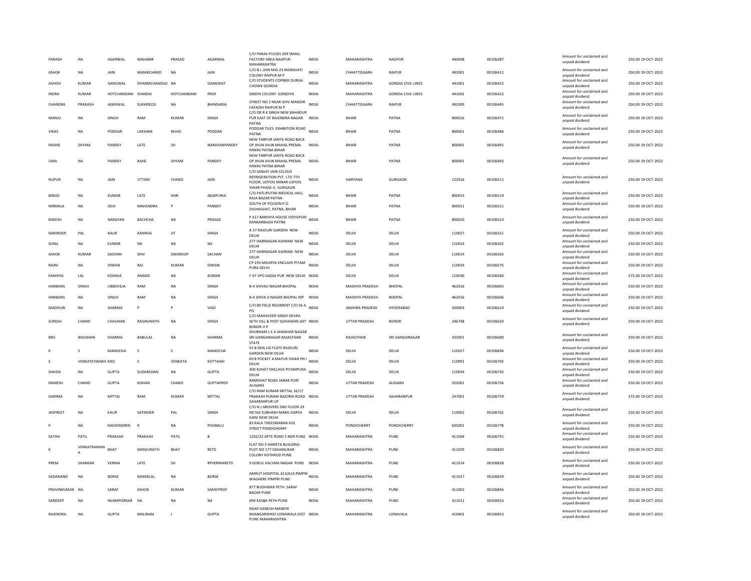| PARASH | NA | AGARWAL | MAHABIR | PRASAD | AGARWAL | C/O PARAS PULSES 209 SMALL FACTORY AREA NAGPUR MAHARASHTRA | INDIA | MAHARASHTRA | NAGPUR | 440008 | 00106387 | Amount for unclaimed and unpaid dividend | 250.00 19-OCT-2022 |
|---|---|---|---|---|---|---|---|---|---|---|---|---|---|
| ASHOK | NA | JAIN | MANIKCHAND | NA | JAIN | C/O B L JAIN MIG 23 INDRAVATI COLONY RAIPUR M P | INDIA | CHHATTISGARH | RAIPUR | 492001 | 00106411 | Amount for unclaimed and unpaid dividend | 250.00 19-OCT-2022 |
| ASHISH | KUMAR | GANGWAL | DHARMCHANDAJI | NA | GANGWAT | C/O STUDENTS CORNER DURGA CHOWK GONDIA | INDIA | MAHARASHTRA | GONDIA CIVIL LINES | 441601 | 00106415 | Amount for unclaimed and unpaid dividend | 250.00 19-OCT-2022 |
| INDRA | KUMAR | HOTCHANDANI | IDANDAI | HOTCHANDANI | PROF | SINDHI COLONY GONDIYA | INDIA | MAHARASHTRA | GONDIA CIVIL LINES | 441601 | 00106422 | Amount for unclaimed and unpaid dividend | 250.00 19-OCT-2022 |
| CHANDRA | PRAKASH | AGRAWAL | SUKHDEOJI | NA | BHIMSARIA | STREET NO 2 NEAR SHIV MANDIR FAFADIH RAIPUR M P | INDIA | CHHATTISGARH | RAIPUR | 492009 | 00106445 | Amount for unclaimed and unpaid dividend | 250.00 19-OCT-2022 |
| MANJU | NA | SINGH | RAM | KUMAR | SINGH | C/O DR R K SINGH NEW BAHADUR PUR EAST OF RAJENDRA NAGAR PATNA | INDIA | BIHAR | PATNA | 800016 | 00106471 | Amount for unclaimed and unpaid dividend | 250.00 19-OCT-2022 |
| VIKAS | NA | PODDAR | LAKSHMI | NIVAS | PODDAR | PODDAR TILES EXHIBITION ROAD PATNA | INDIA | BIHAR | PATNA | 800001 | 00106486 | Amount for unclaimed and unpaid dividend | 250.00 19-OCT-2022 |
| RADHE | SHYAM | PANDEY | LATE | SH | NARAYANPANDEY | NEW YARPUR JANTA ROAD BACK OF JHUN JHUN MAHAL PREMA NIWAS PATNA BIHAR | INDIA | BIHAR | PATNA | 800001 | 00106491 | Amount for unclaimed and unpaid dividend | 250.00 19-OCT-2022 |
| UMA | NA | PANDEY | RAHE | SHYAM | PANDEY | NEW YARPUR JANTA ROAD BACK OF JHUN JHUN MAHAL PREMA NIWAS PATNA BIHAR | INDIA | BIHAR | PATNA | 800001 | 00106492 | Amount for unclaimed and unpaid dividend | 250.00 19-OCT-2022 |
| NUPUR | NA | JAIN | UTTAM | CHAND | JAIN | C/O SANJAY JAIN CELSIUS REFRIGERATION PVT. LTD 7TH FLOOR, UDYOG MINAR UDYOG VIHAR PHASE-V, GURGAON | INDIA | HARYANA | GURGAON | 122016 | 00106511 | Amount for unclaimed and unpaid dividend | 250.00 19-OCT-2022 |
| BINOD | NA | KUMAR | LATE | SHRI | JBJAIPURIA | C/O PATLIPUTRA MEDICAL HALL RAJA BAZAR PATNA | INDIA | BIHAR | PATNA | 800014 | 00106519 | Amount for unclaimed and unpaid dividend | 250.00 19-OCT-2022 |
| NIRMALA | NA | DEVI | MAHENDRA | P | PANDEY | SOUTH OF POLSON P.O DIGHAGHAT, PATNA, BIHAR | INDIA | BIHAR | PATNA | 800011 | 00106521 | Amount for unclaimed and unpaid dividend | 250.00 19-OCT-2022 |
| RAKESH | NA | NARAYAN | BACHCHA | NA | PRASAD | P 617 BARHIYA HOUSE VIDYAPURI KANKARBAGH PATNA | INDIA | BIHAR | PATNA | 800020 | 00106523 | Amount for unclaimed and unpaid dividend | 250.00 19-OCT-2022 |
| NARINDER | PAL | KAUR | KANWAL | JIT | SINGH | A 57 RAJOURI GARDEN NEW DELHI | INDIA | DELHI | DELHI | 110027 | 00106551 | Amount for unclaimed and unpaid dividend | 250.00 19-OCT-2022 |
| SUNIL | NA | KUMAR | NA | NA | NA | 277 HARINAGAR ASHRAM NEW DELHI | INDIA | DELHI | DELHI | 110014 | 00106562 | Amount for unclaimed and unpaid dividend | 250.00 19-OCT-2022 |
| ASHOK | KUMAR | SACHAN | SHIV | SWAROOP | SACHAN | 277 HARINAGAR ASHRAM NEW DELHI | INDIA | DELHI | DELHI | 110014 | 00106563 | Amount for unclaimed and unpaid dividend | 250.00 19-OCT-2022 |
| RAJNI | NA | DIWAN | RAJ | KUMAR | DIWAN | CP 193 MAURYA ENCLAVE PITAM PURA DELHI | INDIA | DELHI | DELHI | 110034 | 00106575 | Amount for unclaimed and unpaid dividend | 250.00 19-OCT-2022 |
| KANHIYA | LAL | KOSHIJA | ANAND | NA | KUMAR | F 47 VPO GADAI PUR NEW DELHI | INDIA | DELHI | DELHI | 110030 | 00106580 | Amount for unclaimed and unpaid dividend | 375.00 19-OCT-2022 |
| HARBANS | SINGH | UBBOVEJA | RAM | NA | SINGH | B-4 SHIVAJI NAGAR BHOPAL | INDIA | MADHYA PRADESH | BHOPAL | 462016 | 00106605 | Amount for unclaimed and unpaid dividend | 250.00 19-OCT-2022 |
| HARBANS | NA | SINGH | RAM | NA | SINGH | B-4 SHIVA JI NAGAR BHOPAL MP | INDIA | MADHYA PRADESH | BHOPAL | 462016 | 00106606 | Amount for unclaimed and unpaid dividend | 250.00 19-OCT-2022 |
| MADHURI | NA | SHARMA | P | P | VAID | C/O 80 FIELD REGIMENT C/O 56 A PO | INDIA | ANDHRA PRADESH | HYDERABAD | 500003 | 00106614 | Amount for unclaimed and unpaid dividend | 250.00 19-OCT-2022 |
| SURESH | CHAND | CHAUHAN | RAGHUNATH | NA | SINGH | C/O MAHAVEER SINGH DEVRA SETH VILL & POST GOHAWAR JAIT BIJNOR U P | INDIA | UTTAR PRADESH | BIJNOR | 246748 | 00106620 | Amount for unclaimed and unpaid dividend | 250.00 19-OCT-2022 |
| BRIJ | BHUSHAN | SHARMA | BABULAL | NA | SHARMA | SHUBHAM L E 4 JAWAHAR NAGAR SRI GANGANAGAR RAJASTHAN STATE | INDIA | RAJASTHAN | SRI GANGANAGAR | 335001 | 00106680 | Amount for unclaimed and unpaid dividend | 250.00 19-OCT-2022 |
| K | S | MANOCHA | S | S | MANOCHA | 55 B DDA LIG FLATS RAJOURI GARDEN NEW DELHI | INDIA | DELHI | DELHI | 110027 | 00106694 | Amount for unclaimed and unpaid dividend | 250.00 19-OCT-2022 |
| S | VENKATESWARA RAO | | S | VENKATA | KOTTAIAH | 69 B POCKET 4 MAYUR VIHAR PH I DELHI | INDIA | DELHI | DELHI | 110091 | 00106702 | Amount for unclaimed and unpaid dividend | 250.00 19-OCT-2022 |
| SHASHI | NA | GUPTA | SUDARSHAN | NA | GUPTA | 300 KOHAT ENCLAVE PITAMPURA DELHI | INDIA | DELHI | DELHI | 110034 | 00106743 | Amount for unclaimed and unpaid dividend | 250.00 19-OCT-2022 |
| RAMESH | CHAND | GUPTA | KISHAN | CHAND | GUPTAPROF | RAMGHAT ROAD JANAK PURI ALIGARH | INDIA | UTTAR PRADESH | ALIGARH | 202001 | 00106756 | Amount for unclaimed and unpaid dividend | 250.00 19-OCT-2022 |
| GARIMA | NA | MITTAL | RAM | KUMAR | MITTAL | C/O RAM KUMAR MITTAL 16/17 PRAKASH PURAM BAJORIA ROAD SAHARANPUR UP | INDIA | UTTAR PRADESH | SAHARANPUR | 247001 | 00106759 | Amount for unclaimed and unpaid dividend | 375.00 19-OCT-2022 |
| JASPREET | NA | KAUR | SATINDER | PAL | SINGH | C/O N J GROVERS 2ND FLOOR 29 NETAJI SUBHASH MARG DARYA GANJ NEW DELHI | INDIA | DELHI | DELHI | 110002 | 00106762 | Amount for unclaimed and unpaid dividend | 250.00 19-OCT-2022 |
| P | NA | RADJENDIRIN | R | NA | POOBALU | 83 KALA THEESWARAN KOL STREET PONDICHERRY | INDIA | PONDICHERRY | PONDICHERRY | 605001 | 00106778 | Amount for unclaimed and unpaid dividend | 250.00 19-OCT-2022 |
| SATISH | PATIL | PRAKASH | PRAKASH | PATIL | B | 1202/32 APTE ROAD S NGR PUNE | INDIA | MAHARASHTRA | PUNE | 411004 | 00106791 | Amount for unclaimed and unpaid dividend | 250.00 19-OCT-2022 |
| K | VENKATRAMAN A | BHAT | MANJUNATH | BHAT | RETD | FLAT NO 3 SHWETA BUILDING PLOT NO 177 DAHANUKAR COLONY KOTHRUD PUNE | INDIA | MAHARASHTRA | PUNE | 411029 | 00106820 | Amount for unclaimed and unpaid dividend | 250.00 19-OCT-2022 |
| PREM | SHANKAR | VERMA | LATE | SH | RPVERMARETD | 9 GOKUL KALYANI NAGAR PUNE | INDIA | MAHARASHTRA | PUNE | 411014 | 00106828 | Amount for unclaimed and unpaid dividend | 250.00 19-OCT-2022 |
| SADANAND | NA | BORSE | MANIKLAL | NA | BORSE | AMRUT HOSPITAL 613/614 PIMPRI WAGHERE PIMPRI PUNE | INDIA | MAHARASHTRA | PUNE | 411017 | 00106839 | Amount for unclaimed and unpaid dividend | 250.00 19-OCT-2022 |
| PRAVINKUMAR | NA | SARAF | ASHOK | KUMAR | SARAFPROF | 877 BUDHWAR PETH SARAF BAZAR PUNE | INDIA | MAHARASHTRA | PUNE | 411002 | 00106846 | Amount for unclaimed and unpaid dividend | 250.00 19-OCT-2022 |
| SANDEEP | NA | NIJAMPORKAR | NA | NA | NA | 694 KASBA PETH PUNE | INDIA | MAHARASHTRA | PUNE | 411011 | 00106916 | Amount for unclaimed and unpaid dividend | 250.00 19-OCT-2022 |
| RAJENDRA | NA | GUPTA | MALIRAM | J | GUPTA | NEAR GANESH MANDIR BHANGARWADI LONAWALA DIST PUNE MAHARASHTRA | INDIA | MAHARASHTRA | LONAVALA | 410401 | 00106953 | Amount for unclaimed and unpaid dividend | 250.00 19-OCT-2022 |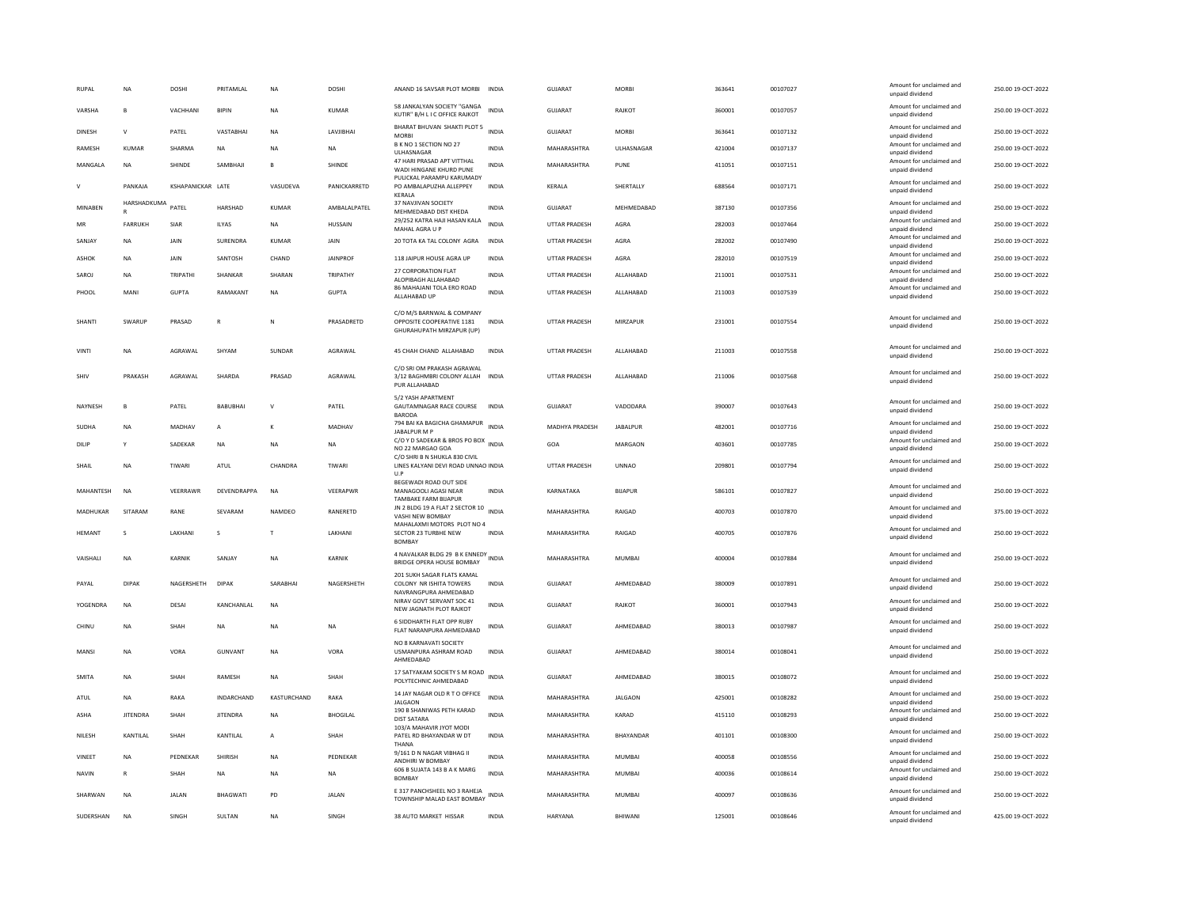| | | | | | | | | | | | | | |
|---|---|---|---|---|---|---|---|---|---|---|---|---|---|
| RUPAL | NA | DOSHI | PRITAMLAL | NA | DOSHI | ANAND 16 SAVSAR PLOT MORBI | INDIA | GUJARAT | MORBI | 363641 | 00107027 | Amount for unclaimed and unpaid dividend | 250.00 19-OCT-2022 |
| VARSHA | B | VACHHANI | BIPIN | NA | KUMAR | 58 JANKALYAN SOCIETY "GANGA KUTIR" B/H L I C OFFICE RAJKOT | INDIA | GUJARAT | RAJKOT | 360001 | 00107057 | Amount for unclaimed and unpaid dividend | 250.00 19-OCT-2022 |
| DINESH | V | PATEL | VASTABHAI | NA | LAVJIBHAI | BHARAT BHUVAN SHAKTI PLOT 5 MORBI | INDIA | GUJARAT | MORBI | 363641 | 00107132 | Amount for unclaimed and unpaid dividend | 250.00 19-OCT-2022 |
| RAMESH | KUMAR | SHARMA | NA | NA | NA | B K NO 1 SECTION NO 27 ULHASNAGAR | INDIA | MAHARASHTRA | ULHASNAGAR | 421004 | 00107137 | Amount for unclaimed and unpaid dividend | 250.00 19-OCT-2022 |
| MANGALA | NA | SHINDE | SAMBHAJI | B | SHINDE | 47 HARI PRASAD APT VITTHAL WADI HINGANE KHURD PUNE | INDIA | MAHARASHTRA | PUNE | 411051 | 00107151 | Amount for unclaimed and unpaid dividend | 250.00 19-OCT-2022 |
| V | PANKAJA | KSHAPANICKAR | LATE | VASUDEVA | PANICKARRETD | PULICKAL PARAMPU KARUMADY PO AMBALAPUZHA ALLEPPEY KERALA | INDIA | KERALA | SHERTALLY | 688564 | 00107171 | Amount for unclaimed and unpaid dividend | 250.00 19-OCT-2022 |
| MINABEN | HARSHADKUMAR | PATEL | HARSHAD | KUMAR | AMBALALPATEL | 37 NAVJIVAN SOCIETY MEHMEDABAD DIST KHEDA | INDIA | GUJARAT | MEHMEDABAD | 387130 | 00107356 | Amount for unclaimed and unpaid dividend | 250.00 19-OCT-2022 |
| MR | FARRUKH | SIAR | ILYAS | NA | HUSSAIN | 29/252 KATRA HAJI HASAN KALA MAHAL AGRA U P | INDIA | UTTAR PRADESH | AGRA | 282003 | 00107464 | Amount for unclaimed and unpaid dividend | 250.00 19-OCT-2022 |
| SANJAY | NA | JAIN | SURENDRA | KUMAR | JAIN | 20 TOTA KA TAL COLONY AGRA | INDIA | UTTAR PRADESH | AGRA | 282002 | 00107490 | Amount for unclaimed and unpaid dividend | 250.00 19-OCT-2022 |
| ASHOK | NA | JAIN | SANTOSH | CHAND | JAINPROF | 118 JAIPUR HOUSE AGRA UP | INDIA | UTTAR PRADESH | AGRA | 282010 | 00107519 | Amount for unclaimed and unpaid dividend | 250.00 19-OCT-2022 |
| SAROJ | NA | TRIPATHI | SHANKAR | SHARAN | TRIPATHY | 27 CORPORATION FLAT ALOPIBAGH ALLAHABAD | INDIA | UTTAR PRADESH | ALLAHABAD | 211001 | 00107531 | Amount for unclaimed and unpaid dividend | 250.00 19-OCT-2022 |
| PHOOL | MANI | GUPTA | RAMAKANT | NA | GUPTA | 86 MAHAJANI TOLA ERD ROAD ALLAHABAD UP | INDIA | UTTAR PRADESH | ALLAHABAD | 211003 | 00107539 | Amount for unclaimed and unpaid dividend | 250.00 19-OCT-2022 |
| SHANTI | SWARUP | PRASAD | R | N | PRASADRETD | C/O M/S BARNWAL & COMPANY OPPOSITE COOPERATIVE 1181 GHURAHUPATH MIRZAPUR (UP) | INDIA | UTTAR PRADESH | MIRZAPUR | 231001 | 00107554 | Amount for unclaimed and unpaid dividend | 250.00 19-OCT-2022 |
| VINTI | NA | AGRAWAL | SHYAM | SUNDAR | AGRAWAL | 45 CHAH CHAND ALLAHABAD | INDIA | UTTAR PRADESH | ALLAHABAD | 211003 | 00107558 | Amount for unclaimed and unpaid dividend | 250.00 19-OCT-2022 |
| SHIV | PRAKASH | AGRAWAL | SHARDA | PRASAD | AGRAWAL | C/O SRI OM PRAKASH AGRAWAL 3/12 BAGHMBRI COLONY ALLAH PUR ALLAHABAD | INDIA | UTTAR PRADESH | ALLAHABAD | 211006 | 00107568 | Amount for unclaimed and unpaid dividend | 250.00 19-OCT-2022 |
| NAYNESH | B | PATEL | BABUBHAI | V | PATEL | 5/2 YASH APARTMENT GAUTAMNAGAR RACE COURSE BARODA | INDIA | GUJARAT | VADODARA | 390007 | 00107643 | Amount for unclaimed and unpaid dividend | 250.00 19-OCT-2022 |
| SUDHA | NA | MADHAV | A | K | MADHAV | 794 BAI KA BAGICHA GHAMAPUR JABALPUR M P | INDIA | MADHYA PRADESH | JABALPUR | 482001 | 00107716 | Amount for unclaimed and unpaid dividend | 250.00 19-OCT-2022 |
| DILIP | Y | SADEKAR | NA | NA | NA | C/O Y D SADEKAR & BROS PO BOX NO 22 MARGAO GOA | INDIA | GOA | MARGAON | 403601 | 00107785 | Amount for unclaimed and unpaid dividend | 250.00 19-OCT-2022 |
| SHAIL | NA | TIWARI | ATUL | CHANDRA | TIWARI | C/O SHRI B N SHUKLA 830 CIVIL LINES KALYANI DEVI ROAD UNNAO U.P | INDIA | UTTAR PRADESH | UNNAO | 209801 | 00107794 | Amount for unclaimed and unpaid dividend | 250.00 19-OCT-2022 |
| MAHANTESH | NA | VEERRAWR | DEVENDRAPPA | NA | VEERAPWR | BEGEWADI ROAD OUT SIDE MANAGOOLI AGASI NEAR TAMBAKE FARM BIJAPUR | INDIA | KARNATAKA | BIJAPUR | 586101 | 00107827 | Amount for unclaimed and unpaid dividend | 250.00 19-OCT-2022 |
| MADHUKAR | SITARAM | RANE | SEVARAM | NAMDEO | RANERETD | JN 2 BLDG 19 A FLAT 2 SECTOR 10 VASHI NEW BOMBAY | INDIA | MAHARASHTRA | RAIGAD | 400703 | 00107870 | Amount for unclaimed and unpaid dividend | 375.00 19-OCT-2022 |
| HEMANT | S | LAKHANI | S | T | LAKHANI | MAHALAXMI MOTORS PLOT NO 4 SECTOR 23 TURBHE NEW BOMBAY | INDIA | MAHARASHTRA | RAIGAD | 400705 | 00107876 | Amount for unclaimed and unpaid dividend | 250.00 19-OCT-2022 |
| VAISHALI | NA | KARNIK | SANJAY | NA | KARNIK | 4 NAVALKAR BLDG 29 B K ENNEDY BRIDGE OPERA HOUSE BOMBAY | INDIA | MAHARASHTRA | MUMBAI | 400004 | 00107884 | Amount for unclaimed and unpaid dividend | 250.00 19-OCT-2022 |
| PAYAL | DIPAK | NAGERSHETH | DIPAK | SARABHAI | NAGERSHETH | 201 SUKH SAGAR FLATS KAMAL COLONY NR ISHITA TOWERS NAVRANGPURA AHMEDABAD | INDIA | GUJARAT | AHMEDABAD | 380009 | 00107891 | Amount for unclaimed and unpaid dividend | 250.00 19-OCT-2022 |
| YOGENDRA | NA | DESAI | KANCHANLAL | NA | | NIRAV GOVT SERVANT SOC 41 NEW JAGNATH PLOT RAJKOT | INDIA | GUJARAT | RAJKOT | 360001 | 00107943 | Amount for unclaimed and unpaid dividend | 250.00 19-OCT-2022 |
| CHINU | NA | SHAH | NA | NA | NA | 6 SIDDHARTH FLAT OPP RUBY FLAT NARANPURA AHMEDABAD | INDIA | GUJARAT | AHMEDABAD | 380013 | 00107987 | Amount for unclaimed and unpaid dividend | 250.00 19-OCT-2022 |
| MANSI | NA | VORA | GUNVANT | NA | VORA | NO 8 KARNAVATI SOCIETY USMANPURA ASHRAM ROAD AHMEDABAD | INDIA | GUJARAT | AHMEDABAD | 380014 | 00108041 | Amount for unclaimed and unpaid dividend | 250.00 19-OCT-2022 |
| SMITA | NA | SHAH | RAMESH | NA | SHAH | 17 SATYAKAM SOCIETY S M ROAD POLYTECHNIC AHMEDABAD | INDIA | GUJARAT | AHMEDABAD | 380015 | 00108072 | Amount for unclaimed and unpaid dividend | 250.00 19-OCT-2022 |
| ATUL | NA | RAKA | INDARCHAND | KASTURCHAND | RAKA | 14 JAY NAGAR OLD R T O OFFICE JALGAON | INDIA | MAHARASHTRA | JALGAON | 425001 | 00108282 | Amount for unclaimed and unpaid dividend | 250.00 19-OCT-2022 |
| ASHA | JITENDRA | SHAH | JITENDRA | NA | BHOGILAL | 190 B SHANIWAS PETH KARAD DIST SATARA | INDIA | MAHARASHTRA | KARAD | 415110 | 00108293 | Amount for unclaimed and unpaid dividend | 250.00 19-OCT-2022 |
| NILESH | KANTILAL | SHAH | KANTILAL | A | SHAH | 103/A MAHAVIR JYOT MODI PATEL RD BHAYANDAR W DT THANA | INDIA | MAHARASHTRA | BHAYANDAR | 401101 | 00108300 | Amount for unclaimed and unpaid dividend | 250.00 19-OCT-2022 |
| VINEET | NA | PEDNEKAR | SHIRISH | NA | PEDNEKAR | 9/161 D N NAGAR VIBHAG II ANDHIRI W BOMBAY | INDIA | MAHARASHTRA | MUMBAI | 400058 | 00108556 | Amount for unclaimed and unpaid dividend | 250.00 19-OCT-2022 |
| NAVIN | R | SHAH | NA | NA | NA | 606 B SUJATA 143 B A K MARG BOMBAY | INDIA | MAHARASHTRA | MUMBAI | 400036 | 00108614 | Amount for unclaimed and unpaid dividend | 250.00 19-OCT-2022 |
| SHARWAN | NA | JALAN | BHAGWATI | PD | JALAN | E 317 PANCHSHEEL NO 3 RAHEJA TOWNSHIP MALAD EAST BOMBAY | INDIA | MAHARASHTRA | MUMBAI | 400097 | 00108636 | Amount for unclaimed and unpaid dividend | 250.00 19-OCT-2022 |
| SUDERSHAN | NA | SINGH | SULTAN | NA | SINGH | 38 AUTO MARKET HISSAR | INDIA | HARYANA | BHIWANI | 125001 | 00108646 | Amount for unclaimed and unpaid dividend | 425.00 19-OCT-2022 |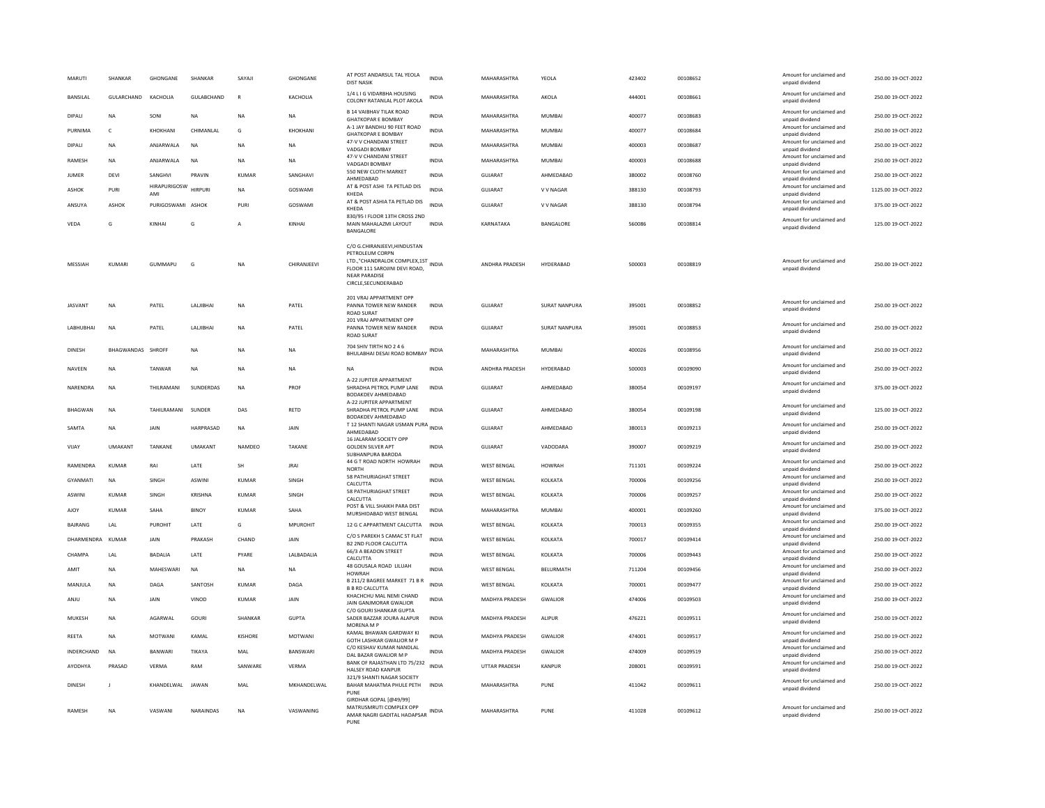| MARUTI | SHANKAR | GHONGANE | SHANKAR | SAYAJI | GHONGANE | AT POST ANDARSUL TAL YEOLA DIST NASIK | INDIA | MAHARASHTRA | YEOLA | 423402 | 00108652 | Amount for unclaimed and unpaid dividend | 250.00 19-OCT-2022 |
|---|---|---|---|---|---|---|---|---|---|---|---|---|---|
| BANSILAL | GULARCHAND | KACHOLIA | GULABCHAND | R | KACHOLIA | 1/4 L I G VIDARBHA HOUSING COLONY RATANLAL PLOT AKOLA | INDIA | MAHARASHTRA | AKOLA | 444001 | 00108661 | Amount for unclaimed and unpaid dividend | 250.00 19-OCT-2022 |
| DIPALI | NA | SONI | NA | NA | NA | B 14 VAIBHAV TILAK ROAD GHATKOPAR E BOMBAY | INDIA | MAHARASHTRA | MUMBAI | 400077 | 00108683 | Amount for unclaimed and unpaid dividend | 250.00 19-OCT-2022 |
| PURNIMA | C | KHOKHANI | CHIMANLAL | G | KHOKHANI | A-1 JAY BANDHU 90 FEET ROAD GHATKOPAR E BOMBAY | INDIA | MAHARASHTRA | MUMBAI | 400077 | 00108684 | Amount for unclaimed and unpaid dividend | 250.00 19-OCT-2022 |
| DIPALI | NA | ANJARWALA | NA | NA | NA | 47-V V CHANDANI STREET VADGADI BOMBAY | INDIA | MAHARASHTRA | MUMBAI | 400003 | 00108687 | Amount for unclaimed and unpaid dividend | 250.00 19-OCT-2022 |
| RAMESH | NA | ANJARWALA | NA | NA | NA | 47-V V CHANDANI STREET VADGADI BOMBAY | INDIA | MAHARASHTRA | MUMBAI | 400003 | 00108688 | Amount for unclaimed and unpaid dividend | 250.00 19-OCT-2022 |
| JUMER | DEVI | SANGHVI | PRAVIN | KUMAR | SANGHAVI | 550 NEW CLOTH MARKET AHMEDABAD | INDIA | GUJARAT | AHMEDABAD | 380002 | 00108760 | Amount for unclaimed and unpaid dividend | 250.00 19-OCT-2022 |
| ASHOK | PURI | HIRAPURIGOSWAMI | HIRPURI | NA | GOSWAMI | AT & POST ASHI TA PETLAD DIS KHEDA | INDIA | GUJARAT | V V NAGAR | 388130 | 00108793 | Amount for unclaimed and unpaid dividend | 1125.00 19-OCT-2022 |
| ANSUYA | ASHOK | PURIGOSWAMI | ASHOK | PURI | GOSWAMI | AT & POST ASHIA TA PETLAD DIS KHEDA | INDIA | GUJARAT | V V NAGAR | 388130 | 00108794 | Amount for unclaimed and unpaid dividend | 375.00 19-OCT-2022 |
| VEDA | G | KINHAI | G | A | KINHAI | 830/95 I FLOOR 13TH CROSS 2ND MAIN MAHALAZMI LAYOUT BANGALORE | INDIA | KARNATAKA | BANGALORE | 560086 | 00108814 | Amount for unclaimed and unpaid dividend | 125.00 19-OCT-2022 |
| MESSIAH | KUMARI | GUMMAPU | G | NA | CHIRANJEEVI | C/O G.CHIRANJEEVI,HINDUSTAN PETROLEUM CORPN LTD.,"CHANDRALOK COMPLEX,1ST FLOOR 111 SAROJINI DEVI ROAD, NEAR PARADISE CIRCLE,SECUNDERABAD | INDIA | ANDHRA PRADESH | HYDERABAD | 500003 | 00108819 | Amount for unclaimed and unpaid dividend | 250.00 19-OCT-2022 |
| JASVANT | NA | PATEL | LALJIBHAI | NA | PATEL | 201 VRAJ APPARTMENT OPP PANNA TOWER NEW RANDER ROAD SURAT | INDIA | GUJARAT | SURAT NANPURA | 395001 | 00108852 | Amount for unclaimed and unpaid dividend | 250.00 19-OCT-2022 |
| LABHUBHAI | NA | PATEL | LALJIBHAI | NA | PATEL | 201 VRAJ APPARTMENT OPP PANNA TOWER NEW RANDER ROAD SURAT | INDIA | GUJARAT | SURAT NANPURA | 395001 | 00108853 | Amount for unclaimed and unpaid dividend | 250.00 19-OCT-2022 |
| DINESH | BHAGWANDAS | SHROFF | NA | NA | NA | 704 SHIV TIRTH NO 2 4 6 BHULABHAI DESAI ROAD BOMBAY | INDIA | MAHARASHTRA | MUMBAI | 400026 | 00108956 | Amount for unclaimed and unpaid dividend | 250.00 19-OCT-2022 |
| NAVEEN | NA | TANWAR | NA | NA | NA | NA | INDIA | ANDHRA PRADESH | HYDERABAD | 500003 | 00109090 | Amount for unclaimed and unpaid dividend | 250.00 19-OCT-2022 |
| NARENDRA | NA | THILRAMANI | SUNDERDAS | NA | PROF | A-22 JUPITER APPARTMENT SHRADHA PETROL PUMP LANE BODAKDEV AHMEDABAD | INDIA | GUJARAT | AHMEDABAD | 380054 | 00109197 | Amount for unclaimed and unpaid dividend | 375.00 19-OCT-2022 |
| BHAGWAN | NA | TAHILRAMANI | SUNDER | DAS | RETD | A-22 JUPITER APPARTMENT SHRADHA PETROL PUMP LANE BODAKDEV AHMEDABAD | INDIA | GUJARAT | AHMEDABAD | 380054 | 00109198 | Amount for unclaimed and unpaid dividend | 125.00 19-OCT-2022 |
| SAMTA | NA | JAIN | HARPRASAD | NA | JAIN | T 12 SHANTI NAGAR USMAN PURA AHMEDABAD | INDIA | GUJARAT | AHMEDABAD | 380013 | 00109213 | Amount for unclaimed and unpaid dividend | 250.00 19-OCT-2022 |
| VIJAY | UMAKANT | TANKANE | UMAKANT | NAMDEO | TAKANE | 16 JALARAM SOCIETY OPP GOLDEN SILVER APT SUBHANPURA BARODA | INDIA | GUJARAT | VADODARA | 390007 | 00109219 | Amount for unclaimed and unpaid dividend | 250.00 19-OCT-2022 |
| RAMENDRA | KUMAR | RAI | LATE | SH | JRAI | 44 G T ROAD NORTH HOWRAH NORTH | INDIA | WEST BENGAL | HOWRAH | 711101 | 00109224 | Amount for unclaimed and unpaid dividend | 250.00 19-OCT-2022 |
| GYANMATI | NA | SINGH | ASWINI | KUMAR | SINGH | 58 PATHURIAGHAT STREET CALCUTTA | INDIA | WEST BENGAL | KOLKATA | 700006 | 00109256 | Amount for unclaimed and unpaid dividend | 250.00 19-OCT-2022 |
| ASWINI | KUMAR | SINGH | KRISHNA | KUMAR | SINGH | 58 PATHURIAGHAT STREET CALCUTTA | INDIA | WEST BENGAL | KOLKATA | 700006 | 00109257 | Amount for unclaimed and unpaid dividend | 250.00 19-OCT-2022 |
| AJOY | KUMAR | SAHA | BINOY | KUMAR | SAHA | POST & VILL SHAIKH PARA DIST MURSHIDABAD WEST BENGAL | INDIA | MAHARASHTRA | MUMBAI | 400001 | 00109260 | Amount for unclaimed and unpaid dividend | 375.00 19-OCT-2022 |
| BAJRANG | LAL | PUROHIT | LATE | G | MPUROHIT | 12 G C APPARTMENT CALCUTTA | INDIA | WEST BENGAL | KOLKATA | 700013 | 00109355 | Amount for unclaimed and unpaid dividend | 250.00 19-OCT-2022 |
| DHARMENDRA | KUMAR | JAIN | PRAKASH | CHAND | JAIN | C/O S PAREKH 5 CAMAC ST FLAT B2 2ND FLOOR CALCUTTA | INDIA | WEST BENGAL | KOLKATA | 700017 | 00109414 | Amount for unclaimed and unpaid dividend | 250.00 19-OCT-2022 |
| CHAMPA | LAL | BADALIA | LATE | PYARE | LALBADALIA | 66/3 A BEADON STREET CALCUTTA | INDIA | WEST BENGAL | KOLKATA | 700006 | 00109443 | Amount for unclaimed and unpaid dividend | 250.00 19-OCT-2022 |
| AMIT | NA | MAHESWARI | NA | NA | NA | 48 GOUSALA ROAD LILUAH HOWRAH | INDIA | WEST BENGAL | BELURMATH | 711204 | 00109456 | Amount for unclaimed and unpaid dividend | 250.00 19-OCT-2022 |
| MANJULA | NA | DAGA | SANTOSH | KUMAR | DAGA | B 211/2 BAGREE MARKET 71 B R B B RD CALCUTTA | INDIA | WEST BENGAL | KOLKATA | 700001 | 00109477 | Amount for unclaimed and unpaid dividend | 250.00 19-OCT-2022 |
| ANJU | NA | JAIN | VINOD | KUMAR | JAIN | KHACHCHU MAL NEMI CHAND JAIN GANJMORAR GWALIOR | INDIA | MADHYA PRADESH | GWALIOR | 474006 | 00109503 | Amount for unclaimed and unpaid dividend | 250.00 19-OCT-2022 |
| MUKESH | NA | AGARWAL | GOURI | SHANKAR | GUPTA | C/O GOURI SHANKAR GUPTA SADER BAZZAR JOURA ALAPUR MORENA M P | INDIA | MADHYA PRADESH | ALIPUR | 476221 | 00109511 | Amount for unclaimed and unpaid dividend | 250.00 19-OCT-2022 |
| REETA | NA | MOTWANI | KAMAL | KISHORE | MOTWANI | KAMAL BHAWAN GARDWAY KI GOTH LASHKAR GWALIOR M P | INDIA | MADHYA PRADESH | GWALIOR | 474001 | 00109517 | Amount for unclaimed and unpaid dividend | 250.00 19-OCT-2022 |
| INDERCHAND | NA | BANWARI | TIKAYA | MAL | BANSWARI | C/O KESHAV KUMAR NANDLAL DAL BAZAR GWALIOR M P | INDIA | MADHYA PRADESH | GWALIOR | 474009 | 00109519 | Amount for unclaimed and unpaid dividend | 250.00 19-OCT-2022 |
| AYODHYA | PRASAD | VERMA | RAM | SANWARE | VERMA | BANK OF RAJASTHAN LTD 75/232 HALSEY ROAD KANPUR | INDIA | UTTAR PRADESH | KANPUR | 208001 | 00109591 | Amount for unclaimed and unpaid dividend | 250.00 19-OCT-2022 |
| DINESH | J | KHANDELWAL | JAWAN | MAL | MKHANDELWAL | 321/9 SHANTI NAGAR SOCIETY BAHAR MAHATMA PHULE PETH PUNE | INDIA | MAHARASHTRA | PUNE | 411042 | 00109611 | Amount for unclaimed and unpaid dividend | 250.00 19-OCT-2022 |
| RAMESH | NA | VASWANI | NARAINDAS | NA | VASWANING | GIRDHAR GOPAL [@49/99] MATRUSMRUTI COMPLEX OPP AMAR NAGRI GADITAL HADAPSAR PUNE | INDIA | MAHARASHTRA | PUNE | 411028 | 00109612 | Amount for unclaimed and unpaid dividend | 250.00 19-OCT-2022 |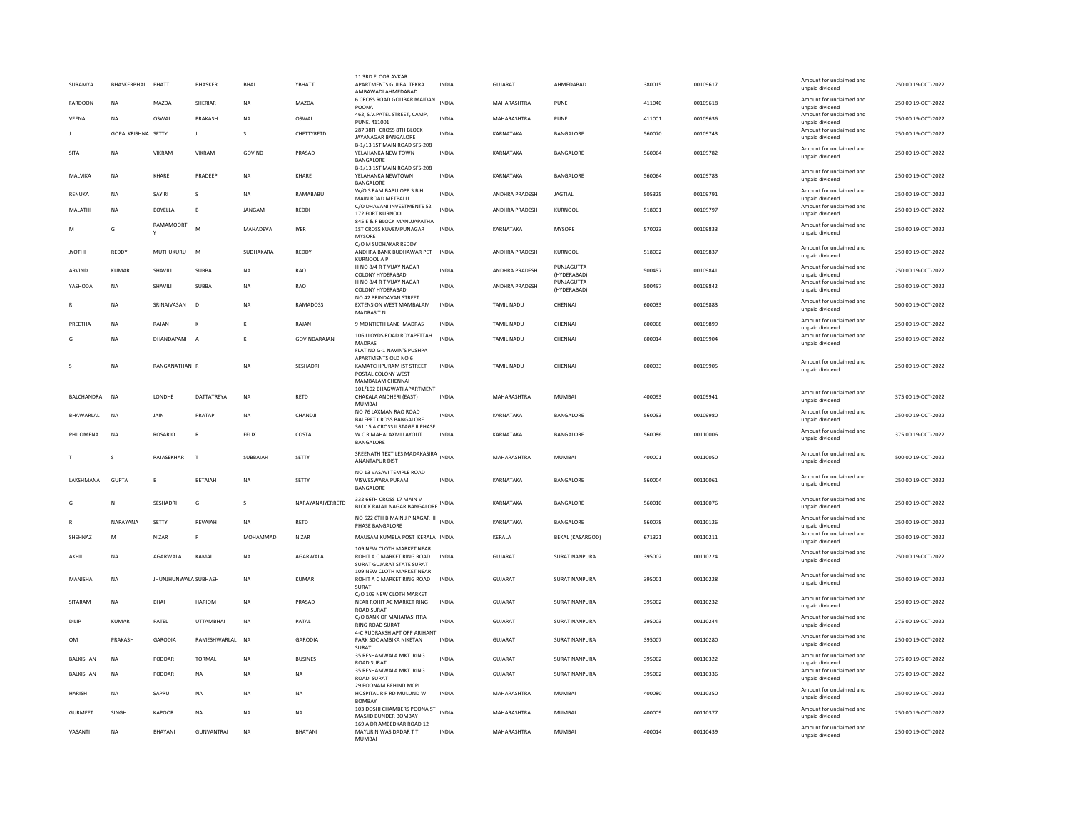| SURAMYA | BHASKERBHAI | BHATT | BHASKER | BHAI | YBHATT | 11 3RD FLOOR AVKAR APARTMENTS GULBAI TEKRA AMBAWADI AHMEDABAD | INDIA | GUJARAT | AHMEDABAD | 380015 | 00109617 | Amount for unclaimed and unpaid dividend | 250.00 19-OCT-2022 |
|---|---|---|---|---|---|---|---|---|---|---|---|---|---|
| FARDOON | NA | MAZDA | SHERIAR | NA | MAZDA | 6 CROSS ROAD GOLIBAR MAIDAN POONA | INDIA | MAHARASHTRA | PUNE | 411040 | 00109618 | Amount for unclaimed and unpaid dividend | 250.00 19-OCT-2022 |
| VEENA | NA | OSWAL | PRAKASH | NA | OSWAL | 462, S.V.PATEL STREET, CAMP, PUNE. 411001 | INDIA | MAHARASHTRA | PUNE | 411001 | 00109636 | Amount for unclaimed and unpaid dividend | 250.00 19-OCT-2022 |
| J | GOPALKRISHNA | SETTY | J | S | CHETTYRETD | 287 38TH CROSS 8TH BLOCK JAYANAGAR BANGALORE | INDIA | KARNATAKA | BANGALORE | 560070 | 00109743 | Amount for unclaimed and unpaid dividend | 250.00 19-OCT-2022 |
| SITA | NA | VIKRAM | VIKRAM | GOVIND | PRASAD | B-1/13 1ST MAIN ROAD SFS-208 YELAHANKA NEW TOWN BANGALORE | INDIA | KARNATAKA | BANGALORE | 560064 | 00109782 | Amount for unclaimed and unpaid dividend | 250.00 19-OCT-2022 |
| MALVIKA | NA | KHARE | PRADEEP | NA | KHARE | B-1/13 1ST MAIN ROAD SFS-208 YELAHANKA NEWTOWN BANGALORE | INDIA | KARNATAKA | BANGALORE | 560064 | 00109783 | Amount for unclaimed and unpaid dividend | 250.00 19-OCT-2022 |
| RENUKA | NA | SAYIRI | S | NA | RAMABABU | W/O S RAM BABU OPP S B H MAIN ROAD METPALLI | INDIA | ANDHRA PRADESH | JAGTIAL | 505325 | 00109791 | Amount for unclaimed and unpaid dividend | 250.00 19-OCT-2022 |
| MALATHI | NA | BOYELLA | B | JANGAM | REDDI | C/O DHAVANI INVESTMENTS 52 172 FORT KURNOOL | INDIA | ANDHRA PRADESH | KURNOOL | 518001 | 00109797 | Amount for unclaimed and unpaid dividend | 250.00 19-OCT-2022 |
| M | G | RAMAMOORTHY | M | MAHADEVA | IYER | 845 E & F BLOCK MANUJAPATHA 1ST CROSS KUVEMPUNAGAR MYSORE | INDIA | KARNATAKA | MYSORE | 570023 | 00109833 | Amount for unclaimed and unpaid dividend | 250.00 19-OCT-2022 |
| JYOTHI | REDDY | MUTHUKURU | M | SUDHAKARA | REDDY | C/O M SUDHAKAR REDDY ANDHRA BANK BUDHAWAR PET KURNOOL A P | INDIA | ANDHRA PRADESH | KURNOOL | 518002 | 00109837 | Amount for unclaimed and unpaid dividend | 250.00 19-OCT-2022 |
| ARVIND | KUMAR | SHAVILI | SUBBA | NA | RAO | H NO 8/4 R T VIJAY NAGAR COLONY HYDERABAD | INDIA | ANDHRA PRADESH | PUNJAGUTTA (HYDERABAD) | 500457 | 00109841 | Amount for unclaimed and unpaid dividend | 250.00 19-OCT-2022 |
| YASHODA | NA | SHAVILI | SUBBA | NA | RAO | H NO 8/4 R T VIJAY NAGAR COLONY HYDERABAD | INDIA | ANDHRA PRADESH | PUNJAGUTTA (HYDERABAD) | 500457 | 00109842 | Amount for unclaimed and unpaid dividend | 250.00 19-OCT-2022 |
| R | NA | SRINAIVASAN | D | NA | RAMADOSS | NO 42 BRINDAVAN STREET EXTENSION WEST MAMBALAM MADRAS T N | INDIA | TAMIL NADU | CHENNAI | 600033 | 00109883 | Amount for unclaimed and unpaid dividend | 500.00 19-OCT-2022 |
| PREETHA | NA | RAJAN | K | K | RAJAN | 9 MONTIETH LANE MADRAS | INDIA | TAMIL NADU | CHENNAI | 600008 | 00109899 | Amount for unclaimed and unpaid dividend | 250.00 19-OCT-2022 |
| G | NA | DHANDAPANI | A | K | GOVINDARAJAN | 106 LLOYDS ROAD ROYAPETTAH MADRAS | INDIA | TAMIL NADU | CHENNAI | 600014 | 00109904 | Amount for unclaimed and unpaid dividend | 250.00 19-OCT-2022 |
| S | NA | RANGANATHAN | R | NA | SESHADRI | FLAT NO G-1 NAVIN'S PUSHPA APARTMENTS OLD NO 6 KAMATCHIPURAM IST STREET POSTAL COLONY WEST MAMBALAM CHENNAI | INDIA | TAMIL NADU | CHENNAI | 600033 | 00109905 | Amount for unclaimed and unpaid dividend | 250.00 19-OCT-2022 |
| BALCHANDRA | NA | LONDHE | DATTATREYA | NA | RETD | 101/102 BHAGWATI APARTMENT CHAKALA ANDHERI (EAST) MUMBAI | INDIA | MAHARASHTRA | MUMBAI | 400093 | 00109941 | Amount for unclaimed and unpaid dividend | 375.00 19-OCT-2022 |
| BHAWARLAL | NA | JAIN | PRATAP | NA | CHANDJI | NO 76 LAXMAN RAO ROAD BALEPET CROSS BANGALORE | INDIA | KARNATAKA | BANGALORE | 560053 | 00109980 | Amount for unclaimed and unpaid dividend | 250.00 19-OCT-2022 |
| PHILOMENA | NA | ROSARIO | R | FELIX | COSTA | 361 15 A CROSS II STAGE II PHASE W C R MAHALAXMI LAYOUT BANGALORE | INDIA | KARNATAKA | BANGALORE | 560086 | 00110006 | Amount for unclaimed and unpaid dividend | 375.00 19-OCT-2022 |
| T | S | RAJASEKHAR | T | SUBBAIAH | SETTY | SREENATH TEXTILES MADAKASIRA ANANTAPUR DIST | INDIA | MAHARASHTRA | MUMBAI | 400001 | 00110050 | Amount for unclaimed and unpaid dividend | 500.00 19-OCT-2022 |
| LAKSHMANA | GUPTA | B | BETAIAH | NA | SETTY | NO 13 VASAVI TEMPLE ROAD VISWESWARA PURAM BANGALORE | INDIA | KARNATAKA | BANGALORE | 560004 | 00110061 | Amount for unclaimed and unpaid dividend | 250.00 19-OCT-2022 |
| G | N | SESHADRI | G | S | NARAYANAIYERRETD | 332 66TH CROSS 17 MAIN V BLOCK RAJAJI NAGAR BANGALORE | INDIA | KARNATAKA | BANGALORE | 560010 | 00110076 | Amount for unclaimed and unpaid dividend | 250.00 19-OCT-2022 |
| R | NARAYANA | SETTY | REVAIAH | NA | RETD | NO 622 6TH B MAIN J P NAGAR III PHASE BANGALORE | INDIA | KARNATAKA | BANGALORE | 560078 | 00110126 | Amount for unclaimed and unpaid dividend | 250.00 19-OCT-2022 |
| SHEHNAZ | M | NIZAR | P | MOHAMMAD | NIZAR | MAUSAM KUMBLA POST KERALA | INDIA | KERALA | BEKAL (KASARGOD) | 671321 | 00110211 | Amount for unclaimed and unpaid dividend | 250.00 19-OCT-2022 |
| AKHIL | NA | AGARWALA | KAMAL | NA | AGARWALA | 109 NEW CLOTH MARKET NEAR ROHIT A C MARKET RING ROAD SURAT GUJARAT STATE SURAT | INDIA | GUJARAT | SURAT NANPURA | 395002 | 00110224 | Amount for unclaimed and unpaid dividend | 250.00 19-OCT-2022 |
| MANISHA | NA | JHUNJHUNWALA | SUBHASH | NA | KUMAR | 109 NEW CLOTH MARKET NEAR ROHIT A C MARKET RING ROAD SURAT | INDIA | GUJARAT | SURAT NANPURA | 395001 | 00110228 | Amount for unclaimed and unpaid dividend | 250.00 19-OCT-2022 |
| SITARAM | NA | BHAI | HARIOM | NA | PRASAD | C/O 109 NEW CLOTH MARKET NEAR ROHIT AC MARKET RING ROAD SURAT | INDIA | GUJARAT | SURAT NANPURA | 395002 | 00110232 | Amount for unclaimed and unpaid dividend | 250.00 19-OCT-2022 |
| DILIP | KUMAR | PATEL | UTTAMBHAI | NA | PATAL | C/O BANK OF MAHARASHTRA RING ROAD SURAT | INDIA | GUJARAT | SURAT NANPURA | 395003 | 00110244 | Amount for unclaimed and unpaid dividend | 375.00 19-OCT-2022 |
| OM | PRAKASH | GARODIA | RAMESHWARLAL | NA | GARODIA | 4-C RUDRAKSH APT OPP ARIHANT PARK SOC AMBIKA NIKETAN SURAT | INDIA | GUJARAT | SURAT NANPURA | 395007 | 00110280 | Amount for unclaimed and unpaid dividend | 250.00 19-OCT-2022 |
| BALKISHAN | NA | PODDAR | TORMAL | NA | BUSINES | 35 RESHAMWALA MKT RING ROAD SURAT | INDIA | GUJARAT | SURAT NANPURA | 395002 | 00110322 | Amount for unclaimed and unpaid dividend | 375.00 19-OCT-2022 |
| BALKISHAN | NA | PODDAR | NA | NA | NA | 35 RESHAMWALA MKT RING ROAD SURAT | INDIA | GUJARAT | SURAT NANPURA | 395002 | 00110336 | Amount for unclaimed and unpaid dividend | 375.00 19-OCT-2022 |
| HARISH | NA | SAPRU | NA | NA | NA | 29 POONAM BEHIND MCPL HOSPITAL R P RD MULUND W BOMBAY | INDIA | MAHARASHTRA | MUMBAI | 400080 | 00110350 | Amount for unclaimed and unpaid dividend | 250.00 19-OCT-2022 |
| GURMEET | SINGH | KAPOOR | NA | NA | NA | 103 DOSHI CHAMBERS POONA ST MASJID BUNDER BOMBAY | INDIA | MAHARASHTRA | MUMBAI | 400009 | 00110377 | Amount for unclaimed and unpaid dividend | 250.00 19-OCT-2022 |
| VASANTI | NA | BHAYANI | GUNVANTRAI | NA | BHAYANI | 169 A DR AMBEDKAR ROAD 12 MAYUR NIWAS DADAR T T MUMBAI | INDIA | MAHARASHTRA | MUMBAI | 400014 | 00110439 | Amount for unclaimed and unpaid dividend | 250.00 19-OCT-2022 |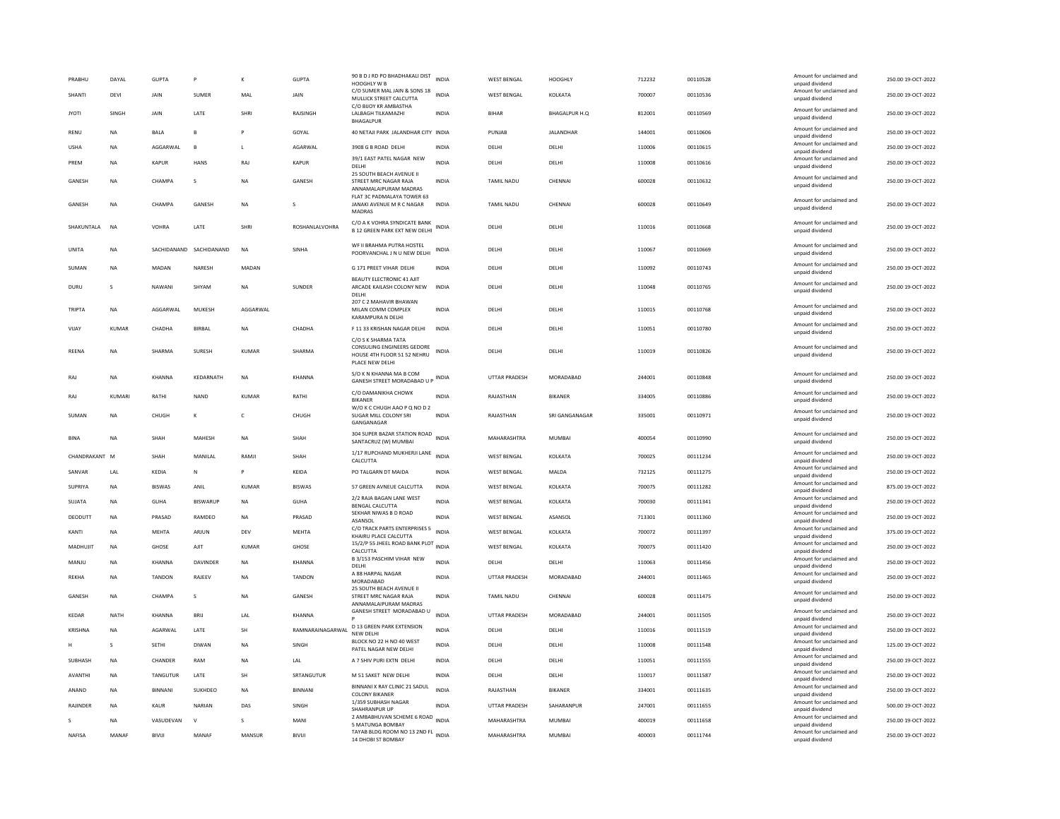| PRABHU | DAYAL | GUPTA | P | K | GUPTA | 90 B D J RD PO BHADHAKALI DIST HOOGHLY W B | INDIA | WEST BENGAL | HOOGHLY | 712232 | 00110528 | Amount for unclaimed and unpaid dividend | 250.00 | 19-OCT-2022 |
|---|---|---|---|---|---|---|---|---|---|---|---|---|---|---|
| SHANTI | DEVI | JAIN | SUMER | MAL | JAIN | C/O SUMER MAL JAIN & SONS 18 MULLICK STREET CALCUTTA | INDIA | WEST BENGAL | KOLKATA | 700007 | 00110536 | Amount for unclaimed and unpaid dividend | 250.00 | 19-OCT-2022 |
| JYOTI | SINGH | JAIN | LATE | SHRI | RAJSINGH | C/O BIJOY KR AMBASTHA LALBAGH TILKAMAZHI BHAGALPUR | INDIA | BIHAR | BHAGALPUR H.Q | 812001 | 00110569 | Amount for unclaimed and unpaid dividend | 250.00 | 19-OCT-2022 |
| RENU | NA | BALA | B | P | GOYAL | 40 NETAJI PARK JALANDHAR CITY | INDIA | PUNJAB | JALANDHAR | 144001 | 00110606 | Amount for unclaimed and unpaid dividend | 250.00 | 19-OCT-2022 |
| USHA | NA | AGGARWAL | B | L | AGARWAL | 3908 G B ROAD DELHI | INDIA | DELHI | DELHI | 110006 | 00110615 | Amount for unclaimed and unpaid dividend | 250.00 | 19-OCT-2022 |
| PREM | NA | KAPUR | HANS | RAJ | KAPUR | 39/1 EAST PATEL NAGAR NEW DELHI | INDIA | DELHI | DELHI | 110008 | 00110616 | Amount for unclaimed and unpaid dividend | 250.00 | 19-OCT-2022 |
| GANESH | NA | CHAMPA | S | NA | GANESH | 25 SOUTH BEACH AVENUE II STREET MRC NAGAR RAJA ANNAMALAIPURAM MADRAS | INDIA | TAMIL NADU | CHENNAI | 600028 | 00110632 | Amount for unclaimed and unpaid dividend | 250.00 | 19-OCT-2022 |
| GANESH | NA | CHAMPA | GANESH | NA | S | FLAT 3C PADMALAYA TOWER 63 JANAKI AVENUE M R C NAGAR MADRAS | INDIA | TAMIL NADU | CHENNAI | 600028 | 00110649 | Amount for unclaimed and unpaid dividend | 250.00 | 19-OCT-2022 |
| SHAKUNTALA | NA | VOHRA | LATE | SHRI | ROSHANLALVOHRA | C/O A K VOHRA SYNDICATE BANK B 12 GREEN PARK EXT NEW DELHI | INDIA | DELHI | DELHI | 110016 | 00110668 | Amount for unclaimed and unpaid dividend | 250.00 | 19-OCT-2022 |
| UNITA | NA | SACHIDANAND | SACHIDANAND | NA | SINHA | WF II BRAHMA PUTRA HOSTEL POORVANCHAL J N U NEW DELHI | INDIA | DELHI | DELHI | 110067 | 00110669 | Amount for unclaimed and unpaid dividend | 250.00 | 19-OCT-2022 |
| SUMAN | NA | MADAN | NARESH | MADAN | | G 171 PREET VIHAR DELHI | INDIA | DELHI | DELHI | 110092 | 00110743 | Amount for unclaimed and unpaid dividend | 250.00 | 19-OCT-2022 |
| DURU | S | NAWANI | SHYAM | NA | SUNDER | BEAUTY ELECTRONIC 41 AJIT ARCADE KAILASH COLONY NEW DELHI | INDIA | DELHI | DELHI | 110048 | 00110765 | Amount for unclaimed and unpaid dividend | 250.00 | 19-OCT-2022 |
| TRIPTA | NA | AGGARWAL | MUKESH | AGGARWAL | | 207 C 2 MAHAVIR BHAWAN MILAN COMM COMPLEX KARAMPURA N DELHI | INDIA | DELHI | DELHI | 110015 | 00110768 | Amount for unclaimed and unpaid dividend | 250.00 | 19-OCT-2022 |
| VIJAY | KUMAR | CHADHA | BIRBAL | NA | CHADHA | F 11 33 KRISHAN NAGAR DELHI | INDIA | DELHI | DELHI | 110051 | 00110780 | Amount for unclaimed and unpaid dividend | 250.00 | 19-OCT-2022 |
| REENA | NA | SHARMA | SURESH | KUMAR | SHARMA | C/O S K SHARMA TATA CONSULING ENGINEERS GEDORE HOUSE 4TH FLOOR 51 52 NEHRU PLACE NEW DELHI | INDIA | DELHI | DELHI | 110019 | 00110826 | Amount for unclaimed and unpaid dividend | 250.00 | 19-OCT-2022 |
| RAJ | NA | KHANNA | KEDARNATH | NA | KHANNA | S/O K N KHANNA MA B COM GANESH STREET MORADABAD U P | INDIA | UTTAR PRADESH | MORADABAD | 244001 | 00110848 | Amount for unclaimed and unpaid dividend | 250.00 | 19-OCT-2022 |
| RAJ | KUMARI | RATHI | NAND | KUMAR | RATHI | C/O DAMANIKHA CHOWK BIKANER | INDIA | RAJASTHAN | BIKANER | 334005 | 00110886 | Amount for unclaimed and unpaid dividend | 250.00 | 19-OCT-2022 |
| SUMAN | NA | CHUGH | K | C | CHUGH | W/O K C CHUGH AAO P Q NO D 2 SUGAR MILL COLONY SRI GANGANAGAR | INDIA | RAJASTHAN | SRI GANGANAGAR | 335001 | 00110971 | Amount for unclaimed and unpaid dividend | 250.00 | 19-OCT-2022 |
| BINA | NA | SHAH | MAHESH | NA | SHAH | 304 SUPER BAZAR STATION ROAD SANTACRUZ (W) MUMBAI | INDIA | MAHARASHTRA | MUMBAI | 400054 | 00110990 | Amount for unclaimed and unpaid dividend | 250.00 | 19-OCT-2022 |
| CHANDRAKANT | M | SHAH | MANILAL | RAMJI | SHAH | 1/17 RUPCHAND MUKHERJI LANE CALCUTTA | INDIA | WEST BENGAL | KOLKATA | 700025 | 00111234 | Amount for unclaimed and unpaid dividend | 250.00 | 19-OCT-2022 |
| SANVAR | LAL | KEDIA | N | P | KEIDA | PO TALGARN DT MAIDA | INDIA | WEST BENGAL | MALDA | 732125 | 00111275 | Amount for unclaimed and unpaid dividend | 250.00 | 19-OCT-2022 |
| SUPRIYA | NA | BISWAS | ANIL | KUMAR | BISWAS | 57 GREEN AVNEUE CALCUTTA | INDIA | WEST BENGAL | KOLKATA | 700075 | 00111282 | Amount for unclaimed and unpaid dividend | 875.00 | 19-OCT-2022 |
| SUJATA | NA | GUHA | BISWARUP | NA | GUHA | 2/2 RAJA BAGAN LANE WEST BENGAL CALCUTTA | INDIA | WEST BENGAL | KOLKATA | 700030 | 00111341 | Amount for unclaimed and unpaid dividend | 250.00 | 19-OCT-2022 |
| DEODUTT | NA | PRASAD | RAMDEO | NA | PRASAD | SEKHAR NIWAS B D ROAD ASANSOL | INDIA | WEST BENGAL | ASANSOL | 713301 | 00111360 | Amount for unclaimed and unpaid dividend | 250.00 | 19-OCT-2022 |
| KANTI | NA | MEHTA | ARJUN | DEV | MEHTA | C/O TRACK PARTS ENTERPRISES 5 KHAIRU PLACE CALCUTTA | INDIA | WEST BENGAL | KOLKATA | 700072 | 00111397 | Amount for unclaimed and unpaid dividend | 375.00 | 19-OCT-2022 |
| MADHUJIT | NA | GHOSE | AJIT | KUMAR | GHOSE | 15/2/P 55 JHEEL ROAD BANK PLOT CALCUTTA | INDIA | WEST BENGAL | KOLKATA | 700075 | 00111420 | Amount for unclaimed and unpaid dividend | 250.00 | 19-OCT-2022 |
| MANJU | NA | KHANNA | DAVINDER | NA | KHANNA | B 3/153 PASCHIM VIHAR NEW DELHI | INDIA | DELHI | DELHI | 110063 | 00111456 | Amount for unclaimed and unpaid dividend | 250.00 | 19-OCT-2022 |
| REKHA | NA | TANDON | RAJEEV | NA | TANDON | A 88 HARPAL NAGAR MORADABAD | INDIA | UTTAR PRADESH | MORADABAD | 244001 | 00111465 | Amount for unclaimed and unpaid dividend | 250.00 | 19-OCT-2022 |
| GANESH | NA | CHAMPA | S | NA | GANESH | 25 SOUTH BEACH AVENUE II STREET MRC NAGAR RAJA ANNAMALAIPURAM MADRAS | INDIA | TAMIL NADU | CHENNAI | 600028 | 00111475 | Amount for unclaimed and unpaid dividend | 250.00 | 19-OCT-2022 |
| KEDAR | NATH | KHANNA | BRIJ | LAL | KHANNA | GANESH STREET MORADABAD U P | INDIA | UTTAR PRADESH | MORADABAD | 244001 | 00111505 | Amount for unclaimed and unpaid dividend | 250.00 | 19-OCT-2022 |
| KRISHNA | NA | AGARWAL | LATE | SH | RAMNARAINAGARWAL | D 13 GREEN PARK EXTENSION NEW DELHI | INDIA | DELHI | DELHI | 110016 | 00111519 | Amount for unclaimed and unpaid dividend | 250.00 | 19-OCT-2022 |
| H | S | SETHI | DIWAN | NA | SINGH | BLOCK NO 22 H NO 40 WEST PATEL NAGAR NEW DELHI | INDIA | DELHI | DELHI | 110008 | 00111548 | Amount for unclaimed and unpaid dividend | 125.00 | 19-OCT-2022 |
| SUBHASH | NA | CHANDER | RAM | NA | LAL | A 7 SHIV PURI EXTN DELHI | INDIA | DELHI | DELHI | 110051 | 00111555 | Amount for unclaimed and unpaid dividend | 250.00 | 19-OCT-2022 |
| AVANTHI | NA | TANGUTUR | LATE | SH | SRTANGUTUR | M 51 SAKET NEW DELHI | INDIA | DELHI | DELHI | 110017 | 00111587 | Amount for unclaimed and unpaid dividend | 250.00 | 19-OCT-2022 |
| ANAND | NA | BINNANI | SUKHDEO | NA | BINNANI | BINNANI X RAY CLINIC 21 SADUL COLONY BIKANER | INDIA | RAJASTHAN | BIKANER | 334001 | 00111635 | Amount for unclaimed and unpaid dividend | 250.00 | 19-OCT-2022 |
| RAJINDER | NA | KAUR | NARIAN | DAS | SINGH | 1/359 SUBHASH NAGAR SHAHRANPUR UP | INDIA | UTTAR PRADESH | SAHARANPUR | 247001 | 00111655 | Amount for unclaimed and unpaid dividend | 500.00 | 19-OCT-2022 |
| S | NA | VASUDEVAN | V | S | MANI | 2 AMBABHUVAN SCHEME 6 ROAD 5 MATUNGA BOMBAY | INDIA | MAHARASHTRA | MUMBAI | 400019 | 00111658 | Amount for unclaimed and unpaid dividend | 250.00 | 19-OCT-2022 |
| NAFISA | MANAF | BIVIJI | MANAF | MANSUR | BIVIJI | TAYAB BLDG ROOM NO 13 2ND FL 14 DHOBI ST BOMBAY | INDIA | MAHARASHTRA | MUMBAI | 400003 | 00111744 | Amount for unclaimed and unpaid dividend | 250.00 | 19-OCT-2022 |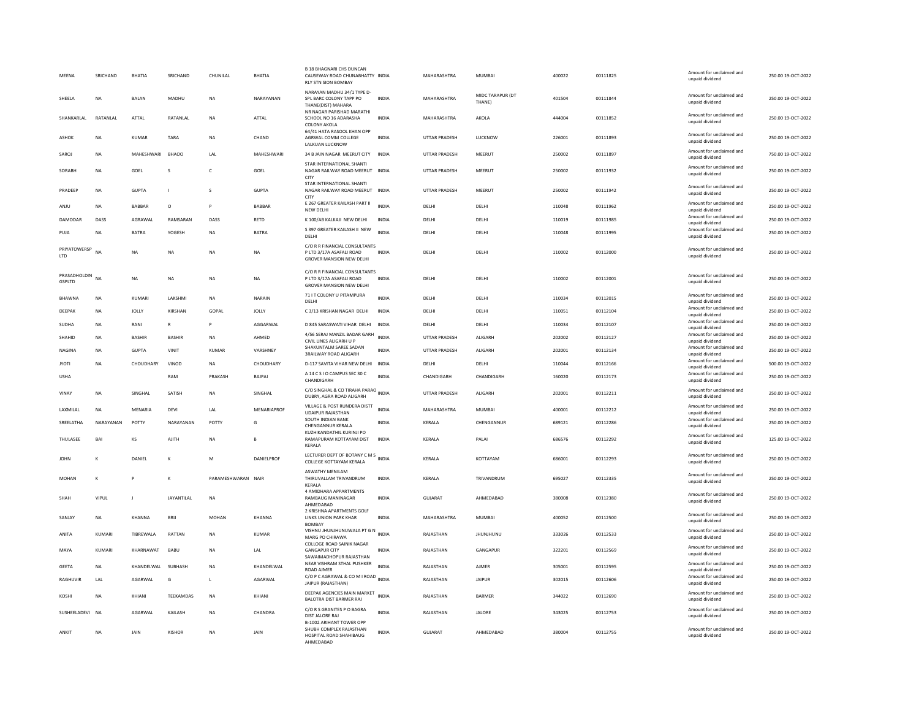| MEENA | SRICHAND | BHATIA | SRICHAND | CHUNILAL | BHATIA | B 18 BHAGNARI CHS DUNCAN CAUSEWAY ROAD CHUNABHATTY RLY STN SION BOMBAY | INDIA | MAHARASHTRA | MUMBAI | 400022 | 00111825 | Amount for unclaimed and unpaid dividend | 250.00 | 19-OCT-2022 |
|---|---|---|---|---|---|---|---|---|---|---|---|---|---|---|
| SHEELA | NA | BALAN | MADHU | NA | NARAYANAN | NARAYAN MADHU 34/1 TYPE D-SPL BARC COLONY TAPP PO THANE(DIST) MAHARA | INDIA | MAHARASHTRA | MIDC TARAPUR (DT THANE) | 401504 | 00111844 | Amount for unclaimed and unpaid dividend | 250.00 | 19-OCT-2022 |
| SHANKARLAL | RATANLAL | ATTAL | RATANLAL | NA | ATTAL | NR NAGAR PARISHAD MARATHI SCHOOL NO 16 ADARASHA COLONY AKOLA | INDIA | MAHARASHTRA | AKOLA | 444004 | 00111852 | Amount for unclaimed and unpaid dividend | 250.00 | 19-OCT-2022 |
| ASHOK | NA | KUMAR | TARA | NA | CHAND | 64/41 HATA RASOOL KHAN OPP AGRWAL COMM COLLEGE LALKUAN LUCKNOW | INDIA | UTTAR PRADESH | LUCKNOW | 226001 | 00111893 | Amount for unclaimed and unpaid dividend | 250.00 | 19-OCT-2022 |
| SAROJ | NA | MAHESHWARI | BHAOO | LAL | MAHESHWARI | 34 B JAIN NAGAR MEERUT CITY | INDIA | UTTAR PRADESH | MEERUT | 250002 | 00111897 | Amount for unclaimed and unpaid dividend | 750.00 | 19-OCT-2022 |
| SORABH | NA | GOEL | S | C | GOEL | STAR INTERNATIONAL SHANTI NAGAR RAILWAY ROAD MEERUT CITY | INDIA | UTTAR PRADESH | MEERUT | 250002 | 00111932 | Amount for unclaimed and unpaid dividend | 250.00 | 19-OCT-2022 |
| PRADEEP | NA | GUPTA | I | S | GUPTA | STAR INTERNATIONAL SHANTI NAGAR RAILWAY ROAD MEERUT CITY | INDIA | UTTAR PRADESH | MEERUT | 250002 | 00111942 | Amount for unclaimed and unpaid dividend | 250.00 | 19-OCT-2022 |
| ANJU | NA | BABBAR | O | P | BABBAR | E 267 GREATER KAILASH PART II NEW DELHI | INDIA | DELHI | DELHI | 110048 | 00111962 | Amount for unclaimed and unpaid dividend | 250.00 | 19-OCT-2022 |
| DAMODAR | DASS | AGRAWAL | RAMSARAN | DASS | RETD | K 100/AB KALKAJI NEW DELHI | INDIA | DELHI | DELHI | 110019 | 00111985 | Amount for unclaimed and unpaid dividend | 250.00 | 19-OCT-2022 |
| PUJA | NA | BATRA | YOGESH | NA | BATRA | S 397 GREATER KAILASH II NEW DELHI | INDIA | DELHI | DELHI | 110048 | 00111995 | Amount for unclaimed and unpaid dividend | 250.00 | 19-OCT-2022 |
| PRIYATOWERSP LTD | NA | NA | NA | NA | NA | C/O R R FINANCIAL CONSULTANTS P LTD 3/17A ASAFALI ROAD GROVER MANSION NEW DELHI | INDIA | DELHI | DELHI | 110002 | 00112000 | Amount for unclaimed and unpaid dividend | 250.00 | 19-OCT-2022 |
| PRASADHOLDIN GSPLTD | NA | NA | NA | NA | NA | C/O R R FINANCIAL CONSULTANTS P LTD 3/17A ASAFALI ROAD GROVER MANSION NEW DELHI | INDIA | DELHI | DELHI | 110002 | 00112001 | Amount for unclaimed and unpaid dividend | 250.00 | 19-OCT-2022 |
| BHAWNA | NA | KUMARI | LAKSHMI | NA | NARAIN | 71 I T COLONY U PITAMPURA DELHI | INDIA | DELHI | DELHI | 110034 | 00112015 | Amount for unclaimed and unpaid dividend | 250.00 | 19-OCT-2022 |
| DEEPAK | NA | JOLLY | KIRSHAN | GOPAL | JOLLY | C 3/13 KRISHAN NAGAR DELHI | INDIA | DELHI | DELHI | 110051 | 00112104 | Amount for unclaimed and unpaid dividend | 250.00 | 19-OCT-2022 |
| SUDHA | NA | RANI | R | P | AGGARWAL | D 845 SARASWATI VIHAR DELHI | INDIA | DELHI | DELHI | 110034 | 00112107 | Amount for unclaimed and unpaid dividend | 250.00 | 19-OCT-2022 |
| SHAHID | NA | BASHIR | BASHIR | NA | AHMED | 4/56 SERAJ MANZIL BADAR GARH CIVIL LINES ALIGARH U P | INDIA | UTTAR PRADESH | ALIGARH | 202002 | 00112127 | Amount for unclaimed and unpaid dividend | 250.00 | 19-OCT-2022 |
| NAGINA | NA | GUPTA | VINIT | KUMAR | VARSHNEY | SHAKUNTALM SAREE SADAN 3RAILWAY ROAD ALIGARH | INDIA | UTTAR PRADESH | ALIGARH | 202001 | 00112134 | Amount for unclaimed and unpaid dividend | 250.00 | 19-OCT-2022 |
| JYOTI | NA | CHOUDHARY | VINOD | NA | CHOUDHARY | D-117 SAVITA VIHAR NEW DELHI | INDIA | DELHI | DELHI | 110044 | 00112166 | Amount for unclaimed and unpaid dividend | 500.00 | 19-OCT-2022 |
| USHA | | | RAM | PRAKASH | BAJPAI | A 14 C S I O CAMPUS SEC 30 C CHANDIGARH | INDIA | CHANDIGARH | CHANDIGARH | 160020 | 00112173 | Amount for unclaimed and unpaid dividend | 250.00 | 19-OCT-2022 |
| VINAY | NA | SINGHAL | SATISH | NA | SINGHAL | C/O SINGHAL & CO TIRAHA PARAO DUBRY, AGRA ROAD ALIGARH | INDIA | UTTAR PRADESH | ALIGARH | 202001 | 00112211 | Amount for unclaimed and unpaid dividend | 250.00 | 19-OCT-2022 |
| LAXMILAL | NA | MENARIA | DEVI | LAL | MENARIAPROF | VILLAGE & POST RUNDERA DISTT UDAIPUR RAJASTHAN | INDIA | MAHARASHTRA | MUMBAI | 400001 | 00112212 | Amount for unclaimed and unpaid dividend | 250.00 | 19-OCT-2022 |
| SREELATHA | NARAYANAN | POTTY | NARAYANAN | POTTY | G | SOUTH INDIAN BANK CHENGANNUR KERALA | INDIA | KERALA | CHENGANNUR | 689121 | 00112286 | Amount for unclaimed and unpaid dividend | 250.00 | 19-OCT-2022 |
| THULASEE | BAI | KS | AJITH | NA | B | KUZHIKANDATHIL KURINJI PO RAMAPURAM KOTTAYAM DIST KERALA | INDIA | KERALA | PALAI | 686576 | 00112292 | Amount for unclaimed and unpaid dividend | 125.00 | 19-OCT-2022 |
| JOHN | K | DANIEL | K | M | DANIELPROF | LECTURER DEPT OF BOTANY C M S COLLEGE KOTTAYAM KERALA | INDIA | KERALA | KOTTAYAM | 686001 | 00112293 | Amount for unclaimed and unpaid dividend | 250.00 | 19-OCT-2022 |
| MOHAN | K | P | K | PARAMESHWARAN | NAIR | ASWATHY MENILAM THIRUVALLAM TRIVANDRUM KERALA | INDIA | KERALA | TRIVANDRUM | 695027 | 00112335 | Amount for unclaimed and unpaid dividend | 250.00 | 19-OCT-2022 |
| SHAH | VIPUL | J | JAYANTILAL | NA | | 4 AMIDHARA APPARTMENTS RAMBAUG MANINAGAR AHMEDABAD | INDIA | GUJARAT | AHMEDABAD | 380008 | 00112380 | Amount for unclaimed and unpaid dividend | 250.00 | 19-OCT-2022 |
| SANJAY | NA | KHANNA | BRIJ | MOHAN | KHANNA | 2 KRISHNA APARTMENTS GOLF LINKS UNION PARK KHAR BOMBAY | INDIA | MAHARASHTRA | MUMBAI | 400052 | 00112500 | Amount for unclaimed and unpaid dividend | 250.00 | 19-OCT-2022 |
| ANITA | KUMARI | TIBREWALA | RATTAN | NA | KUMAR | VISHNU JHUNJHUNUWALA PT G N MARG PO CHIRAWA | INDIA | RAJASTHAN | JHUNJHUNU | 333026 | 00112533 | Amount for unclaimed and unpaid dividend | 250.00 | 19-OCT-2022 |
| MAYA | KUMARI | KHARNAWAT | BABU | NA | LAL | COLLOGE ROAD SAINIK NAGAR GANGAPUR CITY SAWAIMADHOPUR RAJASTHAN | INDIA | RAJASTHAN | GANGAPUR | 322201 | 00112569 | Amount for unclaimed and unpaid dividend | 250.00 | 19-OCT-2022 |
| GEETA | NA | KHANDELWAL | SUBHASH | NA | KHANDELWAL | NEAR VISHRAM STHAL PUSHKER ROAD AJMER | INDIA | RAJASTHAN | AJMER | 305001 | 00112595 | Amount for unclaimed and unpaid dividend | 250.00 | 19-OCT-2022 |
| RAGHUVIR | LAL | AGARWAL | G | L | AGARWAL | C/O P C AGRAWAL & CO M I ROAD JAIPUR (RAJASTHAN) | INDIA | RAJASTHAN | JAIPUR | 302015 | 00112606 | Amount for unclaimed and unpaid dividend | 250.00 | 19-OCT-2022 |
| KOSHI | NA | KHIANI | TEEKAMDAS | NA | KHIANI | DEEPAK AGENCIES MAIN MARKET BALOTRA DIST BARMER RAJ | INDIA | RAJASTHAN | BARMER | 344022 | 00112690 | Amount for unclaimed and unpaid dividend | 250.00 | 19-OCT-2022 |
| SUSHEELADEVI | NA | AGARWAL | KAILASH | NA | CHANDRA | C/O R S GRANITES P O BAGRA DIST JALORE RAJ | INDIA | RAJASTHAN | JALORE | 343025 | 00112753 | Amount for unclaimed and unpaid dividend | 250.00 | 19-OCT-2022 |
| ANKIT | NA | JAIN | KISHOR | NA | JAIN | B-1002 ARIHANT TOWER OPP SHUBH COMPLEX RAJASTHAN HOSPITAL ROAD SHAHIBAUG AHMEDABAD | INDIA | GUJARAT | AHMEDABAD | 380004 | 00112755 | Amount for unclaimed and unpaid dividend | 250.00 | 19-OCT-2022 |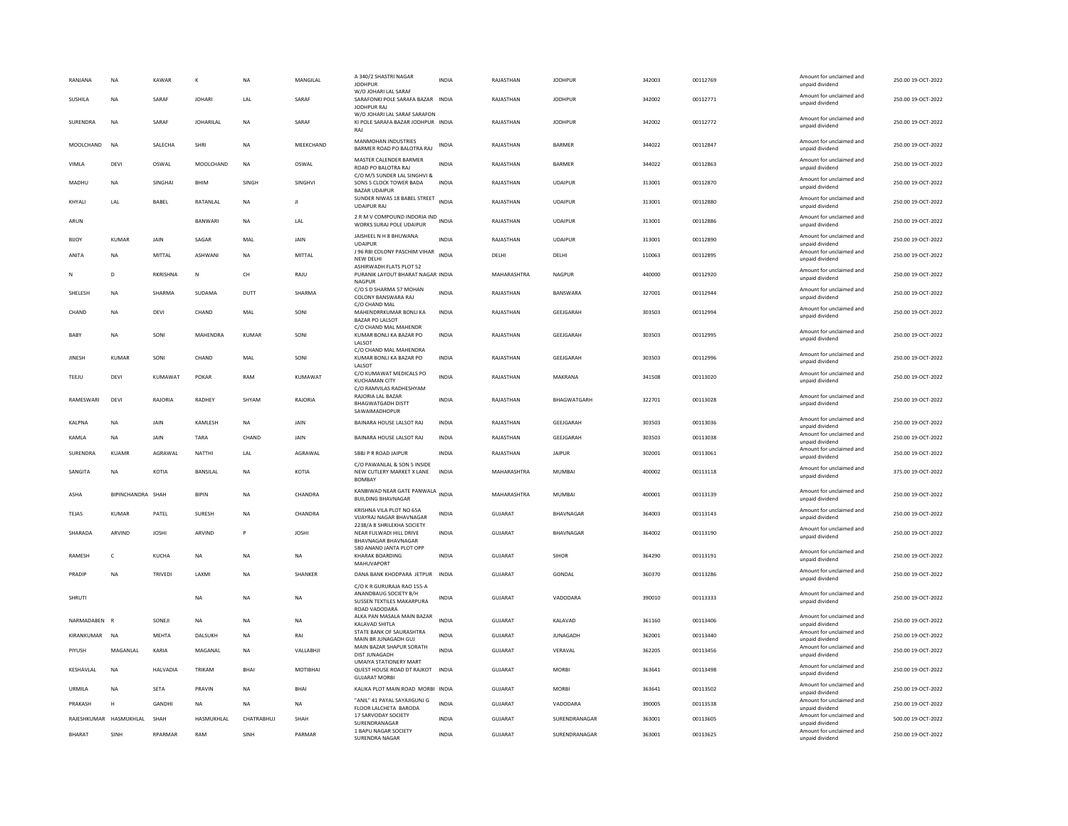| RANJANA | NA | KAWAR | K | NA | MANGILAL | A 340/2 SHASTRI NAGAR JODHPUR | INDIA | RAJASTHAN | JODHPUR | 342003 | 00112769 | Amount for unclaimed and unpaid dividend | 250.00 19-OCT-2022 |
|---|---|---|---|---|---|---|---|---|---|---|---|---|---|
| SUSHILA | NA | SARAF | JOHARI | LAL | SARAF | W/O JOHARI LAL SARAF SARAFONKI POLE SARAFA BAZAR JODHPUR RAJ | INDIA | RAJASTHAN | JODHPUR | 342002 | 00112771 | Amount for unclaimed and unpaid dividend | 250.00 19-OCT-2022 |
| SURENDRA | NA | SARAF | JOHARILAL | NA | SARAF | W/O JOHARI LAL SARAF SARAFON KI POLE SARAFA BAZAR JODHPUR RAJ | INDIA | RAJASTHAN | JODHPUR | 342002 | 00112772 | Amount for unclaimed and unpaid dividend | 250.00 19-OCT-2022 |
| MOOLCHAND | NA | SALECHA | SHRI | NA | MEEKCHAND | MANMOHAN INDUSTRIES BARMER ROAD PO BALOTRA RAJ | INDIA | RAJASTHAN | BARMER | 344022 | 00112847 | Amount for unclaimed and unpaid dividend | 250.00 19-OCT-2022 |
| VIMLA | DEVI | OSWAL | MOOLCHAND | NA | OSWAL | MASTER CALENDER BARMER ROAD PO BALOTRA RAJ | INDIA | RAJASTHAN | BARMER | 344022 | 00112863 | Amount for unclaimed and unpaid dividend | 250.00 19-OCT-2022 |
| MADHU | NA | SINGHAI | BHIM | SINGH | SINGHVI | C/O M/S SUNDER LAL SINGHVI & SONS 5 CLOCK TOWER BADA BAZAR UDAIPUR | INDIA | RAJASTHAN | UDAIPUR | 313001 | 00112870 | Amount for unclaimed and unpaid dividend | 250.00 19-OCT-2022 |
| KHYALI | LAL | BABEL | RATANLAL | NA | JI | SUNDER NIWAS 18 BABEL STREET UDAIPUR RAJ | INDIA | RAJASTHAN | UDAIPUR | 313001 | 00112880 | Amount for unclaimed and unpaid dividend | 250.00 19-OCT-2022 |
| ARUN | | | BANWARI | NA | LAL | 2 R M V COMPOUND INDORIA IND WORKS SURAJ POLE UDAIPUR | INDIA | RAJASTHAN | UDAIPUR | 313001 | 00112886 | Amount for unclaimed and unpaid dividend | 250.00 19-OCT-2022 |
| BIJOY | KUMAR | JAIN | SAGAR | MAL | JAIN | JAISHEEL N H 8 BHUWANA UDAIPUR | INDIA | RAJASTHAN | UDAIPUR | 313001 | 00112890 | Amount for unclaimed and unpaid dividend | 250.00 19-OCT-2022 |
| ANITA | NA | MITTAL | ASHWANI | NA | MITTAL | J 96 RBI COLONY PASCHIM VIHAR NEW DELHI | INDIA | DELHI | DELHI | 110063 | 00112895 | Amount for unclaimed and unpaid dividend | 250.00 19-OCT-2022 |
| N | D | RKRISHNA | N | CH | RAJU | ASHIRWADH FLATS PLOT 52 PURANIK LAYOUT BHARAT NAGAR NAGPUR | INDIA | MAHARASHTRA | NAGPUR | 440000 | 00112920 | Amount for unclaimed and unpaid dividend | 250.00 19-OCT-2022 |
| SHELESH | NA | SHARMA | SUDAMA | DUTT | SHARMA | C/O S D SHARMA 57 MOHAN COLONY BANSWARA RAJ | INDIA | RAJASTHAN | BANSWARA | 327001 | 00112944 | Amount for unclaimed and unpaid dividend | 250.00 19-OCT-2022 |
| CHAND | NA | DEVI | CHAND | MAL | SONI | C/O CHAND MAL MAHENDRRKUMAR BONLI KA BAZAR PO LALSOT | INDIA | RAJASTHAN | GEEJGARAH | 303503 | 00112994 | Amount for unclaimed and unpaid dividend | 250.00 19-OCT-2022 |
| BABY | NA | SONI | MAHENDRA | KUMAR | SONI | C/O CHAND MAL MAHENDR KUMAR BONLI KA BAZAR PO LALSOT | INDIA | RAJASTHAN | GEEJGARAH | 303503 | 00112995 | Amount for unclaimed and unpaid dividend | 250.00 19-OCT-2022 |
| JINESH | KUMAR | SONI | CHAND | MAL | SONI | C/O CHAND MAL MAHENDRA KUMAR BONLI KA BAZAR PO LALSOT | INDIA | RAJASTHAN | GEEJGARAH | 303503 | 00112996 | Amount for unclaimed and unpaid dividend | 250.00 19-OCT-2022 |
| TEEJU | DEVI | KUMAWAT | POKAR | RAM | KUMAWAT | C/O KUMAWAT MEDICALS PO KUCHAMAN CITY | INDIA | RAJASTHAN | MAKRANA | 341508 | 00113020 | Amount for unclaimed and unpaid dividend | 250.00 19-OCT-2022 |
| RAMESWARI | DEVI | RAJORIA | RADHEY | SHYAM | RAJORIA | C/O RAMVILAS RADHESHYAM RAJORIA LAL BAZAR BHAGWATGADH DISTT SAWAIMADHOPUR | INDIA | RAJASTHAN | BHAGWATGARH | 322701 | 00113028 | Amount for unclaimed and unpaid dividend | 250.00 19-OCT-2022 |
| KALPNA | NA | JAIN | KAMLESH | NA | JAIN | BAINARA HOUSE LALSOT RAJ | INDIA | RAJASTHAN | GEEJGARAH | 303503 | 00113036 | Amount for unclaimed and unpaid dividend | 250.00 19-OCT-2022 |
| KAMLA | NA | JAIN | TARA | CHAND | JAIN | BAINARA HOUSE LALSOT RAJ | INDIA | RAJASTHAN | GEEJGARAH | 303503 | 00113038 | Amount for unclaimed and unpaid dividend | 250.00 19-OCT-2022 |
| SURENDRA | KUAMR | AGRAWAL | NATTHI | LAL | AGRAWAL | SBBJ P R ROAD JAIPUR | INDIA | RAJASTHAN | JAIPUR | 302001 | 00113061 | Amount for unclaimed and unpaid dividend | 250.00 19-OCT-2022 |
| SANGITA | NA | KOTIA | BANSILAL | NA | KOTIA | C/O PAWANLAL & SON 5 INSIDE NEW CUTLERY MARKET X LANE BOMBAY | INDIA | MAHARASHTRA | MUMBAI | 400002 | 00113118 | Amount for unclaimed and unpaid dividend | 375.00 19-OCT-2022 |
| ASHA | BIPINCHANDRA | SHAH | BIPIN | NA | CHANDRA | KANBIWAD NEAR GATE PANWALA BUILDING BHAVNAGAR | INDIA | MAHARASHTRA | MUMBAI | 400001 | 00113139 | Amount for unclaimed and unpaid dividend | 250.00 19-OCT-2022 |
| TEJAS | KUMAR | PATEL | SURESH | NA | CHANDRA | KRISHNA VILA PLOT NO 65A VIJAYRAJ NAGAR BHAVNAGAR | INDIA | GUJARAT | BHAVNAGAR | 364003 | 00113143 | Amount for unclaimed and unpaid dividend | 250.00 19-OCT-2022 |
| SHARADA | ARVIND | JOSHI | ARVIND | P | JOSHI | 2238/A 8 SHRILEKHA SOCIETY NEAR FULWADI HILL DRIVE BHAVNAGAR BHAVNAGAR | INDIA | GUJARAT | BHAVNAGAR | 364002 | 00113190 | Amount for unclaimed and unpaid dividend | 250.00 19-OCT-2022 |
| RAMESH | C | KUCHA | NA | NA | NA | 580 ANAND JANTA PLOT OPP KHARAK BOARDING MAHUVAPORT | INDIA | GUJARAT | SIHOR | 364290 | 00113191 | Amount for unclaimed and unpaid dividend | 250.00 19-OCT-2022 |
| PRADIP | NA | TRIVEDI | LAXMI | NA | SHANKER | DANA BANK KHODPARA JETPUR | INDIA | GUJARAT | GONDAL | 360370 | 00113286 | Amount for unclaimed and unpaid dividend | 250.00 19-OCT-2022 |
| SHRUTI | | | NA | NA | NA | C/O K R GURURAJA RAO 155-A ANANDBAUG SOCIETY B/H SUSSEN TEXTILES MAKARPURA ROAD VADODARA | INDIA | GUJARAT | VADODARA | 390010 | 00113333 | Amount for unclaimed and unpaid dividend | 250.00 19-OCT-2022 |
| NARMADABEN | R | SONEJI | NA | NA | NA | ALKA PAN MASALA MAIN BAZAR KALAVAD SHITLA | INDIA | GUJARAT | KALAVAD | 361160 | 00113406 | Amount for unclaimed and unpaid dividend | 250.00 19-OCT-2022 |
| KIRANKUMAR | NA | MEHTA | DALSUKH | NA | RAI | STATE BANK OF SAURASHTRA MAIN BR JUNAGADH GUJ | INDIA | GUJARAT | JUNAGADH | 362001 | 00113440 | Amount for unclaimed and unpaid dividend | 250.00 19-OCT-2022 |
| PIYUSH | MAGANLAL | KARIA | MAGANAL | NA | VALLABHJI | MAIN BAZAR SHAPUR SORATH DIST JUNAGADH | INDIA | GUJARAT | VERAVAL | 362205 | 00113456 | Amount for unclaimed and unpaid dividend | 250.00 19-OCT-2022 |
| KESHAVLAL | NA | HALVADIA | TRIKAM | BHAI | MOTIBHAI | UMAIYA STATIONERY MART QUEST HOUSE ROAD DT RAJKOT GUJARAT MORBI | INDIA | GUJARAT | MORBI | 363641 | 00113498 | Amount for unclaimed and unpaid dividend | 250.00 19-OCT-2022 |
| URMILA | NA | SETA | PRAVIN | NA | BHAI | KALIKA PLOT MAIN ROAD MORBI | INDIA | GUJARAT | MORBI | 363641 | 00113502 | Amount for unclaimed and unpaid dividend | 250.00 19-OCT-2022 |
| PRAKASH | H | GANDHI | NA | NA | NA | "ANIL" 41 PAYAL SAYAJIGUNJ G FLOOR LALCHETA BARODA | INDIA | GUJARAT | VADODARA | 390005 | 00113538 | Amount for unclaimed and unpaid dividend | 250.00 19-OCT-2022 |
| RAJESHKUMAR | HASMUKHLAL | SHAH | HASMUKHLAL | CHATRABHUJ | SHAH | 17 SARVODAY SOCIETY SURENDRANAGAR | INDIA | GUJARAT | SURENDRANAGAR | 363001 | 00113605 | Amount for unclaimed and unpaid dividend | 500.00 19-OCT-2022 |
| BHARAT | SINH | RPARMAR | RAM | SINH | PARMAR | 1 BAPU NAGAR SOCIETY SURENDRA NAGAR | INDIA | GUJARAT | SURENDRANAGAR | 363001 | 00113625 | Amount for unclaimed and unpaid dividend | 250.00 19-OCT-2022 |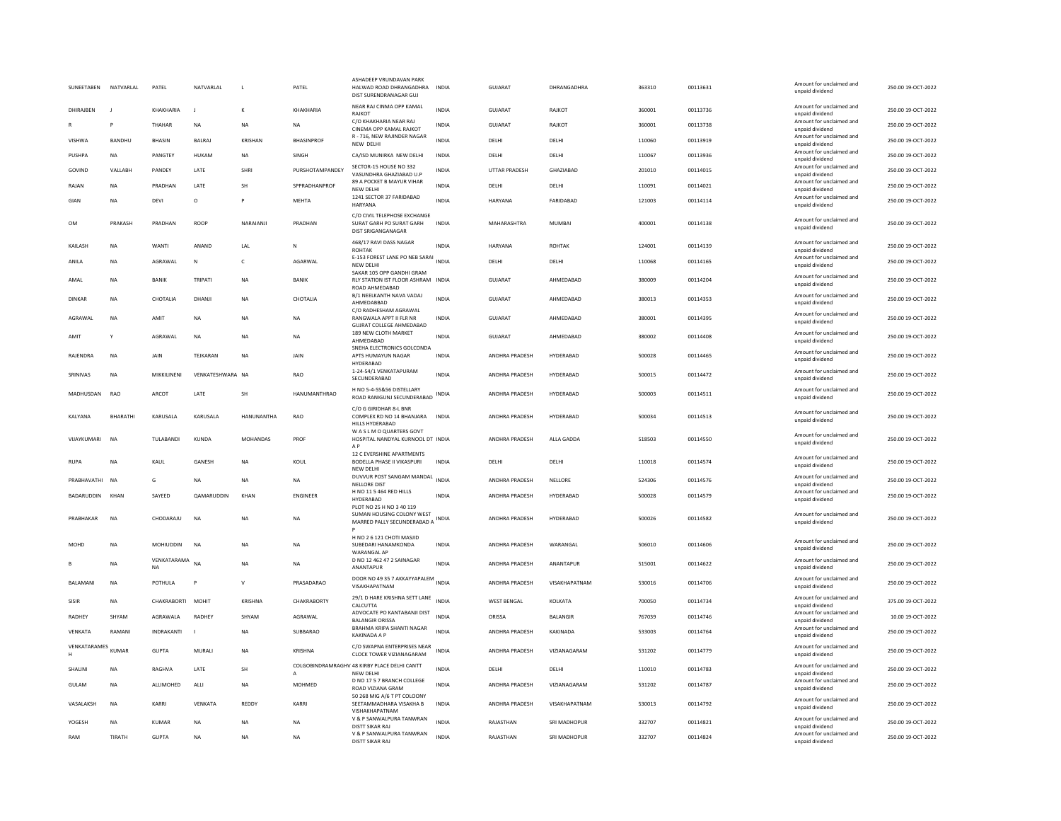| SUNEETABEN | NATVARLAL | PATEL | NATVARLAL | L | PATEL | ASHADEEP VRUNDAVAN PARK HALWAD ROAD DHRANGADHRA DIST SURENDRANAGAR GUJ | INDIA | GUJARAT | DHRANGADHRA | 363310 | 00113631 | Amount for unclaimed and unpaid dividend | 250.00 | 19-OCT-2022 |
|---|---|---|---|---|---|---|---|---|---|---|---|---|---|---|
| DHIRAJBEN | J | KHAKHARIA | J | K | KHAKHARIA | NEAR RAJ CINMA OPP KAMAL RAJKOT | INDIA | GUJARAT | RAJKOT | 360001 | 00113736 | Amount for unclaimed and unpaid dividend | 250.00 | 19-OCT-2022 |
| R | P | THAHAR | NA | NA | NA | C/O KHAKHARIA NEAR RAJ CINEMA OPP KAMAL RAJKOT | INDIA | GUJARAT | RAJKOT | 360001 | 00113738 | Amount for unclaimed and unpaid dividend | 250.00 | 19-OCT-2022 |
| VISHWA | BANDHU | BHASIN | BALRAJ | KRISHAN | BHASINPROF | R - 716, NEW RAJINDER NAGAR NEW DELHI | INDIA | DELHI | DELHI | 110060 | 00113919 | Amount for unclaimed and unpaid dividend | 250.00 | 19-OCT-2022 |
| PUSHPA | NA | PANGTEY | HUKAM | NA | SINGH | CA/ISD MUNIRKA NEW DELHI | INDIA | DELHI | DELHI | 110067 | 00113936 | Amount for unclaimed and unpaid dividend | 250.00 | 19-OCT-2022 |
| GOVIND | VALLABH | PANDEY | LATE | SHRI | PURSHOTAMPANDEY | SECTOR-15 HOUSE NO 332 VASUNDHRA GHAZIABAD U.P | INDIA | UTTAR PRADESH | GHAZIABAD | 201010 | 00114015 | Amount for unclaimed and unpaid dividend | 250.00 | 19-OCT-2022 |
| RAJAN | NA | PRADHAN | LATE | SH | SPPRADHANPROF | 89 A POCKET B MAYUR VIHAR NEW DELHI | INDIA | DELHI | DELHI | 110091 | 00114021 | Amount for unclaimed and unpaid dividend | 250.00 | 19-OCT-2022 |
| GIAN | NA | DEVI | O | P | MEHTA | 1241 SECTOR 37 FARIDABAD HARYANA | INDIA | HARYANA | FARIDABAD | 121003 | 00114114 | Amount for unclaimed and unpaid dividend | 250.00 | 19-OCT-2022 |
| OM | PRAKASH | PRADHAN | ROOP | NARAIANJI | PRADHAN | C/O CIVIL TELEPHOSE EXCHANGE SURAT GARH PO SURAT GARH DIST SRIGANGANAGAR | INDIA | MAHARASHTRA | MUMBAI | 400001 | 00114138 | Amount for unclaimed and unpaid dividend | 250.00 | 19-OCT-2022 |
| KAILASH | NA | WANTI | ANAND | LAL | N | 468/17 RAVI DASS NAGAR ROHTAK | INDIA | HARYANA | ROHTAK | 124001 | 00114139 | Amount for unclaimed and unpaid dividend | 250.00 | 19-OCT-2022 |
| ANILA | NA | AGRAWAL | N | C | AGARWAL | E-153 FOREST LANE PO NEB SARAI NEW DELHI | INDIA | DELHI | DELHI | 110068 | 00114165 | Amount for unclaimed and unpaid dividend | 250.00 | 19-OCT-2022 |
| AMAL | NA | BANIK | TRIPATI | NA | BANIK | SAKAR 105 OPP GANDHI GRAM RLY STATION IST FLOOR ASHRAM ROAD AHMEDABAD | INDIA | GUJARAT | AHMEDABAD | 380009 | 00114204 | Amount for unclaimed and unpaid dividend | 250.00 | 19-OCT-2022 |
| DINKAR | NA | CHOTALIA | DHANJI | NA | CHOTALIA | B/1 NEELKANTH NAVA VADAJ AHMEDABBAD | INDIA | GUJARAT | AHMEDABAD | 380013 | 00114353 | Amount for unclaimed and unpaid dividend | 250.00 | 19-OCT-2022 |
| AGRAWAL | NA | AMIT | NA | NA | NA | C/O RADHESHAM AGRAWAL RANGWALA APPT II FLR NR GUJRAT COLLEGE AHMEDABAD | INDIA | GUJARAT | AHMEDABAD | 380001 | 00114395 | Amount for unclaimed and unpaid dividend | 250.00 | 19-OCT-2022 |
| AMIT | Y | AGRAWAL | NA | NA | NA | 189 NEW CLOTH MARKET AHMEDABAD | INDIA | GUJARAT | AHMEDABAD | 380002 | 00114408 | Amount for unclaimed and unpaid dividend | 250.00 | 19-OCT-2022 |
| RAJENDRA | NA | JAIN | TEJKARAN | NA | JAIN | SNEHA ELECTRONICS GOLCONDA APTS HUMAYUN NAGAR HYDERABAD | INDIA | ANDHRA PRADESH | HYDERABAD | 500028 | 00114465 | Amount for unclaimed and unpaid dividend | 250.00 | 19-OCT-2022 |
| SRINIVAS | NA | MIKKILINENI | VENKATESHWARA | NA | RAO | 1-24-54/1 VENKATAPURAM SECUNDERABAD | INDIA | ANDHRA PRADESH | HYDERABAD | 500015 | 00114472 | Amount for unclaimed and unpaid dividend | 250.00 | 19-OCT-2022 |
| MADHUSDAN | RAO | ARCOT | LATE | SH | HANUMANTHRAO | H NO 5-4-55&56 DISTELLARY ROAD RANIGUNJ SECUNDERABAD | INDIA | ANDHRA PRADESH | HYDERABAD | 500003 | 00114511 | Amount for unclaimed and unpaid dividend | 250.00 | 19-OCT-2022 |
| KALYANA | BHARATHI | KARUSALA | KARUSALA | HANUNANTHA | RAO | C/O G GIRIDHAR 8 L BNR COMPLEX RD NO 14 BHANJARA HILLS HYDERABAD | INDIA | ANDHRA PRADESH | HYDERABAD | 500034 | 00114513 | Amount for unclaimed and unpaid dividend | 250.00 | 19-OCT-2022 |
| VIJAYKUMARI | NA | TULABANDI | KUNDA | MOHANDAS | PROF | W A S L M O QUARTERS GOVT HOSPITAL NANDYAL KURNOOL DT A P | INDIA | ANDHRA PRADESH | ALLA GADDA | 518503 | 00114550 | Amount for unclaimed and unpaid dividend | 250.00 | 19-OCT-2022 |
| RUPA | NA | KAUL | GANESH | NA | KOUL | 12 C EVERSHINE APARTMENTS BODELLA PHASE II VIKASPURI NEW DELHI | INDIA | DELHI | DELHI | 110018 | 00114574 | Amount for unclaimed and unpaid dividend | 250.00 | 19-OCT-2022 |
| PRABHAVATHI | NA | G | NA | NA | NA | DUVVUR POST SANGAM MANDAL NELLORE DIST | INDIA | ANDHRA PRADESH | NELLORE | 524306 | 00114576 | Amount for unclaimed and unpaid dividend | 250.00 | 19-OCT-2022 |
| BADARUDDIN | KHAN | SAYEED | QAMARUDDIN | KHAN | ENGINEER | H NO 11 5 464 RED HILLS HYDERABAD | INDIA | ANDHRA PRADESH | HYDERABAD | 500028 | 00114579 | Amount for unclaimed and unpaid dividend | 250.00 | 19-OCT-2022 |
| PRABHAKAR | NA | CHODARAJU | NA | NA | NA | PLOT NO 25 H NO 3 40 119 SUMAN HOUSING COLONY WEST MARRED PALLY SECUNDERABAD A P | INDIA | ANDHRA PRADESH | HYDERABAD | 500026 | 00114582 | Amount for unclaimed and unpaid dividend | 250.00 | 19-OCT-2022 |
| MOHD | NA | MOHIUDDIN | NA | NA | NA | H NO 2 6 121 CHOTI MASJID SUBEDARI HANAMKONDA WARANGAL AP | INDIA | ANDHRA PRADESH | WARANGAL | 506010 | 00114606 | Amount for unclaimed and unpaid dividend | 250.00 | 19-OCT-2022 |
| B | NA | VENKATARAMA NA | NA | NA | NA | D NO 12 462 47 2 SAINAGAR ANANTAPUR | INDIA | ANDHRA PRADESH | ANANTAPUR | 515001 | 00114622 | Amount for unclaimed and unpaid dividend | 250.00 | 19-OCT-2022 |
| BALAMANI | NA | POTHULA | P | V | PRASADARAO | DOOR NO 49 35 7 AKKAYYAPALEM VISAKHAPATNAM | INDIA | ANDHRA PRADESH | VISAKHAPATNAM | 530016 | 00114706 | Amount for unclaimed and unpaid dividend | 250.00 | 19-OCT-2022 |
| SISIR | NA | CHAKRABORTI | MOHIT | KRISHNA | CHAKRABORTY | 29/1 D HARE KRISHNA SETT LANE CALCUTTA | INDIA | WEST BENGAL | KOLKATA | 700050 | 00114734 | Amount for unclaimed and unpaid dividend | 375.00 | 19-OCT-2022 |
| RADHEY | SHYAM | AGRAWALA | RADHEY | SHYAM | AGRAWAL | ADVOCATE PO KANTABANJI DIST BALANGIR ORISSA | INDIA | ORISSA | BALANGIR | 767039 | 00114746 | Amount for unclaimed and unpaid dividend | 10.00 | 19-OCT-2022 |
| VENKATA | RAMANI | INDRAKANTI | I | NA | SUBBARAO | BRAHMA KRIPA SHANTI NAGAR KAKINADA A P | INDIA | ANDHRA PRADESH | KAKINADA | 533003 | 00114764 | Amount for unclaimed and unpaid dividend | 250.00 | 19-OCT-2022 |
| VENKATARAMES H | KUMAR | GUPTA | MURALI | NA | KRISHNA | C/O SWAPNA ENTERPRISES NEAR CLOCK TOWER VIZIANAGARAM | INDIA | ANDHRA PRADESH | VIZIANAGARAM | 531202 | 00114779 | Amount for unclaimed and unpaid dividend | 250.00 | 19-OCT-2022 |
| SHALINI | NA | RAGHVA | LATE | SH | COLGOBINDRAMRAGHV A | 48 KIRBY PLACE DELHI CANTT NEW DELHI | INDIA | DELHI | DELHI | 110010 | 00114783 | Amount for unclaimed and unpaid dividend | 250.00 | 19-OCT-2022 |
| GULAM | NA | ALLIMOHED | ALLI | NA | MOHMED | D NO 17 5 7 BRANCH COLLEGE ROAD VIZIANA GRAM | INDIA | ANDHRA PRADESH | VIZIANAGARAM | 531202 | 00114787 | Amount for unclaimed and unpaid dividend | 250.00 | 19-OCT-2022 |
| VASALAKSH | NA | KARRI | VENKATA | REDDY | KARRI | 50 268 MIG A/6 T PT COLOONY SEETAMMADHARA VISAKHA B VISHAKHAPATNAM | INDIA | ANDHRA PRADESH | VISAKHAPATNAM | 530013 | 00114792 | Amount for unclaimed and unpaid dividend | 250.00 | 19-OCT-2022 |
| YOGESH | NA | KUMAR | NA | NA | NA | V & P SANWALPURA TANWRAN DISTT SIKAR RAJ | INDIA | RAJASTHAN | SRI MADHOPUR | 332707 | 00114821 | Amount for unclaimed and unpaid dividend | 250.00 | 19-OCT-2022 |
| RAM | TIRATH | GUPTA | NA | NA | NA | V & P SANWALPURA TANWRAN DISTT SIKAR RAJ | INDIA | RAJASTHAN | SRI MADHOPUR | 332707 | 00114824 | Amount for unclaimed and unpaid dividend | 250.00 | 19-OCT-2022 |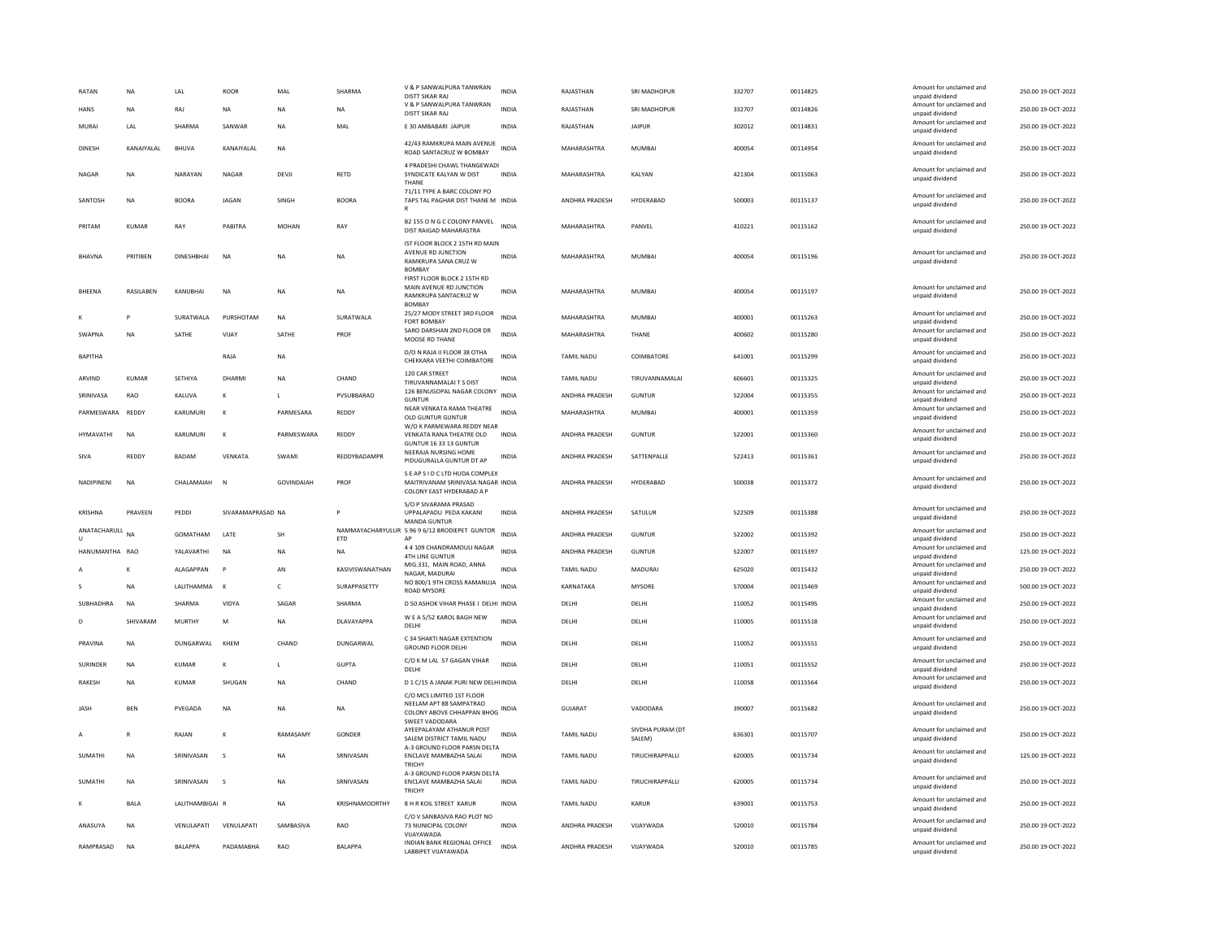| RATAN | NA | LAL | ROOR | MAL | SHARMA | V & P SANWALPURA TANWRAN DISTT SIKAR RAJ | INDIA | RAJASTHAN | SRI MADHOPUR | 332707 | 00114825 | Amount for unclaimed and unpaid dividend | 250.00 | 19-OCT-2022 |
|---|---|---|---|---|---|---|---|---|---|---|---|---|---|---|
| HANS | NA | RAJ | NA | NA | NA | V & P SANWALPURA TANWRAN DISTT SIKAR RAJ | INDIA | RAJASTHAN | SRI MADHOPUR | 332707 | 00114826 | Amount for unclaimed and unpaid dividend | 250.00 | 19-OCT-2022 |
| MURAI | LAL | SHARMA | SANWAR | NA | MAL | E 30 AMBABARI JAIPUR | INDIA | RAJASTHAN | JAIPUR | 302012 | 00114831 | Amount for unclaimed and unpaid dividend | 250.00 | 19-OCT-2022 |
| DINESH | KANAIYALAL | BHUVA | KANAIYALAL | NA | | 42/43 RAMKRUPA MAIN AVENUE ROAD SANTACRUZ W BOMBAY | INDIA | MAHARASHTRA | MUMBAI | 400054 | 00114954 | Amount for unclaimed and unpaid dividend | 250.00 | 19-OCT-2022 |
| NAGAR | NA | NARAYAN | NAGAR | DEVJI | RETD | 4 PRADESHI CHAWL THANGEWADI SYNDICATE KALYAN W DIST THANE | INDIA | MAHARASHTRA | KALYAN | 421304 | 00115063 | Amount for unclaimed and unpaid dividend | 250.00 | 19-OCT-2022 |
| SANTOSH | NA | BOORA | JAGAN | SINGH | BOORA | 71/11 TYPE A BARC COLONY PO TAPS TAL PAGHAR DIST THANE M R | INDIA | ANDHRA PRADESH | HYDERABAD | 500003 | 00115137 | Amount for unclaimed and unpaid dividend | 250.00 | 19-OCT-2022 |
| PRITAM | KUMAR | RAY | PABITRA | MOHAN | RAY | B2 155 O N G C COLONY PANVEL DIST RAIGAD MAHARASTRA | INDIA | MAHARASHTRA | PANVEL | 410221 | 00115162 | Amount for unclaimed and unpaid dividend | 250.00 | 19-OCT-2022 |
| BHAVNA | PRITIBEN | DINESHBHAI | NA | NA | NA | IST FLOOR BLOCK 2 15TH RD MAIN AVENUE RD JUNCTION RAMKRUPA SANA CRUZ W BOMBAY | INDIA | MAHARASHTRA | MUMBAI | 400054 | 00115196 | Amount for unclaimed and unpaid dividend | 250.00 | 19-OCT-2022 |
| BHEENA | RASILABEN | KANUBHAI | NA | NA | NA | FIRST FLOOR BLOCK 2 15TH RD MAIN AVENUE RD JUNCTION RAMKRUPA SANTACRUZ W BOMBAY | INDIA | MAHARASHTRA | MUMBAI | 400054 | 00115197 | Amount for unclaimed and unpaid dividend | 250.00 | 19-OCT-2022 |
| K | P | SURATWALA | PURSHOTAM | NA | SURATWALA | 25/27 MODY STREET 3RD FLOOR FORT BOMBAY | INDIA | MAHARASHTRA | MUMBAI | 400001 | 00115263 | Amount for unclaimed and unpaid dividend | 250.00 | 19-OCT-2022 |
| SWAPNA | NA | SATHE | VIJAY | SATHE | PROF | SARO DARSHAN 2ND FLOOR DR MOOSE RD THANE | INDIA | MAHARASHTRA | THANE | 400602 | 00115280 | Amount for unclaimed and unpaid dividend | 250.00 | 19-OCT-2022 |
| BAPITHA | | | RAJA | NA | | D/O N RAJA II FLOOR 38 OTHA CHEKKARA VEETHI COIMBATORE | INDIA | TAMIL NADU | COIMBATORE | 641001 | 00115299 | Amount for unclaimed and unpaid dividend | 250.00 | 19-OCT-2022 |
| ARVIND | KUMAR | SETHIYA | DHARMI | NA | CHAND | 120 CAR STREET TIRUVANNAMALAI T S DIST | INDIA | TAMIL NADU | TIRUVANNAMALAI | 606601 | 00115325 | Amount for unclaimed and unpaid dividend | 250.00 | 19-OCT-2022 |
| SRINIVASA | RAO | KALUVA | K | L | PVSUBBARAO | 126 BENUGOPAL NAGAR COLONY GUNTUR | INDIA | ANDHRA PRADESH | GUNTUR | 522004 | 00115355 | Amount for unclaimed and unpaid dividend | 250.00 | 19-OCT-2022 |
| PARMESWARA | REDDY | KARUMURI | K | PARMESARA | REDDY | NEAR VENKATA RAMA THEATRE OLD GUNTUR GUNTUR | INDIA | MAHARASHTRA | MUMBAI | 400001 | 00115359 | Amount for unclaimed and unpaid dividend | 250.00 | 19-OCT-2022 |
| HYMAVATHI | NA | KARUMURI | K | PARMESWARA | REDDY | W/O K PARMEWARA REDDY NEAR VENKATA RANA THEATRE OLD GUNTUR 16 33 13 GUNTUR | INDIA | ANDHRA PRADESH | GUNTUR | 522001 | 00115360 | Amount for unclaimed and unpaid dividend | 250.00 | 19-OCT-2022 |
| SIVA | REDDY | BADAM | VENKATA | SWAMI | REDDYBADAMPR | NEERAJA NURSING HOME PIDUGURALLA GUNTUR DT AP | INDIA | ANDHRA PRADESH | SATTENPALLE | 522413 | 00115361 | Amount for unclaimed and unpaid dividend | 250.00 | 19-OCT-2022 |
| NADIPINENI | NA | CHALAMAIAH | N | GOVINDAIAH | PROF | S E AP S I D C LTD HUDA COMPLEX MAITRIVANAM SRINIVASA NAGAR COLONY EAST HYDERABAD A P | INDIA | ANDHRA PRADESH | HYDERABAD | 500038 | 00115372 | Amount for unclaimed and unpaid dividend | 250.00 | 19-OCT-2022 |
| KRISHNA | PRAVEEN | PEDDI | SIVARAMAPRASAD | NA | P | S/O P SIVARAMA PRASAD UPPALAPADU PEDA KAKANI MANDA GUNTUR | INDIA | ANDHRA PRADESH | SATULUR | 522509 | 00115388 | Amount for unclaimed and unpaid dividend | 250.00 | 19-OCT-2022 |
| ANATACHARULU | NA | GOMATHAM | LATE | SH | NAMMAYACHARYULUR ETD | S 96 9 6/12 BRODIEPET GUNTOR AP | INDIA | ANDHRA PRADESH | GUNTUR | 522002 | 00115392 | Amount for unclaimed and unpaid dividend | 250.00 | 19-OCT-2022 |
| HANUMANTHA | RAO | YALAVARTHI | NA | NA | NA | 4 4 109 CHANDRAMOULI NAGAR 4TH LINE GUNTUR | INDIA | ANDHRA PRADESH | GUNTUR | 522007 | 00115397 | Amount for unclaimed and unpaid dividend | 125.00 | 19-OCT-2022 |
| A | K | ALAGAPPAN | P | AN | KASIVISWANATHAN | MIG.331, MAIN ROAD, ANNA NAGAR, MADURAI | INDIA | TAMIL NADU | MADURAI | 625020 | 00115432 | Amount for unclaimed and unpaid dividend | 250.00 | 19-OCT-2022 |
| S | NA | LALITHAMMA | K | C | SURAPPASETTY | NO 800/1 9TH CROSS RAMANUJA ROAD MYSORE | INDIA | KARNATAKA | MYSORE | 570004 | 00115469 | Amount for unclaimed and unpaid dividend | 500.00 | 19-OCT-2022 |
| SUBHADHRA | NA | SHARMA | VIDYA | SAGAR | SHARMA | D 50 ASHOK VIHAR PHASE I DELHI | INDIA | DELHI | DELHI | 110052 | 00115495 | Amount for unclaimed and unpaid dividend | 250.00 | 19-OCT-2022 |
| D | SHIVARAM | MURTHY | M | NA | DLAVAYAPPA | W E A 5/52 KAROL BAGH NEW DELHI | INDIA | DELHI | DELHI | 110005 | 00115518 | Amount for unclaimed and unpaid dividend | 250.00 | 19-OCT-2022 |
| PRAVINA | NA | DUNGARWAL | KHEM | CHAND | DUNGARWAL | C 34 SHAKTI NAGAR EXTENTION GROUND FLOOR DELHI | INDIA | DELHI | DELHI | 110052 | 00115551 | Amount for unclaimed and unpaid dividend | 250.00 | 19-OCT-2022 |
| SURINDER | NA | KUMAR | K | L | GUPTA | C/O K M LAL 57 GAGAN VIHAR DELHI | INDIA | DELHI | DELHI | 110051 | 00115552 | Amount for unclaimed and unpaid dividend | 250.00 | 19-OCT-2022 |
| RAKESH | NA | KUMAR | SHUGAN | NA | CHAND | D 1 C/15 A JANAK PURI NEW DELHI | INDIA | DELHI | DELHI | 110058 | 00115564 | Amount for unclaimed and unpaid dividend | 250.00 | 19-OCT-2022 |
| JASH | BEN | PVEGADA | NA | NA | NA | C/O MCS LIMITED 1ST FLOOR NEELAM APT 88 SAMPATRAO COLONY ABOVE CHHAPPAN BHOG SWEET VADODARA | INDIA | GUJARAT | VADODARA | 390007 | 00115682 | Amount for unclaimed and unpaid dividend | 250.00 | 19-OCT-2022 |
| A | R | RAJAN | K | RAMASAMY | GONDER | AYEEPALAYAM ATHANUR POST SALEM DISTRICT TAMIL NADU | INDIA | TAMIL NADU | SIVDHA PURAM (DT SALEM) | 636301 | 00115707 | Amount for unclaimed and unpaid dividend | 250.00 | 19-OCT-2022 |
| SUMATHI | NA | SRINIVASAN | S | NA | SRNIVASAN | A-3 GROUND FLOOR PARSN DELTA ENCLAVE MAMBAZHA SALAI TRICHY | INDIA | TAMIL NADU | TIRUCHIRAPPALLI | 620005 | 00115734 | Amount for unclaimed and unpaid dividend | 125.00 | 19-OCT-2022 |
| SUMATHI | NA | SRINIVASAN | S | NA | SRNIVASAN | A-3 GROUND FLOOR PARSN DELTA ENCLAVE MAMBAZHA SALAI TRICHY | INDIA | TAMIL NADU | TIRUCHIRAPPALLI | 620005 | 00115734 | Amount for unclaimed and unpaid dividend | 250.00 | 19-OCT-2022 |
| K | BALA | LALITHAMBIGAI | R | NA | KRISHNAMOORTHY | 8 H R KOIL STREET KARUR | INDIA | TAMIL NADU | KARUR | 639001 | 00115753 | Amount for unclaimed and unpaid dividend | 250.00 | 19-OCT-2022 |
| ANASUYA | NA | VENULAPATI | VENULAPATI | SAMBASIVA | RAO | C/O V SANBASIVA RAO PLOT NO 73 NUNICIPAL COLONY VIJAYAWADA | INDIA | ANDHRA PRADESH | VIJAYWADA | 520010 | 00115784 | Amount for unclaimed and unpaid dividend | 250.00 | 19-OCT-2022 |
| RAMPRASAD | NA | BALAPPA | PADAMABHA | RAO | BALAPPA | INDIAN BANK REGIONAL OFFICE LABBIPET VIJAYAWADA | INDIA | ANDHRA PRADESH | VIJAYWADA | 520010 | 00115785 | Amount for unclaimed and unpaid dividend | 250.00 | 19-OCT-2022 |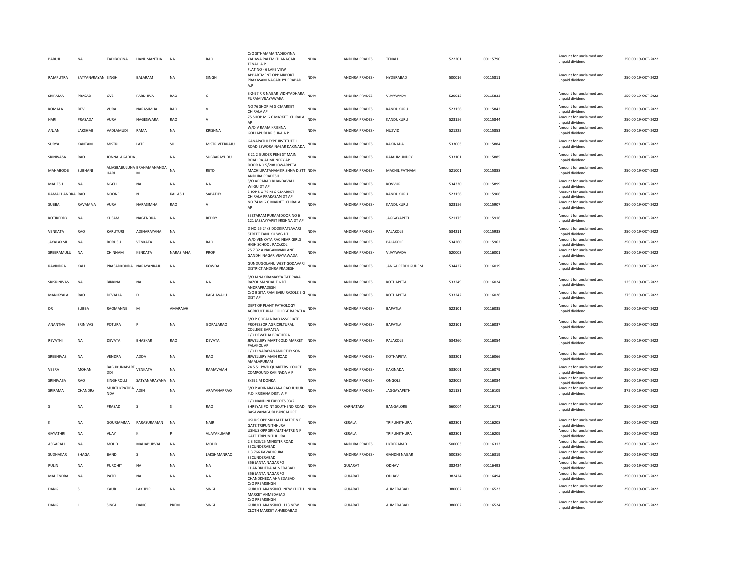| BABUJI | NA | TADIBOYINA | HANUMANTHA | NA | RAO | C/O SITHAMMA TADBOYINA YADAVA PALEM ITHANAGAR TENALI A P | INDIA | ANDHRA PRADESH | TENALI | 522201 | 00115790 | Amount for unclaimed and unpaid dividend | 250.00 19-OCT-2022 |
|---|---|---|---|---|---|---|---|---|---|---|---|---|---|
| RAJAPUTRA | SATYANARAYAN | SINGH | BALARAM | NA | SINGH | FLAT NO - 6 LAKE VIEW APPARTMENT OPP AIRPORT PRAKASAM NAGAR HYDERABAD A.P | INDIA | ANDHRA PRADESH | HYDERABAD | 500016 | 00115811 | Amount for unclaimed and unpaid dividend | 250.00 19-OCT-2022 |
| SRIRAMA | PRASAD | GVS | PARDHIVA | RAO | G | 3-2-97 R R NAGAR VIDHYADHARA PURAM VIJAYAWADA | INDIA | ANDHRA PRADESH | VIJAYWADA | 520012 | 00115833 | Amount for unclaimed and unpaid dividend | 250.00 19-OCT-2022 |
| KOMALA | DEVI | VURA | NARASIMHA | RAO | V | NO 76 SHOP M G C MARKET CHIRALA AP | INDIA | ANDHRA PRADESH | KANDUKURU | 523156 | 00115842 | Amount for unclaimed and unpaid dividend | 250.00 19-OCT-2022 |
| HARI | PRASADA | VURA | NAGESWARA | RAO | V | 75 SHOP M G C MARKET CHIRALA AP | INDIA | ANDHRA PRADESH | KANDUKURU | 523156 | 00115844 | Amount for unclaimed and unpaid dividend | 250.00 19-OCT-2022 |
| ANJANI | LAKSHMI | VADLAMUDI | RAMA | NA | KRISHNA | W/O V RAMA KRISHNA GOLLAPUDI KRISHNA A P | INDIA | ANDHRA PRADESH | NUZVID | 521225 | 00115853 | Amount for unclaimed and unpaid dividend | 250.00 19-OCT-2022 |
| SURYA | KANTAM | MISTRI | LATE | SH | MISTRIVEERRAJU | GANAPATHI TYPE INSTITUTE I ROAD ESWORA NAGAR KAKINADA | INDIA | ANDHRA PRADESH | KAKINADA | 533003 | 00115884 | Amount for unclaimed and unpaid dividend | 250.00 19-OCT-2022 |
| SRINIVASA | RAO | JONNALAGADDA J | | NA | SUBBARAYUDU | 8 21 2 GUIDER PENS ST MAIN ROAD RAJAHMUNDRY AP | INDIA | ANDHRA PRADESH | RAJAHMUNDRY | 533101 | 00115885 | Amount for unclaimed and unpaid dividend | 250.00 19-OCT-2022 |
| MAHABOOB | SUBHANI | ALIASBABULUNA HARI | BRAHAMANANDA M | NA | RETD | DOOR NO 5/208 JOWARPETA MACHILIPATANAM KRISHNA DISTT ANDHRA PRADESH | INDIA | ANDHRA PRADESH | MACHILIPATNAM | 521001 | 00115888 | Amount for unclaimed and unpaid dividend | 250.00 19-OCT-2022 |
| MAHESH | NA | NGCH | NA | NA | NA | S/O APPARAO KHANDAVALLI WIIGU DT AP | INDIA | ANDHRA PRADESH | KOVVUR | 534330 | 00115899 | Amount for unclaimed and unpaid dividend | 250.00 19-OCT-2022 |
| RAMACHANDRA | RAO | NOONE | N | KAILASH | SAPATHY | SHOP NO 76 M G C MARKET CHIRALA PRAKASAM DT AP | INDIA | ANDHRA PRADESH | KANDUKURU | 523156 | 00115906 | Amount for unclaimed and unpaid dividend | 250.00 19-OCT-2022 |
| SUBBA | RAVAMMA | VURA | NARASIMHA | RAO | V | NO 74 M G C MARKET CHIRALA AP | INDIA | ANDHRA PRADESH | KANDUKURU | 523156 | 00115907 | Amount for unclaimed and unpaid dividend | 250.00 19-OCT-2022 |
| KOTIREDDY | NA | KUSAM | NAGENDRA | NA | REDDY | SEETARAM PURAM DOOR NO 6 121 JASSAYYAPET KRISHNA DT AP | INDIA | ANDHRA PRADESH | JAGGAYAPETH | 521175 | 00115916 | Amount for unclaimed and unpaid dividend | 250.00 19-OCT-2022 |
| VENKATA | RAO | KARUTURI | ADINARAYANA | NA | | D NO 26 24/3 DODDIPATLAVARI STREET TANUKU W G DT | INDIA | ANDHRA PRADESH | PALAKOLE | 534211 | 00115938 | Amount for unclaimed and unpaid dividend | 250.00 19-OCT-2022 |
| JAYALAXMI | NA | BORUSU | VENKATA | NA | RAO | W/O VENKATA RAO NEAR GIRLS HIGH SCHOOL PACAKOL | INDIA | ANDHRA PRADESH | PALAKOLE | 534260 | 00115962 | Amount for unclaimed and unpaid dividend | 250.00 19-OCT-2022 |
| SREERAMULU | NA | CHINNAM | KENKATA | NARASIMHA | PROF | 25 7 32 A NAGAMVARILANE GANDHI NAGAR VIJAYAWADA | INDIA | ANDHRA PRADESH | VIJAYWADA | 520003 | 00116001 | Amount for unclaimed and unpaid dividend | 250.00 19-OCT-2022 |
| RAVINDRA | KALI | PRASADKONDA | NARAYANRAJU | NA | KOWDA | GUNDUGOLANU WEST GODAVARI DISTRICT ANDHRA PRADESH | INDIA | ANDHRA PRADESH | JANGA REDDI GUDEM | 534427 | 00116019 | Amount for unclaimed and unpaid dividend | 250.00 19-OCT-2022 |
| SRISRINIVAS | NA | BIKKINA | NA | NA | NA | S/O JANAKIRAMAYYA TATIPAKA RAZOL MANDAL E G DT ANDRAPRADESH | INDIA | ANDHRA PRADESH | KOTHAPETA | 533249 | 00116024 | Amount for unclaimed and unpaid dividend | 125.00 19-OCT-2022 |
| MANIKYALA | RAO | DEVALLA | D | NA | KAGHAVALU | C/O B SITA RAM BABU RAZOLE E G DIST AP | INDIA | ANDHRA PRADESH | KOTHAPETA | 533242 | 00116026 | Amount for unclaimed and unpaid dividend | 375.00 19-OCT-2022 |
| DR | SUBBA | RAOMANNE | M | AMARAIAH | | DEPT OF PLANT PATHOLOGY AGRICULTURAL COLLEGE BAPATLA | INDIA | ANDHRA PRADESH | BAPATLA | 522101 | 00116035 | Amount for unclaimed and unpaid dividend | 250.00 19-OCT-2022 |
| ANANTHA | SRINIVAS | POTURA | P | NA | GOPALARAO | S/O P GOPALA RAO ASSOCIATE PROFESSOR AGRICULTURAL COLLEGE BAPATLA | INDIA | ANDHRA PRADESH | BAPATLA | 522101 | 00116037 | Amount for unclaimed and unpaid dividend | 250.00 19-OCT-2022 |
| REVATHI | NA | DEVATA | BHASKAR | RAO | DEVATA | C/O DEVATHA BRATHERA JEWELLERY MART GOLD MARKET PALAKOL AP | INDIA | ANDHRA PRADESH | PALAKOLE | 534260 | 00116054 | Amount for unclaimed and unpaid dividend | 250.00 19-OCT-2022 |
| SREENIVAS | NA | VENDRA | ADDA | NA | RAO | C/O D NARAYANAMURTHY SON JEWELLERY MAIN ROAD AMALAPURAM | INDIA | ANDHRA PRADESH | KOTHAPETA | 533201 | 00116066 | Amount for unclaimed and unpaid dividend | 250.00 19-OCT-2022 |
| VEERA | MOHAN | BABUKUNAPARE DDI | VENKATA | NA | RAMAVAIAH | 24 5 51 PWD QUARTERS COURT COMPOUND KAKINADA A P | INDIA | ANDHRA PRADESH | KAKINADA | 533001 | 00116079 | Amount for unclaimed and unpaid dividend | 250.00 19-OCT-2022 |
| SRINIVASA | RAO | SINGHROLLI | SATYANARAYANA | NA | | 8/292 M DONKA | INDIA | ANDHRA PRADESH | ONGOLE | 523002 | 00116084 | Amount for unclaimed and unpaid dividend | 250.00 19-OCT-2022 |
| SRIRAMA | CHANDRA | MURTHYPATIBA NDA | ADIN | NA | ARAYANAPRAO | S/O P ADINARAYANA RAO JUJJUR P.O KRISHNA DIST. A.P | INDIA | ANDHRA PRADESH | JAGGAYAPETH | 521181 | 00116109 | Amount for unclaimed and unpaid dividend | 375.00 19-OCT-2022 |
| S | NA | PRASAD | S | S | RAO | C/O NANDINI EXPORTS 93/2 SHREYAS POINT SOUTHEND ROAD BASAVANAGUDI BANGALORE | INDIA | KARNATAKA | BANGALORE | 560004 | 00116171 | Amount for unclaimed and unpaid dividend | 250.00 19-OCT-2022 |
| K | NA | GOURIAMMA | PARASURAMAN | NA | NAIR | USHUS OPP SRIKALATHATRE N F GATE TRIPUNITHHURA | INDIA | KERALA | TRIPUNITHURA | 682301 | 00116208 | Amount for unclaimed and unpaid dividend | 250.00 19-OCT-2022 |
| GAYATHRI | NA | VIJAY | K | P | VIJAYAKUMAR | USHUS OPP SRIKALATHATRE N F GATE TRIPUNITHHURA | INDIA | KERALA | TRIPUNITHURA | 682301 | 00116209 | Amount for unclaimed and unpaid dividend | 250.00 19-OCT-2022 |
| ASGARALI | NA | MOHD | MAHABUBVAI | NA | MOHD | 2 3 523/25 MINISTER ROAD SECUNDERABAD | INDIA | ANDHRA PRADESH | HYDERABAD | 500003 | 00116313 | Amount for unclaimed and unpaid dividend | 250.00 19-OCT-2022 |
| SUDHAKAR | SHAGA | BANDI | S | NA | LAKSHMANRAO | 1 3 766 KAVADIGUDA SECUNDERABAD | INDIA | ANDHRA PRADESH | GANDHI NAGAR | 500380 | 00116319 | Amount for unclaimed and unpaid dividend | 250.00 19-OCT-2022 |
| PULIN | NA | PUROHIT | NA | NA | NA | 356 JANTA NAGAR PO CHANDKHEDA AHMEDABAD | INDIA | GUJARAT | ODHAV | 382424 | 00116493 | Amount for unclaimed and unpaid dividend | 250.00 19-OCT-2022 |
| MAHENDRA | NA | PATEL | NA | NA | NA | 356 JANTA NAGAR PO CHANDKHEDA AHMEDABAD | INDIA | GUJARAT | ODHAV | 382424 | 00116494 | Amount for unclaimed and unpaid dividend | 250.00 19-OCT-2022 |
| DANG | S | KAUR | LAKHBIR | NA | SINGH | C/O PREMSINGH GURUCHARANSINGH NEW CLOTH MARKET AHMEDABAD | INDIA | GUJARAT | AHMEDABAD | 380002 | 00116523 | Amount for unclaimed and unpaid dividend | 250.00 19-OCT-2022 |
| DANG | L | SINGH | DANG | PREM | SINGH | C/O PREMSINGH GURUCHARANSINGH 113 NEW CLOTH MARKET AHMEDABAD | INDIA | GUJARAT | AHMEDABAD | 380002 | 00116524 | Amount for unclaimed and unpaid dividend | 250.00 19-OCT-2022 |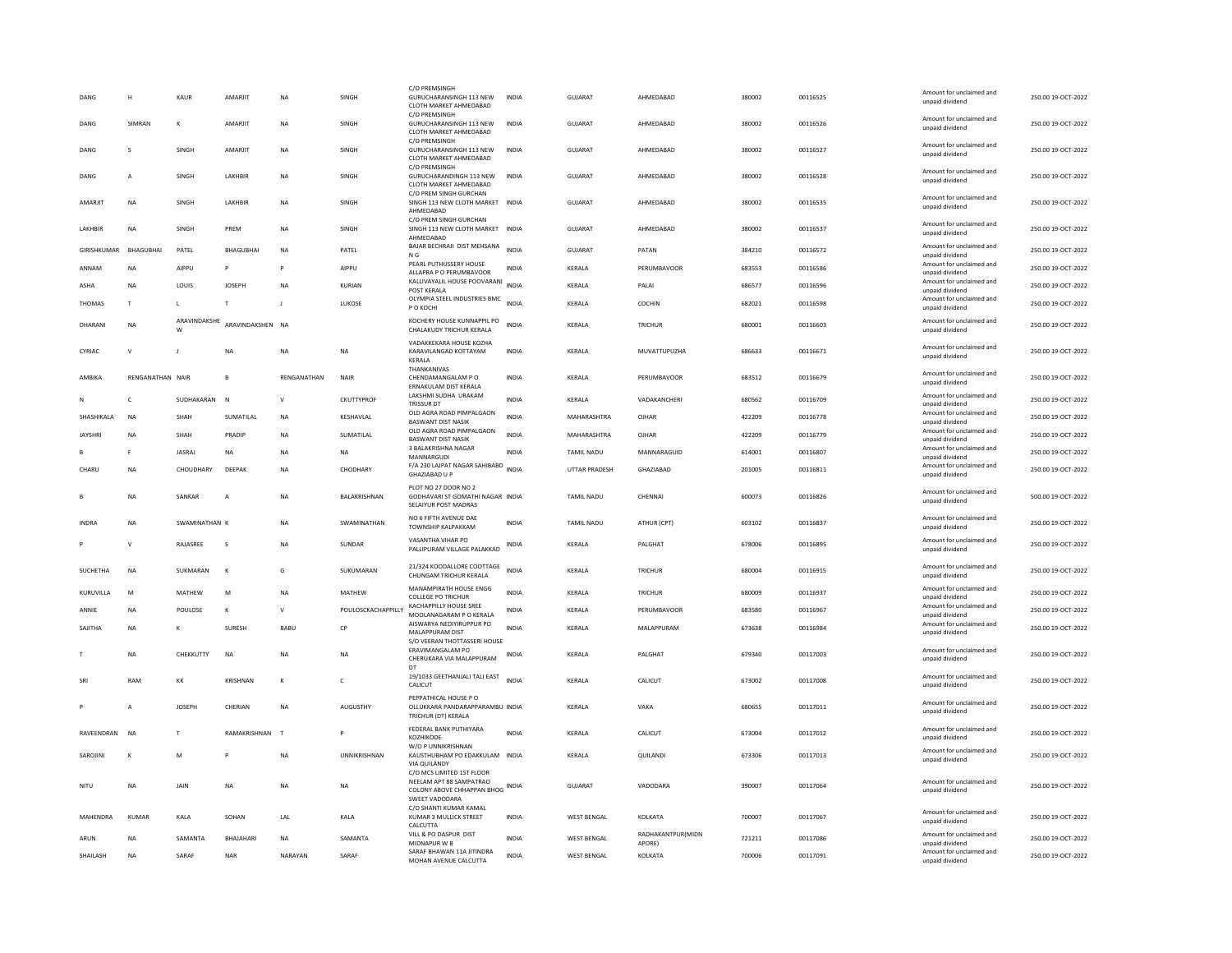| | | | | | | | | | | | | | | |
|---|---|---|---|---|---|---|---|---|---|---|---|---|---|---|
| DANG | H | KAUR | AMARJIT | NA | SINGH | C/O PREMSINGH GURUCHARANSINGH 113 NEW CLOTH MARKET AHMEDABAD | INDIA | GUJARAT | AHMEDABAD | 380002 | 00116525 | Amount for unclaimed and unpaid dividend | 250.00 | 19-OCT-2022 |
| DANG | SIMRAN | K | AMARJIT | NA | SINGH | C/O PREMSINGH GURUCHARANSINGH 113 NEW CLOTH MARKET AHMEDABAD | INDIA | GUJARAT | AHMEDABAD | 380002 | 00116526 | Amount for unclaimed and unpaid dividend | 250.00 | 19-OCT-2022 |
| DANG | S | SINGH | AMARJIT | NA | SINGH | C/O PREMSINGH GURUCHARANSINGH 113 NEW CLOTH MARKET AHMEDABAD | INDIA | GUJARAT | AHMEDABAD | 380002 | 00116527 | Amount for unclaimed and unpaid dividend | 250.00 | 19-OCT-2022 |
| DANG | A | SINGH | LAKHBIR | NA | SINGH | C/O PREMSINGH GURUCHARANDINGH 113 NEW CLOTH MARKET AHMEDABAD | INDIA | GUJARAT | AHMEDABAD | 380002 | 00116528 | Amount for unclaimed and unpaid dividend | 250.00 | 19-OCT-2022 |
| AMARJIT | NA | SINGH | LAKHBIR | NA | SINGH | C/O PREM SINGH GURCHAN SINGH 113 NEW CLOTH MARKET AHMEDABAD | INDIA | GUJARAT | AHMEDABAD | 380002 | 00116535 | Amount for unclaimed and unpaid dividend | 250.00 | 19-OCT-2022 |
| LAKHBIR | NA | SINGH | PREM | NA | SINGH | C/O PREM SINGH GURCHAN SINGH 113 NEW CLOTH MARKET AHMEDABAD | INDIA | GUJARAT | AHMEDABAD | 380002 | 00116537 | Amount for unclaimed and unpaid dividend | 250.00 | 19-OCT-2022 |
| GIRISHKUMAR | BHAGUBHAI | PATEL | BHAGUBHAI | NA | PATEL | BAJAR BECHRAJI DIST MEHSANA N G | INDIA | GUJARAT | PATAN | 384210 | 00116572 | Amount for unclaimed and unpaid dividend | 250.00 | 19-OCT-2022 |
| ANNAM | NA | AIPPU | P | P | AIPPU | PEARL PUTHUSSERY HOUSE ALLAPRA P O PERUMBAVOOR | INDIA | KERALA | PERUMBAVOOR | 683553 | 00116586 | Amount for unclaimed and unpaid dividend | 250.00 | 19-OCT-2022 |
| ASHA | NA | LOUIS | JOSEPH | NA | KURIAN | KALLIVAYALIL HOUSE POOVARANI POST KERALA | INDIA | KERALA | PALAI | 686577 | 00116596 | Amount for unclaimed and unpaid dividend | 250.00 | 19-OCT-2022 |
| THOMAS | T | L | T | J | LUKOSE | OLYMPIA STEEL INDUSTRIES BMC P O KOCHI | INDIA | KERALA | COCHIN | 682021 | 00116598 | Amount for unclaimed and unpaid dividend | 250.00 | 19-OCT-2022 |
| DHARANI | NA | ARAVINDAKSHE W | ARAVINDAKSHEN | NA | | KOCHERY HOUSE KUNNAPPIL PO CHALAKUDY TRICHUR KERALA | INDIA | KERALA | TRICHUR | 680001 | 00116603 | Amount for unclaimed and unpaid dividend | 250.00 | 19-OCT-2022 |
| CYRIAC | V | J | NA | NA | NA | VADAKKEKARA HOUSE KOZHA KARAVILANGAD KOTTAYAM KERALA | INDIA | KERALA | MUVATTUPUZHA | 686633 | 00116671 | Amount for unclaimed and unpaid dividend | 250.00 | 19-OCT-2022 |
| AMBIKA | RENGANATHAN | NAIR | B | RENGANATHAN | NAIR | THANKANIVAS CHENDAMANGALAM P O ERNAKULAM DIST KERALA | INDIA | KERALA | PERUMBAVOOR | 683512 | 00116679 | Amount for unclaimed and unpaid dividend | 250.00 | 19-OCT-2022 |
| N | C | SUDHAKARAN | N | V | CKUTTYPROF | LAKSHMI SUDHA URAKAM TRISSUR DT | INDIA | KERALA | VADAKANCHERI | 680562 | 00116709 | Amount for unclaimed and unpaid dividend | 250.00 | 19-OCT-2022 |
| SHASHIKALA | NA | SHAH | SUMATILAL | NA | KESHAVLAL | OLD AGRA ROAD PIMPALGAON BASWANT DIST NASIK | INDIA | MAHARASHTRA | OJHAR | 422209 | 00116778 | Amount for unclaimed and unpaid dividend | 250.00 | 19-OCT-2022 |
| JAYSHRI | NA | SHAH | PRADIP | NA | SUMATILAL | OLD AGRA ROAD PIMPALGAON BASWANT DIST NASIK | INDIA | MAHARASHTRA | OJHAR | 422209 | 00116779 | Amount for unclaimed and unpaid dividend | 250.00 | 19-OCT-2022 |
| B | F | JASRAJ | NA | NA | NA | 3 BALAKRISHNA NAGAR MANNARGUDI | INDIA | TAMIL NADU | MANNARAGUID | 614001 | 00116807 | Amount for unclaimed and unpaid dividend | 250.00 | 19-OCT-2022 |
| CHARU | NA | CHOUDHARY | DEEPAK | NA | CHODHARY | F/A 230 LAJPAT NAGAR SAHIBABD GHAZIABAD U P | INDIA | UTTAR PRADESH | GHAZIABAD | 201005 | 00116811 | Amount for unclaimed and unpaid dividend | 250.00 | 19-OCT-2022 |
| B | NA | SANKAR | A | NA | BALAKRISHNAN | PLOT NO 27 DOOR NO 2 GODHAVARI ST GOMATHI NAGAR SELAIYUR POST MADRAS | INDIA | TAMIL NADU | CHENNAI | 600073 | 00116826 | Amount for unclaimed and unpaid dividend | 500.00 | 19-OCT-2022 |
| INDRA | NA | SWAMINATHAN | K | NA | SWAMINATHAN | NO 6 FIFTH AVENUE DAE TOWNSHIP KALPAKKAM | INDIA | TAMIL NADU | ATHUR (CPT) | 603102 | 00116837 | Amount for unclaimed and unpaid dividend | 250.00 | 19-OCT-2022 |
| P | V | RAJASREE | S | NA | SUNDAR | VASANTHA VIHAR PO PALLIPURAM VILLAGE PALAKKAD | INDIA | KERALA | PALGHAT | 678006 | 00116895 | Amount for unclaimed and unpaid dividend | 250.00 | 19-OCT-2022 |
| SUCHETHA | NA | SUKMARAN | K | G | SUKUMARAN | 21/324 KOODALLORE COOTTAGE CHUNGAM TRICHUR KERALA | INDIA | KERALA | TRICHUR | 680004 | 00116915 | Amount for unclaimed and unpaid dividend | 250.00 | 19-OCT-2022 |
| KURUVILLA | M | MATHEW | M | NA | MATHEW | MANAMPIRATH HOUSE ENGG COLLEGE PO TRICHUR | INDIA | KERALA | TRICHUR | 680009 | 00116937 | Amount for unclaimed and unpaid dividend | 250.00 | 19-OCT-2022 |
| ANNIE | NA | POULOSE | K | V | POULOSCKACHAPPILLY | KACHAPPILLY HOUSE SREE MOOLANAGARAM P O KERALA | INDIA | KERALA | PERUMBAVOOR | 683580 | 00116967 | Amount for unclaimed and unpaid dividend | 250.00 | 19-OCT-2022 |
| SAJITHA | NA | K | SURESH | BABU | CP | AISWARYA NEDIYIRUPPUR PO MALAPPURAM DIST | INDIA | KERALA | MALAPPURAM | 673638 | 00116984 | Amount for unclaimed and unpaid dividend | 250.00 | 19-OCT-2022 |
| T | NA | CHEKKUTTY | NA | NA | NA | S/O VEERAN THOTTASSERI HOUSE ERAVIMANGALAM PO CHERUKARA VIA MALAPPURAM DT | INDIA | KERALA | PALGHAT | 679340 | 00117003 | Amount for unclaimed and unpaid dividend | 250.00 | 19-OCT-2022 |
| SRI | RAM | KK | KRISHNAN | K | C | 19/1033 GEETHANJALI TALI EAST CALICUT | INDIA | KERALA | CALICUT | 673002 | 00117008 | Amount for unclaimed and unpaid dividend | 250.00 | 19-OCT-2022 |
| P | A | JOSEPH | CHERIAN | NA | AUGUSTHY | PEPPATHICAL HOUSE P O OLLUKKARA PANDARAPPARAMBU TRICHUR (DT) KERALA | INDIA | KERALA | VAKA | 680655 | 00117011 | Amount for unclaimed and unpaid dividend | 250.00 | 19-OCT-2022 |
| RAVEENDRAN | NA | T | RAMAKRISHNAN | T | P | FEDERAL BANK PUTHIYARA KOZHIKODE | INDIA | KERALA | CALICUT | 673004 | 00117012 | Amount for unclaimed and unpaid dividend | 250.00 | 19-OCT-2022 |
| SAROJINI | K | M | P | NA | UNNIKRISHNAN | W/O P UNNIKRISHNAN KAUSTHUBHAM PO EDAKKULAM VIA QUILANDY | INDIA | KERALA | QUILANDI | 673306 | 00117013 | Amount for unclaimed and unpaid dividend | 250.00 | 19-OCT-2022 |
| NITU | NA | JAIN | NA | NA | NA | C/O MCS LIMITED 1ST FLOOR NEELAM APT 88 SAMPATRAO COLONY ABOVE CHHAPPAN BHOG SWEET VADODARA | INDIA | GUJARAT | VADODARA | 390007 | 00117064 | Amount for unclaimed and unpaid dividend | 250.00 | 19-OCT-2022 |
| MAHENDRA | KUMAR | KALA | SOHAN | LAL | KALA | C/O SHANTI KUMAR KAMAL KUMAR 3 MULLICK STREET CALCUTTA | INDIA | WEST BENGAL | KOLKATA | 700007 | 00117067 | Amount for unclaimed and unpaid dividend | 250.00 | 19-OCT-2022 |
| ARUN | NA | SAMANTA | BHAJAHARI | NA | SAMANTA | VILL & PO DASPUR DIST MIDNAPUR W B | INDIA | WEST BENGAL | RADHAKANTPUR(MIDN APORE) | 721211 | 00117086 | Amount for unclaimed and unpaid dividend | 250.00 | 19-OCT-2022 |
| SHAILASH | NA | SARAF | NAR | NARAYAN | SARAF | SARAF BHAWAN 11A JITINDRA MOHAN AVENUE CALCUTTA | INDIA | WEST BENGAL | KOLKATA | 700006 | 00117091 | Amount for unclaimed and unpaid dividend | 250.00 | 19-OCT-2022 |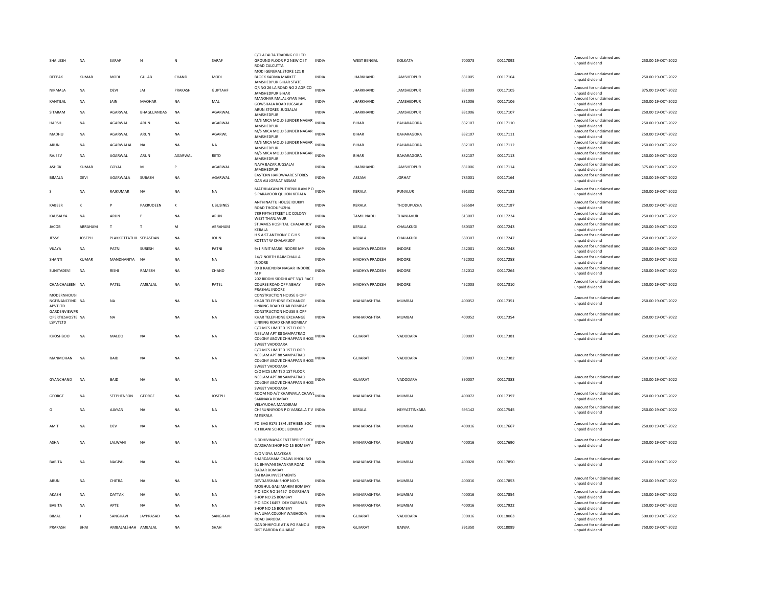| SHAILESH | NA | SARAF | N | N | SARAF | C/O ACALTA TRADING CO LTD GROUND FLOOR P 2 NEW C I T ROAD CALCUTTA | INDIA | WEST BENGAL | KOLKATA | 700073 | 00117092 | Amount for unclaimed and unpaid dividend | 250.00 19-OCT-2022 |
|---|---|---|---|---|---|---|---|---|---|---|---|---|---|
| DEEPAK | KUMAR | MODI | GULAB | CHAND | MODI | MODI GENERAL STORE 121 B BLOCK KADMA MARKET JAMSHEDPUR BIHAR STATE | INDIA | JHARKHAND | JAMSHEDPUR | 831005 | 00117104 | Amount for unclaimed and unpaid dividend | 250.00 19-OCT-2022 |
| NIRMALA | NA | DEVI | JAI | PRAKASH | GUPTAHF | QR NO 26 LA ROAD NO 2 AGRICO JAMSHEDPUR BIHAR | INDIA | JHARKHAND | JAMSHEDPUR | 831009 | 00117105 | Amount for unclaimed and unpaid dividend | 375.00 19-OCT-2022 |
| KANTILAL | NA | JAIN | MAOHAR | NA | MAL | MANOHAR MALAL GYAN MAL GOWSHALA ROAD JUGSALAI | INDIA | JHARKHAND | JAMSHEDPUR | 831006 | 00117106 | Amount for unclaimed and unpaid dividend | 250.00 19-OCT-2022 |
| SITARAM | NA | AGARWAL | BHAGLUANDAS | NA | AGARWAL | ARUN STORES JUGSALAI JAMSHEDPUR | INDIA | JHARKHAND | JAMSHEDPUR | 831006 | 00117107 | Amount for unclaimed and unpaid dividend | 250.00 19-OCT-2022 |
| HARSH | NA | AGARWAL | ARUN | NA | AGARWAL | M/S MICA MOLD SUNDER NAGAR JAMSHEDPUR | INDIA | BIHAR | BAHARAGORA | 832107 | 00117110 | Amount for unclaimed and unpaid dividend | 250.00 19-OCT-2022 |
| MADHU | NA | AGARWAL | ARUN | NA | AGARWL | M/S MICA MOLD SUNDER NAGAR JAMSHEDPUR | INDIA | BIHAR | BAHARAGORA | 832107 | 00117111 | Amount for unclaimed and unpaid dividend | 250.00 19-OCT-2022 |
| ARUN | NA | AGARWALAL | NA | NA | NA | M/S MICA MOLD SUNDER NAGAR JAMSHEDPUR | INDIA | BIHAR | BAHARAGORA | 832107 | 00117112 | Amount for unclaimed and unpaid dividend | 250.00 19-OCT-2022 |
| RAJEEV | NA | AGARWAL | ARUN | AGARWAL | RETD | M/S MICA MOLD SUNDER NAGAR JAMSHEDPUR | INDIA | BIHAR | BAHARAGORA | 832107 | 00117113 | Amount for unclaimed and unpaid dividend | 250.00 19-OCT-2022 |
| ASHOK | KUMAR | GOYAL | M | P | AGARWAL | NAYA BAZAR JUGSALAI JAMSHEDPUR | INDIA | JHARKHAND | JAMSHEDPUR | 831006 | 00117114 | Amount for unclaimed and unpaid dividend | 375.00 19-OCT-2022 |
| BIMALA | DEVI | AGARWALA | SUBASH | NA | AGARWAL | EASTERN HARDWAARE STORES GAR ALI JORNAT ASSAM | INDIA | ASSAM | JORHAT | 785001 | 00117164 | Amount for unclaimed and unpaid dividend | 250.00 19-OCT-2022 |
| S | NA | RAJKUMAR | NA | NA | NA | MATHILAKAM PUTHENKULAM P O S PARAVOOR QULION KERALA | INDIA | KERALA | PUNALUR | 691302 | 00117183 | Amount for unclaimed and unpaid dividend | 250.00 19-OCT-2022 |
| KABEER | K | P | PAKRUDEEN | K | UBUSINES | ANTHINATTU HOUSE IDUKKY ROAD THODUPUZHA | INDIA | KERALA | THODUPUZHA | 685584 | 00117187 | Amount for unclaimed and unpaid dividend | 250.00 19-OCT-2022 |
| KAUSALYA | NA | ARUN | P | NA | ARUN | 789 FIFTH STREET LIC COLONY WEST THANJAVUR | INDIA | TAMIL NADU | THANJAVUR | 613007 | 00117224 | Amount for unclaimed and unpaid dividend | 250.00 19-OCT-2022 |
| JACOB | ABRAHAM | T | T | M | ABRAHAM | ST JAMES HOSPITAL CHALAKUDY KERALA | INDIA | KERALA | CHALAKUDI | 680307 | 00117243 | Amount for unclaimed and unpaid dividend | 250.00 19-OCT-2022 |
| JESSY | JOSEPH | PLAKKOTTATHIL | SEBASTIAN | NA | JOHN | H S A ST ANTHONY C G H S KOTTAT W CHALAKUDY | INDIA | KERALA | CHALAKUDI | 680307 | 00117247 | Amount for unclaimed and unpaid dividend | 250.00 19-OCT-2022 |
| VIJAYA | NA | PATNI | SURESH | NA | PATNI | 9/1 RINIT MARG INDORE MP | INDIA | MADHYA PRADESH | INDORE | 452001 | 00117248 | Amount for unclaimed and unpaid dividend | 250.00 19-OCT-2022 |
| SHANTI | KUMAR | MANDHANIYA | NA | NA | NA | 14/7 NORTH RAJMOHALLA INDORE | INDIA | MADHYA PRADESH | INDORE | 452002 | 00117258 | Amount for unclaimed and unpaid dividend | 250.00 19-OCT-2022 |
| SUNITADEVI | NA | RISHI | RAMESH | NA | CHAND | 90 B RAJENDRA NAGAR INDORE M P | INDIA | MADHYA PRADESH | INDORE | 452012 | 00117264 | Amount for unclaimed and unpaid dividend | 250.00 19-OCT-2022 |
| CHANCHALBEN | NA | PATEL | AMBALAL | NA | PATEL | 202 RIDDHI SIDDHI APT 33/1 RACE COURSE ROAD OPP ABHAY PRASHAL INDORE | INDIA | MADHYA PRADESH | INDORE | 452003 | 00117310 | Amount for unclaimed and unpaid dividend | 250.00 19-OCT-2022 |
| MODERNHOUSI NGFINANCEINDI APVTLTD | NA | NA | | NA | NA | CONSTRUCTION HOUSE B OPP KHAR TELEPHONE EXCHANGE LINKING ROAD KHAR BOMBAY | INDIA | MAHARASHTRA | MUMBAI | 400052 | 00117351 | Amount for unclaimed and unpaid dividend | 250.00 19-OCT-2022 |
| GARDENVIEWPR OPERTIESHOSTE LSPVTLTD | NA | NA | | NA | NA | CONSTRUCTION HOUSE B OPP KHAR TELEPHONE EXCHANGE LINKING ROAD KHAR BOMBAY | INDIA | MAHARASHTRA | MUMBAI | 400052 | 00117354 | Amount for unclaimed and unpaid dividend | 250.00 19-OCT-2022 |
| KHOSHBOO | NA | MALOO | NA | NA | NA | C/O MCS LIMITED 1ST FLOOR NEELAM APT 88 SAMPATRAO COLONY ABOVE CHHAPPAN BHOG SWEET VADODARA | INDIA | GUJARAT | VADODARA | 390007 | 00117381 | Amount for unclaimed and unpaid dividend | 250.00 19-OCT-2022 |
| MANMOHAN | NA | BAID | NA | NA | NA | C/O MCS LIMITED 1ST FLOOR NEELAM APT 88 SAMPATRAO COLONY ABOVE CHHAPPAN BHOG SWEET VADODARA | INDIA | GUJARAT | VADODARA | 390007 | 00117382 | Amount for unclaimed and unpaid dividend | 250.00 19-OCT-2022 |
| GYANCHAND | NA | BAID | NA | NA | NA | C/O MCS LIMITED 1ST FLOOR NEELAM APT 88 SAMPATRAO COLONY ABOVE CHHAPPAN BHOG SWEET VADODARA | INDIA | GUJARAT | VADODARA | 390007 | 00117383 | Amount for unclaimed and unpaid dividend | 250.00 19-OCT-2022 |
| GEORGE | NA | STEPHENSON | GEORGE | NA | JOSEPH | ROOM NO A/7 KHARWALA CHAWL SAKINAKA BOMBAY | INDIA | MAHARASHTRA | MUMBAI | 400072 | 00117397 | Amount for unclaimed and unpaid dividend | 250.00 19-OCT-2022 |
| G | NA | AJAYAN | NA | NA | NA | VELAYUDHA MANDIRAM CHERUNNIYOOR P O VARKALA T V M KERALA | INDIA | KERALA | NEYYATTINKARA | 695142 | 00117545 | Amount for unclaimed and unpaid dividend | 250.00 19-OCT-2022 |
| AMIT | NA | DEV | NA | NA | NA | PO BAG 9175 18/4 JETHIBEN SOC K J KILANI SCHOOL BOMBAY | INDIA | MAHARASHTRA | MUMBAI | 400016 | 00117667 | Amount for unclaimed and unpaid dividend | 250.00 19-OCT-2022 |
| ASHA | NA | LALWANI | NA | NA | NA | SIDDHIVINAYAK ENTERPRISES DEV DARSHAN SHOP NO 15 BOMBAY | INDIA | MAHARASHTRA | MUMBAI | 400016 | 00117690 | Amount for unclaimed and unpaid dividend | 250.00 19-OCT-2022 |
| BABITA | NA | NAGPAL | NA | NA | NA | C/O VIDYA MAYEKAR SHARDASHAM CHAWL KHOLI NO 51 BHAVANI SHANKAR ROAD DADAR BOMBAY | INDIA | MAHARASHTRA | MUMBAI | 400028 | 00117850 | Amount for unclaimed and unpaid dividend | 250.00 19-OCT-2022 |
| ARUN | NA | CHITRA | NA | NA | NA | SAI BABA INVESTMENTS DEVDARSHAN SHOP NO 5 MOGHUL GALI MAHIM BOMBAY | INDIA | MAHARASHTRA | MUMBAI | 400016 | 00117853 | Amount for unclaimed and unpaid dividend | 250.00 19-OCT-2022 |
| AKASH | NA | DATTAK | NA | NA | NA | P O BOX NO 16457 D DARSHAN SHOP NO 25 BOMBAY | INDIA | MAHARASHTRA | MUMBAI | 400016 | 00117854 | Amount for unclaimed and unpaid dividend | 250.00 19-OCT-2022 |
| BABITA | NA | APTE | NA | NA | NA | P O BOX 16457 DEV DARSHAN SHOP NO 15 BOMBAY | INDIA | MAHARASHTRA | MUMBAI | 400016 | 00117922 | Amount for unclaimed and unpaid dividend | 250.00 19-OCT-2022 |
| BIMAL | J | SANGHAVI | JAYPRASAD | NA | SANGHAVI | 9/A UMA COLONY WAGHODIA ROAD BARODA | INDIA | GUJARAT | VADODARA | 390016 | 00118063 | Amount for unclaimed and unpaid dividend | 500.00 19-OCT-2022 |
| PRAKASH | BHAI | AMBALALSHAH | AMBALAL | NA | SHAH | GANDHHIPOLE AT & PO RANOLI DIST BARODA GUJARAT | INDIA | GUJARAT | BAJWA | 391350 | 00118089 | Amount for unclaimed and unpaid dividend | 750.00 19-OCT-2022 |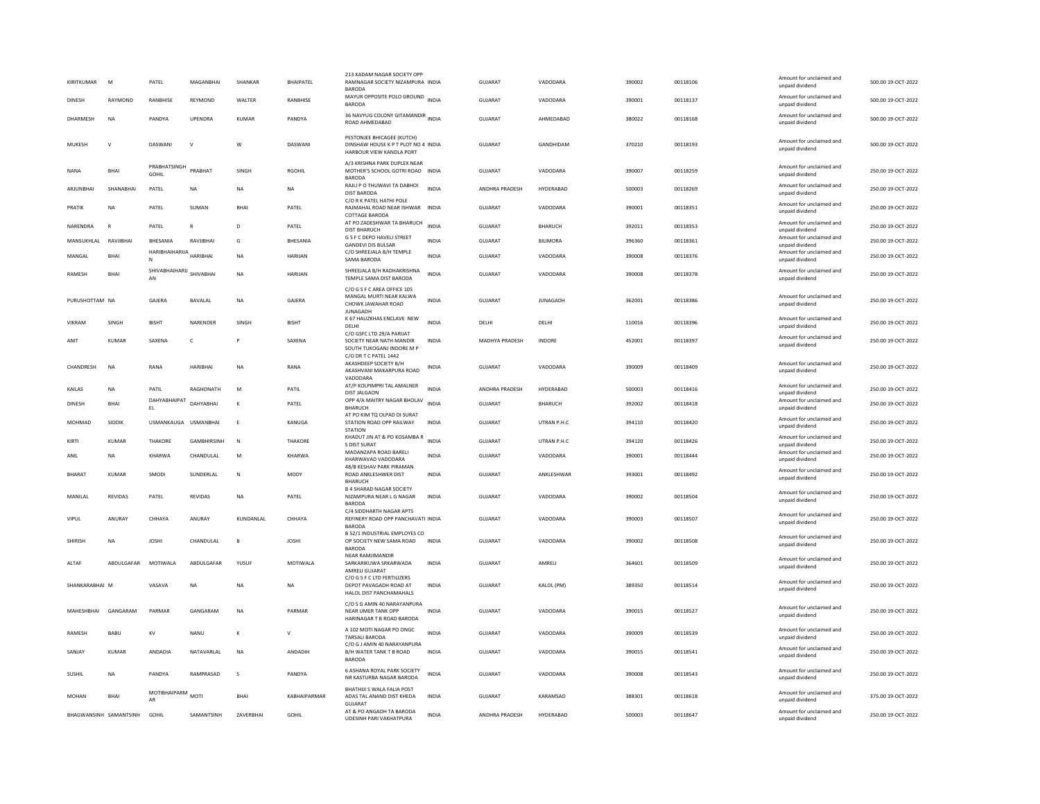| KIRITKUMAR | M | PATEL | MAGANBHAI | SHANKAR | BHAIPATEL | 213 KADAM NAGAR SOCIETY OPP RAMNAGAR SOCIETY NIZAMPURA BARODA | INDIA | GUJARAT | VADODARA | 390002 | 00118106 | Amount for unclaimed and unpaid dividend | 500.00 | 19-OCT-2022 |
|---|---|---|---|---|---|---|---|---|---|---|---|---|---|---|
| DINESH | RAYMOND | RANBHISE | REYMOND | WALTER | RANBHISE | MAYUR OPPOSITE POLO GROUND BARODA | INDIA | GUJARAT | VADODARA | 390001 | 00118137 | Amount for unclaimed and unpaid dividend | 500.00 | 19-OCT-2022 |
| DHARMESH | NA | PANDYA | UPENDRA | KUMAR | PANDYA | 36 NAVYUG COLONY GITAMANDIR ROAD AHMEDABAD | INDIA | GUJARAT | AHMEDABAD | 380022 | 00118168 | Amount for unclaimed and unpaid dividend | 500.00 | 19-OCT-2022 |
| MUKESH | V | DASWANI | V | W | DASWANI | PESTONJEE BHICAGEE (KUTCH) DINSHAW HOUSE K P T PLOT NO 4 HARBOUR VIEW KANDLA PORT | INDIA | GUJARAT | GANDHIDAM | 370210 | 00118193 | Amount for unclaimed and unpaid dividend | 500.00 | 19-OCT-2022 |
| NANA | BHAI | PRABHATSINGH GOHIL | PRABHAT | SINGH | RGOHIL | A/3 KRISHNA PARK DUPLEX NEAR MOTHER'S SCHOOL GOTRI ROAD BARODA | INDIA | GUJARAT | VADODARA | 390007 | 00118259 | Amount for unclaimed and unpaid dividend | 250.00 | 19-OCT-2022 |
| ARJUNBHAI | SHANABHAI | PATEL | NA | NA | NA | RAJLI P O THUWAVI TA DABHOI DIST BARODA | INDIA | ANDHRA PRADESH | HYDERABAD | 500003 | 00118269 | Amount for unclaimed and unpaid dividend | 250.00 | 19-OCT-2022 |
| PRATIK | NA | PATEL | SUMAN | BHAI | PATEL | C/O R K PATEL HATHI POLE RAJMAHAL ROAD NEAR ISHWAR COTTAGE BARODA | INDIA | GUJARAT | VADODARA | 390001 | 00118351 | Amount for unclaimed and unpaid dividend | 250.00 | 19-OCT-2022 |
| NARENDRA | R | PATEL | R | D | PATEL | AT PO ZADESHWAR TA BHARUCH DIST BHARUCH | INDIA | GUJARAT | BHARUCH | 392011 | 00118353 | Amount for unclaimed and unpaid dividend | 250.00 | 19-OCT-2022 |
| MANSUKHLAL | RAVJIBHAI | BHESANIA | RAVJIBHAI | G | BHESANIA | G S F C DEPO HAVELI STREET GANDEVI DIS BULSAR | INDIA | GUJARAT | BILIMORA | 396360 | 00118361 | Amount for unclaimed and unpaid dividend | 250.00 | 19-OCT-2022 |
| MANGAL | BHAI | HARIBHAIHARIJAN | HARIBHAI | NA | HARIJAN | C/O SHREEJALA B/H TEMPLE SAMA BARODA | INDIA | GUJARAT | VADODARA | 390008 | 00118376 | Amount for unclaimed and unpaid dividend | 250.00 | 19-OCT-2022 |
| RAMESH | BHAI | SHIVABHAIHARIJAN | SHIVABHAI | NA | HARIJAN | SHREEJALA B/H RADHAKRISHNA TEMPLE SAMA DIST BARODA | INDIA | GUJARAT | VADODARA | 390008 | 00118378 | Amount for unclaimed and unpaid dividend | 250.00 | 19-OCT-2022 |
| PURUSHOTTAM | NA | GAJERA | BAVALAL | NA | GAJERA | C/O G S F C AREA OFFICE 105 MANGAL MURTI NEAR KALWA CHOWK JAWAHAR ROAD JUNAGADH | INDIA | GUJARAT | JUNAGADH | 362001 | 00118386 | Amount for unclaimed and unpaid dividend | 250.00 | 19-OCT-2022 |
| VIKRAM | SINGH | BISHT | NARENDER | SINGH | BISHT | K 67 HAUZKHAS ENCLAVE NEW DELHI | INDIA | DELHI | DELHI | 110016 | 00118396 | Amount for unclaimed and unpaid dividend | 250.00 | 19-OCT-2022 |
| ANIT | KUMAR | SAXENA | C | P | SAXENA | C/O GSFC LTD 29/A PARIJAT SOCIETY NEAR NATH MANDIR SOUTH TUKOGANJ INDORE M P | INDIA | MADHYA PRADESH | INDORE | 452001 | 00118397 | Amount for unclaimed and unpaid dividend | 250.00 | 19-OCT-2022 |
| CHANDRESH | NA | RANA | HARIBHAI | NA | RANA | C/O DR T C PATEL 1442 AKASHDEEP SOCIETY B/H AKASHVANI MAKARPURA ROAD VADODARA | INDIA | GUJARAT | VADODARA | 390009 | 00118409 | Amount for unclaimed and unpaid dividend | 250.00 | 19-OCT-2022 |
| KAILAS | NA | PATIL | RAGHONATH | M | PATIL | AT/P KOLPIMPRI TAL AMALNER DIST JALGAON | INDIA | ANDHRA PRADESH | HYDERABAD | 500003 | 00118416 | Amount for unclaimed and unpaid dividend | 250.00 | 19-OCT-2022 |
| DINESH | BHAI | DAHYABHAIPATEL | DAHYABHAI | K | PATEL | OPP 4/A MAITRY NAGAR BHOLAV BHARUCH | INDIA | GUJARAT | BHARUCH | 392002 | 00118418 | Amount for unclaimed and unpaid dividend | 250.00 | 19-OCT-2022 |
| MOHMAD | SIDDIK | USMANKAUGA | USMANBHAI | E | KANUGA | AT PO KIM TQ OLPAD DI SURAT STATION ROAD OPP RAILWAY STATION | INDIA | GUJARAT | UTRAN P.H.C | 394110 | 00118420 | Amount for unclaimed and unpaid dividend | 250.00 | 19-OCT-2022 |
| KIRTI | KUMAR | THAKORE | GAMBHIRSINH | N | THAKORE | KHADUT JIN AT & PO KOSAMBA R S DIST SURAT | INDIA | GUJARAT | UTRAN P.H.C | 394120 | 00118426 | Amount for unclaimed and unpaid dividend | 250.00 | 19-OCT-2022 |
| ANIL | NA | KHARWA | CHANDULAL | M | KHARWA | MADANZAPA ROAD BARELI KHARWAVAD VADODARA | INDIA | GUJARAT | VADODARA | 390001 | 00118444 | Amount for unclaimed and unpaid dividend | 250.00 | 19-OCT-2022 |
| BHARAT | KUMAR | SMODI | SUNDERLAL | N | MODY | 48/B KESHAV PARK PIRAMAN ROAD ANKLESHWER DIST BHARUCH | INDIA | GUJARAT | ANKLESHWAR | 393001 | 00118492 | Amount for unclaimed and unpaid dividend | 250.00 | 19-OCT-2022 |
| MANILAL | REVIDAS | PATEL | REVIDAS | NA | PATEL | B 4 SHARAD NAGAR SOCIETY NIZAMPURA NEAR L G NAGAR BARODA | INDIA | GUJARAT | VADODARA | 390002 | 00118504 | Amount for unclaimed and unpaid dividend | 250.00 | 19-OCT-2022 |
| VIPUL | ANURAY | CHHAYA | ANURAY | KUNDANLAL | CHHAYA | C/4 SIDDHARTH NAGAR APTS REFINERY ROAD OPP PANCHAVATI BARODA | INDIA | GUJARAT | VADODARA | 390003 | 00118507 | Amount for unclaimed and unpaid dividend | 250.00 | 19-OCT-2022 |
| SHIRISH | NA | JOSHI | CHANDULAL | B | JOSHI | B 52/1 INDUSTRIAL EMPLOYES CO OP SOCIETY NEW SAMA ROAD BARODA | INDIA | GUJARAT | VADODARA | 390002 | 00118508 | Amount for unclaimed and unpaid dividend | 250.00 | 19-OCT-2022 |
| ALTAF | ABDULGAFAR | MOTIWALA | ABDULGAFAR | YUSUF | MOTIWALA | NEAR RAMJIMANDIR SARKARIKUWA SRKARWADA AMRELI GUJARAT | INDIA | GUJARAT | AMRELI | 364601 | 00118509 | Amount for unclaimed and unpaid dividend | 250.00 | 19-OCT-2022 |
| SHANKARABHAI | M | VASAVA | NA | NA | NA | C/O G S F C LTD FERTILIZERS DEPOT PAVAGADH ROAD AT HALOL DIST PANCHAMAHALS | INDIA | GUJARAT | KALOL (PM) | 389350 | 00118514 | Amount for unclaimed and unpaid dividend | 250.00 | 19-OCT-2022 |
| MAHESHBHAI | GANGARAM | PARMAR | GANGARAM | NA | PARMAR | C/O S G AMIN 40 NARAYANPURA NEAR UMER TANK OPP HARINAGAR T B ROAD BARODA | INDIA | GUJARAT | VADODARA | 390015 | 00118527 | Amount for unclaimed and unpaid dividend | 250.00 | 19-OCT-2022 |
| RAMESH | BABU | KV | NANU | K | V | A 102 MOTI NAGAR PO ONGC TARSALI BARODA | INDIA | GUJARAT | VADODARA | 390009 | 00118539 | Amount for unclaimed and unpaid dividend | 250.00 | 19-OCT-2022 |
| SANJAY | KUMAR | ANDADIA | NATAVARLAL | NA | ANDADIH | C/O G J AMIN 40 NARAYANPURA B/H WATER TANK T B ROAD BARODA | INDIA | GUJARAT | VADODARA | 390015 | 00118541 | Amount for unclaimed and unpaid dividend | 250.00 | 19-OCT-2022 |
| SUSHIL | NA | PANDYA | RAMPRASAD | S | PANDYA | 6 ASHANA ROYAL PARK SOCIETY NR KASTURBA NAGAR BARODA | INDIA | GUJARAT | VADODARA | 390008 | 00118543 | Amount for unclaimed and unpaid dividend | 250.00 | 19-OCT-2022 |
| MOHAN | BHAI | MOTIBHAIPARMAR | MOTI | BHAI | KABHAIPARMAR | BHATHIJI S WALA FALIA POST ADAS TAL ANAND DIST KHEDA GUJARAT | INDIA | GUJARAT | KARAMSAD | 388301 | 00118618 | Amount for unclaimed and unpaid dividend | 375.00 | 19-OCT-2022 |
| BHAGWANSINH | SAMANTSINH | GOHIL | SAMANTSINH | ZAVERBHAI | GOHIL | AT & PO ANGADH TA BARODA UDESINH PARI VAKHATPURA | INDIA | ANDHRA PRADESH | HYDERABAD | 500003 | 00118647 | Amount for unclaimed and unpaid dividend | 250.00 | 19-OCT-2022 |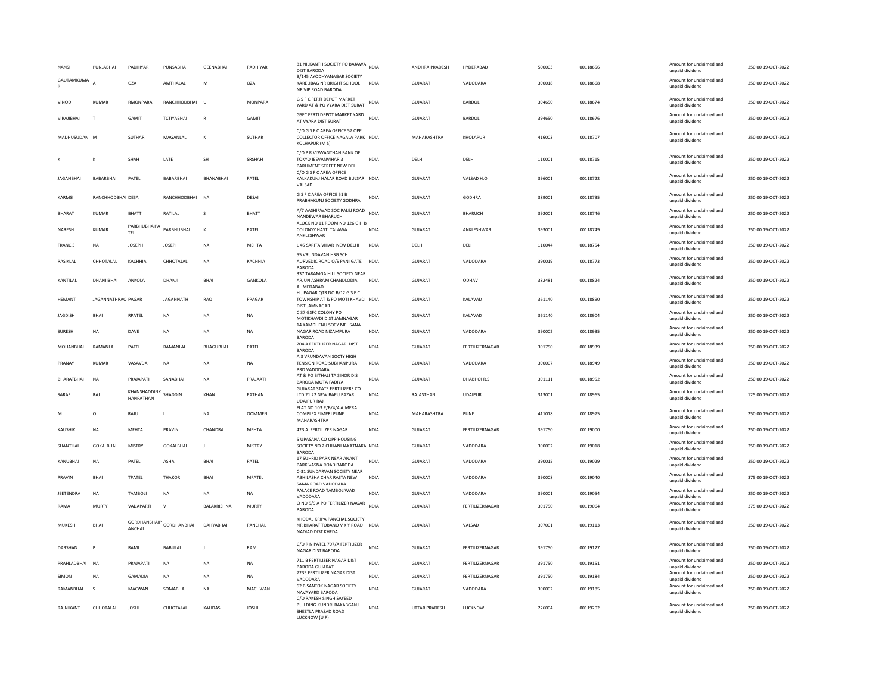| NANSI | PUNJABHAI | PADHIYAR | PUNSABHA | GEENABHAI | PADHIYAR | 81 NILKANTH SOCIETY PO BAJAWA DIST BARODA | INDIA | ANDHRA PRADESH | HYDERABAD | 500003 | 00118656 | Amount for unclaimed and unpaid dividend | 250.00 | 19-OCT-2022 |
|---|---|---|---|---|---|---|---|---|---|---|---|---|---|---|
| GAUTAMKUMAR | A | OZA | AMTHALAL | M | OZA | B/145 AYODHYANAGAR SOCIETY KAREUBAG NR BRIGHT SCHOOL NR VIP ROAD BARODA | INDIA | GUJARAT | VADODARA | 390018 | 00118668 | Amount for unclaimed and unpaid dividend | 250.00 | 19-OCT-2022 |
| VINOD | KUMAR | RMONPARA | RANCHHODBHAI | U | MONPARA | G S F C FERTI DEPOT MARKET YARD AT & PO VYARA DIST SURAT | INDIA | GUJARAT | BARDOLI | 394650 | 00118674 | Amount for unclaimed and unpaid dividend | 250.00 | 19-OCT-2022 |
| VIRAJIBHAI | T | GAMIT | TCTIYABHAI | R | GAMIT | GSFC FERTI DEPOT MARKET YARD AT VYARA DIST SURAT | INDIA | GUJARAT | BARDOLI | 394650 | 00118676 | Amount for unclaimed and unpaid dividend | 250.00 | 19-OCT-2022 |
| MADHUSUDAN | M | SUTHAR | MAGANLAL | K | SUTHAR | C/O G S F C AREA OFFICE 57 OPP COLLECTOR OFFICE NAGALA PARK KOLHAPUR (M S) | INDIA | MAHARASHTRA | KHOLAPUR | 416003 | 00118707 | Amount for unclaimed and unpaid dividend | 250.00 | 19-OCT-2022 |
| K | K | SHAH | LATE | SH | SRSHAH | C/O P R VISWANTHAN BANK OF TOKYO JEEVANVIHAR 3 PARLIMENT STREET NEW DELHI | INDIA | DELHI | DELHI | 110001 | 00118715 | Amount for unclaimed and unpaid dividend | 250.00 | 19-OCT-2022 |
| JAGANBHAI | BABARBHAI | PATEL | BABARBHAI | BHANABHAI | PATEL | C/O G S F C AREA OFFICE KALKAKUNJ HALAR ROAD BULSAR VALSAD | INDIA | GUJARAT | VALSAD H.O | 396001 | 00118722 | Amount for unclaimed and unpaid dividend | 250.00 | 19-OCT-2022 |
| KARMSI | RANCHHODBHAI | DESAI | RANCHHODBHAI | NA | DESAI | G S F C AREA OFFICE 51 B PRABHAKUNJ SOCIETY GODHRA | INDIA | GUJARAT | GODHRA | 389001 | 00118735 | Amount for unclaimed and unpaid dividend | 250.00 | 19-OCT-2022 |
| BHARAT | KUMAR | BHATT | RATILAL | S | BHATT | A/7 AASHIRWAD SOC PALEJ ROAD NANDEWAR BHARUCH | INDIA | GUJARAT | BHARUCH | 392001 | 00118746 | Amount for unclaimed and unpaid dividend | 250.00 | 19-OCT-2022 |
| NARESH | KUMAR | PARBHUBHAIPATEL | PARBHUBHAI | K | PATEL | ALOCK NO 11 ROOM NO 126 G H B COLONYY HASTI TALAWA ANKLESHWAR | INDIA | GUJARAT | ANKLESHWAR | 393001 | 00118749 | Amount for unclaimed and unpaid dividend | 250.00 | 19-OCT-2022 |
| FRANCIS | NA | JOSEPH | JOSEPH | NA | MEHTA | L 46 SARITA VIHAR NEW DELHI | INDIA | DELHI | DELHI | 110044 | 00118754 | Amount for unclaimed and unpaid dividend | 250.00 | 19-OCT-2022 |
| RASIKLAL | CHHOTALAL | KACHHIA | CHHOTALAL | NA | KACHHIA | 55 VRUNDAVAN HSG SCH AURVEDIC ROAD O/S PANI GATE BARODA | INDIA | GUJARAT | VADODARA | 390019 | 00118773 | Amount for unclaimed and unpaid dividend | 250.00 | 19-OCT-2022 |
| KANTILAL | DHANJIBHAI | ANKOLA | DHANJI | BHAI | GANKOLA | 337 TARAMGA HILL SOCIETY NEAR ARJUN ASHRAM CHANDLODIA AHMEDABAD | INDIA | GUJARAT | ODHAV | 382481 | 00118824 | Amount for unclaimed and unpaid dividend | 250.00 | 19-OCT-2022 |
| HEMANT | JAGANNATHRAO | PAGAR | JAGANNATH | RAO | PPAGAR | H J PAGAR QTR NO B/12 G S F C TOWNSHIP AT & PO MOTI KHAVDI DIST JAMNAGAR | INDIA | GUJARAT | KALAVAD | 361140 | 00118890 | Amount for unclaimed and unpaid dividend | 250.00 | 19-OCT-2022 |
| JAGDISH | BHAI | RPATEL | NA | NA | NA | C 37 GSFC COLONY PO MOTIKHAVDI DIST JAMNAGAR | INDIA | GUJARAT | KALAVAD | 361140 | 00118904 | Amount for unclaimed and unpaid dividend | 250.00 | 19-OCT-2022 |
| SURESH | NA | DAVE | NA | NA | NA | 14 KAMDHENU SOCY MEHSANA NAGAR ROAD NIZAMPURA BARODA | INDIA | GUJARAT | VADODARA | 390002 | 00118935 | Amount for unclaimed and unpaid dividend | 250.00 | 19-OCT-2022 |
| MOHANBHAI | RAMANLAL | PATEL | RAMANLAL | BHAGUBHAI | PATEL | 704 A FERTILIZER NAGAR DIST BARODA | INDIA | GUJARAT | FERTILIZERNAGAR | 391750 | 00118939 | Amount for unclaimed and unpaid dividend | 250.00 | 19-OCT-2022 |
| PRANAY | KUMAR | VASAVDA | NA | NA | NA | A 3 VRUNDAVAN SOCTY HIGH TENSION ROAD SUBHANPURA BRD VADODARA | INDIA | GUJARAT | VADODARA | 390007 | 00118949 | Amount for unclaimed and unpaid dividend | 250.00 | 19-OCT-2022 |
| BHARATBHAI | NA | PRAJAPATI | SANABHAI | NA | PRAJAATI | AT & PO BITHALI TA SINOR DIS BARODA MOTA FADIYA | INDIA | GUJARAT | DHABHOI R.S | 391111 | 00118952 | Amount for unclaimed and unpaid dividend | 250.00 | 19-OCT-2022 |
| SARAF | RAJ | KHANSHADDINKHANPATHAN | SHADDIN | KHAN | PATHAN | GUJARAT STATE FERTILIZERS CO LTD 21 22 NEW BAPU BAZAR UDAIPUR RAJ | INDIA | RAJASTHAN | UDAIPUR | 313001 | 00118965 | Amount for unclaimed and unpaid dividend | 125.00 | 19-OCT-2022 |
| M | O | RAJU | I | NA | OOMMEN | FLAT NO 103 P/B/4/4 AJMERA COMPLEX PIMPRI PUNE MAHARASHTRA | INDIA | MAHARASHTRA | PUNE | 411018 | 00118975 | Amount for unclaimed and unpaid dividend | 250.00 | 19-OCT-2022 |
| KAUSHIK | NA | MEHTA | PRAVIN | CHANDRA | MEHTA | 423 A FERTILIZER NAGAR | INDIA | GUJARAT | FERTILIZERNAGAR | 391750 | 00119000 | Amount for unclaimed and unpaid dividend | 250.00 | 19-OCT-2022 |
| SHANTILAL | GOKALBHAI | MISTRY | GOKALBHAI | J | MISTRY | 5 UPASANA CO OPP HOUSING SOCIETY NO 2 CHHANI JAKATNAKA BARODA | INDIA | GUJARAT | VADODARA | 390002 | 00119018 | Amount for unclaimed and unpaid dividend | 250.00 | 19-OCT-2022 |
| KANUBHAI | NA | PATEL | ASHA | BHAI | PATEL | 17 SUHRID PARK NEAR ANANT PARK VASNA ROAD BARODA | INDIA | GUJARAT | VADODARA | 390015 | 00119029 | Amount for unclaimed and unpaid dividend | 250.00 | 19-OCT-2022 |
| PRAVIN | BHAI | TPATEL | THAKOR | BHAI | MPATEL | C-31 SUNDARVAN SOCIETY NEAR ABHILASHA CHAR RASTA NEW SAMA ROAD VADODARA | INDIA | GUJARAT | VADODARA | 390008 | 00119040 | Amount for unclaimed and unpaid dividend | 375.00 | 19-OCT-2022 |
| JEETENDRA | NA | TAMBOLI | NA | NA | NA | PALACE ROAD TAMBOLIWAD VADODARA | INDIA | GUJARAT | VADODARA | 390001 | 00119054 | Amount for unclaimed and unpaid dividend | 250.00 | 19-OCT-2022 |
| RAMA | MURTY | VADAPARTI | V | BALAKRISHNA | MURTY | Q NO 5/9 A PO FERTILIZER NAGAR BARODA | INDIA | GUJARAT | FERTILIZERNAGAR | 391750 | 00119064 | Amount for unclaimed and unpaid dividend | 375.00 | 19-OCT-2022 |
| MUKESH | BHAI | GORDHANBHAIPANCHAL | GORDHANBHAI | DAHYABHAI | PANCHAL | KHODAL KRIPA PANCHAL SOCIETY NR BHARAT TOBANO V K Y ROAD NADIAD DIST KHEDA | INDIA | GUJARAT | VALSAD | 397001 | 00119113 | Amount for unclaimed and unpaid dividend | 250.00 | 19-OCT-2022 |
| DARSHAN | B | RAMI | BABULAL | J | RAMI | C/O R N PATEL 707/A FERTILIZER NAGAR DIST BARODA | INDIA | GUJARAT | FERTILIZERNAGAR | 391750 | 00119127 | Amount for unclaimed and unpaid dividend | 250.00 | 19-OCT-2022 |
| PRAHLADBHAI | NA | PRAJAPATI | NA | NA | NA | 711 B FERTILIZER NAGAR DIST BARODA GUJARAT | INDIA | GUJARAT | FERTILIZERNAGAR | 391750 | 00119151 | Amount for unclaimed and unpaid dividend | 250.00 | 19-OCT-2022 |
| SIMON | NA | GAMADIA | NA | NA | NA | 7235 FERTILIZER NAGAR DIST VADODARA | INDIA | GUJARAT | FERTILIZERNAGAR | 391750 | 00119184 | Amount for unclaimed and unpaid dividend | 250.00 | 19-OCT-2022 |
| RAMANBHAI | S | MACWAN | SOMABHAI | NA | MACHWAN | 62 B SANTOK NAGAR SOCIETY NAVAYARD BARODA | INDIA | GUJARAT | VADODARA | 390002 | 00119185 | Amount for unclaimed and unpaid dividend | 250.00 | 19-OCT-2022 |
| RAJNIKANT | CHHOTALAL | JOSHI | CHHOTALAL | KALIDAS | JOSHI | C/O RAKESH SINGH SAYEED BUILDING KUNDRI RAKABGANJ SHEETLA PRASAD ROAD LUCKNOW (U P) | INDIA | UTTAR PRADESH | LUCKNOW | 226004 | 00119202 | Amount for unclaimed and unpaid dividend | 250.00 | 19-OCT-2022 |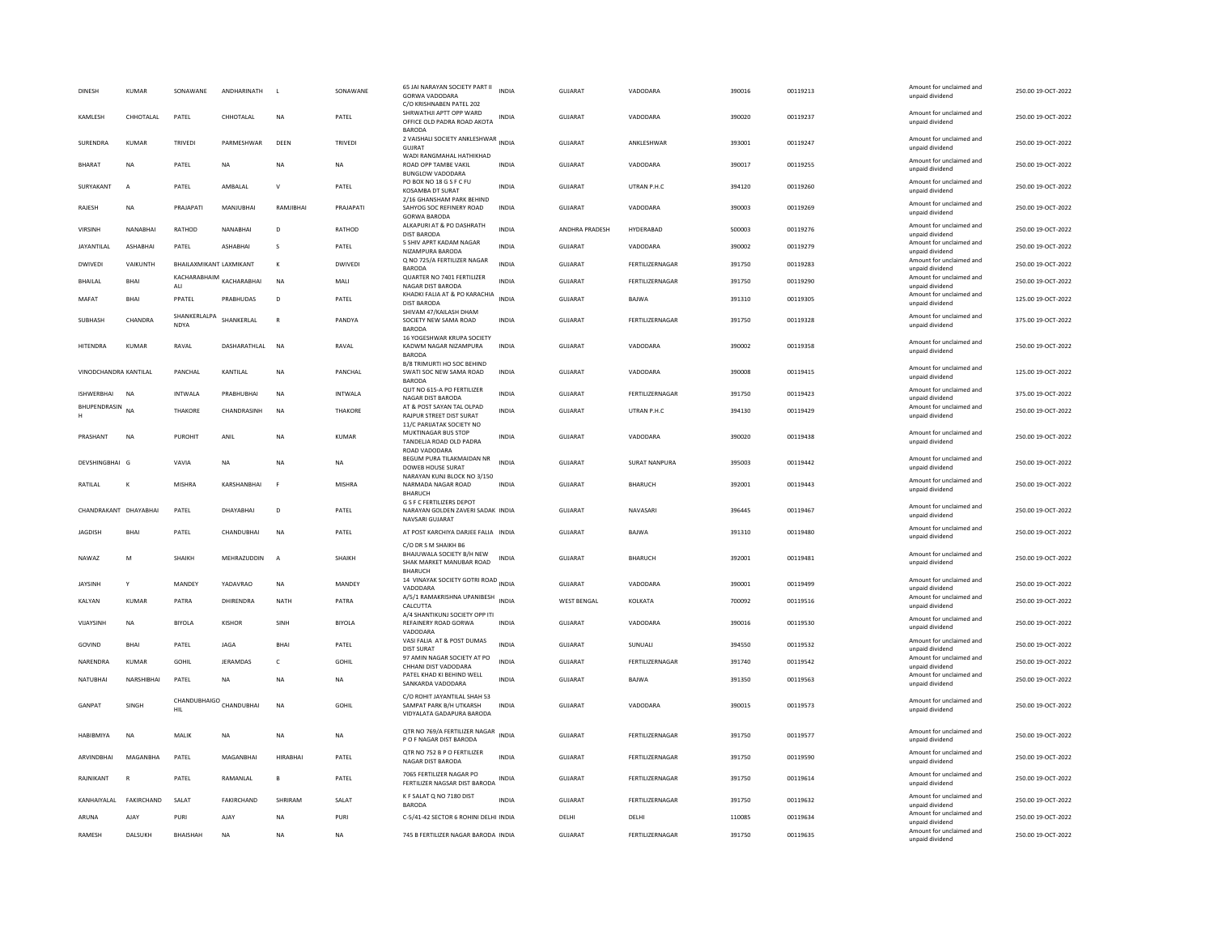| DINESH | KUMAR | SONAWANE | ANDHARINATH | L | SONAWANE | 65 JAI NARAYAN SOCIETY PART II GORWA VADODARA | INDIA | GUJARAT | VADODARA | 390016 | 00119213 | Amount for unclaimed and unpaid dividend | 250.00 19-OCT-2022 |
|---|---|---|---|---|---|---|---|---|---|---|---|---|---|
| KAMLESH | CHHOTALAL | PATEL | CHHOTALAL | NA | PATEL | C/O KRISHNABEN PATEL 202 SHRWATHJI APTT OPP WARD OFFICE OLD PADRA ROAD AKOTA BARODA | INDIA | GUJARAT | VADODARA | 390020 | 00119237 | Amount for unclaimed and unpaid dividend | 250.00 19-OCT-2022 |
| SURENDRA | KUMAR | TRIVEDI | PARMESHWAR | DEEN | TRIVEDI | 2 VAISHALI SOCIETY ANKLESHWAR GUJRAT | INDIA | GUJARAT | ANKLESHWAR | 393001 | 00119247 | Amount for unclaimed and unpaid dividend | 250.00 19-OCT-2022 |
| BHARAT | NA | PATEL | NA | NA | NA | WADI RANGMAHAL HATHIKHAD ROAD OPP TAMBE VAKIL BUNGLOW VADODARA | INDIA | GUJARAT | VADODARA | 390017 | 00119255 | Amount for unclaimed and unpaid dividend | 250.00 19-OCT-2022 |
| SURYAKANT | A | PATEL | AMBALAL | V | PATEL | PO BOX NO 18 G S F C FU KOSAMBA DT SURAT | INDIA | GUJARAT | UTRAN P.H.C | 394120 | 00119260 | Amount for unclaimed and unpaid dividend | 250.00 19-OCT-2022 |
| RAJESH | NA | PRAJAPATI | MANJUBHAI | RAMJIBHAI | PRAJAPATI | 2/16 GHANSHAM PARK BEHIND SAHYOG SOC REFINERY ROAD GORWA BARODA | INDIA | GUJARAT | VADODARA | 390003 | 00119269 | Amount for unclaimed and unpaid dividend | 250.00 19-OCT-2022 |
| VIRSINH | NANABHAI | RATHOD | NANABHAI | D | RATHOD | ALKAPURI AT & PO DASHRATH DIST BARODA | INDIA | ANDHRA PRADESH | HYDERABAD | 500003 | 00119276 | Amount for unclaimed and unpaid dividend | 250.00 19-OCT-2022 |
| JAYANTILAL | ASHABHAI | PATEL | ASHABHAI | S | PATEL | 5 SHIV APRT KADAM NAGAR NIZAMPURA BARODA | INDIA | GUJARAT | VADODARA | 390002 | 00119279 | Amount for unclaimed and unpaid dividend | 250.00 19-OCT-2022 |
| DWIVEDI | VAIKUNTH | BHAILAXMIKANT | LAXMIKANT | K | DWIVEDI | Q NO 725/A FERTILIZER NAGAR BARODA | INDIA | GUJARAT | FERTILIZERNAGAR | 391750 | 00119283 | Amount for unclaimed and unpaid dividend | 250.00 19-OCT-2022 |
| BHAILAL | BHAI | KACHARABHAIM ALI | KACHARABHAI | NA | MALI | QUARTER NO 7401 FERTILIZER NAGAR DIST BARODA | INDIA | GUJARAT | FERTILIZERNAGAR | 391750 | 00119290 | Amount for unclaimed and unpaid dividend | 250.00 19-OCT-2022 |
| MAFAT | BHAI | PPATEL | PRABHUDAS | D | PATEL | KHADKI FALIA AT & PO KARACHIA DIST BARODA | INDIA | GUJARAT | BAJWA | 391310 | 00119305 | Amount for unclaimed and unpaid dividend | 125.00 19-OCT-2022 |
| SUBHASH | CHANDRA | SHANKERLALPA NDYA | SHANKERLAL | R | PANDYA | SHIVAM 47/KAILASH DHAM SOCIETY NEW SAMA ROAD BARODA | INDIA | GUJARAT | FERTILIZERNAGAR | 391750 | 00119328 | Amount for unclaimed and unpaid dividend | 375.00 19-OCT-2022 |
| HITENDRA | KUMAR | RAVAL | DASHARATHLAL | NA | RAVAL | 16 YOGESHWAR KRUPA SOCIETY KADWM NAGAR NIZAMPURA BARODA | INDIA | GUJARAT | VADODARA | 390002 | 00119358 | Amount for unclaimed and unpaid dividend | 250.00 19-OCT-2022 |
| VINODCHANDRA | KANTILAL | PANCHAL | KANTILAL | NA | PANCHAL | B/8 TRIMURTI HO SOC BEHIND SWATI SOC NEW SAMA ROAD BARODA | INDIA | GUJARAT | VADODARA | 390008 | 00119415 | Amount for unclaimed and unpaid dividend | 125.00 19-OCT-2022 |
| ISHWERBHAI | NA | INTWALA | PRABHUBHAI | NA | INTWALA | QUT NO 615-A PO FERTILIZER NAGAR DIST BARODA | INDIA | GUJARAT | FERTILIZERNAGAR | 391750 | 00119423 | Amount for unclaimed and unpaid dividend | 375.00 19-OCT-2022 |
| BHUPENDRASIN H | NA | THAKORE | CHANDRASINH | NA | THAKORE | AT & POST SAYAN TAL OLPAD RAJPUR STREET DIST SURAT | INDIA | GUJARAT | UTRAN P.H.C | 394130 | 00119429 | Amount for unclaimed and unpaid dividend | 250.00 19-OCT-2022 |
| PRASHANT | NA | PUROHIT | ANIL | NA | KUMAR | 11/C PARIJATAK SOCIETY NO MUKTINAGAR BUS STOP TANDELIA ROAD OLD PADRA ROAD VADODARA | INDIA | GUJARAT | VADODARA | 390020 | 00119438 | Amount for unclaimed and unpaid dividend | 250.00 19-OCT-2022 |
| DEVSHINGBHAI | G | VAVIA | NA | NA | NA | BEGUM PURA TILAKMAIDAN NR DOWEB HOUSE SURAT | INDIA | GUJARAT | SURAT NANPURA | 395003 | 00119442 | Amount for unclaimed and unpaid dividend | 250.00 19-OCT-2022 |
| RATILAL | K | MISHRA | KARSHANBHAI | F | MISHRA | NARAYAN KUNJ BLOCK NO 3/150 NARMADA NAGAR ROAD BHARUCH | INDIA | GUJARAT | BHARUCH | 392001 | 00119443 | Amount for unclaimed and unpaid dividend | 250.00 19-OCT-2022 |
| CHANDRAKANT | DHAYABHAI | PATEL | DHAYABHAI | D | PATEL | G S F C FERTILIZERS DEPOT NARAYAN GOLDEN ZAVERI SADAK NAVSARI GUJARAT | INDIA | GUJARAT | NAVASARI | 396445 | 00119467 | Amount for unclaimed and unpaid dividend | 250.00 19-OCT-2022 |
| JAGDISH | BHAI | PATEL | CHANDUBHAI | NA | PATEL | AT POST KARCHIYA DARJEE FALIA | INDIA | GUJARAT | BAJWA | 391310 | 00119480 | Amount for unclaimed and unpaid dividend | 250.00 19-OCT-2022 |
| NAWAZ | M | SHAIKH | MEHRAZUDDIN | A | SHAIKH | C/O DR S M SHAIKH B6 BHAJUWALA SOCIETY B/H NEW SHAK MARKET MANUBAR ROAD BHARUCH | INDIA | GUJARAT | BHARUCH | 392001 | 00119481 | Amount for unclaimed and unpaid dividend | 250.00 19-OCT-2022 |
| JAYSINH | Y | MANDEY | YADAVRAO | NA | MANDEY | 14 VINAYAK SOCIETY GOTRI ROAD VADODARA | INDIA | GUJARAT | VADODARA | 390001 | 00119499 | Amount for unclaimed and unpaid dividend | 250.00 19-OCT-2022 |
| KALYAN | KUMAR | PATRA | DHIRENDRA | NATH | PATRA | A/5/1 RAMAKRISHNA UPANIBESH CALCUTTA | INDIA | WEST BENGAL | KOLKATA | 700092 | 00119516 | Amount for unclaimed and unpaid dividend | 250.00 19-OCT-2022 |
| VIJAYSINH | NA | BIYOLA | KISHOR | SINH | BIYOLA | A/4 SHANTIKUNJ SOCIETY OPP ITI REFAINERY ROAD GORWA VADODARA | INDIA | GUJARAT | VADODARA | 390016 | 00119530 | Amount for unclaimed and unpaid dividend | 250.00 19-OCT-2022 |
| GOVIND | BHAI | PATEL | JAGA | BHAI | PATEL | VASI FALIA AT & POST DUMAS DIST SURAT | INDIA | GUJARAT | SUNUALI | 394550 | 00119532 | Amount for unclaimed and unpaid dividend | 250.00 19-OCT-2022 |
| NARENDRA | KUMAR | GOHIL | JERAMDAS | C | GOHIL | 97 AMIN NAGAR SOCIETY AT PO CHHANI DIST VADODARA | INDIA | GUJARAT | FERTILIZERNAGAR | 391740 | 00119542 | Amount for unclaimed and unpaid dividend | 250.00 19-OCT-2022 |
| NATUBHAI | NARSHIBHAI | PATEL | NA | NA | NA | PATEL KHAD KI BEHIND WELL SANKARDA VADODARA | INDIA | GUJARAT | BAJWA | 391350 | 00119563 | Amount for unclaimed and unpaid dividend | 250.00 19-OCT-2022 |
| GANPAT | SINGH | CHANDUBHAIGO HIL | CHANDUBHAI | NA | GOHIL | C/O ROHIT JAYANTILAL SHAH 53 SAMPAT PARK B/H UTKARSH VIDYALATA GADAPURA BARODA | INDIA | GUJARAT | VADODARA | 390015 | 00119573 | Amount for unclaimed and unpaid dividend | 250.00 19-OCT-2022 |
| HABIBMIYA | NA | MALIK | NA | NA | NA | QTR NO 769/A FERTILIZER NAGAR P O F NAGAR DIST BARODA | INDIA | GUJARAT | FERTILIZERNAGAR | 391750 | 00119577 | Amount for unclaimed and unpaid dividend | 250.00 19-OCT-2022 |
| ARVINDBHAI | MAGANBHA | PATEL | MAGANBHAI | HIRABHAI | PATEL | QTR NO 752 B P O FERTILIZER NAGAR DIST BARODA | INDIA | GUJARAT | FERTILIZERNAGAR | 391750 | 00119590 | Amount for unclaimed and unpaid dividend | 250.00 19-OCT-2022 |
| RAJNIKANT | R | PATEL | RAMANLAL | B | PATEL | 7065 FERTILIZER NAGAR PO FERTILIZER NAGSAR DIST BARODA | INDIA | GUJARAT | FERTILIZERNAGAR | 391750 | 00119614 | Amount for unclaimed and unpaid dividend | 250.00 19-OCT-2022 |
| KANHAIYALAL | FAKIRCHAND | SALAT | FAKIRCHAND | SHRIRAM | SALAT | K F SALAT Q NO 7180 DIST BARODA | INDIA | GUJARAT | FERTILIZERNAGAR | 391750 | 00119632 | Amount for unclaimed and unpaid dividend | 250.00 19-OCT-2022 |
| ARUNA | AJAY | PURI | AJAY | NA | PURI | C-5/41-42 SECTOR 6 ROHINI DELHI | INDIA | DELHI | DELHI | 110085 | 00119634 | Amount for unclaimed and unpaid dividend | 250.00 19-OCT-2022 |
| RAMESH | DALSUKH | BHAISHAH | NA | NA | NA | 745 B FERTILIZER NAGAR BARODA | INDIA | GUJARAT | FERTILIZERNAGAR | 391750 | 00119635 | Amount for unclaimed and unpaid dividend | 250.00 19-OCT-2022 |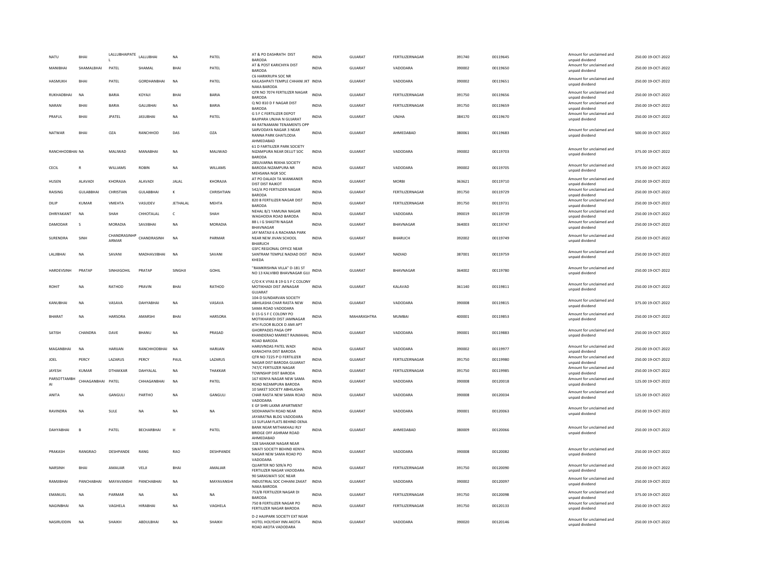| NATU | BHAI | LALLUBHAIPATEL | LALLUBHAI | NA | PATEL | AT & PO DASHRATH DIST BARODA | INDIA | GUJARAT | FERTILIZERNAGAR | 391740 | 00119645 | | Amount for unclaimed and unpaid dividend | 250.00 | 19-OCT-2022 |
|---|---|---|---|---|---|---|---|---|---|---|---|---|---|---|---|
| MANIBHAI | SHAMALBHAI | PATEL | SHAMAL | BHAI | PATEL | AT & POST KARICHIYA DIST BARODA | INDIA | GUJARAT | VADODARA | 390002 | 00119650 | | Amount for unclaimed and unpaid dividend | 250.00 | 19-OCT-2022 |
| HASMUKH | BHAI | PATEL | GORDHANBHAI | NA | PATEL | C6 HARIKRUPA SOC NR KAILASHPATI TEMPLE CHHANI JKT NAKA BARODA | INDIA | GUJARAT | VADODARA | 390002 | 00119651 | | Amount for unclaimed and unpaid dividend | 250.00 | 19-OCT-2022 |
| RUKHADBHAI | NA | BARIA | KOYAJI | BHAI | BARIA | QTR NO 7074 FERTILIZER NAGAR BARODA | INDIA | GUJARAT | FERTILIZERNAGAR | 391750 | 00119656 | | Amount for unclaimed and unpaid dividend | 250.00 | 19-OCT-2022 |
| NARAN | BHAI | BARIA | GALUBHAI | NA | BARIA | Q NO 810 D F NAGAR DIST BARODA | INDIA | GUJARAT | FERTILIZERNAGAR | 391750 | 00119659 | | Amount for unclaimed and unpaid dividend | 250.00 | 19-OCT-2022 |
| PRAFUL | BHAI | JPATEL | JASUBHAI | NA | PATEL | G S F C FERTILIZER DEPOT BAJIPARA UNJHA N GUJARAT | INDIA | GUJARAT | UNJHA | 384170 | 00119670 | | Amount for unclaimed and unpaid dividend | 250.00 | 19-OCT-2022 |
| NATWAR | BHAI | OZA | RANCHHOD | DAS | OZA | 44 RATNAMANI TENAMENTS OPP SARVODAYA NAGAR 3 NEAR RANNA PARK GHATLODIA AHMEDABAD | INDIA | GUJARAT | AHMEDABAD | 380061 | 00119683 | | Amount for unclaimed and unpaid dividend | 500.00 | 19-OCT-2022 |
| RANCHHODBHAI | NA | MALIWAD | MANABHAI | NA | MALIWAD | 61 D FARTILIZER PARK SOCIETY NIZAMPURA NEAR DELUT SOC BARODA | INDIA | GUJARAT | VADODARA | 390002 | 00119703 | | Amount for unclaimed and unpaid dividend | 375.00 | 19-OCT-2022 |
| CECIL | R | WILLIAMS | ROBIN | NA | WILLAMS | 28SUVARNA REKHA SOCIETY BARODA NIZAMPURA NR MEHSANA NGR SOC | INDIA | GUJARAT | VADODARA | 390002 | 00119705 | | Amount for unclaimed and unpaid dividend | 375.00 | 19-OCT-2022 |
| HUSEN | ALAVADI | KHORAJIA | ALAVADI | JALAL | KHORAJIA | AT PO DALADI TA WANKANER DIST DIST RAJKOT | INDIA | GUJARAT | MORBI | 363621 | 00119710 | | Amount for unclaimed and unpaid dividend | 250.00 | 19-OCT-2022 |
| RAISING | GULABBHAI | CHRISTIAN | GULABBHAI | K | CHRISHTIAN | 542/A PO FERTILDER NAGAR BARODA | INDIA | GUJARAT | FERTILIZERNAGAR | 391750 | 00119729 | | Amount for unclaimed and unpaid dividend | 250.00 | 19-OCT-2022 |
| DILIP | KUMAR | VMEHTA | VASUDEV | JETHALAL | MEHTA | 820 B FERTILIZER NAGAR DIST BARODA | INDIA | GUJARAT | FERTILIZERNAGAR | 391750 | 00119731 | | Amount for unclaimed and unpaid dividend | 250.00 | 19-OCT-2022 |
| DHRIYAKANT | NA | SHAH | CHHOTALAL | C | SHAH | NEHAL B/1 YAMUNA NAGAR WAGHODIA ROAD BARODA | INDIA | GUJARAT | VADODARA | 390019 | 00119739 | | Amount for unclaimed and unpaid dividend | 250.00 | 19-OCT-2022 |
| DAMODAR | S | MORADIA | SAVJIBHAI | NA | MORADIA | 88 L I G SHASTRI NAGAR BHAVNAGAR | INDIA | GUJARAT | BHAVNAGAR | 364003 | 00119747 | | Amount for unclaimed and unpaid dividend | 250.00 | 19-OCT-2022 |
| SURENDRA | SINH | CHANDRASINHPARMAR | CHANDRASINH | NA | PARMAR | JAY MATAJI 6 A RACHANA PARK NEAR NEW JIVAN SCHOOL BHARUCH | INDIA | GUJARAT | BHARUCH | 392002 | 00119749 | | Amount for unclaimed and unpaid dividend | 250.00 | 19-OCT-2022 |
| LALJIBHAI | NA | SAVANI | MADHAVJIBHAI | NA | SAVANI | GSFC REGIONAL OFFICE NEAR SANTRAM TEMPLE NADIAD DIST KHEDA | INDIA | GUJARAT | NADIAD | 387001 | 00119759 | | Amount for unclaimed and unpaid dividend | 250.00 | 19-OCT-2022 |
| HARDEVSINH | PRATAP | SINHJIGOHIL | PRATAP | SINGHJI | GOHIL | "RAMKRISHNA VILLA" D-181 ST NO 13 KALVIBID BHAVNAGAR GUJ | INDIA | GUJARAT | BHAVNAGAR | 364002 | 00119780 | | Amount for unclaimed and unpaid dividend | 250.00 | 19-OCT-2022 |
| ROHIT | NA | RATHOD | PRAVIN | BHAI | RATHOD | C/O K K VYAS B 19 G S F C COLONY MOTIKHADI DIST JMNAGAR GUJARAT | INDIA | GUJARAT | KALAVAD | 361140 | 00119811 | | Amount for unclaimed and unpaid dividend | 250.00 | 19-OCT-2022 |
| KANUBHAI | NA | VASAVA | DAHYABHAI | NA | VASAVA | 104-D SUNDARVAN SOCIETY ABHILASHA CHAR RASTA NEW SAMA ROAD VADODARA | INDIA | GUJARAT | VADODARA | 390008 | 00119815 | | Amount for unclaimed and unpaid dividend | 375.00 | 19-OCT-2022 |
| BHARAT | NA | HARSORA | AMARSHI | BHAI | HARSORA | D 15 G S F C COLONY PO MOTIKHAWDI DIST JAMNAGAR | INDIA | MAHARASHTRA | MUMBAI | 400001 | 00119853 | | Amount for unclaimed and unpaid dividend | 250.00 | 19-OCT-2022 |
| SATISH | CHANDRA | DAVE | BHANU | NA | PRASAD | 4TH FLOOR BLOCK D AMI APT GHORPADES PAGA OPP KHANDERAO MARKET RAJMAHAL ROAD BARODA | INDIA | GUJARAT | VADODARA | 390001 | 00119883 | | Amount for unclaimed and unpaid dividend | 250.00 | 19-OCT-2022 |
| MAGANBHAI | NA | HARIJAN | RANCHHODBHAI | NA | HARIJAN | HARIJIVNDAS PATEL WADI KARACHIYA DIST BARODA | INDIA | GUJARAT | VADODARA | 390002 | 00119977 | | Amount for unclaimed and unpaid dividend | 250.00 | 19-OCT-2022 |
| JOEL | PERCY | LAZARUS | PERCY | PAUL | LAZARUS | QTR NO 7225 P O FERTILIZER NAGAR DIST BARODA GUJARAT | INDIA | GUJARAT | FERTILIZERNAGAR | 391750 | 00119980 | | Amount for unclaimed and unpaid dividend | 250.00 | 19-OCT-2022 |
| JAYESH | KUMAR | DTHAKKAR | DAHYALAL | NA | THAKKAR | 747/C FERTILIZER NAGAR TOWNSHIP DIST BARODA | INDIA | GUJARAT | FERTILIZERNAGAR | 391750 | 00119985 | | Amount for unclaimed and unpaid dividend | 250.00 | 19-OCT-2022 |
| PARSOTTAMBHAI | CHHAGANBHAI | PATEL | CHHAGANBHAI | NA | PATEL | 167 KENYA NAGAR NEW SAMA ROAD NIZAMPURA BARODA | INDIA | GUJARAT | VADODARA | 390008 | 00120018 | | Amount for unclaimed and unpaid dividend | 125.00 | 19-OCT-2022 |
| ANITA | NA | GANGULI | PARTHO | NA | GANGULI | 10 SAKET SOCIETY ABHILASHA CHAR RASTA NEW SAMA ROAD VADODARA | INDIA | GUJARAT | VADODARA | 390008 | 00120034 | | Amount for unclaimed and unpaid dividend | 125.00 | 19-OCT-2022 |
| RAVINDRA | NA | SULE | NA | NA | NA | E GF SHRI LAXMI APARTMENT SIDDHANATH ROAD NEAR JAYARATNA BLDG VADODARA | INDIA | GUJARAT | VADODARA | 390001 | 00120063 | | Amount for unclaimed and unpaid dividend | 250.00 | 19-OCT-2022 |
| DAHYABHAI | B | PATEL | BECHARBHAI | H | PATEL | 13 SUFLAM FLATS BEHIND DENA BANK NEAR MITHAKHALI RLY BRIDGE OFF ASHRAM ROAD AHMEDABAD | INDIA | GUJARAT | AHMEDABAD | 380009 | 00120066 | | Amount for unclaimed and unpaid dividend | 250.00 | 19-OCT-2022 |
| PRAKASH | RANGRAO | DESHPANDE | RANG | RAO | DESHPANDE | 328 SAHAKAR NAGAR NEAR SWATI SOCIETY BEHIND KENYA NAGAR NEW SAMA ROAD PO VADODARA | INDIA | GUJARAT | VADODARA | 390008 | 00120082 | | Amount for unclaimed and unpaid dividend | 250.00 | 19-OCT-2022 |
| NARSINH | BHAI | AMAUAR | VELJI | BHAI | AMALIAR | QUARTER NO 509/A PO FERTILIZER NAGAR VADODARA | INDIA | GUJARAT | FERTILIZERNAGAR | 391750 | 00120090 | | Amount for unclaimed and unpaid dividend | 250.00 | 19-OCT-2022 |
| RAMJIBHAI | PANCHABHAI | MAYAVANSHI | PANCHABHAI | NA | MAYAVANSHI | 90 SARASWATI SOC NEAR INDUSTRIAL SOC CHHANI ZAKAT NAKA BARODA | INDIA | GUJARAT | VADODARA | 390002 | 00120097 | | Amount for unclaimed and unpaid dividend | 250.00 | 19-OCT-2022 |
| EMANUEL | NA | PARMAR | NA | NA | NA | 753/B FERTILIZER NAGAR DI BARODA | INDIA | GUJARAT | FERTILIZERNAGAR | 391750 | 00120098 | | Amount for unclaimed and unpaid dividend | 375.00 | 19-OCT-2022 |
| NAGINBHAI | NA | VAGHELA | HIRABHAI | NA | VAGHELA | 750 B FERTILIZER NAGAR PO FERTILIZER NAGAR BARODA | INDIA | GUJARAT | FERTILIZERNAGAR | 391750 | 00120133 | | Amount for unclaimed and unpaid dividend | 250.00 | 19-OCT-2022 |
| NASIRUDDIN | NA | SHAIKH | ABDULBHAI | NA | SHAIKH | D-2 HAJIPARK SOCIETY EXT NEAR HOTEL HOLYDAY INN AKOTA ROAD AKOTA VADODARA | INDIA | GUJARAT | VADODARA | 390020 | 00120146 | | Amount for unclaimed and unpaid dividend | 250.00 | 19-OCT-2022 |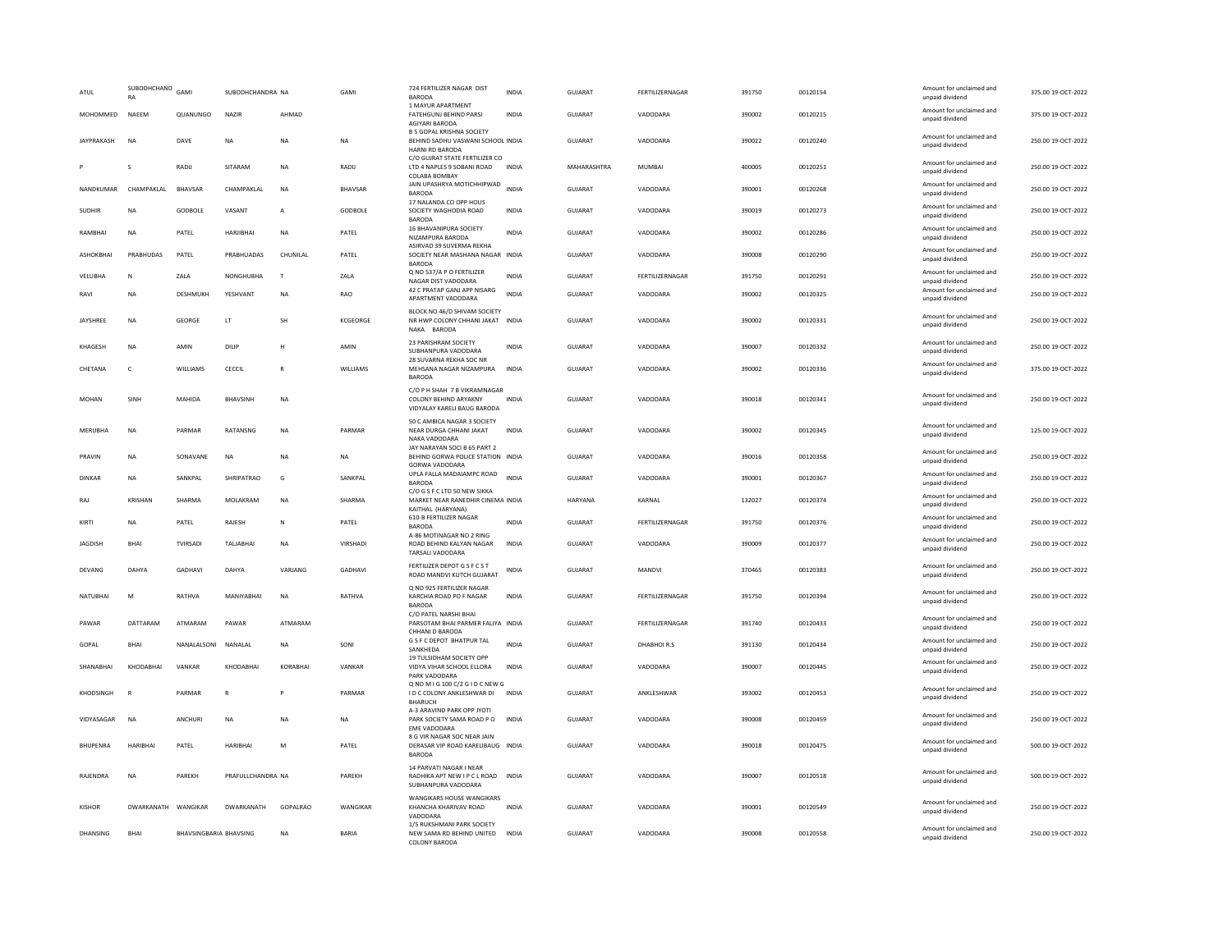| ATUL | SUBODHCHAND RA | GAMI | SUBODHCHANDRA | NA | GAMI | 724 FERTILIZER NAGAR DIST BARODA | INDIA | GUJARAT | FERTILIZERNAGAR | 391750 | 00120154 | Amount for unclaimed and unpaid dividend | 375.00 | 19-OCT-2022 |
|---|---|---|---|---|---|---|---|---|---|---|---|---|---|---|
| MOHOMMED | NAEEM | QUANUNGO | NAZIR | AHMAD | | 1 MAYUR APARTMENT FATEHGUNJ BEHIND PARSI AGIYARI BARODA | INDIA | GUJARAT | VADODARA | 390002 | 00120215 | Amount for unclaimed and unpaid dividend | 375.00 | 19-OCT-2022 |
| JAYPRAKASH | NA | DAVE | NA | NA | NA | B 5 GOPAL KRISHNA SOCIETY BEHIND SADHU VASWANI SCHOOL HARNI RD BARODA | INDIA | GUJARAT | VADODARA | 390022 | 00120240 | Amount for unclaimed and unpaid dividend | 250.00 | 19-OCT-2022 |
| P | S | RADIJ | SITARAM | NA | RADIJ | C/O GUJRAT STATE FERTILIZER CO LTD 4 NAPLES 9 SOBANI ROAD COLABA BOMBAY | INDIA | MAHARASHTRA | MUMBAI | 400005 | 00120251 | Amount for unclaimed and unpaid dividend | 250.00 | 19-OCT-2022 |
| NANDKUMAR | CHAMPAKLAL | BHAVSAR | CHAMPAKLAL | NA | BHAVSAR | JAIN UPASHRYA MOTICHHIPWAD BARODA | INDIA | GUJARAT | VADODARA | 390001 | 00120268 | Amount for unclaimed and unpaid dividend | 250.00 | 19-OCT-2022 |
| SUDHIR | NA | GODBOLE | VASANT | A | GODBOLE | 17 NALANDA CO OPP HOUS SOCIETY WAGHODIA ROAD BARODA | INDIA | GUJARAT | VADODARA | 390019 | 00120273 | Amount for unclaimed and unpaid dividend | 250.00 | 19-OCT-2022 |
| RAMBHAI | NA | PATEL | HARJIBHAI | NA | PATEL | 16 BHAVANIPURA SOCIETY NIZAMPURA BARODA | INDIA | GUJARAT | VADODARA | 390002 | 00120286 | Amount for unclaimed and unpaid dividend | 250.00 | 19-OCT-2022 |
| ASHOKBHAI | PRABHUDAS | PATEL | PRABHUADAS | CHUNILAL | PATEL | ASIRVAD 39 SUVERMA REKHA SOCIETY NEAR MASHANA NAGAR BARODA | INDIA | GUJARAT | VADODARA | 390008 | 00120290 | Amount for unclaimed and unpaid dividend | 250.00 | 19-OCT-2022 |
| VELUBHA | N | ZALA | NONGHUBHA | T | ZALA | Q NO 537/A P O FERTILIZER NAGAR DIST VADODARA | INDIA | GUJARAT | FERTILIZERNAGAR | 391750 | 00120291 | Amount for unclaimed and unpaid dividend | 250.00 | 19-OCT-2022 |
| RAVI | NA | DESHMUKH | YESHVANT | NA | RAO | 42 C PRATAP GANJ APP NISARG APARTMENT VADODARA | INDIA | GUJARAT | VADODARA | 390002 | 00120325 | Amount for unclaimed and unpaid dividend | 250.00 | 19-OCT-2022 |
| JAYSHREE | NA | GEORGE | LT | SH | KCGEORGE | BLOCK NO 46/D SHIVAM SOCIETY NR HWP COLONY CHHANI JAKAT NAKA BARODA | INDIA | GUJARAT | VADODARA | 390002 | 00120331 | Amount for unclaimed and unpaid dividend | 250.00 | 19-OCT-2022 |
| KHAGESH | NA | AMIN | DILIP | H | AMIN | 23 PARISHRAM SOCIETY SUBHANPURA VADODARA | INDIA | GUJARAT | VADODARA | 390007 | 00120332 | Amount for unclaimed and unpaid dividend | 250.00 | 19-OCT-2022 |
| CHETANA | C | WILLIAMS | CECCIL | R | WILLIAMS | 28 SUVARNA REKHA SOC NR MEHSANA NAGAR NIZAMPURA BARODA | INDIA | GUJARAT | VADODARA | 390002 | 00120336 | Amount for unclaimed and unpaid dividend | 375.00 | 19-OCT-2022 |
| MOHAN | SINH | MAHIDA | BHAVSINH | NA | | C/O P H SHAH 7 B VIKRAMNAGAR COLONY BEHIND ARYAKNY VIDYALAY KARELI BAUG BARODA | INDIA | GUJARAT | VADODARA | 390018 | 00120341 | Amount for unclaimed and unpaid dividend | 250.00 | 19-OCT-2022 |
| MERUBHA | NA | PARMAR | RATANSNG | NA | PARMAR | 50 C AMBICA NAGAR 3 SOCIETY NEAR DURGA CHHANI JAKAT NAKA VADODARA | INDIA | GUJARAT | VADODARA | 390002 | 00120345 | Amount for unclaimed and unpaid dividend | 125.00 | 19-OCT-2022 |
| PRAVIN | NA | SONAVANE | NA | NA | NA | JAY NARAYAN SOCI B 65 PART 2 BEHIND GORWA POLICE STATION GORWA VADODARA | INDIA | GUJARAT | VADODARA | 390016 | 00120358 | Amount for unclaimed and unpaid dividend | 250.00 | 19-OCT-2022 |
| DINKAR | NA | SANKPAL | SHRIPATRAO | G | SANKPAL | UPLA FALLA MADAIAMPC ROAD BARODA | INDIA | GUJARAT | VADODARA | 390001 | 00120367 | Amount for unclaimed and unpaid dividend | 250.00 | 19-OCT-2022 |
| RAJ | KRISHAN | SHARMA | MOLAKRAM | NA | SHARMA | C/O G S F C LTD 50 NEW SIKKA MARKET NEAR RANEDHIR CINEMA KAITHAL (HARYANA) | INDIA | HARYANA | KARNAL | 132027 | 00120374 | Amount for unclaimed and unpaid dividend | 250.00 | 19-OCT-2022 |
| KIRTI | NA | PATEL | RAJESH | N | PATEL | 610-B FERTILIZER NAGAR BARODA | INDIA | GUJARAT | FERTILIZERNAGAR | 391750 | 00120376 | Amount for unclaimed and unpaid dividend | 250.00 | 19-OCT-2022 |
| JAGDISH | BHAI | TVIRSADI | TALJABHAI | NA | VIRSHADI | A-86 MOTINAGAR NO 2 RING ROAD BEHIND KALYAN NAGAR TARSALI VADODARA | INDIA | GUJARAT | VADODARA | 390009 | 00120377 | Amount for unclaimed and unpaid dividend | 250.00 | 19-OCT-2022 |
| DEVANG | DAHYA | GADHAVI | DAHYA | VARJANG | GADHAVI | FERTILIZER DEPOT G S F C S T ROAD MANDVI KUTCH GUJARAT | INDIA | GUJARAT | MANDVI | 370465 | 00120383 | Amount for unclaimed and unpaid dividend | 250.00 | 19-OCT-2022 |
| NATUBHAI | M | RATHVA | MANIYABHAI | NA | RATHVA | Q NO 925 FERTILIZER NAGAR KARCHIA ROAD PO F NAGAR BARODA | INDIA | GUJARAT | FERTILIZERNAGAR | 391750 | 00120394 | Amount for unclaimed and unpaid dividend | 250.00 | 19-OCT-2022 |
| PAWAR | DATTARAM | ATMARAM | PAWAR | ATMARAM | | C/O PATEL NARSHI BHAI PARSOTAM BHAI PARMER FALIYA CHHANI D BARODA | INDIA | GUJARAT | FERTILIZERNAGAR | 391740 | 00120433 | Amount for unclaimed and unpaid dividend | 250.00 | 19-OCT-2022 |
| GOPAL | BHAI | NANALALSONI | NANALAL | NA | SONI | G S F C DEPOT BHATPUR TAL SANKHEDA | INDIA | GUJARAT | DHABHOI R.S | 391130 | 00120434 | Amount for unclaimed and unpaid dividend | 250.00 | 19-OCT-2022 |
| SHANABHAI | KHODABHAI | VANKAR | KHODABHAI | KORABHAI | VANKAR | 19 TULSIDHAM SOCIETY OPP VIDYA VIHAR SCHOOL ELLORA PARK VADODARA | INDIA | GUJARAT | VADODARA | 390007 | 00120445 | Amount for unclaimed and unpaid dividend | 250.00 | 19-OCT-2022 |
| KHODSINGH | R | PARMAR | R | P | PARMAR | Q NO M I G 100 C/2 G I D C NEW G I D C COLONY ANKLESHWAR DI BHARUCH | INDIA | GUJARAT | ANKLESHWAR | 393002 | 00120453 | Amount for unclaimed and unpaid dividend | 250.00 | 19-OCT-2022 |
| VIDYASAGAR | NA | ANCHURI | NA | NA | NA | A-3 ARAVIND PARK OPP JYOTI PARK SOCIETY SAMA ROAD P O EME VADODARA | INDIA | GUJARAT | VADODARA | 390008 | 00120459 | Amount for unclaimed and unpaid dividend | 250.00 | 19-OCT-2022 |
| BHUPENRA | HARIBHAI | PATEL | HARIBHAI | M | PATEL | 8 G VIR NAGAR SOC NEAR JAIN DERASAR VIP ROAD KARELIBAUG BARODA | INDIA | GUJARAT | VADODARA | 390018 | 00120475 | Amount for unclaimed and unpaid dividend | 500.00 | 19-OCT-2022 |
| RAJENDRA | NA | PAREKH | PRAFULLCHANDRA | NA | PAREKH | 14 PARVATI NAGAR I NEAR RADHIKA APT NEW I P C L ROAD SUBHANPURA VADODARA | INDIA | GUJARAT | VADODARA | 390007 | 00120518 | Amount for unclaimed and unpaid dividend | 500.00 | 19-OCT-2022 |
| KISHOR | DWARKANATH | WANGIKAR | DWARKANATH | GOPALRAO | WANGIKAR | WANGIKARS HOUSE WANGIKARS KHANCHA KHARIVAV ROAD VADODARA | INDIA | GUJARAT | VADODARA | 390001 | 00120549 | Amount for unclaimed and unpaid dividend | 250.00 | 19-OCT-2022 |
| DHANSING | BHAI | BHAVSINGBARIA | BHAVSING | NA | BARIA | 1/5 RUKSHMANI PARK SOCIETY NEW SAMA RD BEHIND UNITED COLONY BARODA | INDIA | GUJARAT | VADODARA | 390008 | 00120558 | Amount for unclaimed and unpaid dividend | 250.00 | 19-OCT-2022 |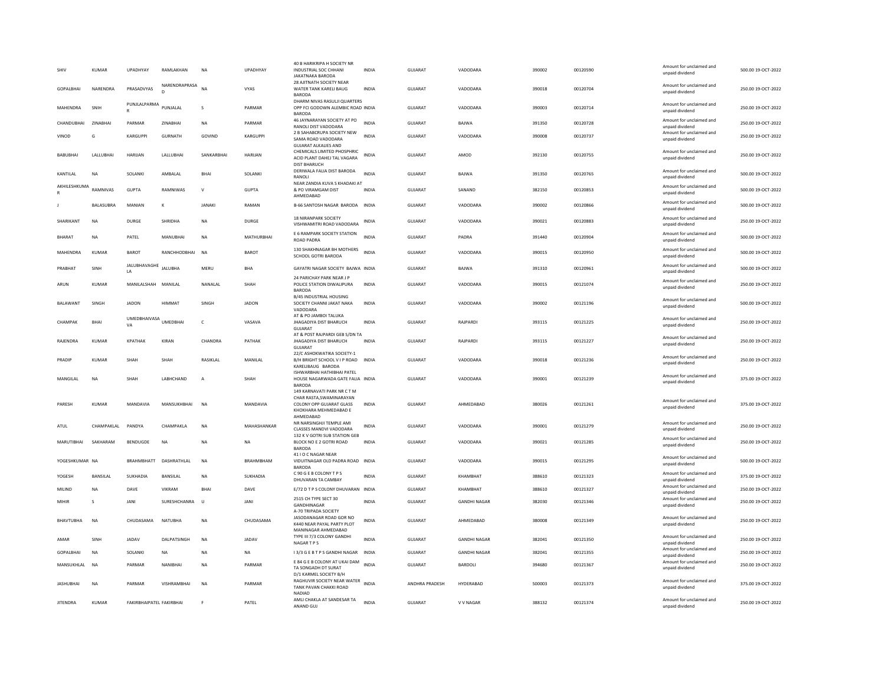| SHIV | KUMAR | UPADHYAY | RAMLAKHAN | NA | UPADHYAY | 40 B HARIKRIPA H SOCIETY NR INDUSTRIAL SOC CHHANI JAKATNAKA BARODA | INDIA | GUJARAT | VADODARA | 390002 | 00120590 | Amount for unclaimed and unpaid dividend | 500.00 | 19-OCT-2022 |
|---|---|---|---|---|---|---|---|---|---|---|---|---|---|---|
| GOPALBHAI | NARENDRA | PRASADVYAS | NARENDRAPRASAD | NA | VYAS | 28 AJITNATH SOCIETY NEAR WATER TANK KARELI BAUG BARODA | INDIA | GUJARAT | VADODARA | 390018 | 00120704 | Amount for unclaimed and unpaid dividend | 250.00 | 19-OCT-2022 |
| MAHENDRA | SNIH | PUNJLALPARMAR | PUNJALAL | S | PARMAR | DHARM NIVAS RASULJI QUARTERS OPP FCI GODOWN ALEMBIC ROAD BARODA | INDIA | GUJARAT | VADODARA | 390003 | 00120714 | Amount for unclaimed and unpaid dividend | 250.00 | 19-OCT-2022 |
| CHANDUBHAI | ZINABHAI | PARMAR | ZINABHAI | NA | PARMAR | 46 JAYNARAYAN SOCIETY AT PO RANOLI DIST VADODARA | INDIA | GUJARAT | BAJWA | 391350 | 00120728 | Amount for unclaimed and unpaid dividend | 250.00 | 19-OCT-2022 |
| VINOD | G | KARGUPPI | GURNATH | GOVIND | KARGUPPI | 2 B SAHABCRUPA SOCIETY NEW SAMA ROAD VADODARA | INDIA | GUJARAT | VADODARA | 390008 | 00120737 | Amount for unclaimed and unpaid dividend | 250.00 | 19-OCT-2022 |
| BABUBHAI | LALLUBHAI | HARIJAN | LALLUBHAI | SANKARBHAI | HARIJAN | GUJARAT ALKALIES AND CHEMICALS LIMITED PHOSPHRIC ACID PLANT DAHEJ TAL VAGARA DIST BHARUCH | INDIA | GUJARAT | AMOD | 392130 | 00120755 | Amount for unclaimed and unpaid dividend | 250.00 | 19-OCT-2022 |
| KANTILAL | NA | SOLANKI | AMBALAL | BHAI | SOLANKI | DERIWALA FALIA DIST BARODA RANOLI | INDIA | GUJARAT | BAJWA | 391350 | 00120765 | Amount for unclaimed and unpaid dividend | 500.00 | 19-OCT-2022 |
| AKHILESHKUMAR | RAMNIVAS | GUPTA | RAMNIWAS | V | GUPTA | NEAR ZANDIA KUVA S KHADAKI AT & PO VIRAMGAM DIST AHMEDABAD | INDIA | GUJARAT | SANAND | 382150 | 00120853 | Amount for unclaimed and unpaid dividend | 500.00 | 19-OCT-2022 |
| J | BALASUBRA | MANIAN | K | JANAKI | RAMAN | B-66 SANTOSH NAGAR BARODA | INDIA | GUJARAT | VADODARA | 390002 | 00120866 | Amount for unclaimed and unpaid dividend | 500.00 | 19-OCT-2022 |
| SHARIKANT | NA | DURGE | SHRIDHA | NA | DURGE | 18 NIRANPARK SOCIETY VISHWAMITRI ROAD VADODARA | INDIA | GUJARAT | VADODARA | 390021 | 00120883 | Amount for unclaimed and unpaid dividend | 250.00 | 19-OCT-2022 |
| BHARAT | NA | PATEL | MANUBHAI | NA | MATHURBHAI | E 6 RAMPARK SOCIETY STATION ROAD PADRA | INDIA | GUJARAT | PADRA | 391440 | 00120904 | Amount for unclaimed and unpaid dividend | 500.00 | 19-OCT-2022 |
| MAHENDRA | KUMAR | BAROT | RANCHHODBHAI | NA | BAROT | 130 SHAKHNAGAR BH MOTHERS SCHOOL GOTRI BARODA | INDIA | GUJARAT | VADODARA | 390015 | 00120950 | Amount for unclaimed and unpaid dividend | 500.00 | 19-OCT-2022 |
| PRABHAT | SINH | JALUBHAVAGHELA | JALUBHA | MERU | BHA | GAYATRI NAGAR SOCIETY BAJWA | INDIA | GUJARAT | BAJWA | 391310 | 00120961 | Amount for unclaimed and unpaid dividend | 500.00 | 19-OCT-2022 |
| ARUN | KUMAR | MANILALSHAH | MANILAL | NANALAL | SHAH | 24 PARICHAY PARK NEAR J P POLICE STATION DIWALIPURA BARODA | INDIA | GUJARAT | VADODARA | 390015 | 00121074 | Amount for unclaimed and unpaid dividend | 250.00 | 19-OCT-2022 |
| BALAWANT | SINGH | JADON | HIMMAT | SINGH | JADON | B/45 INDUSTRIAL HOUSING SOCIETY CHANNI JAKAT NAKA VADODARA | INDIA | GUJARAT | VADODARA | 390002 | 00121196 | Amount for unclaimed and unpaid dividend | 500.00 | 19-OCT-2022 |
| CHAMPAK | BHAI | UMEDBHAIVASAVA | UMEDBHAI | C | VASAVA | AT & PO JAMBOI TALUKA JHAGADIYA DIST BHARUCH GUJARAT | INDIA | GUJARAT | RAJPARDI | 393115 | 00121225 | Amount for unclaimed and unpaid dividend | 250.00 | 19-OCT-2022 |
| RAJENDRA | KUMAR | KPATHAK | KIRAN | CHANDRA | PATHAK | AT & POST RAJPARDI GEB S/DN TA JHAGADIYA DIST BHARUCH GUJARAT | INDIA | GUJARAT | RAJPARDI | 393115 | 00121227 | Amount for unclaimed and unpaid dividend | 250.00 | 19-OCT-2022 |
| PRADIP | KUMAR | SHAH | SHAH | RASIKLAL | MANILAL | 22/C ASHOKWATIKA SOCIETY-1 B/H BRIGHT SCHOOL V I P ROAD KARELIBAUG BARODA | INDIA | GUJARAT | VADODARA | 390018 | 00121236 | Amount for unclaimed and unpaid dividend | 250.00 | 19-OCT-2022 |
| MANGILAL | NA | SHAH | LABHCHAND | A | SHAH | ISHWARBHAI HATHIBHAI PATEL HOUSE NAGARWADA GATE FALIA BARODA | INDIA | GUJARAT | VADODARA | 390001 | 00121239 | Amount for unclaimed and unpaid dividend | 375.00 | 19-OCT-2022 |
| PARESH | KUMAR | MANDAVIA | MANSUKHBHAI | NA | MANDAVIA | 149 KARNAVATI PARK NR C T M CHAR RASTA,SWAMINARAYAN COLONY OPP GUJARAT GLASS KHOKHARA MEHMEDABAD E AHMEDABAD | INDIA | GUJARAT | AHMEDABAD | 380026 | 00121261 | Amount for unclaimed and unpaid dividend | 375.00 | 19-OCT-2022 |
| ATUL | CHAMPAKLAL | PANDYA | CHAMPAKLA | NA | MAHASHANKAR | NR NARSINGHJI TEMPLE AMI CLASSES MANDVI VADODARA | INDIA | GUJARAT | VADODARA | 390001 | 00121279 | Amount for unclaimed and unpaid dividend | 250.00 | 19-OCT-2022 |
| MARUTIBHAI | SAKHARAM | BENDUGDE | NA | NA | NA | 132 K V GOTRI SUB STATION GEB BLOCK NO E 2 GOTRI ROAD BARODA | INDIA | GUJARAT | VADODARA | 390021 | 00121285 | Amount for unclaimed and unpaid dividend | 250.00 | 19-OCT-2022 |
| YOGESHKUMAR | NA | BRAHMBHATT | DASHRATHLAL | NA | BRAHMBHAM | 41 I O C NAGAR NEAR VIDUITNAGAR OLD PADRA ROAD BARODA | INDIA | GUJARAT | VADODARA | 390015 | 00121295 | Amount for unclaimed and unpaid dividend | 500.00 | 19-OCT-2022 |
| YOGESH | BANSILAL | SUKHADIA | BANSILAL | NA | SUKHADIA | C 90 G E B COLONY T P S DHUVARAN TA CAMBAY | INDIA | GUJARAT | KHAMBHAT | 388610 | 00121323 | Amount for unclaimed and unpaid dividend | 375.00 | 19-OCT-2022 |
| MILIND | NA | DAVE | VIKRAM | BHAI | DAVE | E/72 D T P S COLONY DHUVARAN | INDIA | GUJARAT | KHAMBHAT | 388610 | 00121327 | Amount for unclaimed and unpaid dividend | 250.00 | 19-OCT-2022 |
| MIHIR | S | JANI | SURESHCHANRA | U | JANI | 2515 CH TYPE SECT 30 GANDHINAGAR | INDIA | GUJARAT | GANDHI NAGAR | 382030 | 00121346 | Amount for unclaimed and unpaid dividend | 250.00 | 19-OCT-2022 |
| BHAVTUBHA | NA | CHUDASAMA | NATUBHA | NA | CHUDASAMA | A-70 TRIPADA SOCIETY JASODANAGAR ROAD GOR NO K440 NEAR PAYAL PARTY PLOT MANINAGAR AHMEDABAD | INDIA | GUJARAT | AHMEDABAD | 380008 | 00121349 | Amount for unclaimed and unpaid dividend | 250.00 | 19-OCT-2022 |
| AMAR | SINH | JADAV | DALPATSINGH | NA | JADAV | TYPE III 7/3 COLONY GANDHI NAGAR T P S | INDIA | GUJARAT | GANDHI NAGAR | 382041 | 00121350 | Amount for unclaimed and unpaid dividend | 250.00 | 19-OCT-2022 |
| GOPALBHAI | NA | SOLANKI | NA | NA | NA | I 3/3 G E B T P S GANDHI NAGAR | INDIA | GUJARAT | GANDHI NAGAR | 382041 | 00121355 | Amount for unclaimed and unpaid dividend | 250.00 | 19-OCT-2022 |
| MANSUKHLAL | NA | PARMAR | NANIBHAI | NA | PARMAR | E 84 G E B COLONY AT UKAI DAM TA SONGADH DT SURAT | INDIA | GUJARAT | BARDOLI | 394680 | 00121367 | Amount for unclaimed and unpaid dividend | 250.00 | 19-OCT-2022 |
| JASHUBHAI | NA | PARMAR | VISHRAMBHAI | NA | PARMAR | D/1 KARMEL SOCIETY B/H RAGHUVIR SOCIETY NEAR WATER TANK PAVAN CHAKKI ROAD NADIAD | INDIA | ANDHRA PRADESH | HYDERABAD | 500003 | 00121373 | Amount for unclaimed and unpaid dividend | 375.00 | 19-OCT-2022 |
| JITENDRA | KUMAR | FAKIRBHAIPATEL | FAKIRBHAI | F | PATEL | AMLI CHAKLA AT SANDESAR TA ANAND GUJ | INDIA | GUJARAT | V V NAGAR | 388132 | 00121374 | Amount for unclaimed and unpaid dividend | 250.00 | 19-OCT-2022 |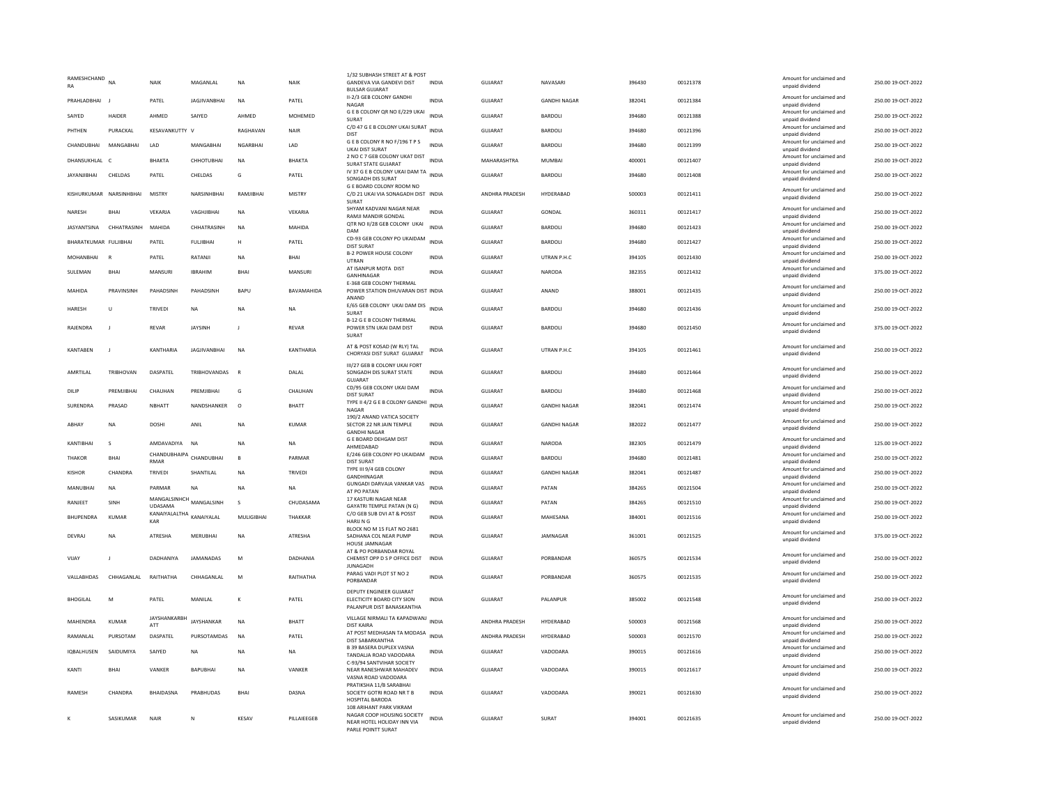| | | | | | | | | | | | | | | |
|---|---|---|---|---|---|---|---|---|---|---|---|---|---|---|
| RAMESHCHAND RA | NA | NAIK | MAGANLAL | NA | NAIK | 1/32 SUBHASH STREET AT & POST GANDEVA VIA GANDEVI DIST BULSAR GUJARAT | INDIA | GUJARAT | NAVASARI | 396430 | 00121378 | | Amount for unclaimed and unpaid dividend | 250.00 19-OCT-2022 |
| PRAHLADBHAI | J | PATEL | JAGJIVANBHAI | NA | PATEL | II-2/3 GEB COLONY GANDHI NAGAR | INDIA | GUJARAT | GANDHI NAGAR | 382041 | 00121384 | | Amount for unclaimed and unpaid dividend | 250.00 19-OCT-2022 |
| SAIYED | HAIDER | AHMED | SAIYED | AHMED | MOHEMED | G E B COLONY QR NO E/229 UKAI SURAT | INDIA | GUJARAT | BARDOLI | 394680 | 00121388 | | Amount for unclaimed and unpaid dividend | 250.00 19-OCT-2022 |
| PHTHEN | PURACKAL | KESAVANKUTTY | V | RAGHAVAN | NAIR | C/D 47 G E B COLONY UKAI SURAT DIST | INDIA | GUJARAT | BARDOLI | 394680 | 00121396 | | Amount for unclaimed and unpaid dividend | 250.00 19-OCT-2022 |
| CHANDUBHAI | MANGABHAI | LAD | MANGABHAI | NGARBHAI | LAD | G E B COLONY R NO F/196 T P S UKAI DIST SURAT | INDIA | GUJARAT | BARDOLI | 394680 | 00121399 | | Amount for unclaimed and unpaid dividend | 250.00 19-OCT-2022 |
| DHANSUKHLAL | C | BHAKTA | CHHOTUBHAI | NA | BHAKTA | 2 NO C 7 GEB COLONY UKAT DIST SURAT STATE GUJARAT | INDIA | MAHARASHTRA | MUMBAI | 400001 | 00121407 | | Amount for unclaimed and unpaid dividend | 250.00 19-OCT-2022 |
| JAYANJIBHAI | CHELDAS | PATEL | CHELDAS | G | PATEL | IV 37 G E B COLONY UKAI DAM TA SONGADH DIS SURAT | INDIA | GUJARAT | BARDOLI | 394680 | 00121408 | | Amount for unclaimed and unpaid dividend | 250.00 19-OCT-2022 |
| KISHURKUMAR | NARSINHBHAI | MISTRY | NARSINHBHAI | RAMJIBHAI | MISTRY | G E BOARD COLONY ROOM NO C/D 21 UKAI VIA SONAGADH DIST SURAT | INDIA | ANDHRA PRADESH | HYDERABAD | 500003 | 00121411 | | Amount for unclaimed and unpaid dividend | 250.00 19-OCT-2022 |
| NARESH | BHAI | VEKARJA | VAGHJIBHAI | NA | VEKARIA | SHYAM KADVANI NAGAR NEAR RAMJI MANDIR GONDAL | INDIA | GUJARAT | GONDAL | 360311 | 00121417 | | Amount for unclaimed and unpaid dividend | 250.00 19-OCT-2022 |
| JASYANTSINA | CHHATRASINH | MAHIDA | CHHATRASINH | NA | MAHIDA | QTR NO II/28 GEB COLONY UKAI DAM | INDIA | GUJARAT | BARDOLI | 394680 | 00121423 | | Amount for unclaimed and unpaid dividend | 250.00 19-OCT-2022 |
| BHARATKUMAR | FULJIBHAI | PATEL | FULJIBHAI | H | PATEL | CD-93 GEB COLONY PO UKAIDAM DIST SURAT | INDIA | GUJARAT | BARDOLI | 394680 | 00121427 | | Amount for unclaimed and unpaid dividend | 250.00 19-OCT-2022 |
| MOHANBHAI | R | PATEL | RATANJI | NA | BHAI | B-2 POWER HOUSE COLONY UTRAN | INDIA | GUJARAT | UTRAN P.H.C | 394105 | 00121430 | | Amount for unclaimed and unpaid dividend | 250.00 19-OCT-2022 |
| SULEMAN | BHAI | MANSURI | IBRAHIM | BHAI | MANSURI | AT ISANPUR MOTA DIST GANHINAGAR | INDIA | GUJARAT | NARODA | 382355 | 00121432 | | Amount for unclaimed and unpaid dividend | 375.00 19-OCT-2022 |
| MAHIDA | PRAVINSINH | PAHADSINH | PAHADSINH | BAPU | BAVAMAHIDA | E-368 GEB COLONY THERMAL POWER STATION DHUVARAN DIST ANAND | INDIA | GUJARAT | ANAND | 388001 | 00121435 | | Amount for unclaimed and unpaid dividend | 250.00 19-OCT-2022 |
| HARESH | U | TRIVEDI | NA | NA | NA | E/65 GEB COLONY UKAI DAM DIS SURAT | INDIA | GUJARAT | BARDOLI | 394680 | 00121436 | | Amount for unclaimed and unpaid dividend | 250.00 19-OCT-2022 |
| RAJENDRA | J | REVAR | JAYSINH | J | REVAR | B-12 G E B COLONY THERMAL POWER STN UKAI DAM DIST SURAT | INDIA | GUJARAT | BARDOLI | 394680 | 00121450 | | Amount for unclaimed and unpaid dividend | 375.00 19-OCT-2022 |
| KANTABEN | J | KANTHARIA | JAGJIVANBHAI | NA | KANTHARIA | AT & POST KOSAD (W RLY) TAL CHORYASI DIST SURAT GUJARAT | INDIA | GUJARAT | UTRAN P.H.C | 394105 | 00121461 | | Amount for unclaimed and unpaid dividend | 250.00 19-OCT-2022 |
| AMRTILAL | TRIBHOVAN | DASPATEL | TRIBHOVANDAS | R | DALAL | III/27 GEB B COLONY UKAI FORT SONGADH DIS SURAT STATE GUJARAT | INDIA | GUJARAT | BARDOLI | 394680 | 00121464 | | Amount for unclaimed and unpaid dividend | 250.00 19-OCT-2022 |
| DILIP | PREMJIBHAI | CHAUHAN | PREMJIBHAI | G | CHAUHAN | CD/95 GEB COLONY UKAI DAM DIST SURAT | INDIA | GUJARAT | BARDOLI | 394680 | 00121468 | | Amount for unclaimed and unpaid dividend | 250.00 19-OCT-2022 |
| SURENDRA | PRASAD | NBHATT | NANDSHANKER | O | BHATT | TYPE II 4/2 G E B COLONY GANDHI NAGAR | INDIA | GUJARAT | GANDHI NAGAR | 382041 | 00121474 | | Amount for unclaimed and unpaid dividend | 250.00 19-OCT-2022 |
| ABHAY | NA | DOSHI | ANIL | NA | KUMAR | 190/2 ANAND VATICA SOCIETY SECTOR 22 NR JAIN TEMPLE GANDHI NAGAR | INDIA | GUJARAT | GANDHI NAGAR | 382022 | 00121477 | | Amount for unclaimed and unpaid dividend | 250.00 19-OCT-2022 |
| KANTIBHAI | S | AMDAVADIYA | NA | NA | NA | G E BOARD DEHGAM DIST AHMEDABAD | INDIA | GUJARAT | NARODA | 382305 | 00121479 | | Amount for unclaimed and unpaid dividend | 125.00 19-OCT-2022 |
| THAKOR | BHAI | CHANDUBHAIPA RMAR | CHANDUBHAI | B | PARMAR | E/246 GEB COLONY PO UKAIDAM DIST SURAT | INDIA | GUJARAT | BARDOLI | 394680 | 00121481 | | Amount for unclaimed and unpaid dividend | 250.00 19-OCT-2022 |
| KISHOR | CHANDRA | TRIVEDI | SHANTILAL | NA | TRIVEDI | TYPE III 9/4 GEB COLONY GANDHINAGAR | INDIA | GUJARAT | GANDHI NAGAR | 382041 | 00121487 | | Amount for unclaimed and unpaid dividend | 250.00 19-OCT-2022 |
| MANUBHAI | NA | PARMAR | NA | NA | NA | GUNGADI DARVAJA VANKAR VAS AT PO PATAN | INDIA | GUJARAT | PATAN | 384265 | 00121504 | | Amount for unclaimed and unpaid dividend | 250.00 19-OCT-2022 |
| RANJEET | SINH | MANGALSINHCH UDASAMA | MANGALSINH | S | CHUDASAMA | 17 KASTURI NAGAR NEAR GAYATRI TEMPLE PATAN (N G) | INDIA | GUJARAT | PATAN | 384265 | 00121510 | | Amount for unclaimed and unpaid dividend | 250.00 19-OCT-2022 |
| BHUPENDRA | KUMAR | KANAIYALALTHA KAR | KANAIYALAL | MULIGIBHAI | THAKKAR | C/O GEB SUB DVI AT & POSST HARIJ N G | INDIA | GUJARAT | MAHESANA | 384001 | 00121516 | | Amount for unclaimed and unpaid dividend | 250.00 19-OCT-2022 |
| DEVRAJ | NA | ATRESHA | MERUBHAI | NA | ATRESHA | BLOCK NO M 15 FLAT NO 2681 SADHANA COL NEAR PUMP HOUSE JAMNAGAR | INDIA | GUJARAT | JAMNAGAR | 361001 | 00121525 | | Amount for unclaimed and unpaid dividend | 375.00 19-OCT-2022 |
| VIJAY | J | DADHANIYA | JAMANADAS | M | DADHANIA | AT & PO PORBANDAR ROYAL CHEMIST OPP D S P OFFICE DIST JUNAGADH | INDIA | GUJARAT | PORBANDAR | 360575 | 00121534 | | Amount for unclaimed and unpaid dividend | 250.00 19-OCT-2022 |
| VALLABHDAS | CHHAGANLAL | RAITHATHA | CHHAGANLAL | M | RAITHATHA | PARAG VADI PLOT ST NO 2 PORBANDAR | INDIA | GUJARAT | PORBANDAR | 360575 | 00121535 | | Amount for unclaimed and unpaid dividend | 250.00 19-OCT-2022 |
| BHOGILAL | M | PATEL | MANILAL | K | PATEL | DEPUTY ENGINEER GUJARAT ELECTICITY BOARD CITY SION PALANPUR DIST BANASKANTHA | INDIA | GUJARAT | PALANPUR | 385002 | 00121548 | | Amount for unclaimed and unpaid dividend | 250.00 19-OCT-2022 |
| MAHENDRA | KUMAR | JAYSHANKARBH ATT | JAYSHANKAR | NA | BHATT | VILLAGE NIRMALI TA KAPADWANJ DIST KAIRA | INDIA | ANDHRA PRADESH | HYDERABAD | 500003 | 00121568 | | Amount for unclaimed and unpaid dividend | 250.00 19-OCT-2022 |
| RAMANLAL | PURSOTAM | DASPATEL | PURSOTAMDAS | NA | PATEL | AT POST MEDHASAN TA MODASA DIST SABARKANTHA | INDIA | ANDHRA PRADESH | HYDERABAD | 500003 | 00121570 | | Amount for unclaimed and unpaid dividend | 250.00 19-OCT-2022 |
| IQBALHUSEN | SAIDUMIYA | SAIYED | NA | NA | NA | B 39 BASERA DUPLEX VASNA TANDALJA ROAD VADODARA | INDIA | GUJARAT | VADODARA | 390015 | 00121616 | | Amount for unclaimed and unpaid dividend | 250.00 19-OCT-2022 |
| KANTI | BHAI | VANKER | BAPUBHAI | NA | VANKER | C-93/94 SANTVIHAR SOCIETY NEAR RANESHWAR MAHADEV VASNA ROAD VADODARA | INDIA | GUJARAT | VADODARA | 390015 | 00121617 | | Amount for unclaimed and unpaid dividend | 250.00 19-OCT-2022 |
| RAMESH | CHANDRA | BHAIDASNA | PRABHUDAS | BHAI | DASNA | PRATIKSHA 11/B SARABHAI SOCIETY GOTRI ROAD NR T B HOSPITAL BARODA | INDIA | GUJARAT | VADODARA | 390021 | 00121630 | | Amount for unclaimed and unpaid dividend | 250.00 19-OCT-2022 |
| K | SASIKUMAR | NAIR | N | KESAV | PILLAIEEGEB | 108 ARIHANT PARK VIKRAM NAGAR COOP HOUSING SOCIETY NEAR HOTEL HOLIDAY INN VIA PARLE POINTT SURAT | INDIA | GUJARAT | SURAT | 394001 | 00121635 | | Amount for unclaimed and unpaid dividend | 250.00 19-OCT-2022 |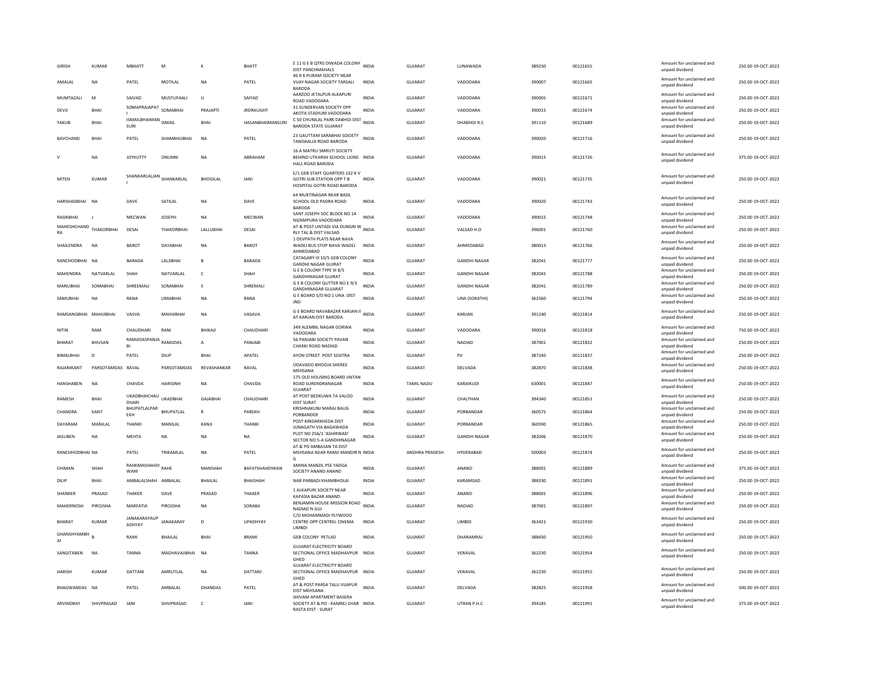| GIRISH | KUMAR | MBHATT | M | K | BHATT | E 11 G E B QTRS DIWADA COLONY DIST PANCHMAHALS | INDIA | GUJARAT | LUNAWADA | 389250 | 00121655 | Amount for unclaimed and unpaid dividend | 250.00 19-OCT-2022 |
|---|---|---|---|---|---|---|---|---|---|---|---|---|---|
| AMALAL | NA | PATEL | MOTILAL | NA | PATEL | 46 R K PURAM SOCIETY NEAR VIJAY NAGAR SOCIETY TARSALI BARODA | INDIA | GUJARAT | VADODARA | 390007 | 00121665 | Amount for unclaimed and unpaid dividend | 250.00 19-OCT-2022 |
| MUMTAZALI | M | SAIVAD | MUSTUFAALI | U | SAIYAD | AARZOO JETALPUR ALKAPURI ROAD VADODARA | INDIA | GUJARAT | VADODARA | 390005 | 00121671 | Amount for unclaimed and unpaid dividend | 250.00 19-OCT-2022 |
| DEVJI | BHAI | SOMAPRAJAPAT I | SOMABHAI | PRAJAPTI | JRDRAUGHT | 31 SUNDERVAN SOCIETY OPP AKOTA STADIUM VADODARA | INDIA | GUJARAT | VADODARA | 390015 | 00121674 | Amount for unclaimed and unpaid dividend | 250.00 19-OCT-2022 |
| YAKUB | BHAI | ISMAILBHAIMAN SURI | ISMAIL | BHAI | HASANBHAIMANSURI | C 50 CHUNILAL PARK DABHOI DIST BARODA STATE GUJARAT | INDIA | GUJARAT | DHABHOI R.S | 391110 | 00121689 | Amount for unclaimed and unpaid dividend | 250.00 19-OCT-2022 |
| BAVCHAND | BHAI | PATEL | SHAMBHUBHAI | NA | PATEL | 23 GAUTTAM SARABHAI SOCIETY TANDAALJA ROAD BARODA | INDIA | GUJARAT | VADODARA | 390020 | 00121716 | Amount for unclaimed and unpaid dividend | 250.00 19-OCT-2022 |
| V | NA | JOYKUTTY | ONUNNI | NA | ABRAHAM | 16 A MATRU SMRUTI SOCIETY BEHIND UTKARSH SCHOOL LIONS HALL ROAD BARODA | INDIA | GUJARAT | VADODARA | 390015 | 00121726 | Amount for unclaimed and unpaid dividend | 375.00 19-OCT-2022 |
| MITEN | KUMAR | SHANKARLALJAN I | SHANKARLAL | BHOGILAL | JANI | E/1 GEB STAFF QUARTERS 132 K V GOTRI SUB STATION OPP T B HOSPITAL GOTRI ROAD BARODA | INDIA | GUJARAT | VADODARA | 390021 | 00121735 | Amount for unclaimed and unpaid dividend | 250.00 19-OCT-2022 |
| HARSHADBHAI | NA | DAVE | SATILAL | NA | DAVE | 64 MUKTINAGAR NEAR BASIL SCHOOL OLD PADRA ROAD BARODA | INDIA | GUJARAT | VADODARA | 390020 | 00121743 | Amount for unclaimed and unpaid dividend | 250.00 19-OCT-2022 |
| RASIKBHAI | J | MECWAN | JOSEPH | NA | MECWAN | SANT JOSEPH SOC BLOCK NO 14 NIZAMPURA VADODARA | INDIA | GUJARAT | VADODARA | 390015 | 00121748 | Amount for unclaimed and unpaid dividend | 250.00 19-OCT-2022 |
| MAHESHCHAND RA | THAKORBHAI | DESAI | THAKORBHAI | LALLUBHAI | DESAI | AT & POST UNTADI VIA DUNGRI W RLY TAL & DIST VALSAD | INDIA | GUJARAT | VALSAD H.O | 396001 | 00121760 | Amount for unclaimed and unpaid dividend | 250.00 19-OCT-2022 |
| SHAILENDRA | NA | BAROT | DAYABHAI | NA | BAROT | 1 DEVPATH PLATS NEAR NAVA WADEJ BUS STOP NAVA WADEJ AHMEDABAD | INDIA | GUJARAT | AHMEDABAD | 380013 | 00121766 | Amount for unclaimed and unpaid dividend | 250.00 19-OCT-2022 |
| RANCHODBHAI | NA | BARADA | LALJIBHAI | B | BARADA | CATAGARY III 10/5 GEB COLONY GANDHI NAGAR GUJRAT | INDIA | GUJARAT | GANDHI NAGAR | 382041 | 00121777 | Amount for unclaimed and unpaid dividend | 250.00 19-OCT-2022 |
| MAHENDRA | NATVARLAL | SHAH | NATVARLAL | C | SHAH | G E B COLONY TYPE III 8/5 GANDHINAGAR GUJRAT | INDIA | GUJARAT | GANDHI NAGAR | 382041 | 00121788 | Amount for unclaimed and unpaid dividend | 250.00 19-OCT-2022 |
| MANUBHAI | SOMABHAI | SHREEMALI | SOMABHAI | S | SHREMALI | G E B COLONY QUTTER NO E 9/3 GANDHINAGAR GUJARAT | INDIA | GUJARAT | GANDHI NAGAR | 382041 | 00121789 | Amount for unclaimed and unpaid dividend | 250.00 19-OCT-2022 |
| SAMUBHAI | NA | RANA | LIMABHAI | NA | RANA | G E BOARD S/D NO 1 UNA DIST JND | INDIA | GUJARAT | UNA (SORATHI) | 362560 | 00121794 | Amount for unclaimed and unpaid dividend | 250.00 19-OCT-2022 |
| RAMSANGBHAI | MAHIJIBHAI | VASVA | MAHIJIBHAI | NA | VASAVA | G E BOARD NAVABAZAR KARJAN II AT KARJAN DIST BARODA | INDIA | GUJARAT | KARJAN | 391240 | 00121814 | Amount for unclaimed and unpaid dividend | 250.00 19-OCT-2022 |
| NITIN | RAM | CHAUDHARI | RANI | BHIKAJI | CHAUDHARI | 349 ALEMBIL NAGAR GORWA VADODARA | INDIA | GUJARAT | VADODARA | 390016 | 00121818 | Amount for unclaimed and unpaid dividend | 750.00 19-OCT-2022 |
| BHARAT | BHUSAN | RAMJIDASPANJA BI | RAMJIDAS | A | PANJABI | 56 PANJABI SOCIETY PAVAN CHAKKI ROAD NADIAD | INDIA | GUJARAT | NADIAD | 387001 | 00121822 | Amount for unclaimed and unpaid dividend | 250.00 19-OCT-2022 |
| BIMALBHAI | D | PATEL | DILIP | BHAI | APATEL | AYON STREET POST SOJITRA | INDIA | GUJARAT | PIJ | 387240 | 00121837 | Amount for unclaimed and unpaid dividend | 250.00 19-OCT-2022 |
| RAJANIKANT | PARSOTAMDAS | RAVAL | PARSOTAMDAS | REVASHANKAR | RAVAL | ODAVADO BHOOJA SHEREE MEHSANA | INDIA | GUJARAT | DELVADA | 382870 | 00121838 | Amount for unclaimed and unpaid dividend | 250.00 19-OCT-2022 |
| HANSHABEN | NA | CHAVDA | HARISINH | NA | CHAVDA | 175 OLD HOUSING BOARD JINTAN ROAD SURENDRANAGAR GUJARAT | INDIA | TAMIL NADU | KARAIKUDI | 630001 | 00121847 | Amount for unclaimed and unpaid dividend | 250.00 19-OCT-2022 |
| RAMESH | BHAI | UKADBHAICHAU DHARI | UKADBHAI | GAJABHAI | CHAUDHARI | AT POST BEDKUWA TA VALOD DIST SURAT | INDIA | GUJARAT | CHALTHAN | 394340 | 00121851 | Amount for unclaimed and unpaid dividend | 250.00 19-OCT-2022 |
| CHANDRA | KANT | BHUPATLALPAR EKH | BHUPATLAL | R | PAREKH | KRISHNAKUNJ MARAJ BAUG PORBANDER | INDIA | GUJARAT | PORBANDAR | 360575 | 00121864 | Amount for unclaimed and unpaid dividend | 250.00 19-OCT-2022 |
| DAYARAM | MANILAL | THANKI | MANILAL | KANJI | THANKI | POST KINDARKHEDA DIST JUNAGATH VIA BAGAWADA | INDIA | GUJARAT | PORBANDAR | 360590 | 00121865 | Amount for unclaimed and unpaid dividend | 250.00 19-OCT-2022 |
| JASUBEN | NA | MEHTA | NA | NA | NA | PLOT NO 256/1 'ASHIRWAD' SECTOR NO 5-A GANDHINAGAR | INDIA | GUJARAT | GANDHI NAGAR | 382006 | 00121870 | Amount for unclaimed and unpaid dividend | 250.00 19-OCT-2022 |
| RANCHHODBHAI | NA | PATEL | TRIKAMLAL | NA | PATEL | AT & PO AMBASAN TA DIST MEHSANA NEAR RAMJI MANDIR N G | INDIA | ANDHRA PRADESH | HYDERABAD | 500003 | 00121874 | Amount for unclaimed and unpaid dividend | 250.00 19-OCT-2022 |
| CHIMAN | SHAH | RAHEMASHAHDI WANI | RAHE | MANSHAH | BAFATSHAHDIWAN | AMINA MANZIL PSE YADGA SOCIETY ANAND ANAND | INDIA | GUJARAT | ANAND | 388001 | 00121889 | Amount for unclaimed and unpaid dividend | 375.00 19-OCT-2022 |
| DILIP | BHAI | AMBALALSHAH | AMBALAL | BHAILAL | BHAISHAH | NAR PARBADI KHAMBHOLAI | INDIA | GUJARAT | KARAMSAD | 388330 | 00121891 | Amount for unclaimed and unpaid dividend | 250.00 19-OCT-2022 |
| SHANKER | PRASAD | THAKER | DAVE | PRASAD | THAKER | 1 ALKAPURI SOCIETY NEAR KAPASIA BAZAR ANAND | INDIA | GUJARAT | ANAND | 388001 | 00121896 | Amount for unclaimed and unpaid dividend | 250.00 19-OCT-2022 |
| MAHERNOSH | PIROJSHA | MARFATIA | PIROJSHA | NA | SORABJI | BENJAMIN HOUSE MISSION ROAD NADIAD N GUJ | INDIA | GUJARAT | NADIAD | 387001 | 00121897 | Amount for unclaimed and unpaid dividend | 250.00 19-OCT-2022 |
| BHARAT | KUMAR | JANAKARAYAUP ADHYAY | JANAKARAY | D | UPADHYAY | C/O MOHAMMADI PLYWOOD CENTRE OPP CENTREL CINEMA LIMBDI | INDIA | GUJARAT | LIMBDI | 363421 | 00121930 | Amount for unclaimed and unpaid dividend | 250.00 19-OCT-2022 |
| GHANSHYAMBH AI | B | RAMI | BHAILAL | BHAI | BRAMI | GEB COLONY PETLAD | INDIA | GUJARAT | DHARAMRAJ | 388450 | 00121950 | Amount for unclaimed and unpaid dividend | 250.00 19-OCT-2022 |
| SANGITABEN | NA | TANNA | MADHAVAJIBHAI | NA | TANNA | GUJARAT ELECTRICITY BOARD SECTIONAL OFFICE MADHAVPUR GHED | INDIA | GUJARAT | VERAVAL | 362230 | 00121954 | Amount for unclaimed and unpaid dividend | 250.00 19-OCT-2022 |
| HARISH | KUMAR | DATTANI | AMRUTLAL | NA | DATTANI | GUJARAT ELECTRICITY BOARD SECTIONAL OFFICE MADHAVPUR GHED | INDIA | GUJARAT | VERAVAL | 362230 | 00121955 | Amount for unclaimed and unpaid dividend | 250.00 19-OCT-2022 |
| BHAGWANDAS | NA | PATEL | AMBALAL | DHANDAS | PATEL | AT & POST PARSA TALU VIJAPUR DIST MEHSANA | INDIA | GUJARAT | DELVADA | 382825 | 00121958 | Amount for unclaimed and unpaid dividend | 500.00 19-OCT-2022 |
| ARVINDRAY | SHIVPRASAD | JANI | SHIVPRASAD | C | JANI | SHIVAM APARTMENT BASERA SOCIETY AT & PO - KAMREJ CHAR RASTA DIST - SURAT | INDIA | GUJARAT | UTRAN P.H.C | 394185 | 00121991 | Amount for unclaimed and unpaid dividend | 375.00 19-OCT-2022 |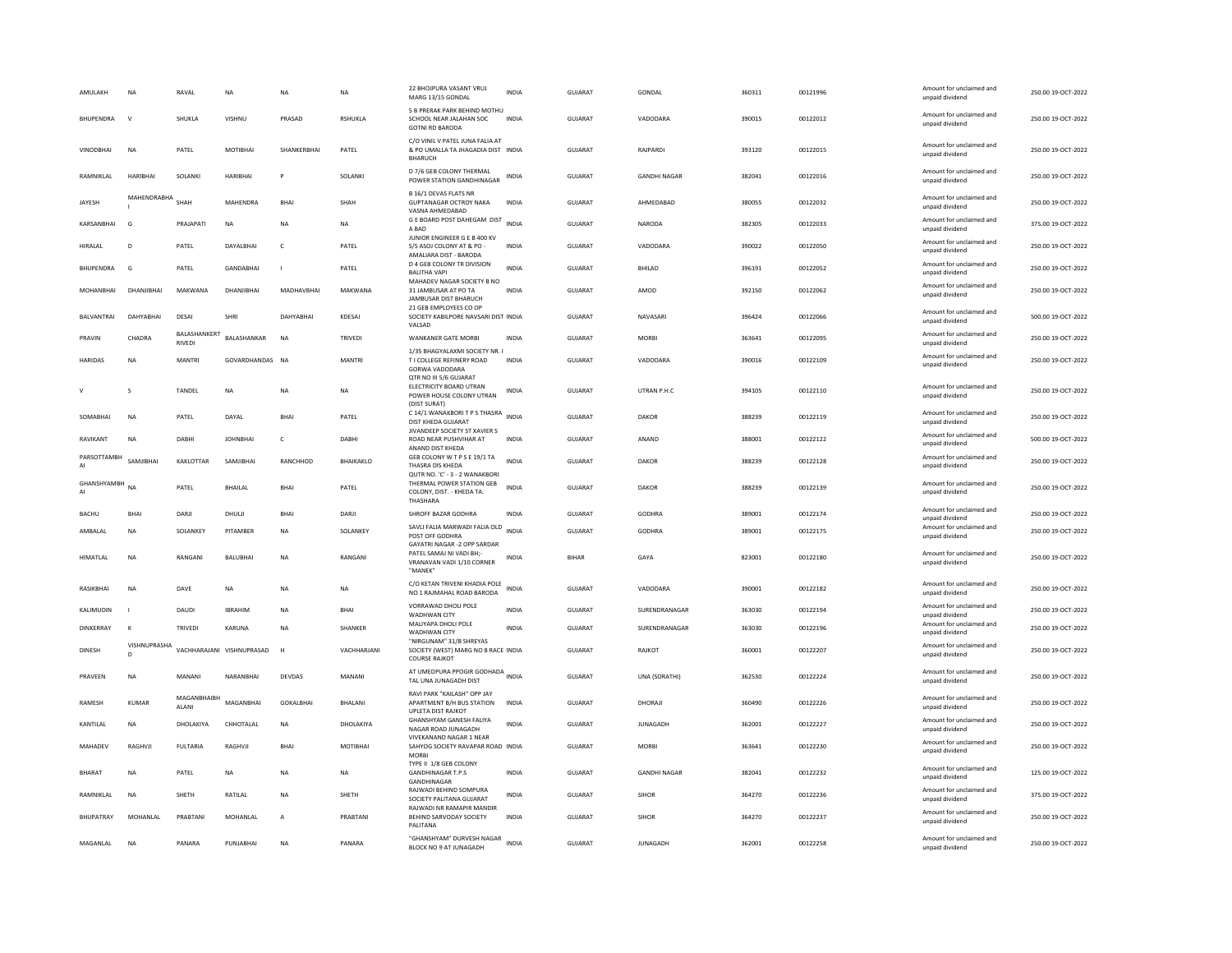| AMULAKH | NA | RAVAL | NA | NA | NA | 22 BHOJPURA VASANT VRUJ MARG 13/15 GONDAL | INDIA | GUJARAT | GONDAL | 360311 | 00121996 | Amount for unclaimed and unpaid dividend | 250.00 19-OCT-2022 |
|---|---|---|---|---|---|---|---|---|---|---|---|---|---|
| BHUPENDRA | V | SHUKLA | VISHNU | PRASAD | RSHUKLA | 5 B PRERAK PARK BEHIND MOTHU SCHOOL NEAR JALAHAN SOC GOTNI RD BARODA | INDIA | GUJARAT | VADODARA | 390015 | 00122012 | Amount for unclaimed and unpaid dividend | 250.00 19-OCT-2022 |
| VINODBHAI | NA | PATEL | MOTIBHAI | SHANKERBHAI | PATEL | C/O VINIL V PATEL JUNA FALIA AT & PO UMALLA TA JHAGADIA DIST BHARUCH | INDIA | GUJARAT | RAJPARDI | 393120 | 00122015 | Amount for unclaimed and unpaid dividend | 250.00 19-OCT-2022 |
| RAMNIKLAL | HARIBHAI | SOLANKI | HARIBHAI | P | SOLANKI | D 7/6 GEB COLONY THERMAL POWER STATION GANDHINAGAR | INDIA | GUJARAT | GANDHI NAGAR | 382041 | 00122016 | Amount for unclaimed and unpaid dividend | 250.00 19-OCT-2022 |
| JAYESH | MAHENDRABHA I | SHAH | MAHENDRA | BHAI | SHAH | B 16/1 DEVAS FLATS NR GUPTANAGAR OCTROY NAKA VASNA AHMEDABAD | INDIA | GUJARAT | AHMEDABAD | 380055 | 00122032 | Amount for unclaimed and unpaid dividend | 250.00 19-OCT-2022 |
| KARSANBHAI | G | PRAJAPATI | NA | NA | NA | G E BOARD POST DAHEGAM DIST A BAD | INDIA | GUJARAT | NARODA | 382305 | 00122033 | Amount for unclaimed and unpaid dividend | 375.00 19-OCT-2022 |
| HIRALAL | D | PATEL | DAYALBHAI | C | PATEL | JUNIOR ENGINEER G E B 400 KV S/S ASOJ COLONY AT & PO - AMALIARA DIST - BARODA | INDIA | GUJARAT | VADODARA | 390022 | 00122050 | Amount for unclaimed and unpaid dividend | 250.00 19-OCT-2022 |
| BHUPENDRA | G | PATEL | GANDABHAI | I | PATEL | D 4 GEB COLONY TR DIVISION BALITHA VAPI | INDIA | GUJARAT | BHILAD | 396191 | 00122052 | Amount for unclaimed and unpaid dividend | 250.00 19-OCT-2022 |
| MOHANBHAI | DHANJIBHAI | MAKWANA | DHANJIBHAI | MADHAVBHAI | MAKWANA | MAHADEV NAGAR SOCIETY B NO 31 JAMBUSAR AT PO TA JAMBUSAR DIST BHARUCH | INDIA | GUJARAT | AMOD | 392150 | 00122062 | Amount for unclaimed and unpaid dividend | 250.00 19-OCT-2022 |
| BALVANTRAI | DAHYABHAI | DESAI | SHRI | DAHYABHAI | KDESAI | 21 GEB EMPLOYEES CO OP SOCIETY KABILPORE NAVSARI DIST VALSAD | INDIA | GUJARAT | NAVASARI | 396424 | 00122066 | Amount for unclaimed and unpaid dividend | 500.00 19-OCT-2022 |
| PRAVIN | CHADRA | BALASHANKERT RIVEDI | BALASHANKAR | NA | TRIVEDI | WANKANER GATE MORBI | INDIA | GUJARAT | MORBI | 363641 | 00122095 | Amount for unclaimed and unpaid dividend | 250.00 19-OCT-2022 |
| HARIDAS | NA | MANTRI | GOVARDHANDAS | NA | MANTRI | 1/35 BHAGYALAXMI SOCIETY NR. I T I COLLEGE REFINERY ROAD GORWA VADODARA | INDIA | GUJARAT | VADODARA | 390016 | 00122109 | Amount for unclaimed and unpaid dividend | 250.00 19-OCT-2022 |
| V | S | TANDEL | NA | NA | NA | QTR NO III 5/6 GUJARAT ELECTRICITY BOARD UTRAN POWER HOUSE COLONY UTRAN (DIST SURAT) | INDIA | GUJARAT | UTRAN P.H.C | 394105 | 00122110 | Amount for unclaimed and unpaid dividend | 250.00 19-OCT-2022 |
| SOMABHAI | NA | PATEL | DAYAL | BHAI | PATEL | C 14/1 WANAKBORI T P S THASRA DIST KHEDA GUJARAT | INDIA | GUJARAT | DAKOR | 388239 | 00122119 | Amount for unclaimed and unpaid dividend | 250.00 19-OCT-2022 |
| RAVIKANT | NA | DABHI | JOHNBHAI | C | DABHI | JIVANDEEP SOCIETY ST XAVIER S ROAD NEAR PUSHVIHAR AT ANAND DIST KHEDA | INDIA | GUJARAT | ANAND | 388001 | 00122122 | Amount for unclaimed and unpaid dividend | 500.00 19-OCT-2022 |
| PARSOTTAMBH AI | SAMJIBHAI | KAKLOTTAR | SAMJIBHAI | RANCHHOD | BHAIKAKLO | GEB COLONY W T P S E 19/1 TA THASRA DIS KHEDA | INDIA | GUJARAT | DAKOR | 388239 | 00122128 | Amount for unclaimed and unpaid dividend | 250.00 19-OCT-2022 |
| GHANSHYAMBH AI | NA | PATEL | BHAILAL | BHAI | PATEL | QUTR NO. 'C' - 3 - 2 WANAKBORI THERMAL POWER STATION GEB COLONY, DIST. - KHEDA TA. THASHARA | INDIA | GUJARAT | DAKOR | 388239 | 00122139 | Amount for unclaimed and unpaid dividend | 250.00 19-OCT-2022 |
| BACHU | BHAI | DARJI | DHULJI | BHAI | DARJI | SHROFF BAZAR GODHRA | INDIA | GUJARAT | GODHRA | 389001 | 00122174 | Amount for unclaimed and unpaid dividend | 250.00 19-OCT-2022 |
| AMBALAL | NA | SOLANKEY | PITAMBER | NA | SOLANKEY | SAVLI FALIA MARWADI FALIA OLD POST OFF GODHRA | INDIA | GUJARAT | GODHRA | 389001 | 00122175 | Amount for unclaimed and unpaid dividend | 250.00 19-OCT-2022 |
| HIMATLAL | NA | RANGANI | BALUBHAI | NA | RANGANI | GAYATRI NAGAR -2 OPP SARDAR PATEL SAMAJ NI VADI BH;- VRANAVAN VADI 1/10 CORNER "MANEK" | INDIA | BIHAR | GAYA | 823001 | 00122180 | Amount for unclaimed and unpaid dividend | 250.00 19-OCT-2022 |
| RASIKBHAI | NA | DAVE | NA | NA | NA | C/O KETAN TRIVENI KHADIA POLE NO 1 RAJMAHAL ROAD BARODA | INDIA | GUJARAT | VADODARA | 390001 | 00122182 | Amount for unclaimed and unpaid dividend | 250.00 19-OCT-2022 |
| KALIMUDIN | I | DAUDI | IBRAHIM | NA | BHAI | VORRAWAD DHOLI POLE WADHWAN CITY | INDIA | GUJARAT | SURENDRANAGAR | 363030 | 00122194 | Amount for unclaimed and unpaid dividend | 250.00 19-OCT-2022 |
| DINKERRAY | K | TRIVEDI | KARUNA | NA | SHANKER | MALIYAPA DHOLI POLE WADHWAN CITY | INDIA | GUJARAT | SURENDRANAGAR | 363030 | 00122196 | Amount for unclaimed and unpaid dividend | 250.00 19-OCT-2022 |
| DINESH | VISHNUPRASHA D | VACHHARAJANI | VISHNUPRASAD | H | VACHHARJANI | "NIRGUNAM" 31/B SHREYAS SOCIETY (WEST) MARG NO 8 RACE COURSE RAJKOT | INDIA | GUJARAT | RAJKOT | 360001 | 00122207 | Amount for unclaimed and unpaid dividend | 250.00 19-OCT-2022 |
| PRAVEEN | NA | MANANI | NARANBHAI | DEVDAS | MANANI | AT UMEDPURA PPOGIR GODHADA TAL UNA JUNAGADH DIST | INDIA | GUJARAT | UNA (SORATHI) | 362530 | 00122224 | Amount for unclaimed and unpaid dividend | 250.00 19-OCT-2022 |
| RAMESH | KUMAR | MAGANBHAIBH ALANI | MAGANBHAI | GOKALBHAI | BHALANI | RAVI PARK "KAILASH" OPP JAY APARTMENT B/H BUS STATION UPLETA DIST RAJKOT | INDIA | GUJARAT | DHORAJI | 360490 | 00122226 | Amount for unclaimed and unpaid dividend | 250.00 19-OCT-2022 |
| KANTILAL | NA | DHOLAKIYA | CHHOTALAL | NA | DHOLAKIYA | GHANSHYAM GANESH FALIYA NAGAR ROAD JUNAGADH | INDIA | GUJARAT | JUNAGADH | 362001 | 00122227 | Amount for unclaimed and unpaid dividend | 250.00 19-OCT-2022 |
| MAHADEV | RAGHVJI | FULTARIA | RAGHVJI | BHAI | MOTIBHAI | VIVEKANAND NAGAR 1 NEAR SAHYOG SOCIETY RAVAPAR ROAD MORBI | INDIA | GUJARAT | MORBI | 363641 | 00122230 | Amount for unclaimed and unpaid dividend | 250.00 19-OCT-2022 |
| BHARAT | NA | PATEL | NA | NA | NA | TYPE II 1/8 GEB COLONY GANDHINAGAR T.P.S GANDHINAGAR | INDIA | GUJARAT | GANDHI NAGAR | 382041 | 00122232 | Amount for unclaimed and unpaid dividend | 125.00 19-OCT-2022 |
| RAMNIKLAL | NA | SHETH | RATILAL | NA | SHETH | RAJWADI BEHIND SOMPURA SOCIETY PALITANA GUJARAT | INDIA | GUJARAT | SIHOR | 364270 | 00122236 | Amount for unclaimed and unpaid dividend | 375.00 19-OCT-2022 |
| BHUPATRAY | MOHANLAL | PRABTANI | MOHANLAL | A | PRABTANI | RAJWADI NR RAMAPIR MANDIR BEHIND SARVODAY SOCIETY PALITANA | INDIA | GUJARAT | SIHOR | 364270 | 00122237 | Amount for unclaimed and unpaid dividend | 250.00 19-OCT-2022 |
| MAGANLAL | NA | PANARA | PUNJABHAI | NA | PANARA | "GHANSHYAM" DURVESH NAGAR BLOCK NO 9 AT JUNAGADH | INDIA | GUJARAT | JUNAGADH | 362001 | 00122258 | Amount for unclaimed and unpaid dividend | 250.00 19-OCT-2022 |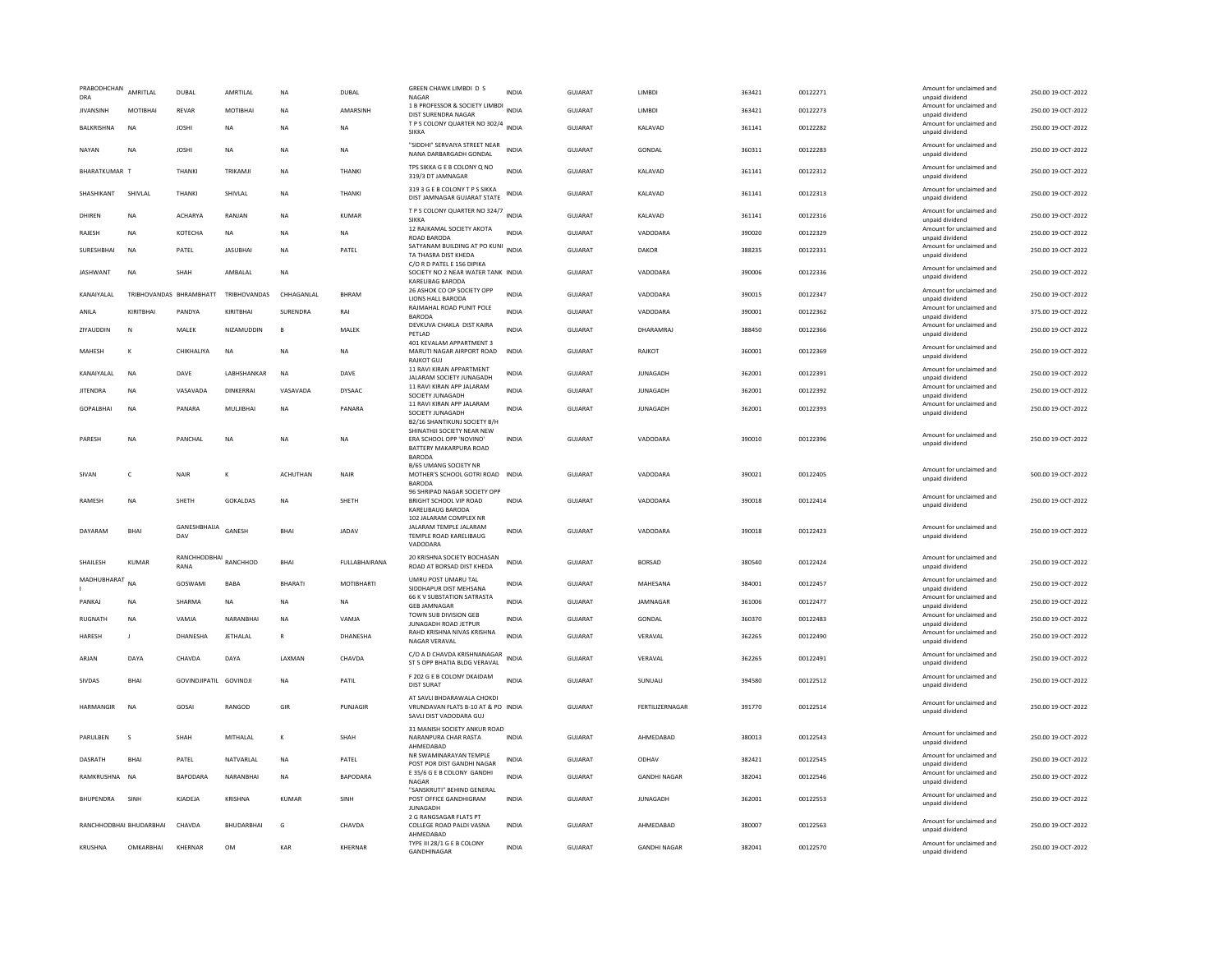| PRABODHCHANDRA | AMRITLAL | DUBAL | AMRTILAL | NA | DUBAL | GREEN CHAWK LIMBDI D S NAGAR | INDIA | GUJARAT | LIMBDI | 363421 | 00122271 | Amount for unclaimed and unpaid dividend | 250.00 | 19-OCT-2022 |
|---|---|---|---|---|---|---|---|---|---|---|---|---|---|---|
| JIVANSINH | MOTIBHAI | REVAR | MOTIBHAI | NA | AMARSINH | 1 B PROFESSOR & SOCIETY LIMBDI DIST SURENDRA NAGAR | INDIA | GUJARAT | LIMBDI | 363421 | 00122273 | Amount for unclaimed and unpaid dividend | 250.00 | 19-OCT-2022 |
| BALKRISHNA | NA | JOSHI | NA | NA | NA | T P S COLONY QUARTER NO 302/4 SIKKA | INDIA | GUJARAT | KALAVAD | 361141 | 00122282 | Amount for unclaimed and unpaid dividend | 250.00 | 19-OCT-2022 |
| NAYAN | NA | JOSHI | NA | NA | NA | "SIDDHI" SERVAIYA STREET NEAR NANA DARBARGADH GONDAL | INDIA | GUJARAT | GONDAL | 360311 | 00122283 | Amount for unclaimed and unpaid dividend | 250.00 | 19-OCT-2022 |
| BHARATKUMAR | T | THANKI | TRIKAMJI | NA | THANKI | TPS SIKKA G E B COLONY Q NO 319/3 DT JAMNAGAR | INDIA | GUJARAT | KALAVAD | 361141 | 00122312 | Amount for unclaimed and unpaid dividend | 250.00 | 19-OCT-2022 |
| SHASHIKANT | SHIVLAL | THANKI | SHIVLAL | NA | THANKI | 319 3 G E B COLONY T P S SIKKA DIST JAMNAGAR GUJARAT STATE | INDIA | GUJARAT | KALAVAD | 361141 | 00122313 | Amount for unclaimed and unpaid dividend | 250.00 | 19-OCT-2022 |
| DHIREN | NA | ACHARYA | RANJAN | NA | KUMAR | T P S COLONY QUARTER NO 324/7 SIKKA | INDIA | GUJARAT | KALAVAD | 361141 | 00122316 | Amount for unclaimed and unpaid dividend | 250.00 | 19-OCT-2022 |
| RAJESH | NA | KOTECHA | NA | NA | NA | 12 RAJKAMAL SOCIETY AKOTA ROAD BARODA | INDIA | GUJARAT | VADODARA | 390020 | 00122329 | Amount for unclaimed and unpaid dividend | 250.00 | 19-OCT-2022 |
| SURESHBHAI | NA | PATEL | JASUBHAI | NA | PATEL | SATYANAM BUILDING AT PO KUNI TA THASRA DIST KHEDA | INDIA | GUJARAT | DAKOR | 388235 | 00122331 | Amount for unclaimed and unpaid dividend | 250.00 | 19-OCT-2022 |
| JASHWANT | NA | SHAH | AMBALAL | NA | | C/O R D PATEL E 156 DIPIKA SOCIETY NO 2 NEAR WATER TANK KARELIBAG BARODA | INDIA | GUJARAT | VADODARA | 390006 | 00122336 | Amount for unclaimed and unpaid dividend | 250.00 | 19-OCT-2022 |
| KANAIYALAL | TRIBHOVANDAS | BHRAMBHATT | TRIBHOVANDAS | CHHAGANLAL | BHRAM | 26 ASHOK CO OP SOCIETY OPP LIONS HALL BARODA | INDIA | GUJARAT | VADODARA | 390015 | 00122347 | Amount for unclaimed and unpaid dividend | 250.00 | 19-OCT-2022 |
| ANILA | KIRITBHAI | PANDYA | KIRITBHAI | SURENDRA | RAI | RAJMAHAL ROAD PUNIT POLE BARODA | INDIA | GUJARAT | VADODARA | 390001 | 00122362 | Amount for unclaimed and unpaid dividend | 375.00 | 19-OCT-2022 |
| ZIYAUDDIN | N | MALEK | NIZAMUDDIN | B | MALEK | DEVKUVA CHAKLA DIST KAIRA PETLAD | INDIA | GUJARAT | DHARAMRAJ | 388450 | 00122366 | Amount for unclaimed and unpaid dividend | 250.00 | 19-OCT-2022 |
| MAHESH | K | CHIKHALIYA | NA | NA | NA | 401 KEVALAM APPARTMENT 3 MARUTI NAGAR AIRPORT ROAD RAJKOT GUJ | INDIA | GUJARAT | RAJKOT | 360001 | 00122369 | Amount for unclaimed and unpaid dividend | 250.00 | 19-OCT-2022 |
| KANAIYALAL | NA | DAVE | LABHSHANKAR | NA | DAVE | 11 RAVI KIRAN APPARTMENT JALARAM SOCIETY JUNAGADH | INDIA | GUJARAT | JUNAGADH | 362001 | 00122391 | Amount for unclaimed and unpaid dividend | 250.00 | 19-OCT-2022 |
| JITENDRA | NA | VASAVADA | DINKERRAI | VASAVADA | DYSAAC | 11 RAVI KIRAN APP JALARAM SOCIETY JUNAGADH | INDIA | GUJARAT | JUNAGADH | 362001 | 00122392 | Amount for unclaimed and unpaid dividend | 250.00 | 19-OCT-2022 |
| GOPALBHAI | NA | PANARA | MULJIBHAI | NA | PANARA | 11 RAVI KIRAN APP JALARAM SOCIETY JUNAGADH | INDIA | GUJARAT | JUNAGADH | 362001 | 00122393 | Amount for unclaimed and unpaid dividend | 250.00 | 19-OCT-2022 |
| PARESH | NA | PANCHAL | NA | NA | NA | B2/16 SHANTIKUNJ SOCIETY B/H SHINATHJI SOCIETY NEAR NEW ERA SCHOOL OPP 'NOVINO' BATTERY MAKARPURA ROAD BARODA | INDIA | GUJARAT | VADODARA | 390010 | 00122396 | Amount for unclaimed and unpaid dividend | 250.00 | 19-OCT-2022 |
| SIVAN | C | NAIR | K | ACHUTHAN | NAIR | B/65 UMANG SOCIETY NR MOTHER'S SCHOOL GOTRI ROAD BARODA | INDIA | GUJARAT | VADODARA | 390021 | 00122405 | Amount for unclaimed and unpaid dividend | 500.00 | 19-OCT-2022 |
| RAMESH | NA | SHETH | GOKALDAS | NA | SHETH | 96 SHRIPAD NAGAR SOCIETY OPP BRIGHT SCHOOL VIP ROAD KARELIBAUG BARODA | INDIA | GUJARAT | VADODARA | 390018 | 00122414 | Amount for unclaimed and unpaid dividend | 250.00 | 19-OCT-2022 |
| DAYARAM | BHAI | GANESHBHAIJA DAV | GANESH | BHAI | JADAV | 102 JALARAM COMPLEX NR JALARAM TEMPLE JALARAM TEMPLE ROAD KARELIBAUG VADODARA | INDIA | GUJARAT | VADODARA | 390018 | 00122423 | Amount for unclaimed and unpaid dividend | 250.00 | 19-OCT-2022 |
| SHAILESH | KUMAR | RANCHHODBHAI RANA | RANCHHOD | BHAI | FULLABHAIRANA | 20 KRISHNA SOCIETY BOCHASAN ROAD AT BORSAD DIST KHEDA | INDIA | GUJARAT | BORSAD | 380540 | 00122424 | Amount for unclaimed and unpaid dividend | 250.00 | 19-OCT-2022 |
| MADHUBHARATI | NA | GOSWAMI | BABA | BHARATI | MOTIBHARTI | UMRU POST UMARU TAL SIDDHAPUR DIST MEHSANA | INDIA | GUJARAT | MAHESANA | 384001 | 00122457 | Amount for unclaimed and unpaid dividend | 250.00 | 19-OCT-2022 |
| PANKAJ | NA | SHARMA | NA | NA | NA | 66 K V SUBSTATION SATRASTA GEB JAMNAGAR | INDIA | GUJARAT | JAMNAGAR | 361006 | 00122477 | Amount for unclaimed and unpaid dividend | 250.00 | 19-OCT-2022 |
| RUGNATH | NA | VAMJA | NARANBHAI | NA | VAMJA | TOWN SUB DIVISION GEB JUNAGADH ROAD JETPUR | INDIA | GUJARAT | GONDAL | 360370 | 00122483 | Amount for unclaimed and unpaid dividend | 250.00 | 19-OCT-2022 |
| HARESH | J | DHANESHA | JETHALAL | R | DHANESHA | RAHD KRISHNA NIVAS KRISHNA NAGAR VERAVAL | INDIA | GUJARAT | VERAVAL | 362265 | 00122490 | Amount for unclaimed and unpaid dividend | 250.00 | 19-OCT-2022 |
| ARJAN | DAYA | CHAVDA | DAYA | LAXMAN | CHAVDA | C/O A D CHAVDA KRISHNANAGAR ST 5 OPP BHATIA BLDG VERAVAL | INDIA | GUJARAT | VERAVAL | 362265 | 00122491 | Amount for unclaimed and unpaid dividend | 250.00 | 19-OCT-2022 |
| SIVDAS | BHAI | GOVINDJIPATIL | GOVINDJI | NA | PATIL | F 202 G E B COLONY DKAIDAM DIST SURAT | INDIA | GUJARAT | SUNUALI | 394580 | 00122512 | Amount for unclaimed and unpaid dividend | 250.00 | 19-OCT-2022 |
| HARMANGIR | NA | GOSAI | RANGOD | GIR | PUNJAGIR | AT SAVLI BHDARAWALA CHOKDI VRUNDAVAN FLATS B-10 AT & PO SAVLI DIST VADODARA GUJ | INDIA | GUJARAT | FERTILIZERNAGAR | 391770 | 00122514 | Amount for unclaimed and unpaid dividend | 250.00 | 19-OCT-2022 |
| PARULBEN | S | SHAH | MITHALAL | K | SHAH | 31 MANISH SOCIETY ANKUR ROAD NARANPURA CHAR RASTA AHMEDABAD | INDIA | GUJARAT | AHMEDABAD | 380013 | 00122543 | Amount for unclaimed and unpaid dividend | 250.00 | 19-OCT-2022 |
| DASRATH | BHAI | PATEL | NATVARLAL | NA | PATEL | NR SWAMINARAYAN TEMPLE POST POR DIST GANDHI NAGAR | INDIA | GUJARAT | ODHAV | 382421 | 00122545 | Amount for unclaimed and unpaid dividend | 250.00 | 19-OCT-2022 |
| RAMKRUSHNA | NA | BAPODARA | NARANBHAI | NA | BAPODARA | E 35/6 G E B COLONY GANDHI NAGAR | INDIA | GUJARAT | GANDHI NAGAR | 382041 | 00122546 | Amount for unclaimed and unpaid dividend | 250.00 | 19-OCT-2022 |
| BHUPENDRA | SINH | JADEJA | KRISHNA | KUMAR | SINH | "SANSKRUTI" BEHIND GENERAL POST OFFICE GANDHIGRAM JUNAGADH | INDIA | GUJARAT | JUNAGADH | 362001 | 00122553 | Amount for unclaimed and unpaid dividend | 250.00 | 19-OCT-2022 |
| RANCHHODBHAI | BHUDARBHAI | CHAVDA | BHUDARBHAI | G | CHAVDA | 2 G RANGSAGAR FLATS PT COLLEGE ROAD PALDI VASNA AHMEDABAD | INDIA | GUJARAT | AHMEDABAD | 380007 | 00122563 | Amount for unclaimed and unpaid dividend | 250.00 | 19-OCT-2022 |
| KRUSHNA | OMKARBHAI | KHERNAR | OM | KAR | KHERNAR | TYPE III 28/1 G E B COLONY GANDHINAGAR | INDIA | GUJARAT | GANDHI NAGAR | 382041 | 00122570 | Amount for unclaimed and unpaid dividend | 250.00 | 19-OCT-2022 |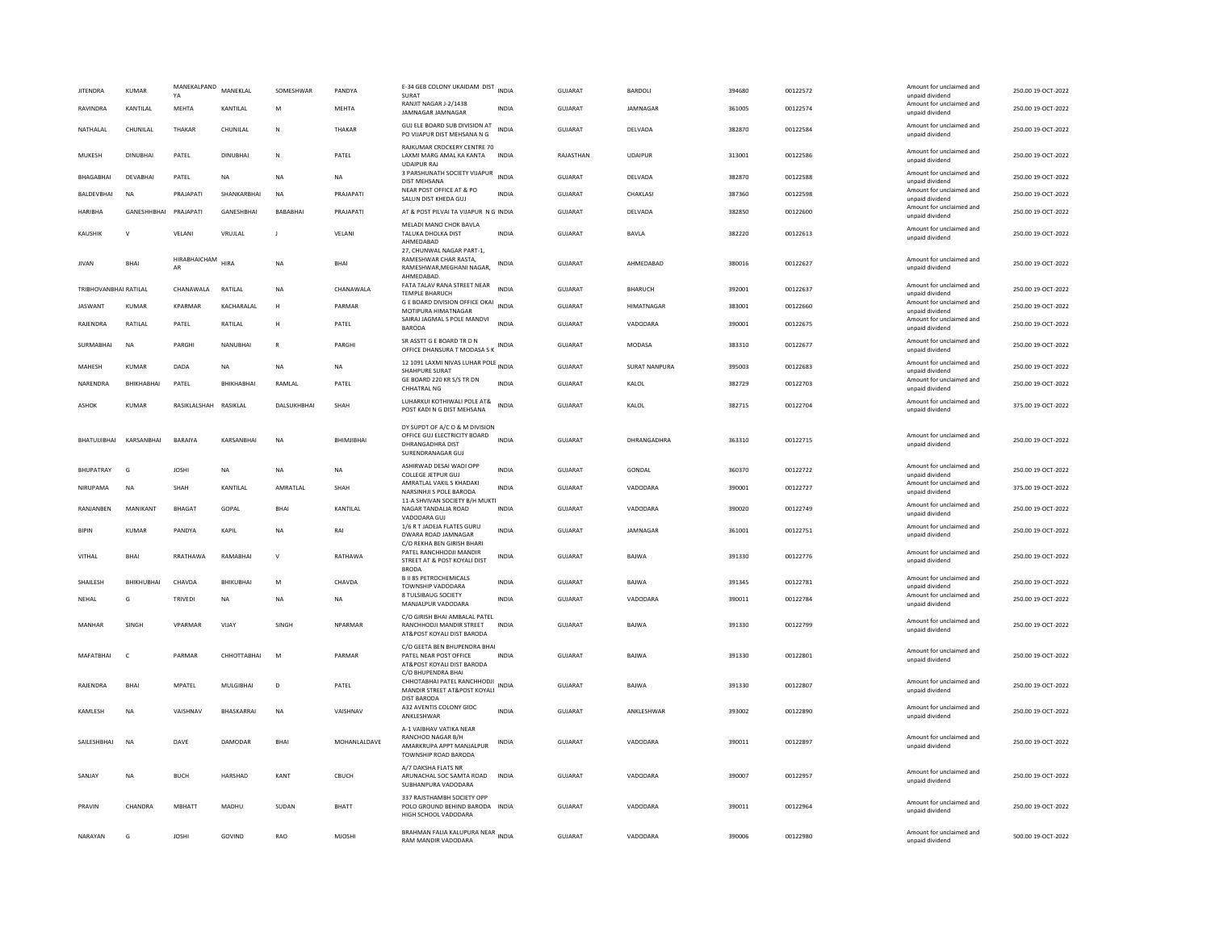| JITENDRA | KUMAR | MANEKALPANDYA | MANEKLAL | SOMESHWAR | PANDYA | E-34 GEB COLONY UKAIDAM DIST SURAT | INDIA | GUJARAT | BARDOLI | 394680 | 00122572 | Amount for unclaimed and unpaid dividend | 250.00 | 19-OCT-2022 |
|---|---|---|---|---|---|---|---|---|---|---|---|---|---|---|
| RAVINDRA | KANTILAL | MEHTA | KANTILAL | M | MEHTA | RANJIT NAGAR J-2/1438 JAMNAGAR JAMNAGAR | INDIA | GUJARAT | JAMNAGAR | 361005 | 00122574 | Amount for unclaimed and unpaid dividend | 250.00 | 19-OCT-2022 |
| NATHALAL | CHUNILAL | THAKAR | CHUNILAL | N | THAKAR | GUJ ELE BOARD SUB DIVISION AT PO VIJAPUR DIST MEHSANA N G | INDIA | GUJARAT | DELVADA | 382870 | 00122584 | Amount for unclaimed and unpaid dividend | 250.00 | 19-OCT-2022 |
| MUKESH | DINUBHAI | PATEL | DINUBHAI | N | PATEL | RAJKUMAR CROCKERY CENTRE 70 LAXMI MARG AMAL KA KANTA UDAIPUR RAJ | INDIA | RAJASTHAN | UDAIPUR | 313001 | 00122586 | Amount for unclaimed and unpaid dividend | 250.00 | 19-OCT-2022 |
| BHAGABHAI | DEVABHAI | PATEL | NA | NA | NA | 3 PARSHUNATH SOCIETY VIJAPUR DIST MEHSANA | INDIA | GUJARAT | DELVADA | 382870 | 00122588 | Amount for unclaimed and unpaid dividend | 250.00 | 19-OCT-2022 |
| BALDEVBHAI | NA | PRAJAPATI | SHANKARBHAI | NA | PRAJAPATI | NEAR POST OFFICE AT & PO SALUN DIST KHEDA GUJ | INDIA | GUJARAT | CHAKLASI | 387360 | 00122598 | Amount for unclaimed and unpaid dividend | 250.00 | 19-OCT-2022 |
| HARIBHA | GANESHHBHAI | PRAJAPATI | GANESHBHAI | BABABHAI | PRAJAPATI | AT & POST PILVAI TA VIJAPUR N G | INDIA | GUJARAT | DELVADA | 382850 | 00122600 | Amount for unclaimed and unpaid dividend | 250.00 | 19-OCT-2022 |
| KAUSHIK | V | VELANI | VRUJLAL | J | VELANI | MELADI MANO CHOK BAVLA TALUKA DHOLKA DIST AHMEDABAD | INDIA | GUJARAT | BAVLA | 382220 | 00122613 | Amount for unclaimed and unpaid dividend | 250.00 | 19-OCT-2022 |
| JIVAN | BHAI | HIRABHAICHAMAR | HIRA | NA | BHAI | 27, CHUNWAL NAGAR PART-1, RAMESHWAR CHAR RASTA, RAMESHWAR,MEGHANI NAGAR, AHMEDABAD. | INDIA | GUJARAT | AHMEDABAD | 380016 | 00122627 | Amount for unclaimed and unpaid dividend | 250.00 | 19-OCT-2022 |
| TRIBHOVANBHAI | RATILAL | CHANAWALA | RATILAL | NA | CHANAWALA | FATA TALAV RANA STREET NEAR TEMPLE BHARUCH | INDIA | GUJARAT | BHARUCH | 392001 | 00122637 | Amount for unclaimed and unpaid dividend | 250.00 | 19-OCT-2022 |
| JASWANT | KUMAR | KPARMAR | KACHARALAL | H | PARMAR | G E BOARD DIVISION OFFICE OKAI MOTIPURA HIMATNAGAR | INDIA | GUJARAT | HIMATNAGAR | 383001 | 00122660 | Amount for unclaimed and unpaid dividend | 250.00 | 19-OCT-2022 |
| RAJENDRA | RATILAL | PATEL | RATILAL | H | PATEL | SAIRAJ JAGMAL S POLE MANDVI BARODA | INDIA | GUJARAT | VADODARA | 390001 | 00122675 | Amount for unclaimed and unpaid dividend | 250.00 | 19-OCT-2022 |
| SURMABHAI | NA | PARGHI | NANUBHAI | R | PARGHI | SR ASSTT G E BOARD TR D N OFFICE DHANSURA T MODASA S K | INDIA | GUJARAT | MODASA | 383310 | 00122677 | Amount for unclaimed and unpaid dividend | 250.00 | 19-OCT-2022 |
| MAHESH | KUMAR | DADA | NA | NA | NA | 12 1091 LAXMI NIVAS LUHAR POLE SHAHPURE SURAT | INDIA | GUJARAT | SURAT NANPURA | 395003 | 00122683 | Amount for unclaimed and unpaid dividend | 250.00 | 19-OCT-2022 |
| NARENDRA | BHIKHABHAI | PATEL | BHIKHABHAI | RAMLAL | PATEL | GE BOARD 220 KR S/S TR DN CHHATRAL NG | INDIA | GUJARAT | KALOL | 382729 | 00122703 | Amount for unclaimed and unpaid dividend | 250.00 | 19-OCT-2022 |
| ASHOK | KUMAR | RASIKLALSHAH | RASIKLAL | DALSUKHBHAI | SHAH | LUHARKUI KOTHIWALI POLE AT& POST KADI N G DIST MEHSANA | INDIA | GUJARAT | KALOL | 382715 | 00122704 | Amount for unclaimed and unpaid dividend | 375.00 | 19-OCT-2022 |
| BHATUIJIBHAI | KARSANBHAI | BARAIYA | KARSANBHAI | NA | BHIMJIBHAI | DY SUPDT OF A/C O & M DIVISION OFFICE GUJ ELECTRICITY BOARD DHRANGADHRA DIST SURENDRANAGAR GUJ | INDIA | GUJARAT | DHRANGADHRA | 363310 | 00122715 | Amount for unclaimed and unpaid dividend | 250.00 | 19-OCT-2022 |
| BHUPATRAY | G | JOSHI | NA | NA | NA | ASHIRWAD DESAI WADI OPP COLLEGE JETPUR GUJ | INDIA | GUJARAT | GONDAL | 360370 | 00122722 | Amount for unclaimed and unpaid dividend | 250.00 | 19-OCT-2022 |
| NIRUPAMA | NA | SHAH | KANTILAL | AMRATLAL | SHAH | AMRATLAL VAKIL S KHADAKI NARSINHJI S POLE BARODA | INDIA | GUJARAT | VADODARA | 390001 | 00122727 | Amount for unclaimed and unpaid dividend | 375.00 | 19-OCT-2022 |
| RANJANBEN | MANIKANT | BHAGAT | GOPAL | BHAI | KANTILAL | 11-A SHVIVAN SOCIETY B/H MUKTI NAGAR TANDALJA ROAD VADODARA GUJ | INDIA | GUJARAT | VADODARA | 390020 | 00122749 | Amount for unclaimed and unpaid dividend | 250.00 | 19-OCT-2022 |
| BIPIN | KUMAR | PANDYA | KAPIL | NA | RAI | 1/6 R T JADEJA FLATES GURU DWARA ROAD JAMNAGAR | INDIA | GUJARAT | JAMNAGAR | 361001 | 00122751 | Amount for unclaimed and unpaid dividend | 250.00 | 19-OCT-2022 |
| VITHAL | BHAI | RRATHAWA | RAMABHAI | V | RATHAWA | C/O REKHA BEN GIRISH BHARI PATEL RANCHHODJI MANDIR STREET AT & POST KOYALI DIST BRODA | INDIA | GUJARAT | BAJWA | 391330 | 00122776 | Amount for unclaimed and unpaid dividend | 250.00 | 19-OCT-2022 |
| SHAILESH | BHIKHUBHAI | CHAVDA | BHIKUBHAI | M | CHAVDA | B II 85 PETROCHEMICALS TOWNSHIP VADODARA | INDIA | GUJARAT | BAJWA | 391345 | 00122781 | Amount for unclaimed and unpaid dividend | 250.00 | 19-OCT-2022 |
| NEHAL | G | TRIVEDI | NA | NA | NA | 8 TULSIBAUG SOCIETY MANJALPUR VADODARA | INDIA | GUJARAT | VADODARA | 390011 | 00122784 | Amount for unclaimed and unpaid dividend | 250.00 | 19-OCT-2022 |
| MANHAR | SINGH | VPARMAR | VIJAY | SINGH | NPARMAR | C/O GIRISH BHAI AMBALAL PATEL RANCHHODJI MANDIR STREET AT&POST KOYALI DIST BARODA | INDIA | GUJARAT | BAJWA | 391330 | 00122799 | Amount for unclaimed and unpaid dividend | 250.00 | 19-OCT-2022 |
| MAFATBHAI | C | PARMAR | CHHOTTABHAI | M | PARMAR | C/O GEETA BEN BHUPENDRA BHAI PATEL NEAR POST OFFICE AT&POST KOYALI DIST BARODA | INDIA | GUJARAT | BAJWA | 391330 | 00122801 | Amount for unclaimed and unpaid dividend | 250.00 | 19-OCT-2022 |
| RAJENDRA | BHAI | MPATEL | MULGIBHAI | D | PATEL | C/O BHUPENDRA BHAI CHHOTABHAI PATEL RANCHHODJI MANDIR STREET AT&POST KOYALI DIST BARODA | INDIA | GUJARAT | BAJWA | 391330 | 00122807 | Amount for unclaimed and unpaid dividend | 250.00 | 19-OCT-2022 |
| KAMLESH | NA | VAISHNAV | BHASKARRAI | NA | VAISHNAV | A32 AVENTIS COLONY GIDC ANKLESHWAR | INDIA | GUJARAT | ANKLESHWAR | 393002 | 00122890 | Amount for unclaimed and unpaid dividend | 250.00 | 19-OCT-2022 |
| SAILESHBHAI | NA | DAVE | DAMODAR | BHAI | MOHANLALDAVE | A-1 VAIBHAV VATIKA NEAR RANCHOD NAGAR B/H AMARKRUPA APPT MANJALPUR TOWNSHIP ROAD BARODA | INDIA | GUJARAT | VADODARA | 390011 | 00122897 | Amount for unclaimed and unpaid dividend | 250.00 | 19-OCT-2022 |
| SANJAY | NA | BUCH | HARSHAD | KANT | CBUCH | A/7 DAKSHA FLATS NR ARUNACHAL SOC SAMTA ROAD SUBHANPURA VADODARA | INDIA | GUJARAT | VADODARA | 390007 | 00122957 | Amount for unclaimed and unpaid dividend | 250.00 | 19-OCT-2022 |
| PRAVIN | CHANDRA | MBHATT | MADHU | SUDAN | BHATT | 337 RAJSTHAMBH SOCIETY OPP POLO GROUND BEHIND BARODA HIGH SCHOOL VADODARA | INDIA | GUJARAT | VADODARA | 390011 | 00122964 | Amount for unclaimed and unpaid dividend | 250.00 | 19-OCT-2022 |
| NARAYAN | G | JOSHI | GOVIND | RAO | MJOSHI | BRAHMAN FALIA KALUPURA NEAR RAM MANDIR VADODARA | INDIA | GUJARAT | VADODARA | 390006 | 00122980 | Amount for unclaimed and unpaid dividend | 500.00 | 19-OCT-2022 |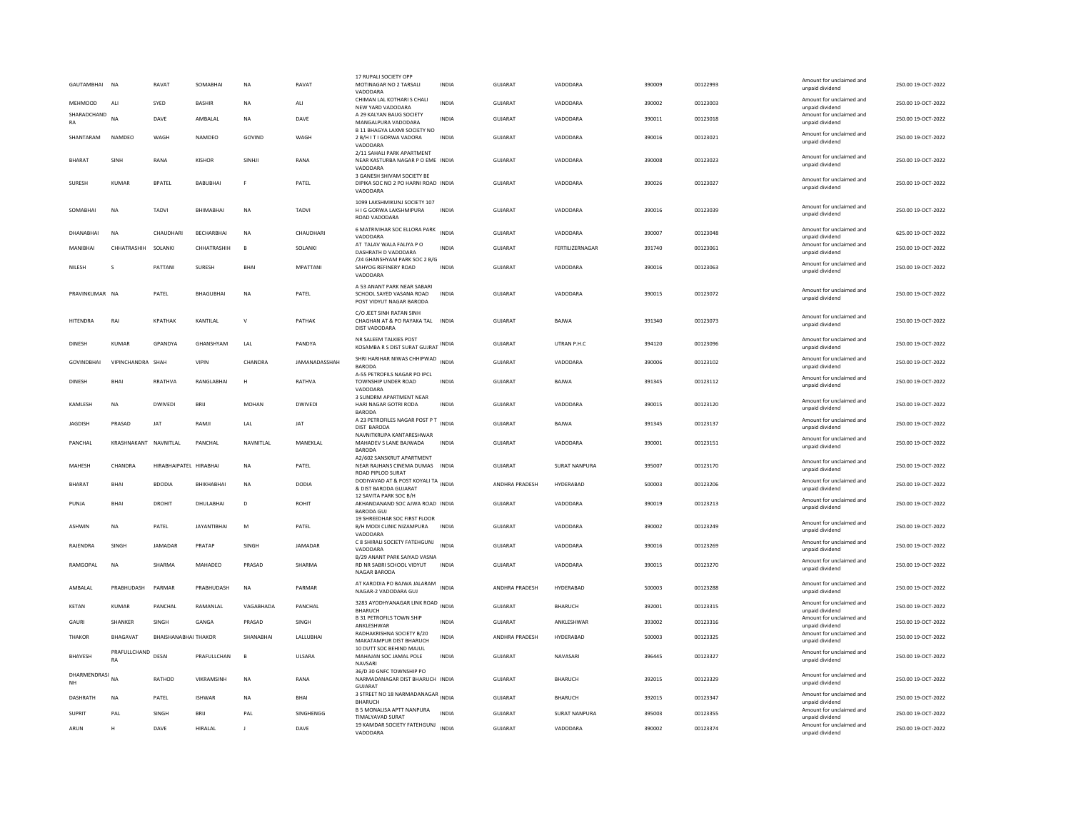| GAUTAMBHAI | NA | RAVAT | SOMABHAI | NA | RAVAT | 17 RUPALI SOCIETY OPP MOTINAGAR NO 2 TARSALI VADODARA | INDIA | GUJARAT | VADODARA | 390009 | 00122993 | Amount for unclaimed and unpaid dividend | 250.00 19-OCT-2022 |
|---|---|---|---|---|---|---|---|---|---|---|---|---|---|
| MEHMOOD | ALI | SYED | BASHIR | NA | ALI | CHIMAN LAL KOTHARI S CHALI NEW YARD VADODARA | INDIA | GUJARAT | VADODARA | 390002 | 00123003 | Amount for unclaimed and unpaid dividend | 250.00 19-OCT-2022 |
| SHARADCHAND RA | NA | DAVE | AMBALAL | NA | DAVE | A 29 KALYAN BAUG SOCIETY MANGALPURA VADODARA | INDIA | GUJARAT | VADODARA | 390011 | 00123018 | Amount for unclaimed and unpaid dividend | 250.00 19-OCT-2022 |
| SHANTARAM | NAMDEO | WAGH | NAMDEO | GOVIND | WAGH | B 11 BHAGYA LAXMI SOCIETY NO 2 B/H I T I GORWA VADORA VADODARA | INDIA | GUJARAT | VADODARA | 390016 | 00123021 | Amount for unclaimed and unpaid dividend | 250.00 19-OCT-2022 |
| BHARAT | SINH | RANA | KISHOR | SINHJI | RANA | 2/11 SAHALI PARK APARTMENT NEAR KASTURBA NAGAR P O EME VADODARA | INDIA | GUJARAT | VADODARA | 390008 | 00123023 | Amount for unclaimed and unpaid dividend | 250.00 19-OCT-2022 |
| SURESH | KUMAR | BPATEL | BABUBHAI | F | PATEL | 3 GANESH SHIVAM SOCIETY BE DIPIKA SOC NO 2 PO HARNI ROAD VADODARA | INDIA | GUJARAT | VADODARA | 390026 | 00123027 | Amount for unclaimed and unpaid dividend | 250.00 19-OCT-2022 |
| SOMABHAI | NA | TADVI | BHIMABHAI | NA | TADVI | 1099 LAKSHMIKUNJ SOCIETY 107 H I G GORWA LAKSHMIPURA ROAD VADODARA | INDIA | GUJARAT | VADODARA | 390016 | 00123039 | Amount for unclaimed and unpaid dividend | 250.00 19-OCT-2022 |
| DHANABHAI | NA | CHAUDHARI | BECHARBHAI | NA | CHAUDHARI | 6 MATRIVIHAR SOC ELLORA PARK VADODARA | INDIA | GUJARAT | VADODARA | 390007 | 00123048 | Amount for unclaimed and unpaid dividend | 625.00 19-OCT-2022 |
| MANIBHAI | CHHATRASHIH | SOLANKI | CHHATRASHIH | B | SOLANKI | AT TALAV WALA FALIYA P O DASHRATH D VADODARA | INDIA | GUJARAT | FERTILIZERNAGAR | 391740 | 00123061 | Amount for unclaimed and unpaid dividend | 250.00 19-OCT-2022 |
| NILESH | S | PATTANI | SURESH | BHAI | MPATTANI | /24 GHANSHYAM PARK SOC 2 B/G SAHYOG REFINERY ROAD VADODARA | INDIA | GUJARAT | VADODARA | 390016 | 00123063 | Amount for unclaimed and unpaid dividend | 250.00 19-OCT-2022 |
| PRAVINKUMAR | NA | PATEL | BHAGUBHAI | NA | PATEL | A 53 ANANT PARK NEAR SABARI SCHOOL SAYED VASANA ROAD POST VIDYUT NAGAR BARODA | INDIA | GUJARAT | VADODARA | 390015 | 00123072 | Amount for unclaimed and unpaid dividend | 250.00 19-OCT-2022 |
| HITENDRA | RAI | KPATHAK | KANTILAL | V | PATHAK | C/O JEET SINH RATAN SINH CHAGHAN AT & PO RAYAKA TAL DIST VADODARA | INDIA | GUJARAT | BAJWA | 391340 | 00123073 | Amount for unclaimed and unpaid dividend | 250.00 19-OCT-2022 |
| DINESH | KUMAR | GPANDYA | GHANSHYAM | LAL | PANDYA | NR SALEEM TALKIES POST KOSAMBA R S DIST SURAT GUJRAT | INDIA | GUJARAT | UTRAN P.H.C | 394120 | 00123096 | Amount for unclaimed and unpaid dividend | 250.00 19-OCT-2022 |
| GOVINDBHAI | VIPINCHANDRA | SHAH | VIPIN | CHANDRA | JAMANADASSHAH | SHRI HARIHAR NIWAS CHHIPWAD BARODA | INDIA | GUJARAT | VADODARA | 390006 | 00123102 | Amount for unclaimed and unpaid dividend | 250.00 19-OCT-2022 |
| DINESH | BHAI | RRATHVA | RANGLABHAI | H | RATHVA | A-55 PETROFILS NAGAR PO IPCL TOWNSHIP UNDER ROAD VADODARA | INDIA | GUJARAT | BAJWA | 391345 | 00123112 | Amount for unclaimed and unpaid dividend | 250.00 19-OCT-2022 |
| KAMLESH | NA | DWIVEDI | BRIJ | MOHAN | DWIVEDI | 3 SUNDRM APARTMENT NEAR HARI NAGAR GOTRI RODA BARODA | INDIA | GUJARAT | VADODARA | 390015 | 00123120 | Amount for unclaimed and unpaid dividend | 250.00 19-OCT-2022 |
| JAGDISH | PRASAD | JAT | RAMJI | LAL | JAT | A 23 PETROFILES NAGAR POST P T DIST BARODA | INDIA | GUJARAT | BAJWA | 391345 | 00123137 | Amount for unclaimed and unpaid dividend | 250.00 19-OCT-2022 |
| PANCHAL | KRASHNAKANT | NAVNITLAL | PANCHAL | NAVNITLAL | MANEKLAL | NAVNITKRUPA KANTARESHWAR MAHADEV S LANE BAJWADA BARODA | INDIA | GUJARAT | VADODARA | 390001 | 00123151 | Amount for unclaimed and unpaid dividend | 250.00 19-OCT-2022 |
| MAHESH | CHANDRA | HIRABHAIPATEL | HIRABHAI | NA | PATEL | A2/602 SANSKRUT APARTMENT NEAR RAJHANS CINEMA DUMAS ROAD PIPLOD SURAT | INDIA | GUJARAT | SURAT NANPURA | 395007 | 00123170 | Amount for unclaimed and unpaid dividend | 250.00 19-OCT-2022 |
| BHARAT | BHAI | BDODIA | BHIKHABHAI | NA | DODIA | DODIYAVAD AT & POST KOYALI TA & DIST BARODA GUJARAT | INDIA | ANDHRA PRADESH | HYDERABAD | 500003 | 00123206 | Amount for unclaimed and unpaid dividend | 250.00 19-OCT-2022 |
| PUNJA | BHAI | DROHIT | DHULABHAI | D | ROHIT | 12 SAVITA PARK SOC B/H AKHANDANAND SOC AJWA ROAD BARODA GUJ | INDIA | GUJARAT | VADODARA | 390019 | 00123213 | Amount for unclaimed and unpaid dividend | 250.00 19-OCT-2022 |
| ASHWIN | NA | PATEL | JAYANTIBHAI | M | PATEL | 19 SHREEDHAR SOC FIRST FLOOR B/H MODI CLINIC NIZAMPURA VADODARA | INDIA | GUJARAT | VADODARA | 390002 | 00123249 | Amount for unclaimed and unpaid dividend | 250.00 19-OCT-2022 |
| RAJENDRA | SINGH | JAMADAR | PRATAP | SINGH | JAMADAR | C 8 SHIRALI SOCIETY FATEHGUNJ VADODARA | INDIA | GUJARAT | VADODARA | 390016 | 00123269 | Amount for unclaimed and unpaid dividend | 250.00 19-OCT-2022 |
| RAMGOPAL | NA | SHARMA | MAHADEO | PRASAD | SHARMA | B/29 ANANT PARK SAIYAD VASNA RD NR SABRI SCHOOL VIDYUT NAGAR BARODA | INDIA | GUJARAT | VADODARA | 390015 | 00123270 | Amount for unclaimed and unpaid dividend | 250.00 19-OCT-2022 |
| AMBALAL | PRABHUDASH | PARMAR | PRABHUDASH | NA | PARMAR | AT KARODIA PO BAJWA JALARAM NAGAR-2 VADODARA GUJ | INDIA | ANDHRA PRADESH | HYDERABAD | 500003 | 00123288 | Amount for unclaimed and unpaid dividend | 250.00 19-OCT-2022 |
| KETAN | KUMAR | PANCHAL | RAMANLAL | VAGABHADA | PANCHAL | 3283 AYODHYANAGAR LINK ROAD BHARUCH | INDIA | GUJARAT | BHARUCH | 392001 | 00123315 | Amount for unclaimed and unpaid dividend | 250.00 19-OCT-2022 |
| GAURI | SHANKER | SINGH | GANGA | PRASAD | SINGH | B 31 PETROFILS TOWN SHIP ANKLESHWAR | INDIA | GUJARAT | ANKLESHWAR | 393002 | 00123316 | Amount for unclaimed and unpaid dividend | 250.00 19-OCT-2022 |
| THAKOR | BHAGAVAT | BHAISHANABHAI | THAKOR | SHANABHAI | LALLUBHAI | RADHAKRISHNA SOCIETY B/20 MAKATAMPUR DIST BHARUCH | INDIA | ANDHRA PRADESH | HYDERABAD | 500003 | 00123325 | Amount for unclaimed and unpaid dividend | 250.00 19-OCT-2022 |
| BHAVESH | PRAFULLCHAND RA | DESAI | PRAFULLCHAN | B | ULSARA | 10 DUTT SOC BEHIND MAJUL MAHAJAN SOC JAMAL POLE NAVSARI | INDIA | GUJARAT | NAVASARI | 396445 | 00123327 | Amount for unclaimed and unpaid dividend | 250.00 19-OCT-2022 |
| DHARMENDRASI NH | NA | RATHOD | VIKRAMSINH | NA | RANA | 36/D 30 GNFC TOWNSHIP PO NARMADANAGAR DIST BHARUCH GUJARAT | INDIA | GUJARAT | BHARUCH | 392015 | 00123329 | Amount for unclaimed and unpaid dividend | 250.00 19-OCT-2022 |
| DASHRATH | NA | PATEL | ISHWAR | NA | BHAI | 3 STREET NO 18 NARMADANAGAR BHARUCH | INDIA | GUJARAT | BHARUCH | 392015 | 00123347 | Amount for unclaimed and unpaid dividend | 250.00 19-OCT-2022 |
| SUPRIT | PAL | SINGH | BRIJ | PAL | SINGHENGG | B 5 MONALISA APTT NANPURA TIMALYAVAD SURAT | INDIA | GUJARAT | SURAT NANPURA | 395003 | 00123355 | Amount for unclaimed and unpaid dividend | 250.00 19-OCT-2022 |
| ARUN | H | DAVE | HIRALAL | J | DAVE | 19 KAMDAR SOCIETY FATEHGUNJ VADODARA | INDIA | GUJARAT | VADODARA | 390002 | 00123374 | Amount for unclaimed and unpaid dividend | 250.00 19-OCT-2022 |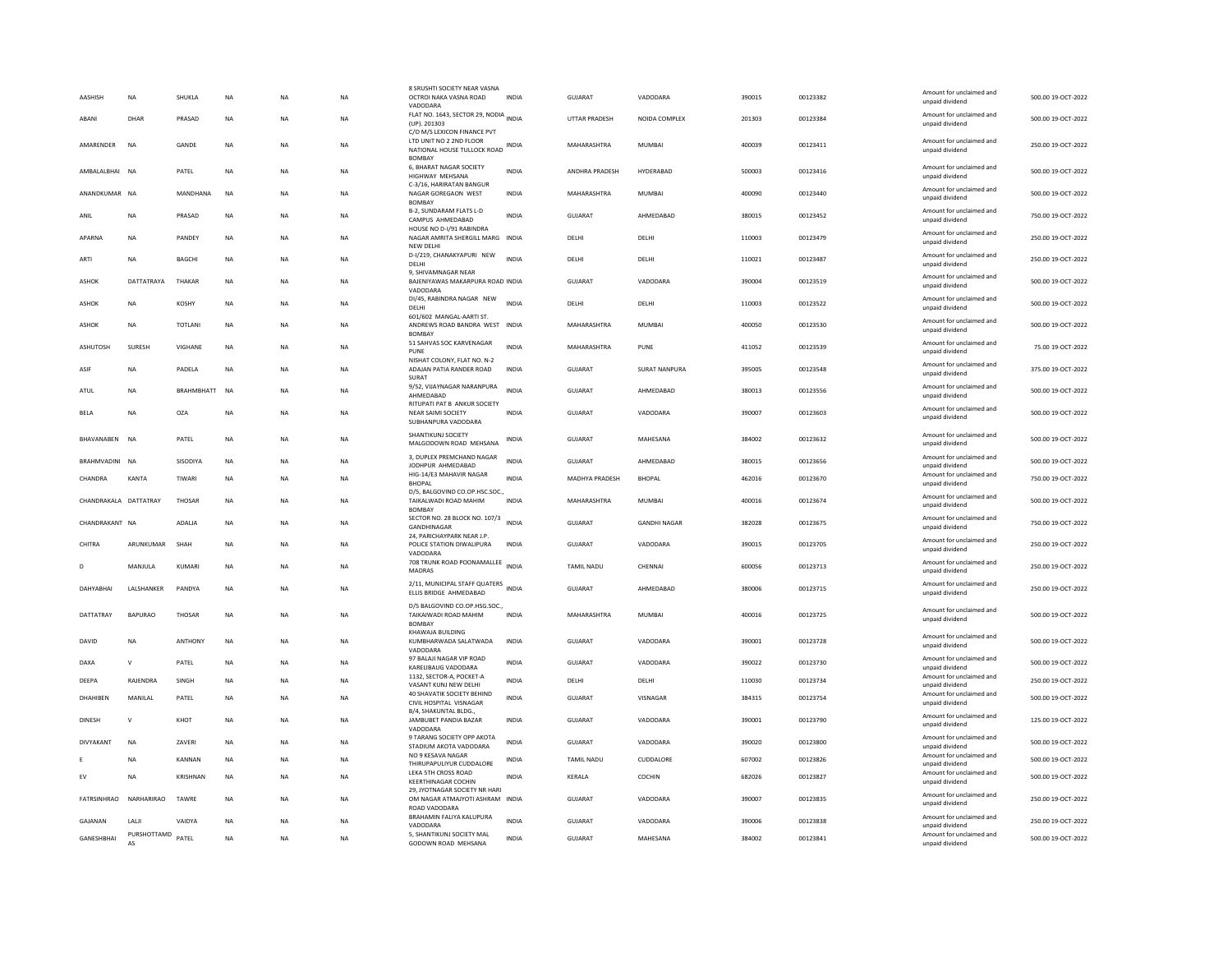| AASHISH | NA | SHUKLA | NA | NA | NA | 8 SRUSHTI SOCIETY NEAR VASNA OCTROI NAKA VASNA ROAD VADODARA | INDIA | GUJARAT | VADODARA | 390015 | 00123382 | Amount for unclaimed and unpaid dividend | 500.00 | 19-OCT-2022 |
|---|---|---|---|---|---|---|---|---|---|---|---|---|---|---|
| ABANI | DHAR | PRASAD | NA | NA | NA | FLAT NO. 1643, SECTOR 29, NODIA (UP). 201303 | INDIA | UTTAR PRADESH | NOIDA COMPLEX | 201303 | 00123384 | Amount for unclaimed and unpaid dividend | 500.00 | 19-OCT-2022 |
| AMARENDER | NA | GANDE | NA | NA | NA | C/O M/S LEXICON FINANCE PVT LTD UNIT NO 2 2ND FLOOR NATIONAL HOUSE TULLOCK ROAD BOMBAY | INDIA | MAHARASHTRA | MUMBAI | 400039 | 00123411 | Amount for unclaimed and unpaid dividend | 250.00 | 19-OCT-2022 |
| AMBALALBHAI | NA | PATEL | NA | NA | NA | 6, BHARAT NAGAR SOCIETY HIGHWAY MEHSANA | INDIA | ANDHRA PRADESH | HYDERABAD | 500003 | 00123416 | Amount for unclaimed and unpaid dividend | 500.00 | 19-OCT-2022 |
| ANANDKUMAR | NA | MANDHANA | NA | NA | NA | C-3/16, HARIRATAN BANGUR NAGAR GOREGAON WEST BOMBAY | INDIA | MAHARASHTRA | MUMBAI | 400090 | 00123440 | Amount for unclaimed and unpaid dividend | 500.00 | 19-OCT-2022 |
| ANIL | NA | PRASAD | NA | NA | NA | B-2, SUNDARAM FLATS L-D CAMPUS AHMEDABAD | INDIA | GUJARAT | AHMEDABAD | 380015 | 00123452 | Amount for unclaimed and unpaid dividend | 750.00 | 19-OCT-2022 |
| APARNA | NA | PANDEY | NA | NA | NA | HOUSE NO D-I/91 RABINDRA NAGAR AMRITA SHERGILL MARG NEW DELHI | INDIA | DELHI | DELHI | 110003 | 00123479 | Amount for unclaimed and unpaid dividend | 250.00 | 19-OCT-2022 |
| ARTI | NA | BAGCHI | NA | NA | NA | D-I/219, CHANAKYAPURI NEW DELHI | INDIA | DELHI | DELHI | 110021 | 00123487 | Amount for unclaimed and unpaid dividend | 250.00 | 19-OCT-2022 |
| ASHOK | DATTATRAYA | THAKAR | NA | NA | NA | 9, SHIVAMNAGAR NEAR BAJENIYAWAS MAKARPURA ROAD VADODARA | INDIA | GUJARAT | VADODARA | 390004 | 00123519 | Amount for unclaimed and unpaid dividend | 500.00 | 19-OCT-2022 |
| ASHOK | NA | KOSHY | NA | NA | NA | DI/45, RABINDRA NAGAR NEW DELHI | INDIA | DELHI | DELHI | 110003 | 00123522 | Amount for unclaimed and unpaid dividend | 500.00 | 19-OCT-2022 |
| ASHOK | NA | TOTLANI | NA | NA | NA | 601/602 MANGAL-AARTI ST. ANDREWS ROAD BANDRA WEST BOMBAY | INDIA | MAHARASHTRA | MUMBAI | 400050 | 00123530 | Amount for unclaimed and unpaid dividend | 500.00 | 19-OCT-2022 |
| ASHUTOSH | SURESH | VIGHANE | NA | NA | NA | 51 SAHVAS SOC KARVENAGAR PUNE | INDIA | MAHARASHTRA | PUNE | 411052 | 00123539 | Amount for unclaimed and unpaid dividend | 75.00 | 19-OCT-2022 |
| ASIF | NA | PADELA | NA | NA | NA | NISHAT COLONY, FLAT NO. N-2 ADAJAN PATIA RANDER ROAD SURAT | INDIA | GUJARAT | SURAT NANPURA | 395005 | 00123548 | Amount for unclaimed and unpaid dividend | 375.00 | 19-OCT-2022 |
| ATUL | NA | BRAHMBHATT | NA | NA | NA | 9/52, VIJAYNAGAR NARANPURA AHMEDABAD | INDIA | GUJARAT | AHMEDABAD | 380013 | 00123556 | Amount for unclaimed and unpaid dividend | 500.00 | 19-OCT-2022 |
| BELA | NA | OZA | NA | NA | NA | RITUPATI PAT B ANKUR SOCIETY NEAR SAIMI SOCIETY SUBHANPURA VADODARA | INDIA | GUJARAT | VADODARA | 390007 | 00123603 | Amount for unclaimed and unpaid dividend | 500.00 | 19-OCT-2022 |
| BHAVANABEN | NA | PATEL | NA | NA | NA | SHANTIKUNJ SOCIETY MALGODOWN ROAD MEHSANA | INDIA | GUJARAT | MAHESANA | 384002 | 00123632 | Amount for unclaimed and unpaid dividend | 500.00 | 19-OCT-2022 |
| BRAHMVADINI | NA | SISODIYA | NA | NA | NA | 3, DUPLEX PREMCHAND NAGAR JODHPUR AHMEDABAD | INDIA | GUJARAT | AHMEDABAD | 380015 | 00123656 | Amount for unclaimed and unpaid dividend | 500.00 | 19-OCT-2022 |
| CHANDRA | KANTA | TIWARI | NA | NA | NA | HIG-14/E3 MAHAVIR NAGAR BHOPAL | INDIA | MADHYA PRADESH | BHOPAL | 462016 | 00123670 | Amount for unclaimed and unpaid dividend | 750.00 | 19-OCT-2022 |
| CHANDRAKALA | DATTATRAY | THOSAR | NA | NA | NA | D/5, BALGOVIND CO.OP.HSC.SOC., TAIKALWADI ROAD MAHIM BOMBAY | INDIA | MAHARASHTRA | MUMBAI | 400016 | 00123674 | Amount for unclaimed and unpaid dividend | 500.00 | 19-OCT-2022 |
| CHANDRAKANT | NA | ADALJA | NA | NA | NA | SECTOR NO. 28 BLOCK NO. 107/3 GANDHINAGAR | INDIA | GUJARAT | GANDHI NAGAR | 382028 | 00123675 | Amount for unclaimed and unpaid dividend | 750.00 | 19-OCT-2022 |
| CHITRA | ARUNKUMAR | SHAH | NA | NA | NA | 24, PARICHAYPARK NEAR J.P. POLICE STATION DIWALIPURA VADODARA | INDIA | GUJARAT | VADODARA | 390015 | 00123705 | Amount for unclaimed and unpaid dividend | 250.00 | 19-OCT-2022 |
| D | MANJULA | KUMARI | NA | NA | NA | 708 TRUNK ROAD POONAMALLEE MADRAS | INDIA | TAMIL NADU | CHENNAI | 600056 | 00123713 | Amount for unclaimed and unpaid dividend | 250.00 | 19-OCT-2022 |
| DAHYABHAI | LALSHANKER | PANDYA | NA | NA | NA | 2/11, MUNICIPAL STAFF QUATERS ELLIS BRIDGE AHMEDABAD | INDIA | GUJARAT | AHMEDABAD | 380006 | 00123715 | Amount for unclaimed and unpaid dividend | 250.00 | 19-OCT-2022 |
| DATTATRAY | BAPURAO | THOSAR | NA | NA | NA | D/5 BALGOVIND CO.OP.HSG.SOC., TAIKAIWADI ROAD MAHIM BOMBAY | INDIA | MAHARASHTRA | MUMBAI | 400016 | 00123725 | Amount for unclaimed and unpaid dividend | 500.00 | 19-OCT-2022 |
| DAVID | NA | ANTHONY | NA | NA | NA | KHAWAJA BUILDING KUMBHARWADA SALATWADA VADODARA | INDIA | GUJARAT | VADODARA | 390001 | 00123728 | Amount for unclaimed and unpaid dividend | 500.00 | 19-OCT-2022 |
| DAXA | V | PATEL | NA | NA | NA | 97 BALAJI NAGAR VIP ROAD KARELIBAUG VADODARA | INDIA | GUJARAT | VADODARA | 390022 | 00123730 | Amount for unclaimed and unpaid dividend | 500.00 | 19-OCT-2022 |
| DEEPA | RAJENDRA | SINGH | NA | NA | NA | 1132, SECTOR-A, POCKET-A VASANT KUNJ NEW DELHI | INDIA | DELHI | DELHI | 110030 | 00123734 | Amount for unclaimed and unpaid dividend | 250.00 | 19-OCT-2022 |
| DHAHIBEN | MANILAL | PATEL | NA | NA | NA | 40 SHAVATIK SOCIETY BEHIND CIVIL HOSPITAL VISNAGAR | INDIA | GUJARAT | VISNAGAR | 384315 | 00123754 | Amount for unclaimed and unpaid dividend | 500.00 | 19-OCT-2022 |
| DINESH | V | KHOT | NA | NA | NA | B/4, SHAKUNTAL BLDG., JAMBUBET PANDIA BAZAR VADODARA | INDIA | GUJARAT | VADODARA | 390001 | 00123790 | Amount for unclaimed and unpaid dividend | 125.00 | 19-OCT-2022 |
| DIVYAKANT | NA | ZAVERI | NA | NA | NA | 9 TARANG SOCIETY OPP AKOTA STADIUM AKOTA VADODARA | INDIA | GUJARAT | VADODARA | 390020 | 00123800 | Amount for unclaimed and unpaid dividend | 500.00 | 19-OCT-2022 |
| E | NA | KANNAN | NA | NA | NA | NO 9 KESAVA NAGAR THIRUPAPULIYUR CUDDALORE | INDIA | TAMIL NADU | CUDDALORE | 607002 | 00123826 | Amount for unclaimed and unpaid dividend | 500.00 | 19-OCT-2022 |
| EV | NA | KRISHNAN | NA | NA | NA | LEKA 5TH CROSS ROAD KEERTHINAGAR COCHIN | INDIA | KERALA | COCHIN | 682026 | 00123827 | Amount for unclaimed and unpaid dividend | 500.00 | 19-OCT-2022 |
| FATRSINHRAO | NARHARIRAO | TAWRE | NA | NA | NA | 29, JYOTNAGAR SOCIETY NR HARI OM NAGAR ATMAJYOTI ASHRAM ROAD VADODARA | INDIA | GUJARAT | VADODARA | 390007 | 00123835 | Amount for unclaimed and unpaid dividend | 250.00 | 19-OCT-2022 |
| GAJANAN | LALJI | VAIDYA | NA | NA | NA | BRAHAMIN FALIYA KALUPURA VADODARA | INDIA | GUJARAT | VADODARA | 390006 | 00123838 | Amount for unclaimed and unpaid dividend | 250.00 | 19-OCT-2022 |
| GANESHBHAI | PURSHOTTAMDAS | PATEL | NA | NA | NA | 5, SHANTIKUNJ SOCIETY MAL GODOWN ROAD MEHSANA | INDIA | GUJARAT | MAHESANA | 384002 | 00123841 | Amount for unclaimed and unpaid dividend | 500.00 | 19-OCT-2022 |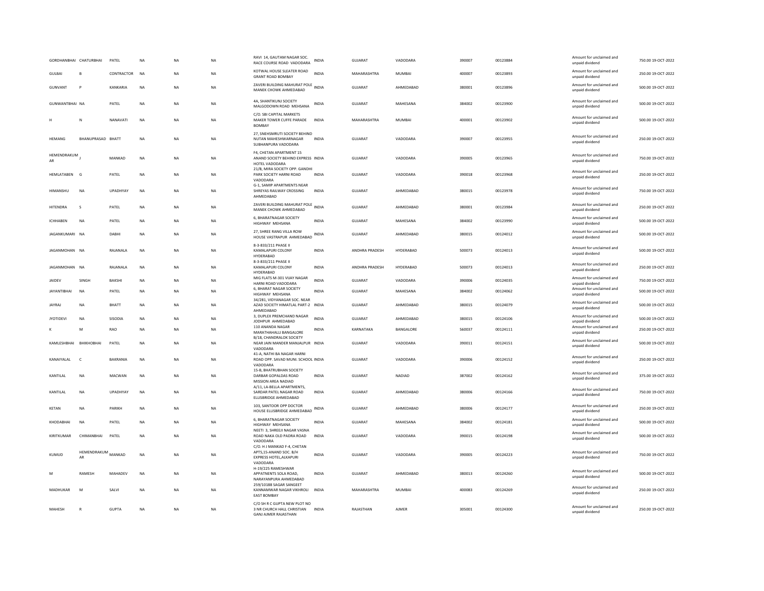| GORDHANBHAI | CHATURBHAI | PATEL | NA | NA | NA | RAVI 14, GAUTAM NAGAR SOC. RACE COURSE ROAD VADODARA | INDIA | GUJARAT | VADODARA | 390007 | 00123884 | Amount for unclaimed and unpaid dividend | 750.00 19-OCT-2022 |
|---|---|---|---|---|---|---|---|---|---|---|---|---|---|
| GULBAI | B | CONTRACTOR | NA | NA | NA | KOTWAL HOUSE SLEATER ROAD GRANT ROAD BOMBAY | INDIA | MAHARASHTRA | MUMBAI | 400007 | 00123893 | Amount for unclaimed and unpaid dividend | 250.00 19-OCT-2022 |
| GUNVANT | P | KANKARIA | NA | NA | NA | ZAVERI BUILDING MAHURAT POLE MANEK CHOWK AHMEDABAD | INDIA | GUJARAT | AHMEDABAD | 380001 | 00123896 | Amount for unclaimed and unpaid dividend | 500.00 19-OCT-2022 |
| GUNWANTBHAI | NA | PATEL | NA | NA | NA | 4A, SHANTIKUNJ SOCIETY MALGODOWN ROAD MEHSANA | INDIA | GUJARAT | MAHESANA | 384002 | 00123900 | Amount for unclaimed and unpaid dividend | 500.00 19-OCT-2022 |
| H | N | NANAVATI | NA | NA | NA | C/O. SBI CAPITAL MARKETS MAKER TOWER CUFFE PARADE BOMBAY | INDIA | MAHARASHTRA | MUMBAI | 400001 | 00123902 | Amount for unclaimed and unpaid dividend | 500.00 19-OCT-2022 |
| HEMANG | BHANUPRASAD | BHATT | NA | NA | NA | 27, SNEHSMRUTI SOCIETY BEHIND NUTAN MAHESHWARNAGAR SUBHANPURA VADODARA | INDIA | GUJARAT | VADODARA | 390007 | 00123955 | Amount for unclaimed and unpaid dividend | 250.00 19-OCT-2022 |
| HEMENDRAKUMAR | J | MANKAD | NA | NA | NA | F4, CHETAN APARTMENT 15 ANAND SOCIETY BEHIND EXPRESS HOTEL VADODARA | INDIA | GUJARAT | VADODARA | 390005 | 00123965 | Amount for unclaimed and unpaid dividend | 750.00 19-OCT-2022 |
| HEMLATABEN | G | PATEL | NA | NA | NA | 21/B, MIRA SOCIETY OPP. GANDHI PARK SOCIETY HARNI ROAD VADODARA | INDIA | GUJARAT | VADODARA | 390018 | 00123968 | Amount for unclaimed and unpaid dividend | 250.00 19-OCT-2022 |
| HIMANSHU | NA | UPADHYAY | NA | NA | NA | G-1, SAMIP APARTMENTS NEAR SHREYAS RAILWAY CROSSING AHMEDABAD | INDIA | GUJARAT | AHMEDABAD | 380015 | 00123978 | Amount for unclaimed and unpaid dividend | 750.00 19-OCT-2022 |
| HITENDRA | S | PATEL | NA | NA | NA | ZAVERI BUILDING MAHURAT POLE MANEK CHOWK AHMEDABAD | INDIA | GUJARAT | AHMEDABAD | 380001 | 00123984 | Amount for unclaimed and unpaid dividend | 250.00 19-OCT-2022 |
| ICHHABEN | NA | PATEL | NA | NA | NA | 6, BHARATNAGAR SOCIETY HIGHWAY MEHSANA | INDIA | GUJARAT | MAHESANA | 384002 | 00123990 | Amount for unclaimed and unpaid dividend | 500.00 19-OCT-2022 |
| JAGANKUMARI | NA | DABHI | NA | NA | NA | 27, SHREE RANG VILLA ROW HOUSE VASTRAPUR AHMEDABAD | INDIA | GUJARAT | AHMEDABAD | 380015 | 00124012 | Amount for unclaimed and unpaid dividend | 500.00 19-OCT-2022 |
| JAGANMOHAN | NA | RAJANALA | NA | NA | NA | 8-3-833/211 PHASE II KAMALAPURI COLONY HYDERABAD | INDIA | ANDHRA PRADESH | HYDERABAD | 500073 | 00124013 | Amount for unclaimed and unpaid dividend | 500.00 19-OCT-2022 |
| JAGANMOHAN | NA | RAJANALA | NA | NA | NA | 8-3-833/211 PHASE II KAMALAPURI COLONY HYDERABAD | INDIA | ANDHRA PRADESH | HYDERABAD | 500073 | 00124013 | Amount for unclaimed and unpaid dividend | 250.00 19-OCT-2022 |
| JAIDEV | SINGH | BAKSHI | NA | NA | NA | MIG FLATS M-301 VIJAY NAGAR HARNI ROAD VADODARA | INDIA | GUJARAT | VADODARA | 390006 | 00124035 | Amount for unclaimed and unpaid dividend | 750.00 19-OCT-2022 |
| JAYANTIBHAI | NA | PATEL | NA | NA | NA | 6, BHARAT NAGAR SOCIETY HIGHWAY MEHSANA | INDIA | GUJARAT | MAHESANA | 384002 | 00124062 | Amount for unclaimed and unpaid dividend | 500.00 19-OCT-2022 |
| JAYRAJ | NA | BHATT | NA | NA | NA | 34/281, VIDYANAGAR SOC. NEAR AZAD SOCIETY HIMATLAL PART-2 AHMEDABAD | INDIA | GUJARAT | AHMEDABAD | 380015 | 00124079 | Amount for unclaimed and unpaid dividend | 500.00 19-OCT-2022 |
| JYOTIDEVI | NA | SISODIA | NA | NA | NA | 3, DUPLEX PREMCHAND NAGAR JODHPUR AHMEDABAD | INDIA | GUJARAT | AHMEDABAD | 380015 | 00124106 | Amount for unclaimed and unpaid dividend | 500.00 19-OCT-2022 |
| K | M | RAO | NA | NA | NA | 110 ANANDA NAGAR MARATHAHALLI BANGALORE | INDIA | KARNATAKA | BANGALORE | 560037 | 00124111 | Amount for unclaimed and unpaid dividend | 250.00 19-OCT-2022 |
| KAMLESHBHAI | BHIKHOBHAI | PATEL | NA | NA | NA | B/18, CHANDRALOK SOCIETY NEAR JAIN MANDER MANJALPUR VADODARA | INDIA | GUJARAT | VADODARA | 390011 | 00124151 | Amount for unclaimed and unpaid dividend | 500.00 19-OCT-2022 |
| KANAIYALAL | C | BAKRANIA | NA | NA | NA | 41-A, NATHI BA NAGAR HARNI ROAD OPP. SAVAD MUNI. SCHOOL VADODARA | INDIA | GUJARAT | VADODARA | 390006 | 00124152 | Amount for unclaimed and unpaid dividend | 250.00 19-OCT-2022 |
| KANTILAL | NA | MACWAN | NA | NA | NA | 15-B, BHATRUBHAN SOCIETY DARBAR GOPALDAS ROAD MISSION AREA NADIAD | INDIA | GUJARAT | NADIAD | 387002 | 00124162 | Amount for unclaimed and unpaid dividend | 375.00 19-OCT-2022 |
| KANTILAL | NA | UPADHYAY | NA | NA | NA | A/11, LA-BELLA APARTMENTS, SARDAR PATEL NAGAR ROAD ELLISBRIDGE AHMEDABAD | INDIA | GUJARAT | AHMEDABAD | 380006 | 00124166 | Amount for unclaimed and unpaid dividend | 750.00 19-OCT-2022 |
| KETAN | NA | PARIKH | NA | NA | NA | 103, SANTOOR OPP DOCTOR HOUSE ELLISBRIDGE AHMEDABAD | INDIA | GUJARAT | AHMEDABAD | 380006 | 00124177 | Amount for unclaimed and unpaid dividend | 250.00 19-OCT-2022 |
| KHODABHAI | NA | PATEL | NA | NA | NA | 6, BHARATNAGAR SOCIETY HIGHWAY MEHSANA | INDIA | GUJARAT | MAHESANA | 384002 | 00124181 | Amount for unclaimed and unpaid dividend | 500.00 19-OCT-2022 |
| KIRITKUMAR | CHIMANBHAI | PATEL | NA | NA | NA | NEETI 3, SHREEJI NAGAR VASNA ROAD NAKA OLD PADRA ROAD VADODARA | INDIA | GUJARAT | VADODARA | 390015 | 00124198 | Amount for unclaimed and unpaid dividend | 500.00 19-OCT-2022 |
| KUMUD | HEMENDRAKUMAR | MANKAD | NA | NA | NA | C/O. H J MANKAD F-4, CHETAN APTS,15-ANAND SOC. B/H EXPRESS HOTEL,ALKAPURI VADODARA | INDIA | GUJARAT | VADODARA | 390005 | 00124223 | Amount for unclaimed and unpaid dividend | 750.00 19-OCT-2022 |
| M | RAMESH | MAHADEV | NA | NA | NA | H-19/225 RAMESHWAR APPATNENTS SOLA ROAD, NARAYANPURA AHMEDABAD | INDIA | GUJARAT | AHMEDABAD | 380013 | 00124260 | Amount for unclaimed and unpaid dividend | 500.00 19-OCT-2022 |
| MADHUKAR | M | SALVI | NA | NA | NA | 259/10188 SAGAR SANGEET KANNAMWAR NAGAR VIKHROLI EAST BOMBAY | INDIA | MAHARASHTRA | MUMBAI | 400083 | 00124269 | Amount for unclaimed and unpaid dividend | 250.00 19-OCT-2022 |
| MAHESH | R | GUPTA | NA | NA | NA | C/O SH R C GUPTA NEW PLOT NO 3 NR CHURCH HALL CHRISTIAN GANJ AJMER RAJASTHAN | INDIA | RAJASTHAN | AJMER | 305001 | 00124300 | Amount for unclaimed and unpaid dividend | 250.00 19-OCT-2022 |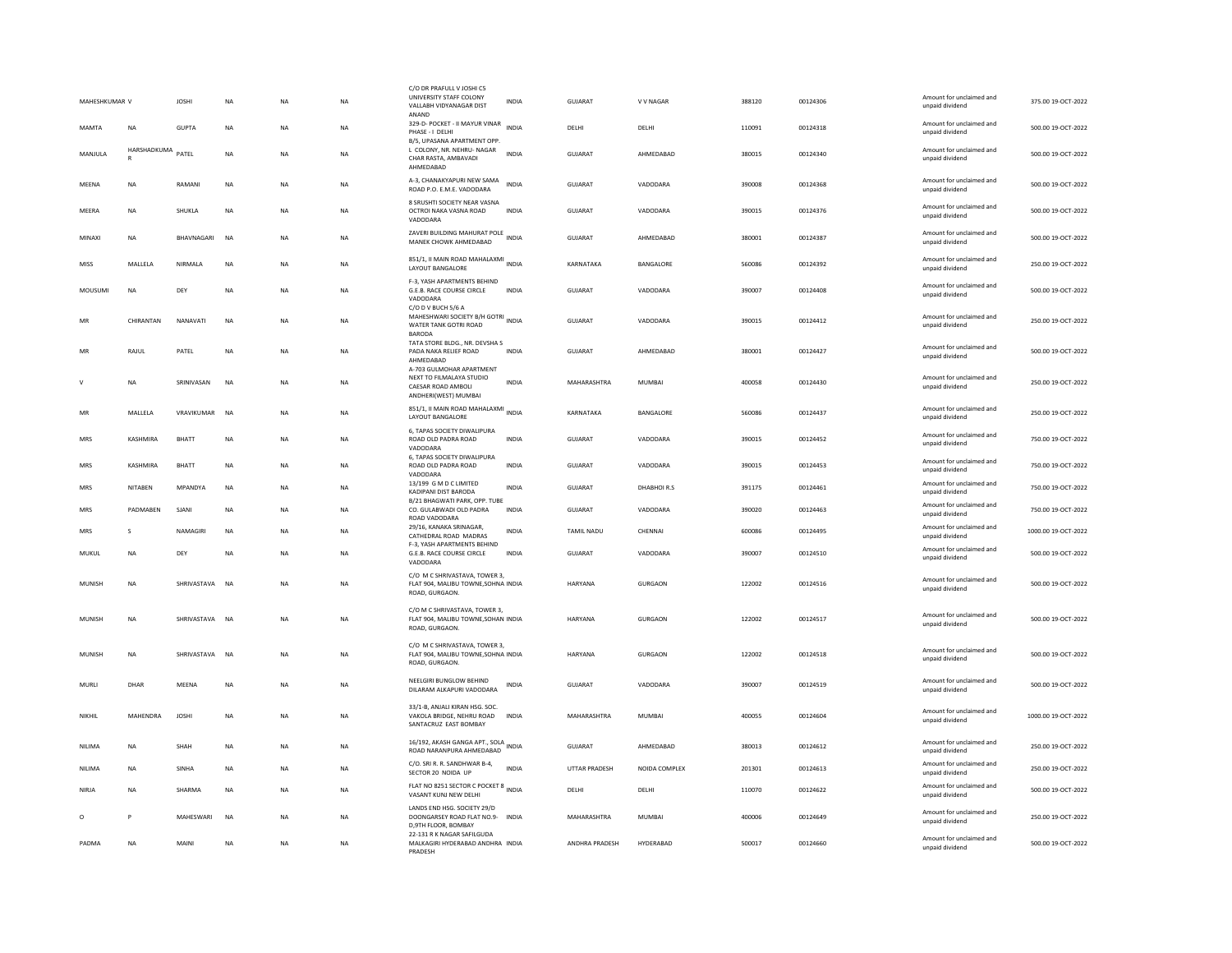| MAHESHKUMAR V | | JOSHI | NA | NA | NA | C/O DR PRAFULL V JOSHI C5 UNIVERSITY STAFF COLONY VALLABH VIDYANAGAR DIST ANAND | INDIA | GUJARAT | V V NAGAR | 388120 | 00124306 | Amount for unclaimed and unpaid dividend | 375.00 19-OCT-2022 |
|---|---|---|---|---|---|---|---|---|---|---|---|---|---|
| MAMTA | NA | GUPTA | NA | NA | NA | 329-D- POCKET - II MAYUR VINAR PHASE - I DELHI | INDIA | DELHI | DELHI | 110091 | 00124318 | Amount for unclaimed and unpaid dividend | 500.00 19-OCT-2022 |
| MANJULA | HARSHADKUMAR | PATEL | NA | NA | NA | B/5, UPASANA APARTMENT OPP. L COLONY, NR. NEHRU- NAGAR CHAR RASTA, AMBAVADI AHMEDABAD | INDIA | GUJARAT | AHMEDABAD | 380015 | 00124340 | Amount for unclaimed and unpaid dividend | 500.00 19-OCT-2022 |
| MEENA | NA | RAMANI | NA | NA | NA | A-3, CHANAKYAPURI NEW SAMA ROAD P.O. E.M.E. VADODARA | INDIA | GUJARAT | VADODARA | 390008 | 00124368 | Amount for unclaimed and unpaid dividend | 500.00 19-OCT-2022 |
| MEERA | NA | SHUKLA | NA | NA | NA | 8 SRUSHTI SOCIETY NEAR VASNA OCTROI NAKA VASNA ROAD VADODARA | INDIA | GUJARAT | VADODARA | 390015 | 00124376 | Amount for unclaimed and unpaid dividend | 500.00 19-OCT-2022 |
| MINAXI | NA | BHAVNAGARI | NA | NA | NA | ZAVERI BUILDING MAHURAT POLE MANEK CHOWK AHMEDABAD | INDIA | GUJARAT | AHMEDABAD | 380001 | 00124387 | Amount for unclaimed and unpaid dividend | 500.00 19-OCT-2022 |
| MISS | MALLELA | NIRMALA | NA | NA | NA | 851/1, II MAIN ROAD MAHALAXMI LAYOUT BANGALORE | INDIA | KARNATAKA | BANGALORE | 560086 | 00124392 | Amount for unclaimed and unpaid dividend | 250.00 19-OCT-2022 |
| MOUSUMI | NA | DEY | NA | NA | NA | F-3, YASH APARTMENTS BEHIND G.E.B. RACE COURSE CIRCLE VADODARA | INDIA | GUJARAT | VADODARA | 390007 | 00124408 | Amount for unclaimed and unpaid dividend | 500.00 19-OCT-2022 |
| MR | CHIRANTAN | NANAVATI | NA | NA | NA | C/O D V BUCH 5/6 A MAHESHWARI SOCIETY B/H GOTRI WATER TANK GOTRI ROAD BARODA | INDIA | GUJARAT | VADODARA | 390015 | 00124412 | Amount for unclaimed and unpaid dividend | 250.00 19-OCT-2022 |
| MR | RAJUL | PATEL | NA | NA | NA | TATA STORE BLDG., NR. DEVSHA S PADA NAKA RELIEF ROAD AHMEDABAD | INDIA | GUJARAT | AHMEDABAD | 380001 | 00124427 | Amount for unclaimed and unpaid dividend | 500.00 19-OCT-2022 |
| V | NA | SRINIVASAN | NA | NA | NA | A-703 GULMOHAR APARTMENT NEXT TO FILMALAYA STUDIO CAESAR ROAD AMBOLI ANDHERI(WEST) MUMBAI | INDIA | MAHARASHTRA | MUMBAI | 400058 | 00124430 | Amount for unclaimed and unpaid dividend | 250.00 19-OCT-2022 |
| MR | MALLELA | VRAVIKUMAR | NA | NA | NA | 851/1, II MAIN ROAD MAHALAXMI LAYOUT BANGALORE | INDIA | KARNATAKA | BANGALORE | 560086 | 00124437 | Amount for unclaimed and unpaid dividend | 250.00 19-OCT-2022 |
| MRS | KASHMIRA | BHATT | NA | NA | NA | 6, TAPAS SOCIETY DIWALIPURA ROAD OLD PADRA ROAD VADODARA | INDIA | GUJARAT | VADODARA | 390015 | 00124452 | Amount for unclaimed and unpaid dividend | 750.00 19-OCT-2022 |
| MRS | KASHMIRA | BHATT | NA | NA | NA | 6, TAPAS SOCIETY DIWALIPURA ROAD OLD PADRA ROAD VADODARA | INDIA | GUJARAT | VADODARA | 390015 | 00124453 | Amount for unclaimed and unpaid dividend | 750.00 19-OCT-2022 |
| MRS | NITABEN | MPANDYA | NA | NA | NA | 13/199 G M D C LIMITED KADIPANI DIST BARODA | INDIA | GUJARAT | DHABHOI R.S | 391175 | 00124461 | Amount for unclaimed and unpaid dividend | 750.00 19-OCT-2022 |
| MRS | PADMABEN | SJANI | NA | NA | NA | B/21 BHAGWATI PARK, OPP. TUBE CO. GULABWADI OLD PADRA ROAD VADODARA | INDIA | GUJARAT | VADODARA | 390020 | 00124463 | Amount for unclaimed and unpaid dividend | 750.00 19-OCT-2022 |
| MRS | S | NAMAGIRI | NA | NA | NA | 29/16, KANAKA SRINAGAR, CATHEDRAL ROAD MADRAS | INDIA | TAMIL NADU | CHENNAI | 600086 | 00124495 | Amount for unclaimed and unpaid dividend | 1000.00 19-OCT-2022 |
| MUKUL | NA | DEY | NA | NA | NA | F-3, YASH APARTMENTS BEHIND G.E.B. RACE COURSE CIRCLE VADODARA | INDIA | GUJARAT | VADODARA | 390007 | 00124510 | Amount for unclaimed and unpaid dividend | 500.00 19-OCT-2022 |
| MUNISH | NA | SHRIVASTAVA | NA | NA | NA | C/O M C SHRIVASTAVA, TOWER 3, FLAT 904, MALIBU TOWNE,SOHNA ROAD, GURGAON. | INDIA | HARYANA | GURGAON | 122002 | 00124516 | Amount for unclaimed and unpaid dividend | 500.00 19-OCT-2022 |
| MUNISH | NA | SHRIVASTAVA | NA | NA | NA | C/O M C SHRIVASTAVA, TOWER 3, FLAT 904, MALIBU TOWNE,SOHAN ROAD, GURGAON. | INDIA | HARYANA | GURGAON | 122002 | 00124517 | Amount for unclaimed and unpaid dividend | 500.00 19-OCT-2022 |
| MUNISH | NA | SHRIVASTAVA | NA | NA | NA | C/O M C SHRIVASTAVA, TOWER 3, FLAT 904, MALIBU TOWNE,SOHNA ROAD, GURGAON. | INDIA | HARYANA | GURGAON | 122002 | 00124518 | Amount for unclaimed and unpaid dividend | 500.00 19-OCT-2022 |
| MURLI | DHAR | MEENA | NA | NA | NA | NEELGIRI BUNGLOW BEHIND DILARAM ALKAPURI VADODARA | INDIA | GUJARAT | VADODARA | 390007 | 00124519 | Amount for unclaimed and unpaid dividend | 500.00 19-OCT-2022 |
| NIKHIL | MAHENDRA | JOSHI | NA | NA | NA | 33/1-B, ANJALI KIRAN HSG. SOC. VAKOLA BRIDGE, NEHRU ROAD SANTACRUZ EAST BOMBAY | INDIA | MAHARASHTRA | MUMBAI | 400055 | 00124604 | Amount for unclaimed and unpaid dividend | 1000.00 19-OCT-2022 |
| NILIMA | NA | SHAH | NA | NA | NA | 16/192, AKASH GANGA APT., SOLA ROAD NARANPURA AHMEDABAD | INDIA | GUJARAT | AHMEDABAD | 380013 | 00124612 | Amount for unclaimed and unpaid dividend | 250.00 19-OCT-2022 |
| NILIMA | NA | SINHA | NA | NA | NA | C/O. SRI R. R. SANDHWAR B-4, SECTOR 20 NOIDA UP | INDIA | UTTAR PRADESH | NOIDA COMPLEX | 201301 | 00124613 | Amount for unclaimed and unpaid dividend | 250.00 19-OCT-2022 |
| NIRJA | NA | SHARMA | NA | NA | NA | FLAT NO 8251 SECTOR C POCKET 8 VASANT KUNJ NEW DELHI | INDIA | DELHI | DELHI | 110070 | 00124622 | Amount for unclaimed and unpaid dividend | 500.00 19-OCT-2022 |
| O | P | MAHESWARI | NA | NA | NA | LANDS END HSG. SOCIETY 29/D DOONGARSEY ROAD FLAT NO.9-D,9TH FLOOR, BOMBAY | INDIA | MAHARASHTRA | MUMBAI | 400006 | 00124649 | Amount for unclaimed and unpaid dividend | 250.00 19-OCT-2022 |
| PADMA | NA | MAINI | NA | NA | NA | 22-131 R K NAGAR SAFILGUDA MALKAGIRI HYDERABAD ANDHRA PRADESH | INDIA | ANDHRA PRADESH | HYDERABAD | 500017 | 00124660 | Amount for unclaimed and unpaid dividend | 500.00 19-OCT-2022 |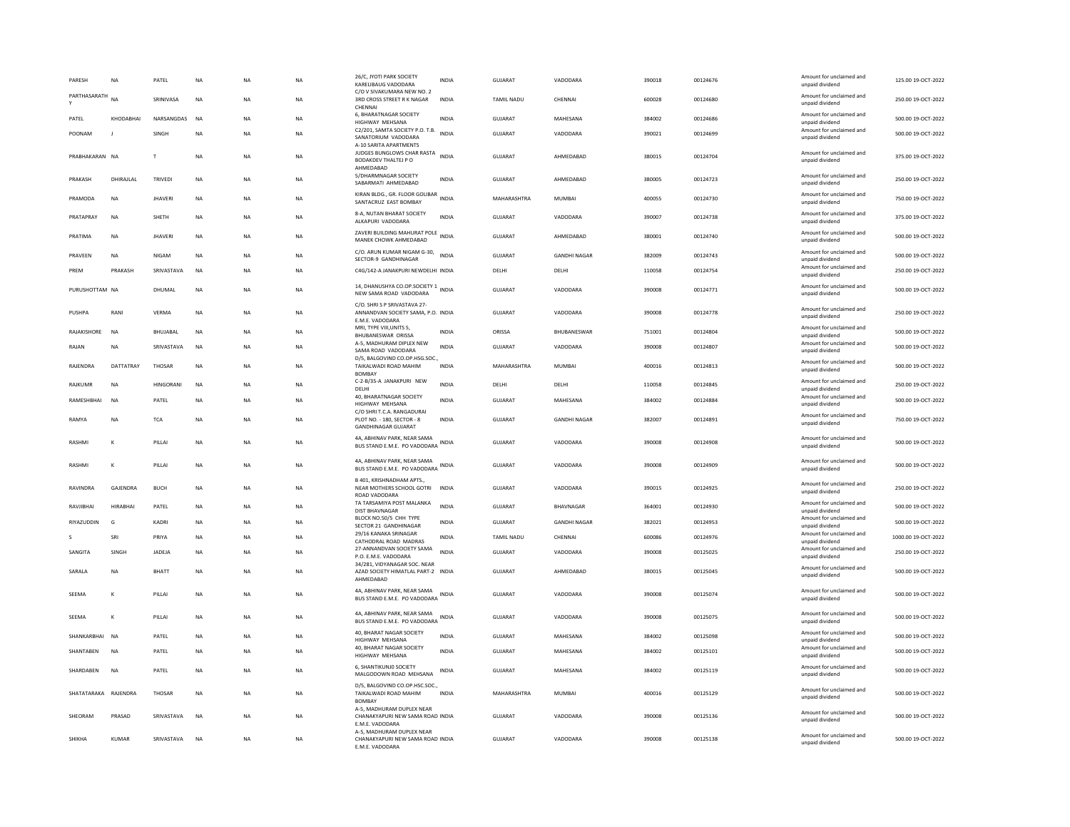| PARESH | NA | PATEL | NA | NA | NA | 26/C, JYOTI PARK SOCIETY KARELIBAUG VADODARA | INDIA | GUJARAT | VADODARA | 390018 | 00124676 | Amount for unclaimed and unpaid dividend | 125.00 | 19-OCT-2022 |
|---|---|---|---|---|---|---|---|---|---|---|---|---|---|---|
| PARTHASARATHY | NA | SRINIVASA | NA | NA | NA | C/O V SIVAKUMARA NEW NO. 2 3RD CROSS STREET R K NAGAR CHENNAI | INDIA | TAMIL NADU | CHENNAI | 600028 | 00124680 | Amount for unclaimed and unpaid dividend | 250.00 | 19-OCT-2022 |
| PATEL | KHODABHAI | NARSANGDAS | NA | NA | NA | 6, BHARATNAGAR SOCIETY HIGHWAY MEHSANA | INDIA | GUJARAT | MAHESANA | 384002 | 00124686 | Amount for unclaimed and unpaid dividend | 500.00 | 19-OCT-2022 |
| POONAM | J | SINGH | NA | NA | NA | C2/201, SAMTA SOCIETY P.O. T.B. SANATORIUM VADODARA | INDIA | GUJARAT | VADODARA | 390021 | 00124699 | Amount for unclaimed and unpaid dividend | 500.00 | 19-OCT-2022 |
| PRABHAKARAN | NA | T | NA | NA | NA | A-10 SARITA APARTMENTS JUDGES BUNGLOWS CHAR RASTA BODAKDEV THALTEJ P O AHMEDABAD | INDIA | GUJARAT | AHMEDABAD | 380015 | 00124704 | Amount for unclaimed and unpaid dividend | 375.00 | 19-OCT-2022 |
| PRAKASH | DHIRAJLAL | TRIVEDI | NA | NA | NA | 5/DHARMNAGAR SOCIETY SABARMATI AHMEDABAD | INDIA | GUJARAT | AHMEDABAD | 380005 | 00124723 | Amount for unclaimed and unpaid dividend | 250.00 | 19-OCT-2022 |
| PRAMODA | NA | JHAVERI | NA | NA | NA | KIRAN BLDG., GR. FLOOR GOLIBAR SANTACRUZ EAST BOMBAY | INDIA | MAHARASHTRA | MUMBAI | 400055 | 00124730 | Amount for unclaimed and unpaid dividend | 750.00 | 19-OCT-2022 |
| PRATAPRAY | NA | SHETH | NA | NA | NA | 8-A, NUTAN BHARAT SOCIETY ALKAPURI VADODARA | INDIA | GUJARAT | VADODARA | 390007 | 00124738 | Amount for unclaimed and unpaid dividend | 375.00 | 19-OCT-2022 |
| PRATIMA | NA | JHAVERI | NA | NA | NA | ZAVERI BUILDING MAHURAT POLE MANEK CHOWK AHMEDABAD | INDIA | GUJARAT | AHMEDABAD | 380001 | 00124740 | Amount for unclaimed and unpaid dividend | 500.00 | 19-OCT-2022 |
| PRAVEEN | NA | NIGAM | NA | NA | NA | C/O. ARUN KUMAR NIGAM G-30, SECTOR-9 GANDHINAGAR | INDIA | GUJARAT | GANDHI NAGAR | 382009 | 00124743 | Amount for unclaimed and unpaid dividend | 500.00 | 19-OCT-2022 |
| PREM | PRAKASH | SRIVASTAVA | NA | NA | NA | C4G/142-A JANAKPURI NEWDELHI | INDIA | DELHI | DELHI | 110058 | 00124754 | Amount for unclaimed and unpaid dividend | 250.00 | 19-OCT-2022 |
| PURUSHOTTAM | NA | DHUMAL | NA | NA | NA | 14, DHANUSHYA CO.OP.SOCIETY 1 NEW SAMA ROAD VADODARA | INDIA | GUJARAT | VADODARA | 390008 | 00124771 | Amount for unclaimed and unpaid dividend | 500.00 | 19-OCT-2022 |
| PUSHPA | RANI | VERMA | NA | NA | NA | C/O. SHRI S P SRIVASTAVA 27-ANNANDVAN SOCIETY SAMA, P.O. E.M.E. VADODARA | INDIA | GUJARAT | VADODARA | 390008 | 00124778 | Amount for unclaimed and unpaid dividend | 250.00 | 19-OCT-2022 |
| RAJAKISHORE | NA | BHUJABAL | NA | NA | NA | MRI, TYPE VIII,UNITS 5, BHUBANESWAR ORISSA | INDIA | ORISSA | BHUBANESWAR | 751001 | 00124804 | Amount for unclaimed and unpaid dividend | 500.00 | 19-OCT-2022 |
| RAJAN | NA | SRIVASTAVA | NA | NA | NA | A-5, MADHURAM DIPLEX NEW SAMA ROAD VADODARA | INDIA | GUJARAT | VADODARA | 390008 | 00124807 | Amount for unclaimed and unpaid dividend | 500.00 | 19-OCT-2022 |
| RAJENDRA | DATTATRAY | THOSAR | NA | NA | NA | D/5, BALGOVIND CO.OP.HSG.SOC., TAIKALWADI ROAD MAHIM BOMBAY | INDIA | MAHARASHTRA | MUMBAI | 400016 | 00124813 | Amount for unclaimed and unpaid dividend | 500.00 | 19-OCT-2022 |
| RAJKUMR | NA | HINGORANI | NA | NA | NA | C-2-B/35-A JANAKPURI NEW DELHI | INDIA | DELHI | DELHI | 110058 | 00124845 | Amount for unclaimed and unpaid dividend | 250.00 | 19-OCT-2022 |
| RAMESHBHAI | NA | PATEL | NA | NA | NA | 40, BHARATNAGAR SOCIETY HIGHWAY MEHSANA | INDIA | GUJARAT | MAHESANA | 384002 | 00124884 | Amount for unclaimed and unpaid dividend | 500.00 | 19-OCT-2022 |
| RAMYA | NA | TCA | NA | NA | NA | C/O SHRI T.C.A. RANGADURAI PLOT NO. - 180, SECTOR - 8 GANDHINAGAR GUJARAT | INDIA | GUJARAT | GANDHI NAGAR | 382007 | 00124891 | Amount for unclaimed and unpaid dividend | 750.00 | 19-OCT-2022 |
| RASHMI | K | PILLAI | NA | NA | NA | 4A, ABHINAV PARK, NEAR SAMA BUS STAND E.M.E. PO VADODARA | INDIA | GUJARAT | VADODARA | 390008 | 00124908 | Amount for unclaimed and unpaid dividend | 500.00 | 19-OCT-2022 |
| RASHMI | K | PILLAI | NA | NA | NA | 4A, ABHINAV PARK, NEAR SAMA BUS STAND E.M.E. PO VADODARA | INDIA | GUJARAT | VADODARA | 390008 | 00124909 | Amount for unclaimed and unpaid dividend | 500.00 | 19-OCT-2022 |
| RAVINDRA | GAJENDRA | BUCH | NA | NA | NA | B 401, KRISHNADHAM APTS., NEAR MOTHERS SCHOOL GOTRI ROAD VADODARA | INDIA | GUJARAT | VADODARA | 390015 | 00124925 | Amount for unclaimed and unpaid dividend | 250.00 | 19-OCT-2022 |
| RAVJIBHAI | HIRABHAI | PATEL | NA | NA | NA | TA TARSAMIYA POST MALANKA DIST BHAVNAGAR | INDIA | GUJARAT | BHAVNAGAR | 364001 | 00124930 | Amount for unclaimed and unpaid dividend | 500.00 | 19-OCT-2022 |
| RIYAZUDDIN | G | KADRI | NA | NA | NA | BLOCK NO.50/5 CHH TYPE SECTOR 21 GANDHINAGAR | INDIA | GUJARAT | GANDHI NAGAR | 382021 | 00124953 | Amount for unclaimed and unpaid dividend | 500.00 | 19-OCT-2022 |
| S | SRI | PRIYA | NA | NA | NA | 29/16 KANAKA SRINAGAR CATHODRAL ROAD MADRAS | INDIA | TAMIL NADU | CHENNAI | 600086 | 00124976 | Amount for unclaimed and unpaid dividend | 1000.00 | 19-OCT-2022 |
| SANGITA | SINGH | JADEJA | NA | NA | NA | 27-ANNANDVAN SOCIETY SAMA P.O. E.M.E. VADODARA | INDIA | GUJARAT | VADODARA | 390008 | 00125025 | Amount for unclaimed and unpaid dividend | 250.00 | 19-OCT-2022 |
| SARALA | NA | BHATT | NA | NA | NA | 34/281, VIDYANAGAR SOC. NEAR AZAD SOCIETY HIMATLAL PART-2 AHMEDABAD | INDIA | GUJARAT | AHMEDABAD | 380015 | 00125045 | Amount for unclaimed and unpaid dividend | 500.00 | 19-OCT-2022 |
| SEEMA | K | PILLAI | NA | NA | NA | 4A, ABHINAV PARK, NEAR SAMA BUS STAND E.M.E. PO VADODARA | INDIA | GUJARAT | VADODARA | 390008 | 00125074 | Amount for unclaimed and unpaid dividend | 500.00 | 19-OCT-2022 |
| SEEMA | K | PILLAI | NA | NA | NA | 4A, ABHINAV PARK, NEAR SAMA BUS STAND E.M.E. PO VADODARA | INDIA | GUJARAT | VADODARA | 390008 | 00125075 | Amount for unclaimed and unpaid dividend | 500.00 | 19-OCT-2022 |
| SHANKARBHAI | NA | PATEL | NA | NA | NA | 40, BHARAT NAGAR SOCIETY HIGHWAY MEHSANA | INDIA | GUJARAT | MAHESANA | 384002 | 00125098 | Amount for unclaimed and unpaid dividend | 500.00 | 19-OCT-2022 |
| SHANTABEN | NA | PATEL | NA | NA | NA | 40, BHARAT NAGAR SOCIETY HIGHWAY MEHSANA | INDIA | GUJARAT | MAHESANA | 384002 | 00125101 | Amount for unclaimed and unpaid dividend | 500.00 | 19-OCT-2022 |
| SHARDABEN | NA | PATEL | NA | NA | NA | 6, SHANTIKUNJ0 SOCIETY MALGODOWN ROAD MEHSANA | INDIA | GUJARAT | MAHESANA | 384002 | 00125119 | Amount for unclaimed and unpaid dividend | 500.00 | 19-OCT-2022 |
| SHATATARAKA | RAJENDRA | THOSAR | NA | NA | NA | D/5, BALGOVIND CO.OP.HSC.SOC., TAIKALWADI ROAD MAHIM BOMBAY | INDIA | MAHARASHTRA | MUMBAI | 400016 | 00125129 | Amount for unclaimed and unpaid dividend | 500.00 | 19-OCT-2022 |
| SHEORAM | PRASAD | SRIVASTAVA | NA | NA | NA | A-5, MADHURAM DUPLEX NEAR CHANAKYAPURI NEW SAMA ROAD E.M.E. VADODARA | INDIA | GUJARAT | VADODARA | 390008 | 00125136 | Amount for unclaimed and unpaid dividend | 500.00 | 19-OCT-2022 |
| SHIKHA | KUMAR | SRIVASTAVA | NA | NA | NA | A-5, MADHURAM DUPLEX NEAR CHANAKYAPURI NEW SAMA ROAD E.M.E. VADODARA | INDIA | GUJARAT | VADODARA | 390008 | 00125138 | Amount for unclaimed and unpaid dividend | 500.00 | 19-OCT-2022 |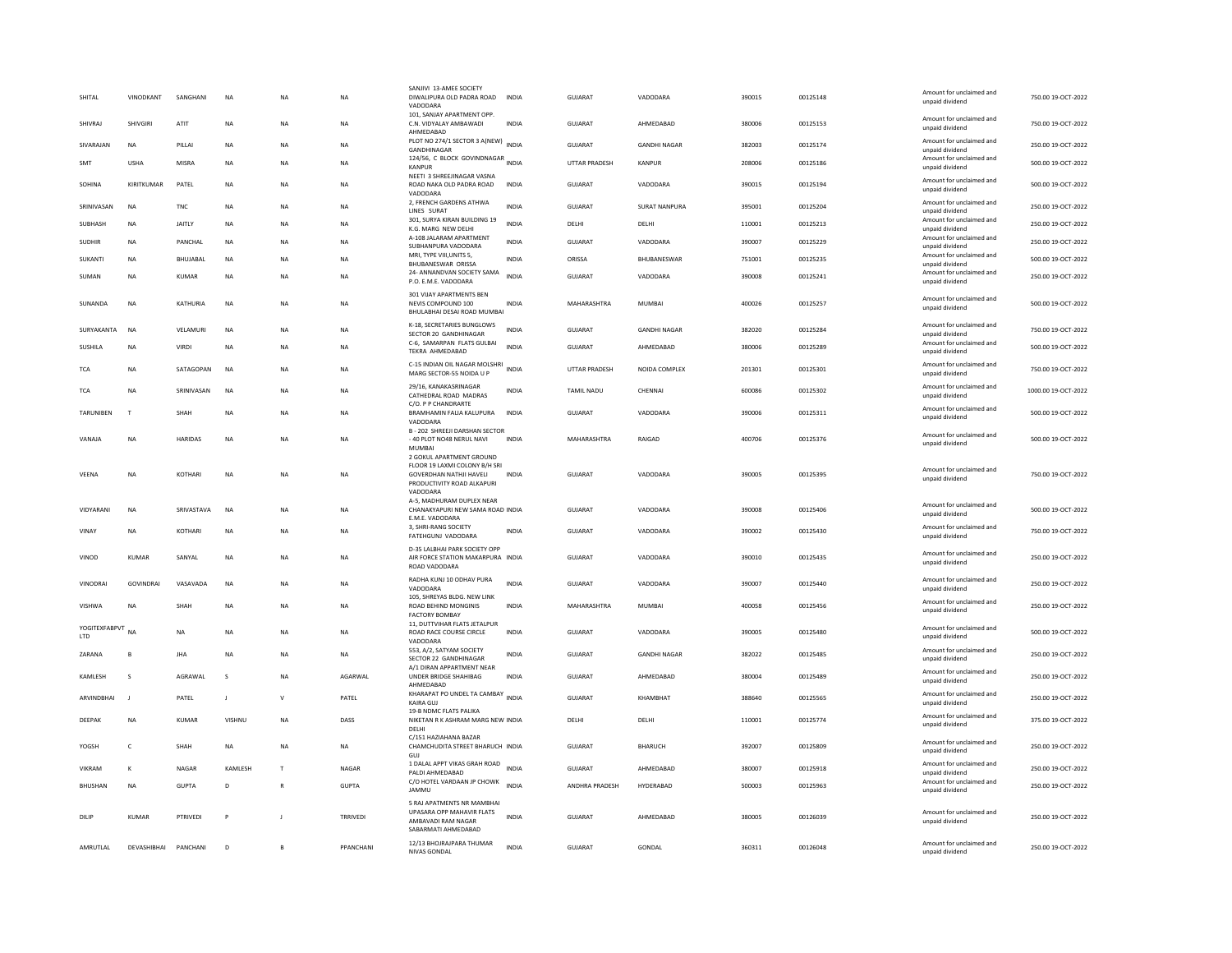| SHITAL | VINODKANT | SANGHANI | NA | NA | NA | SANJIVI 13-AMEE SOCIETY DIWALIPURA OLD PADRA ROAD VADODARA | INDIA | GUJARAT | VADODARA | 390015 | 00125148 | Amount for unclaimed and unpaid dividend | 750.00 | 19-OCT-2022 |
|---|---|---|---|---|---|---|---|---|---|---|---|---|---|---|
| SHIVRAJ | SHIVGIRI | ATIT | NA | NA | NA | 101, SANJAY APARTMENT OPP. C.N. VIDYALAY AMBAWADI AHMEDABAD | INDIA | GUJARAT | AHMEDABAD | 380006 | 00125153 | Amount for unclaimed and unpaid dividend | 750.00 | 19-OCT-2022 |
| SIVARAJAN | NA | PILLAI | NA | NA | NA | PLOT NO 274/1 SECTOR 3 A(NEW) GANDHINAGAR | INDIA | GUJARAT | GANDHI NAGAR | 382003 | 00125174 | Amount for unclaimed and unpaid dividend | 250.00 | 19-OCT-2022 |
| SMT | USHA | MISRA | NA | NA | NA | 124/56, C BLOCK GOVINDNAGAR KANPUR | INDIA | UTTAR PRADESH | KANPUR | 208006 | 00125186 | Amount for unclaimed and unpaid dividend | 500.00 | 19-OCT-2022 |
| SOHINA | KIRITKUMAR | PATEL | NA | NA | NA | NEETI 3 SHREEJINAGAR VASNA ROAD NAKA OLD PADRA ROAD VADODARA | INDIA | GUJARAT | VADODARA | 390015 | 00125194 | Amount for unclaimed and unpaid dividend | 500.00 | 19-OCT-2022 |
| SRINIVASAN | NA | TNC | NA | NA | NA | 2, FRENCH GARDENS ATHWA LINES SURAT | INDIA | GUJARAT | SURAT NANPURA | 395001 | 00125204 | Amount for unclaimed and unpaid dividend | 250.00 | 19-OCT-2022 |
| SUBHASH | NA | JAITLY | NA | NA | NA | 301, SURYA KIRAN BUILDING 19 K.G. MARG NEW DELHI | INDIA | DELHI | DELHI | 110001 | 00125213 | Amount for unclaimed and unpaid dividend | 250.00 | 19-OCT-2022 |
| SUDHIR | NA | PANCHAL | NA | NA | NA | A-108 JALARAM APARTMENT SUBHANPURA VADODARA | INDIA | GUJARAT | VADODARA | 390007 | 00125229 | Amount for unclaimed and unpaid dividend | 250.00 | 19-OCT-2022 |
| SUKANTI | NA | BHUJABAL | NA | NA | NA | MRI, TYPE VIII,UNITS 5, BHUBANESWAR ORISSA | INDIA | ORISSA | BHUBANESWAR | 751001 | 00125235 | Amount for unclaimed and unpaid dividend | 500.00 | 19-OCT-2022 |
| SUMAN | NA | KUMAR | NA | NA | NA | 24- ANNANDVAN SOCIETY SAMA P.O. E.M.E. VADODARA | INDIA | GUJARAT | VADODARA | 390008 | 00125241 | Amount for unclaimed and unpaid dividend | 250.00 | 19-OCT-2022 |
| SUNANDA | NA | KATHURIA | NA | NA | NA | 301 VIJAY APARTMENTS BEN NEVIS COMPOUND 100 BHULABHAI DESAI ROAD MUMBAI | INDIA | MAHARASHTRA | MUMBAI | 400026 | 00125257 | Amount for unclaimed and unpaid dividend | 500.00 | 19-OCT-2022 |
| SURYAKANTA | NA | VELAMURI | NA | NA | NA | K-18, SECRETARIES BUNGLOWS SECTOR 20 GANDHINAGAR | INDIA | GUJARAT | GANDHI NAGAR | 382020 | 00125284 | Amount for unclaimed and unpaid dividend | 750.00 | 19-OCT-2022 |
| SUSHILA | NA | VIRDI | NA | NA | NA | C-6, SAMARPAN FLATS GULBAI TEKRA AHMEDABAD | INDIA | GUJARAT | AHMEDABAD | 380006 | 00125289 | Amount for unclaimed and unpaid dividend | 500.00 | 19-OCT-2022 |
| TCA | NA | SATAGOPAN | NA | NA | NA | C-15 INDIAN OIL NAGAR MOLSHRI MARG SECTOR-55 NOIDA U P | INDIA | UTTAR PRADESH | NOIDA COMPLEX | 201301 | 00125301 | Amount for unclaimed and unpaid dividend | 750.00 | 19-OCT-2022 |
| TCA | NA | SRINIVASAN | NA | NA | NA | 29/16, KANAKASRINAGAR CATHEDRAL ROAD MADRAS | INDIA | TAMIL NADU | CHENNAI | 600086 | 00125302 | Amount for unclaimed and unpaid dividend | 1000.00 | 19-OCT-2022 |
| TARUNIBEN | T | SHAH | NA | NA | NA | C/O. P P CHANDRARTE BRAMHAMIN FALIA KALUPURA VADODARA | INDIA | GUJARAT | VADODARA | 390006 | 00125311 | Amount for unclaimed and unpaid dividend | 500.00 | 19-OCT-2022 |
| VANAJA | NA | HARIDAS | NA | NA | NA | B - 202 SHREEJI DARSHAN SECTOR - 40 PLOT NO48 NERUL NAVI MUMBAI | INDIA | MAHARASHTRA | RAIGAD | 400706 | 00125376 | Amount for unclaimed and unpaid dividend | 500.00 | 19-OCT-2022 |
| VEENA | NA | KOTHARI | NA | NA | NA | 2 GOKUL APARTMENT GROUND FLOOR 19 LAXMI COLONY B/H SRI GOVERDHAN NATHJI HAVELI PRODUCTIVITY ROAD ALKAPURI VADODARA | INDIA | GUJARAT | VADODARA | 390005 | 00125395 | Amount for unclaimed and unpaid dividend | 750.00 | 19-OCT-2022 |
| VIDYARANI | NA | SRIVASTAVA | NA | NA | NA | A-5, MADHURAM DUPLEX NEAR CHANAKYAPURI NEW SAMA ROAD E.M.E. VADODARA | INDIA | GUJARAT | VADODARA | 390008 | 00125406 | Amount for unclaimed and unpaid dividend | 500.00 | 19-OCT-2022 |
| VINAY | NA | KOTHARI | NA | NA | NA | 3, SHRI-RANG SOCIETY FATEHGUNJ VADODARA | INDIA | GUJARAT | VADODARA | 390002 | 00125430 | Amount for unclaimed and unpaid dividend | 750.00 | 19-OCT-2022 |
| VINOD | KUMAR | SANYAL | NA | NA | NA | D-35 LALBHAI PARK SOCIETY OPP AIR FORCE STATION MAKARPURA ROAD VADODARA | INDIA | GUJARAT | VADODARA | 390010 | 00125435 | Amount for unclaimed and unpaid dividend | 250.00 | 19-OCT-2022 |
| VINODRAI | GOVINDRAI | VASAVADA | NA | NA | NA | RADHA KUNJ 10 ODHAV PURA VADODARA | INDIA | GUJARAT | VADODARA | 390007 | 00125440 | Amount for unclaimed and unpaid dividend | 250.00 | 19-OCT-2022 |
| VISHWA | NA | SHAH | NA | NA | NA | 105, SHREYAS BLDG. NEW LINK ROAD BEHIND MONGINIS FACTORY BOMBAY | INDIA | MAHARASHTRA | MUMBAI | 400058 | 00125456 | Amount for unclaimed and unpaid dividend | 250.00 | 19-OCT-2022 |
| YOGITEXFABPVT LTD | NA | NA | NA | NA | NA | 11, DUTTVIHAR FLATS JETALPUR ROAD RACE COURSE CIRCLE VADODARA | INDIA | GUJARAT | VADODARA | 390005 | 00125480 | Amount for unclaimed and unpaid dividend | 500.00 | 19-OCT-2022 |
| ZARANA | B | JHA | NA | NA | NA | 553, A/2, SATYAM SOCIETY SECTOR 22 GANDHINAGAR | INDIA | GUJARAT | GANDHI NAGAR | 382022 | 00125485 | Amount for unclaimed and unpaid dividend | 250.00 | 19-OCT-2022 |
| KAMLESH | S | AGRAWAL | S | NA | AGARWAL | A/1 DIRAN APPARTMENT NEAR UNDER BRIDGE SHAHIBAG AHMEDABAD | INDIA | GUJARAT | AHMEDABAD | 380004 | 00125489 | Amount for unclaimed and unpaid dividend | 250.00 | 19-OCT-2022 |
| ARVINDBHAI | J | PATEL | J | V | PATEL | KHARAPAT PO UNDEL TA CAMBAY KAIRA GUJ | INDIA | GUJARAT | KHAMBHAT | 388640 | 00125565 | Amount for unclaimed and unpaid dividend | 250.00 | 19-OCT-2022 |
| DEEPAK | NA | KUMAR | VISHNU | NA | DASS | 19-B NDMC FLATS PALIKA NIKETAN R K ASHRAM MARG NEW DELHI | INDIA | DELHI | DELHI | 110001 | 00125774 | Amount for unclaimed and unpaid dividend | 375.00 | 19-OCT-2022 |
| YOGSH | C | SHAH | NA | NA | NA | C/151 HAZIAHANA BAZAR CHAMCHUDITA STREET BHARUCH GUJ | INDIA | GUJARAT | BHARUCH | 392007 | 00125809 | Amount for unclaimed and unpaid dividend | 250.00 | 19-OCT-2022 |
| VIKRAM | K | NAGAR | KAMLESH | T | NAGAR | 1 DALAL APPT VIKAS GRAH ROAD PALDI AHMEDABAD | INDIA | GUJARAT | AHMEDABAD | 380007 | 00125918 | Amount for unclaimed and unpaid dividend | 250.00 | 19-OCT-2022 |
| BHUSHAN | NA | GUPTA | D | R | GUPTA | C/O HOTEL VARDAAN JP CHOWK JAMMU | INDIA | ANDHRA PRADESH | HYDERABAD | 500003 | 00125963 | Amount for unclaimed and unpaid dividend | 250.00 | 19-OCT-2022 |
| DILIP | KUMAR | PTRIVEDI | P | J | TRRIVEDI | 5 RAJ APATMENTS NR MAMBHAI UPASARA OPP MAHAVIR FLATS AMBAVADI RAM NAGAR SABARMATI AHMEDABAD | INDIA | GUJARAT | AHMEDABAD | 380005 | 00126039 | Amount for unclaimed and unpaid dividend | 250.00 | 19-OCT-2022 |
| AMRUTLAL | DEVASHIBHAI | PANCHANI | D | B | PPANCHANI | 12/13 BHOJRAJPARA THUMAR NIVAS GONDAL | INDIA | GUJARAT | GONDAL | 360311 | 00126048 | Amount for unclaimed and unpaid dividend | 250.00 | 19-OCT-2022 |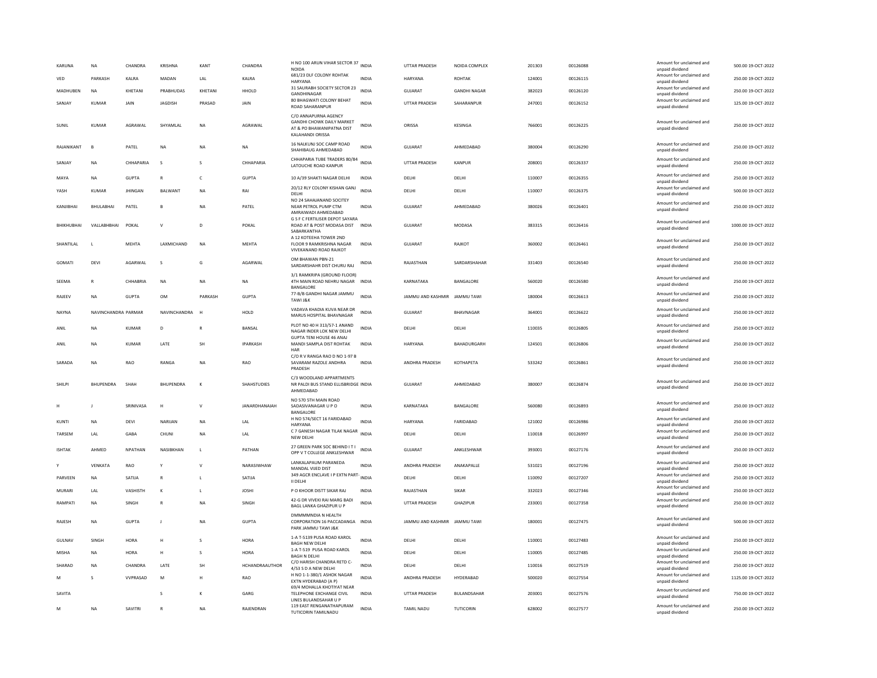| KARUNA | NA | CHANDRA | KRISHNA | KANT | CHANDRA | H NO 100 ARUN VIHAR SECTOR 37 NOIDA | INDIA | UTTAR PRADESH | NOIDA COMPLEX | 201303 | 00126088 | Amount for unclaimed and unpaid dividend | 500.00 19-OCT-2022 |
|---|---|---|---|---|---|---|---|---|---|---|---|---|---|
| VED | PARKASH | KALRA | MADAN | LAL | KALRA | 681/23 DLF COLONY ROHTAK HARYANA | INDIA | HARYANA | ROHTAK | 124001 | 00126115 | Amount for unclaimed and unpaid dividend | 250.00 19-OCT-2022 |
| MADHUBEN | NA | KHETANI | PRABHUDAS | KHETANI | HHOLD | 31 SAURABH SOCIETY SECTOR 23 GANDHINAGAR | INDIA | GUJARAT | GANDHI NAGAR | 382023 | 00126120 | Amount for unclaimed and unpaid dividend | 250.00 19-OCT-2022 |
| SANJAY | KUMAR | JAIN | JAGDISH | PRASAD | JAIN | 80 BHAGWATI COLONY BEHAT ROAD SAHARANPUR | INDIA | UTTAR PRADESH | SAHARANPUR | 247001 | 00126152 | Amount for unclaimed and unpaid dividend | 125.00 19-OCT-2022 |
| SUNIL | KUMAR | AGRAWAL | SHYAMLAL | NA | AGRAWAL | C/O ANNAPURNA AGENCY GANDHI CHOWK DAILY MARKET AT & PO BHAWANIPATNA DIST KALAHANDI ORISSA | INDIA | ORISSA | KESINGA | 766001 | 00126225 | Amount for unclaimed and unpaid dividend | 250.00 19-OCT-2022 |
| RAJANIKANT | B | PATEL | NA | NA | NA | 16 NALKUNJ SOC CAMP ROAD SHAHIBAUG AHMEDABAD | INDIA | GUJARAT | AHMEDABAD | 380004 | 00126290 | Amount for unclaimed and unpaid dividend | 250.00 19-OCT-2022 |
| SANJAY | NA | CHHAPARIA | S | S | CHHAPARIA | CHHAPARIA TUBE TRADERS 80/84 LATOUCHE ROAD KANPUR | INDIA | UTTAR PRADESH | KANPUR | 208001 | 00126337 | Amount for unclaimed and unpaid dividend | 250.00 19-OCT-2022 |
| MAYA | NA | GUPTA | R | C | GUPTA | 10 A/39 SHAKTI NAGAR DELHI | INDIA | DELHI | DELHI | 110007 | 00126355 | Amount for unclaimed and unpaid dividend | 250.00 19-OCT-2022 |
| YASH | KUMAR | JHINGAN | BALWANT | NA | RAI | 20/12 RLY COLONY KISHAN GANJ DELHI | INDIA | DELHI | DELHI | 110007 | 00126375 | Amount for unclaimed and unpaid dividend | 500.00 19-OCT-2022 |
| KANJIBHAI | BHULABHAI | PATEL | B | NA | PATEL | NO 24 SAHAJANAND SOCITEY NEAR PETROL PUMP CTM AMRAIWADI AHMEDABAD | INDIA | GUJARAT | AHMEDABAD | 380026 | 00126401 | Amount for unclaimed and unpaid dividend | 250.00 19-OCT-2022 |
| BHIKHUBHAI | VALLABHBHAI | POKAL | V | D | POKAL | G S F C FERTILISER DEPOT SAYARA ROAD AT & POST MODASA DIST SABARKANTHA | INDIA | GUJARAT | MODASA | 383315 | 00126416 | Amount for unclaimed and unpaid dividend | 1000.00 19-OCT-2022 |
| SHANTILAL | L | MEHTA | LAXMICHAND | NA | MEHTA | A 12 KOTEEHA TOWER 2ND FLOOR 9 RAMKRISHNA NAGAR VIVEKANAND ROAD RAJKOT | INDIA | GUJARAT | RAJKOT | 360002 | 00126461 | Amount for unclaimed and unpaid dividend | 250.00 19-OCT-2022 |
| GOMATI | DEVI | AGARWAL | S | G | AGARWAL | OM BHAWAN PBN-21 SARDARSHAHR DIST CHURU RAJ | INDIA | RAJASTHAN | SARDARSHAHAR | 331403 | 00126540 | Amount for unclaimed and unpaid dividend | 250.00 19-OCT-2022 |
| SEEMA | R | CHHABRIA | NA | NA | NA | 3/1 RAMKRIPA (GROUND FLOOR) 4TH MAIN ROAD NEHRU NAGAR BANGALORE | INDIA | KARNATAKA | BANGALORE | 560020 | 00126580 | Amount for unclaimed and unpaid dividend | 250.00 19-OCT-2022 |
| RAJEEV | NA | GUPTA | OM | PARKASH | GUPTA | 77-B/B GANDHI NAGAR JAMMU TAWI J&K | INDIA | JAMMU AND KASHMIR | JAMMU TAWI | 180004 | 00126613 | Amount for unclaimed and unpaid dividend | 250.00 19-OCT-2022 |
| NAYNA | NAVINCHANDRA | PARMAR | NAVINCHANDRA | H | HOLD | VADAVA KHADIA KUVA NEAR DR MARUS HOSPITAL BHAVNAGAR | INDIA | GUJARAT | BHAVNAGAR | 364001 | 00126622 | Amount for unclaimed and unpaid dividend | 250.00 19-OCT-2022 |
| ANIL | NA | KUMAR | D | R | BANSAL | PLOT NO 40 H 313/57-1 ANAND NAGAR INDER LOK NEW DELHI | INDIA | DELHI | DELHI | 110035 | 00126805 | Amount for unclaimed and unpaid dividend | 250.00 19-OCT-2022 |
| ANIL | NA | KUMAR | LATE | SH | IPARKASH | GUPTA TENI HOUSE 46 ANAJ MANDI SAMPLA DIST ROHTAK HAR | INDIA | HARYANA | BAHADURGARH | 124501 | 00126806 | Amount for unclaimed and unpaid dividend | 250.00 19-OCT-2022 |
| SARADA | NA | RAO | RANGA | NA | RAO | C/O R V RANGA RAO D NO 1-97 B SAVARAM RAZOLE ANDHRA PRADESH | INDIA | ANDHRA PRADESH | KOTHAPETA | 533242 | 00126861 | Amount for unclaimed and unpaid dividend | 250.00 19-OCT-2022 |
| SHILPI | BHUPENDRA | SHAH | BHUPENDRA | K | SHAHSTUDIES | C/3 WOODLAND APPARTMENTS NR PALDI BUS STAND ELLISBRIDGE AHMEDABAD | INDIA | GUJARAT | AHMEDABAD | 380007 | 00126874 | Amount for unclaimed and unpaid dividend | 250.00 19-OCT-2022 |
| H | J | SRINIVASA | H | V | JANARDHANAIAH | NO 570 5TH MAIN ROAD SADASIVANAGAR U P O BANGALORE | INDIA | KARNATAKA | BANGALORE | 560080 | 00126893 | Amount for unclaimed and unpaid dividend | 250.00 19-OCT-2022 |
| KUNTI | NA | DEVI | NARIJAN | NA | LAL | H NO 574/SECT 16 FARIDABAD HARYANA | INDIA | HARYANA | FARIDABAD | 121002 | 00126986 | Amount for unclaimed and unpaid dividend | 250.00 19-OCT-2022 |
| TARSEM | LAL | GABA | CHUNI | NA | LAL | C 7 GANESH NAGAR TILAK NAGAR NEW DELHI | INDIA | DELHI | DELHI | 110018 | 00126997 | Amount for unclaimed and unpaid dividend | 250.00 19-OCT-2022 |
| ISHTAK | AHMED | NPATHAN | NASIBKHAN | L | PATHAN | 27 GREEN PARK SOC BEHIND I T I OPP V T COLLEGE ANKLESHWAR | INDIA | GUJARAT | ANKLESHWAR | 393001 | 00127176 | Amount for unclaimed and unpaid dividend | 250.00 19-OCT-2022 |
| Y | VENKATA | RAO | Y | V | NARASIWHAW | LANKALAPAUM PARANEDA MANDAL VIJED DIST | INDIA | ANDHRA PRADESH | ANAKAPALLE | 531021 | 00127196 | Amount for unclaimed and unpaid dividend | 250.00 19-OCT-2022 |
| PARVEEN | NA | SATIJA | R | L | SATIJA | 349 AGCR ENCLAVE I P EXTN PART-II DELHI | INDIA | DELHI | DELHI | 110092 | 00127207 | Amount for unclaimed and unpaid dividend | 250.00 19-OCT-2022 |
| MURARI | LAL | VASHISTH | K | L | JOSHI | P O KHOOR DISTT SIKAR RAJ | INDIA | RAJASTHAN | SIKAR | 332023 | 00127346 | Amount for unclaimed and unpaid dividend | 250.00 19-OCT-2022 |
| RAMPATI | NA | SINGH | R | NA | SINGH | 42-G DR VIVEKI RAI MARG BADI BAGL LANKA GHAZIPUR U P | INDIA | UTTAR PRADESH | GHAZIPUR | 233001 | 00127358 | Amount for unclaimed and unpaid dividend | 250.00 19-OCT-2022 |
| RAJESH | NA | GUPTA | J | NA | GUPTA | DMMMMNDIA N HEALTH CORPORATION 16 PACCADANGA PARK JAMMU TAWI J&K | INDIA | JAMMU AND KASHMIR | JAMMU TAWI | 180001 | 00127475 | Amount for unclaimed and unpaid dividend | 500.00 19-OCT-2022 |
| GULNAV | SINGH | HORA | H | S | HORA | 1-A T-5139 PUSA ROAD KAROL BAGH NEW DELHI | INDIA | DELHI | DELHI | 110001 | 00127483 | Amount for unclaimed and unpaid dividend | 250.00 19-OCT-2022 |
| MISHA | NA | HORA | H | S | HORA | 1-A T-519 PUSA ROAD KAROL BAGH N DELHI | INDIA | DELHI | DELHI | 110005 | 00127485 | Amount for unclaimed and unpaid dividend | 250.00 19-OCT-2022 |
| SHARAD | NA | CHANDRA | LATE | SH | HCHANDRAAUTHOR | C/O HARISH CHANDRA RETD C-4/53 S D A NEW DELHI | INDIA | DELHI | DELHI | 110016 | 00127519 | Amount for unclaimed and unpaid dividend | 250.00 19-OCT-2022 |
| M | S | VVPRASAD | M | H | RAO | H NO 1-1-380/1 ASHOK NAGAR EXTN HYDERABAD (A P) | INDIA | ANDHRA PRADESH | HYDERABAD | 500020 | 00127554 | Amount for unclaimed and unpaid dividend | 1125.00 19-OCT-2022 |
| SAVITA | | | S | K | GARG | 69/4 MOHALLA KHOTIYAT NEAR TELEPHONE EXCHANGE CIVIL LINES BULANDSAHAR U P | INDIA | UTTAR PRADESH | BULANDSAHAR | 203001 | 00127576 | Amount for unclaimed and unpaid dividend | 750.00 19-OCT-2022 |
| M | NA | SAVITRI | R | NA | RAJENDRAN | 119 EAST RENGANATHAPURAM TUTICORIN TAMILNADU | INDIA | TAMIL NADU | TUTICORIN | 628002 | 00127577 | Amount for unclaimed and unpaid dividend | 250.00 19-OCT-2022 |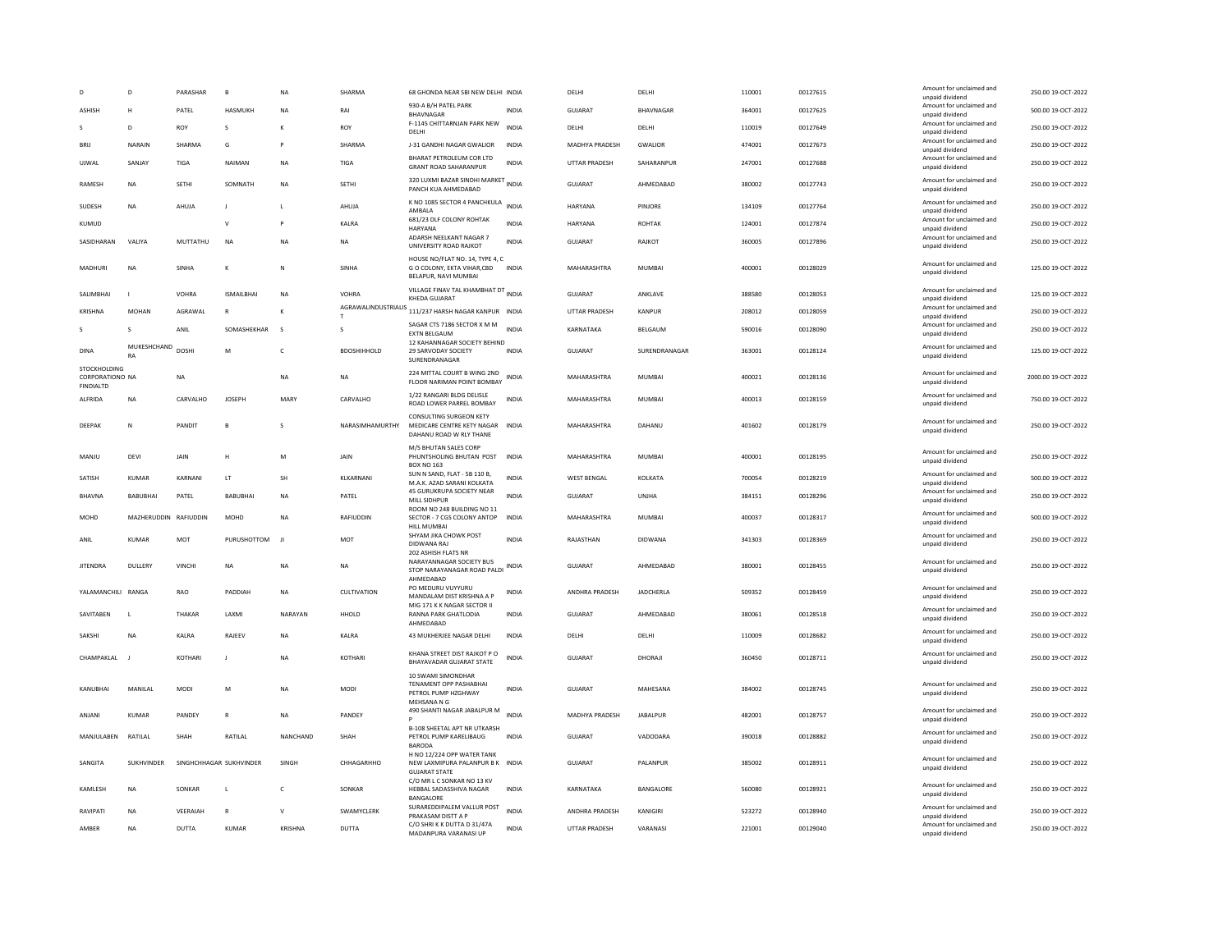| D | D | PARASHAR | B | NA | SHARMA | 68 GHONDA NEAR SBI NEW DELHI | INDIA | DELHI | DELHI | 110001 | 00127615 | Amount for unclaimed and unpaid dividend | 250.00 | 19-OCT-2022 |
|---|---|---|---|---|---|---|---|---|---|---|---|---|---|---|
| ASHISH | H | PATEL | HASMUKH | NA | RAI | 930-A B/H PATEL PARK BHAVNAGAR | INDIA | GUJARAT | BHAVNAGAR | 364001 | 00127625 | Amount for unclaimed and unpaid dividend | 500.00 | 19-OCT-2022 |
| S | D | ROY | S | K | ROY | F-1145 CHITTARNJAN PARK NEW DELHI | INDIA | DELHI | DELHI | 110019 | 00127649 | Amount for unclaimed and unpaid dividend | 250.00 | 19-OCT-2022 |
| BRIJ | NARAIN | SHARMA | G | P | SHARMA | J-31 GANDHI NAGAR GWALIOR | INDIA | MADHYA PRADESH | GWALIOR | 474001 | 00127673 | Amount for unclaimed and unpaid dividend | 250.00 | 19-OCT-2022 |
| UJWAL | SANJAY | TIGA | NAIMAN | NA | TIGA | BHARAT PETROLEUM COR LTD GRANT ROAD SAHARANPUR | INDIA | UTTAR PRADESH | SAHARANPUR | 247001 | 00127688 | Amount for unclaimed and unpaid dividend | 250.00 | 19-OCT-2022 |
| RAMESH | NA | SETHI | SOMNATH | NA | SETHI | 320 LUXMI BAZAR SINDHI MARKET PANCH KUA AHMEDABAD | INDIA | GUJARAT | AHMEDABAD | 380002 | 00127743 | Amount for unclaimed and unpaid dividend | 250.00 | 19-OCT-2022 |
| SUDESH | NA | AHUJA | J | L | AHUJA | K NO 1085 SECTOR 4 PANCHKULA AMBALA | INDIA | HARYANA | PINJORE | 134109 | 00127764 | Amount for unclaimed and unpaid dividend | 250.00 | 19-OCT-2022 |
| KUMUD | | | V | P | KALRA | 681/23 DLF COLONY ROHTAK HARYANA | INDIA | HARYANA | ROHTAK | 124001 | 00127874 | Amount for unclaimed and unpaid dividend | 250.00 | 19-OCT-2022 |
| SASIDHARAN | VALIYA | MUTTATHU | NA | NA | NA | ADARSH NEELKANT NAGAR 7 UNIVERSITY ROAD RAJKOT | INDIA | GUJARAT | RAJKOT | 360005 | 00127896 | Amount for unclaimed and unpaid dividend | 250.00 | 19-OCT-2022 |
| MADHURI | NA | SINHA | K | N | SINHA | HOUSE NO/FLAT NO. 14, TYPE 4, C G O COLONY, EKTA VIHAR,CBD BELAPUR, NAVI MUMBAI | INDIA | MAHARASHTRA | MUMBAI | 400001 | 00128029 | Amount for unclaimed and unpaid dividend | 125.00 | 19-OCT-2022 |
| SALIMBHAI | I | VOHRA | ISMAILBHAI | NA | VOHRA | VILLAGE FINAV TAL KHAMBHAT DT KHEDA GUJARAT | INDIA | GUJARAT | ANKLAVE | 388580 | 00128053 | Amount for unclaimed and unpaid dividend | 125.00 | 19-OCT-2022 |
| KRISHNA | MOHAN | AGRAWAL | R | K | AGRAWALINDUSTRIALIST | 111/237 HARSH NAGAR KANPUR | INDIA | UTTAR PRADESH | KANPUR | 208012 | 00128059 | Amount for unclaimed and unpaid dividend | 250.00 | 19-OCT-2022 |
| S | S | ANIL | SOMASHEKHAR | S | S | SAGAR CTS 7186 SECTOR X M M EXTN BELGAUM | INDIA | KARNATAKA | BELGAUM | 590016 | 00128090 | Amount for unclaimed and unpaid dividend | 250.00 | 19-OCT-2022 |
| DINA | MUKESHCHAND RA | DOSHI | M | C | BDOSHIHHOLD | 12 KAHANNAGAR SOCIETY BEHIND 29 SARVODAY SOCIETY SURENDRANAGAR | INDIA | GUJARAT | SURENDRANAGAR | 363001 | 00128124 | Amount for unclaimed and unpaid dividend | 125.00 | 19-OCT-2022 |
| STOCKHOLDING CORPORATIONO FINDIALTD | NA | NA | | NA | NA | 224 MITTAL COURT B WING 2ND FLOOR NARIMAN POINT BOMBAY | INDIA | MAHARASHTRA | MUMBAI | 400021 | 00128136 | Amount for unclaimed and unpaid dividend | 2000.00 | 19-OCT-2022 |
| ALFRIDA | NA | CARVALHO | JOSEPH | MARY | CARVALHO | 1/22 RANGARI BLDG DELISLE ROAD LOWER PARREL BOMBAY | INDIA | MAHARASHTRA | MUMBAI | 400013 | 00128159 | Amount for unclaimed and unpaid dividend | 750.00 | 19-OCT-2022 |
| DEEPAK | N | PANDIT | B | S | NARASIMHAMURTHY | CONSULTING SURGEON KETY MEDICARE CENTRE KETY NAGAR DAHANU ROAD W RLY THANE | INDIA | MAHARASHTRA | DAHANU | 401602 | 00128179 | Amount for unclaimed and unpaid dividend | 250.00 | 19-OCT-2022 |
| MANJU | DEVI | JAIN | H | M | JAIN | M/S BHUTAN SALES CORP PHUNTSHOLING BHUTAN POST BOX NO 163 | INDIA | MAHARASHTRA | MUMBAI | 400001 | 00128195 | Amount for unclaimed and unpaid dividend | 250.00 | 19-OCT-2022 |
| SATISH | KUMAR | KARNANI | LT | SH | KLKARNANI | SUN N SAND, FLAT - 5B 110 B, M.A.K. AZAD SARANI KOLKATA | INDIA | WEST BENGAL | KOLKATA | 700054 | 00128219 | Amount for unclaimed and unpaid dividend | 500.00 | 19-OCT-2022 |
| BHAVNA | BABUBHAI | PATEL | BABUBHAI | NA | PATEL | 45 GURUKRUPA SOCIETY NEAR MILL SIDHPUR | INDIA | GUJARAT | UNJHA | 384151 | 00128296 | Amount for unclaimed and unpaid dividend | 250.00 | 19-OCT-2022 |
| MOHD | MAZHERUDDIN | RAFIUDDIN | MOHD | NA | RAFIUDDIN | ROOM NO 248 BUILDING NO 11 SECTOR - 7 CGS COLONY ANTOP HILL MUMBAI | INDIA | MAHARASHTRA | MUMBAI | 400037 | 00128317 | Amount for unclaimed and unpaid dividend | 500.00 | 19-OCT-2022 |
| ANIL | KUMAR | MOT | PURUSHOTTOM | JI | MOT | SHYAM JIKA CHOWK POST DIDWANA RAJ | INDIA | RAJASTHAN | DIDWANA | 341303 | 00128369 | Amount for unclaimed and unpaid dividend | 250.00 | 19-OCT-2022 |
| JITENDRA | DULLERY | VINCHI | NA | NA | NA | 202 ASHISH FLATS NR NARAYANNAGAR SOCIETY BUS STOP NARAYANAGAR ROAD PALDI AHMEDABAD | INDIA | GUJARAT | AHMEDABAD | 380001 | 00128455 | Amount for unclaimed and unpaid dividend | 250.00 | 19-OCT-2022 |
| YALAMANCHILI | RANGA | RAO | PADDIAH | NA | CULTIVATION | PO MEDURU VUYYURU MANDALAM DIST KRISHNA A P | INDIA | ANDHRA PRADESH | JADCHERLA | 509352 | 00128459 | Amount for unclaimed and unpaid dividend | 250.00 | 19-OCT-2022 |
| SAVITABEN | L | THAKAR | LAXMI | NARAYAN | HHOLD | MIG 171 K K NAGAR SECTOR II RANNA PARK GHATLODIA AHMEDABAD | INDIA | GUJARAT | AHMEDABAD | 380061 | 00128518 | Amount for unclaimed and unpaid dividend | 250.00 | 19-OCT-2022 |
| SAKSHI | NA | KALRA | RAJEEV | NA | KALRA | 43 MUKHERJEE NAGAR DELHI | INDIA | DELHI | DELHI | 110009 | 00128682 | Amount for unclaimed and unpaid dividend | 250.00 | 19-OCT-2022 |
| CHAMPAKLAL | J | KOTHARI | J | NA | KOTHARI | KHANA STREET DIST RAJKOT P O BHAYAVADAR GUJARAT STATE | INDIA | GUJARAT | DHORAJI | 360450 | 00128711 | Amount for unclaimed and unpaid dividend | 250.00 | 19-OCT-2022 |
| KANUBHAI | MANILAL | MODI | M | NA | MODI | 10 SWAMI SIMONDHAR TENAMENT OPP PASHABHAI PETROL PUMP HZGHWAY MEHSANA N G | INDIA | GUJARAT | MAHESANA | 384002 | 00128745 | Amount for unclaimed and unpaid dividend | 250.00 | 19-OCT-2022 |
| ANJANI | KUMAR | PANDEY | R | NA | PANDEY | 490 SHANTI NAGAR JABALPUR M P | INDIA | MADHYA PRADESH | JABALPUR | 482001 | 00128757 | Amount for unclaimed and unpaid dividend | 250.00 | 19-OCT-2022 |
| MANJULABEN | RATILAL | SHAH | RATILAL | NANCHAND | SHAH | B-108 SHEETAL APT NR UTKARSH PETROL PUMP KARELIBAUG BARODA | INDIA | GUJARAT | VADODARA | 390018 | 00128882 | Amount for unclaimed and unpaid dividend | 250.00 | 19-OCT-2022 |
| SANGITA | SUKHVINDER | SINGHCHHAGAR | SUKHVINDER | SINGH | CHHAGARHHO | H NO 12/224 OPP WATER TANK NEW LAXMIPURA PALANPUR B K GUJARAT STATE | INDIA | GUJARAT | PALANPUR | 385002 | 00128911 | Amount for unclaimed and unpaid dividend | 250.00 | 19-OCT-2022 |
| KAMLESH | NA | SONKAR | L | C | SONKAR | C/O MR L C SONKAR NO 13 KV HEBBAL SADASSHIVA NAGAR BANGALORE | INDIA | KARNATAKA | BANGALORE | 560080 | 00128921 | Amount for unclaimed and unpaid dividend | 250.00 | 19-OCT-2022 |
| RAVIPATI | NA | VEERAIAH | R | V | SWAMYCLERK | SURAREDDIPALEM VALLUR POST PRAKASAM DISTT A P | INDIA | ANDHRA PRADESH | KANIGIRI | 523272 | 00128940 | Amount for unclaimed and unpaid dividend | 250.00 | 19-OCT-2022 |
| AMBER | NA | DUTTA | KUMAR | KRISHNA | DUTTA | C/O SHRI K K DUTTA D 31/47A MADANPURA VARANASI UP | INDIA | UTTAR PRADESH | VARANASI | 221001 | 00129040 | Amount for unclaimed and unpaid dividend | 250.00 | 19-OCT-2022 |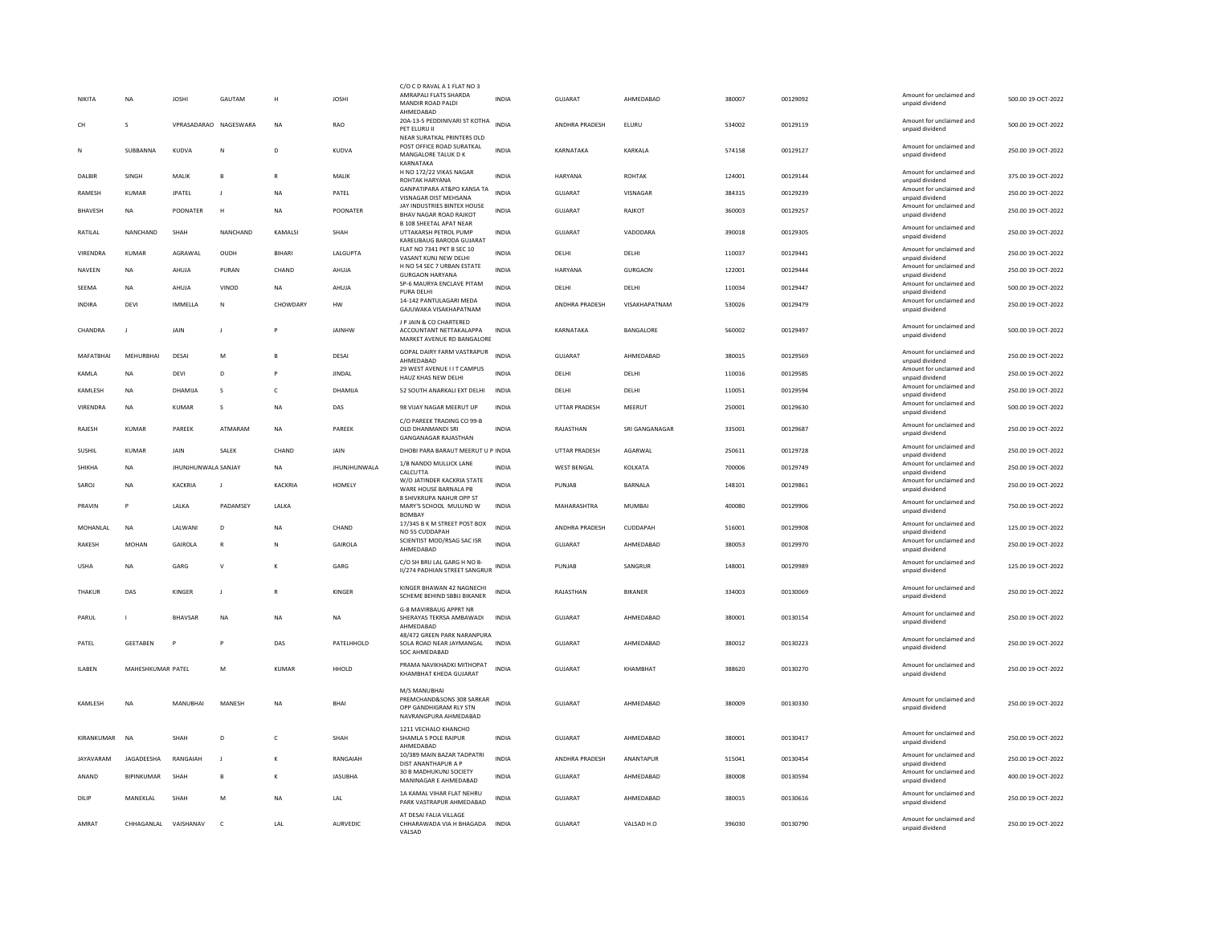| | | | | | | | | | | | | | | |
|---|---|---|---|---|---|---|---|---|---|---|---|---|---|---|
| NIKITA | NA | JOSHI | GAUTAM | H | JOSHI | C/O C D RAVAL A 1 FLAT NO 3 AMRAPALI FLATS SHARDA MANDIR ROAD PALDI AHMEDABAD | INDIA | GUJARAT | AHMEDABAD | 380007 | 00129092 | | Amount for unclaimed and unpaid dividend | 500.00 19-OCT-2022 |
| CH | S | VPRASADARAO | NAGESWARA | NA | RAO | 20A-13-5 PEDDINIVARI ST KOTHA PET ELURU II | INDIA | ANDHRA PRADESH | ELURU | 534002 | 00129119 | | Amount for unclaimed and unpaid dividend | 500.00 19-OCT-2022 |
| N | SUBBANNA | KUDVA | N | D | KUDVA | NEAR SURATKAL PRINTERS OLD POST OFFICE ROAD SURATKAL MANGALORE TALUK D K KARNATAKA | INDIA | KARNATAKA | KARKALA | 574158 | 00129127 | | Amount for unclaimed and unpaid dividend | 250.00 19-OCT-2022 |
| DALBIR | SINGH | MALIK | B | R | MALIK | H NO 172/22 VIKAS NAGAR ROHTAK HARYANA | INDIA | HARYANA | ROHTAK | 124001 | 00129144 | | Amount for unclaimed and unpaid dividend | 375.00 19-OCT-2022 |
| RAMESH | KUMAR | JPATEL | J | NA | PATEL | GANPATIPARA AT&PO KANSA TA VISNAGAR DIST MEHSANA | INDIA | GUJARAT | VISNAGAR | 384315 | 00129239 | | Amount for unclaimed and unpaid dividend | 250.00 19-OCT-2022 |
| BHAVESH | NA | POONATER | H | NA | POONATER | JAY INDUSTRIES BINTEX HOUSE BHAV NAGAR ROAD RAJKOT | INDIA | GUJARAT | RAJKOT | 360003 | 00129257 | | Amount for unclaimed and unpaid dividend | 250.00 19-OCT-2022 |
| RATILAL | NANCHAND | SHAH | NANCHAND | KAMALSI | SHAH | B 108 SHEETAL APAT NEAR UTTAKARSH PETROL PUMP KARELIBAUG BARODA GUJARAT | INDIA | GUJARAT | VADODARA | 390018 | 00129305 | | Amount for unclaimed and unpaid dividend | 250.00 19-OCT-2022 |
| VIRENDRA | KUMAR | AGRAWAL | OUDH | BIHARI | LALGUPTA | FLAT NO 7341 PKT B SEC 10 VASANT KUNJ NEW DELHI | INDIA | DELHI | DELHI | 110037 | 00129441 | | Amount for unclaimed and unpaid dividend | 250.00 19-OCT-2022 |
| NAVEEN | NA | AHUJA | PURAN | CHAND | AHUJA | H NO 54 SEC 7 URBAN ESTATE GURGAON HARYANA | INDIA | HARYANA | GURGAON | 122001 | 00129444 | | Amount for unclaimed and unpaid dividend | 250.00 19-OCT-2022 |
| SEEMA | NA | AHUJA | VINOD | NA | AHUJA | SP-6 MAURYA ENCLAVE PITAM PURA DELHI | INDIA | DELHI | DELHI | 110034 | 00129447 | | Amount for unclaimed and unpaid dividend | 500.00 19-OCT-2022 |
| INDIRA | DEVI | IMMELLA | N | CHOWDARY | HW | 14-142 PANTULAGARI MEDA GAJUWAKA VISAKHAPATNAM | INDIA | ANDHRA PRADESH | VISAKHAPATNAM | 530026 | 00129479 | | Amount for unclaimed and unpaid dividend | 250.00 19-OCT-2022 |
| CHANDRA | J | JAIN | J | P | JAINHW | J P JAIN & CO CHARTERED ACCOUNTANT NETTAKALAPPA MARKET AVENUE RD BANGALORE | INDIA | KARNATAKA | BANGALORE | 560002 | 00129497 | | Amount for unclaimed and unpaid dividend | 500.00 19-OCT-2022 |
| MAFATBHAI | MEHURBHAI | DESAI | M | B | DESAI | GOPAL DAIRY FARM VASTRAPUR AHMEDABAD | INDIA | GUJARAT | AHMEDABAD | 380015 | 00129569 | | Amount for unclaimed and unpaid dividend | 250.00 19-OCT-2022 |
| KAMLA | NA | DEVI | D | P | JINDAL | 29 WEST AVENUE I I T CAMPUS HAUZ KHAS NEW DELHI | INDIA | DELHI | DELHI | 110016 | 00129585 | | Amount for unclaimed and unpaid dividend | 250.00 19-OCT-2022 |
| KAMLESH | NA | DHAMIJA | S | C | DHAMIJA | 52 SOUTH ANARKALI EXT DELHI | INDIA | DELHI | DELHI | 110051 | 00129594 | | Amount for unclaimed and unpaid dividend | 250.00 19-OCT-2022 |
| VIRENDRA | NA | KUMAR | S | NA | DAS | 98 VIJAY NAGAR MEERUT UP | INDIA | UTTAR PRADESH | MEERUT | 250001 | 00129630 | | Amount for unclaimed and unpaid dividend | 500.00 19-OCT-2022 |
| RAJESH | KUMAR | PAREEK | ATMARAM | NA | PAREEK | C/O PAREEK TRADING CO 99-B OLD DHANMANDI SRI GANGANAGAR RAJASTHAN | INDIA | RAJASTHAN | SRI GANGANAGAR | 335001 | 00129687 | | Amount for unclaimed and unpaid dividend | 250.00 19-OCT-2022 |
| SUSHIL | KUMAR | JAIN | SALEK | CHAND | JAIN | DHOBI PARA BARAUT MEERUT U P | INDIA | UTTAR PRADESH | AGARWAL | 250611 | 00129728 | | Amount for unclaimed and unpaid dividend | 250.00 19-OCT-2022 |
| SHIKHA | NA | JHUNJHUNWALA | SANJAY | NA | JHUNJHUNWALA | 1/B NANDO MULLICK LANE CALCUTTA | INDIA | WEST BENGAL | KOLKATA | 700006 | 00129749 | | Amount for unclaimed and unpaid dividend | 250.00 19-OCT-2022 |
| SAROJ | NA | KACKRIA | J | KACKRIA | HOMELY | W/O JATINDER KACKRIA STATE WARE HOUSE BARNALA PB | INDIA | PUNJAB | BARNALA | 148101 | 00129861 | | Amount for unclaimed and unpaid dividend | 250.00 19-OCT-2022 |
| PRAVIN | P | LALKA | PADAMSEY | LALKA | | 8 SHIVKRUPA NAHUR OPP ST MARY'S SCHOOL MULUND W BOMBAY | INDIA | MAHARASHTRA | MUMBAI | 400080 | 00129906 | | Amount for unclaimed and unpaid dividend | 750.00 19-OCT-2022 |
| MOHANLAL | NA | LALWANI | D | NA | CHAND | 17/345 B K M STREET POST BOX NO 55 CUDDAPAH | INDIA | ANDHRA PRADESH | CUDDAPAH | 516001 | 00129908 | | Amount for unclaimed and unpaid dividend | 125.00 19-OCT-2022 |
| RAKESH | MOHAN | GAIROLA | R | N | GAIROLA | SCIENTIST MOD/RSAG SAC ISR AHMEDABAD | INDIA | GUJARAT | AHMEDABAD | 380053 | 00129970 | | Amount for unclaimed and unpaid dividend | 250.00 19-OCT-2022 |
| USHA | NA | GARG | V | K | GARG | C/O SH BRIJ LAL GARG H NO B-II/274 PADHIAN STREET SANGRUR | INDIA | PUNJAB | SANGRUR | 148001 | 00129989 | | Amount for unclaimed and unpaid dividend | 125.00 19-OCT-2022 |
| THAKUR | DAS | KINGER | J | R | KINGER | KINGER BHAWAN 42 NAGNECHI SCHEME BEHIND SBBJ BIKANER | INDIA | RAJASTHAN | BIKANER | 334003 | 00130069 | | Amount for unclaimed and unpaid dividend | 250.00 19-OCT-2022 |
| PARUL | I | BHAVSAR | NA | NA | NA | G-8 MAVIRBAUG APPRT NR SHERAYAS TEKRSA AMBAWADI AHMEDABAD | INDIA | GUJARAT | AHMEDABAD | 380001 | 00130154 | | Amount for unclaimed and unpaid dividend | 250.00 19-OCT-2022 |
| PATEL | GEETABEN | P | P | DAS | PATELHHOLD | 48/472 GREEN PARK NARANPURA SOLA ROAD NEAR JAYMANGAL SOC AHMEDABAD | INDIA | GUJARAT | AHMEDABAD | 380012 | 00130223 | | Amount for unclaimed and unpaid dividend | 250.00 19-OCT-2022 |
| ILABEN | MAHESHKUMAR | PATEL | M | KUMAR | HHOLD | PRAMA NAVIKHADKI MITHOPAT KHAMBHAT KHEDA GUJARAT | INDIA | GUJARAT | KHAMBHAT | 388620 | 00130270 | | Amount for unclaimed and unpaid dividend | 250.00 19-OCT-2022 |
| KAMLESH | NA | MANUBHAI | MANESH | NA | BHAI | M/S MANUBHAI PREMCHAND&SONS 308 SARKAR OPP GANDHIGRAM RLY STN NAVRANGPURA AHMEDABAD | INDIA | GUJARAT | AHMEDABAD | 380009 | 00130330 | | Amount for unclaimed and unpaid dividend | 250.00 19-OCT-2022 |
| KIRANKUMAR | NA | SHAH | D | C | SHAH | 1211 VECHALO KHANCHO SHAMLA S POLE RAIPUR AHMEDABAD | INDIA | GUJARAT | AHMEDABAD | 380001 | 00130417 | | Amount for unclaimed and unpaid dividend | 250.00 19-OCT-2022 |
| JAYAVARAM | JAGADEESHA | RANGAIAH | J | K | RANGAIAH | 10/389 MAIN BAZAR TADPATRI DIST ANANTHAPUR A P | INDIA | ANDHRA PRADESH | ANANTAPUR | 515041 | 00130454 | | Amount for unclaimed and unpaid dividend | 250.00 19-OCT-2022 |
| ANAND | BIPINKUMAR | SHAH | B | K | JASUBHA | 30 B MADHUKUNJ SOCIETY MANINAGAR E AHMEDABAD | INDIA | GUJARAT | AHMEDABAD | 380008 | 00130594 | | Amount for unclaimed and unpaid dividend | 400.00 19-OCT-2022 |
| DILIP | MANEKLAL | SHAH | M | NA | LAL | 1A KAMAL VIHAR FLAT NEHRU PARK VASTRAPUR AHMEDABAD | INDIA | GUJARAT | AHMEDABAD | 380015 | 00130616 | | Amount for unclaimed and unpaid dividend | 250.00 19-OCT-2022 |
| AMRAT | CHHAGANLAL | VAISHANAV | C | LAL | AURVEDIC | AT DESAI FALIA VILLAGE CHHARAWADA VIA H BHAGADA VALSAD | INDIA | GUJARAT | VALSAD H.O | 396030 | 00130790 | | Amount for unclaimed and unpaid dividend | 250.00 19-OCT-2022 |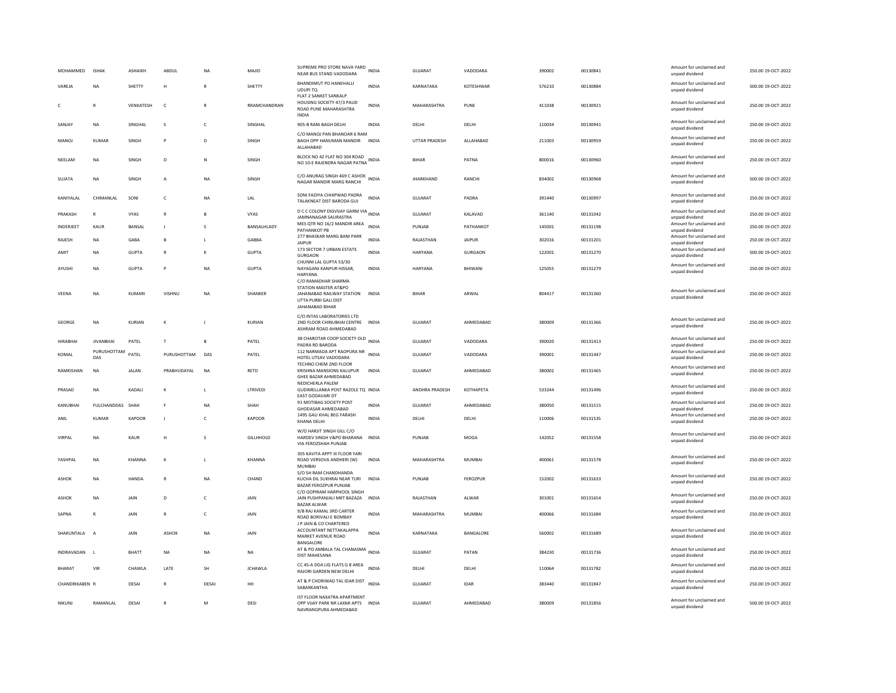| MOHAMMED | ISHAK | ASHAIKH | ABDUL | NA | MAJID | SUPREME PRO STORE NAVA YARD NEAR BUS STAND VADODARA | INDIA | GUJARAT | VADODARA | 390002 | 00130841 | Amount for unclaimed and unpaid dividend | 250.00 19-OCT-2022 |
|---|---|---|---|---|---|---|---|---|---|---|---|---|---|
| VAREJA | NA | SHETTY | H | R | SHETTY | BHANDIMUT PO HANEHALLI UDUPI TQ | INDIA | KARNATAKA | KOTESHWAR | 576210 | 00130884 | Amount for unclaimed and unpaid dividend | 500.00 19-OCT-2022 |
| C | R | VENKATESH | C | R | RRAMCHANDRAN | FLAT 2 SANKET SANKALP HOUSING SOCIETY 47/3 PAUD ROAD PUNE MAHARASHTRA INDIA | INDIA | MAHARASHTRA | PUNE | 411038 | 00130921 | Amount for unclaimed and unpaid dividend | 250.00 19-OCT-2022 |
| SANJAY | NA | SINGHAL | S | C | SINGHAL | 905-B RANI BAGH DELHI | INDIA | DELHI | DELHI | 110034 | 00130941 | Amount for unclaimed and unpaid dividend | 250.00 19-OCT-2022 |
| MANOJ | KUMAR | SINGH | P | D | SINGH | C/O MANOJ PAN BHANDAR 6 RAM BAGH OPP HANUMAN MANDIR ALLAHABAD | INDIA | UTTAR PRADESH | ALLAHABAD | 211003 | 00130959 | Amount for unclaimed and unpaid dividend | 250.00 19-OCT-2022 |
| NEELAM | NA | SINGH | D | N | SINGH | BLOCK NO 42 FLAT NO 304 ROAD NO 10-E RAJENDRA NAGAR PATNA | INDIA | BIHAR | PATNA | 800016 | 00130960 | Amount for unclaimed and unpaid dividend | 250.00 19-OCT-2022 |
| SUJATA | NA | SINGH | A | NA | SINGH | C/O ANURAG SINGH 469 C ASHOK NAGAR MANDIR MARG RANCHI | INDIA | JHARKHAND | RANCHI | 834002 | 00130968 | Amount for unclaimed and unpaid dividend | 500.00 19-OCT-2022 |
| KANIYALAL | CHIMANLAL | SONI | C | NA | LAL | SONI FADIYA CHHIPWAD PADRA TALAKNEAT DIST BARODA GUJ | INDIA | GUJARAT | PADRA | 391440 | 00130997 | Amount for unclaimed and unpaid dividend | 250.00 19-OCT-2022 |
| PRAKASH | R | VYAS | R | B | VYAS | D C C COLONY DIGVIJAY GARM VIA JAMNANAGAR SAURASTRA | INDIA | GUJARAT | KALAVAD | 361140 | 00131042 | Amount for unclaimed and unpaid dividend | 250.00 19-OCT-2022 |
| INDERJEET | KAUR | BANSAL | J | S | BANSALHLADY | MES QTR NO 16/2 MANDIR AREA PATHANKOT PB | INDIA | PUNJAB | PATHANKOT | 145001 | 00131198 | Amount for unclaimed and unpaid dividend | 250.00 19-OCT-2022 |
| RAJESH | NA | GABA | B | L | GABBA | 277 BHASKAR MARG BANI PARK JAIPUR | INDIA | RAJASTHAN | JAIPUR | 302016 | 00131201 | Amount for unclaimed and unpaid dividend | 250.00 19-OCT-2022 |
| AMIT | NA | GUPTA | R | K | GUPTA | 173 SECTOR 7 URBAN ESTATE GURGAON | INDIA | HARYANA | GURGAON | 122001 | 00131270 | Amount for unclaimed and unpaid dividend | 500.00 19-OCT-2022 |
| AYUSHI | NA | GUPTA | P | NA | GUPTA | CHUNNI LAL GUPTA 53/30 NAYAGANJ KANPUR HISSAR, HARYANA | INDIA | HARYANA | BHIWANI | 125055 | 00131279 | Amount for unclaimed and unpaid dividend | 250.00 19-OCT-2022 |
| VEENA | NA | KUMARI | VISHNU | NA | SHANKER | C/O RAMADHAR SHARMA STATION MASTER AT&PO JAHANABAD RAILWAY STATION UTTA PURBI GALI DIST JAHANABAD BIHAR | INDIA | BIHAR | ARWAL | 804417 | 00131360 | Amount for unclaimed and unpaid dividend | 250.00 19-OCT-2022 |
| GEORGE | NA | KURIAN | K | J | KURIAN | C/O INTAS LABORATORIES LTD 2ND FLOOR CHINUBHAI CENTRE ASHRAM ROAD AHMEDABAD | INDIA | GUJARAT | AHMEDABAD | 380009 | 00131366 | Amount for unclaimed and unpaid dividend | 250.00 19-OCT-2022 |
| HIRABHAI | JIVANBHAI | PATEL | T | B | PATEL | 38 CHAROTAR COOP SOCIETY OLD PADRA RD BARODA | INDIA | GUJARAT | VADODARA | 390020 | 00131413 | Amount for unclaimed and unpaid dividend | 250.00 19-OCT-2022 |
| KOMAL | PURUSHOTTAM DAS | PATEL | PURUSHOTTAM | DAS | PATEL | 112 NARMADA APT RAOPURA NR HOTEL UTSAV VADODARA | INDIA | GUJARAT | VADODARA | 390001 | 00131447 | Amount for unclaimed and unpaid dividend | 250.00 19-OCT-2022 |
| RAMKISHAN | NA | JALAN | PRABHUDAYAL | NA | RETD | TECHNO CHEM 2ND FLOOR KRISHNA MANSIONS KALUPUR GHEE BAZAR AHMEDABAD | INDIA | GUJARAT | AHMEDABAD | 380002 | 00131465 | Amount for unclaimed and unpaid dividend | 250.00 19-OCT-2022 |
| PRASAD | NA | KADALI | K | L | LTRIVEDI | NEDICHERLA PALEM GUDIMELLANKA POST RAZOLE TQ EAST GODAVARI DT | INDIA | ANDHRA PRADESH | KOTHAPETA | 533244 | 00131496 | Amount for unclaimed and unpaid dividend | 250.00 19-OCT-2022 |
| KANUBHAI | FULCHANDDAS | SHAH | F | NA | SHAH | 91 MOTIBAG SOCIETY POST GHODASAR AHMEDABAD | INDIA | GUJARAT | AHMEDABAD | 380050 | 00131515 | Amount for unclaimed and unpaid dividend | 250.00 19-OCT-2022 |
| ANIL | KUMAR | KAPOOR | J | C | KAPOOR | 1495 GALI KHAL BEG FARASH KHANA DELHI | INDIA | DELHI | DELHI | 110006 | 00131535 | Amount for unclaimed and unpaid dividend | 250.00 19-OCT-2022 |
| VIRPAL | NA | KAUR | H | S | GILLHHOLD | W/O HARJIT SINGH GILL C/O HARDEV SINGH V&PO BHARANA VIA FEROZSHAH PUNJAB | INDIA | PUNJAB | MOGA | 142052 | 00131558 | Amount for unclaimed and unpaid dividend | 250.00 19-OCT-2022 |
| YASHPAL | NA | KHANNA | K | L | KHANNA | 305 KAVITA APPT III FLOOR YARI ROAD VERSOVA ANDHERI (W) MUMBAI | INDIA | MAHARASHTRA | MUMBAI | 400061 | 00131578 | Amount for unclaimed and unpaid dividend | 250.00 19-OCT-2022 |
| ASHOK | NA | HANDA | R | NA | CHAND | S/O SH RAM CHANDHANDA KUCHA DIL SUKHRAI NEAR TURI BAZAR FEROZPUR PUNJAB | INDIA | PUNJAB | FEROZPUR | 152002 | 00131633 | Amount for unclaimed and unpaid dividend | 250.00 19-OCT-2022 |
| ASHOK | NA | JAIN | D | C | JAIN | C/O GOPIRAM HARPHOOL SINGH JAIN PUSHPANJALI MKT BAZAZA BAZAR ALWAR | INDIA | RAJASTHAN | ALWAR | 301001 | 00131654 | Amount for unclaimed and unpaid dividend | 250.00 19-OCT-2022 |
| SAPNA | R | JAIN | R | C | JAIN | 9/B RAJ KAMAL 3RD CARTER ROAD BORIVALI E BOMBAY | INDIA | MAHARASHTRA | MUMBAI | 400066 | 00131684 | Amount for unclaimed and unpaid dividend | 250.00 19-OCT-2022 |
| SHAKUNTALA | A | JAIN | ASHOK | NA | JAIN | J P JAIN & CO CHARTERED ACCOUNTANT NETTAKALAPPA MARKET AVENUE ROAD BANGALORE | INDIA | KARNATAKA | BANGALORE | 560002 | 00131689 | Amount for unclaimed and unpaid dividend | 250.00 19-OCT-2022 |
| INDRAVADAN | L | BHATT | NA | NA | NA | AT & PO AMBALA TAL CHANASMA DIST MAHESANA | INDIA | GUJARAT | PATAN | 384230 | 00131736 | Amount for unclaimed and unpaid dividend | 250.00 19-OCT-2022 |
| BHARAT | VIR | CHAWLA | LATE | SH | JCHAWLA | CC 45-A DDA LIG FLATS G 8 AREA RAJORI GARDEN NEW DELHI | INDIA | DELHI | DELHI | 110064 | 00131782 | Amount for unclaimed and unpaid dividend | 250.00 19-OCT-2022 |
| CHANDRIKABEN | R | DESAI | R | DESAI | HH | AT & P CHORIWAD TAL IDAR DIST SABARKANTHA | INDIA | GUJARAT | IDAR | 383440 | 00131847 | Amount for unclaimed and unpaid dividend | 250.00 19-OCT-2022 |
| NIKUNJ | RAMANLAL | DESAI | R | M | DESI | IST FLOOR NAXATRA APARTMENT OPP VIJAY PARK NR LAXMI APTS NAVRANGPURA AHMEDABAD | INDIA | GUJARAT | AHMEDABAD | 380009 | 00131856 | Amount for unclaimed and unpaid dividend | 500.00 19-OCT-2022 |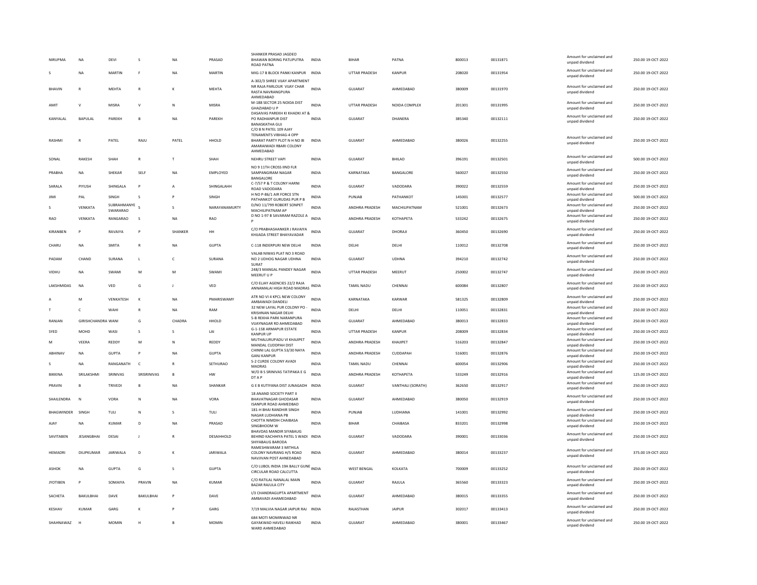| NIRUPMA | NA | DEVI | S | NA | PRASAD | SHANKER PRASAD JAGDEO BHAWAN BORING PATLIPUTRA ROAD PATNA | INDIA | BIHAR | PATNA | 800013 | 00131871 | Amount for unclaimed and unpaid dividend | 250.00 19-OCT-2022 |
|---|---|---|---|---|---|---|---|---|---|---|---|---|---|
| S | NA | MARTIN | F | NA | MARTIN | MIG-17 B BLOCK PANKI KANPUR | INDIA | UTTAR PRADESH | KANPUR | 208020 | 00131954 | Amount for unclaimed and unpaid dividend | 250.00 19-OCT-2022 |
| BHAVIN | R | MEHTA | R | K | MEHTA | A-302/3 SHREE VIJAY APARTMENT NR RAJA PARLOUR VIJAY CHAR RASTA NAVRANGPURA AHMEDABAD | INDIA | GUJARAT | AHMEDABAD | 380009 | 00131970 | Amount for unclaimed and unpaid dividend | 250.00 19-OCT-2022 |
| AMIT | V | MISRA | V | N | MISRA | M-188 SECTOR 25 NOIDA DIST GHAZIABAD U P | INDIA | UTTAR PRADESH | NOIDA COMPLEX | 201301 | 00131995 | Amount for unclaimed and unpaid dividend | 250.00 19-OCT-2022 |
| KANYALAL | BAPULAL | PAREKH | B | NA | PAREKH | DASAIVAS PAREKH KI KHADKI AT & PO RADHANPUR DIST BANASKATHA GUJ | INDIA | GUJARAT | DHANERA | 385340 | 00132111 | Amount for unclaimed and unpaid dividend | 250.00 19-OCT-2022 |
| RASHMI | R | PATEL | RAJU | PATEL | HHOLD | C/O B N PATEL 109 AJAY TENAMENTS VIBHAG-4 OPP BHARAT PARTY PLOT N H NO 8I AMARAIWADI RBARI COLONY AHMEDABAD | INDIA | GUJARAT | AHMEDABAD | 380026 | 00132255 | Amount for unclaimed and unpaid dividend | 250.00 19-OCT-2022 |
| SONAL | RAKESH | SHAH | R | T | SHAH | NEHRU STREET VAPI | INDIA | GUJARAT | BHILAD | 396191 | 00132501 | Amount for unclaimed and unpaid dividend | 500.00 19-OCT-2022 |
| PRABHA | NA | SHEKAR | SELF | NA | EMPLOYED | NO 9 11TH CROSS IIND FLR SAMPANGIRAM NAGAR BANGALORE | INDIA | KARNATAKA | BANGALORE | 560027 | 00132550 | Amount for unclaimed and unpaid dividend | 250.00 19-OCT-2022 |
| SARALA | PIYUSH | SHINGALA | P | A | SHINGALAHH | C-7/57 P & T COLONY HARNI ROAD VADODARA | INDIA | GUJARAT | VADODARA | 390022 | 00132559 | Amount for unclaimed and unpaid dividend | 250.00 19-OCT-2022 |
| JIMI | PAL | SINGH | S | P | SINGH | H NO P-86/1 AIR FORCE STN PATHANKOT GURUDAS PUR P B | INDIA | PUNJAB | PATHANKOT | 145001 | 00132577 | Amount for unclaimed and unpaid dividend | 500.00 19-OCT-2022 |
| S | VENKATA | SUBRAHMANYE SWARARAO | S | S | NARAYANAMURTY | D/NO 11/799 ROBERT SONPET MACHILIPATNAM AP | INDIA | ANDHRA PRADESH | MACHILIPATNAM | 521001 | 00132673 | Amount for unclaimed and unpaid dividend | 250.00 19-OCT-2022 |
| RAO | VENKATA | RANGARAO | S | NA | RAO | D NO 1-97 B SAVARAM RAZOLE A P | INDIA | ANDHRA PRADESH | KOTHAPETA | 533242 | 00132675 | Amount for unclaimed and unpaid dividend | 250.00 19-OCT-2022 |
| KIRANBEN | P | RAVAIYA | P | SHANKER | HH | C/O PRABHASHANKER J RAVAIYA KHIJADA STREET BHAYAVADAR | INDIA | GUJARAT | DHORAJI | 360450 | 00132690 | Amount for unclaimed and unpaid dividend | 250.00 19-OCT-2022 |
| CHARU | NA | SMITA | R | NA | GUPTA | C-118 INDERPURI NEW DELHI | INDIA | DELHI | DELHI | 110012 | 00132708 | Amount for unclaimed and unpaid dividend | 250.00 19-OCT-2022 |
| PADAM | CHAND | SURANA | L | C | SURANA | VALAB NIWAS PLAT NO 3 ROAD NO 2 UDHOG NAGAR UDHNA SURAT | INDIA | GUJARAT | UDHNA | 394210 | 00132742 | Amount for unclaimed and unpaid dividend | 250.00 19-OCT-2022 |
| VIDHU | NA | SWAMI | M | M | SWAMI | 248/3 MANGAL PANDEY NAGAR MEERUT U P | INDIA | UTTAR PRADESH | MEERUT | 250002 | 00132747 | Amount for unclaimed and unpaid dividend | 250.00 19-OCT-2022 |
| LAKSHMIDAS | NA | VED | G | J | VED | C/O ELJAY AGENCIES 22/2 RAJA ANNAMALAI HIGH ROAD MADRAS | INDIA | TAMIL NADU | CHENNAI | 600084 | 00132807 | Amount for unclaimed and unpaid dividend | 250.00 19-OCT-2022 |
| A | M | VENKATESH | K | NA | PMARISWAMY | ATR NO VI 4 KPCL NEW COLONY AMBAWADI DANDELI | INDIA | KARNATAKA | KARWAR | 581325 | 00132809 | Amount for unclaimed and unpaid dividend | 250.00 19-OCT-2022 |
| T | C | WAHI | R | NA | RAM | 32 NEW LAYAL PUR COLONY PO - KRISHNAN NAGAR DELHI | INDIA | DELHI | DELHI | 110051 | 00132831 | Amount for unclaimed and unpaid dividend | 250.00 19-OCT-2022 |
| RANJAN | GIRISHCHANDRA WANI | | G | CHADRA | HHOLD | 5-B REKHA PARK NARANPURA VIJAYNAGAR RD AHMEDABAD | INDIA | GUJARAT | AHMEDABAD | 380013 | 00132833 | Amount for unclaimed and unpaid dividend | 250.00 19-OCT-2022 |
| SYED | MOHD | WASI | S | S | LAI | G-1-158 ARMAPUR ESTATE KANPUR UP | INDIA | UTTAR PRADESH | KANPUR | 208009 | 00132834 | Amount for unclaimed and unpaid dividend | 250.00 19-OCT-2022 |
| M | VEERA | REDDY | M | N | REDDY | MUTHALURUPADU VI KHAJIPET MANDAL CUDDPAH DIST | INDIA | ANDHRA PRADESH | KHAJIPET | 516203 | 00132847 | Amount for unclaimed and unpaid dividend | 250.00 19-OCT-2022 |
| ABHINAV | NA | GUPTA | P | NA | GUPTA | CHINNI LAL GUPTA 53/30 NAYA GANJ KANPUR | INDIA | ANDHRA PRADESH | CUDDAPAH | 516001 | 00132876 | Amount for unclaimed and unpaid dividend | 250.00 19-OCT-2022 |
| S | NA | RANGANATH | C | R | SETHURAO | S-2 CURDE COLONY AVADI MADRAS | INDIA | TAMIL NADU | CHENNAI | 600054 | 00132906 | Amount for unclaimed and unpaid dividend | 250.00 19-OCT-2022 |
| BIKKINA | SRILAKSHMI | SRINIVAS | SRISRINIVAS | B | HW | W/O B S SRINIVAS TATIPAKA E G DT A P | INDIA | ANDHRA PRADESH | KOTHAPETA | 533249 | 00132916 | Amount for unclaimed and unpaid dividend | 125.00 19-OCT-2022 |
| PRAVIN | B | TRIVEDI | B | NA | SHANKAR | G E B KUTIYANA DIST JUNAGADH | INDIA | GUJARAT | VANTHALI (SORATH) | 362650 | 00132917 | Amount for unclaimed and unpaid dividend | 250.00 19-OCT-2022 |
| SHAILENDRA | N | VORA | N | NA | VORA | 18 ANAND SOCIETY PART II BHAVATNAGAR GHODASAR ISANPUR ROAD AHMEDBAD | INDIA | GUJARAT | AHMEDABAD | 380050 | 00132919 | Amount for unclaimed and unpaid dividend | 250.00 19-OCT-2022 |
| BHAGWINDER | SINGH | TULI | N | S | TULI | 181-H BHAI RANDHIR SINGH NAGAR LUDHIANA PB | INDIA | PUNJAB | LUDHIANA | 141001 | 00132992 | Amount for unclaimed and unpaid dividend | 250.00 19-OCT-2022 |
| AJAY | NA | KUMAR | D | NA | PRASAD | CHOTTA NIMDIH CHAIBASA SINGBHOOM W | INDIA | BIHAR | CHAIBASA | 833201 | 00132998 | Amount for unclaimed and unpaid dividend | 250.00 19-OCT-2022 |
| SAVITABEN | JESANGBHAI | DESAI | J | R | DESAIHHOLD | BHAVDAS MANDIR SIYABAUG BEHIND KACHHIYA PATEL S WADI SHIYABAUG BARODA | INDIA | GUJARAT | VADODARA | 390001 | 00133036 | Amount for unclaimed and unpaid dividend | 250.00 19-OCT-2022 |
| HEMADRI | DILIPKUMAR | JARIWALA | D | K | JARIWALA | RAMESHWARAM 3 MITHILA COLONY NAVRANG H/S ROAD NAVJIVAN POST AHMEDABAD | INDIA | GUJARAT | AHMEDABAD | 380014 | 00133237 | Amount for unclaimed and unpaid dividend | 375.00 19-OCT-2022 |
| ASHOK | NA | GUPTA | G | S | GUPTA | C/O LUBOL INDIA 19A BALLY GUNE CIRCULAR ROAD CALCUTTA | INDIA | WEST BENGAL | KOLKATA | 700009 | 00133252 | Amount for unclaimed and unpaid dividend | 250.00 19-OCT-2022 |
| JYOTIBEN | P | SOMAIYA | PRAVIN | NA | KUMAR | C/O RATILAL NANALAL MAIN BAZAR RAJULA CITY | INDIA | GUJARAT | RAJULA | 365560 | 00133323 | Amount for unclaimed and unpaid dividend | 250.00 19-OCT-2022 |
| SACHETA | BAKULBHAI | DAVE | BAKULBHAI | P | DAVE | I/3 CHANDRAGUPTA APARTMENT AMBAVADI AHAMEDABAD | INDIA | GUJARAT | AHMEDABAD | 380015 | 00133355 | Amount for unclaimed and unpaid dividend | 250.00 19-OCT-2022 |
| KESHAV | KUMAR | GARG | K | P | GARG | 7/19 MALVIA NAGAR JAIPUR RAJ | INDIA | RAJASTHAN | JAIPUR | 302017 | 00133413 | Amount for unclaimed and unpaid dividend | 250.00 19-OCT-2022 |
| SHAHNAWAZ | H | MOMIN | H | B | MOMIN | 684 MOTI MOMINWAD NR GAYAKWAD HAVELI RAIKHAD WARD AHMEDABAD | INDIA | GUJARAT | AHMEDABAD | 380001 | 00133467 | Amount for unclaimed and unpaid dividend | 250.00 19-OCT-2022 |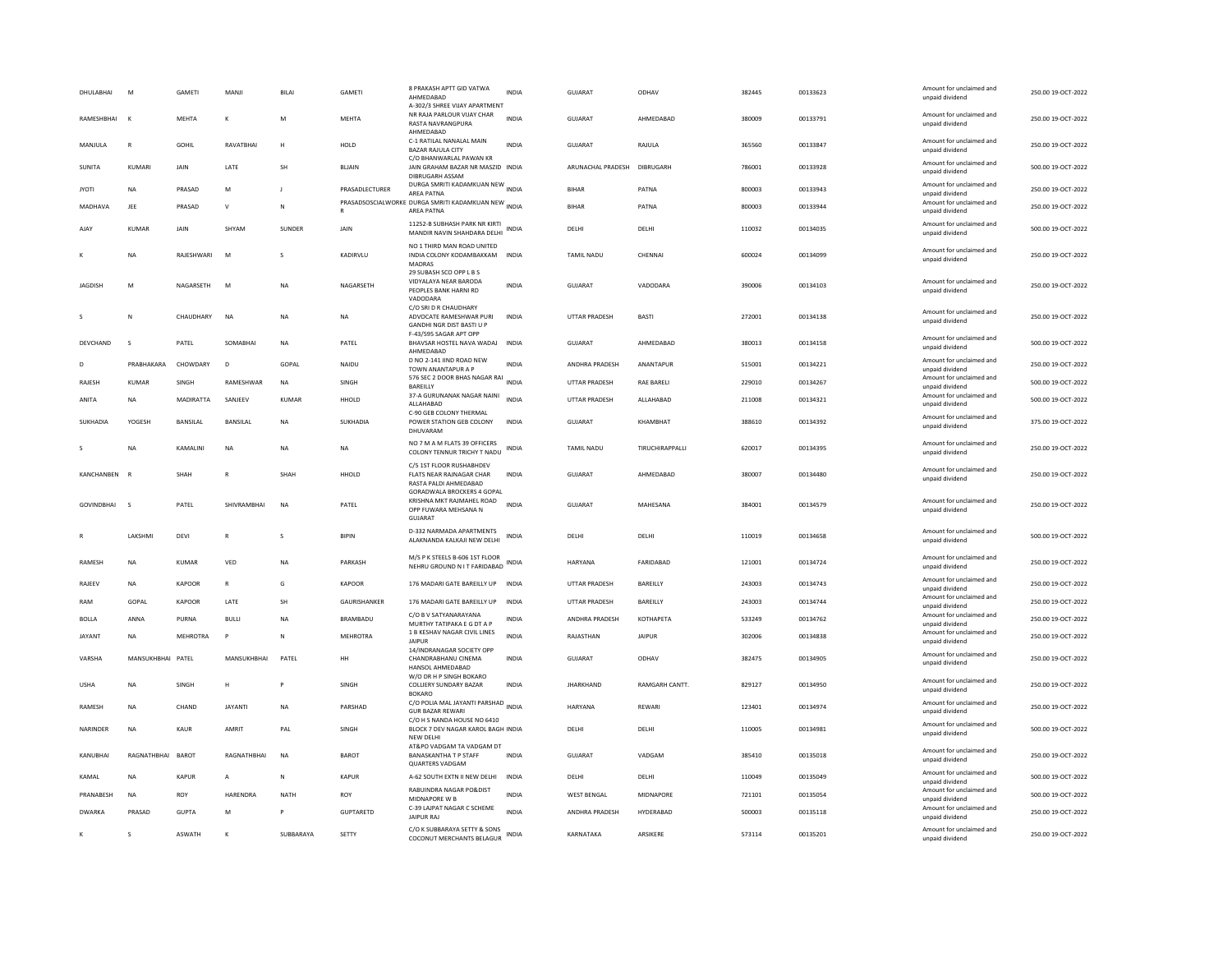| | | | | | | | | | | | | | | | |
|---|---|---|---|---|---|---|---|---|---|---|---|---|---|---|---|
| DHULABHAI | M | GAMETI | MANJI | BILAI | GAMETI | 8 PRAKASH APTT GID VATWA AHMEDABAD | INDIA | GUJARAT | ODHAV | 382445 | 00133623 | | Amount for unclaimed and unpaid dividend | 250.00 | 19-OCT-2022 |
| RAMESHBHAI | K | MEHTA | K | M | MEHTA | A-302/3 SHREE VIJAY APARTMENT NR RAJA PARLOUR VIJAY CHAR RASTA NAVRANGPURA AHMEDABAD | INDIA | GUJARAT | AHMEDABAD | 380009 | 00133791 | | Amount for unclaimed and unpaid dividend | 250.00 | 19-OCT-2022 |
| MANJULA | R | GOHIL | RAVATBHAI | H | HOLD | C-1 RATILAL NANALAL MAIN BAZAR RAJULA CITY | INDIA | GUJARAT | RAJULA | 365560 | 00133847 | | Amount for unclaimed and unpaid dividend | 250.00 | 19-OCT-2022 |
| SUNITA | KUMARI | JAIN | LATE | SH | BIJAIN | C/O BHANWARLAL PAWAN KR JAIN GRAHAM BAZAR NR MASZID DIBRUGARH ASSAM | INDIA | ARUNACHAL PRADESH | DIBRUGARH | 786001 | 00133928 | | Amount for unclaimed and unpaid dividend | 500.00 | 19-OCT-2022 |
| JYOTI | NA | PRASAD | M | J | PRASADLECTURER | DURGA SMRITI KADAMKUAN NEW AREA PATNA | INDIA | BIHAR | PATNA | 800003 | 00133943 | | Amount for unclaimed and unpaid dividend | 250.00 | 19-OCT-2022 |
| MADHAVA | JEE | PRASAD | V | N | PRASADSOSCIALWORKER | DURGA SMRITI KADAMKUAN NEW AREA PATNA | INDIA | BIHAR | PATNA | 800003 | 00133944 | | Amount for unclaimed and unpaid dividend | 250.00 | 19-OCT-2022 |
| AJAY | KUMAR | JAIN | SHYAM | SUNDER | JAIN | 11252-B SUBHASH PARK NR KIRTI MANDIR NAVIN SHAHDARA DELHI | INDIA | DELHI | DELHI | 110032 | 00134035 | | Amount for unclaimed and unpaid dividend | 500.00 | 19-OCT-2022 |
| K | NA | RAJESHWARI | M | S | KADIRVLU | NO 1 THIRD MAN ROAD UNITED INDIA COLONY KODAMBAKKAM MADRAS | INDIA | TAMIL NADU | CHENNAI | 600024 | 00134099 | | Amount for unclaimed and unpaid dividend | 250.00 | 19-OCT-2022 |
| JAGDISH | M | NAGARSETH | M | NA | NAGARSETH | 29 SUBASH SCO OPP L B S VIDYALAYA NEAR BARODA PEOPLES BANK HARNI RD VADODARA | INDIA | GUJARAT | VADODARA | 390006 | 00134103 | | Amount for unclaimed and unpaid dividend | 250.00 | 19-OCT-2022 |
| S | N | CHAUDHARY | NA | NA | NA | C/O SRI D R CHAUDHARY ADVOCATE RAMESHWAR PURI GANDHI NGR DIST BASTI U P | INDIA | UTTAR PRADESH | BASTI | 272001 | 00134138 | | Amount for unclaimed and unpaid dividend | 250.00 | 19-OCT-2022 |
| DEVCHAND | S | PATEL | SOMABHAI | NA | PATEL | F-43/595 SAGAR APT OPP BHAVSAR HOSTEL NAVA WADAJ AHMEDABAD | INDIA | GUJARAT | AHMEDABAD | 380013 | 00134158 | | Amount for unclaimed and unpaid dividend | 500.00 | 19-OCT-2022 |
| D | PRABHAKARA | CHOWDARY | D | GOPAL | NAIDU | D NO 2-141 IIND ROAD NEW TOWN ANANTAPUR A P | INDIA | ANDHRA PRADESH | ANANTAPUR | 515001 | 00134221 | | Amount for unclaimed and unpaid dividend | 250.00 | 19-OCT-2022 |
| RAJESH | KUMAR | SINGH | RAMESHWAR | NA | SINGH | 576 SEC 2 DOOR BHAS NAGAR RAI BAREILLY | INDIA | UTTAR PRADESH | RAE BARELI | 229010 | 00134267 | | Amount for unclaimed and unpaid dividend | 500.00 | 19-OCT-2022 |
| ANITA | NA | MADIRATTA | SANJEEV | KUMAR | HHOLD | 37-A GURUNANAK NAGAR NAINI ALLAHABAD | INDIA | UTTAR PRADESH | ALLAHABAD | 211008 | 00134321 | | Amount for unclaimed and unpaid dividend | 500.00 | 19-OCT-2022 |
| SUKHADIA | YOGESH | BANSILAL | BANSILAL | NA | SUKHADIA | C-90 GEB COLONY THERMAL POWER STATION GEB COLONY DHUVARAM | INDIA | GUJARAT | KHAMBHAT | 388610 | 00134392 | | Amount for unclaimed and unpaid dividend | 375.00 | 19-OCT-2022 |
| S | NA | KAMALINI | NA | NA | NA | NO 7 M A M FLATS 39 OFFICERS COLONY TENNUR TRICHY T NADU | INDIA | TAMIL NADU | TIRUCHIRAPPALLI | 620017 | 00134395 | | Amount for unclaimed and unpaid dividend | 250.00 | 19-OCT-2022 |
| KANCHANBEN | R | SHAH | R | SHAH | HHOLD | C/5 1ST FLOOR RUSHABHDEV FLATS NEAR RAJNAGAR CHAR RASTA PALDI AHMEDABAD | INDIA | GUJARAT | AHMEDABAD | 380007 | 00134480 | | Amount for unclaimed and unpaid dividend | 250.00 | 19-OCT-2022 |
| GOVINDBHAI | S | PATEL | SHIVRAMBHAI | NA | PATEL | GORADWALA BROCKERS 4 GOPAL KRISHNA MKT RAJMAHEL ROAD OPP FUWARA MEHSANA N GUJARAT | INDIA | GUJARAT | MAHESANA | 384001 | 00134579 | | Amount for unclaimed and unpaid dividend | 250.00 | 19-OCT-2022 |
| R | LAKSHMI | DEVI | R | S | BIPIN | D-332 NARMADA APARTMENTS ALAKNANDA KALKAJI NEW DELHI | INDIA | DELHI | DELHI | 110019 | 00134658 | | Amount for unclaimed and unpaid dividend | 500.00 | 19-OCT-2022 |
| RAMESH | NA | KUMAR | VED | NA | PARKASH | M/S P K STEELS B-606 1ST FLOOR NEHRU GROUND N I T FARIDABAD | INDIA | HARYANA | FARIDABAD | 121001 | 00134724 | | Amount for unclaimed and unpaid dividend | 250.00 | 19-OCT-2022 |
| RAJEEV | NA | KAPOOR | R | G | KAPOOR | 176 MADARI GATE BAREILLY UP | INDIA | UTTAR PRADESH | BAREILLY | 243003 | 00134743 | | Amount for unclaimed and unpaid dividend | 250.00 | 19-OCT-2022 |
| RAM | GOPAL | KAPOOR | LATE | SH | GAURISHANKER | 176 MADARI GATE BAREILLY UP | INDIA | UTTAR PRADESH | BAREILLY | 243003 | 00134744 | | Amount for unclaimed and unpaid dividend | 250.00 | 19-OCT-2022 |
| BOLLA | ANNA | PURNA | BULLI | NA | BRAMBADU | C/O B V SATYANARAYANA MURTHY TATIPAKA E G DT A P | INDIA | ANDHRA PRADESH | KOTHAPETA | 533249 | 00134762 | | Amount for unclaimed and unpaid dividend | 250.00 | 19-OCT-2022 |
| JAYANT | NA | MEHROTRA | P | N | MEHROTRA | 1 B KESHAV NAGAR CIVIL LINES JAIPUR | INDIA | RAJASTHAN | JAIPUR | 302006 | 00134838 | | Amount for unclaimed and unpaid dividend | 250.00 | 19-OCT-2022 |
| VARSHA | MANSUKHBHAI | PATEL | MANSUKHBHAI | PATEL | HH | 14/INDRANAGAR SOCIETY OPP CHANDRABHANU CINEMA HANSOL AHMEDABAD | INDIA | GUJARAT | ODHAV | 382475 | 00134905 | | Amount for unclaimed and unpaid dividend | 250.00 | 19-OCT-2022 |
| USHA | NA | SINGH | H | P | SINGH | W/O DR H P SINGH BOKARO COLLIERY SUNDARY BAZAR BOKARO | INDIA | JHARKHAND | RAMGARH CANTT. | 829127 | 00134950 | | Amount for unclaimed and unpaid dividend | 250.00 | 19-OCT-2022 |
| RAMESH | NA | CHAND | JAYANTI | NA | PARSHAD | C/O POLIA MAL JAYANTI PARSHAD GUR BAZAR REWARI | INDIA | HARYANA | REWARI | 123401 | 00134974 | | Amount for unclaimed and unpaid dividend | 250.00 | 19-OCT-2022 |
| NARINDER | NA | KAUR | AMRIT | PAL | SINGH | C/O H S NANDA HOUSE NO 6410 BLOCK 7 DEV NAGAR KAROL BAGH NEW DELHI | INDIA | DELHI | DELHI | 110005 | 00134981 | | Amount for unclaimed and unpaid dividend | 500.00 | 19-OCT-2022 |
| KANUBHAI | RAGNATHBHAI | BAROT | RAGNATHBHAI | NA | BAROT | AT&PO VADGAM TA VADGAM DT BANASKANTHA T P STAFF QUARTERS VADGAM | INDIA | GUJARAT | VADGAM | 385410 | 00135018 | | Amount for unclaimed and unpaid dividend | 250.00 | 19-OCT-2022 |
| KAMAL | NA | KAPUR | A | N | KAPUR | A-62 SOUTH EXTN II NEW DELHI | INDIA | DELHI | DELHI | 110049 | 00135049 | | Amount for unclaimed and unpaid dividend | 500.00 | 19-OCT-2022 |
| PRANABESH | NA | ROY | HARENDRA | NATH | ROY | RABIJINDRA NAGAR PO&DIST MIDNAPORE W B | INDIA | WEST BENGAL | MIDNAPORE | 721101 | 00135054 | | Amount for unclaimed and unpaid dividend | 500.00 | 19-OCT-2022 |
| DWARKA | PRASAD | GUPTA | M | P | GUPTARETD | C-39 LAJPAT NAGAR C SCHEME JAIPUR RAJ | INDIA | ANDHRA PRADESH | HYDERABAD | 500003 | 00135118 | | Amount for unclaimed and unpaid dividend | 250.00 | 19-OCT-2022 |
| K | S | ASWATH | K | SUBBARAYA | SETTY | C/O K SUBBARAYA SETTY & SONS COCONUT MERCHANTS BELAGUR | INDIA | KARNATAKA | ARSIKERE | 573114 | 00135201 | | Amount for unclaimed and unpaid dividend | 250.00 | 19-OCT-2022 |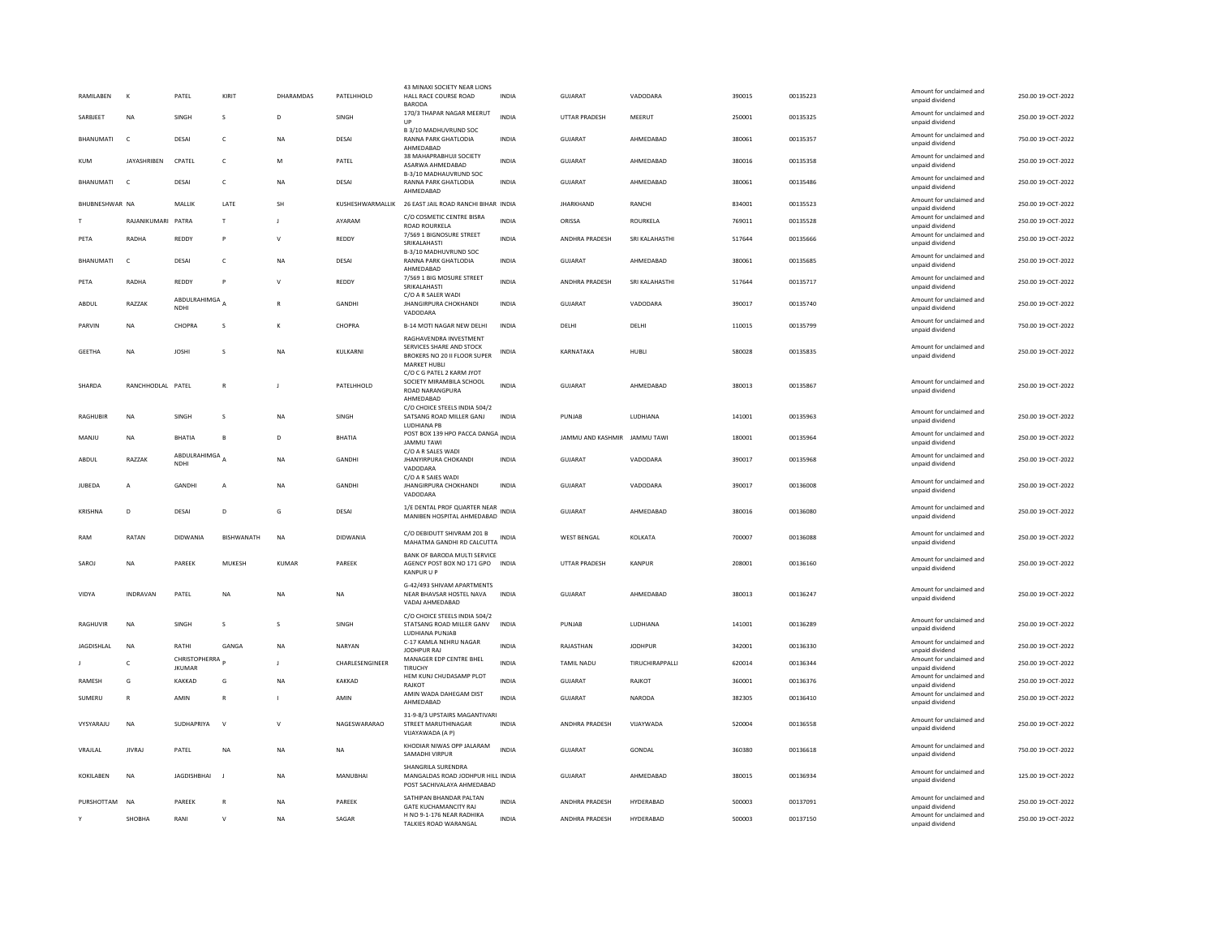| RAMILABEN | K | PATEL | KIRIT | DHARAMDAS | PATELHHOLD | 43 MINAXI SOCIETY NEAR LIONS HALL RACE COURSE ROAD BARODA | INDIA | GUJARAT | VADODARA | 390015 | 00135223 | Amount for unclaimed and unpaid dividend | 250.00 19-OCT-2022 |
|---|---|---|---|---|---|---|---|---|---|---|---|---|---|
| SARBJEET | NA | SINGH | S | D | SINGH | 170/3 THAPAR NAGAR MEERUT UP | INDIA | UTTAR PRADESH | MEERUT | 250001 | 00135325 | Amount for unclaimed and unpaid dividend | 250.00 19-OCT-2022 |
| BHANUMATI | C | DESAI | C | NA | DESAI | B 3/10 MADHUVRUND SOC RANNA PARK GHATLODIA AHMEDABAD | INDIA | GUJARAT | AHMEDABAD | 380061 | 00135357 | Amount for unclaimed and unpaid dividend | 750.00 19-OCT-2022 |
| KUM | JAYASHRIBEN | CPATEL | C | M | PATEL | 38 MAHAPRABHUJI SOCIETY ASARWA AHMEDABAD | INDIA | GUJARAT | AHMEDABAD | 380016 | 00135358 | Amount for unclaimed and unpaid dividend | 250.00 19-OCT-2022 |
| BHANUMATI | C | DESAI | C | NA | DESAI | B-3/10 MADHAUVRUND SOC RANNA PARK GHATLODIA AHMEDABAD | INDIA | GUJARAT | AHMEDABAD | 380061 | 00135486 | Amount for unclaimed and unpaid dividend | 250.00 19-OCT-2022 |
| BHUBNESHWAR | NA | MALLIK | LATE | SH | KUSHESHWARMALLIK | 26 EAST JAIL ROAD RANCHI BIHAR | INDIA | JHARKHAND | RANCHI | 834001 | 00135523 | Amount for unclaimed and unpaid dividend | 250.00 19-OCT-2022 |
| T | RAJANIKUMARI | PATRA | T | J | AYARAM | C/O COSMETIC CENTRE BISRA ROAD ROURKELA | INDIA | ORISSA | ROURKELA | 769011 | 00135528 | Amount for unclaimed and unpaid dividend | 250.00 19-OCT-2022 |
| PETA | RADHA | REDDY | P | V | REDDY | 7/569 1 BIGNOSURE STREET SRIKALAHASTI | INDIA | ANDHRA PRADESH | SRI KALAHASTHI | 517644 | 00135666 | Amount for unclaimed and unpaid dividend | 250.00 19-OCT-2022 |
| BHANUMATI | C | DESAI | C | NA | DESAI | B-3/10 MADHUVRUND SOC RANNA PARK GHATLODIA AHMEDABAD | INDIA | GUJARAT | AHMEDABAD | 380061 | 00135685 | Amount for unclaimed and unpaid dividend | 250.00 19-OCT-2022 |
| PETA | RADHA | REDDY | P | V | REDDY | 7/569 1 BIG MOSURE STREET SRIKALAHASTI | INDIA | ANDHRA PRADESH | SRI KALAHASTHI | 517644 | 00135717 | Amount for unclaimed and unpaid dividend | 250.00 19-OCT-2022 |
| ABDUL | RAZZAK | ABDULRAHIMGA NDHI | A | R | GANDHI | C/O A R SALER WADI JHANGIRPURA CHOKHANDI VADODARA | INDIA | GUJARAT | VADODARA | 390017 | 00135740 | Amount for unclaimed and unpaid dividend | 250.00 19-OCT-2022 |
| PARVIN | NA | CHOPRA | S | K | CHOPRA | B-14 MOTI NAGAR NEW DELHI | INDIA | DELHI | DELHI | 110015 | 00135799 | Amount for unclaimed and unpaid dividend | 750.00 19-OCT-2022 |
| GEETHA | NA | JOSHI | S | NA | KULKARNI | RAGHAVENDRA INVESTMENT SERVICES SHARE AND STOCK BROKERS NO 20 II FLOOR SUPER MARKET HUBLI | INDIA | KARNATAKA | HUBLI | 580028 | 00135835 | Amount for unclaimed and unpaid dividend | 250.00 19-OCT-2022 |
| SHARDA | RANCHHODLAL | PATEL | R | J | PATELHHOLD | C/O C G PATEL 2 KARM JYOT SOCIETY MIRAMBILA SCHOOL ROAD NARANGPURA AHMEDABAD | INDIA | GUJARAT | AHMEDABAD | 380013 | 00135867 | Amount for unclaimed and unpaid dividend | 250.00 19-OCT-2022 |
| RAGHUBIR | NA | SINGH | S | NA | SINGH | C/O CHOICE STEELS INDIA 504/2 SATSANG ROAD MILLER GANJ LUDHIANA PB | INDIA | PUNJAB | LUDHIANA | 141001 | 00135963 | Amount for unclaimed and unpaid dividend | 250.00 19-OCT-2022 |
| MANJU | NA | BHATIA | B | D | BHATIA | POST BOX 139 HPO PACCA DANGA JAMMU TAWI | INDIA | JAMMU AND KASHMIR | JAMMU TAWI | 180001 | 00135964 | Amount for unclaimed and unpaid dividend | 250.00 19-OCT-2022 |
| ABDUL | RAZZAK | ABDULRAHIMGA NDHI | A | NA | GANDHI | C/O A R SALES WADI JHANYIRPURA CHOKANDI VADODARA | INDIA | GUJARAT | VADODARA | 390017 | 00135968 | Amount for unclaimed and unpaid dividend | 250.00 19-OCT-2022 |
| JUBEDA | A | GANDHI | A | NA | GANDHI | C/O A R SAIES WADI JHANGIRPURA CHOKHANDI VADODARA | INDIA | GUJARAT | VADODARA | 390017 | 00136008 | Amount for unclaimed and unpaid dividend | 250.00 19-OCT-2022 |
| KRISHNA | D | DESAI | D | G | DESAI | 1/E DENTAL PROF QUARTER NEAR MANIBEN HOSPITAL AHMEDABAD | INDIA | GUJARAT | AHMEDABAD | 380016 | 00136080 | Amount for unclaimed and unpaid dividend | 250.00 19-OCT-2022 |
| RAM | RATAN | DIDWANIA | BISHWANATH | NA | DIDWANIA | C/O DEBIDUTT SHIVRAM 201 B MAHATMA GANDHI RD CALCUTTA | INDIA | WEST BENGAL | KOLKATA | 700007 | 00136088 | Amount for unclaimed and unpaid dividend | 250.00 19-OCT-2022 |
| SAROJ | NA | PAREEK | MUKESH | KUMAR | PAREEK | BANK OF BARODA MULTI SERVICE AGENCY POST BOX NO 171 GPO KANPUR U P | INDIA | UTTAR PRADESH | KANPUR | 208001 | 00136160 | Amount for unclaimed and unpaid dividend | 250.00 19-OCT-2022 |
| VIDYA | INDRAVAN | PATEL | NA | NA | NA | G-42/493 SHIVAM APARTMENTS NEAR BHAVSAR HOSTEL NAVA VADAJ AHMEDABAD | INDIA | GUJARAT | AHMEDABAD | 380013 | 00136247 | Amount for unclaimed and unpaid dividend | 250.00 19-OCT-2022 |
| RAGHUVIR | NA | SINGH | S | S | SINGH | C/O CHOICE STEELS INDIA 504/2 STATSANG ROAD MILLER GANV LUDHIANA PUNJAB | INDIA | PUNJAB | LUDHIANA | 141001 | 00136289 | Amount for unclaimed and unpaid dividend | 250.00 19-OCT-2022 |
| JAGDISHLAL | NA | RATHI | GANGA | NA | NARYAN | C-17 KAMLA NEHRU NAGAR JODHPUR RAJ | INDIA | RAJASTHAN | JODHPUR | 342001 | 00136330 | Amount for unclaimed and unpaid dividend | 250.00 19-OCT-2022 |
| J | C | CHRISTOPHERRA JKUMAR | P | J | CHARLESENGINEER | MANAGER EDP CENTRE BHEL TIRUCHY | INDIA | TAMIL NADU | TIRUCHIRAPPALLI | 620014 | 00136344 | Amount for unclaimed and unpaid dividend | 250.00 19-OCT-2022 |
| RAMESH | G | KAKKAD | G | NA | KAKKAD | HEM KUNJ CHUDASAMP PLOT RAJKOT | INDIA | GUJARAT | RAJKOT | 360001 | 00136376 | Amount for unclaimed and unpaid dividend | 250.00 19-OCT-2022 |
| SUMERU | R | AMIN | R | I | AMIN | AMIN WADA DAHEGAM DIST AHMEDABAD | INDIA | GUJARAT | NARODA | 382305 | 00136410 | Amount for unclaimed and unpaid dividend | 250.00 19-OCT-2022 |
| VYSYARAJU | NA | SUDHAPRIYA | V | V | NAGESWARARAO | 31-9-8/3 UPSTAIRS MAGANTIVARI STREET MARUTHINAGAR VIJAYAWADA (A P) | INDIA | ANDHRA PRADESH | VIJAYWADA | 520004 | 00136558 | Amount for unclaimed and unpaid dividend | 250.00 19-OCT-2022 |
| VRAJLAL | JIVRAJ | PATEL | NA | NA | NA | KHODIAR NIWAS OPP JALARAM SAMADHI VIRPUR | INDIA | GUJARAT | GONDAL | 360380 | 00136618 | Amount for unclaimed and unpaid dividend | 750.00 19-OCT-2022 |
| KOKILABEN | NA | JAGDISHBHAI | J | NA | MANUBHAI | SHANGRILA SURENDRA MANGALDAS ROAD JODHPUR HILL POST SACHIVALAYA AHMEDABAD | INDIA | GUJARAT | AHMEDABAD | 380015 | 00136934 | Amount for unclaimed and unpaid dividend | 125.00 19-OCT-2022 |
| PURSHOTTAM | NA | PAREEK | R | NA | PAREEK | SATHIPAN BHANDAR PALTAN GATE KUCHAMANCITY RAJ | INDIA | ANDHRA PRADESH | HYDERABAD | 500003 | 00137091 | Amount for unclaimed and unpaid dividend | 250.00 19-OCT-2022 |
| Y | SHOBHA | RANI | V | NA | SAGAR | H NO 9-1-176 NEAR RADHIKA TALKIES ROAD WARANGAL | INDIA | ANDHRA PRADESH | HYDERABAD | 500003 | 00137150 | Amount for unclaimed and unpaid dividend | 250.00 19-OCT-2022 |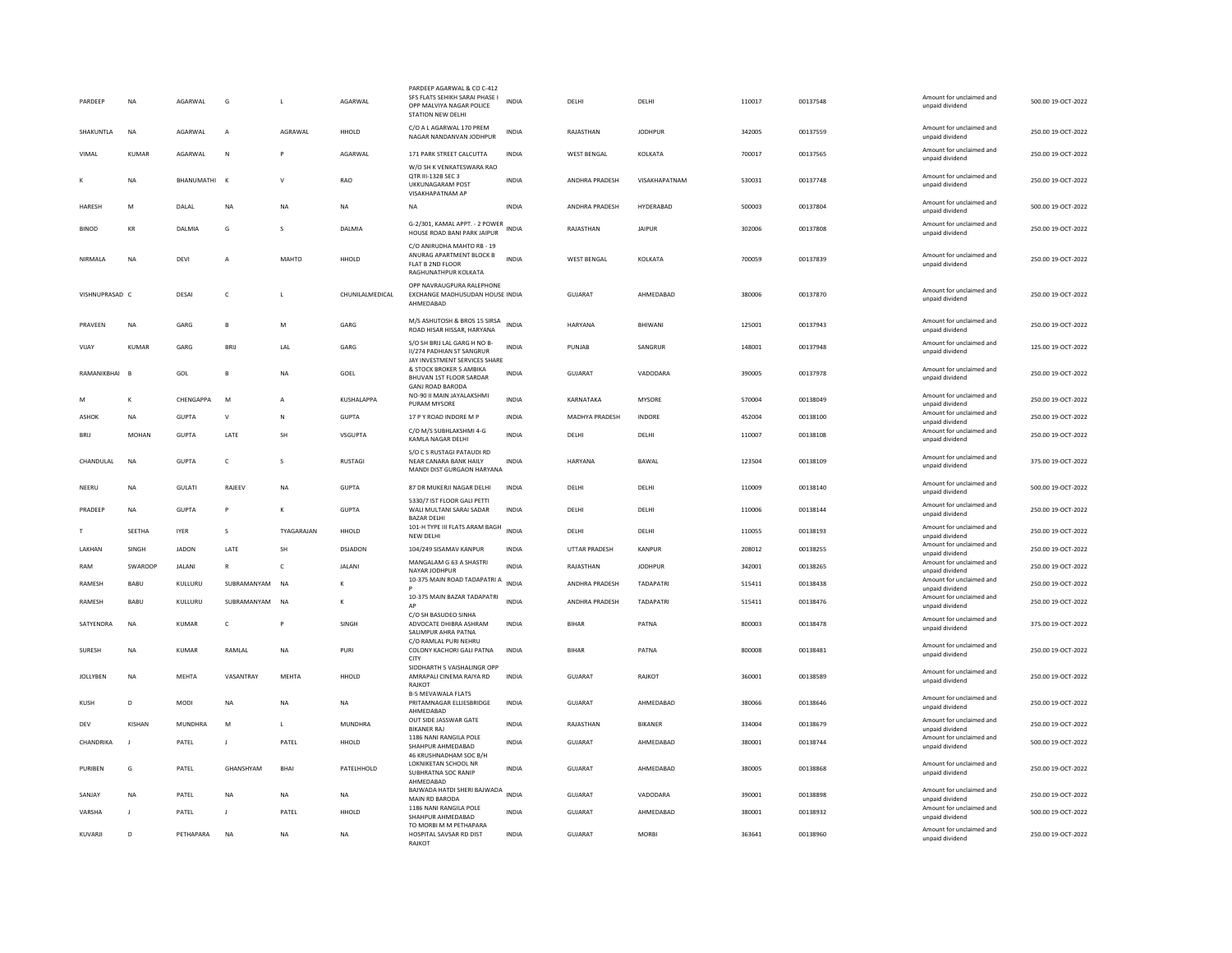| PARDEEP | NA | AGARWAL | G | L | AGARWAL | PARDEEP AGARWAL & CO C-412 SFS FLATS SEHIKH SARAI PHASE I OPP MALVIYA NAGAR POLICE STATION NEW DELHI | INDIA | DELHI | DELHI | 110017 | 00137548 | Amount for unclaimed and unpaid dividend | 500.00 19-OCT-2022 |
|---|---|---|---|---|---|---|---|---|---|---|---|---|---|
| SHAKUNTLA | NA | AGARWAL | A | AGRAWAL | HHOLD | C/O A L AGARWAL 170 PREM NAGAR NANDANVAN JODHPUR | INDIA | RAJASTHAN | JODHPUR | 342005 | 00137559 | Amount for unclaimed and unpaid dividend | 250.00 19-OCT-2022 |
| VIMAL | KUMAR | AGARWAL | N | P | AGARWAL | 171 PARK STREET CALCUTTA | INDIA | WEST BENGAL | KOLKATA | 700017 | 00137565 | Amount for unclaimed and unpaid dividend | 250.00 19-OCT-2022 |
| K | NA | BHANUMATHI | K | V | RAO | W/O SH K VENKATESWARA RAO QTR III-132B SEC 3 UKKUNAGARAM POST VISAKHAPATNAM AP | INDIA | ANDHRA PRADESH | VISAKHAPATNAM | 530031 | 00137748 | Amount for unclaimed and unpaid dividend | 250.00 19-OCT-2022 |
| HARESH | M | DALAL | NA | NA | NA | NA | INDIA | ANDHRA PRADESH | HYDERABAD | 500003 | 00137804 | Amount for unclaimed and unpaid dividend | 500.00 19-OCT-2022 |
| BINOD | KR | DALMIA | G | S | DALMIA | G-2/301, KAMAL APPT. - 2 POWER HOUSE ROAD BANI PARK JAIPUR | INDIA | RAJASTHAN | JAIPUR | 302006 | 00137808 | Amount for unclaimed and unpaid dividend | 250.00 19-OCT-2022 |
| NIRMALA | NA | DEVI | A | MAHTO | HHOLD | C/O ANIRUDHA MAHTO RB - 19 ANURAG APARTMENT BLOCK B FLAT 8 2ND FLOOR RAGHUNATHPUR KOLKATA | INDIA | WEST BENGAL | KOLKATA | 700059 | 00137839 | Amount for unclaimed and unpaid dividend | 250.00 19-OCT-2022 |
| VISHNUPRASAD | C | DESAI | C | L | CHUNILALMEDICAL | OPP NAVRAUGPURA RALEPHONE EXCHANGE MADHUSUDAN HOUSE AHMEDABAD | INDIA | GUJARAT | AHMEDABAD | 380006 | 00137870 | Amount for unclaimed and unpaid dividend | 250.00 19-OCT-2022 |
| PRAVEEN | NA | GARG | B | M | GARG | M/S ASHUTOSH & BROS 15 SIRSA ROAD HISAR HISSAR, HARYANA | INDIA | HARYANA | BHIWANI | 125001 | 00137943 | Amount for unclaimed and unpaid dividend | 250.00 19-OCT-2022 |
| VIJAY | KUMAR | GARG | BRIJ | LAL | GARG | S/O SH BRIJ LAL GARG H NO B-II/274 PADHIAN ST SANGRUR | INDIA | PUNJAB | SANGRUR | 148001 | 00137948 | Amount for unclaimed and unpaid dividend | 125.00 19-OCT-2022 |
| RAMANIKBHAI | B | GOL | B | NA | GOEL | JAY INVESTMENT SERVICES SHARE & STOCK BROKER 5 AMBIKA BHUVAN 1ST FLOOR SARDAR GANJ ROAD BARODA | INDIA | GUJARAT | VADODARA | 390005 | 00137978 | Amount for unclaimed and unpaid dividend | 250.00 19-OCT-2022 |
| M | K | CHENGAPPA | M | A | KUSHALAPPA | NO-90 II MAIN JAYALAKSHMI PURAM MYSORE | INDIA | KARNATAKA | MYSORE | 570004 | 00138049 | Amount for unclaimed and unpaid dividend | 250.00 19-OCT-2022 |
| ASHOK | NA | GUPTA | V | N | GUPTA | 17 P Y ROAD INDORE M P | INDIA | MADHYA PRADESH | INDORE | 452004 | 00138100 | Amount for unclaimed and unpaid dividend | 250.00 19-OCT-2022 |
| BRIJ | MOHAN | GUPTA | LATE | SH | VSGUPTA | C/O M/S SUBHLAKSHMI 4-G KAMLA NAGAR DELHI | INDIA | DELHI | DELHI | 110007 | 00138108 | Amount for unclaimed and unpaid dividend | 250.00 19-OCT-2022 |
| CHANDULAL | NA | GUPTA | C | S | RUSTAGI | S/O C S RUSTAGI PATAUDI RD NEAR CANARA BANK HAILY MANDI DIST GURGAON HARYANA | INDIA | HARYANA | BAWAL | 123504 | 00138109 | Amount for unclaimed and unpaid dividend | 375.00 19-OCT-2022 |
| NEERU | NA | GULATI | RAJEEV | NA | GUPTA | 87 DR MUKERJI NAGAR DELHI | INDIA | DELHI | DELHI | 110009 | 00138140 | Amount for unclaimed and unpaid dividend | 500.00 19-OCT-2022 |
| PRADEEP | NA | GUPTA | P | K | GUPTA | 5330/7 IST FLOOR GALI PETTI WALI MULTANI SARAI SADAR BAZAR DELHI | INDIA | DELHI | DELHI | 110006 | 00138144 | Amount for unclaimed and unpaid dividend | 250.00 19-OCT-2022 |
| T | SEETHA | IYER | S | TYAGARAJAN | HHOLD | 101-H TYPE III FLATS ARAM BAGH NEW DELHI | INDIA | DELHI | DELHI | 110055 | 00138193 | Amount for unclaimed and unpaid dividend | 250.00 19-OCT-2022 |
| LAKHAN | SINGH | JADON | LATE | SH | DSJADON | 104/249 SISAMAV KANPUR | INDIA | UTTAR PRADESH | KANPUR | 208012 | 00138255 | Amount for unclaimed and unpaid dividend | 250.00 19-OCT-2022 |
| RAM | SWAROOP | JALANI | R | C | JALANI | MANGALAM G 63 A SHASTRI NAYAR JODHPUR | INDIA | RAJASTHAN | JODHPUR | 342001 | 00138265 | Amount for unclaimed and unpaid dividend | 250.00 19-OCT-2022 |
| RAMESH | BABU | KULLURU | SUBRAMANYAM | NA | K | 10-375 MAIN ROAD TADAPATRI A P | INDIA | ANDHRA PRADESH | TADAPATRI | 515411 | 00138438 | Amount for unclaimed and unpaid dividend | 250.00 19-OCT-2022 |
| RAMESH | BABU | KULLURU | SUBRAMANYAM | NA | K | 10-375 MAIN BAZAR TADAPATRI AP | INDIA | ANDHRA PRADESH | TADAPATRI | 515411 | 00138476 | Amount for unclaimed and unpaid dividend | 250.00 19-OCT-2022 |
| SATYENDRA | NA | KUMAR | C | P | SINGH | C/O SH BASUDEO SINHA ADVOCATE DHIBRA ASHRAM SALIMPUR AHRA PATNA | INDIA | BIHAR | PATNA | 800003 | 00138478 | Amount for unclaimed and unpaid dividend | 375.00 19-OCT-2022 |
| SURESH | NA | KUMAR | RAMLAL | NA | PURI | C/O RAMLAL PURI NEHRU COLONY KACHORI GALI PATNA CITY | INDIA | BIHAR | PATNA | 800008 | 00138481 | Amount for unclaimed and unpaid dividend | 250.00 19-OCT-2022 |
| JOLLYBEN | NA | MEHTA | VASANTRAY | MEHTA | HHOLD | SIDDHARTH 5 VAISHALINGR OPP AMRAPALI CINEMA RAIYA RD RAJKOT | INDIA | GUJARAT | RAJKOT | 360001 | 00138589 | Amount for unclaimed and unpaid dividend | 250.00 19-OCT-2022 |
| KUSH | D | MODI | NA | NA | NA | B-5 MEVAWALA FLATS PRITAMNAGAR ELLIESBRIDGE AHMEDABAD | INDIA | GUJARAT | AHMEDABAD | 380066 | 00138646 | Amount for unclaimed and unpaid dividend | 250.00 19-OCT-2022 |
| DEV | KISHAN | MUNDHRA | M | L | MUNDHRA | OUT SIDE JASSWAR GATE BIKANER RAJ | INDIA | RAJASTHAN | BIKANER | 334004 | 00138679 | Amount for unclaimed and unpaid dividend | 250.00 19-OCT-2022 |
| CHANDRIKA | J | PATEL | J | PATEL | HHOLD | 1186 NANI RANGILA POLE SHAHPUR AHMEDABAD | INDIA | GUJARAT | AHMEDABAD | 380001 | 00138744 | Amount for unclaimed and unpaid dividend | 500.00 19-OCT-2022 |
| PURIBEN | G | PATEL | GHANSHYAM | BHAI | PATELHHOLD | 46 KRUSHNADHAM SOC B/H LOKNIKETAN SCHOOL NR SUBHRATNA SOC RANIP AHMEDABAD | INDIA | GUJARAT | AHMEDABAD | 380005 | 00138868 | Amount for unclaimed and unpaid dividend | 250.00 19-OCT-2022 |
| SANJAY | NA | PATEL | NA | NA | NA | BAJWADA HATDI SHERI BAJWADA MAIN RD BARODA | INDIA | GUJARAT | VADODARA | 390001 | 00138898 | Amount for unclaimed and unpaid dividend | 250.00 19-OCT-2022 |
| VARSHA | J | PATEL | J | PATEL | HHOLD | 1186 NANI RANGILA POLE SHAHPUR AHMEDABAD | INDIA | GUJARAT | AHMEDABAD | 380001 | 00138932 | Amount for unclaimed and unpaid dividend | 500.00 19-OCT-2022 |
| KUVARJI | D | PETHAPARA | NA | NA | NA | TO MORBI M M PETHAPARA HOSPITAL SAVSAR RD DIST RAJKOT | INDIA | GUJARAT | MORBI | 363641 | 00138960 | Amount for unclaimed and unpaid dividend | 250.00 19-OCT-2022 |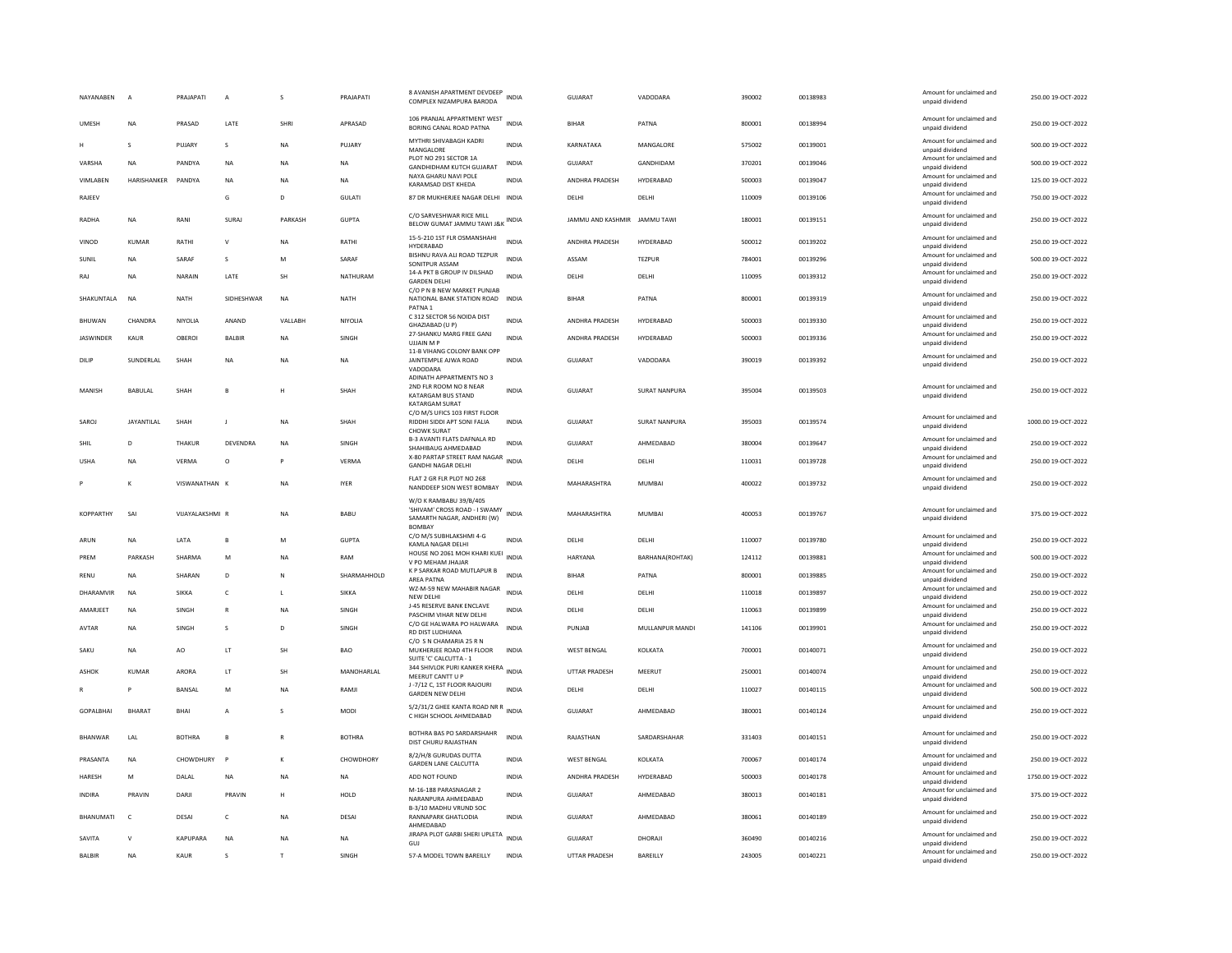| NAYANABEN | A | PRAJAPATI | A | S | PRAJAPATI | 8 AVANISH APARTMENT DEVDEEP COMPLEX NIZAMPURA BARODA | INDIA | GUJARAT | VADODARA | 390002 | 00138983 | Amount for unclaimed and unpaid dividend | 250.00 | 19-OCT-2022 |
|---|---|---|---|---|---|---|---|---|---|---|---|---|---|---|
| UMESH | NA | PRASAD | LATE | SHRI | APRASAD | 106 PRANJAL APPARTMENT WEST BORING CANAL ROAD PATNA | INDIA | BIHAR | PATNA | 800001 | 00138994 | Amount for unclaimed and unpaid dividend | 250.00 | 19-OCT-2022 |
| H | S | PUJARY | S | NA | PUJARY | MYTHRI SHIVABAGH KADRI MANGALORE | INDIA | KARNATAKA | MANGALORE | 575002 | 00139001 | Amount for unclaimed and unpaid dividend | 500.00 | 19-OCT-2022 |
| VARSHA | NA | PANDYA | NA | NA | NA | PLOT NO 291 SECTOR 1A GANDHIDHAM KUTCH GUJARAT | INDIA | GUJARAT | GANDHIDAM | 370201 | 00139046 | Amount for unclaimed and unpaid dividend | 500.00 | 19-OCT-2022 |
| VIMLABEN | HARISHANKER | PANDYA | NA | NA | NA | NAYA GHARU NAVI POLE KARAMSAD DIST KHEDA | INDIA | ANDHRA PRADESH | HYDERABAD | 500003 | 00139047 | Amount for unclaimed and unpaid dividend | 125.00 | 19-OCT-2022 |
| RAJEEV | | | G | D | GULATI | 87 DR MUKHERJEE NAGAR DELHI | INDIA | DELHI | DELHI | 110009 | 00139106 | Amount for unclaimed and unpaid dividend | 750.00 | 19-OCT-2022 |
| RADHA | NA | RANI | SURAJ | PARKASH | GUPTA | C/O SARVESHWAR RICE MILL BELOW GUMAT JAMMU TAWI J&K | INDIA | JAMMU AND KASHMIR | JAMMU TAWI | 180001 | 00139151 | Amount for unclaimed and unpaid dividend | 250.00 | 19-OCT-2022 |
| VINOD | KUMAR | RATHI | V | NA | RATHI | 15-5-210 1ST FLR OSMANSHAHI HYDERABAD | INDIA | ANDHRA PRADESH | HYDERABAD | 500012 | 00139202 | Amount for unclaimed and unpaid dividend | 250.00 | 19-OCT-2022 |
| SUNIL | NA | SARAF | S | M | SARAF | BISHNU RAVA ALI ROAD TEZPUR SONITPUR ASSAM | INDIA | ASSAM | TEZPUR | 784001 | 00139296 | Amount for unclaimed and unpaid dividend | 500.00 | 19-OCT-2022 |
| RAJ | NA | NARAIN | LATE | SH | NATHURAM | 14-A PKT B GROUP IV DILSHAD GARDEN DELHI | INDIA | DELHI | DELHI | 110095 | 00139312 | Amount for unclaimed and unpaid dividend | 250.00 | 19-OCT-2022 |
| SHAKUNTALA | NA | NATH | SIDHESHWAR | NA | NATH | C/O P N B NEW MARKET PUNJAB NATIONAL BANK STATION ROAD PATNA 1 | INDIA | BIHAR | PATNA | 800001 | 00139319 | Amount for unclaimed and unpaid dividend | 250.00 | 19-OCT-2022 |
| BHUWAN | CHANDRA | NIYOLIA | ANAND | VALLABH | NIYOLIA | C 312 SECTOR 56 NOIDA DIST GHAZIABAD (U P) | INDIA | ANDHRA PRADESH | HYDERABAD | 500003 | 00139330 | Amount for unclaimed and unpaid dividend | 250.00 | 19-OCT-2022 |
| JASWINDER | KAUR | OBEROI | BALBIR | NA | SINGH | 27-SHANKU MARG FREE GANJ UJJAIN M P | INDIA | ANDHRA PRADESH | HYDERABAD | 500003 | 00139336 | Amount for unclaimed and unpaid dividend | 250.00 | 19-OCT-2022 |
| DILIP | SUNDERLAL | SHAH | NA | NA | NA | 11-B VIHANG COLONY BANK OPP JAINTEMPLE AJWA ROAD VADODARA | INDIA | GUJARAT | VADODARA | 390019 | 00139392 | Amount for unclaimed and unpaid dividend | 250.00 | 19-OCT-2022 |
| MANISH | BABULAL | SHAH | B | H | SHAH | ADINATH APPARTMENTS NO 3 2ND FLR ROOM NO 8 NEAR KATARGAM BUS STAND KATARGAM SURAT | INDIA | GUJARAT | SURAT NANPURA | 395004 | 00139503 | Amount for unclaimed and unpaid dividend | 250.00 | 19-OCT-2022 |
| SAROJ | JAYANTILAL | SHAH | J | NA | SHAH | C/O M/S UFICS 103 FIRST FLOOR RIDDHI SIDDI APT SONI FALIA CHOWK SURAT | INDIA | GUJARAT | SURAT NANPURA | 395003 | 00139574 | Amount for unclaimed and unpaid dividend | 1000.00 | 19-OCT-2022 |
| SHIL | D | THAKUR | DEVENDRA | NA | SINGH | B-3 AVANTI FLATS DAFNALA RD SHAHIBAUG AHMEDABAD | INDIA | GUJARAT | AHMEDABAD | 380004 | 00139647 | Amount for unclaimed and unpaid dividend | 250.00 | 19-OCT-2022 |
| USHA | NA | VERMA | O | P | VERMA | X-80 PARTAP STREET RAM NAGAR GANDHI NAGAR DELHI | INDIA | DELHI | DELHI | 110031 | 00139728 | Amount for unclaimed and unpaid dividend | 250.00 | 19-OCT-2022 |
| P | K | VISWANATHAN | K | NA | IYER | FLAT 2 GR FLR PLOT NO 268 NANDDEEP SION WEST BOMBAY | INDIA | MAHARASHTRA | MUMBAI | 400022 | 00139732 | Amount for unclaimed and unpaid dividend | 250.00 | 19-OCT-2022 |
| KOPPARTHY | SAI | VIJAYALAKSHMI | R | NA | BABU | W/O K RAMBABU 39/B/405 'SHIVAM' CROSS ROAD - I SWAMY SAMARTH NAGAR, ANDHERI (W) BOMBAY | INDIA | MAHARASHTRA | MUMBAI | 400053 | 00139767 | Amount for unclaimed and unpaid dividend | 375.00 | 19-OCT-2022 |
| ARUN | NA | LATA | B | M | GUPTA | C/O M/S SUBHLAKSHMI 4-G KAMLA NAGAR DELHI | INDIA | DELHI | DELHI | 110007 | 00139780 | Amount for unclaimed and unpaid dividend | 250.00 | 19-OCT-2022 |
| PREM | PARKASH | SHARMA | M | NA | RAM | HOUSE NO 2061 MOH KHARI KUEI V PO MEHAM JHAJAR | INDIA | HARYANA | BARHANA(ROHTAK) | 124112 | 00139881 | Amount for unclaimed and unpaid dividend | 500.00 | 19-OCT-2022 |
| RENU | NA | SHARAN | D | N | SHARMAHHOLD | K P SARKAR ROAD MUTLAPUR B AREA PATNA | INDIA | BIHAR | PATNA | 800001 | 00139885 | Amount for unclaimed and unpaid dividend | 250.00 | 19-OCT-2022 |
| DHARAMVIR | NA | SIKKA | C | L | SIKKA | WZ-M-59 NEW MAHABIR NAGAR NEW DELHI | INDIA | DELHI | DELHI | 110018 | 00139897 | Amount for unclaimed and unpaid dividend | 250.00 | 19-OCT-2022 |
| AMARJEET | NA | SINGH | R | NA | SINGH | J-45 RESERVE BANK ENCLAVE PASCHIM VIHAR NEW DELHI | INDIA | DELHI | DELHI | 110063 | 00139899 | Amount for unclaimed and unpaid dividend | 250.00 | 19-OCT-2022 |
| AVTAR | NA | SINGH | S | D | SINGH | C/O GE HALWARA PO HALWARA RD DIST LUDHIANA | INDIA | PUNJAB | MULLANPUR MANDI | 141106 | 00139901 | Amount for unclaimed and unpaid dividend | 250.00 | 19-OCT-2022 |
| SAKU | NA | AO | LT | SH | BAO | C/O S N CHAMARIA 25 R N MUKHERJEE ROAD 4TH FLOOR SUITE 'C' CALCUTTA - 1 | INDIA | WEST BENGAL | KOLKATA | 700001 | 00140071 | Amount for unclaimed and unpaid dividend | 250.00 | 19-OCT-2022 |
| ASHOK | KUMAR | ARORA | LT | SH | MANOHARLAL | 344 SHIVLOK PURI KANKER KHERA MEERUT CANTT U P | INDIA | UTTAR PRADESH | MEERUT | 250001 | 00140074 | Amount for unclaimed and unpaid dividend | 250.00 | 19-OCT-2022 |
| R | P | BANSAL | M | NA | RAMJI | J -7/12 C, 1ST FLOOR RAJOURI GARDEN NEW DELHI | INDIA | DELHI | DELHI | 110027 | 00140115 | Amount for unclaimed and unpaid dividend | 500.00 | 19-OCT-2022 |
| GOPALBHAI | BHARAT | BHAI | A | S | MODI | S/2/31/2 GHEE KANTA ROAD NR R C HIGH SCHOOL AHMEDABAD | INDIA | GUJARAT | AHMEDABAD | 380001 | 00140124 | Amount for unclaimed and unpaid dividend | 250.00 | 19-OCT-2022 |
| BHANWAR | LAL | BOTHRA | B | R | BOTHRA | BOTHRA BAS PO SARDARSHAHR DIST CHURU RAJASTHAN | INDIA | RAJASTHAN | SARDARSHAHAR | 331403 | 00140151 | Amount for unclaimed and unpaid dividend | 250.00 | 19-OCT-2022 |
| PRASANTA | NA | CHOWDHURY | P | K | CHOWDHORY | 8/2/H/8 GURUDAS DUTTA GARDEN LANE CALCUTTA | INDIA | WEST BENGAL | KOLKATA | 700067 | 00140174 | Amount for unclaimed and unpaid dividend | 250.00 | 19-OCT-2022 |
| HARESH | M | DALAL | NA | NA | NA | ADD NOT FOUND | INDIA | ANDHRA PRADESH | HYDERABAD | 500003 | 00140178 | Amount for unclaimed and unpaid dividend | 1750.00 | 19-OCT-2022 |
| INDIRA | PRAVIN | DARJI | PRAVIN | H | HOLD | M-16-188 PARASNAGAR 2 NARANPURA AHMEDABAD | INDIA | GUJARAT | AHMEDABAD | 380013 | 00140181 | Amount for unclaimed and unpaid dividend | 375.00 | 19-OCT-2022 |
| BHANUMATI | C | DESAI | C | NA | DESAI | B-3/10 MADHU VRUND SOC RANNAPARK GHATLODIA AHMEDABAD | INDIA | GUJARAT | AHMEDABAD | 380061 | 00140189 | Amount for unclaimed and unpaid dividend | 250.00 | 19-OCT-2022 |
| SAVITA | V | KAPUPARA | NA | NA | NA | JIRAPA PLOT GARBI SHERI UPLETA GUJ | INDIA | GUJARAT | DHORAJI | 360490 | 00140216 | Amount for unclaimed and unpaid dividend | 250.00 | 19-OCT-2022 |
| BALBIR | NA | KAUR | S | T | SINGH | 57-A MODEL TOWN BAREILLY | INDIA | UTTAR PRADESH | BAREILLY | 243005 | 00140221 | Amount for unclaimed and unpaid dividend | 250.00 | 19-OCT-2022 |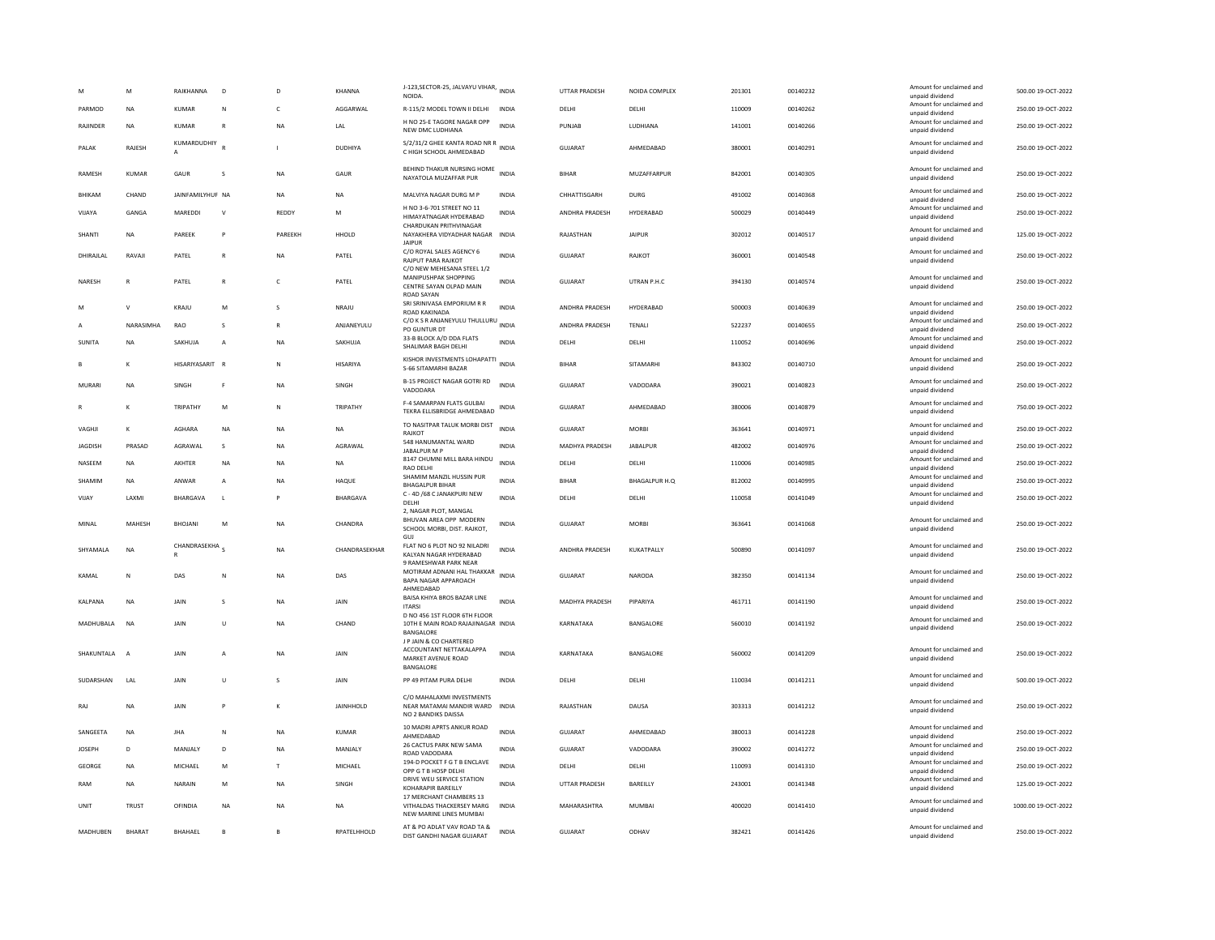| M | M | RAIKHANNA | D | D | KHANNA | J-123,SECTOR-25, JALVAYU VIHAR, NOIDA. | INDIA | UTTAR PRADESH | NOIDA COMPLEX | 201301 | 00140232 | | Amount for unclaimed and unpaid dividend | 500.00 19-OCT-2022 |
|---|---|---|---|---|---|---|---|---|---|---|---|---|---|---|
| PARMOD | NA | KUMAR | N | C | AGGARWAL | R-115/2 MODEL TOWN II DELHI | INDIA | DELHI | DELHI | 110009 | 00140262 | | Amount for unclaimed and unpaid dividend | 250.00 19-OCT-2022 |
| RAJINDER | NA | KUMAR | R | NA | LAL | H NO 25-E TAGORE NAGAR OPP NEW DMC LUDHIANA | INDIA | PUNJAB | LUDHIANA | 141001 | 00140266 | | Amount for unclaimed and unpaid dividend | 250.00 19-OCT-2022 |
| PALAK | RAJESH | KUMARDUDHIYA | R | I | DUDHIYA | S/2/31/2 GHEE KANTA ROAD NR R C HIGH SCHOOL AHMEDABAD | INDIA | GUJARAT | AHMEDABAD | 380001 | 00140291 | | Amount for unclaimed and unpaid dividend | 250.00 19-OCT-2022 |
| RAMESH | KUMAR | GAUR | S | NA | GAUR | BEHIND THAKUR NURSING HOME NAYATOLA MUZAFFAR PUR | INDIA | BIHAR | MUZAFFARPUR | 842001 | 00140305 | | Amount for unclaimed and unpaid dividend | 250.00 19-OCT-2022 |
| BHIKAM | CHAND | JAINFAMILYHUF | NA | NA | NA | MALVIYA NAGAR DURG M P | INDIA | CHHATTISGARH | DURG | 491002 | 00140368 | | Amount for unclaimed and unpaid dividend | 250.00 19-OCT-2022 |
| VIJAYA | GANGA | MAREDDI | V | REDDY | M | H NO 3-6-701 STREET NO 11 HIMAYATNAGAR HYDERABAD | INDIA | ANDHRA PRADESH | HYDERABAD | 500029 | 00140449 | | Amount for unclaimed and unpaid dividend | 250.00 19-OCT-2022 |
| SHANTI | NA | PAREEK | P | PAREEKH | HHOLD | CHARDUKAN PRITHVINAGAR NAYAKHERA VIDYADHAR NAGAR JAIPUR | INDIA | RAJASTHAN | JAIPUR | 302012 | 00140517 | | Amount for unclaimed and unpaid dividend | 125.00 19-OCT-2022 |
| DHIRAJLAL | RAVAJI | PATEL | R | NA | PATEL | C/O ROYAL SALES AGENCY 6 RAJPUT PARA RAJKOT | INDIA | GUJARAT | RAJKOT | 360001 | 00140548 | | Amount for unclaimed and unpaid dividend | 250.00 19-OCT-2022 |
| NARESH | R | PATEL | R | C | PATEL | C/O NEW MEHESANA STEEL 1/2 MANIPUSHPAK SHOPPING CENTRE SAYAN OLPAD MAIN ROAD SAYAN | INDIA | GUJARAT | UTRAN P.H.C | 394130 | 00140574 | | Amount for unclaimed and unpaid dividend | 250.00 19-OCT-2022 |
| M | V | KRAJU | M | S | NRAJU | SRI SRINIVASA EMPORIUM R R ROAD KAKINADA | INDIA | ANDHRA PRADESH | HYDERABAD | 500003 | 00140639 | | Amount for unclaimed and unpaid dividend | 250.00 19-OCT-2022 |
| A | NARASIMHA | RAO | S | R | ANJANEYULU | C/O K S R ANJANEYULU THULLURU PO GUNTUR DT | INDIA | ANDHRA PRADESH | TENALI | 522237 | 00140655 | | Amount for unclaimed and unpaid dividend | 250.00 19-OCT-2022 |
| SUNITA | NA | SAKHUJA | A | NA | SAKHUJA | 33-B BLOCK A/D DDA FLATS SHALIMAR BAGH DELHI | INDIA | DELHI | DELHI | 110052 | 00140696 | | Amount for unclaimed and unpaid dividend | 250.00 19-OCT-2022 |
| B | K | HISARIYASARIT | R | N | HISARIYA | KISHOR INVESTMENTS LOHAPATTI S-66 SITAMARHI BAZAR | INDIA | BIHAR | SITAMARHI | 843302 | 00140710 | | Amount for unclaimed and unpaid dividend | 250.00 19-OCT-2022 |
| MURARI | NA | SINGH | F | NA | SINGH | B-15 PROJECT NAGAR GOTRI RD VADODARA | INDIA | GUJARAT | VADODARA | 390021 | 00140823 | | Amount for unclaimed and unpaid dividend | 250.00 19-OCT-2022 |
| R | K | TRIPATHY | M | N | TRIPATHY | F-4 SAMARPAN FLATS GULBAI TEKRA ELLISBRIDGE AHMEDABAD | INDIA | GUJARAT | AHMEDABAD | 380006 | 00140879 | | Amount for unclaimed and unpaid dividend | 750.00 19-OCT-2022 |
| VAGHJI | K | AGHARA | NA | NA | NA | TO NASITPAR TALUK MORBI DIST RAJKOT | INDIA | GUJARAT | MORBI | 363641 | 00140971 | | Amount for unclaimed and unpaid dividend | 250.00 19-OCT-2022 |
| JAGDISH | PRASAD | AGRAWAL | S | NA | AGRAWAL | 548 HANUMANTAL WARD JABALPUR M P | INDIA | MADHYA PRADESH | JABALPUR | 482002 | 00140976 | | Amount for unclaimed and unpaid dividend | 250.00 19-OCT-2022 |
| NASEEM | NA | AKHTER | NA | NA | NA | 8147 CHUMNI MILL BARA HINDU RAO DELHI | INDIA | DELHI | DELHI | 110006 | 00140985 | | Amount for unclaimed and unpaid dividend | 250.00 19-OCT-2022 |
| SHAMIM | NA | ANWAR | A | NA | HAQUE | SHAMIM MANZIL HUSSIN PUR BHAGALPUR BIHAR | INDIA | BIHAR | BHAGALPUR H.Q | 812002 | 00140995 | | Amount for unclaimed and unpaid dividend | 250.00 19-OCT-2022 |
| VIJAY | LAXMI | BHARGAVA | L | P | BHARGAVA | C - 4D /68 C JANAKPURI NEW DELHI | INDIA | DELHI | DELHI | 110058 | 00141049 | | Amount for unclaimed and unpaid dividend | 250.00 19-OCT-2022 |
| MINAL | MAHESH | BHOJANI | M | NA | CHANDRA | 2, NAGAR PLOT, MANGAL BHUVAN AREA OPP MODERN SCHOOL MORBI, DIST. RAJKOT, GUJ | INDIA | GUJARAT | MORBI | 363641 | 00141068 | | Amount for unclaimed and unpaid dividend | 250.00 19-OCT-2022 |
| SHYAMALA | NA | CHANDRASEKHAR | S | NA | CHANDRASEKHAR | FLAT NO 6 PLOT NO 92 NILADRI KALYAN NAGAR HYDERABAD | INDIA | ANDHRA PRADESH | KUKATPALLY | 500890 | 00141097 | | Amount for unclaimed and unpaid dividend | 250.00 19-OCT-2022 |
| KAMAL | N | DAS | N | NA | DAS | 9 RAMESHWAR PARK NEAR MOTIRAM ADNANI HAL THAKKAR BAPA NAGAR APPAROACH AHMEDABAD | INDIA | GUJARAT | NARODA | 382350 | 00141134 | | Amount for unclaimed and unpaid dividend | 250.00 19-OCT-2022 |
| KALPANA | NA | JAIN | S | NA | JAIN | BAISA KHIYA BROS BAZAR LINE ITARSI | INDIA | MADHYA PRADESH | PIPARIYA | 461711 | 00141190 | | Amount for unclaimed and unpaid dividend | 250.00 19-OCT-2022 |
| MADHUBALA | NA | JAIN | U | NA | CHAND | D NO 456 1ST FLOOR 6TH FLOOR 10TH E MAIN ROAD RAJAJINAGAR BANGALORE | INDIA | KARNATAKA | BANGALORE | 560010 | 00141192 | | Amount for unclaimed and unpaid dividend | 250.00 19-OCT-2022 |
| SHAKUNTALA | A | JAIN | A | NA | JAIN | J P JAIN & CO CHARTERED ACCOUNTANT NETTAKALAPPA MARKET AVENUE ROAD BANGALORE | INDIA | KARNATAKA | BANGALORE | 560002 | 00141209 | | Amount for unclaimed and unpaid dividend | 250.00 19-OCT-2022 |
| SUDARSHAN | LAL | JAIN | U | S | JAIN | PP 49 PITAM PURA DELHI | INDIA | DELHI | DELHI | 110034 | 00141211 | | Amount for unclaimed and unpaid dividend | 500.00 19-OCT-2022 |
| RAJ | NA | JAIN | P | K | JAINHHOLD | C/O MAHALAXMI INVESTMENTS NEAR MATAMAI MANDIR WARD NO 2 BANDIKS DAISSA | INDIA | RAJASTHAN | DAUSA | 303313 | 00141212 | | Amount for unclaimed and unpaid dividend | 250.00 19-OCT-2022 |
| SANGEETA | NA | JHA | N | NA | KUMAR | 10 MADRI APRTS ANKUR ROAD AHMEDABAD | INDIA | GUJARAT | AHMEDABAD | 380013 | 00141228 | | Amount for unclaimed and unpaid dividend | 250.00 19-OCT-2022 |
| JOSEPH | D | MANJALY | D | NA | MANJALY | 26 CACTUS PARK NEW SAMA ROAD VADODARA | INDIA | GUJARAT | VADODARA | 390002 | 00141272 | | Amount for unclaimed and unpaid dividend | 250.00 19-OCT-2022 |
| GEORGE | NA | MICHAEL | M | T | MICHAEL | 194-D POCKET F G T B ENCLAVE OPP G T B HOSP DELHI | INDIA | DELHI | DELHI | 110093 | 00141310 | | Amount for unclaimed and unpaid dividend | 250.00 19-OCT-2022 |
| RAM | NA | NARAIN | M | NA | SINGH | DRIVE WEU SERVICE STATION KOHARAPIR BAREILLY | INDIA | UTTAR PRADESH | BAREILLY | 243001 | 00141348 | | Amount for unclaimed and unpaid dividend | 125.00 19-OCT-2022 |
| UNIT | TRUST | OFINDIA | NA | NA | NA | 17 MERCHANT CHAMBERS 13 VITHALDAS THACKERSEY MARG NEW MARINE LINES MUMBAI | INDIA | MAHARASHTRA | MUMBAI | 400020 | 00141410 | | Amount for unclaimed and unpaid dividend | 1000.00 19-OCT-2022 |
| MADHUBEN | BHARAT | BHAHAEL | B | B | RPATELHHOLD | AT & PO ADLAT VAV ROAD TA & DIST GANDHI NAGAR GUJARAT | INDIA | GUJARAT | ODHAV | 382421 | 00141426 | | Amount for unclaimed and unpaid dividend | 250.00 19-OCT-2022 |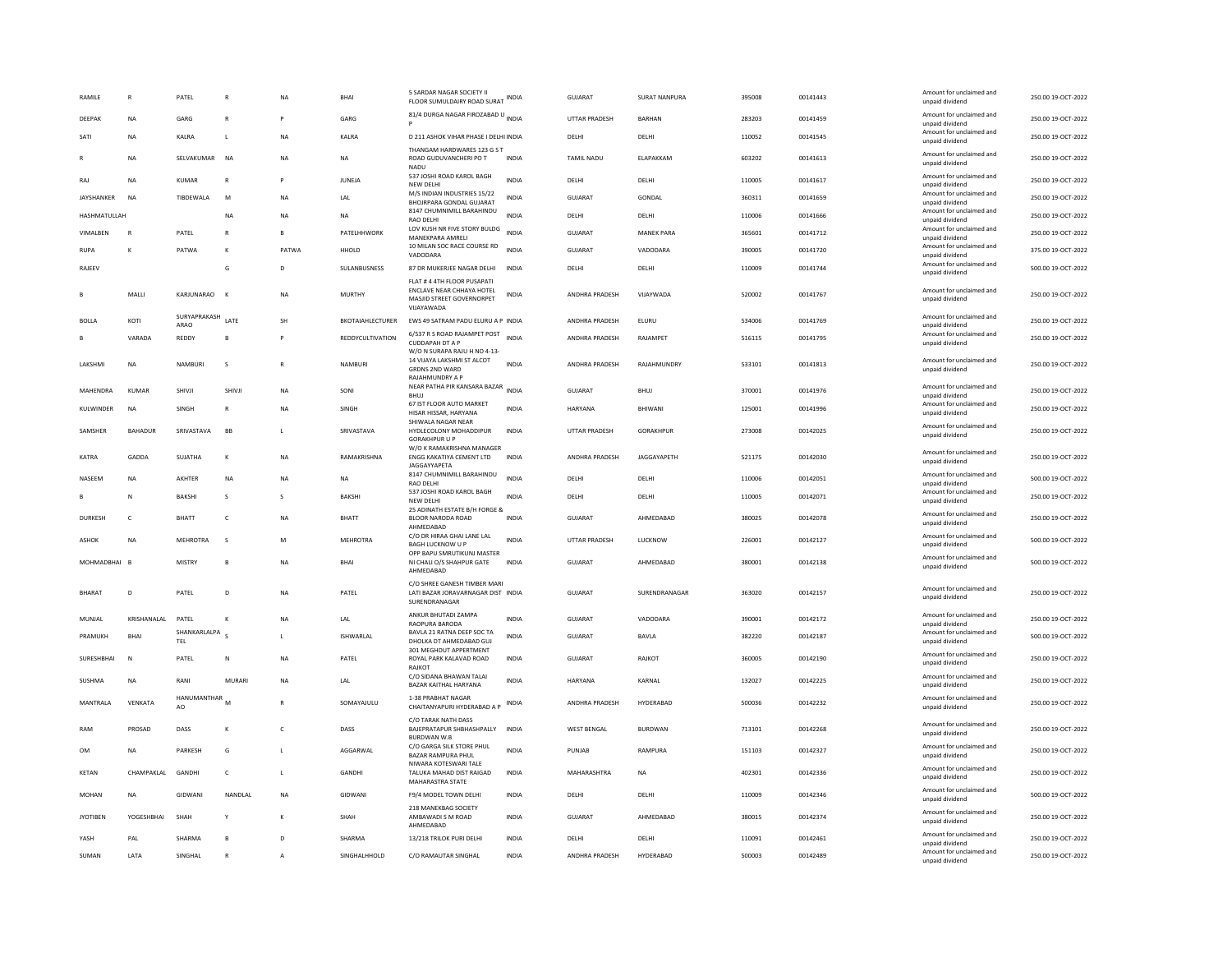| RAMILE | R | PATEL | R | NA | BHAI | 5 SARDAR NAGAR SOCIETY II FLOOR SUMULDAIRY ROAD SURAT | INDIA | GUJARAT | SURAT NANPURA | 395008 | 00141443 | | Amount for unclaimed and unpaid dividend | 250.00 | 19-OCT-2022 |
|---|---|---|---|---|---|---|---|---|---|---|---|---|---|---|---|
| DEEPAK | NA | GARG | R | P | GARG | 81/4 DURGA NAGAR FIROZABAD U P | INDIA | UTTAR PRADESH | BARHAN | 283203 | 00141459 | | Amount for unclaimed and unpaid dividend | 250.00 | 19-OCT-2022 |
| SATI | NA | KALRA | L | NA | KALRA | D 211 ASHOK VIHAR PHASE I DELHI | INDIA | DELHI | DELHI | 110052 | 00141545 | | Amount for unclaimed and unpaid dividend | 250.00 | 19-OCT-2022 |
| R | NA | SELVAKUMAR | NA | NA | NA | THANGAM HARDWARES 123 G S T ROAD GUDUVANCHERI PO T NADU | INDIA | TAMIL NADU | ELAPAKKAM | 603202 | 00141613 | | Amount for unclaimed and unpaid dividend | 250.00 | 19-OCT-2022 |
| RAJ | NA | KUMAR | R | P | JUNEJA | 537 JOSHI ROAD KAROL BAGH NEW DELHI | INDIA | DELHI | DELHI | 110005 | 00141617 | | Amount for unclaimed and unpaid dividend | 250.00 | 19-OCT-2022 |
| JAYSHANKER | NA | TIBDEWALA | M | NA | LAL | M/S INDIAN INDUSTRIES 15/22 BHOJRPARA GONDAL GUJARAT | INDIA | GUJARAT | GONDAL | 360311 | 00141659 | | Amount for unclaimed and unpaid dividend | 250.00 | 19-OCT-2022 |
| HASHMATULLAH | | | NA | NA | NA | 8147 CHUMNIMILL BARAHINDU RAO DELHI | INDIA | DELHI | DELHI | 110006 | 00141666 | | Amount for unclaimed and unpaid dividend | 250.00 | 19-OCT-2022 |
| VIMALBEN | R | PATEL | R | B | PATELHHWORK | LOV KUSH NR FIVE STORY BULDG MANEKPARA AMRELI | INDIA | GUJARAT | MANEK PARA | 365601 | 00141712 | | Amount for unclaimed and unpaid dividend | 250.00 | 19-OCT-2022 |
| RUPA | K | PATWA | K | PATWA | HHOLD | 10 MILAN SOC RACE COURSE RD VADODARA | INDIA | GUJARAT | VADODARA | 390005 | 00141720 | | Amount for unclaimed and unpaid dividend | 375.00 | 19-OCT-2022 |
| RAJEEV | | | G | D | SULANBUSNESS | 87 DR MUKERJEE NAGAR DELHI | INDIA | DELHI | DELHI | 110009 | 00141744 | | Amount for unclaimed and unpaid dividend | 500.00 | 19-OCT-2022 |
| B | MALLI | KARJUNARAO | K | NA | MURTHY | FLAT # 4 4TH FLOOR PUSAPATI ENCLAVE NEAR CHHAYA HOTEL MASJID STREET GOVERNORPET VIJAYAWADA | INDIA | ANDHRA PRADESH | VIJAYWADA | 520002 | 00141767 | | Amount for unclaimed and unpaid dividend | 250.00 | 19-OCT-2022 |
| BOLLA | KOTI | SURYAPRAKASH ARAO | LATE | SH | BKOTAIAHLECTURER | EWS 49 SATRAM PADU ELURU A P | INDIA | ANDHRA PRADESH | ELURU | 534006 | 00141769 | | Amount for unclaimed and unpaid dividend | 250.00 | 19-OCT-2022 |
| B | VARADA | REDDY | B | P | REDDYCULTIVATION | 6/537 R S ROAD RAJAMPET POST CUDDAPAH DT A P | INDIA | ANDHRA PRADESH | RAJAMPET | 516115 | 00141795 | | Amount for unclaimed and unpaid dividend | 250.00 | 19-OCT-2022 |
| LAKSHMI | NA | NAMBURI | S | R | NAMBURI | W/O N SURAPA RAJU H NO 4-13-14 VIJAYA LAKSHMI ST ALCOT GRDNS 2ND WARD RAJAHMUNDRY A P | INDIA | ANDHRA PRADESH | RAJAHMUNDRY | 533101 | 00141813 | | Amount for unclaimed and unpaid dividend | 250.00 | 19-OCT-2022 |
| MAHENDRA | KUMAR | SHIVJI | SHIVJI | NA | SONI | NEAR PATHA PIR KANSARA BAZAR BHUJ | INDIA | GUJARAT | BHUJ | 370001 | 00141976 | | Amount for unclaimed and unpaid dividend | 250.00 | 19-OCT-2022 |
| KULWINDER | NA | SINGH | R | NA | SINGH | 67 IST FLOOR AUTO MARKET HISAR HISSAR, HARYANA | INDIA | HARYANA | BHIWANI | 125001 | 00141996 | | Amount for unclaimed and unpaid dividend | 250.00 | 19-OCT-2022 |
| SAMSHER | BAHADUR | SRIVASTAVA | BB | L | SRIVASTAVA | SHIWALA NAGAR NEAR HYDLECOLONY MOHADDIPUR GORAKHPUR U P | INDIA | UTTAR PRADESH | GORAKHPUR | 273008 | 00142025 | | Amount for unclaimed and unpaid dividend | 250.00 | 19-OCT-2022 |
| KATRA | GADDA | SUJATHA | K | NA | RAMAKRISHNA | W/O K RAMAKRISHNA MANAGER ENGG KAKATIYA CEMENT LTD JAGGAYYAPETA | INDIA | ANDHRA PRADESH | JAGGAYAPETH | 521175 | 00142030 | | Amount for unclaimed and unpaid dividend | 250.00 | 19-OCT-2022 |
| NASEEM | NA | AKHTER | NA | NA | NA | 8147 CHUMNIMILL BARAHINDU RAO DELHI | INDIA | DELHI | DELHI | 110006 | 00142051 | | Amount for unclaimed and unpaid dividend | 500.00 | 19-OCT-2022 |
| B | N | BAKSHI | S | S | BAKSHI | 537 JOSHI ROAD KAROL BAGH NEW DELHI | INDIA | DELHI | DELHI | 110005 | 00142071 | | Amount for unclaimed and unpaid dividend | 250.00 | 19-OCT-2022 |
| DURKESH | C | BHATT | C | NA | BHATT | 25 ADINATH ESTATE B/H FORGE & BLOOR NARODA ROAD AHMEDABAD | INDIA | GUJARAT | AHMEDABAD | 380025 | 00142078 | | Amount for unclaimed and unpaid dividend | 250.00 | 19-OCT-2022 |
| ASHOK | NA | MEHROTRA | S | M | MEHROTRA | C/O DR HIRAA GHAI LANE LAL BAGH LUCKNOW U P | INDIA | UTTAR PRADESH | LUCKNOW | 226001 | 00142127 | | Amount for unclaimed and unpaid dividend | 500.00 | 19-OCT-2022 |
| MOHMADBHAI | B | MISTRY | B | NA | BHAI | OPP BAPU SMRUTIKUNJ MASTER NI CHALI O/S SHAHPUR GATE AHMEDABAD | INDIA | GUJARAT | AHMEDABAD | 380001 | 00142138 | | Amount for unclaimed and unpaid dividend | 500.00 | 19-OCT-2022 |
| BHARAT | D | PATEL | D | NA | PATEL | C/O SHREE GANESH TIMBER MARI LATI BAZAR JORAVARNAGAR DIST SURENDRANAGAR | INDIA | GUJARAT | SURENDRANAGAR | 363020 | 00142157 | | Amount for unclaimed and unpaid dividend | 250.00 | 19-OCT-2022 |
| MUNJAL | KRISHANALAL | PATEL | K | NA | LAL | ANKUR BHUTADI ZAMPA RAOPURA BARODA | INDIA | GUJARAT | VADODARA | 390001 | 00142172 | | Amount for unclaimed and unpaid dividend | 250.00 | 19-OCT-2022 |
| PRAMUKH | BHAI | SHANKARLALPA TEL | S | L | ISHWARLAL | BAVLA 21 RATNA DEEP SOC TA DHOLKA DT AHMEDABAD GUJ | INDIA | GUJARAT | BAVLA | 382220 | 00142187 | | Amount for unclaimed and unpaid dividend | 500.00 | 19-OCT-2022 |
| SURESHBHAI | N | PATEL | N | NA | PATEL | 301 MEGHDUT APPERTMENT ROYAL PARK KALAVAD ROAD RAJKOT | INDIA | GUJARAT | RAJKOT | 360005 | 00142190 | | Amount for unclaimed and unpaid dividend | 250.00 | 19-OCT-2022 |
| SUSHMA | NA | RANI | MURARI | NA | LAL | C/O SIDANA BHAWAN TALAI BAZAR KAITHAL HARYANA | INDIA | HARYANA | KARNAL | 132027 | 00142225 | | Amount for unclaimed and unpaid dividend | 250.00 | 19-OCT-2022 |
| MANTRALA | VENKATA | HANUMANTHAR AO | M | R | SOMAYAJULU | 1-38 PRABHAT NAGAR CHAITANYAPURI HYDERABAD A P | INDIA | ANDHRA PRADESH | HYDERABAD | 500036 | 00142232 | | Amount for unclaimed and unpaid dividend | 250.00 | 19-OCT-2022 |
| RAM | PROSAD | DASS | K | C | DASS | C/O TARAK NATH DASS BAJEPRATAPUR SHBHASHPALLY BURDWAN W.B | INDIA | WEST BENGAL | BURDWAN | 713101 | 00142268 | | Amount for unclaimed and unpaid dividend | 250.00 | 19-OCT-2022 |
| OM | NA | PARKESH | G | L | AGGARWAL | C/O GARGA SILK STORE PHUL BAZAR RAMPURA PHUL | INDIA | PUNJAB | RAMPURA | 151103 | 00142327 | | Amount for unclaimed and unpaid dividend | 250.00 | 19-OCT-2022 |
| KETAN | CHAMPAKLAL | GANDHI | C | L | GANDHI | NIWARA KOTESWARI TALE TALUKA MAHAD DIST RAIGAD MAHARASTRA STATE | INDIA | MAHARASHTRA | NA | 402301 | 00142336 | | Amount for unclaimed and unpaid dividend | 250.00 | 19-OCT-2022 |
| MOHAN | NA | GIDWANI | NANDLAL | NA | GIDWANI | F9/4 MODEL TOWN DELHI | INDIA | DELHI | DELHI | 110009 | 00142346 | | Amount for unclaimed and unpaid dividend | 500.00 | 19-OCT-2022 |
| JYOTIBEN | YOGESHBHAI | SHAH | Y | K | SHAH | 218 MANEKBAG SOCIETY AMBAWADI S M ROAD AHMEDABAD | INDIA | GUJARAT | AHMEDABAD | 380015 | 00142374 | | Amount for unclaimed and unpaid dividend | 250.00 | 19-OCT-2022 |
| YASH | PAL | SHARMA | B | D | SHARMA | 13/218 TRILOK PURI DELHI | INDIA | DELHI | DELHI | 110091 | 00142461 | | Amount for unclaimed and unpaid dividend | 250.00 | 19-OCT-2022 |
| SUMAN | LATA | SINGHAL | R | A | SINGHALHHOLD | C/O RAMAUTAR SINGHAL | INDIA | ANDHRA PRADESH | HYDERABAD | 500003 | 00142489 | | Amount for unclaimed and unpaid dividend | 250.00 | 19-OCT-2022 |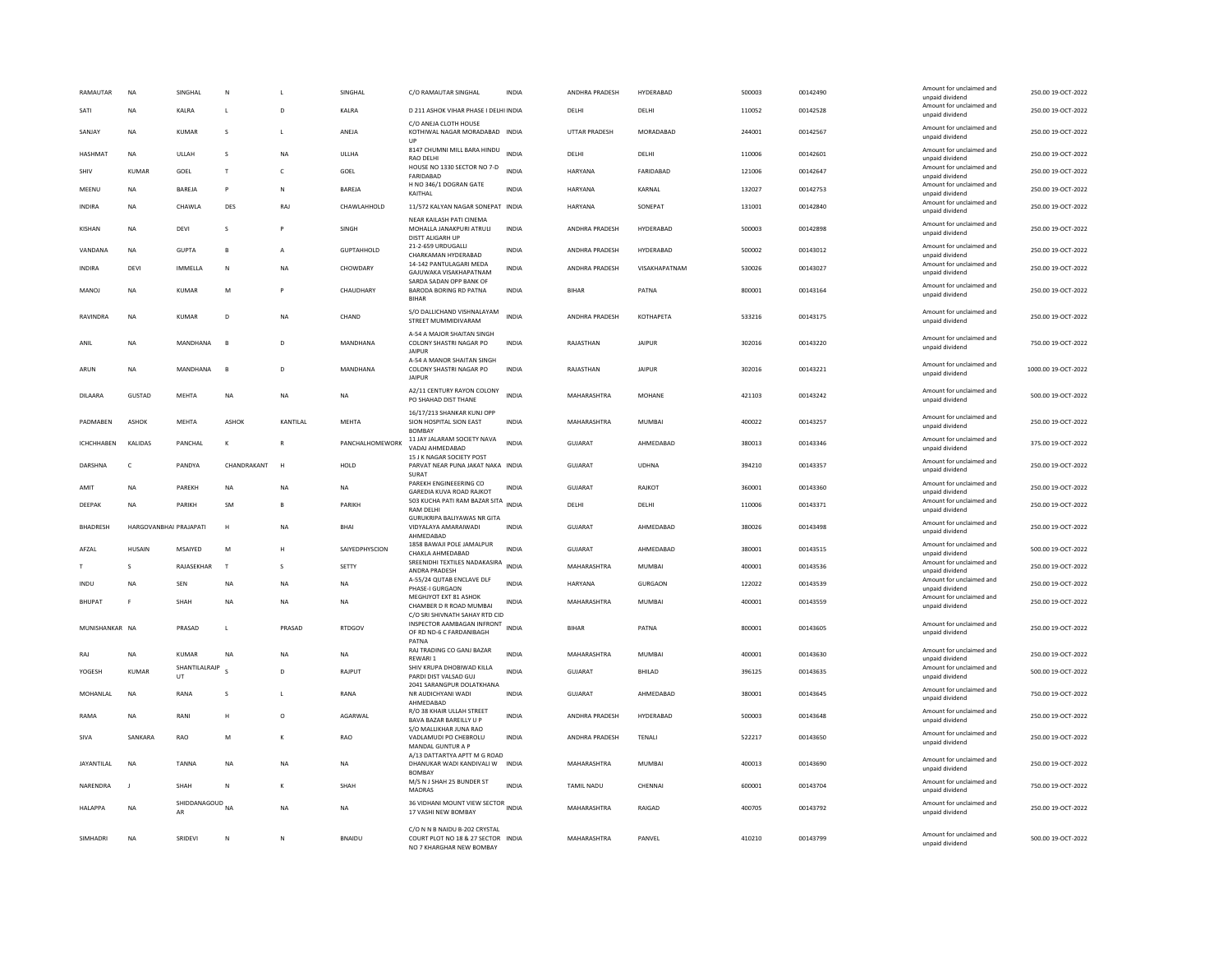| RAMAUTAR | NA | SINGHAL | N | L | SINGHAL | C/O RAMAUTAR SINGHAL | INDIA | ANDHRA PRADESH | HYDERABAD | 500003 | 00142490 | Amount for unclaimed and unpaid dividend | 250.00 | 19-OCT-2022 |
|---|---|---|---|---|---|---|---|---|---|---|---|---|---|---|
| SATI | NA | KALRA | L | D | KALRA | D 211 ASHOK VIHAR PHASE I DELHI | INDIA | DELHI | DELHI | 110052 | 00142528 | Amount for unclaimed and unpaid dividend | 250.00 | 19-OCT-2022 |
| SANJAY | NA | KUMAR | S | L | ANEJA | C/O ANEJA CLOTH HOUSE KOTHIWAL NAGAR MORADABAD UP | INDIA | UTTAR PRADESH | MORADABAD | 244001 | 00142567 | Amount for unclaimed and unpaid dividend | 250.00 | 19-OCT-2022 |
| HASHMAT | NA | ULLAH | S | NA | ULLHA | 8147 CHUMNI MILL BARA HINDU RAO DELHI | INDIA | DELHI | DELHI | 110006 | 00142601 | Amount for unclaimed and unpaid dividend | 250.00 | 19-OCT-2022 |
| SHIV | KUMAR | GOEL | T | C | GOEL | HOUSE NO 1330 SECTOR NO 7-D FARIDABAD | INDIA | HARYANA | FARIDABAD | 121006 | 00142647 | Amount for unclaimed and unpaid dividend | 250.00 | 19-OCT-2022 |
| MEENU | NA | BAREJA | P | N | BAREJA | H NO 346/1 DOGRAN GATE KAITHAL | INDIA | HARYANA | KARNAL | 132027 | 00142753 | Amount for unclaimed and unpaid dividend | 250.00 | 19-OCT-2022 |
| INDIRA | NA | CHAWLA | DES | RAJ | CHAWLAHHOLD | 11/572 KALYAN NAGAR SONEPAT | INDIA | HARYANA | SONEPAT | 131001 | 00142840 | Amount for unclaimed and unpaid dividend | 250.00 | 19-OCT-2022 |
| KISHAN | NA | DEVI | S | P | SINGH | NEAR KAILASH PATI CINEMA MOHALLA JANAKPURI ATRULI DISTT ALIGARH UP | INDIA | ANDHRA PRADESH | HYDERABAD | 500003 | 00142898 | Amount for unclaimed and unpaid dividend | 250.00 | 19-OCT-2022 |
| VANDANA | NA | GUPTA | B | A | GUPTAHHOLD | 21-2-659 URDUGALLI CHARKAMAN HYDERABAD | INDIA | ANDHRA PRADESH | HYDERABAD | 500002 | 00143012 | Amount for unclaimed and unpaid dividend | 250.00 | 19-OCT-2022 |
| INDIRA | DEVI | IMMELLA | N | NA | CHOWDARY | 14-142 PANTULAGARI MEDA GAJUWAKA VISAKHAPATNAM | INDIA | ANDHRA PRADESH | VISAKHAPATNAM | 530026 | 00143027 | Amount for unclaimed and unpaid dividend | 250.00 | 19-OCT-2022 |
| MANOJ | NA | KUMAR | M | P | CHAUDHARY | SARDA SADAN OPP BANK OF BARODA BORING RD PATNA BIHAR | INDIA | BIHAR | PATNA | 800001 | 00143164 | Amount for unclaimed and unpaid dividend | 250.00 | 19-OCT-2022 |
| RAVINDRA | NA | KUMAR | D | NA | CHAND | S/O DALLICHAND VISHNALAYAM STREET MUMMIDIVARAM | INDIA | ANDHRA PRADESH | KOTHAPETA | 533216 | 00143175 | Amount for unclaimed and unpaid dividend | 250.00 | 19-OCT-2022 |
| ANIL | NA | MANDHANA | B | D | MANDHANA | A-54 A MAJOR SHAITAN SINGH COLONY SHASTRI NAGAR PO JAIPUR | INDIA | RAJASTHAN | JAIPUR | 302016 | 00143220 | Amount for unclaimed and unpaid dividend | 750.00 | 19-OCT-2022 |
| ARUN | NA | MANDHANA | B | D | MANDHANA | A-54 A MANOR SHAITAN SINGH COLONY SHASTRI NAGAR PO JAIPUR | INDIA | RAJASTHAN | JAIPUR | 302016 | 00143221 | Amount for unclaimed and unpaid dividend | 1000.00 | 19-OCT-2022 |
| DILAARA | GUSTAD | MEHTA | NA | NA | NA | A2/11 CENTURY RAYON COLONY PO SHAHAD DIST THANE | INDIA | MAHARASHTRA | MOHANE | 421103 | 00143242 | Amount for unclaimed and unpaid dividend | 500.00 | 19-OCT-2022 |
| PADMABEN | ASHOK | MEHTA | ASHOK | KANTILAL | MEHTA | 16/17/213 SHANKAR KUNJ OPP SION HOSPITAL SION EAST BOMBAY | INDIA | MAHARASHTRA | MUMBAI | 400022 | 00143257 | Amount for unclaimed and unpaid dividend | 250.00 | 19-OCT-2022 |
| ICHCHHABEN | KALIDAS | PANCHAL | K | R | PANCHALHOMEWORK | 11 JAY JALARAM SOCIETY NAVA VADAJ AHMEDABAD | INDIA | GUJARAT | AHMEDABAD | 380013 | 00143346 | Amount for unclaimed and unpaid dividend | 375.00 | 19-OCT-2022 |
| DARSHNA | C | PANDYA | CHANDRAKANT | H | HOLD | 15 J K NAGAR SOCIETY POST PARVAT NEAR PUNA JAKAT NAKA SURAT | INDIA | GUJARAT | UDHNA | 394210 | 00143357 | Amount for unclaimed and unpaid dividend | 250.00 | 19-OCT-2022 |
| AMIT | NA | PAREKH | NA | NA | NA | PAREKH ENGINEEERING CO GAREDIA KUVA ROAD RAJKOT | INDIA | GUJARAT | RAJKOT | 360001 | 00143360 | Amount for unclaimed and unpaid dividend | 250.00 | 19-OCT-2022 |
| DEEPAK | NA | PARIKH | SM | B | PARIKH | 503 KUCHA PATI RAM BAZAR SITA RAM DELHI | INDIA | DELHI | DELHI | 110006 | 00143371 | Amount for unclaimed and unpaid dividend | 250.00 | 19-OCT-2022 |
| BHADRESH | HARGOVANBHAI | PRAJAPATI | H | NA | BHAI | GURUKRIPA BALIYAWAS NR GITA VIDYALAYA AMARAIWADI AHMEDABAD | INDIA | GUJARAT | AHMEDABAD | 380026 | 00143498 | Amount for unclaimed and unpaid dividend | 250.00 | 19-OCT-2022 |
| AFZAL | HUSAIN | MSAIYED | M | H | SAIYEDPHYSCION | 1858 BAWAJI POLE JAMALPUR CHAKLA AHMEDABAD | INDIA | GUJARAT | AHMEDABAD | 380001 | 00143515 | Amount for unclaimed and unpaid dividend | 500.00 | 19-OCT-2022 |
| T | S | RAJASEKHAR | T | S | SETTY | SREENIDHI TEXTILES NADAKASIRA ANDRA PRADESH | INDIA | MAHARASHTRA | MUMBAI | 400001 | 00143536 | Amount for unclaimed and unpaid dividend | 250.00 | 19-OCT-2022 |
| INDU | NA | SEN | NA | NA | NA | A-55/24 QUTAB ENCLAVE DLF PHASE-I GURGAON | INDIA | HARYANA | GURGAON | 122022 | 00143539 | Amount for unclaimed and unpaid dividend | 250.00 | 19-OCT-2022 |
| BHUPAT | F | SHAH | NA | NA | NA | MEGHJYOT EXT 81 ASHOK CHAMBER D R ROAD MUMBAI | INDIA | MAHARASHTRA | MUMBAI | 400001 | 00143559 | Amount for unclaimed and unpaid dividend | 250.00 | 19-OCT-2022 |
| MUNISHANKAR | NA | PRASAD | L | PRASAD | RTDGOV | C/O SRI SHIVNATH SAHAY RTD CID INSPECTOR AAMBAGAN INFRONT OF RD ND-6 C FARDANIBAGH PATNA | INDIA | BIHAR | PATNA | 800001 | 00143605 | Amount for unclaimed and unpaid dividend | 250.00 | 19-OCT-2022 |
| RAJ | NA | KUMAR | NA | NA | NA | RAJ TRADING CO GANJ BAZAR REWARI 1 | INDIA | MAHARASHTRA | MUMBAI | 400001 | 00143630 | Amount for unclaimed and unpaid dividend | 250.00 | 19-OCT-2022 |
| YOGESH | KUMAR | SHANTILALRAJPUT | S | D | RAJPUT | SHIV KRUPA DHOBIWAD KILLA PARDI DIST VALSAD GUJ | INDIA | GUJARAT | BHILAD | 396125 | 00143635 | Amount for unclaimed and unpaid dividend | 500.00 | 19-OCT-2022 |
| MOHANLAL | NA | RANA | S | L | RANA | 2041 SARANGPUR DOLATKHANA NR AUDICHYANI WADI AHMEDABAD | INDIA | GUJARAT | AHMEDABAD | 380001 | 00143645 | Amount for unclaimed and unpaid dividend | 750.00 | 19-OCT-2022 |
| RAMA | NA | RANI | H | O | AGARWAL | R/O 38 KHAIR ULLAH STREET BAVA BAZAR BAREILLY U P | INDIA | ANDHRA PRADESH | HYDERABAD | 500003 | 00143648 | Amount for unclaimed and unpaid dividend | 250.00 | 19-OCT-2022 |
| SIVA | SANKARA | RAO | M | K | RAO | S/O MALLIKHAR JUNA RAO VADLAMUDI PO CHEBROLU MANDAL GUNTUR A P | INDIA | ANDHRA PRADESH | TENALI | 522217 | 00143650 | Amount for unclaimed and unpaid dividend | 250.00 | 19-OCT-2022 |
| JAYANTILAL | NA | TANNA | NA | NA | NA | A/13 DATTARTYA APTT M G ROAD DHANUKAR WADI KANDIVALI W BOMBAY | INDIA | MAHARASHTRA | MUMBAI | 400013 | 00143690 | Amount for unclaimed and unpaid dividend | 250.00 | 19-OCT-2022 |
| NARENDRA | J | SHAH | N | K | SHAH | M/S N J SHAH 25 BUNDER ST MADRAS | INDIA | TAMIL NADU | CHENNAI | 600001 | 00143704 | Amount for unclaimed and unpaid dividend | 750.00 | 19-OCT-2022 |
| HALAPPA | NA | SHIDDANAGOUDAR | NA | NA | NA | 36 VIDHANI MOUNT VIEW SECTOR 17 VASHI NEW BOMBAY | INDIA | MAHARASHTRA | RAIGAD | 400705 | 00143792 | Amount for unclaimed and unpaid dividend | 250.00 | 19-OCT-2022 |
| SIMHADRI | NA | SRIDEVI | N | N | BNAIDU | C/O N N B NAIDU B-202 CRYSTAL COURT PLOT NO 18 & 27 SECTOR NO 7 KHARGHAR NEW BOMBAY | INDIA | MAHARASHTRA | PANVEL | 410210 | 00143799 | Amount for unclaimed and unpaid dividend | 500.00 | 19-OCT-2022 |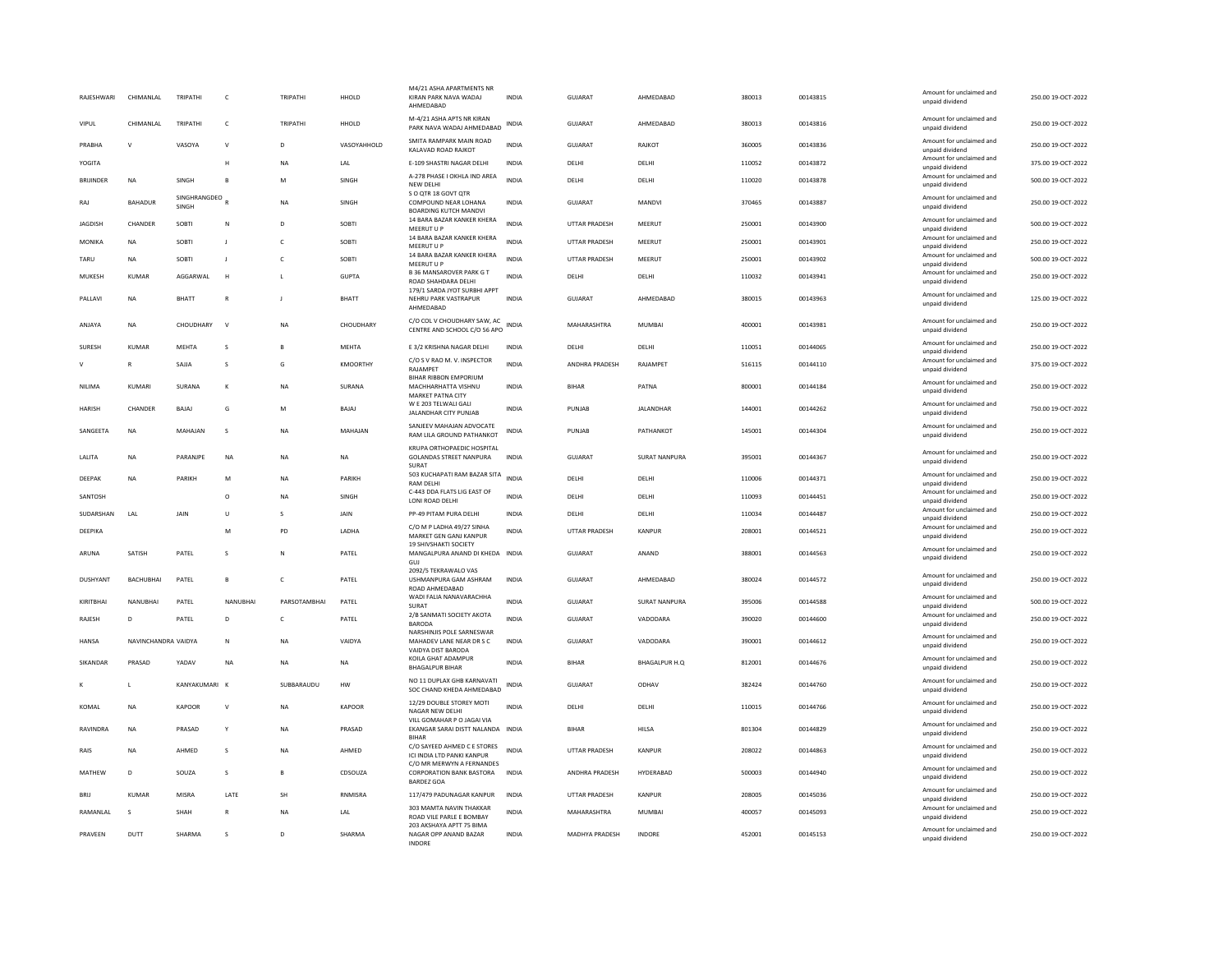| RAJESHWARI | CHIMANLAL | TRIPATHI | C | TRIPATHI | HHOLD | M4/21 ASHA APARTMENTS NR KIRAN PARK NAVA WADAJ AHMEDABAD | INDIA | GUJARAT | AHMEDABAD | 380013 | 00143815 | Amount for unclaimed and unpaid dividend | 250.00 | 19-OCT-2022 |
|---|---|---|---|---|---|---|---|---|---|---|---|---|---|---|
| VIPUL | CHIMANLAL | TRIPATHI | C | TRIPATHI | HHOLD | M-4/21 ASHA APTS NR KIRAN PARK NAVA WADAJ AHMEDABAD | INDIA | GUJARAT | AHMEDABAD | 380013 | 00143816 | Amount for unclaimed and unpaid dividend | 250.00 | 19-OCT-2022 |
| PRABHA | V | VASOYA | V | D | VASOYAHHOLD | SMITA RAMPARK MAIN ROAD KALAVAD ROAD RAJKOT | INDIA | GUJARAT | RAJKOT | 360005 | 00143836 | Amount for unclaimed and unpaid dividend | 250.00 | 19-OCT-2022 |
| YOGITA | | | H | NA | LAL | E-109 SHASTRI NAGAR DELHI | INDIA | DELHI | DELHI | 110052 | 00143872 | Amount for unclaimed and unpaid dividend | 375.00 | 19-OCT-2022 |
| BRIJINDER | NA | SINGH | B | M | SINGH | A-278 PHASE I OKHLA IND AREA NEW DELHI | INDIA | DELHI | DELHI | 110020 | 00143878 | Amount for unclaimed and unpaid dividend | 500.00 | 19-OCT-2022 |
| RAJ | BAHADUR | SINGHRANGDEO SINGH | R | NA | SINGH | S O QTR 18 GOVT QTR COMPOUND NEAR LOHANA BOARDING KUTCH MANDVI | INDIA | GUJARAT | MANDVI | 370465 | 00143887 | Amount for unclaimed and unpaid dividend | 250.00 | 19-OCT-2022 |
| JAGDISH | CHANDER | SOBTI | N | D | SOBTI | 14 BARA BAZAR KANKER KHERA MEERUT U P | INDIA | UTTAR PRADESH | MEERUT | 250001 | 00143900 | Amount for unclaimed and unpaid dividend | 500.00 | 19-OCT-2022 |
| MONIKA | NA | SOBTI | J | C | SOBTI | 14 BARA BAZAR KANKER KHERA MEERUT U P | INDIA | UTTAR PRADESH | MEERUT | 250001 | 00143901 | Amount for unclaimed and unpaid dividend | 250.00 | 19-OCT-2022 |
| TARU | NA | SOBTI | J | C | SOBTI | 14 BARA BAZAR KANKER KHERA MEERUT U P | INDIA | UTTAR PRADESH | MEERUT | 250001 | 00143902 | Amount for unclaimed and unpaid dividend | 500.00 | 19-OCT-2022 |
| MUKESH | KUMAR | AGGARWAL | H | L | GUPTA | B 36 MANSAROVER PARK G T ROAD SHAHDARA DELHI | INDIA | DELHI | DELHI | 110032 | 00143941 | Amount for unclaimed and unpaid dividend | 250.00 | 19-OCT-2022 |
| PALLAVI | NA | BHATT | R | J | BHATT | 179/1 SARDA JYOT SURBHI APPT NEHRU PARK VASTRAPUR AHMEDABAD | INDIA | GUJARAT | AHMEDABAD | 380015 | 00143963 | Amount for unclaimed and unpaid dividend | 125.00 | 19-OCT-2022 |
| ANJAYA | NA | CHOUDHARY | V | NA | CHOUDHARY | C/O COL V CHOUDHARY SAW, AC CENTRE AND SCHOOL C/O 56 APO | INDIA | MAHARASHTRA | MUMBAI | 400001 | 00143981 | Amount for unclaimed and unpaid dividend | 250.00 | 19-OCT-2022 |
| SURESH | KUMAR | MEHTA | S | B | MEHTA | E 3/2 KRISHNA NAGAR DELHI | INDIA | DELHI | DELHI | 110051 | 00144065 | Amount for unclaimed and unpaid dividend | 250.00 | 19-OCT-2022 |
| V | R | SAJJA | S | G | KMOORTHY | C/O S V RAO M. V. INSPECTOR RAJAMPET | INDIA | ANDHRA PRADESH | RAJAMPET | 516115 | 00144110 | Amount for unclaimed and unpaid dividend | 375.00 | 19-OCT-2022 |
| NILIMA | KUMARI | SURANA | K | NA | SURANA | BIHAR RIBBON EMPORIUM MACHHARHATTA VISHNU MARKET PATNA CITY | INDIA | BIHAR | PATNA | 800001 | 00144184 | Amount for unclaimed and unpaid dividend | 250.00 | 19-OCT-2022 |
| HARISH | CHANDER | BAJAJ | G | M | BAJAJ | W E 203 TELWALI GALI JALANDHAR CITY PUNJAB | INDIA | PUNJAB | JALANDHAR | 144001 | 00144262 | Amount for unclaimed and unpaid dividend | 750.00 | 19-OCT-2022 |
| SANGEETA | NA | MAHAJAN | S | NA | MAHAJAN | SANJEEV MAHAJAN ADVOCATE RAM LILA GROUND PATHANKOT | INDIA | PUNJAB | PATHANKOT | 145001 | 00144304 | Amount for unclaimed and unpaid dividend | 250.00 | 19-OCT-2022 |
| LALITA | NA | PARANJPE | NA | NA | NA | KRUPA ORTHOPAEDIC HOSPITAL GOLANDAS STREET NANPURA SURAT | INDIA | GUJARAT | SURAT NANPURA | 395001 | 00144367 | Amount for unclaimed and unpaid dividend | 250.00 | 19-OCT-2022 |
| DEEPAK | NA | PARIKH | M | NA | PARIKH | 503 KUCHAPATI RAM BAZAR SITA RAM DELHI | INDIA | DELHI | DELHI | 110006 | 00144371 | Amount for unclaimed and unpaid dividend | 250.00 | 19-OCT-2022 |
| SANTOSH | | | O | NA | SINGH | C-443 DDA FLATS LIG EAST OF LONI ROAD DELHI | INDIA | DELHI | DELHI | 110093 | 00144451 | Amount for unclaimed and unpaid dividend | 250.00 | 19-OCT-2022 |
| SUDARSHAN | LAL | JAIN | U | S | JAIN | PP-49 PITAM PURA DELHI | INDIA | DELHI | DELHI | 110034 | 00144487 | Amount for unclaimed and unpaid dividend | 250.00 | 19-OCT-2022 |
| DEEPIKA | | | M | PD | LADHA | C/O M P LADHA 49/27 SINHA MARKET GEN GANJ KANPUR | INDIA | UTTAR PRADESH | KANPUR | 208001 | 00144521 | Amount for unclaimed and unpaid dividend | 250.00 | 19-OCT-2022 |
| ARUNA | SATISH | PATEL | S | N | PATEL | 19 SHIVSHAKTI SOCIETY MANGALPURA ANAND DI KHEDA GUJ | INDIA | GUJARAT | ANAND | 388001 | 00144563 | Amount for unclaimed and unpaid dividend | 250.00 | 19-OCT-2022 |
| DUSHYANT | BACHUBHAI | PATEL | B | C | PATEL | 2092/5 TEKRAWALO VAS USHMANPURA GAM ASHRAM ROAD AHMEDABAD | INDIA | GUJARAT | AHMEDABAD | 380024 | 00144572 | Amount for unclaimed and unpaid dividend | 250.00 | 19-OCT-2022 |
| KIRITBHAI | NANUBHAI | PATEL | NANUBHAI | PARSOTAMBHAI | PATEL | WADI FALIA NANAVARACHHA SURAT | INDIA | GUJARAT | SURAT NANPURA | 395006 | 00144588 | Amount for unclaimed and unpaid dividend | 500.00 | 19-OCT-2022 |
| RAJESH | D | PATEL | D | C | PATEL | 2/B SANMATI SOCIETY AKOTA BARODA | INDIA | GUJARAT | VADODARA | 390020 | 00144600 | Amount for unclaimed and unpaid dividend | 250.00 | 19-OCT-2022 |
| HANSA | NAVINCHANDRA | VAIDYA | N | NA | VAIDYA | NARSHINJIS POLE SARNESWAR MAHADEV LANE NEAR DR S C VAIDYA DIST BARODA | INDIA | GUJARAT | VADODARA | 390001 | 00144612 | Amount for unclaimed and unpaid dividend | 250.00 | 19-OCT-2022 |
| SIKANDAR | PRASAD | YADAV | NA | NA | NA | KOILA GHAT ADAMPUR BHAGALPUR BIHAR | INDIA | BIHAR | BHAGALPUR H.Q | 812001 | 00144676 | Amount for unclaimed and unpaid dividend | 250.00 | 19-OCT-2022 |
| K | L | KANYAKUMARI | K | SUBBARAUDU | HW | NO 11 DUPLAX GHB KARNAVATI SOC CHAND KHEDA AHMEDABAD | INDIA | GUJARAT | ODHAV | 382424 | 00144760 | Amount for unclaimed and unpaid dividend | 250.00 | 19-OCT-2022 |
| KOMAL | NA | KAPOOR | V | NA | KAPOOR | 12/29 DOUBLE STOREY MOTI NAGAR NEW DELHI | INDIA | DELHI | DELHI | 110015 | 00144766 | Amount for unclaimed and unpaid dividend | 250.00 | 19-OCT-2022 |
| RAVINDRA | NA | PRASAD | Y | NA | PRASAD | VILL GOMAHAR P O JAGAI VIA EKANGAR SARAI DISTT NALANDA BIHAR | INDIA | BIHAR | HILSA | 801304 | 00144829 | Amount for unclaimed and unpaid dividend | 250.00 | 19-OCT-2022 |
| RAIS | NA | AHMED | S | NA | AHMED | C/O SAYEED AHMED C E STORES ICI INDIA LTD PANKI KANPUR | INDIA | UTTAR PRADESH | KANPUR | 208022 | 00144863 | Amount for unclaimed and unpaid dividend | 250.00 | 19-OCT-2022 |
| MATHEW | D | SOUZA | S | B | CDSOUZA | C/O MR MERWYN A FERNANDES CORPORATION BANK BASTORA BARDEZ GOA | INDIA | ANDHRA PRADESH | HYDERABAD | 500003 | 00144940 | Amount for unclaimed and unpaid dividend | 250.00 | 19-OCT-2022 |
| BRIJ | KUMAR | MISRA | LATE | SH | RNMISRA | 117/479 PADUNAGAR KANPUR | INDIA | UTTAR PRADESH | KANPUR | 208005 | 00145036 | Amount for unclaimed and unpaid dividend | 250.00 | 19-OCT-2022 |
| RAMANLAL | S | SHAH | R | NA | LAL | 303 MAMTA NAVIN THAKKAR ROAD VILE PARLE E BOMBAY | INDIA | MAHARASHTRA | MUMBAI | 400057 | 00145093 | Amount for unclaimed and unpaid dividend | 250.00 | 19-OCT-2022 |
| PRAVEEN | DUTT | SHARMA | S | D | SHARMA | 203 AKSHAYA APTT 75 BIMA NAGAR OPP ANAND BAZAR INDORE | INDIA | MADHYA PRADESH | INDORE | 452001 | 00145153 | Amount for unclaimed and unpaid dividend | 250.00 | 19-OCT-2022 |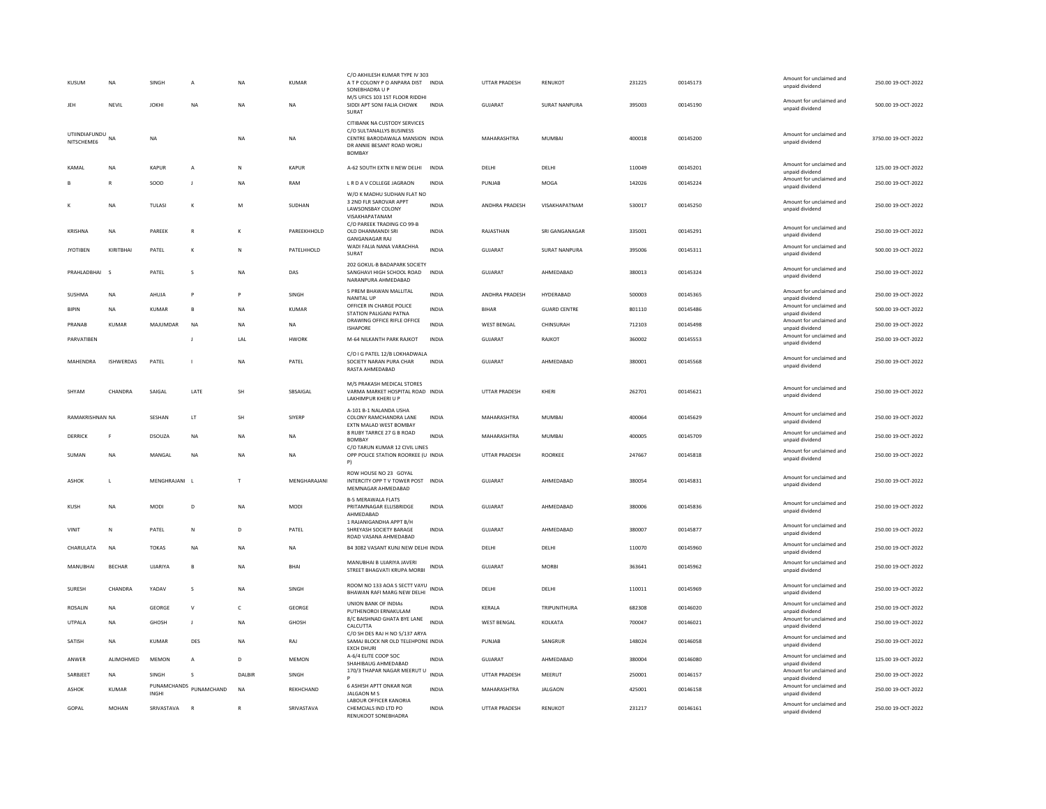| | | | | | | | | | | | | | |
|---|---|---|---|---|---|---|---|---|---|---|---|---|---|
| KUSUM | NA | SINGH | A | NA | KUMAR | C/O AKHILESH KUMAR TYPE IV 303 A T P COLONY P O ANPARA DIST SONEBHADRA U P | INDIA | UTTAR PRADESH | RENUKOT | 231225 | 00145173 | Amount for unclaimed and unpaid dividend | 250.00 19-OCT-2022 |
| JEH | NEVIL | JOKHI | NA | NA | NA | M/S UFICS 103 1ST FLOOR RIDDHI SIDDI APT SONI FALIA CHOWK SURAT | INDIA | GUJARAT | SURAT NANPURA | 395003 | 00145190 | Amount for unclaimed and unpaid dividend | 500.00 19-OCT-2022 |
| UTIINDIAFUNDU NITSCHEME6 | NA | NA | | NA | NA | CITIBANK NA CUSTODY SERVICES C/O SULTANALLYS BUSINESS CENTRE BARODAWALA MANSION DR ANNIE BESANT ROAD WORLI BOMBAY | INDIA | MAHARASHTRA | MUMBAI | 400018 | 00145200 | Amount for unclaimed and unpaid dividend | 3750.00 19-OCT-2022 |
| KAMAL | NA | KAPUR | A | N | KAPUR | A-62 SOUTH EXTN II NEW DELHI | INDIA | DELHI | DELHI | 110049 | 00145201 | Amount for unclaimed and unpaid dividend | 125.00 19-OCT-2022 |
| B | R | SOOD | J | NA | RAM | L R D A V COLLEGE JAGRAON | INDIA | PUNJAB | MOGA | 142026 | 00145224 | Amount for unclaimed and unpaid dividend | 250.00 19-OCT-2022 |
| K | NA | TULASI | K | M | SUDHAN | W/O K MADHU SUDHAN FLAT NO 3 2ND FLR SAROVAR APPT LAWSONSBAY COLONY VISAKHAPATANAM | INDIA | ANDHRA PRADESH | VISAKHAPATNAM | 530017 | 00145250 | Amount for unclaimed and unpaid dividend | 250.00 19-OCT-2022 |
| KRISHNA | NA | PAREEK | R | K | PAREEKHHOLD | C/O PAREEK TRADING CO 99-B OLD DHANMANDI SRI GANGANAGAR RAJ | INDIA | RAJASTHAN | SRI GANGANAGAR | 335001 | 00145291 | Amount for unclaimed and unpaid dividend | 250.00 19-OCT-2022 |
| JYOTIBEN | KIRITBHAI | PATEL | K | N | PATELHHOLD | WADI FALIA NANA VARACHHA SURAT | INDIA | GUJARAT | SURAT NANPURA | 395006 | 00145311 | Amount for unclaimed and unpaid dividend | 500.00 19-OCT-2022 |
| PRAHLADBHAI | S | PATEL | S | NA | DAS | 202 GOKUL-B BADAPARK SOCIETY SANGHAVI HIGH SCHOOL ROAD NARANPURA AHMEDABAD | INDIA | GUJARAT | AHMEDABAD | 380013 | 00145324 | Amount for unclaimed and unpaid dividend | 250.00 19-OCT-2022 |
| SUSHMA | NA | AHUJA | P | P | SINGH | 5 PREM BHAWAN MALLITAL NANITAL UP | INDIA | ANDHRA PRADESH | HYDERABAD | 500003 | 00145365 | Amount for unclaimed and unpaid dividend | 250.00 19-OCT-2022 |
| BIPIN | NA | KUMAR | B | NA | KUMAR | OFFICER IN CHARGE POLICE STATION PALIGANJ PATNA | INDIA | BIHAR | GUARD CENTRE | 801110 | 00145486 | Amount for unclaimed and unpaid dividend | 500.00 19-OCT-2022 |
| PRANAB | KUMAR | MAJUMDAR | NA | NA | NA | DRAWING OFFICE RIFLE OFFICE ISHAPORE | INDIA | WEST BENGAL | CHINSURAH | 712103 | 00145498 | Amount for unclaimed and unpaid dividend | 250.00 19-OCT-2022 |
| PARVATIBEN | | | J | LAL | HWORK | M-64 NILKANTH PARK RAJKOT | INDIA | GUJARAT | RAJKOT | 360002 | 00145553 | Amount for unclaimed and unpaid dividend | 250.00 19-OCT-2022 |
| MAHENDRA | ISHWERDAS | PATEL | I | NA | PATEL | C/O I G PATEL 12/B LOKHADWALA SOCIETY NARAN PURA CHAR RASTA AHMEDABAD | INDIA | GUJARAT | AHMEDABAD | 380001 | 00145568 | Amount for unclaimed and unpaid dividend | 250.00 19-OCT-2022 |
| SHYAM | CHANDRA | SAIGAL | LATE | SH | SBSAIGAL | M/S PRAKASH MEDICAL STORES VARMA MARKET HOSPITAL ROAD LAKHIMPUR KHERI U P | INDIA | UTTAR PRADESH | KHERI | 262701 | 00145621 | Amount for unclaimed and unpaid dividend | 250.00 19-OCT-2022 |
| RAMAKRISHNAN | NA | SESHAN | LT | SH | SIYERP | A-101 B-1 NALANDA USHA COLONY RAMCHANDRA LANE EXTN MALAD WEST BOMBAY | INDIA | MAHARASHTRA | MUMBAI | 400064 | 00145629 | Amount for unclaimed and unpaid dividend | 250.00 19-OCT-2022 |
| DERRICK | F | DSOUZA | NA | NA | NA | 8 RUBY TARRCE 27 G B ROAD BOMBAY | INDIA | MAHARASHTRA | MUMBAI | 400005 | 00145709 | Amount for unclaimed and unpaid dividend | 250.00 19-OCT-2022 |
| SUMAN | NA | MANGAL | NA | NA | NA | C/O TARUN KUMAR 12 CIVIL LINES OPP POLICE STATION ROORKEE (U P) | INDIA | UTTAR PRADESH | ROORKEE | 247667 | 00145818 | Amount for unclaimed and unpaid dividend | 250.00 19-OCT-2022 |
| ASHOK | L | MENGHRAJANI | L | T | MENGHARAJANI | ROW HOUSE NO 23 GOYAL INTERCITY OPP T V TOWER POST MEMNAGAR AHMEDABAD | INDIA | GUJARAT | AHMEDABAD | 380054 | 00145831 | Amount for unclaimed and unpaid dividend | 250.00 19-OCT-2022 |
| KUSH | NA | MODI | D | NA | MODI | B-5 MERAWALA FLATS PRITAMNAGAR ELLISBRIDGE AHMEDABAD | INDIA | GUJARAT | AHMEDABAD | 380006 | 00145836 | Amount for unclaimed and unpaid dividend | 250.00 19-OCT-2022 |
| VINIT | N | PATEL | N | D | PATEL | 1 RAJANIGANDHA APPT B/H SHREYASH SOCIETY BARAGE ROAD VASANA AHMEDABAD | INDIA | GUJARAT | AHMEDABAD | 380007 | 00145877 | Amount for unclaimed and unpaid dividend | 250.00 19-OCT-2022 |
| CHARULATA | NA | TOKAS | NA | NA | NA | B4 3082 VASANT KUNJ NEW DELHI | INDIA | DELHI | DELHI | 110070 | 00145960 | Amount for unclaimed and unpaid dividend | 250.00 19-OCT-2022 |
| MANUBHAI | BECHAR | UJARIYA | B | NA | BHAI | MANUBHAI B UJARIYA JAVERI STREET BHAGVATI KRUPA MORBI | INDIA | GUJARAT | MORBI | 363641 | 00145962 | Amount for unclaimed and unpaid dividend | 250.00 19-OCT-2022 |
| SURESH | CHANDRA | YADAV | S | NA | SINGH | ROOM NO 133 AOA S SECTT VAYU BHAWAN RAFI MARG NEW DELHI | INDIA | DELHI | DELHI | 110011 | 00145969 | Amount for unclaimed and unpaid dividend | 250.00 19-OCT-2022 |
| ROSALIN | NA | GEORGE | V | C | GEORGE | UNION BANK OF INDIAs PUTHENOROI ERNAKULAM | INDIA | KERALA | TRIPUNITHURA | 682308 | 00146020 | Amount for unclaimed and unpaid dividend | 250.00 19-OCT-2022 |
| UTPALA | NA | GHOSH | J | NA | GHOSH | 8/C BAISHNAD GHATA BYE LANE CALCUTTA | INDIA | WEST BENGAL | KOLKATA | 700047 | 00146021 | Amount for unclaimed and unpaid dividend | 250.00 19-OCT-2022 |
| SATISH | NA | KUMAR | DES | NA | RAJ | C/O SH DES RAJ H NO 5/137 ARYA SAMAJ BLOCK NR OLD TELEHPONE EXCH DHURI | INDIA | PUNJAB | SANGRUR | 148024 | 00146058 | Amount for unclaimed and unpaid dividend | 250.00 19-OCT-2022 |
| ANWER | ALIMOHMED | MEMON | A | D | MEMON | A-6/4 ELITE COOP SOC SHAHIBAUG AHMEDABAD | INDIA | GUJARAT | AHMEDABAD | 380004 | 00146080 | Amount for unclaimed and unpaid dividend | 125.00 19-OCT-2022 |
| SARBJEET | NA | SINGH | S | DALBIR | SINGH | 170/3 THAPAR NAGAR MEERUT U P | INDIA | UTTAR PRADESH | MEERUT | 250001 | 00146157 | Amount for unclaimed and unpaid dividend | 250.00 19-OCT-2022 |
| ASHOK | KUMAR | PUNAMCHANDS INGHI | PUNAMCHAND | NA | REKHCHAND | 6 ASHISH APTT ONKAR NGR JALGAON M S | INDIA | MAHARASHTRA | JALGAON | 425001 | 00146158 | Amount for unclaimed and unpaid dividend | 250.00 19-OCT-2022 |
| GOPAL | MOHAN | SRIVASTAVA | R | R | SRIVASTAVA | LABOUR OFFICER KANORIA CHEMCIALS IND LTD PO RENUKOOT SONEBHADRA | INDIA | UTTAR PRADESH | RENUKOT | 231217 | 00146161 | Amount for unclaimed and unpaid dividend | 250.00 19-OCT-2022 |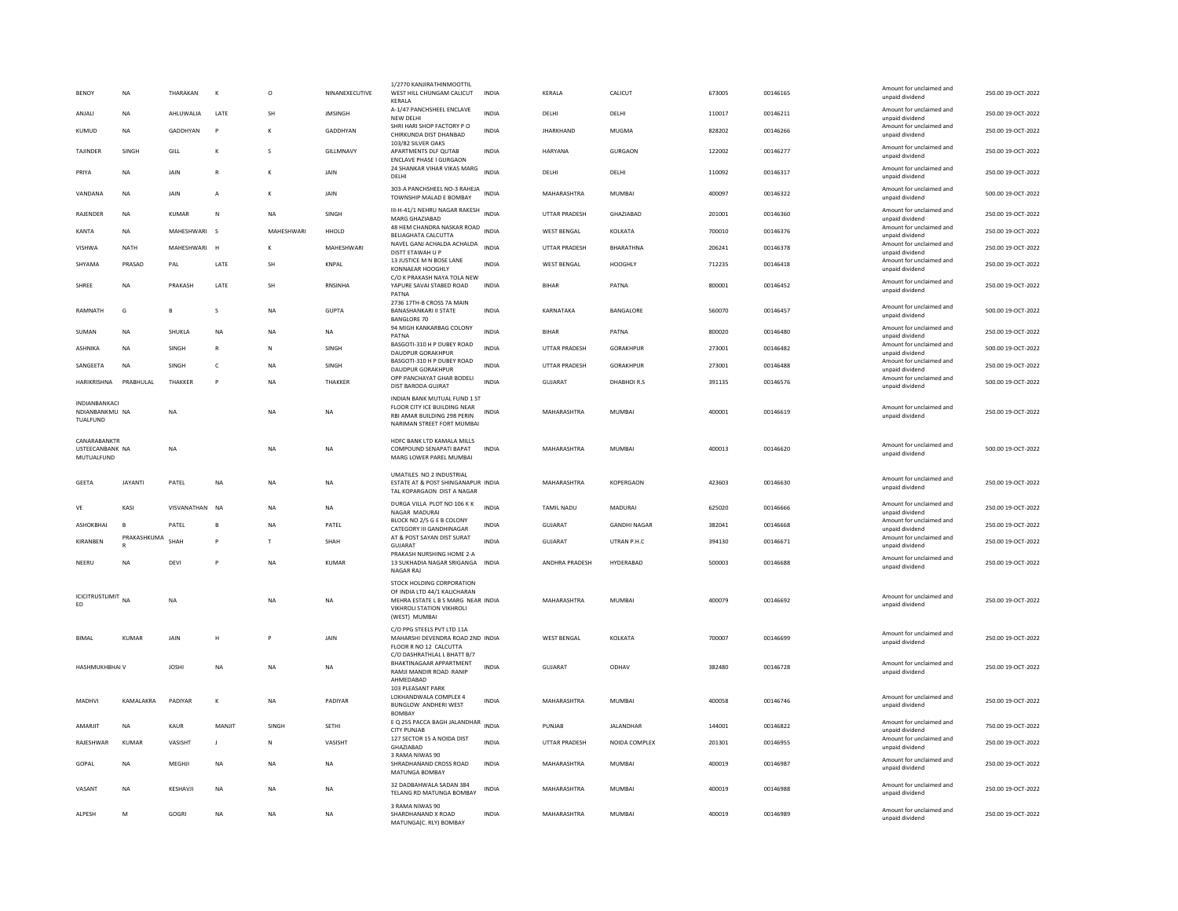| BENOY | NA | THARAKAN | K | O | NINANEXECUTIVE | 1/2770 KANJIRATHINMOOTTIL WEST HILL CHUNGAM CALICUT KERALA | INDIA | KERALA | CALICUT | 673005 | 00146165 | Amount for unclaimed and unpaid dividend | 250.00 19-OCT-2022 |
|---|---|---|---|---|---|---|---|---|---|---|---|---|---|
| ANJALI | NA | AHLUWALIA | LATE | SH | JMSINGH | A-1/47 PANCHSHEEL ENCLAVE NEW DELHI | INDIA | DELHI | DELHI | 110017 | 00146211 | Amount for unclaimed and unpaid dividend | 250.00 19-OCT-2022 |
| KUMUD | NA | GADDHYAN | P | K | GADDHYAN | SHRI HARI SHOP FACTORY P O CHIRKUNDA DIST DHANBAD | INDIA | JHARKHAND | MUGMA | 828202 | 00146266 | Amount for unclaimed and unpaid dividend | 250.00 19-OCT-2022 |
| TAJINDER | SINGH | GILL | K | S | GILLMNAVY | 103/82 SILVER OAKS APARTMENTS DLF QUTAB ENCLAVE PHASE I GURGAON | INDIA | HARYANA | GURGAON | 122002 | 00146277 | Amount for unclaimed and unpaid dividend | 250.00 19-OCT-2022 |
| PRIYA | NA | JAIN | R | K | JAIN | 24 SHANKAR VIHAR VIKAS MARG DELHI | INDIA | DELHI | DELHI | 110092 | 00146317 | Amount for unclaimed and unpaid dividend | 250.00 19-OCT-2022 |
| VANDANA | NA | JAIN | A | K | JAIN | 303-A PANCHSHEEL NO-3 RAHEJA TOWNSHIP MALAD E BOMBAY | INDIA | MAHARASHTRA | MUMBAI | 400097 | 00146322 | Amount for unclaimed and unpaid dividend | 500.00 19-OCT-2022 |
| RAJENDER | NA | KUMAR | N | NA | SINGH | III-H-41/1 NEHRU NAGAR RAKESH MARG GHAZIABAD | INDIA | UTTAR PRADESH | GHAZIABAD | 201001 | 00146360 | Amount for unclaimed and unpaid dividend | 250.00 19-OCT-2022 |
| KANTA | NA | MAHESHWARI | S | MAHESHWARI | HHOLD | 48 HEM CHANDRA NASKAR ROAD BELIAGHATA CALCUTTA | INDIA | WEST BENGAL | KOLKATA | 700010 | 00146376 | Amount for unclaimed and unpaid dividend | 250.00 19-OCT-2022 |
| VISHWA | NATH | MAHESHWARI | H | K | MAHESHWARI | NAVEL GANJ ACHALDA ACHALDA DISTT ETAWAH U P | INDIA | UTTAR PRADESH | BHARATHNA | 206241 | 00146378 | Amount for unclaimed and unpaid dividend | 250.00 19-OCT-2022 |
| SHYAMA | PRASAD | PAL | LATE | SH | KNPAL | 13 JUSTICE M N BOSE LANE KONNAEAR HOOGHLY | INDIA | WEST BENGAL | HOOGHLY | 712235 | 00146418 | Amount for unclaimed and unpaid dividend | 250.00 19-OCT-2022 |
| SHREE | NA | PRAKASH | LATE | SH | RNSINHA | C/O K PRAKASH NAYA TOLA NEW YAPURE SAVAI STABED ROAD PATNA | INDIA | BIHAR | PATNA | 800001 | 00146452 | Amount for unclaimed and unpaid dividend | 250.00 19-OCT-2022 |
| RAMNATH | G | B | S | NA | GUPTA | 2736 17TH-B CROSS 7A MAIN BANASHANKARI II STATE BANGLORE 70 | INDIA | KARNATAKA | BANGALORE | 560070 | 00146457 | Amount for unclaimed and unpaid dividend | 500.00 19-OCT-2022 |
| SUMAN | NA | SHUKLA | NA | NA | NA | 94 MIGH KANKARBAG COLONY PATNA | INDIA | BIHAR | PATNA | 800020 | 00146480 | Amount for unclaimed and unpaid dividend | 250.00 19-OCT-2022 |
| ASHNIKA | NA | SINGH | R | N | SINGH | BASGOTI-310 H P DUBEY ROAD DAUDPUR GORAKHPUR | INDIA | UTTAR PRADESH | GORAKHPUR | 273001 | 00146482 | Amount for unclaimed and unpaid dividend | 500.00 19-OCT-2022 |
| SANGEETA | NA | SINGH | C | NA | SINGH | BASGOTI-310 H P DUBEY ROAD DAUDPUR GORAKHPUR | INDIA | UTTAR PRADESH | GORAKHPUR | 273001 | 00146488 | Amount for unclaimed and unpaid dividend | 250.00 19-OCT-2022 |
| HARIKRISHNA | PRABHULAL | THAKKER | P | NA | THAKKER | OPP PANCHAYAT GHAR BODELI DIST BARODA GUJRAT | INDIA | GUJARAT | DHABHOI R.S | 391135 | 00146576 | Amount for unclaimed and unpaid dividend | 500.00 19-OCT-2022 |
| INDIANBANKACI NDIANBANKMU TUALFUND | NA | NA | | NA | NA | INDIAN BANK MUTUAL FUND 1 ST FLOOR CITY ICE BUILDING NEAR RBI AMAR BUILDING 298 PERIN NARIMAN STREET FORT MUMBAI | INDIA | MAHARASHTRA | MUMBAI | 400001 | 00146619 | Amount for unclaimed and unpaid dividend | 250.00 19-OCT-2022 |
| CANARABANKTR USTEECANBANK MUTUALFUND | NA | NA | | NA | NA | HDFC BANK LTD KAMALA MILLS COMPOUND SENAPATI BAPAT MARG LOWER PAREL MUMBAI | INDIA | MAHARASHTRA | MUMBAI | 400013 | 00146620 | Amount for unclaimed and unpaid dividend | 500.00 19-OCT-2022 |
| GEETA | JAYANTI | PATEL | NA | NA | NA | UMATILES NO 2 INDUSTRIAL ESTATE AT & POST SHINGANAPUR TAL KOPARGAON DIST A NAGAR | INDIA | MAHARASHTRA | KOPERGAON | 423603 | 00146630 | Amount for unclaimed and unpaid dividend | 250.00 19-OCT-2022 |
| VE | KASI | VISVANATHAN | NA | NA | NA | DURGA VILLA PLOT NO 106 K K NAGAR MADURAI | INDIA | TAMIL NADU | MADURAI | 625020 | 00146666 | Amount for unclaimed and unpaid dividend | 250.00 19-OCT-2022 |
| ASHOKBHAI | B | PATEL | B | NA | PATEL | BLOCK NO 2/5 G E B COLONY CATEGORY III GANDHINAGAR | INDIA | GUJARAT | GANDHI NAGAR | 382041 | 00146668 | Amount for unclaimed and unpaid dividend | 250.00 19-OCT-2022 |
| KIRANBEN | PRAKASHKUMA R | SHAH | P | T | SHAH | AT & POST SAYAN DIST SURAT GUJARAT | INDIA | GUJARAT | UTRAN P.H.C | 394130 | 00146671 | Amount for unclaimed and unpaid dividend | 250.00 19-OCT-2022 |
| NEERU | NA | DEVI | P | NA | KUMAR | PRAKASH NURSHING HOME 2-A 13 SUKHADIA NAGAR SRIGANGA NAGAR RAJ | INDIA | ANDHRA PRADESH | HYDERABAD | 500003 | 00146688 | Amount for unclaimed and unpaid dividend | 250.00 19-OCT-2022 |
| ICICITRUSTLIMIT ED | NA | NA | | NA | NA | STOCK HOLDING CORPORATION OF INDIA LTD 44/1 KALICHARAN MEHRA ESTATE L B S MARG NEAR VIKHROLI STATION VIKHROLI (WEST) MUMBAI | INDIA | MAHARASHTRA | MUMBAI | 400079 | 00146692 | Amount for unclaimed and unpaid dividend | 250.00 19-OCT-2022 |
| BIMAL | KUMAR | JAIN | H | P | JAIN | C/O PPG STEELS PVT LTD 11A MAHARSHI DEVENDRA ROAD 2ND FLOOR R NO 12 CALCUTTA | INDIA | WEST BENGAL | KOLKATA | 700007 | 00146699 | Amount for unclaimed and unpaid dividend | 250.00 19-OCT-2022 |
| HASHMUKHBHAI | V | JOSHI | NA | NA | NA | C/O DASHRATHLAL L BHATT B/7 BHAKTINAGAAR APPARTMENT RAMJI MANDIR ROAD RANIP AHMEDABAD | INDIA | GUJARAT | ODHAV | 382480 | 00146728 | Amount for unclaimed and unpaid dividend | 250.00 19-OCT-2022 |
| MADHVI | KAMALAKRA | PADIYAR | K | NA | PADIYAR | 103 PLEASANT PARK LOKHANDWALA COMPLEX 4 BUNGLOW ANDHERI WEST BOMBAY | INDIA | MAHARASHTRA | MUMBAI | 400058 | 00146746 | Amount for unclaimed and unpaid dividend | 250.00 19-OCT-2022 |
| AMARJIT | NA | KAUR | MANJIT | SINGH | SETHI | E Q 255 PACCA BAGH JALANDHAR CITY PUNJAB | INDIA | PUNJAB | JALANDHAR | 144001 | 00146822 | Amount for unclaimed and unpaid dividend | 750.00 19-OCT-2022 |
| RAJESHWAR | KUMAR | VASISHT | J | N | VASISHT | 127 SECTOR 15 A NOIDA DIST GHAZIABAD | INDIA | UTTAR PRADESH | NOIDA COMPLEX | 201301 | 00146955 | Amount for unclaimed and unpaid dividend | 250.00 19-OCT-2022 |
| GOPAL | NA | MEGHJI | NA | NA | NA | 3 RAMA NIWAS 90 SHRADHANAND CROSS ROAD MATUNGA BOMBAY | INDIA | MAHARASHTRA | MUMBAI | 400019 | 00146987 | Amount for unclaimed and unpaid dividend | 250.00 19-OCT-2022 |
| VASANT | NA | KESHAVJI | NA | NA | NA | 32 DADBAHWALA SADAN 384 TELANG RD MATUNGA BOMBAY | INDIA | MAHARASHTRA | MUMBAI | 400019 | 00146988 | Amount for unclaimed and unpaid dividend | 250.00 19-OCT-2022 |
| ALPESH | M | GOGRI | NA | NA | NA | 3 RAMA NIWAS 90 SHARDHANAND X ROAD MATUNGA(C. RLY) BOMBAY | INDIA | MAHARASHTRA | MUMBAI | 400019 | 00146989 | Amount for unclaimed and unpaid dividend | 250.00 19-OCT-2022 |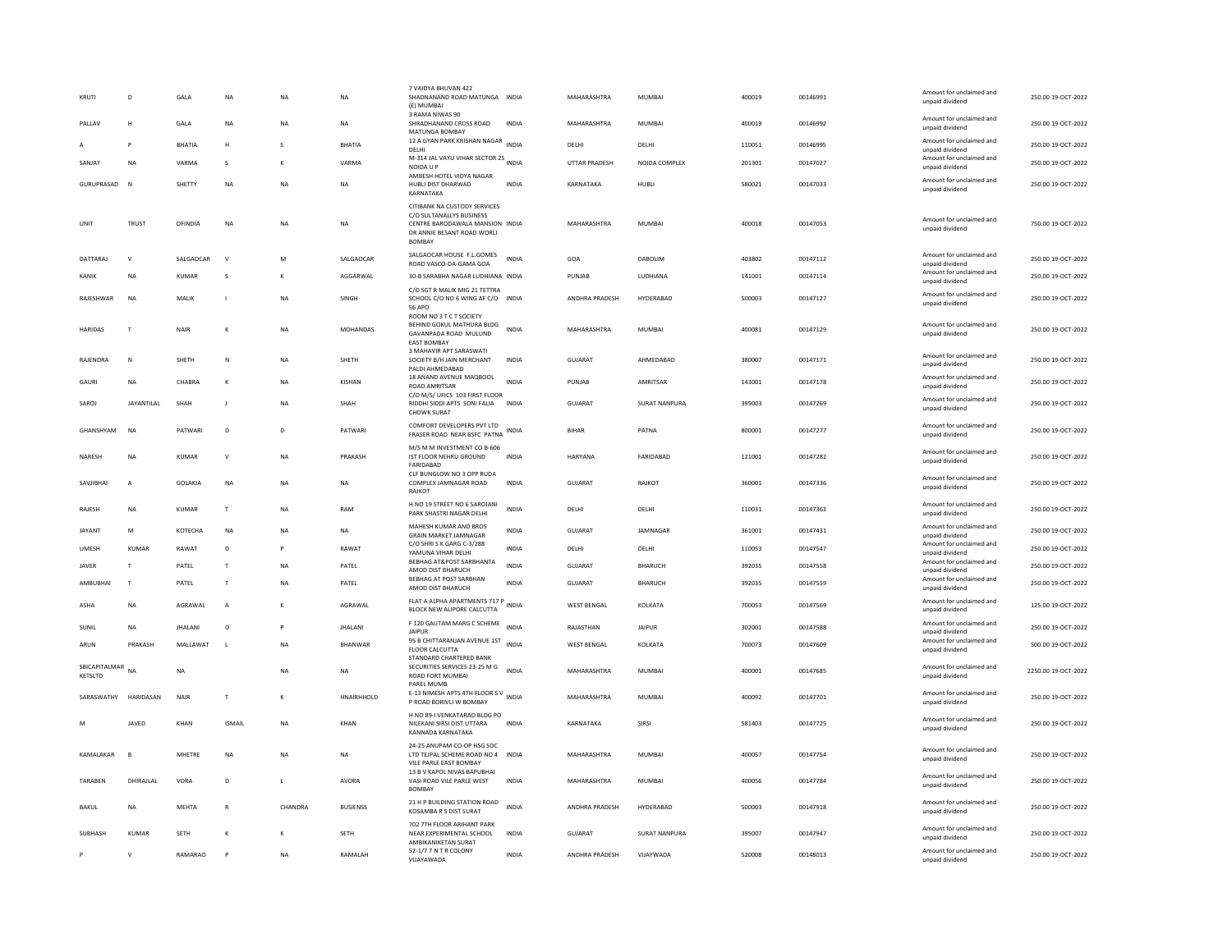| KRUTI | D | GALA | NA | NA | NA | 7 VAIDYA BHUVAN 422 SHADNANAND ROAD MATUNGA (E) MUMBAI | INDIA | MAHARASHTRA | MUMBAI | 400019 | 00146991 | Amount for unclaimed and unpaid dividend | 250.00 | 19-OCT-2022 |
|---|---|---|---|---|---|---|---|---|---|---|---|---|---|---|
| PALLAV | H | GALA | NA | NA | NA | 3 RAMA NIWAS 90 SHRADHANAND CROSS ROAD MATUNGA BOMBAY | INDIA | MAHARASHTRA | MUMBAI | 400019 | 00146992 | Amount for unclaimed and unpaid dividend | 250.00 | 19-OCT-2022 |
| A | P | BHATIA | H | S | BHATIA | 12 A GYAN PARK KRISHAN NAGAR DELHI | INDIA | DELHI | DELHI | 110051 | 00146995 | Amount for unclaimed and unpaid dividend | 250.00 | 19-OCT-2022 |
| SANJAY | NA | VARMA | S | K | VARMA | M-314 JAL VAYU VIHAR SECTOR 25 NOIDA U P | INDIA | UTTAR PRADESH | NOIDA COMPLEX | 201301 | 00147027 | Amount for unclaimed and unpaid dividend | 250.00 | 19-OCT-2022 |
| GURUPRASAD | N | SHETTY | NA | NA | NA | AMBESH HOTEL VIDYA NAGAR HUBLI DIST DHARWAD KARNATAKA | INDIA | KARNATAKA | HUBLI | 580021 | 00147033 | Amount for unclaimed and unpaid dividend | 250.00 | 19-OCT-2022 |
| UNIT | TRUST | OFINDIA | NA | NA | NA | CITIBANK NA CUSTODY SERVICES C/O SULTANALLYS BUSINESS CENTRE BARODAWALA MANSION DR ANNIE BESANT ROAD WORLI BOMBAY | INDIA | MAHARASHTRA | MUMBAI | 400018 | 00147053 | Amount for unclaimed and unpaid dividend | 750.00 | 19-OCT-2022 |
| DATTARAJ | V | SALGAOCAR | V | M | SALGAOCAR | SALGAOCAR HOUSE F.L.GOMES ROAD VASCO-DA-GAMA GOA | INDIA | GOA | DABOLIM | 403802 | 00147112 | Amount for unclaimed and unpaid dividend | 250.00 | 19-OCT-2022 |
| KANIK | NA | KUMAR | S | K | AGGARWAL | 30-B SARABHA NAGAR LUDHIANA | INDIA | PUNJAB | LUDHIANA | 141001 | 00147114 | Amount for unclaimed and unpaid dividend | 250.00 | 19-OCT-2022 |
| RAJESHWAR | NA | MALIK | I | NA | SINGH | C/O SGT R MALIK MIG 21 TETTRA SCHOOL C/O NO 6 WING AF C/O 56 APO | INDIA | ANDHRA PRADESH | HYDERABAD | 500003 | 00147127 | Amount for unclaimed and unpaid dividend | 250.00 | 19-OCT-2022 |
| HARIDAS | T | NAIR | K | NA | MOHANDAS | ROOM NO 3 T C T SOCIETY BEHIND GOKUL MATHURA BLDG GAVANPADA ROAD MULUND EAST BOMBAY | INDIA | MAHARASHTRA | MUMBAI | 400081 | 00147129 | Amount for unclaimed and unpaid dividend | 250.00 | 19-OCT-2022 |
| RAJENDRA | N | SHETH | N | NA | SHETH | 3 MAHAVIR APT SARASWATI SOCIETY B/H JAIN MERCHANT PALDI AHMEDABAD | INDIA | GUJARAT | AHMEDABAD | 380007 | 00147171 | Amount for unclaimed and unpaid dividend | 250.00 | 19-OCT-2022 |
| GAURI | NA | CHABRA | K | NA | KISHAN | 18 ANAND AVENUE MAQBOOL ROAD AMRITSAR | INDIA | PUNJAB | AMRITSAR | 143001 | 00147178 | Amount for unclaimed and unpaid dividend | 250.00 | 19-OCT-2022 |
| SAROJ | JAYANTILAL | SHAH | J | NA | SHAH | C/O M/S/ UFICS 103 FIRST FLOOR RIDDHI SIDDI APTS SONI FALIA CHOWK SURAT | INDIA | GUJARAT | SURAT NANPURA | 395003 | 00147269 | Amount for unclaimed and unpaid dividend | 250.00 | 19-OCT-2022 |
| GHANSHYAM | NA | PATWARI | D | D | PATWARI | COMFORT DEVELOPERS PVT LTD FRASER ROAD NEAR BSFC PATNA | INDIA | BIHAR | PATNA | 800001 | 00147277 | Amount for unclaimed and unpaid dividend | 250.00 | 19-OCT-2022 |
| NARESH | NA | KUMAR | V | NA | PRAKASH | M/S M M INVESTMENT CO B-606 IST FLOOR NEHRU GROUND FARIDABAD | INDIA | HARYANA | FARIDABAD | 121001 | 00147282 | Amount for unclaimed and unpaid dividend | 250.00 | 19-OCT-2022 |
| SAVJIBHAI | A | GOLAKIA | NA | NA | NA | CLF BUNGLOW NO 3 OPP RUDA COMPLEX JAMNAGAR ROAD RAJKOT | INDIA | GUJARAT | RAJKOT | 360001 | 00147336 | Amount for unclaimed and unpaid dividend | 250.00 | 19-OCT-2022 |
| RAJESH | NA | KUMAR | T | NA | RAM | H NO 19 STREET NO 6 SAROJANI PARK SHASTRI NAGAR DELHI | INDIA | DELHI | DELHI | 110031 | 00147363 | Amount for unclaimed and unpaid dividend | 250.00 | 19-OCT-2022 |
| JAYANT | M | KOTECHA | NA | NA | NA | MAHESH KUMAR AND BROS GRAIN MARKET JAMNAGAR | INDIA | GUJARAT | JAMNAGAR | 361001 | 00147431 | Amount for unclaimed and unpaid dividend | 250.00 | 19-OCT-2022 |
| UMESH | KUMAR | RAWAT | D | P | RAWAT | C/O SHRI S K GARG C-3/288 YAMUNA VIHAR DELHI | INDIA | DELHI | DELHI | 110053 | 00147547 | Amount for unclaimed and unpaid dividend | 250.00 | 19-OCT-2022 |
| JAVER | T | PATEL | T | NA | PATEL | BEBHAG AT&POST SARBHANTA AMOD DIST BHARUCH | INDIA | GUJARAT | BHARUCH | 392035 | 00147558 | Amount for unclaimed and unpaid dividend | 250.00 | 19-OCT-2022 |
| AMBUBHAI | T | PATEL | T | NA | PATEL | BEBHAG AT POST SARBHAN AMOD DIST BHARUCH | INDIA | GUJARAT | BHARUCH | 392035 | 00147559 | Amount for unclaimed and unpaid dividend | 250.00 | 19-OCT-2022 |
| ASHA | NA | AGRAWAL | A | K | AGRAWAL | FLAT A ALPHA APARTMENTS 717 P BLOCK NEW ALIPORE CALCUTTA | INDIA | WEST BENGAL | KOLKATA | 700053 | 00147569 | Amount for unclaimed and unpaid dividend | 125.00 | 19-OCT-2022 |
| SUNIL | NA | JHALANI | O | P | JHALANI | F 120 GAUTAM MARG C SCHEME JAIPUR | INDIA | RAJASTHAN | JAIPUR | 302001 | 00147588 | Amount for unclaimed and unpaid dividend | 250.00 | 19-OCT-2022 |
| ARUN | PRAKASH | MALLAWAT | L | NA | BHANWAR | 95 B CHITTARANJAN AVENUE 1ST FLOOR CALCUTTA | INDIA | WEST BENGAL | KOLKATA | 700073 | 00147609 | Amount for unclaimed and unpaid dividend | 500.00 | 19-OCT-2022 |
| SBICAPITALMAR KETSLTD | NA | NA | | NA | NA | STANDARD CHARTERED BANK SECURITIES SERVICES 23-25 M G ROAD FORT MUMBAI | INDIA | MAHARASHTRA | MUMBAI | 400001 | 00147685 | Amount for unclaimed and unpaid dividend | 2250.00 | 19-OCT-2022 |
| SARASWATHY | HARIDASAN | NAIR | T | K | HNAIRHHOLD | PAREL MUMB E-13 NIMESH APTS 4TH FLOOR S V P ROAD BORIVLI W BOMBAY | INDIA | MAHARASHTRA | MUMBAI | 400092 | 00147701 | Amount for unclaimed and unpaid dividend | 250.00 | 19-OCT-2022 |
| M | JAVED | KHAN | ISMAIL | NA | KHAN | H NO 89-I VENKATARAO BLDG PO NILEKANI SIRSI DIST UTTARA KANNADA KARNATAKA | INDIA | KARNATAKA | SIRSI | 581403 | 00147725 | Amount for unclaimed and unpaid dividend | 250.00 | 19-OCT-2022 |
| KAMALAKAR | B | MHETRE | NA | NA | NA | 24-25 ANUPAM CO-OP HSG SOC LTD TEJPAL SCHEME ROAD NO 4 VILE PARLE EAST BOMBAY | INDIA | MAHARASHTRA | MUMBAI | 400057 | 00147754 | Amount for unclaimed and unpaid dividend | 250.00 | 19-OCT-2022 |
| TARABEN | DHIRAJLAL | VORA | D | L | AVORA | 13 B V KAPOL NIVAS BAPUBHAI VASI ROAD VILE PARLE WEST BOMBAY | INDIA | MAHARASHTRA | MUMBAI | 400056 | 00147784 | Amount for unclaimed and unpaid dividend | 250.00 | 19-OCT-2022 |
| BAKUL | NA | MEHTA | R | CHANDRA | BUSIENSS | 21 H P BUILDING STATION ROAD KOSAMBA R S DIST SURAT | INDIA | ANDHRA PRADESH | HYDERABAD | 500003 | 00147918 | Amount for unclaimed and unpaid dividend | 250.00 | 19-OCT-2022 |
| SUBHASH | KUMAR | SETH | K | K | SETH | 702 7TH FLOOR ARIHANT PARK NEAR EXPERIMENTAL SCHOOL AMBIKANIKETAN SURAT | INDIA | GUJARAT | SURAT NANPURA | 395007 | 00147947 | Amount for unclaimed and unpaid dividend | 250.00 | 19-OCT-2022 |
| P | V | RAMARAO | P | NA | RAMALAH | 52-1/7 7 N T R COLONY VIJAYAWADA | INDIA | ANDHRA PRADESH | VIJAYWADA | 520008 | 00148013 | Amount for unclaimed and unpaid dividend | 250.00 | 19-OCT-2022 |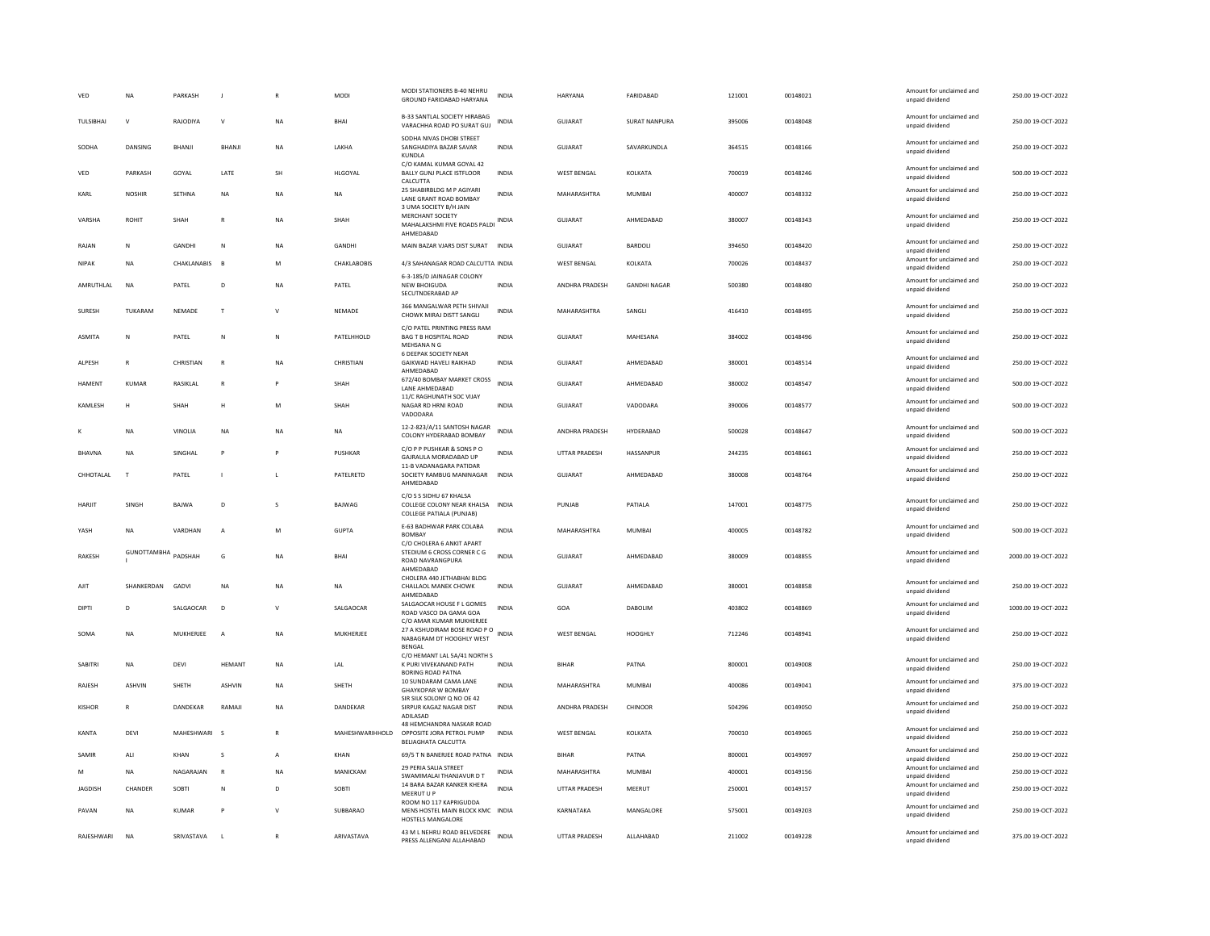| VED | NA | PARKASH | J | R | MODI | MODI STATIONERS B-40 NEHRU GROUND FARIDABAD HARYANA | INDIA | HARYANA | FARIDABAD | 121001 | 00148021 | | | Amount for unclaimed and unpaid dividend | 250.00 19-OCT-2022 |
|---|---|---|---|---|---|---|---|---|---|---|---|---|---|---|---|
| TULSIBHAI | V | RAJODIYA | V | NA | BHAI | B-33 SANTLAL SOCIETY HIRABAG VARACHHA ROAD PO SURAT GUJ | INDIA | GUJARAT | SURAT NANPURA | 395006 | 00148048 | | | Amount for unclaimed and unpaid dividend | 250.00 19-OCT-2022 |
| SODHA | DANSING | BHANJI | BHANJI | NA | LAKHA | SODHA NIVAS DHOBI STREET SANGHADIYA BAZAR SAVAR KUNDLA | INDIA | GUJARAT | SAVARKUNDLA | 364515 | 00148166 | | | Amount for unclaimed and unpaid dividend | 250.00 19-OCT-2022 |
| VED | PARKASH | GOYAL | LATE | SH | HLGOYAL | C/O KAMAL KUMAR GOYAL 42 BALLY GUNJ PLACE ISTFLOOR CALCUTTA | INDIA | WEST BENGAL | KOLKATA | 700019 | 00148246 | | | Amount for unclaimed and unpaid dividend | 500.00 19-OCT-2022 |
| KARL | NOSHIR | SETHNA | NA | NA | NA | 25 SHABIRBLDG M P AGIYARI LANE GRANT ROAD BOMBAY | INDIA | MAHARASHTRA | MUMBAI | 400007 | 00148332 | | | Amount for unclaimed and unpaid dividend | 250.00 19-OCT-2022 |
| VARSHA | ROHIT | SHAH | R | NA | SHAH | 3 UMA SOCIETY B/H JAIN MERCHANT SOCIETY MAHALAKSHMI FIVE ROADS PALDI AHMEDABAD | INDIA | GUJARAT | AHMEDABAD | 380007 | 00148343 | | | Amount for unclaimed and unpaid dividend | 250.00 19-OCT-2022 |
| RAJAN | N | GANDHI | N | NA | GANDHI | MAIN BAZAR VJARS DIST SURAT | INDIA | GUJARAT | BARDOLI | 394650 | 00148420 | | | Amount for unclaimed and unpaid dividend | 250.00 19-OCT-2022 |
| NIPAK | NA | CHAKLANABIS | B | M | CHAKLABOBIS | 4/3 SAHANAGAR ROAD CALCUTTA | INDIA | WEST BENGAL | KOLKATA | 700026 | 00148437 | | | Amount for unclaimed and unpaid dividend | 250.00 19-OCT-2022 |
| AMRUTHLAL | NA | PATEL | D | NA | PATEL | 6-3-185/D JAINAGAR COLONY NEW BHOIGUDA SECUTNDERABAD AP | INDIA | ANDHRA PRADESH | GANDHI NAGAR | 500380 | 00148480 | | | Amount for unclaimed and unpaid dividend | 250.00 19-OCT-2022 |
| SURESH | TUKARAM | NEMADE | T | V | NEMADE | 366 MANGALWAR PETH SHIVAJI CHOWK MIRAJ DISTT SANGLI | INDIA | MAHARASHTRA | SANGLI | 416410 | 00148495 | | | Amount for unclaimed and unpaid dividend | 250.00 19-OCT-2022 |
| ASMITA | N | PATEL | N | N | PATELHHOLD | C/O PATEL PRINTING PRESS RAM BAG T B HOSPITAL ROAD MEHSANA N G | INDIA | GUJARAT | MAHESANA | 384002 | 00148496 | | | Amount for unclaimed and unpaid dividend | 250.00 19-OCT-2022 |
| ALPESH | R | CHRISTIAN | R | NA | CHRISTIAN | 6 DEEPAK SOCIETY NEAR GAIKWAD HAVELI RAIKHAD AHMEDABAD | INDIA | GUJARAT | AHMEDABAD | 380001 | 00148514 | | | Amount for unclaimed and unpaid dividend | 250.00 19-OCT-2022 |
| HAMENT | KUMAR | RASIKLAL | R | P | SHAH | 672/40 BOMBAY MARKET CROSS LANE AHMEDABAD | INDIA | GUJARAT | AHMEDABAD | 380002 | 00148547 | | | Amount for unclaimed and unpaid dividend | 500.00 19-OCT-2022 |
| KAMLESH | H | SHAH | H | M | SHAH | 11/C RAGHUNATH SOC VIJAY NAGAR RD HRNI ROAD VADODARA | INDIA | GUJARAT | VADODARA | 390006 | 00148577 | | | Amount for unclaimed and unpaid dividend | 500.00 19-OCT-2022 |
| K | NA | VINOLIA | NA | NA | NA | 12-2-823/A/11 SANTOSH NAGAR COLONY HYDERABAD BOMBAY | INDIA | ANDHRA PRADESH | HYDERABAD | 500028 | 00148647 | | | Amount for unclaimed and unpaid dividend | 500.00 19-OCT-2022 |
| BHAVNA | NA | SINGHAL | P | P | PUSHKAR | C/O P P PUSHKAR & SONS P O GAJRAULA MORADABAD UP | INDIA | UTTAR PRADESH | HASSANPUR | 244235 | 00148661 | | | Amount for unclaimed and unpaid dividend | 250.00 19-OCT-2022 |
| CHHOTALAL | T | PATEL | I | L | PATELRETD | 11-B VADANAGARA PATIDAR SOCIETY RAMBUG MANINAGAR AHMEDABAD | INDIA | GUJARAT | AHMEDABAD | 380008 | 00148764 | | | Amount for unclaimed and unpaid dividend | 250.00 19-OCT-2022 |
| HARJIT | SINGH | BAJWA | D | S | BAJWAG | C/O S S SIDHU 67 KHALSA COLLEGE COLONY NEAR KHALSA COLLEGE PATIALA (PUNJAB) | INDIA | PUNJAB | PATIALA | 147001 | 00148775 | | | Amount for unclaimed and unpaid dividend | 250.00 19-OCT-2022 |
| YASH | NA | VARDHAN | A | M | GUPTA | E-63 BADHWAR PARK COLABA BOMBAY | INDIA | MAHARASHTRA | MUMBAI | 400005 | 00148782 | | | Amount for unclaimed and unpaid dividend | 500.00 19-OCT-2022 |
| RAKESH | GUNOTTAMBHA I | PADSHAH | G | NA | BHAI | C/O CHOLERA 6 ANKIT APART STEDIUM 6 CROSS CORNER C G ROAD NAVRANGPURA AHMEDABAD | INDIA | GUJARAT | AHMEDABAD | 380009 | 00148855 | | | Amount for unclaimed and unpaid dividend | 2000.00 19-OCT-2022 |
| AJIT | SHANKERDAN | GADVI | NA | NA | NA | CHOLERA 440 JETHABHAI BLDG CHALLAOL MANEK CHOWK AHMEDABAD | INDIA | GUJARAT | AHMEDABAD | 380001 | 00148858 | | | Amount for unclaimed and unpaid dividend | 250.00 19-OCT-2022 |
| DIPTI | D | SALGAOCAR | D | V | SALGAOCAR | SALGAOCAR HOUSE F L GOMES ROAD VASCO DA GAMA GOA | INDIA | GOA | DABOLIM | 403802 | 00148869 | | | Amount for unclaimed and unpaid dividend | 1000.00 19-OCT-2022 |
| SOMA | NA | MUKHERJEE | A | NA | MUKHERJEE | C/O AMAR KUMAR MUKHERJEE 27 A KSHUDIRAM BOSE ROAD P O NABAGRAM DT HOOGHLY WEST BENGAL | INDIA | WEST BENGAL | HOOGHLY | 712246 | 00148941 | | | Amount for unclaimed and unpaid dividend | 250.00 19-OCT-2022 |
| SABITRI | NA | DEVI | HEMANT | NA | LAL | C/O HEMANT LAL SA/41 NORTH S K PURI VIVEKANAND PATH BORING ROAD PATNA | INDIA | BIHAR | PATNA | 800001 | 00149008 | | | Amount for unclaimed and unpaid dividend | 250.00 19-OCT-2022 |
| RAJESH | ASHVIN | SHETH | ASHVIN | NA | SHETH | 10 SUNDARAM CAMA LANE GHAYKOPAR W BOMBAY | INDIA | MAHARASHTRA | MUMBAI | 400086 | 00149041 | | | Amount for unclaimed and unpaid dividend | 375.00 19-OCT-2022 |
| KISHOR | R | DANDEKAR | RAMAJI | NA | DANDEKAR | SIR SILK SOLONY Q NO OE 42 SIRPUR KAGAZ NAGAR DIST ADILASAD | INDIA | ANDHRA PRADESH | CHINOOR | 504296 | 00149050 | | | Amount for unclaimed and unpaid dividend | 250.00 19-OCT-2022 |
| KANTA | DEVI | MAHESHWARI | S | R | MAHESHWARIHHOLD | 48 HEMCHANDRA NASKAR ROAD OPPOSITE JORA PETROL PUMP BELIAGHATA CALCUTTA | INDIA | WEST BENGAL | KOLKATA | 700010 | 00149065 | | | Amount for unclaimed and unpaid dividend | 250.00 19-OCT-2022 |
| SAMIR | ALI | KHAN | S | A | KHAN | 69/5 T N BANERJEE ROAD PATNA | INDIA | BIHAR | PATNA | 800001 | 00149097 | | | Amount for unclaimed and unpaid dividend | 250.00 19-OCT-2022 |
| M | NA | NAGARAJAN | R | NA | MANICKAM | 29 PERIA SALIA STREET SWAMIMALAI THANJAVUR D T | INDIA | MAHARASHTRA | MUMBAI | 400001 | 00149156 | | | Amount for unclaimed and unpaid dividend | 250.00 19-OCT-2022 |
| JAGDISH | CHANDER | SOBTI | N | D | SOBTI | 14 BARA BAZAR KANKER KHERA MEERUT U P | INDIA | UTTAR PRADESH | MEERUT | 250001 | 00149157 | | | Amount for unclaimed and unpaid dividend | 250.00 19-OCT-2022 |
| PAVAN | NA | KUMAR | P | V | SUBBARAO | ROOM NO 117 KAPRIGUDDA MENS HOSTEL MAIN BLOCK KMC HOSTELS MANGALORE | INDIA | KARNATAKA | MANGALORE | 575001 | 00149203 | | | Amount for unclaimed and unpaid dividend | 250.00 19-OCT-2022 |
| RAJESHWARI | NA | SRIVASTAVA | L | R | ARIVASTAVA | 43 M L NEHRU ROAD BELVEDERE PRESS ALLENGANJ ALLAHABAD | INDIA | UTTAR PRADESH | ALLAHABAD | 211002 | 00149228 | | | Amount for unclaimed and unpaid dividend | 375.00 19-OCT-2022 |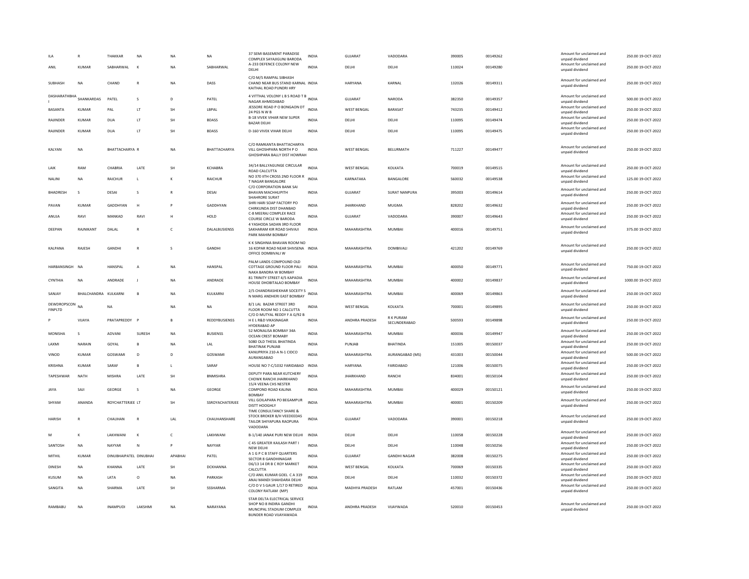| | | | | | | | | | | | | | | |
|---|---|---|---|---|---|---|---|---|---|---|---|---|---|---|
| ILA | R | THAKKAR | NA | NA | NA | 37 SEMI BASEMENT PARADISE COMPLEX SAYAJIGUNJ BARODA | INDIA | GUJARAT | VADODARA | 390005 | 00149262 | Amount for unclaimed and unpaid dividend | 250.00 | 19-OCT-2022 |
| ANIL | KUMAR | SABHARWAL | K | NA | SABHARWAL | A-233 DEFENCE COLONY NEW DELHI | INDIA | DELHI | DELHI | 110024 | 00149280 | Amount for unclaimed and unpaid dividend | 250.00 | 19-OCT-2022 |
| SUBHASH | NA | CHAND | R | NA | DASS | C/O M/S RAMPAL SIBHASH CHAND NEAR BUS STAND KARNAL KAITHAL ROAD PUNDRI HRY | INDIA | HARYANA | KARNAL | 132026 | 00149311 | Amount for unclaimed and unpaid dividend | 250.00 | 19-OCT-2022 |
| DASHARATHBHAI | SHANKARDAS | PATEL | S | D | PATEL | 4 VITTHAL VOLONY L B S ROAD T B NAGAR AHMEDABAD | INDIA | GUJARAT | NARODA | 382350 | 00149357 | Amount for unclaimed and unpaid dividend | 500.00 | 19-OCT-2022 |
| BASANTA | KUMAR | PAL | LT | SH | LBPAL | JESSORE ROAD P O BONGAON DT 24 PGS N W B | INDIA | WEST BENGAL | BARASAT | 743235 | 00149412 | Amount for unclaimed and unpaid dividend | 250.00 | 19-OCT-2022 |
| RAJINDER | KUMAR | DUA | LT | SH | BDASS | B-18 VIVEK VIHAR NEW SUPER BAZAR DELHI | INDIA | DELHI | DELHI | 110095 | 00149474 | Amount for unclaimed and unpaid dividend | 250.00 | 19-OCT-2022 |
| RAJINDER | KUMAR | DUA | LT | SH | BDASS | D-160 VIVEK VIHAR DELHI | INDIA | DELHI | DELHI | 110095 | 00149475 | Amount for unclaimed and unpaid dividend | 250.00 | 19-OCT-2022 |
| KALYAN | NA | BHATTACHARYA | R | NA | BHATTACHARYA | C/O RAMKANTA BHATTACHARYA VILL GHOSHPARA NORTH P O GHOSHPARA BALLY DIST HOWRAH | INDIA | WEST BENGAL | BELURMATH | 711227 | 00149477 | Amount for unclaimed and unpaid dividend | 250.00 | 19-OCT-2022 |
| LAIK | RAM | CHABRIA | LATE | SH | KCHABRA | 34/14 BALLYAGUNGE CIRCULAR ROAD CALCUTTA | INDIA | WEST BENGAL | KOLKATA | 700019 | 00149515 | Amount for unclaimed and unpaid dividend | 250.00 | 19-OCT-2022 |
| NALINI | NA | RAICHUR | L | K | RAICHUR | NO 370 IITH CROSS 2ND FLOOR R T NAGAR BANGALORE | INDIA | KARNATAKA | BANGALORE | 560032 | 00149538 | Amount for unclaimed and unpaid dividend | 125.00 | 19-OCT-2022 |
| BHADRESH | S | DESAI | S | R | DESAI | C/O CORPORATION BANK SAI BHAVAN MACHHLIPITH SHAHRORE SURAT | INDIA | GUJARAT | SURAT NANPURA | 395003 | 00149614 | Amount for unclaimed and unpaid dividend | 250.00 | 19-OCT-2022 |
| PAVAN | KUMAR | GADDHYAN | H | P | GADDHYAN | SHRI HARI SOAP FACTORY PO CHIRKUNDA DIST DHANBAD | INDIA | JHARKHAND | MUGMA | 828202 | 00149632 | Amount for unclaimed and unpaid dividend | 250.00 | 19-OCT-2022 |
| ANUJA | RAVI | MANKAD | RAVI | H | HOLD | C-8 MEERAJ COMPLEX RACE COURSE CIRCLE W BARODA | INDIA | GUJARAT | VADODARA | 390007 | 00149643 | Amount for unclaimed and unpaid dividend | 250.00 | 19-OCT-2022 |
| DEEPAN | RAJNIKANT | DALAL | R | C | DALALBUSIENSS | 4 YASHODA SADAN 3RD FLOOR SAKHARAM KIR ROAD SHIVAJI PARK MAHIM BOMBAY | INDIA | MAHARASHTRA | MUMBAI | 400016 | 00149751 | Amount for unclaimed and unpaid dividend | 375.00 | 19-OCT-2022 |
| KALPANA | RAJESH | GANDHI | R | S | GANDHI | K K SINGHNIA BHAVAN ROOM NO 16 KOPAR ROAD NEAR SHIVSENA OFFICE DOMBIVALI W | INDIA | MAHARASHTRA | DOMBIVALI | 421202 | 00149769 | Amount for unclaimed and unpaid dividend | 250.00 | 19-OCT-2022 |
| HARBANSINGH | NA | HANSPAL | A | NA | HANSPAL | PALM LANDS COMPOUND OLD COTTAGE GROUND FLOOR PALI NAKA BANDRA W BOMBAY | INDIA | MAHARASHTRA | MUMBAI | 400050 | 00149771 | Amount for unclaimed and unpaid dividend | 750.00 | 19-OCT-2022 |
| CYNTHIA | NA | ANDRADE | J | NA | ANDRADE | 81 TRINITY STREET 4/5 KAPADIA HOUSE DHOBITALAO BOMBAY | INDIA | MAHARASHTRA | MUMBAI | 400002 | 00149837 | Amount for unclaimed and unpaid dividend | 1000.00 | 19-OCT-2022 |
| SANJAY | BHALCHANDRA | KULKARNI | B | NA | KULKARNI | 2/5 CHANDRASHEKHAR SOCEITY S N MARG ANDHERI EAST BOMBAY | INDIA | MAHARASHTRA | MUMBAI | 400069 | 00149863 | Amount for unclaimed and unpaid dividend | 250.00 | 19-OCT-2022 |
| DEWDROPSCON FINPLTD | NA | NA | | NA | NA | 8/1 LAL BAZAR STREET 3RD FLOOR ROOM NO 1 CALCUTTA | INDIA | WEST BENGAL | KOLKATA | 700001 | 00149895 | Amount for unclaimed and unpaid dividend | 250.00 | 19-OCT-2022 |
| P | VIJAYA | PRATAPREDDY | P | B | REDDYBUSIENSS | C/O D MUTYAL REDDY F A G/92 B H E L R&D VIKASNAGAR HYDERABAD AP | INDIA | ANDHRA PRADESH | R K PURAM SECUNDERABAD | 500593 | 00149898 | Amount for unclaimed and unpaid dividend | 250.00 | 19-OCT-2022 |
| MONISHA | S | ADVANI | SURESH | NA | BUSIENSS | 52 MONALISA BOMBAY 34A OCEAN CREST BOMABY | INDIA | MAHARASHTRA | MUMBAI | 400036 | 00149947 | Amount for unclaimed and unpaid dividend | 250.00 | 19-OCT-2022 |
| LAXMI | NARAIN | GOYAL | B | NA | LAL | 5080 OLD THESIL BHATINDA BHATINAK PUNJAB | INDIA | PUNJAB | BHATINDA | 151005 | 00150037 | Amount for unclaimed and unpaid dividend | 250.00 | 19-OCT-2022 |
| VINOD | KUMAR | GOSWAMI | D | D | GOSWAMI | KANUPRIYA 210-A N-1 CIDCO AURANGABAD | INDIA | MAHARASHTRA | AURANGABAD (MS) | 431003 | 00150044 | Amount for unclaimed and unpaid dividend | 500.00 | 19-OCT-2022 |
| KRISHNA | KUMAR | SARAF | B | L | SARAF | HOUSE NO 7-C/1032 FARIDABAD | INDIA | HARYANA | FARIDABAD | 121006 | 00150075 | Amount for unclaimed and unpaid dividend | 250.00 | 19-OCT-2022 |
| TAPESHWAR | NATH | MISHRA | LATE | SH | BNMISHRA | DEPUTY PARA NEAR KUTCHERY CHOWK RANCHI JHARKHAND | INDIA | JHARKHAND | RANCHI | 834001 | 00150104 | Amount for unclaimed and unpaid dividend | 250.00 | 19-OCT-2022 |
| JAYA | SAJI | GEORGE | S | NA | GEORGE | 15/4 VEENA CHS NESTER COMPOND ROAD KALINA BOMBAY | INDIA | MAHARASHTRA | MUMBAI | 400029 | 00150121 | Amount for unclaimed and unpaid dividend | 250.00 | 19-OCT-2022 |
| SHYAM | ANANDA | ROYCHATTERJEE | LT | SH | SSROYACHATERJEE | VILL GOILAPARA PO BEGAMPUR DISTT HOOGHLY | INDIA | MAHARASHTRA | MUMBAI | 400001 | 00150209 | Amount for unclaimed and unpaid dividend | 250.00 | 19-OCT-2022 |
| HARISH | R | CHAUHAN | R | LAL | CHAUHANSHARE | TIME CONSULTANCY SHARE & STOCK BROKER B/H VEEDEEDAS TAILOR SHIYAPURA RAOPURA VADODARA | INDIA | GUJARAT | VADODARA | 390001 | 00150218 | Amount for unclaimed and unpaid dividend | 250.00 | 19-OCT-2022 |
| M | K | LAKHWANI | K | C | LAKHWANI | B-1/140 JANAK PURI NEW DELHI | INDIA | DELHI | DELHI | 110058 | 00150228 | Amount for unclaimed and unpaid dividend | 250.00 | 19-OCT-2022 |
| SANTOSH | NA | NAYYAR | N | P | NAYYAR | C 45 GREATER KAILASH PART I NEW DELHI | INDIA | DELHI | DELHI | 110048 | 00150256 | Amount for unclaimed and unpaid dividend | 250.00 | 19-OCT-2022 |
| MITHIL | KUMAR | DINUBHAIPATEL | DINUBHAI | APABHAI | PATEL | A 1 G P C B STAFF QUARTERS SECTOR 8 GANDHINAGAR | INDIA | GUJARAT | GANDHI NAGAR | 382008 | 00150275 | Amount for unclaimed and unpaid dividend | 250.00 | 19-OCT-2022 |
| DINESH | NA | KHANNA | LATE | SH | DCKHANNA | D6/13 14 DR B C ROY MARKET CALCUTTA | INDIA | WEST BENGAL | KOLKATA | 700069 | 00150335 | Amount for unclaimed and unpaid dividend | 250.00 | 19-OCT-2022 |
| KUSUM | NA | LATA | O | NA | PARKASH | C/O ANIL KUMAR GOEL C A 319 ANAJ MANDI SHAHDARA DELHI | INDIA | DELHI | DELHI | 110032 | 00150372 | Amount for unclaimed and unpaid dividend | 250.00 | 19-OCT-2022 |
| SANGITA | NA | SHARMA | LATE | SH | SSSHARMA | C/O D V S GAUR 1/17 D RETIRED COLONY RATLAM (MP) | INDIA | MADHYA PRADESH | RATLAM | 457001 | 00150436 | Amount for unclaimed and unpaid dividend | 250.00 | 19-OCT-2022 |
| RAMBABU | NA | INAMPUDI | LAKSHMI | NA | NARAYANA | STAR DELTA ELECTRICAL SERVICE SHOP NO 8 INDIRA GANDHI MUNCIPAL STADIUM COMPLEX BUNDER ROAD VIJAYAWADA | INDIA | ANDHRA PRADESH | VIJAYWADA | 520010 | 00150453 | Amount for unclaimed and unpaid dividend | 250.00 | 19-OCT-2022 |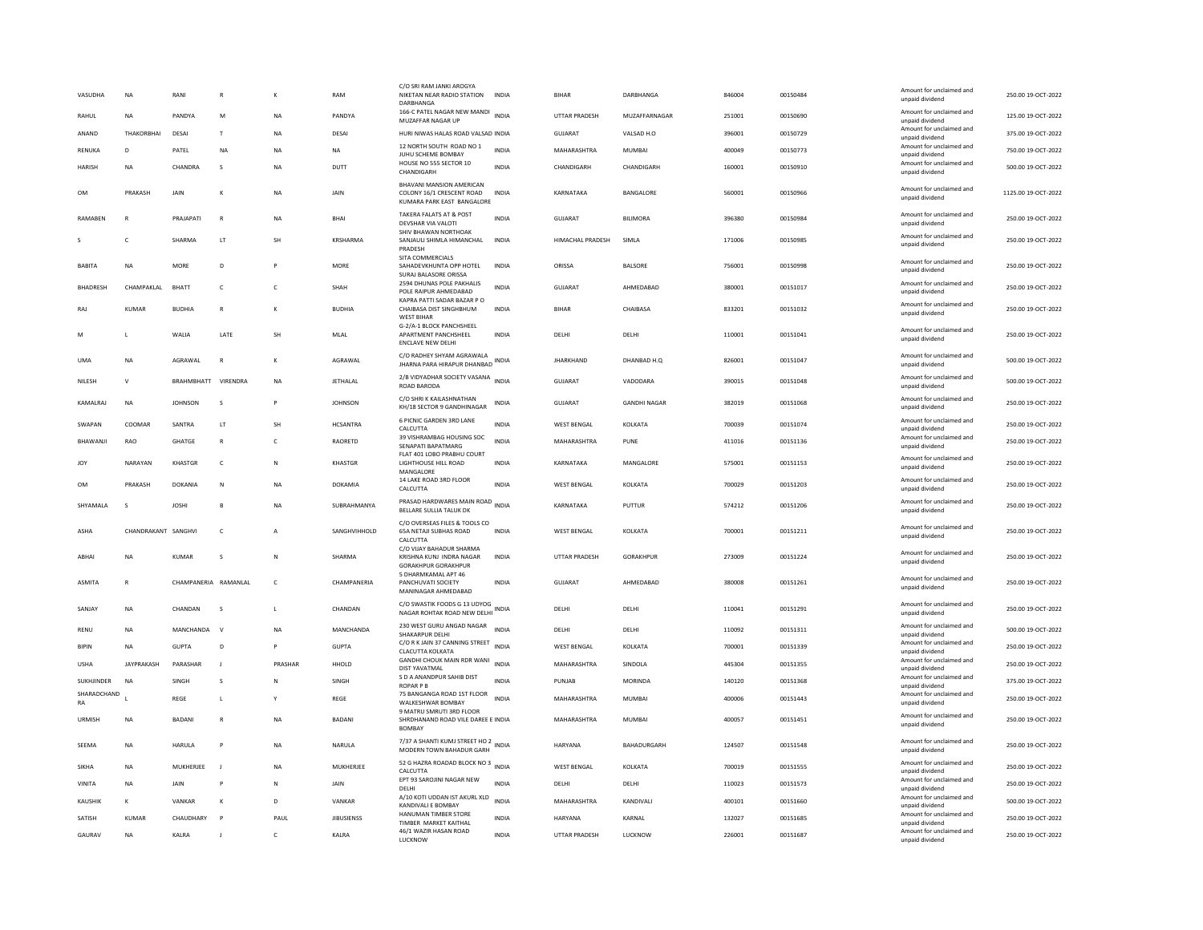| VASUDHA | NA | RANI | R | K | RAM | C/O SRI RAM JANKI AROGYA NIKETAN NEAR RADIO STATION DARBHANGA | INDIA | BIHAR | DARBHANGA | 846004 | 00150484 | Amount for unclaimed and unpaid dividend | 250.00 | 19-OCT-2022 |
|---|---|---|---|---|---|---|---|---|---|---|---|---|---|---|
| RAHUL | NA | PANDYA | M | NA | PANDYA | 166-C PATEL NAGAR NEW MANDI MUZAFFAR NAGAR UP | INDIA | UTTAR PRADESH | MUZAFFARNAGAR | 251001 | 00150690 | Amount for unclaimed and unpaid dividend | 125.00 | 19-OCT-2022 |
| ANAND | THAKORBHAI | DESAI | T | NA | DESAI | HURI NIWAS HALAS ROAD VALSAD | INDIA | GUJARAT | VALSAD H.O | 396001 | 00150729 | Amount for unclaimed and unpaid dividend | 375.00 | 19-OCT-2022 |
| RENUKA | D | PATEL | NA | NA | NA | 12 NORTH SOUTH ROAD NO 1 JUHU SCHEME BOMBAY | INDIA | MAHARASHTRA | MUMBAI | 400049 | 00150773 | Amount for unclaimed and unpaid dividend | 750.00 | 19-OCT-2022 |
| HARISH | NA | CHANDRA | S | NA | DUTT | HOUSE NO 555 SECTOR 10 CHANDIGARH | INDIA | CHANDIGARH | CHANDIGARH | 160001 | 00150910 | Amount for unclaimed and unpaid dividend | 500.00 | 19-OCT-2022 |
| OM | PRAKASH | JAIN | K | NA | JAIN | BHAVANI MANSION AMERICAN COLONY 16/1 CRESCENT ROAD KUMARA PARK EAST BANGALORE | INDIA | KARNATAKA | BANGALORE | 560001 | 00150966 | Amount for unclaimed and unpaid dividend | 1125.00 | 19-OCT-2022 |
| RAMABEN | R | PRAJAPATI | R | NA | BHAI | TAKERA FALATS AT & POST DEVSHAR VIA VALOTI | INDIA | GUJARAT | BILIMORA | 396380 | 00150984 | Amount for unclaimed and unpaid dividend | 250.00 | 19-OCT-2022 |
| S | C | SHARMA | LT | SH | KRSHARMA | SHIV BHAWAN NORTHOAK SANJAULI SHIMLA HIMANCHAL PRADESH | INDIA | HIMACHAL PRADESH | SIMLA | 171006 | 00150985 | Amount for unclaimed and unpaid dividend | 250.00 | 19-OCT-2022 |
| BABITA | NA | MORE | D | P | MORE | SITA COMMERCIALS SAHADEVKHUNTA OPP HOTEL SURAJ BALASORE ORISSA | INDIA | ORISSA | BALSORE | 756001 | 00150998 | Amount for unclaimed and unpaid dividend | 250.00 | 19-OCT-2022 |
| BHADRESH | CHAMPAKLAL | BHATT | C | C | SHAH | 2594 DHUNAS POLE PAKHALIS POLE RAIPUR AHMEDABAD | INDIA | GUJARAT | AHMEDABAD | 380001 | 00151017 | Amount for unclaimed and unpaid dividend | 250.00 | 19-OCT-2022 |
| RAJ | KUMAR | BUDHIA | R | K | BUDHIA | KAPRA PATTI SADAR BAZAR P O CHAIBASA DIST SINGHBHUM WEST BIHAR | INDIA | BIHAR | CHAIBASA | 833201 | 00151032 | Amount for unclaimed and unpaid dividend | 250.00 | 19-OCT-2022 |
| M | L | WALIA | LATE | SH | MLAL | G-2/A-1 BLOCK PANCHSHEEL APARTMENT PANCHSHEEL ENCLAVE NEW DELHI | INDIA | DELHI | DELHI | 110001 | 00151041 | Amount for unclaimed and unpaid dividend | 250.00 | 19-OCT-2022 |
| UMA | NA | AGRAWAL | R | K | AGRAWAL | C/O RADHEY SHYAM AGRAWALA JHARNA PARA HIRAPUR DHANBAD | INDIA | JHARKHAND | DHANBAD H.Q | 826001 | 00151047 | Amount for unclaimed and unpaid dividend | 500.00 | 19-OCT-2022 |
| NILESH | V | BRAHMBHATT | VIRENDRA | NA | JETHALAL | 2/B VIDYADHAR SOCIETY VASANA ROAD BARODA | INDIA | GUJARAT | VADODARA | 390015 | 00151048 | Amount for unclaimed and unpaid dividend | 500.00 | 19-OCT-2022 |
| KAMALRAJ | NA | JOHNSON | S | P | JOHNSON | C/O SHRI K KAILASHNATHAN KH/18 SECTOR 9 GANDHINAGAR | INDIA | GUJARAT | GANDHI NAGAR | 382019 | 00151068 | Amount for unclaimed and unpaid dividend | 250.00 | 19-OCT-2022 |
| SWAPAN | COOMAR | SANTRA | LT | SH | HCSANTRA | 6 PICNIC GARDEN 3RD LANE CALCUTTA | INDIA | WEST BENGAL | KOLKATA | 700039 | 00151074 | Amount for unclaimed and unpaid dividend | 250.00 | 19-OCT-2022 |
| BHAWANJI | RAO | GHATGE | R | C | RAORETD | 39 VISHRAMBAG HOUSING SOC SENAPATI BAPATMARG | INDIA | MAHARASHTRA | PUNE | 411016 | 00151136 | Amount for unclaimed and unpaid dividend | 250.00 | 19-OCT-2022 |
| JOY | NARAYAN | KHASTGR | C | N | KHASTGR | FLAT 401 LOBO PRABHU COURT LIGHTHOUSE HILL ROAD MANGALORE | INDIA | KARNATAKA | MANGALORE | 575001 | 00151153 | Amount for unclaimed and unpaid dividend | 250.00 | 19-OCT-2022 |
| OM | PRAKASH | DOKANIA | N | NA | DOKAMIA | 14 LAKE ROAD 3RD FLOOR CALCUTTA | INDIA | WEST BENGAL | KOLKATA | 700029 | 00151203 | Amount for unclaimed and unpaid dividend | 250.00 | 19-OCT-2022 |
| SHYAMALA | S | JOSHI | B | NA | SUBRAHMANYA | PRASAD HARDWARES MAIN ROAD BELLARE SULLIA TALUK DK | INDIA | KARNATAKA | PUTTUR | 574212 | 00151206 | Amount for unclaimed and unpaid dividend | 250.00 | 19-OCT-2022 |
| ASHA | CHANDRAKANT | SANGHVI | C | A | SANGHVIHHOLD | C/O OVERSEAS FILES & TOOLS CO 65A NETAJI SUBHAS ROAD CALCUTTA | INDIA | WEST BENGAL | KOLKATA | 700001 | 00151211 | Amount for unclaimed and unpaid dividend | 250.00 | 19-OCT-2022 |
| ABHAI | NA | KUMAR | S | N | SHARMA | C/O VIJAY BAHADUR SHARMA KRISHNA KUNJ INDRA NAGAR GORAKHPUR GORAKHPUR | INDIA | UTTAR PRADESH | GORAKHPUR | 273009 | 00151224 | Amount for unclaimed and unpaid dividend | 250.00 | 19-OCT-2022 |
| ASMITA | R | CHAMPANERIA | RAMANLAL | C | CHAMPANERIA | 5 DHARMKAMAL APT 46 PANCHUVATI SOCIETY MANINAGAR AHMEDABAD | INDIA | GUJARAT | AHMEDABAD | 380008 | 00151261 | Amount for unclaimed and unpaid dividend | 250.00 | 19-OCT-2022 |
| SANJAY | NA | CHANDAN | S | L | CHANDAN | C/O SWASTIK FOODS G 13 UDYOG NAGAR ROHTAK ROAD NEW DELHI | INDIA | DELHI | DELHI | 110041 | 00151291 | Amount for unclaimed and unpaid dividend | 250.00 | 19-OCT-2022 |
| RENU | NA | MANCHANDA | V | NA | MANCHANDA | 230 WEST GURU ANGAD NAGAR SHAKARPUR DELHI | INDIA | DELHI | DELHI | 110092 | 00151311 | Amount for unclaimed and unpaid dividend | 500.00 | 19-OCT-2022 |
| BIPIN | NA | GUPTA | D | P | GUPTA | C/O R K JAIN 37 CANNING STREET CLACUTTA KOLKATA | INDIA | WEST BENGAL | KOLKATA | 700001 | 00151339 | Amount for unclaimed and unpaid dividend | 250.00 | 19-OCT-2022 |
| USHA | JAYPRAKASH | PARASHAR | J | PRASHAR | HHOLD | GANDHI CHOUK MAIN RDR WANI DIST YAVATMAL | INDIA | MAHARASHTRA | SINDOLA | 445304 | 00151355 | Amount for unclaimed and unpaid dividend | 250.00 | 19-OCT-2022 |
| SUKHJINDER | NA | SINGH | S | N | SINGH | S D A ANANDPUR SAHIB DIST ROPAR P B | INDIA | PUNJAB | MORINDA | 140120 | 00151368 | Amount for unclaimed and unpaid dividend | 375.00 | 19-OCT-2022 |
| SHARADCHAND RA | L | REGE | L | Y | REGE | 75 BANGANGA ROAD 1ST FLOOR WALKESHWAR BOMBAY | INDIA | MAHARASHTRA | MUMBAI | 400006 | 00151443 | Amount for unclaimed and unpaid dividend | 250.00 | 19-OCT-2022 |
| URMISH | NA | BADANI | R | NA | BADANI | 9 MATRU SMRUTI 3RD FLOOR SHRDHANAND ROAD VILE DAREE E BOMBAY | INDIA | MAHARASHTRA | MUMBAI | 400057 | 00151451 | Amount for unclaimed and unpaid dividend | 250.00 | 19-OCT-2022 |
| SEEMA | NA | HARULA | P | NA | NARULA | 7/37 A SHANTI KUMJ STREET HO 2 MODERN TOWN BAHADUR GARH | INDIA | HARYANA | BAHADURGARH | 124507 | 00151548 | Amount for unclaimed and unpaid dividend | 250.00 | 19-OCT-2022 |
| SIKHA | NA | MUKHERJEE | J | NA | MUKHERJEE | 52 G HAZRA ROADAD BLOCK NO 3 CALCUTTA | INDIA | WEST BENGAL | KOLKATA | 700019 | 00151555 | Amount for unclaimed and unpaid dividend | 250.00 | 19-OCT-2022 |
| VINITA | NA | JAIN | P | N | JAIN | EPT 93 SAROJINI NAGAR NEW DELHI | INDIA | DELHI | DELHI | 110023 | 00151573 | Amount for unclaimed and unpaid dividend | 250.00 | 19-OCT-2022 |
| KAUSHIK | K | VANKAR | K | D | VANKAR | A/10 KOTI UDDAN IST AKURL XLD KANDIVALI E BOMBAY | INDIA | MAHARASHTRA | KANDIVALI | 400101 | 00151660 | Amount for unclaimed and unpaid dividend | 500.00 | 19-OCT-2022 |
| SATISH | KUMAR | CHAUDHARY | P | PAUL | JIBUSIENSS | HANUMAN TIMBER STORE TIMBER MARKET KAITHAL | INDIA | HARYANA | KARNAL | 132027 | 00151685 | Amount for unclaimed and unpaid dividend | 250.00 | 19-OCT-2022 |
| GAURAV | NA | KALRA | J | C | KALRA | 46/1 WAZIR HASAN ROAD LUCKNOW | INDIA | UTTAR PRADESH | LUCKNOW | 226001 | 00151687 | Amount for unclaimed and unpaid dividend | 250.00 | 19-OCT-2022 |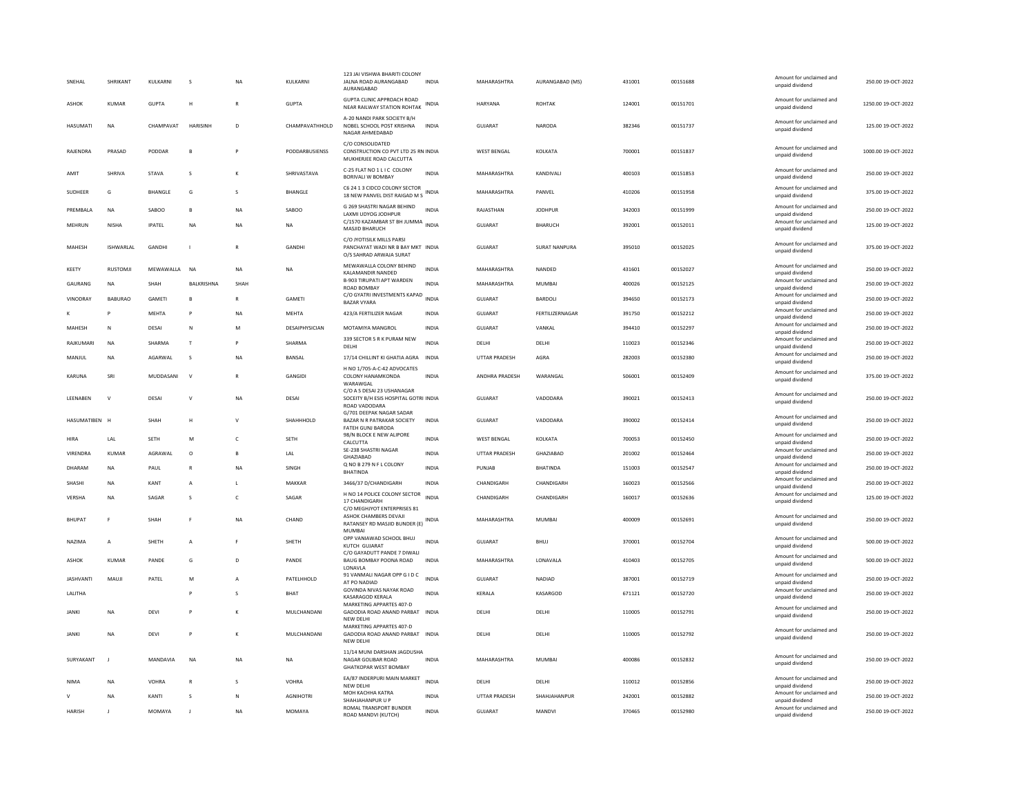| SNEHAL | SHRIKANT | KULKARNI | S | NA | KULKARNI | 123 JAI VISHWA BHARITI COLONY JALNA ROAD AURANGABAD AURANGABAD | INDIA | MAHARASHTRA | AURANGABAD (MS) | 431001 | 00151688 | Amount for unclaimed and unpaid dividend | 250.00 | 19-OCT-2022 |
|---|---|---|---|---|---|---|---|---|---|---|---|---|---|---|
| ASHOK | KUMAR | GUPTA | H | R | GUPTA | GUPTA CLINIC APPROACH ROAD NEAR RAILWAY STATION ROHTAK | INDIA | HARYANA | ROHTAK | 124001 | 00151701 | Amount for unclaimed and unpaid dividend | 1250.00 | 19-OCT-2022 |
| HASUMATI | NA | CHAMPAVAT | HARISINH | D | CHAMPAVATHHOLD | A-20 NANDI PARK SOCIETY B/H NOBEL SCHOOL POST KRISHNA NAGAR AHMEDABAD | INDIA | GUJARAT | NARODA | 382346 | 00151737 | Amount for unclaimed and unpaid dividend | 125.00 | 19-OCT-2022 |
| RAJENDRA | PRASAD | PODDAR | B | P | PODDARBUSIENSS | C/O CONSOLIDATED CONSTRUCTION CO PVT LTD 25 RN MUKHERJEE ROAD CALCUTTA | INDIA | WEST BENGAL | KOLKATA | 700001 | 00151837 | Amount for unclaimed and unpaid dividend | 1000.00 | 19-OCT-2022 |
| AMIT | SHRIVA | STAVA | S | K | SHRIVASTAVA | C-25 FLAT NO 1 L I C COLONY BORIVALI W BOMBAY | INDIA | MAHARASHTRA | KANDIVALI | 400103 | 00151853 | Amount for unclaimed and unpaid dividend | 250.00 | 19-OCT-2022 |
| SUDHEER | G | BHANGLE | G | S | BHANGLE | C6 24 1 3 CIDCO COLONY SECTOR 18 NEW PANVEL DIST RAIGAD M S | INDIA | MAHARASHTRA | PANVEL | 410206 | 00151958 | Amount for unclaimed and unpaid dividend | 375.00 | 19-OCT-2022 |
| PREMBALA | NA | SABOO | B | NA | SABOO | G 269 SHASTRI NAGAR BEHIND LAXMI UDYOG JODHPUR | INDIA | RAJASTHAN | JODHPUR | 342003 | 00151999 | Amount for unclaimed and unpaid dividend | 250.00 | 19-OCT-2022 |
| MEHRUN | NISHA | IPATEL | NA | NA | NA | C/1570 KAZAMBAR ST BH JUMMA MASJID BHARUCH | INDIA | GUJARAT | BHARUCH | 392001 | 00152011 | Amount for unclaimed and unpaid dividend | 125.00 | 19-OCT-2022 |
| MAHESH | ISHWARLAL | GANDHI | I | R | GANDHI | C/O JYOTISILK MILLS PARSI PANCHAYAT WADI NR B BAY MKT O/S SAHRAD ARWAJA SURAT | INDIA | GUJARAT | SURAT NANPURA | 395010 | 00152025 | Amount for unclaimed and unpaid dividend | 375.00 | 19-OCT-2022 |
| KEETY | RUSTOMJI | MEWAWALLA | NA | NA | NA | MEWAWALLA COLONY BEHIND KALAMANDIR NANDED | INDIA | MAHARASHTRA | NANDED | 431601 | 00152027 | Amount for unclaimed and unpaid dividend | 250.00 | 19-OCT-2022 |
| GAURANG | NA | SHAH | BALKRISHNA | SHAH | | B-903 TIRUPATI APT WARDEN ROAD BOMBAY | INDIA | MAHARASHTRA | MUMBAI | 400026 | 00152125 | Amount for unclaimed and unpaid dividend | 250.00 | 19-OCT-2022 |
| VINODRAY | BABURAO | GAMETI | B | R | GAMETI | C/O GYATRI INVESTMENTS KAPAD BAZAR VYARA | INDIA | GUJARAT | BARDOLI | 394650 | 00152173 | Amount for unclaimed and unpaid dividend | 250.00 | 19-OCT-2022 |
| K | P | MEHTA | P | NA | MEHTA | 423/A FERTILIZER NAGAR | INDIA | GUJARAT | FERTILIZERNAGAR | 391750 | 00152212 | Amount for unclaimed and unpaid dividend | 250.00 | 19-OCT-2022 |
| MAHESH | N | DESAI | N | M | DESAIPHYSICIAN | MOTAMIYA MANGROL | INDIA | GUJARAT | VANKAL | 394410 | 00152297 | Amount for unclaimed and unpaid dividend | 250.00 | 19-OCT-2022 |
| RAJKUMARI | NA | SHARMA | T | P | SHARMA | 339 SECTOR 5 R K PURAM NEW DELHI | INDIA | DELHI | DELHI | 110023 | 00152346 | Amount for unclaimed and unpaid dividend | 250.00 | 19-OCT-2022 |
| MANJUL | NA | AGARWAL | S | NA | BANSAL | 17/14 CHILLINT KI GHATIA AGRA | INDIA | UTTAR PRADESH | AGRA | 282003 | 00152380 | Amount for unclaimed and unpaid dividend | 250.00 | 19-OCT-2022 |
| KARUNA | SRI | MUDDASANI | V | R | GANGIDI | H NO 1/705-A-C-42 ADVOCATES COLONY HANAMKONDA WARAWGAL | INDIA | ANDHRA PRADESH | WARANGAL | 506001 | 00152409 | Amount for unclaimed and unpaid dividend | 375.00 | 19-OCT-2022 |
| LEENABEN | V | DESAI | V | NA | DESAI | C/O A S DESAI 23 USHANAGAR SOCEITY B/H ESIS HOSPITAL GOTRI ROAD VADODARA | INDIA | GUJARAT | VADODARA | 390021 | 00152413 | Amount for unclaimed and unpaid dividend | 250.00 | 19-OCT-2022 |
| HASUMATIBEN | H | SHAH | H | V | SHAHHHOLD | G/701 DEEPAK NAGAR SADAR BAZAR N R PATRAKAR SOCIETY FATEH GUNJ BARODA | INDIA | GUJARAT | VADODARA | 390002 | 00152414 | Amount for unclaimed and unpaid dividend | 250.00 | 19-OCT-2022 |
| HIRA | LAL | SETH | M | C | SETH | 98/N BLOCK E NEW ALIPORE CALCUTTA | INDIA | WEST BENGAL | KOLKATA | 700053 | 00152450 | Amount for unclaimed and unpaid dividend | 250.00 | 19-OCT-2022 |
| VIRENDRA | KUMAR | AGRAWAL | O | B | LAL | SE-238 SHASTRI NAGAR GHAZIABAD | INDIA | UTTAR PRADESH | GHAZIABAD | 201002 | 00152464 | Amount for unclaimed and unpaid dividend | 250.00 | 19-OCT-2022 |
| DHARAM | NA | PAUL | R | NA | SINGH | Q NO B 279 N F L COLONY BHATINDA | INDIA | PUNJAB | BHATINDA | 151003 | 00152547 | Amount for unclaimed and unpaid dividend | 250.00 | 19-OCT-2022 |
| SHASHI | NA | KANT | A | L | MAKKAR | 3466/37 D/CHANDIGARH | INDIA | CHANDIGARH | CHANDIGARH | 160023 | 00152566 | Amount for unclaimed and unpaid dividend | 250.00 | 19-OCT-2022 |
| VERSHA | NA | SAGAR | S | C | SAGAR | H NO 14 POLICE COLONY SECTOR 17 CHANDIGARH | INDIA | CHANDIGARH | CHANDIGARH | 160017 | 00152636 | Amount for unclaimed and unpaid dividend | 125.00 | 19-OCT-2022 |
| BHUPAT | F | SHAH | F | NA | CHAND | C/O MEGHJYOT ENTERPRISES 81 ASHOK CHAMBERS DEVAJI RATANSEY RD MASJID BUNDER (E) MUMBAI | INDIA | MAHARASHTRA | MUMBAI | 400009 | 00152691 | Amount for unclaimed and unpaid dividend | 250.00 | 19-OCT-2022 |
| NAZIMA | A | SHETH | A | F | SHETH | OPP VANIAWAD SCHOOL BHUJ KUTCH GUJARAT | INDIA | GUJARAT | BHUJ | 370001 | 00152704 | Amount for unclaimed and unpaid dividend | 500.00 | 19-OCT-2022 |
| ASHOK | KUMAR | PANDE | G | D | PANDE | C/O GAYADUTT PANDE 7 DIWALI BAUG BOMBAY POONA ROAD LONAVLA | INDIA | MAHARASHTRA | LONAVALA | 410403 | 00152705 | Amount for unclaimed and unpaid dividend | 500.00 | 19-OCT-2022 |
| JASHVANTI | MAUJI | PATEL | M | A | PATELHHOLD | 91 VANMALI NAGAR OPP G I D C AT PO NADIAD | INDIA | GUJARAT | NADIAD | 387001 | 00152719 | Amount for unclaimed and unpaid dividend | 250.00 | 19-OCT-2022 |
| LALITHA | | | P | S | BHAT | GOVINDA NIVAS NAYAK ROAD KASARAGOD KERALA | INDIA | KERALA | KASARGOD | 671121 | 00152720 | Amount for unclaimed and unpaid dividend | 250.00 | 19-OCT-2022 |
| JANKI | NA | DEVI | P | K | MULCHANDANI | MARKETING APPARTES 407-D GADODIA ROAD ANAND PARBAT NEW DELHI | INDIA | DELHI | DELHI | 110005 | 00152791 | Amount for unclaimed and unpaid dividend | 250.00 | 19-OCT-2022 |
| JANKI | NA | DEVI | P | K | MULCHANDANI | MARKETING APPARTES 407-D GADODIA ROAD ANAND PARBAT NEW DELHI | INDIA | DELHI | DELHI | 110005 | 00152792 | Amount for unclaimed and unpaid dividend | 250.00 | 19-OCT-2022 |
| SURYAKANT | J | MANDAVIA | NA | NA | NA | 11/14 MUNI DARSHAN JAGDUSHA NAGAR GOLIBAR ROAD GHATKOPAR WEST BOMBAY | INDIA | MAHARASHTRA | MUMBAI | 400086 | 00152832 | Amount for unclaimed and unpaid dividend | 250.00 | 19-OCT-2022 |
| NIMA | NA | VOHRA | R | S | VOHRA | EA/87 INDERPURI MAIN MARKET NEW DELHI | INDIA | DELHI | DELHI | 110012 | 00152856 | Amount for unclaimed and unpaid dividend | 250.00 | 19-OCT-2022 |
| V | NA | KANTI | S | N | AGNIHOTRI | MOH KACHHA KATRA SHAHJAHANPUR U P | INDIA | UTTAR PRADESH | SHAHJAHANPUR | 242001 | 00152882 | Amount for unclaimed and unpaid dividend | 250.00 | 19-OCT-2022 |
| HARISH | J | MOMAYA | J | NA | MOMAYA | ROMAL TRANSPORT BUNDER ROAD MANDVI (KUTCH) | INDIA | GUJARAT | MANDVI | 370465 | 00152980 | Amount for unclaimed and unpaid dividend | 250.00 | 19-OCT-2022 |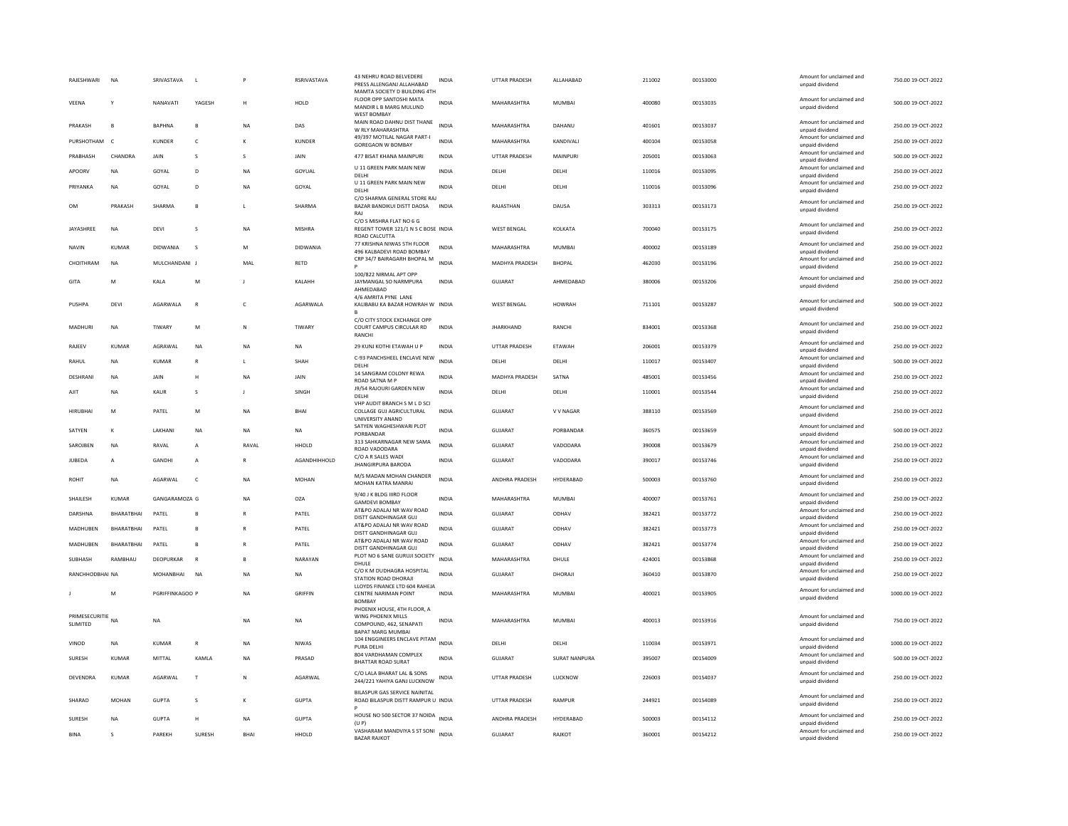| RAJESHWARI | NA | SRIVASTAVA | L | P | RSRIVASTAVA | 43 NEHRU ROAD BELVEDERE PRESS ALLENGANJ ALLAHABAD | INDIA | UTTAR PRADESH | ALLAHABAD | 211002 | 00153000 | Amount for unclaimed and unpaid dividend | 750.00 | 19-OCT-2022 |
|---|---|---|---|---|---|---|---|---|---|---|---|---|---|---|
| VEENA | Y | NANAVATI | YAGESH | H | HOLD | MAMTA SOCIETY D BUILDING 4TH FLOOR OPP SANTOSHI MATA MANDIR L B MARG MULUND WEST BOMBAY | INDIA | MAHARASHTRA | MUMBAI | 400080 | 00153035 | Amount for unclaimed and unpaid dividend | 500.00 | 19-OCT-2022 |
| PRAKASH | B | BAPHNA | B | NA | DAS | MAIN ROAD DAHNU DIST THANE W RLY MAHARASHTRA | INDIA | MAHARASHTRA | DAHANU | 401601 | 00153037 | Amount for unclaimed and unpaid dividend | 250.00 | 19-OCT-2022 |
| PURSHOTHAM | C | KUNDER | C | K | KUNDER | 49/397 MOTILAL NAGAR PART-I GOREGAON W BOMBAY | INDIA | MAHARASHTRA | KANDIVALI | 400104 | 00153058 | Amount for unclaimed and unpaid dividend | 250.00 | 19-OCT-2022 |
| PRABHASH | CHANDRA | JAIN | S | S | JAIN | 477 BISAT KHANA MAINPURI | INDIA | UTTAR PRADESH | MAINPURI | 205001 | 00153063 | Amount for unclaimed and unpaid dividend | 500.00 | 19-OCT-2022 |
| APOORV | NA | GOYAL | D | NA | GOYUAL | U 11 GREEN PARK MAIN NEW DELHI | INDIA | DELHI | DELHI | 110016 | 00153095 | Amount for unclaimed and unpaid dividend | 250.00 | 19-OCT-2022 |
| PRIYANKA | NA | GOYAL | D | NA | GOYAL | U 11 GREEN PARK MAIN NEW DELHI | INDIA | DELHI | DELHI | 110016 | 00153096 | Amount for unclaimed and unpaid dividend | 250.00 | 19-OCT-2022 |
| OM | PRAKASH | SHARMA | B | L | SHARMA | C/O SHARMA GENERAL STORE RAJ BAZAR BANDIKUI DISTT DAOSA RAJ | INDIA | RAJASTHAN | DAUSA | 303313 | 00153173 | Amount for unclaimed and unpaid dividend | 250.00 | 19-OCT-2022 |
| JAYASHREE | NA | DEVI | S | NA | MISHRA | C/O S MISHRA FLAT NO 6 G REGENT TOWER 121/1 N S C BOSE ROAD CALCUTTA | INDIA | WEST BENGAL | KOLKATA | 700040 | 00153175 | Amount for unclaimed and unpaid dividend | 250.00 | 19-OCT-2022 |
| NAVIN | KUMAR | DIDWANIA | S | M | DIDWANIA | 77 KRISHNA NIWAS 5TH FLOOR 496 KALBADEVI ROAD BOMBAY | INDIA | MAHARASHTRA | MUMBAI | 400002 | 00153189 | Amount for unclaimed and unpaid dividend | 250.00 | 19-OCT-2022 |
| CHOITHRAM | NA | MULCHANDANI | J | MAL | RETD | CRP 34/7 BAIRAGARH BHOPAL M P | INDIA | MADHYA PRADESH | BHOPAL | 462030 | 00153196 | Amount for unclaimed and unpaid dividend | 250.00 | 19-OCT-2022 |
| GITA | M | KALA | M | J | KALAHH | 100/822 NIRMAL APT OPP JAYMANGAL SO NARMPURA AHMEDABAD | INDIA | GUJARAT | AHMEDABAD | 380006 | 00153206 | Amount for unclaimed and unpaid dividend | 250.00 | 19-OCT-2022 |
| PUSHPA | DEVI | AGARWALA | R | C | AGARWALA | 4/6 AMRITA PYNE LANE KALIBABU KA BAZAR HOWRAH W B | INDIA | WEST BENGAL | HOWRAH | 711101 | 00153287 | Amount for unclaimed and unpaid dividend | 500.00 | 19-OCT-2022 |
| MADHURI | NA | TIWARY | M | N | TIWARY | C/O CITY STOCK EXCHANGE OPP COURT CAMPUS CIRCULAR RD RANCHI | INDIA | JHARKHAND | RANCHI | 834001 | 00153368 | Amount for unclaimed and unpaid dividend | 250.00 | 19-OCT-2022 |
| RAJEEV | KUMAR | AGRAWAL | NA | NA | NA | 29 KUNJ KOTHI ETAWAH U P | INDIA | UTTAR PRADESH | ETAWAH | 206001 | 00153379 | Amount for unclaimed and unpaid dividend | 250.00 | 19-OCT-2022 |
| RAHUL | NA | KUMAR | R | L | SHAH | C-93 PANCHSHEEL ENCLAVE NEW DELHI | INDIA | DELHI | DELHI | 110017 | 00153407 | Amount for unclaimed and unpaid dividend | 500.00 | 19-OCT-2022 |
| DESHRANI | NA | JAIN | H | NA | JAIN | 14 SANGRAM COLONY REWA ROAD SATNA M P | INDIA | MADHYA PRADESH | SATNA | 485001 | 00153456 | Amount for unclaimed and unpaid dividend | 250.00 | 19-OCT-2022 |
| AJIT | NA | KAUR | S | J | SINGH | J9/54 RAJOURI GARDEN NEW DELHI | INDIA | DELHI | DELHI | 110001 | 00153544 | Amount for unclaimed and unpaid dividend | 250.00 | 19-OCT-2022 |
| HIRUBHAI | M | PATEL | M | NA | BHAI | VHP AUDIT BRANCH S M L D SCI COLLAGE GUJ AGRICULTURAL UNIVERSITY ANAND | INDIA | GUJARAT | V V NAGAR | 388110 | 00153569 | Amount for unclaimed and unpaid dividend | 250.00 | 19-OCT-2022 |
| SATYEN | K | LAKHANI | NA | NA | NA | SATYEN WAGHESHWARI PLOT PORBANDAR | INDIA | GUJARAT | PORBANDAR | 360575 | 00153659 | Amount for unclaimed and unpaid dividend | 500.00 | 19-OCT-2022 |
| SAROJBEN | NA | RAVAL | A | RAVAL | HHOLD | 313 SAHKARNAGAR NEW SAMA ROAD VADODARA | INDIA | GUJARAT | VADODARA | 390008 | 00153679 | Amount for unclaimed and unpaid dividend | 250.00 | 19-OCT-2022 |
| JUBEDA | A | GANDHI | A | R | AGANDHIHHOLD | C/O A R SALES WADI JHANGIRPURA BARODA | INDIA | GUJARAT | VADODARA | 390017 | 00153746 | Amount for unclaimed and unpaid dividend | 250.00 | 19-OCT-2022 |
| ROHIT | NA | AGARWAL | C | NA | MOHAN | M/S MADAN MOHAN CHANDER MOHAN KATRA MANRAI | INDIA | ANDHRA PRADESH | HYDERABAD | 500003 | 00153760 | Amount for unclaimed and unpaid dividend | 250.00 | 19-OCT-2022 |
| SHAILESH | KUMAR | GANGARAMOZA | G | NA | OZA | 9/40 J K BLDG IIIRD FLOOR GAMDEVI BOMBAY | INDIA | MAHARASHTRA | MUMBAI | 400007 | 00153761 | Amount for unclaimed and unpaid dividend | 250.00 | 19-OCT-2022 |
| DARSHNA | BHARATBHAI | PATEL | B | R | PATEL | AT&PO ADALAJ NR WAV ROAD DISTT GANDHINAGAR GUJ | INDIA | GUJARAT | ODHAV | 382421 | 00153772 | Amount for unclaimed and unpaid dividend | 250.00 | 19-OCT-2022 |
| MADHUBEN | BHARATBHAI | PATEL | B | R | PATEL | AT&PO ADALAJ NR WAV ROAD DISTT GANDHINAGAR GUJ | INDIA | GUJARAT | ODHAV | 382421 | 00153773 | Amount for unclaimed and unpaid dividend | 250.00 | 19-OCT-2022 |
| MADHUBEN | BHARATBHAI | PATEL | B | R | PATEL | AT&PO ADALAJ NR WAV ROAD DISTT GANDHINAGAR GUJ | INDIA | GUJARAT | ODHAV | 382421 | 00153774 | Amount for unclaimed and unpaid dividend | 250.00 | 19-OCT-2022 |
| SUBHASH | RAMBHAU | DEOPURKAR | R | B | NARAYAN | PLOT NO 6 SANE GURUJI SOCIETY DHULE | INDIA | MAHARASHTRA | DHULE | 424001 | 00153868 | Amount for unclaimed and unpaid dividend | 250.00 | 19-OCT-2022 |
| RANCHHODBHAI | NA | MOHANBHAI | NA | NA | NA | C/O K M DUDHAGRA HOSPITAL STATION ROAD DHORAJI | INDIA | GUJARAT | DHORAJI | 360410 | 00153870 | Amount for unclaimed and unpaid dividend | 250.00 | 19-OCT-2022 |
| J | M | PGRIFFINKAGOO | P | NA | GRIFFIN | LLOYDS FINANCE LTD 604 RAHEJA CENTRE NARIMAN POINT BOMBAY | INDIA | MAHARASHTRA | MUMBAI | 400021 | 00153905 | Amount for unclaimed and unpaid dividend | 1000.00 | 19-OCT-2022 |
| PRIMESECURITIE SLIMITED | NA | NA | | NA | NA | PHOENIX HOUSE, 4TH FLOOR, A WING PHOENIX MILLS COMPOUND, 462, SENAPATI BAPAT MARG MUMBAI | INDIA | MAHARASHTRA | MUMBAI | 400013 | 00153916 | Amount for unclaimed and unpaid dividend | 750.00 | 19-OCT-2022 |
| VINOD | NA | KUMAR | R | NA | NIWAS | 104 ENGGINEERS ENCLAVE PITAM PURA DELHI | INDIA | DELHI | DELHI | 110034 | 00153971 | Amount for unclaimed and unpaid dividend | 1000.00 | 19-OCT-2022 |
| SURESH | KUMAR | MITTAL | KAMLA | NA | PRASAD | 804 VARDHAMAN COMPLEX BHATTAR ROAD SURAT | INDIA | GUJARAT | SURAT NANPURA | 395007 | 00154009 | Amount for unclaimed and unpaid dividend | 500.00 | 19-OCT-2022 |
| DEVENDRA | KUMAR | AGARWAL | T | N | AGARWAL | C/O LALA BHARAT LAL & SONS 244/221 YAHIYA GANJ LUCKNOW | INDIA | UTTAR PRADESH | LUCKNOW | 226003 | 00154037 | Amount for unclaimed and unpaid dividend | 250.00 | 19-OCT-2022 |
| SHARAD | MOHAN | GUPTA | S | K | GUPTA | BILASPUR GAS SERVICE NAINITAL ROAD BILASPUR DISTT RAMPUR U P | INDIA | UTTAR PRADESH | RAMPUR | 244921 | 00154089 | Amount for unclaimed and unpaid dividend | 250.00 | 19-OCT-2022 |
| SURESH | NA | GUPTA | H | NA | GUPTA | HOUSE NO 500 SECTOR 37 NOIDA (U P) | INDIA | ANDHRA PRADESH | HYDERABAD | 500003 | 00154112 | Amount for unclaimed and unpaid dividend | 250.00 | 19-OCT-2022 |
| BINA | S | PAREKH | SURESH | BHAI | HHOLD | VASHARAM MANDVIYA S ST SONI BAZAR RAJKOT | INDIA | GUJARAT | RAJKOT | 360001 | 00154212 | Amount for unclaimed and unpaid dividend | 250.00 | 19-OCT-2022 |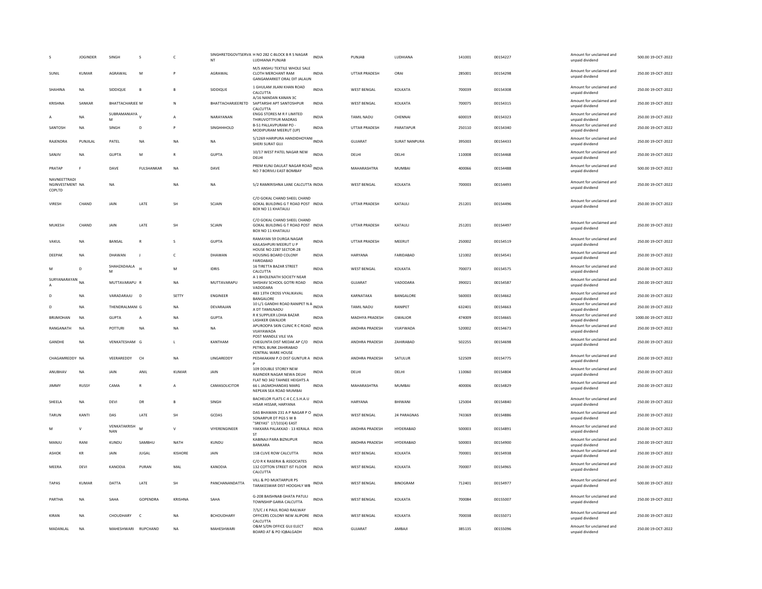| S | JOGINDER | SINGH | S | C | SINGHRETDGOVTSERVANT | H NO 282 C-BLOCK B R S NAGAR LUDHIANA PUNJAB | INDIA | PUNJAB | LUDHIANA | 141001 | 00154227 | | Amount for unclaimed and unpaid dividend | 500.00 | 19-OCT-2022 |
|---|---|---|---|---|---|---|---|---|---|---|---|---|---|---|---|
| SUNIL | KUMAR | AGRAWAL | M | P | AGRAWAL | M/S ANSHU TEXTILE WHOLE SALE CLOTH MERCHANT RAM GANGAMARKET ORAI DIT JALAUN | INDIA | UTTAR PRADESH | ORAI | 285001 | 00154298 | | Amount for unclaimed and unpaid dividend | 250.00 | 19-OCT-2022 |
| SHAHINA | NA | SIDDIQUE | B | B | SIDDIQUE | 1 GHULAM JILANI KHAN ROAD CALCUTTA | INDIA | WEST BENGAL | KOLKATA | 700039 | 00154308 | | Amount for unclaimed and unpaid dividend | 250.00 | 19-OCT-2022 |
| KRISHNA | SANKAR | BHATTACHARJEE | M | N | BHATTACHARJEERETD | A/16 NANDAN KANAN 3C SAPTARSHI APT SANTOSHPUR CALCUTTA | INDIA | WEST BENGAL | KOLKATA | 700075 | 00154315 | | Amount for unclaimed and unpaid dividend | 250.00 | 19-OCT-2022 |
| A | NA | SUBRAMANIAYAM | V | A | NARAYANAN | ENGG STORES M R F LIMITED THIRUVOTTIYUR MADRAS | INDIA | TAMIL NADU | CHENNAI | 600019 | 00154323 | | Amount for unclaimed and unpaid dividend | 250.00 | 19-OCT-2022 |
| SANTOSH | NA | SINGH | D | P | SINGHHHOLD | B-51 PALLAVPURAM PO - MODIPURAM MEERUT (UP) | INDIA | UTTAR PRADESH | PARATAPUR | 250110 | 00154340 | | Amount for unclaimed and unpaid dividend | 250.00 | 19-OCT-2022 |
| RAJENDRA | PUNJILAL | PATEL | NA | NA | NA | 5/1269 HARIPURA HANDIDHOYANI SHERI SURAT GUJ | INDIA | GUJARAT | SURAT NANPURA | 395003 | 00154433 | | Amount for unclaimed and unpaid dividend | 250.00 | 19-OCT-2022 |
| SANJIV | NA | GUPTA | M | R | GUPTA | 10/17 WEST PATEL NAGAR NEW DELHI | INDIA | DELHI | DELHI | 110008 | 00154468 | | Amount for unclaimed and unpaid dividend | 250.00 | 19-OCT-2022 |
| PRATAP | F | DAVE | FULSHANKAR | NA | DAVE | PREM KUNJ DAULAT NAGAR ROAD NO 7 BORIVLI EAST BOMBAY | INDIA | MAHARASHTRA | MUMBAI | 400066 | 00154488 | | Amount for unclaimed and unpaid dividend | 500.00 | 19-OCT-2022 |
| NAVNEETTRADINGINVESTMENT COPLTD | NA | NA | | NA | NA | 5/2 RAMKRISHNA LANE CALCUTTA | INDIA | WEST BENGAL | KOLKATA | 700003 | 00154493 | | Amount for unclaimed and unpaid dividend | 250.00 | 19-OCT-2022 |
| VIRESH | CHAND | JAIN | LATE | SH | SCJAIN | C/O GOKAL CHAND SHEEL CHAND GOKAL BUILDING G T ROAD POST BOX NO 11 KHATAULI | INDIA | UTTAR PRADESH | KATAULI | 251201 | 00154496 | | Amount for unclaimed and unpaid dividend | 250.00 | 19-OCT-2022 |
| MUKESH | CHAND | JAIN | LATE | SH | SCJAIN | C/O GOKAL CHAND SHEEL CHAND GOKAL BUILDING G T ROAD POST BOX NO 11 KHATAULI | INDIA | UTTAR PRADESH | KATAULI | 251201 | 00154497 | | Amount for unclaimed and unpaid dividend | 250.00 | 19-OCT-2022 |
| VAKUL | NA | BANSAL | R | S | GUPTA | RAMAYAN 59 DURGA NAGAR KAILASHPURI MEERUT U P | INDIA | UTTAR PRADESH | MEERUT | 250002 | 00154519 | | Amount for unclaimed and unpaid dividend | 250.00 | 19-OCT-2022 |
| DEEPAK | NA | DHAWAN | J | C | DHAWAN | HOUSE NO 2287 SECTOR-28 HOUSING BOARD COLONY FARIDABAD | INDIA | HARYANA | FARIDABAD | 121002 | 00154541 | | Amount for unclaimed and unpaid dividend | 250.00 | 19-OCT-2022 |
| M | D | SHAHZADAALAM | H | M | IDRIS | 16 TIRETTA BAZAR STREET CALCUTTA | INDIA | WEST BENGAL | KOLKATA | 700073 | 00154575 | | Amount for unclaimed and unpaid dividend | 250.00 | 19-OCT-2022 |
| SURYANARAYANA | NA | MUTTAVARAPU | R | NA | MUTTAVARAPU | A 1 BHOLENATH SOCIETY NEAR SHISHAV SCHOOL GOTRI ROAD VADODARA | INDIA | GUJARAT | VADODARA | 390021 | 00154587 | | Amount for unclaimed and unpaid dividend | 250.00 | 19-OCT-2022 |
| D | NA | VARADARAJU | D | SETTY | ENGINEER | 483 13TH CROSS VYALIKAVAL BANGALORE | INDIA | KARNATAKA | BANGALORE | 560003 | 00154662 | | Amount for unclaimed and unpaid dividend | 250.00 | 19-OCT-2022 |
| D | NA | THENDRALMANI | G | NA | DEVARAJAN | 10 L/1 GANDHI ROAD RANIPET N A A DT TAMILNADU | INDIA | TAMIL NADU | RANIPET | 632401 | 00154663 | | Amount for unclaimed and unpaid dividend | 250.00 | 19-OCT-2022 |
| BRIJMOHAN | NA | GUPTA | A | NA | GUPTA | R K SUPPLIER LOHIA BAZAR LASHKER GWALIOR | INDIA | MADHYA PRADESH | GWALIOR | 474009 | 00154665 | | Amount for unclaimed and unpaid dividend | 1000.00 | 19-OCT-2022 |
| RANGANATH | NA | POTTURI | NA | NA | NA | APUROOPA SKIN CLINIC R C ROAD VIJAYAWADA | INDIA | ANDHRA PRADESH | VIJAYWADA | 520002 | 00154673 | | Amount for unclaimed and unpaid dividend | 250.00 | 19-OCT-2022 |
| GANDHE | NA | VENKATESHAM | G | L | KANTHAM | POST MANDLE VILE VIA CHEGUNTA DIST MEDAK AP C/O PETROL BUNK ZAHIRABAD | INDIA | ANDHRA PRADESH | ZAHIRABAD | 502255 | 00154698 | | Amount for unclaimed and unpaid dividend | 250.00 | 19-OCT-2022 |
| CHAGAMREDDY | NA | VEERAREDDY | CH | NA | LINGAREDDY | CENTRAL WARE HOUSE PEDAKAKANI P.O DIST GUNTUR A P | INDIA | ANDHRA PRADESH | SATULUR | 522509 | 00154775 | | Amount for unclaimed and unpaid dividend | 250.00 | 19-OCT-2022 |
| ANUBHAV | NA | JAIN | ANIL | KUMAR | JAIN | 109 DOUBLE STOREY NEW RAJINDER NAGAR NEWA DELHI | INDIA | DELHI | DELHI | 110060 | 00154804 | | Amount for unclaimed and unpaid dividend | 250.00 | 19-OCT-2022 |
| JIMMY | RUSSY | CAMA | R | A | CAMASOLICITOR | FLAT NO 342 TAHNEE HEIGHTS A 66 L JAGMOHANDAS MARG NEPEAN SEA ROAD MUMBAI | INDIA | MAHARASHTRA | MUMBAI | 400006 | 00154829 | | Amount for unclaimed and unpaid dividend | 250.00 | 19-OCT-2022 |
| SHEELA | NA | DEVI | DR | B | SINGH | BACHELOR FLATS C-4 C.C.S.H.A.U HISAR HISSAR, HARYANA | INDIA | HARYANA | BHIWANI | 125004 | 00154840 | | Amount for unclaimed and unpaid dividend | 250.00 | 19-OCT-2022 |
| TARUN | KANTI | DAS | LATE | SH | GCDAS | DAS BHAWAN 231 A P NAGAR P O SONARPUR DT PGS S W B | INDIA | WEST BENGAL | 24 PARAGNAS | 743369 | 00154886 | | Amount for unclaimed and unpaid dividend | 250.00 | 19-OCT-2022 |
| M | V | VENKATAKRISHNAN | M | V | VIYERENGINEER | "SREYAS" 17/101(4) EAST YAKKARA PALAKKAD - 13 KERALA ST | INDIA | ANDHRA PRADESH | HYDERABAD | 500003 | 00154891 | | Amount for unclaimed and unpaid dividend | 250.00 | 19-OCT-2022 |
| MANJU | RANI | KUNDU | SAMBHU | NATH | KUNDU | KABINAJI PARA BIZNUPUR BANKARA | INDIA | ANDHRA PRADESH | HYDERABAD | 500003 | 00154900 | | Amount for unclaimed and unpaid dividend | 250.00 | 19-OCT-2022 |
| ASHOK | KR | JAIN | JUGAL | KISHORE | JAIN | 15B CLIVE ROW CALCUTTA | INDIA | WEST BENGAL | KOLKATA | 700001 | 00154938 | | Amount for unclaimed and unpaid dividend | 250.00 | 19-OCT-2022 |
| MEERA | DEVI | KANODIA | PURAN | MAL | KANODIA | C/O R K RASERIA & ASSOCIATES 132 COTTON STREET IST FLOOR CALCUTTA | INDIA | WEST BENGAL | KOLKATA | 700007 | 00154965 | | Amount for unclaimed and unpaid dividend | 250.00 | 19-OCT-2022 |
| TAPAS | KUMAR | DATTA | LATE | SH | PANCHANANDATTA | VILL & PO MUKTARPUR PS TARAKESWAR DIST HOOGHLY WB | INDIA | WEST BENGAL | BINOGRAM | 712401 | 00154977 | | Amount for unclaimed and unpaid dividend | 500.00 | 19-OCT-2022 |
| PARTHA | NA | SAHA | GOPENDRA | KRISHNA | SAHA | G-208 BAISHNAB GHATA PATULI TOWNSHIP GARIA CALCUTTA | INDIA | WEST BENGAL | KOLKATA | 700084 | 00155007 | | Amount for unclaimed and unpaid dividend | 250.00 | 19-OCT-2022 |
| KIRAN | NA | CHOUDHARY | C | NA | BCHOUDHARY | 7/5/C J K PAUL ROAD RAILWAY OFFICERS COLONY NEW ALIPORE CALCUTTA | INDIA | WEST BENGAL | KOLKATA | 700038 | 00155071 | | Amount for unclaimed and unpaid dividend | 250.00 | 19-OCT-2022 |
| MADANLAL | NA | MAHESHWARI | RUPCHAND | NA | MAHESHWARI | O&M S/DN OFFICE GUJ ELECT BOARD AT & PO IQBALGADH | INDIA | GUJARAT | AMBAJI | 385135 | 00155096 | | Amount for unclaimed and unpaid dividend | 250.00 | 19-OCT-2022 |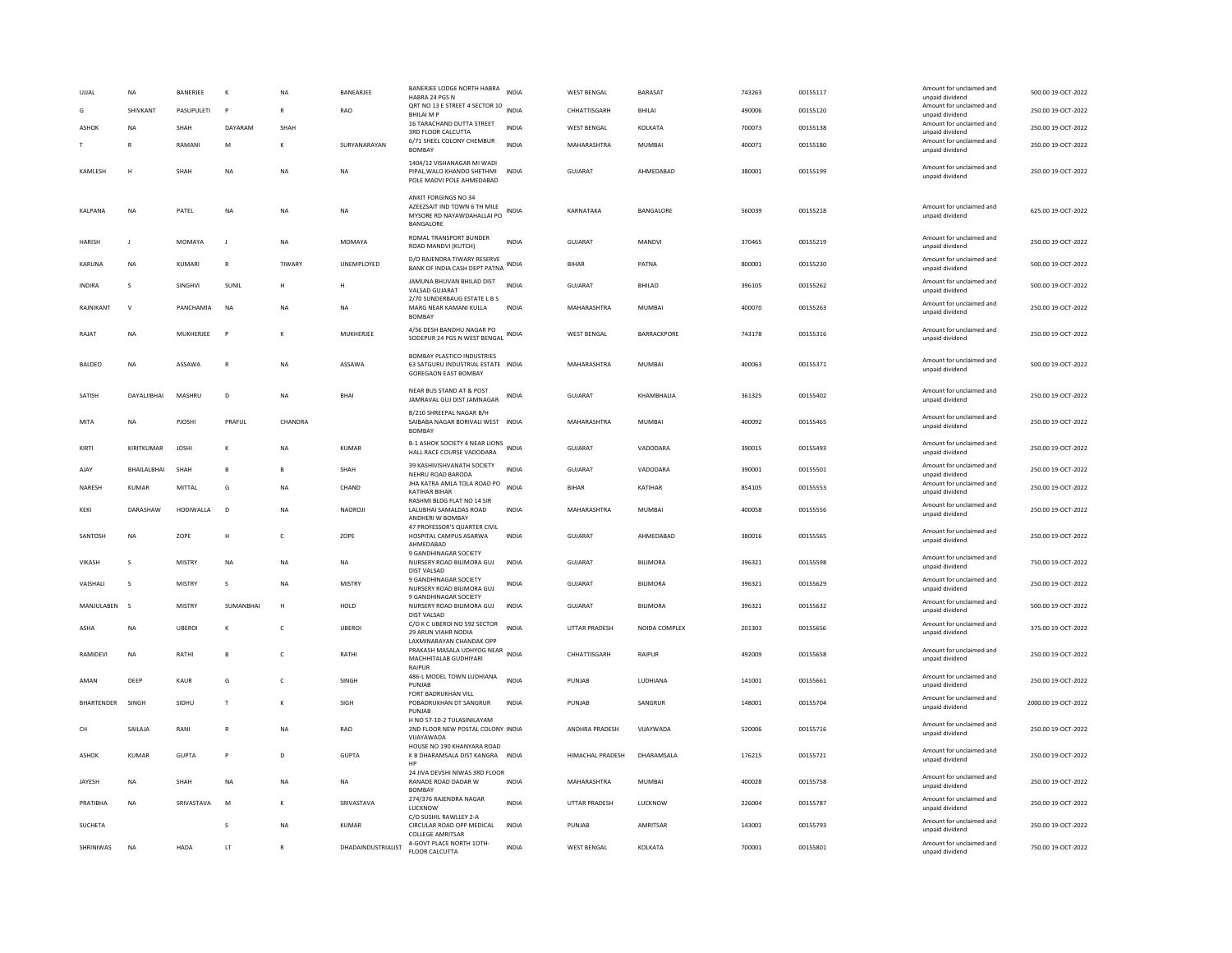| | | | | | | | | | | | | | | |
|---|---|---|---|---|---|---|---|---|---|---|---|---|---|---|
| UJJAL | NA | BANERJEE | K | NA | BANEARJEE | BANERJEE LODGE NORTH HABRA HABRA 24 PGS N | INDIA | WEST BENGAL | BARASAT | 743263 | 00155117 | Amount for unclaimed and unpaid dividend | 500.00 | 19-OCT-2022 |
| G | SHIVKANT | PASUPULETI | P | R | RAO | QRT NO 13 E STREET 4 SECTOR 10 BHILAI M P | INDIA | CHHATTISGARH | BHILAI | 490006 | 00155120 | Amount for unclaimed and unpaid dividend | 250.00 | 19-OCT-2022 |
| ASHOK | NA | SHAH | DAYARAM | SHAH | | 16 TARACHAND DUTTA STREET 3RD FLOOR CALCUTTA | INDIA | WEST BENGAL | KOLKATA | 700073 | 00155138 | Amount for unclaimed and unpaid dividend | 250.00 | 19-OCT-2022 |
| T | R | RAMANI | M | K | SURYANARAYAN | 6/71 SHEEL COLONY CHEMBUR BOMBAY | INDIA | MAHARASHTRA | MUMBAI | 400071 | 00155180 | Amount for unclaimed and unpaid dividend | 250.00 | 19-OCT-2022 |
| KAMLESH | H | SHAH | NA | NA | NA | 1404/12 VISHANAGAR MI WADI PIPAL,WALO KHANDO SHETHMI POLE MADVI POLE AHMEDABAD | INDIA | GUJARAT | AHMEDABAD | 380001 | 00155199 | Amount for unclaimed and unpaid dividend | 250.00 | 19-OCT-2022 |
| KALPANA | NA | PATEL | NA | NA | NA | ANKIT FORGINGS NO 34 AZEEZSAIT IND TOWN 6 TH MILE MYSORE RD NAYAWDAHALLAI PO BANGALORE | INDIA | KARNATAKA | BANGALORE | 560039 | 00155218 | Amount for unclaimed and unpaid dividend | 625.00 | 19-OCT-2022 |
| HARISH | J | MOMAYA | J | NA | MOMAYA | ROMAL TRANSPORT BUNDER ROAD MANDVI (KUTCH) | INDIA | GUJARAT | MANDVI | 370465 | 00155219 | Amount for unclaimed and unpaid dividend | 250.00 | 19-OCT-2022 |
| KARUNA | NA | KUMARI | R | TIWARY | UNEMPLOYED | D/O RAJENDRA TIWARY RESERVE BANK OF INDIA CASH DEPT PATNA | INDIA | BIHAR | PATNA | 800001 | 00155230 | Amount for unclaimed and unpaid dividend | 500.00 | 19-OCT-2022 |
| INDIRA | S | SINGHVI | SUNIL | H | H | JAMUNA BHUVAN BHILAD DIST VALSAD GUJARAT | INDIA | GUJARAT | BHILAD | 396105 | 00155262 | Amount for unclaimed and unpaid dividend | 500.00 | 19-OCT-2022 |
| RAJNIKANT | V | PANCHAMIA | NA | NA | NA | 2/70 SUNDERBAUG ESTATE L B S MARG NEAR KAMANI KULLA BOMBAY | INDIA | MAHARASHTRA | MUMBAI | 400070 | 00155263 | Amount for unclaimed and unpaid dividend | 250.00 | 19-OCT-2022 |
| RAJAT | NA | MUKHERJEE | P | K | MUKHERJEE | 4/56 DESH BANDHU NAGAR PO SODEPUR 24 PGS N WEST BENGAL | INDIA | WEST BENGAL | BARRACKPORE | 743178 | 00155316 | Amount for unclaimed and unpaid dividend | 250.00 | 19-OCT-2022 |
| BALDEO | NA | ASSAWA | R | NA | ASSAWA | BOMBAY PLASTICO INDUSTRIES 63 SATGURU INDUSTRIAL ESTATE GOREGAON EAST BOMBAY | INDIA | MAHARASHTRA | MUMBAI | 400063 | 00155371 | Amount for unclaimed and unpaid dividend | 500.00 | 19-OCT-2022 |
| SATISH | DAYALJIBHAI | MASHRU | D | NA | BHAI | NEAR BUS STAND AT & POST JAMRAVAL GUJ DIST JAMNAGAR | INDIA | GUJARAT | KHAMBHALIA | 361325 | 00155402 | Amount for unclaimed and unpaid dividend | 250.00 | 19-OCT-2022 |
| MITA | NA | PJOSHI | PRAFUL | CHANDRA | | B/210 SHREEPAL NAGAR B/H SAIBABA NAGAR BORIVALI WEST BOMBAY | INDIA | MAHARASHTRA | MUMBAI | 400092 | 00155465 | Amount for unclaimed and unpaid dividend | 250.00 | 19-OCT-2022 |
| KIRTI | KIRITKUMAR | JOSHI | K | NA | KUMAR | B-1 ASHOK SOCIETY 4 NEAR LIONS HALL RACE COURSE VADODARA | INDIA | GUJARAT | VADODARA | 390015 | 00155493 | Amount for unclaimed and unpaid dividend | 250.00 | 19-OCT-2022 |
| AJAY | BHAILALBHAI | SHAH | B | B | SHAH | 39 KASHIVISHVANATH SOCIETY NEHRU ROAD BARODA | INDIA | GUJARAT | VADODARA | 390001 | 00155501 | Amount for unclaimed and unpaid dividend | 250.00 | 19-OCT-2022 |
| NARESH | KUMAR | MITTAL | G | NA | CHAND | JHA KATRA AMLA TOLA ROAD PO KATIHAR BIHAR | INDIA | BIHAR | KATIHAR | 854105 | 00155553 | Amount for unclaimed and unpaid dividend | 250.00 | 19-OCT-2022 |
| KEKI | DARASHAW | HODIWALLA | D | NA | NAOROJI | RASHMI BLDG FLAT NO 14 SIR LALUBHAI SAMALDAS ROAD ANDHERI W BOMBAY | INDIA | MAHARASHTRA | MUMBAI | 400058 | 00155556 | Amount for unclaimed and unpaid dividend | 250.00 | 19-OCT-2022 |
| SANTOSH | NA | ZOPE | H | C | ZOPE | 47 PROFESSOR'S QUARTER CIVIL HOSPITAL CAMPUS ASARWA AHMEDABAD | INDIA | GUJARAT | AHMEDABAD | 380016 | 00155565 | Amount for unclaimed and unpaid dividend | 250.00 | 19-OCT-2022 |
| VIKASH | S | MISTRY | NA | NA | NA | 9 GANDHINAGAR SOCIETY NURSERY ROAD BILIMORA GUJ DIST VALSAD | INDIA | GUJARAT | BILIMORA | 396321 | 00155598 | Amount for unclaimed and unpaid dividend | 750.00 | 19-OCT-2022 |
| VAISHALI | S | MISTRY | S | NA | MISTRY | 9 GANDHINAGAR SOCIETY NURSERY ROAD BILIMORA GUJ | INDIA | GUJARAT | BILIMORA | 396321 | 00155629 | Amount for unclaimed and unpaid dividend | 250.00 | 19-OCT-2022 |
| MANJULABEN | S | MISTRY | SUMANBHAI | H | HOLD | 9 GANDHINAGAR SOCIETY NURSERY ROAD BILIMORA GUJ DIST VALSAD | INDIA | GUJARAT | BILIMORA | 396321 | 00155632 | Amount for unclaimed and unpaid dividend | 500.00 | 19-OCT-2022 |
| ASHA | NA | UBEROI | K | C | UBEROI | C/O K C UBEROI NO 592 SECTOR 29 ARUN VIAHR NODIA | INDIA | UTTAR PRADESH | NOIDA COMPLEX | 201303 | 00155656 | Amount for unclaimed and unpaid dividend | 375.00 | 19-OCT-2022 |
| RAMIDEVI | NA | RATHI | B | C | RATHI | LAXMINARAYAN CHANDAK OPP PRAKASH MASALA UDHYOG NEAR MACHHITALAB GUDHIYARI RAIPUR | INDIA | CHHATTISGARH | RAIPUR | 492009 | 00155658 | Amount for unclaimed and unpaid dividend | 250.00 | 19-OCT-2022 |
| AMAN | DEEP | KAUR | G | C | SINGH | 486-L MODEL TOWN LUDHIANA PUNJAB | INDIA | PUNJAB | LUDHIANA | 141001 | 00155661 | Amount for unclaimed and unpaid dividend | 250.00 | 19-OCT-2022 |
| BHARTENDER | SINGH | SIDHU | T | K | SIGH | FORT BADRUKHAN VILL POBADRUKHAN DT SANGRUR PUNJAB | INDIA | PUNJAB | SANGRUR | 148001 | 00155704 | Amount for unclaimed and unpaid dividend | 2000.00 | 19-OCT-2022 |
| CH | SAILAJA | RANI | R | NA | RAO | H NO 57-10-2 TULASINILAYAM 2ND FLOOR NEW POSTAL COLONY VIJAYAWADA | INDIA | ANDHRA PRADESH | VIJAYWADA | 520006 | 00155716 | Amount for unclaimed and unpaid dividend | 250.00 | 19-OCT-2022 |
| ASHOK | KUMAR | GUPTA | P | D | GUPTA | HOUSE NO 190 KHANYARA ROAD K B DHARAMSALA DIST KANGRA HP | INDIA | HIMACHAL PRADESH | DHARAMSALA | 176215 | 00155721 | Amount for unclaimed and unpaid dividend | 250.00 | 19-OCT-2022 |
| JAYESH | NA | SHAH | NA | NA | NA | 24 JIVA DEVSHI NIWAS 3RD FLOOR RANADE ROAD DADAR W BOMBAY | INDIA | MAHARASHTRA | MUMBAI | 400028 | 00155758 | Amount for unclaimed and unpaid dividend | 250.00 | 19-OCT-2022 |
| PRATIBHA | NA | SRIVASTAVA | M | K | SRIVASTAVA | 274/376 RAJENDRA NAGAR LUCKNOW | INDIA | UTTAR PRADESH | LUCKNOW | 226004 | 00155787 | Amount for unclaimed and unpaid dividend | 250.00 | 19-OCT-2022 |
| SUCHETA | | | S | NA | KUMAR | C/O SUSHIL RAWLLEY 2-A CIRCULAR ROAD OPP MEDICAL COLLEGE AMRITSAR | INDIA | PUNJAB | AMRITSAR | 143001 | 00155793 | Amount for unclaimed and unpaid dividend | 250.00 | 19-OCT-2022 |
| SHRINIWAS | NA | HADA | LT | R | DHADAINDUSTRIALIST | 4-GOVT PLACE NORTH 1OTH-FLOOR CALCUTTA | INDIA | WEST BENGAL | KOLKATA | 700001 | 00155801 | Amount for unclaimed and unpaid dividend | 750.00 | 19-OCT-2022 |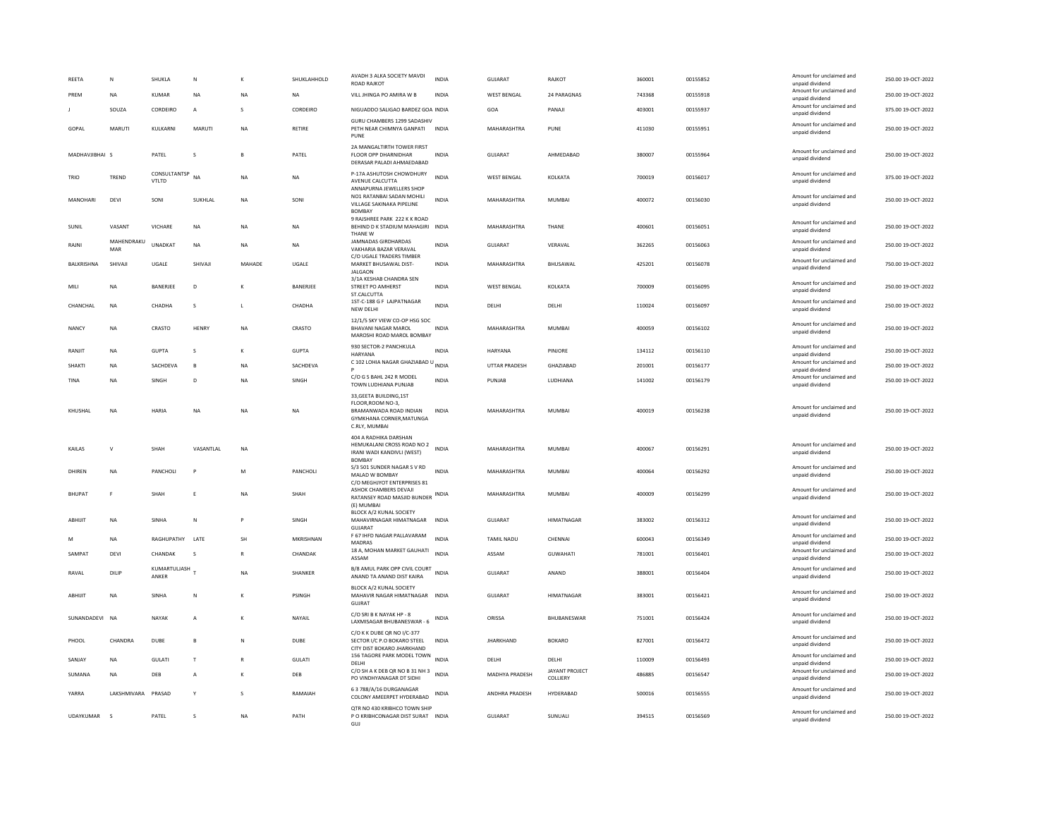| REETA | N | SHUKLA | N | K | SHUKLAHHOLD | AVADH 3 ALKA SOCIETY MAVDI ROAD RAJKOT | INDIA | GUJARAT | RAJKOT | 360001 | 00155852 | Amount for unclaimed and unpaid dividend | 250.00 19-OCT-2022 |
|---|---|---|---|---|---|---|---|---|---|---|---|---|---|
| PREM | NA | KUMAR | NA | NA | NA | VILL JHINGA PO AMIRA W B | INDIA | WEST BENGAL | 24 PARAGNAS | 743368 | 00155918 | Amount for unclaimed and unpaid dividend | 250.00 19-OCT-2022 |
| J | SOUZA | CORDEIRO | A | S | CORDEIRO | NIGUADDO SALIGAO BARDEZ GOA | INDIA | GOA | PANAJI | 403001 | 00155937 | Amount for unclaimed and unpaid dividend | 375.00 19-OCT-2022 |
| GOPAL | MARUTI | KULKARNI | MARUTI | NA | RETIRE | GURU CHAMBERS 1299 SADASHIV PETH NEAR CHIMNYA GANPATI PUNE | INDIA | MAHARASHTRA | PUNE | 411030 | 00155951 | Amount for unclaimed and unpaid dividend | 250.00 19-OCT-2022 |
| MADHAVJIBHAI | S | PATEL | S | B | PATEL | 2A MANGALTIRTH TOWER FIRST FLOOR OPP DHARNIDHAR DERASAR PALADI AHMEADABAD | INDIA | GUJARAT | AHMEDABAD | 380007 | 00155964 | Amount for unclaimed and unpaid dividend | 250.00 19-OCT-2022 |
| TRIO | TREND | CONSULTANTSP VTLTD | NA | NA | NA | P-17A ASHUTOSH CHOWDHURY AVENUE CALCUTTA | INDIA | WEST BENGAL | KOLKATA | 700019 | 00156017 | Amount for unclaimed and unpaid dividend | 375.00 19-OCT-2022 |
| MANOHARI | DEVI | SONI | SUKHLAL | NA | SONI | ANNAPURNA JEWELLERS SHOP NO1 RATANBAI SADAN MOHILI VILLAGE SAKINAKA PIPELINE BOMBAY | INDIA | MAHARASHTRA | MUMBAI | 400072 | 00156030 | Amount for unclaimed and unpaid dividend | 250.00 19-OCT-2022 |
| SUNIL | VASANT | VICHARE | NA | NA | NA | 9 RAJSHREE PARK 222 K K ROAD BEHIND D K STADIUM MAHAGIRI THANE W | INDIA | MAHARASHTRA | THANE | 400601 | 00156051 | Amount for unclaimed and unpaid dividend | 250.00 19-OCT-2022 |
| RAJNI | MAHENDRAKU MAR | UNADKAT | NA | NA | NA | JAMNADAS GIRDHARDAS VAKHARIA BAZAR VERAVAL | INDIA | GUJARAT | VERAVAL | 362265 | 00156063 | Amount for unclaimed and unpaid dividend | 250.00 19-OCT-2022 |
| BALKRISHNA | SHIVAJI | UGALE | SHIVAJI | MAHADE | UGALE | C/O UGALE TRADERS TIMBER MARKET BHUSAWAL DIST-JALGAON | INDIA | MAHARASHTRA | BHUSAWAL | 425201 | 00156078 | Amount for unclaimed and unpaid dividend | 750.00 19-OCT-2022 |
| MILI | NA | BANERJEE | D | K | BANERJEE | 3/1A KESHAB CHANDRA SEN STREET PO AMHERST ST.CALCUTTA | INDIA | WEST BENGAL | KOLKATA | 700009 | 00156095 | Amount for unclaimed and unpaid dividend | 250.00 19-OCT-2022 |
| CHANCHAL | NA | CHADHA | S | L | CHADHA | 1ST-C-188 G F LAJPATNAGAR NEW DELHI | INDIA | DELHI | DELHI | 110024 | 00156097 | Amount for unclaimed and unpaid dividend | 250.00 19-OCT-2022 |
| NANCY | NA | CRASTO | HENRY | NA | CRASTO | 12/1/S SKY VIEW CO-OP HSG SOC BHAVANI NAGAR MAROL MAROSHI ROAD MAROL BOMBAY | INDIA | MAHARASHTRA | MUMBAI | 400059 | 00156102 | Amount for unclaimed and unpaid dividend | 250.00 19-OCT-2022 |
| RANJIT | NA | GUPTA | S | K | GUPTA | 930 SECTOR-2 PANCHKULA HARYANA | INDIA | HARYANA | PINJORE | 134112 | 00156110 | Amount for unclaimed and unpaid dividend | 250.00 19-OCT-2022 |
| SHAKTI | NA | SACHDEVA | B | NA | SACHDEVA | C 102 LOHIA NAGAR GHAZIABAD U P | INDIA | UTTAR PRADESH | GHAZIABAD | 201001 | 00156177 | Amount for unclaimed and unpaid dividend | 250.00 19-OCT-2022 |
| TINA | NA | SINGH | D | NA | SINGH | C/O G S BAHL 242 R MODEL TOWN LUDHIANA PUNJAB | INDIA | PUNJAB | LUDHIANA | 141002 | 00156179 | Amount for unclaimed and unpaid dividend | 250.00 19-OCT-2022 |
| KHUSHAL | NA | HARIA | NA | NA | NA | 33,GEETA BUILDING,1ST FLOOR,ROOM NO-3, BRAMANWADA ROAD INDIAN GYMKHANA CORNER,MATUNGA C.RLY, MUMBAI | INDIA | MAHARASHTRA | MUMBAI | 400019 | 00156238 | Amount for unclaimed and unpaid dividend | 250.00 19-OCT-2022 |
| KAILAS | V | SHAH | VASANTLAL | NA | | 404 A RADHIKA DARSHAN HEMUKALANI CROSS ROAD NO 2 IRANI WADI KANDIVLI (WEST) BOMBAY | INDIA | MAHARASHTRA | MUMBAI | 400067 | 00156291 | Amount for unclaimed and unpaid dividend | 250.00 19-OCT-2022 |
| DHIREN | NA | PANCHOLI | P | M | PANCHOLI | S/3 501 SUNDER NAGAR S V RD MALAD W BOMBAY | INDIA | MAHARASHTRA | MUMBAI | 400064 | 00156292 | Amount for unclaimed and unpaid dividend | 250.00 19-OCT-2022 |
| BHUPAT | F | SHAH | E | NA | SHAH | C/O MEGHJYOT ENTERPRISES 81 ASHOK CHAMBERS DEVAJI RATANSEY ROAD MASJID BUNDER (E) MUMBAI | INDIA | MAHARASHTRA | MUMBAI | 400009 | 00156299 | Amount for unclaimed and unpaid dividend | 250.00 19-OCT-2022 |
| ABHIJIT | NA | SINHA | N | P | SINGH | BLOCK A/2 KUNAL SOCIETY MAHAVIRNAGAR HIMATNAGAR GUJARAT | INDIA | GUJARAT | HIMATNAGAR | 383002 | 00156312 | Amount for unclaimed and unpaid dividend | 250.00 19-OCT-2022 |
| M | NA | RAGHUPATHY | LATE | SH | MKRISHNAN | F 67 IHFD NAGAR PALLAVARAM MADRAS | INDIA | TAMIL NADU | CHENNAI | 600043 | 00156349 | Amount for unclaimed and unpaid dividend | 250.00 19-OCT-2022 |
| SAMPAT | DEVI | CHANDAK | S | R | CHANDAK | 18 A, MOHAN MARKET GAUHATI ASSAM | INDIA | ASSAM | GUWAHATI | 781001 | 00156401 | Amount for unclaimed and unpaid dividend | 250.00 19-OCT-2022 |
| RAVAL | DILIP | KUMARTULJASH ANKER | T | NA | SHANKER | B/8 AMUL PARK OPP CIVIL COURT ANAND TA ANAND DIST KAIRA | INDIA | GUJARAT | ANAND | 388001 | 00156404 | Amount for unclaimed and unpaid dividend | 250.00 19-OCT-2022 |
| ABHIJIT | NA | SINHA | N | K | PSINGH | BLOCK A/2 KUNAL SOCIETY MAHAVIR NAGAR HIMATNAGAR GUJRAT | INDIA | GUJARAT | HIMATNAGAR | 383001 | 00156421 | Amount for unclaimed and unpaid dividend | 250.00 19-OCT-2022 |
| SUNANDADEVI | NA | NAYAK | A | K | NAYAIL | C/O SRI B K NAYAK HP - 8 LAXMISAGAR BHUBANESWAR - 6 | INDIA | ORISSA | BHUBANESWAR | 751001 | 00156424 | Amount for unclaimed and unpaid dividend | 250.00 19-OCT-2022 |
| PHOOL | CHANDRA | DUBE | B | N | DUBE | C/O K K DUBE QR NO I/C-377 SECTOR I/C P.O BOKARO STEEL CITY DIST BOKARO JHARKHAND | INDIA | JHARKHAND | BOKARO | 827001 | 00156472 | Amount for unclaimed and unpaid dividend | 250.00 19-OCT-2022 |
| SANJAY | NA | GULATI | T | R | GULATI | 156 TAGORE PARK MODEL TOWN DELHI | INDIA | DELHI | DELHI | 110009 | 00156493 | Amount for unclaimed and unpaid dividend | 250.00 19-OCT-2022 |
| SUMANA | NA | DEB | A | K | DEB | C/O SH A K DEB QR NO B 31 NH 3 PO VINDHYANAGAR DT SIDHI | INDIA | MADHYA PRADESH | JAYANT PROJECT COLLIERY | 486885 | 00156547 | Amount for unclaimed and unpaid dividend | 250.00 19-OCT-2022 |
| YARRA | LAKSHMIVARA | PRASAD | Y | S | RAMAIAH | 6 3 788/A/16 DURGANAGAR COLONY AMEERPET HYDERABAD | INDIA | ANDHRA PRADESH | HYDERABAD | 500016 | 00156555 | Amount for unclaimed and unpaid dividend | 250.00 19-OCT-2022 |
| UDAYKUMAR | S | PATEL | S | NA | PATH | QTR NO 430 KRIBHCO TOWN SHIP P O KRIBHCONAGAR DIST SURAT GUJ | INDIA | GUJARAT | SUNUALI | 394515 | 00156569 | Amount for unclaimed and unpaid dividend | 250.00 19-OCT-2022 |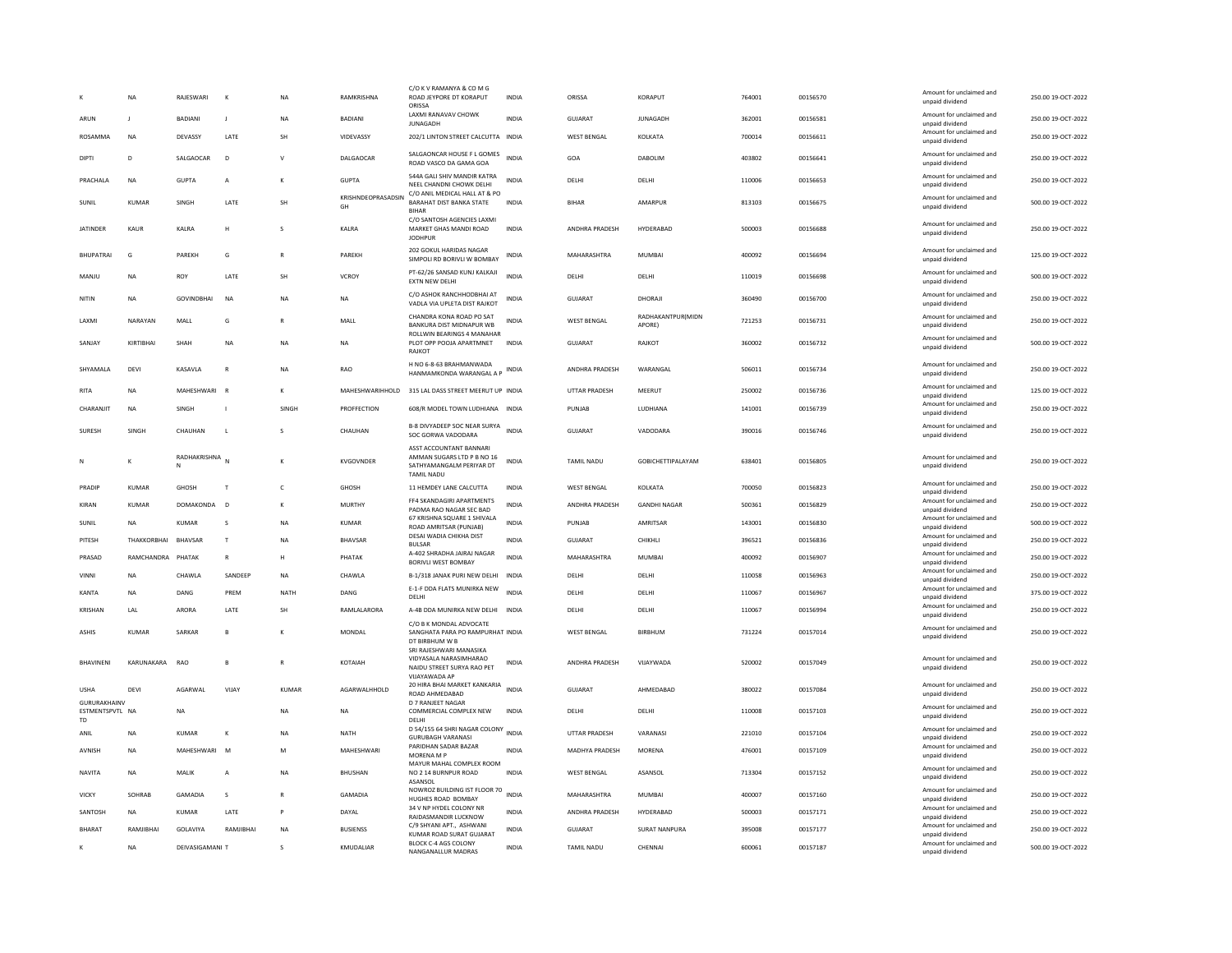| K | NA | RAJESWARI | K | NA | RAMKRISHNA | C/O K V RAMANYA & CO M G ROAD JEYPORE DT KORAPUT ORISSA | INDIA | ORISSA | KORAPUT | 764001 | 00156570 | Amount for unclaimed and unpaid dividend | 250.00 19-OCT-2022 |
|---|---|---|---|---|---|---|---|---|---|---|---|---|---|
| ARUN | J | BADIANI | J | NA | BADIANI | LAXMI RANAVAV CHOWK JUNAGADH | INDIA | GUJARAT | JUNAGADH | 362001 | 00156581 | Amount for unclaimed and unpaid dividend | 250.00 19-OCT-2022 |
| ROSAMMA | NA | DEVASSY | LATE | SH | VIDEVASSY | 202/1 LINTON STREET CALCUTTA | INDIA | WEST BENGAL | KOLKATA | 700014 | 00156611 | Amount for unclaimed and unpaid dividend | 250.00 19-OCT-2022 |
| DIPTI | D | SALGAOCAR | D | V | DALGAOCAR | SALGAONCAR HOUSE F L GOMES ROAD VASCO DA GAMA GOA | INDIA | GOA | DABOLIM | 403802 | 00156641 | Amount for unclaimed and unpaid dividend | 250.00 19-OCT-2022 |
| PRACHALA | NA | GUPTA | A | K | GUPTA | 544A GALI SHIV MANDIR KATRA NEEL CHANDNI CHOWK DELHI | INDIA | DELHI | DELHI | 110006 | 00156653 | Amount for unclaimed and unpaid dividend | 250.00 19-OCT-2022 |
| SUNIL | KUMAR | SINGH | LATE | SH | KRISHNDEOPRASADSINGH | C/O ANIL MEDICAL HALL AT & PO BARAHAT DIST BANKA STATE BIHAR | INDIA | BIHAR | AMARPUR | 813103 | 00156675 | Amount for unclaimed and unpaid dividend | 500.00 19-OCT-2022 |
| JATINDER | KAUR | KALRA | H | S | KALRA | C/O SANTOSH AGENCIES LAXMI MARKET GHAS MANDI ROAD JODHPUR | INDIA | ANDHRA PRADESH | HYDERABAD | 500003 | 00156688 | Amount for unclaimed and unpaid dividend | 250.00 19-OCT-2022 |
| BHUPATRAI | G | PAREKH | G | R | PAREKH | 202 GOKUL HARIDAS NAGAR SIMPOLI RD BORIVLI W BOMBAY | INDIA | MAHARASHTRA | MUMBAI | 400092 | 00156694 | Amount for unclaimed and unpaid dividend | 125.00 19-OCT-2022 |
| MANJU | NA | ROY | LATE | SH | VCROY | PT-62/26 SANSAD KUNJ KALKAJI EXTN NEW DELHI | INDIA | DELHI | DELHI | 110019 | 00156698 | Amount for unclaimed and unpaid dividend | 500.00 19-OCT-2022 |
| NITIN | NA | GOVINDBHAI | NA | NA | NA | C/O ASHOK RANCHHODBHAI AT VADLA VIA UPLETA DIST RAJKOT | INDIA | GUJARAT | DHORAJI | 360490 | 00156700 | Amount for unclaimed and unpaid dividend | 250.00 19-OCT-2022 |
| LAXMI | NARAYAN | MALL | G | R | MALL | CHANDRA KONA ROAD PO SAT BANKURA DIST MIDNAPUR WB | INDIA | WEST BENGAL | RADHAKANTPUR(MIDNAPORE) | 721253 | 00156731 | Amount for unclaimed and unpaid dividend | 250.00 19-OCT-2022 |
| SANJAY | KIRTIBHAI | SHAH | NA | NA | NA | ROLLWIN BEARINGS 4 MANAHAR PLOT OPP POOJA APARTMNET RAJKOT | INDIA | GUJARAT | RAJKOT | 360002 | 00156732 | Amount for unclaimed and unpaid dividend | 500.00 19-OCT-2022 |
| SHYAMALA | DEVI | KASAVLA | R | NA | RAO | H NO 6-8-63 BRAHMANWADA HANMAMKONDA WARANGAL A P | INDIA | ANDHRA PRADESH | WARANGAL | 506011 | 00156734 | Amount for unclaimed and unpaid dividend | 250.00 19-OCT-2022 |
| RITA | NA | MAHESHWARI | R | K | MAHESHWARIHHOLD | 315 LAL DASS STREET MEERUT UP | INDIA | UTTAR PRADESH | MEERUT | 250002 | 00156736 | Amount for unclaimed and unpaid dividend | 125.00 19-OCT-2022 |
| CHARANJIT | NA | SINGH | I | SINGH | PROFFECTION | 608/R MODEL TOWN LUDHIANA | INDIA | PUNJAB | LUDHIANA | 141001 | 00156739 | Amount for unclaimed and unpaid dividend | 250.00 19-OCT-2022 |
| SURESH | SINGH | CHAUHAN | L | S | CHAUHAN | B-8 DIVYADEEP SOC NEAR SURYA SOC GORWA VADODARA | INDIA | GUJARAT | VADODARA | 390016 | 00156746 | Amount for unclaimed and unpaid dividend | 250.00 19-OCT-2022 |
| N | K | RADHAKRISHNA N | N | K | KVGOVNDER | ASST ACCOUNTANT BANNARI AMMAN SUGARS LTD P B NO 16 SATHYAMANGALM PERIYAR DT TAMIL NADU | INDIA | TAMIL NADU | GOBICHETTIPALAYAM | 638401 | 00156805 | Amount for unclaimed and unpaid dividend | 250.00 19-OCT-2022 |
| PRADIP | KUMAR | GHOSH | T | C | GHOSH | 11 HEMDEY LANE CALCUTTA | INDIA | WEST BENGAL | KOLKATA | 700050 | 00156823 | Amount for unclaimed and unpaid dividend | 250.00 19-OCT-2022 |
| KIRAN | KUMAR | DOMAKONDA | D | K | MURTHY | FF4 SKANDAGIRI APARTMENTS PADMA RAO NAGAR SEC BAD | INDIA | ANDHRA PRADESH | GANDHI NAGAR | 500361 | 00156829 | Amount for unclaimed and unpaid dividend | 250.00 19-OCT-2022 |
| SUNIL | NA | KUMAR | S | NA | KUMAR | 67 KRISHNA SQUARE 1 SHIVALA ROAD AMRITSAR (PUNJAB) | INDIA | PUNJAB | AMRITSAR | 143001 | 00156830 | Amount for unclaimed and unpaid dividend | 500.00 19-OCT-2022 |
| PITESH | THAKKORBHAI | BHAVSAR | T | NA | BHAVSAR | DESAI WADIA CHIKHA DIST BULSAR | INDIA | GUJARAT | CHIKHLI | 396521 | 00156836 | Amount for unclaimed and unpaid dividend | 250.00 19-OCT-2022 |
| PRASAD | RAMCHANDRA | PHATAK | R | H | PHATAK | A-402 SHRADHA JAIRAJ NAGAR BORIVLI WEST BOMBAY | INDIA | MAHARASHTRA | MUMBAI | 400092 | 00156907 | Amount for unclaimed and unpaid dividend | 250.00 19-OCT-2022 |
| VINNI | NA | CHAWLA | SANDEEP | NA | CHAWLA | B-1/318 JANAK PURI NEW DELHI | INDIA | DELHI | DELHI | 110058 | 00156963 | Amount for unclaimed and unpaid dividend | 250.00 19-OCT-2022 |
| KANTA | NA | DANG | PREM | NATH | DANG | E-1-F DDA FLATS MUNIRKA NEW DELHI | INDIA | DELHI | DELHI | 110067 | 00156967 | Amount for unclaimed and unpaid dividend | 375.00 19-OCT-2022 |
| KRISHAN | LAL | ARORA | LATE | SH | RAMLALARORA | A-4B DDA MUNIRKA NEW DELHI | INDIA | DELHI | DELHI | 110067 | 00156994 | Amount for unclaimed and unpaid dividend | 250.00 19-OCT-2022 |
| ASHIS | KUMAR | SARKAR | B | K | MONDAL | C/O B K MONDAL ADVOCATE SANGHATA PARA PO RAMPURHAT DT BIRBHUM W B | INDIA | WEST BENGAL | BIRBHUM | 731224 | 00157014 | Amount for unclaimed and unpaid dividend | 250.00 19-OCT-2022 |
| BHAVINENI | KARUNAKARA | RAO | B | R | KOTAIAH | SRI RAJESHWARI MANASIKA VIDYASALA NARASIMHARAO NAIDU STREET SURYA RAO PET VIJAYAWADA AP | INDIA | ANDHRA PRADESH | VIJAYWADA | 520002 | 00157049 | Amount for unclaimed and unpaid dividend | 250.00 19-OCT-2022 |
| USHA | DEVI | AGARWAL | VIJAY | KUMAR | AGARWALHHOLD | 20 HIRA BHAI MARKET KANKARIA ROAD AHMEDABAD | INDIA | GUJARAT | AHMEDABAD | 380022 | 00157084 | Amount for unclaimed and unpaid dividend | 250.00 19-OCT-2022 |
| GURURAKHAINV ESTMENTSPVTL TD | NA | NA | | NA | NA | D 7 RANJEET NAGAR COMMERCIAL COMPLEX NEW DELHI | INDIA | DELHI | DELHI | 110008 | 00157103 | Amount for unclaimed and unpaid dividend | 250.00 19-OCT-2022 |
| ANIL | NA | KUMAR | K | NA | NATH | D 54/155 64 SHRI NAGAR COLONY GURUBAGH VARANASI | INDIA | UTTAR PRADESH | VARANASI | 221010 | 00157104 | Amount for unclaimed and unpaid dividend | 250.00 19-OCT-2022 |
| AVNISH | NA | MAHESHWARI | M | M | MAHESHWARI | PARIDHAN SADAR BAZAR MORENA M P | INDIA | MADHYA PRADESH | MORENA | 476001 | 00157109 | Amount for unclaimed and unpaid dividend | 250.00 19-OCT-2022 |
| NAVITA | NA | MALIK | A | NA | BHUSHAN | MAYUR MAHAL COMPLEX ROOM NO 2 14 BURNPUR ROAD ASANSOL | INDIA | WEST BENGAL | ASANSOL | 713304 | 00157152 | Amount for unclaimed and unpaid dividend | 250.00 19-OCT-2022 |
| VICKY | SOHRAB | GAMADIA | S | R | GAMADIA | NOWROZ BUILDING IST FLOOR 70 HUGHES ROAD BOMBAY | INDIA | MAHARASHTRA | MUMBAI | 400007 | 00157160 | Amount for unclaimed and unpaid dividend | 250.00 19-OCT-2022 |
| SANTOSH | NA | KUMAR | LATE | P | DAYAL | 34 V NP HYDEL COLONY NR RAIDASMANDIR LUCKNOW | INDIA | ANDHRA PRADESH | HYDERABAD | 500003 | 00157171 | Amount for unclaimed and unpaid dividend | 250.00 19-OCT-2022 |
| BHARAT | RAMJIBHAI | GOLAVIYA | RAMJIBHAI | NA | BUSIENSS | C/9 SHYANI APT., ASHWANI KUMAR ROAD SURAT GUJARAT | INDIA | GUJARAT | SURAT NANPURA | 395008 | 00157177 | Amount for unclaimed and unpaid dividend | 250.00 19-OCT-2022 |
| K | NA | DEIVASIGAMANI | T | S | KMUDALIAR | BLOCK C-4 AGS COLONY NANGANALLUR MADRAS | INDIA | TAMIL NADU | CHENNAI | 600061 | 00157187 | Amount for unclaimed and unpaid dividend | 500.00 19-OCT-2022 |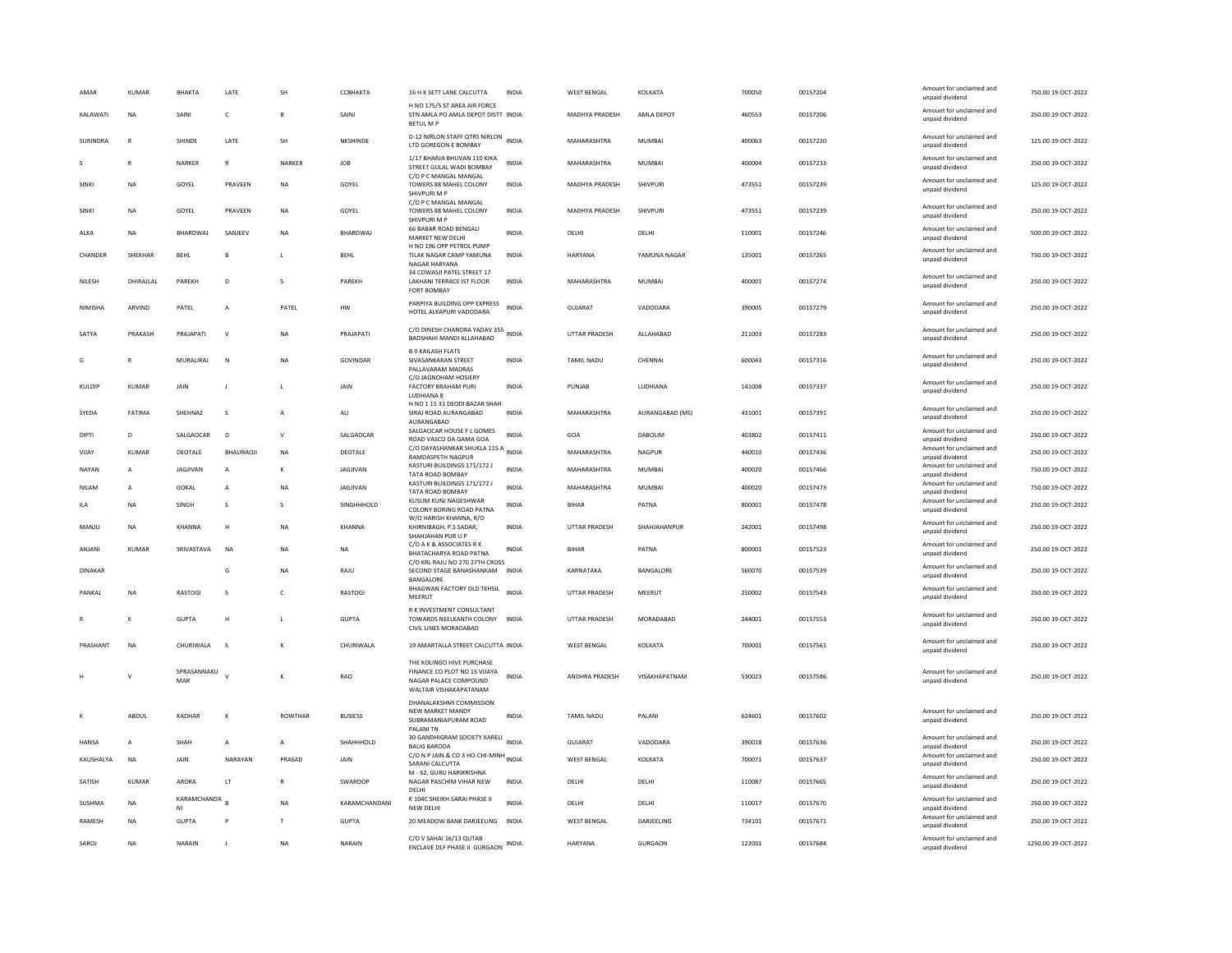| | | | | | | | | | | | | | | |
|---|---|---|---|---|---|---|---|---|---|---|---|---|---|---|
| AMAR | KUMAR | BHAKTA | LATE | SH | CCBHAKTA | 16 H K SETT LANE CALCUTTA | INDIA | WEST BENGAL | KOLKATA | 700050 | 00157204 | Amount for unclaimed and unpaid dividend | 750.00 | 19-OCT-2022 |
| KALAWATI | NA | SAINI | C | B | SAINI | H NO 175/5 ST AREA AIR FORCE STN AMLA PO AMLA DEPOT DISTT BETUL M P | INDIA | MADHYA PRADESH | AMLA DEPOT | 460553 | 00157206 | Amount for unclaimed and unpaid dividend | 250.00 | 19-OCT-2022 |
| SURINDRA | R | SHINDE | LATE | SH | NKSHINDE | D-12 NIRLON STAFF QTRS NIRLON LTD GOREGON E BOMBAY | INDIA | MAHARASHTRA | MUMBAI | 400063 | 00157220 | Amount for unclaimed and unpaid dividend | 125.00 | 19-OCT-2022 |
| S | R | NARKER | R | NARKER | JOB | 1/17 BHARJA BHUVAN 110 KIKA STREET GULAL WADI BOMBAY | INDIA | MAHARASHTRA | MUMBAI | 400004 | 00157233 | Amount for unclaimed and unpaid dividend | 250.00 | 19-OCT-2022 |
| SINKI | NA | GOYEL | PRAVEEN | NA | GOYEL | C/O P C MANGAL MANGAL TOWERS 88 MAHEL COLONY SHIVPURI M P | INDIA | MADHYA PRADESH | SHIVPURI | 473551 | 00157239 | Amount for unclaimed and unpaid dividend | 125.00 | 19-OCT-2022 |
| SINKI | NA | GOYEL | PRAVEEN | NA | GOYEL | C/O P C MANGAL MANGAL TOWERS 88 MAHEL COLONY SHIVPURI M P | INDIA | MADHYA PRADESH | SHIVPURI | 473551 | 00157239 | Amount for unclaimed and unpaid dividend | 250.00 | 19-OCT-2022 |
| ALKA | NA | BHARDWAJ | SANJEEV | NA | BHARDWAJ | 66 BABAR ROAD BENGALI MARKET NEW DELHI | INDIA | DELHI | DELHI | 110001 | 00157246 | Amount for unclaimed and unpaid dividend | 500.00 | 19-OCT-2022 |
| CHANDER | SHEKHAR | BEHL | B | L | BEHL | H NO 196 OPP PETROL PUMP TILAK NAGAR CAMP YAMUNA NAGAR HARYANA | INDIA | HARYANA | YAMUNA NAGAR | 135001 | 00157265 | Amount for unclaimed and unpaid dividend | 750.00 | 19-OCT-2022 |
| NILESH | DHIRAJLAL | PAREKH | D | S | PAREKH | 34 COWASJI PATEL STREET 17 LAKHANI TERRACE IST FLOOR FORT BOMBAY | INDIA | MAHARASHTRA | MUMBAI | 400001 | 00157274 | Amount for unclaimed and unpaid dividend | 250.00 | 19-OCT-2022 |
| NIMISHA | ARVIND | PATEL | A | PATEL | HW | PARPIYA BUILDING OPP EXPRESS HOTEL ALKAPURI VADODARA | INDIA | GUJARAT | VADODARA | 390005 | 00157279 | Amount for unclaimed and unpaid dividend | 250.00 | 19-OCT-2022 |
| SATYA | PRAKASH | PRAJAPATI | V | NA | PRAJAPATI | C/O DINESH CHANDRA YADAV 355 BADSHAHI MANDI ALLAHABAD | INDIA | UTTAR PRADESH | ALLAHABAD | 211003 | 00157283 | Amount for unclaimed and unpaid dividend | 250.00 | 19-OCT-2022 |
| G | R | MURALIRAJ | N | NA | GOVINDAR | B II KAILASH FLATS SIVASANKARAN STREET PALLAVARAM MADRAS | INDIA | TAMIL NADU | CHENNAI | 600043 | 00157316 | Amount for unclaimed and unpaid dividend | 250.00 | 19-OCT-2022 |
| KULDIP | KUMAR | JAIN | J | L | JAIN | C/O JAGNOHAM HOSIERY FACTORY BRAHAM PURI LUDHIANA 8 | INDIA | PUNJAB | LUDHIANA | 141008 | 00157337 | Amount for unclaimed and unpaid dividend | 250.00 | 19-OCT-2022 |
| SYEDA | FATIMA | SHEHNAZ | S | A | ALI | H NO 1 15 31 DEODI BAZAR SHAH SIRAJ ROAD AURANGABAD AURANGABAD | INDIA | MAHARASHTRA | AURANGABAD (MS) | 431001 | 00157391 | Amount for unclaimed and unpaid dividend | 250.00 | 19-OCT-2022 |
| DIPTI | D | SALGAOCAR | D | V | SALGAOCAR | SALGAOCAR HOUSE F L GOMES ROAD VASCO DA GAMA GOA | INDIA | GOA | DABOLIM | 403802 | 00157411 | Amount for unclaimed and unpaid dividend | 250.00 | 19-OCT-2022 |
| VIJAY | KUMAR | DEOTALE | BHAURAOJI | NA | DEOTALE | C/O DAYASHANKAR SHUKLA 115 A RAMDASPETH NAGPUR | INDIA | MAHARASHTRA | NAGPUR | 440010 | 00157436 | Amount for unclaimed and unpaid dividend | 250.00 | 19-OCT-2022 |
| NAYAN | A | JAGJIVAN | A | K | JAGJIVAN | KASTURI BUILDINGS 171/172 J TATA ROAD BOMBAY | INDIA | MAHARASHTRA | MUMBAI | 400020 | 00157466 | Amount for unclaimed and unpaid dividend | 750.00 | 19-OCT-2022 |
| NILAM | A | GOKAL | A | NA | JAGJIVAN | KASTURI BUILDINGS 171/172 J TATA ROAD BOMBAY | INDIA | MAHARASHTRA | MUMBAI | 400020 | 00157473 | Amount for unclaimed and unpaid dividend | 750.00 | 19-OCT-2022 |
| ILA | NA | SINGH | S | S | SINGHHHOLD | KUSUM KUNJ NAGESHWAR COLONY BORING ROAD PATNA | INDIA | BIHAR | PATNA | 800001 | 00157478 | Amount for unclaimed and unpaid dividend | 250.00 | 19-OCT-2022 |
| MANJU | NA | KHANNA | H | NA | KHANNA | W/O HARISH KHANNA, R/O KHIRNIBAGH, P.S SADAR, SHAHJAHAN PUR U.P | INDIA | UTTAR PRADESH | SHAHJAHANPUR | 242001 | 00157498 | Amount for unclaimed and unpaid dividend | 250.00 | 19-OCT-2022 |
| ANJANI | KUMAR | SRIVASTAVA | NA | NA | NA | C/O A K & ASSOCIATES R K BHATACHARYA ROAD PATNA | INDIA | BIHAR | PATNA | 800001 | 00157523 | Amount for unclaimed and unpaid dividend | 250.00 | 19-OCT-2022 |
| DINAKAR | | | G | NA | RAJU | C/O KRL RAJU NO 270 27TH CROSS SECOND STAGE BANASHANKAM BANGALORE | INDIA | KARNATAKA | BANGALORE | 560070 | 00157539 | Amount for unclaimed and unpaid dividend | 250.00 | 19-OCT-2022 |
| PANKAJ | NA | RASTOGI | S | C | RASTOGI | BHAGWAN FACTORY OLD TEHSIL MEERUT | INDIA | UTTAR PRADESH | MEERUT | 250002 | 00157543 | Amount for unclaimed and unpaid dividend | 250.00 | 19-OCT-2022 |
| R | K | GUPTA | H | L | GUPTA | R K INVESTMENT CONSULTANT TOWARDS NEELKANTH COLONY CIVIL LINES MORADABAD | INDIA | UTTAR PRADESH | MORADABAD | 244001 | 00157553 | Amount for unclaimed and unpaid dividend | 250.00 | 19-OCT-2022 |
| PRASHANT | NA | CHURIWALA | S | K | CHURIWALA | 19 AMARTALLA STREET CALCUTTA | INDIA | WEST BENGAL | KOLKATA | 700001 | 00157561 | Amount for unclaimed and unpaid dividend | 250.00 | 19-OCT-2022 |
| H | V | SPRASANNAKUMAR | V | K | RAO | THE KOLINGO HIVE PURCHASE FINANCE CO PLOT NO 15 VIJAYA NAGAR PALACE COMPOUND WALTAIR VISHAKAPATANAM | INDIA | ANDHRA PRADESH | VISAKHAPATNAM | 530023 | 00157586 | Amount for unclaimed and unpaid dividend | 250.00 | 19-OCT-2022 |
| K | ABDUL | KADHAR | K | ROWTHAR | BUSIESS | DHANALAKSHMI COMMISSION NEW MARKET MANDY SUBRAMANIAPURAM ROAD PALANI TN | INDIA | TAMIL NADU | PALANI | 624601 | 00157602 | Amount for unclaimed and unpaid dividend | 250.00 | 19-OCT-2022 |
| HANSA | A | SHAH | A | A | SHAHHHOLD | 30 GANDHIGRAM SOCIETY KARELI BAUG BARODA | INDIA | GUJARAT | VADODARA | 390018 | 00157636 | Amount for unclaimed and unpaid dividend | 250.00 | 19-OCT-2022 |
| KAUSHALYA | NA | JAIN | NARAYAN | PRASAD | JAIN | C/O N P JAIN & CO 3 HO-CHI-MINH SARANI CALCUTTA | INDIA | WEST BENGAL | KOLKATA | 700071 | 00157637 | Amount for unclaimed and unpaid dividend | 250.00 | 19-OCT-2022 |
| SATISH | KUMAR | ARORA | LT | R | SWAROOP | M - 62, GURU HARIKRISHNA NAGAR PASCHIM VIHAR NEW DELHI | INDIA | DELHI | DELHI | 110087 | 00157665 | Amount for unclaimed and unpaid dividend | 250.00 | 19-OCT-2022 |
| SUSHMA | NA | KARAMCHANDANI | B | NA | KARAMCHANDANI | K 104C SHEIKH SARAI PHASE II NEW DELHI | INDIA | DELHI | DELHI | 110017 | 00157670 | Amount for unclaimed and unpaid dividend | 250.00 | 19-OCT-2022 |
| RAMESH | NA | GUPTA | P | T | GUPTA | 20 MEADOW BANK DARJEELING | INDIA | WEST BENGAL | DARJEELING | 734101 | 00157671 | Amount for unclaimed and unpaid dividend | 250.00 | 19-OCT-2022 |
| SAROJ | NA | NARAIN | J | NA | NARAIN | C/O V SAHAI 16/13 QUTAB ENCLAVE DLF PHASE II GURGAON | INDIA | HARYANA | GURGAON | 122001 | 00157684 | Amount for unclaimed and unpaid dividend | 1250.00 | 19-OCT-2022 |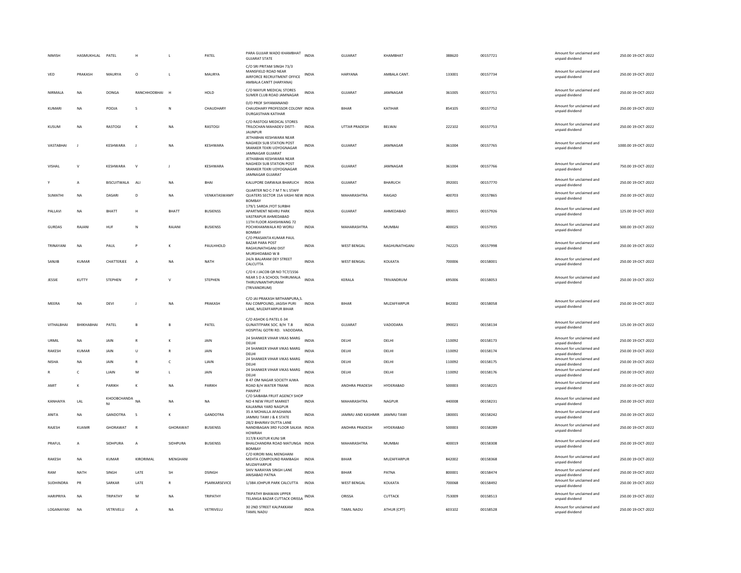| | | | | | | | | | | | | | | |
|---|---|---|---|---|---|---|---|---|---|---|---|---|---|---|
| NIMISH | HASMUKHLAL | PATEL | H | L | PATEL | PARA GUJJAR WADO KHAMBHAT GUJARAT STATE | INDIA | GUJARAT | KHAMBHAT | 388620 | 00157721 | Amount for unclaimed and unpaid dividend | 250.00 | 19-OCT-2022 |
| VED | PRAKASH | MAURYA | O | L | MAURYA | C/O SRI PRITAM SINGH 73/3 MANSFIELD ROAD NEAR AIRFORCE RECRUITMENT OFFICE AMBALA CANTT (HARYANA) | INDIA | HARYANA | AMBALA CANT. | 133001 | 00157734 | Amount for unclaimed and unpaid dividend | 250.00 | 19-OCT-2022 |
| NIRMALA | NA | DONGA | RANCHHODBHAI | H | HOLD | C/O MAYUR MEDICAL STORES SUMER CLUB ROAD JAMNAGAR | INDIA | GUJARAT | JAMNAGAR | 361005 | 00157751 | Amount for unclaimed and unpaid dividend | 250.00 | 19-OCT-2022 |
| KUMARI | NA | POOJA | S | N | CHAUDHARY | D/O PROF SHYAMANAND CHAUDHARY PROFESSOR COLONY DURGASTHAN KATIHAR | INDIA | BIHAR | KATIHAR | 854105 | 00157752 | Amount for unclaimed and unpaid dividend | 250.00 | 19-OCT-2022 |
| KUSUM | NA | RASTOGI | K | NA | RASTOGI | C/O RASTOGI MEDICAL STORES TRILOCHAN MAHADEV DISTT- JAUNPUR | INDIA | UTTAR PRADESH | BELWAI | 222102 | 00157753 | Amount for unclaimed and unpaid dividend | 250.00 | 19-OCT-2022 |
| VASTABHAI | J | KESHWARA | J | NA | KESHWARA | JETHABHAI KESHWARA NEAR NAGHEDI SUB STATION POST SRANKER TEKRI UDYOGNAGAR JAMNAGAR GUJARAT | INDIA | GUJARAT | JAMNAGAR | 361004 | 00157765 | Amount for unclaimed and unpaid dividend | 1000.00 | 19-OCT-2022 |
| VISHAL | V | KESHWARA | V | J | KESHWARA | JETHABHAI KESHWARA NEAR NAGHEDI SUB STATION POST SRANKER TEKRI UDYOGNAGAR JAMNAGAR GUJARAT | INDIA | GUJARAT | JAMNAGAR | 361004 | 00157766 | Amount for unclaimed and unpaid dividend | 750.00 | 19-OCT-2022 |
| Y | A | BISCUITWALA | ALI | NA | BHAI | KALUPORE DARWAJA BHARUCH | INDIA | GUJARAT | BHARUCH | 392001 | 00157770 | Amount for unclaimed and unpaid dividend | 250.00 | 19-OCT-2022 |
| SUMATHI | NA | DASARI | D | NA | VENKATASWAMY | QUARTER NO C-7 M T N L STAFF QUATERS SECTOR 15A VASHI NEW BOMBAY | INDIA | MAHARASHTRA | RAIGAD | 400703 | 00157865 | Amount for unclaimed and unpaid dividend | 250.00 | 19-OCT-2022 |
| PALLAVI | NA | BHATT | H | BHATT | BUSIENSS | 179/1 SARDA JYOT SURBHI APARTMENT NEHRU PARK VASTRAPUR AHMEDABAD | INDIA | GUJARAT | AHMEDABAD | 380015 | 00157926 | Amount for unclaimed and unpaid dividend | 125.00 | 19-OCT-2022 |
| GURDAS | RAJANI | HUF | N | RAJANI | BUSIENSS | 11TH FLOOR ASHISHWANG 72 POCHKHAMWALA RD WORLI BOMBAY | INDIA | MAHARASHTRA | MUMBAI | 400025 | 00157935 | Amount for unclaimed and unpaid dividend | 500.00 | 19-OCT-2022 |
| TRINAYANI | NA | PAUL | P | K | PAULHHOLD | C/O PRASANTA KUMAR PAUL BAZAR PARA POST RAGHUNATHGANJ DIST MURSHIDABAD W B | INDIA | WEST BENGAL | RAGHUNATHGANJ | 742225 | 00157998 | Amount for unclaimed and unpaid dividend | 250.00 | 19-OCT-2022 |
| SANJIB | KUMAR | CHATTERJEE | A | NA | NATH | 24/A BALARAM DEY STREET CALCUTTA | INDIA | WEST BENGAL | KOLKATA | 700006 | 00158001 | Amount for unclaimed and unpaid dividend | 250.00 | 19-OCT-2022 |
| JESSIE | KUTTY | STEPHEN | P | V | STEPHEN | C/O K J JACOB QR NO TC7/1556 NEAR S D A SCHOOL THIRUMALA THIRUVNANTHPURAM (TRIVANDRUM) | INDIA | KERALA | TRIVANDRUM | 695006 | 00158053 | Amount for unclaimed and unpaid dividend | 250.00 | 19-OCT-2022 |
| MEERA | NA | DEVI | J | NA | PRAKASH | C/O JAI PRAKASH MITHANPURA,S. RAJ COMPOUND, JAGISH PURI LANE, MUZAFFARPUR BIHAR | INDIA | BIHAR | MUZAFFARPUR | 842002 | 00158058 | Amount for unclaimed and unpaid dividend | 250.00 | 19-OCT-2022 |
| VITHALBHAI | BHIKHABHAI | PATEL | B | B | PATEL | C/O ASHOK G PATEL E-34 GUNATITPARK SOC. B/H T.B HOSPITAL GOTRI RD. VADODARA. | INDIA | GUJARAT | VADODARA | 390021 | 00158134 | Amount for unclaimed and unpaid dividend | 125.00 | 19-OCT-2022 |
| URMIL | NA | JAIN | R | K | JAIN | 24 SHANKER VIHAR VIKAS MARG DELHI | INDIA | DELHI | DELHI | 110092 | 00158173 | Amount for unclaimed and unpaid dividend | 250.00 | 19-OCT-2022 |
| RAKESH | KUMAR | JAIN | U | R | JAIN | 24 SHANKER VIHAR VIKAS MARG DELHI | INDIA | DELHI | DELHI | 110092 | 00158174 | Amount for unclaimed and unpaid dividend | 250.00 | 19-OCT-2022 |
| NISHA | NA | JAIN | R | C | LJAIN | 24 SHANKER VIHAR VIKAS MARG DELHI | INDIA | DELHI | DELHI | 110092 | 00158175 | Amount for unclaimed and unpaid dividend | 250.00 | 19-OCT-2022 |
| R | C | LJAIN | M | L | JAIN | 24 SHANKER VIHAR VIKAS MARG DELHI | INDIA | DELHI | DELHI | 110092 | 00158176 | Amount for unclaimed and unpaid dividend | 250.00 | 19-OCT-2022 |
| AMIT | K | PARIKH | K | NA | PARIKH | B 47 OM NAGAR SOCIETY AJWA ROAD B/H WATER TRANK PANIPAT | INDIA | ANDHRA PRADESH | HYDERABAD | 500003 | 00158225 | Amount for unclaimed and unpaid dividend | 250.00 | 19-OCT-2022 |
| KANHAIYA | LAL | KHOOBCHANDANI | NA | NA | NA | C/O SAIBABA FRUIT AGENCY SHOP NO 4 NEW FRUIT MARKET KALAMNA YARD NAGPUR | INDIA | MAHARASHTRA | NAGPUR | 440008 | 00158231 | Amount for unclaimed and unpaid dividend | 250.00 | 19-OCT-2022 |
| ANITA | NA | GANDOTRA | S | K | GANDOTRA | 35 A MOHALLA AFAGHANA JAMMU TAWI J & K STATE | INDIA | JAMMU AND KASHMIR | JAMMU TAWI | 180001 | 00158242 | Amount for unclaimed and unpaid dividend | 250.00 | 19-OCT-2022 |
| RAJESH | KUAMR | GHORAWAT | R | GHORAWAT | BUSIENSS | 28/2 BHAIRAV DUTTA LANE NANDIBAGAN 3RD FLOOR SALKIA HOWRAH | INDIA | ANDHRA PRADESH | HYDERABAD | 500003 | 00158289 | Amount for unclaimed and unpaid dividend | 250.00 | 19-OCT-2022 |
| PRAFUL | A | SIDHPURA | A | SIDHPURA | BUSIENSS | 317/8 KASTUR KUNJ SIR BHALCHANDRA ROAD MATUNGA BOMBAY | INDIA | MAHARASHTRA | MUMBAI | 400019 | 00158308 | Amount for unclaimed and unpaid dividend | 250.00 | 19-OCT-2022 |
| RAKESH | NA | KUMAR | KIRORIMAL | MENGHANI | | C/O KIRORI MAL MENGHANI MEHTA COMPOUND RAMBAGH MUZAFFARPUR | INDIA | BIHAR | MUZAFFARPUR | 842002 | 00158368 | Amount for unclaimed and unpaid dividend | 250.00 | 19-OCT-2022 |
| RAM | NATH | SINGH | LATE | SH | DSINGH | SHIV NARAYAN SINGH LANE ANISABAD PATNA | INDIA | BIHAR | PATNA | 800001 | 00158474 | Amount for unclaimed and unpaid dividend | 250.00 | 19-OCT-2022 |
| SUDHINDRA | PR | SARKAR | LATE | R | PSARKARSEVICE | 1/384 JOHPUR PARK CALCUTTA | INDIA | WEST BENGAL | KOLKATA | 700068 | 00158492 | Amount for unclaimed and unpaid dividend | 250.00 | 19-OCT-2022 |
| HARIPRIYA | NA | TRIPATHY | M | NA | TRIPATHY | TRIPATHY BHAWAN UPPER TELANGA BAZAR CUTTACK ORISSA | INDIA | ORISSA | CUTTACK | 753009 | 00158513 | Amount for unclaimed and unpaid dividend | 250.00 | 19-OCT-2022 |
| LOGANAYAKI | NA | VETRIVELU | A | NA | VETRIVELU | 30 2ND STREET KALPAKKAM TAMIL NADU | INDIA | TAMIL NADU | ATHUR (CPT) | 603102 | 00158528 | Amount for unclaimed and unpaid dividend | 250.00 | 19-OCT-2022 |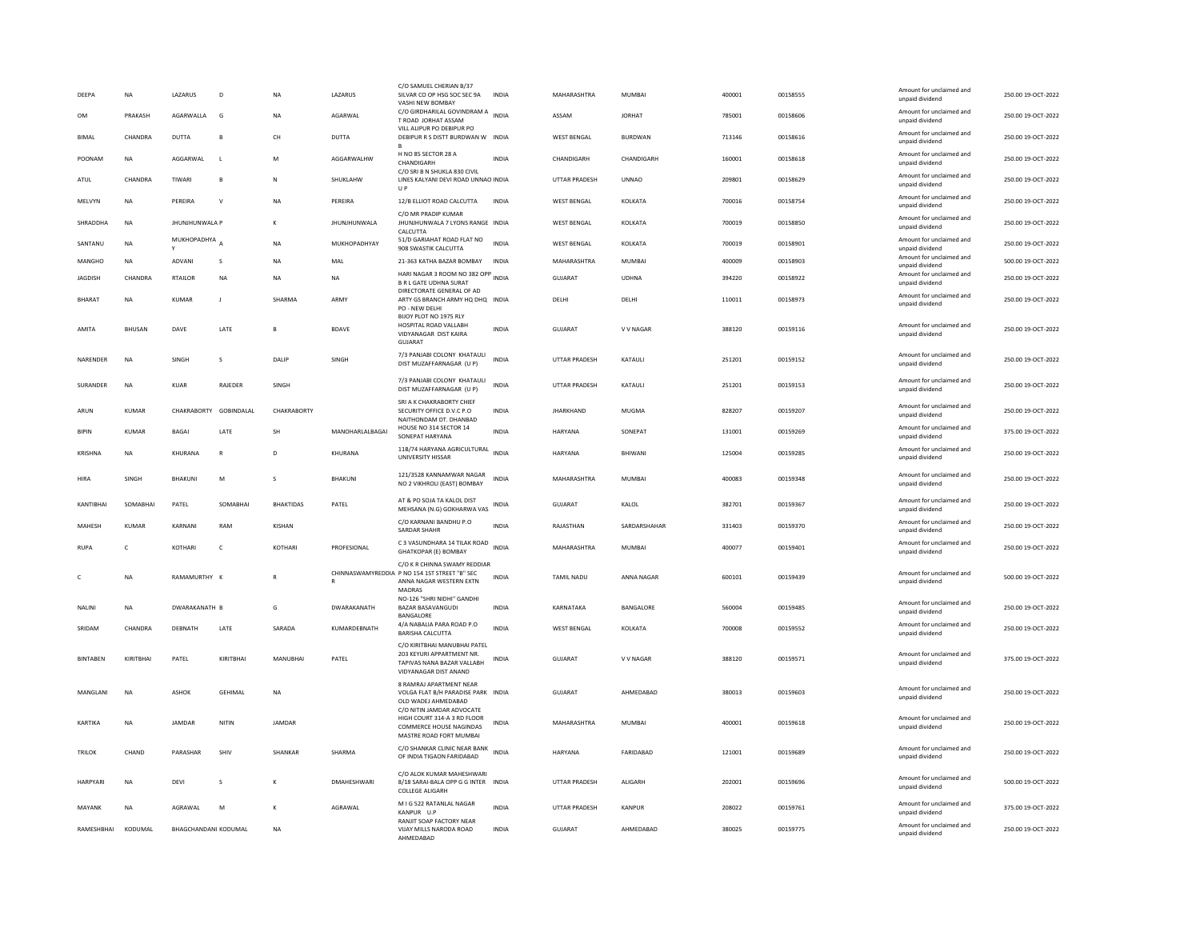| DEEPA | NA | LAZARUS | D | NA | LAZARUS | C/O SAMUEL CHERIAN B/37 SILVAR CO OP HSG SOC SEC 9A VASHI NEW BOMBAY | INDIA | MAHARASHTRA | MUMBAI | 400001 | 00158555 | Amount for unclaimed and unpaid dividend | 250.00 19-OCT-2022 |
|---|---|---|---|---|---|---|---|---|---|---|---|---|---|
| OM | PRAKASH | AGARWALLA | G | NA | AGARWAL | C/O GIRDHARILAL GOVINDRAM A T ROAD JORHAT ASSAM | INDIA | ASSAM | JORHAT | 785001 | 00158606 | Amount for unclaimed and unpaid dividend | 250.00 19-OCT-2022 |
| BIMAL | CHANDRA | DUTTA | B | CH | DUTTA | VILL ALIPUR PO DEBIPUR PO DEBIPUR R S DISTT BURDWAN W B | INDIA | WEST BENGAL | BURDWAN | 713146 | 00158616 | Amount for unclaimed and unpaid dividend | 250.00 19-OCT-2022 |
| POONAM | NA | AGGARWAL | L | M | AGGARWALHW | H NO 85 SECTOR 28 A CHANDIGARH | INDIA | CHANDIGARH | CHANDIGARH | 160001 | 00158618 | Amount for unclaimed and unpaid dividend | 250.00 19-OCT-2022 |
| ATUL | CHANDRA | TIWARI | B | N | SHUKLAHW | C/O SRI B N SHUKLA 830 CIVIL LINES KALYANI DEVI ROAD UNNAO U P | INDIA | UTTAR PRADESH | UNNAO | 209801 | 00158629 | Amount for unclaimed and unpaid dividend | 250.00 19-OCT-2022 |
| MELVYN | NA | PEREIRA | V | NA | PEREIRA | 12/B ELLIOT ROAD CALCUTTA | INDIA | WEST BENGAL | KOLKATA | 700016 | 00158754 | Amount for unclaimed and unpaid dividend | 250.00 19-OCT-2022 |
| SHRADDHA | NA | JHUNJHUNWALA | P | K | JHUNJHUNWALA | C/O MR PRADIP KUMAR JHUNJHUNWALA 7 LYONS RANGE CALCUTTA | INDIA | WEST BENGAL | KOLKATA | 700019 | 00158850 | Amount for unclaimed and unpaid dividend | 250.00 19-OCT-2022 |
| SANTANU | NA | MUKHOPADHYAY | A | NA | MUKHOPADHYAY | 51/D GARIAHAT ROAD FLAT NO 908 SWASTIK CALCUTTA | INDIA | WEST BENGAL | KOLKATA | 700019 | 00158901 | Amount for unclaimed and unpaid dividend | 250.00 19-OCT-2022 |
| MANGHO | NA | ADVANI | S | NA | MAL | 21-363 KATHA BAZAR BOMBAY | INDIA | MAHARASHTRA | MUMBAI | 400009 | 00158903 | Amount for unclaimed and unpaid dividend | 500.00 19-OCT-2022 |
| JAGDISH | CHANDRA | RTAILOR | NA | NA | NA | HARI NAGAR 3 ROOM NO 382 OPP B R L GATE UDHNA SURAT | INDIA | GUJARAT | UDHNA | 394220 | 00158922 | Amount for unclaimed and unpaid dividend | 250.00 19-OCT-2022 |
| BHARAT | NA | KUMAR | J | SHARMA | ARMY | DIRECTORATE GENERAL OF AD ARTY GS BRANCH ARMY HQ DHQ PO - NEW DELHI | INDIA | DELHI | DELHI | 110011 | 00158973 | Amount for unclaimed and unpaid dividend | 250.00 19-OCT-2022 |
| AMITA | BHUSAN | DAVE | LATE | B | BDAVE | BIJOY PLOT NO 1975 RLY HOSPITAL ROAD VALLABH VIDYANAGAR DIST KAIRA GUJARAT | INDIA | GUJARAT | V V NAGAR | 388120 | 00159116 | Amount for unclaimed and unpaid dividend | 250.00 19-OCT-2022 |
| NARENDER | NA | SINGH | S | DALIP | SINGH | 7/3 PANJABI COLONY KHATAULI DIST MUZAFFARNAGAR (U P) | INDIA | UTTAR PRADESH | KATAULI | 251201 | 00159152 | Amount for unclaimed and unpaid dividend | 250.00 19-OCT-2022 |
| SURANDER | NA | KUAR | RAJEDER | SINGH | | 7/3 PANJABI COLONY KHATAULI DIST MUZAFFARNAGAR (U P) | INDIA | UTTAR PRADESH | KATAULI | 251201 | 00159153 | Amount for unclaimed and unpaid dividend | 250.00 19-OCT-2022 |
| ARUN | KUMAR | CHAKRABORTY | GOBINDALAL | CHAKRABORTY | | SRI A K CHAKRABORTY CHIEF SECURITY OFFICE D.V.C P.O NAITHONDAM DT. DHANBAD | INDIA | JHARKHAND | MUGMA | 828207 | 00159207 | Amount for unclaimed and unpaid dividend | 250.00 19-OCT-2022 |
| BIPIN | KUMAR | BAGAI | LATE | SH | MANOHARLALBAGAI | HOUSE NO 314 SECTOR 14 SONEPAT HARYANA | INDIA | HARYANA | SONEPAT | 131001 | 00159269 | Amount for unclaimed and unpaid dividend | 375.00 19-OCT-2022 |
| KRISHNA | NA | KHURANA | R | D | KHURANA | 11B/74 HARYANA AGRICULTURAL UNIVERSITY HISSAR | INDIA | HARYANA | BHIWANI | 125004 | 00159285 | Amount for unclaimed and unpaid dividend | 250.00 19-OCT-2022 |
| HIRA | SINGH | BHAKUNI | M | S | BHAKUNI | 121/3528 KANNAMWAR NAGAR NO 2 VIKHROLI (EAST) BOMBAY | INDIA | MAHARASHTRA | MUMBAI | 400083 | 00159348 | Amount for unclaimed and unpaid dividend | 250.00 19-OCT-2022 |
| KANTIBHAI | SOMABHAI | PATEL | SOMABHAI | BHAKTIDAS | PATEL | AT & PO SOJA TA KALOL DIST MEHSANA (N.G) GOKHARWA VAS | INDIA | GUJARAT | KALOL | 382701 | 00159367 | Amount for unclaimed and unpaid dividend | 250.00 19-OCT-2022 |
| MAHESH | KUMAR | KARNANI | RAM | KISHAN | | C/O KARNANI BANDHU P.O SARDAR SHAHR | INDIA | RAJASTHAN | SARDARSHAHAR | 331403 | 00159370 | Amount for unclaimed and unpaid dividend | 250.00 19-OCT-2022 |
| RUPA | C | KOTHARI | C | KOTHARI | PROFESIONAL | C 3 VASUNDHARA 14 TILAK ROAD GHATKOPAR (E) BOMBAY | INDIA | MAHARASHTRA | MUMBAI | 400077 | 00159401 | Amount for unclaimed and unpaid dividend | 250.00 19-OCT-2022 |
| C | NA | RAMAMURTHY | K | R | CHINNASWAMYREDDIAR | C/O K R CHINNA SWAMY REDDIAR P NO 154 1ST STREET "B" SEC ANNA NAGAR WESTERN EXTN MADRAS | INDIA | TAMIL NADU | ANNA NAGAR | 600101 | 00159439 | Amount for unclaimed and unpaid dividend | 500.00 19-OCT-2022 |
| NALINI | NA | DWARAKANATH | B | G | DWARAKANATH | NO-126 "SHRI NIDHI" GANDHI BAZAR BASAVANGUDI BANGALORE | INDIA | KARNATAKA | BANGALORE | 560004 | 00159485 | Amount for unclaimed and unpaid dividend | 250.00 19-OCT-2022 |
| SRIDAM | CHANDRA | DEBNATH | LATE | SARADA | KUMARDEBNATH | 4/A NABALIA PARA ROAD P.O BARISHA CALCUTTA | INDIA | WEST BENGAL | KOLKATA | 700008 | 00159552 | Amount for unclaimed and unpaid dividend | 250.00 19-OCT-2022 |
| BINTABEN | KIRITBHAI | PATEL | KIRITBHAI | MANUBHAI | PATEL | C/O KIRITBHAI MANUBHAI PATEL 203 KEYURI APPARTMENT NR. TAPIVAS NANA BAZAR VALLABH VIDYANAGAR DIST ANAND | INDIA | GUJARAT | V V NAGAR | 388120 | 00159571 | Amount for unclaimed and unpaid dividend | 375.00 19-OCT-2022 |
| MANGLANI | NA | ASHOK | GEHIMAL | NA | | 8 RAMRAJ APARTMENT NEAR VOLGA FLAT B/H PARADISE PARK OLD WADEJ AHMEDABAD | INDIA | GUJARAT | AHMEDABAD | 380013 | 00159603 | Amount for unclaimed and unpaid dividend | 250.00 19-OCT-2022 |
| KARTIKA | NA | JAMDAR | NITIN | JAMDAR | | C/O NITIN JAMDAR ADVOCATE HIGH COURT 314-A 3 RD FLOOR COMMERCE HOUSE NAGINDAS MASTRE ROAD FORT MUMBAI | INDIA | MAHARASHTRA | MUMBAI | 400001 | 00159618 | Amount for unclaimed and unpaid dividend | 250.00 19-OCT-2022 |
| TRILOK | CHAND | PARASHAR | SHIV | SHANKAR | SHARMA | C/O SHANKAR CLINIC NEAR BANK OF INDIA TIGAON FARIDABAD | INDIA | HARYANA | FARIDABAD | 121001 | 00159689 | Amount for unclaimed and unpaid dividend | 250.00 19-OCT-2022 |
| HARPYARI | NA | DEVI | S | K | DMAHESHWARI | C/O ALOK KUMAR MAHESHWARI 8/18 SARAI-BALA OPP G G INTER COLLEGE ALIGARH | INDIA | UTTAR PRADESH | ALIGARH | 202001 | 00159696 | Amount for unclaimed and unpaid dividend | 500.00 19-OCT-2022 |
| MAYANK | NA | AGRAWAL | M | K | AGRAWAL | M I G 522 RATANLAL NAGAR KANPUR U.P | INDIA | UTTAR PRADESH | KANPUR | 208022 | 00159761 | Amount for unclaimed and unpaid dividend | 375.00 19-OCT-2022 |
| RAMESHBHAI | KODUMAL | BHAGCHANDANI | KODUMAL | NA | | RANJIT SOAP FACTORY NEAR VIJAY MILLS NARODA ROAD AHMEDABAD | INDIA | GUJARAT | AHMEDABAD | 380025 | 00159775 | Amount for unclaimed and unpaid dividend | 250.00 19-OCT-2022 |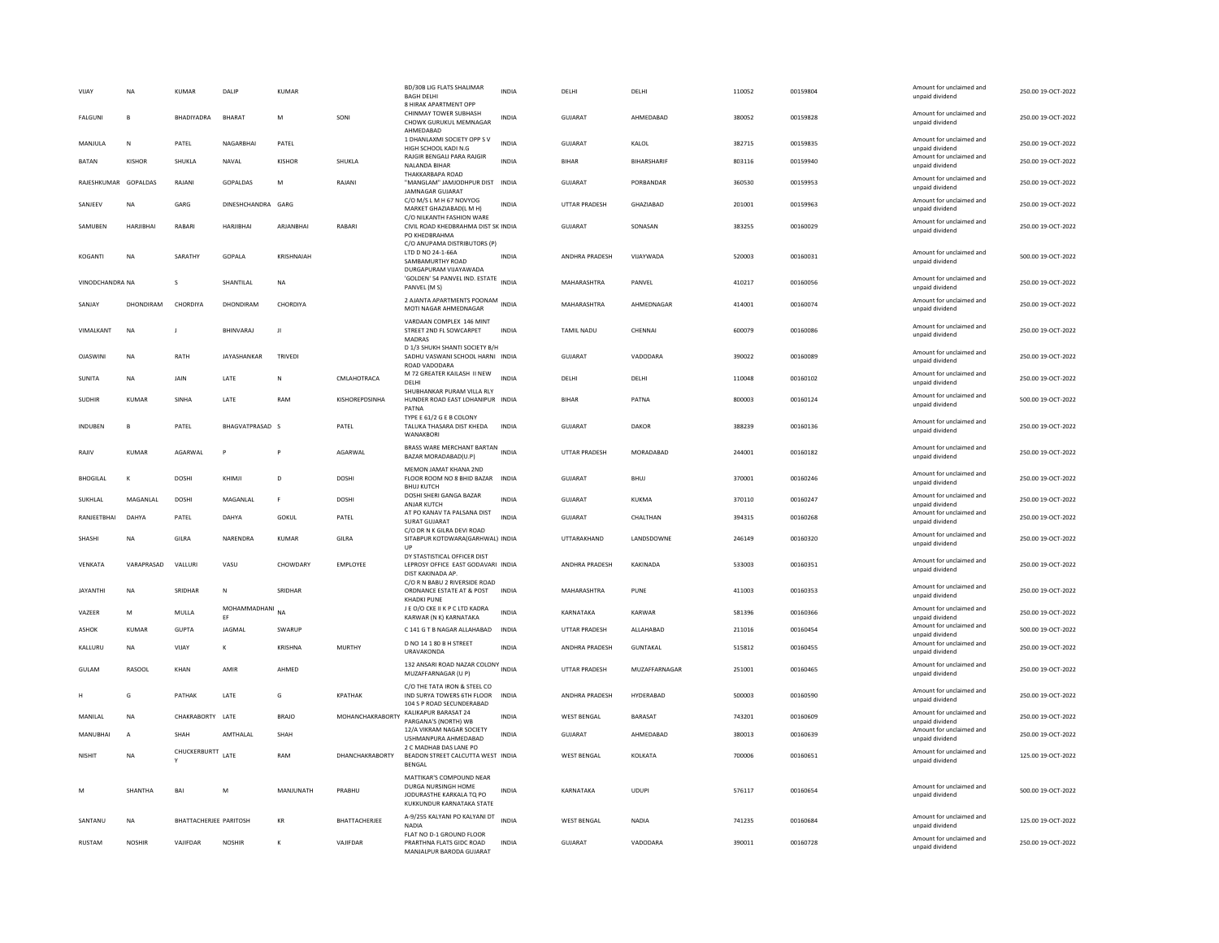| VIJAY | NA | KUMAR | DALIP | KUMAR | | BD/30B LIG FLATS SHALIMAR BAGH DELHI | INDIA | DELHI | DELHI | 110052 | 00159804 | | Amount for unclaimed and unpaid dividend | 250.00 | 19-OCT-2022 |
|---|---|---|---|---|---|---|---|---|---|---|---|---|---|---|---|
| FALGUNI | B | BHADIYADRA | BHARAT | M | SONI | 8 HIRAK APARTMENT OPP CHINMAY TOWER SUBHASH CHOWK GURUKUL MEMNAGAR AHMEDABAD | INDIA | GUJARAT | AHMEDABAD | 380052 | 00159828 | | Amount for unclaimed and unpaid dividend | 250.00 | 19-OCT-2022 |
| MANJULA | N | PATEL | NAGARBHAI | PATEL | | 1 DHANLAXMI SOCIETY OPP S V HIGH SCHOOL KADI N.G | INDIA | GUJARAT | KALOL | 382715 | 00159835 | | Amount for unclaimed and unpaid dividend | 250.00 | 19-OCT-2022 |
| BATAN | KISHOR | SHUKLA | NAVAL | KISHOR | SHUKLA | RAJGIR BENGALI PARA RAJGIR NALANDA BIHAR | INDIA | BIHAR | BIHARSHARIF | 803116 | 00159940 | | Amount for unclaimed and unpaid dividend | 250.00 | 19-OCT-2022 |
| RAJESHKUMAR | GOPALDAS | RAJANI | GOPALDAS | M | RAJANI | THAKKARBAPA ROAD "MANGLAM" JAMJODHPUR DIST JAMNAGAR GUJARAT | INDIA | GUJARAT | PORBANDAR | 360530 | 00159953 | | Amount for unclaimed and unpaid dividend | 250.00 | 19-OCT-2022 |
| SANJEEV | NA | GARG | DINESHCHANDRA | GARG | | C/O M/S L M H 67 NOVYOG MARKET GHAZIABAD(L M H) | INDIA | UTTAR PRADESH | GHAZIABAD | 201001 | 00159963 | | Amount for unclaimed and unpaid dividend | 250.00 | 19-OCT-2022 |
| SAMUBEN | HARJIBHAI | RABARI | HARJIBHAI | ARJANBHAI | RABARI | C/O NILKANTH FASHION WARE CIVIL ROAD KHEDBRAHMA DIST SK PO KHEDBRAHMA | INDIA | GUJARAT | SONASAN | 383255 | 00160029 | | Amount for unclaimed and unpaid dividend | 250.00 | 19-OCT-2022 |
| KOGANTI | NA | SARATHY | GOPALA | KRISHNAIAH | | C/O ANUPAMA DISTRIBUTORS (P) LTD D NO 24-1-66A SAMBAMURTHY ROAD DURGAPURAM VIJAYAWADA | INDIA | ANDHRA PRADESH | VIJAYWADA | 520003 | 00160031 | | Amount for unclaimed and unpaid dividend | 500.00 | 19-OCT-2022 |
| VINODCHANDRA | NA | S | SHANTILAL | NA | | 'GOLDEN' 54 PANVEL IND. ESTATE PANVEL (M S) | INDIA | MAHARASHTRA | PANVEL | 410217 | 00160056 | | Amount for unclaimed and unpaid dividend | 250.00 | 19-OCT-2022 |
| SANJAY | DHONDIRAM | CHORDIYA | DHONDIRAM | CHORDIYA | | 2 AJANTA APARTMENTS POONAM MOTI NAGAR AHMEDNAGAR | INDIA | MAHARASHTRA | AHMEDNAGAR | 414001 | 00160074 | | Amount for unclaimed and unpaid dividend | 250.00 | 19-OCT-2022 |
| VIMALKANT | NA | J | BHINVARAJ | JI | | VARDAAN COMPLEX 146 MINT STREET 2ND FL SOWCARPET MADRAS | INDIA | TAMIL NADU | CHENNAI | 600079 | 00160086 | | Amount for unclaimed and unpaid dividend | 250.00 | 19-OCT-2022 |
| OJASWINI | NA | RATH | JAYASHANKAR | TRIVEDI | | D 1/3 SHUKH SHANTI SOCIETY B/H SADHU VASWANI SCHOOL HARNI ROAD VADODARA | INDIA | GUJARAT | VADODARA | 390022 | 00160089 | | Amount for unclaimed and unpaid dividend | 250.00 | 19-OCT-2022 |
| SUNITA | NA | JAIN | LATE | N | CMLAHOTRACA | M 72 GREATER KAILASH II NEW DELHI | INDIA | DELHI | DELHI | 110048 | 00160102 | | Amount for unclaimed and unpaid dividend | 250.00 | 19-OCT-2022 |
| SUDHIR | KUMAR | SINHA | LATE | RAM | KISHOREPDSINHA | SHUBHANKAR PURAM VILLA RLY HUNDER ROAD EAST LOHANIPUR PATNA | INDIA | BIHAR | PATNA | 800003 | 00160124 | | Amount for unclaimed and unpaid dividend | 500.00 | 19-OCT-2022 |
| INDUBEN | B | PATEL | BHAGVATPRASAD | S | PATEL | TYPE E 61/2 G E B COLONY TALUKA THASARA DIST KHEDA WANAKBORI | INDIA | GUJARAT | DAKOR | 388239 | 00160136 | | Amount for unclaimed and unpaid dividend | 250.00 | 19-OCT-2022 |
| RAJIV | KUMAR | AGARWAL | P | P | AGARWAL | BRASS WARE MERCHANT BARTAN BAZAR MORADABAD(U.P) | INDIA | UTTAR PRADESH | MORADABAD | 244001 | 00160182 | | Amount for unclaimed and unpaid dividend | 250.00 | 19-OCT-2022 |
| BHOGILAL | K | DOSHI | KHIMJI | D | DOSHI | MEMON JAMAT KHANA 2ND FLOOR ROOM NO 8 BHID BAZAR BHUJ KUTCH | INDIA | GUJARAT | BHUJ | 370001 | 00160246 | | Amount for unclaimed and unpaid dividend | 250.00 | 19-OCT-2022 |
| SUKHLAL | MAGANLAL | DOSHI | MAGANLAL | F | DOSHI | DOSHI SHERI GANGA BAZAR ANJAR KUTCH | INDIA | GUJARAT | KUKMA | 370110 | 00160247 | | Amount for unclaimed and unpaid dividend | 250.00 | 19-OCT-2022 |
| RANJEETBHAI | DAHYA | PATEL | DAHYA | GOKUL | PATEL | AT PO KANAV TA PALSANA DIST SURAT GUJARAT | INDIA | GUJARAT | CHALTHAN | 394315 | 00160268 | | Amount for unclaimed and unpaid dividend | 250.00 | 19-OCT-2022 |
| SHASHI | NA | GILRA | NARENDRA | KUMAR | GILRA | C/O DR N K GILRA DEVI ROAD SITABPUR KOTDWARA(GARHWAL) UP | INDIA | UTTARAKHAND | LANDSDOWNE | 246149 | 00160320 | | Amount for unclaimed and unpaid dividend | 250.00 | 19-OCT-2022 |
| VENKATA | VARAPRASAD | VALLURI | VASU | CHOWDARY | EMPLOYEE | DY STASTISTICAL OFFICER DIST LEPROSY OFFICE EAST GODAVARI DIST KAKINADA AP. | INDIA | ANDHRA PRADESH | KAKINADA | 533003 | 00160351 | | Amount for unclaimed and unpaid dividend | 250.00 | 19-OCT-2022 |
| JAYANTHI | NA | SRIDHAR | N | SRIDHAR | | C/O R N BABU 2 RIVERSIDE ROAD ORDNANCE ESTATE AT & POST KHADKI PUNE | INDIA | MAHARASHTRA | PUNE | 411003 | 00160353 | | Amount for unclaimed and unpaid dividend | 250.00 | 19-OCT-2022 |
| VAZEER | M | MULLA | MOHAMMADHANIEF | NA | | J E O/O CKE II K P C LTD KADRA KARWAR (N K) KARNATAKA | INDIA | KARNATAKA | KARWAR | 581396 | 00160366 | | Amount for unclaimed and unpaid dividend | 250.00 | 19-OCT-2022 |
| ASHOK | KUMAR | GUPTA | JAGMAL | SWARUP | | C 141 G T B NAGAR ALLAHABAD | INDIA | UTTAR PRADESH | ALLAHABAD | 211016 | 00160454 | | Amount for unclaimed and unpaid dividend | 500.00 | 19-OCT-2022 |
| KALLURU | NA | VIJAY | K | KRISHNA | MURTHY | D NO 14 1 80 B H STREET URAVAKONDA | INDIA | ANDHRA PRADESH | GUNTAKAL | 515812 | 00160455 | | Amount for unclaimed and unpaid dividend | 250.00 | 19-OCT-2022 |
| GULAM | RASOOL | KHAN | AMIR | AHMED | | 132 ANSARI ROAD NAZAR COLONY MUZAFFARNAGAR (U P) | INDIA | UTTAR PRADESH | MUZAFFARNAGAR | 251001 | 00160465 | | Amount for unclaimed and unpaid dividend | 250.00 | 19-OCT-2022 |
| H | G | PATHAK | LATE | G | KPATHAK | C/O THE TATA IRON & STEEL CO IND SURYA TOWERS 6TH FLOOR 104 S P ROAD SECUNDERABAD | INDIA | ANDHRA PRADESH | HYDERABAD | 500003 | 00160590 | | Amount for unclaimed and unpaid dividend | 250.00 | 19-OCT-2022 |
| MANILAL | NA | CHAKRABORTY | LATE | BRAJO | MOHANCHAKRABORTY | KALIKAPUR BARASAT 24 PARGANA'S (NORTH) WB | INDIA | WEST BENGAL | BARASAT | 743201 | 00160609 | | Amount for unclaimed and unpaid dividend | 250.00 | 19-OCT-2022 |
| MANUBHAI | A | SHAH | AMTHALAL | SHAH | | 12/A VIKRAM NAGAR SOCIETY USHMANPURA AHMEDABAD | INDIA | GUJARAT | AHMEDABAD | 380013 | 00160639 | | Amount for unclaimed and unpaid dividend | 250.00 | 19-OCT-2022 |
| NISHIT | NA | CHUCKERBURTTY | LATE | RAM | DHANCHAKRABORTY | 2 C MADHAB DAS LANE PO BEADON STREET CALCUTTA WEST BENGAL | INDIA | WEST BENGAL | KOLKATA | 700006 | 00160651 | | Amount for unclaimed and unpaid dividend | 125.00 | 19-OCT-2022 |
| M | SHANTHA | BAI | M | MANJUNATH | PRABHU | MATTIKAR'S COMPOUND NEAR DURGA NURSINGH HOME JODURASTHE KARKALA TQ PO KUKKUNDUR KARNATAKA STATE | INDIA | KARNATAKA | UDUPI | 576117 | 00160654 | | Amount for unclaimed and unpaid dividend | 500.00 | 19-OCT-2022 |
| SANTANU | NA | BHATTACHERJEE | PARITOSH | KR | BHATTACHERJEE | A-9/255 KALYANI PO KALYANI DT NADIA | INDIA | WEST BENGAL | NADIA | 741235 | 00160684 | | Amount for unclaimed and unpaid dividend | 125.00 | 19-OCT-2022 |
| RUSTAM | NOSHIR | VAJIFDAR | NOSHIR | K | VAJIFDAR | FLAT NO D-1 GROUND FLOOR PRARTHNA FLATS GIDC ROAD MANJALPUR BARODA GUJARAT | INDIA | GUJARAT | VADODARA | 390011 | 00160728 | | Amount for unclaimed and unpaid dividend | 250.00 | 19-OCT-2022 |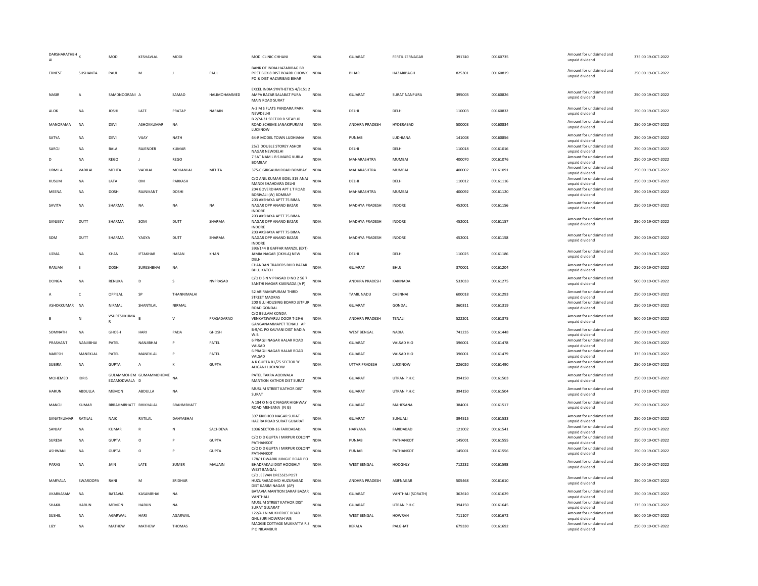| DARSHARATHBHAI | K | MODI | KESHAVLAL | MODI | | MODI CLINIC CHHANI | INDIA | GUJARAT | FERTILIZERNAGAR | 391740 | 00160735 | | | Amount for unclaimed and unpaid dividend | 375.00 | 19-OCT-2022 |
|---|---|---|---|---|---|---|---|---|---|---|---|---|---|---|---|---|
| ERNEST | SUSHANTA | PAUL | M | J | PAUL | BANK OF INDIA HAZARIBAG BR POST BOX 8 DIST BOARD CHOWK PO & DIST HAZARIBAG BIHAR | INDIA | BIHAR | HAZARIBAGH | 825301 | 00160819 | | | Amount for unclaimed and unpaid dividend | 250.00 | 19-OCT-2022 |
| NASIR | A | SAMDNOORANI | A | SAMAD | HALIMOHAMMED | EXCEL INDIA SYNTHETICS 4/3151 2 AMPA BAZAR SALABAT PURA MAIN ROAD SURAT | INDIA | GUJARAT | SURAT NANPURA | 395003 | 00160826 | | | Amount for unclaimed and unpaid dividend | 250.00 | 19-OCT-2022 |
| ALOK | NA | JOSHI | LATE | PRATAP | NARAIN | A-3 M S FLATS PANDARA PARK NEWDELHI | INDIA | DELHI | DELHI | 110003 | 00160832 | | | Amount for unclaimed and unpaid dividend | 250.00 | 19-OCT-2022 |
| MANORAMA | NA | DEVI | ASHOKKUMAR | NA | | B 2/M-31 SECTOR B SITAPUR ROAD SCHEME JANAKIPURAM LUCKNOW | INDIA | ANDHRA PRADESH | HYDERABAD | 500003 | 00160834 | | | Amount for unclaimed and unpaid dividend | 250.00 | 19-OCT-2022 |
| SATYA | NA | DEVI | VIJAY | NATH | | 64-R MODEL TOWN LUDHIANA | INDIA | PUNJAB | LUDHIANA | 141008 | 00160856 | | | Amount for unclaimed and unpaid dividend | 250.00 | 19-OCT-2022 |
| SAROJ | NA | BALA | RAJENDER | KUMAR | | 25/3 DOUBLE STOREY ASHOK NAGAR NEWDELHI | INDIA | DELHI | DELHI | 110018 | 00161016 | | | Amount for unclaimed and unpaid dividend | 250.00 | 19-OCT-2022 |
| D | NA | REGO | J | REGO | | 7 SAT NAM L B S MARG KURLA BOMBAY | INDIA | MAHARASHTRA | MUMBAI | 400070 | 00161076 | | | Amount for unclaimed and unpaid dividend | 250.00 | 19-OCT-2022 |
| URMILA | VADILAL | MEHTA | VADILAL | MOHANLAL | MEHTA | 375-C GIRGAUM ROAD BOMBAY | INDIA | MAHARASHTRA | MUMBAI | 400002 | 00161091 | | | Amount for unclaimed and unpaid dividend | 250.00 | 19-OCT-2022 |
| KUSUM | NA | LATA | OM | PARKASH | | C/O ANIL KUMAR GOEL 319 ANAJ MANDI SHAHDARA DELHI | INDIA | DELHI | DELHI | 110012 | 00161116 | | | Amount for unclaimed and unpaid dividend | 250.00 | 19-OCT-2022 |
| MEENA | NA | DOSHI | RAJNIKANT | DOSHI | | 204 GOVERDHAN APT L T ROAD BORIVALI (W) BOMBAY | INDIA | MAHARASHTRA | MUMBAI | 400092 | 00161120 | | | Amount for unclaimed and unpaid dividend | 250.00 | 19-OCT-2022 |
| SAVITA | NA | SHARMA | NA | NA | NA | 203 AKSHAYA APTT 75 BIMA NAGAR OPP ANAND BAZAR INDORE | INDIA | MADHYA PRADESH | INDORE | 452001 | 00161156 | | | Amount for unclaimed and unpaid dividend | 250.00 | 19-OCT-2022 |
| SANJEEV | DUTT | SHARMA | SOM | DUTT | SHARMA | 203 AKSHAYA APTT 75 BIMA NAGAR OPP ANAND BAZAR INDORE | INDIA | MADHYA PRADESH | INDORE | 452001 | 00161157 | | | Amount for unclaimed and unpaid dividend | 250.00 | 19-OCT-2022 |
| SOM | DUTT | SHARMA | YAGYA | DUTT | SHARMA | 203 AKSHAYA APTT 75 BIMA NAGAR OPP ANAND BAZAR INDORE | INDIA | MADHYA PRADESH | INDORE | 452001 | 00161158 | | | Amount for unclaimed and unpaid dividend | 250.00 | 19-OCT-2022 |
| UZMA | NA | KHAN | IFTAKHAR | HASAN | KHAN | 393/144 B GAFFAR MANZIL (EXT) JAMIA NAGAR (OKHLA) NEW DELHI | INDIA | DELHI | DELHI | 110025 | 00161186 | | | Amount for unclaimed and unpaid dividend | 250.00 | 19-OCT-2022 |
| RANJAN | S | DOSHI | SURESHBHAI | NA | | CHANDAN TRADERS BHID BAZAR BHUJ KATCH | INDIA | GUJARAT | BHUJ | 370001 | 00161204 | | | Amount for unclaimed and unpaid dividend | 250.00 | 19-OCT-2022 |
| DONGA | NA | RENUKA | D | S | NVPRASAD | C/O D S N V PRASAD D NO 2 56 7 SANTHI NAGAR KAKINADA (A P) | INDIA | ANDHRA PRADESH | KAKINADA | 533033 | 00161275 | | | Amount for unclaimed and unpaid dividend | 500.00 | 19-OCT-2022 |
| A | C | OPPILAL | SP | THANNIMALAI | | 52 ABIRAMAPURAM THIRD STREET MADRAS | INDIA | TAMIL NADU | CHENNAI | 600018 | 00161293 | | | Amount for unclaimed and unpaid dividend | 250.00 | 19-OCT-2022 |
| ASHOKKUMAR | NA | NIRMAL | SHANTILAL | NIRMAL | | 200 GUJ HOUSING BOARD JETPUR ROAD GONDAL | INDIA | GUJARAT | GONDAL | 360311 | 00161319 | | | Amount for unclaimed and unpaid dividend | 250.00 | 19-OCT-2022 |
| B | N | VSURESHKUMAR | B | V | PRASADARAO | C/O BELLAM KONDA VENKATSWARLU DOOR T-29-6 GANGANAMMAPET TENALI AP | INDIA | ANDHRA PRADESH | TENALI | 522201 | 00161375 | | | Amount for unclaimed and unpaid dividend | 500.00 | 19-OCT-2022 |
| SOMNATH | NA | GHOSH | HARI | PADA | GHOSH | B-9/41 PO KALYANI DIST NADIA W.B | INDIA | WEST BENGAL | NADIA | 741235 | 00161448 | | | Amount for unclaimed and unpaid dividend | 250.00 | 19-OCT-2022 |
| PRASHANT | NANJIBHAI | PATEL | NANJIBHAI | P | PATEL | 6 PRAGJI NAGAR HALAR ROAD VALSAD | INDIA | GUJARAT | VALSAD H.O | 396001 | 00161478 | | | Amount for unclaimed and unpaid dividend | 250.00 | 19-OCT-2022 |
| NARESH | MANEKLAL | PATEL | MANEKLAL | P | PATEL | 6 PRAGJI NAGAR HALAR ROAD VALSAD | INDIA | GUJARAT | VALSAD H.O | 396001 | 00161479 | | | Amount for unclaimed and unpaid dividend | 375.00 | 19-OCT-2022 |
| SUBIRA | NA | GUPTA | A | K | GUPTA | A K GUPTA B1/75 SECTOR 'K' ALIGANJ LUCKNOW | INDIA | UTTAR PRADESH | LUCKNOW | 226020 | 00161490 | | | Amount for unclaimed and unpaid dividend | 250.00 | 19-OCT-2022 |
| MOHEMED | IDRIS | GULAMMOHEMEDAMODWALA | GUMAMMOHEMED | NA | | PATEL TAKRA AODWALA MANTION KATHOR DIST SURAT | INDIA | GUJARAT | UTRAN P.H.C | 394150 | 00161503 | | | Amount for unclaimed and unpaid dividend | 250.00 | 19-OCT-2022 |
| HARUN | ABDULLA | MEMON | ABDULLA | NA | | MUSLIM STREET KATHOR DIST SURAT | INDIA | GUJARAT | UTRAN P.H.C | 394150 | 00161504 | | | Amount for unclaimed and unpaid dividend | 375.00 | 19-OCT-2022 |
| MANOJ | KUMAR | BBRAHMBHATT | BHIKHALAL | BRAHMBHATT | | A 184 O N G C NAGAR HIGHWAY ROAD MEHSANA (N G) | INDIA | GUJARAT | MAHESANA | 384001 | 00161517 | | | Amount for unclaimed and unpaid dividend | 250.00 | 19-OCT-2022 |
| SANATKUMAR | RATILAL | NAIK | RATILAL | DAHYABHAI | | 397 KRIBHCO NAGAR SURAT HAZIRA ROAD SURAT GUJARAT | INDIA | GUJARAT | SUNUALI | 394515 | 00161533 | | | Amount for unclaimed and unpaid dividend | 250.00 | 19-OCT-2022 |
| SANJAY | NA | KUMAR | R | N | SACHDEVA | 1036 SECTOR-16 FARIDABAD | INDIA | HARYANA | FARIDABAD | 121002 | 00161541 | | | Amount for unclaimed and unpaid dividend | 250.00 | 19-OCT-2022 |
| SURESH | NA | GUPTA | O | P | GUPTA | C/O D D GUPTA I MIRPUR COLONY PATHANKOT | INDIA | PUNJAB | PATHANKOT | 145001 | 00161555 | | | Amount for unclaimed and unpaid dividend | 250.00 | 19-OCT-2022 |
| ASHWANI | NA | GUPTA | O | P | GUPTA | C/O D D GUPTA I MIRPUR COLONY PATHANKOT | INDIA | PUNJAB | PATHANKOT | 145001 | 00161556 | | | Amount for unclaimed and unpaid dividend | 250.00 | 19-OCT-2022 |
| PARAS | NA | JAIN | LATE | SUMER | MALJAIN | 178/H DWARIK JUNGLE ROAD PO BHADRAKALI DIST HOOGHLY WEST BANGAL | INDIA | WEST BENGAL | HOOGHLY | 712232 | 00161598 | | | Amount for unclaimed and unpaid dividend | 250.00 | 19-OCT-2022 |
| MARYALA | SWAROOPA | RANI | M | SRIDHAR | | C/O JEEVAN DRESSES POST HUZURABAD MO HUZURABAD DIST KARIM NAGAR (AP) | INDIA | ANDHRA PRADESH | ASIFNAGAR | 505468 | 00161610 | | | Amount for unclaimed and unpaid dividend | 250.00 | 19-OCT-2022 |
| JIKARKASAM | NA | BATAVIA | KASAMBHAI | NA | | BATAVIA MANTION SARAF BAZAR VANTHALI | INDIA | GUJARAT | VANTHALI (SORATH) | 362610 | 00161629 | | | Amount for unclaimed and unpaid dividend | 250.00 | 19-OCT-2022 |
| SHAKIL | HARUN | MEMON | HARUN | NA | | MUSLIM STREET KATHOR DIST SURAT GUJARAT | INDIA | GUJARAT | UTRAN P.H.C | 394150 | 00161645 | | | Amount for unclaimed and unpaid dividend | 375.00 | 19-OCT-2022 |
| SUSHIL | NA | AGARWAL | HARI | AGARWAL | | 122/4 J N MUKHERJEE ROAD GHUSURI HOWRAH WB | INDIA | WEST BENGAL | HOWRAH | 711107 | 00161672 | | | Amount for unclaimed and unpaid dividend | 500.00 | 19-OCT-2022 |
| LIZY | NA | MATHEW | MATHEW | THOMAS | | MAGGIE COTTAGE MUKKATTA R S P O NILAMBUR | INDIA | KERALA | PALGHAT | 679330 | 00161692 | | | Amount for unclaimed and unpaid dividend | 250.00 | 19-OCT-2022 |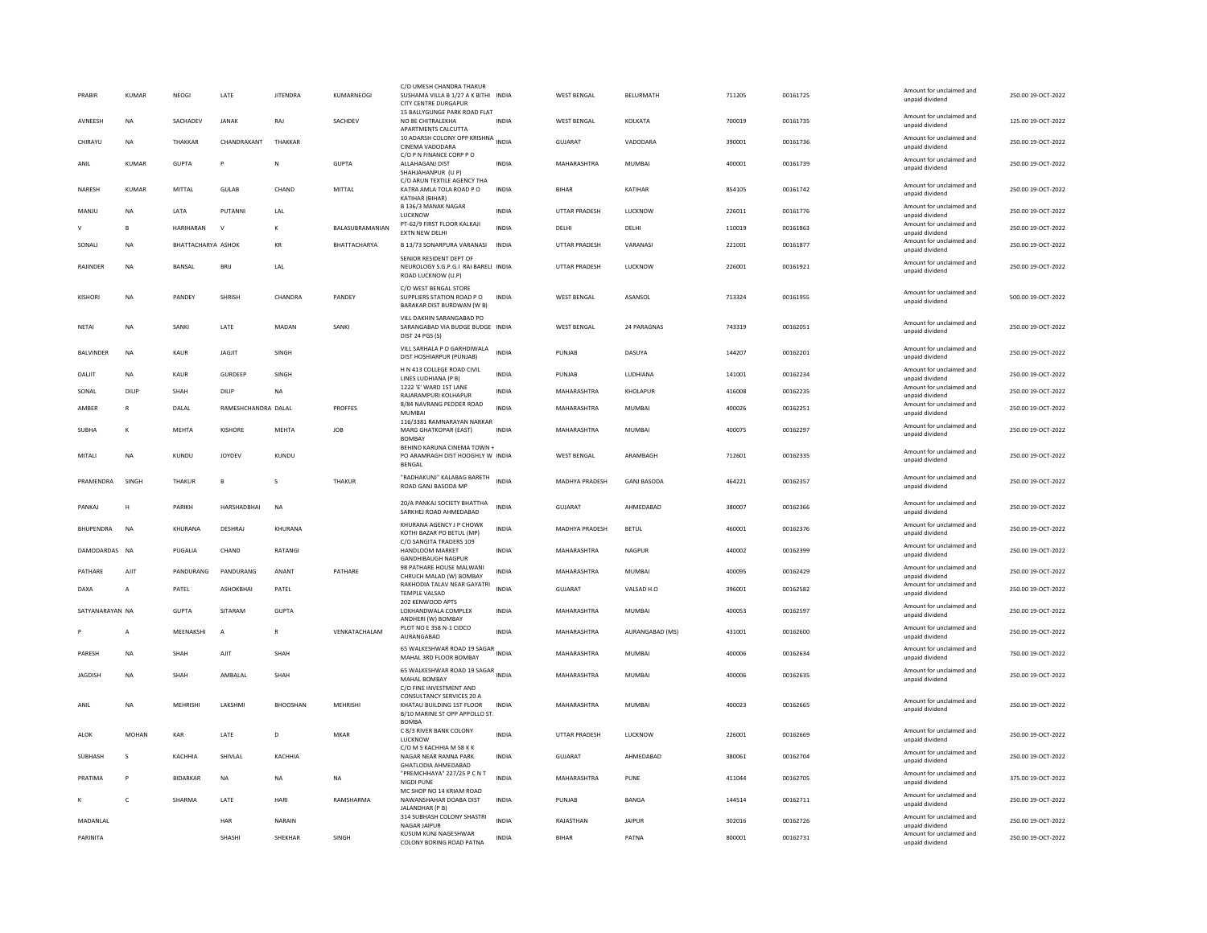| PRABIR | KUMAR | NEOGI | LATE | JITENDRA | KUMARNEOGI | C/O UMESH CHANDRA THAKUR SUSHAMA VILLA B 1/27 A K BITHI CITY CENTRE DURGAPUR | INDIA | WEST BENGAL | BELURMATH | 711205 | 00161725 | Amount for unclaimed and unpaid dividend | 250.00 19-OCT-2022 |
|---|---|---|---|---|---|---|---|---|---|---|---|---|---|
| AVNEESH | NA | SACHADEV | JANAK | RAJ | SACHDEV | 15 BALLYGUNGE PARK ROAD FLAT NO 8E CHITRALEKHA APARTMENTS CALCUTTA | INDIA | WEST BENGAL | KOLKATA | 700019 | 00161735 | Amount for unclaimed and unpaid dividend | 125.00 19-OCT-2022 |
| CHIRAYU | NA | THAKKAR | CHANDRAKANT | THAKKAR | | 10 ADARSH COLONY OPP KRISHNA CINEMA VADODARA | INDIA | GUJARAT | VADODARA | 390001 | 00161736 | Amount for unclaimed and unpaid dividend | 250.00 19-OCT-2022 |
| ANIL | KUMAR | GUPTA | P | N | GUPTA | C/O P N FINANCE CORP P O ALLAHAGANJ DIST SHAHJAHANPUR (U P) | INDIA | MAHARASHTRA | MUMBAI | 400001 | 00161739 | Amount for unclaimed and unpaid dividend | 250.00 19-OCT-2022 |
| NARESH | KUMAR | MITTAL | GULAB | CHAND | MITTAL | C/O ARUN TEXTILE AGENCY THA KATRA AMLA TOLA ROAD P O KATIHAR (BIHAR) | INDIA | BIHAR | KATIHAR | 854105 | 00161742 | Amount for unclaimed and unpaid dividend | 250.00 19-OCT-2022 |
| MANJU | NA | LATA | PUTANNI | LAL | | B 136/3 MANAK NAGAR LUCKNOW | INDIA | UTTAR PRADESH | LUCKNOW | 226011 | 00161776 | Amount for unclaimed and unpaid dividend | 250.00 19-OCT-2022 |
| V | B | HARIHARAN | V | K | BALASUBRAMANIAN | PT-62/9 FIRST FLOOR KALKAJI EXTN NEW DELHI | INDIA | DELHI | DELHI | 110019 | 00161863 | Amount for unclaimed and unpaid dividend | 250.00 19-OCT-2022 |
| SONALI | NA | BHATTACHARYA | ASHOK | KR | BHATTACHARYA | B 13/73 SONARPURA VARANASI | INDIA | UTTAR PRADESH | VARANASI | 221001 | 00161877 | Amount for unclaimed and unpaid dividend | 250.00 19-OCT-2022 |
| RAJINDER | NA | BANSAL | BRIJ | LAL | | SENIOR RESIDENT DEPT OF NEUROLOGY S.G.P.G.I RAI BARELI ROAD LUCKNOW (U.P) | INDIA | UTTAR PRADESH | LUCKNOW | 226001 | 00161921 | Amount for unclaimed and unpaid dividend | 250.00 19-OCT-2022 |
| KISHORI | NA | PANDEY | SHRISH | CHANDRA | PANDEY | C/O WEST BENGAL STORE SUPPLIERS STATION ROAD P O BARAKAR DIST BURDWAN (W B) | INDIA | WEST BENGAL | ASANSOL | 713324 | 00161955 | Amount for unclaimed and unpaid dividend | 500.00 19-OCT-2022 |
| NETAI | NA | SANKI | LATE | MADAN | SANKI | VILL DAKHIN SARANGABAD PO SARANGABAD VIA BUDGE BUDGE DIST 24 PGS (S) | INDIA | WEST BENGAL | 24 PARAGNAS | 743319 | 00162051 | Amount for unclaimed and unpaid dividend | 250.00 19-OCT-2022 |
| BALVINDER | NA | KAUR | JAGJIT | SINGH | | VILL SARHALA P O GARHDIWALA DIST HOSHIARPUR (PUNJAB) | INDIA | PUNJAB | DASUYA | 144207 | 00162201 | Amount for unclaimed and unpaid dividend | 250.00 19-OCT-2022 |
| DALJIT | NA | KAUR | GURDEEP | SINGH | | H N 413 COLLEGE ROAD CIVIL LINES LUDHIANA (P B) | INDIA | PUNJAB | LUDHIANA | 141001 | 00162234 | Amount for unclaimed and unpaid dividend | 250.00 19-OCT-2022 |
| SONAL | DILIP | SHAH | DILIP | NA | | 1222 'E' WARD 1ST LANE RAJARAMPURI KOLHAPUR | INDIA | MAHARASHTRA | KHOLAPUR | 416008 | 00162235 | Amount for unclaimed and unpaid dividend | 250.00 19-OCT-2022 |
| AMBER | R | DALAL | RAMESHCHANDRA | DALAL | PROFFES | 8/84 NAVRANG PEDDER ROAD MUMBAI | INDIA | MAHARASHTRA | MUMBAI | 400026 | 00162251 | Amount for unclaimed and unpaid dividend | 250.00 19-OCT-2022 |
| SUBHA | K | MEHTA | KISHORE | MEHTA | JOB | 116/3381 RAMNARAYAN NARKAR MARG GHATKOPAR (EAST) BOMBAY | INDIA | MAHARASHTRA | MUMBAI | 400075 | 00162297 | Amount for unclaimed and unpaid dividend | 250.00 19-OCT-2022 |
| MITALI | NA | KUNDU | JOYDEV | KUNDU | | BEHIND KARUNA CINEMA TOWN + PO ARAMRAGH DIST HOOGHLY W BENGAL | INDIA | WEST BENGAL | ARAMBAGH | 712601 | 00162335 | Amount for unclaimed and unpaid dividend | 250.00 19-OCT-2022 |
| PRAMENDRA | SINGH | THAKUR | B | S | THAKUR | "RADHAKUNJ" KALABAG BARETH ROAD GANJ BASODA MP | INDIA | MADHYA PRADESH | GANJ BASODA | 464221 | 00162357 | Amount for unclaimed and unpaid dividend | 250.00 19-OCT-2022 |
| PANKAJ | H | PARIKH | HARSHADBHAI | NA | | 20/A PANKAJ SOCIETY BHATTHA SARKHEJ ROAD AHMEDABAD | INDIA | GUJARAT | AHMEDABAD | 380007 | 00162366 | Amount for unclaimed and unpaid dividend | 250.00 19-OCT-2022 |
| BHUPENDRA | NA | KHURANA | DESHRAJ | KHURANA | | KHURANA AGENCY J P CHOWK KOTHI BAZAR PO BETUL (MP) | INDIA | MADHYA PRADESH | BETUL | 460001 | 00162376 | Amount for unclaimed and unpaid dividend | 250.00 19-OCT-2022 |
| DAMODARDAS | NA | PUGALIA | CHAND | RATANGI | | C/O SANGITA TRADERS 109 HANDLOOM MARKET GANDHIBAUGH NAGPUR | INDIA | MAHARASHTRA | NAGPUR | 440002 | 00162399 | Amount for unclaimed and unpaid dividend | 250.00 19-OCT-2022 |
| PATHARE | AJIT | PANDURANG | PANDURANG | ANANT | PATHARE | 98 PATHARE HOUSE MALWANI CHRUCH MALAD (W) BOMBAY | INDIA | MAHARASHTRA | MUMBAI | 400095 | 00162429 | Amount for unclaimed and unpaid dividend | 250.00 19-OCT-2022 |
| DAXA | A | PATEL | ASHOKBHAI | PATEL | | RAKHODIA TALAV NEAR GAYATRI TEMPLE VALSAD | INDIA | GUJARAT | VALSAD H.O | 396001 | 00162582 | Amount for unclaimed and unpaid dividend | 250.00 19-OCT-2022 |
| SATYANARAYAN | NA | GUPTA | SITARAM | GUPTA | | 202 KENWOOD APTS LOKHANDWALA COMPLEX ANDHERI (W) BOMBAY | INDIA | MAHARASHTRA | MUMBAI | 400053 | 00162597 | Amount for unclaimed and unpaid dividend | 250.00 19-OCT-2022 |
| P | A | MEENAKSHI | A | R | VENKATACHALAM | PLOT NO E 358 N-1 CIDCO AURANGABAD | INDIA | MAHARASHTRA | AURANGABAD (MS) | 431001 | 00162600 | Amount for unclaimed and unpaid dividend | 250.00 19-OCT-2022 |
| PARESH | NA | SHAH | AJIT | SHAH | | 65 WALKESHWAR ROAD 19 SAGAR MAHAL 3RD FLOOR BOMBAY | INDIA | MAHARASHTRA | MUMBAI | 400006 | 00162634 | Amount for unclaimed and unpaid dividend | 750.00 19-OCT-2022 |
| JAGDISH | NA | SHAH | AMBALAL | SHAH | | 65 WALKESHWAR ROAD 19 SAGAR MAHAL BOMBAY | INDIA | MAHARASHTRA | MUMBAI | 400006 | 00162635 | Amount for unclaimed and unpaid dividend | 250.00 19-OCT-2022 |
| ANIL | NA | MEHRISHI | LAKSHMI | BHOOSHAN | MEHRISHI | C/O FINE INVESTMENT AND CONSULTANCY SERVICES 20 A KHATAU BUILDING 1ST FLOOR B/10 MARINE ST OPP APPOLLO ST. BOMBA | INDIA | MAHARASHTRA | MUMBAI | 400023 | 00162665 | Amount for unclaimed and unpaid dividend | 250.00 19-OCT-2022 |
| ALOK | MOHAN | KAR | LATE | D | MKAR | C 8/3 RIVER BANK COLONY LUCKNOW | INDIA | UTTAR PRADESH | LUCKNOW | 226001 | 00162669 | Amount for unclaimed and unpaid dividend | 250.00 19-OCT-2022 |
| SUBHASH | S | KACHHIA | SHIVLAL | KACHHIA | | C/O M S KACHHIA M 58 K K NAGAR NEAR RANNA PARK GHATLODIA AHMEDABAD | INDIA | GUJARAT | AHMEDABAD | 380061 | 00162704 | Amount for unclaimed and unpaid dividend | 250.00 19-OCT-2022 |
| PRATIMA | P | BIDARKAR | NA | NA | NA | "PREMCHHAYA" 227/25 P C N T NIGDI PUNE | INDIA | MAHARASHTRA | PUNE | 411044 | 00162705 | Amount for unclaimed and unpaid dividend | 375.00 19-OCT-2022 |
| K | C | SHARMA | LATE | HARI | RAMSHARMA | MC SHOP NO 14 KRIAM ROAD NAWANSHAHAR DOABA DIST JALANDHAR (P B) | INDIA | PUNJAB | BANGA | 144514 | 00162711 | Amount for unclaimed and unpaid dividend | 250.00 19-OCT-2022 |
| MADANLAL | | | HAR | NARAIN | | 314 SUBHASH COLONY SHASTRI NAGAR JAIPUR | INDIA | RAJASTHAN | JAIPUR | 302016 | 00162726 | Amount for unclaimed and unpaid dividend | 250.00 19-OCT-2022 |
| PARINITA | | | SHASHI | SHEKHAR | SINGH | KUSUM KUNJ NAGESHWAR COLONY BORING ROAD PATNA | INDIA | BIHAR | PATNA | 800001 | 00162731 | Amount for unclaimed and unpaid dividend | 250.00 19-OCT-2022 |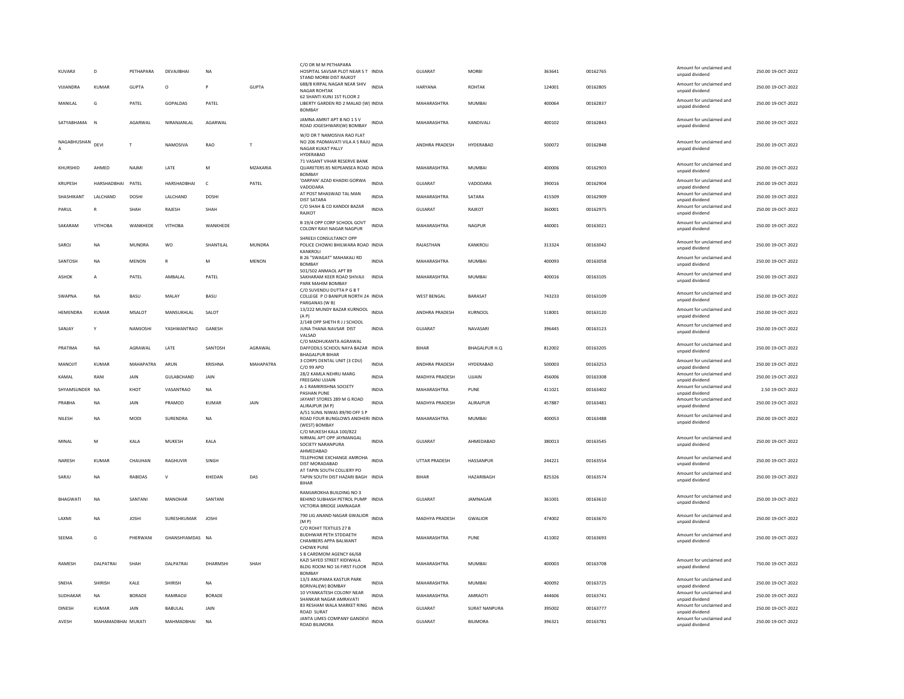| KUVARJI | D | PETHAPARA | DEVAJIBHAI | NA | | C/O DR M M PETHAPARA HOSPITAL SAVSAR PLOT NEAR S T STAND MORBI DIST RAJKOT | INDIA | GUJARAT | MORBI | 363641 | 00162765 | | Amount for unclaimed and unpaid dividend | 250.00 19-OCT-2022 |
|---|---|---|---|---|---|---|---|---|---|---|---|---|---|---|
| VIJIANDRA | KUMAR | GUPTA | O | P | GUPTA | 688/8 KIRPAL NAGAR NEAR SHIV NAGAR ROHTAK | INDIA | HARYANA | ROHTAK | 124001 | 00162805 | | Amount for unclaimed and unpaid dividend | 250.00 19-OCT-2022 |
| MANILAL | G | PATEL | GOPALDAS | PATEL | | 62 SHANTI KUNJ 1ST FLOOR 2 LIBERTY GARDEN RD 2 MALAD (W) BOMBAY | INDIA | MAHARASHTRA | MUMBAI | 400064 | 00162837 | | Amount for unclaimed and unpaid dividend | 250.00 19-OCT-2022 |
| SATYABHAMA | N | AGARWAL | NIRANJANLAL | AGARWAL | | JAMNA AMRIT APT B NO 1 S V ROAD JOGESHWARI(W) BOMBAY | INDIA | MAHARASHTRA | KANDIVALI | 400102 | 00162843 | | Amount for unclaimed and unpaid dividend | 250.00 19-OCT-2022 |
| NAGABHUSHAN A | DEVI | T | NAMOSIVA | RAO | T | W/O DR T NAMOSIVA RAO FLAT NO 206 PADMAVATI VILA A S RAJU NAGAR KUKAT PALLY HYDERABAD | INDIA | ANDHRA PRADESH | HYDERABAD | 500072 | 00162848 | | Amount for unclaimed and unpaid dividend | 250.00 19-OCT-2022 |
| KHURSHID | AHMED | NAJMI | LATE | M | MZAKARIA | 71 VASANT VIHAR RESERVE BANK QUARETERS 85 NEPEANSEA ROAD BOMBAY | INDIA | MAHARASHTRA | MUMBAI | 400006 | 00162903 | | Amount for unclaimed and unpaid dividend | 250.00 19-OCT-2022 |
| KRUPESH | HARSHADBHAI | PATEL | HARSHADBHAI | C | PATEL | 'DARPAN' AZAD KHADKI GORWA VADODARA | INDIA | GUJARAT | VADODARA | 390016 | 00162904 | | Amount for unclaimed and unpaid dividend | 250.00 19-OCT-2022 |
| SHASHIKANT | LALCHAND | DOSHI | LALCHAND | DOSHI | | AT POST MHASWAD TAL MAN DIST SATARA | INDIA | MAHARASHTRA | SATARA | 415509 | 00162909 | | Amount for unclaimed and unpaid dividend | 250.00 19-OCT-2022 |
| PARUL | R | SHAH | RAJESH | SHAH | | C/O SHAH & CO KANDOI BAZAR RAJKOT | INDIA | GUJARAT | RAJKOT | 360001 | 00162975 | | Amount for unclaimed and unpaid dividend | 250.00 19-OCT-2022 |
| SAKARAM | VITHOBA | WANKHEDE | VITHOBA | WANKHEDE | | B 19/4 OPP CORP SCHOOL GOVT COLONY RAVI NAGAR NAGPUR | INDIA | MAHARASHTRA | NAGPUR | 440001 | 00163021 | | Amount for unclaimed and unpaid dividend | 250.00 19-OCT-2022 |
| SAROJ | NA | MUNDRA | WO | SHANTILAL | MUNDRA | SHREEJI CONSULTANCY OPP POLICE CHOWKI BHILWARA ROAD KANKROLI | INDIA | RAJASTHAN | KANKROLI | 313324 | 00163042 | | Amount for unclaimed and unpaid dividend | 250.00 19-OCT-2022 |
| SANTOSH | NA | MENON | R | M | MENON | B 26 "SWAGAT" MAHAKALI RD BOMBAY | INDIA | MAHARASHTRA | MUMBAI | 400093 | 00163058 | | Amount for unclaimed and unpaid dividend | 250.00 19-OCT-2022 |
| ASHOK | A | PATEL | AMBALAL | PATEL | | 501/502 ANMAOL APT 89 SAKHARAM KEER ROAD SHIVAJI PARK MAHIM BOMBAY | INDIA | MAHARASHTRA | MUMBAI | 400016 | 00163105 | | Amount for unclaimed and unpaid dividend | 250.00 19-OCT-2022 |
| SWAPNA | NA | BASU | MALAY | BASU | | C/O SUVENDU DUTTA P G B T COLLEGE P O BANIPUR NORTH 24 PARGANAS (W B) | INDIA | WEST BENGAL | BARASAT | 743233 | 00163109 | | Amount for unclaimed and unpaid dividend | 250.00 19-OCT-2022 |
| HEMENDRA | KUMAR | MSALOT | MANSUKHLAL | SALOT | | 13/222 MUNDY BAZAR KURNOOL (A P) | INDIA | ANDHRA PRADESH | KURNOOL | 518001 | 00163120 | | Amount for unclaimed and unpaid dividend | 250.00 19-OCT-2022 |
| SANJAY | Y | NAMJOSHI | YASHWANTRAO | GANESH | | 2/148 OPP SHETH R J J SCHOOL JUNA THANA NAVSAR DIST VALSAD | INDIA | GUJARAT | NAVASARI | 396445 | 00163123 | | Amount for unclaimed and unpaid dividend | 250.00 19-OCT-2022 |
| PRATIMA | NA | AGRAWAL | LATE | SANTOSH | AGRAWAL | C/O MADHUKANTA AGRAWAL DAFFODILS SCHOOL NAYA BAZAR BHAGALPUR BIHAR | INDIA | BIHAR | BHAGALPUR H.Q | 812002 | 00163205 | | Amount for unclaimed and unpaid dividend | 250.00 19-OCT-2022 |
| MANOJIT | KUMAR | MAHAPATRA | ARUN | KRISHNA | MAHAPATRA | 3 CORPS DENTAL UNIT (3 CDU) C/O 99 APO | INDIA | ANDHRA PRADESH | HYDERABAD | 500003 | 00163253 | | Amount for unclaimed and unpaid dividend | 250.00 19-OCT-2022 |
| KAMAL | RANI | JAIN | GULABCHAND | JAIN | | 28/2 KAMLA NEHRU MARG FREEGANJ UJJAIN | INDIA | MADHYA PRADESH | UJJAIN | 456006 | 00163308 | | Amount for unclaimed and unpaid dividend | 250.00 19-OCT-2022 |
| SHYAMSUNDER | NA | KHOT | VASANTRAO | NA | | A-1 RAMKRISHNA SOCIETY PASHAN PUNE | INDIA | MAHARASHTRA | PUNE | 411021 | 00163402 | | Amount for unclaimed and unpaid dividend | 2.50 19-OCT-2022 |
| PRABHA | NA | JAIN | PRAMOD | KUMAR | JAIN | JAYANT STORES 289 M G ROAD ALIRAJPUR (M P) | INDIA | MADHYA PRADESH | ALIRAJPUR | 457887 | 00163481 | | Amount for unclaimed and unpaid dividend | 250.00 19-OCT-2022 |
| NILESH | NA | MODI | SURENDRA | NA | | A/51 SUNIL NIWAS 89/90 OFF S P ROAD FOUR BUNGLOWS ANDHERI (WEST) BOMBAY | INDIA | MAHARASHTRA | MUMBAI | 400053 | 00163488 | | Amount for unclaimed and unpaid dividend | 250.00 19-OCT-2022 |
| MINAL | M | KALA | MUKESH | KALA | | C/O MUKESH KALA 100/822 NIRMAL APT OPP JAYMANGAL SOCIETY NARANPURA AHMEDABAD | INDIA | GUJARAT | AHMEDABAD | 380013 | 00163545 | | Amount for unclaimed and unpaid dividend | 250.00 19-OCT-2022 |
| NARESH | KUMAR | CHAUHAN | RAGHUVIR | SINGH | | TELEPHONE EXCHANGE AMROHA DIST MORADABAD | INDIA | UTTAR PRADESH | HASSANPUR | 244221 | 00163554 | | Amount for unclaimed and unpaid dividend | 250.00 19-OCT-2022 |
| SARJU | NA | RABIDAS | V | KHEDAN | DAS | AT TAPIN SOUTH COLLIERY PO TAPIN SOUTH DIST HAZARI BAGH BIHAR | INDIA | BIHAR | HAZARIBAGH | 825326 | 00163574 | | Amount for unclaimed and unpaid dividend | 250.00 19-OCT-2022 |
| BHAGWATI | NA | SANTANI | MANOHAR | SANTANI | | RAMJAROKHA BUILDING NO 3 BEHIND SUBHASH PETROL PUMP VICTORIA BRIDGE JAMNAGAR | INDIA | GUJARAT | JAMNAGAR | 361001 | 00163610 | | Amount for unclaimed and unpaid dividend | 250.00 19-OCT-2022 |
| LAXMI | NA | JOSHI | SURESHKUMAR | JOSHI | | 790 LIG ANAND NAGAR GWALIOR (M P) | INDIA | MADHYA PRADESH | GWALIOR | 474002 | 00163670 | | Amount for unclaimed and unpaid dividend | 250.00 19-OCT-2022 |
| SEEMA | G | PHERWANI | GHANSHYAMDAS | NA | | C/O ROHIT TEXTILES 27 B BUDHWAR PETH STDDAETH CHAMBERS APPA BALWANT CHOWK PUNE | INDIA | MAHARASHTRA | PUNE | 411002 | 00163693 | | Amount for unclaimed and unpaid dividend | 250.00 19-OCT-2022 |
| RAMESH | DALPATRAI | SHAH | DALPATRAI | DHARMSHI | SHAH | S B CARDMOM AGENCY 66/68 KAZI SAYED STREET KIDIWALA BLDG ROOM NO 16 FIRST FLOOR BOMBAY | INDIA | MAHARASHTRA | MUMBAI | 400003 | 00163708 | | Amount for unclaimed and unpaid dividend | 750.00 19-OCT-2022 |
| SNEHA | SHIRISH | KALE | SHIRISH | NA | | 13/3 ANUPAMA KASTUR PARK BORIVALI(W) BOMBAY | INDIA | MAHARASHTRA | MUMBAI | 400092 | 00163725 | | Amount for unclaimed and unpaid dividend | 250.00 19-OCT-2022 |
| SUDHAKAR | NA | BORADE | RAMRAOJI | BORADE | | 10 VYANKATESH COLONY NEAR SHANKAR NAGAR AMRAVATI | INDIA | MAHARASHTRA | AMRAOTI | 444606 | 00163741 | | Amount for unclaimed and unpaid dividend | 250.00 19-OCT-2022 |
| DINESH | KUMAR | JAIN | BABULAL | JAIN | | 83 RESHAM WALA MARKET RING ROAD SURAT | INDIA | GUJARAT | SURAT NANPURA | 395002 | 00163777 | | Amount for unclaimed and unpaid dividend | 250.00 19-OCT-2022 |
| AVESH | MAHAMADBHAI | MUKATI | MAHMADBHAI | NA | | JANTA LIMES COMPANY GANDEVI ROAD BILIMORA | INDIA | GUJARAT | BILIMORA | 396321 | 00163781 | | Amount for unclaimed and unpaid dividend | 250.00 19-OCT-2022 |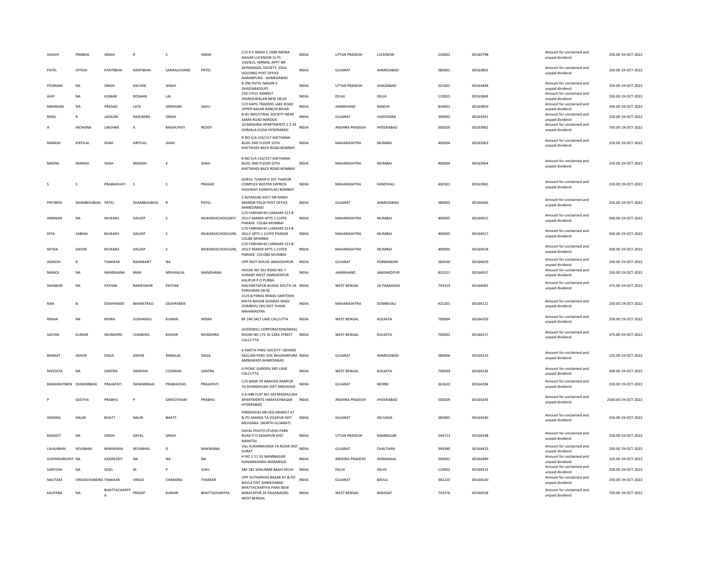| SHASHI | PRABHA | SINGH | R | S | SINGH | C/O R S SINGH C 1088 INDIRA NAGAR LUCKNOW (U P) | INDIA | UTTAR PRADESH | LUCKNOW | 226001 | 00163798 | Amount for unclaimed and unpaid dividend | 250.00 19-OCT-2022 |
|---|---|---|---|---|---|---|---|---|---|---|---|---|---|
| PATEL | HITESH | KANTIBHAI | KANTIBHAI | SANKALCHAND | PATEL | 100/815, NIRMAL APPT NR JAYMANGAL SOCIETY, SOLA HOUSING POST OFFICE NARANPURA - AHMEDABAD | INDIA | GUJARAT | AHMEDABAD | 380061 | 00163802 | Amount for unclaimed and unpaid dividend | 250.00 19-OCT-2022 |
| POONAM | NA | SINGH | KALYAN | SINGH | | B 296 PATEL NAGAR II GHAZIABAD(UP) | INDIA | UTTAR PRADESH | GHAZIABAD | 201001 | 00163848 | Amount for unclaimed and unpaid dividend | 250.00 19-OCT-2022 |
| AJAY | NA | KUMAR | ROSHAN | LAL | | 230 CYCLE MARKET JHANDEWALAN NEW DELHI | INDIA | DELHI | DELHI | 110055 | 00163849 | Amount for unclaimed and unpaid dividend | 250.00 19-OCT-2022 |
| NIRANJAN | NA | PRASAD | LATE | GIRDHARI | SAHU | C/O KAPIL TRADERS LAKE ROAD UPPER BAZAR RANCHI BIHAR | INDIA | JHARKHAND | RANCHI | 834001 | 00163859 | Amount for unclaimed and unpaid dividend | 500.00 19-OCT-2022 |
| RENU | R | JADAON | RAJENDRA | SINGH | | B-45 INDUSTRIAL SOCIETY NEAR SAMA ROAD BARODA | INDIA | GUJARAT | VADODARA | 390002 | 00163941 | Amount for unclaimed and unpaid dividend | 250.00 19-OCT-2022 |
| A | MOHANA | LAKSHMI | A | RAGHUPATI | REDDY | 10 MEGHNA APARTMENTS 1 2 24 DOMALA GUDA HYDERABAD | INDIA | ANDHRA PRADESH | HYDERABAD | 500029 | 00163962 | Amount for unclaimed and unpaid dividend | 750.00 19-OCT-2022 |
| MANISH | KIRTILAL | SHAH | KIRTILAL | SHAH | | R NO 5/A 155/157 SHETHANA BLDG 2ND FLOOR 10TH KHETWADI BACK ROAD BOMBAY | INDIA | MAHARASHTRA | MUMBAI | 400004 | 00163963 | Amount for unclaimed and unpaid dividend | 250.00 19-OCT-2022 |
| MEENA | MANISH | SHAH | MANISH | K | SHAH | R NO 5/A 155/157 SHETHANA BLDG 2ND FLOOR 10TH KHETWADI BACK ROAD BOMBAY | INDIA | MAHARASHTRA | MUMBAI | 400004 | 00163964 | Amount for unclaimed and unpaid dividend | 250.00 19-OCT-2022 |
| S | S | PRABHAVATI | S | S | PRASAD | GOKUL TOWER D 201 THAKOR COMPLEX WESTER EXPRESS HIGHWAY KANDIVLI(E) BOMBAY | INDIA | MAHARASHTRA | KANDIVALI | 400101 | 00163965 | Amount for unclaimed and unpaid dividend | 250.00 19-OCT-2022 |
| PRITIBEN | SHAMBHUBHAI | PATEL | SHAMBHUBHAI | R | PATEL | 2 ALPAKUNJ SOCY NR RAMJI MANDIR PALDI POST OFFICE AHMEDABAD | INDIA | GUJARAT | AHMEDABAD | 380002 | 00164006 | Amount for unclaimed and unpaid dividend | 250.00 19-OCT-2022 |
| ARMAAN | NA | MUKARJI | DALEEP | S | MUKARJISCHOOLBOY | C/O FARHAN M LUKMANI 213 B JOLLY MAKER APTS 1 CUFFE PARADE COLBA MUMBAI | INDIA | MAHARASHTRA | MUMBAI | 400005 | 00164015 | Amount for unclaimed and unpaid dividend | 500.00 19-OCT-2022 |
| DIYA | SABIHA | MUKARJI | DALEEP | S | MUKARJISCHOOLGIRL | C/O FARHAN M LUKMANI 213 B JOLLY APTS 1 CUFFE PARADE COLBA MUMBAI | INDIA | MAHARASHTRA | MUMBAI | 400005 | 00164017 | Amount for unclaimed and unpaid dividend | 500.00 19-OCT-2022 |
| NITIKA | SHIVIN | MUKARJI | DALEEP | S | MUKARJISCHOOLGIRL | C/O FARHAN M LUKMANI 213 B JOLLY MAKER APTS 1 CUFFE PARADE COLOBA MUMBAI | INDIA | MAHARASHTRA | MUMBAI | 400005 | 00164018 | Amount for unclaimed and unpaid dividend | 500.00 19-OCT-2022 |
| JIGNESH | R | THAKRAR | RAJNIKANT | NA | | OPP REST HOUSE JAMJODHPUR | INDIA | GUJARAT | PORBANDAR | 360530 | 00164029 | Amount for unclaimed and unpaid dividend | 250.00 19-OCT-2022 |
| MANOJ | NA | MANDHANA | MAN | MOHANLAL | MANDHANA | HOUSE NO 301 ROAD NO 7 SONARY WEST JAMSHEDPUR | INDIA | JHARKHAND | JAMSHEDPUR | 831011 | 00164037 | Amount for unclaimed and unpaid dividend | 250.00 19-OCT-2022 |
| SHANKAR | NA | PATHAK | RAMESWAR | PATHAK | | KALIPUR P O PURBA NISCHINTAPUR BUDGE SOUTH 24 PARGANAS (W B) | INDIA | WEST BENGAL | 24 PARAGNAS | 743319 | 00164082 | Amount for unclaimed and unpaid dividend | 375.00 19-OCT-2022 |
| RAN | B | DESHPANDE | BHARATRAO | DESHPANDE | | 31/4-B PARAS NIWAS SANTOSHI MATA NAGAR GOGRAS WADI DOMBIVLI (W) DIST THANE MAHARASTRA | INDIA | MAHARASHTRA | DOMBIVALI | 421201 | 00164121 | Amount for unclaimed and unpaid dividend | 250.00 19-OCT-2022 |
| REKHA | NA | MISRA | SUDHANSU | KUMAR | MISRA | BF 240 SALT LAKE CALCUTTA | INDIA | WEST BENGAL | KOLKATA | 700064 | 00164203 | Amount for unclaimed and unpaid dividend | 250.00 19-OCT-2022 |
| SACHIN | KUMAR | MUNDHRA | CHANDRA | KISHOR | MUNDHRA | GOODWILL CORPORATION(INDIA) ROOM NO 175 32 EZRA STREET CALCUTTA | INDIA | WEST BENGAL | KOLKATA | 700001 | 00164217 | Amount for unclaimed and unpaid dividend | 375.00 19-OCT-2022 |
| BHARAT | ASHOK | DAGA | ASHOK | RANGLAL | DAGA | 6 SWETA PARU SOCIETY I BEHIND NEELAM PARU SOC BHUDARPURA AMBAWADI AHMEDABAD | INDIA | GUJARAT | AHMEDABAD | 380006 | 00164223 | Amount for unclaimed and unpaid dividend | 125.00 19-OCT-2022 |
| NIVEDITA | NA | SANTRA | SWAPAN | COOMAN | SANTRA | 6 PICNIC GARDEN 3RD LANE CALCUTTA | INDIA | WEST BENGAL | KOLKATA | 700039 | 00164236 | Amount for unclaimed and unpaid dividend | 500.00 19-OCT-2022 |
| BHAGWATIBEN | ISHWARBHAI | PRAJAPATI | ISHWARBHAI | PRABHUDAS | PRAJAPATI | C/O BANK OF BARODA RANPUR TA DHANDHUKA DIST AMDAVAD | INDIA | GUJARAT | MORBI | 363610 | 00164284 | Amount for unclaimed and unpaid dividend | 250.00 19-OCT-2022 |
| P | GEETHA | PRABHU | P | SARVOTHAM | PRABHU | 3-6-448 FLAT NO 104 MADHULIKA APARTMENTS HIMAYATNAGAR HYDERABAD | INDIA | ANDHRA PRADESH | HYDERABAD | 500029 | 00164293 | Amount for unclaimed and unpaid dividend | 2500.00 19-OCT-2022 |
| HEMINA | NALIN | BHATT | NALIN | BHATT | | PAREKHVAS NR VEG MARKET AT & PO MANSA TA VIZAPUR DIST MEHSANA (NORTH GUJARAT) | INDIA | GUJARAT | DELVADA | 382845 | 00164330 | Amount for unclaimed and unpaid dividend | 250.00 19-OCT-2022 |
| RANJEET | NA | SINGH | DAYAL | SINGH | | DAYAL PHOTO STUDIO PARK ROAD P O KASHIPUR DIST NAINITAL | INDIA | UTTAR PRADESH | RAMBAGAR | 244713 | 00164338 | Amount for unclaimed and unpaid dividend | 250.00 19-OCT-2022 |
| LAVAJIBHAI | REVABHAI | MAKWANA | REVABHAI | D | MAKWANA | VILL KUKARMUNDA TA NIZAR DIST SURAT | INDIA | GUJARAT | CHALTHAN | 394380 | 00164423 | Amount for unclaimed and unpaid dividend | 250.00 19-OCT-2022 |
| GOVINDAREDDY | NA | KASIREDDY | NA | NA | NA | H NO 5 11 50 NAIMNAGAR HANAMKANDA WARANGAl | INDIA | ANDHRA PRADESH | WARANGAL | 506001 | 00164489 | Amount for unclaimed and unpaid dividend | 125.00 19-OCT-2022 |
| SANTOSH | NA | GOEL | M | P | GOEL | AM 181 SHALIMAR BAGH DELHI | INDIA | DELHI | DELHI | 110052 | 00164512 | Amount for unclaimed and unpaid dividend | 250.00 19-OCT-2022 |
| NAUTAM | VINODCHANDRA | THAKKAR | VINOD | CHANDRA | THAKKER | OPP SUTHARVAS BAZAR AT & PO BAVLA DIST AHMEDABAD | INDIA | GUJARAT | BAVLA | 382220 | 00164520 | Amount for unclaimed and unpaid dividend | 250.00 19-OCT-2022 |
| KALPANA | NA | BHATTACHARYYA | PRADIP | KUMAR | BHATTACHARYYA | BHATTACHARYYA PARA NEW BARACKPUR 24 PAGANAS(N) WEST BENGAL | INDIA | WEST BENGAL | BARASAT | 743276 | 00164558 | Amount for unclaimed and unpaid dividend | 750.00 19-OCT-2022 |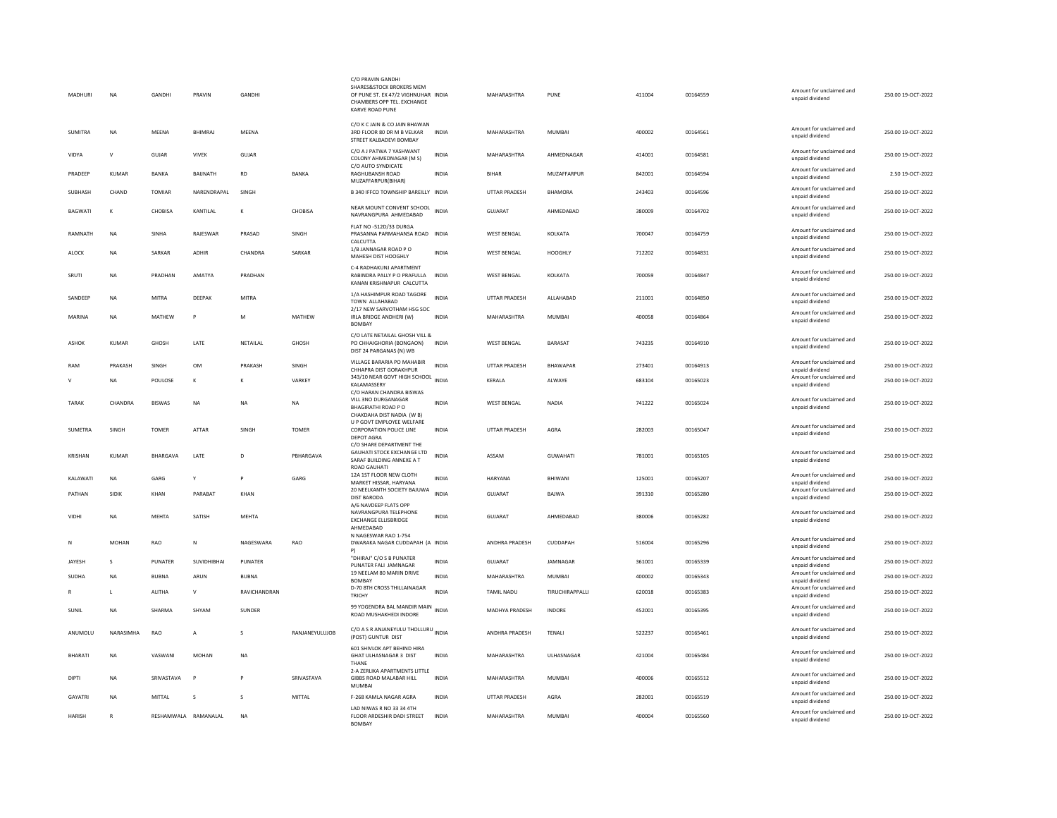| | | | | | | | | | | | | | | |
|---|---|---|---|---|---|---|---|---|---|---|---|---|---|---|
| MADHURI | NA | GANDHI | PRAVIN | GANDHI | | C/O PRAVIN GANDHI SHARES&STOCK BROKERS MEM OF PUNE ST. EX 47/2 VIGHNUHAR CHAMBERS OPP TEL. EXCHANGE KARVE ROAD PUNE | INDIA | MAHARASHTRA | PUNE | 411004 | 00164559 | Amount for unclaimed and unpaid dividend | 250.00 | 19-OCT-2022 |
| SUMITRA | NA | MEENA | BHIMRAJ | MEENA | | C/O K C JAIN & CO JAIN BHAWAN 3RD FLOOR 80 DR M B VELKAR STREET KALBADEVI BOMBAY | INDIA | MAHARASHTRA | MUMBAI | 400002 | 00164561 | Amount for unclaimed and unpaid dividend | 250.00 | 19-OCT-2022 |
| VIDYA | V | GUJAR | VIVEK | GUJAR | | C/O A J PATWA 7 YASHWANT COLONY AHMEDNAGAR (M S) | INDIA | MAHARASHTRA | AHMEDNAGAR | 414001 | 00164581 | Amount for unclaimed and unpaid dividend | 250.00 | 19-OCT-2022 |
| PRADEEP | KUMAR | BANKA | BAIJNATH | RD | BANKA | C/O AUTO SYNDICATE RAGHUBANSH ROAD MUZAFFARPUR(BIHAR) | INDIA | BIHAR | MUZAFFARPUR | 842001 | 00164594 | Amount for unclaimed and unpaid dividend | 2.50 | 19-OCT-2022 |
| SUBHASH | CHAND | TOMIAR | NARENDRAPAL | SINGH | | B 340 IFFCO TOWNSHIP BAREILLY | INDIA | UTTAR PRADESH | BHAMORA | 243403 | 00164596 | Amount for unclaimed and unpaid dividend | 250.00 | 19-OCT-2022 |
| BAGWATI | K | CHOBISA | KANTILAL | K | CHOBISA | NEAR MOUNT CONVENT SCHOOL NAVRANGPURA AHMEDABAD | INDIA | GUJARAT | AHMEDABAD | 380009 | 00164702 | Amount for unclaimed and unpaid dividend | 250.00 | 19-OCT-2022 |
| RAMNATH | NA | SINHA | RAJESWAR | PRASAD | SINGH | FLAT NO -512D/33 DURGA PRASANNA PARMAHANSA ROAD CALCUTTA | INDIA | WEST BENGAL | KOLKATA | 700047 | 00164759 | Amount for unclaimed and unpaid dividend | 250.00 | 19-OCT-2022 |
| ALOCK | NA | SARKAR | ADHIR | CHANDRA | SARKAR | 1/B JANNAGAR ROAD P O MAHESH DIST HOOGHLY | INDIA | WEST BENGAL | HOOGHLY | 712202 | 00164831 | Amount for unclaimed and unpaid dividend | 250.00 | 19-OCT-2022 |
| SRUTI | NA | PRADHAN | AMATYA | PRADHAN | | C-4 RADHAKUNJ APARTMENT RABINDRA PALLY P O PRAFULLA KANAN KRISHNAPUR CALCUTTA | INDIA | WEST BENGAL | KOLKATA | 700059 | 00164847 | Amount for unclaimed and unpaid dividend | 250.00 | 19-OCT-2022 |
| SANDEEP | NA | MITRA | DEEPAK | MITRA | | 1/A HASHIMPUR ROAD TAGORE TOWN ALLAHABAD | INDIA | UTTAR PRADESH | ALLAHABAD | 211001 | 00164850 | Amount for unclaimed and unpaid dividend | 250.00 | 19-OCT-2022 |
| MARINA | NA | MATHEW | P | M | MATHEW | 2/17 NEW SARVOTHAM HSG SOC IRLA BRIDGE ANDHERI (W) BOMBAY | INDIA | MAHARASHTRA | MUMBAI | 400058 | 00164864 | Amount for unclaimed and unpaid dividend | 250.00 | 19-OCT-2022 |
| ASHOK | KUMAR | GHOSH | LATE | NETAILAL | GHOSH | C/O LATE NETAILAL GHOSH VILL & PO CHHAIGHORIA (BONGAON) DIST 24 PARGANAS (N) WB | INDIA | WEST BENGAL | BARASAT | 743235 | 00164910 | Amount for unclaimed and unpaid dividend | 250.00 | 19-OCT-2022 |
| RAM | PRAKASH | SINGH | OM | PRAKASH | SINGH | VILLAGE BARARIA PO MAHABIR CHHAPRA DIST GORAKHPUR | INDIA | UTTAR PRADESH | BHAWAPAR | 273401 | 00164913 | Amount for unclaimed and unpaid dividend | 250.00 | 19-OCT-2022 |
| V | NA | POULOSE | K | K | VARKEY | 343/10 NEAR GOVT HIGH SCHOOL KALAMASSERY | INDIA | KERALA | ALWAYE | 683104 | 00165023 | Amount for unclaimed and unpaid dividend | 250.00 | 19-OCT-2022 |
| TARAK | CHANDRA | BISWAS | NA | NA | NA | C/O HARAN CHANDRA BISWAS VILL 3NO DURGANAGAR BHAGIRATHI ROAD P O CHAKDAHA DIST NADIA (W B) | INDIA | WEST BENGAL | NADIA | 741222 | 00165024 | Amount for unclaimed and unpaid dividend | 250.00 | 19-OCT-2022 |
| SUMETRA | SINGH | TOMER | ATTAR | SINGH | TOMER | U P GOVT EMPLOYEE WELFARE CORPORATION POLICE LINE DEPOT AGRA | INDIA | UTTAR PRADESH | AGRA | 282003 | 00165047 | Amount for unclaimed and unpaid dividend | 250.00 | 19-OCT-2022 |
| KRISHAN | KUMAR | BHARGAVA | LATE | D | PBHARGAVA | C/O SHARE DEPARTMENT THE GAUHATI STOCK EXCHANGE LTD SARAF BUILDING ANNEXE A T ROAD GAUHATI | INDIA | ASSAM | GUWAHATI | 781001 | 00165105 | Amount for unclaimed and unpaid dividend | 250.00 | 19-OCT-2022 |
| KALAWATI | NA | GARG | Y | P | GARG | 12A 1ST FLOOR NEW CLOTH MARKET HISSAR, HARYANA | INDIA | HARYANA | BHIWANI | 125001 | 00165207 | Amount for unclaimed and unpaid dividend | 250.00 | 19-OCT-2022 |
| PATHAN | SIDIK | KHAN | PARABAT | KHAN | | 20 NEELKANTH SOCIETY BAJUWA DIST BARODA | INDIA | GUJARAT | BAJWA | 391310 | 00165280 | Amount for unclaimed and unpaid dividend | 250.00 | 19-OCT-2022 |
| VIDHI | NA | MEHTA | SATISH | MEHTA | | A/6 NAVDEEP FLATS OPP NAVRANGPURA TELEPHONE EXCHANGE ELLISBRIDGE AHMEDABAD | INDIA | GUJARAT | AHMEDABAD | 380006 | 00165282 | Amount for unclaimed and unpaid dividend | 250.00 | 19-OCT-2022 |
| N | MOHAN | RAO | N | NAGESWARA | RAO | N NAGESWAR RAO 1-754 DWARAKA NAGAR CUDDAPAH (A P) | INDIA | ANDHRA PRADESH | CUDDAPAH | 516004 | 00165296 | Amount for unclaimed and unpaid dividend | 250.00 | 19-OCT-2022 |
| JAYESH | S | PUNATER | SUVIDHIBHAI | PUNATER | | "DHIRAJ" C/O S B PUNATER PUNATER FALI JAMNAGAR | INDIA | GUJARAT | JAMNAGAR | 361001 | 00165339 | Amount for unclaimed and unpaid dividend | 250.00 | 19-OCT-2022 |
| SUDHA | NA | BUBNA | ARUN | BUBNA | | 19 NEELAM 80 MARIN DRIVE BOMBAY | INDIA | MAHARASHTRA | MUMBAI | 400002 | 00165343 | Amount for unclaimed and unpaid dividend | 250.00 | 19-OCT-2022 |
| R | L | ALITHA | V | RAVICHANDRAN | | D-70 8TH CROSS THILLAINAGAR TRICHY | INDIA | TAMIL NADU | TIRUCHIRAPPALLI | 620018 | 00165383 | Amount for unclaimed and unpaid dividend | 250.00 | 19-OCT-2022 |
| SUNIL | NA | SHARMA | SHYAM | SUNDER | | 99 YOGENDRA BAL MANDIR MAIN ROAD MUSHAKHEDI INDORE | INDIA | MADHYA PRADESH | INDORE | 452001 | 00165395 | Amount for unclaimed and unpaid dividend | 250.00 | 19-OCT-2022 |
| ANUMOLU | NARASIMHA | RAO | A | S | RANJANEYULUJOB | C/O A S R ANJANEYULU THOLLURU (POST) GUNTUR DIST | INDIA | ANDHRA PRADESH | TENALI | 522237 | 00165461 | Amount for unclaimed and unpaid dividend | 250.00 | 19-OCT-2022 |
| BHARATI | NA | VASWANI | MOHAN | NA | | 601 SHIVLOK APT BEHIND HIRA GHAT ULHASNAGAR 3 DIST THANE | INDIA | MAHARASHTRA | ULHASNAGAR | 421004 | 00165484 | Amount for unclaimed and unpaid dividend | 250.00 | 19-OCT-2022 |
| DIPTI | NA | SRIVASTAVA | P | P | SRIVASTAVA | 2-A ZERLIKA APARTMENTS LITTLE GIBBS ROAD MALABAR HILL MUMBAI | INDIA | MAHARASHTRA | MUMBAI | 400006 | 00165512 | Amount for unclaimed and unpaid dividend | 250.00 | 19-OCT-2022 |
| GAYATRI | NA | MITTAL | S | S | MITTAL | F-268 KAMLA NAGAR AGRA | INDIA | UTTAR PRADESH | AGRA | 282001 | 00165519 | Amount for unclaimed and unpaid dividend | 250.00 | 19-OCT-2022 |
| HARISH | R | RESHAMWALA | RAMANALAL | NA | | LAD NIWAS R NO 33 34 4TH FLOOR ARDESHIR DADI STREET BOMBAY | INDIA | MAHARASHTRA | MUMBAI | 400004 | 00165560 | Amount for unclaimed and unpaid dividend | 250.00 | 19-OCT-2022 |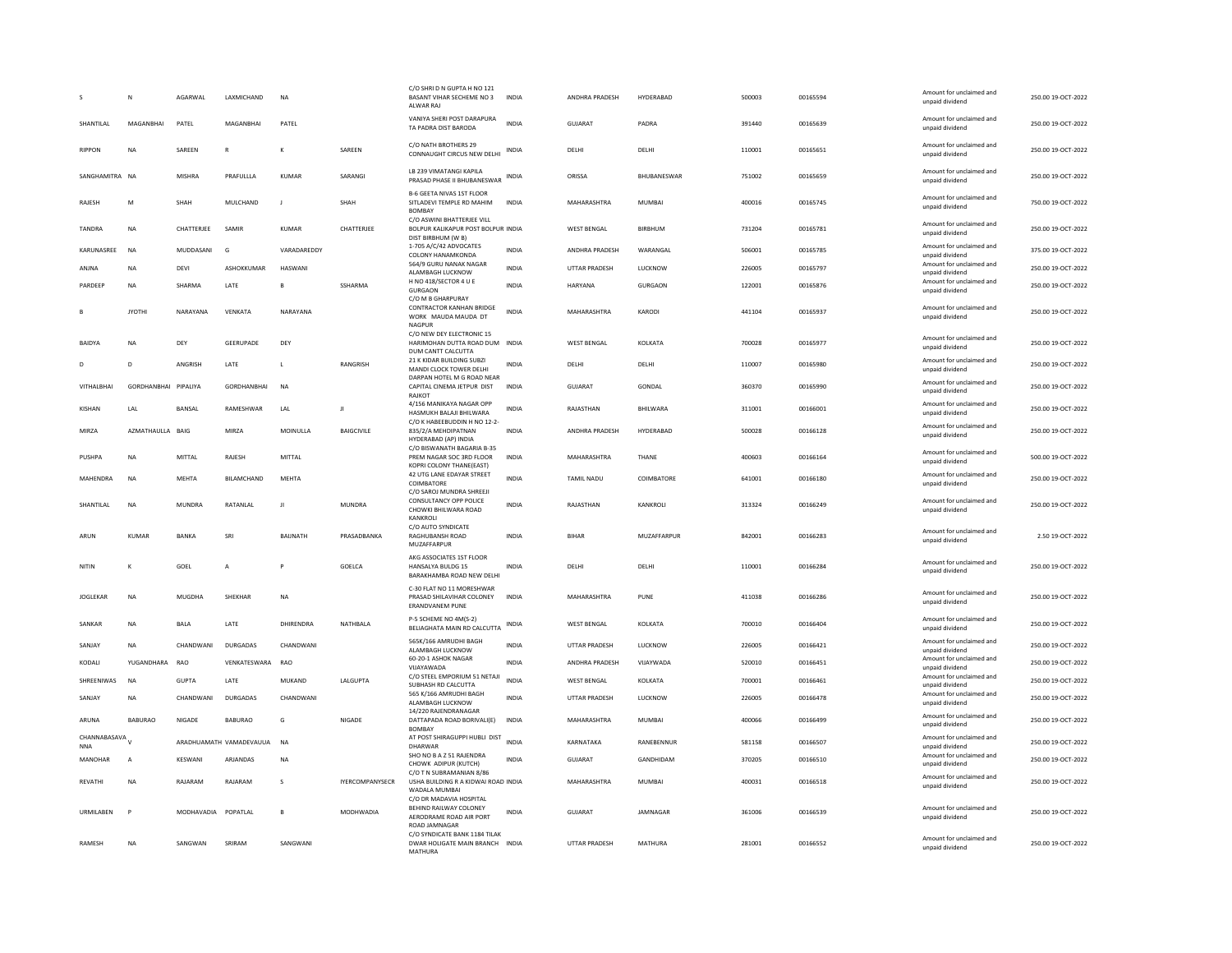| | | | | | | | | | | | | | | |
|---|---|---|---|---|---|---|---|---|---|---|---|---|---|---|
| S | N | AGARWAL | LAXMICHAND | NA | | C/O SHRI D N GUPTA H NO 121 BASANT VIHAR SECHEME NO 3 ALWAR RAJ | INDIA | ANDHRA PRADESH | HYDERABAD | 500003 | 00165594 | Amount for unclaimed and unpaid dividend | 250.00 | 19-OCT-2022 |
| SHANTILAL | MAGANBHAI | PATEL | MAGANBHAI | PATEL | | VANIYA SHERI POST DARAPURA TA PADRA DIST BARODA | INDIA | GUJARAT | PADRA | 391440 | 00165639 | Amount for unclaimed and unpaid dividend | 250.00 | 19-OCT-2022 |
| RIPPON | NA | SAREEN | R | K | SAREEN | C/O NATH BROTHERS 29 CONNAUGHT CIRCUS NEW DELHI | INDIA | DELHI | DELHI | 110001 | 00165651 | Amount for unclaimed and unpaid dividend | 250.00 | 19-OCT-2022 |
| SANGHAMITRA | NA | MISHRA | PRAFULLLA | KUMAR | SARANGI | LB 239 VIMATANGI KAPILA PRASAD PHASE II BHUBANESWAR | INDIA | ORISSA | BHUBANESWAR | 751002 | 00165659 | Amount for unclaimed and unpaid dividend | 250.00 | 19-OCT-2022 |
| RAJESH | M | SHAH | MULCHAND | J | SHAH | B-6 GEETA NIVAS 1ST FLOOR SITLADEVI TEMPLE RD MAHIM BOMBAY | INDIA | MAHARASHTRA | MUMBAI | 400016 | 00165745 | Amount for unclaimed and unpaid dividend | 750.00 | 19-OCT-2022 |
| TANDRA | NA | CHATTERJEE | SAMIR | KUMAR | CHATTERJEE | C/O ASWINI BHATTERJEE VILL BOLPUR KALIKAPUR POST BOLPUR DIST BIRBHUM (W B) | INDIA | WEST BENGAL | BIRBHUM | 731204 | 00165781 | Amount for unclaimed and unpaid dividend | 250.00 | 19-OCT-2022 |
| KARUNASREE | NA | MUDDASANI | G | VARADAREDDY | | 1-705 A/C/42 ADVOCATES COLONY HANAMKONDA | INDIA | ANDHRA PRADESH | WARANGAL | 506001 | 00165785 | Amount for unclaimed and unpaid dividend | 375.00 | 19-OCT-2022 |
| ANJNA | NA | DEVI | ASHOKKUMAR | HASWANI | | 564/9 GURU NANAK NAGAR ALAMBAGH LUCKNOW | INDIA | UTTAR PRADESH | LUCKNOW | 226005 | 00165797 | Amount for unclaimed and unpaid dividend | 250.00 | 19-OCT-2022 |
| PARDEEP | NA | SHARMA | LATE | B | SSHARMA | H NO 418/SECTOR 4 U E GURGAON | INDIA | HARYANA | GURGAON | 122001 | 00165876 | Amount for unclaimed and unpaid dividend | 250.00 | 19-OCT-2022 |
| B | JYOTHI | NARAYANA | VENKATA | NARAYANA | | C/O M B GHARPURAY CONTRACTOR KANHAN BRIDGE WORK MAUDA MAUDA DT NAGPUR | INDIA | MAHARASHTRA | KARODI | 441104 | 00165937 | Amount for unclaimed and unpaid dividend | 250.00 | 19-OCT-2022 |
| BAIDYA | NA | DEY | GEERUPADE | DEY | | C/O NEW DEY ELECTRONIC 15 HARIMOHAN DUTTA ROAD DUM DUM CANTT CALCUTTA | INDIA | WEST BENGAL | KOLKATA | 700028 | 00165977 | Amount for unclaimed and unpaid dividend | 250.00 | 19-OCT-2022 |
| D | D | ANGRISH | LATE | L | RANGRISH | 21 K KIDAR BUILDING SUBZI MANDI CLOCK TOWER DELHI | INDIA | DELHI | DELHI | 110007 | 00165980 | Amount for unclaimed and unpaid dividend | 250.00 | 19-OCT-2022 |
| VITHALBHAI | GORDHANBHAI | PIPALIYA | GORDHANBHAI | NA | | DARPAN HOTEL M G ROAD NEAR CAPITAL CINEMA JETPUR DIST RAJKOT | INDIA | GUJARAT | GONDAL | 360370 | 00165990 | Amount for unclaimed and unpaid dividend | 250.00 | 19-OCT-2022 |
| KISHAN | LAL | BANSAL | RAMESHWAR | LAL | JI | 4/156 MANIKAYA NAGAR OPP HASMUKH BALAJI BHILWARA | INDIA | RAJASTHAN | BHILWARA | 311001 | 00166001 | Amount for unclaimed and unpaid dividend | 250.00 | 19-OCT-2022 |
| MIRZA | AZMATHAULLA | BAIG | MIRZA | MOINULLA | BAIGCIVILE | C/O K HABEEBUDDIN H NO 12-2-835/2/A MEHDIPATNAN HYDERABAD (AP) INDIA | INDIA | ANDHRA PRADESH | HYDERABAD | 500028 | 00166128 | Amount for unclaimed and unpaid dividend | 250.00 | 19-OCT-2022 |
| PUSHPA | NA | MITTAL | RAJESH | MITTAL | | C/O BISWANATH BAGARIA B-35 PREM NAGAR SOC 3RD FLOOR KOPRI COLONY THANE(EAST) | INDIA | MAHARASHTRA | THANE | 400603 | 00166164 | Amount for unclaimed and unpaid dividend | 500.00 | 19-OCT-2022 |
| MAHENDRA | NA | MEHTA | BILAMCHAND | MEHTA | | 42 UTG LANE EDAYAR STREET COIMBATORE | INDIA | TAMIL NADU | COIMBATORE | 641001 | 00166180 | Amount for unclaimed and unpaid dividend | 250.00 | 19-OCT-2022 |
| SHANTILAL | NA | MUNDRA | RATANLAL | JI | MUNDRA | C/O SAROJ MUNDRA SHREEJI CONSULTANCY OPP POLICE CHOWKI BHILWARA ROAD KANKROLI | INDIA | RAJASTHAN | KANKROLI | 313324 | 00166249 | Amount for unclaimed and unpaid dividend | 250.00 | 19-OCT-2022 |
| ARUN | KUMAR | BANKA | SRI | BAIJNATH | PRASADBANKA | C/O AUTO SYNDICATE RAGHUBANSH ROAD MUZAFFARPUR | INDIA | BIHAR | MUZAFFARPUR | 842001 | 00166283 | Amount for unclaimed and unpaid dividend | 2.50 | 19-OCT-2022 |
| NITIN | K | GOEL | A | P | GOELCA | AKG ASSOCIATES 1ST FLOOR HANSALYA BULDG 15 BARAKHAMBA ROAD NEW DELHI | INDIA | DELHI | DELHI | 110001 | 00166284 | Amount for unclaimed and unpaid dividend | 250.00 | 19-OCT-2022 |
| JOGLEKAR | NA | MUGDHA | SHEKHAR | NA | | C-30 FLAT NO 11 MORESHWAR PRASAD SHILAVIHAR COLONEY ERANDVANEM PUNE | INDIA | MAHARASHTRA | PUNE | 411038 | 00166286 | Amount for unclaimed and unpaid dividend | 250.00 | 19-OCT-2022 |
| SANKAR | NA | BALA | LATE | DHIRENDRA | NATHBALA | P-5 SCHEME NO 4M(S-2) BELIAGHATA MAIN RD CALCUTTA | INDIA | WEST BENGAL | KOLKATA | 700010 | 00166404 | Amount for unclaimed and unpaid dividend | 250.00 | 19-OCT-2022 |
| SANJAY | NA | CHANDWANI | DURGADAS | CHANDWANI | | 565K/166 AMRUDHI BAGH ALAMBAGH LUCKNOW | INDIA | UTTAR PRADESH | LUCKNOW | 226005 | 00166421 | Amount for unclaimed and unpaid dividend | 250.00 | 19-OCT-2022 |
| KODALI | YUGANDHARA | RAO | VENKATESWARA | RAO | | 60-20-1 ASHOK NAGAR VIJAYAWADA | INDIA | ANDHRA PRADESH | VIJAYWADA | 520010 | 00166451 | Amount for unclaimed and unpaid dividend | 250.00 | 19-OCT-2022 |
| SHREENIWAS | NA | GUPTA | LATE | MUKAND | LALGUPTA | C/O STEEL EMPORIUM 51 NETAJI SUBHASH RD CALCUTTA | INDIA | WEST BENGAL | KOLKATA | 700001 | 00166461 | Amount for unclaimed and unpaid dividend | 250.00 | 19-OCT-2022 |
| SANJAY | NA | CHANDWANI | DURGADAS | CHANDWANI | | 565 K/166 AMRUDHI BAGH ALAMBAGH LUCKNOW | INDIA | UTTAR PRADESH | LUCKNOW | 226005 | 00166478 | Amount for unclaimed and unpaid dividend | 250.00 | 19-OCT-2022 |
| ARUNA | BABURAO | NIGADE | BABURAO | G | NIGADE | 14/220 RAJENDRANAGAR DATTAPADA ROAD BORIVALI(E) BOMBAY | INDIA | MAHARASHTRA | MUMBAI | 400066 | 00166499 | Amount for unclaimed and unpaid dividend | 250.00 | 19-OCT-2022 |
| CHANNABASAVA NNA | V | ARADHUAMATH | VAMADEVAUUA | NA | | AT POST SHIRAGUPPI HUBLI DIST DHARWAR | INDIA | KARNATAKA | RANEBENNUR | 581158 | 00166507 | Amount for unclaimed and unpaid dividend | 250.00 | 19-OCT-2022 |
| MANOHAR | A | KESWANI | ARJANDAS | NA | | SHO NO B A Z 51 RAJENDRA CHOWK ADIPUR (KUTCH) | INDIA | GUJARAT | GANDHIDAM | 370205 | 00166510 | Amount for unclaimed and unpaid dividend | 250.00 | 19-OCT-2022 |
| REVATHI | NA | RAJARAM | RAJARAM | S | IYERCOMPANYSECR | C/O T N SUBRAMANIAN 8/86 USHA BUILDING R A KIDWAI ROAD WADALA MUMBAI | INDIA | MAHARASHTRA | MUMBAI | 400031 | 00166518 | Amount for unclaimed and unpaid dividend | 250.00 | 19-OCT-2022 |
| URMILABEN | P | MODHAVADIA | POPATLAL | B | MODHWADIA | C/O DR MADAVIA HOSPITAL BEHIND RAILWAY COLONEY AERODRAME ROAD AIR PORT ROAD JAMNAGAR | INDIA | GUJARAT | JAMNAGAR | 361006 | 00166539 | Amount for unclaimed and unpaid dividend | 250.00 | 19-OCT-2022 |
| RAMESH | NA | SANGWAN | SRIRAM | SANGWANI | | C/O SYNDICATE BANK 1184 TILAK DWAR HOLIGATE MAIN BRANCH MATHURA | INDIA | UTTAR PRADESH | MATHURA | 281001 | 00166552 | Amount for unclaimed and unpaid dividend | 250.00 | 19-OCT-2022 |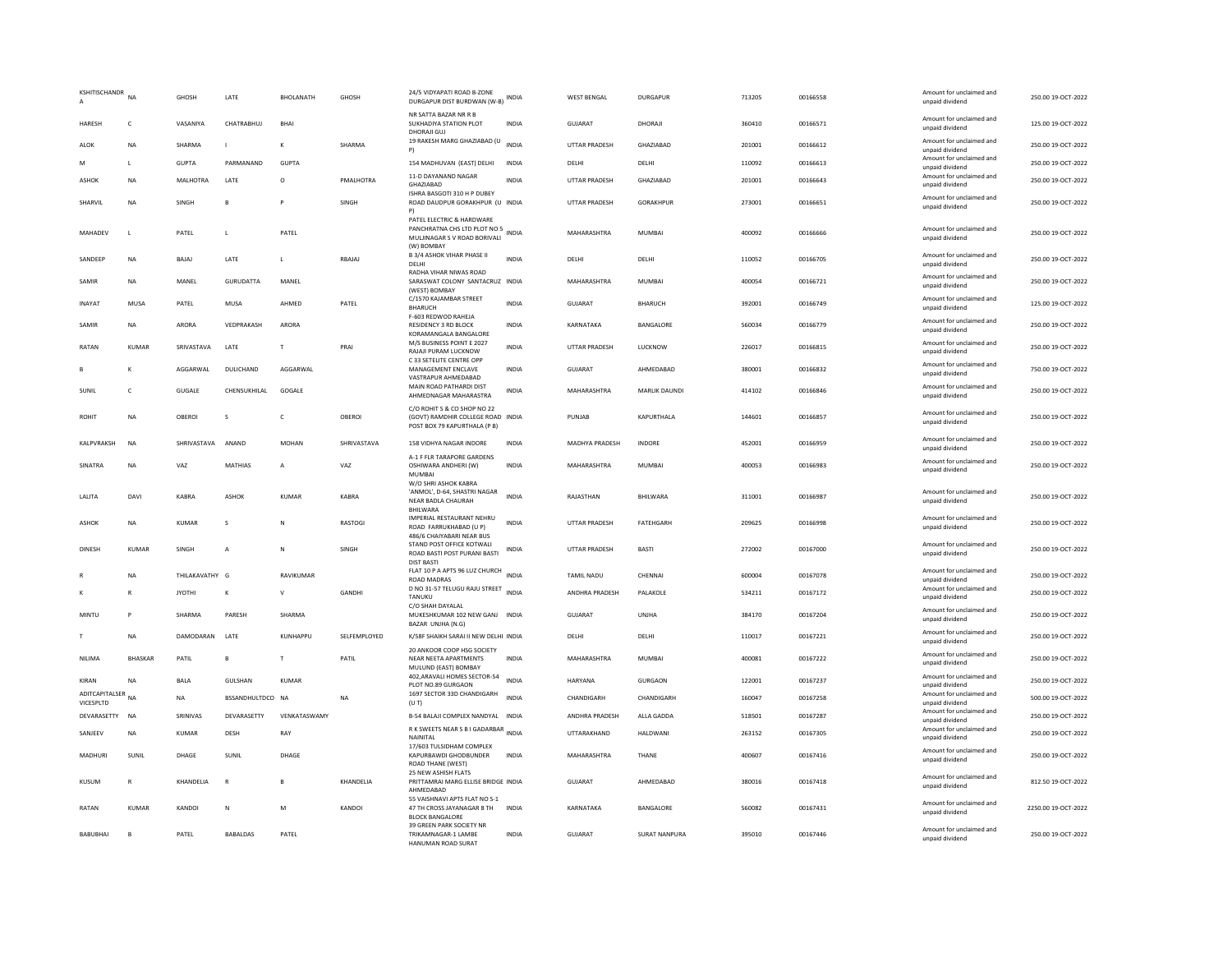| | | | | | | | | | | | | | | |
|---|---|---|---|---|---|---|---|---|---|---|---|---|---|---|
| KSHITISCHANDRA | NA | GHOSH | LATE | BHOLANATH | GHOSH | 24/5 VIDYAPATI ROAD B-ZONE DURGAPUR DIST BURDWAN (W-B) | INDIA | WEST BENGAL | DURGAPUR | 713205 | 00166558 | Amount for unclaimed and unpaid dividend | 250.00 | 19-OCT-2022 |
| HARESH | C | VASANIYA | CHATRABHUJ | BHAI | | NR SATTA BAZAR NR R B SUKHADIYA STATION PLOT DHORAJI GUJ | INDIA | GUJARAT | DHORAJI | 360410 | 00166571 | Amount for unclaimed and unpaid dividend | 125.00 | 19-OCT-2022 |
| ALOK | NA | SHARMA | I | K | SHARMA | 19 RAKESH MARG GHAZIABAD (U P) | INDIA | UTTAR PRADESH | GHAZIABAD | 201001 | 00166612 | Amount for unclaimed and unpaid dividend | 250.00 | 19-OCT-2022 |
| M | L | GUPTA | PARMANAND | GUPTA | | 154 MADHUVAN (EAST) DELHI | INDIA | DELHI | DELHI | 110092 | 00166613 | Amount for unclaimed and unpaid dividend | 250.00 | 19-OCT-2022 |
| ASHOK | NA | MALHOTRA | LATE | O | PMALHOTRA | 11-D DAYANAND NAGAR GHAZIABAD | INDIA | UTTAR PRADESH | GHAZIABAD | 201001 | 00166643 | Amount for unclaimed and unpaid dividend | 250.00 | 19-OCT-2022 |
| SHARVIL | NA | SINGH | B | P | SINGH | ISHRA BASGOTI 310 H P DUBEY ROAD DAUDPUR GORAKHPUR (U P) | INDIA | UTTAR PRADESH | GORAKHPUR | 273001 | 00166651 | Amount for unclaimed and unpaid dividend | 250.00 | 19-OCT-2022 |
| MAHADEV | L | PATEL | L | PATEL | | PATEL ELECTRIC & HARDWARE PANCHRATNA CHS LTD PLOT NO 5 MULJINAGAR S V ROAD BORIVALI (W) BOMBAY | INDIA | MAHARASHTRA | MUMBAI | 400092 | 00166666 | Amount for unclaimed and unpaid dividend | 250.00 | 19-OCT-2022 |
| SANDEEP | NA | BAJAJ | LATE | L | RBAJAJ | B 3/4 ASHOK VIHAR PHASE II DELHI | INDIA | DELHI | DELHI | 110052 | 00166705 | Amount for unclaimed and unpaid dividend | 250.00 | 19-OCT-2022 |
| SAMIR | NA | MANEL | GURUDATTA | MANEL | | RADHA VIHAR NIWAS ROAD SARASWAT COLONY SANTACRUZ (WEST) BOMBAY | INDIA | MAHARASHTRA | MUMBAI | 400054 | 00166721 | Amount for unclaimed and unpaid dividend | 250.00 | 19-OCT-2022 |
| INAYAT | MUSA | PATEL | MUSA | AHMED | PATEL | C/1570 KAJAMBAR STREET BHARUCH | INDIA | GUJARAT | BHARUCH | 392001 | 00166749 | Amount for unclaimed and unpaid dividend | 125.00 | 19-OCT-2022 |
| SAMIR | NA | ARORA | VEDPRAKASH | ARORA | | F-603 REDWOOD RAHEJA RESIDENCY 3 RD BLOCK KORAMANGALA BANGALORE | INDIA | KARNATAKA | BANGALORE | 560034 | 00166779 | Amount for unclaimed and unpaid dividend | 250.00 | 19-OCT-2022 |
| RATAN | KUMAR | SRIVASTAVA | LATE | T | PRAI | M/S BUSINESS POINT E 2027 RAJAJI PURAM LUCKNOW | INDIA | UTTAR PRADESH | LUCKNOW | 226017 | 00166815 | Amount for unclaimed and unpaid dividend | 250.00 | 19-OCT-2022 |
| B | K | AGGARWAL | DULICHAND | AGGARWAL | | C 33 SETELITE CENTRE OPP MANAGEMENT ENCLAVE VASTRAPUR AHMEDABAD | INDIA | GUJARAT | AHMEDABAD | 380001 | 00166832 | Amount for unclaimed and unpaid dividend | 750.00 | 19-OCT-2022 |
| SUNIL | C | GUGALE | CHENSUKHILAL | GOGALE | | MAIN ROAD PATHARDI DIST AHMEDNAGAR MAHARASTRA | INDIA | MAHARASHTRA | MARLIK DAUNDI | 414102 | 00166846 | Amount for unclaimed and unpaid dividend | 250.00 | 19-OCT-2022 |
| ROHIT | NA | OBEROI | S | C | OBEROI | C/O ROHIT S & CO SHOP NO 22 (GOVT) RAMDHIR COLLEGE ROAD POST BOX 79 KAPURTHALA (P B) | INDIA | PUNJAB | KAPURTHALA | 144601 | 00166857 | Amount for unclaimed and unpaid dividend | 250.00 | 19-OCT-2022 |
| KALPVRAKSH | NA | SHRIVASTAVA | ANAND | MOHAN | SHRIVASTAVA | 158 VIDHYA NAGAR INDORE | INDIA | MADHYA PRADESH | INDORE | 452001 | 00166959 | Amount for unclaimed and unpaid dividend | 250.00 | 19-OCT-2022 |
| SINATRA | NA | VAZ | MATHIAS | A | VAZ | A-1 F FLR TARAPORE GARDENS OSHIWARA ANDHERI (W) MUMBAI | INDIA | MAHARASHTRA | MUMBAI | 400053 | 00166983 | Amount for unclaimed and unpaid dividend | 250.00 | 19-OCT-2022 |
| LALITA | DAVI | KABRA | ASHOK | KUMAR | KABRA | W/O SHRI ASHOK KABRA 'ANMOL', D-64, SHASTRI NAGAR NEAR BADLA CHAURAH BHILWARA | INDIA | RAJASTHAN | BHILWARA | 311001 | 00166987 | Amount for unclaimed and unpaid dividend | 250.00 | 19-OCT-2022 |
| ASHOK | NA | KUMAR | S | N | RASTOGI | IMPERIAL RESTAURANT NEHRU ROAD FARRUKHABAD (U P) | INDIA | UTTAR PRADESH | FATEHGARH | 209625 | 00166998 | Amount for unclaimed and unpaid dividend | 250.00 | 19-OCT-2022 |
| DINESH | KUMAR | SINGH | A | N | SINGH | 486/6 CHAIYABARI NEAR BUS STAND POST OFFICE KOTWALI ROAD BASTI POST PURANI BASTI DIST BASTI | INDIA | UTTAR PRADESH | BASTI | 272002 | 00167000 | Amount for unclaimed and unpaid dividend | 250.00 | 19-OCT-2022 |
| R | NA | THILAKAVATHY | G | RAVIKUMAR | | FLAT 10 P A APTS 96 LUZ CHURCH ROAD MADRAS | INDIA | TAMIL NADU | CHENNAI | 600004 | 00167078 | Amount for unclaimed and unpaid dividend | 250.00 | 19-OCT-2022 |
| K | R | JYOTHI | K | V | GANDHI | D NO 31-57 TELUGU RAJU STREET TANUKU | INDIA | ANDHRA PRADESH | PALAKOLE | 534211 | 00167172 | Amount for unclaimed and unpaid dividend | 250.00 | 19-OCT-2022 |
| MINTU | P | SHARMA | PARESH | SHARMA | | C/O SHAH DAYALAL MUKESHKUMAR 102 NEW GANJ BAZAR UNJHA (N.G) | INDIA | GUJARAT | UNJHA | 384170 | 00167204 | Amount for unclaimed and unpaid dividend | 250.00 | 19-OCT-2022 |
| T | NA | DAMODARAN | LATE | KUNHAPPU | SELFEMPLOYED | K/58F SHAIKH SARAI II NEW DELHI | INDIA | DELHI | DELHI | 110017 | 00167221 | Amount for unclaimed and unpaid dividend | 250.00 | 19-OCT-2022 |
| NILIMA | BHASKAR | PATIL | B | T | PATIL | 20 ANKOOR COOP HSG SOCIETY NEAR NEETA APARTMENTS MULUND (EAST) BOMBAY | INDIA | MAHARASHTRA | MUMBAI | 400081 | 00167222 | Amount for unclaimed and unpaid dividend | 250.00 | 19-OCT-2022 |
| KIRAN | NA | BALA | GULSHAN | KUMAR | | 402,ARAVALI HOMES SECTOR-54 PLOT NO.89 GURGAON | INDIA | HARYANA | GURGAON | 122001 | 00167237 | Amount for unclaimed and unpaid dividend | 250.00 | 19-OCT-2022 |
| ADITCAPITALSER VICESPLTD | NA | NA | BSSANDHULTDCO | NA | NA | 1697 SECTOR 33D CHANDIGARH (U T) | INDIA | CHANDIGARH | CHANDIGARH | 160047 | 00167258 | Amount for unclaimed and unpaid dividend | 500.00 | 19-OCT-2022 |
| DEVARASETTY | NA | SRINIVAS | DEVARASETTY | VENKATASWAMY | | B-54 BALAJI COMPLEX NANDYAL | INDIA | ANDHRA PRADESH | ALLA GADDA | 518501 | 00167287 | Amount for unclaimed and unpaid dividend | 250.00 | 19-OCT-2022 |
| SANJEEV | NA | KUMAR | DESH | RAY | | R K SWEETS NEAR S B I GADARBAR NAINITAL | INDIA | UTTARAKHAND | HALDWANI | 263152 | 00167305 | Amount for unclaimed and unpaid dividend | 250.00 | 19-OCT-2022 |
| MADHURI | SUNIL | DHAGE | SUNIL | DHAGE | | 17/603 TULSIDHAM COMPLEX KAPURBAWDI GHODBUNDER ROAD THANE (WEST) | INDIA | MAHARASHTRA | THANE | 400607 | 00167416 | Amount for unclaimed and unpaid dividend | 250.00 | 19-OCT-2022 |
| KUSUM | R | KHANDELIA | R | B | KHANDELIA | 25 NEW ASHISH FLATS PRITTAMRAI MARG ELLISE BRIDGE AHMEDABAD | INDIA | GUJARAT | AHMEDABAD | 380016 | 00167418 | Amount for unclaimed and unpaid dividend | 812.50 | 19-OCT-2022 |
| RATAN | KUMAR | KANDOI | N | M | KANDOI | 55 VAISHNAVI APTS FLAT NO S-1 47 TH CROSS JAYANAGAR 8 TH BLOCK BANGALORE | INDIA | KARNATAKA | BANGALORE | 560082 | 00167431 | Amount for unclaimed and unpaid dividend | 2250.00 | 19-OCT-2022 |
| BABUBHAI | B | PATEL | BABALDAS | PATEL | | 39 GREEN PARK SOCIETY NR TRIKAMNAGAR-1 LAMBE HANUMAN ROAD SURAT | INDIA | GUJARAT | SURAT NANPURA | 395010 | 00167446 | Amount for unclaimed and unpaid dividend | 250.00 | 19-OCT-2022 |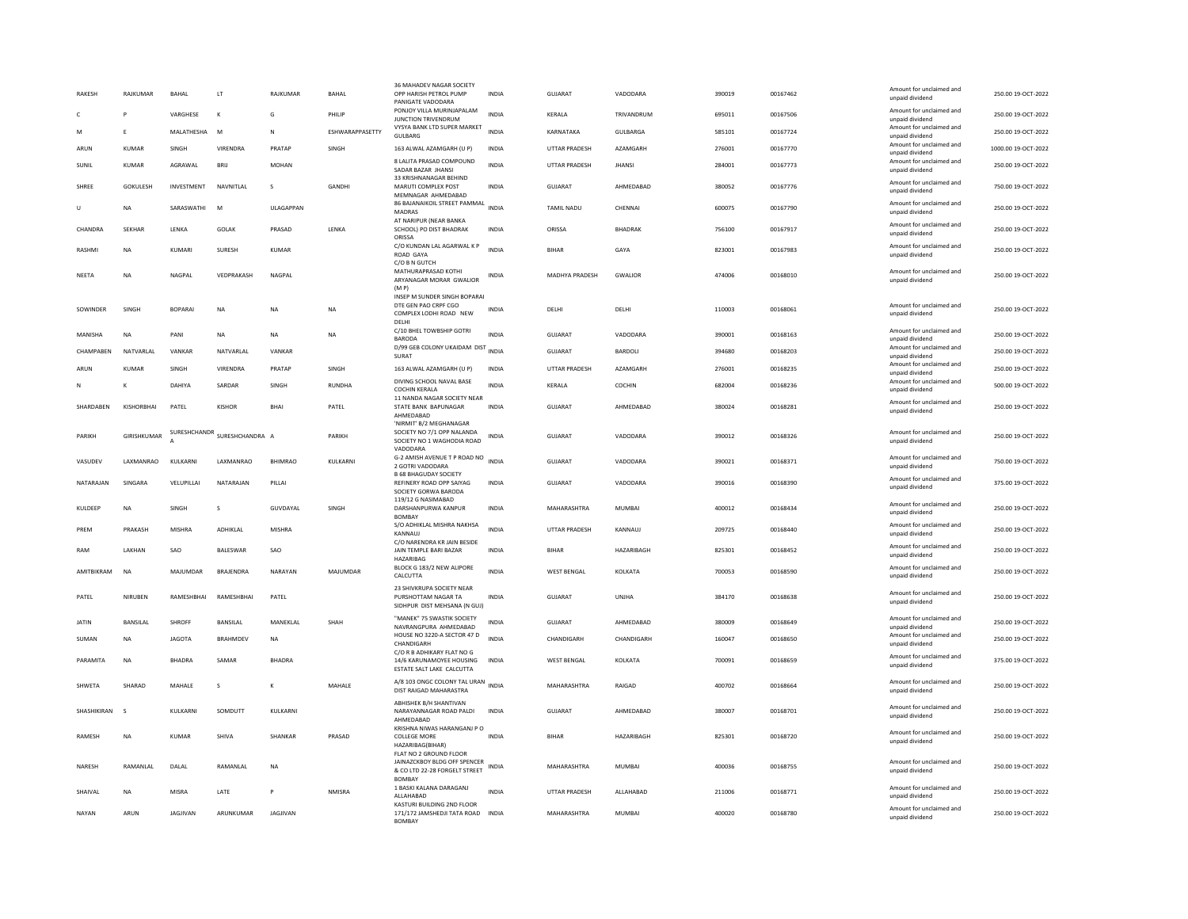| | | | | | | | | | | | | | | |
|---|---|---|---|---|---|---|---|---|---|---|---|---|---|---|
| RAKESH | RAJKUMAR | BAHAL | LT | RAJKUMAR | BAHAL | 36 MAHADEV NAGAR SOCIETY OPP HARISH PETROL PUMP PANIGATE VADODARA | INDIA | GUJARAT | VADODARA | 390019 | 00167462 | Amount for unclaimed and unpaid dividend | 250.00 | 19-OCT-2022 |
| C | P | VARGHESE | K | G | PHILIP | PONJOY VILLA MURINJAPALAM JUNCTION TRIVENDRUM | INDIA | KERALA | TRIVANDRUM | 695011 | 00167506 | Amount for unclaimed and unpaid dividend | 250.00 | 19-OCT-2022 |
| M | E | MALATHESHA | M | N | ESHWARAPPASETTY | VYSYA BANK LTD SUPER MARKET GULBARG | INDIA | KARNATAKA | GULBARGA | 585101 | 00167724 | Amount for unclaimed and unpaid dividend | 250.00 | 19-OCT-2022 |
| ARUN | KUMAR | SINGH | VIRENDRA | PRATAP | SINGH | 163 ALWAL AZAMGARH (U P) | INDIA | UTTAR PRADESH | AZAMGARH | 276001 | 00167770 | Amount for unclaimed and unpaid dividend | 1000.00 | 19-OCT-2022 |
| SUNIL | KUMAR | AGRAWAL | BRIJ | MOHAN | | 8 LALITA PRASAD COMPOUND SADAR BAZAR JHANSI | INDIA | UTTAR PRADESH | JHANSI | 284001 | 00167773 | Amount for unclaimed and unpaid dividend | 250.00 | 19-OCT-2022 |
| SHREE | GOKULESH | INVESTMENT | NAVNITLAL | S | GANDHI | 33 KRISHNANAGAR BEHIND MARUTI COMPLEX POST MEMNAGAR AHMEDABAD | INDIA | GUJARAT | AHMEDABAD | 380052 | 00167776 | Amount for unclaimed and unpaid dividend | 750.00 | 19-OCT-2022 |
| U | NA | SARASWATHI | M | ULAGAPPAN | | 86 BAJANAIKOIL STREET PAMMAL MADRAS | INDIA | TAMIL NADU | CHENNAI | 600075 | 00167790 | Amount for unclaimed and unpaid dividend | 250.00 | 19-OCT-2022 |
| CHANDRA | SEKHAR | LENKA | GOLAK | PRASAD | LENKA | AT NARIPUR (NEAR BANKA SCHOOL) PO DIST BHADRAK ORISSA | INDIA | ORISSA | BHADRAK | 756100 | 00167917 | Amount for unclaimed and unpaid dividend | 250.00 | 19-OCT-2022 |
| RASHMI | NA | KUMARI | SURESH | KUMAR | | C/O KUNDAN LAL AGARWAL K P ROAD GAYA | INDIA | BIHAR | GAYA | 823001 | 00167983 | Amount for unclaimed and unpaid dividend | 250.00 | 19-OCT-2022 |
| NEETA | NA | NAGPAL | VEDPRAKASH | NAGPAL | | C/O B N GUTCH MATHURAPRASAD KOTHI ARYANAGAR MORAR GWALIOR (M P) | INDIA | MADHYA PRADESH | GWALIOR | 474006 | 00168010 | Amount for unclaimed and unpaid dividend | 250.00 | 19-OCT-2022 |
| SOWINDER | SINGH | BOPARAI | NA | NA | NA | INSEP M SUNDER SINGH BOPARAI DTE GEN PAO CRPF CGO COMPLEX LODHI ROAD NEW DELHI | INDIA | DELHI | DELHI | 110003 | 00168061 | Amount for unclaimed and unpaid dividend | 250.00 | 19-OCT-2022 |
| MANISHA | NA | PANI | NA | NA | NA | C/10 BHEL TOWBSHIP GOTRI BARODA | INDIA | GUJARAT | VADODARA | 390001 | 00168163 | Amount for unclaimed and unpaid dividend | 250.00 | 19-OCT-2022 |
| CHAMPABEN | NATVARLAL | VANKAR | NATVARLAL | VANKAR | | D/99 GEB COLONY UKAIDAM DIST SURAT | INDIA | GUJARAT | BARDOLI | 394680 | 00168203 | Amount for unclaimed and unpaid dividend | 250.00 | 19-OCT-2022 |
| ARUN | KUMAR | SINGH | VIRENDRA | PRATAP | SINGH | 163 ALWAL AZAMGARH (U P) | INDIA | UTTAR PRADESH | AZAMGARH | 276001 | 00168235 | Amount for unclaimed and unpaid dividend | 250.00 | 19-OCT-2022 |
| N | K | DAHIYA | SARDAR | SINGH | RUNDHA | DIVING SCHOOL NAVAL BASE COCHIN KERALA | INDIA | KERALA | COCHIN | 682004 | 00168236 | Amount for unclaimed and unpaid dividend | 500.00 | 19-OCT-2022 |
| SHARDABEN | KISHORBHAI | PATEL | KISHOR | BHAI | PATEL | 11 NANDA NAGAR SOCIETY NEAR STATE BANK BAPUNAGAR AHMEDABAD | INDIA | GUJARAT | AHMEDABAD | 380024 | 00168281 | Amount for unclaimed and unpaid dividend | 250.00 | 19-OCT-2022 |
| PARIKH | GIRISHKUMAR | SURESHCHANDRA | SURESHCHANDRA | A | PARIKH | 'NIRMIT' B/2 MEGHANAGAR SOCIETY NO 7/1 OPP NALANDA SOCIETY NO 1 WAGHODIA ROAD VADODARA | INDIA | GUJARAT | VADODARA | 390012 | 00168326 | Amount for unclaimed and unpaid dividend | 250.00 | 19-OCT-2022 |
| VASUDEV | LAXMANRAO | KULKARNI | LAXMANRAO | BHIMRAO | KULKARNI | G-2 AMISH AVENUE T P ROAD NO 2 GOTRI VADODARA | INDIA | GUJARAT | VADODARA | 390021 | 00168371 | Amount for unclaimed and unpaid dividend | 750.00 | 19-OCT-2022 |
| NATARAJAN | SINGARA | VELUPILLAI | NATARAJAN | PILLAI | | B 68 BHAGUDAY SOCIETY REFINERY ROAD OPP SAIYAG SOCIETY GORWA BARODA | INDIA | GUJARAT | VADODARA | 390016 | 00168390 | Amount for unclaimed and unpaid dividend | 375.00 | 19-OCT-2022 |
| KULDEEP | NA | SINGH | S | GUVDAYAL | SINGH | 119/12 G NASIMABAD DARSHANPURWA KANPUR BOMBAY | INDIA | MAHARASHTRA | MUMBAI | 400012 | 00168434 | Amount for unclaimed and unpaid dividend | 250.00 | 19-OCT-2022 |
| PREM | PRAKASH | MISHRA | ADHIKLAL | MISHRA | | S/O ADHIKLAL MISHRA NAKHSA KANNAUJ | INDIA | UTTAR PRADESH | KANNAUJ | 209725 | 00168440 | Amount for unclaimed and unpaid dividend | 250.00 | 19-OCT-2022 |
| RAM | LAKHAN | SAO | BALESWAR | SAO | | C/O NARENDRA KR JAIN BESIDE JAIN TEMPLE BARI BAZAR HAZARIBAG | INDIA | BIHAR | HAZARIBAGH | 825301 | 00168452 | Amount for unclaimed and unpaid dividend | 250.00 | 19-OCT-2022 |
| AMITBIKRAM | NA | MAJUMDAR | BRAJENDRA | NARAYAN | MAJUMDAR | BLOCK G 183/2 NEW ALIPORE CALCUTTA | INDIA | WEST BENGAL | KOLKATA | 700053 | 00168590 | Amount for unclaimed and unpaid dividend | 250.00 | 19-OCT-2022 |
| PATEL | NIRUBEN | RAMESHBHAI | RAMESHBHAI | PATEL | | 23 SHIVKRUPA SOCIETY NEAR PURSHOTTAM NAGAR TA SIDHPUR DIST MEHSANA (N GUJ) | INDIA | GUJARAT | UNJHA | 384170 | 00168638 | Amount for unclaimed and unpaid dividend | 250.00 | 19-OCT-2022 |
| JATIN | BANSILAL | SHROFF | BANSILAL | MANEKLAL | SHAH | "MANEK" 75 SWASTIK SOCIETY NAVRANGPURA AHMEDABAD | INDIA | GUJARAT | AHMEDABAD | 380009 | 00168649 | Amount for unclaimed and unpaid dividend | 250.00 | 19-OCT-2022 |
| SUMAN | NA | JAGOTA | BRAHMDEV | NA | | HOUSE NO 3220-A SECTOR 47 D CHANDIGARH | INDIA | CHANDIGARH | CHANDIGARH | 160047 | 00168650 | Amount for unclaimed and unpaid dividend | 250.00 | 19-OCT-2022 |
| PARAMITA | NA | BHADRA | SAMAR | BHADRA | | C/O R B ADHIKARY FLAT NO G 14/6 KARUNAMOYEE HOUSING ESTATE SALT LAKE CALCUTTA | INDIA | WEST BENGAL | KOLKATA | 700091 | 00168659 | Amount for unclaimed and unpaid dividend | 375.00 | 19-OCT-2022 |
| SHWETA | SHARAD | MAHALE | S | K | MAHALE | A/8 103 ONGC COLONY TAL URAN DIST RAIGAD MAHARASTRA | INDIA | MAHARASHTRA | RAIGAD | 400702 | 00168664 | Amount for unclaimed and unpaid dividend | 250.00 | 19-OCT-2022 |
| SHASHIKIRAN | S | KULKARNI | SOMDUTT | KULKARNI | | ABHISHEK B/H SHANTIVAN NARAYANNAGAR ROAD PALDI AHMEDABAD | INDIA | GUJARAT | AHMEDABAD | 380007 | 00168701 | Amount for unclaimed and unpaid dividend | 250.00 | 19-OCT-2022 |
| RAMESH | NA | KUMAR | SHIVA | SHANKAR | PRASAD | KRISHNA NIWAS HARANGANJ P O COLLEGE MORE HAZARIBAG(BIHAR) | INDIA | BIHAR | HAZARIBAGH | 825301 | 00168720 | Amount for unclaimed and unpaid dividend | 250.00 | 19-OCT-2022 |
| NARESH | RAMANLAL | DALAL | RAMANLAL | NA | | FLAT NO 2 GROUND FLOOR JAINAZCKBOY BLDG OFF SPENCER & CO LTD 22-28 FORGELT STREET BOMBAY | INDIA | MAHARASHTRA | MUMBAI | 400036 | 00168755 | Amount for unclaimed and unpaid dividend | 250.00 | 19-OCT-2022 |
| SHAIVAL | NA | MISRA | LATE | P | NMISRA | 1 BASKI KALANA DARAGANJ ALLAHABAD | INDIA | UTTAR PRADESH | ALLAHABAD | 211006 | 00168771 | Amount for unclaimed and unpaid dividend | 250.00 | 19-OCT-2022 |
| NAYAN | ARUN | JAGJIVAN | ARUNKUMAR | JAGJIVAN | | KASTURI BUILDING 2ND FLOOR 171/172 JAMSHEDJI TATA ROAD BOMBAY | INDIA | MAHARASHTRA | MUMBAI | 400020 | 00168780 | Amount for unclaimed and unpaid dividend | 250.00 | 19-OCT-2022 |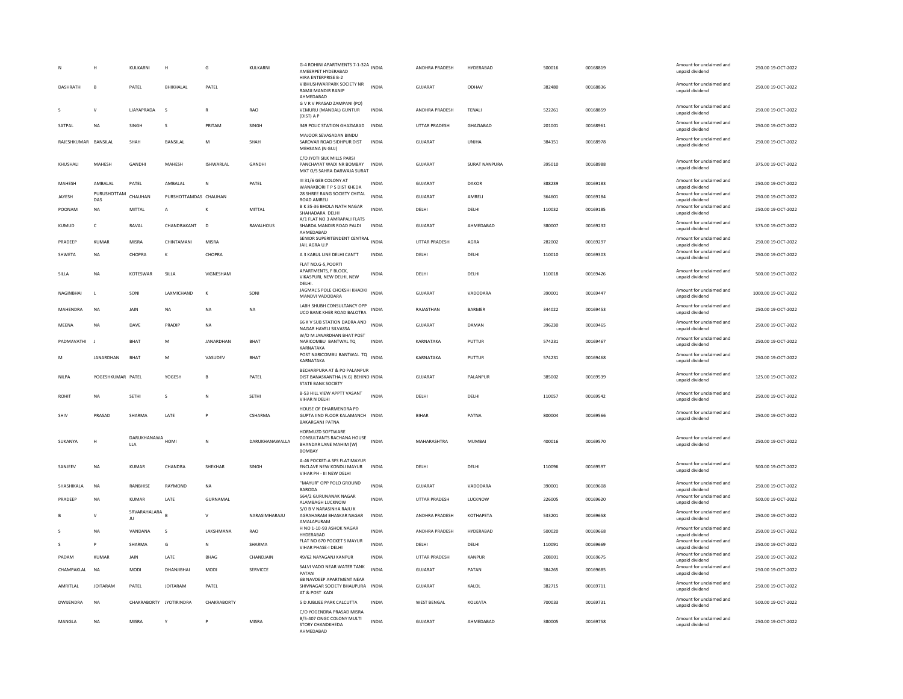| | | | | | | | | | | | | | |
|---|---|---|---|---|---|---|---|---|---|---|---|---|---|
| N | H | KULKARNI | H | G | KULKARNI | G-4 ROHINI APARTMENTS 7-1-32A AMEERPET HYDERABAD | INDIA | ANDHRA PRADESH | HYDERABAD | 500016 | 00168819 | Amount for unclaimed and unpaid dividend | 250.00 19-OCT-2022 |
| DASHRATH | B | PATEL | BHIKHALAL | PATEL | | HIRA ENTERPRISE B-2 VIBHUSHWARPARK SOCIETY NR RAMJI MANDIR RANIP AHMEDABAD | INDIA | GUJARAT | ODHAV | 382480 | 00168836 | Amount for unclaimed and unpaid dividend | 250.00 19-OCT-2022 |
| S | V | LJAYAPRADA | S | R | RAO | G V R V PRASAD ZAMPANI (PO) VEMURU (MANDAL) GUNTUR (DIST) A P | INDIA | ANDHRA PRADESH | TENALI | 522261 | 00168859 | Amount for unclaimed and unpaid dividend | 250.00 19-OCT-2022 |
| SATPAL | NA | SINGH | S | PRITAM | SINGH | 349 POLIC STATION GHAZIABAD | INDIA | UTTAR PRADESH | GHAZIABAD | 201001 | 00168961 | Amount for unclaimed and unpaid dividend | 250.00 19-OCT-2022 |
| RAJESHKUMAR | BANSILAL | SHAH | BANSILAL | M | SHAH | MAJOOR SEVASADAN BINDU SAROVAR ROAD SIDHPUR DIST MEHSANA (N GUJ) | INDIA | GUJARAT | UNJHA | 384151 | 00168978 | Amount for unclaimed and unpaid dividend | 250.00 19-OCT-2022 |
| KHUSHALI | MAHESH | GANDHI | MAHESH | ISHWARLAL | GANDHI | C/O JYOTI SILK MILLS PARSI PANCHAYAT WADI NR BOMBAY MKT O/S SAHRA DARWAJA SURAT | INDIA | GUJARAT | SURAT NANPURA | 395010 | 00168988 | Amount for unclaimed and unpaid dividend | 375.00 19-OCT-2022 |
| MAHESH | AMBALAL | PATEL | AMBALAL | N | PATEL | III 31/6 GEB COLONY AT WANAKBORI T P S DIST KHEDA | INDIA | GUJARAT | DAKOR | 388239 | 00169183 | Amount for unclaimed and unpaid dividend | 250.00 19-OCT-2022 |
| JAYESH | PURUSHOTTAM DAS | CHAUHAN | PURSHOTTAMDAS | CHAUHAN | | 28 SHREE RANG SOCIETY CHITAL ROAD AMRELI | INDIA | GUJARAT | AMRELI | 364601 | 00169184 | Amount for unclaimed and unpaid dividend | 250.00 19-OCT-2022 |
| POONAM | NA | MITTAL | A | K | MITTAL | B K 35-36 BHOLA NATH NAGAR SHAHADARA DELHI | INDIA | DELHI | DELHI | 110032 | 00169185 | Amount for unclaimed and unpaid dividend | 250.00 19-OCT-2022 |
| KUMUD | C | RAVAL | CHANDRAKANT | D | RAVALHOUS | A/1 FLAT NO 3 AMRAPALI FLATS SHARDA MANDIR ROAD PALDI AHMEDABAD | INDIA | GUJARAT | AHMEDABAD | 380007 | 00169232 | Amount for unclaimed and unpaid dividend | 375.00 19-OCT-2022 |
| PRADEEP | KUMAR | MISRA | CHINTAMANI | MISRA | | SENIOR SUPERITENDENT CENTRAL JAIL AGRA U.P | INDIA | UTTAR PRADESH | AGRA | 282002 | 00169297 | Amount for unclaimed and unpaid dividend | 250.00 19-OCT-2022 |
| SHWETA | NA | CHOPRA | K | CHOPRA | | A 3 KABUL LINE DELHI CANTT | INDIA | DELHI | DELHI | 110010 | 00169303 | Amount for unclaimed and unpaid dividend | 250.00 19-OCT-2022 |
| SILLA | NA | KOTESWAR | SILLA | VIGNESHAM | | FLAT NO.G-5,POORTI APARTMENTS, F BLOCK, VIKASPURI, NEW DELHI, NEW DELHI. | INDIA | DELHI | DELHI | 110018 | 00169426 | Amount for unclaimed and unpaid dividend | 500.00 19-OCT-2022 |
| NAGINBHAI | L | SONI | LAXMICHAND | K | SONI | JAGMAL'S POLE CHOKSHI KHADKI MANDVI VADODARA | INDIA | GUJARAT | VADODARA | 390001 | 00169447 | Amount for unclaimed and unpaid dividend | 1000.00 19-OCT-2022 |
| MAHENDRA | NA | JAIN | NA | NA | NA | LABH SHUBH CONSULTANCY OPP UCO BANK KHER ROAD BALOTRA | INDIA | RAJASTHAN | BARMER | 344022 | 00169453 | Amount for unclaimed and unpaid dividend | 250.00 19-OCT-2022 |
| MEENA | NA | DAVE | PRADIP | NA | | 66 K V SUB STATION DADRA AND NAGAR HAVELI SILVASSA | INDIA | GUJARAT | DAMAN | 396230 | 00169465 | Amount for unclaimed and unpaid dividend | 250.00 19-OCT-2022 |
| PADMAVATHI | J | BHAT | M | JANARDHAN | BHAT | W/O M JANARDHAN BHAT POST NARICOMBU BANTWAL TQ KARNATAKA | INDIA | KARNATAKA | PUTTUR | 574231 | 00169467 | Amount for unclaimed and unpaid dividend | 250.00 19-OCT-2022 |
| M | JANARDHAN | BHAT | M | VASUDEV | BHAT | POST NARICOMBU BANTWAL TQ KARNATAKA | INDIA | KARNATAKA | PUTTUR | 574231 | 00169468 | Amount for unclaimed and unpaid dividend | 250.00 19-OCT-2022 |
| NILPA | YOGESHKUMAR | PATEL | YOGESH | B | PATEL | BECHARPURA AT & PO PALANPUR DIST BANASKANTHA (N.G) BEHIND STATE BANK SOCIETY | INDIA | GUJARAT | PALANPUR | 385002 | 00169539 | Amount for unclaimed and unpaid dividend | 125.00 19-OCT-2022 |
| ROHIT | NA | SETHI | S | N | SETHI | B-53 HILL VIEW APPTT VASANT VIHAR N DELHI | INDIA | DELHI | DELHI | 110057 | 00169542 | Amount for unclaimed and unpaid dividend | 250.00 19-OCT-2022 |
| SHIV | PRASAD | SHARMA | LATE | P | CSHARMA | HOUSE OF DHARMENDRA PD GUPTA IIND FLOOR KALAMANCH BAKARGANJ PATNA | INDIA | BIHAR | PATNA | 800004 | 00169566 | Amount for unclaimed and unpaid dividend | 250.00 19-OCT-2022 |
| SUKANYA | H | DARUKHANAWALLA | HOMI | N | DARUKHANAWALLA | HORMUZD SOFTWARE CONSULTANTS RACHANA HOUSE BHANDAR LANE MAHIM (W) BOMBAY | INDIA | MAHARASHTRA | MUMBAI | 400016 | 00169570 | Amount for unclaimed and unpaid dividend | 250.00 19-OCT-2022 |
| SANJEEV | NA | KUMAR | CHANDRA | SHEKHAR | SINGH | A-46 POCKET-A SFS FLAT MAYUR ENCLAVE NEW KONDLI MAYUR VIHAR PH - III NEW DELHI | INDIA | DELHI | DELHI | 110096 | 00169597 | Amount for unclaimed and unpaid dividend | 500.00 19-OCT-2022 |
| SHASHIKALA | NA | RANBHISE | RAYMOND | NA | | "MAYUR" OPP POLO GROUND BARODA | INDIA | GUJARAT | VADODARA | 390001 | 00169608 | Amount for unclaimed and unpaid dividend | 250.00 19-OCT-2022 |
| PRADEEP | NA | KUMAR | LATE | GURNAMAL | | 564/2 GURUNANAK NAGAR ALAMBAGH LUCKNOW | INDIA | UTTAR PRADESH | LUCKNOW | 226005 | 00169620 | Amount for unclaimed and unpaid dividend | 500.00 19-OCT-2022 |
| B | V | SRVARAHALARAJU | B | V | NARASIMHARAJU | S/O B V NARASINHA RAJU K AGRAHARAM BHASKAR NAGAR AMALAPURAM | INDIA | ANDHRA PRADESH | KOTHAPETA | 533201 | 00169658 | Amount for unclaimed and unpaid dividend | 250.00 19-OCT-2022 |
| S | NA | VANDANA | S | LAKSHMANA | RAO | H NO 1-10-93 ASHOK NAGAR HYDERABAD | INDIA | ANDHRA PRADESH | HYDERABAD | 500020 | 00169668 | Amount for unclaimed and unpaid dividend | 250.00 19-OCT-2022 |
| S | P | SHARMA | G | N | SHARMA | FLAT NO 670 POCKET 5 MAYUR VIHAR PHASE-I DELHI | INDIA | DELHI | DELHI | 110091 | 00169669 | Amount for unclaimed and unpaid dividend | 250.00 19-OCT-2022 |
| PADAM | KUMAR | JAIN | LATE | BHAG | CHANDJAIN | 49/62 NAYAGANJ KANPUR | INDIA | UTTAR PRADESH | KANPUR | 208001 | 00169675 | Amount for unclaimed and unpaid dividend | 250.00 19-OCT-2022 |
| CHAMPAKLAL | NA | MODI | DHANJIBHAI | MODI | SERVICCE | SALVI VADO NEAR WATER TANK PATAN | INDIA | GUJARAT | PATAN | 384265 | 00169685 | Amount for unclaimed and unpaid dividend | 250.00 19-OCT-2022 |
| AMRITLAL | JOITARAM | PATEL | JOITARAM | PATEL | | 6B NAVDEEP APARTMENT NEAR SHIVNAGAR SOCIETY BHAUPURA AT & POST KADI | INDIA | GUJARAT | KALOL | 382715 | 00169711 | Amount for unclaimed and unpaid dividend | 250.00 19-OCT-2022 |
| DWIJENDRA | NA | CHAKRABORTY | JYOTIRINDRA | CHAKRABORTY | | 5 D JUBLIEE PARK CALCUTTA | INDIA | WEST BENGAL | KOLKATA | 700033 | 00169731 | Amount for unclaimed and unpaid dividend | 500.00 19-OCT-2022 |
| MANGLA | NA | MISRA | Y | P | MISRA | C/O YOGENDRA PRASAD MISRA B/5-407 ONGC COLONY MULTI STORY CHANDKHEDA AHMEDABAD | INDIA | GUJARAT | AHMEDABAD | 380005 | 00169758 | Amount for unclaimed and unpaid dividend | 250.00 19-OCT-2022 |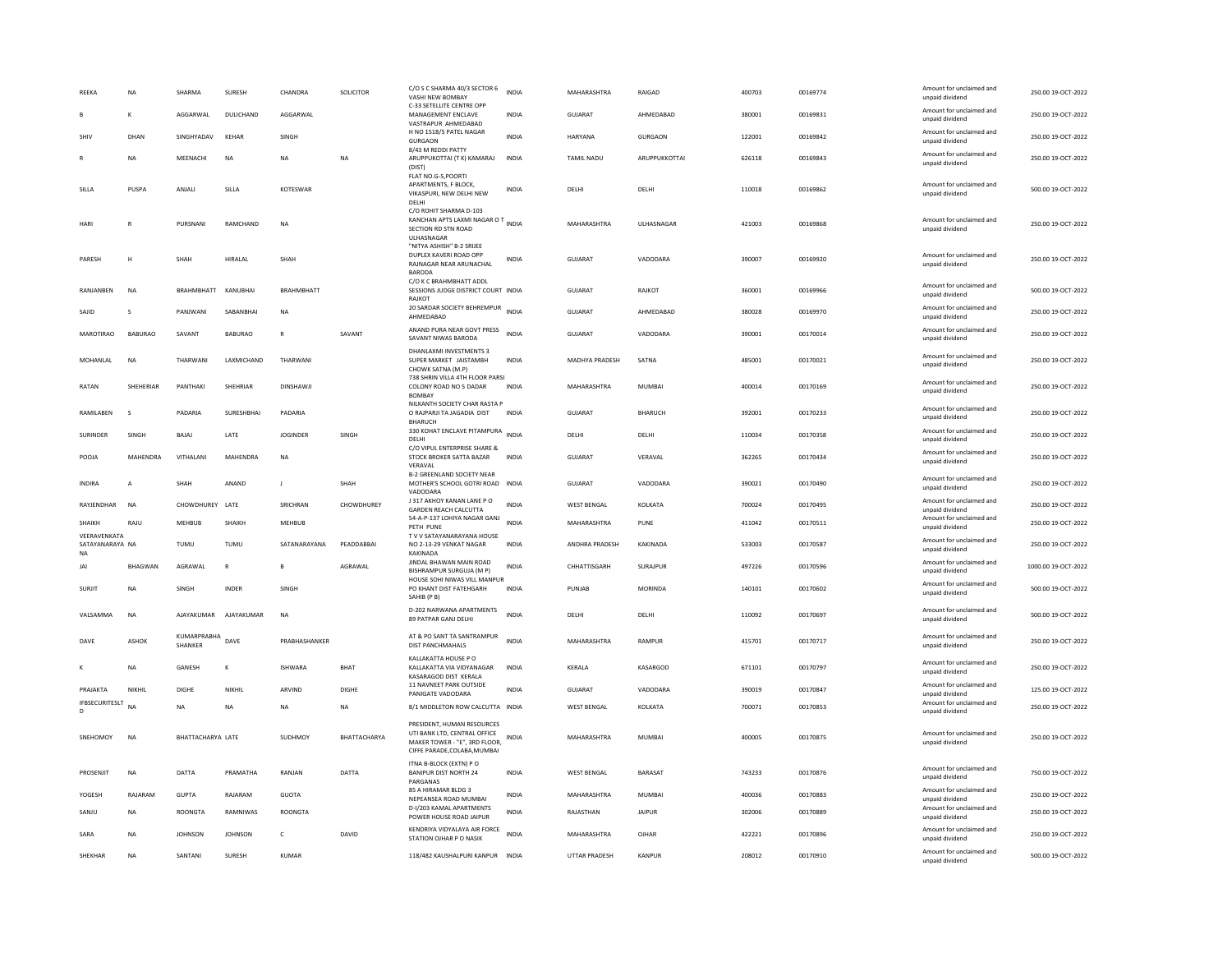| | | | | | | | | | | | | | | |
|---|---|---|---|---|---|---|---|---|---|---|---|---|---|---|
| REEKA | NA | SHARMA | SURESH | CHANDRA | SOLICITOR | C/O S C SHARMA 40/3 SECTOR 6 VASHI NEW BOMBAY | INDIA | MAHARASHTRA | RAIGAD | 400703 | 00169774 | Amount for unclaimed and unpaid dividend | 250.00 | 19-OCT-2022 |
| B | K | AGGARWAL | DULICHAND | AGGARWAL | | C-33 SETELLITE CENTRE OPP MANAGEMENT ENCLAVE VASTRAPUR AHMEDABAD | INDIA | GUJARAT | AHMEDABAD | 380001 | 00169831 | Amount for unclaimed and unpaid dividend | 250.00 | 19-OCT-2022 |
| SHIV | DHAN | SINGHYADAV | KEHAR | SINGH | | H NO 1518/5 PATEL NAGAR GURGAON | INDIA | HARYANA | GURGAON | 122001 | 00169842 | Amount for unclaimed and unpaid dividend | 250.00 | 19-OCT-2022 |
| R | NA | MEENACHI | NA | NA | NA | 8/43 M REDDI PATTY ARUPPUKOTTAI (T K) KAMARAJ (DIST) | INDIA | TAMIL NADU | ARUPPUKKOTTAI | 626118 | 00169843 | Amount for unclaimed and unpaid dividend | 250.00 | 19-OCT-2022 |
| SILLA | PUSPA | ANJALI | SILLA | KOTESWAR | | FLAT NO.G-5,POORTI APARTMENTS, F BLOCK, VIKASPURI, NEW DELHI NEW DELHI | INDIA | DELHI | DELHI | 110018 | 00169862 | Amount for unclaimed and unpaid dividend | 500.00 | 19-OCT-2022 |
| HARI | R | PURSNANI | RAMCHAND | NA | | C/O ROHIT SHARMA D-103 KANCHAN APTS LAXMI NAGAR O T SECTION RD STN ROAD ULHASNAGAR | INDIA | MAHARASHTRA | ULHASNAGAR | 421003 | 00169868 | Amount for unclaimed and unpaid dividend | 250.00 | 19-OCT-2022 |
| PARESH | H | SHAH | HIRALAL | SHAH | | "NITYA ASHISH" B-2 SRIJEE DUPLEX KAVERI ROAD OPP RAJNAGAR NEAR ARUNACHAL BARODA | INDIA | GUJARAT | VADODARA | 390007 | 00169920 | Amount for unclaimed and unpaid dividend | 250.00 | 19-OCT-2022 |
| RANJANBEN | NA | BRAHMBHATT | KANUBHAI | BRAHMBHATT | | C/O K C BRAHMBHATT ADDL SESSIONS JUDGE DISTRICT COURT RAJKOT | INDIA | GUJARAT | RAJKOT | 360001 | 00169966 | Amount for unclaimed and unpaid dividend | 500.00 | 19-OCT-2022 |
| SAJID | S | PANJWANI | SABANBHAI | NA | | 20 SARDAR SOCIETY BEHREMPUR AHMEDABAD | INDIA | GUJARAT | AHMEDABAD | 380028 | 00169970 | Amount for unclaimed and unpaid dividend | 250.00 | 19-OCT-2022 |
| MAROTIRAO | BABURAO | SAVANT | BABURAO | R | SAVANT | ANAND PURA NEAR GOVT PRESS SAVANT NIWAS BARODA | INDIA | GUJARAT | VADODARA | 390001 | 00170014 | Amount for unclaimed and unpaid dividend | 250.00 | 19-OCT-2022 |
| MOHANLAL | NA | THARWANI | LAXMICHAND | THARWANI | | DHANLAXMI INVESTMENTS 3 SUPER MARKET JAISTAMBH CHOWK SATNA (M.P) | INDIA | MADHYA PRADESH | SATNA | 485001 | 00170021 | Amount for unclaimed and unpaid dividend | 250.00 | 19-OCT-2022 |
| RATAN | SHEHERIAR | PANTHAKI | SHEHRIAR | DINSHAWJI | | 738 SHRIN VILLA 4TH FLOOR PARSI COLONY ROAD NO 5 DADAR BOMBAY | INDIA | MAHARASHTRA | MUMBAI | 400014 | 00170169 | Amount for unclaimed and unpaid dividend | 250.00 | 19-OCT-2022 |
| RAMILABEN | S | PADARIA | SURESHBHAI | PADARIA | | NILKANTH SOCIETY CHAR RASTA P O RAJPARJI TA JAGADIA DIST BHARUCH | INDIA | GUJARAT | BHARUCH | 392001 | 00170233 | Amount for unclaimed and unpaid dividend | 250.00 | 19-OCT-2022 |
| SURINDER | SINGH | BAJAJ | LATE | JOGINDER | SINGH | 330 KOHAT ENCLAVE PITAMPURA DELHI | INDIA | DELHI | DELHI | 110034 | 00170358 | Amount for unclaimed and unpaid dividend | 250.00 | 19-OCT-2022 |
| POOJA | MAHENDRA | VITHALANI | MAHENDRA | NA | | C/O VIPUL ENTERPRISE SHARE & STOCK BROKER SATTA BAZAR VERAVAL | INDIA | GUJARAT | VERAVAL | 362265 | 00170434 | Amount for unclaimed and unpaid dividend | 250.00 | 19-OCT-2022 |
| INDIRA | A | SHAH | ANAND | J | SHAH | B-2 GREENLAND SOCIETY NEAR MOTHER'S SCHOOL GOTRI ROAD VADODARA | INDIA | GUJARAT | VADODARA | 390021 | 00170490 | Amount for unclaimed and unpaid dividend | 250.00 | 19-OCT-2022 |
| RAYJENDHAR | NA | CHOWDHUREY | LATE | SRICHRAN | CHOWDHUREY | J 317 AKHOY KANAN LANE P O GARDEN REACH CALCUTTA | INDIA | WEST BENGAL | KOLKATA | 700024 | 00170495 | Amount for unclaimed and unpaid dividend | 250.00 | 19-OCT-2022 |
| SHAIKH | RAJU | MEHBUB | SHAIKH | MEHBUB | | 54-A-P-137 LOHIYA NAGAR GANJ PETH PUNE | INDIA | MAHARASHTRA | PUNE | 411042 | 00170511 | Amount for unclaimed and unpaid dividend | 250.00 | 19-OCT-2022 |
| VEERAVENKATA SATAYANARAYA NA | NA | TUMU | TUMU | SATANARAYANA | PEADDABBAI | T V V SATAYANARAYANA HOUSE NO 2-13-29 VENKAT NAGAR KAKINADA | INDIA | ANDHRA PRADESH | KAKINADA | 533003 | 00170587 | Amount for unclaimed and unpaid dividend | 250.00 | 19-OCT-2022 |
| JAI | BHAGWAN | AGRAWAL | R | B | AGRAWAL | JINDAL BHAWAN MAIN ROAD BISHRAMPUR SURGUJA (M P) | INDIA | CHHATTISGARH | SURAJPUR | 497226 | 00170596 | Amount for unclaimed and unpaid dividend | 1000.00 | 19-OCT-2022 |
| SURJIT | NA | SINGH | INDER | SINGH | | HOUSE SOHI NIWAS VILL MANPUR PO KHANT DIST FATEHGARH SAHIB (P B) | INDIA | PUNJAB | MORINDA | 140101 | 00170602 | Amount for unclaimed and unpaid dividend | 500.00 | 19-OCT-2022 |
| VALSAMMA | NA | AJAYAKUMAR | AJAYAKUMAR | NA | | D-202 NARWANA APARTMENTS 89 PATPAR GANJ DELHI | INDIA | DELHI | DELHI | 110092 | 00170697 | Amount for unclaimed and unpaid dividend | 500.00 | 19-OCT-2022 |
| DAVE | ASHOK | KUMARPRABHA SHANKER | DAVE | PRABHASHANKER | | AT & PO SANT TA SANTRAMPUR DIST PANCHMAHALS | INDIA | MAHARASHTRA | RAMPUR | 415701 | 00170717 | Amount for unclaimed and unpaid dividend | 250.00 | 19-OCT-2022 |
| K | NA | GANESH | K | ISHWARA | BHAT | KALLAKATTA HOUSE P O KALLAKATTA VIA VIDYANAGAR KASARAGOD DIST KERALA | INDIA | KERALA | KASARGOD | 671101 | 00170797 | Amount for unclaimed and unpaid dividend | 250.00 | 19-OCT-2022 |
| PRAJAKTA | NIKHIL | DIGHE | NIKHIL | ARVIND | DIGHE | 11 NAVNEET PARK OUTSIDE PANIGATE VADODARA | INDIA | GUJARAT | VADODARA | 390019 | 00170847 | Amount for unclaimed and unpaid dividend | 125.00 | 19-OCT-2022 |
| IFBSECURITESLT D | NA | NA | NA | NA | NA | 8/1 MIDDLETON ROW CALCUTTA | INDIA | WEST BENGAL | KOLKATA | 700071 | 00170853 | Amount for unclaimed and unpaid dividend | 250.00 | 19-OCT-2022 |
| SNEHOMOY | NA | BHATTACHARYA | LATE | SUDHMOY | BHATTACHARYA | PRESIDENT, HUMAN RESOURCES UTI BANK LTD, CENTRAL OFFICE MAKER TOWER - "E", 3RD FLOOR, CIFFE PARADE,COLABA,MUMBAI | INDIA | MAHARASHTRA | MUMBAI | 400005 | 00170875 | Amount for unclaimed and unpaid dividend | 250.00 | 19-OCT-2022 |
| PROSENJIT | NA | DATTA | PRAMATHA | RANJAN | DATTA | ITNA B-BLOCK (EXTN) P O BANIPUR DIST NORTH 24 PARGANAS | INDIA | WEST BENGAL | BARASAT | 743233 | 00170876 | Amount for unclaimed and unpaid dividend | 750.00 | 19-OCT-2022 |
| YOGESH | RAJARAM | GUPTA | RAJARAM | GUOTA | | 85 A HIRAMAR BLDG 3 NEPEANSEA ROAD MUMBAI | INDIA | MAHARASHTRA | MUMBAI | 400036 | 00170883 | Amount for unclaimed and unpaid dividend | 250.00 | 19-OCT-2022 |
| SANJU | NA | ROONGTA | RAMNIWAS | ROONGTA | | D-I/203 KAMAL APARTMENTS POWER HOUSE ROAD JAIPUR | INDIA | RAJASTHAN | JAIPUR | 302006 | 00170889 | Amount for unclaimed and unpaid dividend | 250.00 | 19-OCT-2022 |
| SARA | NA | JOHNSON | JOHNSON | C | DAVID | KENDRIYA VIDYALAYA AIR FORCE STATION OJHAR P O NASIK | INDIA | MAHARASHTRA | OJHAR | 422221 | 00170896 | Amount for unclaimed and unpaid dividend | 250.00 | 19-OCT-2022 |
| SHEKHAR | NA | SANTANI | SURESH | KUMAR | | 118/482 KAUSHALPURI KANPUR | INDIA | UTTAR PRADESH | KANPUR | 208012 | 00170910 | Amount for unclaimed and unpaid dividend | 500.00 | 19-OCT-2022 |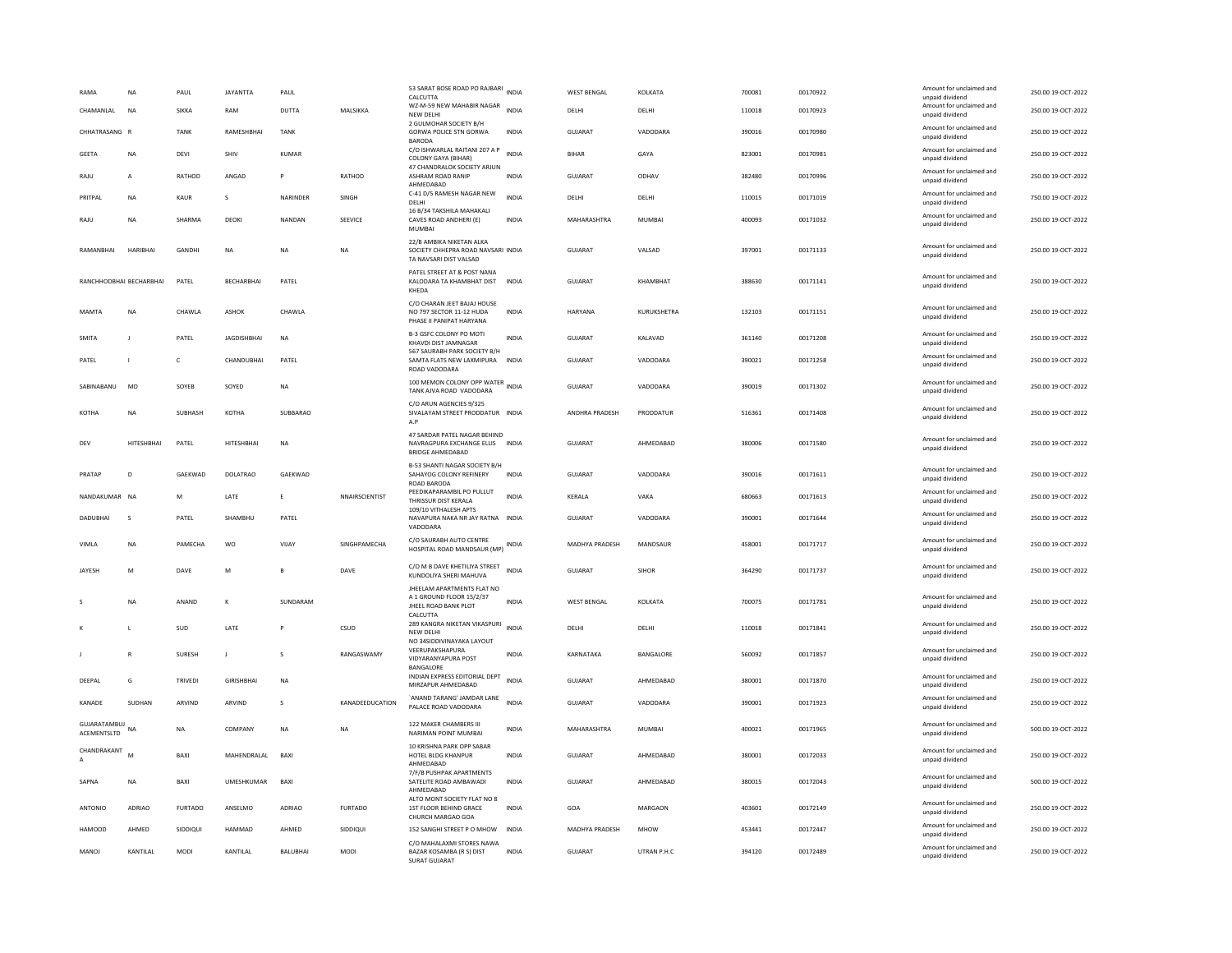| RAMA | NA | PAUL | JAYANTTA | PAUL | | 53 SARAT BOSE ROAD PO RAJBARI CALCUTTA | INDIA | WEST BENGAL | KOLKATA | 700081 | 00170922 | | Amount for unclaimed and unpaid dividend | 250.00 | 19-OCT-2022 |
|---|---|---|---|---|---|---|---|---|---|---|---|---|---|---|---|
| CHAMANLAL | NA | SIKKA | RAM | DUTTA | MALSIKKA | WZ-M-59 NEW MAHABIR NAGAR NEW DELHI | INDIA | DELHI | DELHI | 110018 | 00170923 | | Amount for unclaimed and unpaid dividend | 250.00 | 19-OCT-2022 |
| CHHATRASANG | R | TANK | RAMESHBHAI | TANK | | 2 GULMOHAR SOCIETY B/H GORWA POLICE STN GORWA BARODA | INDIA | GUJARAT | VADODARA | 390016 | 00170980 | | Amount for unclaimed and unpaid dividend | 250.00 | 19-OCT-2022 |
| GEETA | NA | DEVI | SHIV | KUMAR | | C/O ISHWARLAL RAITANI 207 A P COLONY GAYA (BIHAR) | INDIA | BIHAR | GAYA | 823001 | 00170981 | | Amount for unclaimed and unpaid dividend | 250.00 | 19-OCT-2022 |
| RAJU | A | RATHOD | ANGAD | P | RATHOD | 47 CHANDRALOK SOCIETY ARJUN ASHRAM ROAD RANIP AHMEDABAD | INDIA | GUJARAT | ODHAV | 382480 | 00170996 | | Amount for unclaimed and unpaid dividend | 250.00 | 19-OCT-2022 |
| PRITPAL | NA | KAUR | S | NARINDER | SINGH | C-41 D/5 RAMESH NAGAR NEW DELHI | INDIA | DELHI | DELHI | 110015 | 00171019 | | Amount for unclaimed and unpaid dividend | 750.00 | 19-OCT-2022 |
| RAJU | NA | SHARMA | DEOKI | NANDAN | SEEVICE | 16 B/34 TAKSHILA MAHAKALI CAVES ROAD ANDHERI (E) MUMBAI | INDIA | MAHARASHTRA | MUMBAI | 400093 | 00171032 | | Amount for unclaimed and unpaid dividend | 250.00 | 19-OCT-2022 |
| RAMANBHAI | HARIBHAI | GANDHI | NA | NA | NA | 22/B AMBIKA NIKETAN ALKA SOCIETY CHHEPRA ROAD NAVSARI TA NAVSARI DIST VALSAD | INDIA | GUJARAT | VALSAD | 397001 | 00171133 | | Amount for unclaimed and unpaid dividend | 250.00 | 19-OCT-2022 |
| RANCHHODBHAI | BECHARBHAI | PATEL | BECHARBHAI | PATEL | | PATEL STREET AT & POST NANA KALODARA TA KHAMBHAT DIST KHEDA | INDIA | GUJARAT | KHAMBHAT | 388630 | 00171141 | | Amount for unclaimed and unpaid dividend | 250.00 | 19-OCT-2022 |
| MAMTA | NA | CHAWLA | ASHOK | CHAWLA | | C/O CHARAN JEET BAJAJ HOUSE NO 797 SECTOR 11-12 HUDA PHASE II PANIPAT HARYANA | INDIA | HARYANA | KURUKSHETRA | 132103 | 00171151 | | Amount for unclaimed and unpaid dividend | 250.00 | 19-OCT-2022 |
| SMITA | J | PATEL | JAGDISHBHAI | NA | | B-3 GSFC COLONY PO MOTI KHAVDI DIST JAMNAGAR | INDIA | GUJARAT | KALAVAD | 361140 | 00171208 | | Amount for unclaimed and unpaid dividend | 250.00 | 19-OCT-2022 |
| PATEL | I | C | CHANDUBHAI | PATEL | | 567 SAURABH PARK SOCIETY B/H SAMTA FLATS NEW LAXMIPURA ROAD VADODARA | INDIA | GUJARAT | VADODARA | 390021 | 00171258 | | Amount for unclaimed and unpaid dividend | 250.00 | 19-OCT-2022 |
| SABINABANU | MD | SOYEB | SOYED | NA | | 100 MEMON COLONY OPP WATER TANK AJVA ROAD VADODARA | INDIA | GUJARAT | VADODARA | 390019 | 00171302 | | Amount for unclaimed and unpaid dividend | 250.00 | 19-OCT-2022 |
| KOTHA | NA | SUBHASH | KOTHA | SUBBARAO | | C/O ARUN AGENCIES 9/325 SIVALAYAM STREET PRODDATUR A.P | INDIA | ANDHRA PRADESH | PRODDATUR | 516361 | 00171408 | | Amount for unclaimed and unpaid dividend | 250.00 | 19-OCT-2022 |
| DEV | HITESHBHAI | PATEL | HITESHBHAI | NA | | 47 SARDAR PATEL NAGAR BEHIND NAVRAGPURA EXCHANGE ELLIS BRIDGE AHMEDABAD | INDIA | GUJARAT | AHMEDABAD | 380006 | 00171580 | | Amount for unclaimed and unpaid dividend | 250.00 | 19-OCT-2022 |
| PRATAP | D | GAEKWAD | DOLATRAO | GAEKWAD | | B-53 SHANTI NAGAR SOCIETY B/H SAHAYOG COLONY REFINERY ROAD BARODA | INDIA | GUJARAT | VADODARA | 390016 | 00171611 | | Amount for unclaimed and unpaid dividend | 250.00 | 19-OCT-2022 |
| NANDAKUMAR | NA | M | LATE | E | NNAIRSCIENTIST | PEEDIKAPARAMBIL PO PULLUT THRISSUR DIST KERALA | INDIA | KERALA | VAKA | 680663 | 00171613 | | Amount for unclaimed and unpaid dividend | 250.00 | 19-OCT-2022 |
| DADUBHAI | S | PATEL | SHAMBHU | PATEL | | 109/10 VITHALESH APTS NAVAPURA NAKA NR JAY RATNA VADODARA | INDIA | GUJARAT | VADODARA | 390001 | 00171644 | | Amount for unclaimed and unpaid dividend | 250.00 | 19-OCT-2022 |
| VIMLA | NA | PAMECHA | WO | VIJAY | SINGHPAMECHA | C/O SAURABH AUTO CENTRE HOSPITAL ROAD MANDSAUR (MP) | INDIA | MADHYA PRADESH | MANDSAUR | 458001 | 00171717 | | Amount for unclaimed and unpaid dividend | 250.00 | 19-OCT-2022 |
| JAYESH | M | DAVE | M | B | DAVE | C/O M B DAVE KHETILIYA STREET KUNDOLIYA SHERI MAHUVA | INDIA | GUJARAT | SIHOR | 364290 | 00171737 | | Amount for unclaimed and unpaid dividend | 250.00 | 19-OCT-2022 |
| S | NA | ANAND | K | SUNDARAM | | JHEELAM APARTMENTS FLAT NO A 1 GROUND FLOOR 15/2/37 JHEEL ROAD BANK PLOT CALCUTTA | INDIA | WEST BENGAL | KOLKATA | 700075 | 00171781 | | Amount for unclaimed and unpaid dividend | 250.00 | 19-OCT-2022 |
| K | L | SUD | LATE | P | CSUD | 289 KANGRA NIKETAN VIKASPURI NEW DELHI | INDIA | DELHI | DELHI | 110018 | 00171841 | | Amount for unclaimed and unpaid dividend | 250.00 | 19-OCT-2022 |
| J | R | SURESH | J | S | RANGASWAMY | NO 34SIDDIVINAYAKA LAYOUT VEERUPAKSHAPURA VIDYARANYAPURA POST BANGALORE | INDIA | KARNATAKA | BANGALORE | 560092 | 00171857 | | Amount for unclaimed and unpaid dividend | 250.00 | 19-OCT-2022 |
| DEEPAL | G | TRIVEDI | GIRISHBHAI | NA | | INDIAN EXPRESS EDITORIAL DEPT MIRZAPUR AHMEDABAD | INDIA | GUJARAT | AHMEDABAD | 380001 | 00171870 | | Amount for unclaimed and unpaid dividend | 250.00 | 19-OCT-2022 |
| KANADE | SUDHAN | ARVIND | ARVIND | S | KANADEEDUCATION | `ANAND TARANG' JAMDAR LANE PALACE ROAD VADODARA | INDIA | GUJARAT | VADODARA | 390001 | 00171923 | | Amount for unclaimed and unpaid dividend | 250.00 | 19-OCT-2022 |
| GUJARATAMBUJ ACEMENTSLTD | NA | NA | COMPANY | NA | NA | 122 MAKER CHAMBERS III NARIMAN POINT MUMBAI | INDIA | MAHARASHTRA | MUMBAI | 400021 | 00171965 | | Amount for unclaimed and unpaid dividend | 500.00 | 19-OCT-2022 |
| CHANDRAKANT A | M | BAXI | MAHENDRALAL | BAXI | | 10 KRISHNA PARK OPP SABAR HOTEL BLDG KHANPUR AHMEDABAD | INDIA | GUJARAT | AHMEDABAD | 380001 | 00172033 | | Amount for unclaimed and unpaid dividend | 250.00 | 19-OCT-2022 |
| SAPNA | NA | BAXI | UMESHKUMAR | BAXI | | 7/F/B PUSHPAK APARTMENTS SATELITE ROAD AMBAWADI AHMEDABAD | INDIA | GUJARAT | AHMEDABAD | 380015 | 00172043 | | Amount for unclaimed and unpaid dividend | 500.00 | 19-OCT-2022 |
| ANTONIO | ADRIAO | FURTADO | ANSELMO | ADRIAO | FURTADO | ALTO MONT SOCIETY FLAT NO 8 1ST FLOOR BEHIND GRACE CHURCH MARGAO GOA | INDIA | GOA | MARGAON | 403601 | 00172149 | | Amount for unclaimed and unpaid dividend | 250.00 | 19-OCT-2022 |
| HAMOOD | AHMED | SIDDIQUI | HAMMAD | AHMED | SIDDIQUI | 152 SANGHI STREET P O MHOW | INDIA | MADHYA PRADESH | MHOW | 453441 | 00172447 | | Amount for unclaimed and unpaid dividend | 250.00 | 19-OCT-2022 |
| MANOJ | KANTILAL | MODI | KANTILAL | BALUBHAI | MODI | C/O MAHALAXMI STORES NAWA BAZAR KOSAMBA (R S) DIST SURAT GUJARAT | INDIA | GUJARAT | UTRAN P.H.C | 394120 | 00172489 | | Amount for unclaimed and unpaid dividend | 250.00 | 19-OCT-2022 |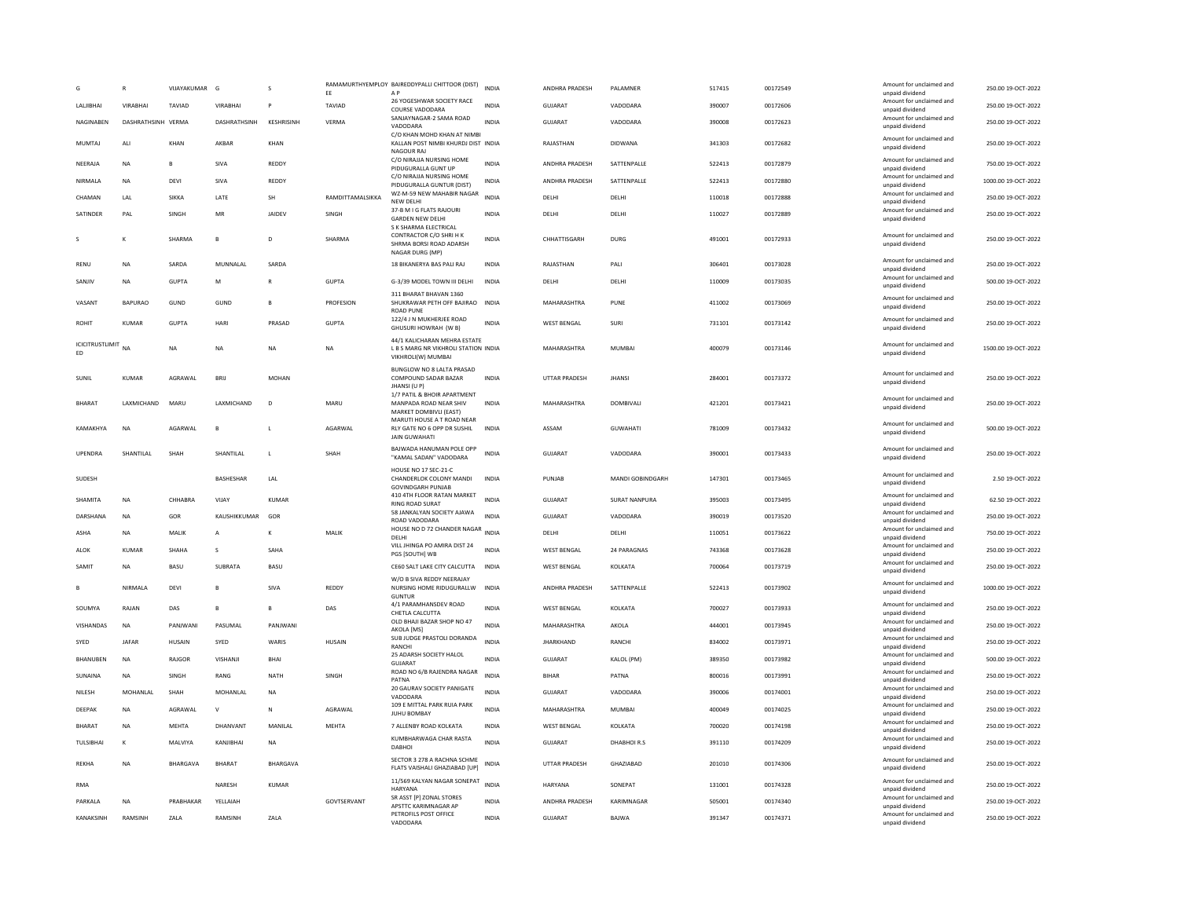| G | R | VIJAYAKUMAR | G | S | RAMAMURTHYEMPLOYEE | BAIREDDYPALLI CHITTOOR (DIST) A P | INDIA | ANDHRA PRADESH | PALAMNER | 517415 | 00172549 | Amount for unclaimed and unpaid dividend | 250.00 | 19-OCT-2022 |
|---|---|---|---|---|---|---|---|---|---|---|---|---|---|---|
| LALJIBHAI | VIRABHAI | TAVIAD | VIRABHAI | P | TAVIAD | 26 YOGESHWAR SOCIETY RACE COURSE VADODARA | INDIA | GUJARAT | VADODARA | 390007 | 00172606 | Amount for unclaimed and unpaid dividend | 250.00 | 19-OCT-2022 |
| NAGINABEN | DASHRATHSINH | VERMA | DASHRATHSINH | KESHRISINH | VERMA | SANJAYNAGAR-2 SAMA ROAD VADODARA | INDIA | GUJARAT | VADODARA | 390008 | 00172623 | Amount for unclaimed and unpaid dividend | 250.00 | 19-OCT-2022 |
| MUMTAJ | ALI | KHAN | AKBAR | KHAN | | C/O KHAN MOHD KHAN AT NIMBI KALLAN POST NIMBI KHURDJ DIST NAGOUR RAJ | INDIA | RAJASTHAN | DIDWANA | 341303 | 00172682 | Amount for unclaimed and unpaid dividend | 250.00 | 19-OCT-2022 |
| NEERAJA | NA | B | SIVA | REDDY | | C/O NIRAJJA NURSING HOME PIDUGURALLA GUNT UP | INDIA | ANDHRA PRADESH | SATTENPALLE | 522413 | 00172879 | Amount for unclaimed and unpaid dividend | 750.00 | 19-OCT-2022 |
| NIRMALA | NA | DEVI | SIVA | REDDY | | C/O NIRAJJA NURSING HOME PIDUGURALLA GUNTUR (DIST) | INDIA | ANDHRA PRADESH | SATTENPALLE | 522413 | 00172880 | Amount for unclaimed and unpaid dividend | 1000.00 | 19-OCT-2022 |
| CHAMAN | LAL | SIKKA | LATE | SH | RAMDITTAMALSIKKA | WZ-M-59 NEW MAHABIR NAGAR NEW DELHI | INDIA | DELHI | DELHI | 110018 | 00172888 | Amount for unclaimed and unpaid dividend | 250.00 | 19-OCT-2022 |
| SATINDER | PAL | SINGH | MR | JAIDEV | SINGH | 37-B M I G FLATS RAJOURI GARDEN NEW DELHI | INDIA | DELHI | DELHI | 110027 | 00172889 | Amount for unclaimed and unpaid dividend | 250.00 | 19-OCT-2022 |
| S | K | SHARMA | B | D | SHARMA | S K SHARMA ELECTRICAL CONTRACTOR C/O SHRI H K SHRMA BORSI ROAD ADARSH NAGAR DURG (MP) | INDIA | CHHATTISGARH | DURG | 491001 | 00172933 | Amount for unclaimed and unpaid dividend | 250.00 | 19-OCT-2022 |
| RENU | NA | SARDA | MUNNALAL | SARDA | | 18 BIKANERYA BAS PALI RAJ | INDIA | RAJASTHAN | PALI | 306401 | 00173028 | Amount for unclaimed and unpaid dividend | 250.00 | 19-OCT-2022 |
| SANJIV | NA | GUPTA | M | R | GUPTA | G-3/39 MODEL TOWN III DELHI | INDIA | DELHI | DELHI | 110009 | 00173035 | Amount for unclaimed and unpaid dividend | 500.00 | 19-OCT-2022 |
| VASANT | BAPURAO | GUND | GUND | B | PROFESION | 311 BHARAT BHAVAN 1360 SHUKRAWAR PETH OFF BAJIRAO ROAD PUNE | INDIA | MAHARASHTRA | PUNE | 411002 | 00173069 | Amount for unclaimed and unpaid dividend | 250.00 | 19-OCT-2022 |
| ROHIT | KUMAR | GUPTA | HARI | PRASAD | GUPTA | 122/4 J N MUKHERJEE ROAD GHUSURI HOWRAH (W B) | INDIA | WEST BENGAL | SURI | 731101 | 00173142 | Amount for unclaimed and unpaid dividend | 250.00 | 19-OCT-2022 |
| ICICITRUSTLIMITED | NA | NA | NA | NA | NA | 44/1 KALICHARAN MEHRA ESTATE L B S MARG NR VIKHROLI STATION VIKHROLI(W) MUMBAI | INDIA | MAHARASHTRA | MUMBAI | 400079 | 00173146 | Amount for unclaimed and unpaid dividend | 1500.00 | 19-OCT-2022 |
| SUNIL | KUMAR | AGRAWAL | BRIJ | MOHAN | | BUNGLOW NO 8 LALTA PRASAD COMPOUND SADAR BAZAR JHANSI (U P) | INDIA | UTTAR PRADESH | JHANSI | 284001 | 00173372 | Amount for unclaimed and unpaid dividend | 250.00 | 19-OCT-2022 |
| BHARAT | LAXMICHAND | MARU | LAXMICHAND | D | MARU | 1/7 PATIL & BHOIR APARTMENT MANPADA ROAD NEAR SHIV MARKET DOMBIVLI (EAST) | INDIA | MAHARASHTRA | DOMBIVALI | 421201 | 00173421 | Amount for unclaimed and unpaid dividend | 250.00 | 19-OCT-2022 |
| KAMAKHYA | NA | AGARWAL | B | L | AGARWAL | MARUTI HOUSE A T ROAD NEAR RLY GATE NO 6 OPP DR SUSHIL JAIN GUWAHATI | INDIA | ASSAM | GUWAHATI | 781009 | 00173432 | Amount for unclaimed and unpaid dividend | 500.00 | 19-OCT-2022 |
| UPENDRA | SHANTILAL | SHAH | SHANTILAL | L | SHAH | BAJWADA HANUMAN POLE OPP "KAMAL SADAN" VADODARA | INDIA | GUJARAT | VADODARA | 390001 | 00173433 | Amount for unclaimed and unpaid dividend | 250.00 | 19-OCT-2022 |
| SUDESH | | | BASHESHAR | LAL | | HOUSE NO 17 SEC-21-C CHANDERLOK COLONY MANDI GOVINDGARH PUNJAB | INDIA | PUNJAB | MANDI GOBINDGARH | 147301 | 00173465 | Amount for unclaimed and unpaid dividend | 2.50 | 19-OCT-2022 |
| SHAMITA | NA | CHHABRA | VIJAY | KUMAR | | 410 4TH FLOOR RATAN MARKET RING ROAD SURAT | INDIA | GUJARAT | SURAT NANPURA | 395003 | 00173495 | Amount for unclaimed and unpaid dividend | 62.50 | 19-OCT-2022 |
| DARSHANA | NA | GOR | KAUSHIKKUMAR | GOR | | 58 JANKALYAN SOCIETY AJAWA ROAD VADODARA | INDIA | GUJARAT | VADODARA | 390019 | 00173520 | Amount for unclaimed and unpaid dividend | 250.00 | 19-OCT-2022 |
| ASHA | NA | MALIK | A | K | MALIK | HOUSE NO D 72 CHANDER NAGAR DELHI | INDIA | DELHI | DELHI | 110051 | 00173622 | Amount for unclaimed and unpaid dividend | 750.00 | 19-OCT-2022 |
| ALOK | KUMAR | SHAHA | S | SAHA | | VILL JHINGA PO AMIRA DIST 24 PGS [SOUTH] WB | INDIA | WEST BENGAL | 24 PARAGNAS | 743368 | 00173628 | Amount for unclaimed and unpaid dividend | 250.00 | 19-OCT-2022 |
| SAMIT | NA | BASU | SUBRATA | BASU | | CE60 SALT LAKE CITY CALCUTTA | INDIA | WEST BENGAL | KOLKATA | 700064 | 00173719 | Amount for unclaimed and unpaid dividend | 250.00 | 19-OCT-2022 |
| B | NIRMALA | DEVI | B | SIVA | REDDY | W/O B SIVA REDDY NEERAJAY NURSING HOME RIDUGURALLW GUNTUR | INDIA | ANDHRA PRADESH | SATTENPALLE | 522413 | 00173902 | Amount for unclaimed and unpaid dividend | 1000.00 | 19-OCT-2022 |
| SOUMYA | RAJAN | DAS | B | B | DAS | 4/1 PARAMHANSDEV ROAD CHETLA CALCUTTA | INDIA | WEST BENGAL | KOLKATA | 700027 | 00173933 | Amount for unclaimed and unpaid dividend | 250.00 | 19-OCT-2022 |
| VISHANDAS | NA | PANJWANI | PASUMAL | PANJWANI | | OLD BHAJI BAZAR SHOP NO 47 AKOLA [MS] | INDIA | MAHARASHTRA | AKOLA | 444001 | 00173945 | Amount for unclaimed and unpaid dividend | 250.00 | 19-OCT-2022 |
| SYED | JAFAR | HUSAIN | SYED | WARIS | HUSAIN | SUB JUDGE PRASTOLI DORANDA RANCHI | INDIA | JHARKHAND | RANCHI | 834002 | 00173971 | Amount for unclaimed and unpaid dividend | 250.00 | 19-OCT-2022 |
| BHANUBEN | NA | RAJGOR | VISHANJI | BHAI | | 25 ADARSH SOCIETY HALOL GUJARAT | INDIA | GUJARAT | KALOL (PM) | 389350 | 00173982 | Amount for unclaimed and unpaid dividend | 500.00 | 19-OCT-2022 |
| SUNAINA | NA | SINGH | RANG | NATH | SINGH | ROAD NO 6/B RAJENDRA NAGAR PATNA | INDIA | BIHAR | PATNA | 800016 | 00173991 | Amount for unclaimed and unpaid dividend | 250.00 | 19-OCT-2022 |
| NILESH | MOHANLAL | SHAH | MOHANLAL | NA | | 20 GAURAV SOCIETY PANIGATE VADODARA | INDIA | GUJARAT | VADODARA | 390006 | 00174001 | Amount for unclaimed and unpaid dividend | 250.00 | 19-OCT-2022 |
| DEEPAK | NA | AGRAWAL | V | N | AGRAWAL | 109 E MITTAL PARK RUIA PARK JUHU BOMBAY | INDIA | MAHARASHTRA | MUMBAI | 400049 | 00174025 | Amount for unclaimed and unpaid dividend | 250.00 | 19-OCT-2022 |
| BHARAT | NA | MEHTA | DHANVANT | MANILAL | MEHTA | 7 ALLENBY ROAD KOLKATA | INDIA | WEST BENGAL | KOLKATA | 700020 | 00174198 | Amount for unclaimed and unpaid dividend | 250.00 | 19-OCT-2022 |
| TULSIBHAI | K | MALVIYA | KANJIBHAI | NA | | KUMBHARWAGA CHAR RASTA DABHOI | INDIA | GUJARAT | DHABHOI R.S | 391110 | 00174209 | Amount for unclaimed and unpaid dividend | 250.00 | 19-OCT-2022 |
| REKHA | NA | BHARGAVA | BHARAT | BHARGAVA | | SECTOR 3 278 A RACHNA SCHME FLATS VAISHALI GHAZIABAD [UP] | INDIA | UTTAR PRADESH | GHAZIABAD | 201010 | 00174306 | Amount for unclaimed and unpaid dividend | 250.00 | 19-OCT-2022 |
| RMA | | | NARESH | KUMAR | | 11/569 KALYAN NAGAR SONEPAT HARYANA | INDIA | HARYANA | SONEPAT | 131001 | 00174328 | Amount for unclaimed and unpaid dividend | 250.00 | 19-OCT-2022 |
| PARKALA | NA | PRABHAKAR | YELLAIAH | | GOVTSERVANT | SR ASST [P] ZONAL STORES APSTTC KARIMNAGAR AP | INDIA | ANDHRA PRADESH | KARIMNAGAR | 505001 | 00174340 | Amount for unclaimed and unpaid dividend | 250.00 | 19-OCT-2022 |
| KANAKSINH | RAMSINH | ZALA | RAMSINH | ZALA | | PETROFILS POST OFFICE VADODARA | INDIA | GUJARAT | BAJWA | 391347 | 00174371 | Amount for unclaimed and unpaid dividend | 250.00 | 19-OCT-2022 |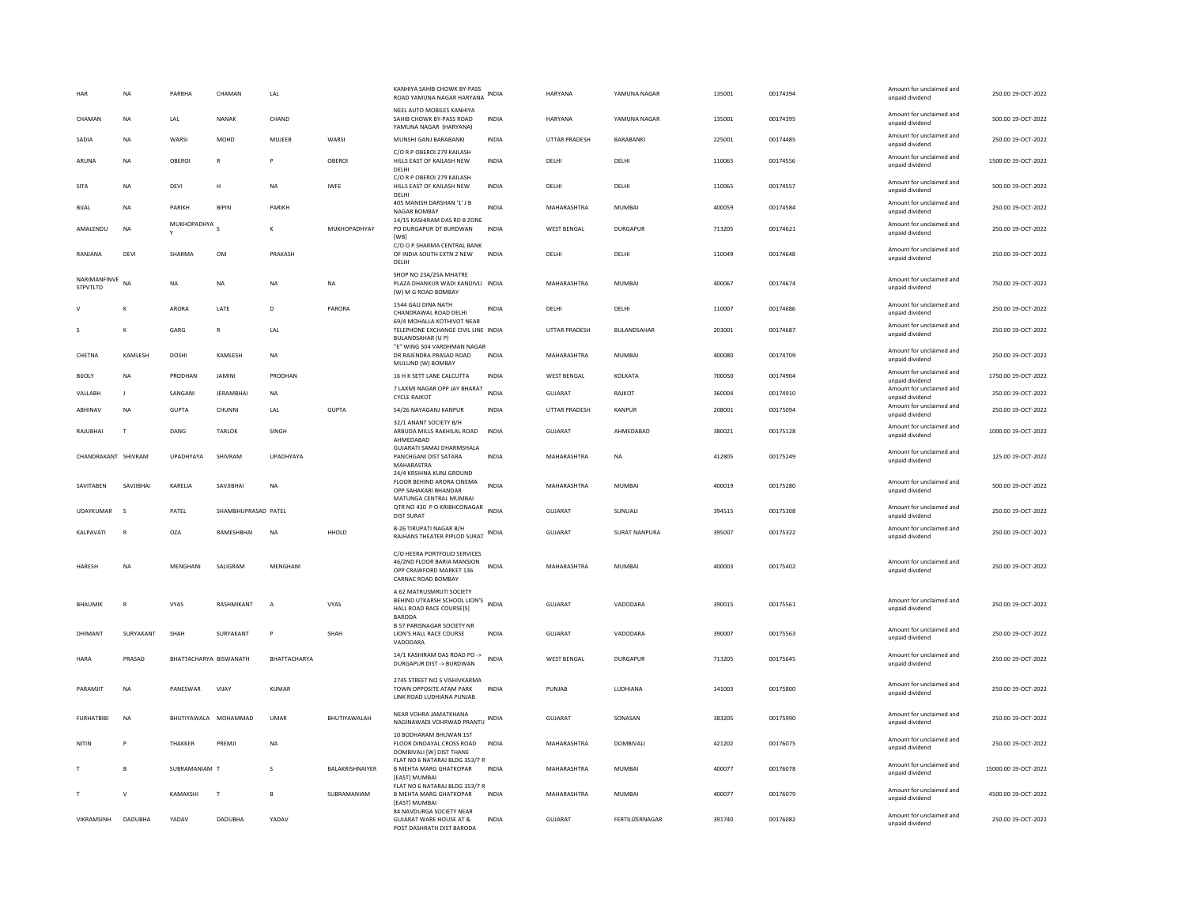| HAR | NA | PARBHA | CHAMAN | LAL | | KANHIYA SAHIB CHOWK BY-PASS ROAD YAMUNA NAGAR HARYANA | INDIA | HARYANA | YAMUNA NAGAR | 135001 | 00174394 | | Amount for unclaimed and unpaid dividend | 250.00 19-OCT-2022 |
|---|---|---|---|---|---|---|---|---|---|---|---|---|---|---|
| CHAMAN | NA | LAL | NANAK | CHAND | | NEEL AUTO MOBILES KANHIYA SAHIB CHOWK BY-PASS ROAD YAMUNA NAGAR (HARYANA) | INDIA | HARYANA | YAMUNA NAGAR | 135001 | 00174395 | | Amount for unclaimed and unpaid dividend | 500.00 19-OCT-2022 |
| SADIA | NA | WARSI | MOHD | MUJEEB | WARSI | MUNSHI GANJ BARABANKI | INDIA | UTTAR PRADESH | BARABANKI | 225001 | 00174485 | | Amount for unclaimed and unpaid dividend | 250.00 19-OCT-2022 |
| ARUNA | NA | OBEROI | R | P | OBEROI | C/O R P OBEROI 279 KAILASH HILLS EAST OF KAILASH NEW DELHI | INDIA | DELHI | DELHI | 110065 | 00174556 | | Amount for unclaimed and unpaid dividend | 1500.00 19-OCT-2022 |
| SITA | NA | DEVI | H | NA | IWFE | C/O R P OBEROI 279 KAILASH HILLS EAST OF KAILASH NEW DELHI | INDIA | DELHI | DELHI | 110065 | 00174557 | | Amount for unclaimed and unpaid dividend | 500.00 19-OCT-2022 |
| BIJAL | NA | PARIKH | BIPIN | PARIKH | | 405 MANISH DARSHAN '1' J B NAGAR BOMBAY | INDIA | MAHARASHTRA | MUMBAI | 400059 | 00174584 | | Amount for unclaimed and unpaid dividend | 250.00 19-OCT-2022 |
| AMALENDU | NA | MUKHOPADHYAY | S | K | MUKHOPADHYAY | 14/15 KASHIRAM DAS RD B ZONE PO DURGAPUR DT BURDWAN [WB] | INDIA | WEST BENGAL | DURGAPUR | 713205 | 00174621 | | Amount for unclaimed and unpaid dividend | 250.00 19-OCT-2022 |
| RANJANA | DEVI | SHARMA | OM | PRAKASH | | C/O O P SHARMA CENTRAL BANK OF INDIA SOUTH EXTN 2 NEW DELHI | INDIA | DELHI | DELHI | 110049 | 00174648 | | Amount for unclaimed and unpaid dividend | 250.00 19-OCT-2022 |
| NARIMANFINVESTPVTLTD | NA | NA | NA | NA | NA | SHOP NO 23A/25A MHATRE PLAZA DHANKUR WADI KANDIVLI (W) M G ROAD BOMBAY | INDIA | MAHARASHTRA | MUMBAI | 400067 | 00174674 | | Amount for unclaimed and unpaid dividend | 750.00 19-OCT-2022 |
| V | K | ARORA | LATE | D | PARORA | 1544 GALI DINA NATH CHANDRAWAL ROAD DELHI | INDIA | DELHI | DELHI | 110007 | 00174686 | | Amount for unclaimed and unpaid dividend | 250.00 19-OCT-2022 |
| S | K | GARG | R | LAL | | 69/4 MOHALLA KOTHIVOT NEAR TELEPHONE EXCHANGE CIVIL LINE BULANDSAHAR (U P) | INDIA | UTTAR PRADESH | BULANDSAHAR | 203001 | 00174687 | | Amount for unclaimed and unpaid dividend | 250.00 19-OCT-2022 |
| CHETNA | KAMLESH | DOSHI | KAMLESH | NA | | "E" WING 504 VARDHMAN NAGAR DR RAJENDRA PRASAD ROAD MULUND (W) BOMBAY | INDIA | MAHARASHTRA | MUMBAI | 400080 | 00174709 | | Amount for unclaimed and unpaid dividend | 250.00 19-OCT-2022 |
| BIJOLY | NA | PRODHAN | JAMINI | PRODHAN | | 16 H K SETT LANE CALCUTTA | INDIA | WEST BENGAL | KOLKATA | 700050 | 00174904 | | Amount for unclaimed and unpaid dividend | 1750.00 19-OCT-2022 |
| VALLABH | J | SANGANI | JERAMBHAI | NA | | 7 LAXMI NAGAR OPP JAY BHARAT CYCLE RAJKOT | INDIA | GUJARAT | RAJKOT | 360004 | 00174910 | | Amount for unclaimed and unpaid dividend | 250.00 19-OCT-2022 |
| ABHINAV | NA | GUPTA | CHUNNI | LAL | GUPTA | 54/26 NAYAGANJ KANPUR | INDIA | UTTAR PRADESH | KANPUR | 208001 | 00175094 | | Amount for unclaimed and unpaid dividend | 250.00 19-OCT-2022 |
| RAJUBHAI | T | DANG | TARLOK | SINGH | | 32/1 ANANT SOCIETY B/H ARBUDA MILLS RAKHILAL ROAD AHMEDABAD | INDIA | GUJARAT | AHMEDABAD | 380021 | 00175128 | | Amount for unclaimed and unpaid dividend | 1000.00 19-OCT-2022 |
| CHANDRAKANT | SHIVRAM | UPADHYAYA | SHIVRAM | UPADHYAYA | | GUJARATI SAMAJ DHARMSHALA PANCHGANI DIST SATARA MAHARASTRA | INDIA | MAHARASHTRA | NA | 412805 | 00175249 | | Amount for unclaimed and unpaid dividend | 125.00 19-OCT-2022 |
| SAVITABEN | SAVJIBHAI | KARELIA | SAVJIBHAI | NA | | 24/4 KRSIHNA KUNJ GROUND FLOOR BEHIND ARORA CINEMA OPP SAHAKARI BHANDAR MATUNGA CENTRAL MUMBAI | INDIA | MAHARASHTRA | MUMBAI | 400019 | 00175280 | | Amount for unclaimed and unpaid dividend | 500.00 19-OCT-2022 |
| UDAYKUMAR | S | PATEL | SHAMBHUPRASAD | PATEL | | QTR NO 430 P O KRIBHCONAGAR DIST SURAT | INDIA | GUJARAT | SUNUALI | 394515 | 00175308 | | Amount for unclaimed and unpaid dividend | 250.00 19-OCT-2022 |
| KALPAVATI | R | OZA | RAMESHBHAI | NA | HHOLD | B-26 TIRUPATI NAGAR B/H RAJHANS THEATER PIPLOD SURAT | INDIA | GUJARAT | SURAT NANPURA | 395007 | 00175322 | | Amount for unclaimed and unpaid dividend | 250.00 19-OCT-2022 |
| HARESH | NA | MENGHANI | SALIGRAM | MENGHANI | | C/O HEERA PORTFOLIO SERVICES 46/2ND FLOOR BARIA MANSION OPP CRAWFORD MARKET 136 CARNAC ROAD BOMBAY | INDIA | MAHARASHTRA | MUMBAI | 400003 | 00175402 | | Amount for unclaimed and unpaid dividend | 250.00 19-OCT-2022 |
| BHAUMIK | R | VYAS | RASHMIKANT | A | VYAS | A 62 MATRUSMRUTI SOCIETY BEHIND UTKARSH SCHOOL LION'S HALL ROAD RACE COURSE[S] BARODA | INDIA | GUJARAT | VADODARA | 390015 | 00175561 | | Amount for unclaimed and unpaid dividend | 250.00 19-OCT-2022 |
| DHIMANT | SURYAKANT | SHAH | SURYAKANT | P | SHAH | B 57 PARISNAGAR SOCIETY NR LION'S HALL RACE COURSE VADODARA | INDIA | GUJARAT | VADODARA | 390007 | 00175563 | | Amount for unclaimed and unpaid dividend | 250.00 19-OCT-2022 |
| HARA | PRASAD | BHATTACHARYA | BISWANATH | BHATTACHARYA | | 14/1 KASHIRAM DAS ROAD PO -> DURGAPUR DIST -> BURDWAN | INDIA | WEST BENGAL | DURGAPUR | 713205 | 00175645 | | Amount for unclaimed and unpaid dividend | 250.00 19-OCT-2022 |
| PARAMJIT | NA | PANESWAR | VIJAY | KUMAR | | 2745 STREET NO 5 VISHVKARMA TOWN OPPOSITE ATAM PARK LINK ROAD LUDHIANA PUNJAB | INDIA | PUNJAB | LUDHIANA | 141003 | 00175800 | | Amount for unclaimed and unpaid dividend | 250.00 19-OCT-2022 |
| FURHATBIBI | NA | BHUTIYAWALA | MOHAMMAD | UMAR | BHUTIYAWALAH | NEAR VOHRA JAMATKHANA NAGINAWADI VOHRWAD PRANTIJ | INDIA | GUJARAT | SONASAN | 383205 | 00175990 | | Amount for unclaimed and unpaid dividend | 250.00 19-OCT-2022 |
| NITIN | P | THAKKER | PREMJI | NA | | 10 BODHARAM BHUWAN 1ST FLOOR DINDAYAL CROSS ROAD DOMBIVALI [W] DIST THANE | INDIA | MAHARASHTRA | DOMBIVALI | 421202 | 00176075 | | Amount for unclaimed and unpaid dividend | 250.00 19-OCT-2022 |
| T | B | SUBRAMANIAM | T | S | BALAKRISHNAIYER | FLAT NO 6 NATARAJ BLDG 353/7 R B MEHTA MARG GHATKOPAR [EAST] MUMBAI | INDIA | MAHARASHTRA | MUMBAI | 400077 | 00176078 | | Amount for unclaimed and unpaid dividend | 15000.00 19-OCT-2022 |
| T | V | KAMAKSHI | T | B | SUBRAMANIAM | FLAT NO 6 NATARAJ BLDG 353/7 R B MEHTA MARG GHATKOPAR [EAST] MUMBAI | INDIA | MAHARASHTRA | MUMBAI | 400077 | 00176079 | | Amount for unclaimed and unpaid dividend | 4500.00 19-OCT-2022 |
| VIKRAMSINH | DADUBHA | YADAV | DADUBHA | YADAV | | 84 NAVDURGA SOCIETY NEAR GUJARAT WARE HOUSE AT & POST DASHRATH DIST BARODA | INDIA | GUJARAT | FERTILIZERNAGAR | 391740 | 00176082 | | Amount for unclaimed and unpaid dividend | 250.00 19-OCT-2022 |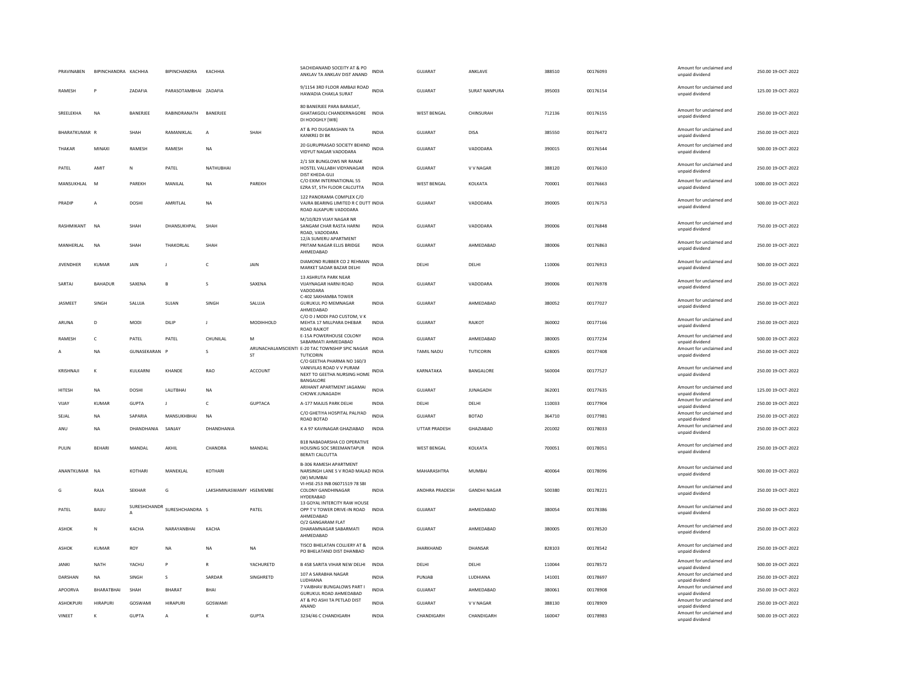| PRAVINABEN | BIPINCHANDRA | KACHHIA | BIPINCHANDRA | KACHHIA | | SACHIDANAND SOCEITY AT & PO ANKLAV TA ANKLAV DIST ANAND | INDIA | GUJARAT | ANKLAVE | 388510 | 00176093 | | Amount for unclaimed and unpaid dividend | 250.00 | 19-OCT-2022 |
|---|---|---|---|---|---|---|---|---|---|---|---|---|---|---|---|
| RAMESH | P | ZADAFIA | PARASOTAMBHAI | ZADAFIA | | 9/1154 3RD FLOOR AMBAJI ROAD HAWADIA CHAKLA SURAT | INDIA | GUJARAT | SURAT NANPURA | 395003 | 00176154 | | Amount for unclaimed and unpaid dividend | 125.00 | 19-OCT-2022 |
| SREELEKHA | NA | BANERJEE | RABINDRANATH | BANERJEE | | 80 BANERJEE PARA BARASAT, GHATAKGOLI CHANDERNAGORE DI HOOGHLY [WB] | INDIA | WEST BENGAL | CHINSURAH | 712136 | 00176155 | | Amount for unclaimed and unpaid dividend | 250.00 | 19-OCT-2022 |
| BHARATKUMAR | R | SHAH | RAMANIKLAL | A | SHAH | AT & PO DUGARASHAN TA KANKREJ DI BK | INDIA | GUJARAT | DISA | 385550 | 00176472 | | Amount for unclaimed and unpaid dividend | 250.00 | 19-OCT-2022 |
| THAKAR | MINAXI | RAMESH | RAMESH | NA | | 20 GURUPRASAD SOCIETY BEHIND VIDYUT NAGAR VADODARA | INDIA | GUJARAT | VADODARA | 390015 | 00176544 | | Amount for unclaimed and unpaid dividend | 500.00 | 19-OCT-2022 |
| PATEL | AMIT | N | PATEL | NATHUBHAI | | 2/1 SIX BUNGLOWS NR RANAK HOSTEL VALLABH VIDYANAGAR DIST KHEDA-GUJ | INDIA | GUJARAT | V V NAGAR | 388120 | 00176610 | | Amount for unclaimed and unpaid dividend | 250.00 | 19-OCT-2022 |
| MANSUKHLAL | M | PAREKH | MANILAL | NA | PAREKH | C/O EXIM INTERNATIONAL 55 EZRA ST, 5TH FLOOR CALCUTTA | INDIA | WEST BENGAL | KOLKATA | 700001 | 00176663 | | Amount for unclaimed and unpaid dividend | 1000.00 | 19-OCT-2022 |
| PRADIP | A | DOSHI | AMRITLAL | NA | | 122 PANORAMA COMPLEX C/O VAJRA BEARING LIMITED R C DUTT ROAD ALKAPURI VADODARA | INDIA | GUJARAT | VADODARA | 390005 | 00176753 | | Amount for unclaimed and unpaid dividend | 500.00 | 19-OCT-2022 |
| RASHMIKANT | NA | SHAH | DHANSUKHPAL | SHAH | | M/10/829 VIJAY NAGAR NR SANGAM CHAR RASTA HARNI ROAD, VADODARA | INDIA | GUJARAT | VADODARA | 390006 | 00176848 | | Amount for unclaimed and unpaid dividend | 750.00 | 19-OCT-2022 |
| MANHERLAL | NA | SHAH | THAKORLAL | SHAH | | 12/A SUMERU APARTMENT PRITAM NAGAR ELLIS BRIDGE AHMEDABAD | INDIA | GUJARAT | AHMEDABAD | 380006 | 00176863 | | Amount for unclaimed and unpaid dividend | 250.00 | 19-OCT-2022 |
| JIVENDHER | KUMAR | JAIN | J | C | JAIN | DIAMOND RUBBER CO 2 REHMAN MARKET SADAR BAZAR DELHI | INDIA | DELHI | DELHI | 110006 | 00176913 | | Amount for unclaimed and unpaid dividend | 500.00 | 19-OCT-2022 |
| SARTAJ | BAHADUR | SAXENA | B | S | SAXENA | 13 ASHRUTA PARK NEAR VIJAYNAGAR HARNI ROAD VADODARA | INDIA | GUJARAT | VADODARA | 390006 | 00176978 | | Amount for unclaimed and unpaid dividend | 250.00 | 19-OCT-2022 |
| JASMEET | SINGH | SALUJA | SUJAN | SINGH | SALUJA | C-402 SAKHAMBA TOWER GURUKUL PO MEMNAGAR AHMEDABAD | INDIA | GUJARAT | AHMEDABAD | 380052 | 00177027 | | Amount for unclaimed and unpaid dividend | 250.00 | 19-OCT-2022 |
| ARUNA | D | MODI | DILIP | J | MODIHHOLD | C/O D J MODI PAO CUSTOM, V K MEHTA 17 MILLPARA DHEBAR ROAD RAJKOT | INDIA | GUJARAT | RAJKOT | 360002 | 00177166 | | Amount for unclaimed and unpaid dividend | 250.00 | 19-OCT-2022 |
| RAMESH | C | PATEL | PATEL | CHUNILAL | M | E-15A POWERHOUSE COLONY SABARMATI AHMEDABAD | INDIA | GUJARAT | AHMEDABAD | 380005 | 00177234 | | Amount for unclaimed and unpaid dividend | 500.00 | 19-OCT-2022 |
| A | NA | GUNASEKARAN | P | S | ARUNACHALAMSCIENTI ST | E-20 TAC TOWNSHIP SPIC NAGAR TUTICORIN | INDIA | TAMIL NADU | TUTICORIN | 628005 | 00177408 | | Amount for unclaimed and unpaid dividend | 250.00 | 19-OCT-2022 |
| KRISHNAJI | K | KULKARNI | KHANDE | RAO | ACCOUNT | C/O GEETHA PHARMA NO 160/3 VANIVILAS ROAD V V PURAM NEXT TO GEETHA NURSING HOME BANGALORE | INDIA | KARNATAKA | BANGALORE | 560004 | 00177527 | | Amount for unclaimed and unpaid dividend | 250.00 | 19-OCT-2022 |
| HITESH | NA | DOSHI | LALITBHAI | NA | | ARIHANT APARTMENT JAGAMAI CHOWK JUNAGADH | INDIA | GUJARAT | JUNAGADH | 362001 | 00177635 | | Amount for unclaimed and unpaid dividend | 125.00 | 19-OCT-2022 |
| VIJAY | KUMAR | GUPTA | J | C | GUPTACA | A-177 MAJLIS PARK DELHI | INDIA | DELHI | DELHI | 110033 | 00177904 | | Amount for unclaimed and unpaid dividend | 250.00 | 19-OCT-2022 |
| SEJAL | NA | SAPARIA | MANSUKHBHAI | NA | | C/O GHETIYA HOSPITAL PALIYAD ROAD BOTAD | INDIA | GUJARAT | BOTAD | 364710 | 00177981 | | Amount for unclaimed and unpaid dividend | 250.00 | 19-OCT-2022 |
| ANU | NA | DHANDHANIA | SANJAY | DHANDHANIA | | K A 97 KAVINAGAR GHAZIABAD | INDIA | UTTAR PRADESH | GHAZIABAD | 201002 | 00178033 | | Amount for unclaimed and unpaid dividend | 250.00 | 19-OCT-2022 |
| PULIN | BEHARI | MANDAL | AKHIL | CHANDRA | MANDAL | B18 NABADARSHA CO OPERATIVE HOUSING SOC SREEMANTAPUR BERATI CALCUTTA | INDIA | WEST BENGAL | KOLKATA | 700051 | 00178051 | | Amount for unclaimed and unpaid dividend | 250.00 | 19-OCT-2022 |
| ANANTKUMAR | NA | KOTHARI | MANEKLAL | KOTHARI | | B-306 RAMESH APARTMENT NARSINGH LANE S V ROAD MALAD (W) MUMBAI | INDIA | MAHARASHTRA | MUMBAI | 400064 | 00178096 | | Amount for unclaimed and unpaid dividend | 500.00 | 19-OCT-2022 |
| G | RAJA | SEKHAR | G | LAKSHMINASWAMY | HSEMEMBE | VI-HSE-253 INB 06071519 78 SBI COLONY GANDHINAGAR HYDERABAD | INDIA | ANDHRA PRADESH | GANDHI NAGAR | 500380 | 00178221 | | Amount for unclaimed and unpaid dividend | 250.00 | 19-OCT-2022 |
| PATEL | BAIJU | SURESHCHANDR A | SURESHCHANDRA | S | PATEL | 13 GOYAL INTERCITY RAW HOUSE OPP T V TOWER DRIVE-IN ROAD AHMEDABAD | INDIA | GUJARAT | AHMEDABAD | 380054 | 00178386 | | Amount for unclaimed and unpaid dividend | 250.00 | 19-OCT-2022 |
| ASHOK | N | KACHA | NARAYANBHAI | KACHA | | O/2 GANGARAM FLAT DHARAMNAGAR SABARMATI AHMEDABAD | INDIA | GUJARAT | AHMEDABAD | 380005 | 00178520 | | Amount for unclaimed and unpaid dividend | 250.00 | 19-OCT-2022 |
| ASHOK | KUMAR | ROY | NA | NA | NA | TISCO BHELATAN COLLIERY AT & PO BHELATAND DIST DHANBAD | INDIA | JHARKHAND | DHANSAR | 828103 | 00178542 | | Amount for unclaimed and unpaid dividend | 250.00 | 19-OCT-2022 |
| JANKI | NATH | YACHU | P | R | YACHURETD | B 458 SARITA VIHAR NEW DELHI | INDIA | DELHI | DELHI | 110044 | 00178572 | | Amount for unclaimed and unpaid dividend | 500.00 | 19-OCT-2022 |
| DARSHAN | NA | SINGH | S | SARDAR | SINGHRETD | 107 A SARABHA NAGAR LUDHIANA | INDIA | PUNJAB | LUDHIANA | 141001 | 00178697 | | Amount for unclaimed and unpaid dividend | 250.00 | 19-OCT-2022 |
| APOORVA | BHARATBHAI | SHAH | BHARAT | BHAI | | 7 VAIBHAV BUNGALOWS PART I GURUKUL ROAD AHMEDABAD | INDIA | GUJARAT | AHMEDABAD | 380061 | 00178908 | | Amount for unclaimed and unpaid dividend | 250.00 | 19-OCT-2022 |
| ASHOKPURI | HIRAPURI | GOSWAMI | HIRAPURI | GOSWAMI | | AT & PO ASHI TA PETLAD DIST ANAND | INDIA | GUJARAT | V V NAGAR | 388130 | 00178909 | | Amount for unclaimed and unpaid dividend | 250.00 | 19-OCT-2022 |
| VINEET | K | GUPTA | A | K | GUPTA | 3234/46 C CHANDIGARH | INDIA | CHANDIGARH | CHANDIGARH | 160047 | 00178983 | | Amount for unclaimed and unpaid dividend | 500.00 | 19-OCT-2022 |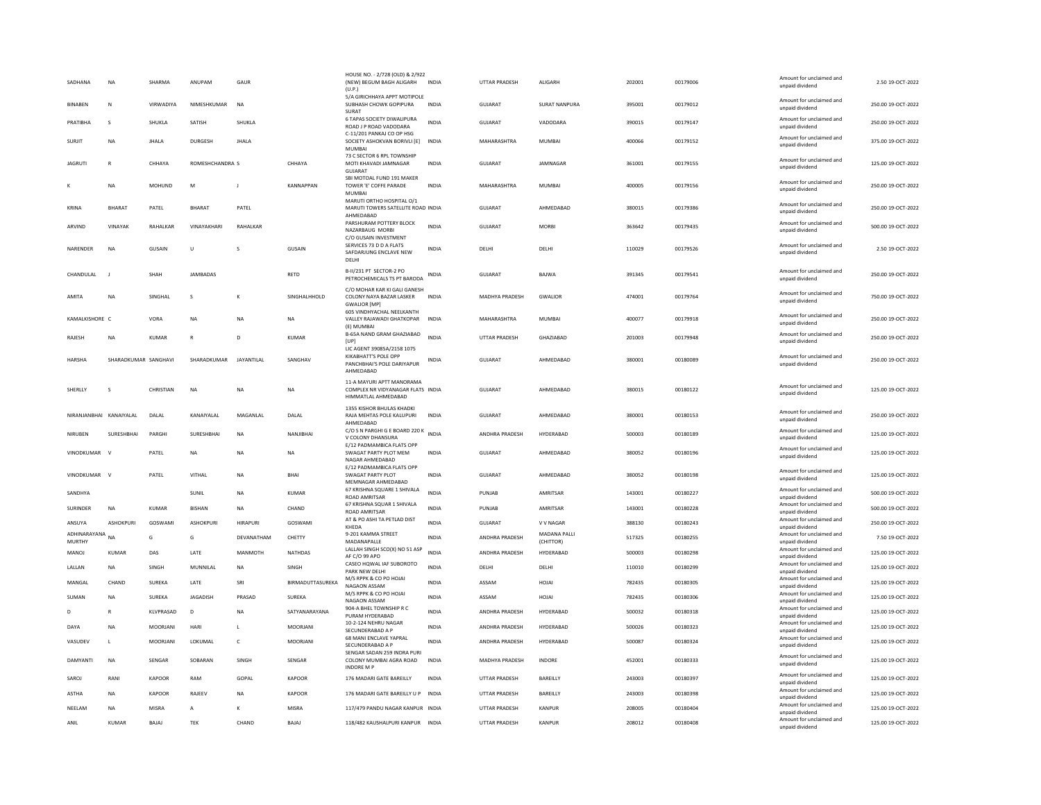| | | | | | | | | | | | | | | |
|---|---|---|---|---|---|---|---|---|---|---|---|---|---|---|
| SADHANA | NA | SHARMA | ANUPAM | GAUR | | HOUSE NO. - 2/728 (OLD) & 2/922 (NEW) BEGUM BAGH ALIGARH (U.P.) | INDIA | UTTAR PRADESH | ALIGARH | 202001 | 00179006 | Amount for unclaimed and unpaid dividend | 2.50 | 19-OCT-2022 |
| BINABEN | N | VIRWADIYA | NIMESHKUMAR | NA | | S/A GIRICHHAYA APPT MOTIPOLE SUBHASH CHOWK GOPIPURA SURAT | INDIA | GUJARAT | SURAT NANPURA | 395001 | 00179012 | Amount for unclaimed and unpaid dividend | 250.00 | 19-OCT-2022 |
| PRATIBHA | S | SHUKLA | SATISH | SHUKLA | | 6 TAPAS SOCIETY DIWALIPURA ROAD J P ROAD VADODARA | INDIA | GUJARAT | VADODARA | 390015 | 00179147 | Amount for unclaimed and unpaid dividend | 250.00 | 19-OCT-2022 |
| SURJIT | NA | JHALA | DURGESH | JHALA | | C-11/201 PANKAJ CO OP HSG SOCIETY ASHOKVAN BORIVLI [E] MUMBAI | INDIA | MAHARASHTRA | MUMBAI | 400066 | 00179152 | Amount for unclaimed and unpaid dividend | 375.00 | 19-OCT-2022 |
| JAGRUTI | R | CHHAYA | ROMESHCHANDRA | S | CHHAYA | 73 C SECTOR 6 RPL TOWNSHIP MOTI KHAVADI JAMNAGAR GUJARAT | INDIA | GUJARAT | JAMNAGAR | 361001 | 00179155 | Amount for unclaimed and unpaid dividend | 125.00 | 19-OCT-2022 |
| K | NA | MOHUND | M | J | KANNAPPAN | SBI MOTOAL FUND 191 MAKER TOWER 'E' COFFE PARADE MUMBAI | INDIA | MAHARASHTRA | MUMBAI | 400005 | 00179156 | Amount for unclaimed and unpaid dividend | 250.00 | 19-OCT-2022 |
| KRINA | BHARAT | PATEL | BHARAT | PATEL | | MARUTI ORTHO HOSPITAL O/1 MARUTI TOWERS SATELLITE ROAD AHMEDABAD | INDIA | GUJARAT | AHMEDABAD | 380015 | 00179386 | Amount for unclaimed and unpaid dividend | 250.00 | 19-OCT-2022 |
| ARVIND | VINAYAK | RAHALKAR | VINAYAKHARI | RAHALKAR | | PARSHURAM POTTERY BLOCK NAZARBAUG MORBI | INDIA | GUJARAT | MORBI | 363642 | 00179435 | Amount for unclaimed and unpaid dividend | 500.00 | 19-OCT-2022 |
| NARENDER | NA | GUSAIN | U | S | GUSAIN | C/O GUSAIN INVESTMENT SERVICES 73 D D A FLATS SAFDARJUNG ENCLAVE NEW DELHI | INDIA | DELHI | DELHI | 110029 | 00179526 | Amount for unclaimed and unpaid dividend | 2.50 | 19-OCT-2022 |
| CHANDULAL | J | SHAH | JAMBADAS | | RETD | B-II/231 PT SECTOR-2 PO PETROCHEMICALS TS PT BARODA | INDIA | GUJARAT | BAJWA | 391345 | 00179541 | Amount for unclaimed and unpaid dividend | 250.00 | 19-OCT-2022 |
| AMITA | NA | SINGHAL | S | K | SINGHALHHOLD | C/O MOHAR KAR KI GALI GANESH COLONY NAYA BAZAR LASKER GWALIOR [MP] | INDIA | MADHYA PRADESH | GWALIOR | 474001 | 00179764 | Amount for unclaimed and unpaid dividend | 750.00 | 19-OCT-2022 |
| KAMALKISHORE | C | VORA | NA | NA | NA | 605 VINDHYACHAL NEELKANTH VALLEY RAJAWADI GHATKOPAR (E) MUMBAI | INDIA | MAHARASHTRA | MUMBAI | 400077 | 00179918 | Amount for unclaimed and unpaid dividend | 250.00 | 19-OCT-2022 |
| RAJESH | NA | KUMAR | R | D | KUMAR | B-65A NAND GRAM GHAZIABAD [UP] | INDIA | UTTAR PRADESH | GHAZIABAD | 201003 | 00179948 | Amount for unclaimed and unpaid dividend | 250.00 | 19-OCT-2022 |
| HARSHA | SHARADKUMAR | SANGHAVI | SHARADKUMAR | JAYANTILAL | SANGHAV | LIC AGENT 39085A/2158 1075 KIKABHATT'S POLE OPP PANCHBHAI'S POLE DARIYAPUR AHMEDABAD | INDIA | GUJARAT | AHMEDABAD | 380001 | 00180089 | Amount for unclaimed and unpaid dividend | 250.00 | 19-OCT-2022 |
| SHERLLY | S | CHRISTIAN | NA | NA | NA | 11-A MAYURI APTT MANORAMA COMPLEX NR VIDYANAGAR FLATS HIMMATLAL AHMEDABAD | INDIA | GUJARAT | AHMEDABAD | 380015 | 00180122 | Amount for unclaimed and unpaid dividend | 125.00 | 19-OCT-2022 |
| NIRANJANBHAI | KANAIYALAL | DALAL | KANAIYALAL | MAGANLAL | DALAL | 1355 KISHOR BHULAS KHADKI RAJA MEHTAS POLE KALUPURI AHMEDABAD | INDIA | GUJARAT | AHMEDABAD | 380001 | 00180153 | Amount for unclaimed and unpaid dividend | 250.00 | 19-OCT-2022 |
| NIRUBEN | SURESHBHAI | PARGHI | SURESHBHAI | NA | NANJIBHAI | C/O S N PARGHI G E BOARD 220 K V COLONY DHANSURA | INDIA | ANDHRA PRADESH | HYDERABAD | 500003 | 00180189 | Amount for unclaimed and unpaid dividend | 125.00 | 19-OCT-2022 |
| VINODKUMAR | V | PATEL | NA | NA | NA | E/12 PADMAMBICA FLATS OPP SWAGAT PARTY PLOT MEM NAGAR AHMEDABAD | INDIA | GUJARAT | AHMEDABAD | 380052 | 00180196 | Amount for unclaimed and unpaid dividend | 125.00 | 19-OCT-2022 |
| VINODKUMAR | V | PATEL | VITHAL | NA | BHAI | E/12 PADMAMBICA FLATS OPP SWAGAT PARTY PLOT MEMNAGAR AHMEDABAD | INDIA | GUJARAT | AHMEDABAD | 380052 | 00180198 | Amount for unclaimed and unpaid dividend | 125.00 | 19-OCT-2022 |
| SANDHYA | | | SUNIL | NA | KUMAR | 67 KRISHNA SQUARE 1 SHIVALA ROAD AMRITSAR | INDIA | PUNJAB | AMRITSAR | 143001 | 00180227 | Amount for unclaimed and unpaid dividend | 500.00 | 19-OCT-2022 |
| SURINDER | NA | KUMAR | BISHAN | NA | CHAND | 67 KRISHNA SQUAR 1 SHIVALA ROAD AMRITSAR | INDIA | PUNJAB | AMRITSAR | 143001 | 00180228 | Amount for unclaimed and unpaid dividend | 500.00 | 19-OCT-2022 |
| ANSUYA | ASHOKPURI | GOSWAMI | ASHOKPURI | HIRAPURI | GOSWAMI | AT & PO ASHI TA PETLAD DIST KHEDA | INDIA | GUJARAT | V V NAGAR | 388130 | 00180243 | Amount for unclaimed and unpaid dividend | 250.00 | 19-OCT-2022 |
| ADHINARAYANA MURTHY | NA | G | G | DEVANATHAM | CHETTY | 9-201 KAMMA STREET MADANAPALLE | INDIA | ANDHRA PRADESH | MADANA PALLI (CHITTOR) | 517325 | 00180255 | Amount for unclaimed and unpaid dividend | 7.50 | 19-OCT-2022 |
| MANOJ | KUMAR | DAS | LATE | MANMOTH | NATHDAS | LALLAH SINGH SCO(X) NO 51 ASP AF C/O 99 APO | INDIA | ANDHRA PRADESH | HYDERABAD | 500003 | 00180298 | Amount for unclaimed and unpaid dividend | 125.00 | 19-OCT-2022 |
| LALLAN | NA | SINGH | MUNNILAL | NA | SINGH | CASEO HQWAL IAF SUBOROTO PARK NEW DELHI | INDIA | DELHI | DELHI | 110010 | 00180299 | Amount for unclaimed and unpaid dividend | 125.00 | 19-OCT-2022 |
| MANGAL | CHAND | SUREKA | LATE | SRI | BIRMADUTTASUREKA | M/S RPPK & CO PO HOJAI NAGAON ASSAM | INDIA | ASSAM | HOJAI | 782435 | 00180305 | Amount for unclaimed and unpaid dividend | 125.00 | 19-OCT-2022 |
| SUMAN | NA | SUREKA | JAGADISH | PRASAD | SUREKA | M/S RPPK & CO PO HOJAI NAGAON ASSAM | INDIA | ASSAM | HOJAI | 782435 | 00180306 | Amount for unclaimed and unpaid dividend | 125.00 | 19-OCT-2022 |
| D | R | KLVPRASAD | D | NA | SATYANARAYANA | 904-A BHEL TOWNSHIP R C PURAM HYDERABAD | INDIA | ANDHRA PRADESH | HYDERABAD | 500032 | 00180318 | Amount for unclaimed and unpaid dividend | 125.00 | 19-OCT-2022 |
| DAYA | NA | MOORJANI | HARI | L | MOORJANI | 10-2-124 NEHRU NAGAR SECUNDERABAD A P | INDIA | ANDHRA PRADESH | HYDERABAD | 500026 | 00180323 | Amount for unclaimed and unpaid dividend | 125.00 | 19-OCT-2022 |
| VASUDEV | L | MOORJANI | LOKUMAL | C | MOORJANI | 68 MANI ENCLAVE YAPRAL SECUNDERABAD A P | INDIA | ANDHRA PRADESH | HYDERABAD | 500087 | 00180324 | Amount for unclaimed and unpaid dividend | 125.00 | 19-OCT-2022 |
| DAMYANTI | NA | SENGAR | SOBARAN | SINGH | SENGAR | SENGAR SADAN 259 INDRA PURI COLONY MUMBAI AGRA ROAD INDORE M P | INDIA | MADHYA PRADESH | INDORE | 452001 | 00180333 | Amount for unclaimed and unpaid dividend | 125.00 | 19-OCT-2022 |
| SAROJ | RANI | KAPOOR | RAM | GOPAL | KAPOOR | 176 MADARI GATE BAREILLY | INDIA | UTTAR PRADESH | BAREILLY | 243003 | 00180397 | Amount for unclaimed and unpaid dividend | 125.00 | 19-OCT-2022 |
| ASTHA | NA | KAPOOR | RAJEEV | NA | KAPOOR | 176 MADARI GATE BAREILLY U P | INDIA | UTTAR PRADESH | BAREILLY | 243003 | 00180398 | Amount for unclaimed and unpaid dividend | 125.00 | 19-OCT-2022 |
| NEELAM | NA | MISRA | A | K | MISRA | 117/479 PANDU NAGAR KANPUR | INDIA | UTTAR PRADESH | KANPUR | 208005 | 00180404 | Amount for unclaimed and unpaid dividend | 125.00 | 19-OCT-2022 |
| ANIL | KUMAR | BAJAJ | TEK | CHAND | BAJAJ | 118/482 KAUSHALPURI KANPUR | INDIA | UTTAR PRADESH | KANPUR | 208012 | 00180408 | Amount for unclaimed and unpaid dividend | 125.00 | 19-OCT-2022 |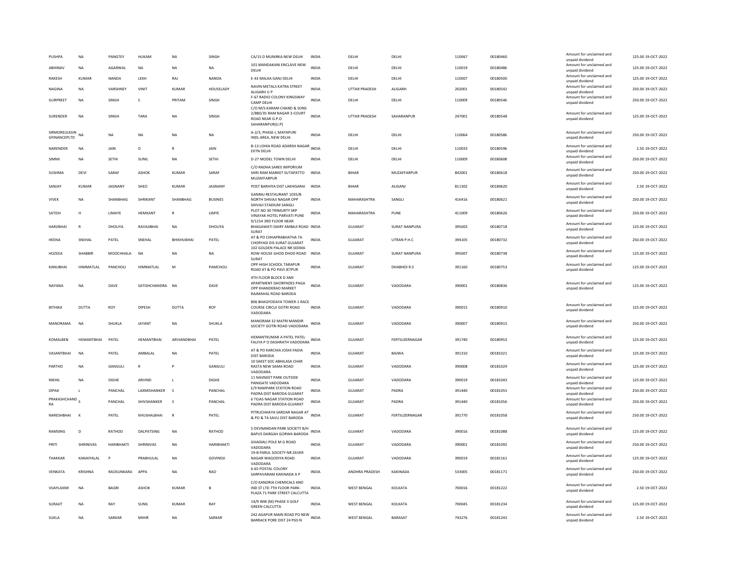| PUSHPA | NA | PANGTEY | HUKAM | NA | SINGH | CA/15 D MUNIRKA NEW DELHI | INDIA | DELHI | DELHI | 110067 | 00180460 | Amount for unclaimed and unpaid dividend | 125.00 19-OCT-2022 |
|---|---|---|---|---|---|---|---|---|---|---|---|---|---|
| ABHINAV | NA | AGARWAL | NA | NA | NA | 101 MANDAKANI ENCLAVE NEW DELHI | INDIA | DELHI | DELHI | 110019 | 00180486 | Amount for unclaimed and unpaid dividend | 125.00 19-OCT-2022 |
| RAKESH | KUMAR | NANDA | LEKH | RAJ | NANDA | E-43 MALKA GANJ DELHI | INDIA | DELHI | DELHI | 110007 | 00180500 | Amount for unclaimed and unpaid dividend | 125.00 19-OCT-2022 |
| NAGINA | NA | VARSHNEY | VINIT | KUMAR | HOUSELADY | NAVIN METALS KATRA STREET ALIGARH U P | INDIA | UTTAR PRADESH | ALIGARH | 202001 | 00180542 | Amount for unclaimed and unpaid dividend | 250.00 19-OCT-2022 |
| GURPREET | NA | SINGH | S | PRITAM | SINGH | F-67 RADIO COLONY KINGSWAY CAMP DELHI | INDIA | DELHI | DELHI | 110009 | 00180546 | Amount for unclaimed and unpaid dividend | 250.00 19-OCT-2022 |
| SURENDER | NA | SINGH | TARA | NA | SINGH | C/O M/S KARAM CHAND & SONS 2/880/35 RAM NAGAR 3-COURT ROAD NEAR G.P.O SAHARANPUR(U.P) | INDIA | UTTAR PRADESH | SAHARANPUR | 247001 | 00180548 | Amount for unclaimed and unpaid dividend | 125.00 19-OCT-2022 |
| SIRMORELEASIN GFINANCEPLTD | NA | NA | NA | NA | NA | A-2/3, PHASE-I, MAYAPURI INDL.AREA, NEW DELHI. | INDIA | DELHI | DELHI | 110064 | 00180586 | Amount for unclaimed and unpaid dividend | 250.00 19-OCT-2022 |
| NARENDER | NA | JAIN | D | R | JAIN | B-13 LOHIA ROAD ADARSH NAGAR EXTN DELHI | INDIA | DELHI | DELHI | 110033 | 00180596 | Amount for unclaimed and unpaid dividend | 2.50 19-OCT-2022 |
| SIMMI | NA | SETHI | SUNIL | NA | SETHI | D-27 MODEL TOWN DELHI | INDIA | DELHI | DELHI | 110009 | 00180608 | Amount for unclaimed and unpaid dividend | 250.00 19-OCT-2022 |
| SUSHMA | DEVI | SARAF | ASHOK | KUMAR | SARAF | C/O RADHA SAREE IMPORIUM SHRI RAM MARKET SUTAPATTO MUZAFFARPUR | INDIA | BIHAR | MUZAFFARPUR | 842001 | 00180618 | Amount for unclaimed and unpaid dividend | 250.00 19-OCT-2022 |
| SANJAY | KUMAR | JAGNANY | SHEO | KUMAR | JAGNANY | POST BARHIYA DIST LAKHISARAI | INDIA | BIHAR | ALIGANJ | 811302 | 00180620 | Amount for unclaimed and unpaid dividend | 2.50 19-OCT-2022 |
| VIVEK | NA | SHANBHAG | SHRIKANT | SHANBHAG | BUSINES | GANRAJ RESTAURANT 1035/B NORTH SHIVAJI NAGAR OPP SHIVAJI STADIUM SANGLI | INDIA | MAHARASHTRA | SANGLI | 416416 | 00180621 | Amount for unclaimed and unpaid dividend | 250.00 19-OCT-2022 |
| SATISH | H | LIMAYE | HEMKANT | R | LIMYE | PLOT NO 30 TRIMURTY SRP VINAYAK HOTEL PARVATI PUNE | INDIA | MAHARASHTRA | PUNE | 411009 | 00180626 | Amount for unclaimed and unpaid dividend | 250.00 19-OCT-2022 |
| HARJIBHAI | R | DHOLIYA | RAVAJIBHAI | NA | DHOLIYA | 9/1154 3RD FLOOR NEAR BHAGAWATI DAIRY AMBAJI ROAD SURAT | INDIA | GUJARAT | SURAT NANPURA | 395003 | 00180718 | Amount for unclaimed and unpaid dividend | 125.00 19-OCT-2022 |
| HEENA | SNEHAL | PATEL | SNEHAL | BHIKHUBHAI | PATEL | AT & PO CHHAPRABHATHA TA CHORYASI DIS SURAT GUJARAT | INDIA | GUJARAT | UTRAN P.H.C | 394105 | 00180732 | Amount for unclaimed and unpaid dividend | 250.00 19-OCT-2022 |
| HOZEEA | SHABBIR | MOOCHHALA | NA | NA | NA | 102 GOLDEN PALACE NR SEEMA ROW HOUSE GHOD DHOD ROAD SURAT | INDIA | GUJARAT | SURAT NANPURA | 395007 | 00180738 | Amount for unclaimed and unpaid dividend | 125.00 19-OCT-2022 |
| KANUBHAI | HIMMATLAL | PANCHOLI | HIMMATLAL | M | PAMCHOLI | OPP HIGH SCHOOL TARAPUR ROAD AT & PO PAVI JETPUR | INDIA | GUJARAT | DHABHOI R.S | 391160 | 00180753 | Amount for unclaimed and unpaid dividend | 125.00 19-OCT-2022 |
| NAYANA | NA | DAVE | SATISHCHANDRA | NA | DAVE | 4TH FLOOR BLOCK D AMI APARTMENT GHORPADES PAGA OPP KHANDERAO MARKET RAJMAHAL ROAD BARODA | INDIA | GUJARAT | VADODARA | 390001 | 00180836 | Amount for unclaimed and unpaid dividend | 125.00 19-OCT-2022 |
| BITHIKA | DUTTA | ROY | DIPESH | DUTTA | ROY | 806 BHAGYODAYA TOWER-1 RACE COURSE CIRCLE GOTRI ROAD VADODARA | INDIA | GUJARAT | VADODARA | 390015 | 00180910 | Amount for unclaimed and unpaid dividend | 125.00 19-OCT-2022 |
| MANORAMA | NA | SHUKLA | JAYANT | NA | SHUKLA | MANORAM 32 MATRI MANDIR SOCIETY GOTRI ROAD VADODARA | INDIA | GUJARAT | VADODARA | 390007 | 00180915 | Amount for unclaimed and unpaid dividend | 250.00 19-OCT-2022 |
| KOMALBEN | HEMANTBHAI | PATEL | HEMANTBHAI | ARVIANDBHAI | PATEL | HEMANTKUMAR A PATEL PATEL FALIYA P O DASHRATH VADODARA | INDIA | GUJARAT | FERTILIZERNAGAR | 391740 | 00180953 | Amount for unclaimed and unpaid dividend | 125.00 19-OCT-2022 |
| VASANTBHAI | NA | PATEL | AMBALAL | NA | PATEL | AT & PO KARCHIA JOSHI FADIA DIST BARODA | INDIA | GUJARAT | BAJWA | 391310 | 00181021 | Amount for unclaimed and unpaid dividend | 125.00 19-OCT-2022 |
| PARTHO | NA | GANGULI | R | P | GANGULI | 10 SAKET SOC ABHILASA CHAR RASTA NEW SAMA ROAD VADODARA | INDIA | GUJARAT | VADODARA | 390008 | 00181029 | Amount for unclaimed and unpaid dividend | 125.00 19-OCT-2022 |
| NIKHIL | NA | DIGHE | ARVIND | L | DIGHE | 11 NAVNEET PARK OUTSIDE PANIGATE VADODARA | INDIA | GUJARAT | VADODARA | 390019 | 00181043 | Amount for unclaimed and unpaid dividend | 125.00 19-OCT-2022 |
| DIPAK | L | PANCHAL | LAXMISHANKER | S | PANCHAL | E/9 RAMPARK STATION ROAD PADRA DIST BARODA GUJARAT | INDIA | GUJARAT | PADRA | 391440 | 00181055 | Amount for unclaimed and unpaid dividend | 250.00 19-OCT-2022 |
| PRAKASHCHAND RA | S | PANCHAL | SHIVSHANKER | S | PANCHAL | 6 TEJAS NAGAR STATION ROAD PADRA DIST BARODA GUJARAT | INDIA | GUJARAT | PADRA | 391440 | 00181056 | Amount for unclaimed and unpaid dividend | 250.00 19-OCT-2022 |
| NARESHBHAI | K | PATEL | KHUSHALBHAI | R | PATEL | PITRUCHHAYA SARDAR NAGAR AT & PO & TA SAVLI DIST BARODA | INDIA | GUJARAT | FERTILIZERNAGAR | 391770 | 00181058 | Amount for unclaimed and unpaid dividend | 250.00 19-OCT-2022 |
| RAMSING | D | RATHOD | DALPATSING | NA | RATHOD | 5 DEVNANDAN PARK SOCIETY B/H BAPUS DARGAH GORWA BARODA | INDIA | GUJARAT | VADODARA | 390016 | 00181088 | Amount for unclaimed and unpaid dividend | 125.00 19-OCT-2022 |
| PRITI | SHRINIVAS | HARIBHAKTI | SHRINIVAS | NA | HARIBHAKTI | GHADIALI POLE M G ROAD VADODARA | INDIA | GUJARAT | VADODARA | 390001 | 00181092 | Amount for unclaimed and unpaid dividend | 250.00 19-OCT-2022 |
| THAKKAR | KANAIYALAL | P | PRABHULAL | NA | GOVINDJI | 19-B PARUL SOCIETY NR ZAVER NAGAR WAGODIYA ROAD VADODARA | INDIA | GUJARAT | VADODARA | 390019 | 00181161 | Amount for unclaimed and unpaid dividend | 125.00 19-OCT-2022 |
| VENKATA | KRISHNA | RAOSUNKARA | APPA | NA | RAO | 6-65 POSTAL COLONY SARPAVARAM KAKINADA A P | INDIA | ANDHRA PRADESH | KAKINADA | 533005 | 00181171 | Amount for unclaimed and unpaid dividend | 250.00 19-OCT-2022 |
| VIJAYLAXMI | NA | BAGRI | ASHOK | KUMAR | B | C/O KANORIA CHEMICALS AND IND ST LTD 7TH FLOOR PARK-PLAZA 71 PARK STREET CALCUTTA | INDIA | WEST BENGAL | KOLKATA | 700016 | 00181222 | Amount for unclaimed and unpaid dividend | 2.50 19-OCT-2022 |
| SURAJIT | NA | RAY | SUNIL | KUMAR | RAY | 14/9 WIB (M) PHASE II GOLF GREEN CALCUTTA | INDIA | WEST BENGAL | KOLKATA | 700045 | 00181234 | Amount for unclaimed and unpaid dividend | 125.00 19-OCT-2022 |
| SUKLA | NA | SARKAR | MIHIR | NA | SARKAR | 242 AGAPUR MAIN ROAD PO NEW BARRACK PORE DIST 24 PGS N | INDIA | WEST BENGAL | BARASAT | 743276 | 00181243 | Amount for unclaimed and unpaid dividend | 2.50 19-OCT-2022 |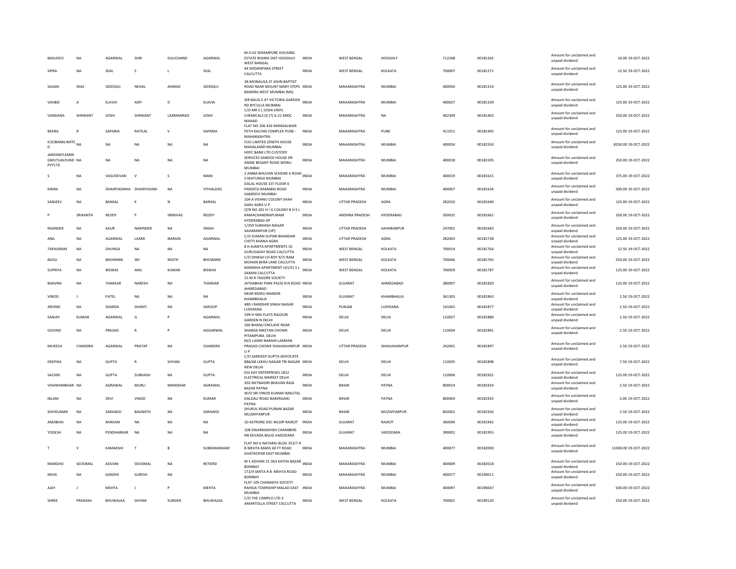| BASUDEO | NA | AGARWAL | SHRI | DULICHAND | AGARWAL | M-II-02 SERAMPORE HOUSING ESTATE RISHRA DIST HOOGHLY WEST BANGAL | INDIA | WEST BENGAL | HOOGHLY | 712248 | 00181263 | Amount for unclaimed and unpaid dividend | 10.00 | 19-OCT-2022 |
|---|---|---|---|---|---|---|---|---|---|---|---|---|---|---|
| SIPRA | NA | SEAL | S | L | SEAL | 44 SIKDANPARA STREET CALCUTTA | INDIA | WEST BENGAL | KOLKATA | 700007 | 00181271 | Amount for unclaimed and unpaid dividend | 12.50 | 19-OCT-2022 |
| SALMA | NIAZ | SIDDIQUI | NEHAL | AHMAD | SIDDIQUI | 38-MONALISA ST JOHN BAPTIST ROAD NEAR MOUNT MARY STEPS BANDRA WEST MUMBAI (MS) | INDIA | MAHARASHTRA | MUMBAI | 400050 | 00181314 | Amount for unclaimed and unpaid dividend | 125.00 | 19-OCT-2022 |
| VAHBIZ | A | ELAVIA | ASPI | D | ELAVIA | JER BAUG E 47 VICTORIA GARDEN RD BYCULLA MUMBAI | INDIA | MAHARASHTRA | MUMBAI | 400027 | 00181339 | Amount for unclaimed and unpaid dividend | 125.00 | 19-OCT-2022 |
| VANDANA | SHRIKANT | JOSHI | SHRIKANT | LAXMANRAO | JOSHI | C/O MR S L JOSHI VINYL CHEMICALS (I) (T) A-21 MIDC MAHAD | INDIA | MAHARASHTRA | NA | 402309 | 00181403 | Amount for unclaimed and unpaid dividend | 250.00 | 19-OCT-2022 |
| BEENA | R | SAPARIA | RATILAL | V | SAPARIA | FLAT NO 206 426 MANGALWAR PETH KALYAN COMPLEX PUNE - MAHARASHTRA | INDIA | MAHARASHTRA | PUNE | 411011 | 00181492 | Amount for unclaimed and unpaid dividend | 125.00 | 19-OCT-2022 |
| ICICIBANKLIMITE D | NA | NA | NA | NA | NA | ICICI LIMITED ZENITH HOUSE MAHALAXMI MUMBAI | INDIA | MAHARASHTRA | MUMBAI | 400034 | 00181550 | Amount for unclaimed and unpaid dividend | 8250.00 | 19-OCT-2022 |
| JARDINEFLEMIN GMUTUALFUND PVTLTD | NA | NA | NA | NA | NA | HDFC BANK LTD CUSTODY SERVICES SANDOZ HOUSE DR ANNIE BESANT ROAD WORLI MUMBAI | INDIA | MAHARASHTRA | MUMBAI | 400018 | 00181595 | Amount for unclaimed and unpaid dividend | 250.00 | 19-OCT-2022 |
| S | NA | VASUDEVAN | V | S | MANI | 2 AMBA BHUVAN SCHEME 6 ROAD 5 MATUNGA MUMBAI | INDIA | MAHARASHTRA | MUMBAI | 400019 | 00181631 | Amount for unclaimed and unpaid dividend | 375.00 | 19-OCT-2022 |
| KIRAN | NA | DHAIRYASINHA | DHAIRYASINH | NA | VITHALDAS | DALAL HOUSE 1ST FLOOR 6 PANDITA RAMABAI ROAD GAMDEVI MUMBAI | INDIA | MAHARASHTRA | MUMBAI | 400007 | 00181634 | Amount for unclaimed and unpaid dividend | 500.00 | 19-OCT-2022 |
| SANJEEV | NA | BANSAL | K | N | BANSAL | 104 A VISHNU COLONY SHAH GANJ AGRA U P | INDIA | UTTAR PRADESH | AGRA | 282010 | 00181640 | Amount for unclaimed and unpaid dividend | 125.00 | 19-OCT-2022 |
| P | SRIKANTH | REDDY | P | SRINIVAS | REDDY | QTR NO 201 H I G COLONY B H E L RAMACHANDRAPURAM HYDERABAD AP | INDIA | ANDHRA PRADESH | HYDERABAD | 500032 | 00181661 | Amount for unclaimed and unpaid dividend | 250.00 | 19-OCT-2022 |
| RAJINDER | NA | KAUR | NARINDER | NA | SINGH | 1/359 SUBHASH NAGAR SAHARANPUR (UP) | INDIA | UTTAR PRADESH | SAHARANPUR | 247001 | 00181683 | Amount for unclaimed and unpaid dividend | 250.00 | 19-OCT-2022 |
| ANIL | NA | AGARWAL | LAXMI | NARAIN | AGARWAL | C/O SUMAN SUPARI BHANDAR CHITTI KHANA AGRA | INDIA | UTTAR PRADESH | AGRA | 282003 | 00181738 | Amount for unclaimed and unpaid dividend | 125.00 | 19-OCT-2022 |
| TAPASIRAM | NA | DHURGA | NA | NA | NA | 8 H AJANTA APARTMENTS 10 GURUSADAY ROAD CALCUTTA | INDIA | WEST BENGAL | KOLKATA | 700019 | 00181764 | Amount for unclaimed and unpaid dividend | 12.50 | 19-OCT-2022 |
| BIJOLI | NA | BHOWMIK | SRI | NISITH | BHOWMIK | C/O DINESH CH ROY 9/7J RAM MOHAN BERA LANE CALCUTTA | INDIA | WEST BENGAL | KOLKATA | 700046 | 00181765 | Amount for unclaimed and unpaid dividend | 250.00 | 19-OCT-2022 |
| SUPRIYA | NA | BISWAS | ANIL | KUMAR | BISWAS | MANISHA APARTMENT H/J/21 S L SARANI CALCUTTA | INDIA | WEST BENGAL | KOLKATA | 700059 | 00181787 | Amount for unclaimed and unpaid dividend | 125.00 | 19-OCT-2022 |
| BHAVNA | NA | THAKKAR | NARESH | NA | THAKKAR | 15 M R TAGORE SOCIETY JATHABHAI PARK PALDI N N ROAD AHMEDABAD | INDIA | GUJARAT | AHMEDABAD | 380007 | 00181820 | Amount for unclaimed and unpaid dividend | 125.00 | 19-OCT-2022 |
| VINOD | J | PATEL | NA | NA | NA | NEAR MORLI MANDIR KHAMBHALIA | INDIA | GUJARAT | KHAMBHALIA | 361305 | 00181863 | Amount for unclaimed and unpaid dividend | 2.50 | 19-OCT-2022 |
| ARVIND | NA | SHARDA | SHANTI | NA | SAROOP | 480-I RANDHIR SINGH NAGAR LUDHIANA | INDIA | PUNJAB | LUDHIANA | 141001 | 00181877 | Amount for unclaimed and unpaid dividend | 2.50 | 19-OCT-2022 |
| SANJAY | KUMAR | AGARWAL | G | P | AGARWAL | 199-H MIG FLATS RAJOURI GARDEN N DELHI | INDIA | DELHI | DELHI | 110027 | 00181889 | Amount for unclaimed and unpaid dividend | 2.50 | 19-OCT-2022 |
| GOVIND | NA | PRASAD | R | P | AGGARWAL | 160 BHANU ENCLAVE NEAR SHARDA NIKETAN CHOWK PITAMPURA DELHI | INDIA | DELHI | DELHI | 110034 | 00181891 | Amount for unclaimed and unpaid dividend | 2.50 | 19-OCT-2022 |
| MUKESH | CHANDRA | AGARWAL | PRATAP | NA | CHANDRA | M/S LAXMI NARAIN LAXMAN PRASAD CHOWK SHAHJAHANPUR U P | INDIA | UTTAR PRADESH | SHAHJAHANPUR | 242001 | 00181897 | Amount for unclaimed and unpaid dividend | 2.50 | 19-OCT-2022 |
| DEEPIKA | NA | GUPTA | R | SHYAM | GUPTA | C/O SANDEEP GUPTA ADVOCATE 886/68 LEKHU NAGAR TRI NAGAR NEW DELHI | INDIA | DELHI | DELHI | 110035 | 00181898 | Amount for unclaimed and unpaid dividend | 7.50 | 19-OCT-2022 |
| SACHIN | NA | GUPTA | SUBHASH | NA | GUPTA | ESS KAY ENTERPRISES 1822 ELECTRICAL MARKET DELHI | INDIA | DELHI | DELHI | 110006 | 00181922 | Amount for unclaimed and unpaid dividend | 125.00 | 19-OCT-2022 |
| VISHWAMBHAR | NA | AGRAWAL | MURLI | MANOHAR | AGRAWAL | 202-RATNAGIRI BHAVAN RAJA BAZAR PATNA | INDIA | BIHAR | PATNA | 800014 | 00181924 | Amount for unclaimed and unpaid dividend | 2.50 | 19-OCT-2022 |
| NILAM | NA | DEVI | VINOD | NA | KUMAR | W/O SRI VINOD KUMAR IMALITAL DALDALI ROAD BAKERGANJ PATNA | INDIA | BIHAR | PATNA | 800004 | 00181925 | Amount for unclaimed and unpaid dividend | 5.00 | 19-OCT-2022 |
| SHIVKUMAR | NA | SARAWGI | BAIJNATH | NA | SARAWGI | SHUKUL ROAD PURANI BAZAR MUZAFFARPUR | INDIA | BIHAR | MUZAFFARPUR | 842001 | 00181926 | Amount for unclaimed and unpaid dividend | 2.50 | 19-OCT-2022 |
| AMJIBHAI | NA | RARSANI | NA | NA | NA | 10 ASTRONE SOC NILDIP RAJKOT | INDIA | GUJARAT | RAJKOT | 360004 | 00181942 | Amount for unclaimed and unpaid dividend | 125.00 | 19-OCT-2022 |
| YOGESH | NA | PENDHARKAR | NA | NA | NA | 108 DWARKADHISH CHAMBERS NR KEVADA BAUG VADODARA | INDIA | GUJARAT | VADODARA | 390001 | 00181955 | Amount for unclaimed and unpaid dividend | 125.00 | 19-OCT-2022 |
| T | V | KAMAKSHI | T | B | SUBRAMANIAM | FLAT NO 6 NATARAJ BLDG 353/7 R B MEHTA MARG 60 FT ROAD GHATKOPAR EAST MUMBAI | INDIA | MAHARASHTRA | MUMBAI | 400077 | 00182000 | Amount for unclaimed and unpaid dividend | 11000.00 | 19-OCT-2022 |
| MANGHO | SEOOMAL | ADVANI | SEOOMAL | NA | RETIERD | M S ADVANI 21-363 KATHA BAZAR BOMBAY | INDIA | MAHARASHTRA | MUMBAI | 400009 | 00182018 | Amount for unclaimed and unpaid dividend | 250.00 | 19-OCT-2022 |
| NEHA | NA | GANDHI | SURESH | NA | | 172/4 SMITA R B MEHTA ROAD BOMBAY | INDIA | MAHARASHTRA | MUMBAI | 400077 | 00190011 | Amount for unclaimed and unpaid dividend | 250.00 | 19-OCT-2022 |
| AJAY | J | MEHTA | J | P | MEHTA | FLAT 105 CHANAKYA SOCIETY RAHEJA TOWNSHIP MALAD EAST MUMBAI | INDIA | MAHARASHTRA | MUMBAI | 400097 | 00190047 | Amount for unclaimed and unpaid dividend | 500.00 | 19-OCT-2022 |
| SHREE | PRAKASH | BHUWALKA | SHYAM | SUNDER | BHUWALKA | C/O THE CAMPLO LTD 3 AMARTOLLA STREET CALCUTTA | INDIA | WEST BENGAL | KOLKATA | 700001 | 00190120 | Amount for unclaimed and unpaid dividend | 250.00 | 19-OCT-2022 |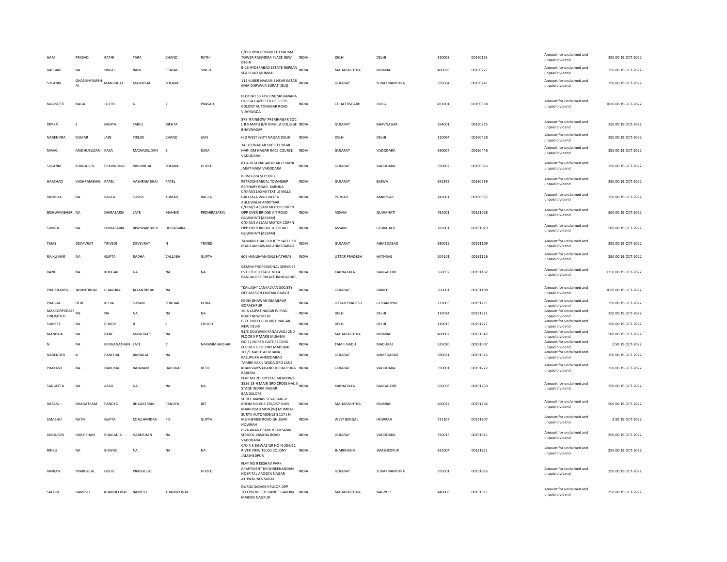| HARI | PRASAD | RATHI | TARA | CHAND | RATHI | C/O SURYA ROSHNI LTD PADMA TOWER RAJENDRA PLACE NEW DELHI | INDIA | DELHI | DELHI | 110008 | 00190135 | Amount for unclaimed and unpaid dividend | 250.00 19-OCT-2022 |
|---|---|---|---|---|---|---|---|---|---|---|---|---|---|
| BABBAN | NA | SINGH | RAM | PRASAD | SINGH | B-23 HYDERABAD ESTATE NEPEAN SEA ROAD MUMBAI | INDIA | MAHARASHTRA | MUMBAI | 400036 | 00190221 | Amount for unclaimed and unpaid dividend | 250.00 19-OCT-2022 |
| SOLANKI | GHANSHYAMBHAI | MANJIBHAI | MANJIBHAI | SOLANKI | | 112 KUBER NAGAR-1 NEAR KATAR GAM DARWAJA SURAT [GUJ] | INDIA | GUJARAT | SURAT NANPURA | 395004 | 00190241 | Amount for unclaimed and unpaid dividend | 250.00 19-OCT-2022 |
| NAGISETTI | NAGA | JYOTHI | N | V | PRASAD | PLOT NO 55 4TH LINE SRI KANARA DURGA GAZETTED OFFICERS COLONY AUTONAGAR ROAD VIJAYWADA | INDIA | CHHATTISGARH | DURG | 491001 | 00190338 | Amount for unclaimed and unpaid dividend | 1000.00 19-OCT-2022 |
| DIPIKA | S | MEHTA | SARJU | MEHTA | | 878 'RAINBOW' PREMNAGAR SOC L B S MARG B/H MAHILA COLLEGE BHAVNAGAR | INDIA | GUJARAT | BHAVNAGAR | 364001 | 00190375 | Amount for unclaimed and unpaid dividend | 250.00 19-OCT-2022 |
| NARENDRA | KUMAR | JAIN | TIRLOK | CHAND | JAIN | H-2 WEST JYOTI NAGAR DELHI | INDIA | DELHI | DELHI | 110094 | 00190428 | Amount for unclaimed and unpaid dividend | 250.00 19-OCT-2022 |
| NIMAL | MADHUSUDAN | KAKA | MADHUSUDAN | B | KAKA | 34 JYOTNAGAR SOCIETY NEAR HARI OM NAGAR RACE COURSE VADODARA | INDIA | GUJARAT | VADODARA | 390007 | 00190446 | Amount for unclaimed and unpaid dividend | 250.00 19-OCT-2022 |
| SOLANKI | KOKILABEN | PRAVINBHAI | PAVINBHAI | SOLANKI | HHOLD | 81 AUKTA NAGAR NEAR CHHANI JAKAT NAKA VADODARA | INDIA | GUJARAT | VADODARA | 390002 | 00190616 | Amount for unclaimed and unpaid dividend | 250.00 19-OCT-2022 |
| HARSHAD | VASHRAMBHAI | PATEL | VASHRAMBHAI | PATEL | | B-IIND-224 SECTOR 2 PETROCHEMICAL TOWNSHIP REFINARY ROAD BARODA | INDIA | GUJARAT | BAJWA | 391345 | 00190739 | Amount for unclaimed and unpaid dividend | 250.00 19-OCT-2022 |
| RADHIKA | NA | BAGLA | SUSHIL | KUMAR | BAGLA | C/O M/S LAXMI TEXTILE MILLS GALI LALA WALI KATRA AHLUWALIA AMRITSAR | INDIA | PUNJAB | AMRITSAR | 143001 | 00190957 | Amount for unclaimed and unpaid dividend | 250.00 19-OCT-2022 |
| BISHWAMBHER | NA | DHIRASARIA | LATE | MAHBIR | PRDHIRASARIA | C/O M/S ASSAM MOTOR CORPN OPP OVER BRIDGE A T ROAD GUWAHATI [ASSAM] | INDIA | ASSAM | GUWAHATI | 781001 | 00191028 | Amount for unclaimed and unpaid dividend | 500.00 19-OCT-2022 |
| SUNITA | NA | DHIRASARIA | BISHWAMBHER | DHIRASARIA | | C/O M/S ASSAM MOTOR CORPN OPP OVER BRIDGE A T ROAD GUWAHATI [ASSAM] | INDIA | ASSAM | GUWAHATI | 781001 | 00191029 | Amount for unclaimed and unpaid dividend | 500.00 19-OCT-2022 |
| TEJAS | DEVAVRAT | TRIVEDI | DEVEVRAT | N | TRIVEDI | 74 MANEKBAG SOCIETY SATELLITE ROAD AMBAWADI AHMEDABAD | INDIA | GUJARAT | AHMEDABAD | 380015 | 00191109 | Amount for unclaimed and unpaid dividend | 250.00 19-OCT-2022 |
| RAJKUMAR | NA | GUPTA | RADHA | VALLABH | GUPTA | 605 HANUMAN GALI HATHRAS | INDIA | UTTAR PRADESH | HATHRAS | 204101 | 00191126 | Amount for unclaimed and unpaid dividend | 250.00 19-OCT-2022 |
| RANI | NA | KHOGAR | NA | NA | NA | GEMINI PROFESSIONAL SERVICES PVT LTD COTTAGE NO 4 BANGALORE PALACE BANGALORE | INDIA | KARNATAKA | BANGALORE | 560052 | 00191162 | Amount for unclaimed and unpaid dividend | 1250.00 19-OCT-2022 |
| PRAFULABEN | JAYANTIBHAI | CHANDRA | JAYANTIBHAI | NA | | "KAILASH" JANKALYAN SOCIETY OFF ASTRON CINEMA RAJKOT | INDIA | GUJARAT | RAJKOT | 360001 | 00191188 | Amount for unclaimed and unpaid dividend | 1000.00 19-OCT-2022 |
| PRABHA | DEBI | KEDIA | SHYAM | SUNDAR | KEDIA | KEDIA BHAWAN ISMAILPUR GORAKHPUR | INDIA | UTTAR PRADESH | GORAKHPUR | 273005 | 00191211 | Amount for unclaimed and unpaid dividend | 250.00 19-OCT-2022 |
| MAXCORPORATI ONLIMITED | NA | NA | NA | NA | NA | 16-A LAJPAT NAGAR IV RING ROAD NEW DELHI | INDIA | DELHI | DELHI | 110024 | 00191221 | Amount for unclaimed and unpaid dividend | 250.00 19-OCT-2022 |
| SUMEET | NA | CHUGH | B | S | CHUGH | F-21 2ND FLOOR KIRTI NAGAR NEW DELHI | INDIA | DELHI | DELHI | 110015 | 00191227 | Amount for unclaimed and unpaid dividend | 250.00 19-OCT-2022 |
| MANISHA | NA | RANE | MANOHAR | NA | | 91/C KOLIWADI FANASWALI 2ND FLOOR S P MARG MUMBAI | INDIA | MAHARASHTRA | MUMBAI | 400002 | 00191342 | Amount for unclaimed and unpaid dividend | 500.00 19-OCT-2022 |
| N | NA | RENGANATHAN | LATE | V | NARASIMHACHARI | NO 31 NORTH GATE SECOND FLOOR S S COLONY MADURAI | INDIA | TAMIL NADU | MADURAI | 625010 | 00191507 | Amount for unclaimed and unpaid dividend | 2.50 19-OCT-2022 |
| NARENDER | A | PANCHAL | AMBALAL | NA | | 100/1 KABUTAR KHANA KALUPURA AHMEDABAD | INDIA | GUJARAT | AHMEDABAD | 380021 | 00191616 | Amount for unclaimed and unpaid dividend | 250.00 19-OCT-2022 |
| PRAKASH | NA | HARLIKAR | RAJARAM | HARLIKAR | RETD | TAMBE VAKIL WADA GPO LANE KHARIVAV'S KHANCHO RAOPURA BARODA | INDIA | GUJARAT | VADODARA | 390001 | 00191722 | Amount for unclaimed and unpaid dividend | 250.00 19-OCT-2022 |
| SANGEETA | NA | AZAD | NA | NA | NA | FLAT NO 2D KRYSTAL MEADOWS 3556 13-H MAIN 3RD CROSS HAL II STAGE INDIRA NAGAR BANGALORE | INDIA | KARNATAKA | BANGALORE | 560038 | 00191730 | Amount for unclaimed and unpaid dividend | 250.00 19-OCT-2022 |
| RATANJI | BHAGATRAM | PANDYA | BHAGATRAM | PANDYA | RET | SHREE MANAV SEVA SANGH ROOM NO 603 255/257 SION MAIN ROAD SION [W] MUMBAI | INDIA | MAHARASHTRA | MUMBAI | 400022 | 00191764 | Amount for unclaimed and unpaid dividend | 500.00 19-OCT-2022 |
| SAMBHU | NATH | GUPTA | MULCHANDRA | PD | GUPTA | SURYA AUTOMOBILE'S 117 J N MUKHERJEE ROAD GHUSARI HOWRAH | INDIA | WEST BENGAL | HOWRAH | 711107 | 00191807 | Amount for unclaimed and unpaid dividend | 2.50 19-OCT-2022 |
| JASHUBEN | HARKISHAN | BHAGADIA | HARKISHAN | NA | | B-24 ANANT PARK NEAR SABARI SCHOOL VASANA ROAD VADODARA | INDIA | GUJARAT | VADODARA | 390015 | 00191811 | Amount for unclaimed and unpaid dividend | 250.00 19-OCT-2022 |
| RINKU | NA | BISWAS | NA | NA | NA | C/O A K BISWAS QR NO N-204/11 RIVER VIEW TELCO COLONY JAMSHEDPUR | INDIA | JHARKHAND | JAMSHEDPUR | 831004 | 00191821 | Amount for unclaimed and unpaid dividend | 250.00 19-OCT-2022 |
| RANJAN | PRABHULAL | GOHIL | PRABHULAL | | HHOLD | FLAT NO 9 KESHAV PARK APARTMENT NR SHREENANDAN HOSPITAL AROGYA NAGAR ATHWALINES SURAT | INDIA | GUJARAT | SURAT NANPURA | 395001 | 00191855 | Amount for unclaimed and unpaid dividend | 250.00 19-OCT-2022 |
| SACHIN | RAMESH | KHANDELWAL | RAMESH | KHANDELWAL | | DURGA SADAN II FLOOR OPP TELEPHONE EXCHANGE GAROBA MAIDEN NAGPUR | INDIA | MAHARASHTRA | NAGPUR | 440008 | 00191911 | Amount for unclaimed and unpaid dividend | 250.00 19-OCT-2022 |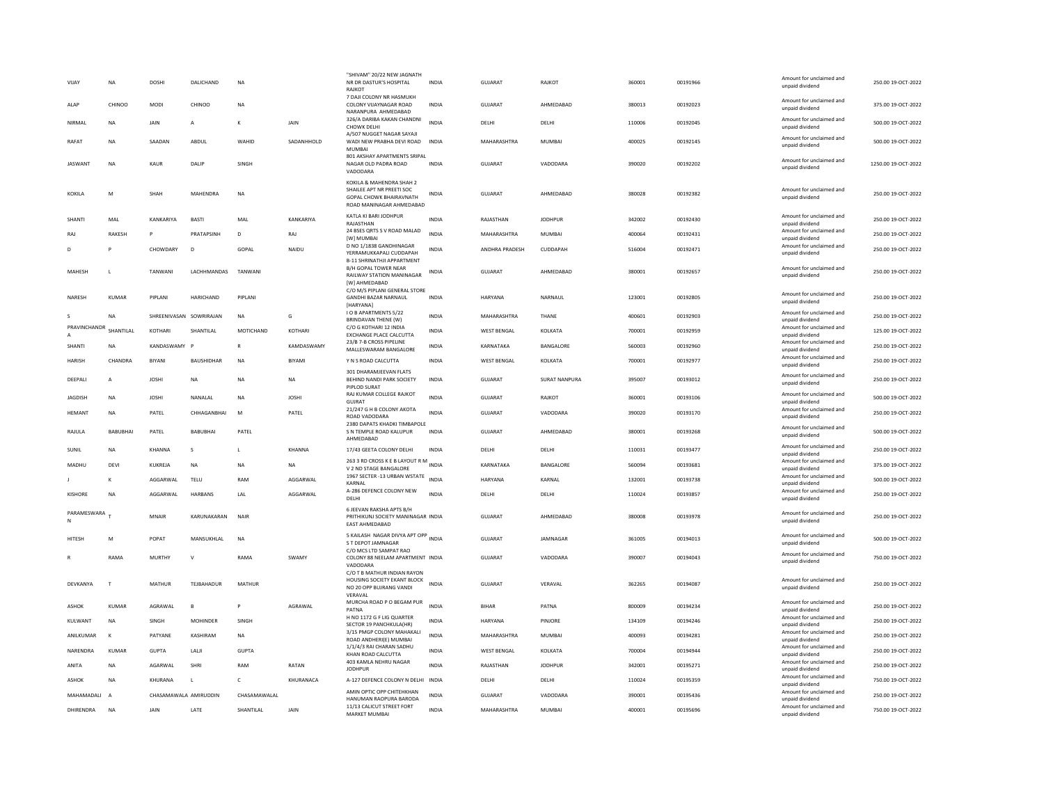| | | | | | | | | | | | | | | |
|---|---|---|---|---|---|---|---|---|---|---|---|---|---|---|
| VIJAY | NA | DOSHI | DALICHAND | NA | | "SHIVAM" 20/22 NEW JAGNATH NR DR DASTUR'S HOSPITAL RAJKOT | INDIA | GUJARAT | RAJKOT | 360001 | 00191966 | Amount for unclaimed and unpaid dividend | 250.00 | 19-OCT-2022 |
| ALAP | CHINOO | MODI | CHINOO | NA | | 7 DAJI COLONY NR HASMUKH COLONY VIJAYNAGAR ROAD NARANPURA AHMEDABAD | INDIA | GUJARAT | AHMEDABAD | 380013 | 00192023 | Amount for unclaimed and unpaid dividend | 375.00 | 19-OCT-2022 |
| NIRMAL | NA | JAIN | A | K | JAIN | 326/A DARIBA KAKAN CHANDNI CHOWK DELHI | INDIA | DELHI | DELHI | 110006 | 00192045 | Amount for unclaimed and unpaid dividend | 500.00 | 19-OCT-2022 |
| RAFAT | NA | SAADAN | ABDUL | WAHID | SADANHHOLD | A/507 NUGGET NAGAR SAYAJI WADI NEW PRABHA DEVI ROAD MUMBAI | INDIA | MAHARASHTRA | MUMBAI | 400025 | 00192145 | Amount for unclaimed and unpaid dividend | 500.00 | 19-OCT-2022 |
| JASWANT | NA | KAUR | DALIP | SINGH | | 801 AKSHAY APARTMENTS SRIPAL NAGAR OLD PADRA ROAD VADODARA | INDIA | GUJARAT | VADODARA | 390020 | 00192202 | Amount for unclaimed and unpaid dividend | 1250.00 | 19-OCT-2022 |
| KOKILA | M | SHAH | MAHENDRA | NA | | KOKILA & MAHENDRA SHAH 2 SHAILEE APT NR PREETI SOC GOPAL CHOWK BHAIRAVNATH ROAD MANINAGAR AHMEDABAD | INDIA | GUJARAT | AHMEDABAD | 380028 | 00192382 | Amount for unclaimed and unpaid dividend | 250.00 | 19-OCT-2022 |
| SHANTI | MAL | KANKARIYA | BASTI | MAL | KANKARIYA | KATLA KI BARI JODHPUR RAJASTHAN | INDIA | RAJASTHAN | JODHPUR | 342002 | 00192430 | Amount for unclaimed and unpaid dividend | 250.00 | 19-OCT-2022 |
| RAJ | RAKESH | P | PRATAPSINH | D | RAJ | 24 BSES QRTS S V ROAD MALAD [W] MUMBAI | INDIA | MAHARASHTRA | MUMBAI | 400064 | 00192431 | Amount for unclaimed and unpaid dividend | 250.00 | 19-OCT-2022 |
| D | P | CHOWDARY | D | GOPAL | NAIDU | D NO 1/1838 GANDHINAGAR YERRAMUKKAPALI CUDDAPAH | INDIA | ANDHRA PRADESH | CUDDAPAH | 516004 | 00192471 | Amount for unclaimed and unpaid dividend | 250.00 | 19-OCT-2022 |
| MAHESH | L | TANWANI | LACHHMANDAS | TANWANI | | B-11 SHRINATHJI APPARTMENT B/H GOPAL TOWER NEAR RAILWAY STATION MANINAGAR [W] AHMEDABAD | INDIA | GUJARAT | AHMEDABAD | 380001 | 00192657 | Amount for unclaimed and unpaid dividend | 250.00 | 19-OCT-2022 |
| NARESH | KUMAR | PIPLANI | HARICHAND | PIPLANI | | C/O M/S PIPLANI GENERAL STORE GANDHI BAZAR NARNAUL [HARYANA] | INDIA | HARYANA | NARNAUL | 123001 | 00192805 | Amount for unclaimed and unpaid dividend | 250.00 | 19-OCT-2022 |
| S | NA | SHREENIVASAN | SOWRIRAJAN | NA | G | I O B APARTMENTS 5/22 BRINDAVAN THENE (W) | INDIA | MAHARASHTRA | THANE | 400601 | 00192903 | Amount for unclaimed and unpaid dividend | 250.00 | 19-OCT-2022 |
| PRAVINCHANDR A | SHANTILAL | KOTHARI | SHANTILAL | MOTICHAND | KOTHARI | C/O G KOTHARI 12 INDIA EXCHANGE PLACE CALCUTTA | INDIA | WEST BENGAL | KOLKATA | 700001 | 00192959 | Amount for unclaimed and unpaid dividend | 125.00 | 19-OCT-2022 |
| SHANTI | NA | KANDASWAMY | P | R | KAMDASWAMY | 23/B 7-B CROSS PIPELINE MALLESWARAM BANGALORE | INDIA | KARNATAKA | BANGALORE | 560003 | 00192960 | Amount for unclaimed and unpaid dividend | 250.00 | 19-OCT-2022 |
| HARISH | CHANDRA | BIYANI | BAUSHIDHAR | NA | BIYAMI | Y N S ROAD CALCUTTA | INDIA | WEST BENGAL | KOLKATA | 700001 | 00192977 | Amount for unclaimed and unpaid dividend | 250.00 | 19-OCT-2022 |
| DEEPALI | A | JOSHI | NA | NA | NA | 301 DHARAMJEEVAN FLATS BEHIND NANDI PARK SOCIETY PIPLOD SURAT | INDIA | GUJARAT | SURAT NANPURA | 395007 | 00193012 | Amount for unclaimed and unpaid dividend | 250.00 | 19-OCT-2022 |
| JAGDISH | NA | JOSHI | NANALAL | NA | JOSHI | RAJ KUMAR COLLEGE RAJKOT GUJRAT | INDIA | GUJARAT | RAJKOT | 360001 | 00193106 | Amount for unclaimed and unpaid dividend | 500.00 | 19-OCT-2022 |
| HEMANT | NA | PATEL | CHHAGANBHAI | M | PATEL | 21/247 G H B COLONY AKOTA ROAD VADODARA | INDIA | GUJARAT | VADODARA | 390020 | 00193170 | Amount for unclaimed and unpaid dividend | 250.00 | 19-OCT-2022 |
| RAJULA | BABUBHAI | PATEL | BABUBHAI | PATEL | | 2380 DAPATS KHADKI TIMBAPOLE S N TEMPLE ROAD KALUPUR AHMEDABAD | INDIA | GUJARAT | AHMEDABAD | 380001 | 00193268 | Amount for unclaimed and unpaid dividend | 500.00 | 19-OCT-2022 |
| SUNIL | NA | KHANNA | S | L | KHANNA | 17/43 GEETA COLONY DELHI | INDIA | DELHI | DELHI | 110031 | 00193477 | Amount for unclaimed and unpaid dividend | 250.00 | 19-OCT-2022 |
| MADHU | DEVI | KUKREJA | NA | NA | NA | 263 3 RD CROSS K E B LAYOUT R M V 2 ND STAGE BANGALORE | INDIA | KARNATAKA | BANGALORE | 560094 | 00193681 | Amount for unclaimed and unpaid dividend | 375.00 | 19-OCT-2022 |
| J | K | AGGARWAL | TELU | RAM | AGGARWAL | 1967 SECTER -13 URBAN WSTATE KARNAL | INDIA | HARYANA | KARNAL | 132001 | 00193738 | Amount for unclaimed and unpaid dividend | 500.00 | 19-OCT-2022 |
| KISHORE | NA | AGGARWAL | HARBANS | LAL | AGGARWAL | A-286 DEFENCE COLONY NEW DELHI | INDIA | DELHI | DELHI | 110024 | 00193857 | Amount for unclaimed and unpaid dividend | 250.00 | 19-OCT-2022 |
| PARAMESWARA N | T | MNAIR | KARUNAKARAN | NAIR | | 6 JEEVAN RAKSHA APTS B/H PRITHIKUNJ SOCIETY MANINAGAR EAST AHMEDABAD | INDIA | GUJARAT | AHMEDABAD | 380008 | 00193978 | Amount for unclaimed and unpaid dividend | 250.00 | 19-OCT-2022 |
| HITESH | M | POPAT | MANSUKHLAL | NA | | 5 KAILASH NAGAR DIVYA APT OPP S T DEPOT JAMNAGAR | INDIA | GUJARAT | JAMNAGAR | 361005 | 00194013 | Amount for unclaimed and unpaid dividend | 500.00 | 19-OCT-2022 |
| R | RAMA | MURTHY | V | RAMA | SWAMY | C/O MCS LTD SAMPAT RAO COLONY 88 NEELAM APARTMENT VADODARA | INDIA | GUJARAT | VADODARA | 390007 | 00194043 | Amount for unclaimed and unpaid dividend | 750.00 | 19-OCT-2022 |
| DEVKANYA | T | MATHUR | TEJBAHADUR | MATHUR | | C/O T B MATHUR INDIAN RAYON HOUSING SOCIETY EKANT BLOCK NO 20 OPP BUJRANG VANDI VERAVAL | INDIA | GUJARAT | VERAVAL | 362265 | 00194087 | Amount for unclaimed and unpaid dividend | 250.00 | 19-OCT-2022 |
| ASHOK | KUMAR | AGRAWAL | B | P | AGRAWAL | MURCHA ROAD P O BEGAM PUR PATNA | INDIA | BIHAR | PATNA | 800009 | 00194234 | Amount for unclaimed and unpaid dividend | 250.00 | 19-OCT-2022 |
| KULWANT | NA | SINGH | MOHINDER | SINGH | | H NO 1172 G F LIG QUARTER SECTOR 19 PANCHKULA(HR) | INDIA | HARYANA | PINJORE | 134109 | 00194246 | Amount for unclaimed and unpaid dividend | 250.00 | 19-OCT-2022 |
| ANILKUMAR | K | PATYANE | KASHIRAM | NA | | 3/15 PMGP COLONY MAHAKALI ROAD ANDHERI(E) MUMBAI | INDIA | MAHARASHTRA | MUMBAI | 400093 | 00194281 | Amount for unclaimed and unpaid dividend | 250.00 | 19-OCT-2022 |
| NARENDRA | KUMAR | GUPTA | LALJI | GUPTA | | 1/1/4/3 RAI CHARAN SADHU KHAN ROAD CALCUTTA | INDIA | WEST BENGAL | KOLKATA | 700004 | 00194944 | Amount for unclaimed and unpaid dividend | 250.00 | 19-OCT-2022 |
| ANITA | NA | AGARWAL | SHRI | RAM | RATAN | 403 KAMLA NEHRU NAGAR JODHPUR | INDIA | RAJASTHAN | JODHPUR | 342001 | 00195271 | Amount for unclaimed and unpaid dividend | 250.00 | 19-OCT-2022 |
| ASHOK | NA | KHURANA | L | C | KHURANACA | A-127 DEFENCE COLONY N DELHI | INDIA | DELHI | DELHI | 110024 | 00195359 | Amount for unclaimed and unpaid dividend | 750.00 | 19-OCT-2022 |
| MAHAMADALI | A | CHASAMAWALA | AMIRUDDIN | CHASAMAWALAL | | AMIN OPTIC OPP CHITEHKHAN HANUMAN RAOPURA BARODA | INDIA | GUJARAT | VADODARA | 390001 | 00195436 | Amount for unclaimed and unpaid dividend | 250.00 | 19-OCT-2022 |
| DHIRENDRA | NA | JAIN | LATE | SHANTILAL | JAIN | 11/13 CALICUT STREET FORT MARKET MUMBAI | INDIA | MAHARASHTRA | MUMBAI | 400001 | 00195696 | Amount for unclaimed and unpaid dividend | 750.00 | 19-OCT-2022 |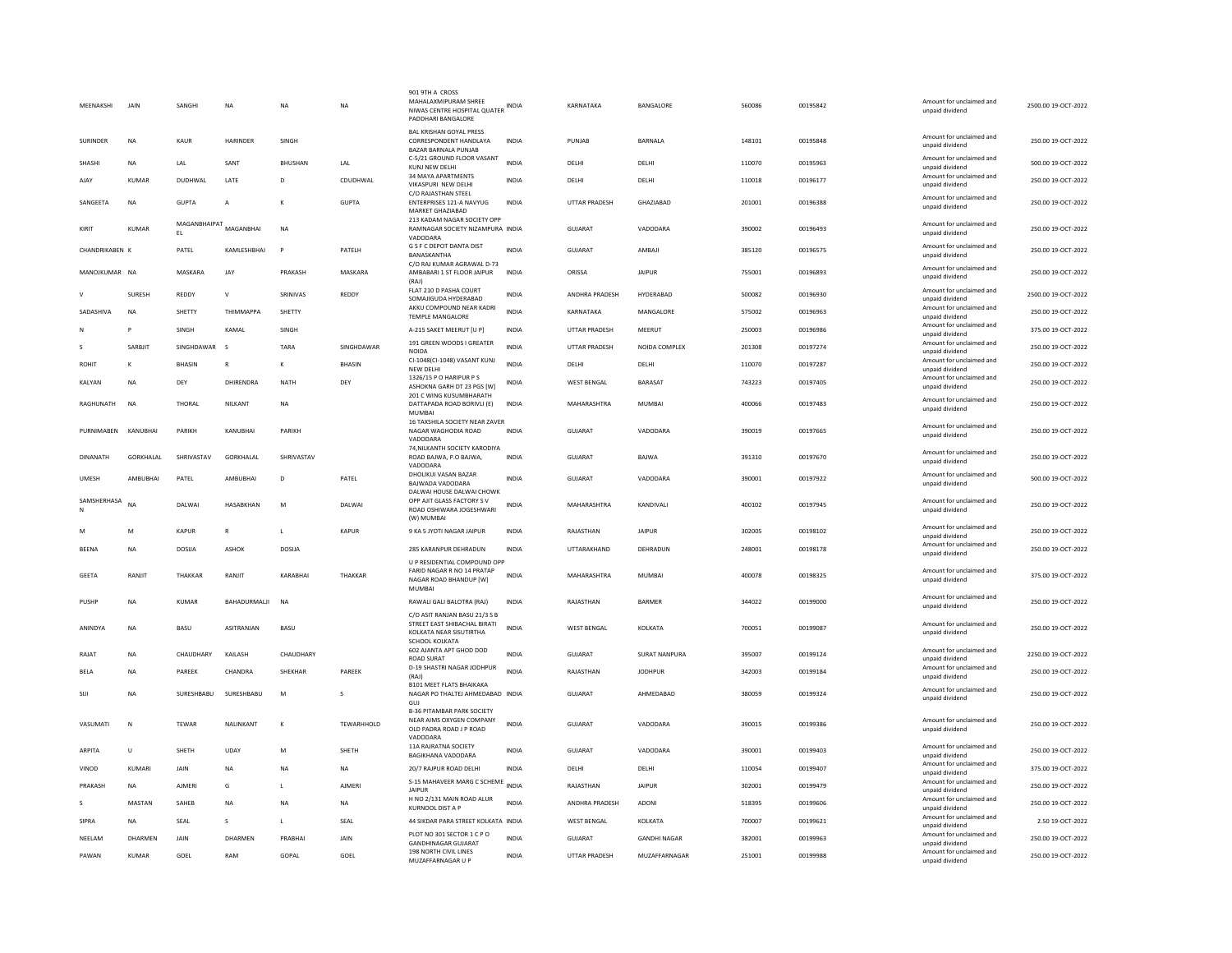| MEENAKSHI | JAIN | SANGHI | NA | NA | NA | 901 9TH A CROSS MAHALAXMIPURAM SHREE NIWAS CENTRE HOSPITAL QUATER PADDHARI BANGALORE | INDIA | KARNATAKA | BANGALORE | 560086 | 00195842 | Amount for unclaimed and unpaid dividend | 2500.00 19-OCT-2022 |
|---|---|---|---|---|---|---|---|---|---|---|---|---|---|
| SURINDER | NA | KAUR | HARINDER | SINGH | | BAL KRISHAN GOYAL PRESS CORRESPONDENT HANDLAYA BAZAR BARNALA PUNJAB | INDIA | PUNJAB | BARNALA | 148101 | 00195848 | Amount for unclaimed and unpaid dividend | 250.00 19-OCT-2022 |
| SHASHI | NA | LAL | SANT | BHUSHAN | LAL | C-5/21 GROUND FLOOR VASANT KUNJ NEW DELHI | INDIA | DELHI | DELHI | 110070 | 00195963 | Amount for unclaimed and unpaid dividend | 500.00 19-OCT-2022 |
| AJAY | KUMAR | DUDHWAL | LATE | D | CDUDHWAL | 34 MAYA APARTMENTS VIKASPURI NEW DELHI | INDIA | DELHI | DELHI | 110018 | 00196177 | Amount for unclaimed and unpaid dividend | 250.00 19-OCT-2022 |
| SANGEETA | NA | GUPTA | A | K | GUPTA | C/O RAJASTHAN STEEL ENTERPRISES 121-A NAVYUG MARKET GHAZIABAD | INDIA | UTTAR PRADESH | GHAZIABAD | 201001 | 00196388 | Amount for unclaimed and unpaid dividend | 250.00 19-OCT-2022 |
| KIRIT | KUMAR | MAGANBHAIPAT EL | MAGANBHAI | NA | | 213 KADAM NAGAR SOCIETY OPP RAMNAGAR SOCIETY NIZAMPURA VADODARA | INDIA | GUJARAT | VADODARA | 390002 | 00196493 | Amount for unclaimed and unpaid dividend | 250.00 19-OCT-2022 |
| CHANDRIKABEN | K | PATEL | KAMLESHBHAI | P | PATELH | G S F C DEPOT DANTA DIST BANASKANTHA | INDIA | GUJARAT | AMBAJI | 385120 | 00196575 | Amount for unclaimed and unpaid dividend | 250.00 19-OCT-2022 |
| MANOJKUMAR | NA | MASKARA | JAY | PRAKASH | MASKARA | C/O RAJ KUMAR AGRAWAL D-73 AMBABARI 1 ST FLOOR JAIPUR (RAJ) | INDIA | ORISSA | JAIPUR | 755001 | 00196893 | Amount for unclaimed and unpaid dividend | 250.00 19-OCT-2022 |
| V | SURESH | REDDY | V | SRINIVAS | REDDY | FLAT 210 D PASHA COURT SOMAJIGUDA HYDERABAD | INDIA | ANDHRA PRADESH | HYDERABAD | 500082 | 00196930 | Amount for unclaimed and unpaid dividend | 2500.00 19-OCT-2022 |
| SADASHIVA | NA | SHETTY | THIMMAPPA | SHETTY | | AKKU COMPOUND NEAR KADRI TEMPLE MANGALORE | INDIA | KARNATAKA | MANGALORE | 575002 | 00196963 | Amount for unclaimed and unpaid dividend | 250.00 19-OCT-2022 |
| N | P | SINGH | KAMAL | SINGH | | A-215 SAKET MEERUT [U P] | INDIA | UTTAR PRADESH | MEERUT | 250003 | 00196986 | Amount for unclaimed and unpaid dividend | 375.00 19-OCT-2022 |
| S | SARBJIT | SINGHDAWAR | S | TARA | SINGHDAWAR | 191 GREEN WOODS I GREATER NOIDA | INDIA | UTTAR PRADESH | NOIDA COMPLEX | 201308 | 00197274 | Amount for unclaimed and unpaid dividend | 250.00 19-OCT-2022 |
| ROHIT | K | BHASIN | R | K | BHASIN | CI-1048(CI-1048) VASANT KUNJ NEW DELHI | INDIA | DELHI | DELHI | 110070 | 00197287 | Amount for unclaimed and unpaid dividend | 250.00 19-OCT-2022 |
| KALYAN | NA | DEY | DHIRENDRA | NATH | DEY | 1326/15 P O HARIPUR P S ASHOKNA GARH DT 23 PGS [W] | INDIA | WEST BENGAL | BARASAT | 743223 | 00197405 | Amount for unclaimed and unpaid dividend | 250.00 19-OCT-2022 |
| RAGHUNATH | NA | THORAL | NILKANT | NA | | 201 C WING KUSUMBHARATH DATTAPADA ROAD BORIVLI (E) MUMBAI | INDIA | MAHARASHTRA | MUMBAI | 400066 | 00197483 | Amount for unclaimed and unpaid dividend | 250.00 19-OCT-2022 |
| PURNIMABEN | KANUBHAI | PARIKH | KANUBHAI | PARIKH | | 16 TAXSHILA SOCIETY NEAR ZAVER NAGAR WAGHODIA ROAD VADODARA | INDIA | GUJARAT | VADODARA | 390019 | 00197665 | Amount for unclaimed and unpaid dividend | 250.00 19-OCT-2022 |
| DINANATH | GORKHALAL | SHRIVASTAV | GORKHALAL | SHRIVASTAV | | 74,NILKANTH SOCIETY KARODIYA ROAD BAJWA, P.O BAJWA, VADODARA | INDIA | GUJARAT | BAJWA | 391310 | 00197670 | Amount for unclaimed and unpaid dividend | 250.00 19-OCT-2022 |
| UMESH | AMBUBHAI | PATEL | AMBUBHAI | D | PATEL | DHOLIKUI VASAN BAZAR BAJWADA VADODARA | INDIA | GUJARAT | VADODARA | 390001 | 00197922 | Amount for unclaimed and unpaid dividend | 500.00 19-OCT-2022 |
| SAMSHERHASA N | NA | DALWAI | HASABKHAN | M | DALWAI | DALWAI HOUSE DALWAI CHOWK OPP AJIT GLASS FACTORY S V ROAD OSHIWARA JOGESHWARI (W) MUMBAI | INDIA | MAHARASHTRA | KANDIVALI | 400102 | 00197945 | Amount for unclaimed and unpaid dividend | 250.00 19-OCT-2022 |
| M | M | KAPUR | R | L | KAPUR | 9 KA 5 JYOTI NAGAR JAIPUR | INDIA | RAJASTHAN | JAIPUR | 302005 | 00198102 | Amount for unclaimed and unpaid dividend | 250.00 19-OCT-2022 |
| BEENA | NA | DOSIJA | ASHOK | DOSIJA | | 285 KARANPUR DEHRADUN | INDIA | UTTARAKHAND | DEHRADUN | 248001 | 00198178 | Amount for unclaimed and unpaid dividend | 250.00 19-OCT-2022 |
| GEETA | RANJIT | THAKKAR | RANJIT | KARABHAI | THAKKAR | U P RESIDENTIAL COMPOUND OPP FARID NAGAR R NO 14 PRATAP NAGAR ROAD BHANDUP [W] MUMBAI | INDIA | MAHARASHTRA | MUMBAI | 400078 | 00198325 | Amount for unclaimed and unpaid dividend | 375.00 19-OCT-2022 |
| PUSHP | NA | KUMAR | BAHADURMALJI | NA | | RAWALI GALI BALOTRA (RAJ) | INDIA | RAJASTHAN | BARMER | 344022 | 00199000 | Amount for unclaimed and unpaid dividend | 250.00 19-OCT-2022 |
| ANINDYA | NA | BASU | ASITRANJAN | BASU | | C/O ASIT RANJAN BASU 21/3 S B STREET EAST SHIBACHAL BIRATI KOLKATA NEAR SISUTIRTHA SCHOOL KOLKATA | INDIA | WEST BENGAL | KOLKATA | 700051 | 00199087 | Amount for unclaimed and unpaid dividend | 250.00 19-OCT-2022 |
| RAJAT | NA | CHAUDHARY | KAILASH | CHAUDHARY | | 602 AJANTA APT GHOD DOD ROAD SURAT | INDIA | GUJARAT | SURAT NANPURA | 395007 | 00199124 | Amount for unclaimed and unpaid dividend | 2250.00 19-OCT-2022 |
| BELA | NA | PAREEK | CHANDRA | SHEKHAR | PAREEK | D-19 SHASTRI NAGAR JODHPUR (RAJ) | INDIA | RAJASTHAN | JODHPUR | 342003 | 00199184 | Amount for unclaimed and unpaid dividend | 250.00 19-OCT-2022 |
| SIJI | NA | SURESHBABU | SURESHBABU | M | S | B101 MEET FLATS BHAIKAKA NAGAR PO THALTEJ AHMEDABAD GUJ | INDIA | GUJARAT | AHMEDABAD | 380059 | 00199324 | Amount for unclaimed and unpaid dividend | 250.00 19-OCT-2022 |
| VASUMATI | N | TEWAR | NALINKANT | K | TEWARHHOLD | B-36 PITAMBAR PARK SOCIETY NEAR AIMS OXYGEN COMPANY OLD PADRA ROAD J P ROAD VADODARA | INDIA | GUJARAT | VADODARA | 390015 | 00199386 | Amount for unclaimed and unpaid dividend | 250.00 19-OCT-2022 |
| ARPITA | U | SHETH | UDAY | M | SHETH | 11A RAJRATNA SOCIETY BAGIKHANA VADODARA | INDIA | GUJARAT | VADODARA | 390001 | 00199403 | Amount for unclaimed and unpaid dividend | 250.00 19-OCT-2022 |
| VINOD | KUMARI | JAIN | NA | NA | NA | 20/7 RAJPUR ROAD DELHI | INDIA | DELHI | DELHI | 110054 | 00199407 | Amount for unclaimed and unpaid dividend | 375.00 19-OCT-2022 |
| PRAKASH | NA | AJMERI | G | L | AJMERI | S-15 MAHAVEER MARG C SCHEME JAIPUR | INDIA | RAJASTHAN | JAIPUR | 302001 | 00199479 | Amount for unclaimed and unpaid dividend | 250.00 19-OCT-2022 |
| S | MASTAN | SAHEB | NA | NA | NA | H NO 2/131 MAIN ROAD ALUR KURNOOL DIST A P | INDIA | ANDHRA PRADESH | ADONI | 518395 | 00199606 | Amount for unclaimed and unpaid dividend | 250.00 19-OCT-2022 |
| SIPRA | NA | SEAL | S | L | SEAL | 44 SIKDAR PARA STREET KOLKATA | INDIA | WEST BENGAL | KOLKATA | 700007 | 00199621 | Amount for unclaimed and unpaid dividend | 2.50 19-OCT-2022 |
| NEELAM | DHARMEN | JAIN | DHARMEN | PRABHAI | JAIN | PLOT NO 301 SECTOR 1 C P O GANDHINAGAR GUJARAT | INDIA | GUJARAT | GANDHI NAGAR | 382001 | 00199963 | Amount for unclaimed and unpaid dividend | 250.00 19-OCT-2022 |
| PAWAN | KUMAR | GOEL | RAM | GOPAL | GOEL | 198 NORTH CIVIL LINES MUZAFFARNAGAR U P | INDIA | UTTAR PRADESH | MUZAFFARNAGAR | 251001 | 00199988 | Amount for unclaimed and unpaid dividend | 250.00 19-OCT-2022 |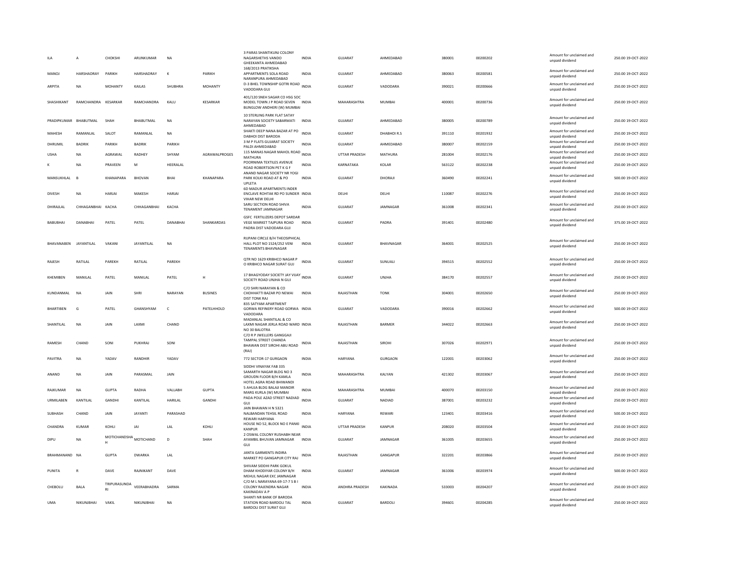| ILA | A | CHOKSHI | ARUNKUMAR | NA | | 3 PARAS SHANTIKUNJ COLONY NAGARSHETHS VANDO GHEEKANTA AHMEDABAD | INDIA | GUJARAT | AHMEDABAD | 380001 | 00200202 | Amount for unclaimed and unpaid dividend | 250.00 19-OCT-2022 |
|---|---|---|---|---|---|---|---|---|---|---|---|---|---|
| MANOJ | HARSHADRAY | PARIKH | HARSHADRAY | K | PARIKH | 168/2013 PRATIKSHA APPARTMENTS SOLA ROAD NARANPURA AHMEDABAD | INDIA | GUJARAT | AHMEDABAD | 380063 | 00200581 | Amount for unclaimed and unpaid dividend | 250.00 19-OCT-2022 |
| ARPITA | NA | MOHANTY | KAILAS | SHUBHRA | MOHANTY | D-3 BHEL TOWNSHIP GOTRI ROAD VADODARA GUJ | INDIA | GUJARAT | VADODARA | 390021 | 00200666 | Amount for unclaimed and unpaid dividend | 250.00 19-OCT-2022 |
| SHASHIKANT | RAMCHANDRA | KESARKAR | RAMCHANDRA | KALU | KESARKAR | 401/120 SNEH SAGAR CO HSG SOC MODEL TOWN J P ROAD SEVEN BUNGLOW ANDHERI (W) MUMBAI | INDIA | MAHARASHTRA | MUMBAI | 400001 | 00200736 | Amount for unclaimed and unpaid dividend | 250.00 19-OCT-2022 |
| PRADIPKUMAR | BHABUTMAL | SHAH | BHABUTMAL | NA | | 10 STERLING PARK FLAT SATAY NARAYAN SOCIETY SABARMATI AHMEDABAD | INDIA | GUJARAT | AHMEDABAD | 380005 | 00200789 | Amount for unclaimed and unpaid dividend | 250.00 19-OCT-2022 |
| MAHESH | RAMANLAL | SALOT | RAMANLAL | NA | | SHAKTI DEEP NANA BAZAR AT PO DABHOI DIST BARODA | INDIA | GUJARAT | DHABHOI R.S | 391110 | 00201932 | Amount for unclaimed and unpaid dividend | 250.00 19-OCT-2022 |
| DHRUMIL | BADRIK | PARIKH | BADRIK | PARIKH | | 3 M P FLATS GUJARAT SOCIETY PALDI AHMEDABAD | INDIA | GUJARAT | AHMEDABAD | 380007 | 00202159 | Amount for unclaimed and unpaid dividend | 250.00 19-OCT-2022 |
| USHA | NA | AGRAWAL | RADHEY | SHYAM | AGRAWALPROGES | 115 MANAS NAGAR MAHOL ROAD MATHURA | INDIA | UTTAR PRADESH | MATHURA | 281004 | 00202176 | Amount for unclaimed and unpaid dividend | 250.00 19-OCT-2022 |
| K | NA | PRAVEEN | M | HEERALAL | | POORNIMA TEXTILES AVENUE ROAD ROBERTSON PET K G F | INDIA | KARNATAKA | KOLAR | 563122 | 00202238 | Amount for unclaimed and unpaid dividend | 250.00 19-OCT-2022 |
| MANSUKHLAL | B | KHANAPARA | BHOVAN | BHAI | KHANAPARA | ANAND NAGAR SOCIETY NR YOGI PARK KOLKI ROAD AT & PO UPLETA | INDIA | GUJARAT | DHORAJI | 360490 | 00202241 | Amount for unclaimed and unpaid dividend | 500.00 19-OCT-2022 |
| DIVESH | NA | HARJAI | MAKESH | HARJAI | | 6D MADUR APARTMENTS INDER ENCLAVE ROHTAK RD PO SUNDER VIHAR NEW DELHI | INDIA | DELHI | DELHI | 110087 | 00202276 | Amount for unclaimed and unpaid dividend | 250.00 19-OCT-2022 |
| DHIRAJLAL | CHHAGANBHAI | KACHA | CHHAGANBHAI | KACHA | | SARU SECTION ROAD SHIVA TENAMENT JAMNAGAR | INDIA | GUJARAT | JAMNAGAR | 361008 | 00202341 | Amount for unclaimed and unpaid dividend | 250.00 19-OCT-2022 |
| BABUBHAI | DANABHAI | PATEL | PATEL | DANABHAI | SHANKARDAS | GSFC FERTILIZERS DEPOT SARDAR VEGE MARKET TAJPURA ROAD PADRA DIST VADODARA GUJ | INDIA | GUJARAT | PADRA | 391401 | 00202480 | Amount for unclaimed and unpaid dividend | 375.00 19-OCT-2022 |
| BHAVANABEN | JAYANTILAL | VAKANI | JAYANTILAL | NA | | RUPANI CIRCLE B/H THEOSIPHICAL HALL PLOT NO 1524/252 VENI TENAMENTS BHAVNAGAR | INDIA | GUJARAT | BHAVNAGAR | 364001 | 00202525 | Amount for unclaimed and unpaid dividend | 250.00 19-OCT-2022 |
| RAJESH | RATILAL | PAREKH | RATILAL | PAREKH | | QTR NO 1629 KRIBHCO NAGAR P O KRIBHCO NAGAR SURAT GUJ | INDIA | GUJARAT | SUNUALI | 394515 | 00202552 | Amount for unclaimed and unpaid dividend | 250.00 19-OCT-2022 |
| KHEMIBEN | MANILAL | PATEL | MANILAL | PATEL | H | 17 BHAGYODAY SOCIETY JAY VIJAY SOCIETY ROAD UNJHA N GUJ | INDIA | GUJARAT | UNJHA | 384170 | 00202557 | Amount for unclaimed and unpaid dividend | 250.00 19-OCT-2022 |
| KUNDANMAL | NA | JAIN | SHRI | NARAYAN | BUSINES | C/O SHRI NARAYAN & CO CHDHHATTI BAZAR PO NEWAI DIST TONK RAJ | INDIA | RAJASTHAN | TONK | 304001 | 00202650 | Amount for unclaimed and unpaid dividend | 250.00 19-OCT-2022 |
| BHARTIBEN | G | PATEL | GHANSHYAM | C | PATELHHOLD | 835 SATYAM APARTMENT GORWA REFINERY ROAD GORWA VADODARA | INDIA | GUJARAT | VADODARA | 390016 | 00202662 | Amount for unclaimed and unpaid dividend | 500.00 19-OCT-2022 |
| SHANTILAL | NA | JAIN | LAXMI | CHAND | | MADANLAL SHANTILAL & CO LAXMI NAGAR JERLA ROAD WARD NO 30 BALOTRA | INDIA | RAJASTHAN | BARMER | 344022 | 00202663 | Amount for unclaimed and unpaid dividend | 250.00 19-OCT-2022 |
| RAMESH | CHAND | SONI | PUKHRAJ | SONI | | C/O R P JWELLERS GANGGAJI TAMPAL STREET CHANDA BHAWAN DIST SIROHI ABU ROAD (RAJ) | INDIA | RAJASTHAN | SIROHI | 307026 | 00202971 | Amount for unclaimed and unpaid dividend | 250.00 19-OCT-2022 |
| PAVITRA | NA | YADAV | RANDHIR | YADAV | | 772 SECTOR-17 GURGAON | INDIA | HARYANA | GURGAON | 122001 | 00203062 | Amount for unclaimed and unpaid dividend | 250.00 19-OCT-2022 |
| ANAND | NA | JAIN | PARASMAL | JAIN | | SIDDHI VINAYAK FAB 335 SAMARTH NAGAR BLDG NO 3 GROUDN FLOOR B/H KAMLA HOTEL AGRA ROAD BHIWANDI | INDIA | MAHARASHTRA | KALYAN | 421302 | 00203067 | Amount for unclaimed and unpaid dividend | 250.00 19-OCT-2022 |
| RAJKUMAR | NA | GUPTA | RADHA | VALLABH | GUPTA | 5 AHUJA BLDG BALAJI MANDIR MARG KURLA (W) MUMBAI | INDIA | MAHARASHTRA | MUMBAI | 400070 | 00203150 | Amount for unclaimed and unpaid dividend | 250.00 19-OCT-2022 |
| URMILABEN | KANTILAL | GANDHI | KANTILAL | HARILAL | GANDHI | PADA POLE AZAD STREET NADIAD GUJ | INDIA | GUJARAT | NADIAD | 387001 | 00203232 | Amount for unclaimed and unpaid dividend | 250.00 19-OCT-2022 |
| SUBHASH | CHAND | JAIN | JAYANTI | PARASHAD | | JAIN BHAWAN H N 5321 NALBANDAN TEHSIL ROAD REWARI HARYANA | INDIA | HARYANA | REWARI | 123401 | 00203416 | Amount for unclaimed and unpaid dividend | 500.00 19-OCT-2022 |
| CHANDRA | KUMAR | KOHLI | JAI | LAL | KOHLI | HOUSE NO 52, BLOCK NO E PANKI KANPUR | INDIA | UTTAR PRADESH | KANPUR | 208020 | 00203504 | Amount for unclaimed and unpaid dividend | 250.00 19-OCT-2022 |
| DIPU | NA | MOTICHANDSHA H | MOTICHAND | D | SHAH | 2 OSWAL COLONY RUSHABH NEAR AYAMBIL BHUVAN JAMNAGAR GUJ | INDIA | GUJARAT | JAMNAGAR | 361005 | 00203655 | Amount for unclaimed and unpaid dividend | 250.00 19-OCT-2022 |
| BRAHMANAND | NA | GUPTA | DWARKA | LAL | | JANTA GARMENTS INDIRA MARKET PO GANGAPUR CITY RAJ | INDIA | RAJASTHAN | GANGAPUR | 322201 | 00203866 | Amount for unclaimed and unpaid dividend | 250.00 19-OCT-2022 |
| PUNITA | R | DAVE | RAJNIKANT | DAVE | | SHIVAM SIDDHI PARK GOKUL DHAM KHODIYAR COLONY B/H MEHUL NAGAR EXC JAMNAGAR | INDIA | GUJARAT | JAMNAGAR | 361006 | 00203974 | Amount for unclaimed and unpaid dividend | 500.00 19-OCT-2022 |
| CHEBOLU | BALA | TRIPURASUNDA RI | VEERABHADRA | SARMA | | C/O M L NARAYANA 69-17-7 S B I COLONY RAJENDRA NAGAR KAKINADAV A P | INDIA | ANDHRA PRADESH | KAKINADA | 533003 | 00204207 | Amount for unclaimed and unpaid dividend | 250.00 19-OCT-2022 |
| UMA | NIKUNJBHAI | VAKIL | NIKUNJBHAI | NA | | SHANTI NR BANK OF BARODA STATION ROAD BARDOLI TAL BARDOLI DIST SURAT GUJ | INDIA | GUJARAT | BARDOLI | 394601 | 00204285 | Amount for unclaimed and unpaid dividend | 250.00 19-OCT-2022 |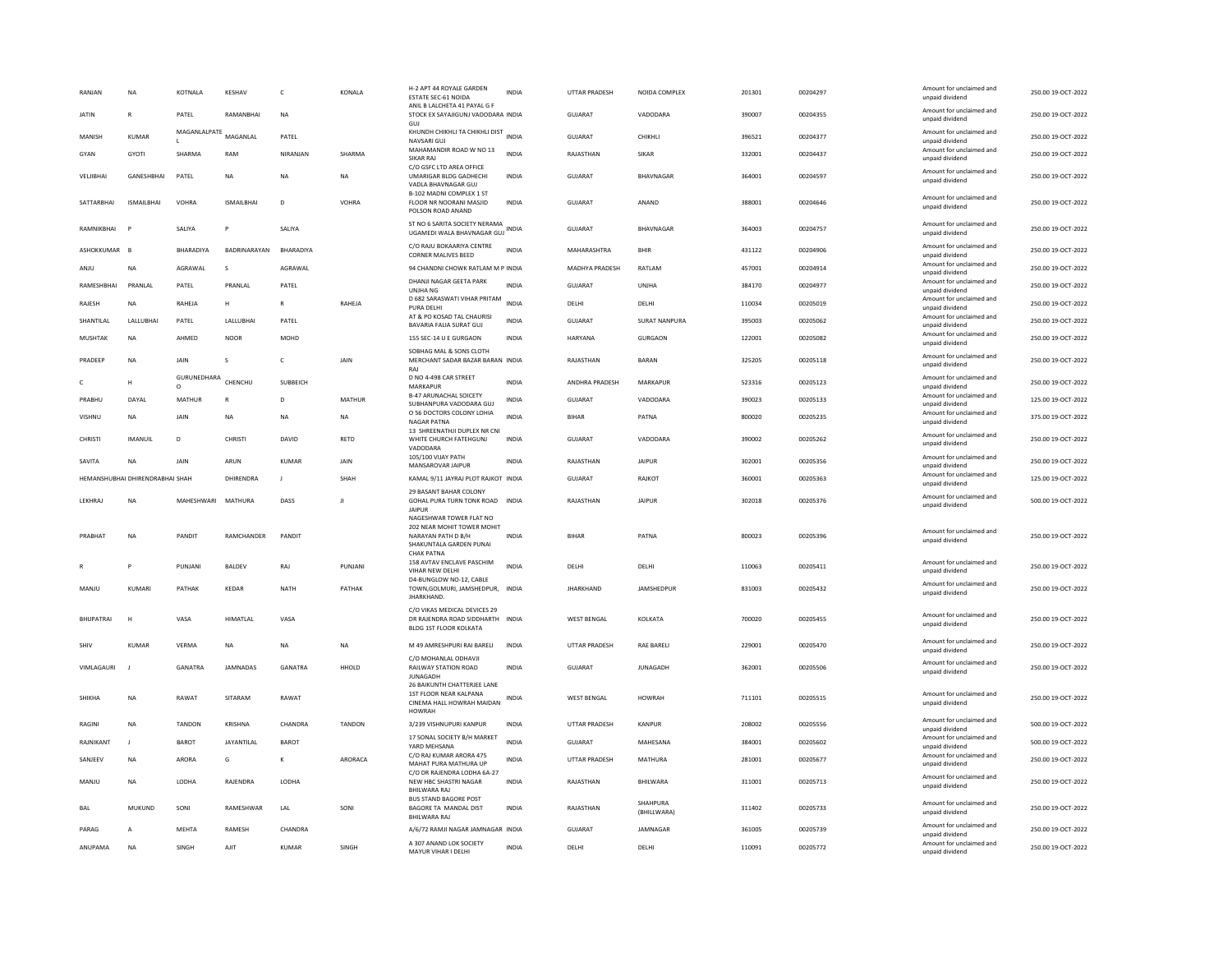| RANJAN | NA | KOTNALA | KESHAV | C | KONALA | H-2 APT 44 ROYALE GARDEN ESTATE SEC-61 NOIDA | INDIA | UTTAR PRADESH | NOIDA COMPLEX | 201301 | 00204297 | Amount for unclaimed and unpaid dividend | 250.00 19-OCT-2022 |
|---|---|---|---|---|---|---|---|---|---|---|---|---|---|
| JATIN | R | PATEL | RAMANBHAI | NA | | ANIL B LALCHETA 41 PAYAL G F STOCK EX SAYAJIGUNJ VADODARA GUJ | INDIA | GUJARAT | VADODARA | 390007 | 00204355 | Amount for unclaimed and unpaid dividend | 250.00 19-OCT-2022 |
| MANISH | KUMAR | MAGANLALPATE L | MAGANLAL | PATEL | | KHUNDH CHIKHLI TA CHIKHLI DIST NAVSARI GUJ | INDIA | GUJARAT | CHIKHLI | 396521 | 00204377 | Amount for unclaimed and unpaid dividend | 250.00 19-OCT-2022 |
| GYAN | GYOTI | SHARMA | RAM | NIRANJAN | SHARMA | MAHAMANDIR ROAD W NO 13 SIKAR RAJ | INDIA | RAJASTHAN | SIKAR | 332001 | 00204437 | Amount for unclaimed and unpaid dividend | 250.00 19-OCT-2022 |
| VELJIBHAI | GANESHBHAI | PATEL | NA | NA | NA | C/O GSFC LTD AREA OFFICE UMARIGAR BLDG GADHECHI VADLA BHAVNAGAR GUJ | INDIA | GUJARAT | BHAVNAGAR | 364001 | 00204597 | Amount for unclaimed and unpaid dividend | 250.00 19-OCT-2022 |
| SATTARBHAI | ISMAILBHAI | VOHRA | ISMAILBHAI | D | VOHRA | B-102 MADNI COMPLEX 1 ST FLOOR NR NOORANI MASJID POLSON ROAD ANAND | INDIA | GUJARAT | ANAND | 388001 | 00204646 | Amount for unclaimed and unpaid dividend | 250.00 19-OCT-2022 |
| RAMNIKBHAI | P | SALIYA | P | SALIYA | | ST NO 6 SARITA SOCIETY NERAMA UGAMEDI WALA BHAVNAGAR GUJ | INDIA | GUJARAT | BHAVNAGAR | 364003 | 00204757 | Amount for unclaimed and unpaid dividend | 250.00 19-OCT-2022 |
| ASHOKKUMAR | B | BHARADIYA | BADRINARAYAN | BHARADIYA | | C/O RAJU BOKAARIYA CENTRE CORNER MALIVES BEED | INDIA | MAHARASHTRA | BHIR | 431122 | 00204906 | Amount for unclaimed and unpaid dividend | 250.00 19-OCT-2022 |
| ANJU | NA | AGRAWAL | S | AGRAWAL | | 94 CHANDNI CHOWK RATLAM M P | INDIA | MADHYA PRADESH | RATLAM | 457001 | 00204914 | Amount for unclaimed and unpaid dividend | 250.00 19-OCT-2022 |
| RAMESHBHAI | PRANLAL | PATEL | PRANLAL | PATEL | | DHANJI NAGAR GEETA PARK UNJHA NG | INDIA | GUJARAT | UNJHA | 384170 | 00204977 | Amount for unclaimed and unpaid dividend | 250.00 19-OCT-2022 |
| RAJESH | NA | RAHEJA | H | R | RAHEJA | D 682 SARASWATI VIHAR PRITAM PURA DELHI | INDIA | DELHI | DELHI | 110034 | 00205019 | Amount for unclaimed and unpaid dividend | 250.00 19-OCT-2022 |
| SHANTILAL | LALLUBHAI | PATEL | LALLUBHAI | PATEL | | AT & PO KOSAD TAL CHAURISI BAVARIA FALIA SURAT GUJ | INDIA | GUJARAT | SURAT NANPURA | 395003 | 00205062 | Amount for unclaimed and unpaid dividend | 250.00 19-OCT-2022 |
| MUSHTAK | NA | AHMED | NOOR | MOHD | | 155 SEC-14 U E GURGAON | INDIA | HARYANA | GURGAON | 122001 | 00205082 | Amount for unclaimed and unpaid dividend | 250.00 19-OCT-2022 |
| PRADEEP | NA | JAIN | S | C | JAIN | SOBHAG MAL & SONS CLOTH MERCHANT SADAR BAZAR BARAN RAJ | INDIA | RAJASTHAN | BARAN | 325205 | 00205118 | Amount for unclaimed and unpaid dividend | 250.00 19-OCT-2022 |
| C | H | GURUNEDHARA O | CHENCHU | SUBBEICH | | D NO 4-498 CAR STREET MARKAPUR | INDIA | ANDHRA PRADESH | MARKAPUR | 523316 | 00205123 | Amount for unclaimed and unpaid dividend | 250.00 19-OCT-2022 |
| PRABHU | DAYAL | MATHUR | R | D | MATHUR | B-47 ARUNACHAL SOICETY SUBHANPURA VADODARA GUJ | INDIA | GUJARAT | VADODARA | 390023 | 00205133 | Amount for unclaimed and unpaid dividend | 125.00 19-OCT-2022 |
| VISHNU | NA | JAIN | NA | NA | NA | O 56 DOCTORS COLONY LOHIA NAGAR PATNA | INDIA | BIHAR | PATNA | 800020 | 00205235 | Amount for unclaimed and unpaid dividend | 375.00 19-OCT-2022 |
| CHRISTI | IMANUIL | D | CHRISTI | DAVID | RETD | 13 SHREENATHJI DUPLEX NR CNI WHITE CHURCH FATEHGUNJ VADODARA | INDIA | GUJARAT | VADODARA | 390002 | 00205262 | Amount for unclaimed and unpaid dividend | 250.00 19-OCT-2022 |
| SAVITA | NA | JAIN | ARUN | KUMAR | JAIN | 105/100 VIJAY PATH MANSAROVAR JAIPUR | INDIA | RAJASTHAN | JAIPUR | 302001 | 00205356 | Amount for unclaimed and unpaid dividend | 250.00 19-OCT-2022 |
| HEMANSHUBHAI DHIRENDRABHAI SHAH | | | DHIRENDRA | J | SHAH | KAMAL 9/11 JAYRAJ PLOT RAJKOT | INDIA | GUJARAT | RAJKOT | 360001 | 00205363 | Amount for unclaimed and unpaid dividend | 125.00 19-OCT-2022 |
| LEKHRAJ | NA | MAHESHWARI | MATHURA | DASS | JI | 29 BASANT BAHAR COLONY GOHAL PURA TURN TONK ROAD JAIPUR | INDIA | RAJASTHAN | JAIPUR | 302018 | 00205376 | Amount for unclaimed and unpaid dividend | 500.00 19-OCT-2022 |
| PRABHAT | NA | PANDIT | RAMCHANDER | PANDIT | | NAGESHWAR TOWER FLAT NO 202 NEAR MOHIT TOWER MOHIT NARAYAN PATH D B/H SHAKUNTALA GARDEN PUNAI CHAK PATNA | INDIA | BIHAR | PATNA | 800023 | 00205396 | Amount for unclaimed and unpaid dividend | 250.00 19-OCT-2022 |
| R | P | PUNJANI | BALDEV | RAJ | PUNJANI | 158 AVTAV ENCLAVE PASCHIM VIHAR NEW DELHI | INDIA | DELHI | DELHI | 110063 | 00205411 | Amount for unclaimed and unpaid dividend | 250.00 19-OCT-2022 |
| MANJU | KUMARI | PATHAK | KEDAR | NATH | PATHAK | D4-BUNGLOW NO-12, CABLE TOWN,GOLMURI, JAMSHEDPUR, JHARKHAND. | INDIA | JHARKHAND | JAMSHEDPUR | 831003 | 00205432 | Amount for unclaimed and unpaid dividend | 250.00 19-OCT-2022 |
| BHUPATRAI | H | VASA | HIMATLAL | VASA | | C/O VIKAS MEDICAL DEVICES 29 DR RAJENDRA ROAD SIDDHARTH BLDG 1ST FLOOR KOLKATA | INDIA | WEST BENGAL | KOLKATA | 700020 | 00205455 | Amount for unclaimed and unpaid dividend | 250.00 19-OCT-2022 |
| SHIV | KUMAR | VERMA | NA | NA | NA | M 49 AMRESHPURI RAI BARELI | INDIA | UTTAR PRADESH | RAE BARELI | 229001 | 00205470 | Amount for unclaimed and unpaid dividend | 250.00 19-OCT-2022 |
| VIMLAGAURI | J | GANATRA | JAMNADAS | GANATRA | HHOLD | C/O MOHANLAL ODHAVJI RAILWAY STATION ROAD JUNAGADH | INDIA | GUJARAT | JUNAGADH | 362001 | 00205506 | Amount for unclaimed and unpaid dividend | 250.00 19-OCT-2022 |
| SHIKHA | NA | RAWAT | SITARAM | RAWAT | | 26 BAIKUNTH CHATTERJEE LANE 1ST FLOOR NEAR KALPANA CINEMA HALL HOWRAH MAIDAN HOWRAH | INDIA | WEST BENGAL | HOWRAH | 711101 | 00205515 | Amount for unclaimed and unpaid dividend | 250.00 19-OCT-2022 |
| RAGINI | NA | TANDON | KRISHNA | CHANDRA | TANDON | 3/239 VISHNUPURI KANPUR | INDIA | UTTAR PRADESH | KANPUR | 208002 | 00205556 | Amount for unclaimed and unpaid dividend | 500.00 19-OCT-2022 |
| RAJNIKANT | J | BAROT | JAYANTILAL | BAROT | | 17 SONAL SOCIETY B/H MARKET YARD MEHSANA | INDIA | GUJARAT | MAHESANA | 384001 | 00205602 | Amount for unclaimed and unpaid dividend | 500.00 19-OCT-2022 |
| SANJEEV | NA | ARORA | G | K | ARORACA | C/O RAJ KUMAR ARORA 475 MAHAT PURA MATHURA UP | INDIA | UTTAR PRADESH | MATHURA | 281001 | 00205677 | Amount for unclaimed and unpaid dividend | 250.00 19-OCT-2022 |
| MANJU | NA | LODHA | RAJENDRA | LODHA | | C/O DR RAJENDRA LODHA 6A-27 NEW HBC SHASTRI NAGAR BHILWARA RAJ | INDIA | RAJASTHAN | BHILWARA | 311001 | 00205713 | Amount for unclaimed and unpaid dividend | 250.00 19-OCT-2022 |
| BAL | MUKUND | SONI | RAMESHWAR | LAL | SONI | BUS STAND BAGORE POST BAGORE TA MANDAL DIST BHILWARA RAJ | INDIA | RAJASTHAN | SHAHPURA (BHILLWARA) | 311402 | 00205733 | Amount for unclaimed and unpaid dividend | 250.00 19-OCT-2022 |
| PARAG | A | MEHTA | RAMESH | CHANDRA | | A/6/72 RAMJI NAGAR JAMNAGAR | INDIA | GUJARAT | JAMNAGAR | 361005 | 00205739 | Amount for unclaimed and unpaid dividend | 250.00 19-OCT-2022 |
| ANUPAMA | NA | SINGH | AJIT | KUMAR | SINGH | A 307 ANAND LOK SOCIETY MAYUR VIHAR I DELHI | INDIA | DELHI | DELHI | 110091 | 00205772 | Amount for unclaimed and unpaid dividend | 250.00 19-OCT-2022 |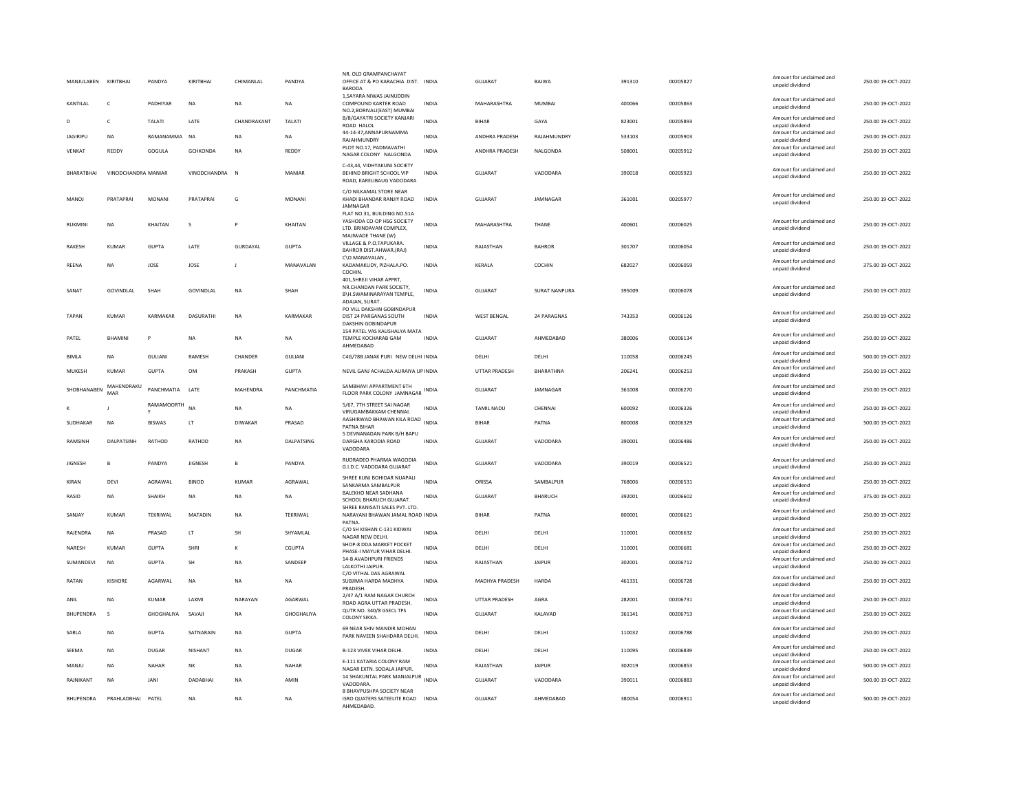| MANJULABEN | KIRITBHAI | PANDYA | KIRITBHAI | CHIMANLAL | PANDYA | NR. OLD GRAMPANCHAYAT OFFICE AT & PO KARACHIA DIST. BARODA | INDIA | GUJARAT | BAJWA | 391310 | 00205827 | Amount for unclaimed and unpaid dividend | 250.00 | 19-OCT-2022 |
|---|---|---|---|---|---|---|---|---|---|---|---|---|---|---|
| KANTILAL | C | PADHIYAR | NA | NA | NA | 1,SAYARA NIWAS JAINUDDIN COMPOUND KARTER ROAD NO.2,BORIVALI(EAST) MUMBAI | INDIA | MAHARASHTRA | MUMBAI | 400066 | 00205863 | Amount for unclaimed and unpaid dividend | 250.00 | 19-OCT-2022 |
| D | C | TALATI | LATE | CHANDRAKANT | TALATI | B/8/GAYATRI SOCIETY KANJARI ROAD HALOL | INDIA | BIHAR | GAYA | 823001 | 00205893 | Amount for unclaimed and unpaid dividend | 250.00 | 19-OCT-2022 |
| JAGIRIPU | NA | RAMANAMMA | NA | NA | NA | 44-14-37,ANNAPURNAMMA RAJAHMUNDRY | INDIA | ANDHRA PRADESH | RAJAHMUNDRY | 533103 | 00205903 | Amount for unclaimed and unpaid dividend | 250.00 | 19-OCT-2022 |
| VENKAT | REDDY | GOGULA | GCHKONDA | NA | REDDY | PLOT NO.17, PADMAVATHI NAGAR COLONY NALGONDA | INDIA | ANDHRA PRADESH | NALGONDA | 508001 | 00205912 | Amount for unclaimed and unpaid dividend | 250.00 | 19-OCT-2022 |
| BHARATBHAI | VINODCHANDRA | MANIAR | VINODCHANDRA | N | MANIAR | C-43,44, VIDHYAKUNJ SOCIETY BEHIND BRIGHT SCHOOL VIP ROAD, KARELIBAUG VADODARA | INDIA | GUJARAT | VADODARA | 390018 | 00205923 | Amount for unclaimed and unpaid dividend | 250.00 | 19-OCT-2022 |
| MANOJ | PRATAPRAI | MONANI | PRATAPRAI | G | MONANI | C/O NILKAMAL STORE NEAR KHADI BHANDAR RANJIY ROAD JAMNAGAR | INDIA | GUJARAT | JAMNAGAR | 361001 | 00205977 | Amount for unclaimed and unpaid dividend | 250.00 | 19-OCT-2022 |
| RUKMINI | NA | KHAITAN | S | P | KHAITAN | FLAT NO.31, BUILDING NO.51A YASHODA CO-OP HSG SOCIETY LTD. BRINDAVAN COMPLEX, MAJIWADE THANE (W) | INDIA | MAHARASHTRA | THANE | 400601 | 00206025 | Amount for unclaimed and unpaid dividend | 250.00 | 19-OCT-2022 |
| RAKESH | KUMAR | GUPTA | LATE | GURDAYAL | GUPTA | VILLAGE & P.O.TAPUKARA. BAHROR DIST.AHWAR.(RAJ) | INDIA | RAJASTHAN | BAHROR | 301707 | 00206054 | Amount for unclaimed and unpaid dividend | 250.00 | 19-OCT-2022 |
| REENA | NA | JOSE | JOSE | J | MANAVALAN | C\O.MANAVALAN , KADAMAKUDY, PIZHALA.PO. COCHIN. | INDIA | KERALA | COCHIN | 682027 | 00206059 | Amount for unclaimed and unpaid dividend | 375.00 | 19-OCT-2022 |
| SANAT | GOVINDLAL | SHAH | GOVINDLAL | NA | SHAH | 401,SHREJI VIHAR APPRT, NR.CHANDAN PARK SOCIETY, B\H.SWAMINARAYAN TEMPLE, ADAJAN, SURAT. | INDIA | GUJARAT | SURAT NANPURA | 395009 | 00206078 | Amount for unclaimed and unpaid dividend | 250.00 | 19-OCT-2022 |
| TAPAN | KUMAR | KARMAKAR | DASURATHI | NA | KARMAKAR | PO VILL DAKSHIN GOBINDAPUR DIST 24 PARGANAS SOUTH DAKSHIN GOBINDAPUR | INDIA | WEST BENGAL | 24 PARAGNAS | 743353 | 00206126 | Amount for unclaimed and unpaid dividend | 250.00 | 19-OCT-2022 |
| PATEL | BHAMINI | P | NA | NA | NA | 154 PATEL VAS KAUSHALYA MATA TEMPLE KOCHARAB GAM AHMEDABAD | INDIA | GUJARAT | AHMEDABAD | 380006 | 00206134 | Amount for unclaimed and unpaid dividend | 250.00 | 19-OCT-2022 |
| BIMLA | NA | GULIANI | RAMESH | CHANDER | GULIANI | C4G/78B JANAK PURI NEW DELHI | INDIA | DELHI | DELHI | 110058 | 00206245 | Amount for unclaimed and unpaid dividend | 500.00 | 19-OCT-2022 |
| MUKESH | KUMAR | GUPTA | OM | PRAKASH | GUPTA | NEVIL GANJ ACHALDA AURAIYA UP | INDIA | UTTAR PRADESH | BHARATHNA | 206241 | 00206253 | Amount for unclaimed and unpaid dividend | 250.00 | 19-OCT-2022 |
| SHOBHANABEN | MAHENDRAKUMAR | PANCHMATIA | LATE | MAHENDRA | PANCHMATIA | SAMBHAVI APPARTMENT 6TH FLOOR PARK COLONY JAMNAGAR | INDIA | GUJARAT | JAMNAGAR | 361008 | 00206270 | Amount for unclaimed and unpaid dividend | 250.00 | 19-OCT-2022 |
| K | J | RAMAMOORTHY | NA | NA | NA | 5/67, 7TH STREET SAI NAGAR VIRUGAMBAKKAM CHENNAI. | INDIA | TAMIL NADU | CHENNAI | 600092 | 00206326 | Amount for unclaimed and unpaid dividend | 250.00 | 19-OCT-2022 |
| SUDHAKAR | NA | BISWAS | LT | DIWAKAR | PRASAD | AASHIRWAD BHAWAN KILA ROAD PATNA BIHAR | INDIA | BIHAR | PATNA | 800008 | 00206329 | Amount for unclaimed and unpaid dividend | 500.00 | 19-OCT-2022 |
| RAMSINH | DALPATSINH | RATHOD | RATHOD | NA | DALPATSING | 5 DEVNANADAN PARK B/H BAPU DARGHA KARODIA ROAD VADODARA | INDIA | GUJARAT | VADODARA | 390001 | 00206486 | Amount for unclaimed and unpaid dividend | 250.00 | 19-OCT-2022 |
| JIGNESH | B | PANDYA | JIGNESH | B | PANDYA | RUDRADEO PHARMA WAGODIA G.I.D.C. VADODARA GUJARAT | INDIA | GUJARAT | VADODARA | 390019 | 00206521 | Amount for unclaimed and unpaid dividend | 250.00 | 19-OCT-2022 |
| KIRAN | DEVI | AGRAWAL | BINOD | KUMAR | AGRAWAL | SHREE KUNJ BOHIDAR NUAPALI SANKARMA SAMBALPUR | INDIA | ORISSA | SAMBALPUR | 768006 | 00206531 | Amount for unclaimed and unpaid dividend | 250.00 | 19-OCT-2022 |
| RASID | NA | SHAIKH | NA | NA | NA | BALEKHO NEAR SADHANA SCHOOL BHARUCH GUJARAT. | INDIA | GUJARAT | BHARUCH | 392001 | 00206602 | Amount for unclaimed and unpaid dividend | 375.00 | 19-OCT-2022 |
| SANJAY | KUMAR | TEKRIWAL | MATADIN | NA | TEKRIWAL | SHREE RANISATI SALES PVT. LTD. NARAYANI BHAWAN JAMAL ROAD PATNA. | INDIA | BIHAR | PATNA | 800001 | 00206621 | Amount for unclaimed and unpaid dividend | 250.00 | 19-OCT-2022 |
| RAJENDRA | NA | PRASAD | LT | SH | SHYAMLAL | C/O SH KISHAN C-131 KIDWAI NAGAR NEW DELHI. | INDIA | DELHI | DELHI | 110001 | 00206632 | Amount for unclaimed and unpaid dividend | 250.00 | 19-OCT-2022 |
| NARESH | KUMAR | GUPTA | SHRI | K | CGUPTA | SHOP-8 DDA MARKET POCKET PHASE-I MAYUR VIHAR DELHI. | INDIA | DELHI | DELHI | 110001 | 00206681 | Amount for unclaimed and unpaid dividend | 250.00 | 19-OCT-2022 |
| SUMANDEVI | NA | GUPTA | SH | NA | SANDEEP | 14-B AVADHPURI FRIENDS LALKOTHI JAIPUR. | INDIA | RAJASTHAN | JAIPUR | 302001 | 00206712 | Amount for unclaimed and unpaid dividend | 250.00 | 19-OCT-2022 |
| RATAN | KISHORE | AGARWAL | NA | NA | NA | C/O VITHAL DAS AGRAWAL SUBJIMA HARDA MADHYA PRADESH. | INDIA | MADHYA PRADESH | HARDA | 461331 | 00206728 | Amount for unclaimed and unpaid dividend | 250.00 | 19-OCT-2022 |
| ANIL | NA | KUMAR | LAXMI | NARAYAN | AGARWAL | 2/47 A/1 RAM NAGAR CHURCH ROAD AGRA UTTAR PRADESH. | INDIA | UTTAR PRADESH | AGRA | 282001 | 00206731 | Amount for unclaimed and unpaid dividend | 250.00 | 19-OCT-2022 |
| BHUPENDRA | S | GHOGHALIYA | SAVAJI | NA | GHOGHALIYA | QUTR NO. 340/8 GSECL TPS COLONY SIKKA. | INDIA | GUJARAT | KALAVAD | 361141 | 00206753 | Amount for unclaimed and unpaid dividend | 250.00 | 19-OCT-2022 |
| SARLA | NA | GUPTA | SATNARAIN | NA | GUPTA | 69 NEAR SHIV MANDIR MOHAN PARK NAVEEN SHAHDARA DELHI. | INDIA | DELHI | DELHI | 110032 | 00206788 | Amount for unclaimed and unpaid dividend | 250.00 | 19-OCT-2022 |
| SEEMA | NA | DUGAR | NISHANT | NA | DUGAR | B-123 VIVEK VIHAR DELHI. | INDIA | DELHI | DELHI | 110095 | 00206839 | Amount for unclaimed and unpaid dividend | 250.00 | 19-OCT-2022 |
| MANJU | NA | NAHAR | NK | NA | NAHAR | E-111 KATARIA COLONY RAM NAGAR EXTN. SODALA JAIPUR. | INDIA | RAJASTHAN | JAIPUR | 302019 | 00206853 | Amount for unclaimed and unpaid dividend | 500.00 | 19-OCT-2022 |
| RAJNIKANT | NA | JANI | DADABHAI | NA | AMIN | 14 SHAKUNTAL PARK MANJALPUR VADODARA. | INDIA | GUJARAT | VADODARA | 390011 | 00206883 | Amount for unclaimed and unpaid dividend | 500.00 | 19-OCT-2022 |
| BHUPENDRA | PRAHLADBHAI | PATEL | NA | NA | NA | 8 BHAVPUSHPA SOCIETY NEAR ISRO QUATERS SATEELITE ROAD AHMEDABAD. | INDIA | GUJARAT | AHMEDABAD | 380054 | 00206911 | Amount for unclaimed and unpaid dividend | 500.00 | 19-OCT-2022 |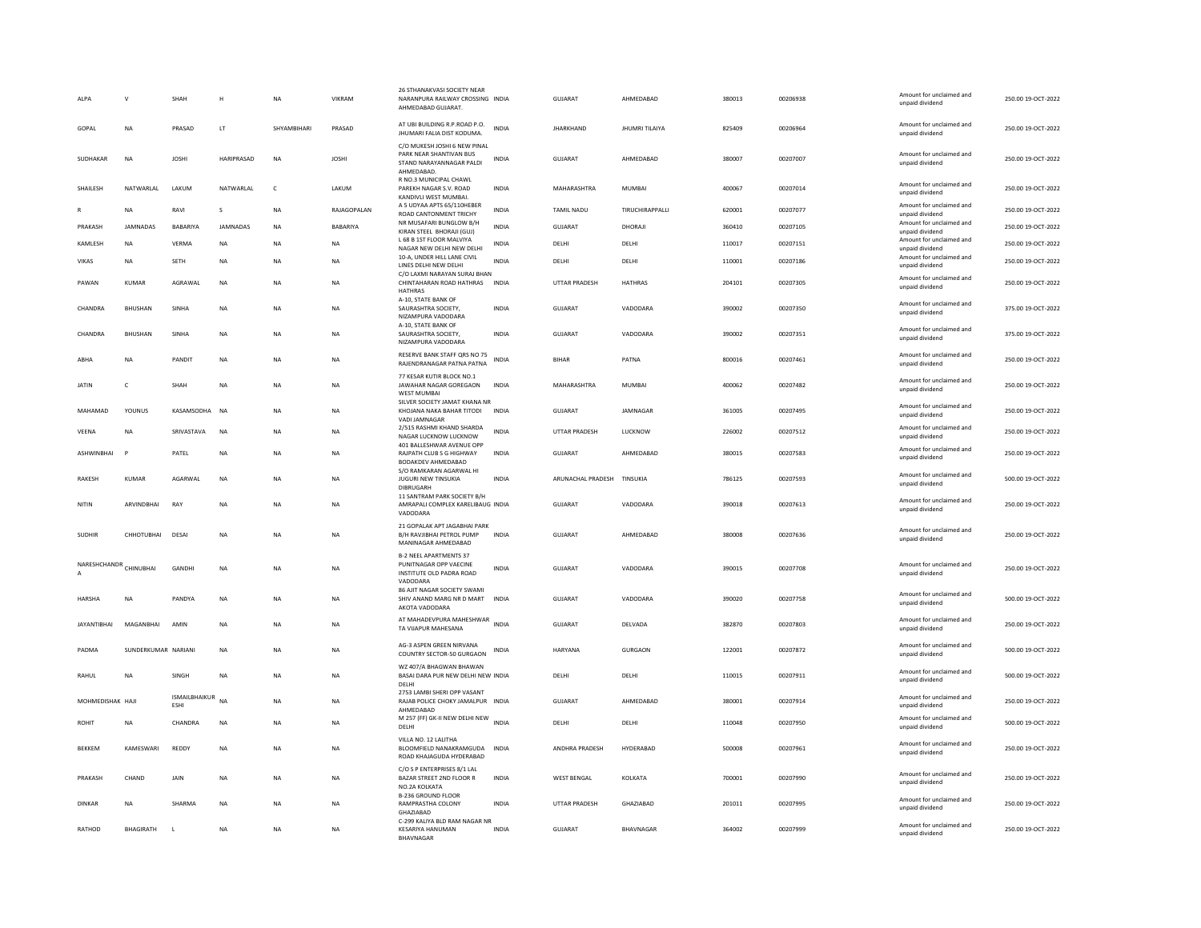| ALPA | V | SHAH | H | NA | VIKRAM | 26 STHANAKVASI SOCIETY NEAR NARANPURA RAILWAY CROSSING AHMEDABAD GUJARAT. | INDIA | GUJARAT | AHMEDABAD | 380013 | 00206938 | | Amount for unclaimed and unpaid dividend | 250.00 | 19-OCT-2022 |
|---|---|---|---|---|---|---|---|---|---|---|---|---|---|---|---|
| GOPAL | NA | PRASAD | LT | SHYAMBIHARI | PRASAD | AT UBI BUILDING R.P.ROAD P.O. JHUMARI FALIA DIST KODUMA. | INDIA | JHARKHAND | JHUMRI TILAIYA | 825409 | 00206964 | | Amount for unclaimed and unpaid dividend | 250.00 | 19-OCT-2022 |
| SUDHAKAR | NA | JOSHI | HARIPRASAD | NA | JOSHI | C/O MUKESH JOSHI 6 NEW PINAL PARK NEAR SHANTIVAN BUS STAND NARAYANNAGAR PALDI AHMEDABAD. | INDIA | GUJARAT | AHMEDABAD | 380007 | 00207007 | | Amount for unclaimed and unpaid dividend | 250.00 | 19-OCT-2022 |
| SHAILESH | NATWARLAL | LAKUM | NATWARLAL | C | LAKUM | R NO.3 MUNICIPAL CHAWL PAREKH NAGAR S.V. ROAD KANDIVLI WEST MUMBAI. | INDIA | MAHARASHTRA | MUMBAI | 400067 | 00207014 | | Amount for unclaimed and unpaid dividend | 250.00 | 19-OCT-2022 |
| R | NA | RAVI | S | NA | RAJAGOPALAN | A 5 UDYAA APTS 65/110HEBER ROAD CANTONMENT TRICHY | INDIA | TAMIL NADU | TIRUCHIRAPPALLI | 620001 | 00207077 | | Amount for unclaimed and unpaid dividend | 250.00 | 19-OCT-2022 |
| PRAKASH | JAMNADAS | BABARIYA | JAMNADAS | NA | BABARIYA | NR MUSAFARI BUNGLOW B/H KIRAN STEEL BHORAJI (GUJ) | INDIA | GUJARAT | DHORAJI | 360410 | 00207105 | | Amount for unclaimed and unpaid dividend | 250.00 | 19-OCT-2022 |
| KAMLESH | NA | VERMA | NA | NA | NA | L 68 B 1ST FLOOR MALVIYA NAGAR NEW DELHI NEW DELHI | INDIA | DELHI | DELHI | 110017 | 00207151 | | Amount for unclaimed and unpaid dividend | 250.00 | 19-OCT-2022 |
| VIKAS | NA | SETH | NA | NA | NA | 10-A, UNDER HILL LANE CIVIL LINES DELHI NEW DELHI | INDIA | DELHI | DELHI | 110001 | 00207186 | | Amount for unclaimed and unpaid dividend | 250.00 | 19-OCT-2022 |
| PAWAN | KUMAR | AGRAWAL | NA | NA | NA | C/O LAXMI NARAYAN SURAJ BHAN CHINTAHARAN ROAD HATHRAS HATHRAS | INDIA | UTTAR PRADESH | HATHRAS | 204101 | 00207305 | | Amount for unclaimed and unpaid dividend | 250.00 | 19-OCT-2022 |
| CHANDRA | BHUSHAN | SINHA | NA | NA | NA | A-10, STATE BANK OF SAURASHTRA SOCIETY, NIZAMPURA VADODARA | INDIA | GUJARAT | VADODARA | 390002 | 00207350 | | Amount for unclaimed and unpaid dividend | 375.00 | 19-OCT-2022 |
| CHANDRA | BHUSHAN | SINHA | NA | NA | NA | A-10, STATE BANK OF SAURASHTRA SOCIETY, NIZAMPURA VADODARA | INDIA | GUJARAT | VADODARA | 390002 | 00207351 | | Amount for unclaimed and unpaid dividend | 375.00 | 19-OCT-2022 |
| ABHA | NA | PANDIT | NA | NA | NA | RESERVE BANK STAFF QRS NO 75 RAJENDRANAGAR PATNA PATNA | INDIA | BIHAR | PATNA | 800016 | 00207461 | | Amount for unclaimed and unpaid dividend | 250.00 | 19-OCT-2022 |
| JATIN | C | SHAH | NA | NA | NA | 77 KESAR KUTIR BLOCK NO.1 JAWAHAR NAGAR GOREGAON WEST MUMBAI | INDIA | MAHARASHTRA | MUMBAI | 400062 | 00207482 | | Amount for unclaimed and unpaid dividend | 250.00 | 19-OCT-2022 |
| MAHAMAD | YOUNUS | KASAMSODHA | NA | NA | NA | SILVER SOCIETY JAMAT KHANA NR KHOJANA NAKA BAHAR TITODI VADI JAMNAGAR | INDIA | GUJARAT | JAMNAGAR | 361005 | 00207495 | | Amount for unclaimed and unpaid dividend | 250.00 | 19-OCT-2022 |
| VEENA | NA | SRIVASTAVA | NA | NA | NA | 2/515 RASHMI KHAND SHARDA NAGAR LUCKNOW LUCKNOW | INDIA | UTTAR PRADESH | LUCKNOW | 226002 | 00207512 | | Amount for unclaimed and unpaid dividend | 250.00 | 19-OCT-2022 |
| ASHWINBHAI | P | PATEL | NA | NA | NA | 401 BALLESHWAR AVENUE OPP RAJPATH CLUB S G HIGHWAY BODAKDEV AHMEDABAD | INDIA | GUJARAT | AHMEDABAD | 380015 | 00207583 | | Amount for unclaimed and unpaid dividend | 250.00 | 19-OCT-2022 |
| RAKESH | KUMAR | AGARWAL | NA | NA | NA | S/O RAMKARAN AGARWAL HI JUGURI NEW TINSUKIA DIBRUGARH | INDIA | ARUNACHAL PRADESH | TINSUKIA | 786125 | 00207593 | | Amount for unclaimed and unpaid dividend | 500.00 | 19-OCT-2022 |
| NITIN | ARVINDBHAI | RAY | NA | NA | NA | 11 SANTRAM PARK SOCIETY B/H AMRAPALI COMPLEX KARELIBAUG VADODARA | INDIA | GUJARAT | VADODARA | 390018 | 00207613 | | Amount for unclaimed and unpaid dividend | 250.00 | 19-OCT-2022 |
| SUDHIR | CHHOTUBHAI | DESAI | NA | NA | NA | 21 GOPALAK APT JAGABHAI PARK B/H RAVJIBHAI PETROL PUMP MANINAGAR AHMEDABAD | INDIA | GUJARAT | AHMEDABAD | 380008 | 00207636 | | Amount for unclaimed and unpaid dividend | 250.00 | 19-OCT-2022 |
| NARESHCHANDR A | CHINUBHAI | GANDHI | NA | NA | NA | B-2 NEEL APARTMENTS 37 PUNITNAGAR OPP VAECINE INSTITUTE OLD PADRA ROAD VADODARA | INDIA | GUJARAT | VADODARA | 390015 | 00207708 | | Amount for unclaimed and unpaid dividend | 250.00 | 19-OCT-2022 |
| HARSHA | NA | PANDYA | NA | NA | NA | 86 AJIT NAGAR SOCIETY SWAMI SHIV ANAND MARG NR D MART AKOTA VADODARA | INDIA | GUJARAT | VADODARA | 390020 | 00207758 | | Amount for unclaimed and unpaid dividend | 500.00 | 19-OCT-2022 |
| JAYANTIBHAI | MAGANBHAI | AMIN | NA | NA | NA | AT MAHADEVPURA MAHESHWAR TA VIJAPUR MAHESANA | INDIA | GUJARAT | DELVADA | 382870 | 00207803 | | Amount for unclaimed and unpaid dividend | 250.00 | 19-OCT-2022 |
| PADMA | SUNDERKUMAR | NARIANI | NA | NA | NA | AG-3 ASPEN GREEN NIRVANA COUNTRY SECTOR-50 GURGAON | INDIA | HARYANA | GURGAON | 122001 | 00207872 | | Amount for unclaimed and unpaid dividend | 500.00 | 19-OCT-2022 |
| RAHUL | NA | SINGH | NA | NA | NA | WZ 407/A BHAGWAN BHAWAN BASAI DARA PUR NEW DELHI NEW DELHI | INDIA | DELHI | DELHI | 110015 | 00207911 | | Amount for unclaimed and unpaid dividend | 500.00 | 19-OCT-2022 |
| MOHMEDISHAK | HAJI | ISMAILBHAIKUR ESHI | NA | NA | NA | 2753 LAMBI SHERI OPP VASANT RAJAB POLICE CHOKY JAMALPUR AHMEDABAD | INDIA | GUJARAT | AHMEDABAD | 380001 | 00207914 | | Amount for unclaimed and unpaid dividend | 250.00 | 19-OCT-2022 |
| ROHIT | NA | CHANDRA | NA | NA | NA | M 257 (FF) GK-II NEW DELHI NEW DELHI | INDIA | DELHI | DELHI | 110048 | 00207950 | | Amount for unclaimed and unpaid dividend | 500.00 | 19-OCT-2022 |
| BEKKEM | KAMESWARI | REDDY | NA | NA | NA | VILLA NO. 12 LALITHA BLOOMFIELD NANAKRAMGUDA ROAD KHAJAGUDA HYDERABAD | INDIA | ANDHRA PRADESH | HYDERABAD | 500008 | 00207961 | | Amount for unclaimed and unpaid dividend | 250.00 | 19-OCT-2022 |
| PRAKASH | CHAND | JAIN | NA | NA | NA | C/O S P ENTERPRISES 8/1 LAL BAZAR STREET 2ND FLOOR R NO.2A KOLKATA | INDIA | WEST BENGAL | KOLKATA | 700001 | 00207990 | | Amount for unclaimed and unpaid dividend | 250.00 | 19-OCT-2022 |
| DINKAR | NA | SHARMA | NA | NA | NA | B-236 GROUND FLOOR RAMPRASTHA COLONY GHAZIABAD | INDIA | UTTAR PRADESH | GHAZIABAD | 201011 | 00207995 | | Amount for unclaimed and unpaid dividend | 250.00 | 19-OCT-2022 |
| RATHOD | BHAGIRATH | L | NA | NA | NA | C-299 KALIYA BLD RAM NAGAR NR KESARIYA HANUMAN BHAVNAGAR | INDIA | GUJARAT | BHAVNAGAR | 364002 | 00207999 | | Amount for unclaimed and unpaid dividend | 250.00 | 19-OCT-2022 |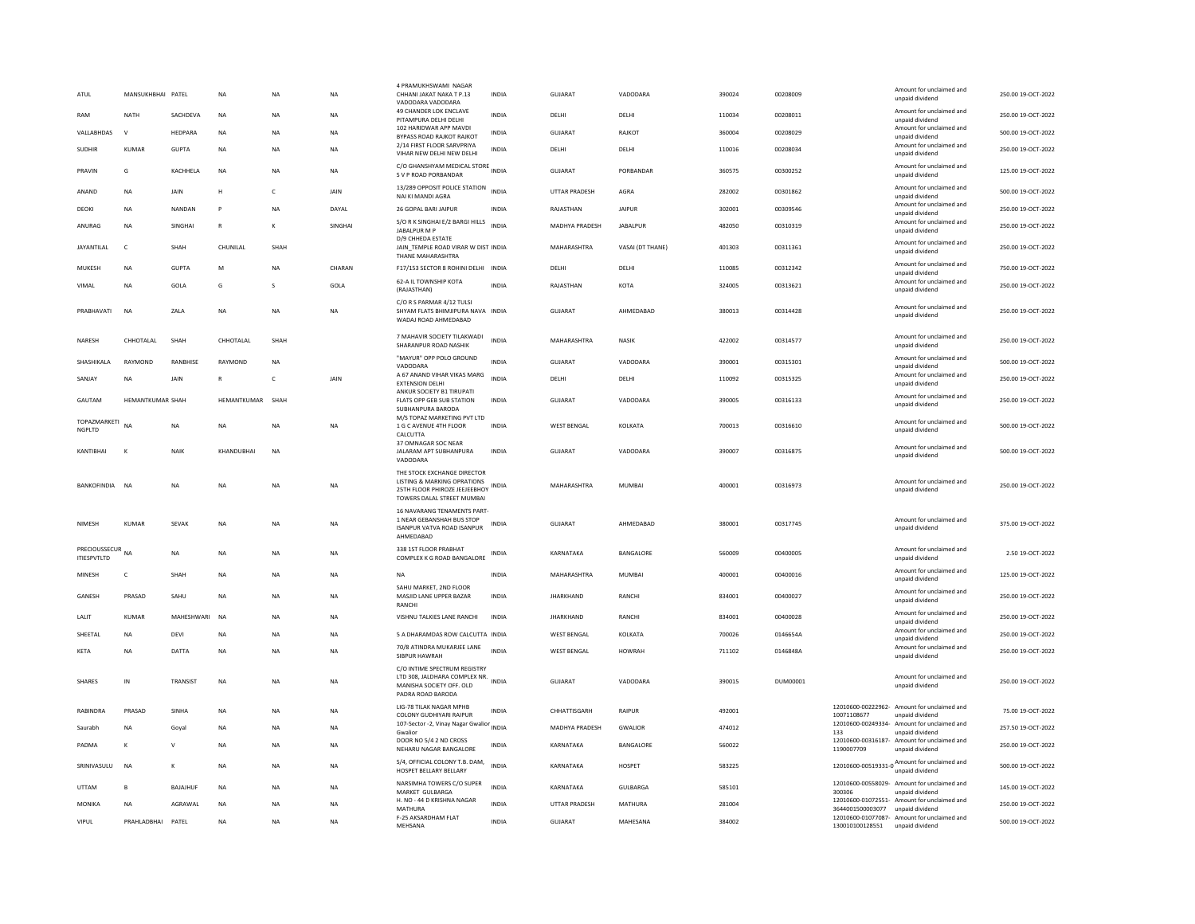| ATUL | MANSUKHBHAI | PATEL | NA | NA | NA | 4 PRAMUKHSWAMI NAGAR CHHANI JAKAT NAKA T P.13 VADODARA VADODARA | INDIA | GUJARAT | VADODARA | 390024 | 00208009 | | Amount for unclaimed and unpaid dividend | 250.00 | 19-OCT-2022 |
|---|---|---|---|---|---|---|---|---|---|---|---|---|---|---|---|
| RAM | NATH | SACHDEVA | NA | NA | NA | 49 CHANDER LOK ENCLAVE PITAMPURA DELHI DELHI | INDIA | DELHI | DELHI | 110034 | 00208011 | | Amount for unclaimed and unpaid dividend | 250.00 | 19-OCT-2022 |
| VALLABHDAS | V | HEDPARA | NA | NA | NA | 102 HARIDWAR APP MAVDI BYPASS ROAD RAJKOT RAJKOT | INDIA | GUJARAT | RAJKOT | 360004 | 00208029 | | Amount for unclaimed and unpaid dividend | 500.00 | 19-OCT-2022 |
| SUDHIR | KUMAR | GUPTA | NA | NA | NA | 2/14 FIRST FLOOR SARVPRIYA VIHAR NEW DELHI NEW DELHI | INDIA | DELHI | DELHI | 110016 | 00208034 | | Amount for unclaimed and unpaid dividend | 250.00 | 19-OCT-2022 |
| PRAVIN | G | KACHHELA | NA | NA | NA | C/O GHANSHYAM MEDICAL STORE S V P ROAD PORBANDAR | INDIA | GUJARAT | PORBANDAR | 360575 | 00300252 | | Amount for unclaimed and unpaid dividend | 125.00 | 19-OCT-2022 |
| ANAND | NA | JAIN | H | C | JAIN | 13/289 OPPOSIT POLICE STATION NAI KI MANDI AGRA | INDIA | UTTAR PRADESH | AGRA | 282002 | 00301862 | | Amount for unclaimed and unpaid dividend | 500.00 | 19-OCT-2022 |
| DEOKI | NA | NANDAN | P | NA | DAYAL | 26 GOPAL BARI JAIPUR | INDIA | RAJASTHAN | JAIPUR | 302001 | 00309546 | | Amount for unclaimed and unpaid dividend | 250.00 | 19-OCT-2022 |
| ANURAG | NA | SINGHAI | R | K | SINGHAI | S/O R K SINGHAI E/2 BARGI HILLS JABALPUR M P | INDIA | MADHYA PRADESH | JABALPUR | 482050 | 00310319 | | Amount for unclaimed and unpaid dividend | 250.00 | 19-OCT-2022 |
| JAYANTILAL | C | SHAH | CHUNILAL | SHAH | | D/9 CHHEDA ESTATE JAIN_TEMPLE ROAD VIRAR W DIST THANE MAHARASHTRA | INDIA | MAHARASHTRA | VASAI (DT THANE) | 401303 | 00311361 | | Amount for unclaimed and unpaid dividend | 250.00 | 19-OCT-2022 |
| MUKESH | NA | GUPTA | M | NA | CHARAN | F17/153 SECTOR 8 ROHINI DELHI | INDIA | DELHI | DELHI | 110085 | 00312342 | | Amount for unclaimed and unpaid dividend | 750.00 | 19-OCT-2022 |
| VIMAL | NA | GOLA | G | S | GOLA | 62-A IL TOWNSHIP KOTA (RAJASTHAN) | INDIA | RAJASTHAN | KOTA | 324005 | 00313621 | | Amount for unclaimed and unpaid dividend | 250.00 | 19-OCT-2022 |
| PRABHAVATI | NA | ZALA | NA | NA | NA | C/O R S PARMAR 4/12 TULSI SHYAM FLATS BHIMJIPURA NAVA WADAJ ROAD AHMEDABAD | INDIA | GUJARAT | AHMEDABAD | 380013 | 00314428 | | Amount for unclaimed and unpaid dividend | 250.00 | 19-OCT-2022 |
| NARESH | CHHOTALAL | SHAH | CHHOTALAL | SHAH | | 7 MAHAVIR SOCIETY TILAKWADI SHARANPUR ROAD NASHIK | INDIA | MAHARASHTRA | NASIK | 422002 | 00314577 | | Amount for unclaimed and unpaid dividend | 250.00 | 19-OCT-2022 |
| SHASHIKALA | RAYMOND | RANBHISE | RAYMOND | NA | | "MAYUR" OPP POLO GROUND VADODARA | INDIA | GUJARAT | VADODARA | 390001 | 00315301 | | Amount for unclaimed and unpaid dividend | 500.00 | 19-OCT-2022 |
| SANJAY | NA | JAIN | R | C | JAIN | A 67 ANAND VIHAR VIKAS MARG EXTENSION DELHI | INDIA | DELHI | DELHI | 110092 | 00315325 | | Amount for unclaimed and unpaid dividend | 250.00 | 19-OCT-2022 |
| GAUTAM | HEMANTKUMAR | SHAH | HEMANTKUMAR | SHAH | | ANKUR SOCIETY B1 TIRUPATI FLATS OPP GEB SUB STATION SUBHANPURA BARODA | INDIA | GUJARAT | VADODARA | 390005 | 00316133 | | Amount for unclaimed and unpaid dividend | 250.00 | 19-OCT-2022 |
| TOPAZMARKETINGPLTD | NA | NA | NA | NA | NA | M/S TOPAZ MARKETING PVT LTD 1 G C AVENUE 4TH FLOOR CALCUTTA | INDIA | WEST BENGAL | KOLKATA | 700013 | 00316610 | | Amount for unclaimed and unpaid dividend | 500.00 | 19-OCT-2022 |
| KANTIBHAI | K | NAIK | KHANDUBHAI | NA | | 37 OMNAGAR SOC NEAR JALARAM APT SUBHANPURA VADODARA | INDIA | GUJARAT | VADODARA | 390007 | 00316875 | | Amount for unclaimed and unpaid dividend | 500.00 | 19-OCT-2022 |
| BANKOFINDIA | NA | NA | NA | NA | NA | THE STOCK EXCHANGE DIRECTOR LISTING & MARKING OPRATIONS 25TH FLOOR PHIROZE JEEJEEBHOY TOWERS DALAL STREET MUMBAI | INDIA | MAHARASHTRA | MUMBAI | 400001 | 00316973 | | Amount for unclaimed and unpaid dividend | 250.00 | 19-OCT-2022 |
| NIMESH | KUMAR | SEVAK | NA | NA | NA | 16 NAVARANG TENAMENTS PART-1 NEAR GEBANSHAH BUS STOP ISANPUR VATVA ROAD ISANPUR AHMEDABAD | INDIA | GUJARAT | AHMEDABAD | 380001 | 00317745 | | Amount for unclaimed and unpaid dividend | 375.00 | 19-OCT-2022 |
| PRECIOUSSECURITIESPVTLTD | NA | NA | NA | NA | NA | 338 1ST FLOOR PRABHAT COMPLEX K G ROAD BANGALORE | INDIA | KARNATAKA | BANGALORE | 560009 | 00400005 | | Amount for unclaimed and unpaid dividend | 2.50 | 19-OCT-2022 |
| MINESH | C | SHAH | NA | NA | NA | NA | INDIA | MAHARASHTRA | MUMBAI | 400001 | 00400016 | | Amount for unclaimed and unpaid dividend | 125.00 | 19-OCT-2022 |
| GANESH | PRASAD | SAHU | NA | NA | NA | SAHU MARKET, 2ND FLOOR MASJID LANE UPPER BAZAR RANCHI | INDIA | JHARKHAND | RANCHI | 834001 | 00400027 | | Amount for unclaimed and unpaid dividend | 250.00 | 19-OCT-2022 |
| LALIT | KUMAR | MAHESHWARI | NA | NA | NA | VISHNU TALKIES LANE RANCHI | INDIA | JHARKHAND | RANCHI | 834001 | 00400028 | | Amount for unclaimed and unpaid dividend | 250.00 | 19-OCT-2022 |
| SHEETAL | NA | DEVI | NA | NA | NA | 5 A DHARAMDAS ROW CALCUTTA | INDIA | WEST BENGAL | KOLKATA | 700026 | 0146654A | | Amount for unclaimed and unpaid dividend | 250.00 | 19-OCT-2022 |
| KETA | NA | DATTA | NA | NA | NA | 70/8 ATINDRA MUKARJEE LANE SIBPUR HAWRAH | INDIA | WEST BENGAL | HOWRAH | 711102 | 0146848A | | Amount for unclaimed and unpaid dividend | 250.00 | 19-OCT-2022 |
| SHARES | IN | TRANSIST | NA | NA | NA | C/O INTIME SPECTRUM REGISTRY LTD 308, JALDHARA COMPLEX NR. MANISHA SOCIETY OFF. OLD PADRA ROAD BARODA | INDIA | GUJARAT | VADODARA | 390015 | DUM00001 | | Amount for unclaimed and unpaid dividend | 250.00 | 19-OCT-2022 |
| RABINDRA | PRASAD | SINHA | NA | NA | NA | LIG-78 TILAK NAGAR MPHB COLONY GUDHIYARI RAIPUR | INDIA | CHHATTISGARH | RAIPUR | 492001 | | 12010600-00222962-10071108677 | Amount for unclaimed and unpaid dividend | 75.00 | 19-OCT-2022 |
| Saurabh | NA | Goyal | NA | NA | NA | 107-Sector -2, Vinay Nagar Gwalior Gwalior | INDIA | MADHYA PRADESH | GWALIOR | 474012 | | 12010600-00249334-133 | Amount for unclaimed and unpaid dividend | 257.50 | 19-OCT-2022 |
| PADMA | K | V | NA | NA | NA | DOOR NO 5/4 2 ND CROSS NEHARU NAGAR BANGALORE | INDIA | KARNATAKA | BANGALORE | 560022 | | 12010600-00316187-1190007709 | Amount for unclaimed and unpaid dividend | 250.00 | 19-OCT-2022 |
| SRINIVASULU | NA | K | NA | NA | NA | S/4, OFFICIAL COLONY T.B. DAM, HOSPET BELLARY BELLARY | INDIA | KARNATAKA | HOSPET | 583225 | | 12010600-00519331-0 | Amount for unclaimed and unpaid dividend | 500.00 | 19-OCT-2022 |
| UTTAM | B | BAJAJHUF | NA | NA | NA | NARSIMHA TOWERS C/O SUPER MARKET GULBARGA | INDIA | KARNATAKA | GULBARGA | 585101 | | 12010600-00558029-300306 | Amount for unclaimed and unpaid dividend | 145.00 | 19-OCT-2022 |
| MONIKA | NA | AGRAWAL | NA | NA | NA | H. NO - 44 D KRISHNA NAGAR MATHURA | INDIA | UTTAR PRADESH | MATHURA | 281004 | | 12010600-01072551-3644001500003077 | Amount for unclaimed and unpaid dividend | 250.00 | 19-OCT-2022 |
| VIPUL | PRAHLADBHAI | PATEL | NA | NA | NA | F-25 AKSARDHAM FLAT MEHSANA | INDIA | GUJARAT | MAHESANA | 384002 | | 12010600-01077087-130010100128551 | Amount for unclaimed and unpaid dividend | 500.00 | 19-OCT-2022 |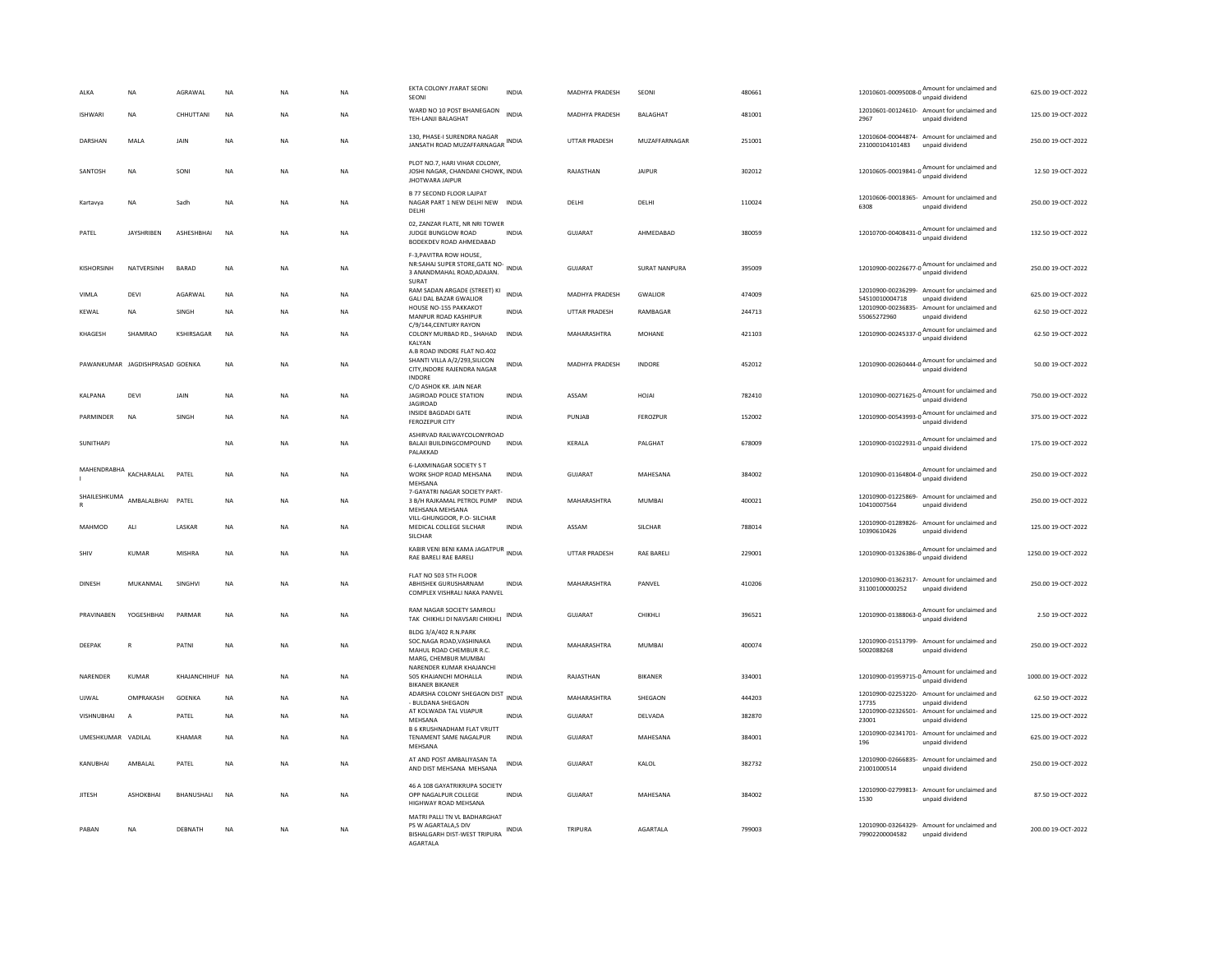| ALKA | NA | AGRAWAL | NA | NA | NA | EKTA COLONY JYARAT SEONI SEONI | INDIA | MADHYA PRADESH | SEONI | 480661 | 12010601-00095008-0 | Amount for unclaimed and unpaid dividend | 625.00 | 19-OCT-2022 |
|---|---|---|---|---|---|---|---|---|---|---|---|---|---|---|
| ISHWARI | NA | CHHUTTANI | NA | NA | NA | WARD NO 10 POST BHANEGAON TEH-LANJI BALAGHAT | INDIA | MADHYA PRADESH | BALAGHAT | 481001 | 12010601-00124610-2967 | Amount for unclaimed and unpaid dividend | 125.00 | 19-OCT-2022 |
| DARSHAN | MALA | JAIN | NA | NA | NA | 130, PHASE-I SURENDRA NAGAR JANSATH ROAD MUZAFFARNAGAR | INDIA | UTTAR PRADESH | MUZAFFARNAGAR | 251001 | 12010604-00044874-231000104101483 | Amount for unclaimed and unpaid dividend | 250.00 | 19-OCT-2022 |
| SANTOSH | NA | SONI | NA | NA | NA | PLOT NO.7, HARI VIHAR COLONY, JOSHI NAGAR, CHANDANI CHOWK, JHOTWARA JAIPUR | INDIA | RAJASTHAN | JAIPUR | 302012 | 12010605-00019841-0 | Amount for unclaimed and unpaid dividend | 12.50 | 19-OCT-2022 |
| Kartavya | NA | Sadh | NA | NA | NA | B 77 SECOND FLOOR LAJPAT NAGAR PART 1 NEW DELHI NEW DELHI | INDIA | DELHI | DELHI | 110024 | 12010606-00018365-6308 | Amount for unclaimed and unpaid dividend | 250.00 | 19-OCT-2022 |
| PATEL | JAYSHRIBEN | ASHESHBHAI | NA | NA | NA | 02, ZANZAR FLATE, NR NRI TOWER JUDGE BUNGLOW ROAD BODEKDEV ROAD AHMEDABAD | INDIA | GUJARAT | AHMEDABAD | 380059 | 12010700-00408431-0 | Amount for unclaimed and unpaid dividend | 132.50 | 19-OCT-2022 |
| KISHORSINH | NATVERSINH | BARAD | NA | NA | NA | F-3,PAVITRA ROW HOUSE, NR.SAHAJ SUPER STORE,GATE NO-3 ANANDMAHAL ROAD,ADAJAN. SURAT | INDIA | GUJARAT | SURAT NANPURA | 395009 | 12010900-00226677-0 | Amount for unclaimed and unpaid dividend | 250.00 | 19-OCT-2022 |
| VIMLA | DEVI | AGARWAL | NA | NA | NA | RAM SADAN ARGADE (STREET) KI GALI DAL BAZAR GWALIOR | INDIA | MADHYA PRADESH | GWALIOR | 474009 | 12010900-00236299-54510010004718 | Amount for unclaimed and unpaid dividend | 625.00 | 19-OCT-2022 |
| KEWAL | NA | SINGH | NA | NA | NA | HOUSE NO-155 PAKKAKOT MANPUR ROAD KASHIPUR | INDIA | UTTAR PRADESH | RAMBAGAR | 244713 | 12010900-00236835-55065272960 | Amount for unclaimed and unpaid dividend | 62.50 | 19-OCT-2022 |
| KHAGESH | SHAMRAO | KSHIRSAGAR | NA | NA | NA | C/9/144,CENTURY RAYON COLONY MURBAD RD., SHAHAD KALYAN | INDIA | MAHARASHTRA | MOHANE | 421103 | 12010900-00245337-0 | Amount for unclaimed and unpaid dividend | 62.50 | 19-OCT-2022 |
| PAWANKUMAR | JAGDISHPRASAD | GOENKA | NA | NA | NA | A.B ROAD INDORE FLAT NO.402 SHANTI VILLA A/2/293,SILICON CITY,INDORE RAJENDRA NAGAR INDORE | INDIA | MADHYA PRADESH | INDORE | 452012 | 12010900-00260444-0 | Amount for unclaimed and unpaid dividend | 50.00 | 19-OCT-2022 |
| KALPANA | DEVI | JAIN | NA | NA | NA | C/O ASHOK KR. JAIN NEAR JAGIROAD POLICE STATION JAGIROAD | INDIA | ASSAM | HOJAI | 782410 | 12010900-00271625-0 | Amount for unclaimed and unpaid dividend | 750.00 | 19-OCT-2022 |
| PARMINDER | NA | SINGH | NA | NA | NA | INSIDE BAGDADI GATE FEROZEPUR CITY | INDIA | PUNJAB | FEROZPUR | 152002 | 12010900-00543993-0 | Amount for unclaimed and unpaid dividend | 375.00 | 19-OCT-2022 |
| SUNITHAPJ | | | NA | NA | NA | ASHIRVAD RAILWAYCOLONYROAD BALAJI BUILDINGCOMPOUND PALAKKAD | INDIA | KERALA | PALGHAT | 678009 | 12010900-01022931-0 | Amount for unclaimed and unpaid dividend | 175.00 | 19-OCT-2022 |
| MAHENDRABHA I | KACHARALAL | PATEL | NA | NA | NA | 6-LAXMINAGAR SOCIETY S T WORK SHOP ROAD MEHSANA MEHSANA | INDIA | GUJARAT | MAHESANA | 384002 | 12010900-01164804-0 | Amount for unclaimed and unpaid dividend | 250.00 | 19-OCT-2022 |
| SHAILESHKUMA R | AMBALALBHAI | PATEL | NA | NA | NA | 7-GAYATRI NAGAR SOCIETY PART-3 B/H RAJKAMAL PETROL PUMP MEHSANA MEHSANA | INDIA | MAHARASHTRA | MUMBAI | 400021 | 12010900-01225869-10410007564 | Amount for unclaimed and unpaid dividend | 250.00 | 19-OCT-2022 |
| MAHMOD | ALI | LASKAR | NA | NA | NA | VILL-GHUNGOOR, P.O- SILCHAR MEDICAL COLLEGE SILCHAR SILCHAR | INDIA | ASSAM | SILCHAR | 788014 | 12010900-01289826-10390610426 | Amount for unclaimed and unpaid dividend | 125.00 | 19-OCT-2022 |
| SHIV | KUMAR | MISHRA | NA | NA | NA | KABIR VENI BENI KAMA JAGATPUR RAE BARELI RAE BARELI | INDIA | UTTAR PRADESH | RAE BARELI | 229001 | 12010900-01326386-0 | Amount for unclaimed and unpaid dividend | 1250.00 | 19-OCT-2022 |
| DINESH | MUKANMAL | SINGHVI | NA | NA | NA | FLAT NO 503 5TH FLOOR ABHISHEK GURUSHARNAM COMPLEX VISHRALI NAKA PANVEL | INDIA | MAHARASHTRA | PANVEL | 410206 | 12010900-01362317-31100100000252 | Amount for unclaimed and unpaid dividend | 250.00 | 19-OCT-2022 |
| PRAVINABEN | YOGESHBHAI | PARMAR | NA | NA | NA | RAM NAGAR SOCIETY SAMROLI TAK CHIKHLI DI NAVSARI CHIKHLI | INDIA | GUJARAT | CHIKHLI | 396521 | 12010900-01388063-0 | Amount for unclaimed and unpaid dividend | 2.50 | 19-OCT-2022 |
| DEEPAK | R | PATNI | NA | NA | NA | BLDG 3/A/402 R.N.PARK SOC.NAGA ROAD,VASHINAKA MAHUL ROAD CHEMBUR R.C. MARG, CHEMBUR MUMBAI | INDIA | MAHARASHTRA | MUMBAI | 400074 | 12010900-01513799-5002088268 | Amount for unclaimed and unpaid dividend | 250.00 | 19-OCT-2022 |
| NARENDER | KUMAR | KHAJANCHIHUF | NA | NA | NA | NARENDER KUMAR KHAJANCHI 505 KHAJANCHI MOHALLA BIKANER BIKANER | INDIA | RAJASTHAN | BIKANER | 334001 | 12010900-01959715-0 | Amount for unclaimed and unpaid dividend | 1000.00 | 19-OCT-2022 |
| UJWAL | OMPRAKASH | GOENKA | NA | NA | NA | ADARSHA COLONY SHEGAON DIST - BULDANA SHEGAON | INDIA | MAHARASHTRA | SHEGAON | 444203 | 12010900-02253220-17735 | Amount for unclaimed and unpaid dividend | 62.50 | 19-OCT-2022 |
| VISHNUBHAI | A | PATEL | NA | NA | NA | AT KOLWADA TAL VIJAPUR MEHSANA | INDIA | GUJARAT | DELVADA | 382870 | 12010900-02326501-23001 | Amount for unclaimed and unpaid dividend | 125.00 | 19-OCT-2022 |
| UMESHKUMAR | VADILAL | KHAMAR | NA | NA | NA | B 6 KRUSHNADHAM FLAT VRUTT TENAMENT SAME NAGALPUR MEHSANA | INDIA | GUJARAT | MAHESANA | 384001 | 12010900-02341701-196 | Amount for unclaimed and unpaid dividend | 625.00 | 19-OCT-2022 |
| KANUBHAI | AMBALAL | PATEL | NA | NA | NA | AT AND POST AMBALIYASAN TA AND DIST MEHSANA MEHSANA | INDIA | GUJARAT | KALOL | 382732 | 12010900-02666835-21001000514 | Amount for unclaimed and unpaid dividend | 250.00 | 19-OCT-2022 |
| JITESH | ASHOKBHAI | BHANUSHALI | NA | NA | NA | 46 A 108 GAYATRIKRUPA SOCIETY OPP NAGALPUR COLLEGE HIGHWAY ROAD MEHSANA | INDIA | GUJARAT | MAHESANA | 384002 | 12010900-02799813-1530 | Amount for unclaimed and unpaid dividend | 87.50 | 19-OCT-2022 |
| PABAN | NA | DEBNATH | NA | NA | NA | MATRI PALLI TN VL BADHARGHAT PS W AGARTALA,S DIV BISHALGARH DIST-WEST TRIPURA AGARTALA | INDIA | TRIPURA | AGARTALA | 799003 | 12010900-03264329-79902200004582 | Amount for unclaimed and unpaid dividend | 200.00 | 19-OCT-2022 |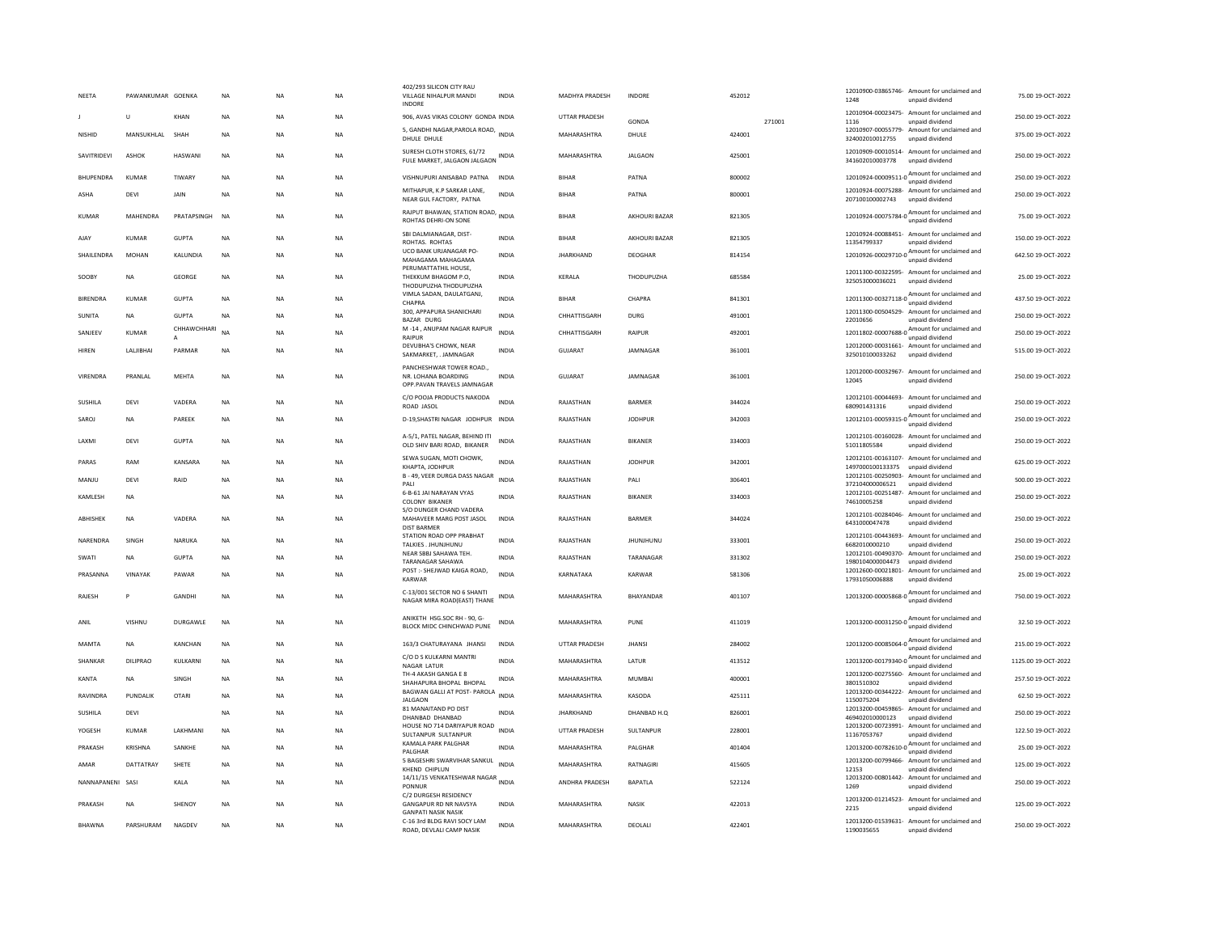| NEETA | PAWANKUMAR | GOENKA | NA | NA | NA | 402/293 SILICON CITY RAU VILLAGE NIHALPUR MANDI INDORE | INDIA | MADHYA PRADESH | INDORE | 452012 | | 12010900-03865746-1248 | Amount for unclaimed and unpaid dividend | 75.00 | 19-OCT-2022 |
|---|---|---|---|---|---|---|---|---|---|---|---|---|---|---|---|
| J | U | KHAN | NA | NA | NA | 906, AVAS VIKAS COLONY GONDA | INDIA | UTTAR PRADESH | GONDA | | 271001 | 12010904-00023475-1116 | Amount for unclaimed and unpaid dividend | 250.00 | 19-OCT-2022 |
| NISHID | MANSUKHLAL | SHAH | NA | NA | NA | 5, GANDHI NAGAR,PAROLA ROAD, DHULE DHULE | INDIA | MAHARASHTRA | DHULE | 424001 | | 12010907-00055779-324002010012755 | Amount for unclaimed and unpaid dividend | 375.00 | 19-OCT-2022 |
| SAVITRIDEVI | ASHOK | HASWANI | NA | NA | NA | SURESH CLOTH STORES, 61/72 FULE MARKET, JALGAON JALGAON | INDIA | MAHARASHTRA | JALGAON | 425001 | | 12010909-00010514-341602010003778 | Amount for unclaimed and unpaid dividend | 250.00 | 19-OCT-2022 |
| BHUPENDRA | KUMAR | TIWARY | NA | NA | NA | VISHNUPURI ANISABAD PATNA | INDIA | BIHAR | PATNA | 800002 | | 12010924-00009511-0 | Amount for unclaimed and unpaid dividend | 250.00 | 19-OCT-2022 |
| ASHA | DEVI | JAIN | NA | NA | NA | MITHAPUR, K.P SARKAR LANE, NEAR GUL FACTORY, PATNA | INDIA | BIHAR | PATNA | 800001 | | 12010924-00075288-207100100002743 | Amount for unclaimed and unpaid dividend | 250.00 | 19-OCT-2022 |
| KUMAR | MAHENDRA | PRATAPSINGH | NA | NA | NA | RAJPUT BHAWAN, STATION ROAD, ROHTAS DEHRI-ON SONE | INDIA | BIHAR | AKHOURI BAZAR | 821305 | | 12010924-00075784-0 | Amount for unclaimed and unpaid dividend | 75.00 | 19-OCT-2022 |
| AJAY | KUMAR | GUPTA | NA | NA | NA | SBI DALMIANAGAR, DIST-ROHTAS. ROHTAS | INDIA | BIHAR | AKHOURI BAZAR | 821305 | | 12010924-00088451-11354799337 | Amount for unclaimed and unpaid dividend | 150.00 | 19-OCT-2022 |
| SHAILENDRA | MOHAN | KALUNDIA | NA | NA | NA | UCO BANK URJANAGAR PO-MAHAGAMA MAHAGAMA | INDIA | JHARKHAND | DEOGHAR | 814154 | | 12010926-00029710-0 | Amount for unclaimed and unpaid dividend | 642.50 | 19-OCT-2022 |
| SOOBY | NA | GEORGE | NA | NA | NA | PERUMATTATHIL HOUSE, THEKKUM BHAGOM P.O, THODUPUZHA THODUPUZHA | INDIA | KERALA | THODUPUZHA | 685584 | | 12011300-00322595-325053000036021 | Amount for unclaimed and unpaid dividend | 25.00 | 19-OCT-2022 |
| BIRENDRA | KUMAR | GUPTA | NA | NA | NA | VIMLA SADAN, DAULATGANJ, CHAPRA | INDIA | BIHAR | CHAPRA | 841301 | | 12011300-00327118-0 | Amount for unclaimed and unpaid dividend | 437.50 | 19-OCT-2022 |
| SUNITA | NA | GUPTA | NA | NA | NA | 300, APPAPURA SHANICHARI BAZAR DURG | INDIA | CHHATTISGARH | DURG | 491001 | | 12011300-00504529-22010656 | Amount for unclaimed and unpaid dividend | 250.00 | 19-OCT-2022 |
| SANJEEV | KUMAR | CHHAWCHHARIA | NA | NA | NA | M -14 , ANUPAM NAGAR RAIPUR RAIPUR | INDIA | CHHATTISGARH | RAIPUR | 492001 | | 12011802-00007688-0 | Amount for unclaimed and unpaid dividend | 250.00 | 19-OCT-2022 |
| HIREN | LALJIBHAI | PARMAR | NA | NA | NA | DEVUBHA'S CHOWK, NEAR SAKMARKET, . JAMNAGAR | INDIA | GUJARAT | JAMNAGAR | 361001 | | 12012000-00031661-325010100033262 | Amount for unclaimed and unpaid dividend | 515.00 | 19-OCT-2022 |
| VIRENDRA | PRANLAL | MEHTA | NA | NA | NA | PANCHESHWAR TOWER ROAD., NR. LOHANA BOARDING OPP.PAVAN TRAVELS JAMNAGAR | INDIA | GUJARAT | JAMNAGAR | 361001 | | 12012000-00032967-12045 | Amount for unclaimed and unpaid dividend | 250.00 | 19-OCT-2022 |
| SUSHILA | DEVI | VADERA | NA | NA | NA | C/O POOJA PRODUCTS NAKODA ROAD JASOL | INDIA | RAJASTHAN | BARMER | 344024 | | 12012101-00044693-680901431316 | Amount for unclaimed and unpaid dividend | 250.00 | 19-OCT-2022 |
| SAROJ | NA | PAREEK | NA | NA | NA | D-19,SHASTRI NAGAR JODHPUR | INDIA | RAJASTHAN | JODHPUR | 342003 | | 12012101-00059315-0 | Amount for unclaimed and unpaid dividend | 250.00 | 19-OCT-2022 |
| LAXMI | DEVI | GUPTA | NA | NA | NA | A-5/1, PATEL NAGAR, BEHIND ITI OLD SHIV BARI ROAD, BIKANER | INDIA | RAJASTHAN | BIKANER | 334003 | | 12012101-00160028-51011805584 | Amount for unclaimed and unpaid dividend | 250.00 | 19-OCT-2022 |
| PARAS | RAM | KANSARA | NA | NA | NA | SEWA SUGAN, MOTI CHOWK, KHAPTA, JODHPUR | INDIA | RAJASTHAN | JODHPUR | 342001 | | 12012101-00163107-1497000100133375 | Amount for unclaimed and unpaid dividend | 625.00 | 19-OCT-2022 |
| MANJU | DEVI | RAID | NA | NA | NA | B - 49, VEER DURGA DASS NAGAR PALI | INDIA | RAJASTHAN | PALI | 306401 | | 12012101-00250903-372104000006521 | Amount for unclaimed and unpaid dividend | 500.00 | 19-OCT-2022 |
| KAMLESH | NA | | NA | NA | NA | 6-B-61 JAI NARAYAN VYAS COLONY BIKANER | INDIA | RAJASTHAN | BIKANER | 334003 | | 12012101-00251487-74610005258 | Amount for unclaimed and unpaid dividend | 250.00 | 19-OCT-2022 |
| ABHISHEK | NA | VADERA | NA | NA | NA | S/O DUNGER CHAND VADERA MAHAVEER MARG POST JASOL DIST BARMER | INDIA | RAJASTHAN | BARMER | 344024 | | 12012101-00284046-6431000047478 | Amount for unclaimed and unpaid dividend | 250.00 | 19-OCT-2022 |
| NARENDRA | SINGH | NARUKA | NA | NA | NA | STATION ROAD OPP PRABHAT TALKIES . JHUNJHUNU | INDIA | RAJASTHAN | JHUNJHUNU | 333001 | | 12012101-00443693-6682010000210 | Amount for unclaimed and unpaid dividend | 250.00 | 19-OCT-2022 |
| SWATI | NA | GUPTA | NA | NA | NA | NEAR SBBJ SAHAWA TEH. TARANAGAR SAHAWA | INDIA | RAJASTHAN | TARANAGAR | 331302 | | 12012101-00490370-1980104000004473 | Amount for unclaimed and unpaid dividend | 250.00 | 19-OCT-2022 |
| PRASANNA | VINAYAK | PAWAR | NA | NA | NA | POST :- SHEJWAD KAIGA ROAD, KARWAR | INDIA | KARNATAKA | KARWAR | 581306 | | 12012600-00021801-17931050006888 | Amount for unclaimed and unpaid dividend | 25.00 | 19-OCT-2022 |
| RAJESH | P | GANDHI | NA | NA | NA | C-13/001 SECTOR NO 6 SHANTI NAGAR MIRA ROAD(EAST) THANE | INDIA | MAHARASHTRA | BHAYANDAR | 401107 | | 12013200-00005868-0 | Amount for unclaimed and unpaid dividend | 750.00 | 19-OCT-2022 |
| ANIL | VISHNU | DURGAWLE | NA | NA | NA | ANIKETH HSG.SOC RH - 90, G-BLOCK MIDC CHINCHWAD PUNE | INDIA | MAHARASHTRA | PUNE | 411019 | | 12013200-00031250-0 | Amount for unclaimed and unpaid dividend | 32.50 | 19-OCT-2022 |
| MAMTA | NA | KANCHAN | NA | NA | NA | 163/3 CHATURAYANA JHANSI | INDIA | UTTAR PRADESH | JHANSI | 284002 | | 12013200-00085064-0 | Amount for unclaimed and unpaid dividend | 215.00 | 19-OCT-2022 |
| SHANKAR | DILIPRAO | KULKARNI | NA | NA | NA | C/O D S KULKARNI MANTRI NAGAR LATUR | INDIA | MAHARASHTRA | LATUR | 413512 | | 12013200-00179340-0 | Amount for unclaimed and unpaid dividend | 1125.00 | 19-OCT-2022 |
| KANTA | NA | SINGH | NA | NA | NA | TH-4 AKASH GANGA E 8 SHAHAPURA BHOPAL BHOPAL | INDIA | MAHARASHTRA | MUMBAI | 400001 | | 12013200-00275560-3801510302 | Amount for unclaimed and unpaid dividend | 257.50 | 19-OCT-2022 |
| RAVINDRA | PUNDALIK | OTARI | NA | NA | NA | BAGWAN GALLI AT POST- PAROLA JALGAON | INDIA | MAHARASHTRA | KASODA | 425111 | | 12013200-00344222-1150075204 | Amount for unclaimed and unpaid dividend | 62.50 | 19-OCT-2022 |
| SUSHILA | DEVI | | NA | NA | NA | 81 MANAITAND PO DIST DHANBAD DHANBAD | INDIA | JHARKHAND | DHANBAD H.Q | 826001 | | 12013200-00459865-469402010000123 | Amount for unclaimed and unpaid dividend | 250.00 | 19-OCT-2022 |
| YOGESH | KUMAR | LAKHMANI | NA | NA | NA | HOUSE NO 714 DARIYAPUR ROAD SULTANPUR SULTANPUR | INDIA | UTTAR PRADESH | SULTANPUR | 228001 | | 12013200-00723991-11167053767 | Amount for unclaimed and unpaid dividend | 122.50 | 19-OCT-2022 |
| PRAKASH | KRISHNA | SANKHE | NA | NA | NA | KAMALA PARK PALGHAR PALGHAR | INDIA | MAHARASHTRA | PALGHAR | 401404 | | 12013200-00782610-0 | Amount for unclaimed and unpaid dividend | 25.00 | 19-OCT-2022 |
| AMAR | DATTATRAY | SHETE | NA | NA | NA | 5 BAGESHRI SWARVIHAR SANKUL KHEND CHIPLUN | INDIA | MAHARASHTRA | RATNAGIRI | 415605 | | 12013200-00799466-12153 | Amount for unclaimed and unpaid dividend | 125.00 | 19-OCT-2022 |
| NANNAPANENI | SASI | KALA | NA | NA | NA | 14/11/15 VENKATESHWAR NAGAR PONNUR | INDIA | ANDHRA PRADESH | BAPATLA | 522124 | | 12013200-00801442-1269 | Amount for unclaimed and unpaid dividend | 250.00 | 19-OCT-2022 |
| PRAKASH | NA | SHENOY | NA | NA | NA | C/2 DURGESH RESIDENCY GANGAPUR RD NR NAVSYA GANPATI NASIK NASIK | INDIA | MAHARASHTRA | NASIK | 422013 | | 12013200-01214523-2215 | Amount for unclaimed and unpaid dividend | 125.00 | 19-OCT-2022 |
| BHAWNA | PARSHURAM | NAGDEV | NA | NA | NA | C-16 3rd BLDG RAVI SOCY LAM ROAD, DEVLALI CAMP NASIK | INDIA | MAHARASHTRA | DEOLALI | 422401 | | 12013200-01539631-1190035655 | Amount for unclaimed and unpaid dividend | 250.00 | 19-OCT-2022 |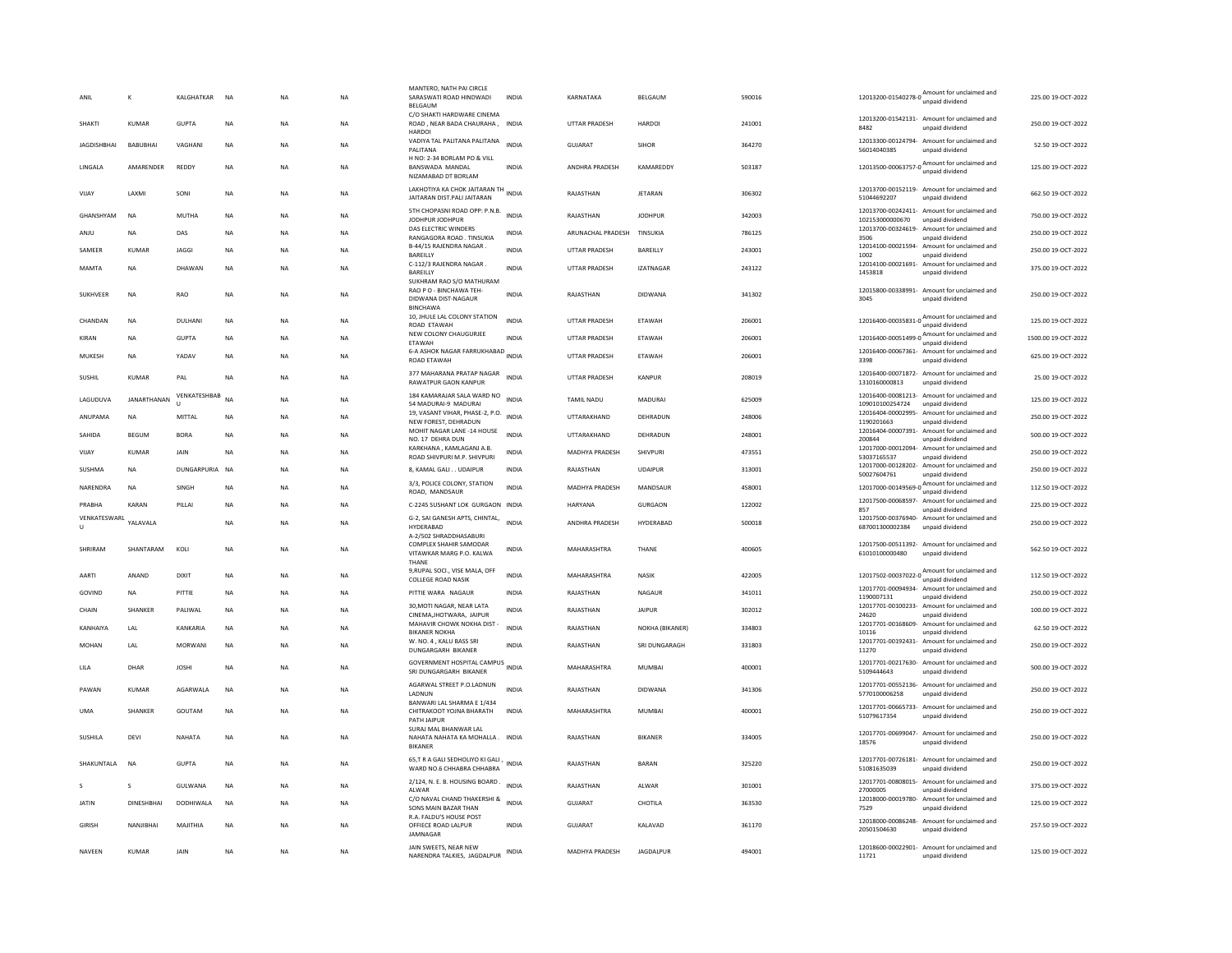| | | | | | | | | | | | | | | |
|---|---|---|---|---|---|---|---|---|---|---|---|---|---|---|
| ANIL | K | KALGHATKAR | NA | NA | NA | MANTERO, NATH PAI CIRCLE SARASWATI ROAD HINDWADI BELGAUM | INDIA | KARNATAKA | BELGAUM | 590016 | 12013200-01540278-0 | Amount for unclaimed and unpaid dividend | 225.00 | 19-OCT-2022 |
| SHAKTI | KUMAR | GUPTA | NA | NA | NA | C/O SHAKTI HARDWARE CINEMA ROAD , NEAR BADA CHAURAHA , HARDOI | INDIA | UTTAR PRADESH | HARDOI | 241001 | 12013200-01542131-8482 | Amount for unclaimed and unpaid dividend | 250.00 | 19-OCT-2022 |
| JAGDISHBHAI | BABUBHAI | VAGHANI | NA | NA | NA | VADIYA TAL PALITANA PALITANA PALITANA | INDIA | GUJARAT | SIHOR | 364270 | 12013300-00124794-56014040385 | Amount for unclaimed and unpaid dividend | 52.50 | 19-OCT-2022 |
| LINGALA | AMARENDER | REDDY | NA | NA | NA | H NO: 2-34 BORLAM PO & VILL BANSWADA MANDAL NIZAMABAD DT BORLAM | INDIA | ANDHRA PRADESH | KAMAREDDY | 503187 | 12013500-00063757-0 | Amount for unclaimed and unpaid dividend | 125.00 | 19-OCT-2022 |
| VIJAY | LAXMI | SONI | NA | NA | NA | LAKHOTIYA KA CHOK JAITARAN TH JAITARAN DIST.PALI JAITARAN | INDIA | RAJASTHAN | JETARAN | 306302 | 12013700-00152119-51044692207 | Amount for unclaimed and unpaid dividend | 662.50 | 19-OCT-2022 |
| GHANSHYAM | NA | MUTHA | NA | NA | NA | 5TH CHOPASNI ROAD OPP: P.N.B. JODHPUR JODHPUR | INDIA | RAJASTHAN | JODHPUR | 342003 | 12013700-00242411-102153000000670 | Amount for unclaimed and unpaid dividend | 750.00 | 19-OCT-2022 |
| ANJU | NA | DAS | NA | NA | NA | DAS ELECTRIC WINDERS RANGAGORA ROAD . TINSUKIA | INDIA | ARUNACHAL PRADESH | TINSUKIA | 786125 | 12013700-00324619-3506 | Amount for unclaimed and unpaid dividend | 250.00 | 19-OCT-2022 |
| SAMEER | KUMAR | JAGGI | NA | NA | NA | B-44/15 RAJENDRA NAGAR . BAREILLY | INDIA | UTTAR PRADESH | BAREILLY | 243001 | 12014100-00021594-1002 | Amount for unclaimed and unpaid dividend | 250.00 | 19-OCT-2022 |
| MAMTA | NA | DHAWAN | NA | NA | NA | C-112/3 RAJENDRA NAGAR . BAREILLY | INDIA | UTTAR PRADESH | IZATNAGAR | 243122 | 12014100-00021691-1453818 | Amount for unclaimed and unpaid dividend | 375.00 | 19-OCT-2022 |
| SUKHVEER | NA | RAO | NA | NA | NA | SUKHRAM RAO S/O MATHURAM RAO P O - BINCHAWA TEH-DIDWANA DIST-NAGAUR BINCHAWA | INDIA | RAJASTHAN | DIDWANA | 341302 | 12015800-00338991-3045 | Amount for unclaimed and unpaid dividend | 250.00 | 19-OCT-2022 |
| CHANDAN | NA | DULHANI | NA | NA | NA | 10, JHULE LAL COLONY STATION ROAD ETAWAH | INDIA | UTTAR PRADESH | ETAWAH | 206001 | 12016400-00035831-0 | Amount for unclaimed and unpaid dividend | 125.00 | 19-OCT-2022 |
| KIRAN | NA | GUPTA | NA | NA | NA | NEW COLONY CHAUGURJEE ETAWAH | INDIA | UTTAR PRADESH | ETAWAH | 206001 | 12016400-00051499-0 | Amount for unclaimed and unpaid dividend | 1500.00 | 19-OCT-2022 |
| MUKESH | NA | YADAV | NA | NA | NA | 6-A ASHOK NAGAR FARRUKHABAD ROAD ETAWAH | INDIA | UTTAR PRADESH | ETAWAH | 206001 | 12016400-00067361-3398 | Amount for unclaimed and unpaid dividend | 625.00 | 19-OCT-2022 |
| SUSHIL | KUMAR | PAL | NA | NA | NA | 377 MAHARANA PRATAP NAGAR RAWATPUR GAON KANPUR | INDIA | UTTAR PRADESH | KANPUR | 208019 | 12016400-00071872-1310160000813 | Amount for unclaimed and unpaid dividend | 25.00 | 19-OCT-2022 |
| LAGUDUVA | JANARTHANAN | VENKATESHBABU | NA | NA | NA | 184 KAMARAJAR SALA WARD NO 54 MADURAI-9 MADURAI | INDIA | TAMIL NADU | MADURAI | 625009 | 12016400-00081213-109010100254724 | Amount for unclaimed and unpaid dividend | 125.00 | 19-OCT-2022 |
| ANUPAMA | NA | MITTAL | NA | NA | NA | 19, VASANT VIHAR, PHASE-2, P.O. NEW FOREST, DEHRADUN | INDIA | UTTARAKHAND | DEHRADUN | 248006 | 12016404-00002995-1190201663 | Amount for unclaimed and unpaid dividend | 250.00 | 19-OCT-2022 |
| SAHIDA | BEGUM | BORA | NA | NA | NA | MOHIT NAGAR LANE -14 HOUSE NO. 17 DEHRA DUN | INDIA | UTTARAKHAND | DEHRADUN | 248001 | 12016404-00007391-200844 | Amount for unclaimed and unpaid dividend | 500.00 | 19-OCT-2022 |
| VIJAY | KUMAR | JAIN | NA | NA | NA | KARKHANA , KAMLAGANJ A.B. ROAD SHIVPURI M.P. SHIVPURI | INDIA | MADHYA PRADESH | SHIVPURI | 473551 | 12017000-00012094-53037165537 | Amount for unclaimed and unpaid dividend | 250.00 | 19-OCT-2022 |
| SUSHMA | NA | DUNGARPURIA | NA | NA | NA | 8, KAMAL GALI . . UDAIPUR | INDIA | RAJASTHAN | UDAIPUR | 313001 | 12017000-00128202-50027604761 | Amount for unclaimed and unpaid dividend | 250.00 | 19-OCT-2022 |
| NARENDRA | NA | SINGH | NA | NA | NA | 3/3, POLICE COLONY, STATION ROAD, MANDSAUR | INDIA | MADHYA PRADESH | MANDSAUR | 458001 | 12017000-00149569-0 | Amount for unclaimed and unpaid dividend | 112.50 | 19-OCT-2022 |
| PRABHA | KARAN | PILLAI | NA | NA | NA | C-2245 SUSHANT LOK GURGAON | INDIA | HARYANA | GURGAON | 122002 | 12017500-00068597-857 | Amount for unclaimed and unpaid dividend | 225.00 | 19-OCT-2022 |
| VENKATESWARLU | YALAVALA | | NA | NA | NA | G-2, SAI GANESH APTS, CHINTAL, HYDERABAD | INDIA | ANDHRA PRADESH | HYDERABAD | 500018 | 12017500-00376940-687001300002384 | Amount for unclaimed and unpaid dividend | 250.00 | 19-OCT-2022 |
| SHRIRAM | SHANTARAM | KOLI | NA | NA | NA | A-2/502 SHRADDHASABURI COMPLEX SHAHIR SAMODAR VITAWKAR MARG P.O. KALWA THANE | INDIA | MAHARASHTRA | THANE | 400605 | 12017500-00511392-61010100000480 | Amount for unclaimed and unpaid dividend | 562.50 | 19-OCT-2022 |
| AARTI | ANAND | DIXIT | NA | NA | NA | 9,RUPAL SOCI., VISE MALA, OFF COLLEGE ROAD NASIK | INDIA | MAHARASHTRA | NASIK | 422005 | 12017502-00037022-0 | Amount for unclaimed and unpaid dividend | 112.50 | 19-OCT-2022 |
| GOVIND | NA | PITTIE | NA | NA | NA | PITTIE WARA NAGAUR | INDIA | RAJASTHAN | NAGAUR | 341011 | 12017701-00094934-1190007131 | Amount for unclaimed and unpaid dividend | 250.00 | 19-OCT-2022 |
| CHAIN | SHANKER | PALIWAL | NA | NA | NA | 30,MOTI NAGAR, NEAR LATA CINEMA,JHOTWARA, JAIPUR | INDIA | RAJASTHAN | JAIPUR | 302012 | 12017701-00100233-24620 | Amount for unclaimed and unpaid dividend | 100.00 | 19-OCT-2022 |
| KANHAIYA | LAL | KANKARIA | NA | NA | NA | MAHAVIR CHOWK NOKHA DIST - BIKANER NOKHA | INDIA | RAJASTHAN | NOKHA (BIKANER) | 334803 | 12017701-00168609-10116 | Amount for unclaimed and unpaid dividend | 62.50 | 19-OCT-2022 |
| MOHAN | LAL | MORWANI | NA | NA | NA | W. NO. 4 , KALU BASS SRI DUNGARGARH BIKANER | INDIA | RAJASTHAN | SRI DUNGARAGH | 331803 | 12017701-00192431-11270 | Amount for unclaimed and unpaid dividend | 250.00 | 19-OCT-2022 |
| LILA | DHAR | JOSHI | NA | NA | NA | GOVERNMENT HOSPITAL CAMPUS SRI DUNGARGARH BIKANER | INDIA | MAHARASHTRA | MUMBAI | 400001 | 12017701-00217630-5109444643 | Amount for unclaimed and unpaid dividend | 500.00 | 19-OCT-2022 |
| PAWAN | KUMAR | AGARWALA | NA | NA | NA | AGARWAL STREET P.O.LADNUN LADNUN | INDIA | RAJASTHAN | DIDWANA | 341306 | 12017701-00552136-5770100006258 | Amount for unclaimed and unpaid dividend | 250.00 | 19-OCT-2022 |
| UMA | SHANKER | GOUTAM | NA | NA | NA | BANWARI LAL SHARMA E 1/434 CHITRAKOOT YOJNA BHARATH PATH JAIPUR | INDIA | MAHARASHTRA | MUMBAI | 400001 | 12017701-00665733-51079617354 | Amount for unclaimed and unpaid dividend | 250.00 | 19-OCT-2022 |
| SUSHILA | DEVI | NAHATA | NA | NA | NA | SURAJ MAL BHANWAR LAL NAHATA NAHATA KA MOHALLA . BIKANER | INDIA | RAJASTHAN | BIKANER | 334005 | 12017701-00699047-18576 | Amount for unclaimed and unpaid dividend | 250.00 | 19-OCT-2022 |
| SHAKUNTALA | NA | GUPTA | NA | NA | NA | 65,T R A GALI SEDHOLIYO KI GALI , WARD NO.6 CHHABRA CHHABRA | INDIA | RAJASTHAN | BARAN | 325220 | 12017701-00726181-51081635039 | Amount for unclaimed and unpaid dividend | 250.00 | 19-OCT-2022 |
| S | S | GULWANA | NA | NA | NA | 2/124, N. E. B. HOUSING BOARD . ALWAR | INDIA | RAJASTHAN | ALWAR | 301001 | 12017701-00808015-27000005 | Amount for unclaimed and unpaid dividend | 375.00 | 19-OCT-2022 |
| JATIN | DINESHBHAI | DODHIWALA | NA | NA | NA | C/O NAVAL CHAND THAKERSHI & SONS MAIN BAZAR THAN | INDIA | GUJARAT | CHOTILA | 363530 | 12018000-00019780-7529 | Amount for unclaimed and unpaid dividend | 125.00 | 19-OCT-2022 |
| GIRISH | NANJIBHAI | MAJITHIA | NA | NA | NA | R.A. FALDU'S HOUSE POST OFFIECE ROAD LALPUR JAMNAGAR | INDIA | GUJARAT | KALAVAD | 361170 | 12018000-00086248-20501504630 | Amount for unclaimed and unpaid dividend | 257.50 | 19-OCT-2022 |
| NAVEEN | KUMAR | JAIN | NA | NA | NA | JAIN SWEETS, NEAR NEW NARENDRA TALKIES, JAGDALPUR | INDIA | MADHYA PRADESH | JAGDALPUR | 494001 | 12018600-00022901-11721 | Amount for unclaimed and unpaid dividend | 125.00 | 19-OCT-2022 |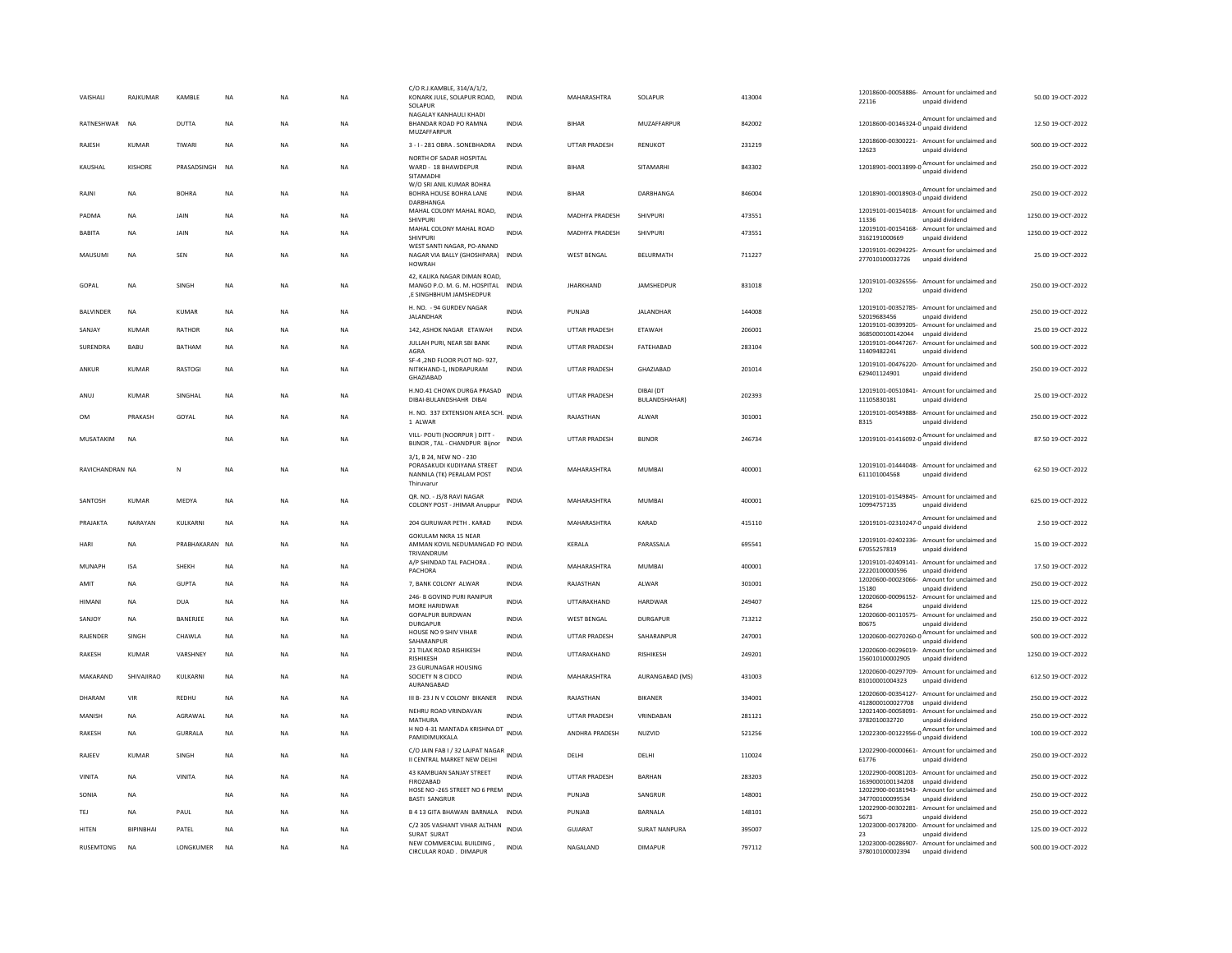| VAISHALI | RAJKUMAR | KAMBLE | NA | NA | NA | C/O R.J.KAMBLE, 314/A/1/2, KONARK JULE, SOLAPUR ROAD, SOLAPUR | INDIA | MAHARASHTRA | SOLAPUR | 413004 | 12018600-00058886-22116 | Amount for unclaimed and unpaid dividend | 50.00 | 19-OCT-2022 |
|---|---|---|---|---|---|---|---|---|---|---|---|---|---|---|
| RATNESHWAR | NA | DUTTA | NA | NA | NA | NAGALAY KANHAULI KHADI BHANDAR ROAD PO RAMNA MUZAFFARPUR | INDIA | BIHAR | MUZAFFARPUR | 842002 | 12018600-00146324-0 | Amount for unclaimed and unpaid dividend | 12.50 | 19-OCT-2022 |
| RAJESH | KUMAR | TIWARI | NA | NA | NA | 3 - I - 281 OBRA . SONEBHADRA | INDIA | UTTAR PRADESH | RENUKOT | 231219 | 12018600-00300221-12623 | Amount for unclaimed and unpaid dividend | 500.00 | 19-OCT-2022 |
| KAUSHAL | KISHORE | PRASADSINGH | NA | NA | NA | NORTH OF SADAR HOSPITAL WARD - 18 BHAWDEPUR SITAMADHI | INDIA | BIHAR | SITAMARHI | 843302 | 12018901-00013899-0 | Amount for unclaimed and unpaid dividend | 250.00 | 19-OCT-2022 |
| RAJNI | NA | BOHRA | NA | NA | NA | W/O SRI ANIL KUMAR BOHRA BOHRA HOUSE BOHRA LANE DARBHANGA | INDIA | BIHAR | DARBHANGA | 846004 | 12018901-00018903-0 | Amount for unclaimed and unpaid dividend | 250.00 | 19-OCT-2022 |
| PADMA | NA | JAIN | NA | NA | NA | MAHAL COLONY MAHAL ROAD, SHIVPURI | INDIA | MADHYA PRADESH | SHIVPURI | 473551 | 12019101-00154018-11336 | Amount for unclaimed and unpaid dividend | 1250.00 | 19-OCT-2022 |
| BABITA | NA | JAIN | NA | NA | NA | MAHAL COLONY MAHAL ROAD SHIVPURI | INDIA | MADHYA PRADESH | SHIVPURI | 473551 | 12019101-00154168-3162191000669 | Amount for unclaimed and unpaid dividend | 1250.00 | 19-OCT-2022 |
| MAUSUMI | NA | SEN | NA | NA | NA | WEST SANTI NAGAR, PO-ANAND NAGAR VIA BALLY (GHOSHPARA) HOWRAH | INDIA | WEST BENGAL | BELURMATH | 711227 | 12019101-00294225-277010100032726 | Amount for unclaimed and unpaid dividend | 25.00 | 19-OCT-2022 |
| GOPAL | NA | SINGH | NA | NA | NA | 42, KALIKA NAGAR DIMAN ROAD, MANGO P.O. M. G. M. HOSPITAL ,E SINGHBHUM JAMSHEDPUR | INDIA | JHARKHAND | JAMSHEDPUR | 831018 | 12019101-00326556-1202 | Amount for unclaimed and unpaid dividend | 250.00 | 19-OCT-2022 |
| BALVINDER | NA | KUMAR | NA | NA | NA | H. NO. - 94 GURDEV NAGAR JALANDHAR | INDIA | PUNJAB | JALANDHAR | 144008 | 12019101-00352785-52019683456 | Amount for unclaimed and unpaid dividend | 250.00 | 19-OCT-2022 |
| SANJAY | KUMAR | RATHOR | NA | NA | NA | 142, ASHOK NAGAR ETAWAH | INDIA | UTTAR PRADESH | ETAWAH | 206001 | 12019101-00399205-3685000100142044 | Amount for unclaimed and unpaid dividend | 25.00 | 19-OCT-2022 |
| SURENDRA | BABU | BATHAM | NA | NA | NA | JULLAH PURI, NEAR SBI BANK AGRA | INDIA | UTTAR PRADESH | FATEHABAD | 283104 | 12019101-00447267-11409482241 | Amount for unclaimed and unpaid dividend | 500.00 | 19-OCT-2022 |
| ANKUR | KUMAR | RASTOGI | NA | NA | NA | SF-4 ,2ND FLOOR PLOT NO- 927, NITIKHAND-1, INDRAPURAM GHAZIABAD | INDIA | UTTAR PRADESH | GHAZIABAD | 201014 | 12019101-00476220-629401124901 | Amount for unclaimed and unpaid dividend | 250.00 | 19-OCT-2022 |
| ANUJ | KUMAR | SINGHAL | NA | NA | NA | H.NO.41 CHOWK DURGA PRASAD DIBAI-BULANDSHAHR DIBAI | INDIA | UTTAR PRADESH | DIBAI (DT BULANDSHAHAR) | 202393 | 12019101-00510841-11105830181 | Amount for unclaimed and unpaid dividend | 25.00 | 19-OCT-2022 |
| OM | PRAKASH | GOYAL | NA | NA | NA | H. NO. 337 EXTENSION AREA SCH. 1 ALWAR | INDIA | RAJASTHAN | ALWAR | 301001 | 12019101-00549888-8315 | Amount for unclaimed and unpaid dividend | 250.00 | 19-OCT-2022 |
| MUSATAKIM | NA | | NA | NA | NA | VILL- POUTI (NOORPUR ) DITT - BIJNOR , TAL - CHANDPUR Bijnor | INDIA | UTTAR PRADESH | BIJNOR | 246734 | 12019101-01416092-0 | Amount for unclaimed and unpaid dividend | 87.50 | 19-OCT-2022 |
| RAVICHANDRAN | NA | N | NA | NA | NA | 3/1, B 24, NEW NO - 230 PORASAKUDI KUDIYANA STREET NANNILA (TK) PERALAM POST Thiruvarur | INDIA | MAHARASHTRA | MUMBAI | 400001 | 12019101-01444048-611101004568 | Amount for unclaimed and unpaid dividend | 62.50 | 19-OCT-2022 |
| SANTOSH | KUMAR | MEDYA | NA | NA | NA | QR. NO. - JS/8 RAVI NAGAR COLONY POST - JHIMAR Anuppur | INDIA | MAHARASHTRA | MUMBAI | 400001 | 12019101-01549845-10994757135 | Amount for unclaimed and unpaid dividend | 625.00 | 19-OCT-2022 |
| PRAJAKTA | NARAYAN | KULKARNI | NA | NA | NA | 204 GURUWAR PETH . KARAD | INDIA | MAHARASHTRA | KARAD | 415110 | 12019101-02310247-0 | Amount for unclaimed and unpaid dividend | 2.50 | 19-OCT-2022 |
| HARI | NA | PRABHAKARAN | NA | NA | NA | GOKULAM NKRA 15 NEAR AMMAN KOVIL NEDUMANGAD PO TRIVANDRUM | INDIA | KERALA | PARASSALA | 695541 | 12019101-02402336-67055257819 | Amount for unclaimed and unpaid dividend | 15.00 | 19-OCT-2022 |
| MUNAPH | ISA | SHEKH | NA | NA | NA | A/P SHINDAD TAL PACHORA . PACHORA | INDIA | MAHARASHTRA | MUMBAI | 400001 | 12019101-02409141-22220100000596 | Amount for unclaimed and unpaid dividend | 17.50 | 19-OCT-2022 |
| AMIT | NA | GUPTA | NA | NA | NA | 7, BANK COLONY ALWAR | INDIA | RAJASTHAN | ALWAR | 301001 | 12020600-00023066-15180 | Amount for unclaimed and unpaid dividend | 250.00 | 19-OCT-2022 |
| HIMANI | NA | DUA | NA | NA | NA | 246- B GOVIND PURI RANIPUR MORE HARIDWAR | INDIA | UTTARAKHAND | HARDWAR | 249407 | 12020600-00096152-8264 | Amount for unclaimed and unpaid dividend | 125.00 | 19-OCT-2022 |
| SANJOY | NA | BANERJEE | NA | NA | NA | GOPALPUR BURDWAN DURGAPUR | INDIA | WEST BENGAL | DURGAPUR | 713212 | 12020600-00110575-80675 | Amount for unclaimed and unpaid dividend | 250.00 | 19-OCT-2022 |
| RAJENDER | SINGH | CHAWLA | NA | NA | NA | HOUSE NO 9 SHIV VIHAR SAHARANPUR | INDIA | UTTAR PRADESH | SAHARANPUR | 247001 | 12020600-00270260-0 | Amount for unclaimed and unpaid dividend | 500.00 | 19-OCT-2022 |
| RAKESH | KUMAR | VARSHNEY | NA | NA | NA | 21 TILAK ROAD RISHIKESH RISHIKESH | INDIA | UTTARAKHAND | RISHIKESH | 249201 | 12020600-00296019-156010100002905 | Amount for unclaimed and unpaid dividend | 1250.00 | 19-OCT-2022 |
| MAKARAND | SHIVAJIRAO | KULKARNI | NA | NA | NA | 23 GURUNAGAR HOUSING SOCIETY N 8 CIDCO AURANGABAD | INDIA | MAHARASHTRA | AURANGABAD (MS) | 431003 | 12020600-00297709-81010001004323 | Amount for unclaimed and unpaid dividend | 612.50 | 19-OCT-2022 |
| DHARAM | VIR | REDHU | NA | NA | NA | III B- 23 J N V COLONY BIKANER | INDIA | RAJASTHAN | BIKANER | 334001 | 12020600-00354127-4128000100027708 | Amount for unclaimed and unpaid dividend | 250.00 | 19-OCT-2022 |
| MANISH | NA | AGRAWAL | NA | NA | NA | NEHRU ROAD VRINDAVAN MATHURA | INDIA | UTTAR PRADESH | VRINDABAN | 281121 | 12021400-00058091-3782010032720 | Amount for unclaimed and unpaid dividend | 250.00 | 19-OCT-2022 |
| RAKESH | NA | GURRALA | NA | NA | NA | H NO 4-31 MANTADA KRISHNA DT PAMIDIMUKKALA | INDIA | ANDHRA PRADESH | NUZVID | 521256 | 12022300-00122956-0 | Amount for unclaimed and unpaid dividend | 100.00 | 19-OCT-2022 |
| RAJEEV | KUMAR | SINGH | NA | NA | NA | C/O JAIN FAB I / 32 LAJPAT NAGAR II CENTRAL MARKET NEW DELHI | INDIA | DELHI | DELHI | 110024 | 12022900-00000661-61776 | Amount for unclaimed and unpaid dividend | 250.00 | 19-OCT-2022 |
| VINITA | NA | VINITA | NA | NA | NA | 43 KAMBUAN SANJAY STREET FIROZABAD | INDIA | UTTAR PRADESH | BARHAN | 283203 | 12022900-00081203-1639000100134208 | Amount for unclaimed and unpaid dividend | 250.00 | 19-OCT-2022 |
| SONIA | NA | | NA | NA | NA | HOSE NO -265 STREET NO 6 PREM BASTI SANGRUR | INDIA | PUNJAB | SANGRUR | 148001 | 12022900-00181943-347700100099534 | Amount for unclaimed and unpaid dividend | 250.00 | 19-OCT-2022 |
| TEJ | NA | PAUL | NA | NA | NA | B 4 13 GITA BHAWAN BARNALA | INDIA | PUNJAB | BARNALA | 148101 | 12022900-00302281-5673 | Amount for unclaimed and unpaid dividend | 250.00 | 19-OCT-2022 |
| HITEN | BIPINBHAI | PATEL | NA | NA | NA | C/2 305 VASHANT VIHAR ALTHAN SURAT SURAT | INDIA | GUJARAT | SURAT NANPURA | 395007 | 12023000-00178200-23 | Amount for unclaimed and unpaid dividend | 125.00 | 19-OCT-2022 |
| RUSEMTONG | NA | LONGKUMER | NA | NA | NA | NEW COMMERCIAL BUILDING , CIRCULAR ROAD . DIMAPUR | INDIA | NAGALAND | DIMAPUR | 797112 | 12023000-00286907-378010100002394 | Amount for unclaimed and unpaid dividend | 500.00 | 19-OCT-2022 |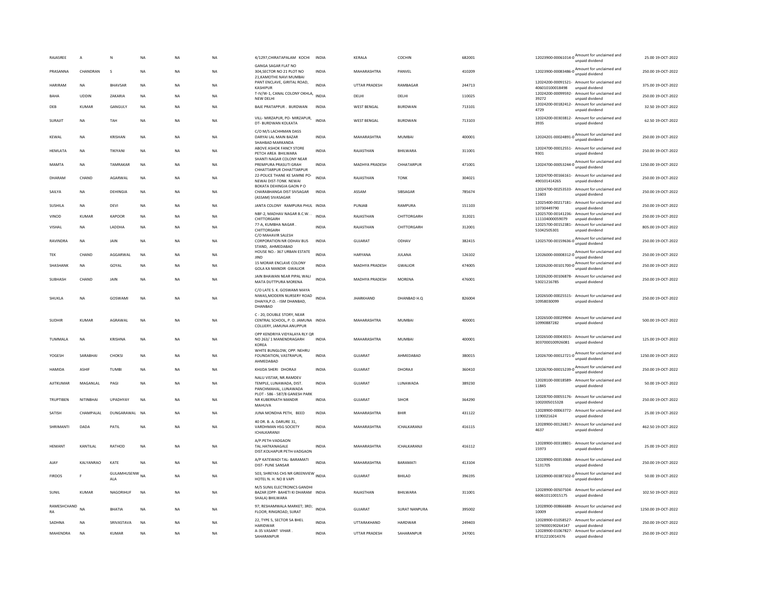| RAJASREE | A | N | NA | NA | NA | 4/1297,CHIRATAPALAM KOCHI | INDIA | KERALA | COCHIN | 682001 | 12023900-00061014-0 | Amount for unclaimed and unpaid dividend | 25.00 | 19-OCT-2022 |
|---|---|---|---|---|---|---|---|---|---|---|---|---|---|---|
| PRASANNA | CHANDRAN | S | NA | NA | NA | GANGA SAGAR FLAT NO 304,SECTOR NO 21 PLOT NO 21,KAMOTHE NAVI MUMBAI | INDIA | MAHARASHTRA | PANVEL | 410209 | 12023900-00083486-0 | Amount for unclaimed and unpaid dividend | 250.00 | 19-OCT-2022 |
| HARIRAM | NA | BHAVSAR | NA | NA | NA | PANT ENCLAVE, GIRITAL ROAD, KASHIPUR | INDIA | UTTAR PRADESH | RAMBAGAR | 244713 | 12024200-00091521-406010100018498 | Amount for unclaimed and unpaid dividend | 375.00 | 19-OCT-2022 |
| BAHA | UDDIN | ZAKARIA | NA | NA | NA | T-IV/W-1, CANAL COLONY OKHLA, NEW DELHI | INDIA | DELHI | DELHI | 110025 | 12024200-00099592-39272 | Amount for unclaimed and unpaid dividend | 250.00 | 19-OCT-2022 |
| DEB | KUMAR | GANGULY | NA | NA | NA | BAJE PRATAPPUR . BURDWAN | INDIA | WEST BENGAL | BURDWAN | 713101 | 12024200-00182412-4729 | Amount for unclaimed and unpaid dividend | 32.50 | 19-OCT-2022 |
| SURAJIT | NA | TAH | NA | NA | NA | VILL- MIRZAPUR, PO- MIRZAPUR, DT- BURDWAN KOLKATA | INDIA | WEST BENGAL | BURDWAN | 713103 | 12024200-00303812-3935 | Amount for unclaimed and unpaid dividend | 62.50 | 19-OCT-2022 |
| KEWAL | NA | KRISHAN | NA | NA | NA | C/O M/S LACHHMAN DASS DARYAI LAL MAIN BAZAR SHAHBAD MARKANDA | INDIA | MAHARASHTRA | MUMBAI | 400001 | 12024201-00024891-0 | Amount for unclaimed and unpaid dividend | 250.00 | 19-OCT-2022 |
| HEMLATA | NA | TIKIYANI | NA | NA | NA | ABOVE ASHOK FANCY STORE PETCH AREA BHILWARA | INDIA | RAJASTHAN | BHILWARA | 311001 | 12024700-00012551-9301 | Amount for unclaimed and unpaid dividend | 250.00 | 19-OCT-2022 |
| MAMTA | NA | TAMRAKAR | NA | NA | NA | SHANTI NAGAR COLONY NEAR PREMPURA PRASUTI GRAH CHHATTARPUR CHHATTARPUR | INDIA | MADHYA PRADESH | CHHATARPUR | 471001 | 12024700-00053244-0 | Amount for unclaimed and unpaid dividend | 1250.00 | 19-OCT-2022 |
| DHARAM | CHAND | AGARWAL | NA | NA | NA | 22-POLICE THANE KE SAMNE PO-NEWAI DIST-TONK NEWAI | INDIA | RAJASTHAN | TONK | 304021 | 12024700-00166161-490101414265 | Amount for unclaimed and unpaid dividend | 250.00 | 19-OCT-2022 |
| SAILYA | NA | DEHINGIA | NA | NA | NA | BOKATA DEHINGIA GAON P O CHARABHANGA DIST SIVSAGAR (ASSAM) SIVASAGAR | INDIA | ASSAM | SIBSAGAR | 785674 | 12024700-00253533-11603 | Amount for unclaimed and unpaid dividend | 250.00 | 19-OCT-2022 |
| SUSHILA | NA | DEVI | NA | NA | NA | JANTA COLONY RAMPURA PHUL | INDIA | PUNJAB | RAMPURA | 151103 | 12025400-00217181-10730449790 | Amount for unclaimed and unpaid dividend | 250.00 | 19-OCT-2022 |
| VINOD | KUMAR | KAPOOR | NA | NA | NA | NBF-2, MADHAV NAGAR B.C.W. . CHITTORGARH | INDIA | RAJASTHAN | CHITTORGARH | 312021 | 12025700-00141236-111104000059079 | Amount for unclaimed and unpaid dividend | 250.00 | 19-OCT-2022 |
| VISHAL | NA | LADDHA | NA | NA | NA | 77-A, KUMBHA NAGAR . CHITTORGARH | INDIA | RAJASTHAN | CHITTORGARH | 312001 | 12025700-00152381-51042505301 | Amount for unclaimed and unpaid dividend | 805.00 | 19-OCT-2022 |
| RAVINDRA | NA | JAIN | NA | NA | NA | C/O MAHAVIR SALESH CORPORATION NR ODHAV BUS STAND, AHMEDABAD | INDIA | GUJARAT | ODHAV | 382415 | 12025700-00159636-0 | Amount for unclaimed and unpaid dividend | 250.00 | 19-OCT-2022 |
| TEK | CHAND | AGGARWAL | NA | NA | NA | HOUSE NO.- 367 URBAN ESTATE JIND | INDIA | HARYANA | JULANA | 126102 | 12026000-00008312-0 | Amount for unclaimed and unpaid dividend | 250.00 | 19-OCT-2022 |
| SHASHANK | NA | GOYAL | NA | NA | NA | 15 MORAR ENCLAVE COLONY GOLA KA MANDIR GWALIOR | INDIA | MADHYA PRADESH | GWALIOR | 474005 | 12026200-00101700-0 | Amount for unclaimed and unpaid dividend | 250.00 | 19-OCT-2022 |
| SUBHASH | CHAND | JAIN | NA | NA | NA | JAIN BHAWAN NEAR PIPAL WALI MATA DUTTPURA MORENA | INDIA | MADHYA PRADESH | MORENA | 476001 | 12026200-00106878-53021216785 | Amount for unclaimed and unpaid dividend | 250.00 | 19-OCT-2022 |
| SHUKLA | NA | GOSWAMI | NA | NA | NA | C/O LATE S. K. GOSWAMI MAYA NIWAS,MODERN NURSERY ROAD DHAIYA,P.O. - ISM DHANBAD, DHANBAD | INDIA | JHARKHAND | DHANBAD H.Q | 826004 | 12026500-00025515-10958030099 | Amount for unclaimed and unpaid dividend | 250.00 | 19-OCT-2022 |
| SUDHIR | KUMAR | AGRAWAL | NA | NA | NA | C - 20, DOUBLE STORY, NEAR CENTRAL SCHOOL, P. O. JAMUNA COLLIERY, JAMUNA ANUPPUR | INDIA | MAHARASHTRA | MUMBAI | 400001 | 12026500-00029904-10990887282 | Amount for unclaimed and unpaid dividend | 500.00 | 19-OCT-2022 |
| TUMMALA | NA | KRISHNA | NA | NA | NA | OPP KENDRIYA VIDYALAYA RLY QR NO 263/ 1 MANENDRAGARH KOREA | INDIA | MAHARASHTRA | MUMBAI | 400001 | 12026500-00043015-3037000100926081 | Amount for unclaimed and unpaid dividend | 125.00 | 19-OCT-2022 |
| YOGESH | SARABHAI | CHOKSI | NA | NA | NA | WHITE BUNGLOW, OPP. NEHRU FOUNDATION, VASTRAPUR, AHMEDABAD | INDIA | GUJARAT | AHMEDABAD | 380015 | 12026700-00012721-0 | Amount for unclaimed and unpaid dividend | 1250.00 | 19-OCT-2022 |
| HAMIDA | ASHIF | TUMBI | NA | NA | NA | KHIJDA SHERI DHORAJI | INDIA | GUJARAT | DHORAJI | 360410 | 12026700-00015239-0 | Amount for unclaimed and unpaid dividend | 250.00 | 19-OCT-2022 |
| AJITKUMAR | MAGANLAL | PAGI | NA | NA | NA | NALU VISTAR, NR.RAMDEV TEMPLE, LUNAWADA, DIST. PANCHMAHAL, LUNAWADA | INDIA | GUJARAT | LUNAWADA | 389230 | 12028100-00018589-11845 | Amount for unclaimed and unpaid dividend | 50.00 | 19-OCT-2022 |
| TRUPTIBEN | NITINBHAI | UPADHYAY | NA | NA | NA | PLOT - 586 - 587/8 GANESH PARK NR KUBERNATH MANDIR MAHUVA | INDIA | GUJARAT | SIHOR | 364290 | 12028700-00055176-1002005015328 | Amount for unclaimed and unpaid dividend | 250.00 | 19-OCT-2022 |
| SATISH | CHAMPALAL | DUNGARAWAL | NA | NA | NA | JUNA MONDHA PETH, BEED | INDIA | MAHARASHTRA | BHIR | 431122 | 12028900-00063772-1190021624 | Amount for unclaimed and unpaid dividend | 25.00 | 19-OCT-2022 |
| SHRIMANTI | DADA | PATIL | NA | NA | NA | 40 DR. B. A. DARURE 31, VARDHMAN HSG SOCIETY ICHALKARANJI | INDIA | MAHARASHTRA | ICHALKARANJI | 416115 | 12028900-00126817-4637 | Amount for unclaimed and unpaid dividend | 462.50 | 19-OCT-2022 |
| HEMANT | KANTILAL | RATHOD | NA | NA | NA | A/P.PETH-VADGAON TAL.HATKANAGALE DIST.KOLHAPUR PETH-VADGAON | INDIA | MAHARASHTRA | ICHALKARANJI | 416112 | 12028900-00318801-15973 | Amount for unclaimed and unpaid dividend | 25.00 | 19-OCT-2022 |
| AJAY | KALYANRAO | KATE | NA | NA | NA | A/P KATEWADI TAL- BARAMATI DIST- PUNE SANSAR | INDIA | MAHARASHTRA | BARAMATI | 413104 | 12028900-00353068-5131705 | Amount for unclaimed and unpaid dividend | 250.00 | 19-OCT-2022 |
| FIRDOS | F | GULAMHUSENW ALA | NA | NA | NA | 503, SHREYAS CHS NR GREENVIEW HOTEL N. H. NO 8 VAPI | INDIA | GUJARAT | BHILAD | 396195 | 12028900-00387302-0 | Amount for unclaimed and unpaid dividend | 50.00 | 19-OCT-2022 |
| SUNIL | KUMAR | NAGORIHUF | NA | NA | NA | M/S SUNIL ELECTRONICS GANDHI BAZAR (OPP- BAHETI KI DHARAM SHALA) BHILWARA | INDIA | RAJASTHAN | BHILWARA | 311001 | 12028900-00507504-660610110015175 | Amount for unclaimed and unpaid dividend | 102.50 | 19-OCT-2022 |
| RAMESHCHAND RA | NA | BHATIA | NA | NA | NA | 97; RESHAMWALA MARKET; 3RD; FLOOR; RINGROAD; SURAT | INDIA | GUJARAT | SURAT NANPURA | 395002 | 12028900-00866688-10009 | Amount for unclaimed and unpaid dividend | 1250.00 | 19-OCT-2022 |
| SADHNA | NA | SRIVASTAVA | NA | NA | NA | 22, TYPE 5, SECTOR 5A BHEL HARIDWAR | INDIA | UTTARAKHAND | HARDWAR | 249403 | 12028900-01058527-1074000190264147 | Amount for unclaimed and unpaid dividend | 250.00 | 19-OCT-2022 |
| MAHENDRA | NA | KUMAR | NA | NA | NA | A-35 VASANT VIHAR . SAHARANPUR | INDIA | UTTAR PRADESH | SAHARANPUR | 247001 | 12028900-01067827-87312210014376 | Amount for unclaimed and unpaid dividend | 250.00 | 19-OCT-2022 |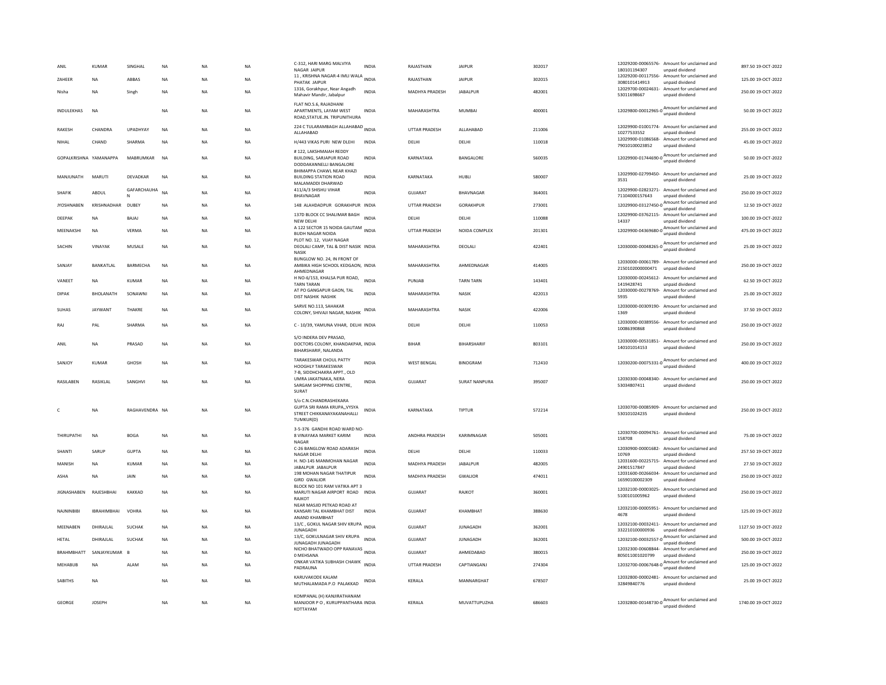| ANIL | KUMAR | SINGHAL | NA | NA | NA | C-312, HARI MARG MALVIYA NAGAR JAIPUR | INDIA | RAJASTHAN | JAIPUR | 302017 | | 12029200-00065576-180101194307 | Amount for unclaimed and unpaid dividend | 897.50 | 19-OCT-2022 |
|---|---|---|---|---|---|---|---|---|---|---|---|---|---|---|---|
| ZAHEER | NA | ABBAS | NA | NA | NA | 11 , KRISHNA NAGAR-4 IMLI WALA PHATAK JAIPUR | INDIA | RAJASTHAN | JAIPUR | 302015 | | 12029200-00117556-3080101414913 | Amount for unclaimed and unpaid dividend | 125.00 | 19-OCT-2022 |
| Nisha | NA | Singh | NA | NA | NA | 1316, Gorakhpur, Near Angadh Mahavir Mandir, Jabalpur | INDIA | MADHYA PRADESH | JABALPUR | 482001 | | 12029700-00024631-53011698667 | Amount for unclaimed and unpaid dividend | 250.00 | 19-OCT-2022 |
| INDULEKHAS | NA | | NA | NA | NA | FLAT NO.S.6, RAJADHANI APARTMENTS, LAYAM WEST ROAD,STATUE.JN. TRIPUNITHURA | INDIA | MAHARASHTRA | MUMBAI | 400001 | | 12029800-00012965-0 | Amount for unclaimed and unpaid dividend | 50.00 | 19-OCT-2022 |
| RAKESH | CHANDRA | UPADHYAY | NA | NA | NA | 224 C TULARAMBAGH ALLAHABAD ALLAHABAD | INDIA | UTTAR PRADESH | ALLAHABAD | 211006 | | 12029900-01001774-10277533552 | Amount for unclaimed and unpaid dividend | 255.00 | 19-OCT-2022 |
| NIHAL | CHAND | SHARMA | NA | NA | NA | H/443 VIKAS PURI NEW DLEHI | INDIA | DELHI | DELHI | 110018 | | 12029900-01086568-79010100023852 | Amount for unclaimed and unpaid dividend | 45.00 | 19-OCT-2022 |
| GOPALKRISHNA | YAMANAPPA | MABRUMKAR | NA | NA | NA | # 122, LAKSHMAIAH REDDY BUILDING, SARJAPUR ROAD DODDAKANNELLI BANGALORE | INDIA | KARNATAKA | BANGALORE | 560035 | | 12029900-01744690-0 | Amount for unclaimed and unpaid dividend | 50.00 | 19-OCT-2022 |
| MANJUNATH | MARUTI | DEVADKAR | NA | NA | NA | BHIMAPPA CHAWL NEAR KHAZI BUILDING STATION ROAD MALAMADDI DHARWAD | INDIA | KARNATAKA | HUBLI | 580007 | | 12029900-02799450-3531 | Amount for unclaimed and unpaid dividend | 25.00 | 19-OCT-2022 |
| SHAFIK | ABDUL | GAFARCHAUHAN | NA | NA | NA | 411/A/3 SHISHU VIHAR BHAVNAGAR | INDIA | GUJARAT | BHAVNAGAR | 364001 | | 12029900-02823271-71104000157643 | Amount for unclaimed and unpaid dividend | 250.00 | 19-OCT-2022 |
| JYOSHNABEN | KRISHNADHAR | DUBEY | NA | NA | NA | 148 ALAHDADPUR GORAKHPUR | INDIA | UTTAR PRADESH | GORAKHPUR | 273001 | | 12029900-03127450-0 | Amount for unclaimed and unpaid dividend | 12.50 | 19-OCT-2022 |
| DEEPAK | NA | BAJAJ | NA | NA | NA | 137D BLOCK CC SHALIMAR BAGH NEW DELHI | INDIA | DELHI | DELHI | 110088 | | 12029900-03762115-14337 | Amount for unclaimed and unpaid dividend | 100.00 | 19-OCT-2022 |
| MEENAKSHI | NA | VERMA | NA | NA | NA | A 122 SECTOR 15 NOIDA GAUTAM BUDH NAGAR NOIDA | INDIA | UTTAR PRADESH | NOIDA COMPLEX | 201301 | | 12029900-04369680-0 | Amount for unclaimed and unpaid dividend | 475.00 | 19-OCT-2022 |
| SACHIN | VINAYAK | MUSALE | NA | NA | NA | PLOT NO. 12, VIJAY NAGAR DEOLALI CAMP, TAL & DIST NASIK NASIK | INDIA | MAHARASHTRA | DEOLALI | 422401 | | 12030000-00048265-0 | Amount for unclaimed and unpaid dividend | 25.00 | 19-OCT-2022 |
| SANJAY | BANKATLAL | BARMECHA | NA | NA | NA | BUNGLOW NO. 24, IN FRONT OF AMBIKA HIGH SCHOOL KEDGAON, AHMEDNAGAR | INDIA | MAHARASHTRA | AHMEDNAGAR | 414005 | | 12030000-00061789-2150102000000471 | Amount for unclaimed and unpaid dividend | 250.00 | 19-OCT-2022 |
| VANEET | NA | KUMAR | NA | NA | NA | H NO-6/153, KHALSA PUR ROAD, TARN TARAN | INDIA | PUNJAB | TARN TARN | 143401 | | 12030000-00245612-1419428741 | Amount for unclaimed and unpaid dividend | 62.50 | 19-OCT-2022 |
| DIPAK | BHOLANATH | SONAWNI | NA | NA | NA | AT PO GANGAPUR GAON, TAL DIST NASHIK NASHIK | INDIA | MAHARASHTRA | NASIK | 422013 | | 12030000-00278769-5935 | Amount for unclaimed and unpaid dividend | 25.00 | 19-OCT-2022 |
| SUHAS | JAYWANT | THAKRE | NA | NA | NA | SARVE NO.113, SAHAKAR COLONY, SHIVAJI NAGAR, NASHIK | INDIA | MAHARASHTRA | NASIK | 422006 | | 12030000-00309190-1369 | Amount for unclaimed and unpaid dividend | 37.50 | 19-OCT-2022 |
| RAJ | PAL | SHARMA | NA | NA | NA | C - 10/39, YAMUNA VIHAR, DELHI | INDIA | DELHI | DELHI | 110053 | | 12030000-00389556-10086390868 | Amount for unclaimed and unpaid dividend | 250.00 | 19-OCT-2022 |
| ANIL | NA | PRASAD | NA | NA | NA | S/O INDERA DEV PRASAD, DOCTORS COLONY, KHANDAKPAR, BIHARSHARIF, NALANDA | INDIA | BIHAR | BIHARSHARIF | 803101 | | 12030000-00531851-140101014153 | Amount for unclaimed and unpaid dividend | 250.00 | 19-OCT-2022 |
| SANJOY | KUMAR | GHOSH | NA | NA | NA | TARAKESWAR CHOUL PATTY HOOGHLY TARAKESWAR | INDIA | WEST BENGAL | BINOGRAM | 712410 | | 12030200-00075331-0 | Amount for unclaimed and unpaid dividend | 400.00 | 19-OCT-2022 |
| RASILABEN | RASIKLAL | SANGHVI | NA | NA | NA | 7-B, SIDDHCHAKRA APPT., OLD UMRA JAKATNAKA, NERA SARGAM SHOPPING CENTRE, SURAT | INDIA | GUJARAT | SURAT NANPURA | 395007 | | 12030300-00048340-53034807411 | Amount for unclaimed and unpaid dividend | 250.00 | 19-OCT-2022 |
| C | NA | RAGHAVENDRA | NA | NA | NA | S/o C.N.CHANDRASHEKARA GUPTA SRI RAMA KRUPA,,VYSYA STREET CHIKKANAYAKANAHALLI TUMKUR(D) | INDIA | KARNATAKA | TIPTUR | 572214 | | 12030700-00085909-530101024235 | Amount for unclaimed and unpaid dividend | 250.00 | 19-OCT-2022 |
| THIRUPATHI | NA | BOGA | NA | NA | NA | 3-5-376 GANDHI ROAD WARD NO-8 VINAYAKA MARKET KARIM NAGAR | INDIA | ANDHRA PRADESH | KARIMNAGAR | 505001 | | 12030700-00094761-158708 | Amount for unclaimed and unpaid dividend | 75.00 | 19-OCT-2022 |
| SHANTI | SARUP | GUPTA | NA | NA | NA | C-26 BANGLOW ROAD ADARASH NAGAR DELHI | INDIA | DELHI | DELHI | 110033 | | 12030900-00001682-10769 | Amount for unclaimed and unpaid dividend | 257.50 | 19-OCT-2022 |
| MANISH | NA | KUMAR | NA | NA | NA | H. NO-145 MANMOHAN NAGAR JABALPUR JABALPUR | INDIA | MADHYA PRADESH | JABALPUR | 482005 | | 12031600-00225715-24901517847 | Amount for unclaimed and unpaid dividend | 27.50 | 19-OCT-2022 |
| ASHA | NA | JAIN | NA | NA | NA | 198 MOHAN NAGAR THATIPUR GIRD GWALIOR | INDIA | MADHYA PRADESH | GWALIOR | 474011 | | 12031600-00266034-16590100002309 | Amount for unclaimed and unpaid dividend | 250.00 | 19-OCT-2022 |
| JIGNASHABEN | RAJESHBHAI | KAKKAD | NA | NA | NA | BLOCK NO 101 RAM VATIKA APT 3 MARUTI NAGAR AIRPORT ROAD RAJKOT | INDIA | GUJARAT | RAJKOT | 360001 | | 12032100-00003025-5100101005962 | Amount for unclaimed and unpaid dividend | 250.00 | 19-OCT-2022 |
| NAJNINBIBI | IBRAHIMBHAI | VOHRA | NA | NA | NA | NEAR MASJID PETKAD ROAD AT KANSARI TAL KHAMBHAT DIST ANAND KHAMBHAT | INDIA | GUJARAT | KHAMBHAT | 388630 | | 12032100-00005951-4678 | Amount for unclaimed and unpaid dividend | 125.00 | 19-OCT-2022 |
| MEENABEN | DHIRAJLAL | SUCHAK | NA | NA | NA | 13/C , GOKUL NAGAR SHIV KRUPA JUNAGADH | INDIA | GUJARAT | JUNAGADH | 362001 | | 12032100-00032411-332210100000936 | Amount for unclaimed and unpaid dividend | 1127.50 | 19-OCT-2022 |
| HETAL | DHIRAJLAL | SUCHAK | NA | NA | NA | 13/C, GOKULNAGAR SHIV KRUPA JUNAGADH JUNAGADH | INDIA | GUJARAT | JUNAGADH | 362001 | | 12032100-00032557-0 | Amount for unclaimed and unpaid dividend | 500.00 | 19-OCT-2022 |
| BRAHMBHATT | SANJAYKUMAR | B | NA | NA | NA | NICHO BHATWADO OPP RANAVAS 0 MEHSANA | INDIA | GUJARAT | AHMEDABAD | 380015 | | 12032300-00608844-805011001020799 | Amount for unclaimed and unpaid dividend | 250.00 | 19-OCT-2022 |
| MEHABUB | NA | ALAM | NA | NA | NA | ONKAR VATIKA SUBHASH CHAWK PADRAUNA | INDIA | UTTAR PRADESH | CAPTIANGANJ | 274304 | | 12032700-00067648-0 | Amount for unclaimed and unpaid dividend | 125.00 | 19-OCT-2022 |
| SABITHS | NA | | NA | NA | NA | KARUVAKODE KALAM MUTHALAMADA P.O PALAKKAD | INDIA | KERALA | MANNARGHAT | 678507 | | 12032800-00002481-32849840776 | Amount for unclaimed and unpaid dividend | 25.00 | 19-OCT-2022 |
| GEORGE | JOSEPH | | NA | NA | NA | KOMPANAL (H) KANJIRATHANAM MANJOOR P O , KURUPPANTHARA KOTTAYAM | INDIA | KERALA | MUVATTUPUZHA | 686603 | | 12032800-00148730-0 | Amount for unclaimed and unpaid dividend | 1740.00 | 19-OCT-2022 |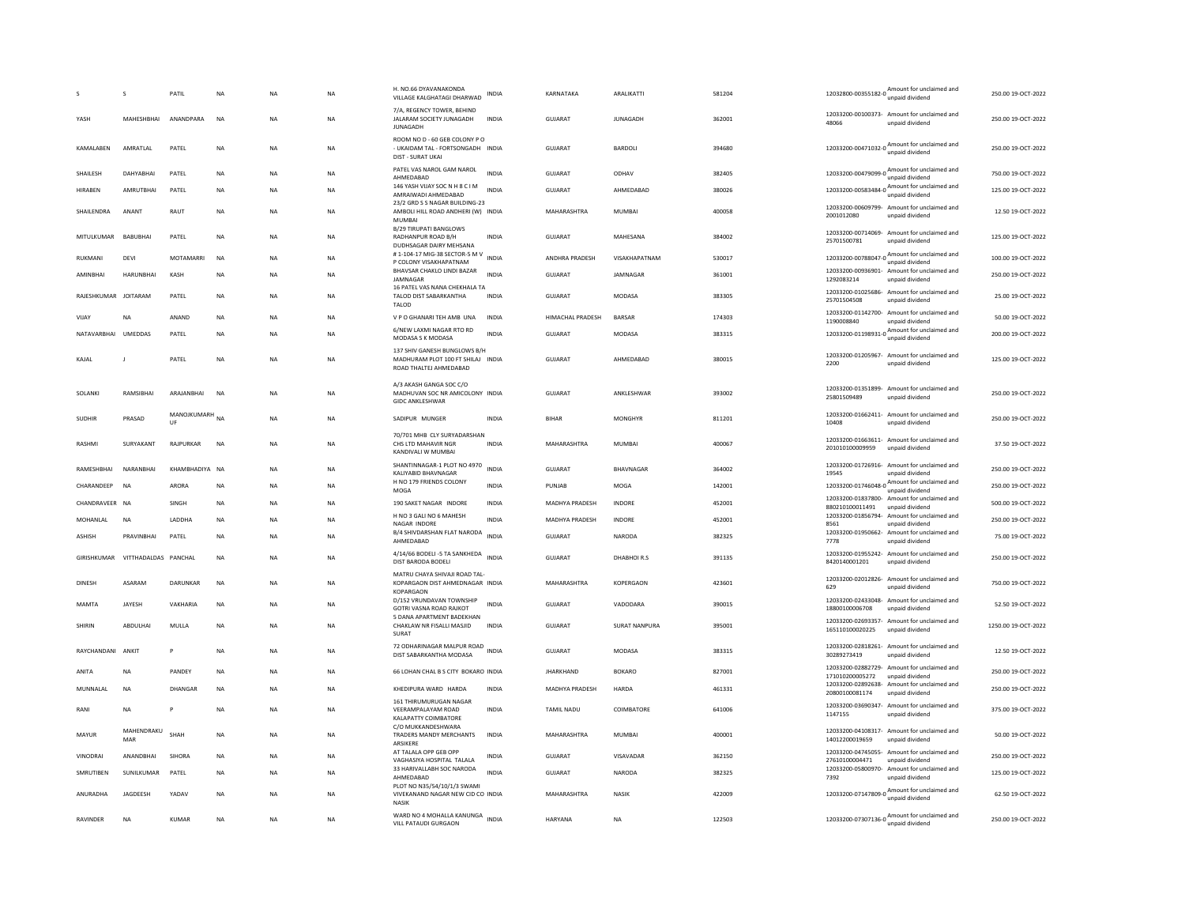| S | S | PATIL | NA | NA | NA | H. NO.66 DYAVANAKONDA VILLAGE KALGHATAGI DHARWAD | INDIA | KARNATAKA | ARALIKATTI | 581204 | 12032800-00355182-0 | Amount for unclaimed and unpaid dividend | 250.00 | 19-OCT-2022 |
|---|---|---|---|---|---|---|---|---|---|---|---|---|---|---|
| YASH | MAHESHBHAI | ANANDPARA | NA | NA | NA | 7/A, REGENCY TOWER, BEHIND JALARAM SOCIETY JUNAGADH JUNAGADH | INDIA | GUJARAT | JUNAGADH | 362001 | 12033200-00100373-48066 | Amount for unclaimed and unpaid dividend | 250.00 | 19-OCT-2022 |
| KAMALABEN | AMRATLAL | PATEL | NA | NA | NA | ROOM NO D - 60 GEB COLONY P O - UKAIDAM TAL - FORTSONGADH DIST - SURAT UKAI | INDIA | GUJARAT | BARDOLI | 394680 | 12033200-00471032-0 | Amount for unclaimed and unpaid dividend | 250.00 | 19-OCT-2022 |
| SHAILESH | DAHYABHAI | PATEL | NA | NA | NA | PATEL VAS NAROL GAM NAROL AHMEDABAD | INDIA | GUJARAT | ODHAV | 382405 | 12033200-00479099-0 | Amount for unclaimed and unpaid dividend | 750.00 | 19-OCT-2022 |
| HIRABEN | AMRUTBHAI | PATEL | NA | NA | NA | 146 YASH VIJAY SOC N H 8 C I M AMRAIWADI AHMEDABAD | INDIA | GUJARAT | AHMEDABAD | 380026 | 12033200-00583484-0 | Amount for unclaimed and unpaid dividend | 125.00 | 19-OCT-2022 |
| SHAILENDRA | ANANT | RAUT | NA | NA | NA | 23/2 GRD S S NAGAR BUILDING-23 AMBOLI HILL ROAD ANDHERI (W) MUMBAI | INDIA | MAHARASHTRA | MUMBAI | 400058 | 12033200-00609799-2001012080 | Amount for unclaimed and unpaid dividend | 12.50 | 19-OCT-2022 |
| MITULKUMAR | BABUBHAI | PATEL | NA | NA | NA | B/29 TIRUPATI BANGLOWS RADHANPUR ROAD B/H DUDHSAGAR DAIRY MEHSANA | INDIA | GUJARAT | MAHESANA | 384002 | 12033200-00714069-25701500781 | Amount for unclaimed and unpaid dividend | 125.00 | 19-OCT-2022 |
| RUKMANI | DEVI | MOTAMARRI | NA | NA | NA | # 1-104-17 MIG-38 SECTOR-5 M V P COLONY VISAKHAPATNAM | INDIA | ANDHRA PRADESH | VISAKHAPATNAM | 530017 | 12033200-00788047-0 | Amount for unclaimed and unpaid dividend | 100.00 | 19-OCT-2022 |
| AMINBHAI | HARUNBHAI | KASH | NA | NA | NA | BHAVSAR CHAKLO LINDI BAZAR JAMNAGAR | INDIA | GUJARAT | JAMNAGAR | 361001 | 12033200-00936901-1292083214 | Amount for unclaimed and unpaid dividend | 250.00 | 19-OCT-2022 |
| RAJESHKUMAR | JOITARAM | PATEL | NA | NA | NA | 16 PATEL VAS NANA CHEKHALA TA TALOD DIST SABARKANTHA TALOD | INDIA | GUJARAT | MODASA | 383305 | 12033200-01025686-25701504508 | Amount for unclaimed and unpaid dividend | 25.00 | 19-OCT-2022 |
| VIJAY | NA | ANAND | NA | NA | NA | V P O GHANARI TEH AMB UNA | INDIA | HIMACHAL PRADESH | BARSAR | 174303 | 12033200-01142700-1190008840 | Amount for unclaimed and unpaid dividend | 50.00 | 19-OCT-2022 |
| NATAVARBHAI | UMEDDAS | PATEL | NA | NA | NA | 6/NEW LAXMI NAGAR RTO RD MODASA S K MODASA | INDIA | GUJARAT | MODASA | 383315 | 12033200-01198931-0 | Amount for unclaimed and unpaid dividend | 200.00 | 19-OCT-2022 |
| KAJAL | J | PATEL | NA | NA | NA | 137 SHIV GANESH BUNGLOWS B/H MADHURAM PLOT 100 FT SHILAJ ROAD THALTEJ AHMEDABAD | INDIA | GUJARAT | AHMEDABAD | 380015 | 12033200-01205967-2200 | Amount for unclaimed and unpaid dividend | 125.00 | 19-OCT-2022 |
| SOLANKI | RAMSIBHAI | ARAJANBHAI | NA | NA | NA | A/3 AKASH GANGA SOC C/O MADHUVAN SOC NR AMICOLONY GIDC ANKLESHWAR | INDIA | GUJARAT | ANKLESHWAR | 393002 | 12033200-01351899-25801509489 | Amount for unclaimed and unpaid dividend | 250.00 | 19-OCT-2022 |
| SUDHIR | PRASAD | MANOJKUMARH UF | NA | NA | NA | SADIPUR MUNGER | INDIA | BIHAR | MONGHYR | 811201 | 12033200-01662411-10408 | Amount for unclaimed and unpaid dividend | 250.00 | 19-OCT-2022 |
| RASHMI | SURYAKANT | RAJPURKAR | NA | NA | NA | 70/701 MHB CLY SURYADARSHAN CHS LTD MAHAVIR NGR KANDIVALI W MUMBAI | INDIA | MAHARASHTRA | MUMBAI | 400067 | 12033200-01663611-201010100009959 | Amount for unclaimed and unpaid dividend | 37.50 | 19-OCT-2022 |
| RAMESHBHAI | NARANBHAI | KHAMBHADIYA | NA | NA | NA | SHANTINNAGAR-1 PLOT NO 4970 KALIYABID BHAVNAGAR | INDIA | GUJARAT | BHAVNAGAR | 364002 | 12033200-01726916-19545 | Amount for unclaimed and unpaid dividend | 250.00 | 19-OCT-2022 |
| CHARANDEEP | NA | ARORA | NA | NA | NA | H NO 179 FRIENDS COLONY MOGA | INDIA | PUNJAB | MOGA | 142001 | 12033200-01746048-0 | Amount for unclaimed and unpaid dividend | 250.00 | 19-OCT-2022 |
| CHANDRAVEER | NA | SINGH | NA | NA | NA | 190 SAKET NAGAR INDORE | INDIA | MADHYA PRADESH | INDORE | 452001 | 12033200-01837800-880210100011491 | Amount for unclaimed and unpaid dividend | 500.00 | 19-OCT-2022 |
| MOHANLAL | NA | LADDHA | NA | NA | NA | H NO 3 GALI NO 6 MAHESH NAGAR INDORE | INDIA | MADHYA PRADESH | INDORE | 452001 | 12033200-01856794-8561 | Amount for unclaimed and unpaid dividend | 250.00 | 19-OCT-2022 |
| ASHISH | PRAVINBHAI | PATEL | NA | NA | NA | B/4 SHIVDARSHAN FLAT NARODA AHMEDABAD | INDIA | GUJARAT | NARODA | 382325 | 12033200-01950662-7778 | Amount for unclaimed and unpaid dividend | 75.00 | 19-OCT-2022 |
| GIRISHKUMAR | VITTHADALDAS | PANCHAL | NA | NA | NA | 4/14/66 BODELI -5 TA SANKHEDA DIST BARODA BODELI | INDIA | GUJARAT | DHABHOI R.S | 391135 | 12033200-01955242-8420140001201 | Amount for unclaimed and unpaid dividend | 250.00 | 19-OCT-2022 |
| DINESH | ASARAM | DARUNKAR | NA | NA | NA | MATRU CHAYA SHIVAJI ROAD TAL-KOPARGAON DIST AHMEDNAGAR KOPARGAON | INDIA | MAHARASHTRA | KOPERGAON | 423601 | 12033200-02012826-629 | Amount for unclaimed and unpaid dividend | 750.00 | 19-OCT-2022 |
| MAMTA | JAYESH | VAKHARIA | NA | NA | NA | D/152 VRUNDAVAN TOWNSHIP GOTRI VASNA ROAD RAJKOT | INDIA | GUJARAT | VADODARA | 390015 | 12033200-02433048-18800100006708 | Amount for unclaimed and unpaid dividend | 52.50 | 19-OCT-2022 |
| SHIRIN | ABDULHAI | MULLA | NA | NA | NA | 5 DANA APARTMENT BADEKHAN CHAKLAW NR FISALLI MASJID SURAT | INDIA | GUJARAT | SURAT NANPURA | 395001 | 12033200-02693357-165110100020225 | Amount for unclaimed and unpaid dividend | 1250.00 | 19-OCT-2022 |
| RAYCHANDANI | ANKIT | P | NA | NA | NA | 72 ODHARINAGAR MALPUR ROAD DIST SABARKANTHA MODASA | INDIA | GUJARAT | MODASA | 383315 | 12033200-02818261-30289273419 | Amount for unclaimed and unpaid dividend | 12.50 | 19-OCT-2022 |
| ANITA | NA | PANDEY | NA | NA | NA | 66 LOHAN CHAL B S CITY BOKARO | INDIA | JHARKHAND | BOKARO | 827001 | 12033200-02882729-171010200005272 | Amount for unclaimed and unpaid dividend | 250.00 | 19-OCT-2022 |
| MUNNALAL | NA | DHANGAR | NA | NA | NA | KHEDIPURA WARD HARDA | INDIA | MADHYA PRADESH | HARDA | 461331 | 12033200-02892638-20800100081174 | Amount for unclaimed and unpaid dividend | 250.00 | 19-OCT-2022 |
| RANI | NA | P | NA | NA | NA | 161 THIRUMURUGAN NAGAR VEERAMPALAYAM ROAD KALAPATTY COIMBATORE | INDIA | TAMIL NADU | COIMBATORE | 641006 | 12033200-03690347-1147155 | Amount for unclaimed and unpaid dividend | 375.00 | 19-OCT-2022 |
| MAYUR | MAHENDRAKU MAR | SHAH | NA | NA | NA | C/O MUKKANDESHWARA TRADERS MANDY MERCHANTS ARSIKERE | INDIA | MAHARASHTRA | MUMBAI | 400001 | 12033200-04108317-14012200019659 | Amount for unclaimed and unpaid dividend | 50.00 | 19-OCT-2022 |
| VINODRAI | ANANDBHAI | SIHORA | NA | NA | NA | AT TALALA OPP GEB OPP VAGHASIYA HOSPITAL TALALA | INDIA | GUJARAT | VISAVADAR | 362150 | 12033200-04745055-27610100004471 | Amount for unclaimed and unpaid dividend | 250.00 | 19-OCT-2022 |
| SMRUTIBEN | SUNILKUMAR | PATEL | NA | NA | NA | 33 HARIVALLABH SOC NARODA AHMEDABAD | INDIA | GUJARAT | NARODA | 382325 | 12033200-05800970-7392 | Amount for unclaimed and unpaid dividend | 125.00 | 19-OCT-2022 |
| ANURADHA | JAGDEESH | YADAV | NA | NA | NA | PLOT NO N35/54/10/1/3 SWAMI VIVEKANAND NAGAR NEW CID CO NASIK | INDIA | MAHARASHTRA | NASIK | 422009 | 12033200-07147809-0 | Amount for unclaimed and unpaid dividend | 62.50 | 19-OCT-2022 |
| RAVINDER | NA | KUMAR | NA | NA | NA | WARD NO 4 MOHALLA KANUNGA VILL PATAUDI GURGAON | INDIA | HARYANA | NA | 122503 | 12033200-07307136-0 | Amount for unclaimed and unpaid dividend | 250.00 | 19-OCT-2022 |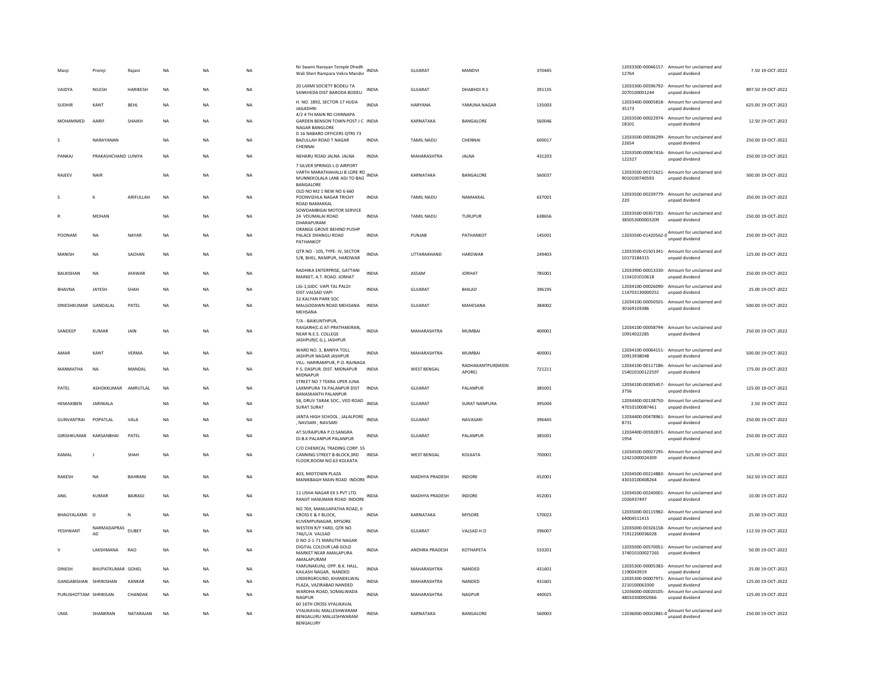| Mavji | Premji | Rajani | NA | NA | NA | Nr Swami Narayan Temple Dhedh Wali Sheri Rampara Vekra Mandvi | INDIA | GUJARAT | MANDVI | 370445 | 12033300-00046157-12764 | Amount for unclaimed and unpaid dividend | 7.50 | 19-OCT-2022 |
|---|---|---|---|---|---|---|---|---|---|---|---|---|---|---|
| VAIDYA | NILESH | HARIKESH | NA | NA | NA | 20 LAXMI SOCIETY BODELI TA SANKHEDA DIST BARODA BODELI | INDIA | GUJARAT | DHABHOI R.S | 391135 | 12033300-00596792-2070100001244 | Amount for unclaimed and unpaid dividend | 897.50 | 19-OCT-2022 |
| SUDHIR | KANT | BEHL | NA | NA | NA | H. NO. 1892, SECTOR-17 HUDA JAGADHRI | INDIA | HARYANA | YAMUNA NAGAR | 135003 | 12033400-00005818-35173 | Amount for unclaimed and unpaid dividend | 625.00 | 19-OCT-2022 |
| MOHAMMED | AARIF | SHAIKH | NA | NA | NA | 4/2 4 TH MAIN RD CHINNAPA GARDEN BENSON TOWN POST J C NAGAR BANGLORE | INDIA | KARNATAKA | BANGALORE | 560046 | 12033500-00022974-18101 | Amount for unclaimed and unpaid dividend | 12.50 | 19-OCT-2022 |
| S | NARAYANAN | | NA | NA | NA | D 16 NABARD OFFICERS QTRS 73 BAZULLAH ROAD T NAGAR CHENNAI | INDIA | TAMIL NADU | CHENNAI | 600017 | 12033500-00036299-22654 | Amount for unclaimed and unpaid dividend | 250.00 | 19-OCT-2022 |
| PANKAJ | PRAKASHCHAND LUNIYA | | NA | NA | NA | NEHARU ROAD JALNA JALNA | INDIA | MAHARASHTRA | JALNA | 431203 | 12033500-00067416-122327 | Amount for unclaimed and unpaid dividend | 250.00 | 19-OCT-2022 |
| RAJEEV | NAIR | | NA | NA | NA | 7 SILVER SPRINGS L O AIRPORT VARTH MARATHAHALLI B LORE RD MUNNEKOLALA LANE ADJ TO BAG BANGALORE | INDIA | KARNATAKA | BANGALORE | 560037 | 12033500-00172621-9010100740593 | Amount for unclaimed and unpaid dividend | 500.00 | 19-OCT-2022 |
| S | K | ARIFULLAH | NA | NA | NA | OLD NO M2 1 NEW NO 6 660 POONVIZHLA NAGAR TRICHY ROAD NAMAKKAL | INDIA | TAMIL NADU | NAMAKKAL | 637001 | 12033500-00239779-220 | Amount for unclaimed and unpaid dividend | 250.00 | 19-OCT-2022 |
| R | MOHAN | | NA | NA | NA | SOWDAMBIGAI MOTOR SERVICE 24 VDUMALAI ROAD DHARAPURAM | INDIA | TAMIL NADU | TURUPUR | 638656 | 12033500-00357191-385053000003209 | Amount for unclaimed and unpaid dividend | 250.00 | 19-OCT-2022 |
| POONAM | NA | NAYAR | NA | NA | NA | ORANGE GROVE BEHIND PUSHP PALACE DHANGU ROAD PATHANKOT | INDIA | PUNJAB | PATHANKOT | 145001 | 12033500-01420562-0 | Amount for unclaimed and unpaid dividend | 250.00 | 19-OCT-2022 |
| MANISH | NA | SACHAN | NA | NA | NA | QTR NO - 105, TYPE- IV, SECTOR 5/B, BHEL, RANIPUR, HARDWAR | INDIA | UTTARAKHAND | HARDWAR | 249403 | 12033500-01501341-10173184315 | Amount for unclaimed and unpaid dividend | 125.00 | 19-OCT-2022 |
| BALKISHAN | NA | JHAWAR | NA | NA | NA | RADHIKA ENTERPRISE, GATTANI MARKET, A.T. ROAD. JORHAT | INDIA | ASSAM | JORHAT | 785001 | 12033900-00013330-1154101010618 | Amount for unclaimed and unpaid dividend | 250.00 | 19-OCT-2022 |
| BHAVNA | JAYESH | SHAH | NA | NA | NA | LIG-1,GIDC VAPI TAL PALDI DIST.VALSAD VAPI | INDIA | GUJARAT | BHILAD | 396195 | 12034100-00026090-114703130000251 | Amount for unclaimed and unpaid dividend | 25.00 | 19-OCT-2022 |
| DINESHKUMAR | GANDALAL | PATEL | NA | NA | NA | 32 KALYAN PARK SOC MALGODAWN ROAD MEHSANA MEHSANA | INDIA | GUJARAT | MAHESANA | 384002 | 12034100-00050501-30169103386 | Amount for unclaimed and unpaid dividend | 500.00 | 19-OCT-2022 |
| SANDEEP | KUMAR | JAIN | NA | NA | NA | T/A - BAIKUNTHPUR, RAIGARH(C.G AT-PRATHAKIRAN, NEAR N.E.S. COLLEGE JASHPUR(C.G.), JASHPUR | INDIA | MAHARASHTRA | MUMBAI | 400001 | 12034100-00058794-10914022285 | Amount for unclaimed and unpaid dividend | 250.00 | 19-OCT-2022 |
| AMAR | KANT | VERMA | NA | NA | NA | WARD NO. 3, BANIYA TOLI, JASHPUR NAGAR JASHPUR | INDIA | MAHARASHTRA | MUMBAI | 400001 | 12034100-00064151-10913938048 | Amount for unclaimed and unpaid dividend | 500.00 | 19-OCT-2022 |
| MANMATHA | NA | MANDAL | NA | NA | NA | VILL- HARIRAMPUR, P.O. RAJNAGA P.S. DASPUR. DIST. MIDNAPUR MIDNAPUR | INDIA | WEST BENGAL | RADHAKANTPUR(MIDN APORE) | 721211 | 12034100-00117186-154010100122597 | Amount for unclaimed and unpaid dividend | 175.00 | 19-OCT-2022 |
| PATEL | ASHOKKUMAR | AMRUTLAL | NA | NA | NA | STREET NO 7 TEKRA UPER JUNA LAXMIPURA TA PALANPUR DIST BANASKANTH PALANPUR | INDIA | GUJARAT | PALANPUR | 385001 | 12034100-00305457-3756 | Amount for unclaimed and unpaid dividend | 125.00 | 19-OCT-2022 |
| HEMAXIBEN | JARIWALA | | NA | NA | NA | 58, DRUV TARAK SOC., VED ROAD SURAT SURAT | INDIA | GUJARAT | SURAT NANPURA | 395004 | 12034400-00138750-47010100087461 | Amount for unclaimed and unpaid dividend | 2.50 | 19-OCT-2022 |
| GUNVANTRAI | POPATLAL | VALA | NA | NA | NA | JANTA HIGH SCHOOL , JALALPORE , NAVSARI , NAVSARI | INDIA | GUJARAT | NAVASARI | 396445 | 12034400-00478961-8731 | Amount for unclaimed and unpaid dividend | 250.00 | 19-OCT-2022 |
| GIRISHKUMAR | KARSANBHAI | PATEL | NA | NA | NA | AT:SURAJPURA P.O:SANGRA DI:B.K PALANPUR PALANPUR | INDIA | GUJARAT | PALANPUR | 385001 | 12034400-00592871-1954 | Amount for unclaimed and unpaid dividend | 250.00 | 19-OCT-2022 |
| KAMAL | J | SHAH | NA | NA | NA | C/O CHEMICAL TRADING CORP. 55 CANNING STREET B-BLOCK,3RD FLOOR,ROOM NO.63 KOLKATA | INDIA | WEST BENGAL | KOLKATA | 700001 | 12034500-00027295-12421000024309 | Amount for unclaimed and unpaid dividend | 125.00 | 19-OCT-2022 |
| RAKESH | NA | BAHRANI | NA | NA | NA | 403, MIDTOWN PLAZA MANIKBAGH MAIN ROAD INDORE | INDIA | MADHYA PRADESH | INDORE | 452001 | 12034500-00214883-43010100408264 | Amount for unclaimed and unpaid dividend | 162.50 | 19-OCT-2022 |
| ANIL | KUMAR | BAIRAGI | NA | NA | NA | 11 USHA NAGAR EX S PVT LTD. RANJIT HANUMAN ROAD INDORE | INDIA | MADHYA PRADESH | INDORE | 452001 | 12034500-00240001-1026937497 | Amount for unclaimed and unpaid dividend | 10.00 | 19-OCT-2022 |
| BHAGYALAXMI | D | N | NA | NA | NA | NO.769, MANUJAPATHA ROAD, II CROSS E & F BLOCK, KUVEMPUNAGAR, MYSORE | INDIA | KARNATAKA | MYSORE | 570023 | 12035000-00115982-64004511415 | Amount for unclaimed and unpaid dividend | 25.00 | 19-OCT-2022 |
| YESHWANT | NARMADAPRAS AD | DUBEY | NA | NA | NA | WESTEN R/Y YARD, QTR NO. 746/L/A VALSAD | INDIA | GUJARAT | VALSAD H.O | 396007 | 12035000-00326158-71912200036028 | Amount for unclaimed and unpaid dividend | 112.50 | 19-OCT-2022 |
| V | LAKSHMANA | RAO | NA | NA | NA | D NO 2-1-71 MARUTHI NAGAR DIGITAL COLOUR LAB GOLD MARKET NEAR AMALAPURA AMALAPURAM | INDIA | ANDHRA PRADESH | KOTHAPETA | 533201 | 12035000-00570051-374010100027265 | Amount for unclaimed and unpaid dividend | 50.00 | 19-OCT-2022 |
| DINESH | BHUPATKUMAR | GOHEL | NA | NA | NA | YAMUNAKUNJ, OPP. B.K. HALL, KAILASH NAGAR, NANDED | INDIA | MAHARASHTRA | NANDED | 431601 | 12035300-00005383-1190043919 | Amount for unclaimed and unpaid dividend | 25.00 | 19-OCT-2022 |
| GANGABISHAN | SHRIKISHAN | KANKAR | NA | NA | NA | UNDERGROUND, KHANDELWAL PLAZA, VAZIRABAD NANDED | INDIA | MAHARASHTRA | NANDED | 431601 | 12035300-00007971-2210100063300 | Amount for unclaimed and unpaid dividend | 125.00 | 19-OCT-2022 |
| PURUSHOTTAM | SHRIKISAN | CHANDAK | NA | NA | NA | WARDHA ROAD, SOMALWADA NAGPUR | INDIA | MAHARASHTRA | NAGPUR | 440025 | 12036000-00020105-48010300002066 | Amount for unclaimed and unpaid dividend | 125.00 | 19-OCT-2022 |
| UMA | SHANKRAN | NATARAJAN | NA | NA | NA | 60 16TH CROSS VYALIKAVAL VYALIKAVAL MALLESHWARAM BENGALURU MALLESHWARAM BENGALURY | INDIA | KARNATAKA | BANGALORE | 560003 | 12036000-00032881-0 | Amount for unclaimed and unpaid dividend | 250.00 | 19-OCT-2022 |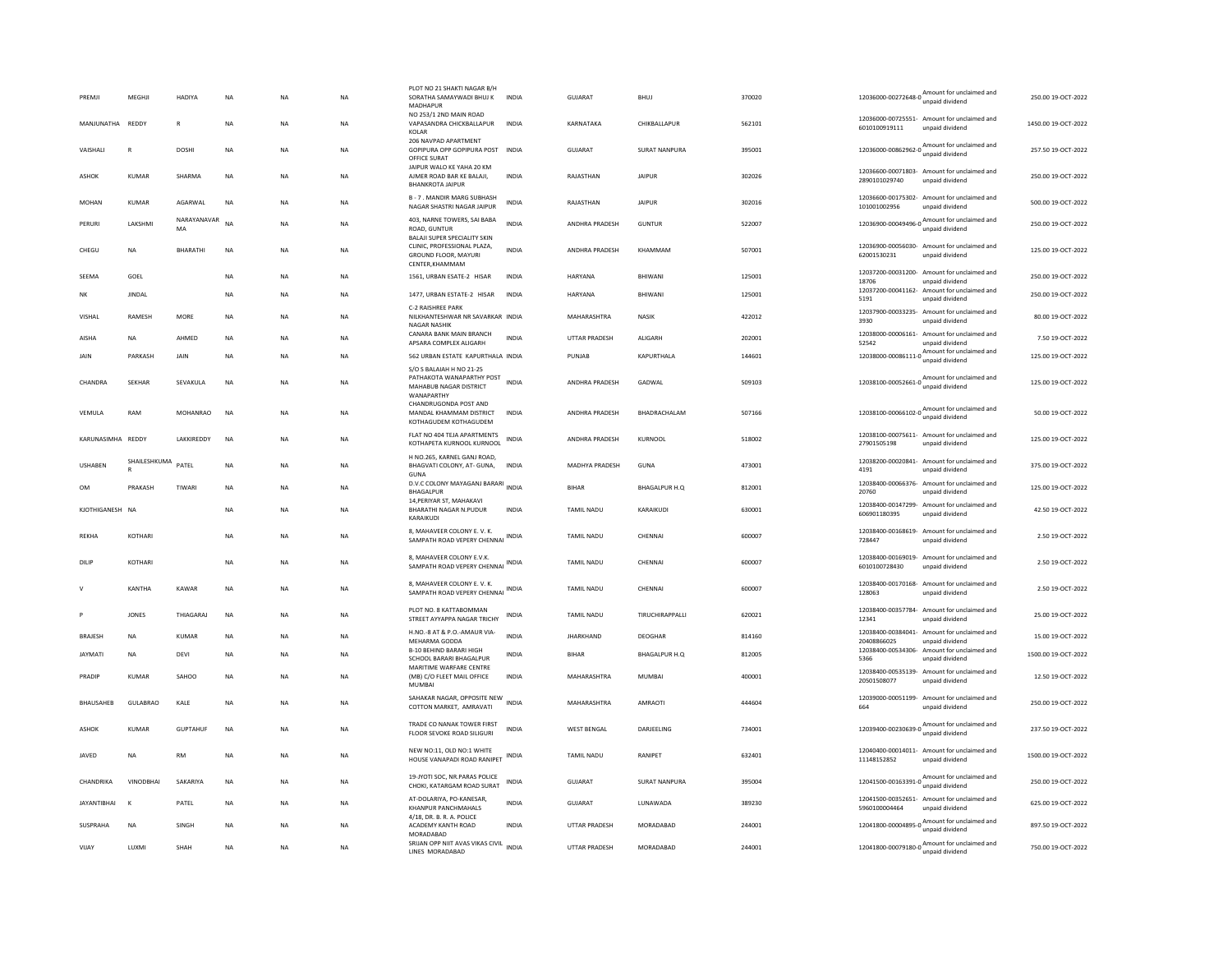| | | | | | | | | | | | | | | |
|---|---|---|---|---|---|---|---|---|---|---|---|---|---|---|
| PREMJI | MEGHJI | HADIYA | NA | NA | NA | PLOT NO 21 SHAKTI NAGAR B/H SORATHA SAMAYWADI BHUJ K MADHAPUR | INDIA | GUJARAT | BHUJ | 370020 | 12036000-00272648-0 | Amount for unclaimed and unpaid dividend | 250.00 | 19-OCT-2022 |
| MANJUNATHA | REDDY | R | NA | NA | NA | NO 253/1 2ND MAIN ROAD VAPASANDRA CHICKBALLAPUR KOLAR | INDIA | KARNATAKA | CHIKBALLAPUR | 562101 | 12036000-00725551-6010100919111 | Amount for unclaimed and unpaid dividend | 1450.00 | 19-OCT-2022 |
| VAISHALI | R | DOSHI | NA | NA | NA | 206 NAVPAD APARTMENT GOPIPURA OPP GOPIPURA POST OFFICE SURAT | INDIA | GUJARAT | SURAT NANPURA | 395001 | 12036000-00862962-0 | Amount for unclaimed and unpaid dividend | 257.50 | 19-OCT-2022 |
| ASHOK | KUMAR | SHARMA | NA | NA | NA | JAIPUR WALO KE YAHA 20 KM AJMER ROAD BAR KE BALAJI, BHANKROTA JAIPUR | INDIA | RAJASTHAN | JAIPUR | 302026 | 12036600-00071803-2890101029740 | Amount for unclaimed and unpaid dividend | 250.00 | 19-OCT-2022 |
| MOHAN | KUMAR | AGARWAL | NA | NA | NA | B - 7 . MANDIR MARG SUBHASH NAGAR SHASTRI NAGAR JAIPUR | INDIA | RAJASTHAN | JAIPUR | 302016 | 12036600-00175302-101001002956 | Amount for unclaimed and unpaid dividend | 500.00 | 19-OCT-2022 |
| PERURI | LAKSHMI | NARAYANAVAR MA | NA | NA | NA | 403, NARNE TOWERS, SAI BABA ROAD, GUNTUR | INDIA | ANDHRA PRADESH | GUNTUR | 522007 | 12036900-00049496-0 | Amount for unclaimed and unpaid dividend | 250.00 | 19-OCT-2022 |
| CHEGU | NA | BHARATHI | NA | NA | NA | BALAJI SUPER SPECIALITY SKIN CLINIC, PROFESSIONAL PLAZA, GROUND FLOOR, MAYURI CENTER,KHAMMAM | INDIA | ANDHRA PRADESH | KHAMMAM | 507001 | 12036900-00056030-62001530231 | Amount for unclaimed and unpaid dividend | 125.00 | 19-OCT-2022 |
| SEEMA | GOEL | | NA | NA | NA | 1561, URBAN ESATE-2 HISAR | INDIA | HARYANA | BHIWANI | 125001 | 12037200-00031200-18706 | Amount for unclaimed and unpaid dividend | 250.00 | 19-OCT-2022 |
| NK | JINDAL | | NA | NA | NA | 1477, URBAN ESTATE-2 HISAR | INDIA | HARYANA | BHIWANI | 125001 | 12037200-00041162-5191 | Amount for unclaimed and unpaid dividend | 250.00 | 19-OCT-2022 |
| VISHAL | RAMESH | MORE | NA | NA | NA | C-2 RAISHREE PARK NILKHANTESHWAR NR SAVARKAR NAGAR NASHIK | INDIA | MAHARASHTRA | NASIK | 422012 | 12037900-00033235-3930 | Amount for unclaimed and unpaid dividend | 80.00 | 19-OCT-2022 |
| AISHA | NA | AHMED | NA | NA | NA | CANARA BANK MAIN BRANCH APSARA COMPLEX ALIGARH | INDIA | UTTAR PRADESH | ALIGARH | 202001 | 12038000-00006161-52542 | Amount for unclaimed and unpaid dividend | 7.50 | 19-OCT-2022 |
| JAIN | PARKASH | JAIN | NA | NA | NA | 562 URBAN ESTATE KAPURTHALA | INDIA | PUNJAB | KAPURTHALA | 144601 | 12038000-00086111-0 | Amount for unclaimed and unpaid dividend | 125.00 | 19-OCT-2022 |
| CHANDRA | SEKHAR | SEVAKULA | NA | NA | NA | S/O S BALAIAH H NO 21-25 PATHAKOTA WANAPARTHY POST MAHABUB NAGAR DISTRICT WANAPARTHY | INDIA | ANDHRA PRADESH | GADWAL | 509103 | 12038100-00052661-0 | Amount for unclaimed and unpaid dividend | 125.00 | 19-OCT-2022 |
| VEMULA | RAM | MOHANRAO | NA | NA | NA | CHANDRUGONDA POST AND MANDAL KHAMMAM DISTRICT KOTHAGUDEM KOTHAGUDEM | INDIA | ANDHRA PRADESH | BHADRACHALAM | 507166 | 12038100-00066102-0 | Amount for unclaimed and unpaid dividend | 50.00 | 19-OCT-2022 |
| KARUNASIMHA | REDDY | LAKKIREDDY | NA | NA | NA | FLAT NO 404 TEJA APARTMENTS KOTHAPETA KURNOOL KURNOOL | INDIA | ANDHRA PRADESH | KURNOOL | 518002 | 12038100-00075611-27901505198 | Amount for unclaimed and unpaid dividend | 125.00 | 19-OCT-2022 |
| USHABEN | SHAILESHKUMA R | PATEL | NA | NA | NA | H NO.265, KARNEL GANJ ROAD, BHAGVATI COLONY, AT- GUNA, GUNA | INDIA | MADHYA PRADESH | GUNA | 473001 | 12038200-00020841-4191 | Amount for unclaimed and unpaid dividend | 375.00 | 19-OCT-2022 |
| OM | PRAKASH | TIWARI | NA | NA | NA | D.V.C COLONY MAYAGANJ BARARI BHAGALPUR | INDIA | BIHAR | BHAGALPUR H.Q | 812001 | 12038400-00066376-20760 | Amount for unclaimed and unpaid dividend | 125.00 | 19-OCT-2022 |
| KJOTHIGANESH | NA | | NA | NA | NA | 14,PERIYAR ST, MAHAKAVI BHARATHI NAGAR N.PUDUR KARAIKUDI | INDIA | TAMIL NADU | KARAIKUDI | 630001 | 12038400-00147299-606901180395 | Amount for unclaimed and unpaid dividend | 42.50 | 19-OCT-2022 |
| REKHA | KOTHARI | | NA | NA | NA | 8, MAHAVEER COLONY E. V. K. SAMPATH ROAD VEPERY CHENNAI | INDIA | TAMIL NADU | CHENNAI | 600007 | 12038400-00168619-728447 | Amount for unclaimed and unpaid dividend | 2.50 | 19-OCT-2022 |
| DILIP | KOTHARI | | NA | NA | NA | 8, MAHAVEER COLONY E.V.K. SAMPATH ROAD VEPERY CHENNAI | INDIA | TAMIL NADU | CHENNAI | 600007 | 12038400-00169019-6010100728430 | Amount for unclaimed and unpaid dividend | 2.50 | 19-OCT-2022 |
| V | KANTHA | KAWAR | NA | NA | NA | 8, MAHAVEER COLONY E. V. K. SAMPATH ROAD VEPERY CHENNAI | INDIA | TAMIL NADU | CHENNAI | 600007 | 12038400-00170168-128063 | Amount for unclaimed and unpaid dividend | 2.50 | 19-OCT-2022 |
| P | JONES | THIAGARAJ | NA | NA | NA | PLOT NO. 8 KATTABOMMAN STREET AYYAPPA NAGAR TRICHY | INDIA | TAMIL NADU | TIRUCHIRAPPALLI | 620021 | 12038400-00357784-12341 | Amount for unclaimed and unpaid dividend | 25.00 | 19-OCT-2022 |
| BRAJESH | NA | KUMAR | NA | NA | NA | H.NO.-8 AT & P.O.-AMAUR VIA-MEHARMA GODDA | INDIA | JHARKHAND | DEOGHAR | 814160 | 12038400-00384041-20408866025 | Amount for unclaimed and unpaid dividend | 15.00 | 19-OCT-2022 |
| JAYMATI | NA | DEVI | NA | NA | NA | B-10 BEHIND BARARI HIGH SCHOOL BARARI BHAGALPUR | INDIA | BIHAR | BHAGALPUR H.Q | 812005 | 12038400-00534306-5366 | Amount for unclaimed and unpaid dividend | 1500.00 | 19-OCT-2022 |
| PRADIP | KUMAR | SAHOO | NA | NA | NA | MARITIME WARFARE CENTRE (MB) C/O FLEET MAIL OFFICE MUMBAI | INDIA | MAHARASHTRA | MUMBAI | 400001 | 12038400-00535139-20501508077 | Amount for unclaimed and unpaid dividend | 12.50 | 19-OCT-2022 |
| BHAUSAHEB | GULABRAO | KALE | NA | NA | NA | SAHAKAR NAGAR, OPPOSITE NEW COTTON MARKET, AMRAVATI | INDIA | MAHARASHTRA | AMRAOTI | 444604 | 12039000-00051199-664 | Amount for unclaimed and unpaid dividend | 250.00 | 19-OCT-2022 |
| ASHOK | KUMAR | GUPTAHUF | NA | NA | NA | TRADE CO NANAK TOWER FIRST FLOOR SEVOKE ROAD SILIGURI | INDIA | WEST BENGAL | DARJEELING | 734001 | 12039400-00230639-0 | Amount for unclaimed and unpaid dividend | 237.50 | 19-OCT-2022 |
| JAVED | NA | RM | NA | NA | NA | NEW NO:11, OLD NO:1 WHITE HOUSE VANAPADI ROAD RANIPET | INDIA | TAMIL NADU | RANIPET | 632401 | 12040400-00014011-11148152852 | Amount for unclaimed and unpaid dividend | 1500.00 | 19-OCT-2022 |
| CHANDRIKA | VINODBHAI | SAKARIYA | NA | NA | NA | 19-JYOTI SOC, NR.PARAS POLICE CHOKI, KATARGAM ROAD SURAT | INDIA | GUJARAT | SURAT NANPURA | 395004 | 12041500-00163391-0 | Amount for unclaimed and unpaid dividend | 250.00 | 19-OCT-2022 |
| JAYANTIBHAI | K | PATEL | NA | NA | NA | AT-DOLARIYA, PO-KANESAR, KHANPUR PANCHMAHALS | INDIA | GUJARAT | LUNAWADA | 389230 | 12041500-00352651-5960100004464 | Amount for unclaimed and unpaid dividend | 625.00 | 19-OCT-2022 |
| SUSPRAHA | NA | SINGH | NA | NA | NA | 4/18, DR. B. R. A. POLICE ACADEMY KANTH ROAD MORADABAD | INDIA | UTTAR PRADESH | MORADABAD | 244001 | 12041800-00004895-0 | Amount for unclaimed and unpaid dividend | 897.50 | 19-OCT-2022 |
| VIJAY | LUXMI | SHAH | NA | NA | NA | SRIJAN OPP NIIT AVAS VIKAS CIVIL LINES MORADABAD | INDIA | UTTAR PRADESH | MORADABAD | 244001 | 12041800-00079180-0 | Amount for unclaimed and unpaid dividend | 750.00 | 19-OCT-2022 |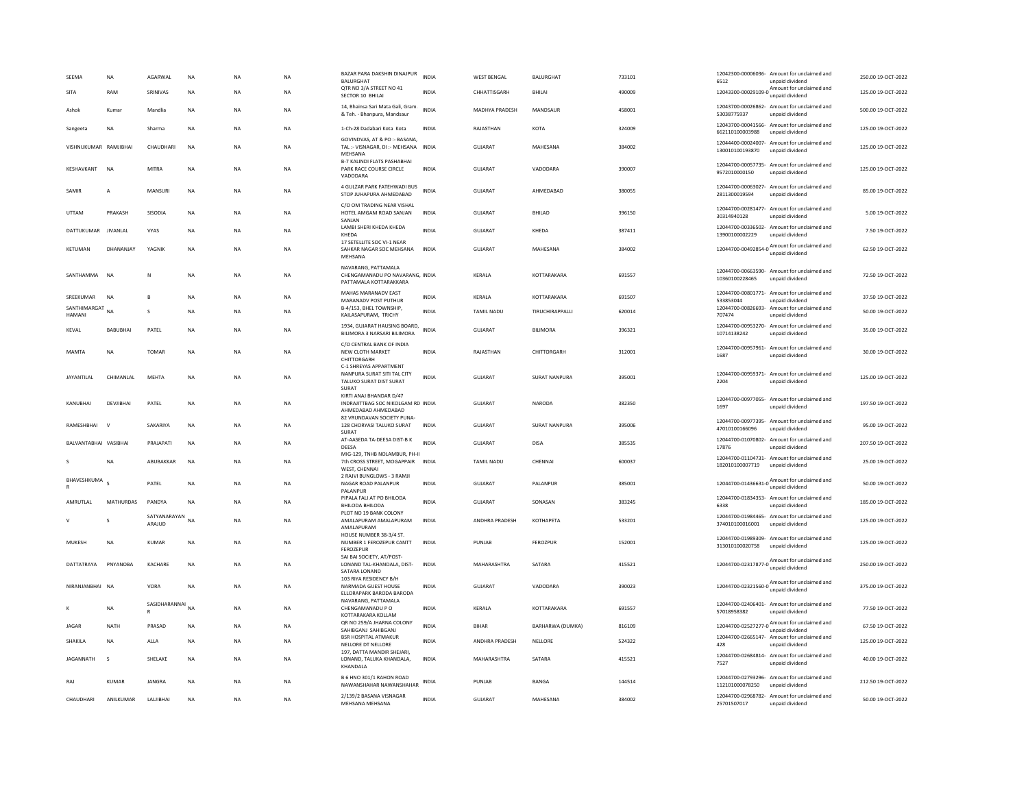| SEEMA | NA | AGARWAL | NA | NA | NA | BAZAR PARA DAKSHIN DINAJPUR BALURGHAT | INDIA | WEST BENGAL | BALURGHAT | 733101 | | 12042300-00006036-6512 | Amount for unclaimed and unpaid dividend | 250.00 | 19-OCT-2022 |
|---|---|---|---|---|---|---|---|---|---|---|---|---|---|---|---|
| SITA | RAM | SRINIVAS | NA | NA | NA | QTR NO 3/A STREET NO 41 SECTOR 10 BHILAI | INDIA | CHHATTISGARH | BHILAI | 490009 | | 12043300-00029109-0 | Amount for unclaimed and unpaid dividend | 125.00 | 19-OCT-2022 |
| Ashok | Kumar | Mandlia | NA | NA | NA | 14, Bhainsa Sari Mata Gali, Gram. & Teh. - Bhanpura, Mandsaur | INDIA | MADHYA PRADESH | MANDSAUR | 458001 | | 12043700-00026862-53038775937 | Amount for unclaimed and unpaid dividend | 500.00 | 19-OCT-2022 |
| Sangeeta | NA | Sharma | NA | NA | NA | 1-Ch-28 Dadabari Kota Kota | INDIA | RAJASTHAN | KOTA | 324009 | | 12043700-00041566-662110100003988 | Amount for unclaimed and unpaid dividend | 125.00 | 19-OCT-2022 |
| VISHNUKUMAR | RAMJIBHAI | CHAUDHARI | NA | NA | NA | GOVINDVAS, AT & PO :- BASANA, TAL :- VISNAGAR, DI :- MEHSANA MEHSANA | INDIA | GUJARAT | MAHESANA | 384002 | | 12044400-00024007-130010100193870 | Amount for unclaimed and unpaid dividend | 125.00 | 19-OCT-2022 |
| KESHAVKANT | NA | MITRA | NA | NA | NA | B-7 KALINDI FLATS PASHABHAI PARK RACE COURSE CIRCLE VADODARA | INDIA | GUJARAT | VADODARA | 390007 | | 12044700-00057735-9572010000150 | Amount for unclaimed and unpaid dividend | 125.00 | 19-OCT-2022 |
| SAMIR | A | MANSURI | NA | NA | NA | 4 GULZAR PARK FATEHWADI BUS STOP JUHAPURA AHMEDABAD | INDIA | GUJARAT | AHMEDABAD | 380055 | | 12044700-00063027-2811300019594 | Amount for unclaimed and unpaid dividend | 85.00 | 19-OCT-2022 |
| UTTAM | PRAKASH | SISODIA | NA | NA | NA | C/O OM TRADING NEAR VISHAL HOTEL AMGAM ROAD SANJAN SANJAN | INDIA | GUJARAT | BHILAD | 396150 | | 12044700-00281477-30314940128 | Amount for unclaimed and unpaid dividend | 5.00 | 19-OCT-2022 |
| DATTUKUMAR | JIVANLAL | VYAS | NA | NA | NA | LAMBI SHERI KHEDA KHEDA KHEDA | INDIA | GUJARAT | KHEDA | 387411 | | 12044700-00336502-13900100002229 | Amount for unclaimed and unpaid dividend | 7.50 | 19-OCT-2022 |
| KETUMAN | DHANANJAY | YAGNIK | NA | NA | NA | 17 SETELLITE SOC VI-1 NEAR SAHKAR NAGAR SOC MEHSANA MEHSANA | INDIA | GUJARAT | MAHESANA | 384002 | | 12044700-00492854-0 | Amount for unclaimed and unpaid dividend | 62.50 | 19-OCT-2022 |
| SANTHAMMA | NA | N | NA | NA | NA | NAVARANG, PATTAMALA CHENGAMANADU PO NAVARANG, PATTAMALA KOTTARAKKARA | INDIA | KERALA | KOTTARAKARA | 691557 | | 12044700-00663590-10360100228465 | Amount for unclaimed and unpaid dividend | 72.50 | 19-OCT-2022 |
| SREEKUMAR | NA | B | NA | NA | NA | MAHAS MARANADV EAST MARANADV POST PUTHUR | INDIA | KERALA | KOTTARAKARA | 691507 | | 12044700-00801771-533853044 | Amount for unclaimed and unpaid dividend | 37.50 | 19-OCT-2022 |
| SANTHIMARGAT HAMANI | NA | S | NA | NA | NA | B-4/153, BHEL TOWNSHIP, KAILASAPURAM, TRICHY | INDIA | TAMIL NADU | TIRUCHIRAPPALLI | 620014 | | 12044700-00826693-707474 | Amount for unclaimed and unpaid dividend | 50.00 | 19-OCT-2022 |
| KEVAL | BABUBHAI | PATEL | NA | NA | NA | 1934, GUJARAT HAUSING BOARD, BILIMORA 3 NARSARI BILIMORA | INDIA | GUJARAT | BILIMORA | 396321 | | 12044700-00953270-10714138242 | Amount for unclaimed and unpaid dividend | 35.00 | 19-OCT-2022 |
| MAMTA | NA | TOMAR | NA | NA | NA | C/O CENTRAL BANK OF INDIA NEW CLOTH MARKET CHITTORGARH | INDIA | RAJASTHAN | CHITTORGARH | 312001 | | 12044700-00957961-1687 | Amount for unclaimed and unpaid dividend | 30.00 | 19-OCT-2022 |
| JAYANTILAL | CHIMANLAL | MEHTA | NA | NA | NA | C-1 SHREYAS APPARTMENT NANPURA SURAT SITI TAL CITY TALUKO SURAT DIST SURAT SURAT | INDIA | GUJARAT | SURAT NANPURA | 395001 | | 12044700-00959371-2204 | Amount for unclaimed and unpaid dividend | 125.00 | 19-OCT-2022 |
| KANUBHAI | DEVJIBHAI | PATEL | NA | NA | NA | KIRTI ANAJ BHANDAR D/47 INDRAJITTBAG SOC NIKOLGAM RD AHMEDABAD AHMEDABAD | INDIA | GUJARAT | NARODA | 382350 | | 12044700-00977055-1697 | Amount for unclaimed and unpaid dividend | 197.50 | 19-OCT-2022 |
| RAMESHBHAI | V | SAKARIYA | NA | NA | NA | 82 VRUNDAVAN SOCIETY PUNA-128 CHORYASI TALUKO SURAT SURAT | INDIA | GUJARAT | SURAT NANPURA | 395006 | | 12044700-00977395-47010100166096 | Amount for unclaimed and unpaid dividend | 95.00 | 19-OCT-2022 |
| BALVANTABHAI | VASIBHAI | PRAJAPATI | NA | NA | NA | AT-AASEDA TA-DEESA DIST-B K DEESA | INDIA | GUJARAT | DISA | 385535 | | 12044700-01070802-17876 | Amount for unclaimed and unpaid dividend | 207.50 | 19-OCT-2022 |
| S | NA | ABUBAKKAR | NA | NA | NA | MIG-129, TNHB NOLAMBUR, PH-II 7th CROSS STREET, MOGAPPAIR WEST, CHENNAI | INDIA | TAMIL NADU | CHENNAI | 600037 | | 12044700-01104731-182010100007719 | Amount for unclaimed and unpaid dividend | 25.00 | 19-OCT-2022 |
| BHAVESHKUMA R | S | PATEL | NA | NA | NA | 2 RAJVI BUNGLOWS - 3 RAMJI NAGAR ROAD PALANPUR PALANPUR | INDIA | GUJARAT | PALANPUR | 385001 | | 12044700-01436631-0 | Amount for unclaimed and unpaid dividend | 50.00 | 19-OCT-2022 |
| AMRUTLAL | MATHURDAS | PANDYA | NA | NA | NA | PIPALA FALI AT PO BHILODA BHILODA BHILODA | INDIA | GUJARAT | SONASAN | 383245 | | 12044700-01834353-6338 | Amount for unclaimed and unpaid dividend | 185.00 | 19-OCT-2022 |
| V | S | SATYANARAYAN ARAJUD | NA | NA | NA | PLOT NO 19 BANK COLONY AMALAPURAM AMALAPURAM AMALAPURAM | INDIA | ANDHRA PRADESH | KOTHAPETA | 533201 | | 12044700-01984465-374010100016001 | Amount for unclaimed and unpaid dividend | 125.00 | 19-OCT-2022 |
| MUKESH | NA | KUMAR | NA | NA | NA | HOUSE NUMBER 38-3/4 ST. NUMBER 1 FEROZEPUR CANTT FEROZEPUR | INDIA | PUNJAB | FEROZPUR | 152001 | | 12044700-01989309-313010100020758 | Amount for unclaimed and unpaid dividend | 125.00 | 19-OCT-2022 |
| DATTATRAYA | PNYANOBA | KACHARE | NA | NA | NA | SAI BAI SOCIETY, AT/POST-LONAND TAL-KHANDALA, DIST-SATARA LONAND | INDIA | MAHARASHTRA | SATARA | 415521 | | 12044700-02317877-0 | Amount for unclaimed and unpaid dividend | 250.00 | 19-OCT-2022 |
| NIRANJANBHAI | NA | VORA | NA | NA | NA | 103 RIYA RESIDENCY B/H NARMADA GUEST HOUSE ELLORAPARK BARODA BARODA | INDIA | GUJARAT | VADODARA | 390023 | | 12044700-02321560-0 | Amount for unclaimed and unpaid dividend | 375.00 | 19-OCT-2022 |
| K | NA | SASIDHARANNAI R | NA | NA | NA | NAVARANG, PATTAMALA CHENGAMANADU P O KOTTARAKARA KOLLAM | INDIA | KERALA | KOTTARAKARA | 691557 | | 12044700-02406401-57018958382 | Amount for unclaimed and unpaid dividend | 77.50 | 19-OCT-2022 |
| JAGAR | NATH | PRASAD | NA | NA | NA | QR NO 259/A JHARNA COLONY SAHIBGANJ SAHIBGANJ | INDIA | BIHAR | BARHARWA (DUMKA) | 816109 | | 12044700-02527277-0 | Amount for unclaimed and unpaid dividend | 67.50 | 19-OCT-2022 |
| SHAKILA | NA | ALLA | NA | NA | NA | BSR HOSPITAL ATMAKUR NELLORE DT NELLORE | INDIA | ANDHRA PRADESH | NELLORE | 524322 | | 12044700-02665147-428 | Amount for unclaimed and unpaid dividend | 125.00 | 19-OCT-2022 |
| JAGANNATH | S | SHELAKE | NA | NA | NA | 197, DATTA MANDIR SHEJARI, LONAND, TALUKA KHANDALA, KHANDALA | INDIA | MAHARASHTRA | SATARA | 415521 | | 12044700-02684814-7527 | Amount for unclaimed and unpaid dividend | 40.00 | 19-OCT-2022 |
| RAJ | KUMAR | JANGRA | NA | NA | NA | B 6 HNO 301/1 RAHON ROAD NAWANSHAHAR NAWANSHAHAR | INDIA | PUNJAB | BANGA | 144514 | | 12044700-02793296-112101000078250 | Amount for unclaimed and unpaid dividend | 212.50 | 19-OCT-2022 |
| CHAUDHARI | ANILKUMAR | LALJIBHAI | NA | NA | NA | 2/139/2 BASANA VISNAGAR MEHSANA MEHSANA | INDIA | GUJARAT | MAHESANA | 384002 | | 12044700-02968782-25701507017 | Amount for unclaimed and unpaid dividend | 50.00 | 19-OCT-2022 |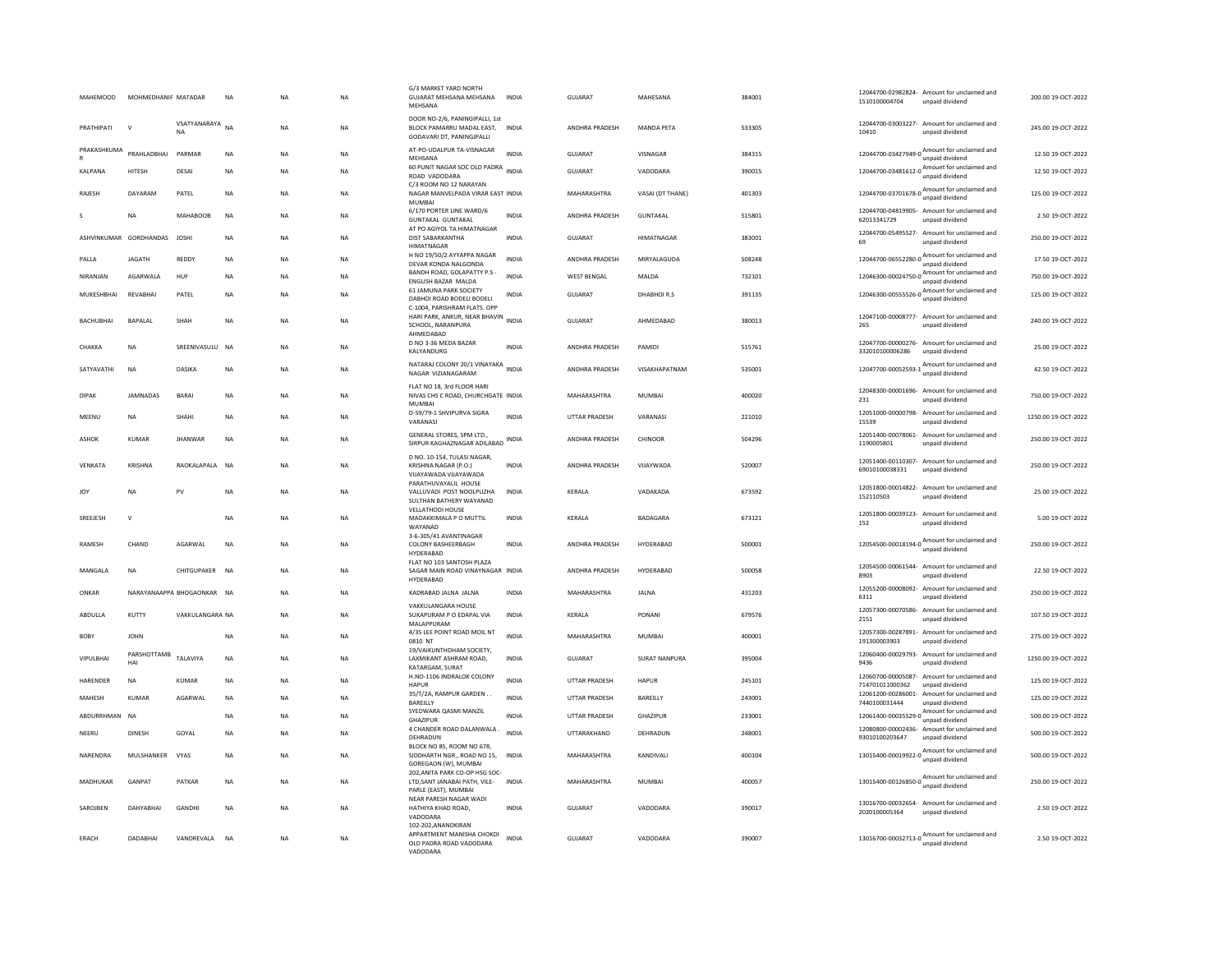| | | | | | | | | | | | | | | |
|---|---|---|---|---|---|---|---|---|---|---|---|---|---|---|
| MAHEMOOD | MOHMEDHANIF | MATADAR | NA | NA | NA | G/3 MARKET YARD NORTH GUJARAT MEHSANA MEHSANA MEHSANA | INDIA | GUJARAT | MAHESANA | 384001 | 12044700-02982824-1510100004704 | Amount for unclaimed and unpaid dividend | 200.00 | 19-OCT-2022 |
| PRATHIPATI | V | VSATYANARAYA NA | NA | NA | NA | DOOR NO-2/6, PANINGIPALLI, 1st BLOCK PAMARRU MADAL EAST, GODAVARI DT, PANINGIPALLI | INDIA | ANDHRA PRADESH | MANDA PETA | 533305 | 12044700-03003227-10410 | Amount for unclaimed and unpaid dividend | 245.00 | 19-OCT-2022 |
| PRAKASHKUMAR | PRAHLADBHAI | PARMAR | NA | NA | NA | AT-PO-UDALPUR TA-VISNAGAR MEHSANA | INDIA | GUJARAT | VISNAGAR | 384315 | 12044700-03427949-0 | Amount for unclaimed and unpaid dividend | 12.50 | 19-OCT-2022 |
| KALPANA | HITESH | DESAI | NA | NA | NA | 60 PUNIT NAGAR SOC OLD PADRA ROAD VADODARA | INDIA | GUJARAT | VADODARA | 390015 | 12044700-03481612-0 | Amount for unclaimed and unpaid dividend | 12.50 | 19-OCT-2022 |
| RAJESH | DAYARAM | PATEL | NA | NA | NA | C/3 ROOM NO 12 NARAYAN NAGAR MANVELPADA VIRAR EAST MUMBAI | INDIA | MAHARASHTRA | VASAI (DT THANE) | 401303 | 12044700-03701678-0 | Amount for unclaimed and unpaid dividend | 125.00 | 19-OCT-2022 |
| S | NA | MAHABOOB | NA | NA | NA | 6/170 PORTER LINE WARD/6 GUNTAKAL GUNTAKAL | INDIA | ANDHRA PRADESH | GUNTAKAL | 515801 | 12044700-04819905-62013341729 | Amount for unclaimed and unpaid dividend | 2.50 | 19-OCT-2022 |
| ASHVINKUMAR | GORDHANDAS | JOSHI | NA | NA | NA | AT PO AGIYOL TA HIMATNAGAR DIST SABARKANTHA HIMATNAGAR | INDIA | GUJARAT | HIMATNAGAR | 383001 | 12044700-05495527-69 | Amount for unclaimed and unpaid dividend | 250.00 | 19-OCT-2022 |
| PALLA | JAGATH | REDDY | NA | NA | NA | H NO 19/50/2 AYYAPPA NAGAR DEVAR KONDA NALGONDA | INDIA | ANDHRA PRADESH | MIRYALAGUDA | 508248 | 12044700-06552280-0 | Amount for unclaimed and unpaid dividend | 17.50 | 19-OCT-2022 |
| NIRANJAN | AGARWALA | HUF | NA | NA | NA | BANDH ROAD, GOLAPATTY P.S - ENGLISH BAZAR MALDA | INDIA | WEST BENGAL | MALDA | 732101 | 12046300-00024750-0 | Amount for unclaimed and unpaid dividend | 750.00 | 19-OCT-2022 |
| MUKESHBHAI | REVABHAI | PATEL | NA | NA | NA | 61 JAMUNA PARK SOCIETY DABHOI ROAD BODELI BODELI | INDIA | GUJARAT | DHABHOI R.S | 391135 | 12046300-00555526-0 | Amount for unclaimed and unpaid dividend | 125.00 | 19-OCT-2022 |
| BACHUBHAI | BAPALAL | SHAH | NA | NA | NA | C-1004, PARISHRAM FLATS. OPP HARI PARK, ANKUR, NEAR BHAVIN SCHOOL, NARANPURA AHMEDABAD | INDIA | GUJARAT | AHMEDABAD | 380013 | 12047100-00008777-265 | Amount for unclaimed and unpaid dividend | 240.00 | 19-OCT-2022 |
| CHAKKA | NA | SREENIVASULU | NA | NA | NA | D NO 3-36 MEDA BAZAR KALYANDURG | INDIA | ANDHRA PRADESH | PAMIDI | 515761 | 12047700-00000276-332010100006286 | Amount for unclaimed and unpaid dividend | 25.00 | 19-OCT-2022 |
| SATYAVATHI | NA | DASIKA | NA | NA | NA | NATARAJ COLONY 20/1 VINAYAKA NAGAR VIZIANAGARAM | INDIA | ANDHRA PRADESH | VISAKHAPATNAM | 535001 | 12047700-00052593-1 | Amount for unclaimed and unpaid dividend | 42.50 | 19-OCT-2022 |
| DIPAK | JAMNADAS | BARAI | NA | NA | NA | FLAT NO 18, 3rd FLOOR HARI NIVAS CHS C ROAD, CHURCHGATE MUMBAI | INDIA | MAHARASHTRA | MUMBAI | 400020 | 12048300-00001696-231 | Amount for unclaimed and unpaid dividend | 750.00 | 19-OCT-2022 |
| MEENU | NA | SHAHI | NA | NA | NA | D-59/79-1 SHVIPURVA SIGRA VARANASI | INDIA | UTTAR PRADESH | VARANASI | 221010 | 12051000-00000798-15539 | Amount for unclaimed and unpaid dividend | 1250.00 | 19-OCT-2022 |
| ASHOK | KUMAR | JHANWAR | NA | NA | NA | GENERAL STORES, SPM LTD., SIRPUR KAGHAZNAGAR ADILABAD | INDIA | ANDHRA PRADESH | CHINOOR | 504296 | 12051400-00078061-1190005801 | Amount for unclaimed and unpaid dividend | 250.00 | 19-OCT-2022 |
| VENKATA | KRISHNA | RAOKALAPALA | NA | NA | NA | D NO. 10-154, TULASI NAGAR, KRISHNA NAGAR (P.O.) VIJAYAWADA VIJAYAWADA | INDIA | ANDHRA PRADESH | VIJAYWADA | 520007 | 12051400-00110307-69010100038331 | Amount for unclaimed and unpaid dividend | 250.00 | 19-OCT-2022 |
| JOY | NA | PV | NA | NA | NA | PARATHUVAYALIL HOUSE VALLUVADI POST NOOLPUZHA SULTHAN BATHERY WAYANAD | INDIA | KERALA | VADAKADA | 673592 | 12051800-00014822-152110503 | Amount for unclaimed and unpaid dividend | 25.00 | 19-OCT-2022 |
| SREEJESH | V | | NA | NA | NA | VELLATHODI HOUSE MADAKKIMALA P O MUTTIL WAYANAD | INDIA | KERALA | BADAGARA | 673121 | 12051800-00039123-152 | Amount for unclaimed and unpaid dividend | 5.00 | 19-OCT-2022 |
| RAMESH | CHAND | AGARWAL | NA | NA | NA | 3-6-305/41 AVANTINAGAR COLONY BASHEERBAGH HYDERABAD | INDIA | ANDHRA PRADESH | HYDERABAD | 500001 | 12054500-00018194-0 | Amount for unclaimed and unpaid dividend | 250.00 | 19-OCT-2022 |
| MANGALA | NA | CHITGUPAKER | NA | NA | NA | FLAT NO 103 SANTOSH PLAZA SAGAR MAIN ROAD VINAYNAGAR HYDERABAD | INDIA | ANDHRA PRADESH | HYDERABAD | 500058 | 12054500-00061544-8903 | Amount for unclaimed and unpaid dividend | 22.50 | 19-OCT-2022 |
| ONKAR | NARAYANAAPPA | BHOGAONKAR | NA | NA | NA | KADRABAD JALNA JALNA | INDIA | MAHARASHTRA | JALNA | 431203 | 12055200-00008092-6311 | Amount for unclaimed and unpaid dividend | 250.00 | 19-OCT-2022 |
| ABDULLA | KUTTY | VAKKULANGARA | NA | NA | NA | VAKKULANGARA HOUSE SUKAPURAM P O EDAPAL VIA MALAPPURAM | INDIA | KERALA | PONANI | 679576 | 12057300-00070586-2151 | Amount for unclaimed and unpaid dividend | 107.50 | 19-OCT-2022 |
| BOBY | JOHN | | NA | NA | NA | 4/35 LEE POINT ROAD MOIL NT 0810 NT | INDIA | MAHARASHTRA | MUMBAI | 400001 | 12057300-00287891-191300003903 | Amount for unclaimed and unpaid dividend | 275.00 | 19-OCT-2022 |
| VIPULBHAI | PARSHOTTAMBHAI | TALAVIYA | NA | NA | NA | 19/VAIKUNTHDHAM SOCIETY, LAXMIKANT ASHRAM ROAD, KATARGAM, SURAT | INDIA | GUJARAT | SURAT NANPURA | 395004 | 12060400-00029793-9436 | Amount for unclaimed and unpaid dividend | 1250.00 | 19-OCT-2022 |
| HARENDER | NA | KUMAR | NA | NA | NA | H.NO-1106 INDRALOK COLONY HAPUR | INDIA | UTTAR PRADESH | HAPUR | 245101 | 12060700-00005087-714701011000362 | Amount for unclaimed and unpaid dividend | 125.00 | 19-OCT-2022 |
| MAHESH | KUMAR | AGARWAL | NA | NA | NA | 35/T/2A, RAMPUR GARDEN . . BAREILLY | INDIA | UTTAR PRADESH | BAREILLY | 243001 | 12061200-00286001-7440100031444 | Amount for unclaimed and unpaid dividend | 125.00 | 19-OCT-2022 |
| ABDURRHMAN | NA | | NA | NA | NA | SYEDWARA QASMI MANZIL GHAZIPUR | INDIA | UTTAR PRADESH | GHAZIPUR | 233001 | 12061400-00035529-0 | Amount for unclaimed and unpaid dividend | 500.00 | 19-OCT-2022 |
| NEERU | DINESH | GOYAL | NA | NA | NA | 4 CHANDER ROAD DALANWALA . DEHRADUN | INDIA | UTTARAKHAND | DEHRADUN | 248001 | 12080800-00002436-93010100203647 | Amount for unclaimed and unpaid dividend | 500.00 | 19-OCT-2022 |
| NARENDRA | MULSHANKER | VYAS | NA | NA | NA | BLOCK NO 85, ROOM NO 678, SIDDHARTH NGR., ROAD NO 15, GOREGAON (W), MUMBAI | INDIA | MAHARASHTRA | KANDIVALI | 400104 | 13015400-00019922-0 | Amount for unclaimed and unpaid dividend | 500.00 | 19-OCT-2022 |
| MADHUKAR | GANPAT | PATKAR | NA | NA | NA | 202,ANITA PARK CO-OP HSG SOC-LTD,SANT JANABAI PATH, VILE-PARLE (EAST), MUMBAI | INDIA | MAHARASHTRA | MUMBAI | 400057 | 13015400-00126850-0 | Amount for unclaimed and unpaid dividend | 250.00 | 19-OCT-2022 |
| SAROJBEN | DAHYABHAI | GANDHI | NA | NA | NA | NEAR PARESH NAGAR WADI HATHIYA KHAD ROAD, VADODARA | INDIA | GUJARAT | VADODARA | 390017 | 13016700-00032654-2020100005364 | Amount for unclaimed and unpaid dividend | 2.50 | 19-OCT-2022 |
| ERACH | DADABHAI | VANDREVALA | NA | NA | NA | 102-202,ANANDKIRAN APPARTMENT MANISHA CHOKDI OLD PADRA ROAD VADODARA VADODARA | INDIA | GUJARAT | VADODARA | 390007 | 13016700-00032713-0 | Amount for unclaimed and unpaid dividend | 2.50 | 19-OCT-2022 |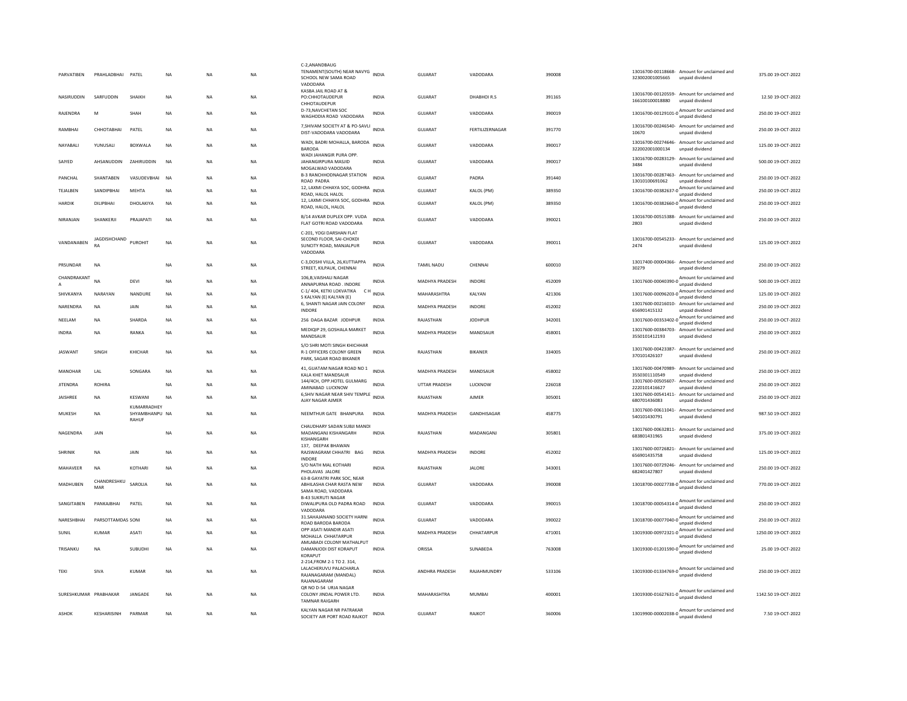| | | | | | | | | | | | | | | |
|---|---|---|---|---|---|---|---|---|---|---|---|---|---|---|
| PARVATIBEN | PRAHLADBHAI | PATEL | NA | NA | NA | C-2,ANANDBAUG TENAMENT(SOUTH) NEAR NAVYG SCHOOL NEW SAMA ROAD VADODARA | INDIA | GUJARAT | VADODARA | 390008 | 13016700-00118668-323002001005665 | Amount for unclaimed and unpaid dividend | 375.00 | 19-OCT-2022 |
| NASIRUDDIN | SARFUDDIN | SHAIKH | NA | NA | NA | KASBA JAIL ROAD AT & PO:CHHOTAUDEPUR CHHOTAUDEPUR | INDIA | GUJARAT | DHABHOI R.S | 391165 | 13016700-00120559-166100100018880 | Amount for unclaimed and unpaid dividend | 12.50 | 19-OCT-2022 |
| RAJENDRA | M | SHAH | NA | NA | NA | D-73,NAVCHETAN SOC WAGHODIA ROAD VADODARA | INDIA | GUJARAT | VADODARA | 390019 | 13016700-00129101-0 | Amount for unclaimed and unpaid dividend | 250.00 | 19-OCT-2022 |
| RAMBHAI | CHHOTABHAI | PATEL | NA | NA | NA | 7,SHIVAM SOCIETY AT & PO-SAVLI DIST-VADODARA VADODARA | INDIA | GUJARAT | FERTILIZERNAGAR | 391770 | 13016700-00246540-10670 | Amount for unclaimed and unpaid dividend | 250.00 | 19-OCT-2022 |
| NAYABALI | YUNUSALI | BOXWALA | NA | NA | NA | WADI, BADRI MOHALLA, BARODA BARODA | INDIA | GUJARAT | VADODARA | 390017 | 13016700-00274646-322002001000134 | Amount for unclaimed and unpaid dividend | 125.00 | 19-OCT-2022 |
| SAIYED | AHSANUDDIN | ZAHIRUDDIN | NA | NA | NA | WADI JAHANGIR PURA OPP. JAHANGIRPURA MASJID MOGALWAD VADODARA | INDIA | GUJARAT | VADODARA | 390017 | 13016700-00283129-3484 | Amount for unclaimed and unpaid dividend | 500.00 | 19-OCT-2022 |
| PANCHAL | SHANTABEN | VASUDEVBHAI | NA | NA | NA | B-3 RANCHHODNAGAR STATION ROAD PADRA | INDIA | GUJARAT | PADRA | 391440 | 13016700-00287463-13010100691062 | Amount for unclaimed and unpaid dividend | 250.00 | 19-OCT-2022 |
| TEJALBEN | SANDIPBHAI | MEHTA | NA | NA | NA | 12, LAXMI CHHAYA SOC, GODHRA ROAD, HALOL HALOL | INDIA | GUJARAT | KALOL (PM) | 389350 | 13016700-00382637-0 | Amount for unclaimed and unpaid dividend | 250.00 | 19-OCT-2022 |
| HARDIK | DILIPBHAI | DHOLAKIYA | NA | NA | NA | 12, LAXMI CHHAYA SOC, GODHRA ROAD, HALOL, HALOL | INDIA | GUJARAT | KALOL (PM) | 389350 | 13016700-00382660-0 | Amount for unclaimed and unpaid dividend | 250.00 | 19-OCT-2022 |
| NIRANJAN | SHANKERJI | PRAJAPATI | NA | NA | NA | B/14 AVKAR DUPLEX OPP. VUDA FLAT GOTRI ROAD VADODARA | INDIA | GUJARAT | VADODARA | 390021 | 13016700-00515388-2803 | Amount for unclaimed and unpaid dividend | 250.00 | 19-OCT-2022 |
| VANDANABEN | JAGDISHCHAND RA | PUROHIT | NA | NA | NA | C-201, YOGI DARSHAN FLAT SECOND FLOOR, SAI-CHOKDI SUNCITY ROAD, MANJALPUR VADODARA | INDIA | GUJARAT | VADODARA | 390011 | 13016700-00545233-2474 | Amount for unclaimed and unpaid dividend | 125.00 | 19-OCT-2022 |
| PRSUNDAR | NA | | NA | NA | NA | C-3,DOSHI VILLA, 26,KUTTIAPPA STREET, KILPAUK, CHENNAI | INDIA | TAMIL NADU | CHENNAI | 600010 | 13017400-00004366-30279 | Amount for unclaimed and unpaid dividend | 250.00 | 19-OCT-2022 |
| CHANDRAKANT A | NA | DEVI | NA | NA | NA | 106,B,VAISHALI NAGAR ANNAPURNA ROAD . INDORE | INDIA | MADHYA PRADESH | INDORE | 452009 | 13017600-00040390-0 | Amount for unclaimed and unpaid dividend | 500.00 | 19-OCT-2022 |
| SHIVKANYA | NARAYAN | NANDURE | NA | NA | NA | C-1/ 404, KETKI LOKVATIKA C H S KALYAN (E) KALYAN (E) | INDIA | MAHARASHTRA | KALYAN | 421306 | 13017600-00096203-0 | Amount for unclaimed and unpaid dividend | 125.00 | 19-OCT-2022 |
| NARENDRA | NA | JAIN | NA | NA | NA | 6, SHANTI NAGAR JAIN COLONY INDORE | INDIA | MADHYA PRADESH | INDORE | 452002 | 13017600-00216010-656901415132 | Amount for unclaimed and unpaid dividend | 250.00 | 19-OCT-2022 |
| NEELAM | NA | SHARDA | NA | NA | NA | 256 DAGA BAZAR JODHPUR | INDIA | RAJASTHAN | JODHPUR | 342001 | 13017600-00353402-0 | Amount for unclaimed and unpaid dividend | 250.00 | 19-OCT-2022 |
| INDRA | NA | RANKA | NA | NA | NA | MEDIQIP 29, GOSHALA MARKET MANDSAUR | INDIA | MADHYA PRADESH | MANDSAUR | 458001 | 13017600-00384703-3550101412193 | Amount for unclaimed and unpaid dividend | 250.00 | 19-OCT-2022 |
| JASWANT | SINGH | KHICHAR | NA | NA | NA | S/O SHRI MOTI SINGH KHICHHAR R-1 OFFICERS COLONY GREEN PARK, SAGAR ROAD BIKANER | INDIA | RAJASTHAN | BIKANER | 334005 | 13017600-00423387-370101426107 | Amount for unclaimed and unpaid dividend | 250.00 | 19-OCT-2022 |
| MANOHAR | LAL | SONGARA | NA | NA | NA | 41, GUATAM NAGAR ROAD NO 1 KALA KHET MANDSAUR | INDIA | MADHYA PRADESH | MANDSAUR | 458002 | 13017600-00470989-3550301110549 | Amount for unclaimed and unpaid dividend | 250.00 | 19-OCT-2022 |
| JITENDRA | ROHIRA | | NA | NA | NA | 144/4CH, OPP.HOTEL GULMARG AMINABAD LUCKNOW | INDIA | UTTAR PRADESH | LUCKNOW | 226018 | 13017600-00505607-2220101416627 | Amount for unclaimed and unpaid dividend | 250.00 | 19-OCT-2022 |
| JAISHREE | NA | KESWANI | NA | NA | NA | 6,SHIV NAGAR NEAR SHIV TEMPLE AJAY NAGAR AJMER | INDIA | RAJASTHAN | AJMER | 305001 | 13017600-00541411-680701436083 | Amount for unclaimed and unpaid dividend | 250.00 | 19-OCT-2022 |
| MUKESH | NA | KUMARRADHEY SHYAMBHANPU RAHUF | NA | NA | NA | NEEMTHUR GATE BHANPURA | INDIA | MADHYA PRADESH | GANDHISAGAR | 458775 | 13017600-00611041-540101430791 | Amount for unclaimed and unpaid dividend | 987.50 | 19-OCT-2022 |
| NAGENDRA | JAIN | | NA | NA | NA | CHAUDHARY SADAN SUBJI MANDI MADANGANJ KISHANGARH KISHANGARH | INDIA | RAJASTHAN | MADANGANJ | 305801 | 13017600-00632811-683801431965 | Amount for unclaimed and unpaid dividend | 375.00 | 19-OCT-2022 |
| SHRINIK | NA | JAIN | NA | NA | NA | 137, DEEPAK BHAWAN RAJSWAGRAM CHHATRI BAG INDORE | INDIA | MADHYA PRADESH | INDORE | 452002 | 13017600-00726821-656901435758 | Amount for unclaimed and unpaid dividend | 125.00 | 19-OCT-2022 |
| MAHAVEER | NA | KOTHARI | NA | NA | NA | S/O NATH MAL KOTHARI PHOLAVAS JALORE | INDIA | RAJASTHAN | JALORE | 343001 | 13017600-00729246-682401427807 | Amount for unclaimed and unpaid dividend | 250.00 | 19-OCT-2022 |
| MADHUBEN | CHANDRESHKU MAR | SAROLIA | NA | NA | NA | 63-B GAYATRI PARK SOC, NEAR ABHILASHA CHAR RASTA NEW SAMA ROAD, VADODARA | INDIA | GUJARAT | VADODARA | 390008 | 13018700-00027738-0 | Amount for unclaimed and unpaid dividend | 770.00 | 19-OCT-2022 |
| SANGITABEN | PANKAJBHAI | PATEL | NA | NA | NA | B-43 SUKRUTI NAGAR DIWALIPURA OLD PADRA ROAD VADODARA | INDIA | GUJARAT | VADODARA | 390015 | 13018700-00054314-0 | Amount for unclaimed and unpaid dividend | 250.00 | 19-OCT-2022 |
| NARESHBHAI | PARSOTTAMDAS | SONI | NA | NA | NA | 31.SAHAJANAND SOCIETY HARNI ROAD BARODA BARODA | INDIA | GUJARAT | VADODARA | 390022 | 13018700-00077040-0 | Amount for unclaimed and unpaid dividend | 250.00 | 19-OCT-2022 |
| SUNIL | KUMAR | ASATI | NA | NA | NA | OPP ASATI MANDIR ASATI MOHALLA CHHATARPUR | INDIA | MADHYA PRADESH | CHHATARPUR | 471001 | 13019300-00972321-0 | Amount for unclaimed and unpaid dividend | 1250.00 | 19-OCT-2022 |
| TRISANKU | NA | SUBUDHI | NA | NA | NA | AMLABADI COLONY MATHALPUT DAMANJODI DIST KORAPUT KORAPUT | INDIA | ORISSA | SUNABEDA | 763008 | 13019300-01201590-0 | Amount for unclaimed and unpaid dividend | 25.00 | 19-OCT-2022 |
| TEKI | SIVA | KUMAR | NA | NA | NA | 2-214,FROM 2-1 TO 2. 314, LALACHERUVU PALACHARLA RAJANAGARAM (MANDAL) RAJANAGARAM | INDIA | ANDHRA PRADESH | RAJAHMUNDRY | 533106 | 13019300-01334769-0 | Amount for unclaimed and unpaid dividend | 250.00 | 19-OCT-2022 |
| SURESHKUMAR | PRABHAKAR | JANGADE | NA | NA | NA | QR NO D-54 URJA NAGAR COLONY JINDAL POWER LTD. TAMNAR RAIGARH | INDIA | MAHARASHTRA | MUMBAI | 400001 | 13019300-01627631-0 | Amount for unclaimed and unpaid dividend | 1142.50 | 19-OCT-2022 |
| ASHOK | KESHARISINH | PARMAR | NA | NA | NA | KALYAN NAGAR NR PATRAKAR SOCIETY AIR PORT ROAD RAJKOT | INDIA | GUJARAT | RAJKOT | 360006 | 13019900-00002038-0 | Amount for unclaimed and unpaid dividend | 7.50 | 19-OCT-2022 |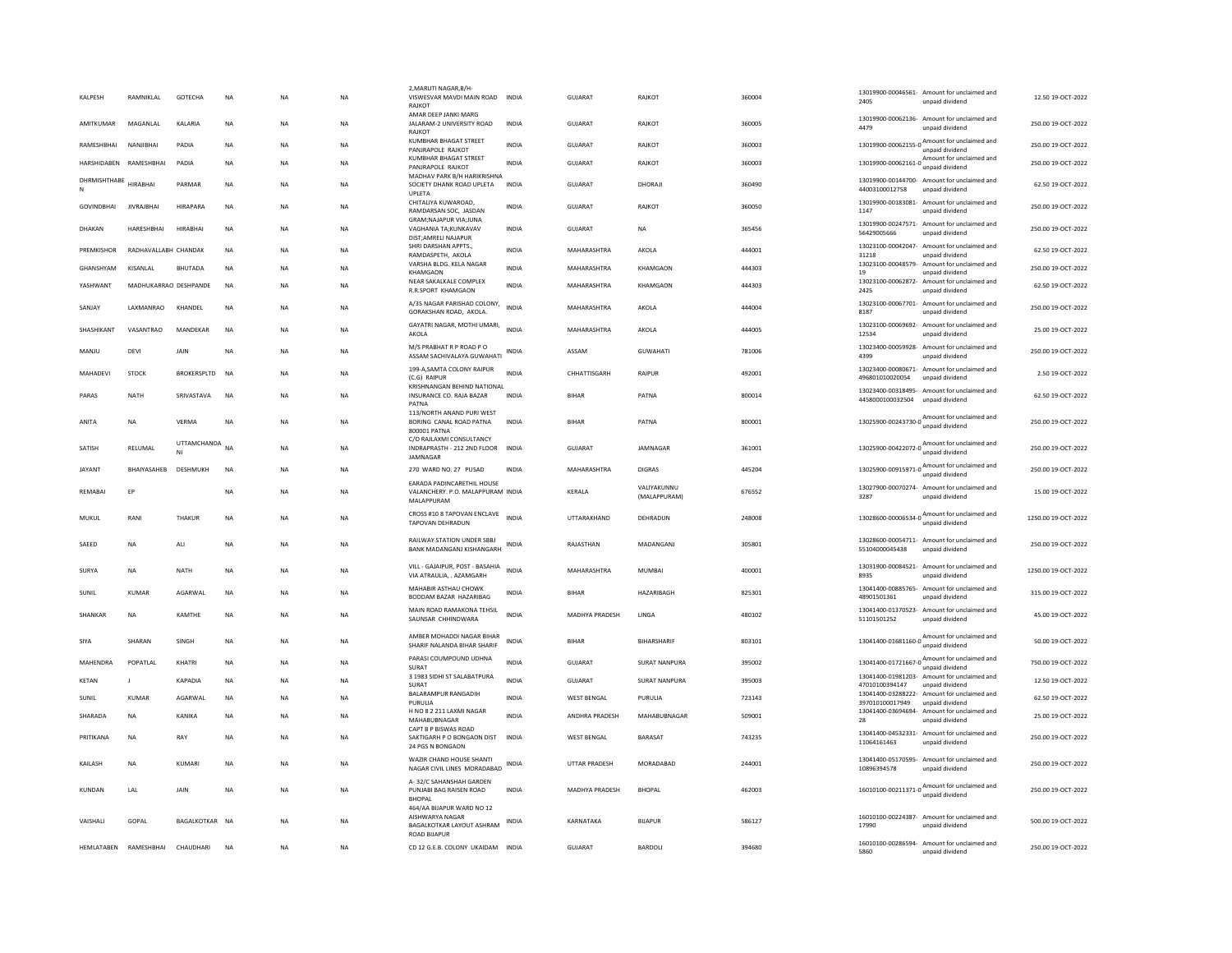| | | | | | | | | | | | | | | |
|---|---|---|---|---|---|---|---|---|---|---|---|---|---|---|
| KALPESH | RAMNIKLAL | GOTECHA | NA | NA | NA | 2,MARUTI NAGAR,B/H-VISWESVAR MAVDI MAIN ROAD RAJKOT | INDIA | GUJARAT | RAJKOT | 360004 | 13019900-00046561-2405 | Amount for unclaimed and unpaid dividend | 12.50 | 19-OCT-2022 |
| AMITKUMAR | MAGANLAL | KALARIA | NA | NA | NA | AMAR DEEP JANKI MARG JALARAM-2 UNIVERSITY ROAD RAJKOT | INDIA | GUJARAT | RAJKOT | 360005 | 13019900-00062136-4479 | Amount for unclaimed and unpaid dividend | 250.00 | 19-OCT-2022 |
| RAMESHBHAI | NANJIBHAI | PADIA | NA | NA | NA | KUMBHAR BHAGAT STREET PANJRAPOLE RAJKOT | INDIA | GUJARAT | RAJKOT | 360003 | 13019900-00062155-0 | Amount for unclaimed and unpaid dividend | 250.00 | 19-OCT-2022 |
| HARSHIDABEN | RAMESHBHAI | PADIA | NA | NA | NA | KUMBHAR BHAGAT STREET PANJRAPOLE RAJKOT | INDIA | GUJARAT | RAJKOT | 360003 | 13019900-00062161-0 | Amount for unclaimed and unpaid dividend | 250.00 | 19-OCT-2022 |
| DHRMISHTHABEN | HIRABHAI | PARMAR | NA | NA | NA | MADHAV PARK B/H HARIKRISHNA SOCIETY DHANK ROAD UPLETA UPLETA | INDIA | GUJARAT | DHORAJI | 360490 | 13019900-00144700-44003100012758 | Amount for unclaimed and unpaid dividend | 62.50 | 19-OCT-2022 |
| GOVINDBHAI | JIVRAJBHAI | HIRAPARA | NA | NA | NA | CHITALIYA KUWAROAD, RAMDARSAN SOC, JASDAN | INDIA | GUJARAT | RAJKOT | 360050 | 13019900-00183081-1147 | Amount for unclaimed and unpaid dividend | 250.00 | 19-OCT-2022 |
| DHAKAN | HARESHBHAI | HIRABHAI | NA | NA | NA | GRAM;NAJAPUR VIA;JUNA VAGHANIA TA;KUNKAVAV DIST;AMRELI NAJAPUR | INDIA | GUJARAT | NA | 365456 | 13019900-00247571-56429005666 | Amount for unclaimed and unpaid dividend | 250.00 | 19-OCT-2022 |
| PREMKISHOR | RADHAVALLABH | CHANDAK | NA | NA | NA | SHRI DARSHAN APPTS., RAMDASPETH, AKOLA | INDIA | MAHARASHTRA | AKOLA | 444001 | 13023100-00042047-31218 | Amount for unclaimed and unpaid dividend | 62.50 | 19-OCT-2022 |
| GHANSHYAM | KISANLAL | BHUTADA | NA | NA | NA | VARSHA BLDG. KELA NAGAR KHAMGAON | INDIA | MAHARASHTRA | KHAMGAON | 444303 | 13023100-00048579-19 | Amount for unclaimed and unpaid dividend | 250.00 | 19-OCT-2022 |
| YASHWANT | MADHUKARRAO | DESHPANDE | NA | NA | NA | NEAR SAKALKALE COMPLEX R.R.SPORT KHAMGAON | INDIA | MAHARASHTRA | KHAMGAON | 444303 | 13023100-00062872-2425 | Amount for unclaimed and unpaid dividend | 62.50 | 19-OCT-2022 |
| SANJAY | LAXMANRAO | KHANDEL | NA | NA | NA | A/35 NAGAR PARISHAD COLONY, GORAKSHAN ROAD, AKOLA. | INDIA | MAHARASHTRA | AKOLA | 444004 | 13023100-00067701-8187 | Amount for unclaimed and unpaid dividend | 250.00 | 19-OCT-2022 |
| SHASHIKANT | VASANTRAO | MANDEKAR | NA | NA | NA | GAYATRI NAGAR, MOTHI UMARI, AKOLA | INDIA | MAHARASHTRA | AKOLA | 444005 | 13023100-00069692-12534 | Amount for unclaimed and unpaid dividend | 25.00 | 19-OCT-2022 |
| MANJU | DEVI | JAIN | NA | NA | NA | M/S PRABHAT R P ROAD P O ASSAM SACHIVALAYA GUWAHATI | INDIA | ASSAM | GUWAHATI | 781006 | 13023400-00059928-4399 | Amount for unclaimed and unpaid dividend | 250.00 | 19-OCT-2022 |
| MAHADEVI | STOCK | BROKERSPLTD | NA | NA | NA | 199-A,SAMTA COLONY RAIPUR (C.G) RAIPUR | INDIA | CHHATTISGARH | RAIPUR | 492001 | 13023400-00080671-496801010020054 | Amount for unclaimed and unpaid dividend | 2.50 | 19-OCT-2022 |
| PARAS | NATH | SRIVASTAVA | NA | NA | NA | KRISHNANGAN BEHIND NATIONAL INSURANCE CO. RAJA BAZAR PATNA | INDIA | BIHAR | PATNA | 800014 | 13023400-00318495-4458000100032504 | Amount for unclaimed and unpaid dividend | 62.50 | 19-OCT-2022 |
| ANITA | NA | VERMA | NA | NA | NA | 113/NORTH ANAND PURI WEST BORING CANAL ROAD PATNA 800001 PATNA | INDIA | BIHAR | PATNA | 800001 | 13025900-00243730-0 | Amount for unclaimed and unpaid dividend | 250.00 | 19-OCT-2022 |
| SATISH | RELUMAL | UTTAMCHANDANI | NA | NA | NA | C/O RAJLAXMI CONSULTANCY INDRAPRASTH - 212 2ND FLOOR JAMNAGAR | INDIA | GUJARAT | JAMNAGAR | 361001 | 13025900-00422072-0 | Amount for unclaimed and unpaid dividend | 250.00 | 19-OCT-2022 |
| JAYANT | BHAIYASAHEB | DESHMUKH | NA | NA | NA | 270 WARD NO. 27 PUSAD | INDIA | MAHARASHTRA | DIGRAS | 445204 | 13025900-00915971-0 | Amount for unclaimed and unpaid dividend | 250.00 | 19-OCT-2022 |
| REMABAI | EP | | NA | NA | NA | EARADA PADINCARETHIL HOUSE VALANCHERY. P.O. MALAPPURAM MALAPPURAM | INDIA | KERALA | VALIYAKUNNU (MALAPPURAM) | 676552 | 13027900-00070274-3287 | Amount for unclaimed and unpaid dividend | 15.00 | 19-OCT-2022 |
| MUKUL | RANI | THAKUR | NA | NA | NA | CROSS #10 8 TAPOVAN ENCLAVE TAPOVAN DEHRADUN | INDIA | UTTARAKHAND | DEHRADUN | 248008 | 13028600-00006534-0 | Amount for unclaimed and unpaid dividend | 1250.00 | 19-OCT-2022 |
| SAEED | NA | ALI | NA | NA | NA | RAILWAY STATION UNDER SBBJ BANK MADANGANJ KISHANGARH | INDIA | RAJASTHAN | MADANGANJ | 305801 | 13028600-00054711-55104000045438 | Amount for unclaimed and unpaid dividend | 250.00 | 19-OCT-2022 |
| SURYA | NA | NATH | NA | NA | NA | VILL - GAJAIPUR, POST - BASAHIA VIA ATRAULIA, . AZAMGARH | INDIA | MAHARASHTRA | MUMBAI | 400001 | 13031900-00084521-8935 | Amount for unclaimed and unpaid dividend | 1250.00 | 19-OCT-2022 |
| SUNIL | KUMAR | AGARWAL | NA | NA | NA | MAHABIR ASTHAU CHOWK BODDAM BAZAR HAZARIBAG | INDIA | BIHAR | HAZARIBAGH | 825301 | 13041400-00885765-48901501361 | Amount for unclaimed and unpaid dividend | 315.00 | 19-OCT-2022 |
| SHANKAR | NA | KAMTHE | NA | NA | NA | MAIN ROAD RAMAKONA TEHSIL SAUNSAR CHHINDWARA | INDIA | MADHYA PRADESH | LINGA | 480102 | 13041400-01370523-51101501252 | Amount for unclaimed and unpaid dividend | 45.00 | 19-OCT-2022 |
| SIYA | SHARAN | SINGH | NA | NA | NA | AMBER MOHADDI NAGAR BIHAR SHARIF NALANDA BIHAR SHARIF | INDIA | BIHAR | BIHARSHARIF | 803101 | 13041400-01681160-0 | Amount for unclaimed and unpaid dividend | 50.00 | 19-OCT-2022 |
| MAHENDRA | POPATLAL | KHATRI | NA | NA | NA | PARASI COUMPOUND UDHNA SURAT | INDIA | GUJARAT | SURAT NANPURA | 395002 | 13041400-01721667-0 | Amount for unclaimed and unpaid dividend | 750.00 | 19-OCT-2022 |
| KETAN | J | KAPADIA | NA | NA | NA | 3 1983 SIDHI ST SALABATPURA SURAT | INDIA | GUJARAT | SURAT NANPURA | 395003 | 13041400-01981203-47010100394147 | Amount for unclaimed and unpaid dividend | 12.50 | 19-OCT-2022 |
| SUNIL | KUMAR | AGARWAL | NA | NA | NA | BALARAMPUR RANGADIH PURULIA | INDIA | WEST BENGAL | PURULIA | 723143 | 13041400-03288222-397010100017949 | Amount for unclaimed and unpaid dividend | 62.50 | 19-OCT-2022 |
| SHARADA | NA | KANIKA | NA | NA | NA | H NO 8 2 211 LAXMI NAGAR MAHABUBNAGAR | INDIA | ANDHRA PRADESH | MAHABUBNAGAR | 509001 | 13041400-03694694-28 | Amount for unclaimed and unpaid dividend | 25.00 | 19-OCT-2022 |
| PRITIKANA | NA | RAY | NA | NA | NA | CAPT B P BISWAS ROAD SAKTIGARH P O BONGAON DIST 24 PGS N BONGAON | INDIA | WEST BENGAL | BARASAT | 743235 | 13041400-04532331-11064161463 | Amount for unclaimed and unpaid dividend | 250.00 | 19-OCT-2022 |
| KAILASH | NA | KUMARI | NA | NA | NA | WAZIR CHAND HOUSE SHANTI NAGAR CIVIL LINES MORADABAD | INDIA | UTTAR PRADESH | MORADABAD | 244001 | 13041400-05170595-10896394578 | Amount for unclaimed and unpaid dividend | 250.00 | 19-OCT-2022 |
| KUNDAN | LAL | JAIN | NA | NA | NA | A- 32/C SAHANSHAH GARDEN PUNJABI BAG RAISEN ROAD BHOPAL | INDIA | MADHYA PRADESH | BHOPAL | 462003 | 16010100-00211371-0 | Amount for unclaimed and unpaid dividend | 250.00 | 19-OCT-2022 |
| VAISHALI | GOPAL | BAGALKOTKAR | NA | NA | NA | 464/AA BIJAPUR WARD NO 12 AISHWARYA NAGAR BAGALKOTKAR LAYOUT ASHRAM ROAD BIJAPUR | INDIA | KARNATAKA | BIJAPUR | 586127 | 16010100-00224387-17990 | Amount for unclaimed and unpaid dividend | 500.00 | 19-OCT-2022 |
| HEMLATABEN | RAMESHBHAI | CHAUDHARI | NA | NA | NA | CD 12 G.E.B. COLONY UKAIDAM | INDIA | GUJARAT | BARDOLI | 394680 | 16010100-00286594-5860 | Amount for unclaimed and unpaid dividend | 250.00 | 19-OCT-2022 |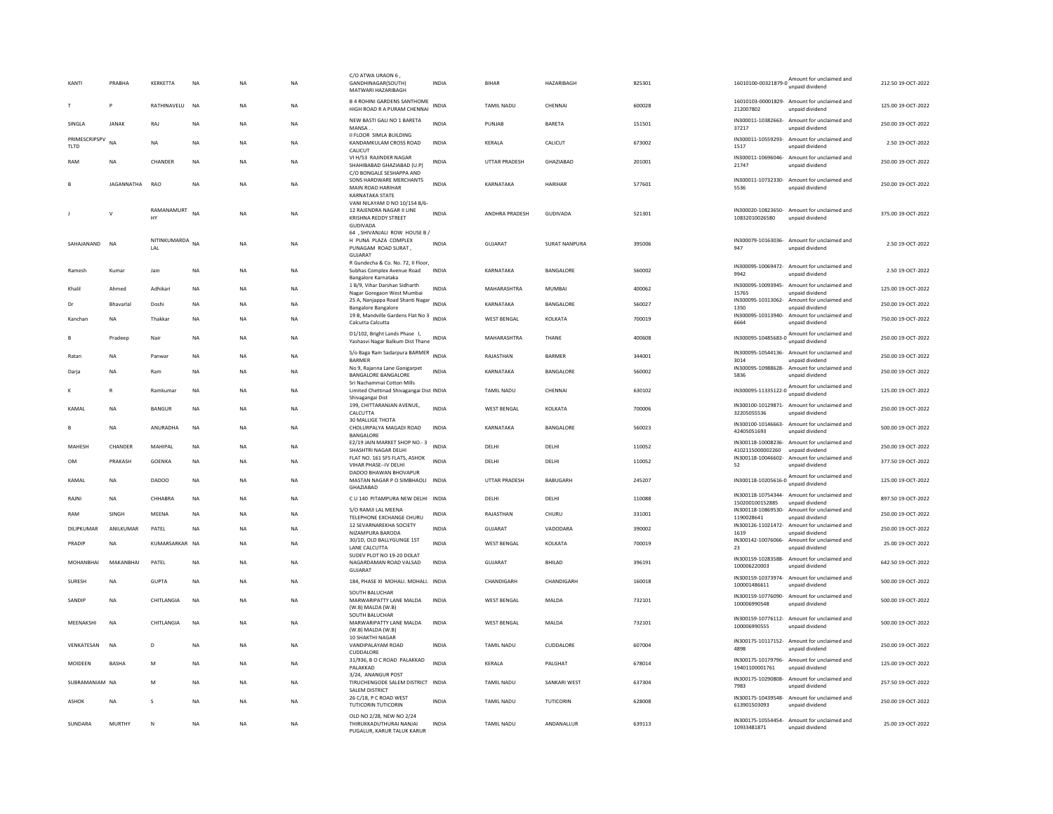| | | | | | | | | | | | | | | |
|---|---|---|---|---|---|---|---|---|---|---|---|---|---|---|
| KANTI | PRABHA | KERKETTA | NA | NA | NA | C/O ATWA URAON 6 , GANDHINAGAR(SOUTH) MATWARI HAZARIBAGH | INDIA | BIHAR | HAZARIBAGH | 825301 | 16010100-00321879-0 | Amount for unclaimed and unpaid dividend | 212.50 | 19-OCT-2022 |
| T | P | RATHINAVELU | NA | NA | NA | B 4 ROHINI GARDENS SANTHOME HIGH ROAD R A PURAM CHENNAI | INDIA | TAMIL NADU | CHENNAI | 600028 | 16010103-00001829-212007802 | Amount for unclaimed and unpaid dividend | 125.00 | 19-OCT-2022 |
| SINGLA | JANAK | RAJ | NA | NA | NA | NEW BASTI GALI NO 1 BARETA MANSA . . | INDIA | PUNJAB | BARETA | 151501 | IN300011-10382663-37217 | Amount for unclaimed and unpaid dividend | 250.00 | 19-OCT-2022 |
| PRIMESCRIPSPV TLTD | NA | NA | NA | NA | NA | II FLOOR SIMLA BUILDING KANDAMKULAM CROSS ROAD CALICUT | INDIA | KERALA | CALICUT | 673002 | IN300011-10559293-1517 | Amount for unclaimed and unpaid dividend | 2.50 | 19-OCT-2022 |
| RAM | NA | CHANDER | NA | NA | NA | VI H/53 RAJINDER NAGAR SHAHIBABAD GHAZIABAD (U.P) | INDIA | UTTAR PRADESH | GHAZIABAD | 201001 | IN300011-10696046-21747 | Amount for unclaimed and unpaid dividend | 250.00 | 19-OCT-2022 |
| B | JAGANNATHA | RAO | NA | NA | NA | C/O BONGALE SESHAPPA AND SONS HARDWARE MERCHANTS MAIN ROAD HARIHAR KARNATAKA STATE | INDIA | KARNATAKA | HARIHAR | 577601 | IN300011-10732330-5536 | Amount for unclaimed and unpaid dividend | 250.00 | 19-OCT-2022 |
| J | V | RAMANAMURTHY | NA | NA | NA | VANI NILAYAM D NO 10/154 B/6-12 RAJENDRA NAGAR II LINE KRISHNA REDDY STREET GUDIVADA | INDIA | ANDHRA PRADESH | GUDIVADA | 521301 | IN300020-10823650-10832010026580 | Amount for unclaimed and unpaid dividend | 375.00 | 19-OCT-2022 |
| SAHAJANAND | NA | NITINKUMARDALAL | NA | NA | NA | 64 , SHIVANJALI ROW HOUSE B / H PUNA PLAZA COMPLEX PUNAGAM ROAD SURAT , GUJARAT | INDIA | GUJARAT | SURAT NANPURA | 395006 | IN300079-10163036-947 | Amount for unclaimed and unpaid dividend | 2.50 | 19-OCT-2022 |
| Ramesh | Kumar | Jain | NA | NA | NA | R Gundecha & Co. No. 72, II Floor, Subhas Complex Avenue Road Bangalore Karnataka | INDIA | KARNATAKA | BANGALORE | 560002 | IN300095-10069472-9942 | Amount for unclaimed and unpaid dividend | 2.50 | 19-OCT-2022 |
| Khalil | Ahmed | Adhikari | NA | NA | NA | 1 B/9, Vihar Darshan Sidharth Nagar Goregaon West Mumbai | INDIA | MAHARASHTRA | MUMBAI | 400062 | IN300095-10093945-15765 | Amount for unclaimed and unpaid dividend | 125.00 | 19-OCT-2022 |
| Dr | Bhavarlal | Doshi | NA | NA | NA | 25 A, Nanjappa Road Shanti Nagar Bangalore Bangalore | INDIA | KARNATAKA | BANGALORE | 560027 | IN300095-10313062-1350 | Amount for unclaimed and unpaid dividend | 250.00 | 19-OCT-2022 |
| Kanchan | NA | Thakkar | NA | NA | NA | 19 B, Mandville Gardens Flat No 3 Calcutta Calcutta | INDIA | WEST BENGAL | KOLKATA | 700019 | IN300095-10313940-6664 | Amount for unclaimed and unpaid dividend | 750.00 | 19-OCT-2022 |
| B | Pradeep | Nair | NA | NA | NA | D1/102, Bright Lands Phase I, Yashasvi Nagar Balkum Dist Thane | INDIA | MAHARASHTRA | THANE | 400608 | IN300095-10485683-0 | Amount for unclaimed and unpaid dividend | 250.00 | 19-OCT-2022 |
| Ratan | NA | Panwar | NA | NA | NA | S/o Baga Ram Sadarpura BARMER BARMER | INDIA | RAJASTHAN | BARMER | 344001 | IN300095-10544136-3014 | Amount for unclaimed and unpaid dividend | 250.00 | 19-OCT-2022 |
| Darja | NA | Ram | NA | NA | NA | No 9, Rajanna Lane Ganigarpet BANGALORE BANGALORE | INDIA | KARNATAKA | BANGALORE | 560002 | IN300095-10988628-5836 | Amount for unclaimed and unpaid dividend | 250.00 | 19-OCT-2022 |
| K | R | Ramkumar | NA | NA | NA | Sri Nachammai Cotton Mills Limited Chettinad Shivagangai Dist Shivagangai Dist | INDIA | TAMIL NADU | CHENNAI | 630102 | IN300095-11335122-0 | Amount for unclaimed and unpaid dividend | 125.00 | 19-OCT-2022 |
| KAMAL | NA | BANGUR | NA | NA | NA | 199, CHITTARANJAN AVENUE, CALCUTTA | INDIA | WEST BENGAL | KOLKATA | 700006 | IN300100-10129871-32205055536 | Amount for unclaimed and unpaid dividend | 250.00 | 19-OCT-2022 |
| B | NA | ANURADHA | NA | NA | NA | 30 MALLIGE THOTA CHOLURPALYA MAGADI ROAD BANGALORE | INDIA | KARNATAKA | BANGALORE | 560023 | IN300100-10146663-42405051693 | Amount for unclaimed and unpaid dividend | 500.00 | 19-OCT-2022 |
| MAHESH | CHANDER | MAHIPAL | NA | NA | NA | E2/19 JAIN MARKET SHOP NO.- 3 SHASHTRI NAGAR DELHI | INDIA | DELHI | DELHI | 110052 | IN300118-10008236-4102115000002260 | Amount for unclaimed and unpaid dividend | 250.00 | 19-OCT-2022 |
| OM | PRAKASH | GOENKA | NA | NA | NA | FLAT NO. 161 SFS FLATS, ASHOK VIHAR PHASE--IV DELHI | INDIA | DELHI | DELHI | 110052 | IN300118-10046602-52 | Amount for unclaimed and unpaid dividend | 377.50 | 19-OCT-2022 |
| KAMAL | NA | DADOO | NA | NA | NA | DADOO BHAWAN BHOVAPUR MASTAN NAGAR P O SIMBHAOLI GHAZIABAD | INDIA | UTTAR PRADESH | BABUGARH | 245207 | IN300118-10205616-0 | Amount for unclaimed and unpaid dividend | 125.00 | 19-OCT-2022 |
| RAJNI | NA | CHHABRA | NA | NA | NA | C U 140 PITAMPURA NEW DELHI | INDIA | DELHI | DELHI | 110088 | IN300118-10754344-150200100152885 | Amount for unclaimed and unpaid dividend | 897.50 | 19-OCT-2022 |
| RAM | SINGH | MEENA | NA | NA | NA | S/O RAMJI LAL MEENA TELEPHONE EXCHANGE CHURU | INDIA | RAJASTHAN | CHURU | 331001 | IN300118-10869530-1190028641 | Amount for unclaimed and unpaid dividend | 250.00 | 19-OCT-2022 |
| DILIPKUMAR | ANILKUMAR | PATEL | NA | NA | NA | 12 SEVARNAREKHA SOCIETY NIZAMPURA BARODA | INDIA | GUJARAT | VADODARA | 390002 | IN300126-11021472-1619 | Amount for unclaimed and unpaid dividend | 250.00 | 19-OCT-2022 |
| PRADIP | NA | KUMARSARKAR | NA | NA | NA | 30/1D, OLD BALLYGUNGE 1ST LANE CALCUTTA | INDIA | WEST BENGAL | KOLKATA | 700019 | IN300142-10076066-23 | Amount for unclaimed and unpaid dividend | 25.00 | 19-OCT-2022 |
| MOHANBHAI | MAKANBHAI | PATEL | NA | NA | NA | SUDEV PLOT NO 19-20 DOLAT NAGARDAMAN ROAD VALSAD GUJARAT | INDIA | GUJARAT | BHILAD | 396191 | IN300159-10283588-100006220003 | Amount for unclaimed and unpaid dividend | 642.50 | 19-OCT-2022 |
| SURESH | NA | GUPTA | NA | NA | NA | 184, PHASE XI MOHALI. MOHALI. | INDIA | CHANDIGARH | CHANDIGARH | 160018 | IN300159-10373974-100001486611 | Amount for unclaimed and unpaid dividend | 500.00 | 19-OCT-2022 |
| SANDIP | NA | CHITLANGIA | NA | NA | NA | SOUTH BALUCHAR MARWARIPATTY LANE MALDA (W.B) MALDA (W.B) | INDIA | WEST BENGAL | MALDA | 732101 | IN300159-10776090-100006990548 | Amount for unclaimed and unpaid dividend | 500.00 | 19-OCT-2022 |
| MEENAKSHI | NA | CHITLANGIA | NA | NA | NA | SOUTH BALUCHAR MARWARIPATTY LANE MALDA (W.B) MALDA (W.B) | INDIA | WEST BENGAL | MALDA | 732101 | IN300159-10776112-100006990555 | Amount for unclaimed and unpaid dividend | 500.00 | 19-OCT-2022 |
| VENKATESAN | NA | D | NA | NA | NA | 10 SHAKTHI NAGAR VANDIPALAYAM ROAD CUDDALORE | INDIA | TAMIL NADU | CUDDALORE | 607004 | IN300175-10117152-4898 | Amount for unclaimed and unpaid dividend | 250.00 | 19-OCT-2022 |
| MOIDEEN | BASHA | M | NA | NA | NA | 31/936, B O C ROAD PALAKKAD PALAKKAD | INDIA | KERALA | PALGHAT | 678014 | IN300175-10179796-19401100001761 | Amount for unclaimed and unpaid dividend | 125.00 | 19-OCT-2022 |
| SUBRAMANIAM | NA | M | NA | NA | NA | 3/24, ANANGUR POST TIRUCHENGODE SALEM DISTRICT SALEM DISTRICT | INDIA | TAMIL NADU | SANKARI WEST | 637304 | IN300175-10290808-7983 | Amount for unclaimed and unpaid dividend | 257.50 | 19-OCT-2022 |
| ASHOK | NA | S | NA | NA | NA | 26 C/18, P C ROAD WEST TUTICORIN TUTICORIN | INDIA | TAMIL NADU | TUTICORIN | 628008 | IN300175-10439548-613901503093 | Amount for unclaimed and unpaid dividend | 250.00 | 19-OCT-2022 |
| SUNDARA | MURTHY | N | NA | NA | NA | OLD NO 2/28, NEW NO 2/24 THIRUKKADUTHURAI NANJAI PUGALUR, KARUR TALUK KARUR | INDIA | TAMIL NADU | ANDANALLUR | 639113 | IN300175-10554454-10933481871 | Amount for unclaimed and unpaid dividend | 25.00 | 19-OCT-2022 |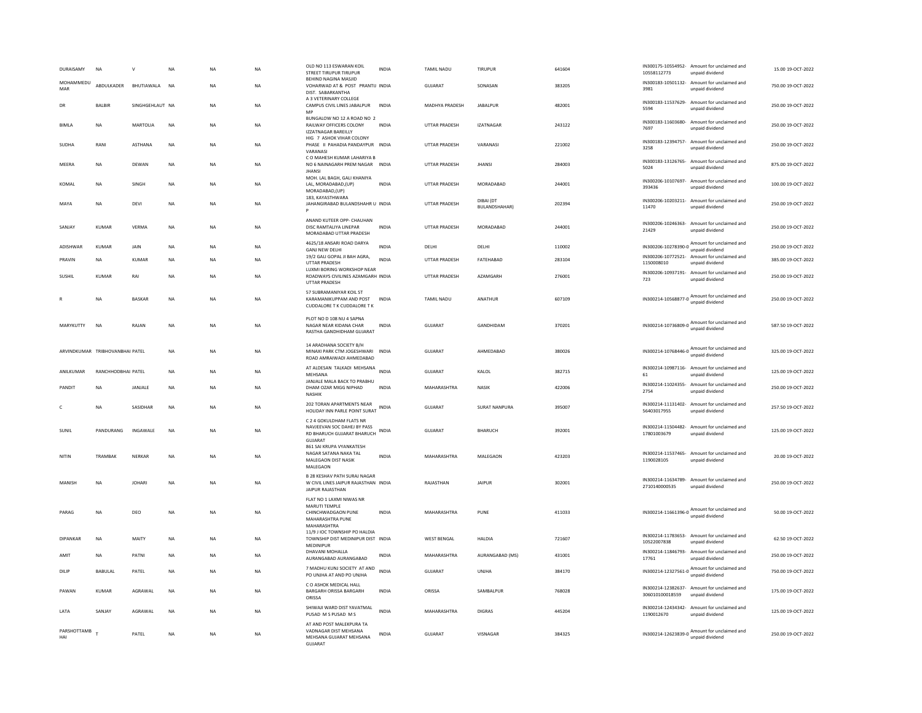| DURAISAMY | NA | V | NA | NA | NA | OLD NO 113 ESWARAN KOIL STREET TIRUPUR TIRUPUR | INDIA | TAMIL NADU | TIRUPUR | 641604 | IN300175-10554952-10558112773 | Amount for unclaimed and unpaid dividend | 15.00 | 19-OCT-2022 |
|---|---|---|---|---|---|---|---|---|---|---|---|---|---|---|
| MOHAMMEDU MAR | ABDULKADER | BHUTIAWALA | NA | NA | NA | BEHIND NAGINA MASJID VOHARWAD AT & POST PRANTIJ DIST. SABARKANTHA | INDIA | GUJARAT | SONASAN | 383205 | IN300183-10501132-3981 | Amount for unclaimed and unpaid dividend | 750.00 | 19-OCT-2022 |
| DR | BALBIR | SINGHGEHLAUT | NA | NA | NA | A 3 VETERINARY COLLEGE CAMPUS CIVIL LINES JABALPUR MP | INDIA | MADHYA PRADESH | JABALPUR | 482001 | IN300183-11537629-5594 | Amount for unclaimed and unpaid dividend | 250.00 | 19-OCT-2022 |
| BIMLA | NA | MARTOLIA | NA | NA | NA | BUNGALOW NO 12 A ROAD NO 2 RAILWAY OFFICERS COLONY IZZATNAGAR BAREILLY | INDIA | UTTAR PRADESH | IZATNAGAR | 243122 | IN300183-11603680-7697 | Amount for unclaimed and unpaid dividend | 250.00 | 19-OCT-2022 |
| SUDHA | RANI | ASTHANA | NA | NA | NA | HIG 7 ASHOK VIHAR COLONY PHASE II PAHADIA PANDAYPUR VARANASI | INDIA | UTTAR PRADESH | VARANASI | 221002 | IN300183-12394757-3258 | Amount for unclaimed and unpaid dividend | 250.00 | 19-OCT-2022 |
| MEERA | NA | DEWAN | NA | NA | NA | C O MAHESH KUMAR LAHARIYA B NO 6 NAINAGARH PREM NAGAR JHANSI | INDIA | UTTAR PRADESH | JHANSI | 284003 | IN300183-13126765-5024 | Amount for unclaimed and unpaid dividend | 875.00 | 19-OCT-2022 |
| KOMAL | NA | SINGH | NA | NA | NA | MOH. LAL BAGH, GALI KHANIYA LAL, MORADABAD,(UP) MORADABAD,(UP) | INDIA | UTTAR PRADESH | MORADABAD | 244001 | IN300206-10107697-393436 | Amount for unclaimed and unpaid dividend | 100.00 | 19-OCT-2022 |
| MAYA | NA | DEVI | NA | NA | NA | 183, KAYASTHWARA JAHANGIRABAD BULANDSHAHR U P | INDIA | UTTAR PRADESH | DIBAI (DT BULANDSHAHAR) | 202394 | IN300206-10203211-11470 | Amount for unclaimed and unpaid dividend | 250.00 | 19-OCT-2022 |
| SANJAY | KUMAR | VERMA | NA | NA | NA | ANAND KUTEER OPP- CHAUHAN DISC RAMTALIYA LINEPAR MORADABAD UTTAR PRADESH | INDIA | UTTAR PRADESH | MORADABAD | 244001 | IN300206-10246363-21429 | Amount for unclaimed and unpaid dividend | 250.00 | 19-OCT-2022 |
| ADISHWAR | KUMAR | JAIN | NA | NA | NA | 4625/18 ANSARI ROAD DARYA GANJ NEW DELHI | INDIA | DELHI | DELHI | 110002 | IN300206-10278390-0 | Amount for unclaimed and unpaid dividend | 250.00 | 19-OCT-2022 |
| PRAVIN | NA | KUMAR | NA | NA | NA | 19/2 GALI GOPAL JI BAH AGRA, UTTAR PRADESH | INDIA | UTTAR PRADESH | FATEHABAD | 283104 | IN300206-10772521-1150008010 | Amount for unclaimed and unpaid dividend | 385.00 | 19-OCT-2022 |
| SUSHIL | KUMAR | RAI | NA | NA | NA | LUXMI BORING WORKSHOP NEAR ROADWAYS CIVILINES AZAMGARH UTTAR PRADESH | INDIA | UTTAR PRADESH | AZAMGARH | 276001 | IN300206-10937191-723 | Amount for unclaimed and unpaid dividend | 250.00 | 19-OCT-2022 |
| R | NA | BASKAR | NA | NA | NA | 57 SUBRAMANIYAR KOIL ST KARAMANIKUPPAM AND POST CUDDALORE T K CUDDALORE T K | INDIA | TAMIL NADU | ANATHUR | 607109 | IN300214-10568877-0 | Amount for unclaimed and unpaid dividend | 250.00 | 19-OCT-2022 |
| MARYKUTTY | NA | RAJAN | NA | NA | NA | PLOT NO D 108 NU 4 SAPNA NAGAR NEAR KIDANA CHAR RASTHA GANDHIDHAM GUJARAT | INDIA | GUJARAT | GANDHIDAM | 370201 | IN300214-10736809-0 | Amount for unclaimed and unpaid dividend | 587.50 | 19-OCT-2022 |
| ARVINDKUMAR | TRIBHOVANBHAI | PATEL | NA | NA | NA | 14 ARADHANA SOCIETY B/H MINAXI PARK CTM JOGESHWARI ROAD AMRAIWADI AHMEDABAD | INDIA | GUJARAT | AHMEDABAD | 380026 | IN300214-10768446-0 | Amount for unclaimed and unpaid dividend | 325.00 | 19-OCT-2022 |
| ANILKUMAR | RANCHHODBHAI | PATEL | NA | NA | NA | AT ALDESAN TALKADI MEHSANA MEHSANA | INDIA | GUJARAT | KALOL | 382715 | IN300214-10987116-61 | Amount for unclaimed and unpaid dividend | 125.00 | 19-OCT-2022 |
| PANDIT | NA | JANJALE | NA | NA | NA | JANJALE MALA BACK TO PRABHU DHAM OZAR MIGG NIPHAD NASHIK | INDIA | MAHARASHTRA | NASIK | 422006 | IN300214-11024355-2754 | Amount for unclaimed and unpaid dividend | 250.00 | 19-OCT-2022 |
| C | NA | SASIDHAR | NA | NA | NA | 202 TORAN APARTMENTS NEAR HOLIDAY INN PARLE POINT SURAT | INDIA | GUJARAT | SURAT NANPURA | 395007 | IN300214-11131402-56403017955 | Amount for unclaimed and unpaid dividend | 257.50 | 19-OCT-2022 |
| SUNIL | PANDURANG | INGAWALE | NA | NA | NA | C 2 4 GOKULDHAM FLATS NR NAVJEEVAN SOC DAHEJ BY PASS RD BHARUCH GUJARAT BHARUCH GUJARAT | INDIA | GUJARAT | BHARUCH | 392001 | IN300214-11504482-17801003679 | Amount for unclaimed and unpaid dividend | 125.00 | 19-OCT-2022 |
| NITIN | TRAMBAK | NERKAR | NA | NA | NA | 861 SAI KRUPA VYANKATESH NAGAR SATANA NAKA TAL MALEGAON DIST NASIK MALEGAON | INDIA | MAHARASHTRA | MALEGAON | 423203 | IN300214-11537465-1190028105 | Amount for unclaimed and unpaid dividend | 20.00 | 19-OCT-2022 |
| MANISH | NA | JOHARI | NA | NA | NA | B 28 KESHAV PATH SURAJ NAGAR W CIVIL LINES JAIPUR RAJASTHAN JAIPUR RAJASTHAN | INDIA | RAJASTHAN | JAIPUR | 302001 | IN300214-11634789-2710140000535 | Amount for unclaimed and unpaid dividend | 250.00 | 19-OCT-2022 |
| PARAG | NA | DEO | NA | NA | NA | FLAT NO 1 LAXMI NIWAS NR MARUTI TEMPLE CHINCHWADGAON PUNE MAHARASHTRA PUNE MAHARASHTRA | INDIA | MAHARASHTRA | PUNE | 411033 | IN300214-11661396-0 | Amount for unclaimed and unpaid dividend | 50.00 | 19-OCT-2022 |
| DIPANKAR | NA | MAITY | NA | NA | NA | 11/9 J IOC TOWNSHIP PO HALDIA TOWNSHIP DIST MEDINIPUR DIST MEDINIPUR | INDIA | WEST BENGAL | HALDIA | 721607 | IN300214-11783653-10522007838 | Amount for unclaimed and unpaid dividend | 62.50 | 19-OCT-2022 |
| AMIT | NA | PATNI | NA | NA | NA | DHAVANI MOHALLA AURANGABAD AURANGABAD | INDIA | MAHARASHTRA | AURANGABAD (MS) | 431001 | IN300214-11846793-17761 | Amount for unclaimed and unpaid dividend | 250.00 | 19-OCT-2022 |
| DILIP | BABULAL | PATEL | NA | NA | NA | 7 MADHU KUNJ SOCIETY AT AND PO UNJHA AT AND PO UNJHA | INDIA | GUJARAT | UNJHA | 384170 | IN300214-12327561-0 | Amount for unclaimed and unpaid dividend | 750.00 | 19-OCT-2022 |
| PAWAN | KUMAR | AGRAWAL | NA | NA | NA | C O ASHOK MEDICAL HALL BARGARH ORISSA BARGARH ORISSA | INDIA | ORISSA | SAMBALPUR | 768028 | IN300214-12382637-306010100018559 | Amount for unclaimed and unpaid dividend | 175.00 | 19-OCT-2022 |
| LATA | SANJAY | AGRAWAL | NA | NA | NA | SHIWAJI WARD DIST YAVATMAL PUSAD M S PUSAD M S | INDIA | MAHARASHTRA | DIGRAS | 445204 | IN300214-12434342-1190012670 | Amount for unclaimed and unpaid dividend | 125.00 | 19-OCT-2022 |
| PARSHOTTAMB HAI | T | PATEL | NA | NA | NA | AT AND POST MALEKPURA TA VADNAGAR DIST MEHSANA MEHSANA GUJARAT MEHSANA GUJARAT | INDIA | GUJARAT | VISNAGAR | 384325 | IN300214-12623839-0 | Amount for unclaimed and unpaid dividend | 250.00 | 19-OCT-2022 |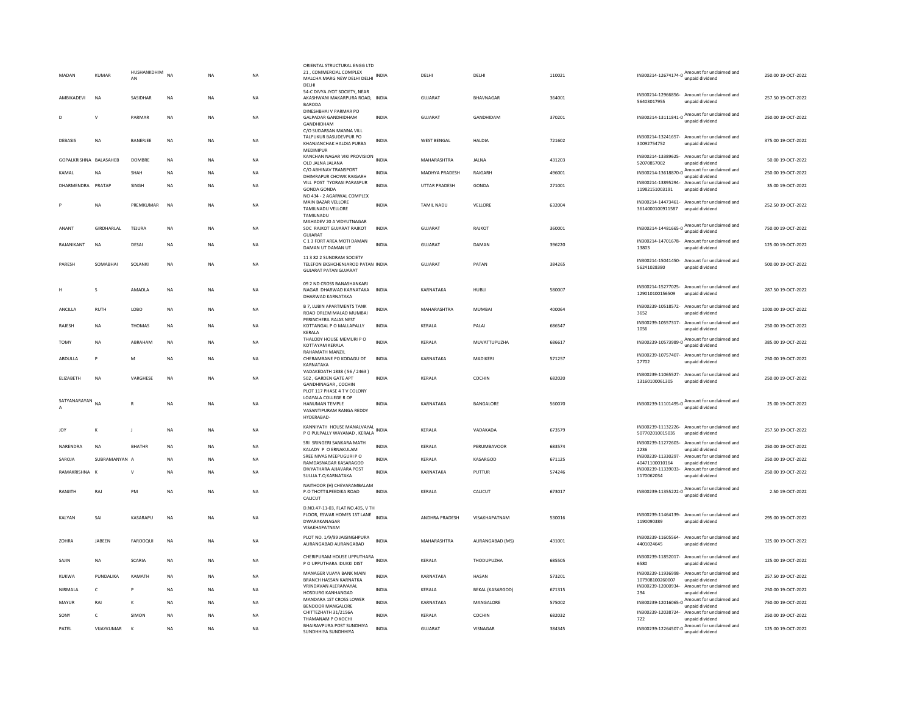| MADAN | KUMAR | HUSHANKDHIMAN | NA | NA | NA | ORIENTAL STRUCTURAL ENGG LTD 21 , COMMERCIAL COMPLEX MALCHA MARG NEW DELHI DELHI DELHI | INDIA | DELHI | DELHI | 110021 | IN300214-12674174-0 | Amount for unclaimed and unpaid dividend | 250.00 | 19-OCT-2022 |
|---|---|---|---|---|---|---|---|---|---|---|---|---|---|---|
| AMBIKADEVI | NA | SASIDHAR | NA | NA | NA | 54-C DIVYA JYOT SOCIETY, NEAR AKASHWANI MAKARPURA ROAD, BARODA | INDIA | GUJARAT | BHAVNAGAR | 364001 | IN300214-12966856-56403017955 | Amount for unclaimed and unpaid dividend | 257.50 | 19-OCT-2022 |
| D | V | PARMAR | NA | NA | NA | DINESHBHAI V PARMAR PO GALPADAR GANDHIDHAM GANDHIDHAM | INDIA | GUJARAT | GANDHIDAM | 370201 | IN300214-13111841-0 | Amount for unclaimed and unpaid dividend | 250.00 | 19-OCT-2022 |
| DEBASIS | NA | BANERJEE | NA | NA | NA | C/O SUDARSAN MANNA VILL TALPUKUR BASUDEVPUR PO KHANJANCHAK HALDIA PURBA MEDINIPUR | INDIA | WEST BENGAL | HALDIA | 721602 | IN300214-13241657-30092754752 | Amount for unclaimed and unpaid dividend | 375.00 | 19-OCT-2022 |
| GOPALKRISHNA | BALASAHEB | DOMBRE | NA | NA | NA | KANCHAN NAGAR VIKI PROVISION OLD JALNA JALANA | INDIA | MAHARASHTRA | JALNA | 431203 | IN300214-13389625-52070857002 | Amount for unclaimed and unpaid dividend | 50.00 | 19-OCT-2022 |
| KAMAL | NA | SHAH | NA | NA | NA | C/O ABHINAV TRANSPORT DHIMRAPUR CHOWK RAIGARH | INDIA | MADHYA PRADESH | RAIGARH | 496001 | IN300214-13618870-0 | Amount for unclaimed and unpaid dividend | 250.00 | 19-OCT-2022 |
| DHARMENDRA | PRATAP | SINGH | NA | NA | NA | VILL POST TYORASI PARASPUR GONDA GONDA | INDIA | UTTAR PRADESH | GONDA | 271001 | IN300214-13895294-11982151003191 | Amount for unclaimed and unpaid dividend | 35.00 | 19-OCT-2022 |
| P | NA | PREMKUMAR | NA | NA | NA | NO 434 - 2 AGARWAL COMPLEX MAIN BAZAR VELLORE TAMILNADU VELLORE TAMILNADU | INDIA | TAMIL NADU | VELLORE | 632004 | IN300214-14473461-3614000100911587 | Amount for unclaimed and unpaid dividend | 252.50 | 19-OCT-2022 |
| ANANT | GIRDHARLAL | TEJURA | NA | NA | NA | MAHADEV 20 A VIDYUTNAGAR SOC RAJKOT GUJARAT RAJKOT GUJARAT | INDIA | GUJARAT | RAJKOT | 360001 | IN300214-14481665-0 | Amount for unclaimed and unpaid dividend | 750.00 | 19-OCT-2022 |
| RAJANIKANT | NA | DESAI | NA | NA | NA | C 1 3 FORT AREA MOTI DAMAN DAMAN UT DAMAN UT | INDIA | GUJARAT | DAMAN | 396220 | IN300214-14701678-13803 | Amount for unclaimed and unpaid dividend | 125.00 | 19-OCT-2022 |
| PARESH | SOMABHAI | SOLANKI | NA | NA | NA | 11 3 82 2 SUNDRAM SOCIETY TELEFON EKSHCHENJAROD PATAN GUJARAT PATAN GUJARAT | INDIA | GUJARAT | PATAN | 384265 | IN300214-15041450-56241028380 | Amount for unclaimed and unpaid dividend | 500.00 | 19-OCT-2022 |
| H | S | AMADLA | NA | NA | NA | 09 2 ND CROSS BANASHANKARI NAGAR DHARWAD KARNATAKA DHARWAD KARNATAKA | INDIA | KARNATAKA | HUBLI | 580007 | IN300214-15277025-129010100156509 | Amount for unclaimed and unpaid dividend | 287.50 | 19-OCT-2022 |
| ANCILLA | RUTH | LOBO | NA | NA | NA | B 7, LUBIN APARTMENTS TANK ROAD ORLEM MALAD MUMBAI | INDIA | MAHARASHTRA | MUMBAI | 400064 | IN300239-10518572-3652 | Amount for unclaimed and unpaid dividend | 1000.00 | 19-OCT-2022 |
| RAJESH | NA | THOMAS | NA | NA | NA | PERINCHERIL RAJAS NEST KOTTANGAL P O MALLAPALLY KERALA | INDIA | KERALA | PALAI | 686547 | IN300239-10557317-1056 | Amount for unclaimed and unpaid dividend | 250.00 | 19-OCT-2022 |
| TOMY | NA | ABRAHAM | NA | NA | NA | THALODY HOUSE MEMURI P O KOTTAYAM KERALA | INDIA | KERALA | MUVATTUPUZHA | 686617 | IN300239-10573989-0 | Amount for unclaimed and unpaid dividend | 385.00 | 19-OCT-2022 |
| ABDULLA | P | M | NA | NA | NA | RAHAMATH MANZIL CHERAMBANE PO KODAGU DT KARNATAKA | INDIA | KARNATAKA | MADIKERI | 571257 | IN300239-10757407-27702 | Amount for unclaimed and unpaid dividend | 250.00 | 19-OCT-2022 |
| ELIZABETH | NA | VARGHESE | NA | NA | NA | VADAKEDATH 1838 ( 56 / 2463 ) 502 , GARDEN GATE APT GANDHINAGAR , COCHIN | INDIA | KERALA | COCHIN | 682020 | IN300239-11065527-13160100061305 | Amount for unclaimed and unpaid dividend | 250.00 | 19-OCT-2022 |
| SATYANARAYAN A | NA | R | NA | NA | NA | PLOT 117 PHASE 4 T V COLONY LOAYALA COLLEGE R OP HANUMAN TEMPLE VASANTIPURAM RANGA REDDY HYDERABAD- | INDIA | KARNATAKA | BANGALORE | 560070 | IN300239-11101495-0 | Amount for unclaimed and unpaid dividend | 25.00 | 19-OCT-2022 |
| JOY | K | J | NA | NA | NA | KANNIYATH HOUSE MANALVAYAL P O PULPALLY WAYANAD , KERALA | INDIA | KERALA | VADAKADA | 673579 | IN300239-11132226-507702010015035 | Amount for unclaimed and unpaid dividend | 257.50 | 19-OCT-2022 |
| NARENDRA | NA | BHATHR | NA | NA | NA | SRI SRINGERI SANKARA MATH KALADY P O ERNAKULAM | INDIA | KERALA | PERUMBAVOOR | 683574 | IN300239-11272603-2236 | Amount for unclaimed and unpaid dividend | 250.00 | 19-OCT-2022 |
| SAROJA | SUBRAMANYAN | A | NA | NA | NA | SREE NIVAS MEEPUGURI P O RAMDASNAGAR KASARAGOD | INDIA | KERALA | KASARGOD | 671125 | IN300239-11330297-40471100010164 | Amount for unclaimed and unpaid dividend | 250.00 | 19-OCT-2022 |
| RAMAKRISHNA | K | V | NA | NA | NA | DIVYATHARA AJJAVARA POST SULLIA T.Q KARNATAKA | INDIA | KARNATAKA | PUTTUR | 574246 | IN300239-11339033-1170062034 | Amount for unclaimed and unpaid dividend | 250.00 | 19-OCT-2022 |
| RANJITH | RAJ | PM | NA | NA | NA | NAITHOOR (H) CHEVARAMBALAM P.O THOTTILPEEDIKA ROAD CALICUT | INDIA | KERALA | CALICUT | 673017 | IN300239-11355222-0 | Amount for unclaimed and unpaid dividend | 2.50 | 19-OCT-2022 |
| KALYAN | SAI | KASARAPU | NA | NA | NA | D.NO.47-11-03, FLAT NO.405, V TH FLOOR, ESWAR HOMES 1ST LANE DWARAKANAGAR VISAKHAPATNAM | INDIA | ANDHRA PRADESH | VISAKHAPATNAM | 530016 | IN300239-11464139-1190090389 | Amount for unclaimed and unpaid dividend | 295.00 | 19-OCT-2022 |
| ZOHRA | JABEEN | FAROOQUI | NA | NA | NA | PLOT NO. 1/9/99 JAISINGHPURA AURANGABAD AURANGABAD | INDIA | MAHARASHTRA | AURANGABAD (MS) | 431001 | IN300239-11605564-4401024645 | Amount for unclaimed and unpaid dividend | 125.00 | 19-OCT-2022 |
| SAJIN | NA | SCARIA | NA | NA | NA | CHERIPURAM HOUSE UPPUTHARA P O UPPUTHARA IDUKKI DIST | INDIA | KERALA | THODUPUZHA | 685505 | IN300239-11852017-6580 | Amount for unclaimed and unpaid dividend | 125.00 | 19-OCT-2022 |
| KUKWA | PUNDALIKA | KAMATH | NA | NA | NA | MANAGER VIJAYA BANK MAIN BRANCH HASSAN KARNATKA | INDIA | KARNATAKA | HASAN | 573201 | IN300239-11936998-107908100260007 | Amount for unclaimed and unpaid dividend | 257.50 | 19-OCT-2022 |
| NIRMALA | C | P | NA | NA | NA | VRINDAVAN ALERAIVAYAL HOSDURG KANHANGAD | INDIA | KERALA | BEKAL (KASARGOD) | 671315 | IN300239-12000934-294 | Amount for unclaimed and unpaid dividend | 250.00 | 19-OCT-2022 |
| MAYUR | RAI | K | NA | NA | NA | MANDARA 1ST CROSS LOWER BENDOOR MANGALORE | INDIA | KARNATAKA | MANGALORE | 575002 | IN300239-12016065-0 | Amount for unclaimed and unpaid dividend | 750.00 | 19-OCT-2022 |
| SONY | C | SIMON | NA | NA | NA | CHITTEZHATH 31/2156A THAMANAM P O KOCHI | INDIA | KERALA | COCHIN | 682032 | IN300239-12038724-722 | Amount for unclaimed and unpaid dividend | 250.00 | 19-OCT-2022 |
| PATEL | VIJAYKUMAR | K | NA | NA | NA | BHAIRAVPURA POST SUNDHIYA SUNDHHIYA SUNDHHIYA | INDIA | GUJARAT | VISNAGAR | 384345 | IN300239-12264507-0 | Amount for unclaimed and unpaid dividend | 125.00 | 19-OCT-2022 |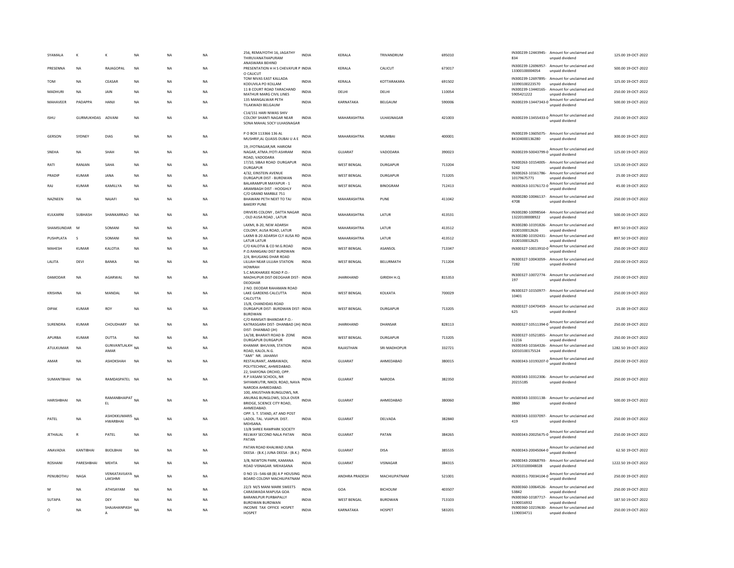| SYAMALA | K | K | NA | NA | NA | 256, REMAJYOTHI 16, JAGATHY THIRUVANATHAPURAM | INDIA | KERALA | TRIVANDRUM | 695010 | IN300239-12443945-834 | Amount for unclaimed and unpaid dividend | 125.00 | 19-OCT-2022 |
|---|---|---|---|---|---|---|---|---|---|---|---|---|---|---|
| PRESENNA | NA | RAJAGOPAL | NA | NA | NA | ANASWARA BEHIND PRESENTATION H H S CHEVAYUR P O CALICUT | INDIA | KERALA | CALICUT | 673017 | IN300239-12696957-13300100004054 | Amount for unclaimed and unpaid dividend | 500.00 | 19-OCT-2022 |
| TOM | NA | CEASAR | NA | NA | NA | TOM NIVAS EAST KALLADA KODUVILA PO KOLLAM | INDIA | KERALA | KOTTARAKARA | 691502 | IN300239-12697895-10390100223570 | Amount for unclaimed and unpaid dividend | 125.00 | 19-OCT-2022 |
| MADHURI | NA | JAIN | NA | NA | NA | 11 B COURT ROAD TARACHAND MATHUR MARG CIVIL LINES | INDIA | DELHI | DELHI | 110054 | IN300239-13440165-5905421222 | Amount for unclaimed and unpaid dividend | 250.00 | 19-OCT-2022 |
| MAHAVEER | PADAPPA | HANJI | NA | NA | NA | 135 MANGALWAR PETH TILAKWADI BELGAUM | INDIA | KARNATAKA | BELGAUM | 590006 | IN300239-13447343-0 | Amount for unclaimed and unpaid dividend | 500.00 | 19-OCT-2022 |
| ISHU | GURMUKHDAS | ADVANI | NA | NA | NA | C14/151 HARI NIWAS SHIV COLCNY SHANTI NAGAR NEAR SONA MAHAL SOCY ULHASNAGAR | INDIA | MAHARASHTRA | ULHASNAGAR | 421003 | IN300239-13455433-0 | Amount for unclaimed and unpaid dividend | 250.00 | 19-OCT-2022 |
| GERSON | SYDNEY | DIAS | NA | NA | NA | P O BOX 113366 136 AL MUSHRIF,AL QUASIS DUBAI U A E | INDIA | MAHARASHTRA | MUMBAI | 400001 | IN300239-13605075-84104000136280 | Amount for unclaimed and unpaid dividend | 300.00 | 19-OCT-2022 |
| SNEHA | NA | SHAH | NA | NA | NA | 19, JYOTNAGAR,NR. HARIOM NAGAR, ATMA JYOTI ASHRAM ROAD, VADODARA | INDIA | GUJARAT | VADODARA | 390023 | IN300239-50043799-0 | Amount for unclaimed and unpaid dividend | 125.00 | 19-OCT-2022 |
| RATI | RANJAN | SAHA | NA | NA | NA | 17/10, SIBAJI ROAD DURGAPUR DURGAPUR | INDIA | WEST BENGAL | DURGAPUR | 713204 | IN300263-10154005-5242 | Amount for unclaimed and unpaid dividend | 125.00 | 19-OCT-2022 |
| PRADIP | KUMAR | JANA | NA | NA | NA | 4/32, EINSTEIN AVENUE DURGAPUR DIST - BURDWAN | INDIA | WEST BENGAL | DURGAPUR | 713205 | IN300263-10161786-10179675771 | Amount for unclaimed and unpaid dividend | 25.00 | 19-OCT-2022 |
| RAJ | KUMAR | KAMILLYA | NA | NA | NA | BALARAMPUR MAYAPUR - 1 ARAMBAGH DIST - HOOGHLY | INDIA | WEST BENGAL | BINOGRAM | 712413 | IN300263-10176172-0 | Amount for unclaimed and unpaid dividend | 45.00 | 19-OCT-2022 |
| NAZNEEN | NA | NAJAFI | NA | NA | NA | C/O GRAND MARBLE 751 BHAWANI PETH NEXT TO TAJ BAKERY PUNE | INDIA | MAHARASHTRA | PUNE | 411042 | IN300280-10046137-4708 | Amount for unclaimed and unpaid dividend | 250.00 | 19-OCT-2022 |
| KULKARNI | SUBHASH | SHANKARRAO | NA | NA | NA | DRIVERS COLONY , DATTA NAGAR , OLD AUSA ROAD , LATUR | INDIA | MAHARASHTRA | LATUR | 413531 | IN300280-10098564-13220100008922 | Amount for unclaimed and unpaid dividend | 500.00 | 19-OCT-2022 |
| SHAMSUNDAR | M | SOMANI | NA | NA | NA | LAXMI, B-20, NEW ADARSH COLONY, AUSA ROAD, LATUR | INDIA | MAHARASHTRA | LATUR | 413512 | IN300280-10191826-3100100012626 | Amount for unclaimed and unpaid dividend | 897.50 | 19-OCT-2022 |
| PUSHPLATA | S | SOMANI | NA | NA | NA | LAXMI B-20 ADARSH CLY AUSA RD LATUR LATUR | INDIA | MAHARASHTRA | LATUR | 413512 | IN300280-10192431-3100100012625 | Amount for unclaimed and unpaid dividend | 897.50 | 19-OCT-2022 |
| MAHESH | KUMAR | KALOTIA | NA | NA | NA | C/O KALOTIA & CO M.G.ROAD P.O.RANIGANJ DIST BURDWAN | INDIA | WEST BENGAL | ASANSOL | 713347 | IN300327-10013910-0 | Amount for unclaimed and unpaid dividend | 250.00 | 19-OCT-2022 |
| LALITA | DEVI | BANKA | NA | NA | NA | 2/4, BHUGANG DHAR ROAD LILUAH NEAR LILUAH STATION HOWRAH | INDIA | WEST BENGAL | BELURMATH | 711204 | IN300327-10043059-7282 | Amount for unclaimed and unpaid dividend | 250.00 | 19-OCT-2022 |
| DAMODAR | NA | AGARWAL | NA | NA | NA | S.C.MUKHARJEE ROAD P.O.-MADHUPUR DIST-DEOGHAR DIST-DEOGHAR | INDIA | JHARKHAND | GIRIDIH H.Q | 815353 | IN300327-10072774-197 | Amount for unclaimed and unpaid dividend | 250.00 | 19-OCT-2022 |
| KRISHNA | NA | MANDAL | NA | NA | NA | 2 NO. DEODAR RAHAMAN ROAD LAKE GARDENS CALCUTTA CALCUTTA | INDIA | WEST BENGAL | KOLKATA | 700029 | IN300327-10150977-10401 | Amount for unclaimed and unpaid dividend | 250.00 | 19-OCT-2022 |
| DIPAK | KUMAR | ROY | NA | NA | NA | 15/8, CHANDIDAS ROAD DURGAPUR DIST- BURDWAN DIST- BURDWAN | INDIA | WEST BENGAL | DURGAPUR | 713205 | IN300327-10470459-625 | Amount for unclaimed and unpaid dividend | 25.00 | 19-OCT-2022 |
| SURENDRA | KUMAR | CHOUDHARY | NA | NA | NA | C/O RANISATI BHANDAR P.O.-KATRASGARH DIST- DHANBAD (JH) DIST- DHANBAD (JH) | INDIA | JHARKHAND | DHANSAR | 828113 | IN300327-10511394-0 | Amount for unclaimed and unpaid dividend | 250.00 | 19-OCT-2022 |
| APURBA | KUMAR | DUTTA | NA | NA | NA | 1A/38, BHARATI ROAD B- ZONE DURGAPUR DURGAPUR | INDIA | WEST BENGAL | DURGAPUR | 713205 | IN300327-10521855-11216 | Amount for unclaimed and unpaid dividend | 250.00 | 19-OCT-2022 |
| ATULKUMAR | NA | GUNVANTLALKH AMAR | NA | NA | NA | KHAMAR BHUVAN, STATION ROAD, KALOL.N.G. | INDIA | RAJASTHAN | SRI MADHOPUR | 332721 | IN300343-10164326-32010100175524 | Amount for unclaimed and unpaid dividend | 1282.50 | 19-OCT-2022 |
| AMAR | NA | ASHOKSHAH | NA | NA | NA | "AMI" NR. JAHANVI RESTAURANT, AMBAWADI, POLYTECHNIC, AHMEDABAD. | INDIA | GUJARAT | AHMEDABAD | 380015 | IN300343-10193207-0 | Amount for unclaimed and unpaid dividend | 250.00 | 19-OCT-2022 |
| SUMANTBHAI | NA | RAMDASPATEL | NA | NA | NA | 22, SHAYONA ORCHID, OPP. R.P.VASANI SCHOOL, NR SHYAMKUTIR, NIKOL ROAD, NAVA NARODA AHMEDABAD. | INDIA | GUJARAT | NARODA | 382350 | IN300343-10312306-20215185 | Amount for unclaimed and unpaid dividend | 250.00 | 19-OCT-2022 |
| HARISHBHAI | NA | RAMANBHAIPAT EL | NA | NA | NA | 100, ANUSTHAN BUNGLOWS, NR. ANURAG BUNGLOWS, SOLA OVER BRIDGE, SCIENCE CITY ROAD, AHMEDABAD. | INDIA | GUJARAT | AHMEDABAD | 380060 | IN300343-10331138-3860 | Amount for unclaimed and unpaid dividend | 500.00 | 19-OCT-2022 |
| PATEL | NA | ASHOKKUMARIS HWARBHAI | NA | NA | NA | OPP. S. T. STAND, AT AND POST LADOL. TAL. VIJAPUR. DIST. MEHSANA. | INDIA | GUJARAT | DELVADA | 382840 | IN300343-10337097-419 | Amount for unclaimed and unpaid dividend | 250.00 | 19-OCT-2022 |
| JETHALAL | R | PATEL | NA | NA | NA | 13/B SHREE RAMPARK SOCIETY RELWAY SECOND NALA PATAN PATAN | INDIA | GUJARAT | PATAN | 384265 | IN300343-20025675-0 | Amount for unclaimed and unpaid dividend | 250.00 | 19-OCT-2022 |
| ANAVADIA | KANTIBHAI | BIJOLBHAI | NA | NA | NA | PATAN ROAD KHALWAD JUNA DEESA - (B.K.) JUNA DEESA - (B.K.) | INDIA | GUJARAT | DISA | 385535 | IN300343-20045064-0 | Amount for unclaimed and unpaid dividend | 62.50 | 19-OCT-2022 |
| ROSHANI | PARESHBHAI | MEHTA | NA | NA | NA | 3/B, NEWTON PARK, KAMANA ROAD VISNAGAR. MEHASANA | INDIA | GUJARAT | VISNAGAR | 384315 | IN300343-20068793-247010100048028 | Amount for unclaimed and unpaid dividend | 1222.50 | 19-OCT-2022 |
| PENUBOTHU | NAGA | VENKATAVIJAYA LAKSHMI | NA | NA | NA | D NO 15--546-68 (B) A P HOUSING BOARD COLONY MACHILIPATNAM | INDIA | ANDHRA PRADESH | MACHILIPATNAM | 521001 | IN300351-70034104-0 | Amount for unclaimed and unpaid dividend | 250.00 | 19-OCT-2022 |
| M | NA | ATHISAYAM | NA | NA | NA | 22/3 M/S MANI MARK SWEETS CARASWADA MAPUSA GOA | INDIA | GOA | BICHOLIM | 403507 | IN300360-10064526-53842 | Amount for unclaimed and unpaid dividend | 250.00 | 19-OCT-2022 |
| SUTAPA | NA | DEY | NA | NA | NA | BARANILPUR PURBAPALLY BURDWAN BURDWAN | INDIA | WEST BENGAL | BURDWAN | 713103 | IN300360-10187717-1190016932 | Amount for unclaimed and unpaid dividend | 187.50 | 19-OCT-2022 |
| O | NA | SHAJAHANPASH A | NA | NA | NA | INCOME TAX OFFICE HOSPET HOSPET | INDIA | KARNATAKA | HOSPET | 583201 | IN300360-10219630-1190034711 | Amount for unclaimed and unpaid dividend | 250.00 | 19-OCT-2022 |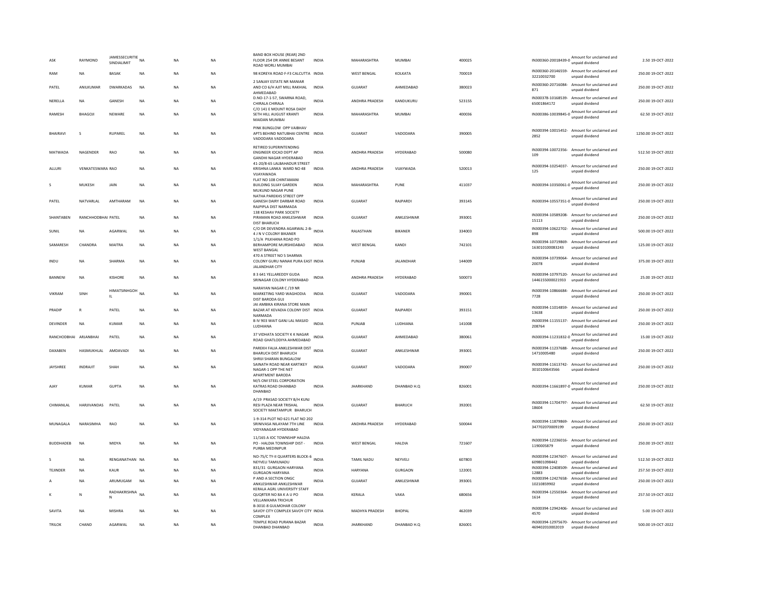| | | | | | | | | | | | | | | |
|---|---|---|---|---|---|---|---|---|---|---|---|---|---|---|
| ASK | RAYMOND | JAMESSECURITIE SINDIALIMIT | NA | NA | NA | BAND BOX HOUSE (REAR) 2ND FLOOR 254 DR ANNIE BESANT ROAD WORLI MUMBAI | INDIA | MAHARASHTRA | MUMBAI | 400025 | IN300360-20018439-0 | Amount for unclaimed and unpaid dividend | 2.50 | 19-OCT-2022 |
| RAM | NA | BASAK | NA | NA | NA | 98 KOREYA ROAD F-F3 CALCUTTA | INDIA | WEST BENGAL | KOLKATA | 700019 | IN300360-20146559-32210032700 | Amount for unclaimed and unpaid dividend | 250.00 | 19-OCT-2022 |
| PATEL | ANILKUMAR | DWARKADAS | NA | NA | NA | 2 SANJAY ESTATE NR MANIAR AND CO 6/H AJIT MILL RAKHIAL AHMEDABAD | INDIA | GUJARAT | AHMEDABAD | 380023 | IN300360-20716084-871 | Amount for unclaimed and unpaid dividend | 250.00 | 19-OCT-2022 |
| NERELLA | NA | GANESH | NA | NA | NA | D.NO-17-1-57, SWARNA ROAD, CHIRALA CHIRALA | INDIA | ANDHRA PRADESH | KANDUKURU | 523155 | IN300378-10168539-65001864172 | Amount for unclaimed and unpaid dividend | 250.00 | 19-OCT-2022 |
| RAMESH | BHAGOJI | NEWARE | NA | NA | NA | C/O 141 E MOUNT ROSA DADY SETH HILL AUGUST KRANTI MAIDAN MUMBAI | INDIA | MAHARASHTRA | MUMBAI | 400036 | IN300386-10039845-0 | Amount for unclaimed and unpaid dividend | 62.50 | 19-OCT-2022 |
| BHAIRAVI | S | RUPAREL | NA | NA | NA | PINK BUNGLOW OPP VAIBHAV APTS BEHIND NATUBHAI CENTRE VADODARA VADODARA | INDIA | GUJARAT | VADODARA | 390005 | IN300394-10015452-2852 | Amount for unclaimed and unpaid dividend | 1250.00 | 19-OCT-2022 |
| MATWADA | NAGENDER | RAO | NA | NA | NA | RETIRED SUPERINTENDING ENGINEER IOCAD DEPT AP GANDHI NAGAR HYDERABAD | INDIA | ANDHRA PRADESH | HYDERABAD | 500080 | IN300394-10072356-109 | Amount for unclaimed and unpaid dividend | 512.50 | 19-OCT-2022 |
| ALLURI | VENKATESWARA | RAO | | NA | NA | 41-20/8-65 LALBAHADUR STREET KRISHNA LANKA WARD NO 48 VIJAYAWADA | INDIA | ANDHRA PRADESH | VIJAYWADA | 520013 | IN300394-10254037-125 | Amount for unclaimed and unpaid dividend | 250.00 | 19-OCT-2022 |
| S | MUKESH | JAIN | NA | NA | NA | FLAT NO 108 CHINTAMANI BUILDING SUJAY GARDEN MUKUND NAGAR PUNE | INDIA | MAHARASHTRA | PUNE | 411037 | IN300394-10350061-0 | Amount for unclaimed and unpaid dividend | 250.00 | 19-OCT-2022 |
| PATEL | NATVARLAL | AMTHARAM | NA | NA | NA | NATHA PAREKHS STREET OPP GANESH DAIRY DARBAR ROAD RAJPIPLA DIST NARMADA | INDIA | GUJARAT | RAJPARDI | 393145 | IN300394-10557351-0 | Amount for unclaimed and unpaid dividend | 250.00 | 19-OCT-2022 |
| SHANTABEN | RANCHHODBHAI | PATEL | | NA | NA | 138 KESHAV PARK SOCIETY PIRAMAN ROAD ANKLESHWAR DIST BHARUCH | INDIA | GUJARAT | ANKLESHWAR | 393001 | IN300394-10589208-15113 | Amount for unclaimed and unpaid dividend | 250.00 | 19-OCT-2022 |
| SUNIL | NA | AGARWAL | NA | NA | NA | C/O DR DEVENDRA AGARWAL 2-B-4 J N V COLONY BIKANER | INDIA | RAJASTHAN | BIKANER | 334003 | IN300394-10622702-898 | Amount for unclaimed and unpaid dividend | 500.00 | 19-OCT-2022 |
| SAMARESH | CHANDRA | MAITRA | NA | NA | NA | 1/1/A PILKHANA ROAD PO BERHAMPORE MURSHIDABAD WEST BANGAL | INDIA | WEST BENGAL | KANDI | 742101 | IN300394-10719869-163010100083243 | Amount for unclaimed and unpaid dividend | 125.00 | 19-OCT-2022 |
| INDU | NA | SHARMA | NA | NA | NA | 470 A STREET NO 5 SHARMA COLONY GURU NANAK PURA EAST JALANDHAR CITY | INDIA | PUNJAB | JALANDHAR | 144009 | IN300394-10739064-20078 | Amount for unclaimed and unpaid dividend | 375.00 | 19-OCT-2022 |
| BANNENI | NA | KISHORE | NA | NA | NA | 8 3 641 YELLAREDDY GUDA SRINAGAR COLONY HYDERABAD | INDIA | ANDHRA PRADESH | HYDERABAD | 500073 | IN300394-10797520-1446155000021933 | Amount for unclaimed and unpaid dividend | 25.00 | 19-OCT-2022 |
| VIKRAM | SINH | HIMATSINHGOHIL | NA | NA | NA | NARAYAN NAGAR C /19 NR MARKETING YARD WAGHODIA DIST BARODA GUJ | INDIA | GUJARAT | VADODARA | 390001 | IN300394-10866684-7728 | Amount for unclaimed and unpaid dividend | 250.00 | 19-OCT-2022 |
| PRADIP | R | PATEL | NA | NA | NA | JAI AMBIKA KIRANA STORE MAIN BAZAR AT KEVADIA COLONY DIST NARMADA | INDIA | GUJARAT | RAJPARDI | 393151 | IN300394-11014859-13638 | Amount for unclaimed and unpaid dividend | 250.00 | 19-OCT-2022 |
| DEVINDER | NA | KUMAR | NA | NA | NA | B IV 903 WAIT GANJ LAL MASJID LUDHIANA | INDIA | PUNJAB | LUDHIANA | 141008 | IN300394-11155137-208764 | Amount for unclaimed and unpaid dividend | 250.00 | 19-OCT-2022 |
| RANCHODBHAI | ARJANBHAI | PATEL | NA | NA | NA | 37 VIDHATA SOCIETY K K NAGAR ROAD GHATLODIYA AHMEDABAD | INDIA | GUJARAT | AHMEDABAD | 380061 | IN300394-11231832-0 | Amount for unclaimed and unpaid dividend | 15.00 | 19-OCT-2022 |
| DAXABEN | HASMUKHLAL | AMDAVADI | NA | NA | NA | PAREKH FALIA ANKLESHWAR DIST BHARUCH DIST BHARUCH | INDIA | GUJARAT | ANKLESHWAR | 393001 | IN300394-11237688-14710005480 | Amount for unclaimed and unpaid dividend | 250.00 | 19-OCT-2022 |
| JAYSHREE | INDRAJIT | SHAH | NA | NA | NA | SHRIJI SHARAN BUNGALOW SAINATH ROAD NEAR KARTIKEY NAGAR-1 OPP THE NET APARTMENT BARODA | INDIA | GUJARAT | VADODARA | 390007 | IN300394-11613742-3010100643566 | Amount for unclaimed and unpaid dividend | 250.00 | 19-OCT-2022 |
| AJAY | KUMAR | GUPTA | NA | NA | NA | M/S OM STEEL CORPORATION KATRAS ROAD DHANBAD DHANBAD | INDIA | JHARKHAND | DHANBAD H.Q | 826001 | IN300394-11661897-0 | Amount for unclaimed and unpaid dividend | 250.00 | 19-OCT-2022 |
| CHIMANLAL | HARJIVANDAS | PATEL | NA | NA | NA | A/19 PRASAD SOCIETY B/H KUNJ RESI PLAZA NEAR TRISHAL SOCIETY MAKTAMPUR BHARUCH | INDIA | GUJARAT | BHARUCH | 392001 | IN300394-11704797-18604 | Amount for unclaimed and unpaid dividend | 62.50 | 19-OCT-2022 |
| MUNAGALA | NARASIMHA | RAO | NA | NA | NA | 1-9-314 PLOT NO 621 FLAT NO 202 SRINIVASA NILAYAM 7TH LINE VIDYANAGAR HYDERABAD | INDIA | ANDHRA PRADESH | HYDERABAD | 500044 | IN300394-11879869-347702070009199 | Amount for unclaimed and unpaid dividend | 250.00 | 19-OCT-2022 |
| BUDDHADEB | NA | MIDYA | NA | NA | NA | 11/165 A IOC TOWNSHIP HALDIA PO - HALDIA TOWNSHIP DIST - PURBA MEDINIPUR | INDIA | WEST BENGAL | HALDIA | 721607 | IN300394-12236016-1190005879 | Amount for unclaimed and unpaid dividend | 250.00 | 19-OCT-2022 |
| S | NA | RENGANATHAN | NA | NA | NA | NO-75/C TY-II QUARTERS BLOCK-6 NEYVELI TAMILNADU | INDIA | TAMIL NADU | NEYVELI | 607803 | IN300394-12347607-609801098442 | Amount for unclaimed and unpaid dividend | 512.50 | 19-OCT-2022 |
| TEJINDER | NA | KAUR | NA | NA | NA | 831/31 GURGAON HARYANA GURGAON HARYANA | INDIA | HARYANA | GURGAON | 122001 | IN300394-12408509-12883 | Amount for unclaimed and unpaid dividend | 257.50 | 19-OCT-2022 |
| A | NA | ARUMUGAM | NA | NA | NA | P AND A SECTION ONGC ANKLESHWAR ANKLESHWAR | INDIA | GUJARAT | ANKLESHWAR | 393001 | IN300394-12427658-10210859902 | Amount for unclaimed and unpaid dividend | 250.00 | 19-OCT-2022 |
| K | N | RADHAKRISHNAN | NA | NA | NA | KERALA AGRL UNIVERSITY STAFF QUQRTER NO 8A K A U PO VELLANIKARA TRICHUR | INDIA | KERALA | VAKA | 680656 | IN300394-12550364-1614 | Amount for unclaimed and unpaid dividend | 257.50 | 19-OCT-2022 |
| SAVITA | NA | MISHRA | NA | NA | NA | B-301E-8 GULMOHAR COLONY SAVOY CITY COMPLEX SAVOY CITY COMPLEX | INDIA | MADHYA PRADESH | BHOPAL | 462039 | IN300394-12942406-4570 | Amount for unclaimed and unpaid dividend | 5.00 | 19-OCT-2022 |
| TRILOK | CHAND | AGARWAL | NA | NA | NA | TEMPLE ROAD PURANA BAZAR DHANBAD DHANBAD | INDIA | JHARKHAND | DHANBAD H.Q | 826001 | IN300394-12975670-469402010002019 | Amount for unclaimed and unpaid dividend | 500.00 | 19-OCT-2022 |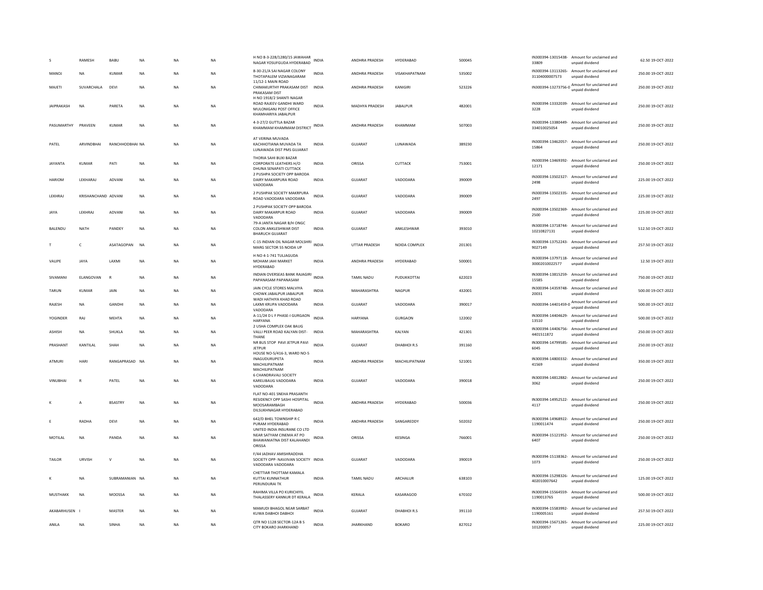| | | | | | | | | | | | | | | |
|---|---|---|---|---|---|---|---|---|---|---|---|---|---|---|
| S | RAMESH | BABU | NA | NA | NA | H NO 8-3-228/1280/15 JAWAHAR NAGAR YOSUFGUDA HYDERABAD | INDIA | ANDHRA PRADESH | HYDERABAD | 500045 | IN300394-13015438-33809 | Amount for unclaimed and unpaid dividend | 62.50 | 19-OCT-2022 |
| MANOJ | NA | KUMAR | NA | NA | NA | 8-30-21/A SAI NAGAR COLONY THOTAPALEM VIZIANAGARAM | INDIA | ANDHRA PRADESH | VISAKHAPATNAM | 535002 | IN300394-13113265-31104000007573 | Amount for unclaimed and unpaid dividend | 250.00 | 19-OCT-2022 |
| MAJETI | SUVARCHALA | DEVI | NA | NA | NA | 11/12-1 MAIN ROAD CHIMAKURTHY PRAKASAM DIST PRAKASAM DIST | INDIA | ANDHRA PRADESH | KANIGIRI | 523226 | IN300394-13273756-0 | Amount for unclaimed and unpaid dividend | 250.00 | 19-OCT-2022 |
| JAIPRAKASH | NA | PARETA | NA | NA | NA | H NO 1918/2 SHANTI NAGAR ROAD RAJEEV GANDHI WARD MULONIGANJ POST OFFICE KHAMHARIYA JABALPUR | INDIA | MADHYA PRADESH | JABALPUR | 482001 | IN300394-13332039-3228 | Amount for unclaimed and unpaid dividend | 250.00 | 19-OCT-2022 |
| PASUMARTHY | PRAVEEN | KUMAR | NA | NA | NA | 4-3-27/2 GUTTLA BAZAR KHAMMAM KHAMMAM DISTRICT | INDIA | ANDHRA PRADESH | KHAMMAM | 507003 | IN300394-13380449-334010025054 | Amount for unclaimed and unpaid dividend | 250.00 | 19-OCT-2022 |
| PATEL | ARVINDBHAI | RANCHHODBHAI | NA | NA | NA | AT VERINA MUVADA KACHHOTIANA MUVADA TA LUNAWADA DIST PMS GUJARAT | INDIA | GUJARAT | LUNAWADA | 389230 | IN300394-13462057-15864 | Amount for unclaimed and unpaid dividend | 250.00 | 19-OCT-2022 |
| JAYANTA | KUMAR | PATI | NA | NA | NA | THORIA SAHI BUXI BAZAR CORPORATE LEATHERS H/O DHUNA SENAPATI CUTTACK | INDIA | ORISSA | CUTTACK | 753001 | IN300394-13469392-12171 | Amount for unclaimed and unpaid dividend | 250.00 | 19-OCT-2022 |
| HARIOM | LEKHARAJ | ADVANI | NA | NA | NA | 2 PUSHPA SOCIETY OPP BARODA DAIRY MAKARPURA ROAD VADODARA | INDIA | GUJARAT | VADODARA | 390009 | IN300394-13502327-2498 | Amount for unclaimed and unpaid dividend | 225.00 | 19-OCT-2022 |
| LEKHRAJ | KRISHANCHAND | ADVANI | NA | NA | NA | 2 PUSHPAK SOCIETY MAKRPURA ROAD VADODARA VADODARA | INDIA | GUJARAT | VADODARA | 390009 | IN300394-13502335-2497 | Amount for unclaimed and unpaid dividend | 225.00 | 19-OCT-2022 |
| JAYA | LEKHRAJ | ADVANI | NA | NA | NA | 2 PUSHPAK SOCIETY OPP BARODA DAIRY MAKARPUR ROAD VADODARA | INDIA | GUJARAT | VADODARA | 390009 | IN300394-13502369-2500 | Amount for unclaimed and unpaid dividend | 225.00 | 19-OCT-2022 |
| BALENDU | NATH | PANDEY | NA | NA | NA | 79-A JANTA NAGAR B/H ONGC COLON ANKLESHWAR DIST BHARUCH GUJARAT | INDIA | GUJARAT | ANKLESHWAR | 393010 | IN300394-13718744-10210827131 | Amount for unclaimed and unpaid dividend | 512.50 | 19-OCT-2022 |
| T | C | ASATAGOPAN | NA | NA | NA | C-15 INDIAN OIL NAGAR MOLSHRI MARG SECTOR 55 NOIDA UP | INDIA | UTTAR PRADESH | NOIDA COMPLEX | 201301 | IN300394-13752243-9027149 | Amount for unclaimed and unpaid dividend | 257.50 | 19-OCT-2022 |
| VALIPE | JAYA | LAXMI | NA | NA | NA | H NO 4-1-741 TULJAGUDA MOHAM JAHI MARKET HYDERABAD | INDIA | ANDHRA PRADESH | HYDERABAD | 500001 | IN300394-13797118-30002010022577 | Amount for unclaimed and unpaid dividend | 12.50 | 19-OCT-2022 |
| SIVAMANI | ELANGOVAN | R | NA | NA | NA | INDIAN OVERSEAS BANK RAJAGIRI PAPANASAM PAPANASAM | INDIA | TAMIL NADU | PUDUKKOTTAI | 622023 | IN300394-13815259-15585 | Amount for unclaimed and unpaid dividend | 750.00 | 19-OCT-2022 |
| TARUN | KUMAR | JAIN | NA | NA | NA | JAIN CYCLE STORES MALVIYA CHOWK JABALPUR JABALPUR | INDIA | MAHARASHTRA | NAGPUR | 432001 | IN300394-14359748-20031 | Amount for unclaimed and unpaid dividend | 500.00 | 19-OCT-2022 |
| RAJESH | NA | GANDHI | NA | NA | NA | WADI HATHIYA KHAD ROAD LAXMI KRUPA VADODARA VADODARA | INDIA | GUJARAT | VADODARA | 390017 | IN300394-14401459-0 | Amount for unclaimed and unpaid dividend | 500.00 | 19-OCT-2022 |
| YOGINDER | RAJ | MEHTA | NA | NA | NA | A-11/24 D L F PHASE-I GURGAON HARYANA | INDIA | HARYANA | GURGAON | 122002 | IN300394-14404629-13510 | Amount for unclaimed and unpaid dividend | 500.00 | 19-OCT-2022 |
| ASHISH | NA | SHUKLA | NA | NA | NA | 2 USHA COMPLEX OAK BAUG VALLI PEER ROAD KALYAN DIST-THANE | INDIA | MAHARASHTRA | KALYAN | 421301 | IN300394-14406756-4401511872 | Amount for unclaimed and unpaid dividend | 250.00 | 19-OCT-2022 |
| PRASHANT | KANTILAL | SHAH | NA | NA | NA | NR BUS STOP PAVI JETPUR PAVI JETPUR | INDIA | GUJARAT | DHABHOI R.S | 391160 | IN300394-14799585-6045 | Amount for unclaimed and unpaid dividend | 250.00 | 19-OCT-2022 |
| ATMURI | HARI | RANGAPRASAD | NA | NA | NA | HOUSE NO-5/416-3, WARD NO-5 INAGUDURUPETA MACHILIPATNAM MACHILIPATNAM | INDIA | ANDHRA PRADESH | MACHILIPATNAM | 521001 | IN300394-14800332-41569 | Amount for unclaimed and unpaid dividend | 350.00 | 19-OCT-2022 |
| VINUBHAI | R | PATEL | NA | NA | NA | 6 CHANDRAVALI SOCIETY KARELIBAUG VADODARA VADODARA | INDIA | GUJARAT | VADODARA | 390018 | IN300394-14812882-3062 | Amount for unclaimed and unpaid dividend | 250.00 | 19-OCT-2022 |
| K | A | BSASTRY | NA | NA | NA | FLAT NO-401 SNEHA PRASANTH RESIDENCY OPP SASHI HOSPITAL MOOSARAMBAGH DILSUKHNAGAR HYDERABAD | INDIA | ANDHRA PRADESH | HYDERABAD | 500036 | IN300394-14952522-4117 | Amount for unclaimed and unpaid dividend | 250.00 | 19-OCT-2022 |
| E | RADHA | DEVI | NA | NA | NA | 642/D BHEL TOWNSHIP R C PURAM HYDERABAD | INDIA | ANDHRA PRADESH | SANGAREDDY | 502032 | IN300394-14968922-1190011474 | Amount for unclaimed and unpaid dividend | 250.00 | 19-OCT-2022 |
| MOTILAL | NA | PANDA | NA | NA | NA | UNITED INDIA INSURANE CO LTD NEAR SATYAM CINEMA AT PO BHAWANIATNA DIST KALAHANDI ORISSA | INDIA | ORISSA | KESINGA | 766001 | IN300394-15121952-6407 | Amount for unclaimed and unpaid dividend | 250.00 | 19-OCT-2022 |
| TAILOR | URVISH | V | NA | NA | NA | F/44 JADHAV AMISHRADDHA SOCIETY OPP- NAVJIVAN SOCIETY VADODARA VADODARA | INDIA | GUJARAT | VADODARA | 390019 | IN300394-15138362-1073 | Amount for unclaimed and unpaid dividend | 250.00 | 19-OCT-2022 |
| K | NA | SUBRAMANIAN | NA | NA | NA | CHETTIAR THOTTAM KAMALA KUTTAI KUNNATHUR PERUNDURAI TK | INDIA | TAMIL NADU | ARCHALUR | 638103 | IN300394-15298326-402010007642 | Amount for unclaimed and unpaid dividend | 125.00 | 19-OCT-2022 |
| MUSTHAKK | NA | MOOSSA | NA | NA | NA | RAHIMA VILLA PO KURICHIYIL THALASSERY KANNUR DT KERALA | INDIA | KERALA | KASARAGOD | 670102 | IN300394-15564559-1190013765 | Amount for unclaimed and unpaid dividend | 500.00 | 19-OCT-2022 |
| AKABARHUSEN | I | MASTER | NA | NA | NA | MAMUDI BHAGOL NEAR SARBAT KUWA DABHOI DABHOI | INDIA | GUJARAT | DHABHOI R.S | 391110 | IN300394-15583992-1190005161 | Amount for unclaimed and unpaid dividend | 257.50 | 19-OCT-2022 |
| ANILA | NA | SINHA | NA | NA | NA | QTR NO 1128 SECTOR-12A B S CITY BOKARO JHARKHAND | INDIA | JHARKHAND | BOKARO | 827012 | IN300394-15671265-101200057 | Amount for unclaimed and unpaid dividend | 225.00 | 19-OCT-2022 |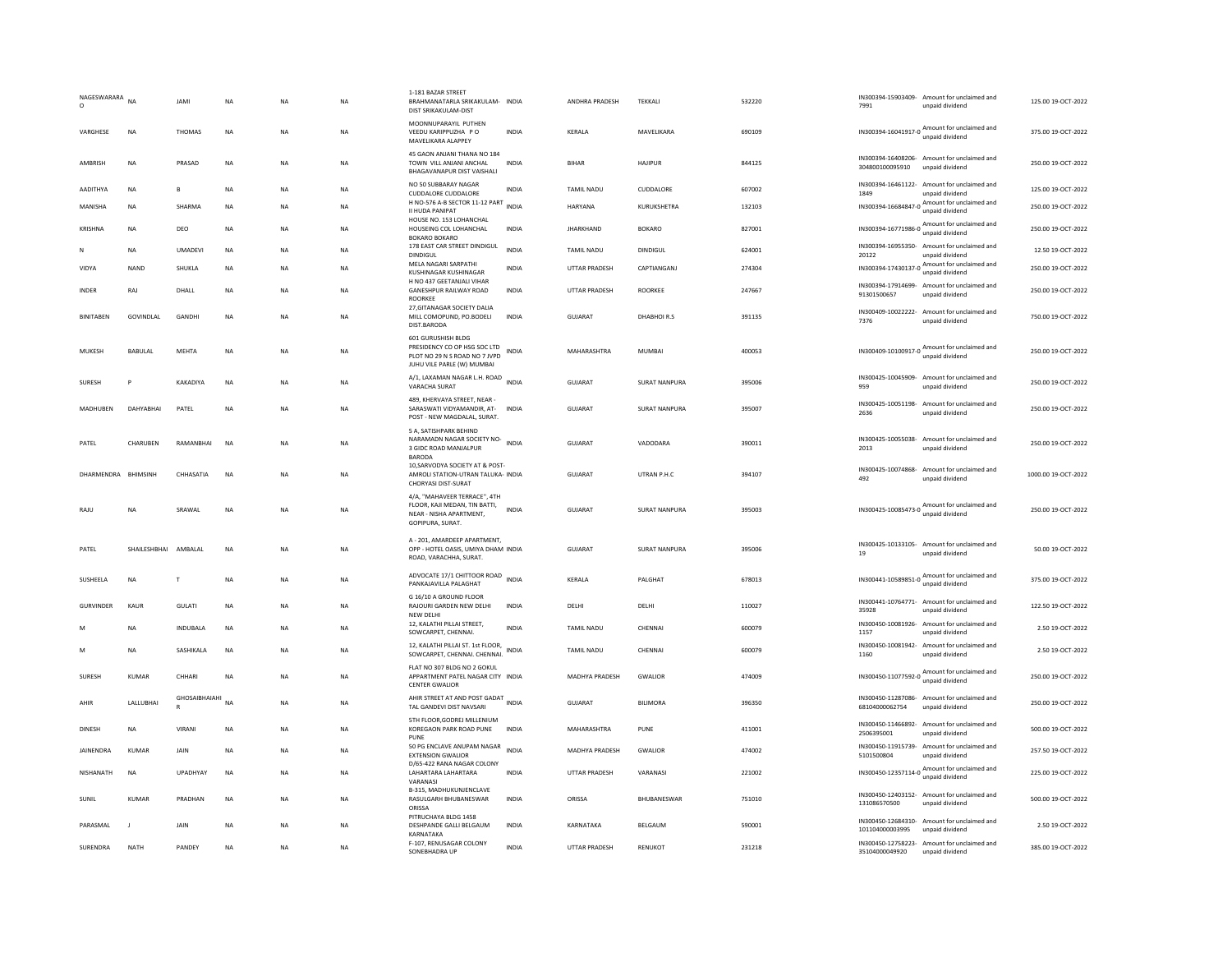| | | | | | | | | | | | | | | | |
|---|---|---|---|---|---|---|---|---|---|---|---|---|---|---|---|
| NAGESWARARA O | NA | JAMI | NA | NA | NA | 1-181 BAZAR STREET BRAHMANATARLA SRIKAKULAM-DIST SRIKAKULAM-DIST | INDIA | ANDHRA PRADESH | TEKKALI | 532220 | | IN300394-15903409-7991 | Amount for unclaimed and unpaid dividend | 125.00 | 19-OCT-2022 |
| VARGHESE | NA | THOMAS | NA | NA | NA | MOONNUPARAYIL PUTHEN VEEDU KARIPPUZHA P O MAVELIKARA ALAPPEY | INDIA | KERALA | MAVELIKARA | 690109 | | IN300394-16041917-0 | Amount for unclaimed and unpaid dividend | 375.00 | 19-OCT-2022 |
| AMBRISH | NA | PRASAD | NA | NA | NA | 45 GAON ANJANI THANA NO 184 TOWN VILL ANJANI ANCHAL BHAGAVANAPUR DIST VAISHALI | INDIA | BIHAR | HAJIPUR | 844125 | | IN300394-16408206-304800100095910 | Amount for unclaimed and unpaid dividend | 250.00 | 19-OCT-2022 |
| AADITHYA | NA | B | NA | NA | NA | NO 50 SUBBARAY NAGAR CUDDALORE CUDDALORE | INDIA | TAMIL NADU | CUDDALORE | 607002 | | IN300394-16461122-1849 | Amount for unclaimed and unpaid dividend | 125.00 | 19-OCT-2022 |
| MANISHA | NA | SHARMA | NA | NA | NA | H NO-576 A-B SECTOR 11-12 PART II HUDA PANIPAT | INDIA | HARYANA | KURUKSHETRA | 132103 | | IN300394-16684847-0 | Amount for unclaimed and unpaid dividend | 250.00 | 19-OCT-2022 |
| KRISHNA | NA | DEO | NA | NA | NA | HOUSE NO. 153 LOHANCHAL HOUSEING COL LOHANCHAL BOKARO BOKARO | INDIA | JHARKHAND | BOKARO | 827001 | | IN300394-16771986-0 | Amount for unclaimed and unpaid dividend | 250.00 | 19-OCT-2022 |
| N | NA | UMADEVI | NA | NA | NA | 178 EAST CAR STREET DINDIGUL DINDIGUL | INDIA | TAMIL NADU | DINDIGUL | 624001 | | IN300394-16955350-20122 | Amount for unclaimed and unpaid dividend | 12.50 | 19-OCT-2022 |
| VIDYA | NAND | SHUKLA | NA | NA | NA | MELA NAGARI SARPATHI KUSHINAGAR KUSHINAGAR | INDIA | UTTAR PRADESH | CAPTIANGANJ | 274304 | | IN300394-17430137-0 | Amount for unclaimed and unpaid dividend | 250.00 | 19-OCT-2022 |
| INDER | RAJ | DHALL | NA | NA | NA | H NO 437 GEETANJALI VIHAR GANESHPUR RAILWAY ROAD ROORKEE | INDIA | UTTAR PRADESH | ROORKEE | 247667 | | IN300394-17914699-91301500657 | Amount for unclaimed and unpaid dividend | 250.00 | 19-OCT-2022 |
| BINITABEN | GOVINDLAL | GANDHI | NA | NA | NA | 27,GITANAGAR SOCIETY DALIA MILL COMOPUND, PO.BODELI DIST.BARODA | INDIA | GUJARAT | DHABHOI R.S | 391135 | | IN300409-10022222-7376 | Amount for unclaimed and unpaid dividend | 750.00 | 19-OCT-2022 |
| MUKESH | BABULAL | MEHTA | NA | NA | NA | 601 GURUSHISH BLDG PRESIDENCY CO OP HSG SOC LTD PLOT NO 29 N S ROAD NO 7 JVPD JUHU VILE PARLE (W) MUMBAI | INDIA | MAHARASHTRA | MUMBAI | 400053 | | IN300409-10100917-0 | Amount for unclaimed and unpaid dividend | 250.00 | 19-OCT-2022 |
| SURESH | P | KAKADIYA | NA | NA | NA | A/1, LAXAMAN NAGAR L.H. ROAD VARACHA SURAT | INDIA | GUJARAT | SURAT NANPURA | 395006 | | IN300425-10045909-959 | Amount for unclaimed and unpaid dividend | 250.00 | 19-OCT-2022 |
| MADHUBEN | DAHYABHAI | PATEL | NA | NA | NA | 489, KHERVAYA STREET, NEAR - SARASWATI VIDYAMANDIR, AT-POST - NEW MAGDALAL, SURAT. | INDIA | GUJARAT | SURAT NANPURA | 395007 | | IN300425-10051198-2636 | Amount for unclaimed and unpaid dividend | 250.00 | 19-OCT-2022 |
| PATEL | CHARUBEN | RAMANBHAI | NA | NA | NA | 5 A, SATISHPARK BEHIND NARAMADN NAGAR SOCIETY NO-3 GIDC ROAD MANJALPUR BARODA | INDIA | GUJARAT | VADODARA | 390011 | | IN300425-10055038-2013 | Amount for unclaimed and unpaid dividend | 250.00 | 19-OCT-2022 |
| DHARMENDRA | BHIMSINH | CHHASATIA | NA | NA | NA | 10,SARVODYA SOCIETY AT & POST-AMROLI STATION-UTRAN TALUKA-CHORYASI DIST-SURAT | INDIA | GUJARAT | UTRAN P.H.C | 394107 | | IN300425-10074868-492 | Amount for unclaimed and unpaid dividend | 1000.00 | 19-OCT-2022 |
| RAJU | NA | SRAWAL | NA | NA | NA | 4/A, "MAHAVEER TERRACE", 4TH FLOOR, KAJI MEDAN, TIN BATTI, NEAR - NISHA APARTMENT, GOPIPURA, SURAT. | INDIA | GUJARAT | SURAT NANPURA | 395003 | | IN300425-10085473-0 | Amount for unclaimed and unpaid dividend | 250.00 | 19-OCT-2022 |
| PATEL | SHAILESHBHAI | AMBALAL | NA | NA | NA | A - 201, AMARDEEP APARTMENT, OPP - HOTEL OASIS, UMIYA DHAM ROAD, VARACHHA, SURAT. | INDIA | GUJARAT | SURAT NANPURA | 395006 | | IN300425-10133105-19 | Amount for unclaimed and unpaid dividend | 50.00 | 19-OCT-2022 |
| SUSHEELA | NA | T | NA | NA | NA | ADVOCATE 17/1 CHITTOOR ROAD PANKAJAVILLA PALAGHAT | INDIA | KERALA | PALGHAT | 678013 | | IN300441-10589851-0 | Amount for unclaimed and unpaid dividend | 375.00 | 19-OCT-2022 |
| GURVINDER | KAUR | GULATI | NA | NA | NA | G 16/10 A GROUND FLOOR RAJOURI GARDEN NEW DELHI NEW DELHI | INDIA | DELHI | DELHI | 110027 | | IN300441-10764771-35928 | Amount for unclaimed and unpaid dividend | 122.50 | 19-OCT-2022 |
| M | NA | INDUBALA | NA | NA | NA | 12, KALATHI PILLAI STREET, SOWCARPET, CHENNAI. | INDIA | TAMIL NADU | CHENNAI | 600079 | | IN300450-10081926-1157 | Amount for unclaimed and unpaid dividend | 2.50 | 19-OCT-2022 |
| M | NA | SASHIKALA | NA | NA | NA | 12, KALATHI PILLAI ST. 1st FLOOR, SOWCARPET, CHENNAI. CHENNAI. | INDIA | TAMIL NADU | CHENNAI | 600079 | | IN300450-10081942-1160 | Amount for unclaimed and unpaid dividend | 2.50 | 19-OCT-2022 |
| SURESH | KUMAR | CHHARI | NA | NA | NA | FLAT NO 307 BLDG NO 2 GOKUL APPARTMENT PATEL NAGAR CITY CENTER GWALIOR | INDIA | MADHYA PRADESH | GWALIOR | 474009 | | IN300450-11077592-0 | Amount for unclaimed and unpaid dividend | 250.00 | 19-OCT-2022 |
| AHIR | LALLUBHAI | GHOSAIBHAIAHI R | NA | NA | NA | AHIR STREET AT AND POST GADAT TAL GANDEVI DIST NAVSARI | INDIA | GUJARAT | BILIMORA | 396350 | | IN300450-11287086-68104000062754 | Amount for unclaimed and unpaid dividend | 250.00 | 19-OCT-2022 |
| DINESH | NA | VIRANI | NA | NA | NA | 5TH FLOOR,GODREJ MILLENIUM KOREGAON PARK ROAD PUNE PUNE | INDIA | MAHARASHTRA | PUNE | 411001 | | IN300450-11466892-2506395001 | Amount for unclaimed and unpaid dividend | 500.00 | 19-OCT-2022 |
| JAINENDRA | KUMAR | JAIN | NA | NA | NA | 50 PG ENCLAVE ANUPAM NAGAR EXTENSION GWALIOR | INDIA | MADHYA PRADESH | GWALIOR | 474002 | | IN300450-11915739-5101500804 | Amount for unclaimed and unpaid dividend | 257.50 | 19-OCT-2022 |
| NISHANATH | NA | UPADHYAY | NA | NA | NA | D/65-422 RANA NAGAR COLONY LAHARTARA LAHARTARA VARANASI | INDIA | UTTAR PRADESH | VARANASI | 221002 | | IN300450-12357114-0 | Amount for unclaimed and unpaid dividend | 225.00 | 19-OCT-2022 |
| SUNIL | KUMAR | PRADHAN | NA | NA | NA | B-315, MADHUKUNJENCLAVE RASULGARH BHUBANESWAR ORISSA | INDIA | ORISSA | BHUBANESWAR | 751010 | | IN300450-12403152-131086570500 | Amount for unclaimed and unpaid dividend | 500.00 | 19-OCT-2022 |
| PARASMAL | J | JAIN | NA | NA | NA | PITRUCHAYA BLDG 1458 DESHPANDE GALLI BELGAUM KARNATAKA | INDIA | KARNATAKA | BELGAUM | 590001 | | IN300450-12684310-101104000003995 | Amount for unclaimed and unpaid dividend | 2.50 | 19-OCT-2022 |
| SURENDRA | NATH | PANDEY | NA | NA | NA | F-107, RENUSAGAR COLONY SONEBHADRA UP | INDIA | UTTAR PRADESH | RENUKOT | 231218 | | IN300450-12758223-35104000049920 | Amount for unclaimed and unpaid dividend | 385.00 | 19-OCT-2022 |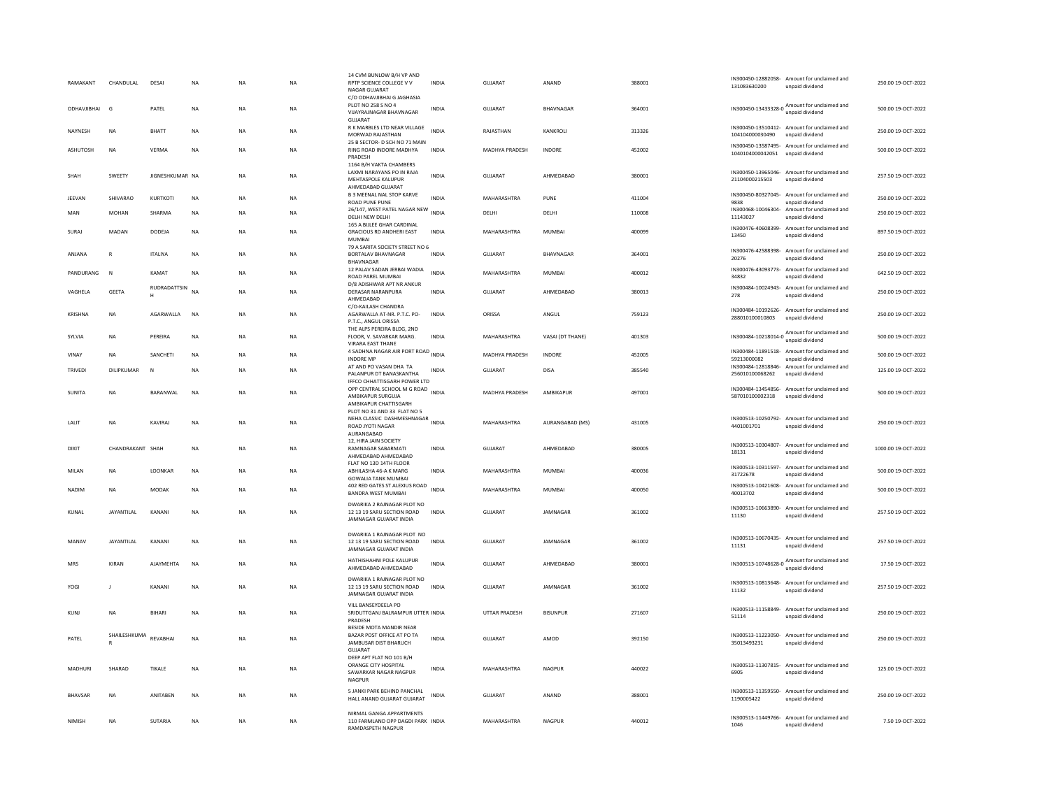| | | | | | | | | | | | | | | |
|---|---|---|---|---|---|---|---|---|---|---|---|---|---|---|
| RAMAKANT | CHANDULAL | DESAI | NA | NA | NA | 14 CVM BUNLOW B/H VP AND RPTP SCIENCE COLLEGE V V NAGAR GUJARAT | INDIA | GUJARAT | ANAND | 388001 | IN300450-12882058-131083630200 | Amount for unclaimed and unpaid dividend | 250.00 | 19-OCT-2022 |
| ODHAVJIBHAI | G | PATEL | NA | NA | NA | C/O ODHAVJIBHAI G JAGHASIA PLOT NO 258 S NO 4 VIJAYRAJNAGAR BHAVNAGAR GUJARAT | INDIA | GUJARAT | BHAVNAGAR | 364001 | IN300450-13433328-0 | Amount for unclaimed and unpaid dividend | 500.00 | 19-OCT-2022 |
| NAYNESH | NA | BHATT | NA | NA | NA | R K MARBLES LTD NEAR VILLAGE MORWAD RAJASTHAN | INDIA | RAJASTHAN | KANKROLI | 313326 | IN300450-13510412-104104000030490 | Amount for unclaimed and unpaid dividend | 250.00 | 19-OCT-2022 |
| ASHUTOSH | NA | VERMA | NA | NA | NA | 25 B SECTOR- D SCH NO 71 MAIN RING ROAD INDORE MADHYA PRADESH | INDIA | MADHYA PRADESH | INDORE | 452002 | IN300450-13587495-1040104000042051 | Amount for unclaimed and unpaid dividend | 500.00 | 19-OCT-2022 |
| SHAH | SWEETY | JIGNESHKUMAR | NA | NA | NA | 1164 B/H VAKTA CHAMBERS LAXMI NARAYANS PO IN RAJA MEHTASPOLE KALUPUR AHMEDABAD GUJARAT | INDIA | GUJARAT | AHMEDABAD | 380001 | IN300450-13965046-21104000215503 | Amount for unclaimed and unpaid dividend | 257.50 | 19-OCT-2022 |
| JEEVAN | SHIVARAO | KURTKOTI | NA | NA | NA | B 3 MEENAL NAL STOP KARVE ROAD PUNE PUNE | INDIA | MAHARASHTRA | PUNE | 411004 | IN300450-80327045-9838 | Amount for unclaimed and unpaid dividend | 250.00 | 19-OCT-2022 |
| MAN | MOHAN | SHARMA | NA | NA | NA | 26/147, WEST PATEL NAGAR NEW DELHI NEW DELHI | INDIA | DELHI | DELHI | 110008 | IN300468-10046304-11143027 | Amount for unclaimed and unpaid dividend | 250.00 | 19-OCT-2022 |
| SURAJ | MADAN | DODEJA | NA | NA | NA | 165 A BIJLEE GHAR CARDINAL GRACIOUS RD ANDHERI EAST MUMBAI | INDIA | MAHARASHTRA | MUMBAI | 400099 | IN300476-40608399-13450 | Amount for unclaimed and unpaid dividend | 897.50 | 19-OCT-2022 |
| ANJANA | R | ITALIYA | NA | NA | NA | 79 A SARITA SOCIETY STREET NO 6 BORTALAV BHAVNAGAR BHAVNAGAR | INDIA | GUJARAT | BHAVNAGAR | 364001 | IN300476-42588398-20276 | Amount for unclaimed and unpaid dividend | 250.00 | 19-OCT-2022 |
| PANDURANG | N | KAMAT | NA | NA | NA | 12 PALAV SADAN JERBAI WADIA ROAD PAREL MUMBAI | INDIA | MAHARASHTRA | MUMBAI | 400012 | IN300476-43093773-34832 | Amount for unclaimed and unpaid dividend | 642.50 | 19-OCT-2022 |
| VAGHELA | GEETA | RUDRADATTSINH | NA | NA | NA | D/8 ADISHWAR APT NR ANKUR DERASAR NARANPURA AHMEDABAD | INDIA | GUJARAT | AHMEDABAD | 380013 | IN300484-10024943-278 | Amount for unclaimed and unpaid dividend | 250.00 | 19-OCT-2022 |
| KRISHNA | NA | AGARWALLA | NA | NA | NA | C/O-KAILASH CHANDRA AGARWALLA AT-NR. P.T.C. PO-P.T.C., ANGUL ORISSA | INDIA | ORISSA | ANGUL | 759123 | IN300484-10192626-288010100010803 | Amount for unclaimed and unpaid dividend | 250.00 | 19-OCT-2022 |
| SYLVIA | NA | PEREIRA | NA | NA | NA | THE ALPS PEREIRA BLDG, 2ND FLOOR, V. SAVARKAR MARG. VIRARA EAST THANE | INDIA | MAHARASHTRA | VASAI (DT THANE) | 401303 | IN300484-10218014-0 | Amount for unclaimed and unpaid dividend | 500.00 | 19-OCT-2022 |
| VINAY | NA | SANCHETI | NA | NA | NA | 4 SADHNA NAGAR AIR PORT ROAD INDORE MP | INDIA | MADHYA PRADESH | INDORE | 452005 | IN300484-11891518-59213000082 | Amount for unclaimed and unpaid dividend | 500.00 | 19-OCT-2022 |
| TRIVEDI | DILIPKUMAR | N | NA | NA | NA | AT AND PO VASAN DHA TA PALANPUR DT BANASKANTHA | INDIA | GUJARAT | DISA | 385540 | IN300484-12818846-256010100068262 | Amount for unclaimed and unpaid dividend | 125.00 | 19-OCT-2022 |
| SUNITA | NA | BARANWAL | NA | NA | NA | IFFCO CHHATTISGARH POWER LTD OPP CENTRAL SCHOOL M G ROAD AMBIKAPUR SURGUJA AMBIKAPUR CHATTISGARH | INDIA | MADHYA PRADESH | AMBIKAPUR | 497001 | IN300484-13454856-587010100002318 | Amount for unclaimed and unpaid dividend | 500.00 | 19-OCT-2022 |
| LALIT | NA | KAVIRAJ | NA | NA | NA | PLOT NO 31 AND 33 FLAT NO 5 NEHA CLASSIC DASHMESHNAGAR ROAD JYOTI NAGAR AURANGABAD | INDIA | MAHARASHTRA | AURANGABAD (MS) | 431005 | IN300513-10250792-4401001701 | Amount for unclaimed and unpaid dividend | 250.00 | 19-OCT-2022 |
| DIXIT | CHANDRAKANT | SHAH | NA | NA | NA | 12, HIRA JAIN SOCIETY RAMNAGAR SABARMATI AHMEDABAD AHMEDABAD | INDIA | GUJARAT | AHMEDABAD | 380005 | IN300513-10304807-18131 | Amount for unclaimed and unpaid dividend | 1000.00 | 19-OCT-2022 |
| MILAN | NA | LOONKAR | NA | NA | NA | FLAT NO 13D 14TH FLOOR ABHILASHA 46-A K MARG GOWALIA TANK MUMBAI | INDIA | MAHARASHTRA | MUMBAI | 400036 | IN300513-10311597-31722678 | Amount for unclaimed and unpaid dividend | 500.00 | 19-OCT-2022 |
| NADIM | NA | MODAK | NA | NA | NA | 402 RED GATES ST ALEXIUS ROAD BANDRA WEST MUMBAI | INDIA | MAHARASHTRA | MUMBAI | 400050 | IN300513-10421608-40013702 | Amount for unclaimed and unpaid dividend | 500.00 | 19-OCT-2022 |
| KUNAL | JAYANTILAL | KANANI | NA | NA | NA | DWARIKA 2 RAJNAGAR PLOT NO 12 13 19 SARU SECTION ROAD JAMNAGAR GUJARAT INDIA | INDIA | GUJARAT | JAMNAGAR | 361002 | IN300513-10663890-11130 | Amount for unclaimed and unpaid dividend | 257.50 | 19-OCT-2022 |
| MANAV | JAYANTILAL | KANANI | NA | NA | NA | DWARIKA 1 RAJNAGAR PLOT NO 12 13 19 SARU SECTION ROAD JAMNAGAR GUJARAT INDIA | INDIA | GUJARAT | JAMNAGAR | 361002 | IN300513-10670435-11131 | Amount for unclaimed and unpaid dividend | 257.50 | 19-OCT-2022 |
| MRS | KIRAN | AJAYMEHTA | NA | NA | NA | HATHISHAHNI POLE KALUPUR AHMEDABAD AHMEDABAD | INDIA | GUJARAT | AHMEDABAD | 380001 | IN300513-10748628-0 | Amount for unclaimed and unpaid dividend | 17.50 | 19-OCT-2022 |
| YOGI | J | KANANI | NA | NA | NA | DWARIKA 1 RAJNAGAR PLOT NO 12 13 19 SARU SECTION ROAD JAMNAGAR GUJARAT INDIA | INDIA | GUJARAT | JAMNAGAR | 361002 | IN300513-10813648-11132 | Amount for unclaimed and unpaid dividend | 257.50 | 19-OCT-2022 |
| KUNJ | NA | BIHARI | NA | NA | NA | VILL BANSEYDEELA PO SRIDUTTGANJ BALRAMPUR UTTER PRADESH | INDIA | UTTAR PRADESH | BISUNPUR | 271607 | IN300513-11158849-51114 | Amount for unclaimed and unpaid dividend | 250.00 | 19-OCT-2022 |
| PATEL | SHAILESHKUMAR | REVABHAI | NA | NA | NA | BESIDE MOTA MANDIR NEAR BAZAR POST OFFICE AT PO TA JAMBUSAR DIST BHARUCH GUJARAT | INDIA | GUJARAT | AMOD | 392150 | IN300513-11223050-35013493231 | Amount for unclaimed and unpaid dividend | 250.00 | 19-OCT-2022 |
| MADHURI | SHARAD | TIKALE | NA | NA | NA | DEEP APT FLAT NO 101 B/H ORANGE CITY HOSPITAL SAWARKAR NAGAR NAGPUR NAGPUR | INDIA | MAHARASHTRA | NAGPUR | 440022 | IN300513-11307815-6905 | Amount for unclaimed and unpaid dividend | 125.00 | 19-OCT-2022 |
| BHAVSAR | NA | ANITABEN | NA | NA | NA | 5 JANKI PARK BEHIND PANCHAL HALL ANAND GUJARAT GUJARAT | INDIA | GUJARAT | ANAND | 388001 | IN300513-11359550-1190005422 | Amount for unclaimed and unpaid dividend | 250.00 | 19-OCT-2022 |
| NIMISH | NA | SUTARIA | NA | NA | NA | NIRMAL GANGA APPARTMENTS 110 FARMLAND OPP DAGDI PARK RAMDASPETH NAGPUR | INDIA | MAHARASHTRA | NAGPUR | 440012 | IN300513-11449766-1046 | Amount for unclaimed and unpaid dividend | 7.50 | 19-OCT-2022 |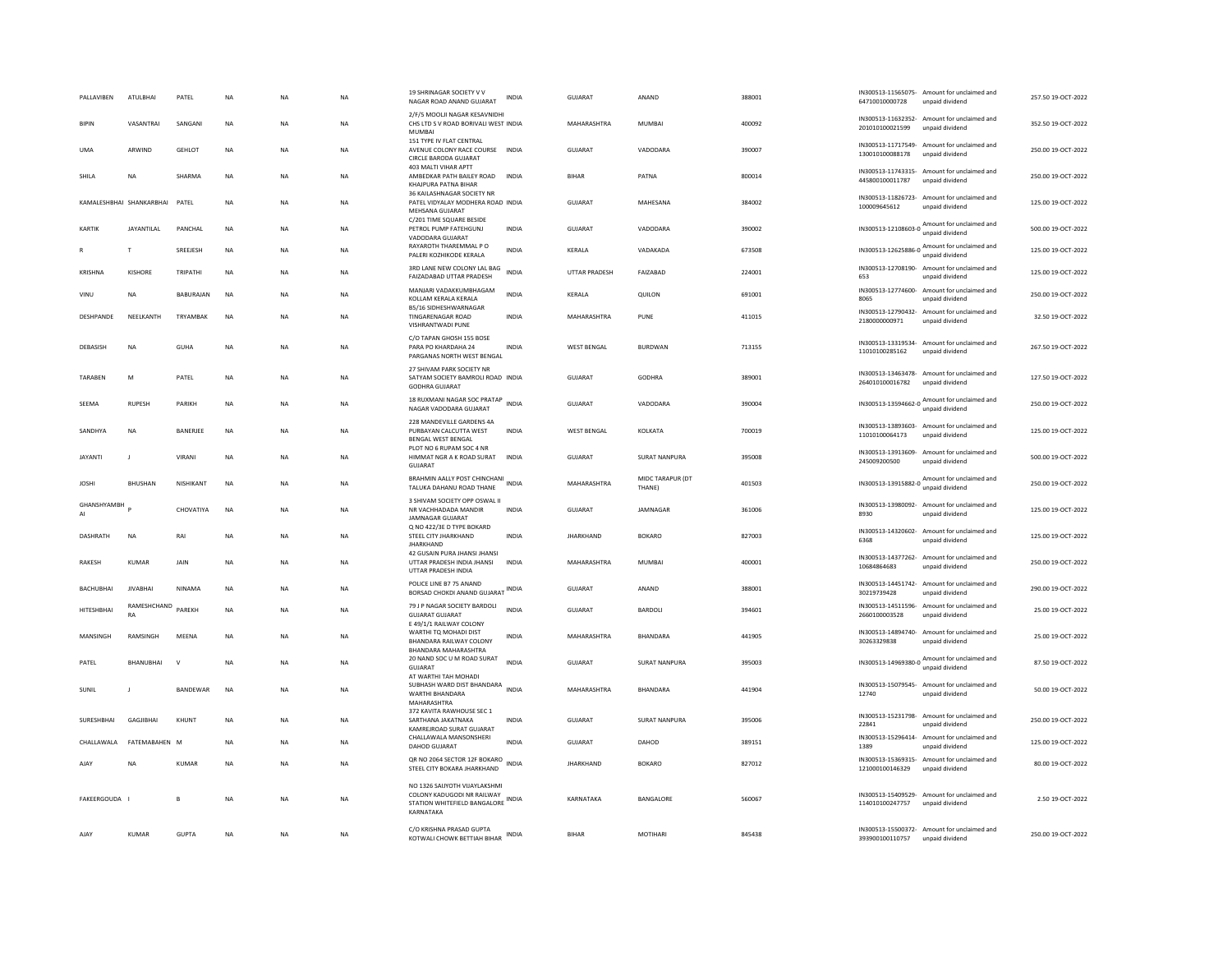| | | | | | | | | | | | | | | |
|---|---|---|---|---|---|---|---|---|---|---|---|---|---|---|
| PALLAVIBEN | ATULBHAI | PATEL | NA | NA | NA | 19 SHRINAGAR SOCIETY V V NAGAR ROAD ANAND GUJARAT | INDIA | GUJARAT | ANAND | 388001 | IN300513-11565075-64710010000728 | Amount for unclaimed and unpaid dividend | 257.50 | 19-OCT-2022 |
| BIPIN | VASANTRAI | SANGANI | NA | NA | NA | 2/F/5 MOOLJI NAGAR KESAVNIDHI CHS LTD S V ROAD BORIVALI WEST MUMBAI | INDIA | MAHARASHTRA | MUMBAI | 400092 | IN300513-11632352-201010100021599 | Amount for unclaimed and unpaid dividend | 352.50 | 19-OCT-2022 |
| UMA | ARWIND | GEHLOT | NA | NA | NA | 151 TYPE IV FLAT CENTRAL AVENUE COLONY RACE COURSE CIRCLE BARODA GUJARAT | INDIA | GUJARAT | VADODARA | 390007 | IN300513-11717549-130010100088178 | Amount for unclaimed and unpaid dividend | 250.00 | 19-OCT-2022 |
| SHILA | NA | SHARMA | NA | NA | NA | 403 MALTI VIHAR APTT AMBEDKAR PATH BAILEY ROAD KHAJPURA PATNA BIHAR | INDIA | BIHAR | PATNA | 800014 | IN300513-11743315-4458001000011787 | Amount for unclaimed and unpaid dividend | 250.00 | 19-OCT-2022 |
| KAMALESHBHAI | SHANKARBHAI | PATEL | NA | NA | NA | 36 KAILASHNAGAR SOCIETY NR PATEL VIDYALAY MODHERA ROAD MEHSANA GUJARAT | INDIA | GUJARAT | MAHESANA | 384002 | IN300513-11826723-100009645612 | Amount for unclaimed and unpaid dividend | 125.00 | 19-OCT-2022 |
| KARTIK | JAYANTILAL | PANCHAL | NA | NA | NA | C/201 TIME SQUARE BESIDE PETROL PUMP FATEHGUNJ VADODARA GUJARAT | INDIA | GUJARAT | VADODARA | 390002 | IN300513-12108603-0 | Amount for unclaimed and unpaid dividend | 500.00 | 19-OCT-2022 |
| R | T | SREEJESH | NA | NA | NA | RAYAROTH THAREMMAL P O PALERI KOZHIKODE KERALA | INDIA | KERALA | VADAKADA | 673508 | IN300513-12625886-0 | Amount for unclaimed and unpaid dividend | 125.00 | 19-OCT-2022 |
| KRISHNA | KISHORE | TRIPATHI | NA | NA | NA | 3RD LANE NEW COLONY LAL BAG FAIZADABAD UTTAR PRADESH | INDIA | UTTAR PRADESH | FAIZABAD | 224001 | IN300513-12708190-653 | Amount for unclaimed and unpaid dividend | 125.00 | 19-OCT-2022 |
| VINU | NA | BABURAJAN | NA | NA | NA | MANJARI VADAKKUMBHAGAM KOLLAM KERALA KERALA | INDIA | KERALA | QUILON | 691001 | IN300513-12774600-8065 | Amount for unclaimed and unpaid dividend | 250.00 | 19-OCT-2022 |
| DESHPANDE | NEELKANTH | TRYAMBAK | NA | NA | NA | B5/16 SIDHESHWARNAGAR TINGARENAGAR ROAD VISHRANTWADI PUNE | INDIA | MAHARASHTRA | PUNE | 411015 | IN300513-12790432-2180000000971 | Amount for unclaimed and unpaid dividend | 32.50 | 19-OCT-2022 |
| DEBASISH | NA | GUHA | NA | NA | NA | C/O TAPAN GHOSH 155 BOSE PARA PO KHARDAHA 24 PARGANAS NORTH WEST BENGAL | INDIA | WEST BENGAL | BURDWAN | 713155 | IN300513-13319534-11010100285162 | Amount for unclaimed and unpaid dividend | 267.50 | 19-OCT-2022 |
| TARABEN | M | PATEL | NA | NA | NA | 27 SHIVAM PARK SOCIETY NR SATYAM SOCIETY BAMROLI ROAD GODHRA GUJARAT | INDIA | GUJARAT | GODHRA | 389001 | IN300513-13463478-264010100016782 | Amount for unclaimed and unpaid dividend | 127.50 | 19-OCT-2022 |
| SEEMA | RUPESH | PARIKH | NA | NA | NA | 18 RUXMANI NAGAR SOC PRATAP NAGAR VADODARA GUJARAT | INDIA | GUJARAT | VADODARA | 390004 | IN300513-13594662-0 | Amount for unclaimed and unpaid dividend | 250.00 | 19-OCT-2022 |
| SANDHYA | NA | BANERJEE | NA | NA | NA | 228 MANDEVILLE GARDENS 4A PURBAYAN CALCUTTA WEST BENGAL WEST BENGAL | INDIA | WEST BENGAL | KOLKATA | 700019 | IN300513-13893603-11010100064173 | Amount for unclaimed and unpaid dividend | 125.00 | 19-OCT-2022 |
| JAYANTI | J | VIRANI | NA | NA | NA | PLOT NO 6 RUPAM SOC 4 NR HIMMAT NGR A K ROAD SURAT GUJARAT | INDIA | GUJARAT | SURAT NANPURA | 395008 | IN300513-13913609-245009200500 | Amount for unclaimed and unpaid dividend | 500.00 | 19-OCT-2022 |
| JOSHI | BHUSHAN | NISHIKANT | NA | NA | NA | BRAHMIN AALLY POST CHINCHANI TALUKA DAHANU ROAD THANE | INDIA | MAHARASHTRA | MIDC TARAPUR (DT THANE) | 401503 | IN300513-13915882-0 | Amount for unclaimed and unpaid dividend | 250.00 | 19-OCT-2022 |
| GHANSHYAMBHAI | P | CHOVATIYA | NA | NA | NA | 3 SHIVAM SOCIETY OPP OSWAL II NR VACHHADADA MANDIR JAMNAGAR GUJARAT | INDIA | GUJARAT | JAMNAGAR | 361006 | IN300513-13980092-8930 | Amount for unclaimed and unpaid dividend | 125.00 | 19-OCT-2022 |
| DASHRATH | NA | RAI | NA | NA | NA | Q NO 422/3E D TYPE BOKARD STEEL CITY JHARKHAND JHARKHAND | INDIA | JHARKHAND | BOKARO | 827003 | IN300513-14320602-6368 | Amount for unclaimed and unpaid dividend | 125.00 | 19-OCT-2022 |
| RAKESH | KUMAR | JAIN | NA | NA | NA | 42 GUSAIN PURA JHANSI JHANSI UTTAR PRADESH INDIA JHANSI UTTAR PRADESH INDIA | INDIA | MAHARASHTRA | MUMBAI | 400001 | IN300513-14377262-10684864683 | Amount for unclaimed and unpaid dividend | 250.00 | 19-OCT-2022 |
| BACHUBHAI | JIVABHAI | NINAMA | NA | NA | NA | POLICE LINE B7 75 ANAND BORSAD CHOKDI ANAND GUJARAT | INDIA | GUJARAT | ANAND | 388001 | IN300513-14451742-30219739428 | Amount for unclaimed and unpaid dividend | 290.00 | 19-OCT-2022 |
| HITESHBHAI | RAMESHCHANDRA | PAREKH | NA | NA | NA | 79 J P NAGAR SOCIETY BARDOLI GUJARAT GUJARAT | INDIA | GUJARAT | BARDOLI | 394601 | IN300513-14511596-2660100003528 | Amount for unclaimed and unpaid dividend | 25.00 | 19-OCT-2022 |
| MANSINGH | RAMSINGH | MEENA | NA | NA | NA | E 49/1/1 RAILWAY COLONY WARTHI TQ MOHADI DIST BHANDARA RAILWAY COLONY BHANDARA MAHARASHTRA | INDIA | MAHARASHTRA | BHANDARA | 441905 | IN300513-14894740-30263329838 | Amount for unclaimed and unpaid dividend | 25.00 | 19-OCT-2022 |
| PATEL | BHANUBHAI | V | NA | NA | NA | 20 NAND SOC U M ROAD SURAT GUJARAT | INDIA | GUJARAT | SURAT NANPURA | 395003 | IN300513-14969380-0 | Amount for unclaimed and unpaid dividend | 87.50 | 19-OCT-2022 |
| SUNIL | J | BANDEWAR | NA | NA | NA | AT WARTHI TAH MOHADI SUBHASH WARD DIST BHANDARA WARTHI BHANDARA MAHARASHTRA | INDIA | MAHARASHTRA | BHANDARA | 441904 | IN300513-15079545-12740 | Amount for unclaimed and unpaid dividend | 50.00 | 19-OCT-2022 |
| SURESHBHAI | GAGJIBHAI | KHUNT | NA | NA | NA | 372 KAVITA RAWHOUSE SEC 1 SARTHANA JAKATNAKA KAMREJROAD SURAT GUJARAT | INDIA | GUJARAT | SURAT NANPURA | 395006 | IN300513-15231798-22841 | Amount for unclaimed and unpaid dividend | 250.00 | 19-OCT-2022 |
| CHALLAWALA | FATEMABAHEN | M | NA | NA | NA | CHALLAWALA MANSONSHERI DAHOD GUJARAT | INDIA | GUJARAT | DAHOD | 389151 | IN300513-15296414-1389 | Amount for unclaimed and unpaid dividend | 125.00 | 19-OCT-2022 |
| AJAY | NA | KUMAR | NA | NA | NA | QR NO 2064 SECTOR 12F BOKARO STEEL CITY BOKARA JHARKHAND | INDIA | JHARKHAND | BOKARO | 827012 | IN300513-15369315-121000100146329 | Amount for unclaimed and unpaid dividend | 80.00 | 19-OCT-2022 |
| FAKEERGOUDA | I | B | NA | NA | NA | NO 1326 SAIJYOTH VIJAYLAKSHMI COLONY KADUGODI NR RAILWAY STATION WHITEFIELD BANGALORE KARNATAKA | INDIA | KARNATAKA | BANGALORE | 560067 | IN300513-15409529-114010100247757 | Amount for unclaimed and unpaid dividend | 2.50 | 19-OCT-2022 |
| AJAY | KUMAR | GUPTA | NA | NA | NA | C/O KRISHNA PRASAD GUPTA KOTWALI CHOWK BETTIAH BIHAR | INDIA | BIHAR | MOTIHARI | 845438 | IN300513-15500372-393900100110757 | Amount for unclaimed and unpaid dividend | 250.00 | 19-OCT-2022 |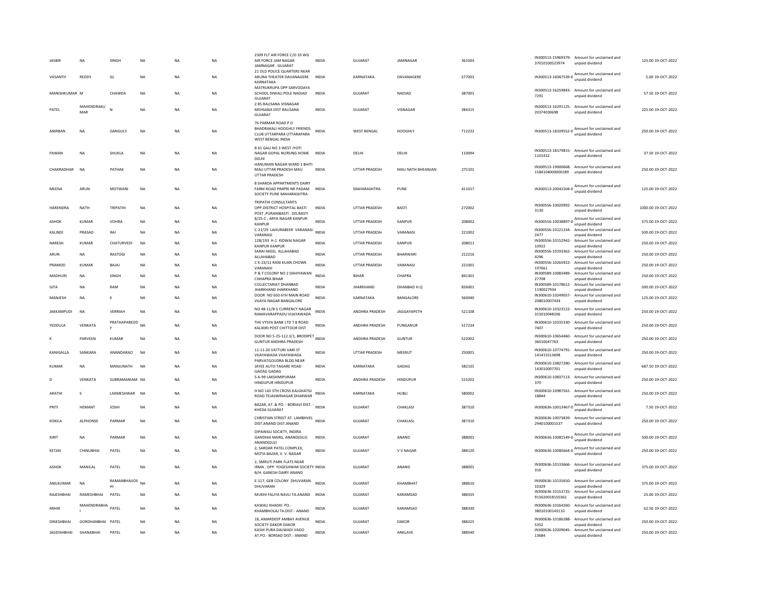| JASBIR | NA | SINGH | NA | NA | NA | 2309 FLT AIR FORCE C/O 33 WG AIR FORCE JAM NAGAR JAMNAGAR . GUJARAT | INDIA | GUJARAT | JAMNAGAR | 361003 | IN300513-15969379-37010100523974 | Amount for unclaimed and unpaid dividend | 125.00 | 19-OCT-2022 |
|---|---|---|---|---|---|---|---|---|---|---|---|---|---|---|
| VASANTH | REDDY | GL | NA | NA | NA | 21 OLD POLICE QUARTERS NEAR ARUNA THEATER DAVANAGERE KARNATAKA | INDIA | KARNATAKA | DAVANAGERE | 577001 | IN300513-16067539-0 | Amount for unclaimed and unpaid dividend | 5.00 | 19-OCT-2022 |
| MANISHKUMAR | M | CHAWDA | NA | NA | NA | MATRUKRUPA OPP SARVODAYA SCHOOL DIWALI POLE NADIAD GUJARAT | INDIA | GUJARAT | NADIAD | 387001 | IN300513-16259843-7291 | Amount for unclaimed and unpaid dividend | 57.50 | 19-OCT-2022 |
| PATEL | MAHENDRAKUMAR | N | NA | NA | NA | 2 85 RALISANA VISNAGAR MEHSANA DIST RALISANA GUJARAT | INDIA | GUJARAT | VISNAGAR | 384315 | IN300513-16291125-20374030698 | Amount for unclaimed and unpaid dividend | 225.00 | 19-OCT-2022 |
| ANIRBAN | NA | GANGULY | NA | NA | NA | 76 PARMAR ROAD P O BHADRAKALI HOOGHLY FRIENDS CLUB UTTARPARA UTTARAPARA WEST BENGAL INDIA | INDIA | WEST BENGAL | HOOGHLY | 712232 | IN300513-18109552-0 | Amount for unclaimed and unpaid dividend | 250.00 | 19-OCT-2022 |
| PAWAN | NA | SHUKLA | NA | NA | NA | B 61 GALI NO 3 WEST JYOTI NAGAR GOPAL NURSING HOME DELHI | INDIA | DELHI | DELHI | 110094 | IN300513-18179815-1101432 | Amount for unclaimed and unpaid dividend | 37.50 | 19-OCT-2022 |
| CHAKRADHAR | NA | PATHAK | NA | NA | NA | HANUMAN NAGAR WARD 1 BHITI MAU UTTAR PRADESH MAU UTTAR PRADESH | INDIA | UTTAR PRADESH | MAU NATH BHEANJAN | 275101 | IN300513-19000668-1584104000000189 | Amount for unclaimed and unpaid dividend | 250.00 | 19-OCT-2022 |
| MEENA | ARUN | MOTWANI | NA | NA | NA | 8 SHARDA APPARTMENTS DAIRY FARM ROAD PIMPRI NR PADAM SOCIETY PUNE MAHARASHTRA | INDIA | MAHARASHTRA | PUNE | 411017 | IN300513-20041504-0 | Amount for unclaimed and unpaid dividend | 125.00 | 19-OCT-2022 |
| HARENDRA | NATH | TRIPATHI | NA | NA | NA | TRIPATHI CONSULTANTS OPP.DISTRICT HOSPITAL BASTI POST ,PURANIBASTI . DIS.BASTI | INDIA | UTTAR PRADESH | BASTI | 272002 | IN300556-10020992-3130 | Amount for unclaimed and unpaid dividend | 1000.00 | 19-OCT-2022 |
| ASHOK | KUMAR | VOHRA | NA | NA | NA | 8/25-C , ARYA NAGAR KANPUR KANPUR | INDIA | UTTAR PRADESH | KANPUR | 208002 | IN300556-10038897-0 | Amount for unclaimed and unpaid dividend | 375.00 | 19-OCT-2022 |
| KALINDI | PRASAD | RAI | NA | NA | NA | C-21/29 LAHURABEER VARANASI VARANASI | INDIA | UTTAR PRADESH | VARANASI | 221002 | IN300556-10121334-2477 | Amount for unclaimed and unpaid dividend | 500.00 | 19-OCT-2022 |
| NARESH | KUMAR | CHATURVEDI | NA | NA | NA | 128/193 H-1 KIDWAI NAGAR KANPUR KANPUR | INDIA | UTTAR PRADESH | KANPUR | 208011 | IN300556-10152942-10922 | Amount for unclaimed and unpaid dividend | 250.00 | 19-OCT-2022 |
| ARUN | NA | RASTOGI | NA | NA | NA | SARAI AKEEL ALLAHABAD ALLAHABAD | INDIA | UTTAR PRADESH | BHARWARI | 212216 | IN300556-10193362-4296 | Amount for unclaimed and unpaid dividend | 250.00 | 19-OCT-2022 |
| PRAMOD | KUMAR | BAJAJ | NA | NA | NA | C K-23/11 RANI KUAN CHOWK VARANASI | INDIA | UTTAR PRADESH | VARANASI | 221001 | IN300556-10265922-197661 | Amount for unclaimed and unpaid dividend | 250.00 | 19-OCT-2022 |
| MADHURI | NA | SINGH | NA | NA | NA | P & T COLONY NO 2 DAHIYAWAN CHHAPRA BIHAR | INDIA | BIHAR | CHAPRA | 841301 | IN300589-10083489-27708 | Amount for unclaimed and unpaid dividend | 250.00 | 19-OCT-2022 |
| GITA | NA | RAM | NA | NA | NA | COLLECTARIAT DHANBAD JHARKHAND JHARKHAND | INDIA | JHARKHAND | DHANBAD H.Q | 826001 | IN300589-10178612-1190027934 | Amount for unclaimed and unpaid dividend | 500.00 | 19-OCT-2022 |
| MANJESH | NA | K | NA | NA | NA | DOOR NO 650 6TH MAIN ROAD VIJAYA NAGAR BANGALORE | INDIA | KARNATAKA | BANGALORE | 560040 | IN300610-10249057-208010007434 | Amount for unclaimed and unpaid dividend | 125.00 | 19-OCT-2022 |
| JAKKAMPUDI | NA | VERRIAH | NA | NA | NA | NO 48-11/8-5 CURRENCY NAGAR RAMAVARAPPADU VIJAYAWADA | INDIA | ANDHRA PRADESH | JAGGAYAPETH | 521108 | IN300610-10323122-315010048106 | Amount for unclaimed and unpaid dividend | 250.00 | 19-OCT-2022 |
| YEDDULA | VENKATA | PRATHAPAREDDY | NA | NA | NA | THE VYSYA BANK LTD T B ROAD KALIKIRI POST CHITTOOR DIST | INDIA | ANDHRA PRADESH | PUNGANUR | 517234 | IN300610-10335330-7407 | Amount for unclaimed and unpaid dividend | 250.00 | 19-OCT-2022 |
| K | PARVEEN | KUMAR | NA | NA | NA | DOOR NO 5-25-112 3/1, BRODIPET GUNTUR ANDHRA PRADESH | INDIA | ANDHRA PRADESH | GUNTUR | 522002 | IN300610-10654460-36010047763 | Amount for unclaimed and unpaid dividend | 250.00 | 19-OCT-2022 |
| KANIGALLA | SANKARA | ANANDARAO | NA | NA | NA | 11-11-20 VATTURI VARI ST VIJAYAWADA VIJAYAWADA | INDIA | UTTAR PRADESH | MEERUT | 250001 | IN300610-10774791-141415513698 | Amount for unclaimed and unpaid dividend | 250.00 | 19-OCT-2022 |
| KUMAR | NA | MANJUNATH | NA | NA | NA | PARVATGOUDRA BLDG NEAR JAYEE AUTO TAGARE ROAD GADAG GADAG | INDIA | KARNATAKA | GADAG | 582101 | IN300610-10827280-143010007701 | Amount for unclaimed and unpaid dividend | 687.50 | 19-OCT-2022 |
| D | VENKATA | SUBRAMANIAM | NA | NA | NA | 5-6-99 LAKSHMIPURAM HINDUPUR HINDUPUR | INDIA | ANDHRA PRADESH | HINDUPUR | 515202 | IN300610-10837113-370 | Amount for unclaimed and unpaid dividend | 250.00 | 19-OCT-2022 |
| ARATHI | S | LAXMESHWAR | NA | NA | NA | H NO 143 5TH CROSS KALGHATGI ROAD TEJASWINAGAR DHARWAR | INDIA | KARNATAKA | HUBLI | 580002 | IN300610-10987561-18844 | Amount for unclaimed and unpaid dividend | 250.00 | 19-OCT-2022 |
| PRITI | HEMANT | JOSHI | NA | NA | NA | BAZAR, AT. & PO. - BORIAVI DIST. - KHEDA GUJARAT | INDIA | GUJARAT | CHAKLASI | 387310 | IN300636-10013467-0 | Amount for unclaimed and unpaid dividend | 7.50 | 19-OCT-2022 |
| KOKILA | ALPHONSE | PARMAR | NA | NA | NA | CHRISTIAN STREET AT. LAMBHVEL DIST.ANAND DIST.ANAND | INDIA | GUJARAT | CHAKLASI | 387310 | IN300636-10073839-2940100001537 | Amount for unclaimed and unpaid dividend | 250.00 | 19-OCT-2022 |
| KIRIT | NA | PARMAR | NA | NA | NA | DIPAWALI SOCIETY, INDIRA GANDHIA MARG, ANAND(GUJ) ANAND(GUJ) | INDIA | GUJARAT | ANAND | 388001 | IN300636-10081549-0 | Amount for unclaimed and unpaid dividend | 500.00 | 19-OCT-2022 |
| KETAN | CHINUBHAI | PATEL | NA | NA | NA | 2, SARDAR PATEL COMPLEX, MOTA BAZAR, V. V. NAGAR | INDIA | GUJARAT | V V NAGAR | 388120 | IN300636-10085664-0 | Amount for unclaimed and unpaid dividend | 250.00 | 19-OCT-2022 |
| ASHOK | MANILAL | PATEL | NA | NA | NA | 2, SMRUTI PARK FLATS NEAR IRMA , OPP. YOGESHWAR SOCIETY B/H. GANESH DAIRY ANAND | INDIA | GUJARAT | ANAND | 388001 | IN300636-10133666-316 | Amount for unclaimed and unpaid dividend | 375.00 | 19-OCT-2022 |
| ANILKUMAR | NA | RAMANBHAIJOSHI | NA | NA | NA | E-117, GEB COLONY DHUVARAN DHUVARAN | INDIA | GUJARAT | KHAMBHAT | 388610 | IN300636-10135650-10329 | Amount for unclaimed and unpaid dividend | 375.00 | 19-OCT-2022 |
| RAJESHBHAI | RAMESHBHAI | PATEL | NA | NA | NA | MUKHI FALIYA NAVLI TA.ANAND | INDIA | GUJARAT | KARAMSAD | 388355 | IN300636-10153725-915020018150361 | Amount for unclaimed and unpaid dividend | 25.00 | 19-OCT-2022 |
| MIHIR | MAHENDRABHAI | PATEL | NA | NA | NA | KAWALI KHADKI PO.-KHAMBHOLAJ TA.DIST.- ANAND | INDIA | GUJARAT | KARAMSAD | 388330 | IN300636-10164260-38010100143110 | Amount for unclaimed and unpaid dividend | 62.50 | 19-OCT-2022 |
| DINESHBHAI | GORDHANBHAI | PATEL | NA | NA | NA | 18, AMARDEEP AMBAY AVENUE SOCIETY DAKOR DAKOR | INDIA | GUJARAT | DAKOR | 388225 | IN300636-10186288-5352 | Amount for unclaimed and unpaid dividend | 250.00 | 19-OCT-2022 |
| JAGDISHBHAI | SHANABHAI | PATEL | NA | NA | NA | KASHI PURA DALWADI VADO AT.PO.- BORSAD DIST.- ANAND | INDIA | GUJARAT | ANKLAVE | 388540 | IN300636-10209045-13684 | Amount for unclaimed and unpaid dividend | 250.00 | 19-OCT-2022 |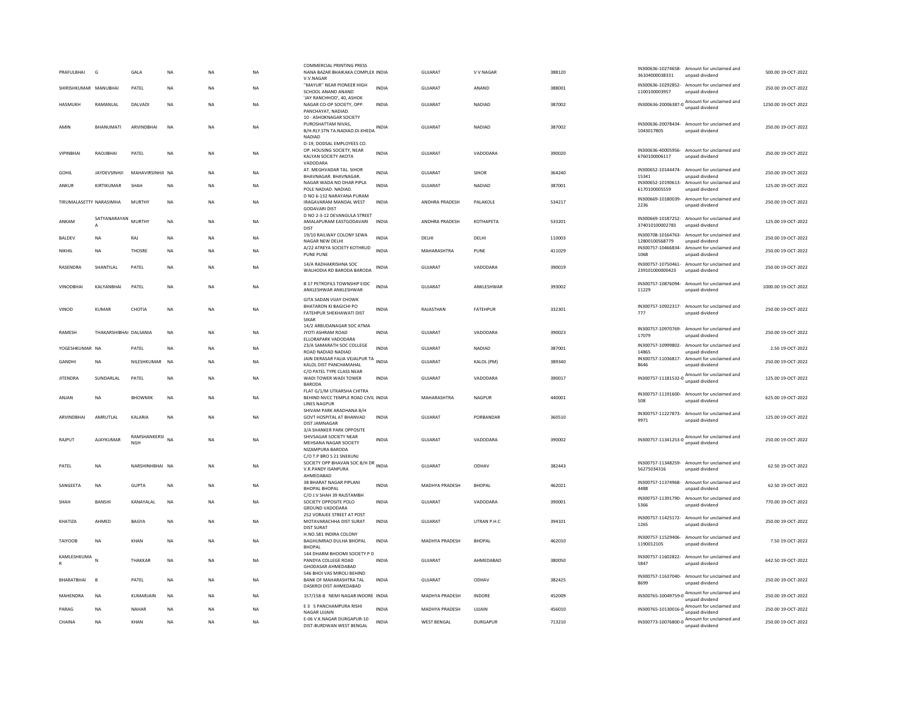| PRAFULBHAI | G | GALA | NA | NA | NA | COMMERCIAL PRINTING PRESS NANA BAZAR BHAIKAKA COMPLEX V.V.NAGAR | INDIA | GUJARAT | V V NAGAR | 388120 | IN300636-10274658-36104000038331 | Amount for unclaimed and unpaid dividend | 500.00 | 19-OCT-2022 |
|---|---|---|---|---|---|---|---|---|---|---|---|---|---|---|
| SHIRISHKUMAR | MANUBHAI | PATEL | NA | NA | NA | ''MAYUR'' NEAR PIONEER HIGH SCHOOL ANAND ANAND | INDIA | GUJARAT | ANAND | 388001 | IN300636-10292852-1100100003957 | Amount for unclaimed and unpaid dividend | 250.00 | 19-OCT-2022 |
| HASMUKH | RAMANLAL | DALVADI | NA | NA | NA | 'JAY RANCHHOD', 40, ASHOK NAGAR CO-OP SOCIETY, OPP. PANCHAYAT, NADIAD. | INDIA | GUJARAT | NADIAD | 387002 | IN300636-20006387-0 | Amount for unclaimed and unpaid dividend | 1250.00 | 19-OCT-2022 |
| AMIN | BHANUMATI | ARVINDBHAI | NA | NA | NA | 10 - ASHOKNAGAR SOCIETY PUROSHATTAM NIVAS, B/H.RLY.STN TA.NADIAD.DI.KHEDA NADIAD | INDIA | GUJARAT | NADIAD | 387002 | IN300636-20078434-1043017805 | Amount for unclaimed and unpaid dividend | 250.00 | 19-OCT-2022 |
| VIPINBHAI | RAOJIBHAI | PATEL | NA | NA | NA | D-19, DODSAL EMPLOYEES CO. OP. HOUSING SOCIETY, NEAR KALYAN SOCIETY AKOTA VADODARA | INDIA | GUJARAT | VADODARA | 390020 | IN300636-40005956-6760100006117 | Amount for unclaimed and unpaid dividend | 250.00 | 19-OCT-2022 |
| GOHIL | JAYDEVSINHJI | MAHAVIRSINHJI | NA | NA | NA | AT. MEGHVADAR TAL. SIHOR BHAVNAGAR. BHAVNAGAR. | INDIA | GUJARAT | SIHOR | 364240 | IN300652-10144474-15341 | Amount for unclaimed and unpaid dividend | 250.00 | 19-OCT-2022 |
| ANKUR | KIRTIKUMAR | SHAH | NA | NA | NA | NAGAR WADA NO DHAR PIPLA POLE NADIAD. NADIAD. | INDIA | GUJARAT | NADIAD | 387001 | IN300652-10190613-6170100005559 | Amount for unclaimed and unpaid dividend | 125.00 | 19-OCT-2022 |
| TIRUMALASETTY | NARASIMHA | MURTHY | NA | NA | NA | D NO 6-132 NARAYANA PURAM IRAGAVARAM MANDAL WEST GODAVARI DIST | INDIA | ANDHRA PRADESH | PALAKOLE | 534217 | IN300669-10180039-2236 | Amount for unclaimed and unpaid dividend | 250.00 | 19-OCT-2022 |
| ANKAM | SATYANARAYAN A | MURTHY | NA | NA | NA | D NO 2-3-12 DEVANGULA STREET AMALAPURAM EASTGODAVARI DIST | INDIA | ANDHRA PRADESH | KOTHAPETA | 533201 | IN300669-10187252-374010100002783 | Amount for unclaimed and unpaid dividend | 125.00 | 19-OCT-2022 |
| BALDEV | NA | RAJ | NA | NA | NA | 19/10 RAILWAY COLONY SEWA NAGAR NEW DELHI | INDIA | DELHI | DELHI | 110003 | IN300708-10164763-12800100568779 | Amount for unclaimed and unpaid dividend | 250.00 | 19-OCT-2022 |
| NIKHIL | NA | THOSRE | NA | NA | NA | A/22 ATREYA SOCIETY KOTHRUD PUNE PUNE | INDIA | MAHARASHTRA | PUNE | 411029 | IN300757-10466834-1068 | Amount for unclaimed and unpaid dividend | 250.00 | 19-OCT-2022 |
| RASENDRA | SHANTILAL | PATEL | NA | NA | NA | 14/A RADHAKRISHNA SOC WALHODIA RD BARODA BARODA | INDIA | GUJARAT | VADODARA | 390019 | IN300757-10750461-239101000000423 | Amount for unclaimed and unpaid dividend | 250.00 | 19-OCT-2022 |
| VINODBHAI | KALYANBHAI | PATEL | NA | NA | NA | B 17 PETROFILS TOWNSHIP EIDC ANKLESHWAR ANKLESHWAR | INDIA | GUJARAT | ANKLESHWAR | 393002 | IN300757-10876094-11229 | Amount for unclaimed and unpaid dividend | 1000.00 | 19-OCT-2022 |
| VINOD | KUMAR | CHOTIA | NA | NA | NA | GITA SADAN VIJAY CHOWK BHATARON KI BAGICHI PO FATEHPUR SHEKHAWATI DIST SIKAR | INDIA | RAJASTHAN | FATEHPUR | 332301 | IN300757-10922317-777 | Amount for unclaimed and unpaid dividend | 250.00 | 19-OCT-2022 |
| RAMESH | THAKARSHIBHAI | DALSANIA | NA | NA | NA | 14/2 ARBUDANAGAR SOC ATMA JYOTI ASHRAM ROAD ELLORAPARK VADODARA | INDIA | GUJARAT | VADODARA | 390023 | IN300757-10970769-17079 | Amount for unclaimed and unpaid dividend | 250.00 | 19-OCT-2022 |
| YOGESHKUMAR | NA | PATEL | NA | NA | NA | 23/A SAMARATH SOC COLLEGE ROAD NADIAD NADIAD | INDIA | GUJARAT | NADIAD | 387001 | IN300757-10999802-14865 | Amount for unclaimed and unpaid dividend | 2.50 | 19-OCT-2022 |
| GANDHI | NA | NILESHKUMAR | NA | NA | NA | JAIN DERASAR FALIA VEJALPUR TA KALOL DIST PANCHAMAHAL | INDIA | GUJARAT | KALOL (PM) | 389340 | IN300757-11036817-8646 | Amount for unclaimed and unpaid dividend | 250.00 | 19-OCT-2022 |
| JITENDRA | SUNDARLAL | PATEL | NA | NA | NA | C/O PATEL TYPE CLASS NEAR WADI TOWER WADI TOWER BARODA | INDIA | GUJARAT | VADODARA | 390017 | IN300757-11181532-0 | Amount for unclaimed and unpaid dividend | 125.00 | 19-OCT-2022 |
| ANJAN | NA | BHOWMIK | NA | NA | NA | FLAT G/1/M UTKARSHA CHITRA BEHIND NVCC TEMPLE ROAD CIVIL LINES NAGPUR | INDIA | MAHARASHTRA | NAGPUR | 440001 | IN300757-11191600-508 | Amount for unclaimed and unpaid dividend | 625.00 | 19-OCT-2022 |
| ARVINDBHAI | AMRUTLAL | KALARIA | NA | NA | NA | SHIVAM PARK ARADHANA B/H GOVT HOSPITAL AT BHANVAD DIST JAMNAGAR | INDIA | GUJARAT | PORBANDAR | 360510 | IN300757-11227873-9971 | Amount for unclaimed and unpaid dividend | 125.00 | 19-OCT-2022 |
| RAJPUT | AJAYKUMAR | RAMSHANKERSI NGH | NA | NA | NA | 3/A SHANKER PARK OPPOSITE SHIVSAGAR SOCIETY NEAR MEHSANA NAGAR SOCIETY NIZAMPURA BARODA | INDIA | GUJARAT | VADODARA | 390002 | IN300757-11341253-0 | Amount for unclaimed and unpaid dividend | 250.00 | 19-OCT-2022 |
| PATEL | NA | NARSHINHBHAI | NA | NA | NA | C/O T.P BRO S 21 SNEKUNJ SOCIETY OPP BHAVAN SOC B/H DR V.R.PANDY ISANPURA AHMEDABAD | INDIA | GUJARAT | ODHAV | 382443 | IN300757-11348259-56275034316 | Amount for unclaimed and unpaid dividend | 62.50 | 19-OCT-2022 |
| SANGEETA | NA | GUPTA | NA | NA | NA | 38 BHARAT NAGAR PIPLANI BHOPAL BHOPAL | INDIA | MADHYA PRADESH | BHOPAL | 462021 | IN300757-11374968-4488 | Amount for unclaimed and unpaid dividend | 62.50 | 19-OCT-2022 |
| SHAH | BANSHI | KANAYALAL | NA | NA | NA | C/O J.V SHAH 39 RAJSTAMBH SOCIETY OPPOSITE POLO GROUND VADODARA | INDIA | GUJARAT | VADODARA | 390001 | IN300757-11391790-5366 | Amount for unclaimed and unpaid dividend | 770.00 | 19-OCT-2022 |
| KHATIZA | AHMED | BAGYA | NA | NA | NA | 252 VORAJEE STREET AT POST MOTAVARACHHA DIST SURAT DIST SURAT | INDIA | GUJARAT | UTRAN P.H.C | 394101 | IN300757-11425172-1265 | Amount for unclaimed and unpaid dividend | 250.00 | 19-OCT-2022 |
| TAIYOOB | NA | KHAN | NA | NA | NA | H.NO.581 INDIRA COLONY BAGHUMRAO DULHA BHOPAL BHOPAL | INDIA | MADHYA PRADESH | BHOPAL | 462010 | IN300757-11529406-1190012105 | Amount for unclaimed and unpaid dividend | 7.50 | 19-OCT-2022 |
| KAMLESHKUMA R | N | THAKKAR | NA | NA | NA | 144 DHARM BHOOMI SOCIETY P D PANDYA COLLEGE ROAD GHODASAR AHMEDABAD | INDIA | GUJARAT | AHMEDABAD | 380050 | IN300757-11602822-5847 | Amount for unclaimed and unpaid dividend | 642.50 | 19-OCT-2022 |
| BHARATBHAI | B | PATEL | NA | NA | NA | 546 BHOI VAS MIROLI BEHIND BANK OF MAHARASHTRA TAL DASKROI DIST AHMEDABAD | INDIA | GUJARAT | ODHAV | 382425 | IN300757-11637040-8699 | Amount for unclaimed and unpaid dividend | 250.00 | 19-OCT-2022 |
| MAHENDRA | NA | KUMARJAIN | NA | NA | NA | 157/158-B NEMI NAGAR INDORE | INDIA | MADHYA PRADESH | INDORE | 452009 | IN300765-10049759-0 | Amount for unclaimed and unpaid dividend | 250.00 | 19-OCT-2022 |
| PARAG | NA | NAHAR | NA | NA | NA | E 3 5 PANCHAMPURA RISHI NAGAR UJJAIN | INDIA | MADHYA PRADESH | UJJAIN | 456010 | IN300765-10130016-0 | Amount for unclaimed and unpaid dividend | 250.00 | 19-OCT-2022 |
| CHAINA | NA | KHAN | NA | NA | NA | E-06 V.K.NAGAR DURGAPUR-10 DIST-BURDWAN WEST BENGAL | INDIA | WEST BENGAL | DURGAPUR | 713210 | IN300773-10076800-0 | Amount for unclaimed and unpaid dividend | 250.00 | 19-OCT-2022 |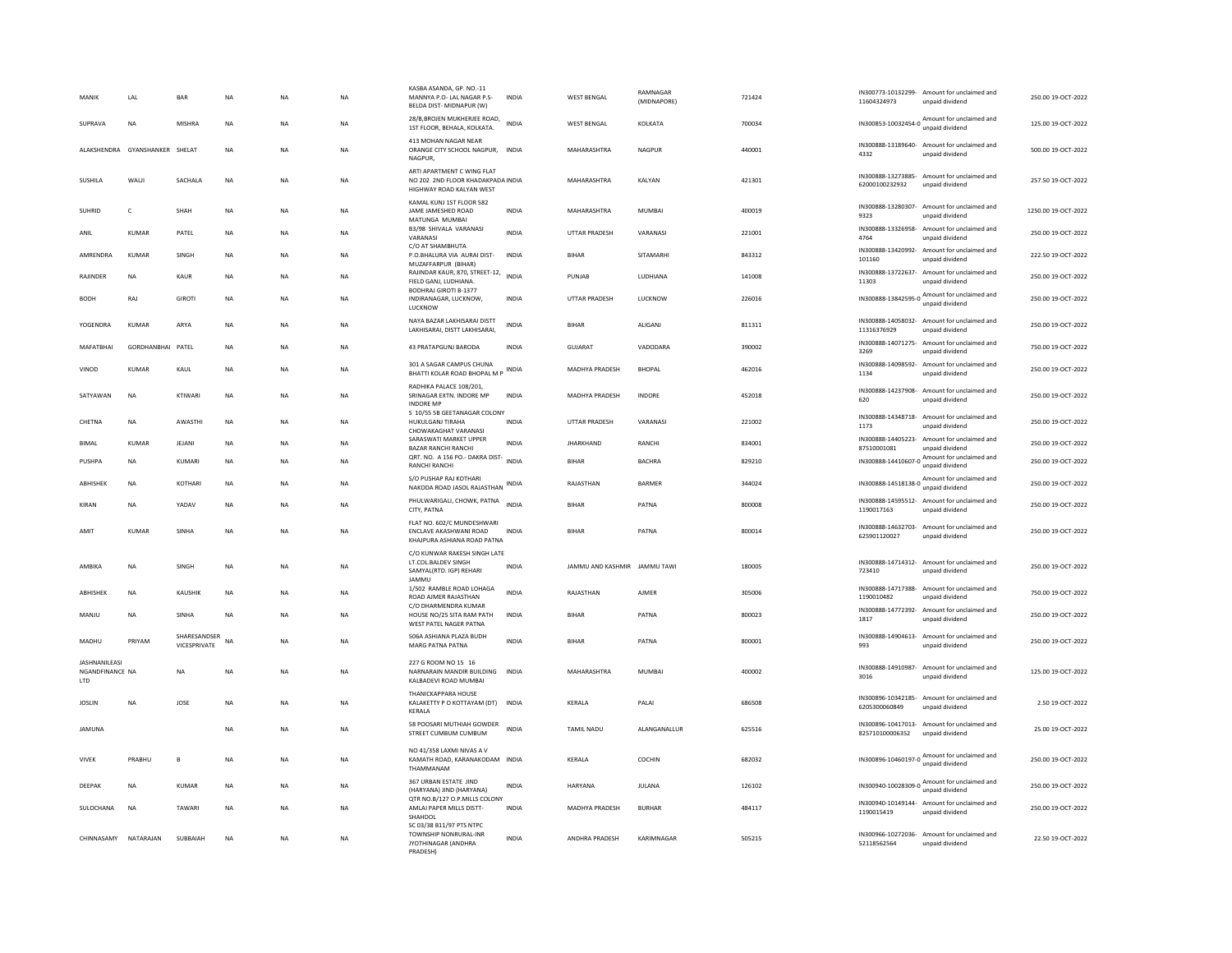| | | | | | | | | | | | | | | |
|---|---|---|---|---|---|---|---|---|---|---|---|---|---|---|
| MANIK | LAL | BAR | NA | NA | NA | KASBA ASANDA, GP. NO.-11 MANNYA P.O- LAL NAGAR P.S-BELDA DIST- MIDNAPUR (W) | INDIA | WEST BENGAL | RAMNAGAR (MIDNAPORE) | 721424 | IN300773-10132299-11604324973 | Amount for unclaimed and unpaid dividend | 250.00 | 19-OCT-2022 |
| SUPRAVA | NA | MISHRA | NA | NA | NA | 28/B,BROJEN MUKHERJEE ROAD, 1ST FLOOR, BEHALA, KOLKATA. | INDIA | WEST BENGAL | KOLKATA | 700034 | IN300853-10032454-0 | Amount for unclaimed and unpaid dividend | 125.00 | 19-OCT-2022 |
| ALAKSHENDRA | GYANSHANKER | SHELAT | NA | NA | NA | 413 MOHAN NAGAR NEAR ORANGE CITY SCHOOL NAGPUR, NAGPUR, | INDIA | MAHARASHTRA | NAGPUR | 440001 | IN300888-13189640-4332 | Amount for unclaimed and unpaid dividend | 500.00 | 19-OCT-2022 |
| SUSHILA | WALJI | SACHALA | NA | NA | NA | ARTI APARTMENT C WING FLAT NO 202 2ND FLOOR KHADAKPADA HIGHWAY ROAD KALYAN WEST | INDIA | MAHARASHTRA | KALYAN | 421301 | IN300888-13273885-62000100232932 | Amount for unclaimed and unpaid dividend | 257.50 | 19-OCT-2022 |
| SUHRID | C | SHAH | NA | NA | NA | KAMAL KUNJ 1ST FLOOR 582 JAME JAMESHED ROAD MATUNGA MUMBAI | INDIA | MAHARASHTRA | MUMBAI | 400019 | IN300888-13280307-9323 | Amount for unclaimed and unpaid dividend | 1250.00 | 19-OCT-2022 |
| ANIL | KUMAR | PATEL | NA | NA | NA | B3/98 SHIVALA VARANASI VARANASI | INDIA | UTTAR PRADESH | VARANASI | 221001 | IN300888-13326958-4764 | Amount for unclaimed and unpaid dividend | 250.00 | 19-OCT-2022 |
| AMRENDRA | KUMAR | SINGH | NA | NA | NA | C/O AT SHAMBHUTA P.O.BHALURA VIA AURAI DIST-MUZAFFARPUR (BIHAR) | INDIA | BIHAR | SITAMARHI | 843312 | IN300888-13420992-101160 | Amount for unclaimed and unpaid dividend | 222.50 | 19-OCT-2022 |
| RAJINDER | NA | KAUR | NA | NA | NA | RAJINDAR KAUR, 870, STREET-12, FIELD GANJ, LUDHIANA. | INDIA | PUNJAB | LUDHIANA | 141008 | IN300888-13722637-11303 | Amount for unclaimed and unpaid dividend | 250.00 | 19-OCT-2022 |
| BODH | RAJ | GIROTI | NA | NA | NA | BODHRAJ GIROTI B-1377 INDIRANAGAR, LUCKNOW, LUCKNOW | INDIA | UTTAR PRADESH | LUCKNOW | 226016 | IN300888-13842595-0 | Amount for unclaimed and unpaid dividend | 250.00 | 19-OCT-2022 |
| YOGENDRA | KUMAR | ARYA | NA | NA | NA | NAYA BAZAR LAKHISARAI DISTT LAKHISARAI, DISTT LAKHISARAI, | INDIA | BIHAR | ALIGANJ | 811311 | IN300888-14058032-11316376929 | Amount for unclaimed and unpaid dividend | 250.00 | 19-OCT-2022 |
| MAFATBHAI | GORDHANBHAI | PATEL | NA | NA | NA | 43 PRATAPGUNJ BARODA | INDIA | GUJARAT | VADODARA | 390002 | IN300888-14071275-3269 | Amount for unclaimed and unpaid dividend | 750.00 | 19-OCT-2022 |
| VINOD | KUMAR | KAUL | NA | NA | NA | 301 A SAGAR CAMPUS CHUNA BHATTI KOLAR ROAD BHOPAL M P | INDIA | MADHYA PRADESH | BHOPAL | 462016 | IN300888-14098592-1134 | Amount for unclaimed and unpaid dividend | 250.00 | 19-OCT-2022 |
| SATYAWAN | NA | KTIWARI | NA | NA | NA | RADHIKA PALACE 108/201, SRINAGAR EXTN. INDORE MP INDORE MP | INDIA | MADHYA PRADESH | INDORE | 452018 | IN300888-14237908-620 | Amount for unclaimed and unpaid dividend | 250.00 | 19-OCT-2022 |
| CHETNA | NA | AWASTHI | NA | NA | NA | S 10/55 5B GEETANAGAR COLONY HUKULGANJ TIRAHA CHOWAKAGHAT VARANASI | INDIA | UTTAR PRADESH | VARANASI | 221002 | IN300888-14348718-1173 | Amount for unclaimed and unpaid dividend | 250.00 | 19-OCT-2022 |
| BIMAL | KUMAR | JEJANI | NA | NA | NA | SARASWATI MARKET UPPER BAZAR RANCHI RANCHI | INDIA | JHARKHAND | RANCHI | 834001 | IN300888-14405223-87510001081 | Amount for unclaimed and unpaid dividend | 250.00 | 19-OCT-2022 |
| PUSHPA | NA | KUMARI | NA | NA | NA | QRT. NO. A 156 PO.- DAKRA DIST-RANCHI RANCHI | INDIA | BIHAR | BACHRA | 829210 | IN300888-14410607-0 | Amount for unclaimed and unpaid dividend | 250.00 | 19-OCT-2022 |
| ABHISHEK | NA | KOTHARI | NA | NA | NA | S/O PUSHAP RAJ KOTHARI NAKODA ROAD JASOL RAJASTHAN | INDIA | RAJASTHAN | BARMER | 344024 | IN300888-14518138-0 | Amount for unclaimed and unpaid dividend | 250.00 | 19-OCT-2022 |
| KIRAN | NA | YADAV | NA | NA | NA | PHULWARIGALI, CHOWK, PATNA CITY, PATNA | INDIA | BIHAR | PATNA | 800008 | IN300888-14595512-1190017163 | Amount for unclaimed and unpaid dividend | 250.00 | 19-OCT-2022 |
| AMIT | KUMAR | SINHA | NA | NA | NA | FLAT NO. 602/C MUNDESHWARI ENCLAVE AKASHWANI ROAD KHAJPURA ASHIANA ROAD PATNA | INDIA | BIHAR | PATNA | 800014 | IN300888-14632703-625901120027 | Amount for unclaimed and unpaid dividend | 250.00 | 19-OCT-2022 |
| AMBIKA | NA | SINGH | NA | NA | NA | C/O KUNWAR RAKESH SINGH LATE LT.COL.BALDEV SINGH SAMYAL(RTD. IGP) REHARI JAMMU | INDIA | JAMMU AND KASHMIR | JAMMU TAWI | 180005 | IN300888-14714312-723410 | Amount for unclaimed and unpaid dividend | 250.00 | 19-OCT-2022 |
| ABHISHEK | NA | KAUSHIK | NA | NA | NA | 1/502 RAMBLE ROAD LOHAGA ROAD AJMER RAJASTHAN | INDIA | RAJASTHAN | AJMER | 305006 | IN300888-14717388-1190010482 | Amount for unclaimed and unpaid dividend | 750.00 | 19-OCT-2022 |
| MANJU | NA | SINHA | NA | NA | NA | C/O DHARMENDRA KUMAR HOUSE NO/25 SITA RAM PATH WEST PATEL NAGER PATNA | INDIA | BIHAR | PATNA | 800023 | IN300888-14772392-1817 | Amount for unclaimed and unpaid dividend | 250.00 | 19-OCT-2022 |
| MADHU | PRIYAM | SHARESANDSER VICESPRIVATE | NA | NA | NA | 506A ASHIANA PLAZA BUDH MARG PATNA PATNA | INDIA | BIHAR | PATNA | 800001 | IN300888-14904613-993 | Amount for unclaimed and unpaid dividend | 250.00 | 19-OCT-2022 |
| JASHNANILEASI NGANDFINANCE LTD | NA | NA | NA | NA | NA | 227 G ROOM NO 15 16 NARNARAIN MANDIR BUILDING KALBADEVI ROAD MUMBAI | INDIA | MAHARASHTRA | MUMBAI | 400002 | IN300888-14910987-3016 | Amount for unclaimed and unpaid dividend | 125.00 | 19-OCT-2022 |
| JOSLIN | NA | JOSE | NA | NA | NA | THANICKAPPARA HOUSE KALAKETTY P O KOTTAYAM (DT) KERALA | INDIA | KERALA | PALAI | 686508 | IN300896-10342185-6205300060849 | Amount for unclaimed and unpaid dividend | 2.50 | 19-OCT-2022 |
| JAMUNA | | | NA | NA | NA | 58 POOSARI MUTHIAH GOWDER STREET CUMBUM CUMBUM | INDIA | TAMIL NADU | ALANGANALLUR | 625516 | IN300896-10417013-825710100006352 | Amount for unclaimed and unpaid dividend | 25.00 | 19-OCT-2022 |
| VIVEK | PRABHU | B | NA | NA | NA | NO 41/358 LAXMI NIVAS A V KAMATH ROAD, KARANAKODAM THAMMANAM | INDIA | KERALA | COCHIN | 682032 | IN300896-10460197-0 | Amount for unclaimed and unpaid dividend | 250.00 | 19-OCT-2022 |
| DEEPAK | NA | KUMAR | NA | NA | NA | 367 URBAN ESTATE JIND (HARYANA) JIND (HARYANA) | INDIA | HARYANA | JULANA | 126102 | IN300940-10028309-0 | Amount for unclaimed and unpaid dividend | 250.00 | 19-OCT-2022 |
| SULOCHANA | NA | TAWARI | NA | NA | NA | QTR NO.B/127 O.P.MILLS COLONY AMLAI PAPER MILLS DISTT-SHAHDOL | INDIA | MADHYA PRADESH | BURHAR | 484117 | IN300940-10149144-1190015419 | Amount for unclaimed and unpaid dividend | 250.00 | 19-OCT-2022 |
| CHINNASAMY | NATARAJAN | SUBBAIAH | NA | NA | NA | SC 03/38 B11/97 PTS NTPC TOWNSHIP NONRURAL-INR JYOTHINAGAR (ANDHRA PRADESH) | INDIA | ANDHRA PRADESH | KARIMNAGAR | 505215 | IN300966-10272036-52118562564 | Amount for unclaimed and unpaid dividend | 22.50 | 19-OCT-2022 |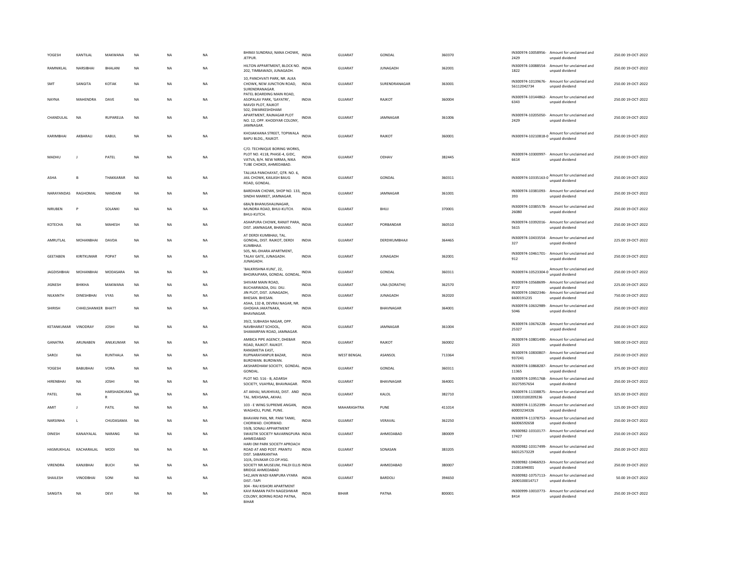| YOGESH | KANTILAL | MAKWANA | NA | NA | NA | BHIMJI SUNDRAJI, NANA CHOWK, JETPUR. | INDIA | GUJARAT | GONDAL | 360370 | | IN300974-10058956-2429 | Amount for unclaimed and unpaid dividend | 250.00 19-OCT-2022 |
|---|---|---|---|---|---|---|---|---|---|---|---|---|---|---|
| RAMNIKLAL | NARSIBHAI | BHALANI | NA | NA | NA | HILTON APPARTMENT, BLOCK NO. 202, TIMBAWADI, JUNAGADH. | INDIA | GUJARAT | JUNAGADH | 362001 | | IN300974-10088554-1822 | Amount for unclaimed and unpaid dividend | 250.00 19-OCT-2022 |
| SMT | SANGITA | KOTAK | NA | NA | NA | 10, PANCHVATI PARK, NR. ALKA CHOWK, NEW JUNCTION ROAD, SURENDRANAGAR. | INDIA | GUJARAT | SURENDRANAGAR | 363001 | | IN300974-10139676-56112042734 | Amount for unclaimed and unpaid dividend | 250.00 19-OCT-2022 |
| NAYNA | MAHENDRA | DAVE | NA | NA | NA | PATEL BOARDING MAIN ROAD, ASOPALAV PARK, 'GAYATRI', MAVDI PLOT, RAJKOT | INDIA | GUJARAT | RAJKOT | 360004 | | IN300974-10144862-6343 | Amount for unclaimed and unpaid dividend | 250.00 19-OCT-2022 |
| CHANDULAL | NA | RUPARELIA | NA | NA | NA | 502, DWARKESHDHAM APARTMENT, RAJNAGAR PLOT NO. 12, OPP. KHODIYAR COLONY, JAMNAGAR. | INDIA | GUJARAT | JAMNAGAR | 361006 | | IN300974-10205050-2429 | Amount for unclaimed and unpaid dividend | 250.00 19-OCT-2022 |
| KARIMBHAI | AKBARALI | KABUL | NA | NA | NA | KHOJAKHANA STREET, TOPIWALA BAPU BLDG., RAJKOT. | INDIA | GUJARAT | RAJKOT | 360001 | | IN300974-10210818-0 | Amount for unclaimed and unpaid dividend | 250.00 19-OCT-2022 |
| MADHU | J | PATEL | NA | NA | NA | C/O. TECHNIQUE BORING WORKS, PLOT NO. 4118, PHASE-4, GIDC, VATVA, B/H. NEW NIRMA, NIKA TUBE CHOKDI, AHMEDABAD. | INDIA | GUJARAT | ODHAV | 382445 | | IN300974-10300997-6614 | Amount for unclaimed and unpaid dividend | 250.00 19-OCT-2022 |
| ASHA | B | THAKKARAR | NA | NA | NA | TALUKA PANCHAYAT, QTR. NO. 6, JAIL CHOWK, KAILASH BAUG ROAD, GONDAL. | INDIA | GUJARAT | GONDAL | 360311 | | IN300974-10335163-0 | Amount for unclaimed and unpaid dividend | 250.00 19-OCT-2022 |
| NARAYANDAS | RAGHOMAL | NANDANI | NA | NA | NA | BARDHAN CHOWK, SHOP NO. 133, SINDHI MARKET, JAMNAGAR. | INDIA | GUJARAT | JAMNAGAR | 361001 | | IN300974-10381093-393 | Amount for unclaimed and unpaid dividend | 250.00 19-OCT-2022 |
| NIRUBEN | P | SOLANKI | NA | NA | NA | 68A/B BHANUSHALINAGAR, MUNDRA ROAD, BHUJ-KUTCH. BHUJ-KUTCH. | INDIA | GUJARAT | BHUJ | 370001 | | IN300974-10385578-26080 | Amount for unclaimed and unpaid dividend | 250.00 19-OCT-2022 |
| KOTECHA | NA | MAHESH | NA | NA | NA | ASHAPURA CHOWK, RANJIT PARA, DIST. JAMNAGAR, BHANVAD. | INDIA | GUJARAT | PORBANDAR | 360510 | | IN300974-10392016-5615 | Amount for unclaimed and unpaid dividend | 250.00 19-OCT-2022 |
| AMRUTLAL | MOHANBHAI | DAVDA | NA | NA | NA | AT DERDI KUMBHAJI, TAL. GONDAL, DIST. RAJKOT, DERDI KUMBHAJI. | INDIA | GUJARAT | DERDIKUMBHAJI | 364465 | | IN300974-10433554-327 | Amount for unclaimed and unpaid dividend | 225.00 19-OCT-2022 |
| GEETABEN | KIRITKUMAR | POPAT | NA | NA | NA | 505, NIL-DHARA APARTMENT, TALAV GATE, JUNAGADH. JUNAGADH. | INDIA | GUJARAT | JUNAGADH | 362001 | | IN300974-10461701-912 | Amount for unclaimed and unpaid dividend | 250.00 19-OCT-2022 |
| JAGDISHBHAI | MOHANBHAI | MODASARA | NA | NA | NA | 'BALKRISHNA KUNJ', 22, BHOJRAJPARA, GONDAL. GONDAL. | INDIA | GUJARAT | GONDAL | 360311 | | IN300974-10523304-0 | Amount for unclaimed and unpaid dividend | 250.00 19-OCT-2022 |
| JIGNESH | BHIKHA | MAKWANA | NA | NA | NA | SHIVAM MAIN ROAD, BUCHARWADA, DIU. DIU. | INDIA | GUJARAT | UNA (SORATHI) | 362570 | | IN300974-10568699-8727 | Amount for unclaimed and unpaid dividend | 225.00 19-OCT-2022 |
| NILKANTH | DINESHBHAI | VYAS | NA | NA | NA | JIN PLOT, DIST. JUNAGADH, BHESAN. BHESAN. | INDIA | GUJARAT | JUNAGADH | 362020 | | IN300974-10602346-6600191235 | Amount for unclaimed and unpaid dividend | 750.00 19-OCT-2022 |
| SHIRISH | CHHELSHANKER | BHATT | NA | NA | NA | ASHA, 132-B, DEVRAJ NAGAR, NR. GHOGHA JAKATNAKA, BHAVNAGAR. | INDIA | GUJARAT | BHAVNAGAR | 364001 | | IN300974-10632989-5046 | Amount for unclaimed and unpaid dividend | 250.00 19-OCT-2022 |
| KETANKUMAR | VINODRAY | JOSHI | NA | NA | NA | 39/2, SUBHASH NAGAR, OPP. NAVBHARAT SCHOOL, SHAMARPAN ROAD, JAMNAGAR. | INDIA | GUJARAT | JAMNAGAR | 361004 | | IN300974-10676228-25327 | Amount for unclaimed and unpaid dividend | 250.00 19-OCT-2022 |
| GANATRA | ARUNABEN | ANILKUMAR | NA | NA | NA | AMBICA PIPE AGENCY, DHEBAR ROAD, RAJKOT. RAJKOT. | INDIA | GUJARAT | RAJKOT | 360002 | | IN300974-10801490-2023 | Amount for unclaimed and unpaid dividend | 500.00 19-OCT-2022 |
| SAROJ | NA | RUNTHALA | NA | NA | NA | RANGMETIA EAST, RUPNARAYANPUR BAZAR, BURDWAN. BURDWAN. | INDIA | WEST BENGAL | ASANSOL | 713364 | | IN300974-10830807-937241 | Amount for unclaimed and unpaid dividend | 250.00 19-OCT-2022 |
| YOGESH | BABUBHAI | VORA | NA | NA | NA | AKSHARDHAM SOCIETY, GONDAL. GONDAL. | INDIA | GUJARAT | GONDAL | 360311 | | IN300974-10868287-11365 | Amount for unclaimed and unpaid dividend | 375.00 19-OCT-2022 |
| HIRENBHAI | NA | JOSHI | NA | NA | NA | PLOT NO. 516 - B, ADARSH SOCIETY, VIJAYRAJ, BHAVNAGAR. | INDIA | GUJARAT | BHAVNAGAR | 364001 | | IN300974-10951768-30275957654 | Amount for unclaimed and unpaid dividend | 250.00 19-OCT-2022 |
| PATEL | NA | HARSHADKUMAR | NA | NA | NA | AT AKHAJ, MUKHIVAS, DIST. AND TAL. MEHSANA, AKHAJ. | INDIA | GUJARAT | KALOL | 382710 | | IN300974-11338875-130010100209236 | Amount for unclaimed and unpaid dividend | 325.00 19-OCT-2022 |
| AMIT | J | PATIL | NA | NA | NA | 103 - E WING SUPREME ANGAN, WAGHOLI, PUNE. PUNE. | INDIA | MAHARASHTRA | PUNE | 411014 | | IN300974-11352399-60003234326 | Amount for unclaimed and unpaid dividend | 125.00 19-OCT-2022 |
| NARSINHA | L | CHUDASAMA | NA | NA | NA | BHAVANI PAN, NR. PANI TANKI, CHORWAD. CHORWAD. | INDIA | GUJARAT | VERAVAL | 362250 | | IN300974-11378753-66006592658 | Amount for unclaimed and unpaid dividend | 250.00 19-OCT-2022 |
| DINESH | KANAIYALAL | NARANG | NA | NA | NA | 59/B, SONALI APPARTMENT SWASTIK SOCIETY NAVARNGPURA AHMEDABAD | INDIA | GUJARAT | AHMEDABAD | 380009 | | IN300982-10310177-17427 | Amount for unclaimed and unpaid dividend | 250.00 19-OCT-2022 |
| HASMUKHLAL | KACHARALAL | MODI | NA | NA | NA | HARI OM PARK SOCIETY APROACH ROAD AT AND POST. PRANTIJ DIST. SABARKANTHA | INDIA | GUJARAT | SONASAN | 383205 | | IN300982-10317499-66012573229 | Amount for unclaimed and unpaid dividend | 250.00 19-OCT-2022 |
| VIRENDRA | KANJIBHAI | BUCH | NA | NA | NA | 10/A, DIVAKAR CO.OP.HSG. SOCIETY NR.MUSEUM, PALDI ELLIS BRIDGE AHMEDABAD | INDIA | GUJARAT | AHMEDABAD | 380007 | | IN300982-10466923-21081694001 | Amount for unclaimed and unpaid dividend | 250.00 19-OCT-2022 |
| SHAILESH | VINODBHAI | SONI | NA | NA | NA | 542,JAIN WADI KANPURA VYARA DIST.-TAPI | INDIA | GUJARAT | BARDOLI | 394650 | | IN300982-10757113-2690100014717 | Amount for unclaimed and unpaid dividend | 50.00 19-OCT-2022 |
| SANGITA | NA | DEVI | NA | NA | NA | 304 - RAJ KISHORI APARTMENT KAVI RAMAN PATH NAGESHWAR COLONY, BORING ROAD PATNA, BIHAR | INDIA | BIHAR | PATNA | 800001 | | IN300999-10010773-8414 | Amount for unclaimed and unpaid dividend | 250.00 19-OCT-2022 |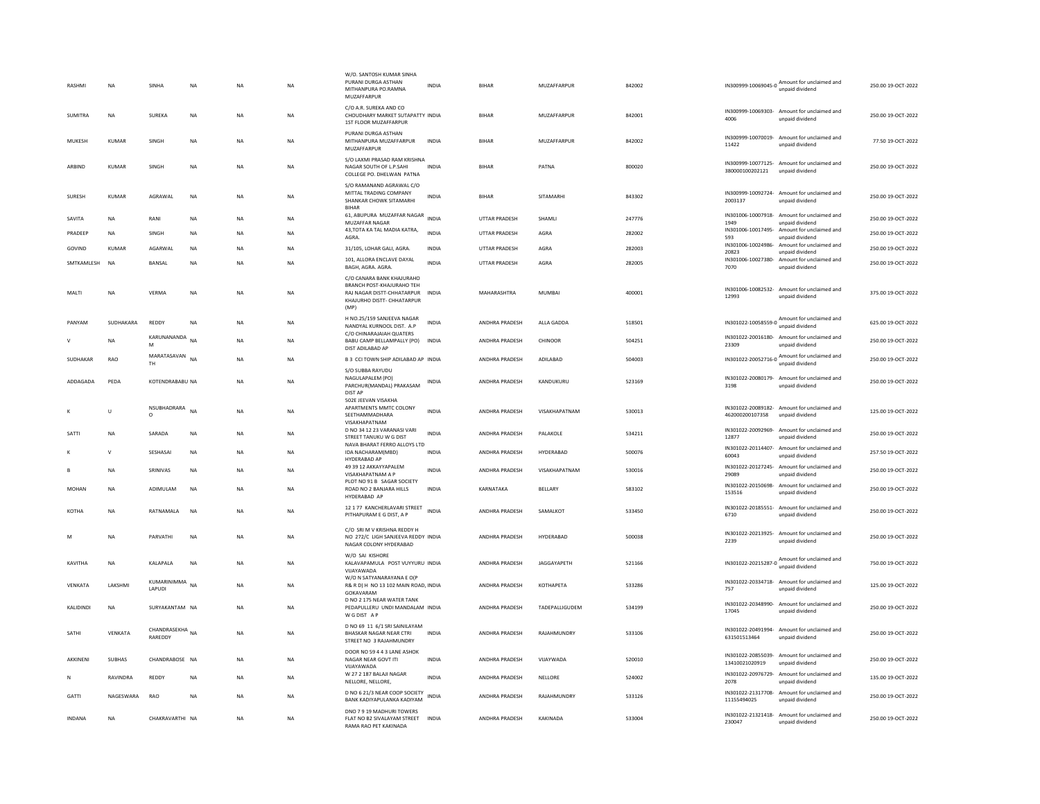| | | | | | | | | | | | | | | |
|---|---|---|---|---|---|---|---|---|---|---|---|---|---|---|
| RASHMI | NA | SINHA | NA | NA | NA | W/O. SANTOSH KUMAR SINHA PURANI DURGA ASTHAN MITHANPURA PO.RAMNA MUZAFFARPUR | INDIA | BIHAR | MUZAFFARPUR | 842002 | IN300999-10069045-0 | Amount for unclaimed and unpaid dividend | 250.00 | 19-OCT-2022 |
| SUMITRA | NA | SUREKA | NA | NA | NA | C/O A.R. SUREKA AND CO CHOUDHARY MARKET SUTAPATTY 1ST FLOOR MUZAFFARPUR | INDIA | BIHAR | MUZAFFARPUR | 842001 | IN300999-10069303-4006 | Amount for unclaimed and unpaid dividend | 250.00 | 19-OCT-2022 |
| MUKESH | KUMAR | SINGH | NA | NA | NA | PURANI DURGA ASTHAN MITHANPURA MUZAFFARPUR MUZAFFARPUR | INDIA | BIHAR | MUZAFFARPUR | 842002 | IN300999-10070019-11422 | Amount for unclaimed and unpaid dividend | 77.50 | 19-OCT-2022 |
| ARBIND | KUMAR | SINGH | NA | NA | NA | S/O LAXMI PRASAD RAM KRISHNA NAGAR SOUTH OF L.P.SAHI COLLEGE PO. DHELWAN PATNA | INDIA | BIHAR | PATNA | 800020 | IN300999-10077125-380000100202121 | Amount for unclaimed and unpaid dividend | 250.00 | 19-OCT-2022 |
| SURESH | KUMAR | AGRAWAL | NA | NA | NA | S/O RAMANAND AGRAWAL C/O MITTAL TRADING COMPANY SHANKAR CHOWK SITAMARHI BIHAR | INDIA | BIHAR | SITAMARHI | 843302 | IN300999-10092724-2003137 | Amount for unclaimed and unpaid dividend | 250.00 | 19-OCT-2022 |
| SAVITA | NA | RANI | NA | NA | NA | 61, ABUPURA MUZAFFAR NAGAR MUZAFFAR NAGAR | INDIA | UTTAR PRADESH | SHAMLI | 247776 | IN301006-10007918-1949 | Amount for unclaimed and unpaid dividend | 250.00 | 19-OCT-2022 |
| PRADEEP | NA | SINGH | NA | NA | NA | 43,TOTA KA TAL MADIA KATRA, AGRA. | INDIA | UTTAR PRADESH | AGRA | 282002 | IN301006-10017495-593 | Amount for unclaimed and unpaid dividend | 250.00 | 19-OCT-2022 |
| GOVIND | KUMAR | AGARWAL | NA | NA | NA | 31/105, LOHAR GALI, AGRA. | INDIA | UTTAR PRADESH | AGRA | 282003 | IN301006-10024986-20823 | Amount for unclaimed and unpaid dividend | 250.00 | 19-OCT-2022 |
| SMTKAMLESH | NA | BANSAL | NA | NA | NA | 101, ALLORA ENCLAVE DAYAL BAGH, AGRA. AGRA. | INDIA | UTTAR PRADESH | AGRA | 282005 | IN301006-10027380-7070 | Amount for unclaimed and unpaid dividend | 250.00 | 19-OCT-2022 |
| MALTI | NA | VERMA | NA | NA | NA | C/O CANARA BANK KHAJURAHO BRANCH POST-KHAJURAHO TEH RAJ NAGAR DISTT-CHHATARPUR KHAJURHO DISTT- CHHATARPUR (MP) | INDIA | MAHARASHTRA | MUMBAI | 400001 | IN301006-10082532-12993 | Amount for unclaimed and unpaid dividend | 375.00 | 19-OCT-2022 |
| PANYAM | SUDHAKARA | REDDY | NA | NA | NA | H NO.25/159 SANJEEVA NAGAR NANDYAL KURNOOL DIST. A.P | INDIA | ANDHRA PRADESH | ALLA GADDA | 518501 | IN301022-10058559-0 | Amount for unclaimed and unpaid dividend | 625.00 | 19-OCT-2022 |
| V | NA | KARUNANANDA M | NA | NA | NA | C/O CHINARAJAIAH QUATERS BABU CAMP BELLAMPALLY (PO) DIST ADILABAD AP | INDIA | ANDHRA PRADESH | CHINOOR | 504251 | IN301022-20016180-23309 | Amount for unclaimed and unpaid dividend | 250.00 | 19-OCT-2022 |
| SUDHAKAR | RAO | MARATASAVAN TH | NA | NA | NA | B 3 CCI TOWN SHIP ADILABAD AP | INDIA | ANDHRA PRADESH | ADILABAD | 504003 | IN301022-20052716-0 | Amount for unclaimed and unpaid dividend | 250.00 | 19-OCT-2022 |
| ADDAGADA | PEDA | KOTENDRABABU | NA | NA | NA | S/O SUBBA RAYUDU NAGULAPALEM (PO) PARCHUR(MANDAL) PRAKASAM DIST AP | INDIA | ANDHRA PRADESH | KANDUKURU | 523169 | IN301022-20080179-3198 | Amount for unclaimed and unpaid dividend | 250.00 | 19-OCT-2022 |
| K | U | NSUBHADRARA O | NA | NA | NA | 502E JEEVAN VISAKHA APARTMENTS MMTC COLONY SEETHAMMADHARA VISAKHAPATNAM | INDIA | ANDHRA PRADESH | VISAKHAPATNAM | 530013 | IN301022-20089182-462000200107358 | Amount for unclaimed and unpaid dividend | 125.00 | 19-OCT-2022 |
| SATTI | NA | SARADA | NA | NA | NA | D NO 34 12 23 VARANASI VARI STREET TANUKU W G DIST | INDIA | ANDHRA PRADESH | PALAKOLE | 534211 | IN301022-20092969-12877 | Amount for unclaimed and unpaid dividend | 250.00 | 19-OCT-2022 |
| K | V | SESHASAI | NA | NA | NA | NAVA BHARAT FERRO ALLOYS LTD IDA NACHARAM(MBD) HYDERABAD AP | INDIA | ANDHRA PRADESH | HYDERABAD | 500076 | IN301022-20114407-60043 | Amount for unclaimed and unpaid dividend | 257.50 | 19-OCT-2022 |
| B | NA | SRINIVAS | NA | NA | NA | 49 39 12 AKKAYYAPALEM VISAKHAPATNAM A P | INDIA | ANDHRA PRADESH | VISAKHAPATNAM | 530016 | IN301022-20127245-29089 | Amount for unclaimed and unpaid dividend | 250.00 | 19-OCT-2022 |
| MOHAN | NA | ADIMULAM | NA | NA | NA | PLOT NO 91 B SAGAR SOCIETY ROAD NO 2 BANJARA HILLS HYDERABAD AP | INDIA | KARNATAKA | BELLARY | 583102 | IN301022-20150698-153516 | Amount for unclaimed and unpaid dividend | 250.00 | 19-OCT-2022 |
| KOTHA | NA | RATNAMALA | NA | NA | NA | 12 1 77 KANCHERLAVARI STREET PITHAPURAM E G DIST, A P | INDIA | ANDHRA PRADESH | SAMALKOT | 533450 | IN301022-20185551-6710 | Amount for unclaimed and unpaid dividend | 250.00 | 19-OCT-2022 |
| M | NA | PARVATHI | NA | NA | NA | C/O SRI M V KRISHNA REDDY H NO 272/C LIGH SANJEEVA REDDY NAGAR COLONY HYDERABAD | INDIA | ANDHRA PRADESH | HYDERABAD | 500038 | IN301022-20213925-2239 | Amount for unclaimed and unpaid dividend | 250.00 | 19-OCT-2022 |
| KAVITHA | NA | KALAPALA | NA | NA | NA | W/O SAI KISHORE KALAVAPAMULA POST VUYYURU VIJAYAWADA | INDIA | ANDHRA PRADESH | JAGGAYAPETH | 521166 | IN301022-20215287-0 | Amount for unclaimed and unpaid dividend | 750.00 | 19-OCT-2022 |
| VENKATA | LAKSHMI | KUMARINIMMA LAPUDI | NA | NA | NA | W/O N SATYANARAYANA E O(P R& R D) H NO 13 102 MAIN ROAD, GOKAVARAM | INDIA | ANDHRA PRADESH | KOTHAPETA | 533286 | IN301022-20334718-757 | Amount for unclaimed and unpaid dividend | 125.00 | 19-OCT-2022 |
| KALIDINDI | NA | SURYAKANTAM | NA | NA | NA | D NO 2 175 NEAR WATER TANK PEDAPULLERU UNDI MANDALAM W G DIST A P | INDIA | ANDHRA PRADESH | TADEPALLIGUDEM | 534199 | IN301022-20348990-17045 | Amount for unclaimed and unpaid dividend | 250.00 | 19-OCT-2022 |
| SATHI | VENKATA | CHANDRASEKHA RAREDDY | NA | NA | NA | D NO 69 11 6/1 SRI SAINILAYAM BHASKAR NAGAR NEAR CTRI STREET NO 3 RAJAHMUNDRY | INDIA | ANDHRA PRADESH | RAJAHMUNDRY | 533106 | IN301022-20491994-631501513464 | Amount for unclaimed and unpaid dividend | 250.00 | 19-OCT-2022 |
| AKKINENI | SUBHAS | CHANDRABOSE | NA | NA | NA | DOOR NO 59 4 4 3 LANE ASHOK NAGAR NEAR GOVT ITI VIJAYAWADA | INDIA | ANDHRA PRADESH | VIJAYWADA | 520010 | IN301022-20855039-13410021020919 | Amount for unclaimed and unpaid dividend | 250.00 | 19-OCT-2022 |
| N | RAVINDRA | REDDY | NA | NA | NA | W 27 2 187 BALAJI NAGAR NELLORE, NELLORE, | INDIA | ANDHRA PRADESH | NELLORE | 524002 | IN301022-20976729-2078 | Amount for unclaimed and unpaid dividend | 135.00 | 19-OCT-2022 |
| GATTI | NAGESWARA | RAO | NA | NA | NA | D NO 6 21/3 NEAR COOP SOCIETY BANK KADIYAPULANKA KADIYAM | INDIA | ANDHRA PRADESH | RAJAHMUNDRY | 533126 | IN301022-21317708-11155494025 | Amount for unclaimed and unpaid dividend | 250.00 | 19-OCT-2022 |
| INDANA | NA | CHAKRAVARTHI | NA | NA | NA | DNO 7 9 19 MADHURI TOWERS FLAT NO B2 SIVALAYAM STREET RAMA RAO PET KAKINADA | INDIA | ANDHRA PRADESH | KAKINADA | 533004 | IN301022-21321418-230047 | Amount for unclaimed and unpaid dividend | 250.00 | 19-OCT-2022 |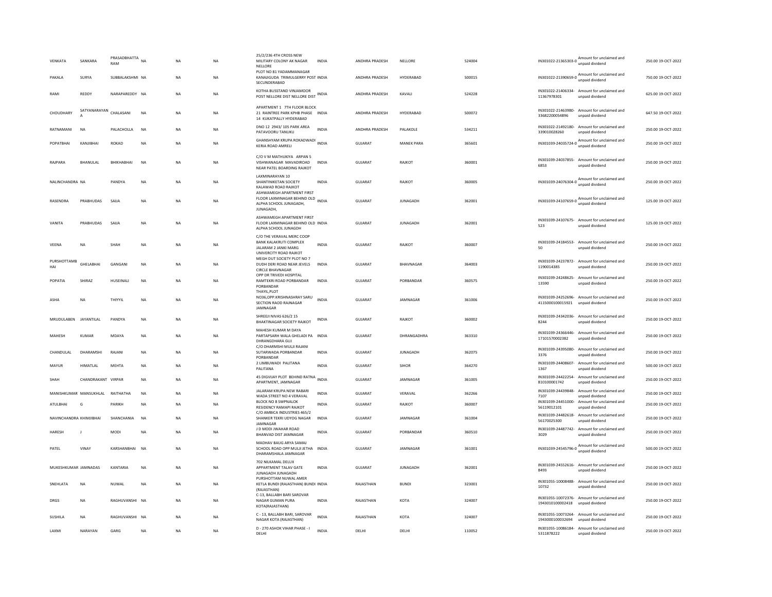| | | | | | | | | | | | | | | |
|---|---|---|---|---|---|---|---|---|---|---|---|---|---|---|
| VENKATA | SANKARA | PRASADBHATTA RAM | NA | NA | NA | 25/2/236 4TH CROSS NEW MILITARY COLONY AK NAGAR NELLORE | INDIA | ANDHRA PRADESH | NELLORE | 524004 | IN301022-21365303-0 | Amount for unclaimed and unpaid dividend | 250.00 | 19-OCT-2022 |
| PAKALA | SURYA | SUBBALAKSHMI | NA | NA | NA | PLOT NO 81 YADAMMANAGAR KANAJIGUDA TRIMULGERRY POST SECUNDERABAD | INDIA | ANDHRA PRADESH | HYDERABAD | 500015 | IN301022-21390659-0 | Amount for unclaimed and unpaid dividend | 750.00 | 19-OCT-2022 |
| RAMI | REDDY | NARAPAREDDY | NA | NA | NA | KOTHA BUSSTAND VINJAMOOR POST NELLORE DIST NELLORE DIST | INDIA | ANDHRA PRADESH | KAVALI | 524228 | IN301022-21406334-11367978301 | Amount for unclaimed and unpaid dividend | 625.00 | 19-OCT-2022 |
| CHOUDHARY | SATYANARAYAN A | CHALASANI | NA | NA | NA | APARTMENT 1 7TH FLOOR BLOCK 21 RAINTREE PARK KPHB PHASE 14 KUKATPALLY HYDERABAD | INDIA | ANDHRA PRADESH | HYDERABAD | 500072 | IN301022-21463980-33682200054896 | Amount for unclaimed and unpaid dividend | 647.50 | 19-OCT-2022 |
| RATNAMANI | NA | PALACHOLLA | NA | NA | NA | DNO 12 2943/ 105 PARK AREA PATAVOORU TANUKU | INDIA | ANDHRA PRADESH | PALAKOLE | 534211 | IN301022-21492180-339010028260 | Amount for unclaimed and unpaid dividend | 250.00 | 19-OCT-2022 |
| POPATBHAI | KANJIBHAI | ROKAD | NA | NA | NA | GHANSHYAM KRUPA ROKADWADI KERIA ROAD AMRELI | INDIA | GUJARAT | MANEK PARA | 365601 | IN301039-24035724-0 | Amount for unclaimed and unpaid dividend | 250.00 | 19-OCT-2022 |
| RAJPARA | BHANULAL | BHIKHABHAI | NA | NA | NA | C/O V M MATHUKIYA ARPAN 5 VISHWANAGAR MAVADIROAD NEAR PATEL BOARDING RAJKOT | INDIA | GUJARAT | RAJKOT | 360001 | IN301039-24037855-6853 | Amount for unclaimed and unpaid dividend | 250.00 | 19-OCT-2022 |
| NALINCHANDRA | NA | PANDYA | NA | NA | NA | LAXMINARAYAN 10 SHANTINIKETAN SOCIETY KALAWAD ROAD RAJKOT | INDIA | GUJARAT | RAJKOT | 360005 | IN301039-24076304-0 | Amount for unclaimed and unpaid dividend | 250.00 | 19-OCT-2022 |
| RASENDRA | PRABHUDAS | SAIJA | NA | NA | NA | ASHWAMEGH APARTMENT FIRST FLOOR LAXMINAGAR BEHIND OLD ALPHA SCHOOL JUNAGADH, JUNAGADH, | INDIA | GUJARAT | JUNAGADH | 362001 | IN301039-24107659-0 | Amount for unclaimed and unpaid dividend | 125.00 | 19-OCT-2022 |
| VANITA | PRABHUDAS | SAIJA | NA | NA | NA | ASHWAMEGH APARTMENT FIRST FLOOR LAXMINAGAR BEHIND OLD ALPHA SCHOOL JUNAGDH | INDIA | GUJARAT | JUNAGADH | 362001 | IN301039-24107675-523 | Amount for unclaimed and unpaid dividend | 125.00 | 19-OCT-2022 |
| VEENA | NA | SHAH | NA | NA | NA | C/O THE VERAVAL MERC COOP BANK KALAKRUTI COMPLEX JALARAM 2 JANKI MARG UNIVERCITY ROAD RAJKOT | INDIA | GUJARAT | RAJKOT | 360007 | IN301039-24184553-50 | Amount for unclaimed and unpaid dividend | 250.00 | 19-OCT-2022 |
| PURSHOTTAMB HAI | GHELABHAI | GANGANI | NA | NA | NA | MEGH DUT SOCIETY PLOT NO 7 DUDH DERI ROAD NEAR JEVELS CIRCLE BHAVNAGAR | INDIA | GUJARAT | BHAVNAGAR | 364003 | IN301039-24237872-1190014385 | Amount for unclaimed and unpaid dividend | 250.00 | 19-OCT-2022 |
| POPATIA | SHIRAZ | HUSEINALI | NA | NA | NA | OPP DR TRIVEDI HOSPITAL RAMTEKRI ROAD PORBANDAR PORBANDAR | INDIA | GUJARAT | PORBANDAR | 360575 | IN301039-24248625-13590 | Amount for unclaimed and unpaid dividend | 250.00 | 19-OCT-2022 |
| ASHA | NA | THIYYIL | NA | NA | NA | THAYIL,PLOT NO36,OPP.KRISHNASHRAY SARU SECTION RAOD RAJNAGAR JAMNAGAR | INDIA | GUJARAT | JAMNAGAR | 361006 | IN301039-24252696-4115000100015921 | Amount for unclaimed and unpaid dividend | 250.00 | 19-OCT-2022 |
| MRUDULABEN | JAYANTILAL | PANDYA | NA | NA | NA | SHREEJI NIVAS 626/2 15 BHAKTINAGAR SOCIETY RAJKOT | INDIA | GUJARAT | RAJKOT | 360002 | IN301039-24342036-8244 | Amount for unclaimed and unpaid dividend | 250.00 | 19-OCT-2022 |
| MAHESH | KUMAR | MDAYA | NA | NA | NA | MAHESH KUMAR M DAYA PARTAPSARH WALA GHELADI PA DHRANGDHARA GUJ | INDIA | GUJARAT | DHRANGADHRA | 363310 | IN301039-24366446-17101570002382 | Amount for unclaimed and unpaid dividend | 250.00 | 19-OCT-2022 |
| CHANDULAL | DHARAMSHI | RAJANI | NA | NA | NA | C/O DHARMSHI MULJI RAJANI SUTARWADA PORBANDAR PORBANDAR | INDIA | GUJARAT | JUNAGADH | 362075 | IN301039-24395080-3376 | Amount for unclaimed and unpaid dividend | 250.00 | 19-OCT-2022 |
| MAYUR | HIMATLAL | MEHTA | NA | NA | NA | 2 LIMBUWADI PALITANA PALITANA | INDIA | GUJARAT | SIHOR | 364270 | IN301039-24408607-1367 | Amount for unclaimed and unpaid dividend | 500.00 | 19-OCT-2022 |
| SHAH | CHANDRAKANT | VIRPAR | NA | NA | NA | 45 DIGVIJAY PLOT BEHIND RATNA APARTMENT, JAMNAGAR | INDIA | GUJARAT | JAMNAGAR | 361005 | IN301039-24422254-810100001742 | Amount for unclaimed and unpaid dividend | 250.00 | 19-OCT-2022 |
| MANISHKUMAR | MANSUKHLAL | RAITHATHA | NA | NA | NA | JALARAM KRUPA NEW RABARI WADA STREET NO 4 VERAVAL | INDIA | GUJARAT | VERAVAL | 362266 | IN301039-24439848-7107 | Amount for unclaimed and unpaid dividend | 250.00 | 19-OCT-2022 |
| ATULBHAI | G | PARIKH | NA | NA | NA | BLOCK NO 8 SWPNALOK RESIDENCY RAMAPI RAJKOT | INDIA | GUJARAT | RAJKOT | 360007 | IN301039-24451000-56119012101 | Amount for unclaimed and unpaid dividend | 250.00 | 19-OCT-2022 |
| NAVINCHANDRA | KHIMJIBHAI | SHANCHANIA | NA | NA | NA | C/O AMBICA INDUSTRIES 465/2 SHANKER TEKRI UDYOG NAGAR JAMNAGAR | INDIA | GUJARAT | JAMNAGAR | 361004 | IN301039-24482618-56170025300 | Amount for unclaimed and unpaid dividend | 250.00 | 19-OCT-2022 |
| HARESH | J | MODI | NA | NA | NA | J D MODI JWAHAR ROAD BHANVAD DIST JAMNAGAR | INDIA | GUJARAT | PORBANDAR | 360510 | IN301039-24487742-3029 | Amount for unclaimed and unpaid dividend | 250.00 | 19-OCT-2022 |
| PATEL | VINAY | KARSHANBHAI | NA | NA | NA | MADHAV BAUG ARYA SAMAJ SCHOOL ROAD OPP MULJI JETHA DHARAMSHALA JAMNAGAR | INDIA | GUJARAT | JAMNAGAR | 361001 | IN301039-24545796-0 | Amount for unclaimed and unpaid dividend | 500.00 | 19-OCT-2022 |
| MUKESHKUMAR | JAMNADAS | KANTARIA | NA | NA | NA | 702 NILKAMAL DELUX APPARTMENT TALAV GATE JUNAGADH JUNAGADH | INDIA | GUJARAT | JUNAGADH | 362001 | IN301039-24552616-8493 | Amount for unclaimed and unpaid dividend | 250.00 | 19-OCT-2022 |
| SNEHLATA | NA | NUWAL | NA | NA | NA | PURSHOTTAM NUWAL AMER KETLA BUNDI (RAJASTHAN) BUNDI (RAJASTHAN) | INDIA | RAJASTHAN | BUNDI | 323001 | IN301055-10008488-10732 | Amount for unclaimed and unpaid dividend | 250.00 | 19-OCT-2022 |
| DRGS | NA | RAGHUVANSHI | NA | NA | NA | C-13, BALLABH BARI SAROVAR NAGAR GUMAN PURA KOTA(RAJASTHAN) | INDIA | RAJASTHAN | KOTA | 324007 | IN301055-10072376-1943010100002418 | Amount for unclaimed and unpaid dividend | 250.00 | 19-OCT-2022 |
| SUSHILA | NA | RAGHUVANSHI | NA | NA | NA | C - 13, BALLABH BARI, SAROVAR NAGAR KOTA (RAJASTHAN) | INDIA | RAJASTHAN | KOTA | 324007 | IN301055-10073264-1943000100032694 | Amount for unclaimed and unpaid dividend | 250.00 | 19-OCT-2022 |
| LAXMI | NARAYAN | GARG | NA | NA | NA | D - 270 ASHOK VIHAR PHASE - I DELHI | INDIA | DELHI | DELHI | 110052 | IN301055-10086184-5311878222 | Amount for unclaimed and unpaid dividend | 250.00 | 19-OCT-2022 |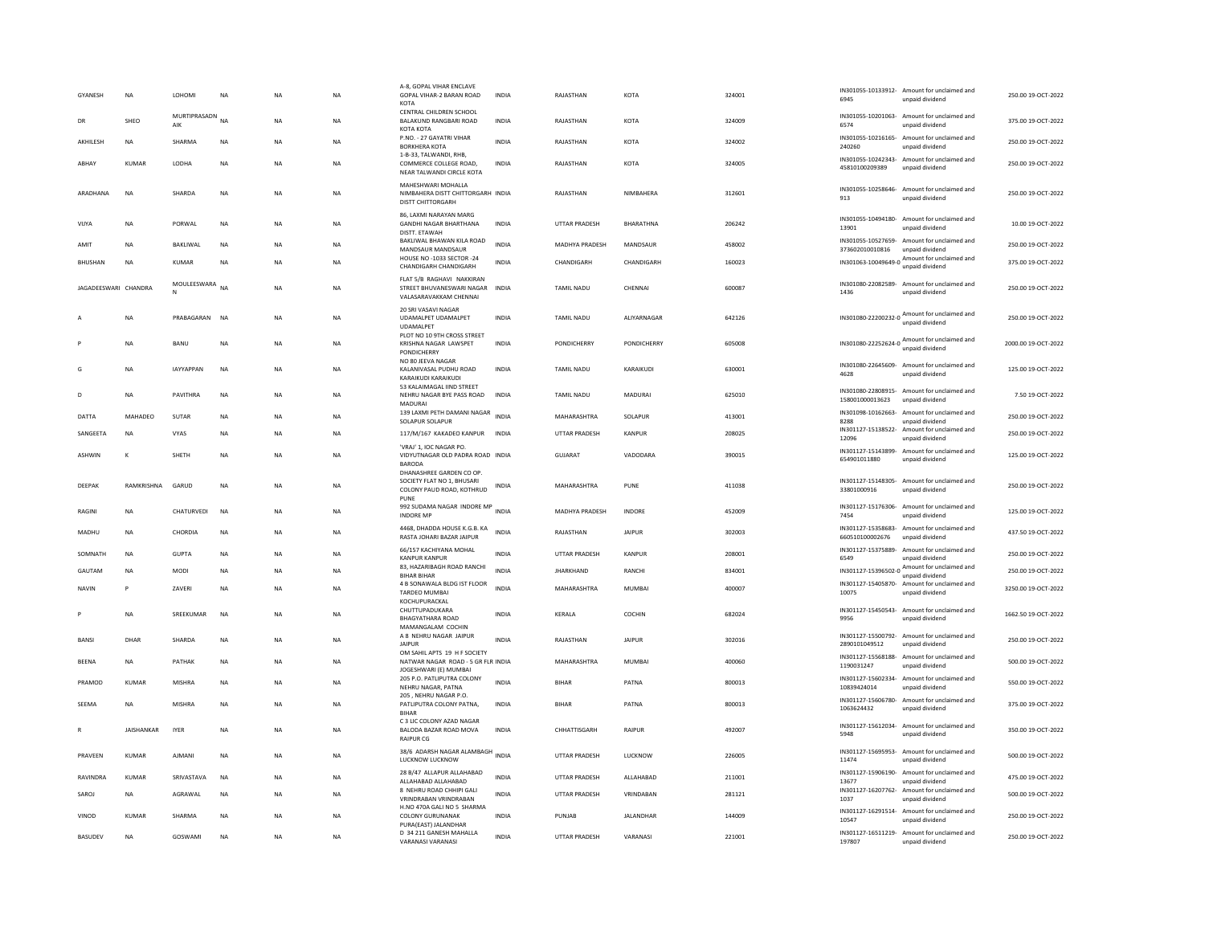| | | | | | | | | | | | | | | |
|---|---|---|---|---|---|---|---|---|---|---|---|---|---|---|
| GYANESH | NA | LOHOMI | NA | NA | NA | A-8, GOPAL VIHAR ENCLAVE GOPAL VIHAR-2 BARAN ROAD KOTA | INDIA | RAJASTHAN | KOTA | 324001 | IN301055-10133912-6945 | Amount for unclaimed and unpaid dividend | 250.00 | 19-OCT-2022 |
| DR | SHEO | MURTIPRASADN AIK | NA | NA | NA | CENTRAL CHILDREN SCHOOL BALAKUND RANGBARI ROAD KOTA KOTA | INDIA | RAJASTHAN | KOTA | 324009 | IN301055-10201063-6574 | Amount for unclaimed and unpaid dividend | 375.00 | 19-OCT-2022 |
| AKHILESH | NA | SHARMA | NA | NA | NA | P.NO. - 27 GAYATRI VIHAR BORKHERA KOTA | INDIA | RAJASTHAN | KOTA | 324002 | IN301055-10216165-240260 | Amount for unclaimed and unpaid dividend | 250.00 | 19-OCT-2022 |
| ABHAY | KUMAR | LODHA | NA | NA | NA | 1-B-33, TALWANDI, RHB, COMMERCE COLLEGE ROAD, NEAR TALWANDI CIRCLE KOTA | INDIA | RAJASTHAN | KOTA | 324005 | IN301055-10242343-45810100209389 | Amount for unclaimed and unpaid dividend | 250.00 | 19-OCT-2022 |
| ARADHANA | NA | SHARDA | NA | NA | NA | MAHESHWARI MOHALLA NIMBAHERA DISTT CHITTORGARH DISTT CHITTORGARH | INDIA | RAJASTHAN | NIMBAHERA | 312601 | IN301055-10258646-913 | Amount for unclaimed and unpaid dividend | 250.00 | 19-OCT-2022 |
| VIJYA | NA | PORWAL | NA | NA | NA | 86, LAXMI NARAYAN MARG GANDHI NAGAR BHARTHANA DISTT. ETAWAH | INDIA | UTTAR PRADESH | BHARATHNA | 206242 | IN301055-10494180-13901 | Amount for unclaimed and unpaid dividend | 10.00 | 19-OCT-2022 |
| AMIT | NA | BAKLIWAL | NA | NA | NA | BAKLIWAL BHAWAN KILA ROAD MANDSAUR MANDSAUR | INDIA | MADHYA PRADESH | MANDSAUR | 458002 | IN301055-10527659-373602010010816 | Amount for unclaimed and unpaid dividend | 250.00 | 19-OCT-2022 |
| BHUSHAN | NA | KUMAR | NA | NA | NA | HOUSE NO -1033 SECTOR -24 CHANDIGARH CHANDIGARH | INDIA | CHANDIGARH | CHANDIGARH | 160023 | IN301063-10049649-0 | Amount for unclaimed and unpaid dividend | 375.00 | 19-OCT-2022 |
| JAGADEESWARI | CHANDRA | MOULEESWARA N | NA | NA | NA | FLAT 5/B RAGHAVI NAKKIRAN STREET BHUVANESWARI NAGAR VALASARAVAKKAM CHENNAI | INDIA | TAMIL NADU | CHENNAI | 600087 | IN301080-22082589-1436 | Amount for unclaimed and unpaid dividend | 250.00 | 19-OCT-2022 |
| A | NA | PRABAGARAN | NA | NA | NA | 20 SRI VASAVI NAGAR UDAMALPET UDAMALPET UDAMALPET | INDIA | TAMIL NADU | ALIYARNAGAR | 642126 | IN301080-22200232-0 | Amount for unclaimed and unpaid dividend | 250.00 | 19-OCT-2022 |
| P | NA | BANU | NA | NA | NA | PLOT NO 10 9TH CROSS STREET KRISHNA NAGAR LAWSPET PONDICHERRY | INDIA | PONDICHERRY | PONDICHERRY | 605008 | IN301080-22252624-0 | Amount for unclaimed and unpaid dividend | 2000.00 | 19-OCT-2022 |
| G | NA | IAYYAPPAN | NA | NA | NA | NO 80 JEEVA NAGAR KALANIVASAL PUDHU ROAD KARAIKUDI KARAIKUDI | INDIA | TAMIL NADU | KARAIKUDI | 630001 | IN301080-22645609-4628 | Amount for unclaimed and unpaid dividend | 125.00 | 19-OCT-2022 |
| D | NA | PAVITHRA | NA | NA | NA | 53 KALAIMAGAL IIND STREET NEHRU NAGAR BYE PASS ROAD MADURAI | INDIA | TAMIL NADU | MADURAI | 625010 | IN301080-22808915-158001000013623 | Amount for unclaimed and unpaid dividend | 7.50 | 19-OCT-2022 |
| DATTA | MAHADEO | SUTAR | NA | NA | NA | 139 LAXMI PETH DAMANI NAGAR SOLAPUR SOLAPUR | INDIA | MAHARASHTRA | SOLAPUR | 413001 | IN301098-10162663-8288 | Amount for unclaimed and unpaid dividend | 250.00 | 19-OCT-2022 |
| SANGEETA | NA | VYAS | NA | NA | NA | 117/M/167 KAKADEO KANPUR | INDIA | UTTAR PRADESH | KANPUR | 208025 | IN301127-15138522-12096 | Amount for unclaimed and unpaid dividend | 250.00 | 19-OCT-2022 |
| ASHWIN | K | SHETH | NA | NA | NA | 'VRAJ' 1, IOC NAGAR PO. VIDYUTNAGAR OLD PADRA ROAD BARODA | INDIA | GUJARAT | VADODARA | 390015 | IN301127-15143899-654901011880 | Amount for unclaimed and unpaid dividend | 125.00 | 19-OCT-2022 |
| DEEPAK | RAMKRISHNA | GARUD | NA | NA | NA | DHANASHREE GARDEN CO OP. SOCIETY FLAT NO 1, BHUSARI COLONY PAUD ROAD, KOTHRUD PUNE | INDIA | MAHARASHTRA | PUNE | 411038 | IN301127-15148305-33801000916 | Amount for unclaimed and unpaid dividend | 250.00 | 19-OCT-2022 |
| RAGINI | NA | CHATURVEDI | NA | NA | NA | 992 SUDAMA NAGAR INDORE MP INDORE MP | INDIA | MADHYA PRADESH | INDORE | 452009 | IN301127-15176306-7454 | Amount for unclaimed and unpaid dividend | 125.00 | 19-OCT-2022 |
| MADHU | NA | CHORDIA | NA | NA | NA | 4468, DHADDA HOUSE K.G.B. KA RASTA JOHARI BAZAR JAIPUR | INDIA | RAJASTHAN | JAIPUR | 302003 | IN301127-15358683-660510100002676 | Amount for unclaimed and unpaid dividend | 437.50 | 19-OCT-2022 |
| SOMNATH | NA | GUPTA | NA | NA | NA | 66/157 KACHIYANA MOHAL KANPUR KANPUR | INDIA | UTTAR PRADESH | KANPUR | 208001 | IN301127-15375889-6549 | Amount for unclaimed and unpaid dividend | 250.00 | 19-OCT-2022 |
| GAUTAM | NA | MODI | NA | NA | NA | 83, HAZARIBAGH ROAD RANCHI BIHAR BIHAR | INDIA | JHARKHAND | RANCHI | 834001 | IN301127-15396502-0 | Amount for unclaimed and unpaid dividend | 250.00 | 19-OCT-2022 |
| NAVIN | P | ZAVERI | NA | NA | NA | 4 B SONAWALA BLDG IST FLOOR TARDEO MUMBAI | INDIA | MAHARASHTRA | MUMBAI | 400007 | IN301127-15405870-10075 | Amount for unclaimed and unpaid dividend | 3250.00 | 19-OCT-2022 |
| P | NA | SREEKUMAR | NA | NA | NA | KOCHUPURACKAL CHUTTUPADUKARA BHAGYATHARA ROAD MAMANGALAM COCHIN | INDIA | KERALA | COCHIN | 682024 | IN301127-15450543-9956 | Amount for unclaimed and unpaid dividend | 1662.50 | 19-OCT-2022 |
| BANSI | DHAR | SHARDA | NA | NA | NA | A 8 NEHRU NAGAR JAIPUR JAIPUR | INDIA | RAJASTHAN | JAIPUR | 302016 | IN301127-15500792-289010104951​2 | Amount for unclaimed and unpaid dividend | 250.00 | 19-OCT-2022 |
| BEENA | NA | PATHAK | NA | NA | NA | OM SAHIL APTS 19 H F SOCIETY NATWAR NAGAR ROAD - 5 GR FLR JOGESHWARI (E) MUMBAI | INDIA | MAHARASHTRA | MUMBAI | 400060 | IN301127-15568188-1190031247 | Amount for unclaimed and unpaid dividend | 500.00 | 19-OCT-2022 |
| PRAMOD | KUMAR | MISHRA | NA | NA | NA | 205 P.O. PATLIPUTRA COLONY NEHRU NAGAR, PATNA | INDIA | BIHAR | PATNA | 800013 | IN301127-15602334-10839424014 | Amount for unclaimed and unpaid dividend | 550.00 | 19-OCT-2022 |
| SEEMA | NA | MISHRA | NA | NA | NA | 205 , NEHRU NAGAR P.O. PATLIPUTRA COLONY PATNA, BIHAR | INDIA | BIHAR | PATNA | 800013 | IN301127-15606780-1063624432 | Amount for unclaimed and unpaid dividend | 375.00 | 19-OCT-2022 |
| R | JAISHANKAR | IYER | NA | NA | NA | C 3 LIC COLONY AZAD NAGAR BALODA BAZAR ROAD MOVA RAIPUR CG | INDIA | CHHATTISGARH | RAIPUR | 492007 | IN301127-15612034-5948 | Amount for unclaimed and unpaid dividend | 350.00 | 19-OCT-2022 |
| PRAVEEN | KUMAR | AJMANI | NA | NA | NA | 38/6 ADARSH NAGAR ALAMBAGH LUCKNOW LUCKNOW | INDIA | UTTAR PRADESH | LUCKNOW | 226005 | IN301127-15695953-11474 | Amount for unclaimed and unpaid dividend | 500.00 | 19-OCT-2022 |
| RAVINDRA | KUMAR | SRIVASTAVA | NA | NA | NA | 28 B/47 ALLAPUR ALLAHABAD ALLAHABAD ALLAHABAD | INDIA | UTTAR PRADESH | ALLAHABAD | 211001 | IN301127-15906190-13677 | Amount for unclaimed and unpaid dividend | 475.00 | 19-OCT-2022 |
| SAROJ | NA | AGRAWAL | NA | NA | NA | 8 NEHRU ROAD CHHIPI GALI VRINDRABAN VRINDRABAN | INDIA | UTTAR PRADESH | VRINDABAN | 281121 | IN301127-16207762-1037 | Amount for unclaimed and unpaid dividend | 500.00 | 19-OCT-2022 |
| VINOD | KUMAR | SHARMA | NA | NA | NA | H.NO 470A GALI NO 5 SHARMA COLONY GURUNANAK PURA(EAST) JALANDHAR | INDIA | PUNJAB | JALANDHAR | 144009 | IN301127-16291514-10547 | Amount for unclaimed and unpaid dividend | 250.00 | 19-OCT-2022 |
| BASUDEV | NA | GOSWAMI | NA | NA | NA | D 34 211 GANESH MAHALLA VARANASI VARANASI | INDIA | UTTAR PRADESH | VARANASI | 221001 | IN301127-16511219-197807 | Amount for unclaimed and unpaid dividend | 250.00 | 19-OCT-2022 |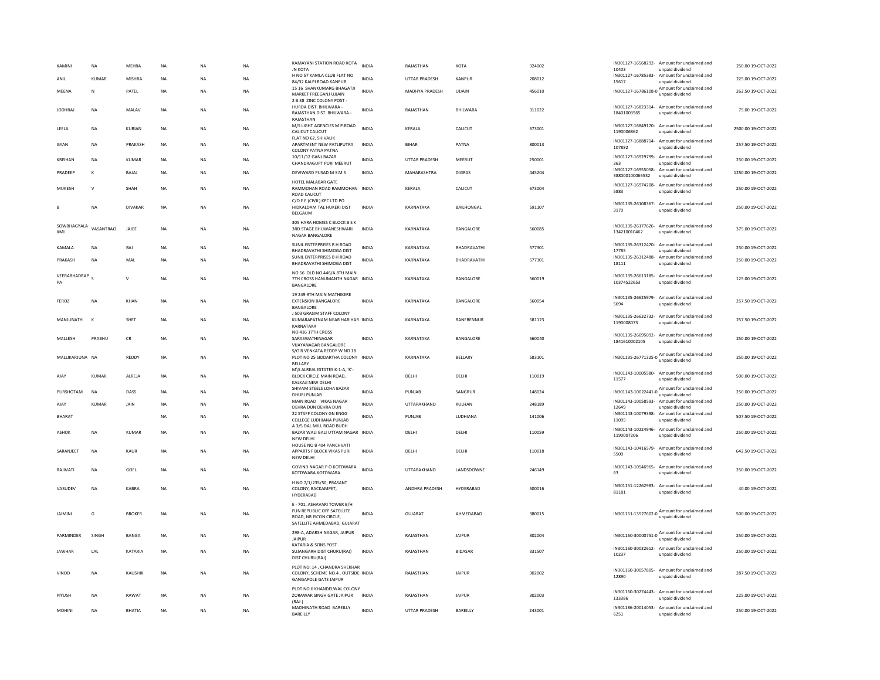| KAMINI | NA | MEHRA | NA | NA | NA | KAMAYANI STATION ROAD KOTA JN KOTA | INDIA | RAJASTHAN | KOTA | 324002 | IN301127-16568292-10403 | Amount for unclaimed and unpaid dividend | 250.00 | 19-OCT-2022 |
|---|---|---|---|---|---|---|---|---|---|---|---|---|---|---|
| ANIL | KUMAR | MISHRA | NA | NA | NA | H NO 57 KAMLA CLUB FLAT NO 84/32 KALPI ROAD KANPUR | INDIA | UTTAR PRADESH | KANPUR | 208012 | IN301127-16785383-15617 | Amount for unclaimed and unpaid dividend | 225.00 | 19-OCT-2022 |
| MEENA | N | PATEL | NA | NA | NA | 15 16 SHANKUMARG BHAGATJI MARKET FREEGANJ UJJAIN | INDIA | MADHYA PRADESH | UJJAIN | 456010 | IN301127-16786108-0 | Amount for unclaimed and unpaid dividend | 262.50 | 19-OCT-2022 |
| JODHRAJ | NA | MALAV | NA | NA | NA | 2 B 38 ZINC COLONY POST - HURDA DIST. BHILWARA - RAJASTHAN DIST. BHILWARA - RAJASTHAN | INDIA | RAJASTHAN | BHILWARA | 311022 | IN301127-16823314-18401003565 | Amount for unclaimed and unpaid dividend | 75.00 | 19-OCT-2022 |
| LEELA | NA | KURIAN | NA | NA | NA | M/S LIGHT AGENCIES M.P.ROAD CALICUT CALICUT | INDIA | KERALA | CALICUT | 673001 | IN301127-16849170-1190006862 | Amount for unclaimed and unpaid dividend | 2500.00 | 19-OCT-2022 |
| GYAN | NA | PRAKASH | NA | NA | NA | FLAT NO 62, SHIVALIK APARTMENT NEW PATLIPUTRA COLONY PATNA PATNA | INDIA | BIHAR | PATNA | 800013 | IN301127-16888714-107882 | Amount for unclaimed and unpaid dividend | 257.50 | 19-OCT-2022 |
| KRISHAN | NA | KUMAR | NA | NA | NA | 10/11/12 GANJ BAZAR CHANDRAGUPT PURI MEERUT | INDIA | UTTAR PRADESH | MEERUT | 250001 | IN301127-16929799-363 | Amount for unclaimed and unpaid dividend | 250.00 | 19-OCT-2022 |
| PRADEEP | K | BAJAJ | NA | NA | NA | DEVIWARD PUSAD M S M S | INDIA | MAHARASHTRA | DIGRAS | 445204 | IN301127-16955058-388000100066532 | Amount for unclaimed and unpaid dividend | 1250.00 | 19-OCT-2022 |
| MUKESH | V | SHAH | NA | NA | NA | HOTEL MALABAR GATE RAMMOHAN ROAD RAMMOHAN ROAD CALICUT | INDIA | KERALA | CALICUT | 673004 | IN301127-16974208-5883 | Amount for unclaimed and unpaid dividend | 250.00 | 19-OCT-2022 |
| B | NA | DIVAKAR | NA | NA | NA | C/O E E (CIVIL) KPC LTD PO HIDKALDAM TAL HUKERI DIST BELGAUM | INDIA | KARNATAKA | BAILHONGAL | 591107 | IN301135-26108367-3170 | Amount for unclaimed and unpaid dividend | 250.00 | 19-OCT-2022 |
| SOWBHAGYALAXMI | VASANTRAO | JAJEE | NA | NA | NA | 305 HARA HOMES C BLOCK B S K 3RD STAGE BHUWANESHWARI NAGAR BANGALORE | INDIA | KARNATAKA | BANGALORE | 560085 | IN301135-26177626-134210010462 | Amount for unclaimed and unpaid dividend | 375.00 | 19-OCT-2022 |
| KAMALA | NA | BAI | NA | NA | NA | SUNIL ENTERPRISES B H ROAD BHADRAVATHI SHIMOGA DIST | INDIA | KARNATAKA | BHADRAVATHI | 577301 | IN301135-26312470-17785 | Amount for unclaimed and unpaid dividend | 250.00 | 19-OCT-2022 |
| PRAKASH | NA | MAL | NA | NA | NA | SUNIL ENTERPRISES B H ROAD BHADRAVATHI SHIMOGA DIST | INDIA | KARNATAKA | BHADRAVATHI | 577301 | IN301135-26312488-18111 | Amount for unclaimed and unpaid dividend | 250.00 | 19-OCT-2022 |
| VEERABHADRAPPA | S | V | NA | NA | NA | NO 56 OLD NO 446/A 8TH MAIN 7TH CROSS HANUMANTH NAGAR BANGALORE | INDIA | KARNATAKA | BANGALORE | 560019 | IN301135-26613185-10374522653 | Amount for unclaimed and unpaid dividend | 125.00 | 19-OCT-2022 |
| FEROZ | NA | KHAN | NA | NA | NA | 19 249 9TH MAIN MATHIKERE EXTENSION BANGALORE BANGALORE | INDIA | KARNATAKA | BANGALORE | 560054 | IN301135-26625979-5694 | Amount for unclaimed and unpaid dividend | 257.50 | 19-OCT-2022 |
| MANJUNATH | K | SHET | NA | NA | NA | J 503 GRASIM STAFF COLONY KUMARAPATNAM NEAR HARIHAR KARNATAKA | INDIA | KARNATAKA | RANEBENNUR | 581123 | IN301135-26632732-1190008073 | Amount for unclaimed and unpaid dividend | 257.50 | 19-OCT-2022 |
| MALLESH | PRABHU | CR | NA | NA | NA | NO 416 17TH CROSS SARASWATHINAGAR VIJAYANAGAR BANGALORE | INDIA | KARNATAKA | BANGALORE | 560040 | IN301135-26695092-1841610002105 | Amount for unclaimed and unpaid dividend | 250.00 | 19-OCT-2022 |
| MALLIKARJUNA | NA | REDDY | NA | NA | NA | S/O R VENKATA REDDY W NO 18 PLOT NO 25 SIDDARTHA COLONY BELLARY | INDIA | KARNATAKA | BELLARY | 583101 | IN301135-26771325-0 | Amount for unclaimed and unpaid dividend | 250.00 | 19-OCT-2022 |
| AJAY | KUMAR | ALREJA | NA | NA | NA | M\S ALREJA ESTATES K-1-A, 'K'-BLOCK CIRCLE MAIN ROAD, KALKAJI NEW DELHI | INDIA | DELHI | DELHI | 110019 | IN301143-10005580-11577 | Amount for unclaimed and unpaid dividend | 500.00 | 19-OCT-2022 |
| PURSHOTAM | NA | DASS | NA | NA | NA | SHIVAM STEELS LOHA BAZAR DHURI PUNJAB | INDIA | PUNJAB | SANGRUR | 148024 | IN301143-10022441-0 | Amount for unclaimed and unpaid dividend | 250.00 | 19-OCT-2022 |
| AJAY | KUMAR | JAIN | NA | NA | NA | MAIN ROAD VIKAS NAGAR DEHRA DUN DEHRA DUN | INDIA | UTTARAKHAND | KULHAN | 248189 | IN301143-10058593-12649 | Amount for unclaimed and unpaid dividend | 250.00 | 19-OCT-2022 |
| BHARAT | | | NA | NA | NA | 22 STAFF COLONY GN ENGG COLLEGE LUDHIANA PUNJAB | INDIA | PUNJAB | LUDHIANA | 141006 | IN301143-10079398-11095 | Amount for unclaimed and unpaid dividend | 507.50 | 19-OCT-2022 |
| ASHOK | NA | KUMAR | NA | NA | NA | A 3/5 DAL MILL ROAD BUDH BAZAR WALI GALI UTTAM NAGAR NEW DELHI | INDIA | DELHI | DELHI | 110059 | IN301143-10224946-1190007206 | Amount for unclaimed and unpaid dividend | 250.00 | 19-OCT-2022 |
| SARANJEET | NA | KAUR | NA | NA | NA | HOUSE NO B 404 PANCHVATI APPARTS F BLOCK VIKAS PURI NEW DELHI | INDIA | DELHI | DELHI | 110018 | IN301143-10416579-5500 | Amount for unclaimed and unpaid dividend | 642.50 | 19-OCT-2022 |
| RAJWATI | NA | GOEL | NA | NA | NA | GOVIND NAGAR P O KOTDWARA KOTDWARA KOTDWARA | INDIA | UTTARAKHAND | LANDSDOWNE | 246149 | IN301143-10546965-63 | Amount for unclaimed and unpaid dividend | 250.00 | 19-OCT-2022 |
| VASUDEV | NA | KABRA | NA | NA | NA | H NO.7/1/235/50, PRASANT COLONY, BACKAMPET, HYDERABAD | INDIA | ANDHRA PRADESH | HYDERABAD | 500016 | IN301151-12262983-81181 | Amount for unclaimed and unpaid dividend | 40.00 | 19-OCT-2022 |
| JAIMINI | G | BROKER | NA | NA | NA | E - 701, ASHAVARI TOWER B/H FUN REPUBLIC OFF SATELLITE ROAD, NR ISCON CIRCLE, SATELLITE AHMEDABAD, GUJARAT | INDIA | GUJARAT | AHMEDABAD | 380015 | IN301151-13527602-0 | Amount for unclaimed and unpaid dividend | 500.00 | 19-OCT-2022 |
| PARMINDER | SINGH | BANGA | NA | NA | NA | 298-A, ADARSH NAGAR, JAIPUR JAIPUR | INDIA | RAJASTHAN | JAIPUR | 302004 | IN301160-30000751-0 | Amount for unclaimed and unpaid dividend | 250.00 | 19-OCT-2022 |
| JAWHAR | LAL | KATARIA | NA | NA | NA | KATARIA & SONS POST SUJANGARH DIST CHURU(RAJ) DIST CHURU(RAJ) | INDIA | RAJASTHAN | BIDASAR | 331507 | IN301160-30032612-10237 | Amount for unclaimed and unpaid dividend | 250.00 | 19-OCT-2022 |
| VINOD | NA | KAUSHIK | NA | NA | NA | PLOT NO. 14 , CHANDRA SHEKHAR COLONY, SCHEME NO.4 , OUTSIDE GANGAPOLE GATE JAIPUR | INDIA | RAJASTHAN | JAIPUR | 302002 | IN301160-30057805-12890 | Amount for unclaimed and unpaid dividend | 287.50 | 19-OCT-2022 |
| PIYUSH | NA | RAWAT | NA | NA | NA | PLOT NO.6 KHANDELWAL COLONY ZORAWAR SINGH GATE JAIPUR (RAJ.) | INDIA | RAJASTHAN | JAIPUR | 302003 | IN301160-30274443-133386 | Amount for unclaimed and unpaid dividend | 225.00 | 19-OCT-2022 |
| MOHINI | NA | BHATIA | NA | NA | NA | MADHINATH ROAD BAREILLY BAREILLY | INDIA | UTTAR PRADESH | BAREILLY | 243001 | IN301186-20014053-6251 | Amount for unclaimed and unpaid dividend | 250.00 | 19-OCT-2022 |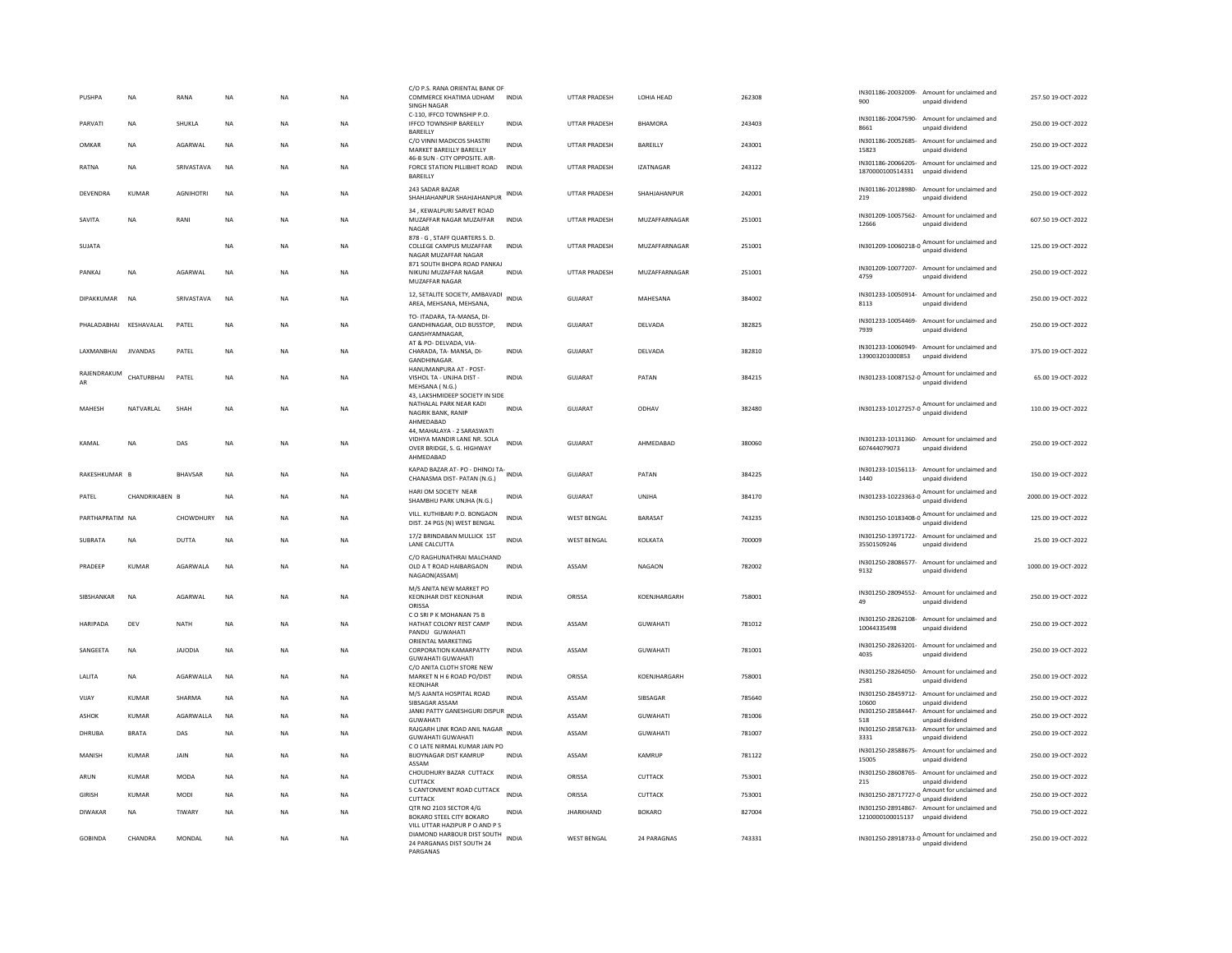| PUSHPA | NA | RANA | NA | NA | NA | C/O P.S. RANA ORIENTAL BANK OF COMMERCE KHATIMA UDHAM SINGH NAGAR | INDIA | UTTAR PRADESH | LOHIA HEAD | 262308 | IN301186-20032009-900 | Amount for unclaimed and unpaid dividend | 257.50 | 19-OCT-2022 |
|---|---|---|---|---|---|---|---|---|---|---|---|---|---|---|
| PARVATI | NA | SHUKLA | NA | NA | NA | C-110, IFFCO TOWNSHIP P.O. IFFCO TOWNSHIP BAREILLY BAREILLY | INDIA | UTTAR PRADESH | BHAMORA | 243403 | IN301186-20047590-8661 | Amount for unclaimed and unpaid dividend | 250.00 | 19-OCT-2022 |
| OMKAR | NA | AGARWAL | NA | NA | NA | C/O VINNI MADICOS SHASTRI MARKET BAREILLY BAREILLY | INDIA | UTTAR PRADESH | BAREILLY | 243001 | IN301186-20052685-15823 | Amount for unclaimed and unpaid dividend | 250.00 | 19-OCT-2022 |
| RATNA | NA | SRIVASTAVA | NA | NA | NA | 46-B SUN - CITY OPPOSITE. AIR-FORCE STATION PILLIBHIT ROAD BAREILLY | INDIA | UTTAR PRADESH | IZATNAGAR | 243122 | IN301186-20066205-1870000100514331 | Amount for unclaimed and unpaid dividend | 125.00 | 19-OCT-2022 |
| DEVENDRA | KUMAR | AGNIHOTRI | NA | NA | NA | 243 SADAR BAZAR SHAHJAHANPUR SHAHJAHANPUR | INDIA | UTTAR PRADESH | SHAHJAHANPUR | 242001 | IN301186-20128980-219 | Amount for unclaimed and unpaid dividend | 250.00 | 19-OCT-2022 |
| SAVITA | NA | RANI | NA | NA | NA | 34 , KEWALPURI SARVET ROAD MUZAFFAR NAGAR MUZAFFAR NAGAR | INDIA | UTTAR PRADESH | MUZAFFARNAGAR | 251001 | IN301209-10057562-12666 | Amount for unclaimed and unpaid dividend | 607.50 | 19-OCT-2022 |
| SUJATA | | | NA | NA | NA | 878 - G , STAFF QUARTERS S. D. COLLEGE CAMPUS MUZAFFAR NAGAR MUZAFFAR NAGAR | INDIA | UTTAR PRADESH | MUZAFFARNAGAR | 251001 | IN301209-10060218-0 | Amount for unclaimed and unpaid dividend | 125.00 | 19-OCT-2022 |
| PANKAJ | NA | AGARWAL | NA | NA | NA | 871 SOUTH BHOPA ROAD PANKAJ NIKUNJ MUZAFFAR NAGAR MUZAFFAR NAGAR | INDIA | UTTAR PRADESH | MUZAFFARNAGAR | 251001 | IN301209-10077207-4759 | Amount for unclaimed and unpaid dividend | 250.00 | 19-OCT-2022 |
| DIPAKKUMAR | NA | SRIVASTAVA | NA | NA | NA | 12, SETALITE SOCIETY, AMBAVADI AREA, MEHSANA, MEHSANA, | INDIA | GUJARAT | MAHESANA | 384002 | IN301233-10050914-8113 | Amount for unclaimed and unpaid dividend | 250.00 | 19-OCT-2022 |
| PHALADABHAI | KESHAVALAL | PATEL | NA | NA | NA | TO- ITADARA, TA-MANSA, DI-GANDHINAGAR, OLD BUSSTOP, GANSHYAMNAGAR, | INDIA | GUJARAT | DELVADA | 382825 | IN301233-10054469-7939 | Amount for unclaimed and unpaid dividend | 250.00 | 19-OCT-2022 |
| LAXMANBHAI | JIVANDAS | PATEL | NA | NA | NA | AT & PO- DELVADA, VIA-CHARADA, TA- MANSA, DI-GANDHINAGAR. | INDIA | GUJARAT | DELVADA | 382810 | IN301233-10060949-139003201000853 | Amount for unclaimed and unpaid dividend | 375.00 | 19-OCT-2022 |
| RAJENDRAKUMAR | CHATURBHAI | PATEL | NA | NA | NA | HANUMANPURA AT - POST-VISHOL TA - UNJHA DIST - MEHSANA ( N.G.) | INDIA | GUJARAT | PATAN | 384215 | IN301233-10087152-0 | Amount for unclaimed and unpaid dividend | 65.00 | 19-OCT-2022 |
| MAHESH | NATVARLAL | SHAH | NA | NA | NA | 43, LAKSHMIDEEP SOCIETY IN SIDE NATHALAL PARK NEAR KADI NAGRIK BANK, RANIP AHMEDABAD | INDIA | GUJARAT | ODHAV | 382480 | IN301233-10127257-0 | Amount for unclaimed and unpaid dividend | 110.00 | 19-OCT-2022 |
| KAMAL | NA | DAS | NA | NA | NA | 44, MAHALAYA - 2 SARASWATI VIDHYA MANDIR LANE NR. SOLA OVER BRIDGE, S. G. HIGHWAY AHMEDABAD | INDIA | GUJARAT | AHMEDABAD | 380060 | IN301233-10131360-607444079073 | Amount for unclaimed and unpaid dividend | 250.00 | 19-OCT-2022 |
| RAKESHKUMAR | B | BHAVSAR | NA | NA | NA | KAPAD BAZAR AT- PO - DHINOJ TA-CHANASMA DIST- PATAN (N.G.) | INDIA | GUJARAT | PATAN | 384225 | IN301233-10156113-1440 | Amount for unclaimed and unpaid dividend | 150.00 | 19-OCT-2022 |
| PATEL | CHANDRIKABEN | B | NA | NA | NA | HARI OM SOCIETY NEAR SHAMBHU PARK UNJHA (N.G.) | INDIA | GUJARAT | UNJHA | 384170 | IN301233-10223363-0 | Amount for unclaimed and unpaid dividend | 2000.00 | 19-OCT-2022 |
| PARTHAPRATIM | NA | CHOWDHURY | NA | NA | NA | VILL. KUTHIBARI P.O. BONGAON DIST. 24 PGS (N) WEST BENGAL | INDIA | WEST BENGAL | BARASAT | 743235 | IN301250-10183408-0 | Amount for unclaimed and unpaid dividend | 125.00 | 19-OCT-2022 |
| SUBRATA | NA | DUTTA | NA | NA | NA | 17/2 BRINDABAN MULLICK 1ST LANE CALCUTTA | INDIA | WEST BENGAL | KOLKATA | 700009 | IN301250-13971722-35501509246 | Amount for unclaimed and unpaid dividend | 25.00 | 19-OCT-2022 |
| PRADEEP | KUMAR | AGARWALA | NA | NA | NA | C/O RAGHUNATHRAI MALCHAND OLD A T ROAD HAIBARGAON NAGAON(ASSAM) | INDIA | ASSAM | NAGAON | 782002 | IN301250-28086577-9132 | Amount for unclaimed and unpaid dividend | 1000.00 | 19-OCT-2022 |
| SIBSHANKAR | NA | AGARWAL | NA | NA | NA | M/S ANITA NEW MARKET PO KEONJHAR DIST KEONJHAR ORISSA | INDIA | ORISSA | KOENJHARGARH | 758001 | IN301250-28094552-49 | Amount for unclaimed and unpaid dividend | 250.00 | 19-OCT-2022 |
| HARIPADA | DEV | NATH | NA | NA | NA | C O SRI P K MOHANAN 75 B HATHAT COLONY REST CAMP PANDU GUWAHATI | INDIA | ASSAM | GUWAHATI | 781012 | IN301250-28262108-10044335498 | Amount for unclaimed and unpaid dividend | 250.00 | 19-OCT-2022 |
| SANGEETA | NA | JAJODIA | NA | NA | NA | ORIENTAL MARKETING CORPORATION KAMARPATTY GUWAHATI GUWAHATI | INDIA | ASSAM | GUWAHATI | 781001 | IN301250-28263201-4035 | Amount for unclaimed and unpaid dividend | 250.00 | 19-OCT-2022 |
| LALITA | NA | AGARWALLA | NA | NA | NA | C/O ANITA CLOTH STORE NEW MARKET N H 6 ROAD PO/DIST KEONJHAR | INDIA | ORISSA | KOENJHARGARH | 758001 | IN301250-28264050-2581 | Amount for unclaimed and unpaid dividend | 250.00 | 19-OCT-2022 |
| VIJAY | KUMAR | SHARMA | NA | NA | NA | M/S AJANTA HOSPITAL ROAD SIBSAGAR ASSAM | INDIA | ASSAM | SIBSAGAR | 785640 | IN301250-28459712-10600 | Amount for unclaimed and unpaid dividend | 250.00 | 19-OCT-2022 |
| ASHOK | KUMAR | AGARWALLA | NA | NA | NA | JANKI PATTY GANESHGURI DISPUR GUWAHATI | INDIA | ASSAM | GUWAHATI | 781006 | IN301250-28584447-518 | Amount for unclaimed and unpaid dividend | 250.00 | 19-OCT-2022 |
| DHRUBA | BRATA | DAS | NA | NA | NA | RAJGARH LINK ROAD ANIL NAGAR GUWAHATI GUWAHATI | INDIA | ASSAM | GUWAHATI | 781007 | IN301250-28587633-3331 | Amount for unclaimed and unpaid dividend | 250.00 | 19-OCT-2022 |
| MANISH | KUMAR | JAIN | NA | NA | NA | C O LATE NIRMAL KUMAR JAIN PO BIJOYNAGAR DIST KAMRUP ASSAM | INDIA | ASSAM | KAMRUP | 781122 | IN301250-28588675-15005 | Amount for unclaimed and unpaid dividend | 250.00 | 19-OCT-2022 |
| ARUN | KUMAR | MODA | NA | NA | NA | CHOUDHURY BAZAR CUTTACK CUTTACK | INDIA | ORISSA | CUTTACK | 753001 | IN301250-28608765-215 | Amount for unclaimed and unpaid dividend | 250.00 | 19-OCT-2022 |
| GIRISH | KUMAR | MODI | NA | NA | NA | 5 CANTONMENT ROAD CUTTACK CUTTACK | INDIA | ORISSA | CUTTACK | 753001 | IN301250-28717727-0 | Amount for unclaimed and unpaid dividend | 250.00 | 19-OCT-2022 |
| DIWAKAR | NA | TIWARY | NA | NA | NA | QTR NO 2103 SECTOR 4/G BOKARO STEEL CITY BOKARO | INDIA | JHARKHAND | BOKARO | 827004 | IN301250-28914867-1210000100015137 | Amount for unclaimed and unpaid dividend | 750.00 | 19-OCT-2022 |
| GOBINDA | CHANDRA | MONDAL | NA | NA | NA | VILL UTTAR HAZIPUR P O AND P S DIAMOND HARBOUR DIST SOUTH 24 PARGANAS DIST SOUTH 24 PARGANAS | INDIA | WEST BENGAL | 24 PARAGNAS | 743331 | IN301250-28918733-0 | Amount for unclaimed and unpaid dividend | 250.00 | 19-OCT-2022 |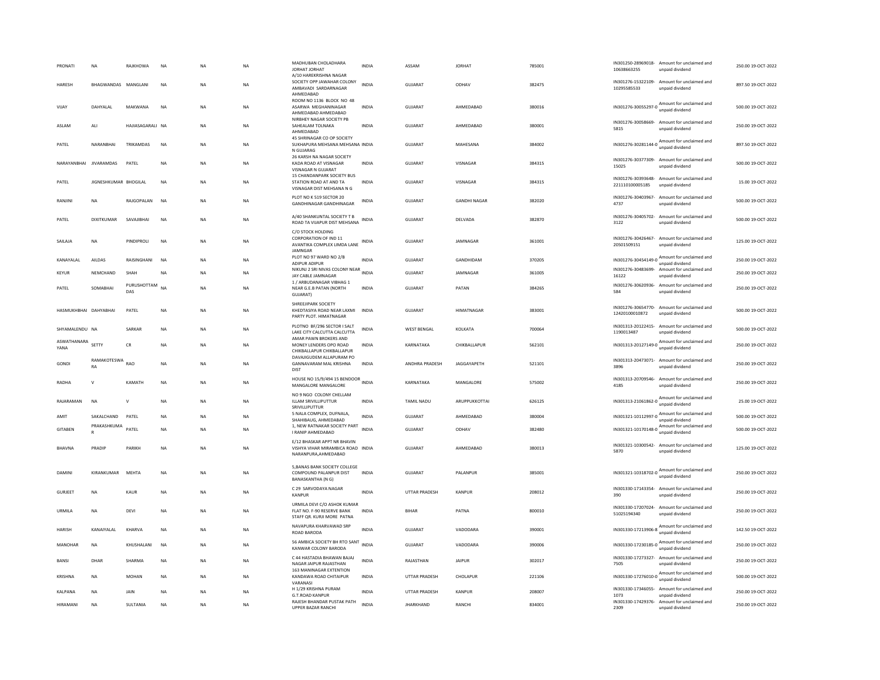| PRONATI | NA | RAJKHOWA | NA | NA | NA | MADHUBAN CHOLADHARA JORHAT JORHAT | INDIA | ASSAM | JORHAT | 785001 | IN301250-28969018-10638663255 | Amount for unclaimed and unpaid dividend | 250.00 19-OCT-2022 |
|---|---|---|---|---|---|---|---|---|---|---|---|---|---|
| HARESH | BHAGWANDAS | MANGLANI | NA | NA | NA | A/10 HAREKRISHNA NAGAR SOCIETY OPP JAWAHAR COLONY AMBAVADI SARDARNAGAR AHMEDABAD | INDIA | GUJARAT | ODHAV | 382475 | IN301276-15322109-10295585533 | Amount for unclaimed and unpaid dividend | 897.50 19-OCT-2022 |
| VIJAY | DAHYALAL | MAKWANA | NA | NA | NA | ROOM NO 1136 BLOCK NO 48 ASARWA MEGHANINAGAR AHMEDABAD AHMEDABAD | INDIA | GUJARAT | AHMEDABAD | 380016 | IN301276-30055297-0 | Amount for unclaimed and unpaid dividend | 500.00 19-OCT-2022 |
| ASLAM | ALI | HAJIASAGARALI | NA | NA | NA | NIRBHEY NAGAR SOCIETY PB SAHEALAM TOLNAKA AHMEDABAD | INDIA | GUJARAT | AHMEDABAD | 380001 | IN301276-30058669-5815 | Amount for unclaimed and unpaid dividend | 250.00 19-OCT-2022 |
| PATEL | NARANBHAI | TRIKAMDAS | NA | NA | NA | 45 SHRINAGAR CO OP SOCIETY SUKHAPURA MEHSANA MEHSANA N GUJARAG | INDIA | GUJARAT | MAHESANA | 384002 | IN301276-30281144-0 | Amount for unclaimed and unpaid dividend | 897.50 19-OCT-2022 |
| NARAYANBHAI | JIVARAMDAS | PATEL | NA | NA | NA | 26 KARSH NA NAGAR SOCIETY KADA ROAD AT VISNAGAR VISNAGAR N GUJARAT | INDIA | GUJARAT | VISNAGAR | 384315 | IN301276-30377309-15025 | Amount for unclaimed and unpaid dividend | 500.00 19-OCT-2022 |
| PATEL | JIGNESHKUMAR | BHOGILAL | NA | NA | NA | 15 CHANDANPARK SOCIETY BUS STATION ROAD AT AND TA VISNAGAR DIST MEHSANA N G | INDIA | GUJARAT | VISNAGAR | 384315 | IN301276-30393648-221110100005185 | Amount for unclaimed and unpaid dividend | 15.00 19-OCT-2022 |
| RANJINI | NA | RAJGOPALAN | NA | NA | NA | PLOT NO K 519 SECTOR 20 GANDHINAGAR GANDHINAGAR | INDIA | GUJARAT | GANDHI NAGAR | 382020 | IN301276-30403967-4737 | Amount for unclaimed and unpaid dividend | 500.00 19-OCT-2022 |
| PATEL | DIXITKUMAR | SAVAJIBHAI | NA | NA | NA | A/40 SHANKUNTAL SOCIETY T B ROAD TA VIJAPUR DIST MEHSANA | INDIA | GUJARAT | DELVADA | 382870 | IN301276-30405702-3122 | Amount for unclaimed and unpaid dividend | 500.00 19-OCT-2022 |
| SAILAJA | NA | PINDIPROLI | NA | NA | NA | C/O STOCK HOLDING CORPORATION OF IND 11 AVANTIKA COMPLEX LIMDA LANE JAMNGAR | INDIA | GUJARAT | JAMNAGAR | 361001 | IN301276-30426467-20501509151 | Amount for unclaimed and unpaid dividend | 125.00 19-OCT-2022 |
| KANAYALAL | AILDAS | RAISINGHANI | NA | NA | NA | PLOT NO 97 WARD NO 2/B ADIPUR ADIPUR | INDIA | GUJARAT | GANDHIDAM | 370205 | IN301276-30454149-0 | Amount for unclaimed and unpaid dividend | 250.00 19-OCT-2022 |
| KEYUR | NEMCHAND | SHAH | NA | NA | NA | NIKUNJ 2 SRI NIVAS COLONY NEAR JAY CABLE JAMNAGAR | INDIA | GUJARAT | JAMNAGAR | 361005 | IN301276-30483699-16122 | Amount for unclaimed and unpaid dividend | 250.00 19-OCT-2022 |
| PATEL | SOMABHAI | PURUSHOTTAM DAS | NA | NA | NA | 1 / ARBUDANAGAR VIBHAG 1 NEAR G.E.B PATAN (NORTH GUJARAT) | INDIA | GUJARAT | PATAN | 384265 | IN301276-30620936-584 | Amount for unclaimed and unpaid dividend | 250.00 19-OCT-2022 |
| HASMUKHBHAI | DAHYABHAI | PATEL | NA | NA | NA | SHREEJIPARK SOCIETY KHEDTASIYA ROAD NEAR LAXMI PARTY PLOT. HIMATNAGAR | INDIA | GUJARAT | HIMATNAGAR | 383001 | IN301276-30654770-12420100010872 | Amount for unclaimed and unpaid dividend | 500.00 19-OCT-2022 |
| SHYAMALENDU | NA | SARKAR | NA | NA | NA | PLOTNO BF/296 SECTOR I SALT LAKE CITY CALCUTTA CALCUTTA | INDIA | WEST BENGAL | KOLKATA | 700064 | IN301313-20122415-1190013487 | Amount for unclaimed and unpaid dividend | 500.00 19-OCT-2022 |
| ASWATHANARAYANA | SETTY | CR | NA | NA | NA | AMAR PAWN BROKERS AND MONEY LENDERS OPO ROAD CHIKBALLAPUR CHIKBALLAPUR | INDIA | KARNATAKA | CHIKBALLAPUR | 562101 | IN301313-20127149-0 | Amount for unclaimed and unpaid dividend | 250.00 19-OCT-2022 |
| GONDI | RAMAKOTESWARA | RAO | NA | NA | NA | DAVAJIGUDEM ALLAPURAM PO GANNAVARAM MAL KRISHNA DIST | INDIA | ANDHRA PRADESH | JAGGAYAPETH | 521101 | IN301313-20473071-3896 | Amount for unclaimed and unpaid dividend | 250.00 19-OCT-2022 |
| RADHA | V | KAMATH | NA | NA | NA | HOUSE NO 15/9/494 15 BENDOOR MANGALORE MANGALORE | INDIA | KARNATAKA | MANGALORE | 575002 | IN301313-20709546-4185 | Amount for unclaimed and unpaid dividend | 250.00 19-OCT-2022 |
| RAJARAMAN | NA | V | NA | NA | NA | NO 9 NGO COLONY CHELLAM ILLAM SRIVILLIPUTTUR SRIVILLIPUTTUR | INDIA | TAMIL NADU | ARUPPUKKOTTAI | 626125 | IN301313-21061862-0 | Amount for unclaimed and unpaid dividend | 25.00 19-OCT-2022 |
| AMIT | SAKALCHAND | PATEL | NA | NA | NA | 5 NALA COMPLEX, DUFNALA, SHAHIBAUG, AHMEDABAD | INDIA | GUJARAT | AHMEDABAD | 380004 | IN301321-10112997-0 | Amount for unclaimed and unpaid dividend | 500.00 19-OCT-2022 |
| GITABEN | PRAKASHKUMAR | PATEL | NA | NA | NA | 1, NEW RATNAKAR SOCIETY PART I RANIP AHMEDABAD | INDIA | GUJARAT | ODHAV | 382480 | IN301321-10170148-0 | Amount for unclaimed and unpaid dividend | 500.00 19-OCT-2022 |
| BHAVNA | PRADIP | PARIKH | NA | NA | NA | E/12 BHASKAR APPT NR BHAVIN VISHYA VIHAR MIRAMBICA ROAD NARANPURA,AHMEDABAD | INDIA | GUJARAT | AHMEDABAD | 380013 | IN301321-10300542-5870 | Amount for unclaimed and unpaid dividend | 125.00 19-OCT-2022 |
| DAMINI | KIRANKUMAR | MEHTA | NA | NA | NA | 5,BANAS BANK SOCIETY COLLEGE COMPOUND PALANPUR DIST BANASKANTHA (N G) | INDIA | GUJARAT | PALANPUR | 385001 | IN301321-10318702-0 | Amount for unclaimed and unpaid dividend | 250.00 19-OCT-2022 |
| GURJEET | NA | KAUR | NA | NA | NA | C 29 SARVODAYA NAGAR KANPUR | INDIA | UTTAR PRADESH | KANPUR | 208012 | IN301330-17143354-390 | Amount for unclaimed and unpaid dividend | 250.00 19-OCT-2022 |
| URMILA | NA | DEVI | NA | NA | NA | URMILA DEVI C/O ASHOK KUMAR FLAT NO. F-90 RESERVE BANK STAFF QR. KURJI MORE PATNA | INDIA | BIHAR | PATNA | 800010 | IN301330-17207024-51025194340 | Amount for unclaimed and unpaid dividend | 250.00 19-OCT-2022 |
| HARISH | KANAIYALAL | KHARVA | NA | NA | NA | NAVAPURA KHARVAWAD SRP ROAD BARODA | INDIA | GUJARAT | VADODARA | 390001 | IN301330-17213906-8 | Amount for unclaimed and unpaid dividend | 142.50 19-OCT-2022 |
| MANOHAR | NA | KHUSHALANI | NA | NA | NA | 56 AMBICA SOCIETY BH RTO SANT KANWAR COLONY BARODA | INDIA | GUJARAT | VADODARA | 390006 | IN301330-17230185-0 | Amount for unclaimed and unpaid dividend | 250.00 19-OCT-2022 |
| BANSI | DHAR | SHARMA | NA | NA | NA | C 44 HASTADIA BHAWAN BAJAJ NAGAR JAIPUR RAJASTHAN | INDIA | RAJASTHAN | JAIPUR | 302017 | IN301330-17273327-7505 | Amount for unclaimed and unpaid dividend | 250.00 19-OCT-2022 |
| KRISHNA | NA | MOHAN | NA | NA | NA | 163 MANINAGAR EXTENTION KANDAWA ROAD CHITAIPUR VARANASI | INDIA | UTTAR PRADESH | CHOLAPUR | 221106 | IN301330-17276010-0 | Amount for unclaimed and unpaid dividend | 500.00 19-OCT-2022 |
| KALPANA | NA | JAIN | NA | NA | NA | H 1/29 KRISHNA PURAM G.T.ROAD KANPUR | INDIA | UTTAR PRADESH | KANPUR | 208007 | IN301330-17346055-1073 | Amount for unclaimed and unpaid dividend | 250.00 19-OCT-2022 |
| HIRAMANI | NA | SULTANIA | NA | NA | NA | RAJESH BHANDAR PUSTAK PATH UPPER BAZAR RANCHI | INDIA | JHARKHAND | RANCHI | 834001 | IN301330-17429376-2309 | Amount for unclaimed and unpaid dividend | 250.00 19-OCT-2022 |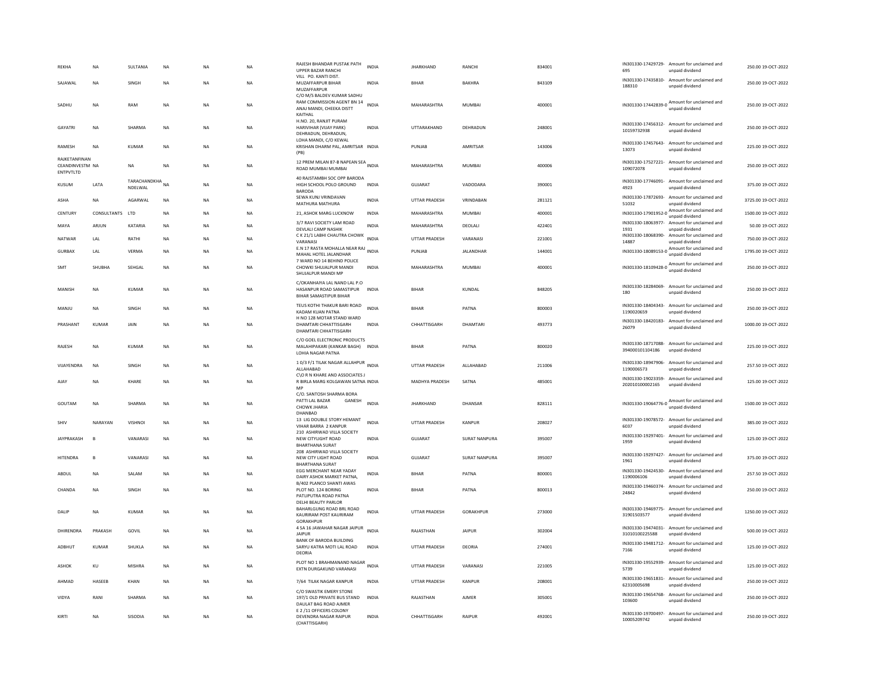| | | | | | | | | | | | | | | |
|---|---|---|---|---|---|---|---|---|---|---|---|---|---|---|
| REKHA | NA | SULTANIA | NA | NA | NA | RAJESH BHANDAR PUSTAK PATH UPPER BAZAR RANCHI | INDIA | JHARKHAND | RANCHI | 834001 | IN301330-17429729-695 | Amount for unclaimed and unpaid dividend | 250.00 | 19-OCT-2022 |
| SAJAWAL | NA | SINGH | NA | NA | NA | VILL PO. KANTI DIST. MUZAFFARPUR BIHAR MUZAFFARPUR | INDIA | BIHAR | BAKHRA | 843109 | IN301330-17435810-188310 | Amount for unclaimed and unpaid dividend | 250.00 | 19-OCT-2022 |
| SADHU | NA | RAM | NA | NA | NA | C/O M/S BALDEV KUMAR SADHU RAM COMMISSION AGENT BN 14 ANAJ MANDI, CHEEKA DISTT KAITHAL | INDIA | MAHARASHTRA | MUMBAI | 400001 | IN301330-17442839-0 | Amount for unclaimed and unpaid dividend | 250.00 | 19-OCT-2022 |
| GAYATRI | NA | SHARMA | NA | NA | NA | H.NO. 20, RANJIT PURAM HARIVIHAR (VIJAY PARK) DEHRADUN, DEHRADUN, | INDIA | UTTARAKHAND | DEHRADUN | 248001 | IN301330-17456312-10159732938 | Amount for unclaimed and unpaid dividend | 250.00 | 19-OCT-2022 |
| RAMESH | NA | KUMAR | NA | NA | NA | LOHA MANDI, C/O KEWAL KRISHAN DHARM PAL, AMRITSAR (PB) | INDIA | PUNJAB | AMRITSAR | 143006 | IN301330-17457643-13073 | Amount for unclaimed and unpaid dividend | 225.00 | 19-OCT-2022 |
| RAJKETANFINAN CEANDINVESTM ENTPVTLTD | NA | NA | NA | NA | NA | 12 PREM MILAN 87-B NAPEAN SEA ROAD MUMBAI MUMBAI | INDIA | MAHARASHTRA | MUMBAI | 400006 | IN301330-17527221-109072078 | Amount for unclaimed and unpaid dividend | 250.00 | 19-OCT-2022 |
| KUSUM | LATA | TARACHANDKHA NDELWAL | NA | NA | NA | 40 RAJSTAMBH SOC OPP BARODA HIGH SCHOOL POLO GROUND BARODA | INDIA | GUJARAT | VADODARA | 390001 | IN301330-17746091-4923 | Amount for unclaimed and unpaid dividend | 375.00 | 19-OCT-2022 |
| ASHA | NA | AGARWAL | NA | NA | NA | SEWA KUNJ VRINDAVAN MATHURA MATHURA | INDIA | UTTAR PRADESH | VRINDABAN | 281121 | IN301330-17872693-51032 | Amount for unclaimed and unpaid dividend | 3725.00 | 19-OCT-2022 |
| CENTURY | CONSULTANTS | LTD | NA | NA | NA | 21, ASHOK MARG LUCKNOW | INDIA | MAHARASHTRA | MUMBAI | 400001 | IN301330-17901952-0 | Amount for unclaimed and unpaid dividend | 1500.00 | 19-OCT-2022 |
| MAYA | ARJUN | KATARIA | NA | NA | NA | 3/7 RAVI SOCIETY LAM ROAD DEVLALI CAMP NASHIK | INDIA | MAHARASHTRA | DEOLALI | 422401 | IN301330-18063977-1931 | Amount for unclaimed and unpaid dividend | 50.00 | 19-OCT-2022 |
| NATWAR | LAL | RATHI | NA | NA | NA | C K 21/1 LABHI CHAUTRA CHOWK VARANASI | INDIA | UTTAR PRADESH | VARANASI | 221001 | IN301330-18068390-14887 | Amount for unclaimed and unpaid dividend | 750.00 | 19-OCT-2022 |
| GURBAX | LAL | VERMA | NA | NA | NA | E.N 17 RASTA MOHALLA NEAR RAJ MAHAL HOTEL JALANDHAR | INDIA | PUNJAB | JALANDHAR | 144001 | IN301330-18089153-0 | Amount for unclaimed and unpaid dividend | 1795.00 | 19-OCT-2022 |
| SMT | SHUBHA | SEHGAL | NA | NA | NA | 7 WARD NO 14 BEHIND POLICE CHOWKI SHUJALPUR MANDI SHUJALPUR MANDI MP | INDIA | MAHARASHTRA | MUMBAI | 400001 | IN301330-18109428-0 | Amount for unclaimed and unpaid dividend | 250.00 | 19-OCT-2022 |
| MANISH | NA | KUMAR | NA | NA | NA | C/OKANHAIYA LAL NAND LAL P.O HASANPUR ROAD SAMASTIPUR BIHAR SAMASTIPUR BIHAR | INDIA | BIHAR | KUNDAL | 848205 | IN301330-18284069-180 | Amount for unclaimed and unpaid dividend | 250.00 | 19-OCT-2022 |
| MANJU | NA | SINGH | NA | NA | NA | TEUS KOTHI THAKUR BARI ROAD KADAM KUAN PATNA | INDIA | BIHAR | PATNA | 800003 | IN301330-18404343-1190020659 | Amount for unclaimed and unpaid dividend | 250.00 | 19-OCT-2022 |
| PRASHANT | KUMAR | JAIN | NA | NA | NA | H NO 128 MOTAR STAND WARD DHAMTARI CHHATTISGARH DHAMTARI CHHATTISGARH | INDIA | CHHATTISGARH | DHAMTARI | 493773 | IN301330-18420183-26079 | Amount for unclaimed and unpaid dividend | 1000.00 | 19-OCT-2022 |
| RAJESH | NA | KUMAR | NA | NA | NA | C/O GOEL ELECTRONIC PRODUCTS MALAHIPAKARI (KANKAR BAGH) LOHIA NAGAR PATNA | INDIA | BIHAR | PATNA | 800020 | IN301330-18717088-394000101104186 | Amount for unclaimed and unpaid dividend | 225.00 | 19-OCT-2022 |
| VIJAYENDRA | NA | SINGH | NA | NA | NA | 1 0/3 F/1 TILAK NAGAR ALLAHPUR ALLAHABAD | INDIA | UTTAR PRADESH | ALLAHABAD | 211006 | IN301330-18947906-1190006573 | Amount for unclaimed and unpaid dividend | 257.50 | 19-OCT-2022 |
| AJAY | NA | KHARE | NA | NA | NA | C\O R N KHARE AND ASSOCIATES J R BIRLA MARG KOLGAWAN SATNA MP | INDIA | MADHYA PRADESH | SATNA | 485001 | IN301330-19023359-202010100002165 | Amount for unclaimed and unpaid dividend | 125.00 | 19-OCT-2022 |
| GOUTAM | NA | SHARMA | NA | NA | NA | C/O. SANTOSH SHARMA BORA PATTI LAL BAZAR GANESH CHOWK JHARIA DHANBAD | INDIA | JHARKHAND | DHANSAR | 828111 | IN301330-19064776-0 | Amount for unclaimed and unpaid dividend | 1500.00 | 19-OCT-2022 |
| SHIV | NARAYAN | VISHNOI | NA | NA | NA | 13 LIG DOUBLE STORY HEMANT VIHAR BARRA 2 KANPUR | INDIA | UTTAR PRADESH | KANPUR | 208027 | IN301330-19078572-6037 | Amount for unclaimed and unpaid dividend | 385.00 | 19-OCT-2022 |
| JAYPRAKASH | B | VANARASI | NA | NA | NA | 210 ASHIRWAD VILLA SOCIETY NEW CITYLIGHT ROAD BHARTHANA SURAT | INDIA | GUJARAT | SURAT NANPURA | 395007 | IN301330-19297401-1959 | Amount for unclaimed and unpaid dividend | 125.00 | 19-OCT-2022 |
| HITENDRA | B | VANARASI | NA | NA | NA | 208 ASHIRWAD VILLA SOCIETY NEW CITY LIGHT ROAD BHARTHANA SURAT | INDIA | GUJARAT | SURAT NANPURA | 395007 | IN301330-19297427-1961 | Amount for unclaimed and unpaid dividend | 375.00 | 19-OCT-2022 |
| ABDUL | NA | SALAM | NA | NA | NA | EGG MERCHANT NEAR YADAY DAIRY ASHOK MARKET PATNA, | INDIA | BIHAR | PATNA | 800001 | IN301330-19424530-1190006106 | Amount for unclaimed and unpaid dividend | 257.50 | 19-OCT-2022 |
| CHANDA | NA | SINGH | NA | NA | NA | B/402 PLANCO SHANTI AWAS PLOT NO. 124 BORING PATLIPUTRA ROAD PATNA | INDIA | BIHAR | PATNA | 800013 | IN301330-19460374-24842 | Amount for unclaimed and unpaid dividend | 250.00 | 19-OCT-2022 |
| DALIP | NA | KUMAR | NA | NA | NA | DELHI BEAUTY PARLOR BAHARLGUNG ROAD BRL ROAD KAURIRAM POST KAURIRAM GORAKHPUR | INDIA | UTTAR PRADESH | GORAKHPUR | 273000 | IN301330-19469775-31901503577 | Amount for unclaimed and unpaid dividend | 1250.00 | 19-OCT-2022 |
| DHIRENDRA | PRAKASH | GOVIL | NA | NA | NA | 4 SA 16 JAWAHAR NAGAR JAIPUR JAIPUR | INDIA | RAJASTHAN | JAIPUR | 302004 | IN301330-19474031-31010100225588 | Amount for unclaimed and unpaid dividend | 500.00 | 19-OCT-2022 |
| ADBHUT | KUMAR | SHUKLA | NA | NA | NA | BANK OF BARODA BUILDING SARYU KATRA MOTI LAL ROAD DEORIA | INDIA | UTTAR PRADESH | DEORIA | 274001 | IN301330-19481712-7166 | Amount for unclaimed and unpaid dividend | 125.00 | 19-OCT-2022 |
| ASHOK | KU | MISHRA | NA | NA | NA | PLOT NO 1 BRAHMANAND NAGAR EXTN DURGAKUND VARANASI | INDIA | UTTAR PRADESH | VARANASI | 221005 | IN301330-19552939-5739 | Amount for unclaimed and unpaid dividend | 125.00 | 19-OCT-2022 |
| AHMAD | HASEEB | KHAN | NA | NA | NA | 7/64 TILAK NAGAR KANPUR | INDIA | UTTAR PRADESH | KANPUR | 208001 | IN301330-19651831-62310005698 | Amount for unclaimed and unpaid dividend | 250.00 | 19-OCT-2022 |
| VIDYA | RANI | SHARMA | NA | NA | NA | C/O SWASTIK EMERY STONE 197/1 OLD PRIVATE BUS STAND DAULAT BAG ROAD AJMER | INDIA | RAJASTHAN | AJMER | 305001 | IN301330-19654768-103600 | Amount for unclaimed and unpaid dividend | 250.00 | 19-OCT-2022 |
| KIRTI | NA | SISODIA | NA | NA | NA | E 2 /11 OFFICERS COLONY DEVENDRA NAGAR RAIPUR (CHATTISGARH) | INDIA | CHHATTISGARH | RAIPUR | 492001 | IN301330-19700497-10005209742 | Amount for unclaimed and unpaid dividend | 250.00 | 19-OCT-2022 |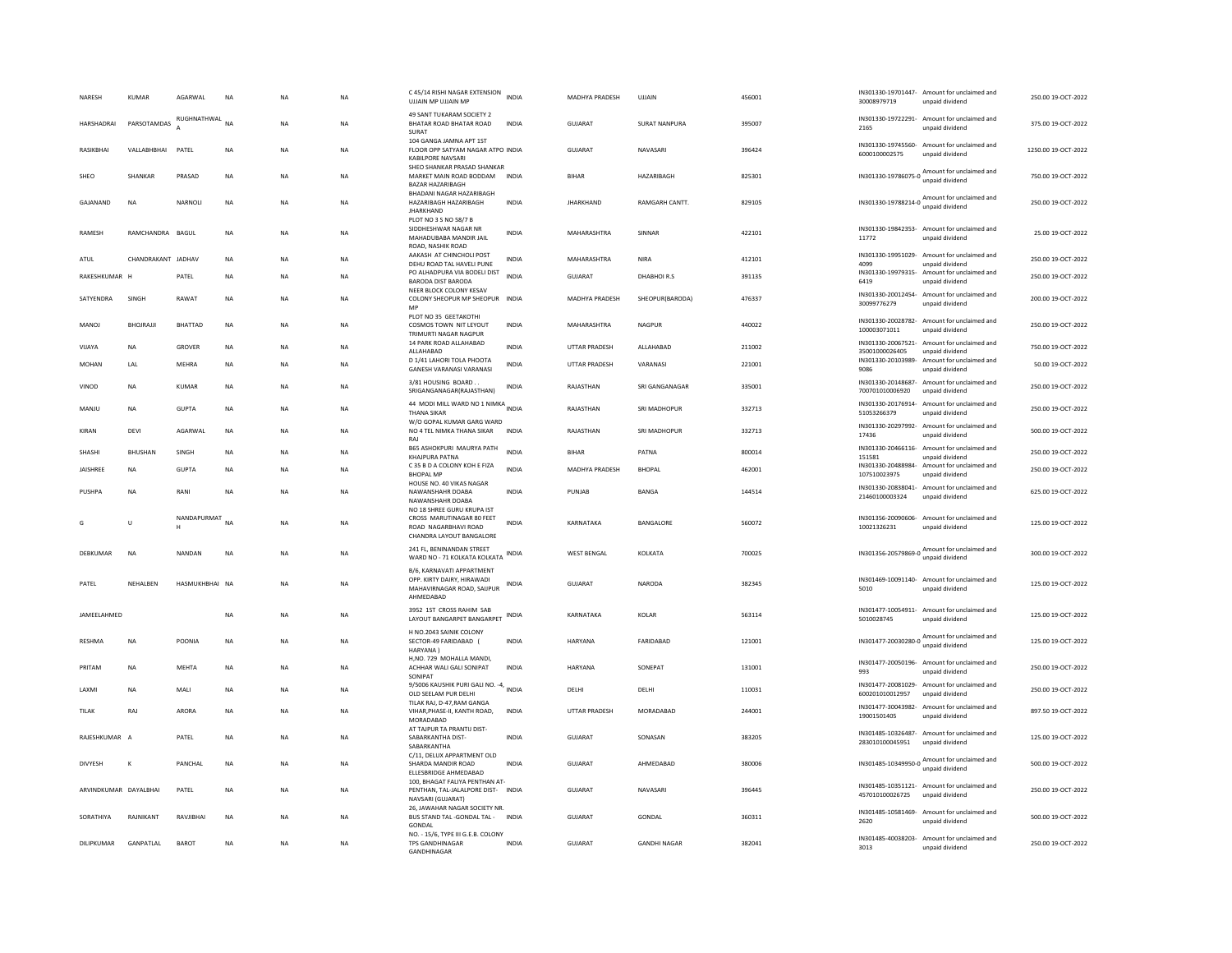| | | | | | | | | | | | | | | |
|---|---|---|---|---|---|---|---|---|---|---|---|---|---|---|
| NARESH | KUMAR | AGARWAL | NA | NA | NA | C 45/14 RISHI NAGAR EXTENSION UJJAIN MP UJJAIN MP | INDIA | MADHYA PRADESH | UJJAIN | 456001 | IN301330-19701447-30008979719 | Amount for unclaimed and unpaid dividend | 250.00 | 19-OCT-2022 |
| HARSHADRAI | PARSOTAMDAS | RUGHNATHWALA | NA | NA | NA | 49 SANT TUKARAM SOCIETY 2 BHATAR ROAD BHATAR ROAD SURAT | INDIA | GUJARAT | SURAT NANPURA | 395007 | IN301330-19722291-2165 | Amount for unclaimed and unpaid dividend | 375.00 | 19-OCT-2022 |
| RASIKBHAI | VALLABHBHAI | PATEL | NA | NA | NA | 104 GANGA JAMNA APT 1ST FLOOR OPP SATYAM NAGAR ATPO KABILPORE NAVSARI | INDIA | GUJARAT | NAVASARI | 396424 | IN301330-19745560-6000100002575 | Amount for unclaimed and unpaid dividend | 1250.00 | 19-OCT-2022 |
| SHEO | SHANKAR | PRASAD | NA | NA | NA | SHEO SHANKAR PRASAD SHANKAR MARKET MAIN ROAD BODDAM BAZAR HAZARIBAGH | INDIA | BIHAR | HAZARIBAGH | 825301 | IN301330-19786075-0 | Amount for unclaimed and unpaid dividend | 750.00 | 19-OCT-2022 |
| GAJANAND | NA | NARNOLI | NA | NA | NA | BHADANI NAGAR HAZARIBAGH HAZARIBAGH HAZARIBAGH JHARKHAND | INDIA | JHARKHAND | RAMGARH CANTT. | 829105 | IN301330-19788214-0 | Amount for unclaimed and unpaid dividend | 250.00 | 19-OCT-2022 |
| RAMESH | RAMCHANDRA | BAGUL | NA | NA | NA | PLOT NO 3 S NO 58/7 B SIDDHESHWAR NAGAR NR MAHADUBABA MANDIR JAIL ROAD, NASHIK ROAD | INDIA | MAHARASHTRA | SINNAR | 422101 | IN301330-19842353-11772 | Amount for unclaimed and unpaid dividend | 25.00 | 19-OCT-2022 |
| ATUL | CHANDRAKANT | JADHAV | NA | NA | NA | AAKASH AT CHINCHOLI POST DEHU ROAD TAL HAVELI PUNE | INDIA | MAHARASHTRA | NIRA | 412101 | IN301330-19951029-4099 | Amount for unclaimed and unpaid dividend | 250.00 | 19-OCT-2022 |
| RAKESHKUMAR | H | PATEL | NA | NA | NA | PO ALHADPURA VIA BODELI DIST BARODA DIST BARODA | INDIA | GUJARAT | DHABHOI R.S | 391135 | IN301330-19979315-6419 | Amount for unclaimed and unpaid dividend | 250.00 | 19-OCT-2022 |
| SATYENDRA | SINGH | RAWAT | NA | NA | NA | NEER BLOCK COLONY KESAV COLONY SHEOPUR MP SHEOPUR MP | INDIA | MADHYA PRADESH | SHEOPUR(BARODA) | 476337 | IN301330-20012454-30099776279 | Amount for unclaimed and unpaid dividend | 200.00 | 19-OCT-2022 |
| MANOJ | BHOJRAJJI | BHATTAD | NA | NA | NA | PLOT NO 35 GEETAKOTHI COSMOS TOWN NIT LEYOUT TRIMURTI NAGAR NAGPUR | INDIA | MAHARASHTRA | NAGPUR | 440022 | IN301330-20028782-100003071011 | Amount for unclaimed and unpaid dividend | 250.00 | 19-OCT-2022 |
| VIJAYA | NA | GROVER | NA | NA | NA | 14 PARK ROAD ALLAHABAD ALLAHABAD | INDIA | UTTAR PRADESH | ALLAHABAD | 211002 | IN301330-20067521-35001000026405 | Amount for unclaimed and unpaid dividend | 750.00 | 19-OCT-2022 |
| MOHAN | LAL | MEHRA | NA | NA | NA | D 1/41 LAHORI TOLA PHOOTA GANESH VARANASI VARANASI | INDIA | UTTAR PRADESH | VARANASI | 221001 | IN301330-20103989-9086 | Amount for unclaimed and unpaid dividend | 50.00 | 19-OCT-2022 |
| VINOD | NA | KUMAR | NA | NA | NA | 3/81 HOUSING BOARD . . SRIGANGANAGAR(RAJASTHAN) | INDIA | RAJASTHAN | SRI GANGANAGAR | 335001 | IN301330-20148687-700701010006920 | Amount for unclaimed and unpaid dividend | 250.00 | 19-OCT-2022 |
| MANJU | NA | GUPTA | NA | NA | NA | 44 MODI MILL WARD NO 1 NIMKA THANA SIKAR | INDIA | RAJASTHAN | SRI MADHOPUR | 332713 | IN301330-20176914-51053266379 | Amount for unclaimed and unpaid dividend | 250.00 | 19-OCT-2022 |
| KIRAN | DEVI | AGARWAL | NA | NA | NA | W/O GOPAL KUMAR GARG WARD NO 4 TEL NIMKA THANA SIKAR RAJ | INDIA | RAJASTHAN | SRI MADHOPUR | 332713 | IN301330-20297992-17436 | Amount for unclaimed and unpaid dividend | 500.00 | 19-OCT-2022 |
| SHASHI | BHUSHAN | SINGH | NA | NA | NA | B65 ASHOKPURI MAURYA PATH KHAJPURA PATNA | INDIA | BIHAR | PATNA | 800014 | IN301330-20466116-151581 | Amount for unclaimed and unpaid dividend | 250.00 | 19-OCT-2022 |
| JAISHREE | NA | GUPTA | NA | NA | NA | C 35 B D A COLONY KOH E FIZA BHOPAL MP | INDIA | MADHYA PRADESH | BHOPAL | 462001 | IN301330-20488984-107510023975 | Amount for unclaimed and unpaid dividend | 250.00 | 19-OCT-2022 |
| PUSHPA | NA | RANI | NA | NA | NA | HOUSE NO. 40 VIKAS NAGAR NAWANSHAHR DOABA NAWANSHAHR DOABA | INDIA | PUNJAB | BANGA | 144514 | IN301330-20838041-21460100003324 | Amount for unclaimed and unpaid dividend | 625.00 | 19-OCT-2022 |
| G | U | NANDAPURMATH | NA | NA | NA | NO 18 SHREE GURU KRUPA IST CROSS MARUTINAGAR 80 FEET ROAD NAGARBHAVI ROAD CHANDRA LAYOUT BANGALORE | INDIA | KARNATAKA | BANGALORE | 560072 | IN301356-20090606-10021326231 | Amount for unclaimed and unpaid dividend | 125.00 | 19-OCT-2022 |
| DEBKUMAR | NA | NANDAN | NA | NA | NA | 241 FL, BENINANDAN STREET WARD NO - 71 KOLKATA KOLKATA | INDIA | WEST BENGAL | KOLKATA | 700025 | IN301356-20579869-0 | Amount for unclaimed and unpaid dividend | 300.00 | 19-OCT-2022 |
| PATEL | NEHALBEN | HASMUKHBHAI | NA | NA | NA | B/6, KARNAVATI APPARTMENT OPP. KIRTY DAIRY, HIRAWADI MAHAVIRNAGAR ROAD, SAIJPUR AHMEDABAD | INDIA | GUJARAT | NARODA | 382345 | IN301469-10091140-5010 | Amount for unclaimed and unpaid dividend | 125.00 | 19-OCT-2022 |
| JAMEELAHMED | | | NA | NA | NA | 3952 1ST CROSS RAHIM SAB LAYOUT BANGARPET BANGARPET | INDIA | KARNATAKA | KOLAR | 563114 | IN301477-10054911-5010028745 | Amount for unclaimed and unpaid dividend | 125.00 | 19-OCT-2022 |
| RESHMA | NA | POONIA | NA | NA | NA | H NO.2043 SAINIK COLONY SECTOR-49 FARIDABAD ( HARYANA ) | INDIA | HARYANA | FARIDABAD | 121001 | IN301477-20030280-0 | Amount for unclaimed and unpaid dividend | 125.00 | 19-OCT-2022 |
| PRITAM | NA | MEHTA | NA | NA | NA | H,NO. 729 MOHALLA MANDI, ACHHAR WALI GALI SONIPAT SONIPAT | INDIA | HARYANA | SONEPAT | 131001 | IN301477-20050196-993 | Amount for unclaimed and unpaid dividend | 250.00 | 19-OCT-2022 |
| LAXMI | NA | MALI | NA | NA | NA | 9/5006 KAUSHIK PURI GALI NO. -4, OLD SEELAM PUR DELHI | INDIA | DELHI | DELHI | 110031 | IN301477-20081029-600201010012957 | Amount for unclaimed and unpaid dividend | 250.00 | 19-OCT-2022 |
| TILAK | RAJ | ARORA | NA | NA | NA | TILAK RAJ, D-47,RAM GANGA VIHAR,PHASE-II, KANTH ROAD, MORADABAD | INDIA | UTTAR PRADESH | MORADABAD | 244001 | IN301477-30043982-19001501405 | Amount for unclaimed and unpaid dividend | 897.50 | 19-OCT-2022 |
| RAJESHKUMAR | A | PATEL | NA | NA | NA | AT TAJPUR TA PRANTIJ DIST-SABARKANTHA DIST-SABARKANTHA | INDIA | GUJARAT | SONASAN | 383205 | IN301485-10326487-283010100045951 | Amount for unclaimed and unpaid dividend | 125.00 | 19-OCT-2022 |
| DIVYESH | K | PANCHAL | NA | NA | NA | C/11, DELUX APPARTMENT OLD SHARDA MANDIR ROAD ELLESBRIDGE AHMEDABAD | INDIA | GUJARAT | AHMEDABAD | 380006 | IN301485-10349950-0 | Amount for unclaimed and unpaid dividend | 500.00 | 19-OCT-2022 |
| ARVINDKUMAR | DAYALBHAI | PATEL | NA | NA | NA | 100, BHAGAT FALIYA PENTHAN AT-PENTHAN, TAL-JALALPORE DIST-NAVSARI (GUJARAT) | INDIA | GUJARAT | NAVASARI | 396445 | IN301485-10351121-457010100026725 | Amount for unclaimed and unpaid dividend | 250.00 | 19-OCT-2022 |
| SORATHIYA | RAJNIKANT | RAVJIBHAI | NA | NA | NA | 26, JAWAHAR NAGAR SOCIETY NR. BUS STAND TAL -GONDAL TAL - GONDAL | INDIA | GUJARAT | GONDAL | 360311 | IN301485-10581469-2620 | Amount for unclaimed and unpaid dividend | 500.00 | 19-OCT-2022 |
| DILIPKUMAR | GANPATLAL | BAROT | NA | NA | NA | NO. - 15/6, TYPE III G.E.B. COLONY TPS GANDHINAGAR GANDHINAGAR | INDIA | GUJARAT | GANDHI NAGAR | 382041 | IN301485-40038203-3013 | Amount for unclaimed and unpaid dividend | 250.00 | 19-OCT-2022 |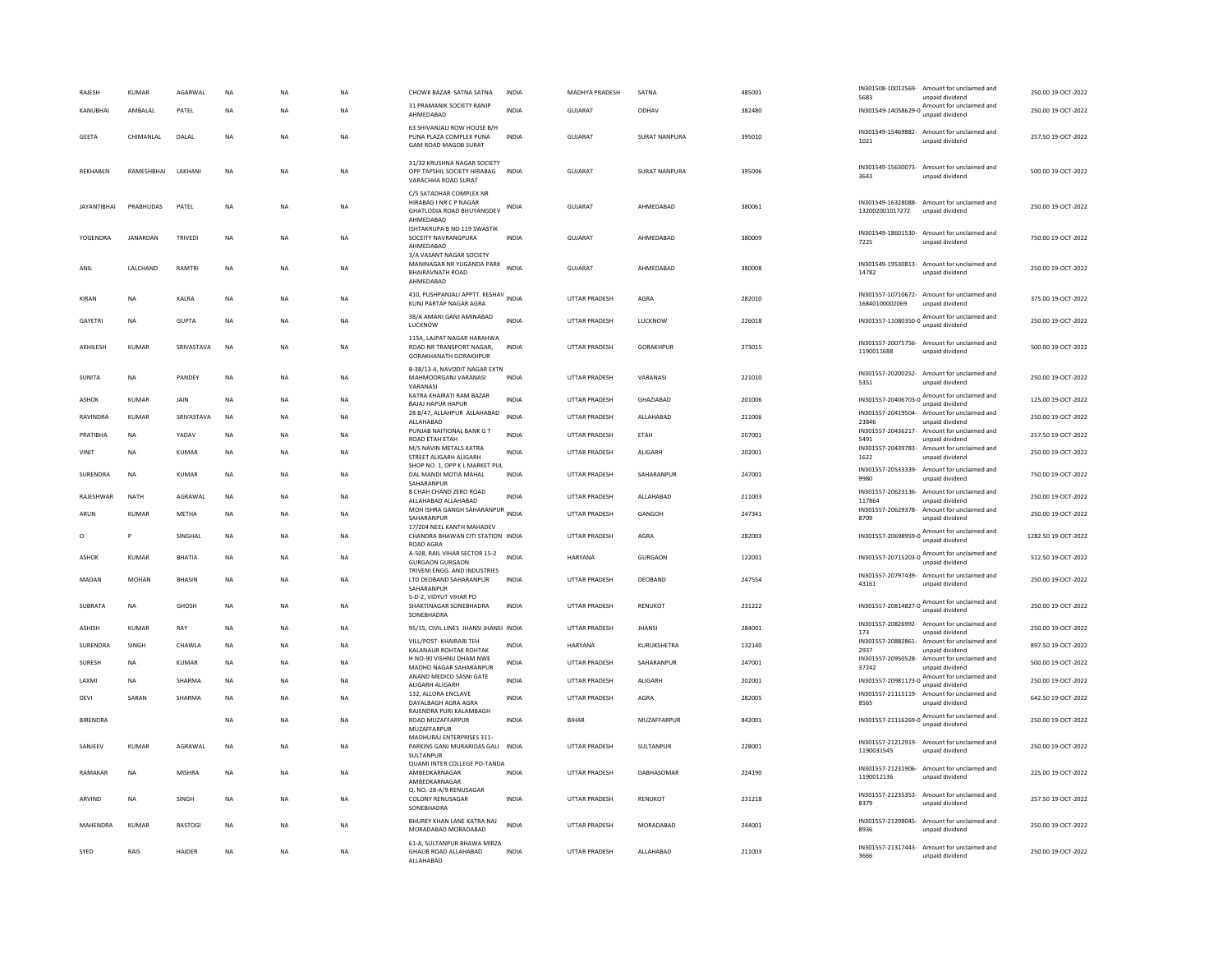| | | | | | | | | | | | | | | |
|---|---|---|---|---|---|---|---|---|---|---|---|---|---|---|
| RAJESH | KUMAR | AGARWAL | NA | NA | NA | CHOWK BAZAR SATNA SATNA | INDIA | MADHYA PRADESH | SATNA | 485001 | IN301508-10012569-5683 | Amount for unclaimed and unpaid dividend | 250.00 | 19-OCT-2022 |
| KANUBHAI | AMBALAL | PATEL | NA | NA | NA | 31 PRAMANIK SOCIETY RANIP AHMEDABAD | INDIA | GUJARAT | ODHAV | 382480 | IN301549-14058629-0 | Amount for unclaimed and unpaid dividend | 250.00 | 19-OCT-2022 |
| GEETA | CHIMANLAL | DALAL | NA | NA | NA | 63 SHIVANJALI ROW HOUSE B/H PUNA PLAZA COMPLEX PUNA GAM ROAD MAGOB SURAT | INDIA | GUJARAT | SURAT NANPURA | 395010 | IN301549-15469882-1021 | Amount for unclaimed and unpaid dividend | 257.50 | 19-OCT-2022 |
| REKHABEN | RAMESHBHAI | LAKHANI | NA | NA | NA | 31/32 KRUSHNA NAGAR SOCIETY OPP TAPSHIL SOCIETY HIRABAG VARACHHA ROAD SURAT | INDIA | GUJARAT | SURAT NANPURA | 395006 | IN301549-15630073-3643 | Amount for unclaimed and unpaid dividend | 500.00 | 19-OCT-2022 |
| JAYANTIBHAI | PRABHUDAS | PATEL | NA | NA | NA | C/5 SATADHAR COMPLEX NR HIRABAG I NR C P NAGAR GHATLODIA ROAD BHUYANGDEV AHMEDABAD | INDIA | GUJARAT | AHMEDABAD | 380061 | IN301549-16328088-132002001017272 | Amount for unclaimed and unpaid dividend | 250.00 | 19-OCT-2022 |
| YOGENDRA | JANARDAN | TRIVEDI | NA | NA | NA | ISHTAKRUPA B NO 119 SWASTIK SOCEITY NAVRANGPURA AHMEDABAD | INDIA | GUJARAT | AHMEDABAD | 380009 | IN301549-18601530-7225 | Amount for unclaimed and unpaid dividend | 750.00 | 19-OCT-2022 |
| ANIL | LALCHAND | RAMTRI | NA | NA | NA | 3/A VASANT NAGAR SOCIETY MANINAGAR NR YUGANDA PARK BHAIRAVNATH ROAD AHMEDABAD | INDIA | GUJARAT | AHMEDABAD | 380008 | IN301549-19530813-14782 | Amount for unclaimed and unpaid dividend | 250.00 | 19-OCT-2022 |
| KIRAN | NA | KALRA | NA | NA | NA | 410, PUSHPANJALI APPTT. KESHAV KUNJ PARTAP NAGAR AGRA | INDIA | UTTAR PRADESH | AGRA | 282010 | IN301557-10710672-16840100002069 | Amount for unclaimed and unpaid dividend | 375.00 | 19-OCT-2022 |
| GAYETRI | NA | GUPTA | NA | NA | NA | 38/A AMANI GANJ AMINABAD LUCKNOW | INDIA | UTTAR PRADESH | LUCKNOW | 226018 | IN301557-11080350-0 | Amount for unclaimed and unpaid dividend | 250.00 | 19-OCT-2022 |
| AKHILESH | KUMAR | SRIVASTAVA | NA | NA | NA | 115A, LAJPAT NAGAR HARAHWA ROAD NR TRANSPORT NAGAR, GORAKHANATH GORAKHPUR | INDIA | UTTAR PRADESH | GORAKHPUR | 273015 | IN301557-20075756-1190011688 | Amount for unclaimed and unpaid dividend | 500.00 | 19-OCT-2022 |
| SUNITA | NA | PANDEY | NA | NA | NA | B-38/13-4, NAVODIT NAGAR EXTN MAHMOORGANJ VARANASI VARANASI | INDIA | UTTAR PRADESH | VARANASI | 221010 | IN301557-20200252-5351 | Amount for unclaimed and unpaid dividend | 250.00 | 19-OCT-2022 |
| ASHOK | KUMAR | JAIN | NA | NA | NA | KATRA KHAIRATI RAM BAZAR BAJAJ HAPUR HAPUR | INDIA | UTTAR PRADESH | GHAZIABAD | 201006 | IN301557-20406703-0 | Amount for unclaimed and unpaid dividend | 125.00 | 19-OCT-2022 |
| RAVINDRA | KUMAR | SRIVASTAVA | NA | NA | NA | 28 B/47, ALLAHPUR ALLAHABAD ALLAHABAD | INDIA | UTTAR PRADESH | ALLAHABAD | 211006 | IN301557-20419504-23846 | Amount for unclaimed and unpaid dividend | 250.00 | 19-OCT-2022 |
| PRATIBHA | NA | YADAV | NA | NA | NA | PUNJAB NAITIONAL BANK G T ROAD ETAH ETAH | INDIA | UTTAR PRADESH | ETAH | 207001 | IN301557-20436217-5491 | Amount for unclaimed and unpaid dividend | 257.50 | 19-OCT-2022 |
| VINIT | NA | KUMAR | NA | NA | NA | M/S NAVIN METALS KATRA STREET ALIGARH ALIGARH | INDIA | UTTAR PRADESH | ALIGARH | 202001 | IN301557-20439783-1622 | Amount for unclaimed and unpaid dividend | 250.00 | 19-OCT-2022 |
| SURENDRA | NA | KUMAR | NA | NA | NA | SHOP NO. 1, OPP K L MARKET PUL DAL MANDI MOTIA MAHAL SAHARANPUR | INDIA | UTTAR PRADESH | SAHARANPUR | 247001 | IN301557-20533339-9980 | Amount for unclaimed and unpaid dividend | 750.00 | 19-OCT-2022 |
| RAJESHWAR | NATH | AGRAWAL | NA | NA | NA | 8 CHAH CHAND ZERO ROAD ALLAHABAD ALLAHABAD | INDIA | UTTAR PRADESH | ALLAHABAD | 211003 | IN301557-20623136-117864 | Amount for unclaimed and unpaid dividend | 250.00 | 19-OCT-2022 |
| ARUN | KUMAR | METHA | NA | NA | NA | MOH ISHRA GANGH SAHARANPUR SAHARANPUR | INDIA | UTTAR PRADESH | GANGOH | 247341 | IN301557-20629378-8709 | Amount for unclaimed and unpaid dividend | 250.00 | 19-OCT-2022 |
| O | P | SINGHAL | NA | NA | NA | 17/204 NEEL KANTH MAHADEV CHANDRA BHAWAN CITI STATION ROAD AGRA | INDIA | UTTAR PRADESH | AGRA | 282003 | IN301557-20698959-0 | Amount for unclaimed and unpaid dividend | 1282.50 | 19-OCT-2022 |
| ASHOK | KUMAR | BHATIA | NA | NA | NA | A-508, RAIL VIHAR SECTOR 15-2 GURGAON GURGAON | INDIA | HARYANA | GURGAON | 122001 | IN301557-20715203-0 | Amount for unclaimed and unpaid dividend | 512.50 | 19-OCT-2022 |
| MADAN | MOHAN | BHASIN | NA | NA | NA | TRIVENI ENGG. AND INDUSTRIES LTD DEOBAND SAHARANPUR SAHARANPUR | INDIA | UTTAR PRADESH | DEOBAND | 247554 | IN301557-20797439-43161 | Amount for unclaimed and unpaid dividend | 250.00 | 19-OCT-2022 |
| SUBRATA | NA | GHOSH | NA | NA | NA | 5-D-2, VIDYUT VIHAR PO SHAKTINAGAR SONEBHADRA SONEBHADRA | INDIA | UTTAR PRADESH | RENUKOT | 231222 | IN301557-20814827-0 | Amount for unclaimed and unpaid dividend | 250.00 | 19-OCT-2022 |
| ASHISH | KUMAR | RAY | NA | NA | NA | 95/15, CIVIL LINES JHANSI JHANSI | INDIA | UTTAR PRADESH | JHANSI | 284001 | IN301557-20826992-173 | Amount for unclaimed and unpaid dividend | 250.00 | 19-OCT-2022 |
| SURENDRA | SINGH | CHAWLA | NA | NA | NA | VILL/POST- KHAIRARI TEH KALANAUR ROHTAK ROHTAK | INDIA | HARYANA | KURUKSHETRA | 132140 | IN301557-20882861-2937 | Amount for unclaimed and unpaid dividend | 897.50 | 19-OCT-2022 |
| SURESH | NA | KUMAR | NA | NA | NA | H NO-90 VISHNU DHAM NWE MADHO NAGAR SAHARANPUR | INDIA | UTTAR PRADESH | SAHARANPUR | 247001 | IN301557-20950528-37242 | Amount for unclaimed and unpaid dividend | 500.00 | 19-OCT-2022 |
| LAXMI | NA | SHARMA | NA | NA | NA | ANAND MEDICO SASNI GATE ALIGARH ALIGARH | INDIA | UTTAR PRADESH | ALIGARH | 202001 | IN301557-20981173-0 | Amount for unclaimed and unpaid dividend | 250.00 | 19-OCT-2022 |
| DEVI | SARAN | SHARMA | NA | NA | NA | 132, ALLORA ENCLAVE DAYALBAGH AGRA AGRA | INDIA | UTTAR PRADESH | AGRA | 282005 | IN301557-21115119-8565 | Amount for unclaimed and unpaid dividend | 642.50 | 19-OCT-2022 |
| BIRENDRA | | | NA | NA | NA | RAJENDRA PURI KALAMBAGH ROAD MUZAFFARPUR MUZAFFARPUR | INDIA | BIHAR | MUZAFFARPUR | 842001 | IN301557-21116269-0 | Amount for unclaimed and unpaid dividend | 250.00 | 19-OCT-2022 |
| SANJEEV | KUMAR | AGRAWAL | NA | NA | NA | MADHURAJ ENTERPRISES 311-PARKINS GANJ MURARIDAS GALI SULTANPUR | INDIA | UTTAR PRADESH | SULTANPUR | 228001 | IN301557-21212919-1190031545 | Amount for unclaimed and unpaid dividend | 250.00 | 19-OCT-2022 |
| RAMAKAR | NA | MISHRA | NA | NA | NA | QUAMI INTER COLLEGE PO-TANDA AMBEDKARNAGAR AMBEDKARNAGAR | INDIA | UTTAR PRADESH | DABHASOMAR | 224190 | IN301557-21231906-1190012136 | Amount for unclaimed and unpaid dividend | 225.00 | 19-OCT-2022 |
| ARVIND | NA | SINGH | NA | NA | NA | Q. NO.-28-A/9 RENUSAGAR COLONY RENUSAGAR SONEBHADRA | INDIA | UTTAR PRADESH | RENUKOT | 231218 | IN301557-21235353-8379 | Amount for unclaimed and unpaid dividend | 257.50 | 19-OCT-2022 |
| MAHENDRA | KUMAR | RASTOGI | NA | NA | NA | BHUREY KHAN LANE KATRA NAJ MORADABAD MORADABAD | INDIA | UTTAR PRADESH | MORADABAD | 244001 | IN301557-21298045-8936 | Amount for unclaimed and unpaid dividend | 250.00 | 19-OCT-2022 |
| SYED | RAIS | HAIDER | NA | NA | NA | 61-A, SULTANPUR BHAWA MIRZA GHALIB ROAD ALLAHABAD ALLAHABAD | INDIA | UTTAR PRADESH | ALLAHABAD | 211003 | IN301557-21317443-3666 | Amount for unclaimed and unpaid dividend | 250.00 | 19-OCT-2022 |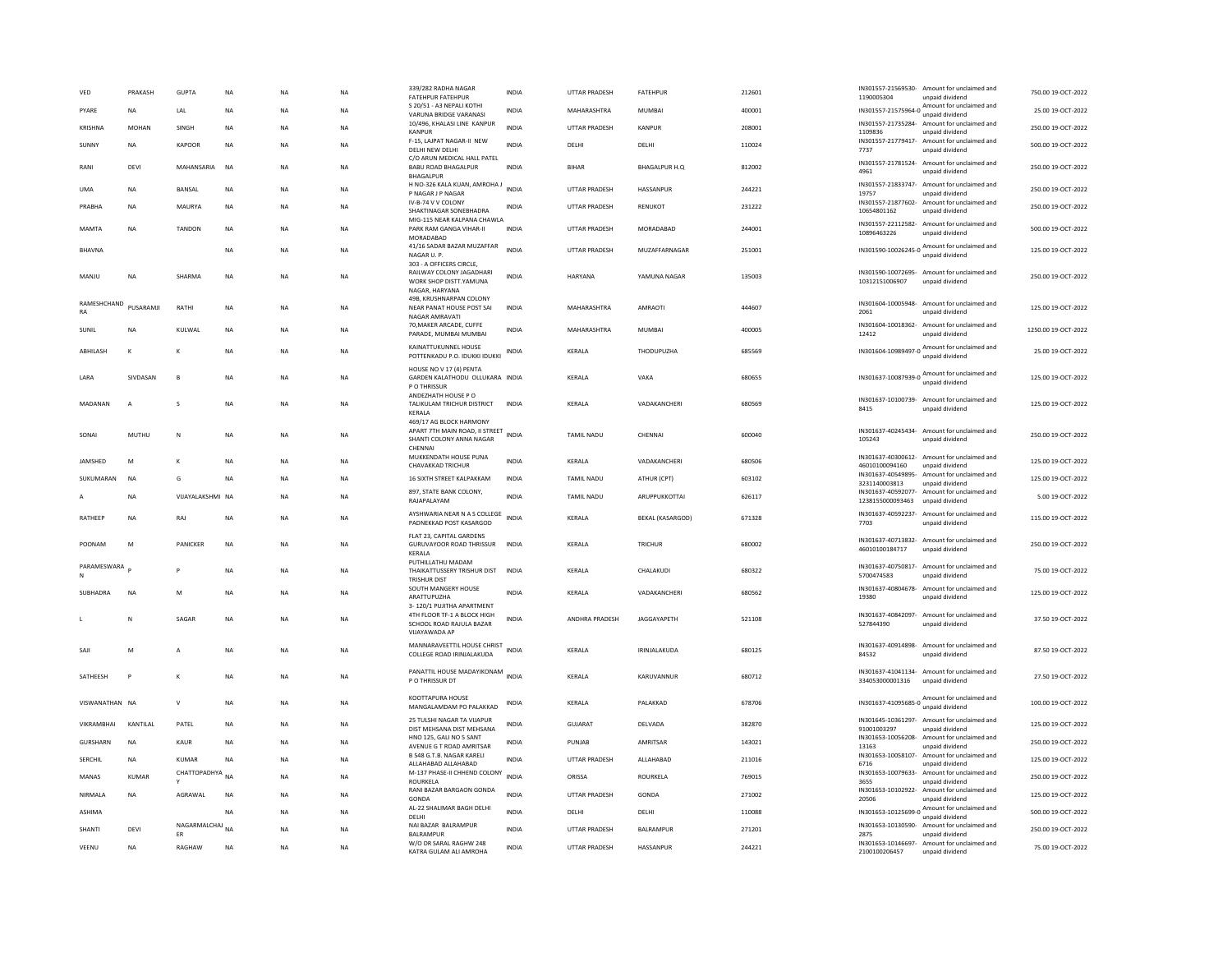| VED | PRAKASH | GUPTA | NA | NA | NA | 339/282 RADHA NAGAR FATEHPUR FATEHPUR | INDIA | UTTAR PRADESH | FATEHPUR | 212601 | IN301557-21569530-1190005304 | Amount for unclaimed and unpaid dividend | 750.00 | 19-OCT-2022 |
|---|---|---|---|---|---|---|---|---|---|---|---|---|---|---|
| PYARE | NA | LAL | NA | NA | NA | S 20/51 - A3 NEPALI KOTHI VARUNA BRIDGE VARANASI | INDIA | MAHARASHTRA | MUMBAI | 400001 | IN301557-21575964-0 | Amount for unclaimed and unpaid dividend | 25.00 | 19-OCT-2022 |
| KRISHNA | MOHAN | SINGH | NA | NA | NA | 10/496, KHALASI LINE KANPUR KANPUR | INDIA | UTTAR PRADESH | KANPUR | 208001 | IN301557-21735284-1109836 | Amount for unclaimed and unpaid dividend | 250.00 | 19-OCT-2022 |
| SUNNY | NA | KAPOOR | NA | NA | NA | F-15, LAJPAT NAGAR-II NEW DELHI NEW DELHI | INDIA | DELHI | DELHI | 110024 | IN301557-21779417-7737 | Amount for unclaimed and unpaid dividend | 500.00 | 19-OCT-2022 |
| RANI | DEVI | MAHANSARIA | NA | NA | NA | C/O ARUN MEDICAL HALL PATEL BABU ROAD BHAGALPUR BHAGALPUR | INDIA | BIHAR | BHAGALPUR H.Q | 812002 | IN301557-21781524-4961 | Amount for unclaimed and unpaid dividend | 250.00 | 19-OCT-2022 |
| UMA | NA | BANSAL | NA | NA | NA | H NO-326 KALA KUAN, AMROHA J P NAGAR J P NAGAR | INDIA | UTTAR PRADESH | HASSANPUR | 244221 | IN301557-21833747-19757 | Amount for unclaimed and unpaid dividend | 250.00 | 19-OCT-2022 |
| PRABHA | NA | MAURYA | NA | NA | NA | IV-B-74 V V COLONY SHAKTINAGAR SONEBHADRA | INDIA | UTTAR PRADESH | RENUKOT | 231222 | IN301557-21877602-10654801162 | Amount for unclaimed and unpaid dividend | 250.00 | 19-OCT-2022 |
| MAMTA | NA | TANDON | NA | NA | NA | MIG-115 NEAR KALPANA CHAWLA PARK RAM GANGA VIHAR-II MORADABAD | INDIA | UTTAR PRADESH | MORADABAD | 244001 | IN301557-22112582-10896463226 | Amount for unclaimed and unpaid dividend | 500.00 | 19-OCT-2022 |
| BHAVNA | | | NA | NA | NA | 41/16 SADAR BAZAR MUZAFFAR NAGAR U. P. | INDIA | UTTAR PRADESH | MUZAFFARNAGAR | 251001 | IN301590-10026245-0 | Amount for unclaimed and unpaid dividend | 125.00 | 19-OCT-2022 |
| MANJU | NA | SHARMA | NA | NA | NA | 303 - A OFFICERS CIRCLE, RAILWAY COLONY JAGADHARI WORK SHOP DISTT.YAMUNA NAGAR, HARYANA | INDIA | HARYANA | YAMUNA NAGAR | 135003 | IN301590-10072695-10312151006907 | Amount for unclaimed and unpaid dividend | 250.00 | 19-OCT-2022 |
| RAMESHCHAND RA | PUSARAMJI | RATHI | NA | NA | NA | 49B, KRUSHNARPAN COLONY NEAR PANAT HOUSE POST SAI NAGAR AMRAVATI | INDIA | MAHARASHTRA | AMRAOTI | 444607 | IN301604-10005948-2061 | Amount for unclaimed and unpaid dividend | 125.00 | 19-OCT-2022 |
| SUNIL | NA | KULWAL | NA | NA | NA | 70,MAKER ARCADE, CUFFE PARADE, MUMBAI MUMBAI | INDIA | MAHARASHTRA | MUMBAI | 400005 | IN301604-10018362-12412 | Amount for unclaimed and unpaid dividend | 1250.00 | 19-OCT-2022 |
| ABHILASH | K | K | NA | NA | NA | KAINATTUKUNNEL HOUSE POTTENKADU P.O. IDUKKI IDUKKI | INDIA | KERALA | THODUPUZHA | 685569 | IN301604-10989497-0 | Amount for unclaimed and unpaid dividend | 25.00 | 19-OCT-2022 |
| LARA | SIVDASAN | B | NA | NA | NA | HOUSE NO V 17 (4) PENTA GARDEN KALATHODU OLLUKARA P O THRISSUR | INDIA | KERALA | VAKA | 680655 | IN301637-10087939-0 | Amount for unclaimed and unpaid dividend | 125.00 | 19-OCT-2022 |
| MADANAN | A | S | NA | NA | NA | ANDEZHATH HOUSE P O TALIKULAM TRICHUR DISTRICT KERALA | INDIA | KERALA | VADAKANCHERI | 680569 | IN301637-10100739-8415 | Amount for unclaimed and unpaid dividend | 125.00 | 19-OCT-2022 |
| SONAI | MUTHU | N | NA | NA | NA | 469/17 AG BLOCK HARMONY APART 7TH MAIN ROAD, II STREET SHANTI COLONY ANNA NAGAR CHENNAI | INDIA | TAMIL NADU | CHENNAI | 600040 | IN301637-40245434-105243 | Amount for unclaimed and unpaid dividend | 250.00 | 19-OCT-2022 |
| JAMSHED | M | K | NA | NA | NA | MUKKENDATH HOUSE PUNA CHAVAKKAD TRICHUR | INDIA | KERALA | VADAKANCHERI | 680506 | IN301637-40300612-46010100094160 | Amount for unclaimed and unpaid dividend | 125.00 | 19-OCT-2022 |
| SUKUMARAN | NA | G | NA | NA | NA | 16 SIXTH STREET KALPAKKAM | INDIA | TAMIL NADU | ATHUR (CPT) | 603102 | IN301637-40549895-3231140003813 | Amount for unclaimed and unpaid dividend | 125.00 | 19-OCT-2022 |
| A | NA | VIJAYALAKSHMI | NA | NA | NA | 897, STATE BANK COLONY, RAJAPALAYAM | INDIA | TAMIL NADU | ARUPPUKKOTTAI | 626117 | IN301637-40592077-1238155000093463 | Amount for unclaimed and unpaid dividend | 5.00 | 19-OCT-2022 |
| RATHEEP | NA | RAJ | NA | NA | NA | AYSHWARIA NEAR N A S COLLEGE PADNEKKAD POST KASARGOD | INDIA | KERALA | BEKAL (KASARGOD) | 671328 | IN301637-40592237-7703 | Amount for unclaimed and unpaid dividend | 115.00 | 19-OCT-2022 |
| POONAM | M | PANICKER | NA | NA | NA | FLAT 23, CAPITAL GARDENS GURUVAYOOR ROAD THRISSUR KERALA | INDIA | KERALA | TRICHUR | 680002 | IN301637-40713832-46010100184717 | Amount for unclaimed and unpaid dividend | 250.00 | 19-OCT-2022 |
| PARAMESWARA N | P | P | NA | NA | NA | PUTHILLATHU MADAM THAIKATTUSSERY TRISHUR DIST TRISHUR DIST | INDIA | KERALA | CHALAKUDI | 680322 | IN301637-40750817-5700474583 | Amount for unclaimed and unpaid dividend | 75.00 | 19-OCT-2022 |
| SUBHADRA | NA | M | NA | NA | NA | SOUTH MANGERY HOUSE ARATTUPUZHA | INDIA | KERALA | VADAKANCHERI | 680562 | IN301637-40804678-19380 | Amount for unclaimed and unpaid dividend | 125.00 | 19-OCT-2022 |
| L | N | SAGAR | NA | NA | NA | 3- 120/1 PUJITHA APARTMENT 4TH FLOOR TF-1 A BLOCK HIGH SCHOOL ROAD RAJULA BAZAR VIJAYAWADA AP | INDIA | ANDHRA PRADESH | JAGGAYAPETH | 521108 | IN301637-40842097-527844390 | Amount for unclaimed and unpaid dividend | 37.50 | 19-OCT-2022 |
| SAJI | M | A | NA | NA | NA | MANNARAVEETTIL HOUSE CHRIST COLLEGE ROAD IRINJALAKUDA | INDIA | KERALA | IRINJALAKUDA | 680125 | IN301637-40914898-84532 | Amount for unclaimed and unpaid dividend | 87.50 | 19-OCT-2022 |
| SATHEESH | P | K | NA | NA | NA | PANATTIL HOUSE MADAYIKONAM P O THRISSUR DT | INDIA | KERALA | KARUVANNUR | 680712 | IN301637-41041134-334053000001316 | Amount for unclaimed and unpaid dividend | 27.50 | 19-OCT-2022 |
| VISWANATHAN | NA | V | NA | NA | NA | KOOTTAPURA HOUSE MANGALAMDAM PO PALAKKAD | INDIA | KERALA | PALAKKAD | 678706 | IN301637-41095685-0 | Amount for unclaimed and unpaid dividend | 100.00 | 19-OCT-2022 |
| VIKRAMBHAI | KANTILAL | PATEL | NA | NA | NA | 25 TULSHI NAGAR TA VIJAPUR DIST MEHSANA DIST MEHSANA | INDIA | GUJARAT | DELVADA | 382870 | IN301645-10361297-91001003297 | Amount for unclaimed and unpaid dividend | 125.00 | 19-OCT-2022 |
| GURSHARN | NA | KAUR | NA | NA | NA | HNO 125, GALI NO 5 SANT AVENUE G T ROAD AMRITSAR | INDIA | PUNJAB | AMRITSAR | 143021 | IN301653-10056208-13163 | Amount for unclaimed and unpaid dividend | 250.00 | 19-OCT-2022 |
| SERCHIL | NA | KUMAR | NA | NA | NA | B 548 G.T.B. NAGAR KARELI ALLAHABAD ALLAHABAD | INDIA | UTTAR PRADESH | ALLAHABAD | 211016 | IN301653-10058107-6716 | Amount for unclaimed and unpaid dividend | 125.00 | 19-OCT-2022 |
| MANAS | KUMAR | CHATTOPADHYA Y | NA | NA | NA | M-137 PHASE-II CHHEND COLONY ROURKELA | INDIA | ORISSA | ROURKELA | 769015 | IN301653-10079633-3655 | Amount for unclaimed and unpaid dividend | 250.00 | 19-OCT-2022 |
| NIRMALA | NA | AGRAWAL | NA | NA | NA | RANI BAZAR BARGAON GONDA GONDA | INDIA | UTTAR PRADESH | GONDA | 271002 | IN301653-10102922-20506 | Amount for unclaimed and unpaid dividend | 125.00 | 19-OCT-2022 |
| ASHIMA | | | NA | NA | NA | AL-22 SHALIMAR BAGH DELHI DELHI | INDIA | DELHI | DELHI | 110088 | IN301653-10125699-0 | Amount for unclaimed and unpaid dividend | 500.00 | 19-OCT-2022 |
| SHANTI | DEVI | NAGARMALCHAL ER | NA | NA | NA | NAI BAZAR BALRAMPUR BALRAMPUR | INDIA | UTTAR PRADESH | BALRAMPUR | 271201 | IN301653-10130590-2875 | Amount for unclaimed and unpaid dividend | 250.00 | 19-OCT-2022 |
| VEENU | NA | RAGHAW | NA | NA | NA | W/O DR SARAL RAGHW 248 KATRA GULAM ALI AMROHA | INDIA | UTTAR PRADESH | HASSANPUR | 244221 | IN301653-10146697-2100100206457 | Amount for unclaimed and unpaid dividend | 75.00 | 19-OCT-2022 |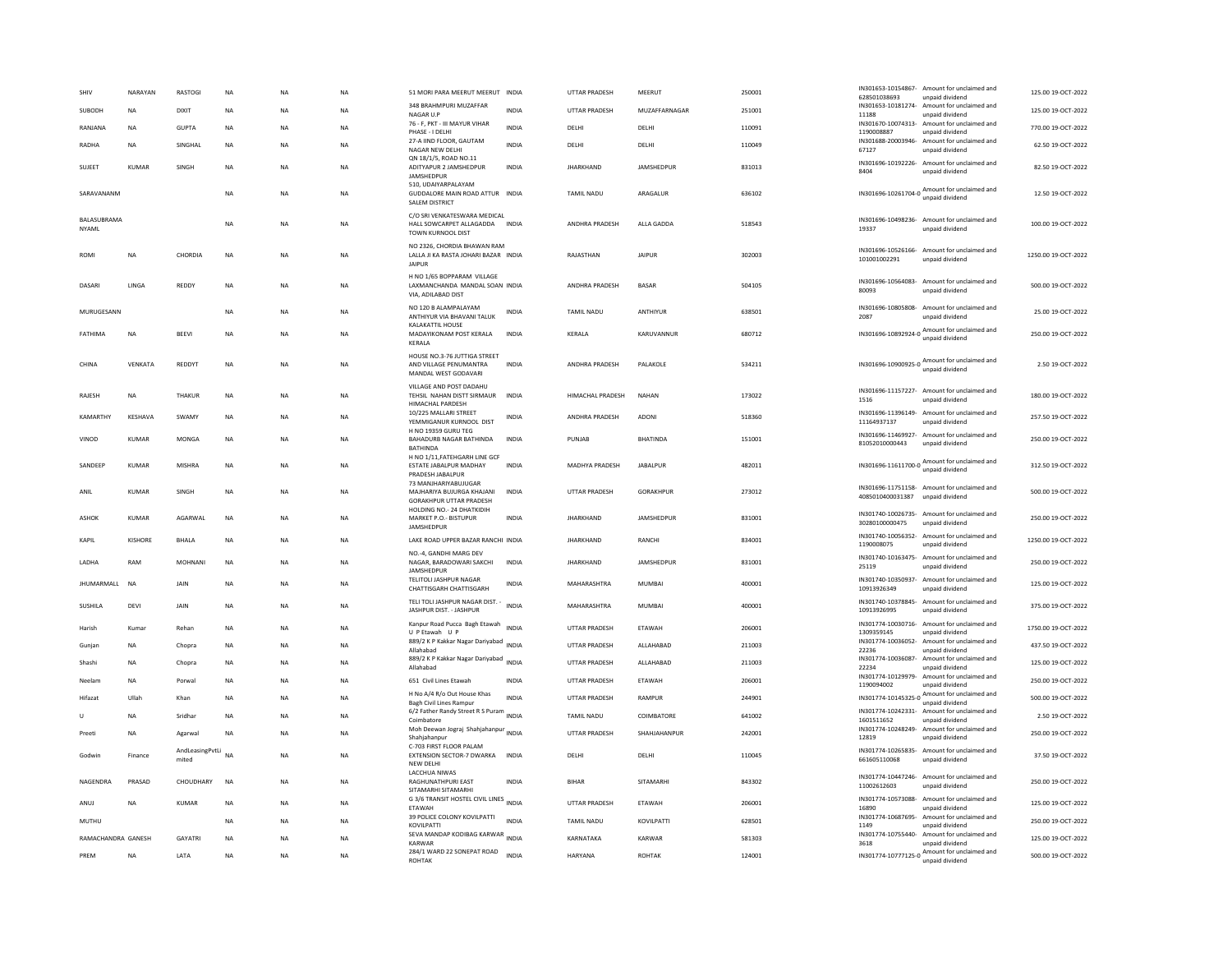| | | | | | | | | | | | | | | |
|---|---|---|---|---|---|---|---|---|---|---|---|---|---|---|
| SHIV | NARAYAN | RASTOGI | NA | NA | NA | 51 MORI PARA MEERUT MEERUT | INDIA | UTTAR PRADESH | MEERUT | 250001 | IN301653-10154867-628501038693 | Amount for unclaimed and unpaid dividend | 125.00 | 19-OCT-2022 |
| SUBODH | NA | DIXIT | NA | NA | NA | 348 BRAHMPURI MUZAFFAR NAGAR U.P | INDIA | UTTAR PRADESH | MUZAFFARNAGAR | 251001 | IN301653-10181274-11188 | Amount for unclaimed and unpaid dividend | 125.00 | 19-OCT-2022 |
| RANJANA | NA | GUPTA | NA | NA | NA | 76 - F, PKT - III MAYUR VIHAR PHASE - I DELHI | INDIA | DELHI | DELHI | 110091 | IN301670-10074313-1190008887 | Amount for unclaimed and unpaid dividend | 770.00 | 19-OCT-2022 |
| RADHA | NA | SINGHAL | NA | NA | NA | 27-A IIND FLOOR, GAUTAM NAGAR NEW DELHI | INDIA | DELHI | DELHI | 110049 | IN301688-20003946-67127 | Amount for unclaimed and unpaid dividend | 62.50 | 19-OCT-2022 |
| SUJEET | KUMAR | SINGH | NA | NA | NA | QN 18/1/5, ROAD NO.11 ADITYAPUR 2 JAMSHEDPUR JAMSHEDPUR | INDIA | JHARKHAND | JAMSHEDPUR | 831013 | IN301696-10192226-8404 | Amount for unclaimed and unpaid dividend | 82.50 | 19-OCT-2022 |
| SARAVANANM | | | NA | NA | NA | 510, UDAIYARPALAYAM GUDDALORE MAIN ROAD ATTUR SALEM DISTRICT | INDIA | TAMIL NADU | ARAGALUR | 636102 | IN301696-10261704-0 | Amount for unclaimed and unpaid dividend | 12.50 | 19-OCT-2022 |
| BALASUBRAMA NYAML | | | NA | NA | NA | C/O SRI VENKATESWARA MEDICAL HALL SOWCARPET ALLAGADDA TOWN KURNOOL DIST | INDIA | ANDHRA PRADESH | ALLA GADDA | 518543 | IN301696-10498236-19337 | Amount for unclaimed and unpaid dividend | 100.00 | 19-OCT-2022 |
| ROMI | NA | CHORDIA | NA | NA | NA | NO 2326, CHORDIA BHAWAN RAM LALLA JI KA RASTA JOHARI BAZAR JAIPUR | INDIA | RAJASTHAN | JAIPUR | 302003 | IN301696-10526166-101001002291 | Amount for unclaimed and unpaid dividend | 1250.00 | 19-OCT-2022 |
| DASARI | LINGA | REDDY | NA | NA | NA | H NO 1/65 BOPPARAM VILLAGE LAXMANCHANDA MANDAL SOAN VIA, ADILABAD DIST | INDIA | ANDHRA PRADESH | BASAR | 504105 | IN301696-10564083-80093 | Amount for unclaimed and unpaid dividend | 500.00 | 19-OCT-2022 |
| MURUGESANN | | | NA | NA | NA | NO 120 B ALAMPALAYAM ANTHIYUR VIA BHAVANI TALUK | INDIA | TAMIL NADU | ANTHIYUR | 638501 | IN301696-10805808-2087 | Amount for unclaimed and unpaid dividend | 25.00 | 19-OCT-2022 |
| FATHIMA | NA | BEEVI | NA | NA | NA | KALAKATTIL HOUSE MADAYIKONAM POST KERALA KERALA | INDIA | KERALA | KARUVANNUR | 680712 | IN301696-10892924-0 | Amount for unclaimed and unpaid dividend | 250.00 | 19-OCT-2022 |
| CHINA | VENKATA | REDDYT | NA | NA | NA | HOUSE NO.3-76 JUTTIGA STREET AND VILLAGE PENUMANTRA MANDAL WEST GODAVARI | INDIA | ANDHRA PRADESH | PALAKOLE | 534211 | IN301696-10900925-0 | Amount for unclaimed and unpaid dividend | 2.50 | 19-OCT-2022 |
| RAJESH | NA | THAKUR | NA | NA | NA | VILLAGE AND POST DADAHU TEHSIL NAHAN DISTT SIRMAUR HIMACHAL PARDESH | INDIA | HIMACHAL PRADESH | NAHAN | 173022 | IN301696-11157227-1516 | Amount for unclaimed and unpaid dividend | 180.00 | 19-OCT-2022 |
| KAMARTHY | KESHAVA | SWAMY | NA | NA | NA | 10/225 MALLARI STREET YEMMIGANUR KURNOOL DIST | INDIA | ANDHRA PRADESH | ADONI | 518360 | IN301696-11396149-11164937137 | Amount for unclaimed and unpaid dividend | 257.50 | 19-OCT-2022 |
| VINOD | KUMAR | MONGA | NA | NA | NA | H NO 19359 GURU TEG BAHADURB NAGAR BATHINDA BATHINDA | INDIA | PUNJAB | BHATINDA | 151001 | IN301696-11469927-81052010000443 | Amount for unclaimed and unpaid dividend | 250.00 | 19-OCT-2022 |
| SANDEEP | KUMAR | MISHRA | NA | NA | NA | H NO 1/11,FATEHGARH LINE GCF ESTATE JABALPUR MADHAY PRADESH JABALPUR | INDIA | MADHYA PRADESH | JABALPUR | 482011 | IN301696-11611700-0 | Amount for unclaimed and unpaid dividend | 312.50 | 19-OCT-2022 |
| ANIL | KUMAR | SINGH | NA | NA | NA | 73 MANJHARIYABUJUGAR MAJHARIYA BUJURGA KHAJANI GORAKHPUR UTTAR PRADESH | INDIA | UTTAR PRADESH | GORAKHPUR | 273012 | IN301696-11751158-4085010400031387 | Amount for unclaimed and unpaid dividend | 500.00 | 19-OCT-2022 |
| ASHOK | KUMAR | AGARWAL | NA | NA | NA | HOLDING NO.- 24 DHATKIDIH MARKET P.O.- BISTUPUR JAMSHEDPUR | INDIA | JHARKHAND | JAMSHEDPUR | 831001 | IN301740-10026735-30280100000475 | Amount for unclaimed and unpaid dividend | 250.00 | 19-OCT-2022 |
| KAPIL | KISHORE | BHALA | NA | NA | NA | LAKE ROAD UPPER BAZAR RANCHI | INDIA | JHARKHAND | RANCHI | 834001 | IN301740-10056352-1190008075 | Amount for unclaimed and unpaid dividend | 1250.00 | 19-OCT-2022 |
| LADHA | RAM | MOHNANI | NA | NA | NA | NO.-4, GANDHI MARG DEV NAGAR, BARADOWARI SAKCHI JAMSHEDPUR | INDIA | JHARKHAND | JAMSHEDPUR | 831001 | IN301740-10163475-25119 | Amount for unclaimed and unpaid dividend | 250.00 | 19-OCT-2022 |
| JHUMARMALL | NA | JAIN | NA | NA | NA | TELITOLI JASHPUR NAGAR CHATTISGARH CHATTISGARH | INDIA | MAHARASHTRA | MUMBAI | 400001 | IN301740-10350937-10913926349 | Amount for unclaimed and unpaid dividend | 125.00 | 19-OCT-2022 |
| SUSHILA | DEVI | JAIN | NA | NA | NA | TELI TOLI JASHPUR NAGAR DIST. - JASHPUR DIST. - JASHPUR | INDIA | MAHARASHTRA | MUMBAI | 400001 | IN301740-10378845-10913926995 | Amount for unclaimed and unpaid dividend | 375.00 | 19-OCT-2022 |
| Harish | Kumar | Rehan | NA | NA | NA | Kanpur Road Pucca Bagh Etawah U P Etawah U P | INDIA | UTTAR PRADESH | ETAWAH | 206001 | IN301774-10030716-1309359145 | Amount for unclaimed and unpaid dividend | 1750.00 | 19-OCT-2022 |
| Gunjan | NA | Chopra | NA | NA | NA | 889/2 K P Kakkar Nagar Dariyabad Allahabad | INDIA | UTTAR PRADESH | ALLAHABAD | 211003 | IN301774-10036052-22236 | Amount for unclaimed and unpaid dividend | 437.50 | 19-OCT-2022 |
| Shashi | NA | Chopra | NA | NA | NA | 889/2 K P Kakkar Nagar Dariyabad Allahabad | INDIA | UTTAR PRADESH | ALLAHABAD | 211003 | IN301774-10036087-22234 | Amount for unclaimed and unpaid dividend | 125.00 | 19-OCT-2022 |
| Neelam | NA | Porwal | NA | NA | NA | 651 Civil Lines Etawah | INDIA | UTTAR PRADESH | ETAWAH | 206001 | IN301774-10129979-1190094002 | Amount for unclaimed and unpaid dividend | 250.00 | 19-OCT-2022 |
| Hifazat | Ullah | Khan | NA | NA | NA | H No A/4 R/o Out House Khas Bagh Civil Lines Rampur | INDIA | UTTAR PRADESH | RAMPUR | 244901 | IN301774-10145325-0 | Amount for unclaimed and unpaid dividend | 500.00 | 19-OCT-2022 |
| U | NA | Sridhar | NA | NA | NA | 6/2 Father Randy Street R S Puram Coimbatore | INDIA | TAMIL NADU | COIMBATORE | 641002 | IN301774-10242331-1601511652 | Amount for unclaimed and unpaid dividend | 2.50 | 19-OCT-2022 |
| Preeti | NA | Agarwal | NA | NA | NA | Moh Deewan Jograj Shahjahanpur Shahjahanpur | INDIA | UTTAR PRADESH | SHAHJAHANPUR | 242001 | IN301774-10248249-12819 | Amount for unclaimed and unpaid dividend | 250.00 | 19-OCT-2022 |
| Godwin | Finance | AndLeasingPvtLimited | NA | NA | NA | C-703 FIRST FLOOR PALAM EXTENSION SECTOR-7 DWARKA NEW DELHI | INDIA | DELHI | DELHI | 110045 | IN301774-10265835-661605110068 | Amount for unclaimed and unpaid dividend | 37.50 | 19-OCT-2022 |
| NAGENDRA | PRASAD | CHOUDHARY | NA | NA | NA | LACCHUA NIWAS RAGHUNATHPURI EAST SITAMARHI SITAMARHI | INDIA | BIHAR | SITAMARHI | 843302 | IN301774-10447246-11002612603 | Amount for unclaimed and unpaid dividend | 250.00 | 19-OCT-2022 |
| ANUJ | NA | KUMAR | NA | NA | NA | G 3/6 TRANSIT HOSTEL CIVIL LINES ETAWAH | INDIA | UTTAR PRADESH | ETAWAH | 206001 | IN301774-10573088-16890 | Amount for unclaimed and unpaid dividend | 125.00 | 19-OCT-2022 |
| MUTHU | | | NA | NA | NA | 39 POLICE COLONY KOVILPATTI KOVILPATTI | INDIA | TAMIL NADU | KOVILPATTI | 628501 | IN301774-10687695-1149 | Amount for unclaimed and unpaid dividend | 250.00 | 19-OCT-2022 |
| RAMACHANDRA | GANESH | GAYATRI | NA | NA | NA | SEVA MANDAP KODIBAG KARWAR KARWAR | INDIA | KARNATAKA | KARWAR | 581303 | IN301774-10755440-3618 | Amount for unclaimed and unpaid dividend | 125.00 | 19-OCT-2022 |
| PREM | NA | LATA | NA | NA | NA | 284/1 WARD 22 SONEPAT ROAD ROHTAK | INDIA | HARYANA | ROHTAK | 124001 | IN301774-10777125-0 | Amount for unclaimed and unpaid dividend | 500.00 | 19-OCT-2022 |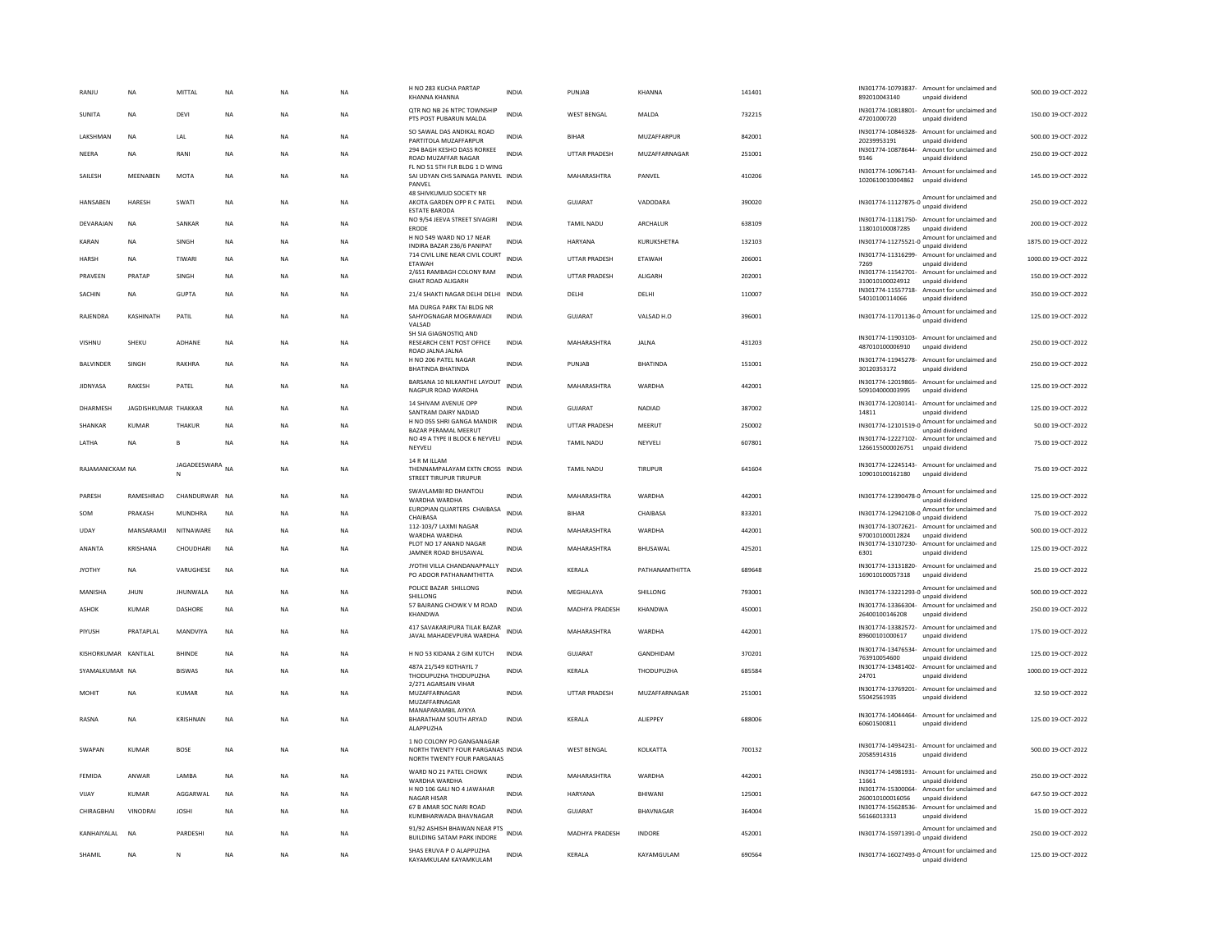| RANJU | NA | MITTAL | NA | NA | NA | H NO 283 KUCHA PARTAP KHANNA KHANNA | INDIA | PUNJAB | KHANNA | 141401 | IN301774-10793837-892010040140 | Amount for unclaimed and unpaid dividend | 500.00 | 19-OCT-2022 |
|---|---|---|---|---|---|---|---|---|---|---|---|---|---|---|
| SUNITA | NA | DEVI | NA | NA | NA | QTR NO NB 26 NTPC TOWNSHIP PTS POST PUBARUN MALDA | INDIA | WEST BENGAL | MALDA | 732215 | IN301774-10818801-47201000720 | Amount for unclaimed and unpaid dividend | 150.00 | 19-OCT-2022 |
| LAKSHMAN | NA | LAL | NA | NA | NA | SO SAWAL DAS ANDIKAL ROAD PARTITOLA MUZAFFARPUR | INDIA | BIHAR | MUZAFFARPUR | 842001 | IN301774-10846328-20239953191 | Amount for unclaimed and unpaid dividend | 500.00 | 19-OCT-2022 |
| NEERA | NA | RANI | NA | NA | NA | 294 BAGH KESHO DASS RORKEE ROAD MUZAFFAR NAGAR | INDIA | UTTAR PRADESH | MUZAFFARNAGAR | 251001 | IN301774-10878644-9146 | Amount for unclaimed and unpaid dividend | 250.00 | 19-OCT-2022 |
| SAILESH | MEENABEN | MOTA | NA | NA | NA | FL NO 51 5TH FLR BLDG 1 D WING SAI UDYAN CHS SAINAGA PANVEL PANVEL | INDIA | MAHARASHTRA | PANVEL | 410206 | IN301774-10967143-1020610010004862 | Amount for unclaimed and unpaid dividend | 145.00 | 19-OCT-2022 |
| HANSABEN | HARESH | SWATI | NA | NA | NA | 48 SHIVKUMUD SOCIETY NR AKOTA GARDEN OPP R C PATEL ESTATE BARODA | INDIA | GUJARAT | VADODARA | 390020 | IN301774-11127875-0 | Amount for unclaimed and unpaid dividend | 250.00 | 19-OCT-2022 |
| DEVARAJAN | NA | SANKAR | NA | NA | NA | NO 9/54 JEEVA STREET SIVAGIRI ERODE | INDIA | TAMIL NADU | ARCHALUR | 638109 | IN301774-11181750-118010100087285 | Amount for unclaimed and unpaid dividend | 200.00 | 19-OCT-2022 |
| KARAN | NA | SINGH | NA | NA | NA | H NO 549 WARD NO 17 NEAR INDIRA BAZAR 236/6 PANIPAT | INDIA | HARYANA | KURUKSHETRA | 132103 | IN301774-11275521-0 | Amount for unclaimed and unpaid dividend | 1875.00 | 19-OCT-2022 |
| HARSH | NA | TIWARI | NA | NA | NA | 714 CIVIL LINE NEAR CIVIL COURT ETAWAH | INDIA | UTTAR PRADESH | ETAWAH | 206001 | IN301774-11316299-7269 | Amount for unclaimed and unpaid dividend | 1000.00 | 19-OCT-2022 |
| PRAVEEN | PRATAP | SINGH | NA | NA | NA | 2/651 RAMBAGH COLONY RAM GHAT ROAD ALIGARH | INDIA | UTTAR PRADESH | ALIGARH | 202001 | IN301774-11542701-310010100024912 | Amount for unclaimed and unpaid dividend | 150.00 | 19-OCT-2022 |
| SACHIN | NA | GUPTA | NA | NA | NA | 21/4 SHAKTI NAGAR DELHI DELHI | INDIA | DELHI | DELHI | 110007 | IN301774-11557718-54010100114066 | Amount for unclaimed and unpaid dividend | 350.00 | 19-OCT-2022 |
| RAJENDRA | KASHINATH | PATIL | NA | NA | NA | MA DURGA PARK TAI BLDG NR SAHYOGNAGAR MOGRAWADI VALSAD | INDIA | GUJARAT | VALSAD H.O | 396001 | IN301774-11701136-0 | Amount for unclaimed and unpaid dividend | 125.00 | 19-OCT-2022 |
| VISHNU | SHEKU | ADHANE | NA | NA | NA | SH SIA GIAGNOSTIQ AND RESEARCH CENT POST OFFICE ROAD JALNA JALNA | INDIA | MAHARASHTRA | JALNA | 431203 | IN301774-11903103-487010100006910 | Amount for unclaimed and unpaid dividend | 250.00 | 19-OCT-2022 |
| BALVINDER | SINGH | RAKHRA | NA | NA | NA | H NO 206 PATEL NAGAR BHATINDA BHATINDA | INDIA | PUNJAB | BHATINDA | 151001 | IN301774-11945278-30120353172 | Amount for unclaimed and unpaid dividend | 250.00 | 19-OCT-2022 |
| JIDNYASA | RAKESH | PATEL | NA | NA | NA | BARSANA 10 NILKANTHE LAYOUT NAGPUR ROAD WARDHA | INDIA | MAHARASHTRA | WARDHA | 442001 | IN301774-12019865-509104000003995 | Amount for unclaimed and unpaid dividend | 125.00 | 19-OCT-2022 |
| DHARMESH | JAGDISHKUMAR | THAKKAR | NA | NA | NA | 14 SHIVAM AVENUE OPP SANTRAM DAIRY NADIAD | INDIA | GUJARAT | NADIAD | 387002 | IN301774-12030141-14811 | Amount for unclaimed and unpaid dividend | 125.00 | 19-OCT-2022 |
| SHANKAR | KUMAR | THAKUR | NA | NA | NA | H NO 055 SHRI GANGA MANDIR BAZAR PERAMAL MEERUT | INDIA | UTTAR PRADESH | MEERUT | 250002 | IN301774-12101519-0 | Amount for unclaimed and unpaid dividend | 50.00 | 19-OCT-2022 |
| LATHA | NA | B | NA | NA | NA | NO 49 A TYPE II BLOCK 6 NEYVELI NEYVELI | INDIA | TAMIL NADU | NEYVELI | 607801 | IN301774-12227102-1266155000026751 | Amount for unclaimed and unpaid dividend | 75.00 | 19-OCT-2022 |
| RAJAMANICKAM | NA | JAGADEESWARA N | NA | NA | NA | 14 R M ILLAM THENNAMPALAYAM EXTN CROSS STREET TIRUPUR TIRUPUR | INDIA | TAMIL NADU | TIRUPUR | 641604 | IN301774-12245143-109010100162180 | Amount for unclaimed and unpaid dividend | 75.00 | 19-OCT-2022 |
| PARESH | RAMESHRAO | CHANDURWAR | NA | NA | NA | SWAVLAMBI RD DHANTOLI WARDHA WARDHA | INDIA | MAHARASHTRA | WARDHA | 442001 | IN301774-12390478-0 | Amount for unclaimed and unpaid dividend | 125.00 | 19-OCT-2022 |
| SOM | PRAKASH | MUNDHRA | NA | NA | NA | EUROPIAN QUARTERS CHAIBASA CHAIBASA | INDIA | BIHAR | CHAIBASA | 833201 | IN301774-12942108-0 | Amount for unclaimed and unpaid dividend | 75.00 | 19-OCT-2022 |
| UDAY | MANSARAMJI | NITNAWARE | NA | NA | NA | 112-103/7 LAXMI NAGAR WARDHA WARDHA | INDIA | MAHARASHTRA | WARDHA | 442001 | IN301774-13072621-970010100012824 | Amount for unclaimed and unpaid dividend | 500.00 | 19-OCT-2022 |
| ANANTA | KRISHANA | CHOUDHARI | NA | NA | NA | PLOT NO 17 ANAND NAGAR JAMNER ROAD BHUSAWAL | INDIA | MAHARASHTRA | BHUSAWAL | 425201 | IN301774-13107230-6301 | Amount for unclaimed and unpaid dividend | 125.00 | 19-OCT-2022 |
| JYOTHY | NA | VARUGHESE | NA | NA | NA | JYOTHI VILLA CHANDANAPPALLY PO ADOOR PATHANAMTHITTA | INDIA | KERALA | PATHANAMTHITTA | 689648 | IN301774-13131820-169010100057318 | Amount for unclaimed and unpaid dividend | 25.00 | 19-OCT-2022 |
| MANISHA | JHUN | JHUNWALA | NA | NA | NA | POLICE BAZAR SHILLONG SHILLONG | INDIA | MEGHALAYA | SHILLONG | 793001 | IN301774-13221293-0 | Amount for unclaimed and unpaid dividend | 500.00 | 19-OCT-2022 |
| ASHOK | KUMAR | DASHORE | NA | NA | NA | 57 BAJRANG CHOWK V M ROAD KHANDWA | INDIA | MADHYA PRADESH | KHANDWA | 450001 | IN301774-13366304-26400100146208 | Amount for unclaimed and unpaid dividend | 250.00 | 19-OCT-2022 |
| PIYUSH | PRATAPLAL | MANDVIYA | NA | NA | NA | 417 SAVAKARJPURA TILAK BAZAR JAVAL MAHADEVPURA WARDHA | INDIA | MAHARASHTRA | WARDHA | 442001 | IN301774-13382572-89600101000617 | Amount for unclaimed and unpaid dividend | 175.00 | 19-OCT-2022 |
| KISHORKUMAR | KANTILAL | BHINDE | NA | NA | NA | H NO 53 KIDANA 2 GIM KUTCH | INDIA | GUJARAT | GANDHIDAM | 370201 | IN301774-13476534-763910054600 | Amount for unclaimed and unpaid dividend | 125.00 | 19-OCT-2022 |
| SYAMALKUMAR | NA | BISWAS | NA | NA | NA | 487A 21/549 KOTHAYIL 7 THODUPUZHA THODUPUZHA | INDIA | KERALA | THODUPUZHA | 685584 | IN301774-13481402-24701 | Amount for unclaimed and unpaid dividend | 1000.00 | 19-OCT-2022 |
| MOHIT | NA | KUMAR | NA | NA | NA | 2/271 AGARSAIN VIHAR MUZAFFARNAGAR MUZAFFARNAGAR | INDIA | UTTAR PRADESH | MUZAFFARNAGAR | 251001 | IN301774-13769201-55042561935 | Amount for unclaimed and unpaid dividend | 32.50 | 19-OCT-2022 |
| RASNA | NA | KRISHNAN | NA | NA | NA | MANAPARAMBIL AYKYA BHARATHAM SOUTH ARYAD ALAPPUZHA | INDIA | KERALA | ALIEPPEY | 688006 | IN301774-14044464-60601500811 | Amount for unclaimed and unpaid dividend | 125.00 | 19-OCT-2022 |
| SWAPAN | KUMAR | BOSE | NA | NA | NA | 1 NO COLONY PO GANGANAGAR NORTH TWENTY FOUR PARGANAS NORTH TWENTY FOUR PARGANAS | INDIA | WEST BENGAL | KOLKATTA | 700132 | IN301774-14934231-20585914316 | Amount for unclaimed and unpaid dividend | 500.00 | 19-OCT-2022 |
| FEMIDA | ANWAR | LAMBA | NA | NA | NA | WARD NO 21 PATEL CHOWK WARDHA WARDHA | INDIA | MAHARASHTRA | WARDHA | 442001 | IN301774-14981931-11661 | Amount for unclaimed and unpaid dividend | 250.00 | 19-OCT-2022 |
| VIJAY | KUMAR | AGGARWAL | NA | NA | NA | H NO 106 GALI NO 4 JAWAHAR NAGAR HISAR | INDIA | HARYANA | BHIWANI | 125001 | IN301774-15300064-260010100016056 | Amount for unclaimed and unpaid dividend | 647.50 | 19-OCT-2022 |
| CHIRAGBHAI | VINODRAI | JOSHI | NA | NA | NA | 67 B AMAR SOC NARI ROAD KUMBHARWADA BHAVNAGAR | INDIA | GUJARAT | BHAVNAGAR | 364004 | IN301774-15628536-56166013313 | Amount for unclaimed and unpaid dividend | 15.00 | 19-OCT-2022 |
| KANHAIYALAL | NA | PARDESHI | NA | NA | NA | 91/92 ASHISH BHAWAN NEAR PTS BUILDING SATAM PARK INDORE | INDIA | MADHYA PRADESH | INDORE | 452001 | IN301774-15971391-0 | Amount for unclaimed and unpaid dividend | 250.00 | 19-OCT-2022 |
| SHAMIL | NA | N | NA | NA | NA | SHAS ERUVA P O ALAPPUZHA KAYAMKULAM KAYAMKULAM | INDIA | KERALA | KAYAMGULAM | 690564 | IN301774-16027493-0 | Amount for unclaimed and unpaid dividend | 125.00 | 19-OCT-2022 |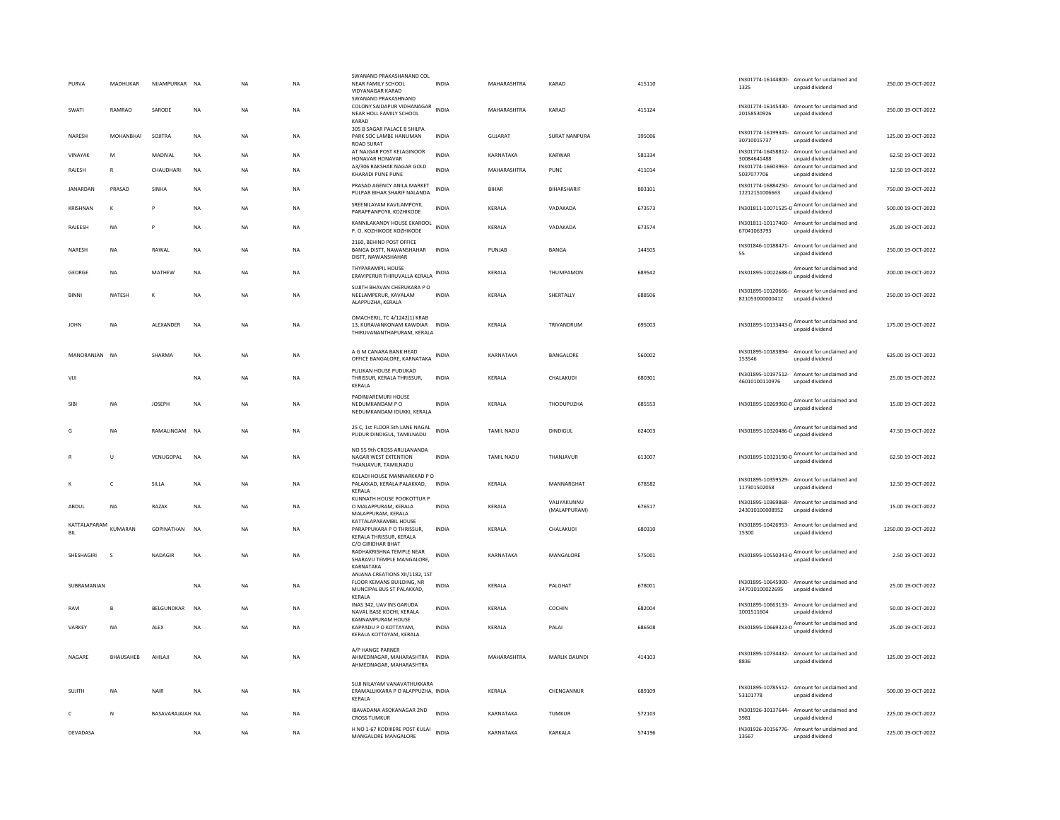| | | | | | | | | | | | | | | |
|---|---|---|---|---|---|---|---|---|---|---|---|---|---|---|
| PURVA | MADHUKAR | NIJAMPURKAR | NA | NA | NA | SWANAND PRAKASHANAND COL NEAR FAMILY SCHOOL VIDYANAGAR KARAD | INDIA | MAHARASHTRA | KARAD | 415110 | IN301774-16144800-1325 | Amount for unclaimed and unpaid dividend | 250.00 | 19-OCT-2022 |
| SWATI | RAMRAO | SARODE | NA | NA | NA | SWANAND PRAKASHNAND COLONY SAIDAPUR VIDHANAGAR NEAR HOLL FAMILY SCHOOL KARAD | INDIA | MAHARASHTRA | KARAD | 415124 | IN301774-16145430-20158530926 | Amount for unclaimed and unpaid dividend | 250.00 | 19-OCT-2022 |
| NARESH | MOHANBHAI | SOJITRA | NA | NA | NA | 305 B SAGAR PALACE B SHILPA PARK SOC LAMBE HANUMAN ROAD SURAT | INDIA | GUJARAT | SURAT NANPURA | 395006 | IN301774-16199345-30710015737 | Amount for unclaimed and unpaid dividend | 125.00 | 19-OCT-2022 |
| VINAYAK | M | MADIVAL | NA | NA | NA | AT NAJGAR POST KELAGINOOR HONAVAR HONAVAR | INDIA | KARNATAKA | KARWAR | 581334 | IN301774-16458812-30084641488 | Amount for unclaimed and unpaid dividend | 62.50 | 19-OCT-2022 |
| RAJESH | R | CHAUDHARI | NA | NA | NA | A3/306 RAKSHAK NAGAR GOLD KHARADI PUNE PUNE | INDIA | MAHARASHTRA | PUNE | 411014 | IN301774-16603963-5037077706 | Amount for unclaimed and unpaid dividend | 12.50 | 19-OCT-2022 |
| JANARDAN | PRASAD | SINHA | NA | NA | NA | PRASAD AGENCY ANILA MARKET PULPAR BIHAR SHARIF NALANDA | INDIA | BIHAR | BIHARSHARIF | 803101 | IN301774-16884250-12212151006663 | Amount for unclaimed and unpaid dividend | 750.00 | 19-OCT-2022 |
| KRISHNAN | K | P | NA | NA | NA | SREENILAYAM KAVILAMPOYIL PARAPPANPOYIL KOZHIKODE | INDIA | KERALA | VADAKADA | 673573 | IN301811-10071525-0 | Amount for unclaimed and unpaid dividend | 500.00 | 19-OCT-2022 |
| RAJEESH | NA | P | NA | NA | NA | KANNILAKANDY HOUSE EKAROOL P. O. KOZHIKODE KOZHIKODE | INDIA | KERALA | VADAKADA | 673574 | IN301811-10117460-67041063793 | Amount for unclaimed and unpaid dividend | 25.00 | 19-OCT-2022 |
| NARESH | NA | RAWAL | NA | NA | NA | 2160, BEHIND POST OFFICE BANGA DISTT, NAWANSHAHAR DISTT, NAWANSHAHAR | INDIA | PUNJAB | BANGA | 144505 | IN301846-10188471-55 | Amount for unclaimed and unpaid dividend | 250.00 | 19-OCT-2022 |
| GEORGE | NA | MATHEW | NA | NA | NA | THYPARAMPIL HOUSE ERAVIPERUR THIRUVALLA KERALA | INDIA | KERALA | THUMPAMON | 689542 | IN301895-10022688-0 | Amount for unclaimed and unpaid dividend | 200.00 | 19-OCT-2022 |
| BINNI | NATESH | K | NA | NA | NA | SUJITH BHAVAN CHERUKARA P O NEELAMPERUR, KAVALAM ALAPPUZHA, KERALA | INDIA | KERALA | SHERTALLY | 688506 | IN301895-10120666-821053000000412 | Amount for unclaimed and unpaid dividend | 250.00 | 19-OCT-2022 |
| JOHN | NA | ALEXANDER | NA | NA | NA | OMACHERIL, TC 4/1242(1) KRAB 13, KURAVANKONAM KAWDIAR THIRUVANANTHAPURAM, KERALA | INDIA | KERALA | TRIVANDRUM | 695003 | IN301895-10133443-0 | Amount for unclaimed and unpaid dividend | 175.00 | 19-OCT-2022 |
| MANORANJAN | NA | SHARMA | NA | NA | NA | A G M CANARA BANK HEAD OFFICE BANGALORE, KARNATAKA | INDIA | KARNATAKA | BANGALORE | 560002 | IN301895-10183894-153546 | Amount for unclaimed and unpaid dividend | 625.00 | 19-OCT-2022 |
| VIJI | | | NA | NA | NA | PULIKAN HOUSE PUDUKAD THRISSUR, KERALA THRISSUR, KERALA | INDIA | KERALA | CHALAKUDI | 680301 | IN301895-10197512-46010100110976 | Amount for unclaimed and unpaid dividend | 25.00 | 19-OCT-2022 |
| SIBI | NA | JOSEPH | NA | NA | NA | PADINJAREMURI HOUSE NEDUMKANDAM P O NEDUMKANDAM IDUKKI, KERALA | INDIA | KERALA | THODUPUZHA | 685553 | IN301895-10269960-0 | Amount for unclaimed and unpaid dividend | 15.00 | 19-OCT-2022 |
| G | NA | RAMALINGAM | NA | NA | NA | 25 C, 1st FLOOR 5th LANE NAGAL PUDUR DINDIGUL, TAMILNADU | INDIA | TAMIL NADU | DINDIGUL | 624003 | IN301895-10320486-0 | Amount for unclaimed and unpaid dividend | 47.50 | 19-OCT-2022 |
| R | U | VENUGOPAL | NA | NA | NA | NO 55 9th CROSS ARULANANDA NAGAR WEST EXTENTION THANJAVUR, TAMILNADU | INDIA | TAMIL NADU | THANJAVUR | 613007 | IN301895-10323190-0 | Amount for unclaimed and unpaid dividend | 62.50 | 19-OCT-2022 |
| K | C | SILLA | NA | NA | NA | KOLADI HOUSE MANNARKKAD P O PALAKKAD, KERALA PALAKKAD, KERALA | INDIA | KERALA | MANNARGHAT | 678582 | IN301895-10359529-117301502058 | Amount for unclaimed and unpaid dividend | 12.50 | 19-OCT-2022 |
| ABDUL | NA | RAZAK | NA | NA | NA | KUNNATH HOUSE POOKOTTUR P O MALAPPURAM, KERALA MALAPPURAM, KERALA | INDIA | KERALA | VALIYAKUNNU (MALAPPURAM) | 676517 | IN301895-10369868-243010100008952 | Amount for unclaimed and unpaid dividend | 15.00 | 19-OCT-2022 |
| KATTALAPARAMBIL | KUMARAN | GOPINATHAN | NA | NA | NA | KATTALAPARAMBIL HOUSE PARAPPUKARA P O THRISSUR, KERALA THRISSUR, KERALA | INDIA | KERALA | CHALAKUDI | 680310 | IN301895-10426953-15300 | Amount for unclaimed and unpaid dividend | 1250.00 | 19-OCT-2022 |
| SHESHAGIRI | S | NADAGIR | NA | NA | NA | C/O GIRIDHAR BHAT RADHAKRISHNA TEMPLE NEAR SHARAVU TEMPLE MANGALORE, KARNATAKA | INDIA | KARNATAKA | MANGALORE | 575001 | IN301895-10550343-0 | Amount for unclaimed and unpaid dividend | 2.50 | 19-OCT-2022 |
| SUBRAMANIAN | | | NA | NA | NA | ANJANA CREATIONS XII/1182, 1ST FLOOR KEMANS BUILDING, NR MUNCIPAL BUS ST PALAKKAD, KERALA | INDIA | KERALA | PALGHAT | 678001 | IN301895-10645900-347010100022695 | Amount for unclaimed and unpaid dividend | 25.00 | 19-OCT-2022 |
| RAVI | B | BELGUNDKAR | NA | NA | NA | INAS 342, UAV INS GARUDA NAVAL BASE KOCHI, KERALA | INDIA | KERALA | COCHIN | 682004 | IN301895-10663133-1001511604 | Amount for unclaimed and unpaid dividend | 50.00 | 19-OCT-2022 |
| VARKEY | NA | ALEX | NA | NA | NA | KANNAMPURAM HOUSE KAPPADU P O KOTTAYAM, KERALA KOTTAYAM, KERALA | INDIA | KERALA | PALAI | 686508 | IN301895-10669323-0 | Amount for unclaimed and unpaid dividend | 25.00 | 19-OCT-2022 |
| NAGARE | BHAUSAHEB | AHILAJI | NA | NA | NA | A/P HANGE PARNER AHMEDNAGAR, MAHARASHTRA AHMEDNAGAR, MAHARASHTRA | INDIA | MAHARASHTRA | MARLIK DAUNDI | 414103 | IN301895-10734432-8836 | Amount for unclaimed and unpaid dividend | 125.00 | 19-OCT-2022 |
| SUJITH | NA | NAIR | NA | NA | NA | SUJI NILAYAM VANAVATHUKKARA ERAMALLIKKARA P O ALAPPUZHA, KERALA | INDIA | KERALA | CHENGANNUR | 689109 | IN301895-10785512-53101778 | Amount for unclaimed and unpaid dividend | 500.00 | 19-OCT-2022 |
| C | N | BASAVARAJAIAH | NA | NA | NA | IBAVADANA ASOKANAGAR 2ND CROSS TUMKUR | INDIA | KARNATAKA | TUMKUR | 572103 | IN301926-30137644-3981 | Amount for unclaimed and unpaid dividend | 225.00 | 19-OCT-2022 |
| DEVADASA | | | NA | NA | NA | H NO 1-67 KODIKERE POST KULAI MANGALORE MANGALORE | INDIA | KARNATAKA | KARKALA | 574196 | IN301926-30156776-13567 | Amount for unclaimed and unpaid dividend | 225.00 | 19-OCT-2022 |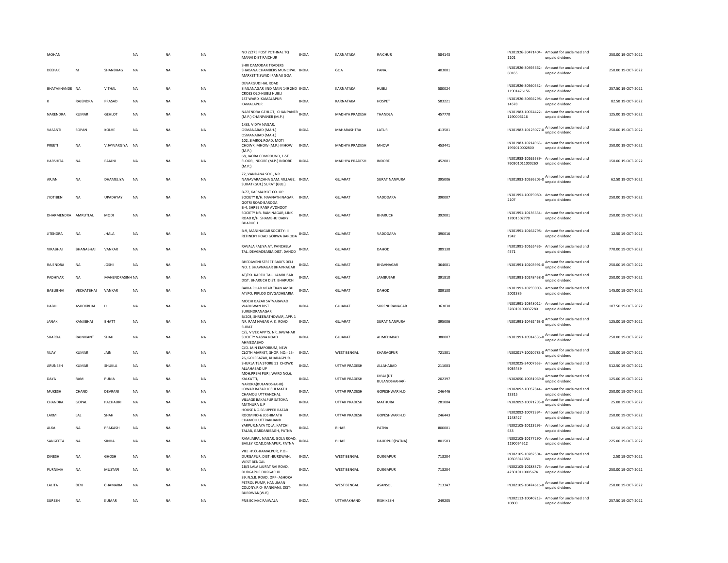| MOHAN | | | NA | NA | NA | NO 2/275 POST POTHNAL TQ MANVI DIST RAICHUR | INDIA | KARNATAKA | RAICHUR | 584143 | IN301926-30471404-1101 | Amount for unclaimed and unpaid dividend | 250.00 | 19-OCT-2022 |
|---|---|---|---|---|---|---|---|---|---|---|---|---|---|---|
| DEEPAK | M | SHANBHAG | NA | NA | NA | SHRI DAMODAR TRADERS SHABANA CHAMBERS MUNCIPAL MARKET TISWADI PANAJI GOA | INDIA | GOA | PANAJI | 403001 | IN301926-30495662-60165 | Amount for unclaimed and unpaid dividend | 250.00 | 19-OCT-2022 |
| BHATAKHANDE | NA | VITHAL | NA | NA | NA | DEVARGUDIHAL ROAD SIMLANAGAR IIND MAIN 149 2ND CROSS OLD-HUBLI HUBLI | INDIA | KARNATAKA | HUBLI | 580024 | IN301926-30560532-11901476156 | Amount for unclaimed and unpaid dividend | 257.50 | 19-OCT-2022 |
| K | RAJENDRA | PRASAD | NA | NA | NA | 1ST WARD KAMALAPUR KAMALAPUR | INDIA | KARNATAKA | HOSPET | 583221 | IN301926-30694298-14578 | Amount for unclaimed and unpaid dividend | 82.50 | 19-OCT-2022 |
| NARENDRA | KUMAR | GEHLOT | NA | NA | NA | NARENDRA GEHLOT, CHANPANER (M.P.) CHANPANER (M.P.) | INDIA | MADHYA PRADESH | THANDLA | 457770 | IN301983-10074422-1190006116 | Amount for unclaimed and unpaid dividend | 125.00 | 19-OCT-2022 |
| VASANTI | SOPAN | KOLHE | NA | NA | NA | 1/53, VIDYA NAGAR, OSMANABAD (MAH.) OSMANABAD (MAH.) | INDIA | MAHARASHTRA | LATUR | 413501 | IN301983-10123077-0 | Amount for unclaimed and unpaid dividend | 250.00 | 19-OCT-2022 |
| PREETI | NA | VIJAYVARGIYA | NA | NA | NA | 102, SIMROL ROAD, MOTI CHOWK, MHOW (M.P.) MHOW (M.P.) | INDIA | MADHYA PRADESH | MHOW | 453441 | IN301983-10214965-1992010002800 | Amount for unclaimed and unpaid dividend | 250.00 | 19-OCT-2022 |
| HARSHITA | NA | RAJANI | NA | NA | NA | 68, JAORA COMPOUND, 1-ST, FLOOR, INDORE (M.P.) INDORE (M.P.) | INDIA | MADHYA PRADESH | INDORE | 452001 | IN301983-10265539-760301011000260 | Amount for unclaimed and unpaid dividend | 150.00 | 19-OCT-2022 |
| ARJAN | NA | DHAMELIYA | NA | NA | NA | 72, VANDANA SOC., NR. NANAVARACHHA GAM. VILLAGE, SURAT (GUJ.) SURAT (GUJ.) | INDIA | GUJARAT | SURAT NANPURA | 395006 | IN301983-10536205-0 | Amount for unclaimed and unpaid dividend | 62.50 | 19-OCT-2022 |
| JYOTIBEN | NA | UPADHYAY | NA | NA | NA | B-77, KARMAJYOT CO. OP. SOCIETY B/H. NAVNATH NAGAR GOTRI ROAD BARODA | INDIA | GUJARAT | VADODARA | 390007 | IN301991-10079080-2107 | Amount for unclaimed and unpaid dividend | 250.00 | 19-OCT-2022 |
| DHARMENDRA | AMRUTLAL | MODI | NA | NA | NA | B-4, SHREE RANF AVDHOOT SOCIETY NR. RAM NAGAR, LINK ROAD B/H. SHAMBHU DAIRY BHARUCH | INDIA | GUJARAT | BHARUCH | 392001 | IN301991-10136654-17801502778 | Amount for unclaimed and unpaid dividend | 250.00 | 19-OCT-2022 |
| JITENDRA | NA | JHALA | NA | NA | NA | B-9, MANINAGAR SOCIETY- II REFINERY ROAD GORWA BARODA | INDIA | GUJARAT | VADODARA | 390016 | IN301991-10164798-1942 | Amount for unclaimed and unpaid dividend | 12.50 | 19-OCT-2022 |
| VIRABHAI | BHANABHAI | VANKAR | NA | NA | NA | RAVALA FALIYA AT. PANCHELA TAL. DEVGADBARIA DIST. DAHOD | INDIA | GUJARAT | DAHOD | 389130 | IN301991-10165436-4571 | Amount for unclaimed and unpaid dividend | 770.00 | 19-OCT-2022 |
| RAJENDRA | NA | JOSHI | NA | NA | NA | BHEDAVENI STREET BAXI'S DELI NO. 1 BHAVNAGAR BHAVNAGAR | INDIA | GUJARAT | BHAVNAGAR | 364001 | IN301991-10203991-0 | Amount for unclaimed and unpaid dividend | 250.00 | 19-OCT-2022 |
| PADHIYAR | NA | MAHENDRASINH | NA | NA | NA | AT/PO. KARELI TAL. JAMBUSAR DIST. BHARUCH DIST. BHARUCH | INDIA | GUJARAT | JAMBUSAR | 391810 | IN301991-10248458-0 | Amount for unclaimed and unpaid dividend | 250.00 | 19-OCT-2022 |
| BABUBHAI | VECHATBHAI | VANKAR | NA | NA | NA | BARIA ROAD NEAR TRAN AMBLI AT/PO. PIPLOD DEVGADHBARIA | INDIA | GUJARAT | DAHOD | 389130 | IN301991-10259009-2002385 | Amount for unclaimed and unpaid dividend | 145.00 | 19-OCT-2022 |
| DABHI | ASHOKBHAI | D | NA | NA | NA | MOCHI BAZAR SATVARAVAD WADHWAN DIST. SURENDRANAGAR | INDIA | GUJARAT | SURENDRANAGAR | 363030 | IN301991-10348012-326010100037280 | Amount for unclaimed and unpaid dividend | 107.50 | 19-OCT-2022 |
| JANAK | KANJIBHAI | BHATT | NA | NA | NA | B/203, SHREENATHDWAR, APP. 1 NR. RAM NAGAR A. K. ROAD SURAT | INDIA | GUJARAT | SURAT NANPURA | 395006 | IN301991-10462463-0 | Amount for unclaimed and unpaid dividend | 125.00 | 19-OCT-2022 |
| SHARDA | RAJNIKANT | SHAH | NA | NA | NA | C/5, VIVEK APPTS. NR. JAWAHAR SOCIETY VASNA ROAD AHMEDABAD | INDIA | GUJARAT | AHMEDABAD | 380007 | IN301991-10914536-0 | Amount for unclaimed and unpaid dividend | 250.00 | 19-OCT-2022 |
| VIJAY | KUMAR | JAIN | NA | NA | NA | C/O. JAIN EMPORIUM, NEW CLOTH MARKET, SHOP. NO.- 25-26, GOLEBAZAR, KHARAGPUR. | INDIA | WEST BENGAL | KHARAGPUR | 721301 | IN302017-10020783-0 | Amount for unclaimed and unpaid dividend | 125.00 | 19-OCT-2022 |
| ARUNESH | KUMAR | SHUKLA | NA | NA | NA | SHUKLA TEA STORE 11 CHOWK ALLAHABAD UP | INDIA | UTTAR PRADESH | ALLAHABAD | 211003 | IN302025-34007653-9034439 | Amount for unclaimed and unpaid dividend | 512.50 | 19-OCT-2022 |
| DAYA | RAM | PUNIA | NA | NA | NA | MOH.PREM PURI, WARD NO.6, KALKATTI, NARORA(BULANDSHAHR) | INDIA | UTTAR PRADESH | DIBAI (DT BULANDSHAHAR) | 202397 | IN302050-10031069-0 | Amount for unclaimed and unpaid dividend | 125.00 | 19-OCT-2022 |
| MUKESH | CHAND | DEVRANI | NA | NA | NA | LOWAR BAZAR JOSHI MATH CHAMOLI UTTRANCHAL | INDIA | UTTAR PRADESH | GOPESHWAR H.O | 246446 | IN302092-10057844-13315 | Amount for unclaimed and unpaid dividend | 250.00 | 19-OCT-2022 |
| CHANDRA | GOPAL | PACHAURI | NA | NA | NA | VILLAGE BAKALPUR SATOHA MATHURA U.P | INDIA | UTTAR PRADESH | MATHURA | 281004 | IN302092-10071295-0 | Amount for unclaimed and unpaid dividend | 25.00 | 19-OCT-2022 |
| LAXMI | LAL | SHAH | NA | NA | NA | HOUSE NO-56 UPPER BAZAR ROOM NO-6 JOSHIMATH CHAMOLI UTTRAKHAND | INDIA | UTTAR PRADESH | GOPESHWAR H.O | 246443 | IN302092-10072394-1148427 | Amount for unclaimed and unpaid dividend | 250.00 | 19-OCT-2022 |
| ALKA | NA | PRAKASH | NA | NA | NA | YARPUR,NAYA TOLA, KATCHI TALAB, GARDANIBAGH, PATNA | INDIA | BIHAR | PATNA | 800001 | IN302105-10123295-633 | Amount for unclaimed and unpaid dividend | 62.50 | 19-OCT-2022 |
| SANGEETA | NA | SINHA | NA | NA | NA | RAM JAIPAL NAGAR, GOLA ROAD, BAILEY ROAD,DANAPUR, PATNA | INDIA | BIHAR | DAUDPUR(PATNA) | 801503 | IN302105-10177290-1190064512 | Amount for unclaimed and unpaid dividend | 225.00 | 19-OCT-2022 |
| DINESH | NA | GHOSH | NA | NA | NA | VILL +P.O.-KAMALPUR, P.O.-DURGAPUR, DIST.-BURDWAN, WEST BENGAL | INDIA | WEST BENGAL | DURGAPUR | 713204 | IN302105-10282504-10505941350 | Amount for unclaimed and unpaid dividend | 2.50 | 19-OCT-2022 |
| PURNIMA | NA | MUSTAFI | NA | NA | NA | 1B/5 LALA LAJPAT RAI ROAD, DURGAPUR DURGAPUR | INDIA | WEST BENGAL | DURGAPUR | 713204 | IN302105-10288376-423010110005674 | Amount for unclaimed and unpaid dividend | 250.00 | 19-OCT-2022 |
| LALITA | DEVI | CHAMARIA | NA | NA | NA | 39. N.S.B. ROAD, OPP- ASHOKA PETROL PUMP, HANUMAN COLONY.P.O- RANIGANJ. DIST-BURDWAN(W.B) | INDIA | WEST BENGAL | ASANSOL | 713347 | IN302105-10474616-0 | Amount for unclaimed and unpaid dividend | 250.00 | 19-OCT-2022 |
| SURESH | NA | KUMAR | NA | NA | NA | PNB EC M/C RAIWALA | INDIA | UTTARAKHAND | RISHIKESH | 249205 | IN302113-10040213-10800 | Amount for unclaimed and unpaid dividend | 257.50 | 19-OCT-2022 |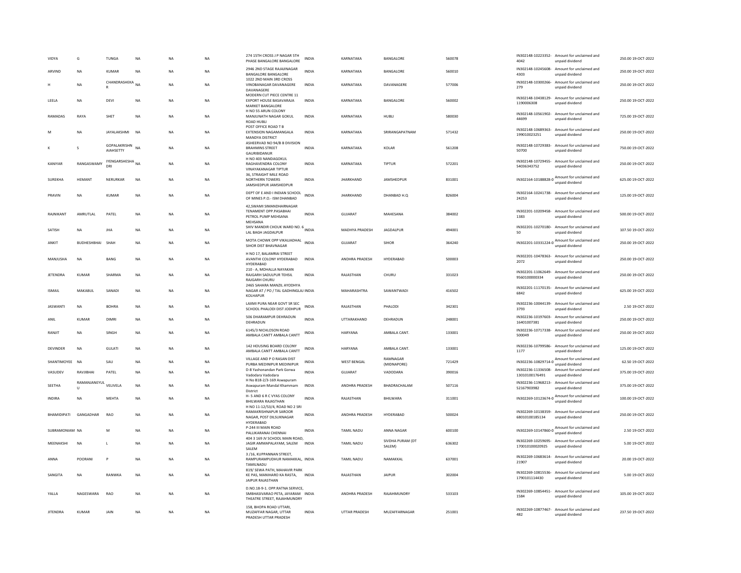| VIDYA | G | TUNGA | NA | NA | NA | 274 15TH CROSS J P NAGAR 5TH PHASE BANGALORE BANGALORE | INDIA | KARNATAKA | BANGALORE | 560078 | IN302148-10223352-4042 | Amount for unclaimed and unpaid dividend | 250.00 | 19-OCT-2022 |
|---|---|---|---|---|---|---|---|---|---|---|---|---|---|---|
| ARVIND | NA | KUMAR | NA | NA | NA | 2946 2ND STAGE RAJAJINAGAR BANGALORE BANGALORE | INDIA | KARNATAKA | BANGALORE | 560010 | IN302148-10245608-4303 | Amount for unclaimed and unpaid dividend | 250.00 | 19-OCT-2022 |
| H | NA | CHANDRASHEKAR | NA | NA | NA | 1022 2ND MAIN 3RD CROSS VINOBANAGAR DAVANAGERE DAVANAGERE | INDIA | KARNATAKA | DAVANAGERE | 577006 | IN302148-10300266-279 | Amount for unclaimed and unpaid dividend | 250.00 | 19-OCT-2022 |
| LEELA | NA | DEVI | NA | NA | NA | MODERN CUT PIECE CENTRE 11 EXPORT HOUSE BASAVARAJA MARKET BANGALORE | INDIA | KARNATAKA | BANGALORE | 560002 | IN302148-10438129-1190006308 | Amount for unclaimed and unpaid dividend | 250.00 | 19-OCT-2022 |
| RAMADAS | RAYA | SHET | NA | NA | NA | H NO 55 ARUN COLONY MANJUNATH NAGAR GOKUL ROAD HUBLI | INDIA | KARNATAKA | HUBLI | 580030 | IN302148-10561902-44699 | Amount for unclaimed and unpaid dividend | 725.00 | 19-OCT-2022 |
| M | NA | JAYALAKSHMI | NA | NA | NA | POST OFFICE ROAD T B EXTENSION NAGAMANGALA MANDYA DISTRICT | INDIA | KARNATAKA | SRIRANGAPATNAM | 571432 | IN302148-10689363-199010023251 | Amount for unclaimed and unpaid dividend | 250.00 | 19-OCT-2022 |
| K | S | GOPALAKRISHNAIAHSETTY | NA | NA | NA | ASHEERVAD NO 94/B B DIVISION BRAHMINS STREET GAURIBIDANUR | INDIA | KARNATAKA | KOLAR | 561208 | IN302148-10729383-50700 | Amount for unclaimed and unpaid dividend | 750.00 | 19-OCT-2022 |
| KANIYAR | RANGASWAMY | IYENGARSHESHADRI | NA | NA | NA | H NO 403 NANDAGOKUL RAGHAVENDRA COLONY VINAYAKANAGAR TIPTUR | INDIA | KARNATAKA | TIPTUR | 572201 | IN302148-10729455-54036343752 | Amount for unclaimed and unpaid dividend | 250.00 | 19-OCT-2022 |
| SUREKHA | HEMANT | NERURKAR | NA | NA | NA | 36, STRAIGHT MILE ROAD NORTHERN TOWERS JAMSHEDPUR JAMSHEDPUR | INDIA | JHARKHAND | JAMSHEDPUR | 831001 | IN302164-10188828-0 | Amount for unclaimed and unpaid dividend | 625.00 | 19-OCT-2022 |
| PRAVIN | NA | KUMAR | NA | NA | NA | DEPT OF E AND I INDIAN SCHOOL OF MINES P.O.- ISM DHANBAD | INDIA | JHARKHAND | DHANBAD H.Q | 826004 | IN302164-10241738-24253 | Amount for unclaimed and unpaid dividend | 125.00 | 19-OCT-2022 |
| RAJNIKANT | AMRUTLAL | PATEL | NA | NA | NA | 42,SWAMI SIMANDHARNAGAR TENAMENT OPP.PASABHAI PETROL PUMP MEHSANA MEHSANA | INDIA | GUJARAT | MAHESANA | 384002 | IN302201-10209458-1383 | Amount for unclaimed and unpaid dividend | 500.00 | 19-OCT-2022 |
| SATISH | NA | JHA | NA | NA | NA | SHIV MANDIR CHOUK WARD NO. 6 LAL BAGH JAGDALPUR | INDIA | MADHYA PRADESH | JAGDALPUR | 494001 | IN302201-10270180-50 | Amount for unclaimed and unpaid dividend | 107.50 | 19-OCT-2022 |
| ANKIT | BUDHESHBHAI | SHAH | NA | NA | NA | MOTA CHOWK OPP VIKALJADHAL SIHOR DIST BHAVNAGAR | INDIA | GUJARAT | SIHOR | 364240 | IN302201-10331224-0 | Amount for unclaimed and unpaid dividend | 250.00 | 19-OCT-2022 |
| MANJUSHA | NA | BANG | NA | NA | NA | H NO 17, BALAMRAI STREET AVANTHI COLONY HYDERABAD HYDERABAD | INDIA | ANDHRA PRADESH | HYDERABAD | 500003 | IN302201-10478363-2072 | Amount for unclaimed and unpaid dividend | 250.00 | 19-OCT-2022 |
| JETENDRA | KUMAR | SHARMA | NA | NA | NA | 210 - A, MOHALLA NAYAKAN RAJGARH SADULPUR TEHSIL RAJGARH CHURU | INDIA | RAJASTHAN | CHURU | 331023 | IN302201-11062649-9560100000334 | Amount for unclaimed and unpaid dividend | 250.00 | 19-OCT-2022 |
| ISMAIL | MAKABUL | SANADI | NA | NA | NA | 2465 SAHARA MANZIL AYODHYA NAGAR AT / PO / TAL GADHINGLAJ KOLHAPUR | INDIA | MAHARASHTRA | SAWANTWADI | 416502 | IN302201-11170135-6842 | Amount for unclaimed and unpaid dividend | 625.00 | 19-OCT-2022 |
| JASWANTI | NA | BOHRA | NA | NA | NA | LAXMI PURA NEAR GOVT SR SEC SCHOOL PHALODI DIST JODHPUR | INDIA | RAJASTHAN | PHALODI | 342301 | IN302236-10044139-3793 | Amount for unclaimed and unpaid dividend | 2.50 | 19-OCT-2022 |
| ANIL | KUMAR | DIMRI | NA | NA | NA | 506 DHARAMPUR DEHRADUN DEHRADUN | INDIA | UTTARAKHAND | DEHRADUN | 248001 | IN302236-10197603-16401007381 | Amount for unclaimed and unpaid dividend | 250.00 | 19-OCT-2022 |
| RANJIT | NA | SINGH | NA | NA | NA | 6145/3 NICHLOSON ROAD AMBALA CANTT AMBALA CANTT | INDIA | HARYANA | AMBALA CANT. | 133001 | IN302236-10717338-500049 | Amount for unclaimed and unpaid dividend | 250.00 | 19-OCT-2022 |
| DEVINDER | NA | GULATI | NA | NA | NA | 142 HOUSING BOARD COLONY AMBALA CANTT AMBALA CANTT | INDIA | HARYANA | AMBALA CANT. | 133001 | IN302236-10799586-1177 | Amount for unclaimed and unpaid dividend | 125.00 | 19-OCT-2022 |
| SHANTIMOYEE | NA | SAU | NA | NA | NA | VILLAGE AND P O RASAN DIST PURBA MEDINIPUR MEDINIPUR | INDIA | WEST BENGAL | RAMNAGAR (MIDNAPORE) | 721429 | IN302236-10829714-0 | Amount for unclaimed and unpaid dividend | 62.50 | 19-OCT-2022 |
| VASUDEV | RAVJIBHAI | PATEL | NA | NA | NA | D-8 Yashonandan Park Gorwa Vadodara Vadodara | INDIA | GUJARAT | VADODARA | 390016 | IN302236-11336508-13010100176491 | Amount for unclaimed and unpaid dividend | 375.00 | 19-OCT-2022 |
| SEETHA | RAMANJANEYULU | VELIVELA | NA | NA | NA | H No B18-2/3-169 Aswapuram Aswapuram Mandal Khammam District | INDIA | ANDHRA PRADESH | BHADRACHALAM | 507116 | IN302236-11968213-52167903982 | Amount for unclaimed and unpaid dividend | 375.00 | 19-OCT-2022 |
| INDIRA | NA | MEHTA | NA | NA | NA | H- 5 AND 6 R C VYAS COLONY BHILWARA RAJASTHAN | INDIA | RAJASTHAN | BHILWARA | 311001 | IN302269-10123674-0 | Amount for unclaimed and unpaid dividend | 100.00 | 19-OCT-2022 |
| BHAMIDIPATI | GANGADHAR | RAO | NA | NA | NA | H NO 11-12/53/4, ROAD NO 2 SRI RAMAKRISHNAPUR SAROOR NAGAR, POST DILSUKNAGAR HYDERABAD | INDIA | ANDHRA PRADESH | HYDERABAD | 500024 | IN302269-10138359-68010100185134 | Amount for unclaimed and unpaid dividend | 250.00 | 19-OCT-2022 |
| SUBRAMONIAM | NA | M | NA | NA | NA | P-244 III MAIN ROAD PALLIKARANAI CHENNAI | INDIA | TAMIL NADU | ANNA NAGAR | 600100 | IN302269-10147860-0 | Amount for unclaimed and unpaid dividend | 2.50 | 19-OCT-2022 |
| MEENAKSHI | NA | L | NA | NA | NA | 404 3 169 JV SCHOOL MAIN ROAD, JAGIR AMMAPALAYAM, SALEM SALEM | INDIA | TAMIL NADU | SIVDHA PURAM (DT SALEM) | 636302 | IN302269-10259695-170010100020925 | Amount for unclaimed and unpaid dividend | 5.00 | 19-OCT-2022 |
| ANNA | POORANI | P | NA | NA | NA | 3 /16, KUPPANNAN STREET, RAMPURAMPUDHUR NAMAKKAL, TAMILNADU | INDIA | TAMIL NADU | NAMAKKAL | 637001 | IN302269-10683614-21907 | Amount for unclaimed and unpaid dividend | 20.00 | 19-OCT-2022 |
| SANGITA | NA | RANWKA | NA | NA | NA | 819/ SEWA PATH, MAHAVIR PARK KE PAS, MANIHARO KA RASTA, JAIPUR RAJASTHAN | INDIA | RAJASTHAN | JAIPUR | 302004 | IN302269-10815536-1790101114430 | Amount for unclaimed and unpaid dividend | 5.00 | 19-OCT-2022 |
| YALLA | NAGESWARA | RAO | NA | NA | NA | D.NO.18-9-1. OPP.RATNA SERVICE, SMBHASIVARAO PETA, JAYARAM THEATRE STREET, RAJAHMUNDRY | INDIA | ANDHRA PRADESH | RAJAHMUNDRY | 533103 | IN302269-10854451-1584 | Amount for unclaimed and unpaid dividend | 105.00 | 19-OCT-2022 |
| JITENDRA | KUMAR | JAIN | NA | NA | NA | 158, BHOPA ROAD UTTARI, MUZAFFAR NAGAR, UTTAR PRADESH UTTAR PRADESH | INDIA | UTTAR PRADESH | MUZAFFARNAGAR | 251001 | IN302269-10877467-482 | Amount for unclaimed and unpaid dividend | 237.50 | 19-OCT-2022 |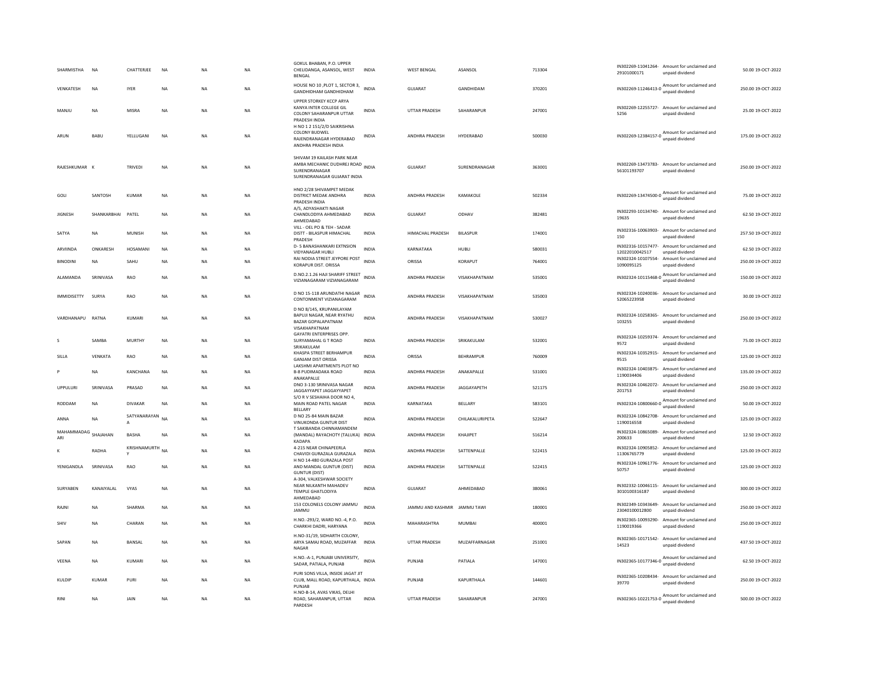| SHARMISTHA | NA | CHATTERJEE | NA | NA | NA | GOKUL BHABAN, P.O. UPPER CHELIDANGA, ASANSOL, WEST BENGAL | INDIA | WEST BENGAL | ASANSOL | 713304 | IN302269-11041264-29101000171 | Amount for unclaimed and unpaid dividend | 50.00 | 19-OCT-2022 |
|---|---|---|---|---|---|---|---|---|---|---|---|---|---|---|
| VENKATESH | NA | IYER | NA | NA | NA | HOUSE NO 10 ,PLOT 1, SECTOR 3, GANDHIDHAM GANDHIDHAM | INDIA | GUJARAT | GANDHIDAM | 370201 | IN302269-11246413-0 | Amount for unclaimed and unpaid dividend | 250.00 | 19-OCT-2022 |
| MANJU | NA | MISRA | NA | NA | NA | UPPER STORKEY KCCP ARYA KANYA INTER COLLEGE GIL COLONY SAHARANPUR UTTAR PRADESH INDIA | INDIA | UTTAR PRADESH | SAHARANPUR | 247001 | IN302269-12255727-5256 | Amount for unclaimed and unpaid dividend | 25.00 | 19-OCT-2022 |
| ARUN | BABU | YELLUGANI | NA | NA | NA | H NO 1 2 151/2/D SAIKRISHNA COLONY BUDWEL RAJENDRANAGAR HYDERABAD ANDHRA PRADESH INDIA | INDIA | ANDHRA PRADESH | HYDERABAD | 500030 | IN302269-12384157-0 | Amount for unclaimed and unpaid dividend | 175.00 | 19-OCT-2022 |
| RAJESHKUMAR | K | TRIVEDI | NA | NA | NA | SHIVAM 19 KAILASH PARK NEAR AMBA MECHANIC DUDHREJ ROAD SURENDRANAGAR SURENDRANAGAR GUJARAT INDIA | INDIA | GUJARAT | SURENDRANAGAR | 363001 | IN302269-13473783-56101193707 | Amount for unclaimed and unpaid dividend | 250.00 | 19-OCT-2022 |
| GOLI | SANTOSH | KUMAR | NA | NA | NA | HNO 2/28 SHIVAMPET MEDAK DISTRICT MEDAK ANDHRA PRADESH INDIA | INDIA | ANDHRA PRADESH | KAMAKOLE | 502334 | IN302269-13474500-0 | Amount for unclaimed and unpaid dividend | 75.00 | 19-OCT-2022 |
| JIGNESH | SHANKARBHAI | PATEL | NA | NA | NA | A/5, ADYASHAKTI NAGAR CHANDLODIYA AHMEDABAD AHMEDABAD | INDIA | GUJARAT | ODHAV | 382481 | IN302293-10134740-19635 | Amount for unclaimed and unpaid dividend | 62.50 | 19-OCT-2022 |
| SATYA | NA | MUNISH | NA | NA | NA | VILL - OEL PO & TEH - SADAR DISTT - BILASPUR HIMACHAL PRADESH | INDIA | HIMACHAL PRADESH | BILASPUR | 174001 | IN302316-10063903-150 | Amount for unclaimed and unpaid dividend | 257.50 | 19-OCT-2022 |
| ARVIINDA | ONKARESH | HOSAMANI | NA | NA | NA | D- 5 BANASHANKARI EXTNSION VIDYANAGAR HUBLI | INDIA | KARNATAKA | HUBLI | 580031 | IN302316-10157477-12022010042517 | Amount for unclaimed and unpaid dividend | 62.50 | 19-OCT-2022 |
| BINODINI | NA | SAHU | NA | NA | NA | RAI NODIA STREET JEYPORE POST KORAPUR DIST. ORISSA | INDIA | ORISSA | KORAPUT | 764001 | IN302324-10107554-1090095125 | Amount for unclaimed and unpaid dividend | 250.00 | 19-OCT-2022 |
| ALAMANDA | SRINIVASA | RAO | NA | NA | NA | D.NO.2.1.26 HAJI SHARIFF STREET VIZIANAGARAM VIZIANAGARAM | INDIA | ANDHRA PRADESH | VISAKHAPATNAM | 535001 | IN302324-10115468-0 | Amount for unclaimed and unpaid dividend | 150.00 | 19-OCT-2022 |
| IMMIDISETTY | SURYA | RAO | NA | NA | NA | D NO 15-118 ARUNDATHI NAGAR CONTONMENT VIZIANAGARAM | INDIA | ANDHRA PRADESH | VISAKHAPATNAM | 535003 | IN302324-10240036-52065223958 | Amount for unclaimed and unpaid dividend | 30.00 | 19-OCT-2022 |
| VARDHANAPU | RATNA | KUMARI | NA | NA | NA | D NO 8/145, KRUPANILAYAM BAPUJI NAGAR, NEAR RYATHU BAZAR GOPALAPATNAM VISAKHAPATNAM | INDIA | ANDHRA PRADESH | VISAKHAPATNAM | 530027 | IN302324-10258365-103255 | Amount for unclaimed and unpaid dividend | 250.00 | 19-OCT-2022 |
| S | SAMBA | MURTHY | NA | NA | NA | GAYATRI ENTERPRISES OPP. SURYAMAHAL G T ROAD SRIKAKULAM | INDIA | ANDHRA PRADESH | SRIKAKULAM | 532001 | IN302324-10259374-9572 | Amount for unclaimed and unpaid dividend | 75.00 | 19-OCT-2022 |
| SILLA | VENKATA | RAO | NA | NA | NA | KHASPA STREET BERHAMPUR GANJAM DIST ORISSA | INDIA | ORISSA | BEHRAMPUR | 760009 | IN302324-10352915-9515 | Amount for unclaimed and unpaid dividend | 125.00 | 19-OCT-2022 |
| P | NA | KANCHANA | NA | NA | NA | LAKSHMI APARTMENTS PLOT NO B-8 PUDIMADAKA ROAD ANAKAPALLE | INDIA | ANDHRA PRADESH | ANAKAPALLE | 531001 | IN302324-10403875-1190034406 | Amount for unclaimed and unpaid dividend | 135.00 | 19-OCT-2022 |
| UPPULURI | SRINIVASA | PRASAD | NA | NA | NA | DNO 3-130 SRINIVASA NAGAR JAGGAYYAPET JAGGAYYAPET | INDIA | ANDHRA PRADESH | JAGGAYAPETH | 521175 | IN302324-10462072-201753 | Amount for unclaimed and unpaid dividend | 250.00 | 19-OCT-2022 |
| RODDAM | NA | DIVAKAR | NA | NA | NA | S/O R V SESHAIHA DOOR NO 4, MAIN ROAD PATEL NAGAR BELLARY | INDIA | KARNATAKA | BELLARY | 583101 | IN302324-10800660-0 | Amount for unclaimed and unpaid dividend | 50.00 | 19-OCT-2022 |
| ANNA | NA | SATYANARAYANA | NA | NA | NA | D NO 25-84 MAIN BAZAR VINUKONDA GUNTUR DIST | INDIA | ANDHRA PRADESH | CHILAKALURIPETA | 522647 | IN302324-10842708-1190016558 | Amount for unclaimed and unpaid dividend | 125.00 | 19-OCT-2022 |
| MAHAMMADAGARI | SHAJAHAN | BASHA | NA | NA | NA | T SAKIBANDA CHINNAMANDEM (MANDAL) RAYACHOTY (TALUKA) KADAPA | INDIA | ANDHRA PRADESH | KHAJIPET | 516214 | IN302324-10865089-200633 | Amount for unclaimed and unpaid dividend | 12.50 | 19-OCT-2022 |
| K | RADHA | KRISHNAMURTHY | NA | NA | NA | 4-215 NEAR CHINAPEERLA CHAVIDI GURAZALA GURAZALA | INDIA | ANDHRA PRADESH | SATTENPALLE | 522415 | IN302324-10905852-11306765779 | Amount for unclaimed and unpaid dividend | 125.00 | 19-OCT-2022 |
| YENIGANDLA | SRINIVASA | RAO | NA | NA | NA | H NO 14-480 GURAZALA POST AND MANDAL GUNTUR (DIST) GUNTUR (DIST) | INDIA | ANDHRA PRADESH | SATTENPALLE | 522415 | IN302324-10961776-50757 | Amount for unclaimed and unpaid dividend | 125.00 | 19-OCT-2022 |
| SURYABEN | KANAIYALAL | VYAS | NA | NA | NA | A-304, VALKESHWAR SOCIETY NEAR NILKANTH MAHADEV TEMPLE GHATLODIYA AHMEDABAD | INDIA | GUJARAT | AHMEDABAD | 380061 | IN302332-10046115-3010100316187 | Amount for unclaimed and unpaid dividend | 300.00 | 19-OCT-2022 |
| RAJNI | NA | SHARMA | NA | NA | NA | 153 COLONELS COLONY JAMMU JAMMU | INDIA | JAMMU AND KASHMIR | JAMMU TAWI | 180001 | IN302349-10343649-23040100012800 | Amount for unclaimed and unpaid dividend | 250.00 | 19-OCT-2022 |
| SHIV | NA | CHARAN | NA | NA | NA | H.NO.-293/2, WARD NO.-4, P.O. CHARKHI DADRI, HARYANA | INDIA | MAHARASHTRA | MUMBAI | 400001 | IN302365-10093290-1190019366 | Amount for unclaimed and unpaid dividend | 250.00 | 19-OCT-2022 |
| SAPAN | NA | BANSAL | NA | NA | NA | H.NO-31/19, SIDHARTH COLONY, ARYA SAMAJ ROAD, MUZAFFAR NAGAR | INDIA | UTTAR PRADESH | MUZAFFARNAGAR | 251001 | IN302365-10171542-14523 | Amount for unclaimed and unpaid dividend | 437.50 | 19-OCT-2022 |
| VEENA | NA | KUMARI | NA | NA | NA | H.NO.-A-1, PUNJABI UNIVERSITY, SADAR, PATIALA, PUNJAB | INDIA | PUNJAB | PATIALA | 147001 | IN302365-10177346-0 | Amount for unclaimed and unpaid dividend | 62.50 | 19-OCT-2022 |
| KULDIP | KUMAR | PURI | NA | NA | NA | PURI SONS VILLA, INSIDE JAGAT JIT CLUB, MALL ROAD, KAPURTHALA, PUNJAB | INDIA | PUNJAB | KAPURTHALA | 144601 | IN302365-10208434-39770 | Amount for unclaimed and unpaid dividend | 250.00 | 19-OCT-2022 |
| RINI | NA | JAIN | NA | NA | NA | H.NO-B-14, AVAS VIKAS, DELHI ROAD, SAHARANPUR, UTTAR PARDESH | INDIA | UTTAR PRADESH | SAHARANPUR | 247001 | IN302365-10221753-0 | Amount for unclaimed and unpaid dividend | 500.00 | 19-OCT-2022 |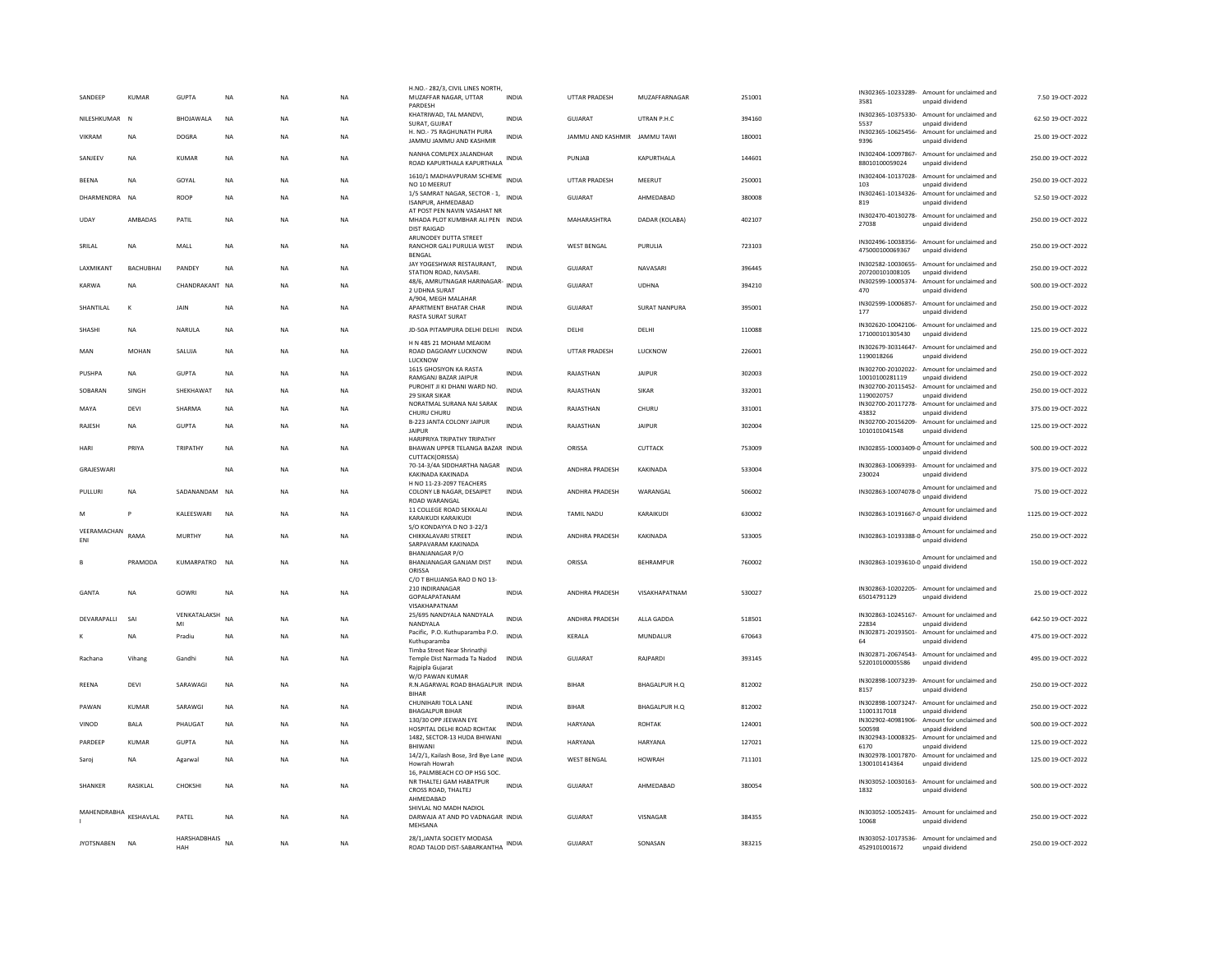| SANDEEP | KUMAR | GUPTA | NA | NA | NA | H.NO.- 282/3, CIVIL LINES NORTH, MUZAFFAR NAGAR, UTTAR PARDESH | INDIA | UTTAR PRADESH | MUZAFFARNAGAR | 251001 | IN302365-10233289-3581 | Amount for unclaimed and unpaid dividend | 7.50 | 19-OCT-2022 |
|---|---|---|---|---|---|---|---|---|---|---|---|---|---|---|
| NILESHKUMAR | N | BHOJAWALA | NA | NA | NA | KHATRIWAD, TAL MANDVI, SURAT, GUJRAT | INDIA | GUJARAT | UTRAN P.H.C | 394160 | IN302365-10375330-5537 | Amount for unclaimed and unpaid dividend | 62.50 | 19-OCT-2022 |
| VIKRAM | NA | DOGRA | NA | NA | NA | H. NO.- 75 RAGHUNATH PURA JAMMU JAMMU AND KASHMIR | INDIA | JAMMU AND KASHMIR | JAMMU TAWI | 180001 | IN302365-10625456-9396 | Amount for unclaimed and unpaid dividend | 25.00 | 19-OCT-2022 |
| SANJEEV | NA | KUMAR | NA | NA | NA | NANHA COMLPEX JALANDHAR ROAD KAPURTHALA KAPURTHALA | INDIA | PUNJAB | KAPURTHALA | 144601 | IN302404-10097867-88010100059024 | Amount for unclaimed and unpaid dividend | 250.00 | 19-OCT-2022 |
| BEENA | NA | GOYAL | NA | NA | NA | 1610/1 MADHAVPURAM SCHEME NO 10 MEERUT | INDIA | UTTAR PRADESH | MEERUT | 250001 | IN302404-10137028-103 | Amount for unclaimed and unpaid dividend | 250.00 | 19-OCT-2022 |
| DHARMENDRA | NA | ROOP | NA | NA | NA | 1/5 SAMRAT NAGAR, SECTOR - 1, ISANPUR, AHMEDABAD | INDIA | GUJARAT | AHMEDABAD | 380008 | IN302461-10134326-819 | Amount for unclaimed and unpaid dividend | 52.50 | 19-OCT-2022 |
| UDAY | AMBADAS | PATIL | NA | NA | NA | AT POST PEN NAVIN VASAHAT NR MHADA PLOT KUMBHAR ALI PEN DIST RAIGAD | INDIA | MAHARASHTRA | DADAR (KOLABA) | 402107 | IN302470-40130278-27038 | Amount for unclaimed and unpaid dividend | 250.00 | 19-OCT-2022 |
| SRILAL | NA | MALL | NA | NA | NA | ARUNODEY DUTTA STREET RANCHOR GALI PURULIA WEST BENGAL | INDIA | WEST BENGAL | PURULIA | 723103 | IN302496-10038356-4750001000069367 | Amount for unclaimed and unpaid dividend | 250.00 | 19-OCT-2022 |
| LAXMIKANT | BACHUBHAI | PANDEY | NA | NA | NA | JAY YOGESHWAR RESTAURANT, STATION ROAD, NAVSARI. | INDIA | GUJARAT | NAVASARI | 396445 | IN302582-10030655-207200101008105 | Amount for unclaimed and unpaid dividend | 250.00 | 19-OCT-2022 |
| KARWA | NA | CHANDRAKANT | NA | NA | NA | 48/6, AMRUTNAGAR HARINAGAR-2 UDHNA SURAT | INDIA | GUJARAT | UDHNA | 394210 | IN302599-10005374-470 | Amount for unclaimed and unpaid dividend | 500.00 | 19-OCT-2022 |
| SHANTILAL | K | JAIN | NA | NA | NA | A/904, MEGH MALAHAR APARTMENT BHATAR CHAR RASTA SURAT SURAT | INDIA | GUJARAT | SURAT NANPURA | 395001 | IN302599-10006857-177 | Amount for unclaimed and unpaid dividend | 250.00 | 19-OCT-2022 |
| SHASHI | NA | NARULA | NA | NA | NA | JD-50A PITAMPURA DELHI DELHI | INDIA | DELHI | DELHI | 110088 | IN302620-10042106-171000101305430 | Amount for unclaimed and unpaid dividend | 125.00 | 19-OCT-2022 |
| MAN | MOHAN | SALUJA | NA | NA | NA | H N 485 21 MOHAM MEAKIM ROAD DAGOAMY LUCKNOW LUCKNOW | INDIA | UTTAR PRADESH | LUCKNOW | 226001 | IN302679-30314647-1190018266 | Amount for unclaimed and unpaid dividend | 250.00 | 19-OCT-2022 |
| PUSHPA | NA | GUPTA | NA | NA | NA | 1615 GHOSIYON KA RASTA RAMGANJ BAZAR JAIPUR | INDIA | RAJASTHAN | JAIPUR | 302003 | IN302700-20102022-10010100281119 | Amount for unclaimed and unpaid dividend | 250.00 | 19-OCT-2022 |
| SOBARAN | SINGH | SHEKHAWAT | NA | NA | NA | PUROHIT JI KI DHANI WARD NO. 29 SIKAR SIKAR | INDIA | RAJASTHAN | SIKAR | 332001 | IN302700-20115452-1190020757 | Amount for unclaimed and unpaid dividend | 250.00 | 19-OCT-2022 |
| MAYA | DEVI | SHARMA | NA | NA | NA | NORATMAL SURANA NAI SARAK CHURU CHURU | INDIA | RAJASTHAN | CHURU | 331001 | IN302700-20117278-43832 | Amount for unclaimed and unpaid dividend | 375.00 | 19-OCT-2022 |
| RAJESH | NA | GUPTA | NA | NA | NA | B-223 JANTA COLONY JAIPUR JAIPUR | INDIA | RAJASTHAN | JAIPUR | 302004 | IN302700-20156209-1010101041548 | Amount for unclaimed and unpaid dividend | 125.00 | 19-OCT-2022 |
| HARI | PRIYA | TRIPATHY | NA | NA | NA | HARIPRIYA TRIPATHY TRIPATHY BHAWAN UPPER TELANGA BAZAR CUTTACK(ORISSA) | INDIA | ORISSA | CUTTACK | 753009 | IN302855-10003409-0 | Amount for unclaimed and unpaid dividend | 500.00 | 19-OCT-2022 |
| GRAJESWARI | | | NA | NA | NA | 70-14-3/4A SIDDHARTHA NAGAR KAKINADA KAKINADA | INDIA | ANDHRA PRADESH | KAKINADA | 533004 | IN302863-10069393-230024 | Amount for unclaimed and unpaid dividend | 375.00 | 19-OCT-2022 |
| PULLURI | NA | SADANANDAM | NA | NA | NA | H NO 11-23-2097 TEACHERS COLONY LB NAGAR, DESAIPET ROAD WARANGAL | INDIA | ANDHRA PRADESH | WARANGAL | 506002 | IN302863-10074078-0 | Amount for unclaimed and unpaid dividend | 75.00 | 19-OCT-2022 |
| M | P | KALEESWARI | NA | NA | NA | 11 COLLEGE ROAD SEKKALAI KARAIKUDI KARAIKUDI | INDIA | TAMIL NADU | KARAIKUDI | 630002 | IN302863-10191667-0 | Amount for unclaimed and unpaid dividend | 1125.00 | 19-OCT-2022 |
| VEERAMACHANENI | RAMA | MURTHY | NA | NA | NA | S/O KONDAYYA D NO 3-22/3 CHIKKALAVARI STREET SARPAVARAM KAKINADA | INDIA | ANDHRA PRADESH | KAKINADA | 533005 | IN302863-10193388-0 | Amount for unclaimed and unpaid dividend | 250.00 | 19-OCT-2022 |
| B | PRAMODA | KUMARPATRO | NA | NA | NA | BHANJANAGAR P/O BHANJANAGAR GANJAM DIST ORISSA | INDIA | ORISSA | BEHRAMPUR | 760002 | IN302863-10193610-0 | Amount for unclaimed and unpaid dividend | 150.00 | 19-OCT-2022 |
| GANTA | NA | GOWRI | NA | NA | NA | C/O T BHUJANGA RAO D NO 13-210 INDIRANAGAR GOPALAPATANAM VISAKHAPATNAM | INDIA | ANDHRA PRADESH | VISAKHAPATNAM | 530027 | IN302863-10202205-65014791129 | Amount for unclaimed and unpaid dividend | 25.00 | 19-OCT-2022 |
| DEVARAPALLI | SAI | VENKATALAKSHMI | NA | NA | NA | 25/695 NANDYALA NANDYALA NANDYALA | INDIA | ANDHRA PRADESH | ALLA GADDA | 518501 | IN302863-10245167-22834 | Amount for unclaimed and unpaid dividend | 642.50 | 19-OCT-2022 |
| K | NA | Pradiu | NA | NA | NA | Pacific, P.O. Kuthuparamba P.O. Kuthuparamba | INDIA | KERALA | MUNDALUR | 670643 | IN302871-20193501-64 | Amount for unclaimed and unpaid dividend | 475.00 | 19-OCT-2022 |
| Rachana | Vihang | Gandhi | NA | NA | NA | Timba Street Near Shrinathji Temple Dist Narmada Ta Nadod Rajpipla Gujarat | INDIA | GUJARAT | RAJPARDI | 393145 | IN302871-20674543-522010100005586 | Amount for unclaimed and unpaid dividend | 495.00 | 19-OCT-2022 |
| REENA | DEVI | SARAWAGI | NA | NA | NA | W/O PAWAN KUMAR R.N.AGARWAL ROAD BHAGALPUR BIHAR | INDIA | BIHAR | BHAGALPUR H.Q | 812002 | IN302898-10073239-8157 | Amount for unclaimed and unpaid dividend | 250.00 | 19-OCT-2022 |
| PAWAN | KUMAR | SARAWGI | NA | NA | NA | CHUNIHARI TOLA LANE BHAGALPUR BIHAR | INDIA | BIHAR | BHAGALPUR H.Q | 812002 | IN302898-10073247-11001317018 | Amount for unclaimed and unpaid dividend | 250.00 | 19-OCT-2022 |
| VINOD | BALA | PHAUGAT | NA | NA | NA | 130/30 OPP JEEWAN EYE HOSPITAL DELHI ROAD ROHTAK | INDIA | HARYANA | ROHTAK | 124001 | IN302902-40981906-500598 | Amount for unclaimed and unpaid dividend | 500.00 | 19-OCT-2022 |
| PARDEEP | KUMAR | GUPTA | NA | NA | NA | 1482, SECTOR-13 HUDA BHIWANI BHIWANI | INDIA | HARYANA | HARYANA | 127021 | IN302943-10008325-6170 | Amount for unclaimed and unpaid dividend | 125.00 | 19-OCT-2022 |
| Saroj | NA | Agarwal | NA | NA | NA | 14/2/1, Kailash Bose, 3rd Bye Lane Howrah Howrah | INDIA | WEST BENGAL | HOWRAH | 711101 | IN302978-10017870-1300101414364 | Amount for unclaimed and unpaid dividend | 125.00 | 19-OCT-2022 |
| SHANKER | RASIKLAL | CHOKSHI | NA | NA | NA | 16, PALMBEACH CO OP HSG SOC. NR THALTEJ GAM HABATPUR CROSS ROAD, THALTEJ AHMEDABAD | INDIA | GUJARAT | AHMEDABAD | 380054 | IN303052-10030163-1832 | Amount for unclaimed and unpaid dividend | 500.00 | 19-OCT-2022 |
| MAHENDRABHAI | KESHAVLAL | PATEL | NA | NA | NA | SHIVLAL NO MADH NADIOL DARWAJA AT AND PO VADNAGAR MEHSANA | INDIA | GUJARAT | VISNAGAR | 384355 | IN303052-10052435-10068 | Amount for unclaimed and unpaid dividend | 250.00 | 19-OCT-2022 |
| JYOTSNABEN | NA | HARSHADBHAISHAH | NA | NA | NA | 28/1,JANTA SOCIETY MODASA ROAD TALOD DIST-SABARKANTHA | INDIA | GUJARAT | SONASAN | 383215 | IN303052-10173536-4529101001672 | Amount for unclaimed and unpaid dividend | 250.00 | 19-OCT-2022 |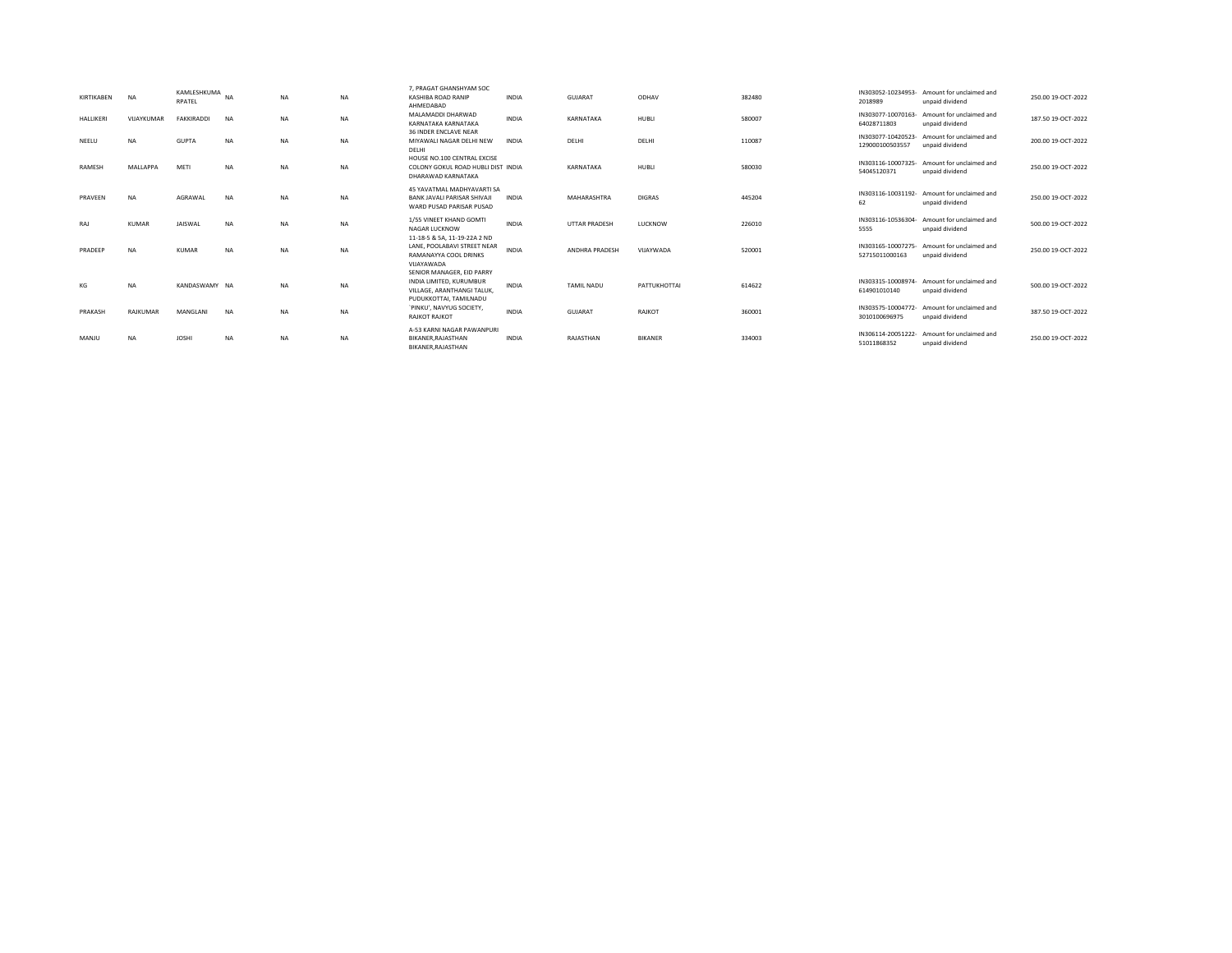| | | | | | | | | | | | | | | | |
|---|---|---|---|---|---|---|---|---|---|---|---|---|---|---|---|
| KIRTIKABEN | NA | KAMLESHKUMARPATEL | NA | NA | NA | 7, PRAGAT GHANSHYAM SOC KASHIBA ROAD RANIP AHMEDABAD | INDIA | GUJARAT | ODHAV | 382480 | | IN303052-10234953-2018989 | Amount for unclaimed and unpaid dividend | 250.00 | 19-OCT-2022 |
| HALLIKERI | VIJAYKUMAR | FAKKIRADDI | NA | NA | NA | MALAMADDI DHARWAD KARNATAKA KARNATAKA | INDIA | KARNATAKA | HUBLI | 580007 | | IN303077-10070163-64028711803 | Amount for unclaimed and unpaid dividend | 187.50 | 19-OCT-2022 |
| NEELU | NA | GUPTA | NA | NA | NA | 36 INDER ENCLAVE NEAR MIYAWALI NAGAR DELHI NEW DELHI | INDIA | DELHI | DELHI | 110087 | | IN303077-10420523-129000100503557 | Amount for unclaimed and unpaid dividend | 200.00 | 19-OCT-2022 |
| RAMESH | MALLAPPA | METI | NA | NA | NA | HOUSE NO.100 CENTRAL EXCISE COLONY GOKUL ROAD HUBLI DIST DHARAWAD KARNATAKA | INDIA | KARNATAKA | HUBLI | 580030 | | IN303116-10007325-54045120371 | Amount for unclaimed and unpaid dividend | 250.00 | 19-OCT-2022 |
| PRAVEEN | NA | AGRAWAL | NA | NA | NA | 45 YAVATMAL MADHYAVARTI SA BANK JAVALI PARISAR SHIVAJI WARD PUSAD PARISAR PUSAD | INDIA | MAHARASHTRA | DIGRAS | 445204 | | IN303116-10031192-62 | Amount for unclaimed and unpaid dividend | 250.00 | 19-OCT-2022 |
| RAJ | KUMAR | JAISWAL | NA | NA | NA | 1/55 VINEET KHAND GOMTI NAGAR LUCKNOW | INDIA | UTTAR PRADESH | LUCKNOW | 226010 | | IN303116-10536304-5555 | Amount for unclaimed and unpaid dividend | 500.00 | 19-OCT-2022 |
| PRADEEP | NA | KUMAR | NA | NA | NA | 11-18-5 & 5A, 11-19-22A 2 ND LANE, POOLABAVI STREET NEAR RAMANAYYA COOL DRINKS VIJAYAWADA | INDIA | ANDHRA PRADESH | VIJAYWADA | 520001 | | IN303165-10007275-52715011000163 | Amount for unclaimed and unpaid dividend | 250.00 | 19-OCT-2022 |
| KG | NA | KANDASWAMY | NA | NA | NA | SENIOR MANAGER, EID PARRY INDIA LIMITED, KURUMBUR VILLAGE, ARANTHANGI TALUK, PUDUKKOTTAI, TAMILNADU | INDIA | TAMIL NADU | PATTUKHOTTAI | 614622 | | IN303315-10008974-614901010140 | Amount for unclaimed and unpaid dividend | 500.00 | 19-OCT-2022 |
| PRAKASH | RAJKUMAR | MANGLANI | NA | NA | NA | `PINKU', NAVYUG SOCIETY, RAJKOT RAJKOT | INDIA | GUJARAT | RAJKOT | 360001 | | IN303575-10004772-3010100696975 | Amount for unclaimed and unpaid dividend | 387.50 | 19-OCT-2022 |
| MANJU | NA | JOSHI | NA | NA | NA | A-53 KARNI NAGAR PAWANPURI BIKANER,RAJASTHAN BIKANER,RAJASTHAN | INDIA | RAJASTHAN | BIKANER | 334003 | | IN306114-20051222-51011868352 | Amount for unclaimed and unpaid dividend | 250.00 | 19-OCT-2022 |